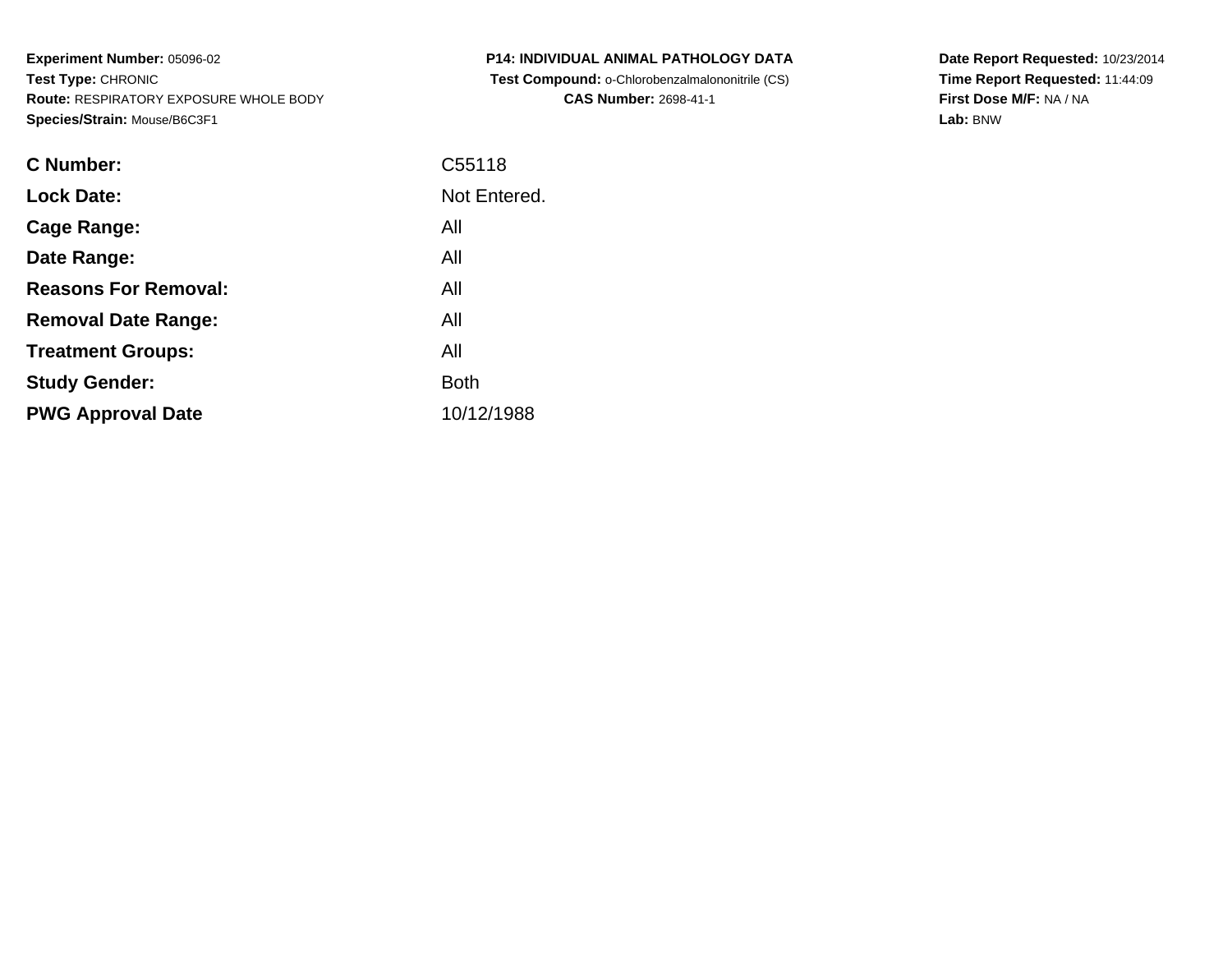**Experiment Number:** 05096-02
**Test Type:** CHRONIC
**Route:** RESPIRATORY EXPOSURE WHOLE BODY
**Species/Strain:** Mouse/B6C3F1

**P14: INDIVIDUAL ANIMAL PATHOLOGY DATA**
**Test Compound:** o-Chlorobenzalmalononitrile (CS)
**CAS Number:** 2698-41-1

**Date Report Requested:** 10/23/2014
**Time Report Requested:** 11:44:09
**First Dose M/F:** NA / NA
**Lab:** BNW

| | |
|---|---|
| **C Number:** | C55118 |
| **Lock Date:** | Not Entered. |
| **Cage Range:** | All |
| **Date Range:** | All |
| **Reasons For Removal:** | All |
| **Removal Date Range:** | All |
| **Treatment Groups:** | All |
| **Study Gender:** | Both |
| **PWG Approval Date** | 10/12/1988 |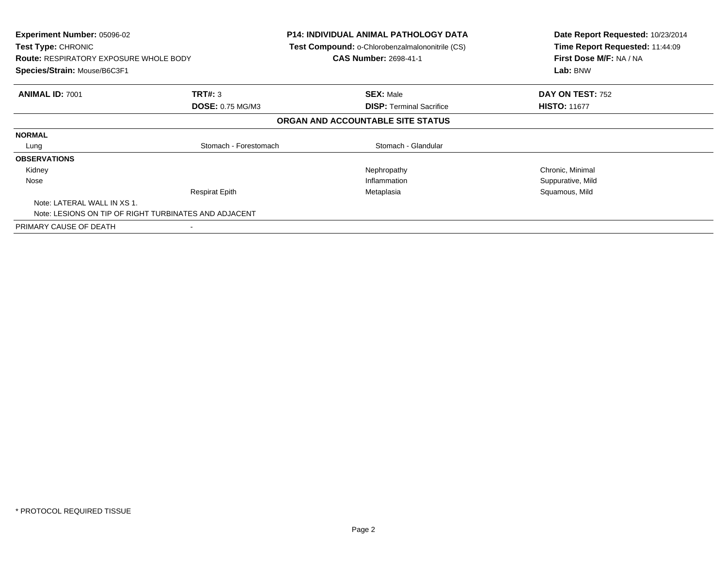**Experiment Number:** 05096-02
**Test Type:** CHRONIC
**Route:** RESPIRATORY EXPOSURE WHOLE BODY
**Species/Strain:** Mouse/B6C3F1

**P14: INDIVIDUAL ANIMAL PATHOLOGY DATA**
**Test Compound:** o-Chlorobenzalmalononitrile (CS)
**CAS Number:** 2698-41-1

**Date Report Requested:** 10/23/2014
**Time Report Requested:** 11:44:09
**First Dose M/F:** NA / NA
**Lab:** BNW

| **ANIMAL ID:** 7001 | **TRT#:** 3 | **SEX:** Male | **DAY ON TEST:** 752 |
|---|---|---|---|
| | **DOSE:** 0.75 MG/M3 | **DISP:** Terminal Sacrifice | **HISTO:** 11677 |

## ORGAN AND ACCOUNTABLE SITE STATUS

| | | | |
|---|---|---|---|
| **NORMAL** | | | |
| Lung | Stomach - Forestomach | Stomach - Glandular | |
| **OBSERVATIONS** | | | |
| Kidney | | Nephropathy | Chronic, Minimal |
| Nose | | Inflammation | Suppurative, Mild |
| | Respirat Epith | Metaplasia | Squamous, Mild |
| Note: LATERAL WALL IN XS 1. | | | |
| Note: LESIONS ON TIP OF RIGHT TURBINATES AND ADJACENT | | | |
| PRIMARY CAUSE OF DEATH | - | | |

\* PROTOCOL REQUIRED TISSUE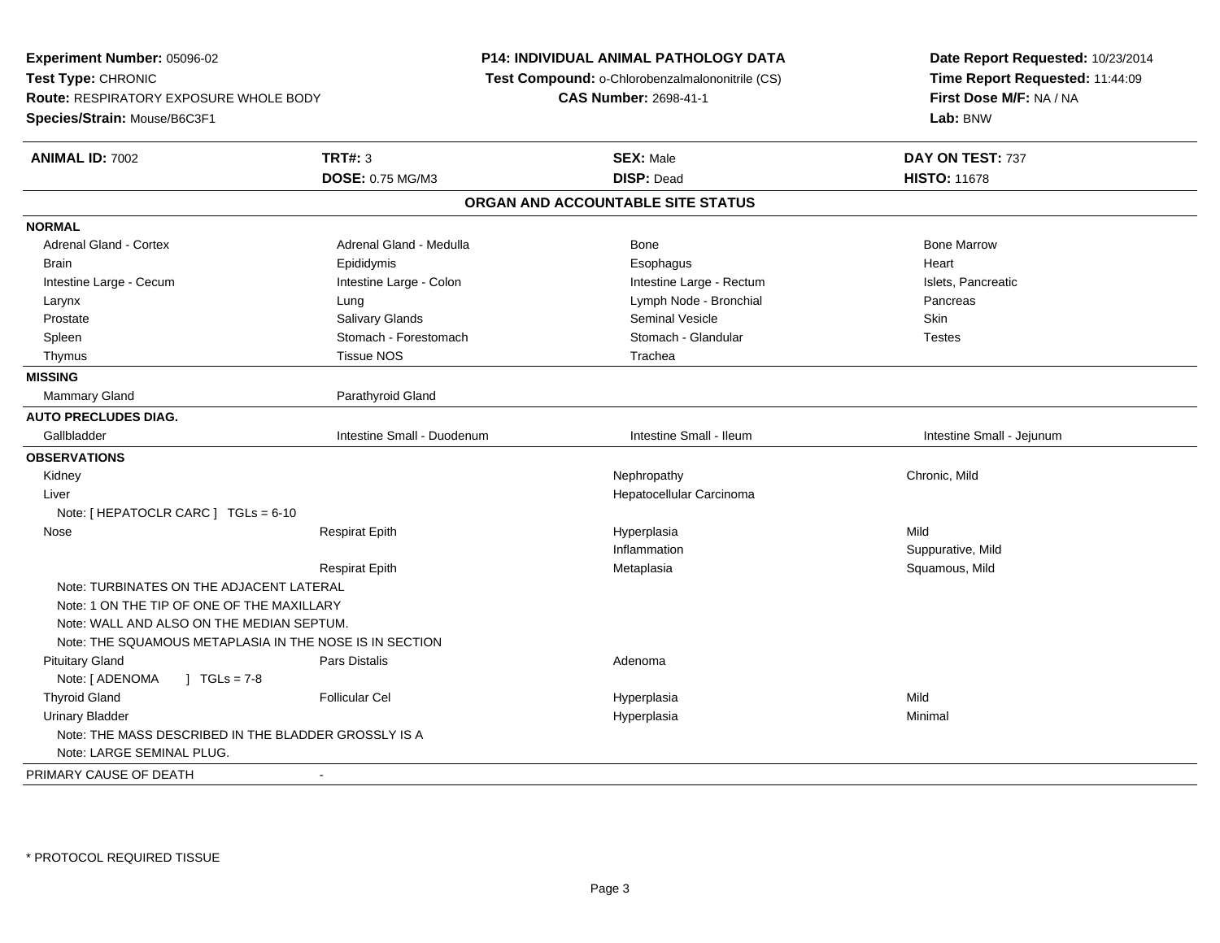**Experiment Number:** 05096-02
**Test Type:** CHRONIC
**Route:** RESPIRATORY EXPOSURE WHOLE BODY
**Species/Strain:** Mouse/B6C3F1

**P14: INDIVIDUAL ANIMAL PATHOLOGY DATA**
**Test Compound:** o-Chlorobenzalmalononitrile (CS)
**CAS Number:** 2698-41-1

**Date Report Requested:** 10/23/2014
**Time Report Requested:** 11:44:09
**First Dose M/F:** NA / NA
**Lab:** BNW

| **ANIMAL ID:** 7002 | **TRT#:** 3 | **SEX:** Male | **DAY ON TEST:** 737 |
|---|---|---|---|
| | **DOSE:** 0.75 MG/M3 | **DISP:** Dead | **HISTO:** 11678 |

## ORGAN AND ACCOUNTABLE SITE STATUS

| | | | |
|---|---|---|---|
| **NORMAL** | | | |
| Adrenal Gland - Cortex | Adrenal Gland - Medulla | Bone | Bone Marrow |
| Brain | Epididymis | Esophagus | Heart |
| Intestine Large - Cecum | Intestine Large - Colon | Intestine Large - Rectum | Islets, Pancreatic |
| Larynx | Lung | Lymph Node - Bronchial | Pancreas |
| Prostate | Salivary Glands | Seminal Vesicle | Skin |
| Spleen | Stomach - Forestomach | Stomach - Glandular | Testes |
| Thymus | Tissue NOS | Trachea | |
| **MISSING** | | | |
| Mammary Gland | Parathyroid Gland | | |
| **AUTO PRECLUDES DIAG.** | | | |
| Gallbladder | Intestine Small - Duodenum | Intestine Small - Ileum | Intestine Small - Jejunum |
| **OBSERVATIONS** | | | |
| Kidney | | Nephropathy | Chronic, Mild |
| Liver | | Hepatocellular Carcinoma | |
| Note: [ HEPATOCLR CARC ] TGLs = 6-10 | | | |
| Nose | Respirat Epith | Hyperplasia | Mild |
| | | Inflammation | Suppurative, Mild |
| | Respirat Epith | Metaplasia | Squamous, Mild |
| Note: TURBINATES ON THE ADJACENT LATERAL | | | |
| Note: 1 ON THE TIP OF ONE OF THE MAXILLARY | | | |
| Note: WALL AND ALSO ON THE MEDIAN SEPTUM. | | | |
| Note: THE SQUAMOUS METAPLASIA IN THE NOSE IS IN SECTION | | | |
| Pituitary Gland | Pars Distalis | Adenoma | |
| Note: [ ADENOMA ] TGLs = 7-8 | | | |
| Thyroid Gland | Follicular Cel | Hyperplasia | Mild |
| Urinary Bladder | | Hyperplasia | Minimal |
| Note: THE MASS DESCRIBED IN THE BLADDER GROSSLY IS A | | | |
| Note: LARGE SEMINAL PLUG. | | | |
| PRIMARY CAUSE OF DEATH | - | | |

\* PROTOCOL REQUIRED TISSUE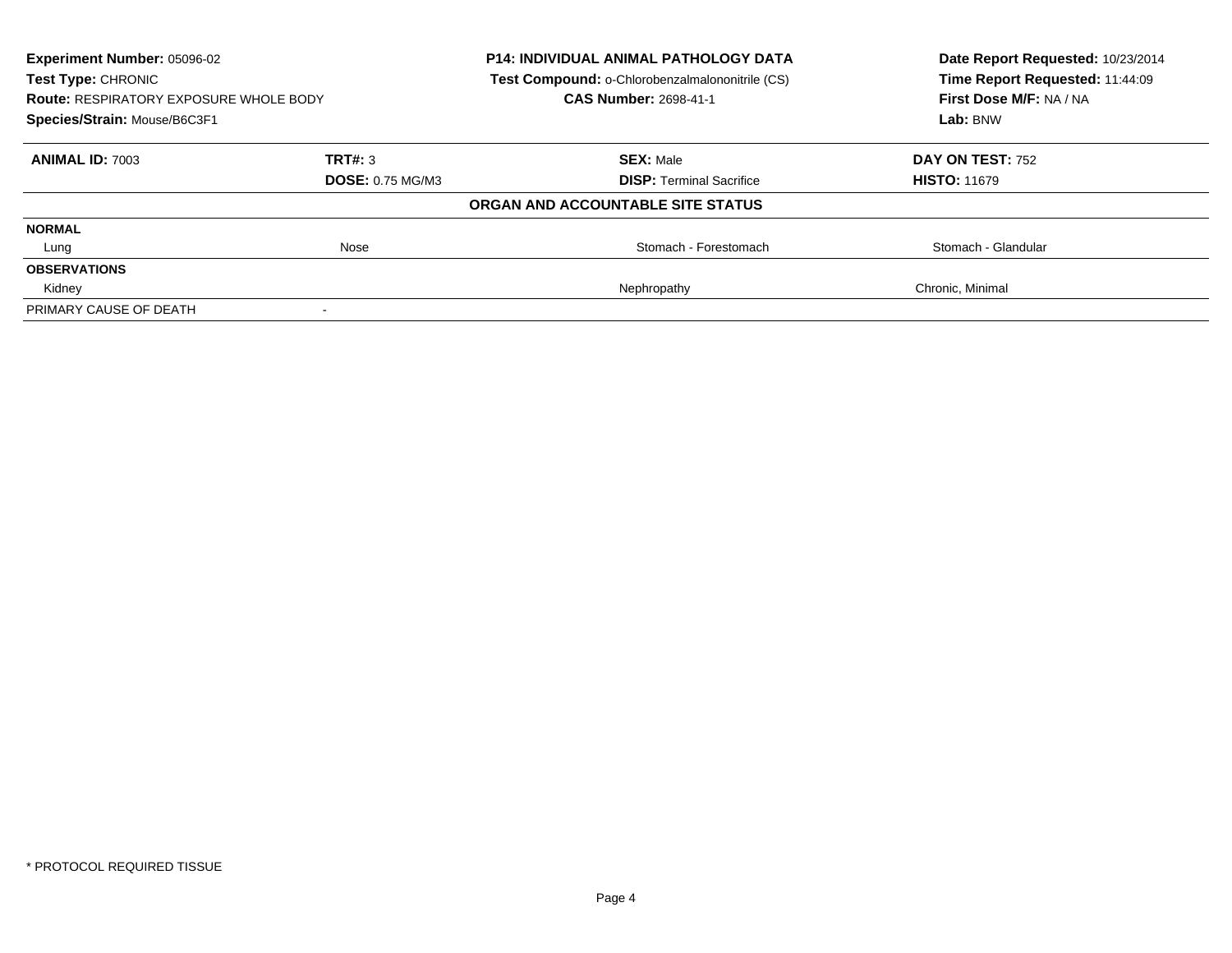| **Experiment Number:** 05096-02 | **P14: INDIVIDUAL ANIMAL PATHOLOGY DATA** | **Date Report Requested:** 10/23/2014 |
|---|---|---|
| **Test Type:** CHRONIC | **Test Compound:** o-Chlorobenzalmalononitrile (CS) | **Time Report Requested:** 11:44:09 |
| **Route:** RESPIRATORY EXPOSURE WHOLE BODY | **CAS Number:** 2698-41-1 | **First Dose M/F:** NA / NA |
| **Species/Strain:** Mouse/B6C3F1 | | **Lab:** BNW |

| **ANIMAL ID:** 7003 | **TRT#:** 3 | **SEX:** Male | **DAY ON TEST:** 752 |
|---|---|---|---|
| | **DOSE:** 0.75 MG/M3 | **DISP:** Terminal Sacrifice | **HISTO:** 11679 |
| | | **ORGAN AND ACCOUNTABLE SITE STATUS** | |
| **NORMAL** | | | |
| Lung | Nose | Stomach - Forestomach | Stomach - Glandular |
| **OBSERVATIONS** | | | |
| Kidney | | Nephropathy | Chronic, Minimal |
| PRIMARY CAUSE OF DEATH | - | | |

* PROTOCOL REQUIRED TISSUE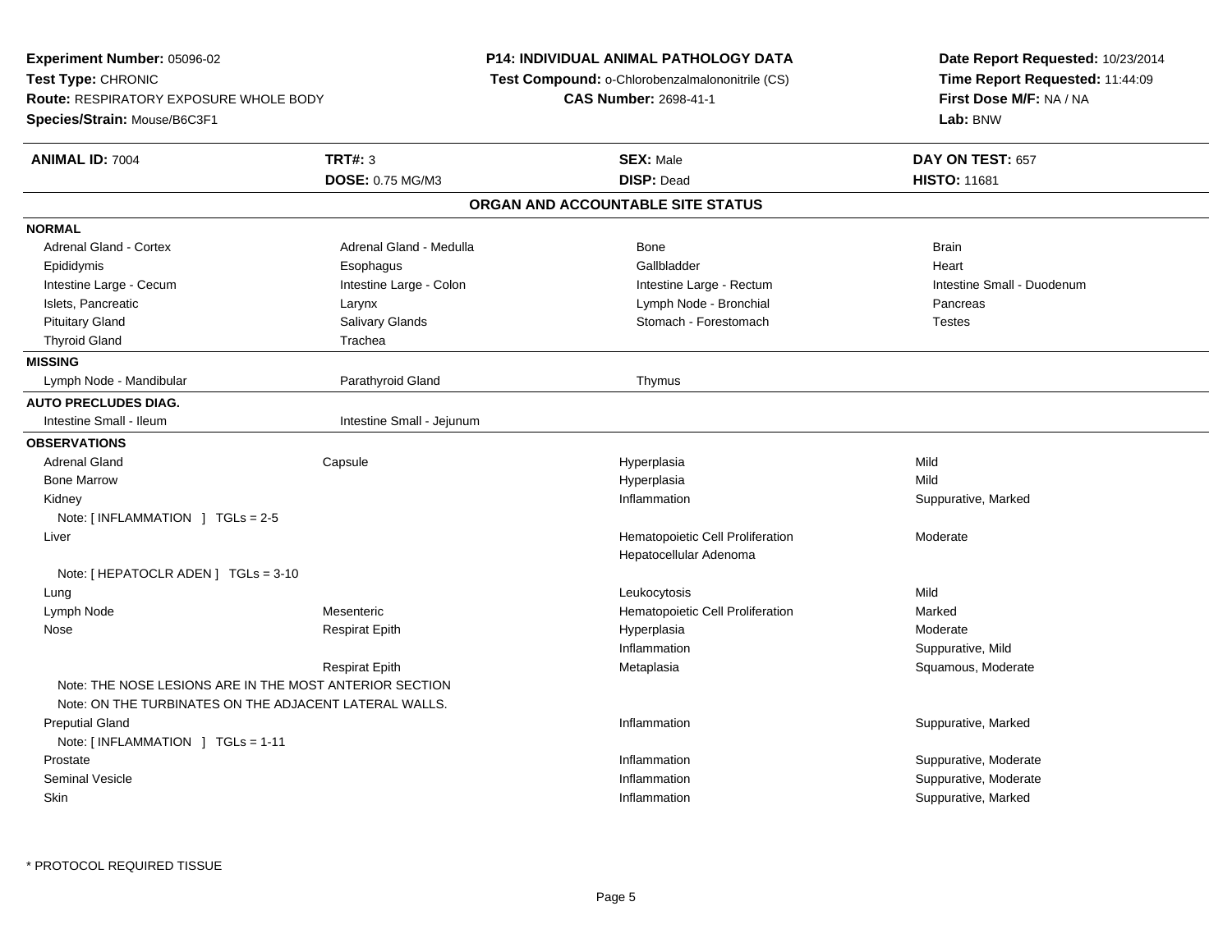**Experiment Number:** 05096-02
**Test Type:** CHRONIC
**Route:** RESPIRATORY EXPOSURE WHOLE BODY
**Species/Strain:** Mouse/B6C3F1

**P14: INDIVIDUAL ANIMAL PATHOLOGY DATA**
**Test Compound:** o-Chlorobenzalmalononitrile (CS)
**CAS Number:** 2698-41-1

**Date Report Requested:** 10/23/2014
**Time Report Requested:** 11:44:09
**First Dose M/F:** NA / NA
**Lab:** BNW

| **ANIMAL ID:** 7004 | **TRT#:** 3 | **SEX:** Male | **DAY ON TEST:** 657 |
|---|---|---|---|
| | **DOSE:** 0.75 MG/M3 | **DISP:** Dead | **HISTO:** 11681 |

## ORGAN AND ACCOUNTABLE SITE STATUS

**NORMAL**

| | | | |
|---|---|---|---|
| Adrenal Gland - Cortex | Adrenal Gland - Medulla | Bone | Brain |
| Epididymis | Esophagus | Gallbladder | Heart |
| Intestine Large - Cecum | Intestine Large - Colon | Intestine Large - Rectum | Intestine Small - Duodenum |
| Islets, Pancreatic | Larynx | Lymph Node - Bronchial | Pancreas |
| Pituitary Gland | Salivary Glands | Stomach - Forestomach | Testes |
| Thyroid Gland | Trachea | | |

**MISSING**

| | | |
|---|---|---|
| Lymph Node - Mandibular | Parathyroid Gland | Thymus |

**AUTO PRECLUDES DIAG.**

| | |
|---|---|
| Intestine Small - Ileum | Intestine Small - Jejunum |

**OBSERVATIONS**

| Organ | Site | Observation | Qualifier |
|---|---|---|---|
| Adrenal Gland | Capsule | Hyperplasia | Mild |
| Bone Marrow | | Hyperplasia | Mild |
| Kidney | | Inflammation | Suppurative, Marked |
| Note: [ INFLAMMATION ] TGLs = 2-5 | | | |
| Liver | | Hematopoietic Cell Proliferation | Moderate |
| | | Hepatocellular Adenoma | |
| Note: [ HEPATOCLR ADEN ] TGLs = 3-10 | | | |
| Lung | | Leukocytosis | Mild |
| Lymph Node | Mesenteric | Hematopoietic Cell Proliferation | Marked |
| Nose | Respirat Epith | Hyperplasia | Moderate |
| | | Inflammation | Suppurative, Mild |
| | Respirat Epith | Metaplasia | Squamous, Moderate |
| Note: THE NOSE LESIONS ARE IN THE MOST ANTERIOR SECTION | | | |
| Note: ON THE TURBINATES ON THE ADJACENT LATERAL WALLS. | | | |
| Preputial Gland | | Inflammation | Suppurative, Marked |
| Note: [ INFLAMMATION ] TGLs = 1-11 | | | |
| Prostate | | Inflammation | Suppurative, Moderate |
| Seminal Vesicle | | Inflammation | Suppurative, Moderate |
| Skin | | Inflammation | Suppurative, Marked |

* PROTOCOL REQUIRED TISSUE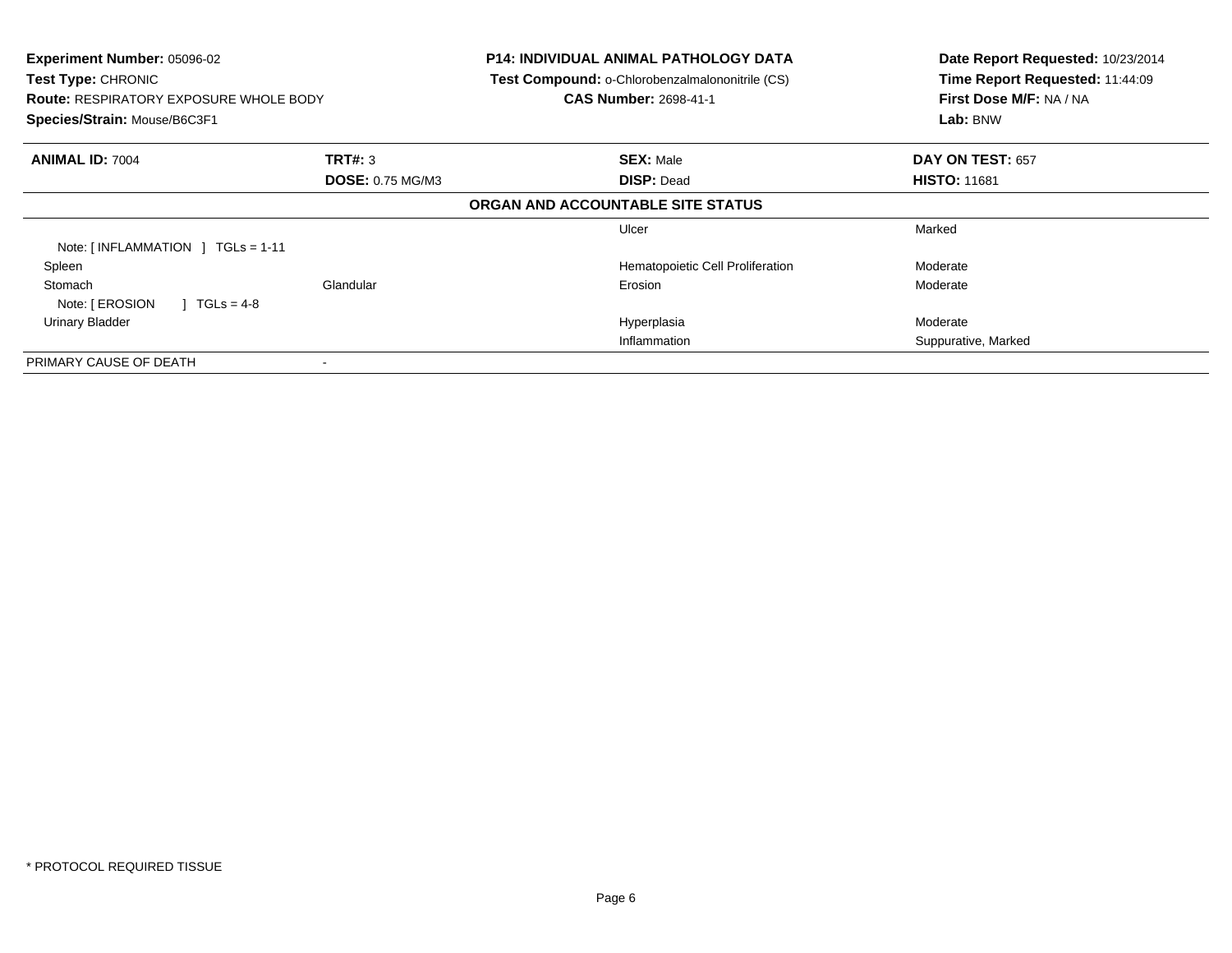**Experiment Number:** 05096-02
**Test Type:** CHRONIC
**Route:** RESPIRATORY EXPOSURE WHOLE BODY
**Species/Strain:** Mouse/B6C3F1

**P14: INDIVIDUAL ANIMAL PATHOLOGY DATA**
**Test Compound:** o-Chlorobenzalmalononitrile (CS)
**CAS Number:** 2698-41-1

**Date Report Requested:** 10/23/2014
**Time Report Requested:** 11:44:09
**First Dose M/F:** NA / NA
**Lab:** BNW

| **ANIMAL ID:** 7004 | **TRT#:** 3 | **SEX:** Male | **DAY ON TEST:** 657 |
|---|---|---|---|
| | **DOSE:** 0.75 MG/M3 | **DISP:** Dead | **HISTO:** 11681 |

**ORGAN AND ACCOUNTABLE SITE STATUS**

| | | | |
|---|---|---|---|
| | | Ulcer | Marked |
| Note: [ INFLAMMATION ] TGLs = 1-11 | | | |
| Spleen | | Hematopoietic Cell Proliferation | Moderate |
| Stomach | Glandular | Erosion | Moderate |
| Note: [ EROSION ] TGLs = 4-8 | | | |
| Urinary Bladder | | Hyperplasia | Moderate |
| | | Inflammation | Suppurative, Marked |
| PRIMARY CAUSE OF DEATH | - | | |

* PROTOCOL REQUIRED TISSUE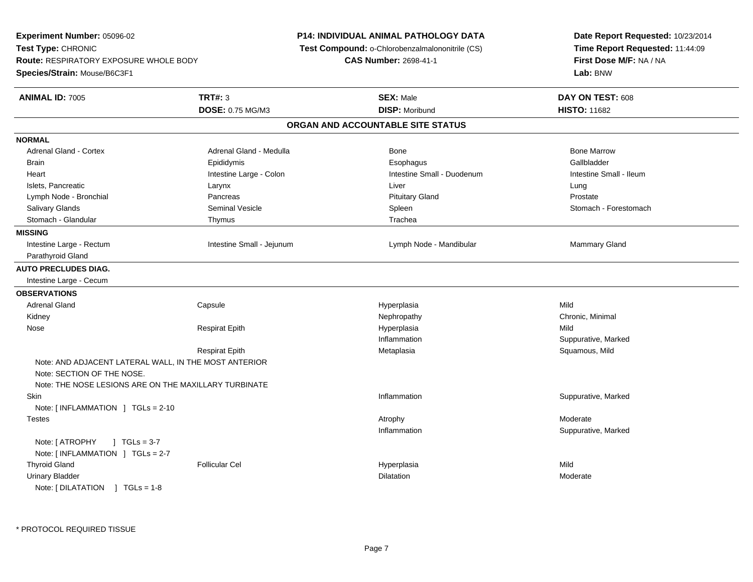**Experiment Number:** 05096-02
**Test Type:** CHRONIC
**Route:** RESPIRATORY EXPOSURE WHOLE BODY
**Species/Strain:** Mouse/B6C3F1

**P14: INDIVIDUAL ANIMAL PATHOLOGY DATA**
**Test Compound:** o-Chlorobenzalmalononitrile (CS)
**CAS Number:** 2698-41-1

**Date Report Requested:** 10/23/2014
**Time Report Requested:** 11:44:09
**First Dose M/F:** NA / NA
**Lab:** BNW

| **ANIMAL ID:** 7005 | **TRT#:** 3 | **SEX:** Male | **DAY ON TEST:** 608 |
|---|---|---|---|
| | **DOSE:** 0.75 MG/M3 | **DISP:** Moribund | **HISTO:** 11682 |

## ORGAN AND ACCOUNTABLE SITE STATUS

**NORMAL**

| | | | |
|---|---|---|---|
| Adrenal Gland - Cortex | Adrenal Gland - Medulla | Bone | Bone Marrow |
| Brain | Epididymis | Esophagus | Gallbladder |
| Heart | Intestine Large - Colon | Intestine Small - Duodenum | Intestine Small - Ileum |
| Islets, Pancreatic | Larynx | Liver | Lung |
| Lymph Node - Bronchial | Pancreas | Pituitary Gland | Prostate |
| Salivary Glands | Seminal Vesicle | Spleen | Stomach - Forestomach |
| Stomach - Glandular | Thymus | Trachea | |

**MISSING**

| | | | |
|---|---|---|---|
| Intestine Large - Rectum | Intestine Small - Jejunum | Lymph Node - Mandibular | Mammary Gland |
| Parathyroid Gland | | | |

**AUTO PRECLUDES DIAG.**

Intestine Large - Cecum

**OBSERVATIONS**

| | | | |
|---|---|---|---|
| Adrenal Gland | Capsule | Hyperplasia | Mild |
| Kidney | | Nephropathy | Chronic, Minimal |
| Nose | Respirat Epith | Hyperplasia | Mild |
| | | Inflammation | Suppurative, Marked |
| | Respirat Epith | Metaplasia | Squamous, Mild |

Note: AND ADJACENT LATERAL WALL, IN THE MOST ANTERIOR
Note: SECTION OF THE NOSE.
Note: THE NOSE LESIONS ARE ON THE MAXILLARY TURBINATE

| | | | |
|---|---|---|---|
| Skin | | Inflammation | Suppurative, Marked |

Note: [ INFLAMMATION ] TGLs = 2-10

| | | | |
|---|---|---|---|
| Testes | | Atrophy | Moderate |
| | | Inflammation | Suppurative, Marked |

Note: [ ATROPHY ] TGLs = 3-7
Note: [ INFLAMMATION ] TGLs = 2-7

| | | | |
|---|---|---|---|
| Thyroid Gland | Follicular Cel | Hyperplasia | Mild |
| Urinary Bladder | | Dilatation | Moderate |

Note: [ DILATATION ] TGLs = 1-8

* PROTOCOL REQUIRED TISSUE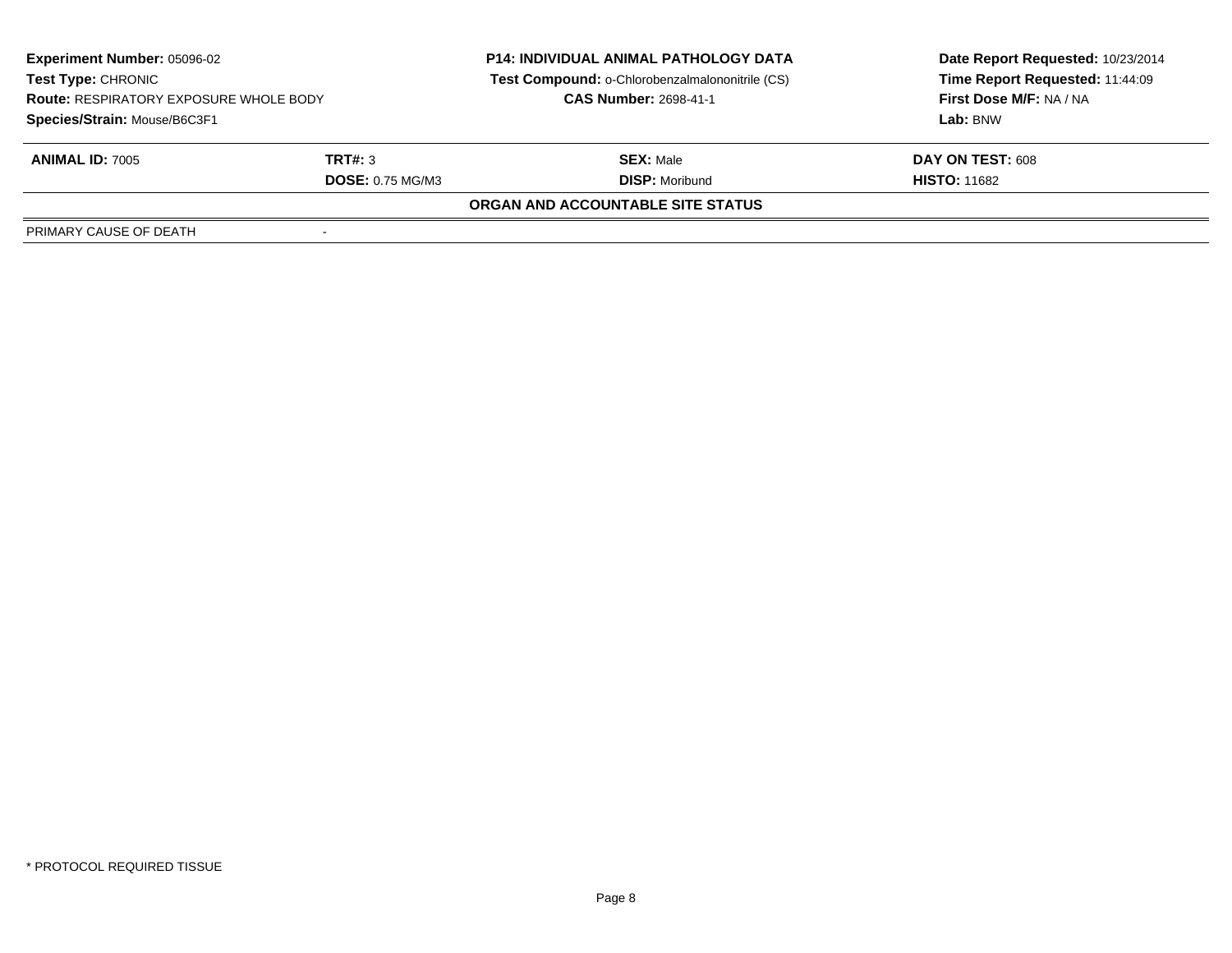**Experiment Number:** 05096-02
**Test Type:** CHRONIC
**Route:** RESPIRATORY EXPOSURE WHOLE BODY
**Species/Strain:** Mouse/B6C3F1

**P14: INDIVIDUAL ANIMAL PATHOLOGY DATA**
**Test Compound:** o-Chlorobenzalmalononitrile (CS)
**CAS Number:** 2698-41-1

**Date Report Requested:** 10/23/2014
**Time Report Requested:** 11:44:09
**First Dose M/F:** NA / NA
**Lab:** BNW

| **ANIMAL ID:** 7005 | **TRT#:** 3 | **SEX:** Male | **DAY ON TEST:** 608 |
|---|---|---|---|
| | **DOSE:** 0.75 MG/M3 | **DISP:** Moribund | **HISTO:** 11682 |

**ORGAN AND ACCOUNTABLE SITE STATUS**

| PRIMARY CAUSE OF DEATH | - |
|---|---|

* PROTOCOL REQUIRED TISSUE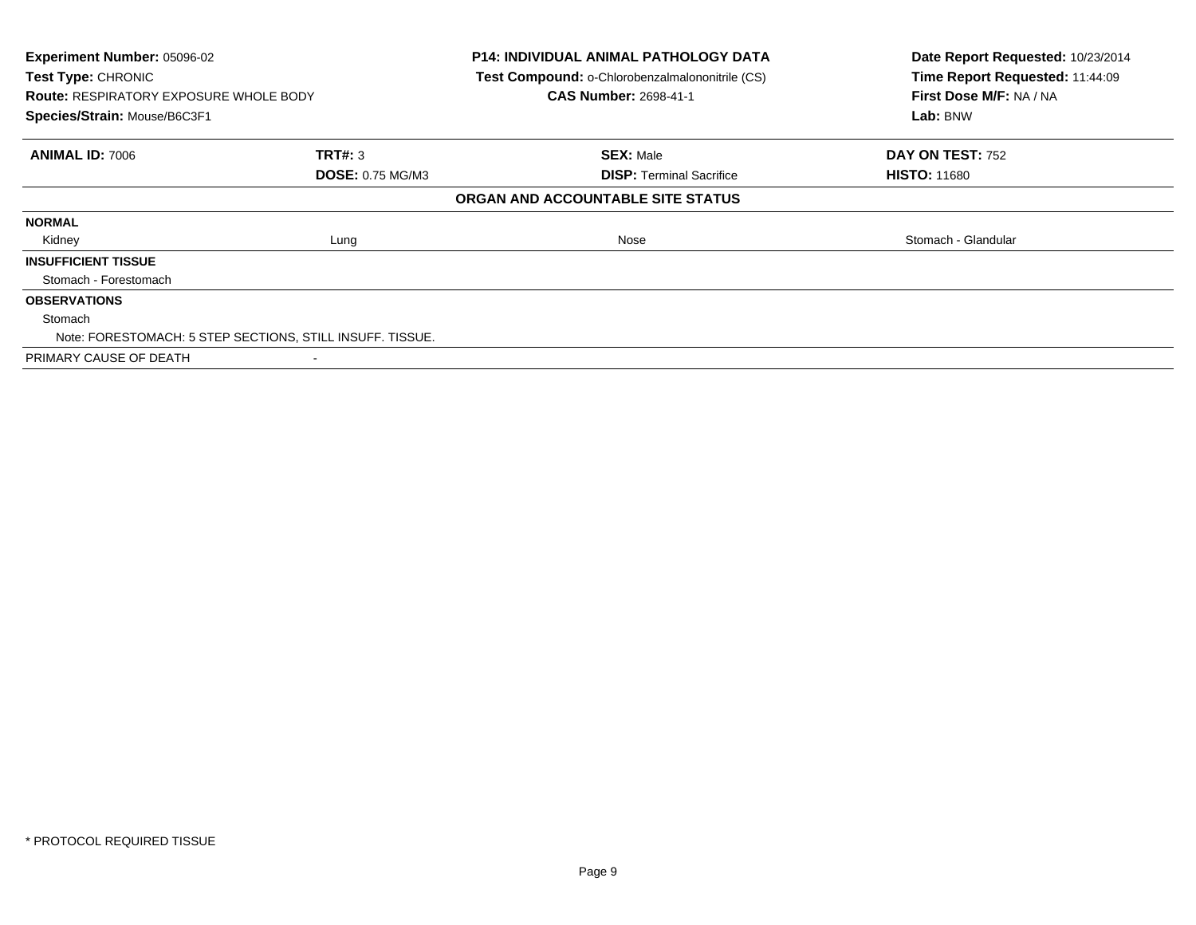**Experiment Number:** 05096-02
**Test Type:** CHRONIC
**Route:** RESPIRATORY EXPOSURE WHOLE BODY
**Species/Strain:** Mouse/B6C3F1

**P14: INDIVIDUAL ANIMAL PATHOLOGY DATA**
**Test Compound:** o-Chlorobenzalmalononitrile (CS)
**CAS Number:** 2698-41-1

**Date Report Requested:** 10/23/2014
**Time Report Requested:** 11:44:09
**First Dose M/F:** NA / NA
**Lab:** BNW

| **ANIMAL ID:** 7006 | **TRT#:** 3 | **SEX:** Male | **DAY ON TEST:** 752 |
|---|---|---|---|
| | **DOSE:** 0.75 MG/M3 | **DISP:** Terminal Sacrifice | **HISTO:** 11680 |

**ORGAN AND ACCOUNTABLE SITE STATUS**

| | | | |
|---|---|---|---|
| **NORMAL** | | | |
| Kidney | Lung | Nose | Stomach - Glandular |
| **INSUFFICIENT TISSUE** | | | |
| Stomach - Forestomach | | | |
| **OBSERVATIONS** | | | |
| Stomach | | | |
| Note: FORESTOMACH: 5 STEP SECTIONS, STILL INSUFF. TISSUE. | | | |
| PRIMARY CAUSE OF DEATH | - | | |

* PROTOCOL REQUIRED TISSUE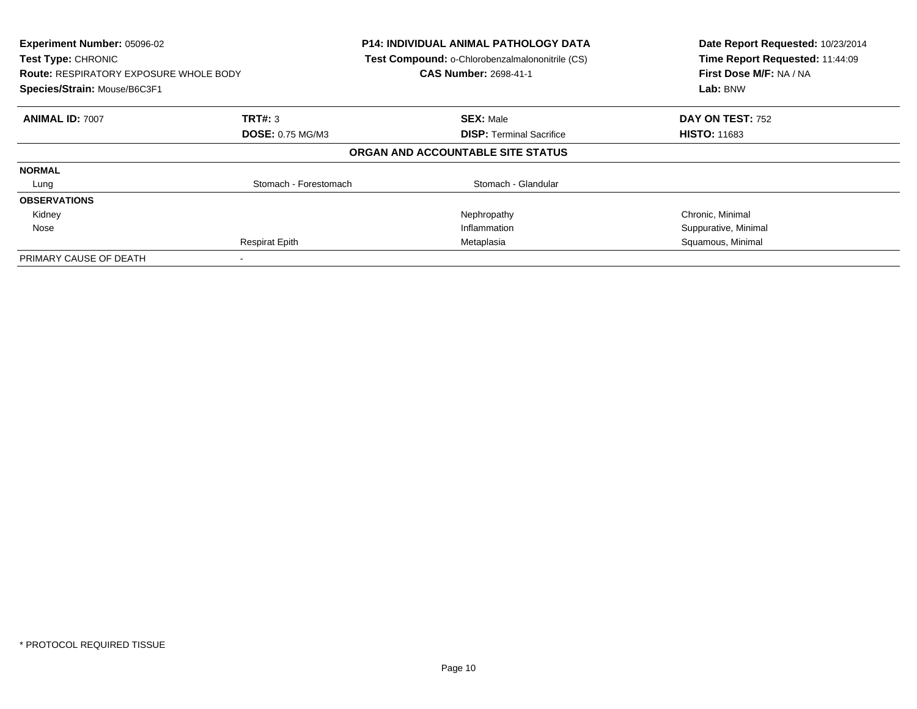**Experiment Number:** 05096-02
**Test Type:** CHRONIC
**Route:** RESPIRATORY EXPOSURE WHOLE BODY
**Species/Strain:** Mouse/B6C3F1

**P14: INDIVIDUAL ANIMAL PATHOLOGY DATA**
**Test Compound:** o-Chlorobenzalmalononitrile (CS)
**CAS Number:** 2698-41-1

**Date Report Requested:** 10/23/2014
**Time Report Requested:** 11:44:09
**First Dose M/F:** NA / NA
**Lab:** BNW

| **ANIMAL ID:** 7007 | **TRT#:** 3 | **SEX:** Male | **DAY ON TEST:** 752 |
|---|---|---|---|
| | **DOSE:** 0.75 MG/M3 | **DISP:** Terminal Sacrifice | **HISTO:** 11683 |

**ORGAN AND ACCOUNTABLE SITE STATUS**

| | | | |
|---|---|---|---|
| **NORMAL** | | | |
| Lung | Stomach - Forestomach | Stomach - Glandular | |
| **OBSERVATIONS** | | | |
| Kidney | | Nephropathy | Chronic, Minimal |
| Nose | | Inflammation | Suppurative, Minimal |
| | Respirat Epith | Metaplasia | Squamous, Minimal |
| PRIMARY CAUSE OF DEATH | - | | |

* PROTOCOL REQUIRED TISSUE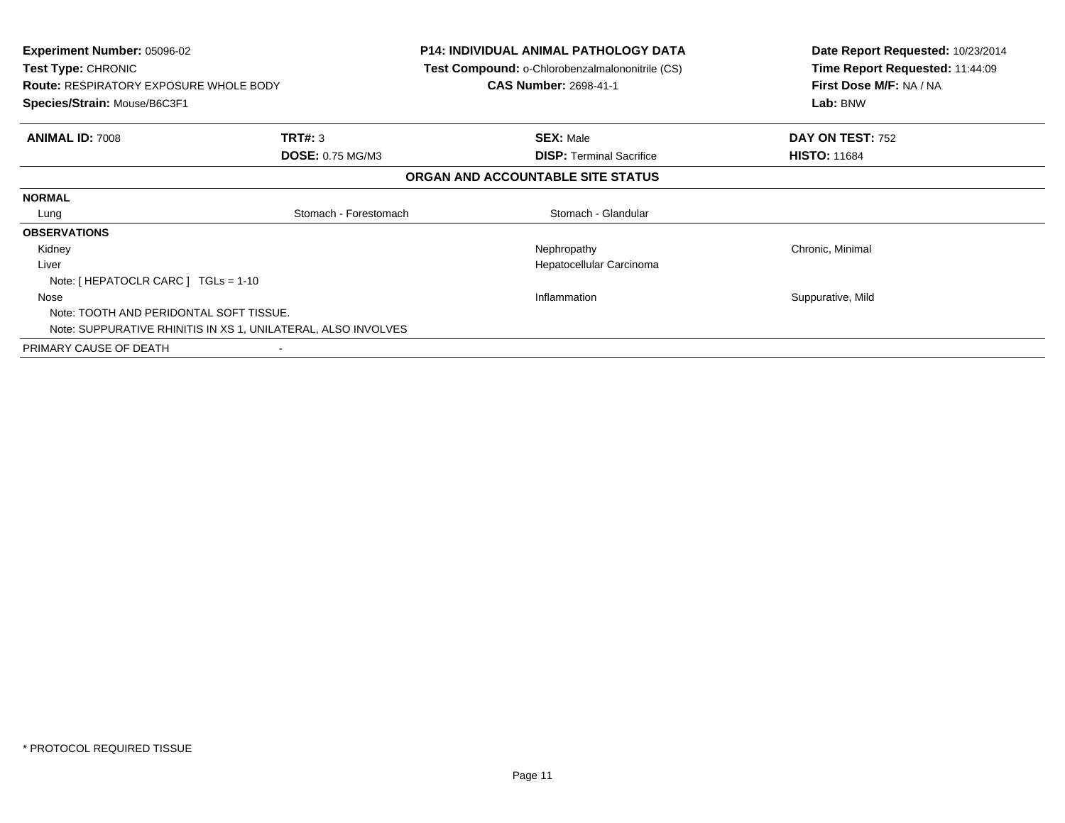**Experiment Number:** 05096-02
**Test Type:** CHRONIC
**Route:** RESPIRATORY EXPOSURE WHOLE BODY
**Species/Strain:** Mouse/B6C3F1

**P14: INDIVIDUAL ANIMAL PATHOLOGY DATA**
**Test Compound:** o-Chlorobenzalmalononitrile (CS)
**CAS Number:** 2698-41-1

**Date Report Requested:** 10/23/2014
**Time Report Requested:** 11:44:09
**First Dose M/F:** NA / NA
**Lab:** BNW

| **ANIMAL ID:** 7008 | **TRT#:** 3 | **SEX:** Male | **DAY ON TEST:** 752 |
|---|---|---|---|
| | **DOSE:** 0.75 MG/M3 | **DISP:** Terminal Sacrifice | **HISTO:** 11684 |

**ORGAN AND ACCOUNTABLE SITE STATUS**

| | | | |
|---|---|---|---|
| **NORMAL** | | | |
| Lung | Stomach - Forestomach | Stomach - Glandular | |
| **OBSERVATIONS** | | | |
| Kidney | | Nephropathy | Chronic, Minimal |
| Liver | | Hepatocellular Carcinoma | |
| Note: [ HEPATOCLR CARC ] TGLs = 1-10 | | | |
| Nose | | Inflammation | Suppurative, Mild |
| Note: TOOTH AND PERIDONTAL SOFT TISSUE. | | | |
| Note: SUPPURATIVE RHINITIS IN XS 1, UNILATERAL, ALSO INVOLVES | | | |
| PRIMARY CAUSE OF DEATH | - | | |

* PROTOCOL REQUIRED TISSUE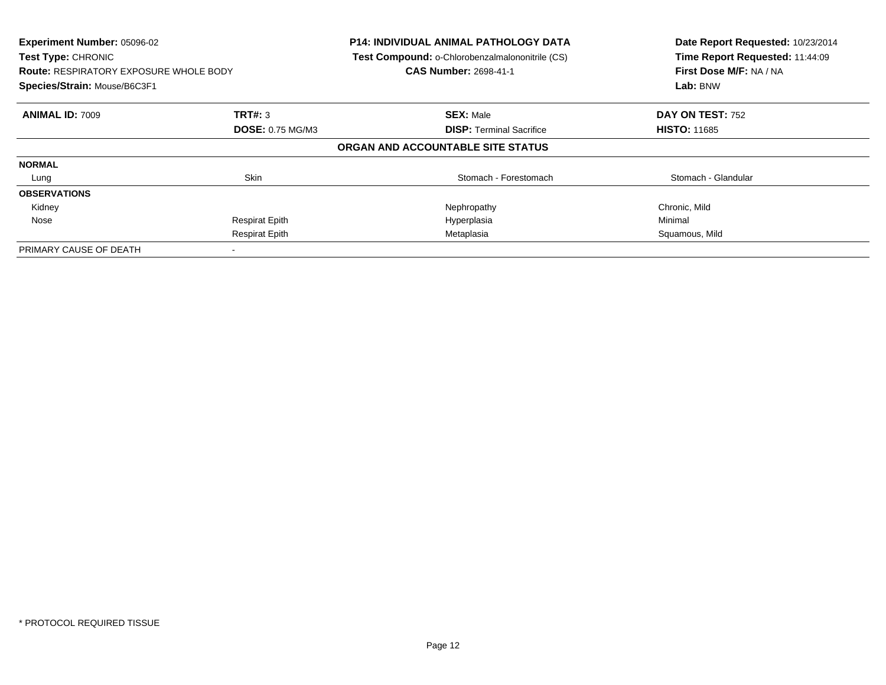**Experiment Number:** 05096-02
**Test Type:** CHRONIC
**Route:** RESPIRATORY EXPOSURE WHOLE BODY
**Species/Strain:** Mouse/B6C3F1

**P14: INDIVIDUAL ANIMAL PATHOLOGY DATA**
**Test Compound:** o-Chlorobenzalmalononitrile (CS)
**CAS Number:** 2698-41-1

**Date Report Requested:** 10/23/2014
**Time Report Requested:** 11:44:09
**First Dose M/F:** NA / NA
**Lab:** BNW

| **ANIMAL ID:** 7009 | **TRT#:** 3 | **SEX:** Male | **DAY ON TEST:** 752 |
|---|---|---|---|
| | **DOSE:** 0.75 MG/M3 | **DISP:** Terminal Sacrifice | **HISTO:** 11685 |

**ORGAN AND ACCOUNTABLE SITE STATUS**

| | | | |
|---|---|---|---|
| **NORMAL** | | | |
| Lung | Skin | Stomach - Forestomach | Stomach - Glandular |
| **OBSERVATIONS** | | | |
| Kidney | | Nephropathy | Chronic, Mild |
| Nose | Respirat Epith | Hyperplasia | Minimal |
| | Respirat Epith | Metaplasia | Squamous, Mild |
| PRIMARY CAUSE OF DEATH | - | | |

* PROTOCOL REQUIRED TISSUE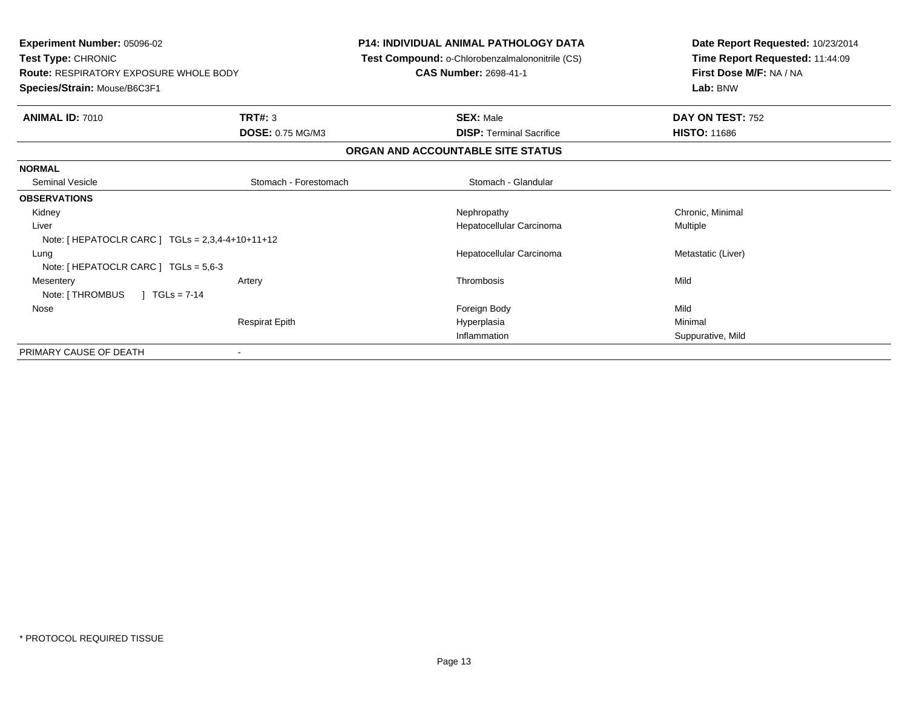**Experiment Number:** 05096-02
**Test Type:** CHRONIC
**Route:** RESPIRATORY EXPOSURE WHOLE BODY
**Species/Strain:** Mouse/B6C3F1

**P14: INDIVIDUAL ANIMAL PATHOLOGY DATA**
**Test Compound:** o-Chlorobenzalmalononitrile (CS)
**CAS Number:** 2698-41-1

**Date Report Requested:** 10/23/2014
**Time Report Requested:** 11:44:09
**First Dose M/F:** NA / NA
**Lab:** BNW

| **ANIMAL ID:** 7010 | **TRT#:** 3 | **SEX:** Male | **DAY ON TEST:** 752 |
|---|---|---|---|
| | **DOSE:** 0.75 MG/M3 | **DISP:** Terminal Sacrifice | **HISTO:** 11686 |

## ORGAN AND ACCOUNTABLE SITE STATUS

| | | | |
|---|---|---|---|
| **NORMAL** | | | |
| Seminal Vesicle | Stomach - Forestomach | Stomach - Glandular | |
| **OBSERVATIONS** | | | |
| Kidney | | Nephropathy | Chronic, Minimal |
| Liver | | Hepatocellular Carcinoma | Multiple |
| Note: [ HEPATOCLR CARC ] TGLs = 2,3,4-4+10+11+12 | | | |
| Lung | | Hepatocellular Carcinoma | Metastatic (Liver) |
| Note: [ HEPATOCLR CARC ] TGLs = 5,6-3 | | | |
| Mesentery | Artery | Thrombosis | Mild |
| Note: [ THROMBUS ] TGLs = 7-14 | | | |
| Nose | | Foreign Body | Mild |
| | Respirat Epith | Hyperplasia | Minimal |
| | | Inflammation | Suppurative, Mild |
| PRIMARY CAUSE OF DEATH | - | | |

* PROTOCOL REQUIRED TISSUE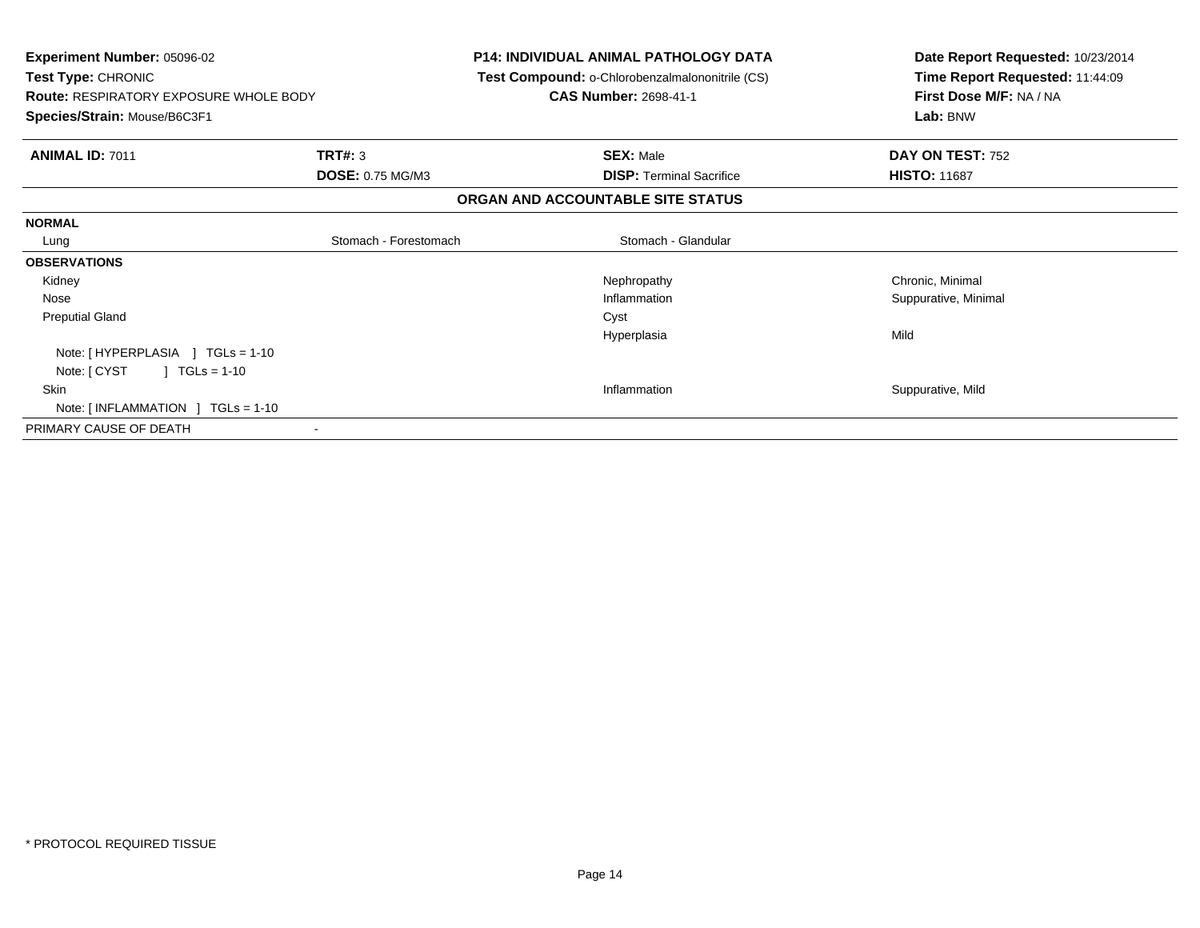**Experiment Number:** 05096-02
**Test Type:** CHRONIC
**Route:** RESPIRATORY EXPOSURE WHOLE BODY
**Species/Strain:** Mouse/B6C3F1

**P14: INDIVIDUAL ANIMAL PATHOLOGY DATA**
**Test Compound:** o-Chlorobenzalmalononitrile (CS)
**CAS Number:** 2698-41-1

**Date Report Requested:** 10/23/2014
**Time Report Requested:** 11:44:09
**First Dose M/F:** NA / NA
**Lab:** BNW

| **ANIMAL ID:** 7011 | **TRT#:** 3 | **SEX:** Male | **DAY ON TEST:** 752 |
|---|---|---|---|
| | **DOSE:** 0.75 MG/M3 | **DISP:** Terminal Sacrifice | **HISTO:** 11687 |

## ORGAN AND ACCOUNTABLE SITE STATUS

| | | | |
|---|---|---|---|
| **NORMAL** | | | |
| Lung | Stomach - Forestomach | Stomach - Glandular | |
| **OBSERVATIONS** | | | |
| Kidney | | Nephropathy | Chronic, Minimal |
| Nose | | Inflammation | Suppurative, Minimal |
| Preputial Gland | | Cyst | |
| | | Hyperplasia | Mild |
| Note: [ HYPERPLASIA ] TGLs = 1-10 | | | |
| Note: [ CYST ] TGLs = 1-10 | | | |
| Skin | | Inflammation | Suppurative, Mild |
| Note: [ INFLAMMATION ] TGLs = 1-10 | | | |
| PRIMARY CAUSE OF DEATH | - | | |

* PROTOCOL REQUIRED TISSUE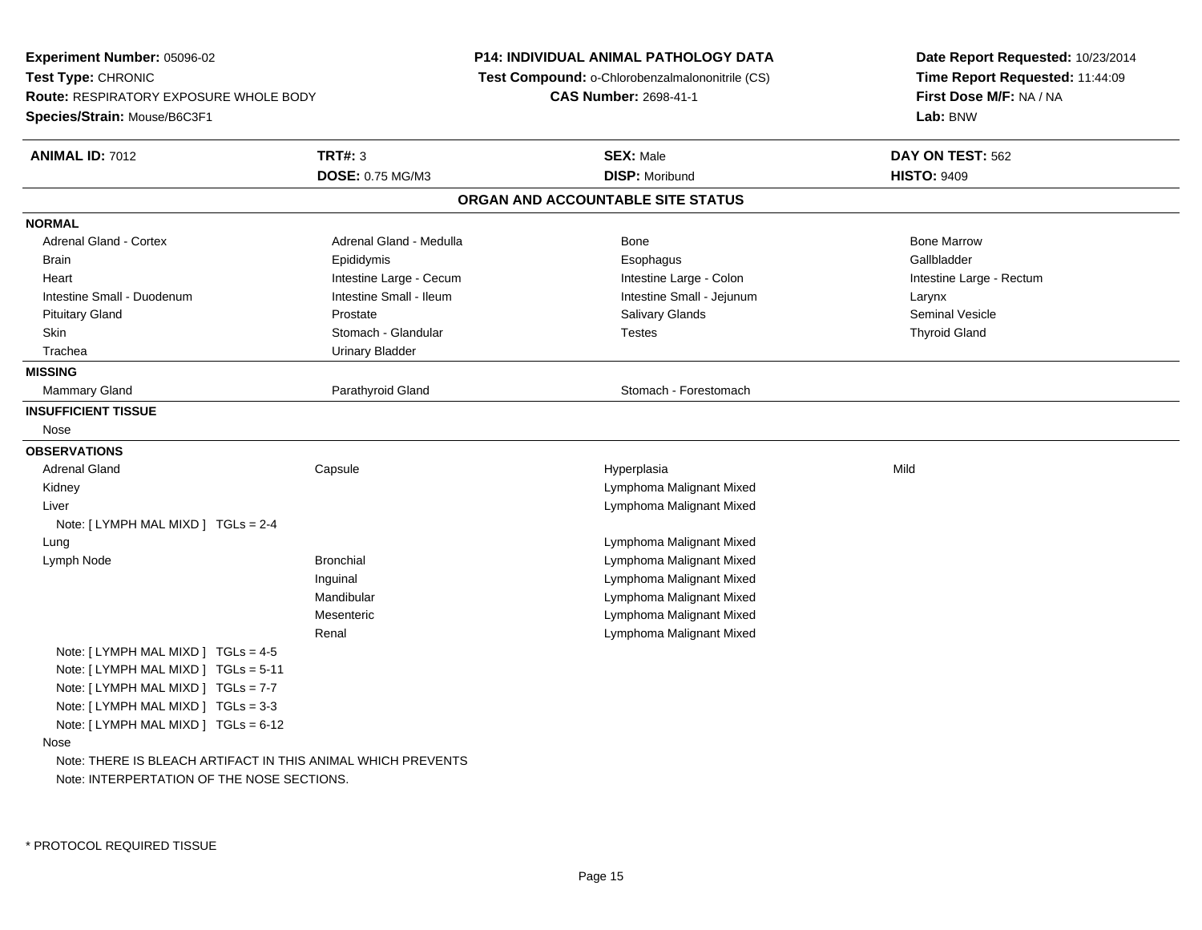**Experiment Number:** 05096-02
**Test Type:** CHRONIC
**Route:** RESPIRATORY EXPOSURE WHOLE BODY
**Species/Strain:** Mouse/B6C3F1

**P14: INDIVIDUAL ANIMAL PATHOLOGY DATA**
**Test Compound:** o-Chlorobenzalmalononitrile (CS)
**CAS Number:** 2698-41-1

**Date Report Requested:** 10/23/2014
**Time Report Requested:** 11:44:09
**First Dose M/F:** NA / NA
**Lab:** BNW

| **ANIMAL ID:** 7012 | **TRT#:** 3 | **SEX:** Male | **DAY ON TEST:** 562 |
|---|---|---|---|
| | **DOSE:** 0.75 MG/M3 | **DISP:** Moribund | **HISTO:** 9409 |

## ORGAN AND ACCOUNTABLE SITE STATUS

**NORMAL**

| | | | |
|---|---|---|---|
| Adrenal Gland - Cortex | Adrenal Gland - Medulla | Bone | Bone Marrow |
| Brain | Epididymis | Esophagus | Gallbladder |
| Heart | Intestine Large - Cecum | Intestine Large - Colon | Intestine Large - Rectum |
| Intestine Small - Duodenum | Intestine Small - Ileum | Intestine Small - Jejunum | Larynx |
| Pituitary Gland | Prostate | Salivary Glands | Seminal Vesicle |
| Skin | Stomach - Glandular | Testes | Thyroid Gland |
| Trachea | Urinary Bladder | | |

**MISSING**

| | | |
|---|---|---|
| Mammary Gland | Parathyroid Gland | Stomach - Forestomach |

**INSUFFICIENT TISSUE**

Nose

**OBSERVATIONS**

| | | | |
|---|---|---|---|
| Adrenal Gland | Capsule | Hyperplasia | Mild |
| Kidney | | Lymphoma Malignant Mixed | |
| Liver | | Lymphoma Malignant Mixed | |
| Note: [ LYMPH MAL MIXD ] TGLs = 2-4 | | | |
| Lung | | Lymphoma Malignant Mixed | |
| Lymph Node | Bronchial | Lymphoma Malignant Mixed | |
| | Inguinal | Lymphoma Malignant Mixed | |
| | Mandibular | Lymphoma Malignant Mixed | |
| | Mesenteric | Lymphoma Malignant Mixed | |
| | Renal | Lymphoma Malignant Mixed | |
| Note: [ LYMPH MAL MIXD ] TGLs = 4-5 | | | |
| Note: [ LYMPH MAL MIXD ] TGLs = 5-11 | | | |
| Note: [ LYMPH MAL MIXD ] TGLs = 7-7 | | | |
| Note: [ LYMPH MAL MIXD ] TGLs = 3-3 | | | |
| Note: [ LYMPH MAL MIXD ] TGLs = 6-12 | | | |
| Nose | | | |

Note: THERE IS BLEACH ARTIFACT IN THIS ANIMAL WHICH PREVENTS
Note: INTERPERTATION OF THE NOSE SECTIONS.

* PROTOCOL REQUIRED TISSUE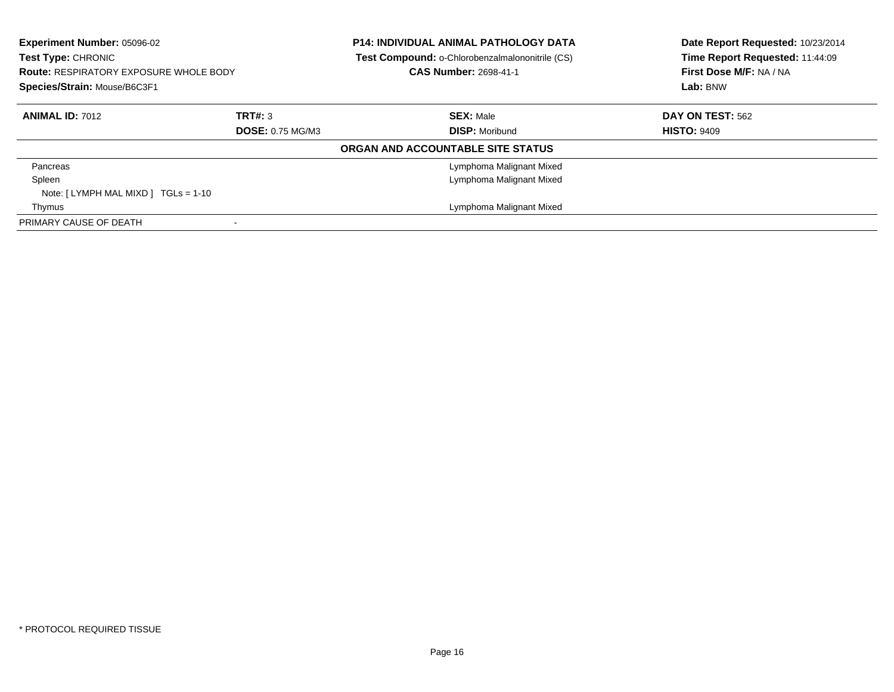**Experiment Number:** 05096-02
**Test Type:** CHRONIC
**Route:** RESPIRATORY EXPOSURE WHOLE BODY
**Species/Strain:** Mouse/B6C3F1

**P14: INDIVIDUAL ANIMAL PATHOLOGY DATA**
**Test Compound:** o-Chlorobenzalmalononitrile (CS)
**CAS Number:** 2698-41-1

**Date Report Requested:** 10/23/2014
**Time Report Requested:** 11:44:09
**First Dose M/F:** NA / NA
**Lab:** BNW

| **ANIMAL ID:** 7012 | **TRT#:** 3 | **SEX:** Male | **DAY ON TEST:** 562 |
|---|---|---|---|
| | **DOSE:** 0.75 MG/M3 | **DISP:** Moribund | **HISTO:** 9409 |

**ORGAN AND ACCOUNTABLE SITE STATUS**

| Organ | Status |
|---|---|
| Pancreas | Lymphoma Malignant Mixed |
| Spleen | Lymphoma Malignant Mixed |
| Note: [ LYMPH MAL MIXD ] TGLs = 1-10 | |
| Thymus | Lymphoma Malignant Mixed |
| PRIMARY CAUSE OF DEATH | - |

* PROTOCOL REQUIRED TISSUE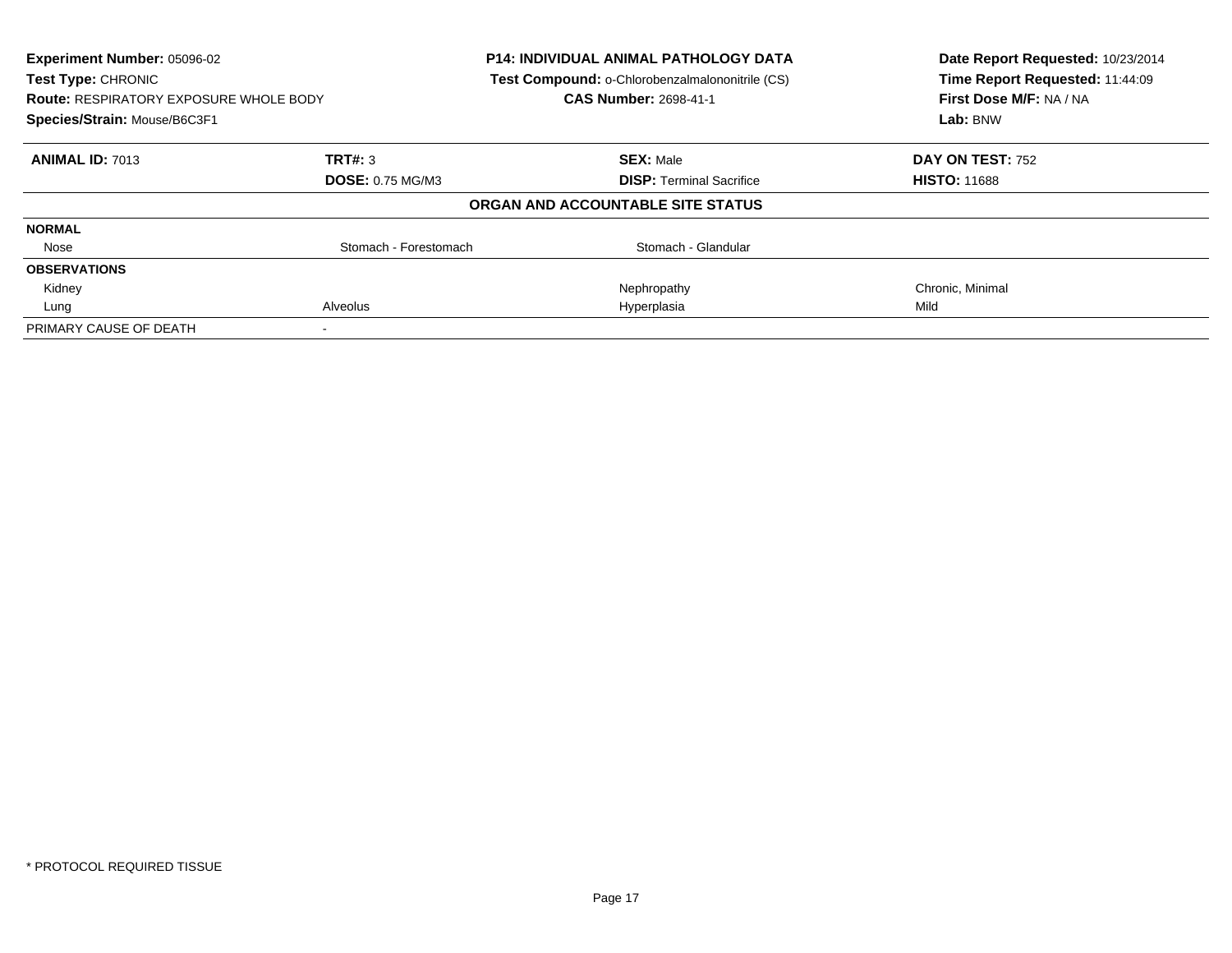**Experiment Number:** 05096-02
**Test Type:** CHRONIC
**Route:** RESPIRATORY EXPOSURE WHOLE BODY
**Species/Strain:** Mouse/B6C3F1

**P14: INDIVIDUAL ANIMAL PATHOLOGY DATA**
**Test Compound:** o-Chlorobenzalmalononitrile (CS)
**CAS Number:** 2698-41-1

**Date Report Requested:** 10/23/2014
**Time Report Requested:** 11:44:09
**First Dose M/F:** NA / NA
**Lab:** BNW

| **ANIMAL ID:** 7013 | **TRT#:** 3 | **SEX:** Male | **DAY ON TEST:** 752 |
|---|---|---|---|
| | **DOSE:** 0.75 MG/M3 | **DISP:** Terminal Sacrifice | **HISTO:** 11688 |

**ORGAN AND ACCOUNTABLE SITE STATUS**

| | | | |
|---|---|---|---|
| **NORMAL** | | | |
| Nose | Stomach - Forestomach | Stomach - Glandular | |
| **OBSERVATIONS** | | | |
| Kidney | | Nephropathy | Chronic, Minimal |
| Lung | Alveolus | Hyperplasia | Mild |
| PRIMARY CAUSE OF DEATH | - | | |

* PROTOCOL REQUIRED TISSUE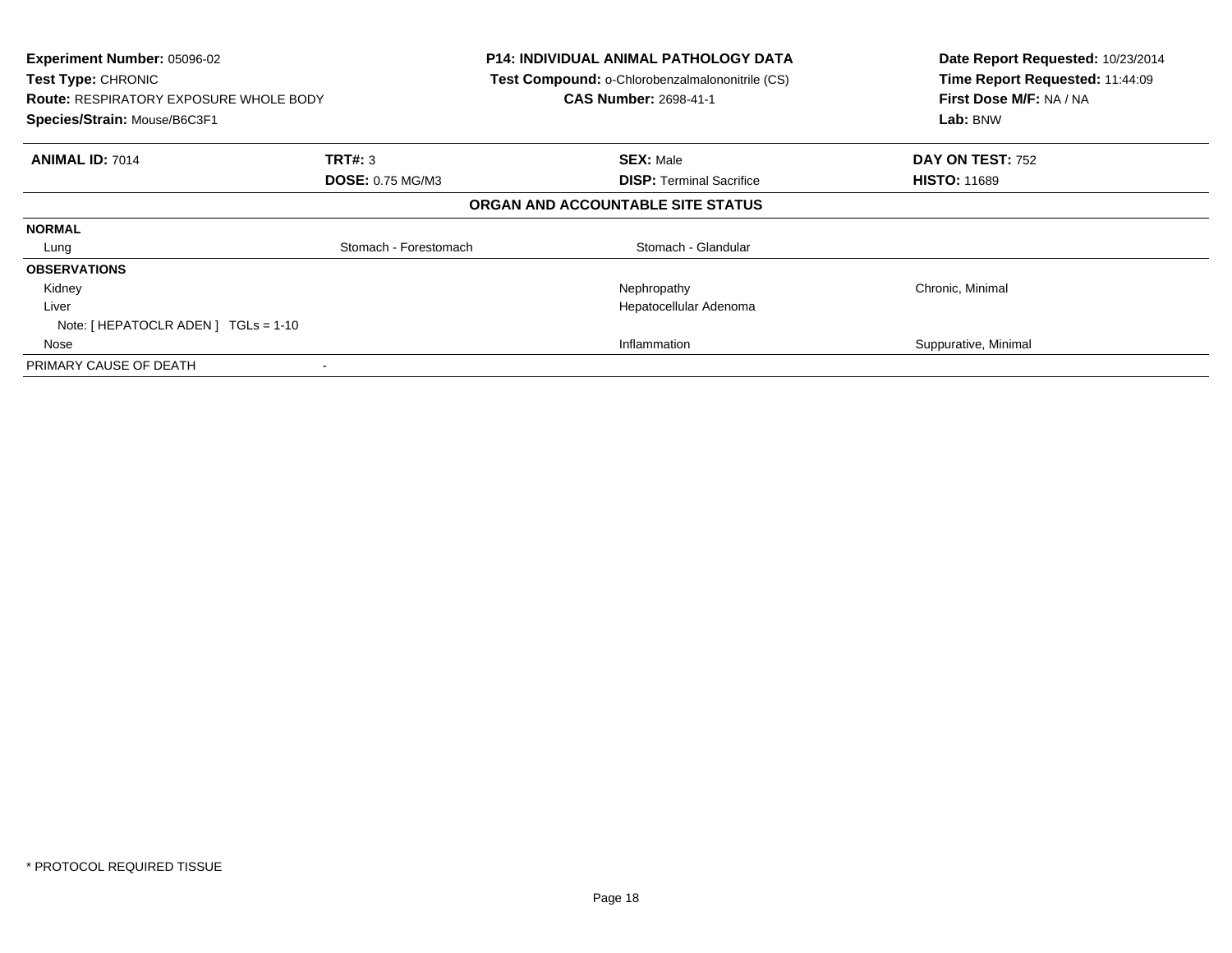**Experiment Number:** 05096-02
**Test Type:** CHRONIC
**Route:** RESPIRATORY EXPOSURE WHOLE BODY
**Species/Strain:** Mouse/B6C3F1

**P14: INDIVIDUAL ANIMAL PATHOLOGY DATA**
**Test Compound:** o-Chlorobenzalmalononitrile (CS)
**CAS Number:** 2698-41-1

**Date Report Requested:** 10/23/2014
**Time Report Requested:** 11:44:09
**First Dose M/F:** NA / NA
**Lab:** BNW

| **ANIMAL ID:** 7014 | **TRT#:** 3 | **SEX:** Male | **DAY ON TEST:** 752 |
|---|---|---|---|
| | **DOSE:** 0.75 MG/M3 | **DISP:** Terminal Sacrifice | **HISTO:** 11689 |

**ORGAN AND ACCOUNTABLE SITE STATUS**

| | | | |
|---|---|---|---|
| **NORMAL** | | | |
| Lung | Stomach - Forestomach | Stomach - Glandular | |
| **OBSERVATIONS** | | | |
| Kidney | | Nephropathy | Chronic, Minimal |
| Liver | | Hepatocellular Adenoma | |
| Note: [ HEPATOCLR ADEN ] TGLs = 1-10 | | | |
| Nose | | Inflammation | Suppurative, Minimal |
| PRIMARY CAUSE OF DEATH | - | | |

* PROTOCOL REQUIRED TISSUE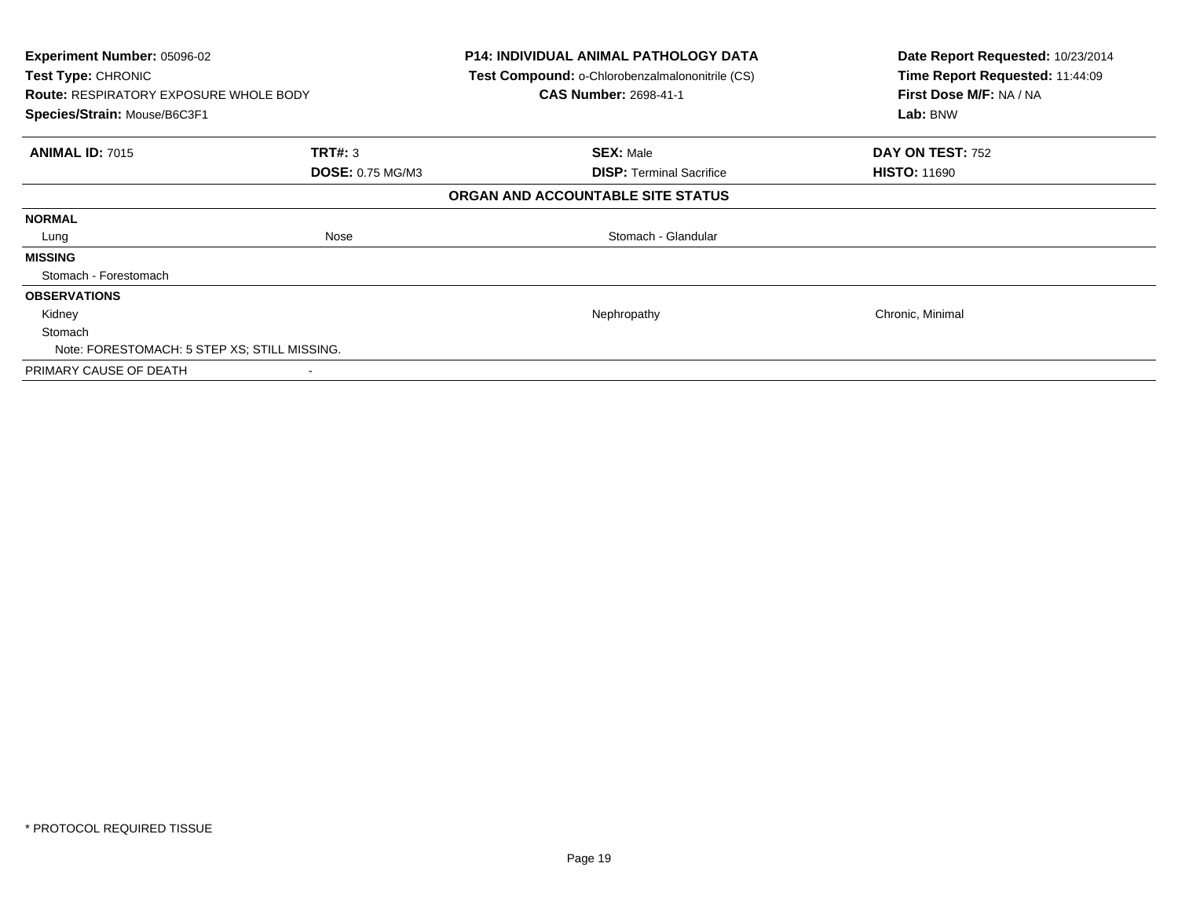**Experiment Number:** 05096-02
**Test Type:** CHRONIC
**Route:** RESPIRATORY EXPOSURE WHOLE BODY
**Species/Strain:** Mouse/B6C3F1

**P14: INDIVIDUAL ANIMAL PATHOLOGY DATA**
**Test Compound:** o-Chlorobenzalmalononitrile (CS)
**CAS Number:** 2698-41-1

**Date Report Requested:** 10/23/2014
**Time Report Requested:** 11:44:09
**First Dose M/F:** NA / NA
**Lab:** BNW

| **ANIMAL ID:** 7015 | **TRT#:** 3 | **SEX:** Male | **DAY ON TEST:** 752 |
|---|---|---|---|
| | **DOSE:** 0.75 MG/M3 | **DISP:** Terminal Sacrifice | **HISTO:** 11690 |

**ORGAN AND ACCOUNTABLE SITE STATUS**

| | | | |
|---|---|---|---|
| **NORMAL** | | | |
| Lung | Nose | Stomach - Glandular | |
| **MISSING** | | | |
| Stomach - Forestomach | | | |
| **OBSERVATIONS** | | | |
| Kidney | | Nephropathy | Chronic, Minimal |
| Stomach | | | |
| Note: FORESTOMACH: 5 STEP XS; STILL MISSING. | | | |
| PRIMARY CAUSE OF DEATH | - | | |

* PROTOCOL REQUIRED TISSUE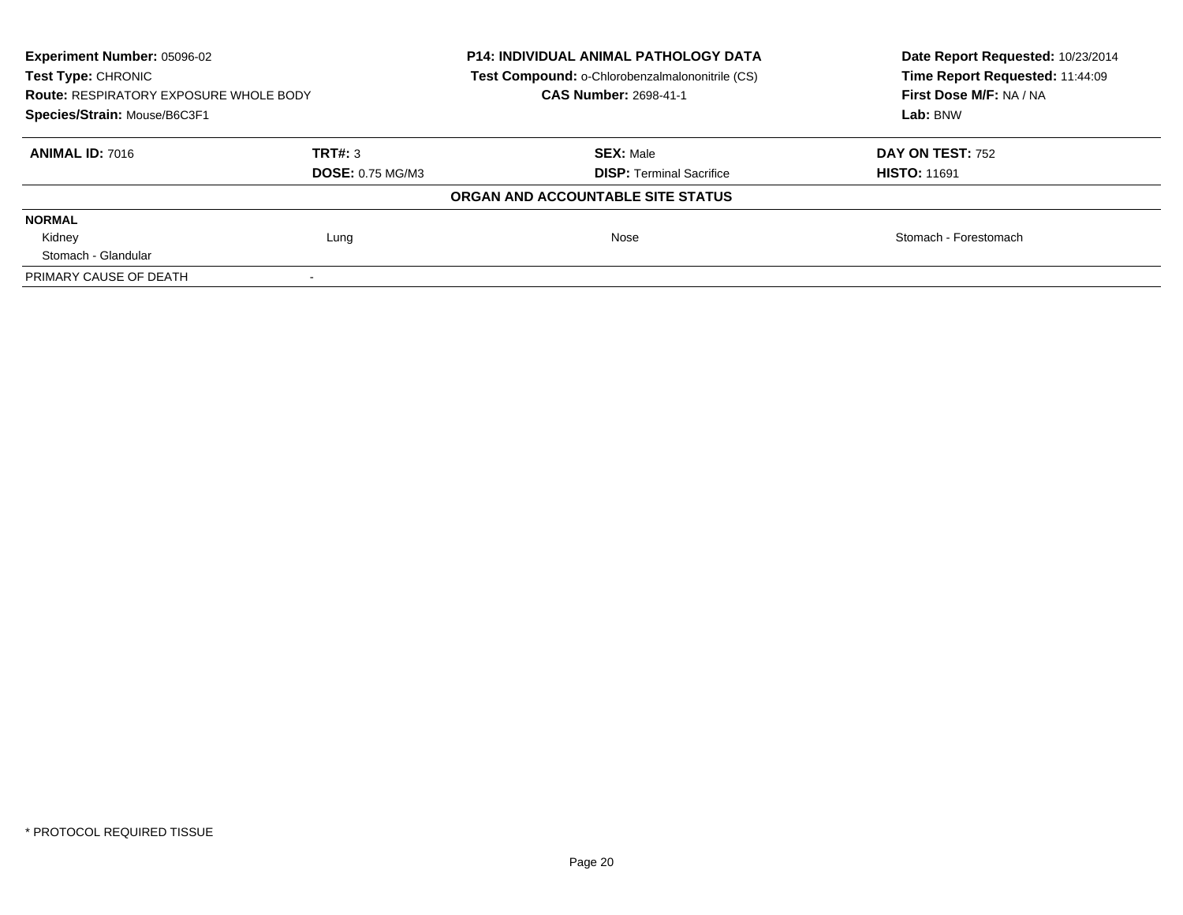**Experiment Number:** 05096-02
**Test Type:** CHRONIC
**Route:** RESPIRATORY EXPOSURE WHOLE BODY
**Species/Strain:** Mouse/B6C3F1

**P14: INDIVIDUAL ANIMAL PATHOLOGY DATA**
**Test Compound:** o-Chlorobenzalmalononitrile (CS)
**CAS Number:** 2698-41-1

**Date Report Requested:** 10/23/2014
**Time Report Requested:** 11:44:09
**First Dose M/F:** NA / NA
**Lab:** BNW

| **ANIMAL ID:** 7016 | **TRT#:** 3 | **SEX:** Male | **DAY ON TEST:** 752 |
|---|---|---|---|
| | **DOSE:** 0.75 MG/M3 | **DISP:** Terminal Sacrifice | **HISTO:** 11691 |

**ORGAN AND ACCOUNTABLE SITE STATUS**

| | | | |
|---|---|---|---|
| **NORMAL** | | | |
| Kidney | Lung | Nose | Stomach - Forestomach |
| Stomach - Glandular | | | |
| PRIMARY CAUSE OF DEATH | - | | |

* PROTOCOL REQUIRED TISSUE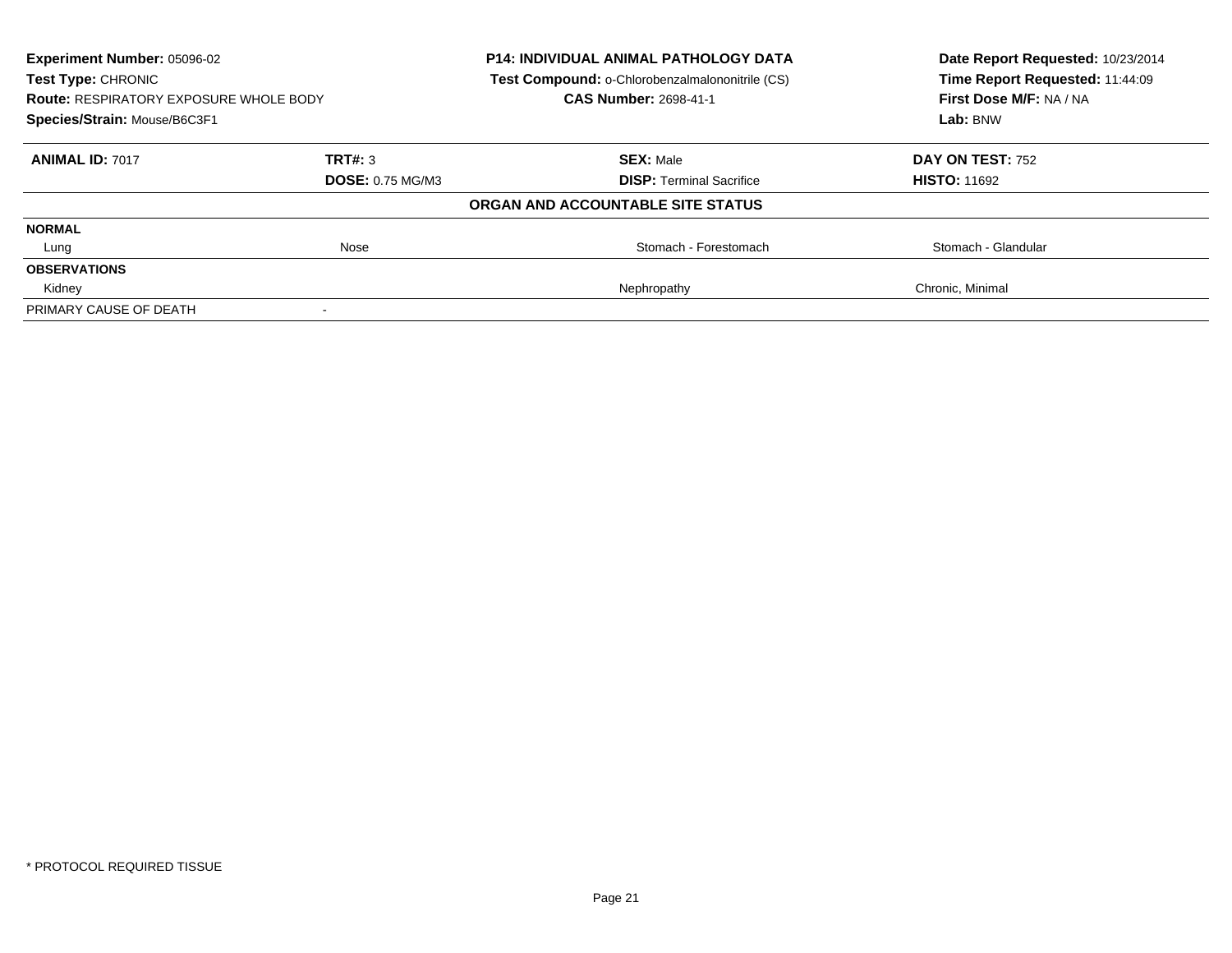**Experiment Number:** 05096-02
**Test Type:** CHRONIC
**Route:** RESPIRATORY EXPOSURE WHOLE BODY
**Species/Strain:** Mouse/B6C3F1

**P14: INDIVIDUAL ANIMAL PATHOLOGY DATA**
**Test Compound:** o-Chlorobenzalmalononitrile (CS)
**CAS Number:** 2698-41-1

**Date Report Requested:** 10/23/2014
**Time Report Requested:** 11:44:09
**First Dose M/F:** NA / NA
**Lab:** BNW

| **ANIMAL ID:** 7017 | **TRT#:** 3 | **SEX:** Male | **DAY ON TEST:** 752 |
|---|---|---|---|
| | **DOSE:** 0.75 MG/M3 | **DISP:** Terminal Sacrifice | **HISTO:** 11692 |
| | | **ORGAN AND ACCOUNTABLE SITE STATUS** | |
| **NORMAL** | | | |
| Lung | Nose | Stomach - Forestomach | Stomach - Glandular |
| **OBSERVATIONS** | | | |
| Kidney | | Nephropathy | Chronic, Minimal |
| PRIMARY CAUSE OF DEATH | - | | |

* PROTOCOL REQUIRED TISSUE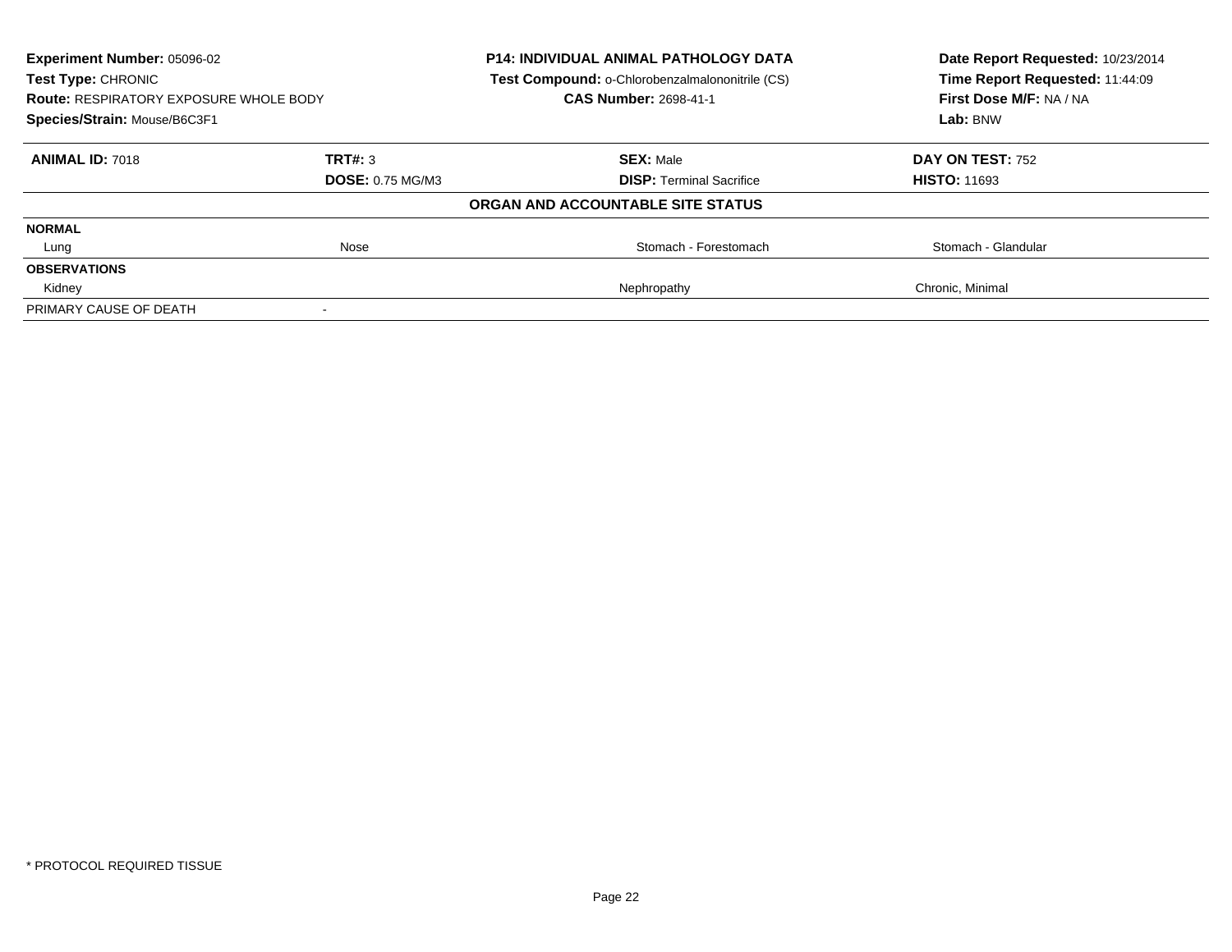**Experiment Number:** 05096-02
**Test Type:** CHRONIC
**Route:** RESPIRATORY EXPOSURE WHOLE BODY
**Species/Strain:** Mouse/B6C3F1

**P14: INDIVIDUAL ANIMAL PATHOLOGY DATA**
**Test Compound:** o-Chlorobenzalmalononitrile (CS)
**CAS Number:** 2698-41-1

**Date Report Requested:** 10/23/2014
**Time Report Requested:** 11:44:09
**First Dose M/F:** NA / NA
**Lab:** BNW

| **ANIMAL ID:** 7018 | **TRT#:** 3 | **SEX:** Male | **DAY ON TEST:** 752 |
|---|---|---|---|
| | **DOSE:** 0.75 MG/M3 | **DISP:** Terminal Sacrifice | **HISTO:** 11693 |

**ORGAN AND ACCOUNTABLE SITE STATUS**

| | | | |
|---|---|---|---|
| **NORMAL** | | | |
| Lung | Nose | Stomach - Forestomach | Stomach - Glandular |
| **OBSERVATIONS** | | | |
| Kidney | | Nephropathy | Chronic, Minimal |
| PRIMARY CAUSE OF DEATH | - | | |

* PROTOCOL REQUIRED TISSUE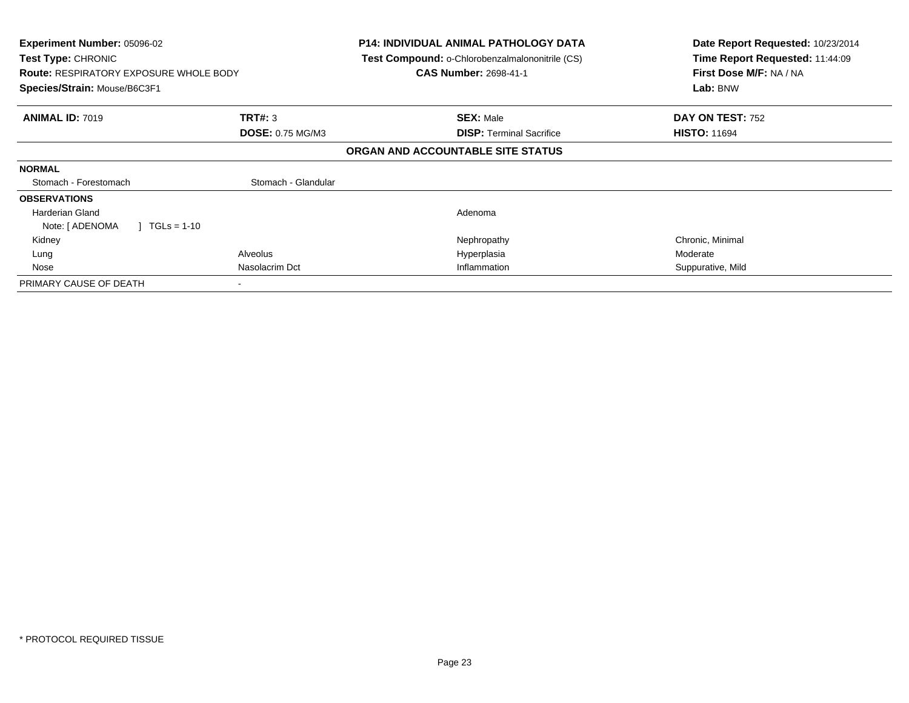**Experiment Number:** 05096-02
**Test Type:** CHRONIC
**Route:** RESPIRATORY EXPOSURE WHOLE BODY
**Species/Strain:** Mouse/B6C3F1

**P14: INDIVIDUAL ANIMAL PATHOLOGY DATA**
**Test Compound:** o-Chlorobenzalmalononitrile (CS)
**CAS Number:** 2698-41-1

**Date Report Requested:** 10/23/2014
**Time Report Requested:** 11:44:09
**First Dose M/F:** NA / NA
**Lab:** BNW

| **ANIMAL ID:** 7019 | **TRT#:** 3 | **SEX:** Male | **DAY ON TEST:** 752 |
|---|---|---|---|
| | **DOSE:** 0.75 MG/M3 | **DISP:** Terminal Sacrifice | **HISTO:** 11694 |

**ORGAN AND ACCOUNTABLE SITE STATUS**

| | | | |
|---|---|---|---|
| **NORMAL** | | | |
| Stomach - Forestomach | Stomach - Glandular | | |
| **OBSERVATIONS** | | | |
| Harderian Gland | | Adenoma | |
| Note: [ ADENOMA ] TGLs = 1-10 | | | |
| Kidney | | Nephropathy | Chronic, Minimal |
| Lung | Alveolus | Hyperplasia | Moderate |
| Nose | Nasolacrim Dct | Inflammation | Suppurative, Mild |
| PRIMARY CAUSE OF DEATH | - | | |

* PROTOCOL REQUIRED TISSUE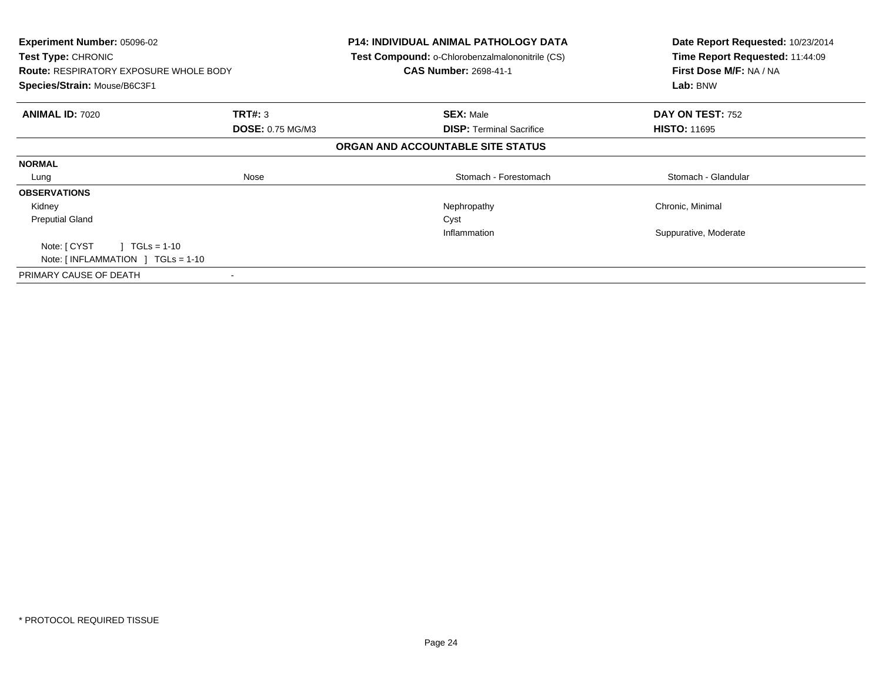**Experiment Number:** 05096-02
**Test Type:** CHRONIC
**Route:** RESPIRATORY EXPOSURE WHOLE BODY
**Species/Strain:** Mouse/B6C3F1

**P14: INDIVIDUAL ANIMAL PATHOLOGY DATA**
**Test Compound:** o-Chlorobenzalmalononitrile (CS)
**CAS Number:** 2698-41-1

**Date Report Requested:** 10/23/2014
**Time Report Requested:** 11:44:09
**First Dose M/F:** NA / NA
**Lab:** BNW

| **ANIMAL ID:** 7020 | **TRT#:** 3 | **SEX:** Male | **DAY ON TEST:** 752 |
|---|---|---|---|
| | **DOSE:** 0.75 MG/M3 | **DISP:** Terminal Sacrifice | **HISTO:** 11695 |

**ORGAN AND ACCOUNTABLE SITE STATUS**

| | | | |
|---|---|---|---|
| **NORMAL** | | | |
| Lung | Nose | Stomach - Forestomach | Stomach - Glandular |
| **OBSERVATIONS** | | | |
| Kidney | | Nephropathy | Chronic, Minimal |
| Preputial Gland | | Cyst | |
| | | Inflammation | Suppurative, Moderate |
| Note: [ CYST ] TGLs = 1-10 | | | |
| Note: [ INFLAMMATION ] TGLs = 1-10 | | | |
| PRIMARY CAUSE OF DEATH | - | | |

* PROTOCOL REQUIRED TISSUE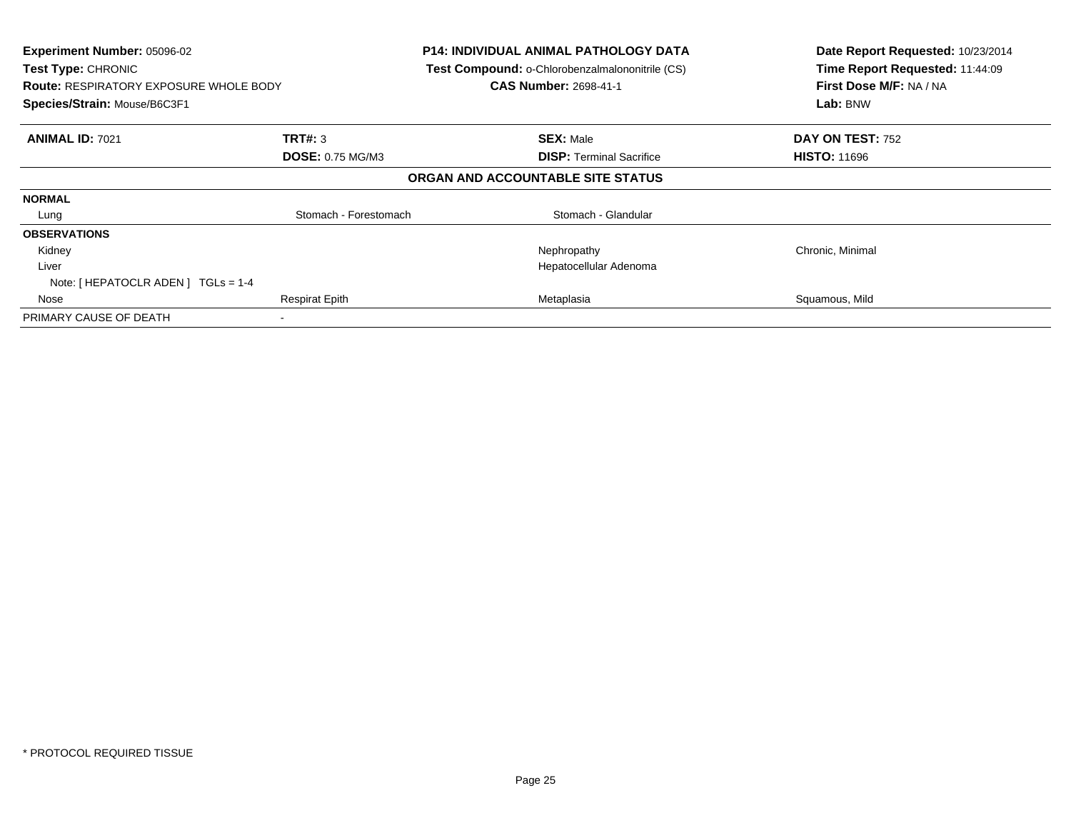**Experiment Number:** 05096-02
**Test Type:** CHRONIC
**Route:** RESPIRATORY EXPOSURE WHOLE BODY
**Species/Strain:** Mouse/B6C3F1

**P14: INDIVIDUAL ANIMAL PATHOLOGY DATA**
**Test Compound:** o-Chlorobenzalmalononitrile (CS)
**CAS Number:** 2698-41-1

**Date Report Requested:** 10/23/2014
**Time Report Requested:** 11:44:09
**First Dose M/F:** NA / NA
**Lab:** BNW

| **ANIMAL ID:** 7021 | **TRT#:** 3 | **SEX:** Male | **DAY ON TEST:** 752 |
|---|---|---|---|
| | **DOSE:** 0.75 MG/M3 | **DISP:** Terminal Sacrifice | **HISTO:** 11696 |

**ORGAN AND ACCOUNTABLE SITE STATUS**

| | | | |
|---|---|---|---|
| **NORMAL** | | | |
| Lung | Stomach - Forestomach | Stomach - Glandular | |
| **OBSERVATIONS** | | | |
| Kidney | | Nephropathy | Chronic, Minimal |
| Liver | | Hepatocellular Adenoma | |
| Note: [ HEPATOCLR ADEN ] TGLs = 1-4 | | | |
| Nose | Respirat Epith | Metaplasia | Squamous, Mild |
| PRIMARY CAUSE OF DEATH | - | | |

* PROTOCOL REQUIRED TISSUE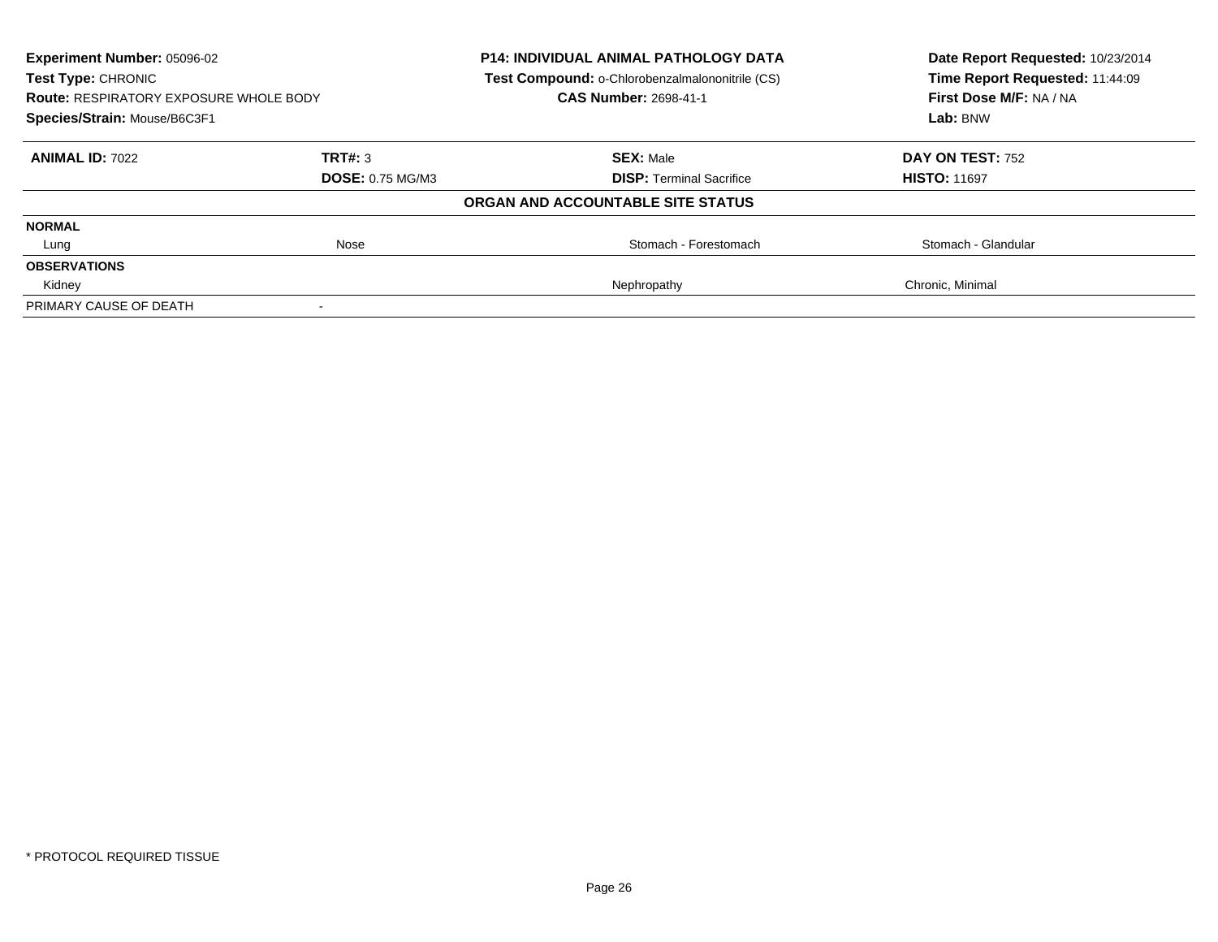**Experiment Number:** 05096-02
**Test Type:** CHRONIC
**Route:** RESPIRATORY EXPOSURE WHOLE BODY
**Species/Strain:** Mouse/B6C3F1

**P14: INDIVIDUAL ANIMAL PATHOLOGY DATA**
**Test Compound:** o-Chlorobenzalmalononitrile (CS)
**CAS Number:** 2698-41-1

**Date Report Requested:** 10/23/2014
**Time Report Requested:** 11:44:09
**First Dose M/F:** NA / NA
**Lab:** BNW

| **ANIMAL ID:** 7022 | **TRT#:** 3 | **SEX:** Male | **DAY ON TEST:** 752 |
|---|---|---|---|
| | **DOSE:** 0.75 MG/M3 | **DISP:** Terminal Sacrifice | **HISTO:** 11697 |
| | | **ORGAN AND ACCOUNTABLE SITE STATUS** | |
| **NORMAL** | | | |
| Lung | Nose | Stomach - Forestomach | Stomach - Glandular |
| **OBSERVATIONS** | | | |
| Kidney | | Nephropathy | Chronic, Minimal |
| PRIMARY CAUSE OF DEATH | - | | |

* PROTOCOL REQUIRED TISSUE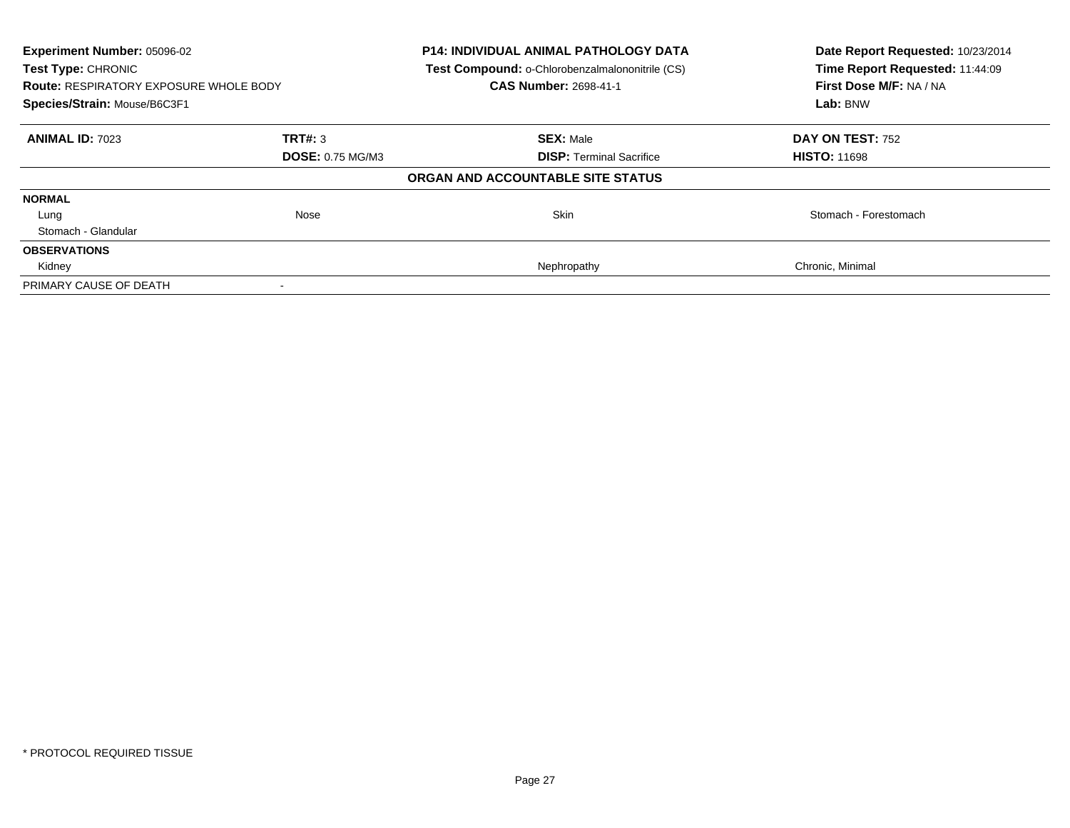**Experiment Number:** 05096-02
**Test Type:** CHRONIC
**Route:** RESPIRATORY EXPOSURE WHOLE BODY
**Species/Strain:** Mouse/B6C3F1

**P14: INDIVIDUAL ANIMAL PATHOLOGY DATA**
**Test Compound:** o-Chlorobenzalmalononitrile (CS)
**CAS Number:** 2698-41-1

**Date Report Requested:** 10/23/2014
**Time Report Requested:** 11:44:09
**First Dose M/F:** NA / NA
**Lab:** BNW

| **ANIMAL ID:** 7023 | **TRT#:** 3 | **SEX:** Male | **DAY ON TEST:** 752 |
|---|---|---|---|
| | **DOSE:** 0.75 MG/M3 | **DISP:** Terminal Sacrifice | **HISTO:** 11698 |

**ORGAN AND ACCOUNTABLE SITE STATUS**

| | | | |
|---|---|---|---|
| **NORMAL** | | | |
| Lung | Nose | Skin | Stomach - Forestomach |
| Stomach - Glandular | | | |
| **OBSERVATIONS** | | | |
| Kidney | | Nephropathy | Chronic, Minimal |
| PRIMARY CAUSE OF DEATH | - | | |

* PROTOCOL REQUIRED TISSUE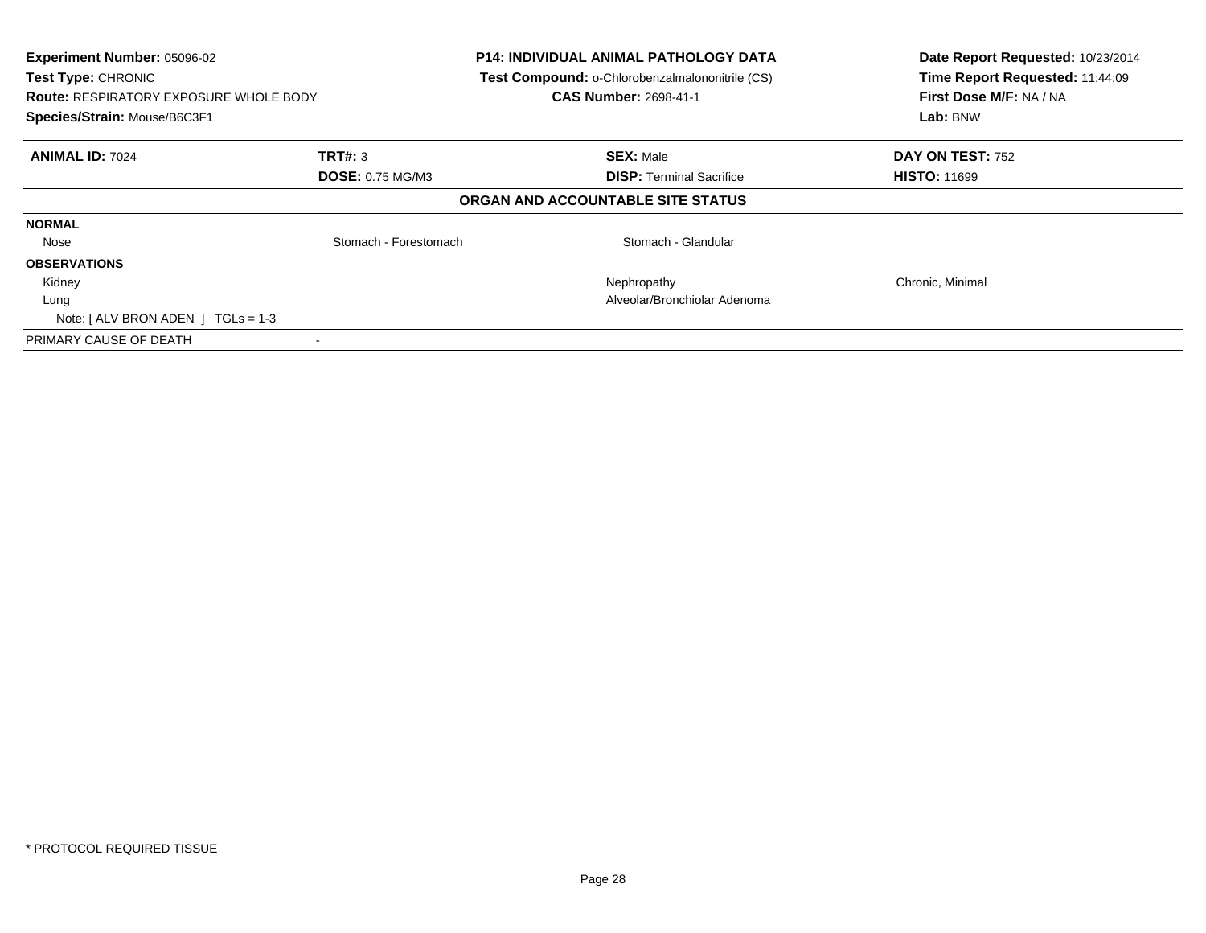**Experiment Number:** 05096-02
**Test Type:** CHRONIC
**Route:** RESPIRATORY EXPOSURE WHOLE BODY
**Species/Strain:** Mouse/B6C3F1

**P14: INDIVIDUAL ANIMAL PATHOLOGY DATA**
**Test Compound:** o-Chlorobenzalmalononitrile (CS)
**CAS Number:** 2698-41-1

**Date Report Requested:** 10/23/2014
**Time Report Requested:** 11:44:09
**First Dose M/F:** NA / NA
**Lab:** BNW

| **ANIMAL ID:** 7024 | **TRT#:** 3 | **SEX:** Male | **DAY ON TEST:** 752 |
|---|---|---|---|
| | **DOSE:** 0.75 MG/M3 | **DISP:** Terminal Sacrifice | **HISTO:** 11699 |

**ORGAN AND ACCOUNTABLE SITE STATUS**

| | | | |
|---|---|---|---|
| **NORMAL** | | | |
| Nose | Stomach - Forestomach | Stomach - Glandular | |
| **OBSERVATIONS** | | | |
| Kidney | | Nephropathy | Chronic, Minimal |
| Lung | | Alveolar/Bronchiolar Adenoma | |
| Note: [ ALV BRON ADEN ] TGLs = 1-3 | | | |
| PRIMARY CAUSE OF DEATH | - | | |

* PROTOCOL REQUIRED TISSUE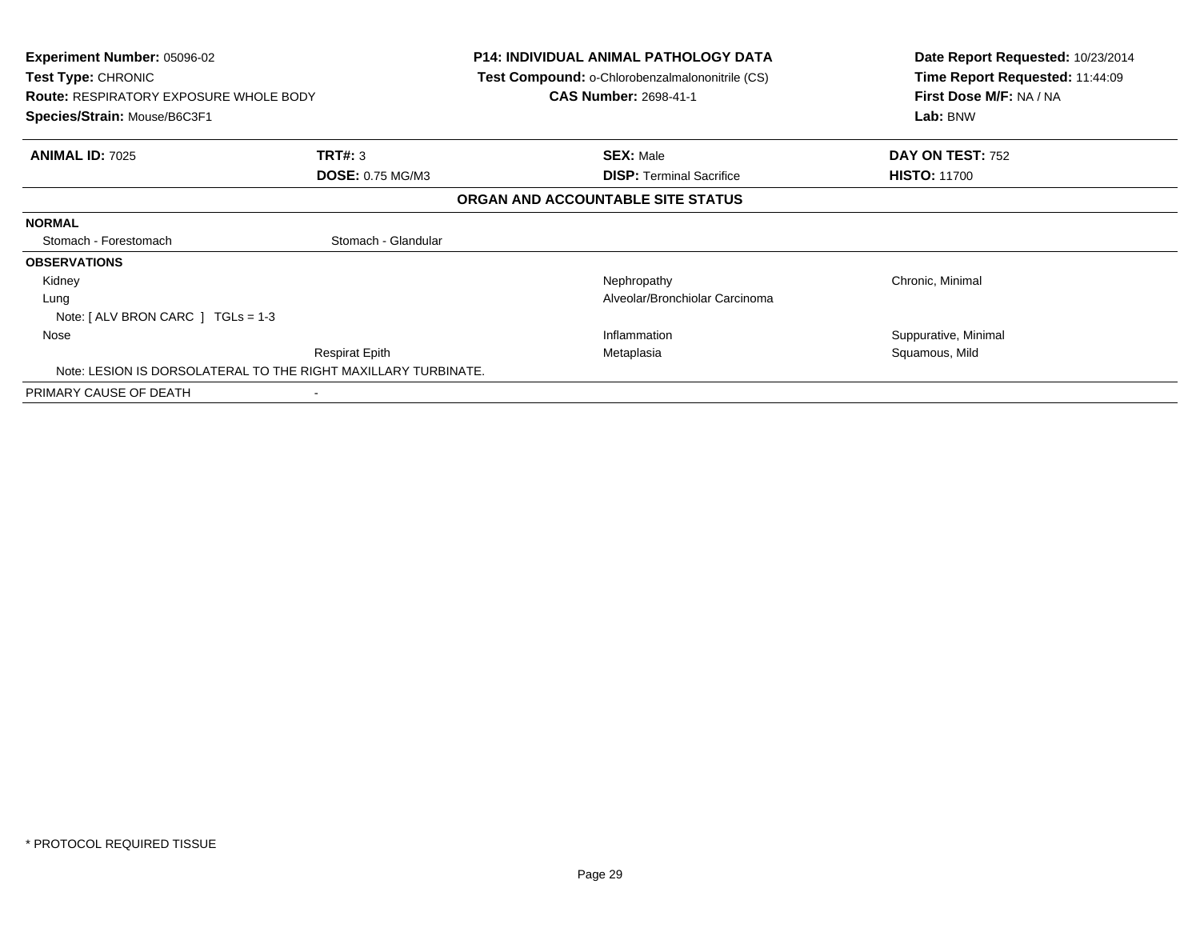**Experiment Number:** 05096-02
**Test Type:** CHRONIC
**Route:** RESPIRATORY EXPOSURE WHOLE BODY
**Species/Strain:** Mouse/B6C3F1

**P14: INDIVIDUAL ANIMAL PATHOLOGY DATA**
**Test Compound:** o-Chlorobenzalmalononitrile (CS)
**CAS Number:** 2698-41-1

**Date Report Requested:** 10/23/2014
**Time Report Requested:** 11:44:09
**First Dose M/F:** NA / NA
**Lab:** BNW

| **ANIMAL ID:** 7025 | **TRT#:** 3 | **SEX:** Male | **DAY ON TEST:** 752 |
|---|---|---|---|
| | **DOSE:** 0.75 MG/M3 | **DISP:** Terminal Sacrifice | **HISTO:** 11700 |

**ORGAN AND ACCOUNTABLE SITE STATUS**

| | | | |
|---|---|---|---|
| **NORMAL** | | | |
| Stomach - Forestomach | Stomach - Glandular | | |
| **OBSERVATIONS** | | | |
| Kidney | | Nephropathy | Chronic, Minimal |
| Lung | | Alveolar/Bronchiolar Carcinoma | |
| Note: [ ALV BRON CARC ] TGLs = 1-3 | | | |
| Nose | | Inflammation | Suppurative, Minimal |
| | Respirat Epith | Metaplasia | Squamous, Mild |
| Note: LESION IS DORSOLATERAL TO THE RIGHT MAXILLARY TURBINATE. | | | |
| PRIMARY CAUSE OF DEATH | - | | |

* PROTOCOL REQUIRED TISSUE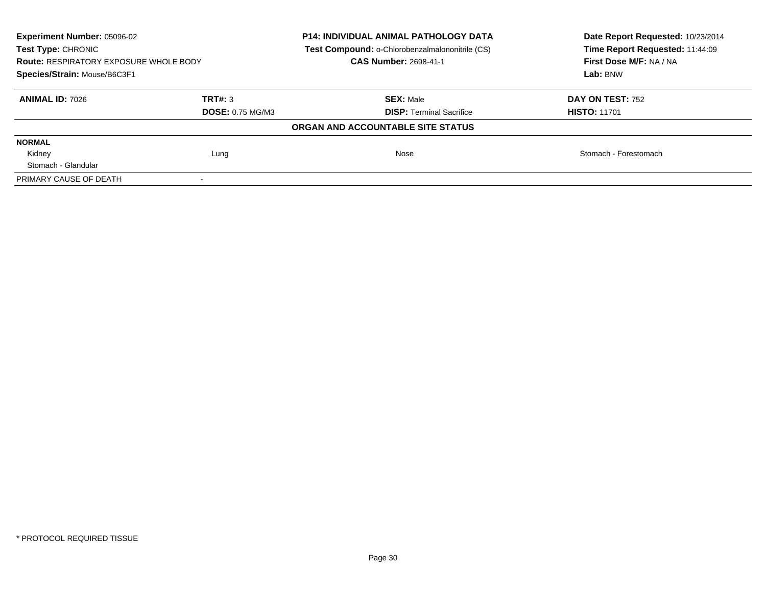**Experiment Number:** 05096-02
**Test Type:** CHRONIC
**Route:** RESPIRATORY EXPOSURE WHOLE BODY
**Species/Strain:** Mouse/B6C3F1

**P14: INDIVIDUAL ANIMAL PATHOLOGY DATA**
**Test Compound:** o-Chlorobenzalmalononitrile (CS)
**CAS Number:** 2698-41-1

**Date Report Requested:** 10/23/2014
**Time Report Requested:** 11:44:09
**First Dose M/F:** NA / NA
**Lab:** BNW

| **ANIMAL ID:** 7026 | **TRT#:** 3 | **SEX:** Male | **DAY ON TEST:** 752 |
|---|---|---|---|
| | **DOSE:** 0.75 MG/M3 | **DISP:** Terminal Sacrifice | **HISTO:** 11701 |

**ORGAN AND ACCOUNTABLE SITE STATUS**

| | | | |
|---|---|---|---|
| **NORMAL** | | | |
| Kidney | Lung | Nose | Stomach - Forestomach |
| Stomach - Glandular | | | |
| PRIMARY CAUSE OF DEATH | - | | |

\* PROTOCOL REQUIRED TISSUE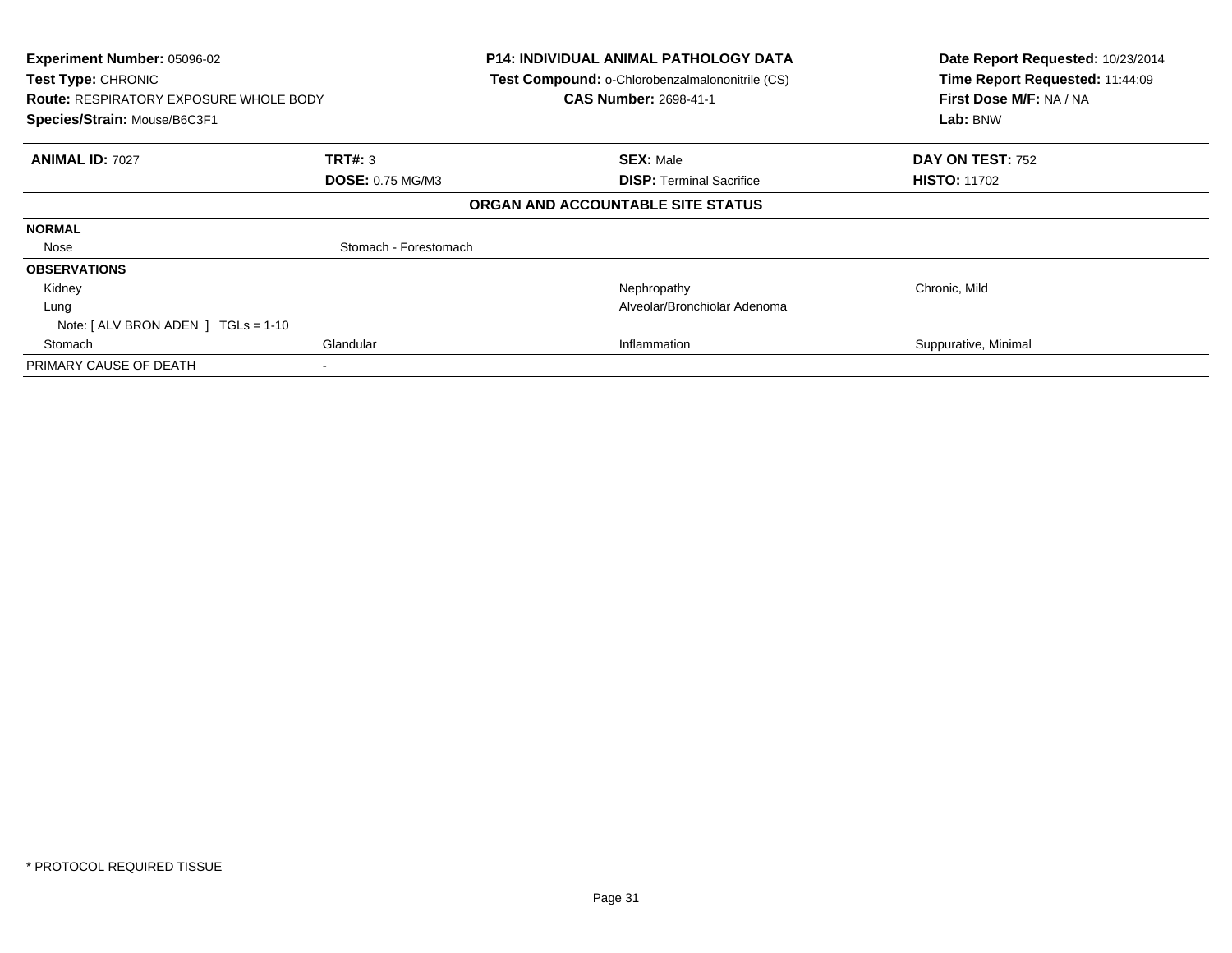**Experiment Number:** 05096-02
**Test Type:** CHRONIC
**Route:** RESPIRATORY EXPOSURE WHOLE BODY
**Species/Strain:** Mouse/B6C3F1

**P14: INDIVIDUAL ANIMAL PATHOLOGY DATA**
**Test Compound:** o-Chlorobenzalmalononitrile (CS)
**CAS Number:** 2698-41-1

**Date Report Requested:** 10/23/2014
**Time Report Requested:** 11:44:09
**First Dose M/F:** NA / NA
**Lab:** BNW

| **ANIMAL ID:** 7027 | **TRT#:** 3 | **SEX:** Male | **DAY ON TEST:** 752 |
|---|---|---|---|
| | **DOSE:** 0.75 MG/M3 | **DISP:** Terminal Sacrifice | **HISTO:** 11702 |

**ORGAN AND ACCOUNTABLE SITE STATUS**

| | | | |
|---|---|---|---|
| **NORMAL** | | | |
| Nose | Stomach - Forestomach | | |
| **OBSERVATIONS** | | | |
| Kidney | | Nephropathy | Chronic, Mild |
| Lung | | Alveolar/Bronchiolar Adenoma | |
| Note: [ ALV BRON ADEN ] TGLs = 1-10 | | | |
| Stomach | Glandular | Inflammation | Suppurative, Minimal |
| PRIMARY CAUSE OF DEATH | - | | |

* PROTOCOL REQUIRED TISSUE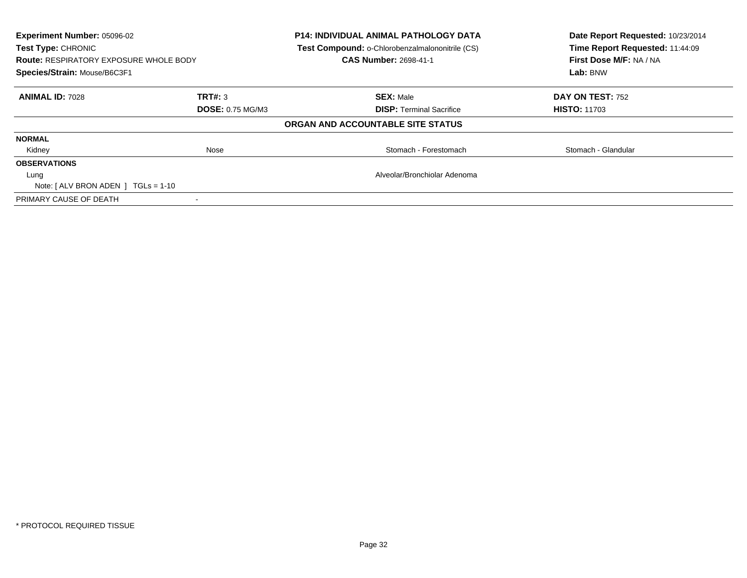**Experiment Number:** 05096-02
**Test Type:** CHRONIC
**Route:** RESPIRATORY EXPOSURE WHOLE BODY
**Species/Strain:** Mouse/B6C3F1

**P14: INDIVIDUAL ANIMAL PATHOLOGY DATA**
**Test Compound:** o-Chlorobenzalmalononitrile (CS)
**CAS Number:** 2698-41-1

**Date Report Requested:** 10/23/2014
**Time Report Requested:** 11:44:09
**First Dose M/F:** NA / NA
**Lab:** BNW

| **ANIMAL ID:** 7028 | **TRT#:** 3 | **SEX:** Male | **DAY ON TEST:** 752 |
|---|---|---|---|
| | **DOSE:** 0.75 MG/M3 | **DISP:** Terminal Sacrifice | **HISTO:** 11703 |

**ORGAN AND ACCOUNTABLE SITE STATUS**

| | | | |
|---|---|---|---|
| **NORMAL** | | | |
| Kidney | Nose | Stomach - Forestomach | Stomach - Glandular |
| **OBSERVATIONS** | | | |
| Lung | | Alveolar/Bronchiolar Adenoma | |
| Note: [ ALV BRON ADEN ] TGLs = 1-10 | | | |
| PRIMARY CAUSE OF DEATH | - | | |

\* PROTOCOL REQUIRED TISSUE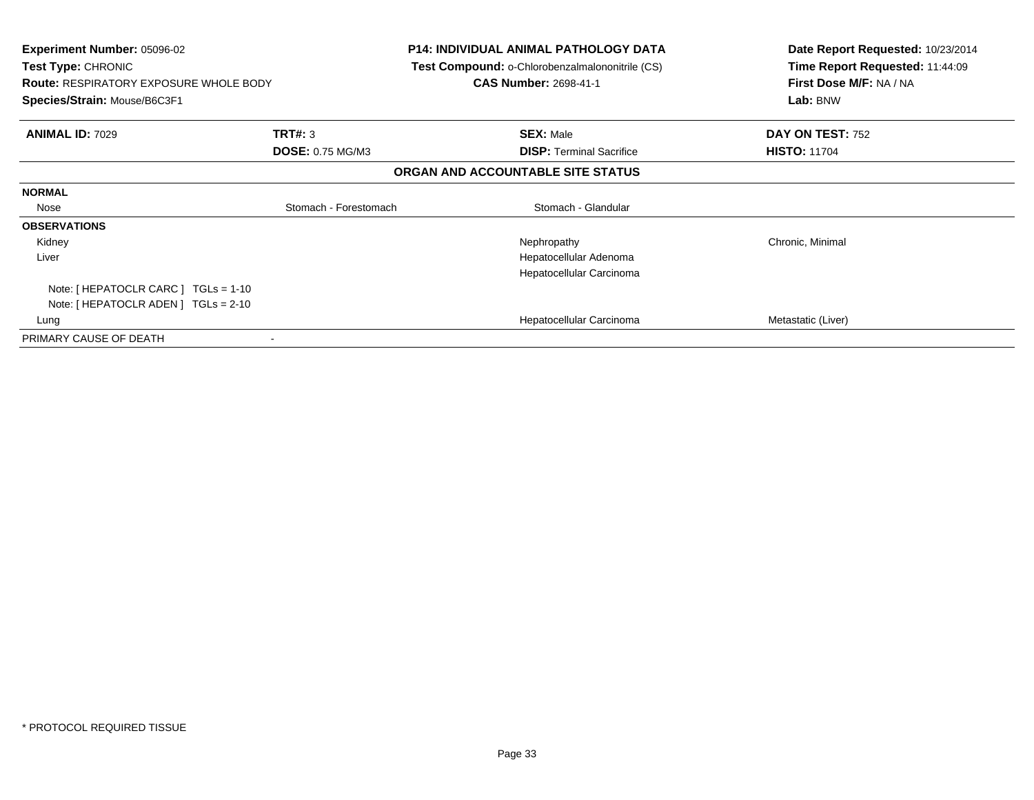**Experiment Number:** 05096-02
**Test Type:** CHRONIC
**Route:** RESPIRATORY EXPOSURE WHOLE BODY
**Species/Strain:** Mouse/B6C3F1

**P14: INDIVIDUAL ANIMAL PATHOLOGY DATA**
**Test Compound:** o-Chlorobenzalmalononitrile (CS)
**CAS Number:** 2698-41-1

**Date Report Requested:** 10/23/2014
**Time Report Requested:** 11:44:09
**First Dose M/F:** NA / NA
**Lab:** BNW

| **ANIMAL ID:** 7029 | **TRT#:** 3 | **SEX:** Male | **DAY ON TEST:** 752 |
|---|---|---|---|
| | **DOSE:** 0.75 MG/M3 | **DISP:** Terminal Sacrifice | **HISTO:** 11704 |

**ORGAN AND ACCOUNTABLE SITE STATUS**

| | | | |
|---|---|---|---|
| **NORMAL** | | | |
| Nose | Stomach - Forestomach | Stomach - Glandular | |
| **OBSERVATIONS** | | | |
| Kidney | | Nephropathy | Chronic, Minimal |
| Liver | | Hepatocellular Adenoma | |
| | | Hepatocellular Carcinoma | |
| Note: [ HEPATOCLR CARC ] TGLs = 1-10 | | | |
| Note: [ HEPATOCLR ADEN ] TGLs = 2-10 | | | |
| Lung | | Hepatocellular Carcinoma | Metastatic (Liver) |
| PRIMARY CAUSE OF DEATH | - | | |

* PROTOCOL REQUIRED TISSUE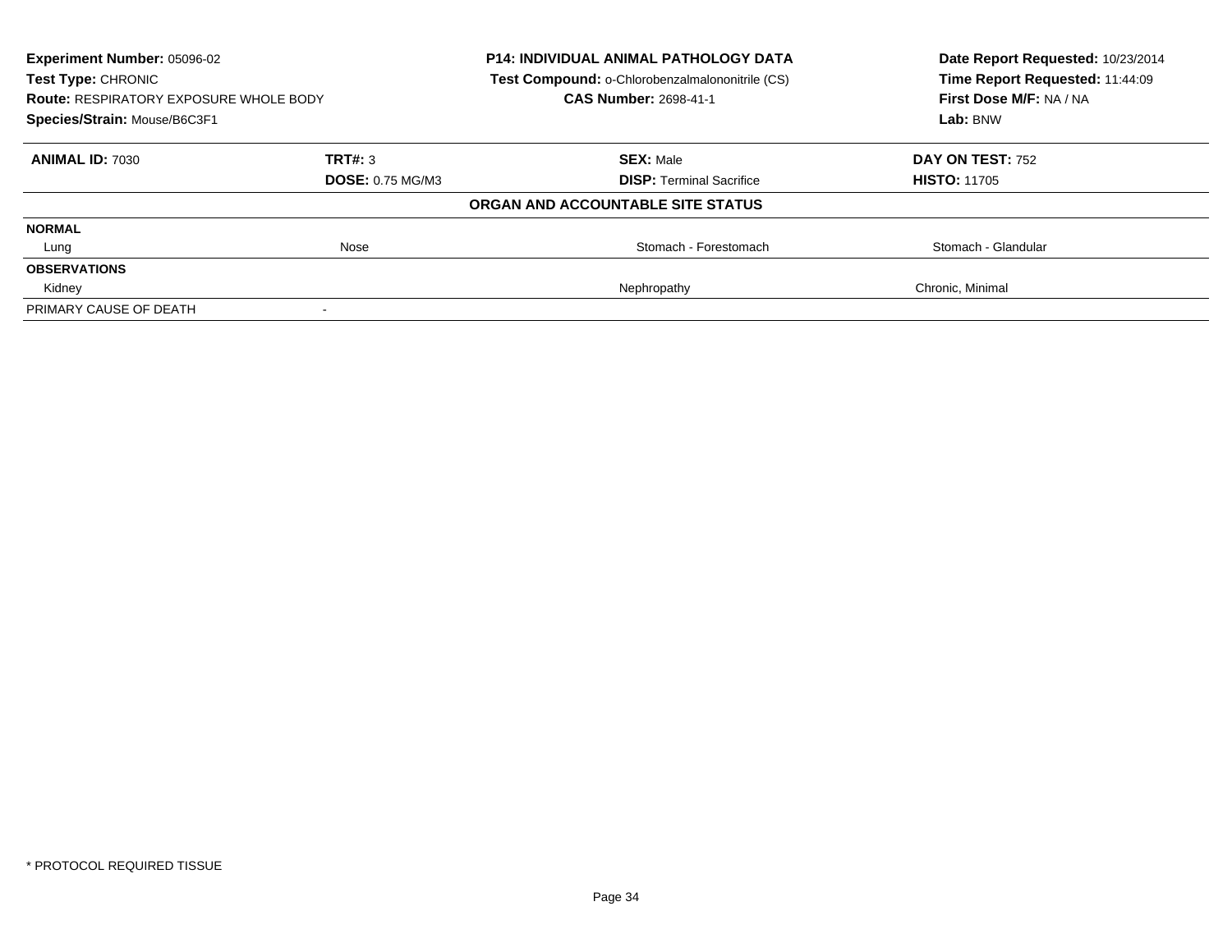**Experiment Number:** 05096-02
**Test Type:** CHRONIC
**Route:** RESPIRATORY EXPOSURE WHOLE BODY
**Species/Strain:** Mouse/B6C3F1

**P14: INDIVIDUAL ANIMAL PATHOLOGY DATA**
**Test Compound:** o-Chlorobenzalmalononitrile (CS)
**CAS Number:** 2698-41-1

**Date Report Requested:** 10/23/2014
**Time Report Requested:** 11:44:09
**First Dose M/F:** NA / NA
**Lab:** BNW

| **ANIMAL ID:** 7030 | **TRT#:** 3 | **SEX:** Male | **DAY ON TEST:** 752 |
|---|---|---|---|
| | **DOSE:** 0.75 MG/M3 | **DISP:** Terminal Sacrifice | **HISTO:** 11705 |

**ORGAN AND ACCOUNTABLE SITE STATUS**

| | | | |
|---|---|---|---|
| **NORMAL** | | | |
| Lung | Nose | Stomach - Forestomach | Stomach - Glandular |
| **OBSERVATIONS** | | | |
| Kidney | | Nephropathy | Chronic, Minimal |
| PRIMARY CAUSE OF DEATH | - | | |

* PROTOCOL REQUIRED TISSUE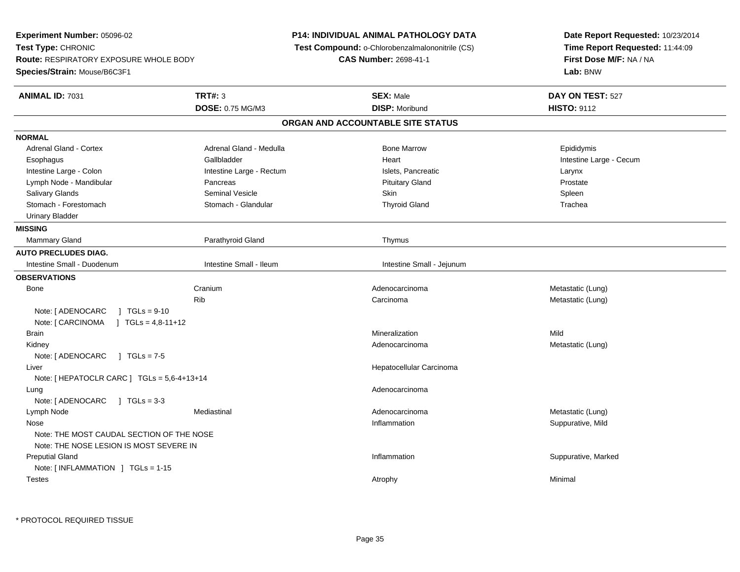**Experiment Number:** 05096-02
**Test Type:** CHRONIC
**Route:** RESPIRATORY EXPOSURE WHOLE BODY
**Species/Strain:** Mouse/B6C3F1

**P14: INDIVIDUAL ANIMAL PATHOLOGY DATA**
**Test Compound:** o-Chlorobenzalmalononitrile (CS)
**CAS Number:** 2698-41-1

**Date Report Requested:** 10/23/2014
**Time Report Requested:** 11:44:09
**First Dose M/F:** NA / NA
**Lab:** BNW

| **ANIMAL ID:** 7031 | **TRT#:** 3 | **SEX:** Male | **DAY ON TEST:** 527 |
|---|---|---|---|
| | **DOSE:** 0.75 MG/M3 | **DISP:** Moribund | **HISTO:** 9112 |

## ORGAN AND ACCOUNTABLE SITE STATUS

**NORMAL**

| | | | |
|---|---|---|---|
| Adrenal Gland - Cortex | Adrenal Gland - Medulla | Bone Marrow | Epididymis |
| Esophagus | Gallbladder | Heart | Intestine Large - Cecum |
| Intestine Large - Colon | Intestine Large - Rectum | Islets, Pancreatic | Larynx |
| Lymph Node - Mandibular | Pancreas | Pituitary Gland | Prostate |
| Salivary Glands | Seminal Vesicle | Skin | Spleen |
| Stomach - Forestomach | Stomach - Glandular | Thyroid Gland | Trachea |
| Urinary Bladder | | | |

**MISSING**

| | | |
|---|---|---|
| Mammary Gland | Parathyroid Gland | Thymus |

**AUTO PRECLUDES DIAG.**

| | | |
|---|---|---|
| Intestine Small - Duodenum | Intestine Small - Ileum | Intestine Small - Jejunum |

**OBSERVATIONS**

| | | | |
|---|---|---|---|
| Bone | Cranium | Adenocarcinoma | Metastatic (Lung) |
| | Rib | Carcinoma | Metastatic (Lung) |
| Note: [ ADENOCARC ] TGLs = 9-10 | | | |
| Note: [ CARCINOMA ] TGLs = 4,8-11+12 | | | |
| Brain | | Mineralization | Mild |
| Kidney | | Adenocarcinoma | Metastatic (Lung) |
| Note: [ ADENOCARC ] TGLs = 7-5 | | | |
| Liver | | Hepatocellular Carcinoma | |
| Note: [ HEPATOCLR CARC ] TGLs = 5,6-4+13+14 | | | |
| Lung | | Adenocarcinoma | |
| Note: [ ADENOCARC ] TGLs = 3-3 | | | |
| Lymph Node | Mediastinal | Adenocarcinoma | Metastatic (Lung) |
| Nose | | Inflammation | Suppurative, Mild |
| Note: THE MOST CAUDAL SECTION OF THE NOSE | | | |
| Note: THE NOSE LESION IS MOST SEVERE IN | | | |
| Preputial Gland | | Inflammation | Suppurative, Marked |
| Note: [ INFLAMMATION ] TGLs = 1-15 | | | |
| Testes | | Atrophy | Minimal |

\* PROTOCOL REQUIRED TISSUE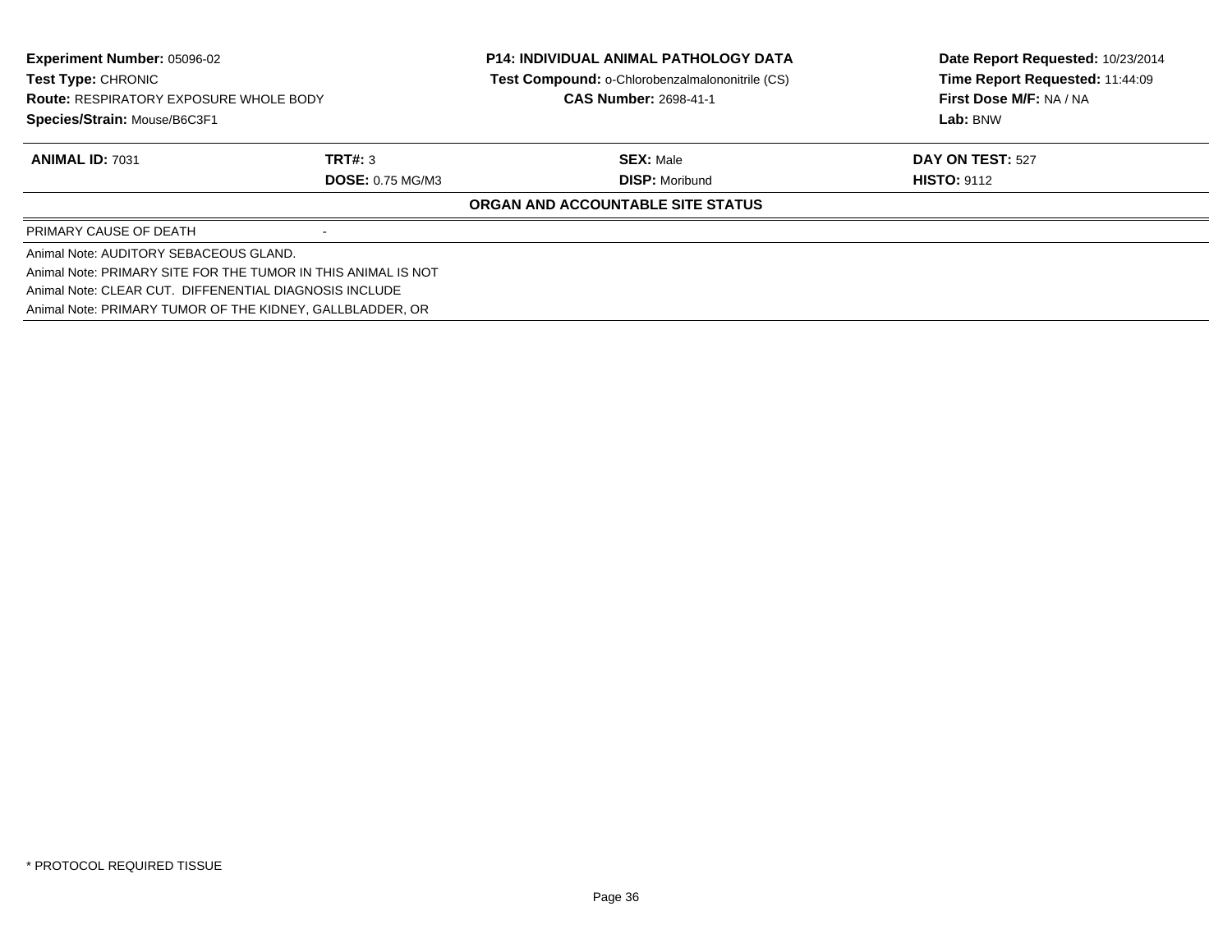**Experiment Number:** 05096-02
**Test Type:** CHRONIC
**Route:** RESPIRATORY EXPOSURE WHOLE BODY
**Species/Strain:** Mouse/B6C3F1

**P14: INDIVIDUAL ANIMAL PATHOLOGY DATA**
**Test Compound:** o-Chlorobenzalmalononitrile (CS)
**CAS Number:** 2698-41-1

**Date Report Requested:** 10/23/2014
**Time Report Requested:** 11:44:09
**First Dose M/F:** NA / NA
**Lab:** BNW

| **ANIMAL ID:** 7031 | **TRT#:** 3 | **SEX:** Male | **DAY ON TEST:** 527 |
|---|---|---|---|
| | **DOSE:** 0.75 MG/M3 | **DISP:** Moribund | **HISTO:** 9112 |

**ORGAN AND ACCOUNTABLE SITE STATUS**

| PRIMARY CAUSE OF DEATH | - |
|---|---|

Animal Note: AUDITORY SEBACEOUS GLAND.
Animal Note: PRIMARY SITE FOR THE TUMOR IN THIS ANIMAL IS NOT
Animal Note: CLEAR CUT. DIFFENENTIAL DIAGNOSIS INCLUDE
Animal Note: PRIMARY TUMOR OF THE KIDNEY, GALLBLADDER, OR

* PROTOCOL REQUIRED TISSUE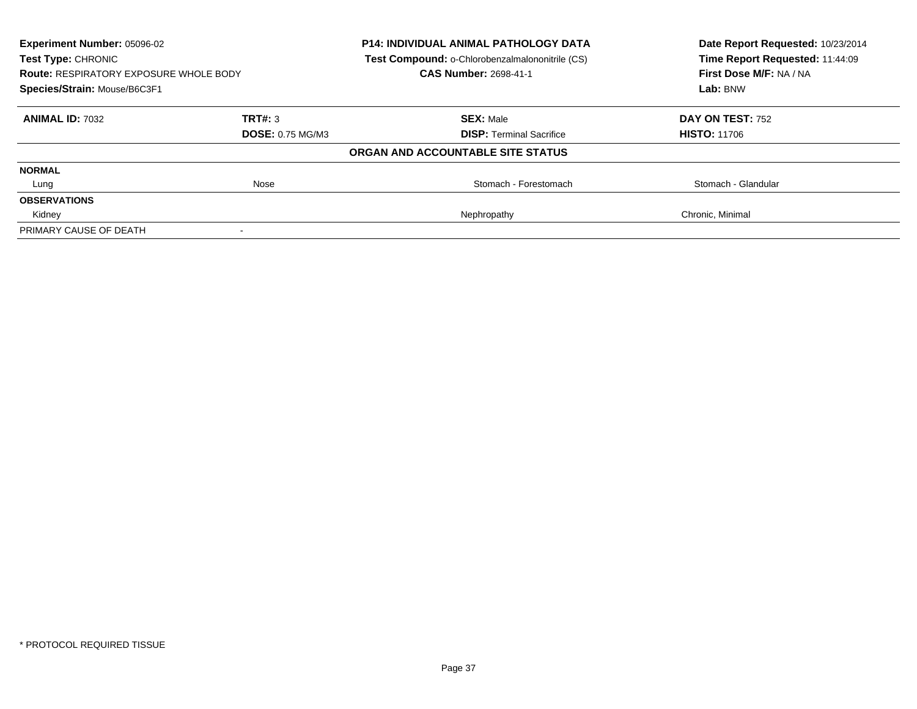**Experiment Number:** 05096-02
**Test Type:** CHRONIC
**Route:** RESPIRATORY EXPOSURE WHOLE BODY
**Species/Strain:** Mouse/B6C3F1

**P14: INDIVIDUAL ANIMAL PATHOLOGY DATA**
**Test Compound:** o-Chlorobenzalmalononitrile (CS)
**CAS Number:** 2698-41-1

**Date Report Requested:** 10/23/2014
**Time Report Requested:** 11:44:09
**First Dose M/F:** NA / NA
**Lab:** BNW

| **ANIMAL ID:** 7032 | **TRT#:** 3 | **SEX:** Male | **DAY ON TEST:** 752 |
|---|---|---|---|
| | **DOSE:** 0.75 MG/M3 | **DISP:** Terminal Sacrifice | **HISTO:** 11706 |

**ORGAN AND ACCOUNTABLE SITE STATUS**

| | | | |
|---|---|---|---|
| **NORMAL** | | | |
| Lung | Nose | Stomach - Forestomach | Stomach - Glandular |
| **OBSERVATIONS** | | | |
| Kidney | | Nephropathy | Chronic, Minimal |
| PRIMARY CAUSE OF DEATH | - | | |

* PROTOCOL REQUIRED TISSUE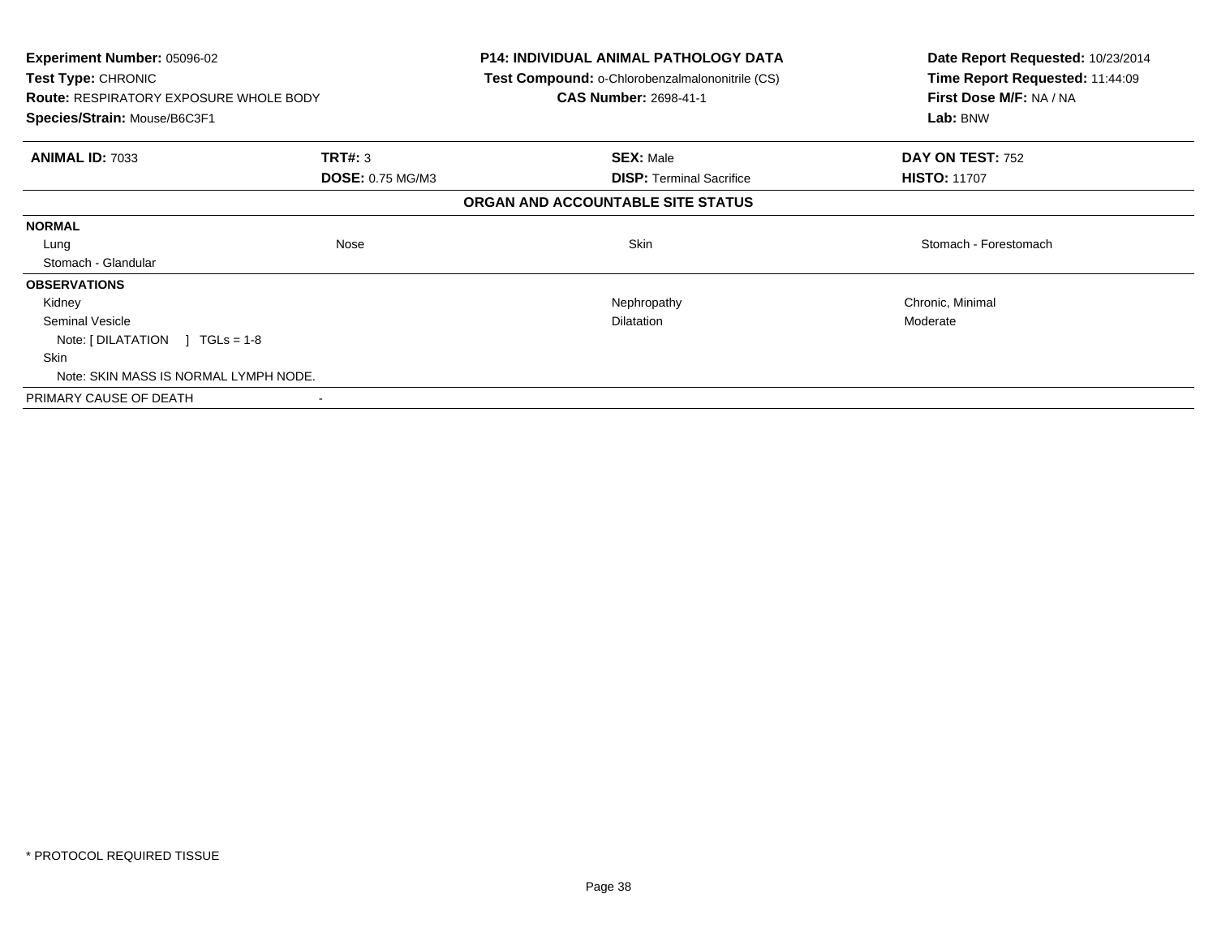**Experiment Number:** 05096-02
**Test Type:** CHRONIC
**Route:** RESPIRATORY EXPOSURE WHOLE BODY
**Species/Strain:** Mouse/B6C3F1

**P14: INDIVIDUAL ANIMAL PATHOLOGY DATA**
**Test Compound:** o-Chlorobenzalmalononitrile (CS)
**CAS Number:** 2698-41-1

**Date Report Requested:** 10/23/2014
**Time Report Requested:** 11:44:09
**First Dose M/F:** NA / NA
**Lab:** BNW

| **ANIMAL ID:** 7033 | **TRT#:** 3 | **SEX:** Male | **DAY ON TEST:** 752 |
|---|---|---|---|
| | **DOSE:** 0.75 MG/M3 | **DISP:** Terminal Sacrifice | **HISTO:** 11707 |

**ORGAN AND ACCOUNTABLE SITE STATUS**

| | | | |
|---|---|---|---|
| **NORMAL** | | | |
| Lung | Nose | Skin | Stomach - Forestomach |
| Stomach - Glandular | | | |
| **OBSERVATIONS** | | | |
| Kidney | | Nephropathy | Chronic, Minimal |
| Seminal Vesicle | | Dilatation | Moderate |
| Note: [ DILATATION ] TGLs = 1-8 | | | |
| Skin | | | |
| Note: SKIN MASS IS NORMAL LYMPH NODE. | | | |
| PRIMARY CAUSE OF DEATH | - | | |

* PROTOCOL REQUIRED TISSUE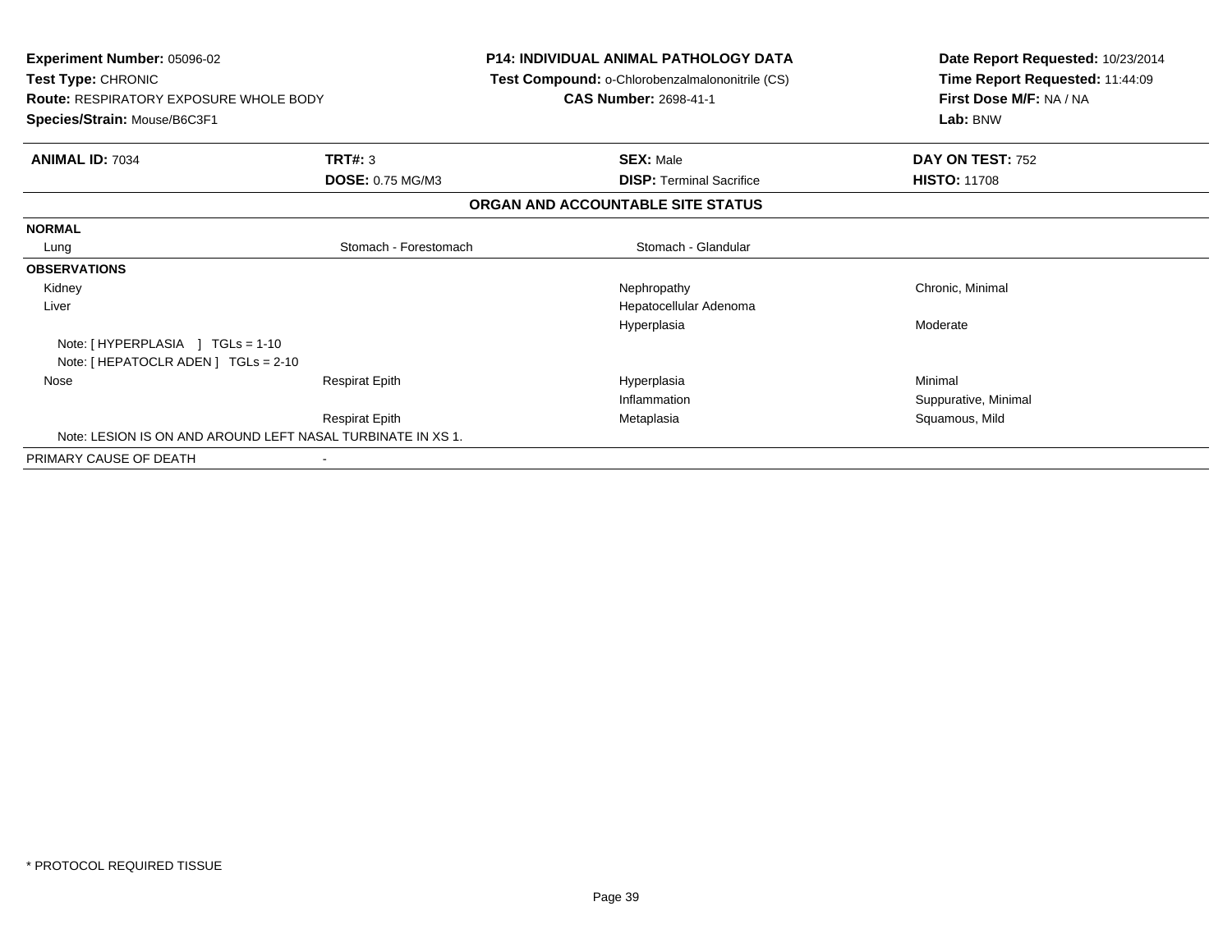**Experiment Number:** 05096-02
**Test Type:** CHRONIC
**Route:** RESPIRATORY EXPOSURE WHOLE BODY
**Species/Strain:** Mouse/B6C3F1

**P14: INDIVIDUAL ANIMAL PATHOLOGY DATA**
**Test Compound:** o-Chlorobenzalmalononitrile (CS)
**CAS Number:** 2698-41-1

**Date Report Requested:** 10/23/2014
**Time Report Requested:** 11:44:09
**First Dose M/F:** NA / NA
**Lab:** BNW

| **ANIMAL ID:** 7034 | **TRT#:** 3 | **SEX:** Male | **DAY ON TEST:** 752 |
|---|---|---|---|
| | **DOSE:** 0.75 MG/M3 | **DISP:** Terminal Sacrifice | **HISTO:** 11708 |

## ORGAN AND ACCOUNTABLE SITE STATUS

| | | | |
|---|---|---|---|
| **NORMAL** | | | |
| Lung | Stomach - Forestomach | Stomach - Glandular | |
| **OBSERVATIONS** | | | |
| Kidney | | Nephropathy | Chronic, Minimal |
| Liver | | Hepatocellular Adenoma | |
| | | Hyperplasia | Moderate |
| Note: [ HYPERPLASIA ] TGLs = 1-10 | | | |
| Note: [ HEPATOCLR ADEN ] TGLs = 2-10 | | | |
| Nose | Respirat Epith | Hyperplasia | Minimal |
| | | Inflammation | Suppurative, Minimal |
| | Respirat Epith | Metaplasia | Squamous, Mild |
| Note: LESION IS ON AND AROUND LEFT NASAL TURBINATE IN XS 1. | | | |
| PRIMARY CAUSE OF DEATH | - | | |

\* PROTOCOL REQUIRED TISSUE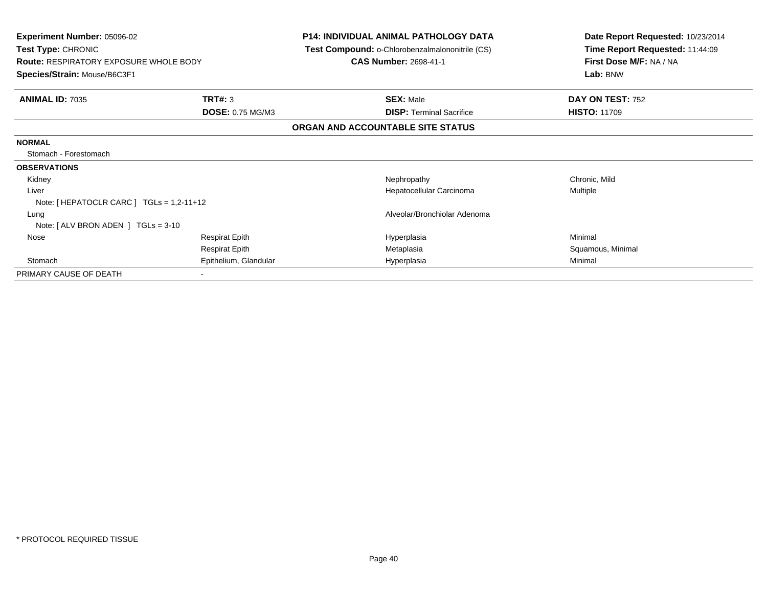**Experiment Number:** 05096-02
**Test Type:** CHRONIC
**Route:** RESPIRATORY EXPOSURE WHOLE BODY
**Species/Strain:** Mouse/B6C3F1

**P14: INDIVIDUAL ANIMAL PATHOLOGY DATA**
**Test Compound:** o-Chlorobenzalmalononitrile (CS)
**CAS Number:** 2698-41-1

**Date Report Requested:** 10/23/2014
**Time Report Requested:** 11:44:09
**First Dose M/F:** NA / NA
**Lab:** BNW

| **ANIMAL ID:** 7035 | **TRT#:** 3 | **SEX:** Male | **DAY ON TEST:** 752 |
|---|---|---|---|
| | **DOSE:** 0.75 MG/M3 | **DISP:** Terminal Sacrifice | **HISTO:** 11709 |

**ORGAN AND ACCOUNTABLE SITE STATUS**

| | | | |
|---|---|---|---|
| **NORMAL** | | | |
| Stomach - Forestomach | | | |
| **OBSERVATIONS** | | | |
| Kidney | | Nephropathy | Chronic, Mild |
| Liver | | Hepatocellular Carcinoma | Multiple |
| Note: [ HEPATOCLR CARC ] TGLs = 1,2-11+12 | | | |
| Lung | | Alveolar/Bronchiolar Adenoma | |
| Note: [ ALV BRON ADEN ] TGLs = 3-10 | | | |
| Nose | Respirat Epith | Hyperplasia | Minimal |
| | Respirat Epith | Metaplasia | Squamous, Minimal |
| Stomach | Epithelium, Glandular | Hyperplasia | Minimal |
| PRIMARY CAUSE OF DEATH | - | | |

* PROTOCOL REQUIRED TISSUE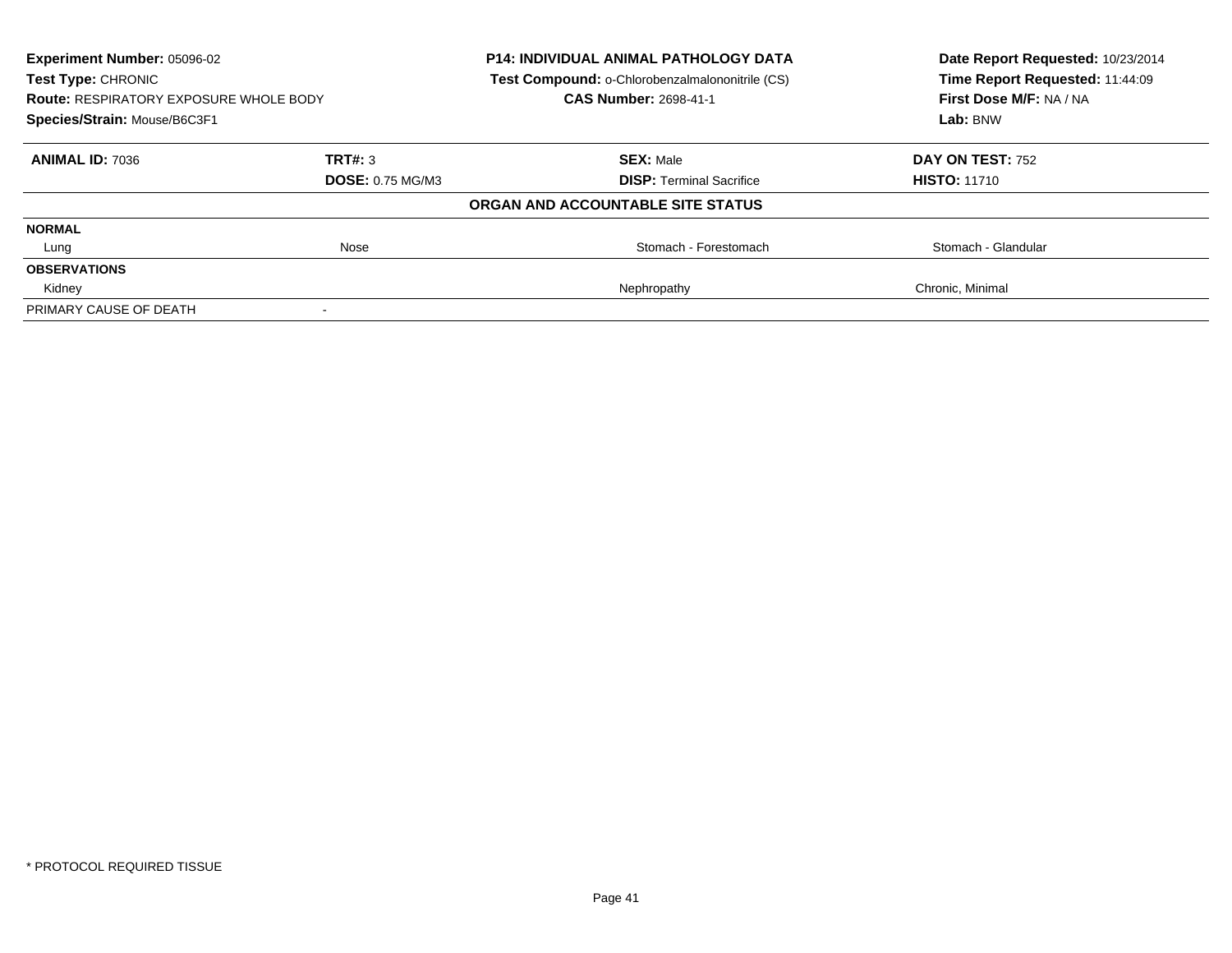**Experiment Number:** 05096-02
**Test Type:** CHRONIC
**Route:** RESPIRATORY EXPOSURE WHOLE BODY
**Species/Strain:** Mouse/B6C3F1

**P14: INDIVIDUAL ANIMAL PATHOLOGY DATA**
**Test Compound:** o-Chlorobenzalmalononitrile (CS)
**CAS Number:** 2698-41-1

**Date Report Requested:** 10/23/2014
**Time Report Requested:** 11:44:09
**First Dose M/F:** NA / NA
**Lab:** BNW

| **ANIMAL ID:** 7036 | **TRT#:** 3 | **SEX:** Male | **DAY ON TEST:** 752 |
|---|---|---|---|
| | **DOSE:** 0.75 MG/M3 | **DISP:** Terminal Sacrifice | **HISTO:** 11710 |
| | | **ORGAN AND ACCOUNTABLE SITE STATUS** | |
| **NORMAL** | | | |
| Lung | Nose | Stomach - Forestomach | Stomach - Glandular |
| **OBSERVATIONS** | | | |
| Kidney | | Nephropathy | Chronic, Minimal |
| PRIMARY CAUSE OF DEATH | - | | |

* PROTOCOL REQUIRED TISSUE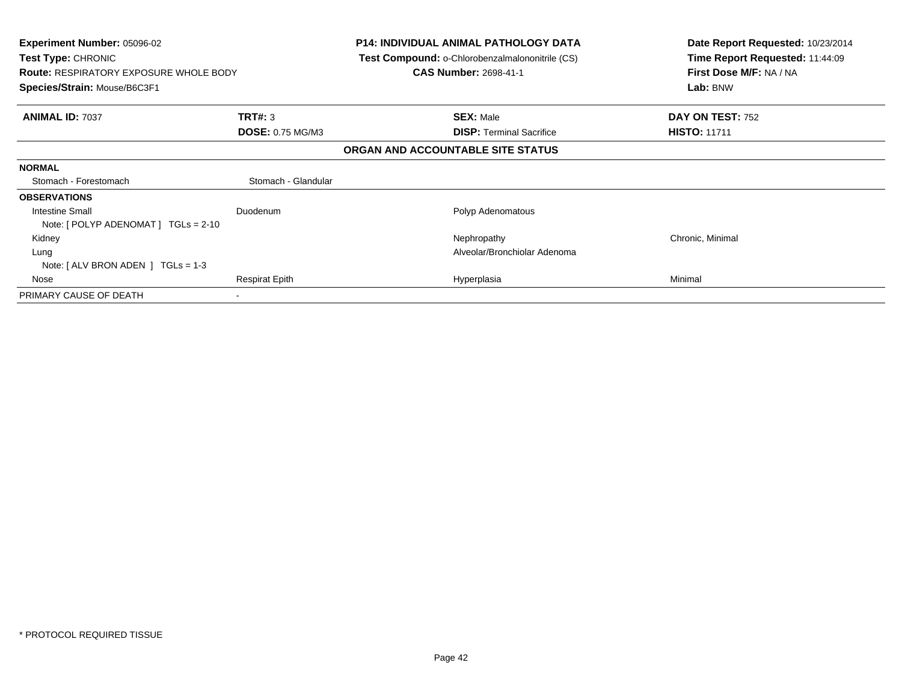**Experiment Number:** 05096-02
**Test Type:** CHRONIC
**Route:** RESPIRATORY EXPOSURE WHOLE BODY
**Species/Strain:** Mouse/B6C3F1

**P14: INDIVIDUAL ANIMAL PATHOLOGY DATA**
**Test Compound:** o-Chlorobenzalmalononitrile (CS)
**CAS Number:** 2698-41-1

**Date Report Requested:** 10/23/2014
**Time Report Requested:** 11:44:09
**First Dose M/F:** NA / NA
**Lab:** BNW

| **ANIMAL ID:** 7037 | **TRT#:** 3 | **SEX:** Male | **DAY ON TEST:** 752 |
|---|---|---|---|
| | **DOSE:** 0.75 MG/M3 | **DISP:** Terminal Sacrifice | **HISTO:** 11711 |

**ORGAN AND ACCOUNTABLE SITE STATUS**

| | | | |
|---|---|---|---|
| **NORMAL** | | | |
| Stomach - Forestomach | Stomach - Glandular | | |
| **OBSERVATIONS** | | | |
| Intestine Small | Duodenum | Polyp Adenomatous | |
| Note: [ POLYP ADENOMAT ] TGLs = 2-10 | | | |
| Kidney | | Nephropathy | Chronic, Minimal |
| Lung | | Alveolar/Bronchiolar Adenoma | |
| Note: [ ALV BRON ADEN ] TGLs = 1-3 | | | |
| Nose | Respirat Epith | Hyperplasia | Minimal |
| PRIMARY CAUSE OF DEATH | - | | |

* PROTOCOL REQUIRED TISSUE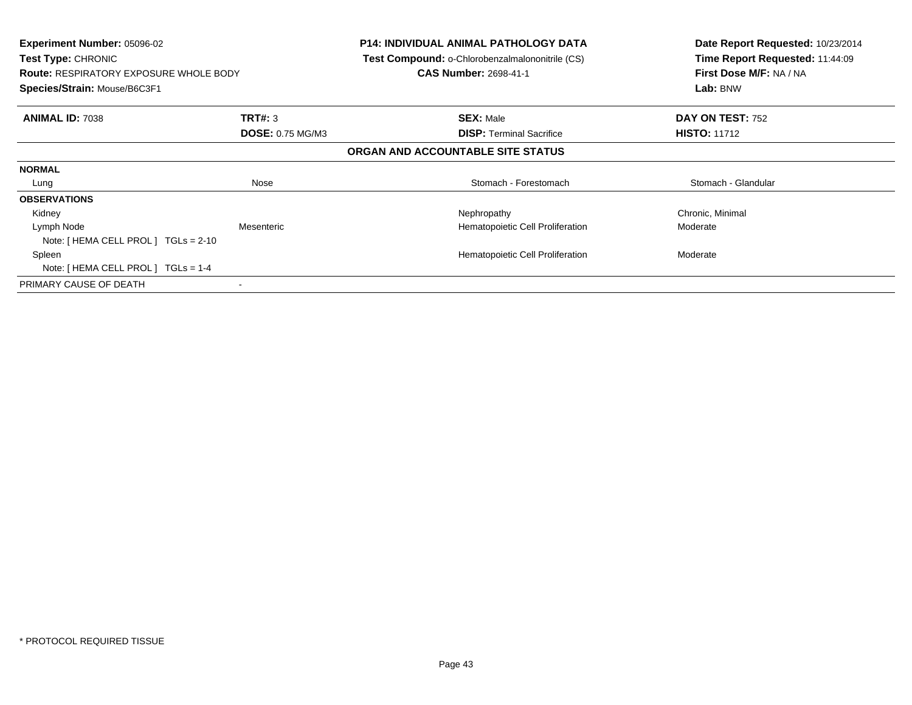**Experiment Number:** 05096-02
**Test Type:** CHRONIC
**Route:** RESPIRATORY EXPOSURE WHOLE BODY
**Species/Strain:** Mouse/B6C3F1

**P14: INDIVIDUAL ANIMAL PATHOLOGY DATA**
**Test Compound:** o-Chlorobenzalmalononitrile (CS)
**CAS Number:** 2698-41-1

**Date Report Requested:** 10/23/2014
**Time Report Requested:** 11:44:09
**First Dose M/F:** NA / NA
**Lab:** BNW

| **ANIMAL ID:** 7038 | **TRT#:** 3 | **SEX:** Male | **DAY ON TEST:** 752 |
|---|---|---|---|
| | **DOSE:** 0.75 MG/M3 | **DISP:** Terminal Sacrifice | **HISTO:** 11712 |

**ORGAN AND ACCOUNTABLE SITE STATUS**

| | | | |
|---|---|---|---|
| **NORMAL** | | | |
| Lung | Nose | Stomach - Forestomach | Stomach - Glandular |
| **OBSERVATIONS** | | | |
| Kidney | | Nephropathy | Chronic, Minimal |
| Lymph Node | Mesenteric | Hematopoietic Cell Proliferation | Moderate |
| Note: [ HEMA CELL PROL ] TGLs = 2-10 | | | |
| Spleen | | Hematopoietic Cell Proliferation | Moderate |
| Note: [ HEMA CELL PROL ] TGLs = 1-4 | | | |
| PRIMARY CAUSE OF DEATH | - | | |

* PROTOCOL REQUIRED TISSUE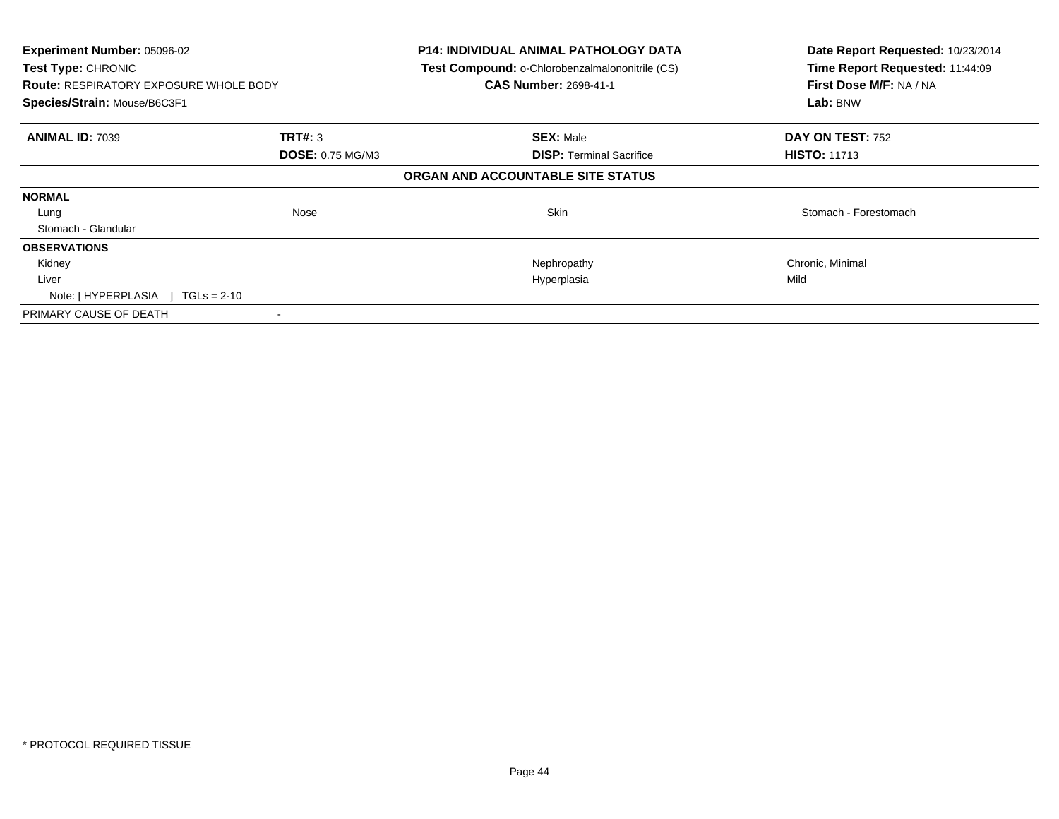**Experiment Number:** 05096-02
**Test Type:** CHRONIC
**Route:** RESPIRATORY EXPOSURE WHOLE BODY
**Species/Strain:** Mouse/B6C3F1

**P14: INDIVIDUAL ANIMAL PATHOLOGY DATA**
**Test Compound:** o-Chlorobenzalmalononitrile (CS)
**CAS Number:** 2698-41-1

**Date Report Requested:** 10/23/2014
**Time Report Requested:** 11:44:09
**First Dose M/F:** NA / NA
**Lab:** BNW

| **ANIMAL ID:** 7039 | **TRT#:** 3 | **SEX:** Male | **DAY ON TEST:** 752 |
|---|---|---|---|
| | **DOSE:** 0.75 MG/M3 | **DISP:** Terminal Sacrifice | **HISTO:** 11713 |

**ORGAN AND ACCOUNTABLE SITE STATUS**

| | | | |
|---|---|---|---|
| **NORMAL** | | | |
| Lung | Nose | Skin | Stomach - Forestomach |
| Stomach - Glandular | | | |
| **OBSERVATIONS** | | | |
| Kidney | | Nephropathy | Chronic, Minimal |
| Liver | | Hyperplasia | Mild |
| Note: [ HYPERPLASIA ] TGLs = 2-10 | | | |
| PRIMARY CAUSE OF DEATH | - | | |

* PROTOCOL REQUIRED TISSUE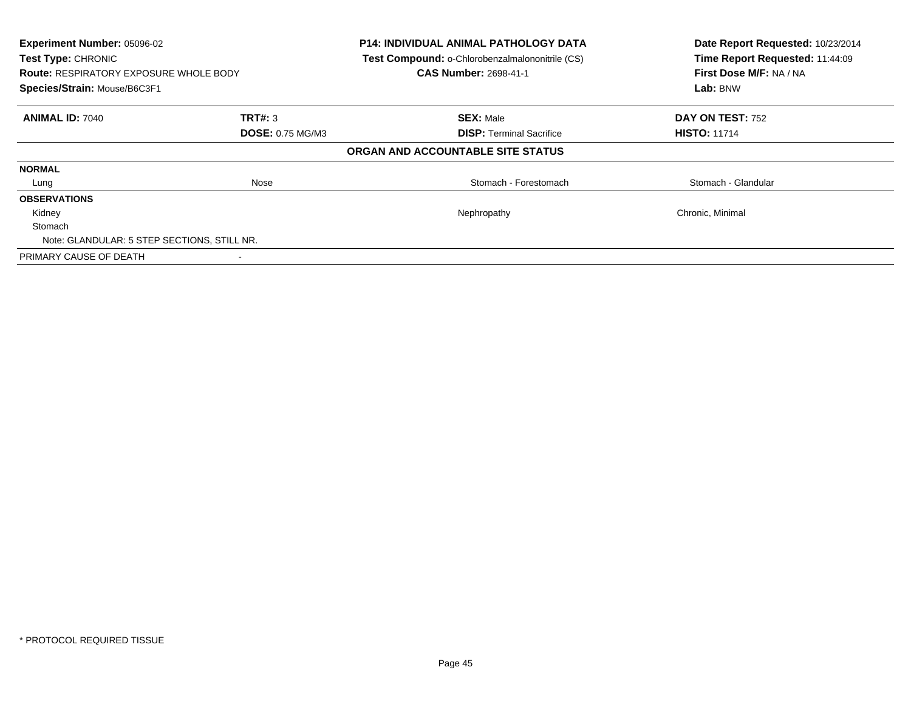| **Experiment Number:** 05096-02 | | **P14: INDIVIDUAL ANIMAL PATHOLOGY DATA** | **Date Report Requested:** 10/23/2014 |
|---|---|---|---|
| **Test Type:** CHRONIC | | **Test Compound:** o-Chlorobenzalmalononitrile (CS) | **Time Report Requested:** 11:44:09 |
| **Route:** RESPIRATORY EXPOSURE WHOLE BODY | | **CAS Number:** 2698-41-1 | **First Dose M/F:** NA / NA |
| **Species/Strain:** Mouse/B6C3F1 | | | **Lab:** BNW |

| **ANIMAL ID:** 7040 | **TRT#:** 3 | **SEX:** Male | **DAY ON TEST:** 752 |
|---|---|---|---|
| | **DOSE:** 0.75 MG/M3 | **DISP:** Terminal Sacrifice | **HISTO:** 11714 |

**ORGAN AND ACCOUNTABLE SITE STATUS**

| | | | |
|---|---|---|---|
| **NORMAL** | | | |
| Lung | Nose | Stomach - Forestomach | Stomach - Glandular |
| **OBSERVATIONS** | | | |
| Kidney | | Nephropathy | Chronic, Minimal |
| Stomach | | | |
| Note: GLANDULAR: 5 STEP SECTIONS, STILL NR. | | | |
| PRIMARY CAUSE OF DEATH | - | | |

* PROTOCOL REQUIRED TISSUE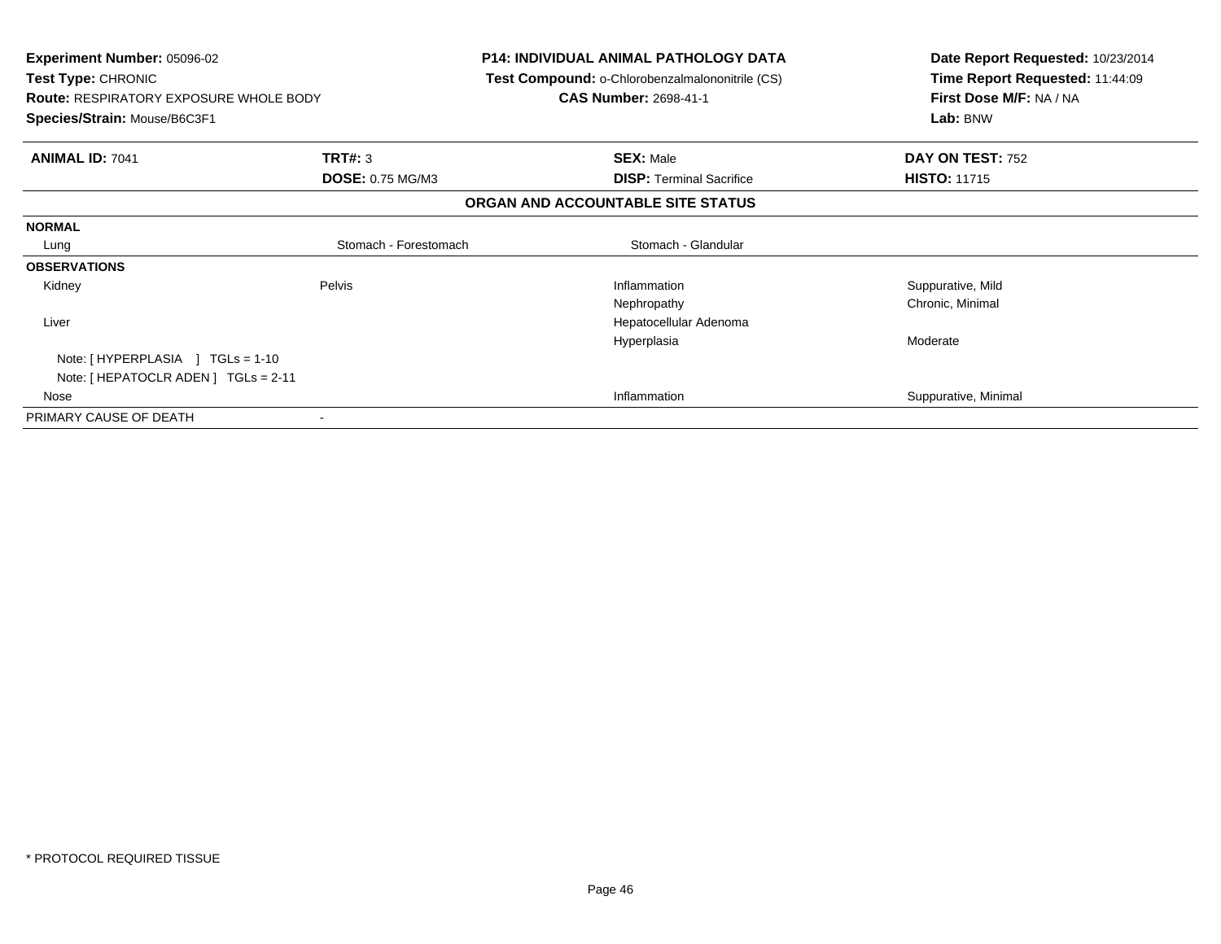**Experiment Number:** 05096-02
**Test Type:** CHRONIC
**Route:** RESPIRATORY EXPOSURE WHOLE BODY
**Species/Strain:** Mouse/B6C3F1

**P14: INDIVIDUAL ANIMAL PATHOLOGY DATA**
**Test Compound:** o-Chlorobenzalmalononitrile (CS)
**CAS Number:** 2698-41-1

**Date Report Requested:** 10/23/2014
**Time Report Requested:** 11:44:09
**First Dose M/F:** NA / NA
**Lab:** BNW

| **ANIMAL ID:** 7041 | **TRT#:** 3 | **SEX:** Male | **DAY ON TEST:** 752 |
|---|---|---|---|
| | **DOSE:** 0.75 MG/M3 | **DISP:** Terminal Sacrifice | **HISTO:** 11715 |

**ORGAN AND ACCOUNTABLE SITE STATUS**

| | | | |
|---|---|---|---|
| **NORMAL** | | | |
| Lung | Stomach - Forestomach | Stomach - Glandular | |
| **OBSERVATIONS** | | | |
| Kidney | Pelvis | Inflammation | Suppurative, Mild |
| | | Nephropathy | Chronic, Minimal |
| Liver | | Hepatocellular Adenoma | |
| | | Hyperplasia | Moderate |
| Note: [ HYPERPLASIA ] TGLs = 1-10 | | | |
| Note: [ HEPATOCLR ADEN ] TGLs = 2-11 | | | |
| Nose | | Inflammation | Suppurative, Minimal |
| PRIMARY CAUSE OF DEATH | - | | |

* PROTOCOL REQUIRED TISSUE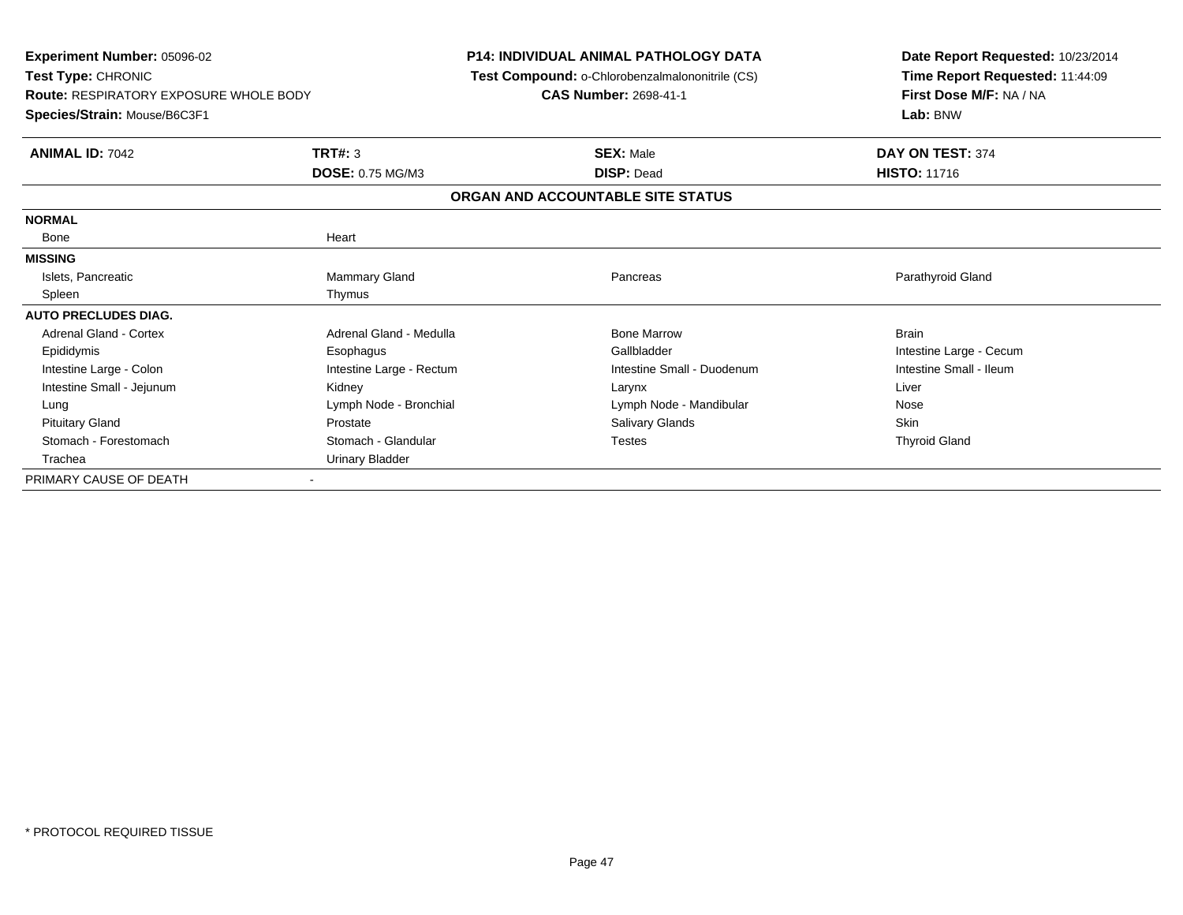**Experiment Number:** 05096-02
**Test Type:** CHRONIC
**Route:** RESPIRATORY EXPOSURE WHOLE BODY
**Species/Strain:** Mouse/B6C3F1

**P14: INDIVIDUAL ANIMAL PATHOLOGY DATA**
**Test Compound:** o-Chlorobenzalmalononitrile (CS)
**CAS Number:** 2698-41-1

**Date Report Requested:** 10/23/2014
**Time Report Requested:** 11:44:09
**First Dose M/F:** NA / NA
**Lab:** BNW

| **ANIMAL ID:** 7042 | **TRT#:** 3 | **SEX:** Male | **DAY ON TEST:** 374 |
|---|---|---|---|
| | **DOSE:** 0.75 MG/M3 | **DISP:** Dead | **HISTO:** 11716 |

## ORGAN AND ACCOUNTABLE SITE STATUS

| | | | |
|---|---|---|---|
| **NORMAL** | | | |
| Bone | Heart | | |
| **MISSING** | | | |
| Islets, Pancreatic | Mammary Gland | Pancreas | Parathyroid Gland |
| Spleen | Thymus | | |
| **AUTO PRECLUDES DIAG.** | | | |
| Adrenal Gland - Cortex | Adrenal Gland - Medulla | Bone Marrow | Brain |
| Epididymis | Esophagus | Gallbladder | Intestine Large - Cecum |
| Intestine Large - Colon | Intestine Large - Rectum | Intestine Small - Duodenum | Intestine Small - Ileum |
| Intestine Small - Jejunum | Kidney | Larynx | Liver |
| Lung | Lymph Node - Bronchial | Lymph Node - Mandibular | Nose |
| Pituitary Gland | Prostate | Salivary Glands | Skin |
| Stomach - Forestomach | Stomach - Glandular | Testes | Thyroid Gland |
| Trachea | Urinary Bladder | | |
| PRIMARY CAUSE OF DEATH | - | | |

* PROTOCOL REQUIRED TISSUE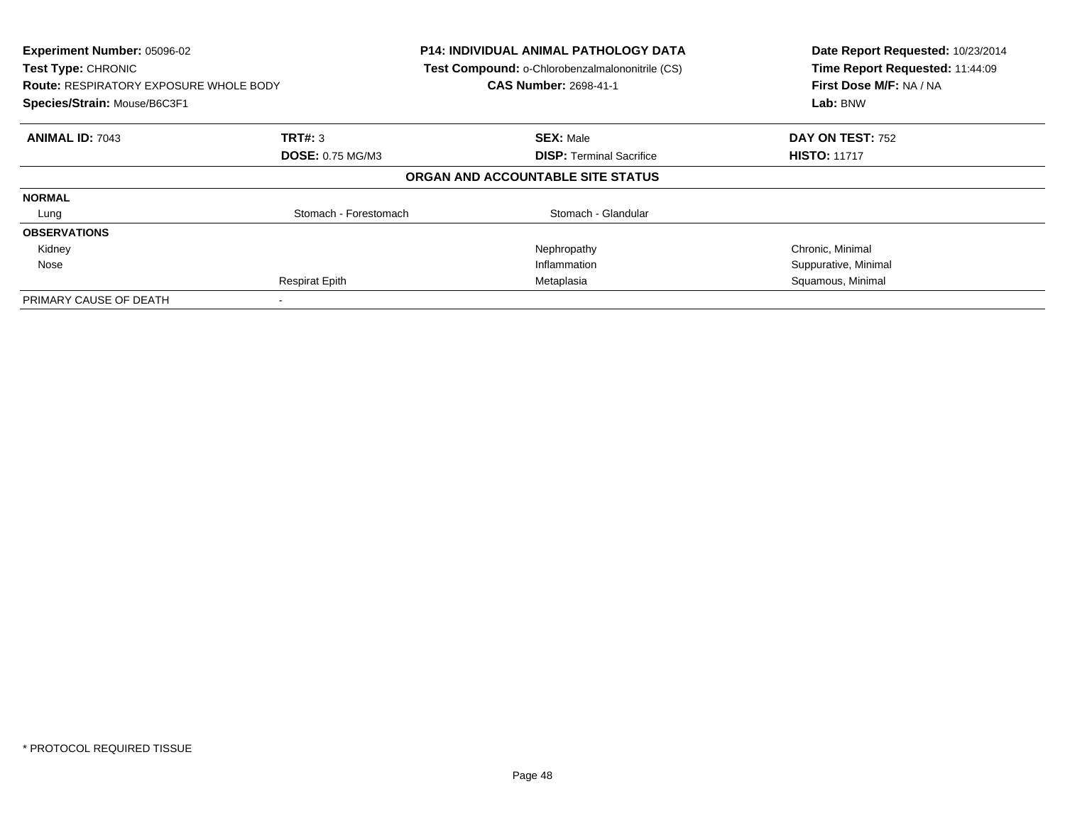**Experiment Number:** 05096-02
**Test Type:** CHRONIC
**Route:** RESPIRATORY EXPOSURE WHOLE BODY
**Species/Strain:** Mouse/B6C3F1

**P14: INDIVIDUAL ANIMAL PATHOLOGY DATA**
**Test Compound:** o-Chlorobenzalmalononitrile (CS)
**CAS Number:** 2698-41-1

**Date Report Requested:** 10/23/2014
**Time Report Requested:** 11:44:09
**First Dose M/F:** NA / NA
**Lab:** BNW

| **ANIMAL ID:** 7043 | **TRT#:** 3 | **SEX:** Male | **DAY ON TEST:** 752 |
|---|---|---|---|
| | **DOSE:** 0.75 MG/M3 | **DISP:** Terminal Sacrifice | **HISTO:** 11717 |

**ORGAN AND ACCOUNTABLE SITE STATUS**

| | | | |
|---|---|---|---|
| **NORMAL** | | | |
| Lung | Stomach - Forestomach | Stomach - Glandular | |
| **OBSERVATIONS** | | | |
| Kidney | | Nephropathy | Chronic, Minimal |
| Nose | | Inflammation | Suppurative, Minimal |
| | Respirat Epith | Metaplasia | Squamous, Minimal |
| PRIMARY CAUSE OF DEATH | - | | |

* PROTOCOL REQUIRED TISSUE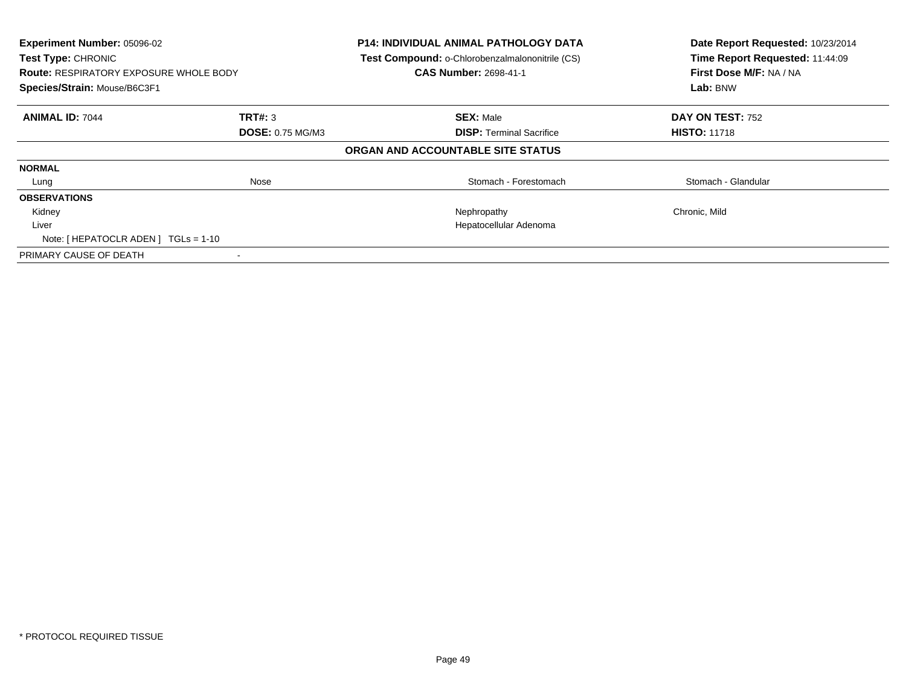**Experiment Number:** 05096-02
**Test Type:** CHRONIC
**Route:** RESPIRATORY EXPOSURE WHOLE BODY
**Species/Strain:** Mouse/B6C3F1

**P14: INDIVIDUAL ANIMAL PATHOLOGY DATA**
**Test Compound:** o-Chlorobenzalmalononitrile (CS)
**CAS Number:** 2698-41-1

**Date Report Requested:** 10/23/2014
**Time Report Requested:** 11:44:09
**First Dose M/F:** NA / NA
**Lab:** BNW

| **ANIMAL ID:** 7044 | **TRT#:** 3 | **SEX:** Male | **DAY ON TEST:** 752 |
|---|---|---|---|
| | **DOSE:** 0.75 MG/M3 | **DISP:** Terminal Sacrifice | **HISTO:** 11718 |

**ORGAN AND ACCOUNTABLE SITE STATUS**

| | | | |
|---|---|---|---|
| **NORMAL** | | | |
| Lung | Nose | Stomach - Forestomach | Stomach - Glandular |
| **OBSERVATIONS** | | | |
| Kidney | | Nephropathy | Chronic, Mild |
| Liver | | Hepatocellular Adenoma | |
| Note: [ HEPATOCLR ADEN ] TGLs = 1-10 | | | |
| PRIMARY CAUSE OF DEATH | - | | |

* PROTOCOL REQUIRED TISSUE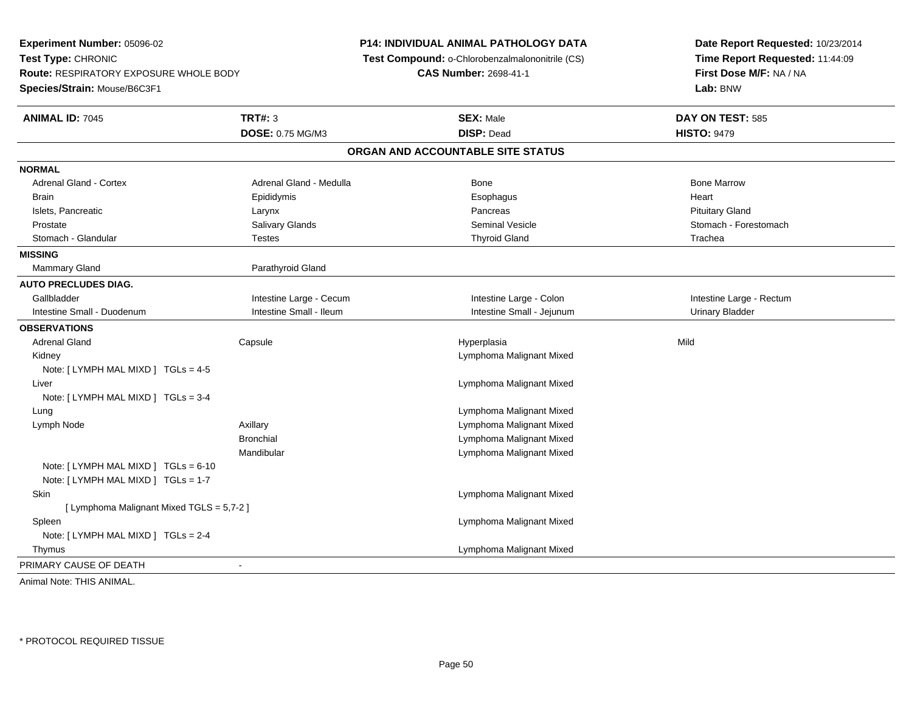**Experiment Number:** 05096-02
**Test Type:** CHRONIC
**Route:** RESPIRATORY EXPOSURE WHOLE BODY
**Species/Strain:** Mouse/B6C3F1

**P14: INDIVIDUAL ANIMAL PATHOLOGY DATA**
**Test Compound:** o-Chlorobenzalmalononitrile (CS)
**CAS Number:** 2698-41-1

**Date Report Requested:** 10/23/2014
**Time Report Requested:** 11:44:09
**First Dose M/F:** NA / NA
**Lab:** BNW

| **ANIMAL ID:** 7045 | **TRT#:** 3 | **SEX:** Male | **DAY ON TEST:** 585 |
|---|---|---|---|
| | **DOSE:** 0.75 MG/M3 | **DISP:** Dead | **HISTO:** 9479 |

**ORGAN AND ACCOUNTABLE SITE STATUS**

| | | | |
|---|---|---|---|
| **NORMAL** | | | |
| Adrenal Gland - Cortex | Adrenal Gland - Medulla | Bone | Bone Marrow |
| Brain | Epididymis | Esophagus | Heart |
| Islets, Pancreatic | Larynx | Pancreas | Pituitary Gland |
| Prostate | Salivary Glands | Seminal Vesicle | Stomach - Forestomach |
| Stomach - Glandular | Testes | Thyroid Gland | Trachea |
| **MISSING** | | | |
| Mammary Gland | Parathyroid Gland | | |
| **AUTO PRECLUDES DIAG.** | | | |
| Gallbladder | Intestine Large - Cecum | Intestine Large - Colon | Intestine Large - Rectum |
| Intestine Small - Duodenum | Intestine Small - Ileum | Intestine Small - Jejunum | Urinary Bladder |
| **OBSERVATIONS** | | | |
| Adrenal Gland | Capsule | Hyperplasia | Mild |
| Kidney | | Lymphoma Malignant Mixed | |
| Note: [ LYMPH MAL MIXD ] TGLs = 4-5 | | | |
| Liver | | Lymphoma Malignant Mixed | |
| Note: [ LYMPH MAL MIXD ] TGLs = 3-4 | | | |
| Lung | | Lymphoma Malignant Mixed | |
| Lymph Node | Axillary | Lymphoma Malignant Mixed | |
| | Bronchial | Lymphoma Malignant Mixed | |
| | Mandibular | Lymphoma Malignant Mixed | |
| Note: [ LYMPH MAL MIXD ] TGLs = 6-10 | | | |
| Note: [ LYMPH MAL MIXD ] TGLs = 1-7 | | | |
| Skin | | Lymphoma Malignant Mixed | |
| [ Lymphoma Malignant Mixed TGLS = 5,7-2 ] | | | |
| Spleen | | Lymphoma Malignant Mixed | |
| Note: [ LYMPH MAL MIXD ] TGLs = 2-4 | | | |
| Thymus | | Lymphoma Malignant Mixed | |
| PRIMARY CAUSE OF DEATH | - | | |

Animal Note: THIS ANIMAL.

* PROTOCOL REQUIRED TISSUE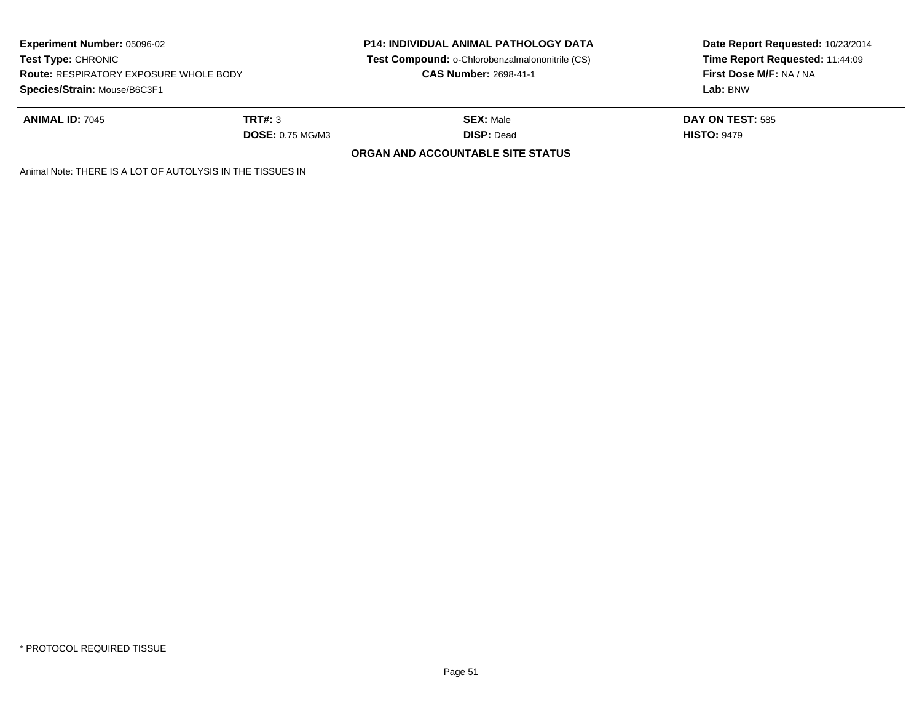**Experiment Number:** 05096-02
**Test Type:** CHRONIC
**Route:** RESPIRATORY EXPOSURE WHOLE BODY
**Species/Strain:** Mouse/B6C3F1

**P14: INDIVIDUAL ANIMAL PATHOLOGY DATA**
**Test Compound:** o-Chlorobenzalmalononitrile (CS)
**CAS Number:** 2698-41-1

**Date Report Requested:** 10/23/2014
**Time Report Requested:** 11:44:09
**First Dose M/F:** NA / NA
**Lab:** BNW

| **ANIMAL ID:** 7045 | **TRT#:** 3 | **SEX:** Male | **DAY ON TEST:** 585 |
|---|---|---|---|
| | **DOSE:** 0.75 MG/M3 | **DISP:** Dead | **HISTO:** 9479 |

**ORGAN AND ACCOUNTABLE SITE STATUS**

Animal Note: THERE IS A LOT OF AUTOLYSIS IN THE TISSUES IN

* PROTOCOL REQUIRED TISSUE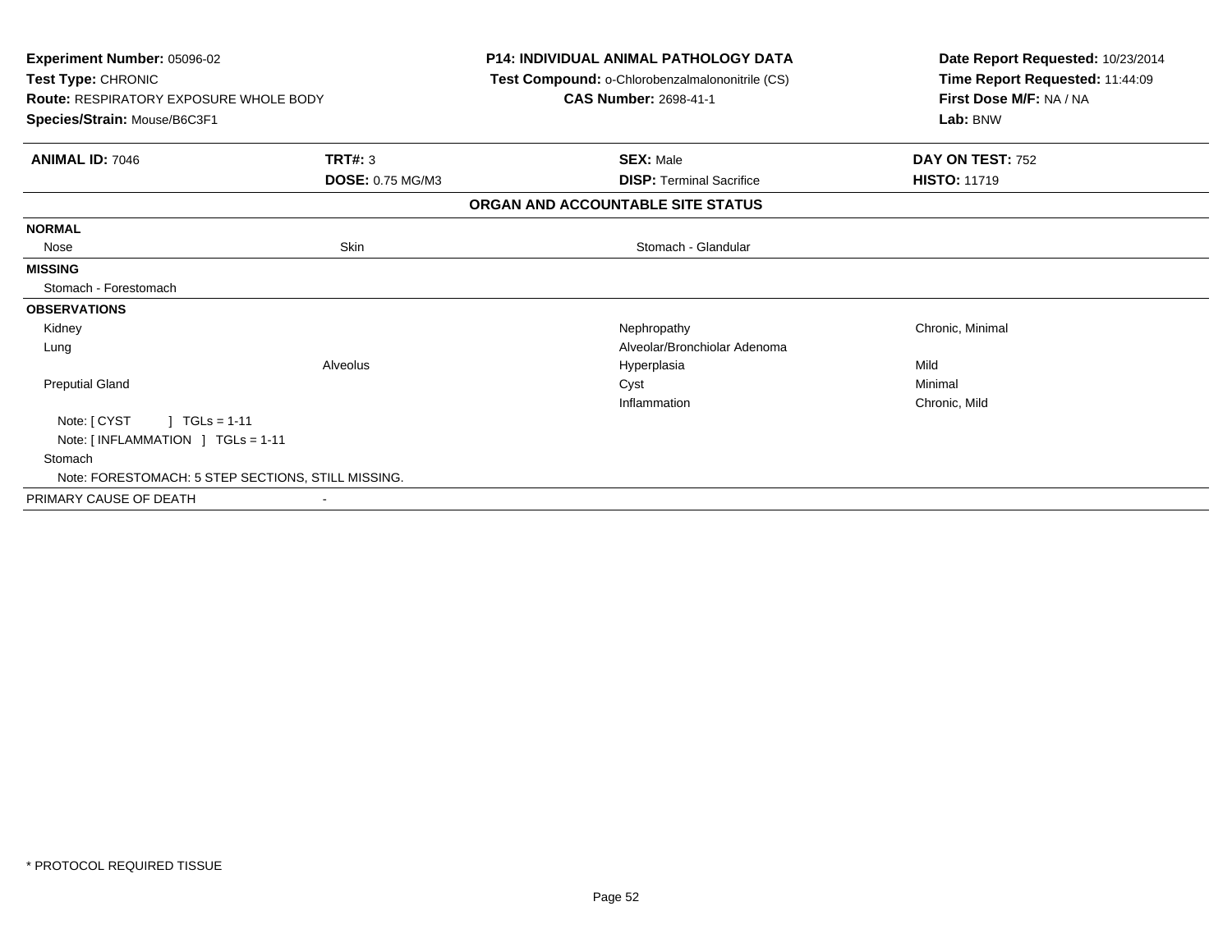**Experiment Number:** 05096-02
**Test Type:** CHRONIC
**Route:** RESPIRATORY EXPOSURE WHOLE BODY
**Species/Strain:** Mouse/B6C3F1

**P14: INDIVIDUAL ANIMAL PATHOLOGY DATA**
**Test Compound:** o-Chlorobenzalmalononitrile (CS)
**CAS Number:** 2698-41-1

**Date Report Requested:** 10/23/2014
**Time Report Requested:** 11:44:09
**First Dose M/F:** NA / NA
**Lab:** BNW

| **ANIMAL ID:** 7046 | **TRT#:** 3 | **SEX:** Male | **DAY ON TEST:** 752 |
|---|---|---|---|
| | **DOSE:** 0.75 MG/M3 | **DISP:** Terminal Sacrifice | **HISTO:** 11719 |

**ORGAN AND ACCOUNTABLE SITE STATUS**

| | | | |
|---|---|---|---|
| **NORMAL** | | | |
| Nose | Skin | Stomach - Glandular | |
| **MISSING** | | | |
| Stomach - Forestomach | | | |
| **OBSERVATIONS** | | | |
| Kidney | | Nephropathy | Chronic, Minimal |
| Lung | | Alveolar/Bronchiolar Adenoma | |
| | Alveolus | Hyperplasia | Mild |
| Preputial Gland | | Cyst | Minimal |
| | | Inflammation | Chronic, Mild |
| Note: [ CYST ] TGLs = 1-11 | | | |
| Note: [ INFLAMMATION ] TGLs = 1-11 | | | |
| Stomach | | | |
| Note: FORESTOMACH: 5 STEP SECTIONS, STILL MISSING. | | | |
| PRIMARY CAUSE OF DEATH | - | | |

\* PROTOCOL REQUIRED TISSUE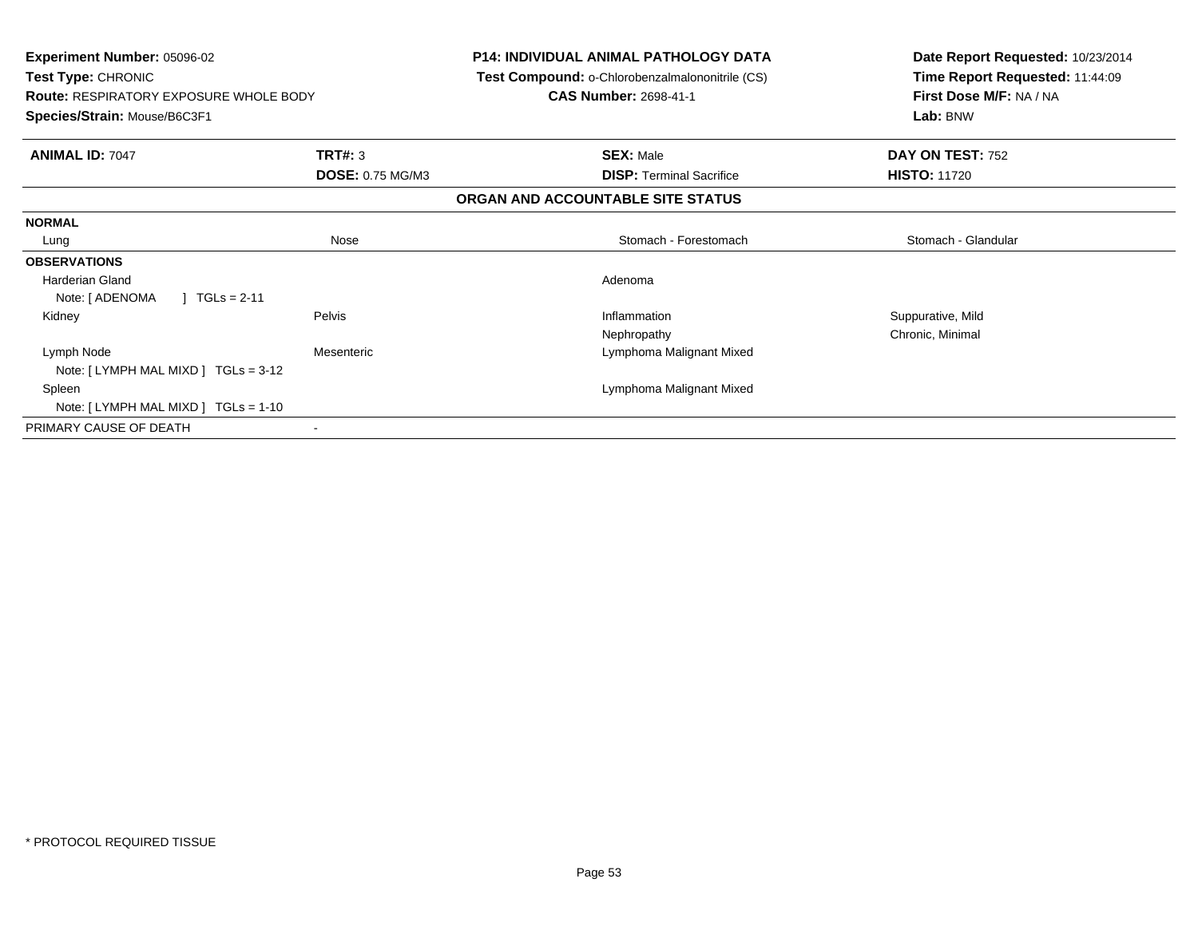**Experiment Number:** 05096-02
**Test Type:** CHRONIC
**Route:** RESPIRATORY EXPOSURE WHOLE BODY
**Species/Strain:** Mouse/B6C3F1

**P14: INDIVIDUAL ANIMAL PATHOLOGY DATA**
**Test Compound:** o-Chlorobenzalmalononitrile (CS)
**CAS Number:** 2698-41-1

**Date Report Requested:** 10/23/2014
**Time Report Requested:** 11:44:09
**First Dose M/F:** NA / NA
**Lab:** BNW

| **ANIMAL ID:** 7047 | **TRT#:** 3 | **SEX:** Male | **DAY ON TEST:** 752 |
|---|---|---|---|
| | **DOSE:** 0.75 MG/M3 | **DISP:** Terminal Sacrifice | **HISTO:** 11720 |

**ORGAN AND ACCOUNTABLE SITE STATUS**

| | | | |
|---|---|---|---|
| **NORMAL** | | | |
| Lung | Nose | Stomach - Forestomach | Stomach - Glandular |
| **OBSERVATIONS** | | | |
| Harderian Gland | | Adenoma | |
| Note: [ ADENOMA ] TGLs = 2-11 | | | |
| Kidney | Pelvis | Inflammation | Suppurative, Mild |
| | | Nephropathy | Chronic, Minimal |
| Lymph Node | Mesenteric | Lymphoma Malignant Mixed | |
| Note: [ LYMPH MAL MIXD ] TGLs = 3-12 | | | |
| Spleen | | Lymphoma Malignant Mixed | |
| Note: [ LYMPH MAL MIXD ] TGLs = 1-10 | | | |
| PRIMARY CAUSE OF DEATH | - | | |

\* PROTOCOL REQUIRED TISSUE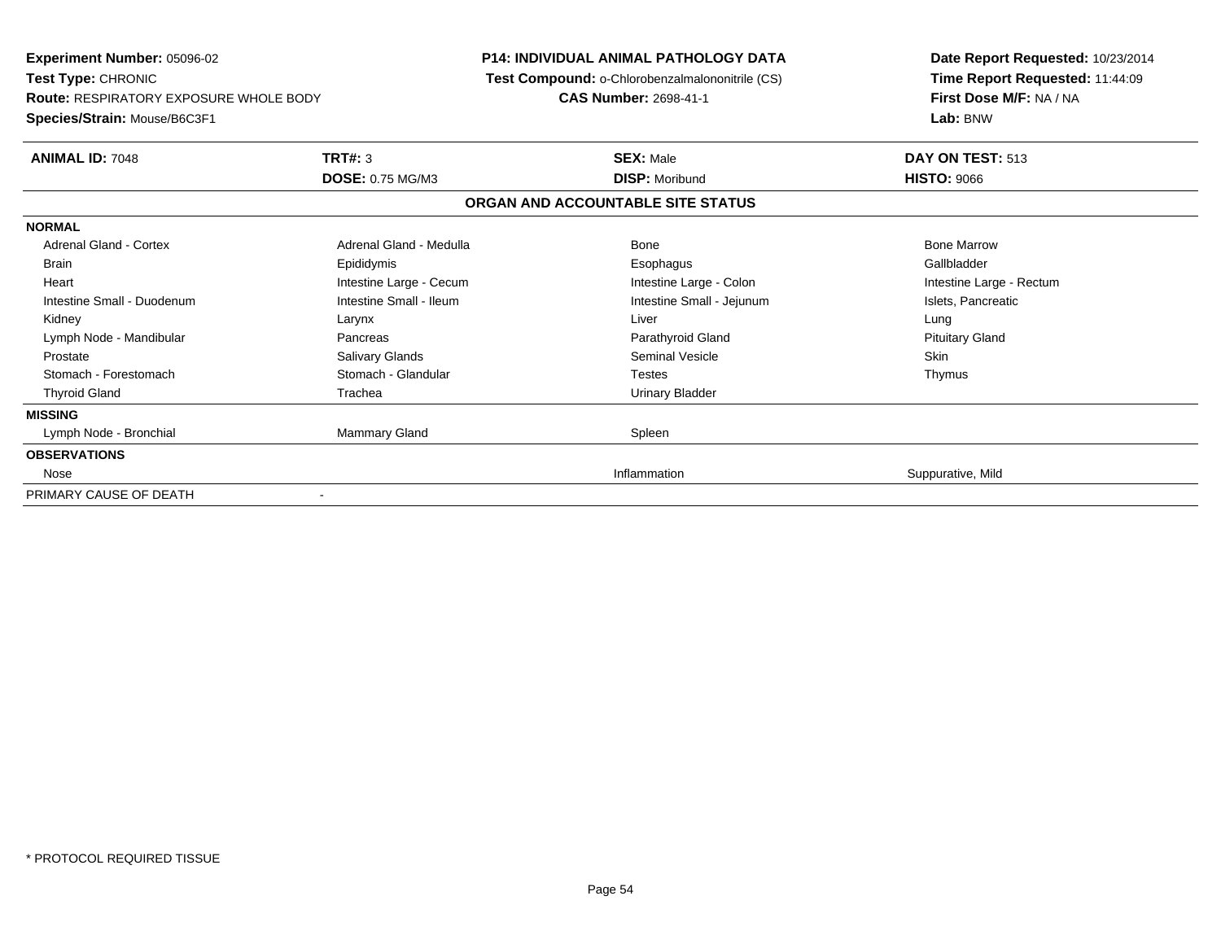**Experiment Number:** 05096-02
**Test Type:** CHRONIC
**Route:** RESPIRATORY EXPOSURE WHOLE BODY
**Species/Strain:** Mouse/B6C3F1

**P14: INDIVIDUAL ANIMAL PATHOLOGY DATA**
**Test Compound:** o-Chlorobenzalmalononitrile (CS)
**CAS Number:** 2698-41-1

**Date Report Requested:** 10/23/2014
**Time Report Requested:** 11:44:09
**First Dose M/F:** NA / NA
**Lab:** BNW

| **ANIMAL ID:** 7048 | **TRT#:** 3 | **SEX:** Male | **DAY ON TEST:** 513 |
|---|---|---|---|
| | **DOSE:** 0.75 MG/M3 | **DISP:** Moribund | **HISTO:** 9066 |

**ORGAN AND ACCOUNTABLE SITE STATUS**

| | | | |
|---|---|---|---|
| **NORMAL** | | | |
| Adrenal Gland - Cortex | Adrenal Gland - Medulla | Bone | Bone Marrow |
| Brain | Epididymis | Esophagus | Gallbladder |
| Heart | Intestine Large - Cecum | Intestine Large - Colon | Intestine Large - Rectum |
| Intestine Small - Duodenum | Intestine Small - Ileum | Intestine Small - Jejunum | Islets, Pancreatic |
| Kidney | Larynx | Liver | Lung |
| Lymph Node - Mandibular | Pancreas | Parathyroid Gland | Pituitary Gland |
| Prostate | Salivary Glands | Seminal Vesicle | Skin |
| Stomach - Forestomach | Stomach - Glandular | Testes | Thymus |
| Thyroid Gland | Trachea | Urinary Bladder | |
| **MISSING** | | | |
| Lymph Node - Bronchial | Mammary Gland | Spleen | |
| **OBSERVATIONS** | | | |
| Nose | | Inflammation | Suppurative, Mild |
| PRIMARY CAUSE OF DEATH | - | | |

* PROTOCOL REQUIRED TISSUE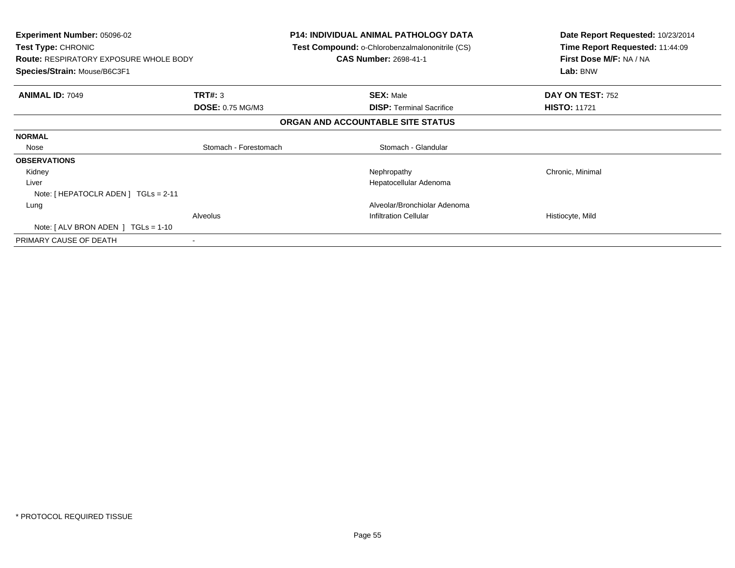**Experiment Number:** 05096-02
**Test Type:** CHRONIC
**Route:** RESPIRATORY EXPOSURE WHOLE BODY
**Species/Strain:** Mouse/B6C3F1

**P14: INDIVIDUAL ANIMAL PATHOLOGY DATA**
**Test Compound:** o-Chlorobenzalmalononitrile (CS)
**CAS Number:** 2698-41-1

**Date Report Requested:** 10/23/2014
**Time Report Requested:** 11:44:09
**First Dose M/F:** NA / NA
**Lab:** BNW

| **ANIMAL ID:** 7049 | **TRT#:** 3 | **SEX:** Male | **DAY ON TEST:** 752 |
|---|---|---|---|
| | **DOSE:** 0.75 MG/M3 | **DISP:** Terminal Sacrifice | **HISTO:** 11721 |

**ORGAN AND ACCOUNTABLE SITE STATUS**

| | | | |
|---|---|---|---|
| **NORMAL** | | | |
| Nose | Stomach - Forestomach | Stomach - Glandular | |
| **OBSERVATIONS** | | | |
| Kidney | | Nephropathy | Chronic, Minimal |
| Liver | | Hepatocellular Adenoma | |
| Note: [ HEPATOCLR ADEN ] TGLs = 2-11 | | | |
| Lung | | Alveolar/Bronchiolar Adenoma | |
| | Alveolus | Infiltration Cellular | Histiocyte, Mild |
| Note: [ ALV BRON ADEN ] TGLs = 1-10 | | | |
| PRIMARY CAUSE OF DEATH | - | | |

* PROTOCOL REQUIRED TISSUE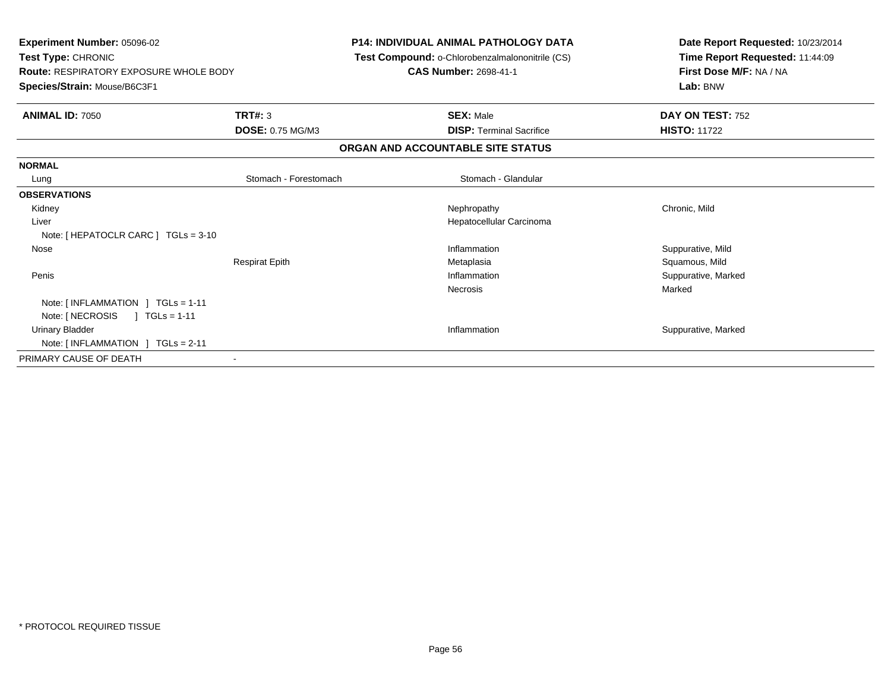**Experiment Number:** 05096-02
**Test Type:** CHRONIC
**Route:** RESPIRATORY EXPOSURE WHOLE BODY
**Species/Strain:** Mouse/B6C3F1

**P14: INDIVIDUAL ANIMAL PATHOLOGY DATA**
**Test Compound:** o-Chlorobenzalmalononitrile (CS)
**CAS Number:** 2698-41-1

**Date Report Requested:** 10/23/2014
**Time Report Requested:** 11:44:09
**First Dose M/F:** NA / NA
**Lab:** BNW

| **ANIMAL ID:** 7050 | **TRT#:** 3 | **SEX:** Male | **DAY ON TEST:** 752 |
|---|---|---|---|
| | **DOSE:** 0.75 MG/M3 | **DISP:** Terminal Sacrifice | **HISTO:** 11722 |

**ORGAN AND ACCOUNTABLE SITE STATUS**

| | | | |
|---|---|---|---|
| **NORMAL** | | | |
| Lung | Stomach - Forestomach | Stomach - Glandular | |
| **OBSERVATIONS** | | | |
| Kidney | | Nephropathy | Chronic, Mild |
| Liver | | Hepatocellular Carcinoma | |
| Note: [ HEPATOCLR CARC ] TGLs = 3-10 | | | |
| Nose | | Inflammation | Suppurative, Mild |
| | Respirat Epith | Metaplasia | Squamous, Mild |
| Penis | | Inflammation | Suppurative, Marked |
| | | Necrosis | Marked |
| Note: [ INFLAMMATION ] TGLs = 1-11 | | | |
| Note: [ NECROSIS ] TGLs = 1-11 | | | |
| Urinary Bladder | | Inflammation | Suppurative, Marked |
| Note: [ INFLAMMATION ] TGLs = 2-11 | | | |
| PRIMARY CAUSE OF DEATH | - | | |

* PROTOCOL REQUIRED TISSUE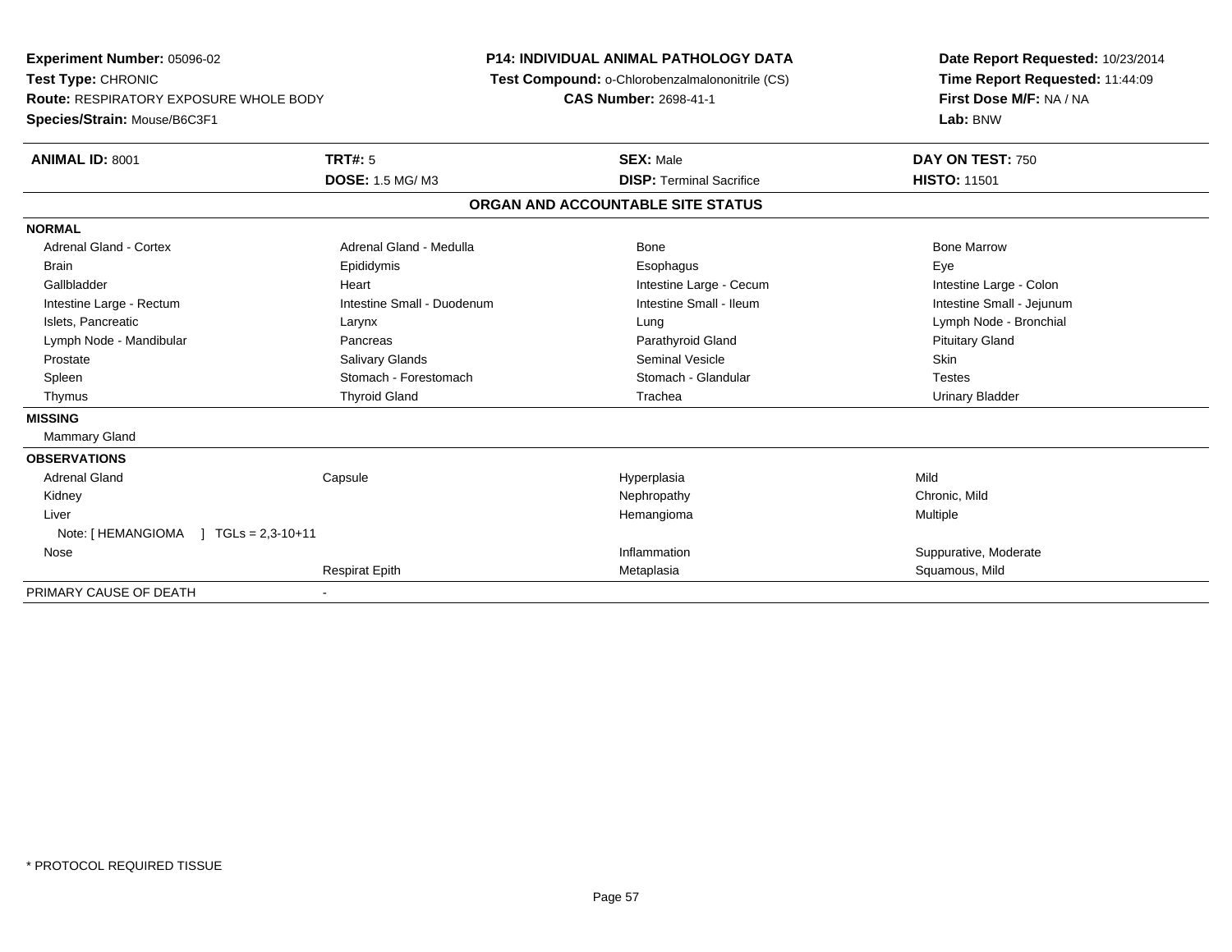**Experiment Number:** 05096-02
**Test Type:** CHRONIC
**Route:** RESPIRATORY EXPOSURE WHOLE BODY
**Species/Strain:** Mouse/B6C3F1

**P14: INDIVIDUAL ANIMAL PATHOLOGY DATA**
**Test Compound:** o-Chlorobenzalmalononitrile (CS)
**CAS Number:** 2698-41-1

**Date Report Requested:** 10/23/2014
**Time Report Requested:** 11:44:09
**First Dose M/F:** NA / NA
**Lab:** BNW

| **ANIMAL ID:** 8001 | **TRT#:** 5 | **SEX:** Male | **DAY ON TEST:** 750 |
|---|---|---|---|
| | **DOSE:** 1.5 MG/ M3 | **DISP:** Terminal Sacrifice | **HISTO:** 11501 |

## ORGAN AND ACCOUNTABLE SITE STATUS

| | | | |
|---|---|---|---|
| **NORMAL** | | | |
| Adrenal Gland - Cortex | Adrenal Gland - Medulla | Bone | Bone Marrow |
| Brain | Epididymis | Esophagus | Eye |
| Gallbladder | Heart | Intestine Large - Cecum | Intestine Large - Colon |
| Intestine Large - Rectum | Intestine Small - Duodenum | Intestine Small - Ileum | Intestine Small - Jejunum |
| Islets, Pancreatic | Larynx | Lung | Lymph Node - Bronchial |
| Lymph Node - Mandibular | Pancreas | Parathyroid Gland | Pituitary Gland |
| Prostate | Salivary Glands | Seminal Vesicle | Skin |
| Spleen | Stomach - Forestomach | Stomach - Glandular | Testes |
| Thymus | Thyroid Gland | Trachea | Urinary Bladder |
| **MISSING** | | | |
| Mammary Gland | | | |
| **OBSERVATIONS** | | | |
| Adrenal Gland | Capsule | Hyperplasia | Mild |
| Kidney | | Nephropathy | Chronic, Mild |
| Liver | | Hemangioma | Multiple |
| Note: [ HEMANGIOMA ] TGLs = 2,3-10+11 | | | |
| Nose | | Inflammation | Suppurative, Moderate |
| | Respirat Epith | Metaplasia | Squamous, Mild |
| PRIMARY CAUSE OF DEATH | - | | |

* PROTOCOL REQUIRED TISSUE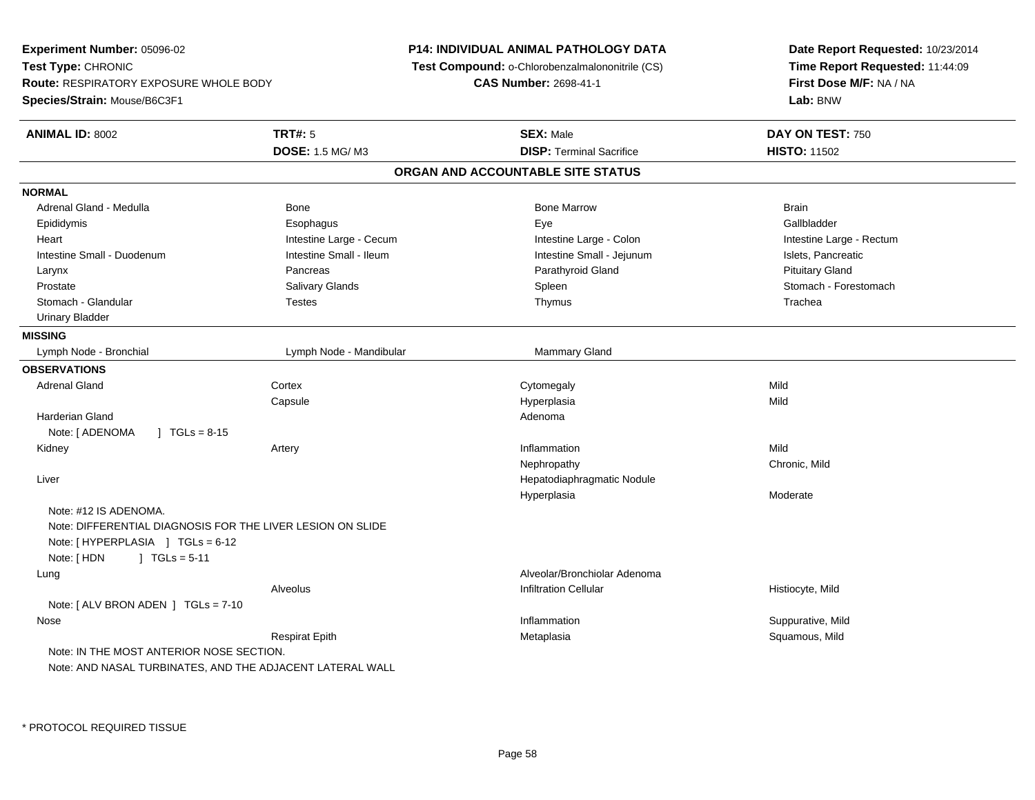**Experiment Number:** 05096-02
**Test Type:** CHRONIC
**Route:** RESPIRATORY EXPOSURE WHOLE BODY
**Species/Strain:** Mouse/B6C3F1

**P14: INDIVIDUAL ANIMAL PATHOLOGY DATA**
**Test Compound:** o-Chlorobenzalmalononitrile (CS)
**CAS Number:** 2698-41-1

**Date Report Requested:** 10/23/2014
**Time Report Requested:** 11:44:09
**First Dose M/F:** NA / NA
**Lab:** BNW

| **ANIMAL ID:** 8002 | **TRT#:** 5 | **SEX:** Male | **DAY ON TEST:** 750 |
|---|---|---|---|
| | **DOSE:** 1.5 MG/ M3 | **DISP:** Terminal Sacrifice | **HISTO:** 11502 |

## ORGAN AND ACCOUNTABLE SITE STATUS

**NORMAL**

| | | | |
|---|---|---|---|
| Adrenal Gland - Medulla | Bone | Bone Marrow | Brain |
| Epididymis | Esophagus | Eye | Gallbladder |
| Heart | Intestine Large - Cecum | Intestine Large - Colon | Intestine Large - Rectum |
| Intestine Small - Duodenum | Intestine Small - Ileum | Intestine Small - Jejunum | Islets, Pancreatic |
| Larynx | Pancreas | Parathyroid Gland | Pituitary Gland |
| Prostate | Salivary Glands | Spleen | Stomach - Forestomach |
| Stomach - Glandular | Testes | Thymus | Trachea |
| Urinary Bladder | | | |

**MISSING**

| | | |
|---|---|---|
| Lymph Node - Bronchial | Lymph Node - Mandibular | Mammary Gland |

**OBSERVATIONS**

| Organ | Site | Observation | Severity |
|---|---|---|---|
| Adrenal Gland | Cortex | Cytomegaly | Mild |
| | Capsule | Hyperplasia | Mild |
| Harderian Gland | | Adenoma | |
| Note: [ ADENOMA ] TGLs = 8-15 | | | |
| Kidney | Artery | Inflammation | Mild |
| | | Nephropathy | Chronic, Mild |
| Liver | | Hepatodiaphragmatic Nodule | |
| | | Hyperplasia | Moderate |
| Note: #12 IS ADENOMA. | | | |
| Note: DIFFERENTIAL DIAGNOSIS FOR THE LIVER LESION ON SLIDE | | | |
| Note: [ HYPERPLASIA ] TGLs = 6-12 | | | |
| Note: [ HDN ] TGLs = 5-11 | | | |
| Lung | | Alveolar/Bronchiolar Adenoma | |
| | Alveolus | Infiltration Cellular | Histiocyte, Mild |
| Note: [ ALV BRON ADEN ] TGLs = 7-10 | | | |
| Nose | | Inflammation | Suppurative, Mild |
| | Respirat Epith | Metaplasia | Squamous, Mild |
| Note: IN THE MOST ANTERIOR NOSE SECTION. | | | |
| Note: AND NASAL TURBINATES, AND THE ADJACENT LATERAL WALL | | | |

* PROTOCOL REQUIRED TISSUE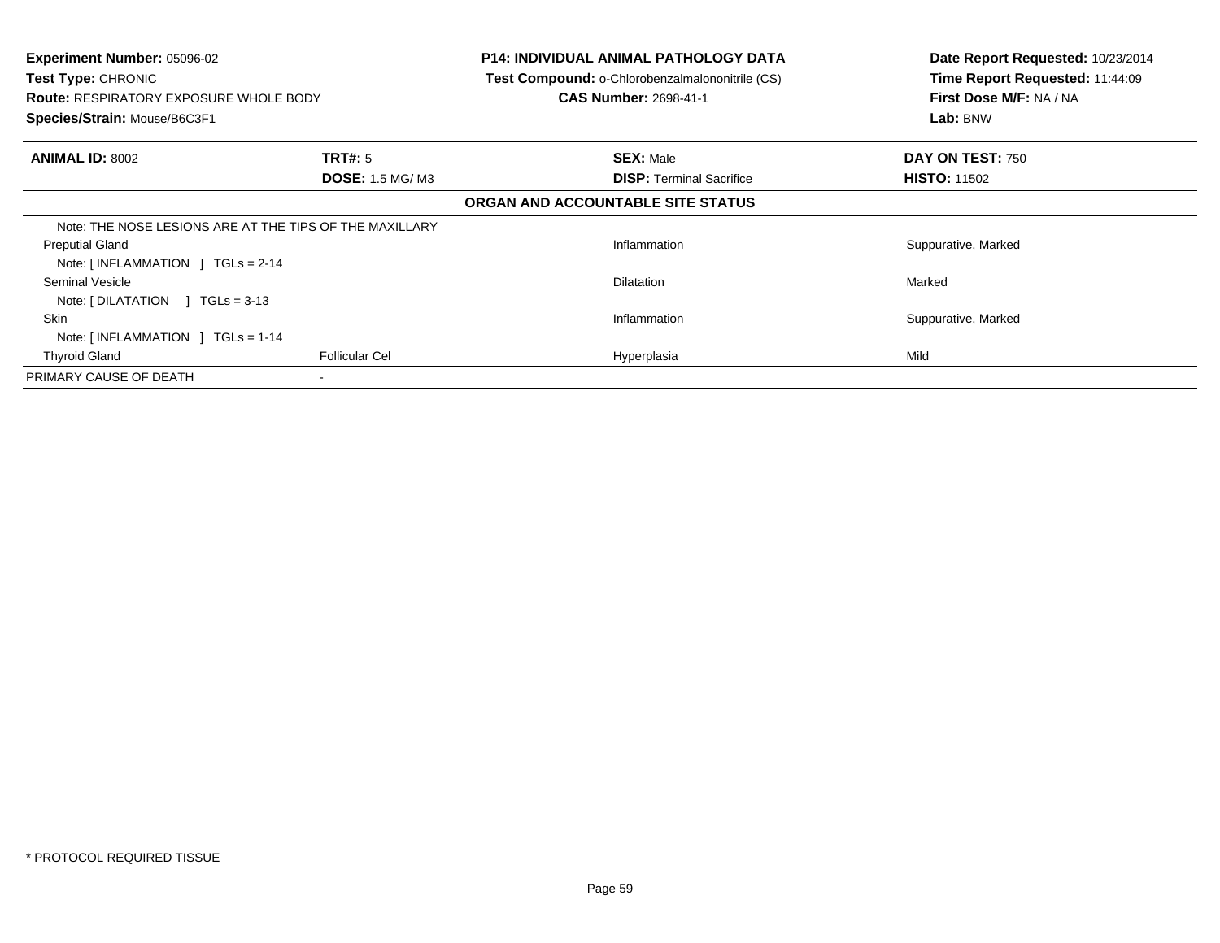**Experiment Number:** 05096-02
**Test Type:** CHRONIC
**Route:** RESPIRATORY EXPOSURE WHOLE BODY
**Species/Strain:** Mouse/B6C3F1

**P14: INDIVIDUAL ANIMAL PATHOLOGY DATA**
**Test Compound:** o-Chlorobenzalmalononitrile (CS)
**CAS Number:** 2698-41-1

**Date Report Requested:** 10/23/2014
**Time Report Requested:** 11:44:09
**First Dose M/F:** NA / NA
**Lab:** BNW

| **ANIMAL ID:** 8002 | **TRT#:** 5 | **SEX:** Male | **DAY ON TEST:** 750 |
|---|---|---|---|
| | **DOSE:** 1.5 MG/ M3 | **DISP:** Terminal Sacrifice | **HISTO:** 11502 |

**ORGAN AND ACCOUNTABLE SITE STATUS**

| | | | |
|---|---|---|---|
| Note: THE NOSE LESIONS ARE AT THE TIPS OF THE MAXILLARY | | | |
| Preputial Gland | | Inflammation | Suppurative, Marked |
| Note: [ INFLAMMATION ] TGLs = 2-14 | | | |
| Seminal Vesicle | | Dilatation | Marked |
| Note: [ DILATATION ] TGLs = 3-13 | | | |
| Skin | | Inflammation | Suppurative, Marked |
| Note: [ INFLAMMATION ] TGLs = 1-14 | | | |
| Thyroid Gland | Follicular Cel | Hyperplasia | Mild |
| PRIMARY CAUSE OF DEATH | - | | |

\* PROTOCOL REQUIRED TISSUE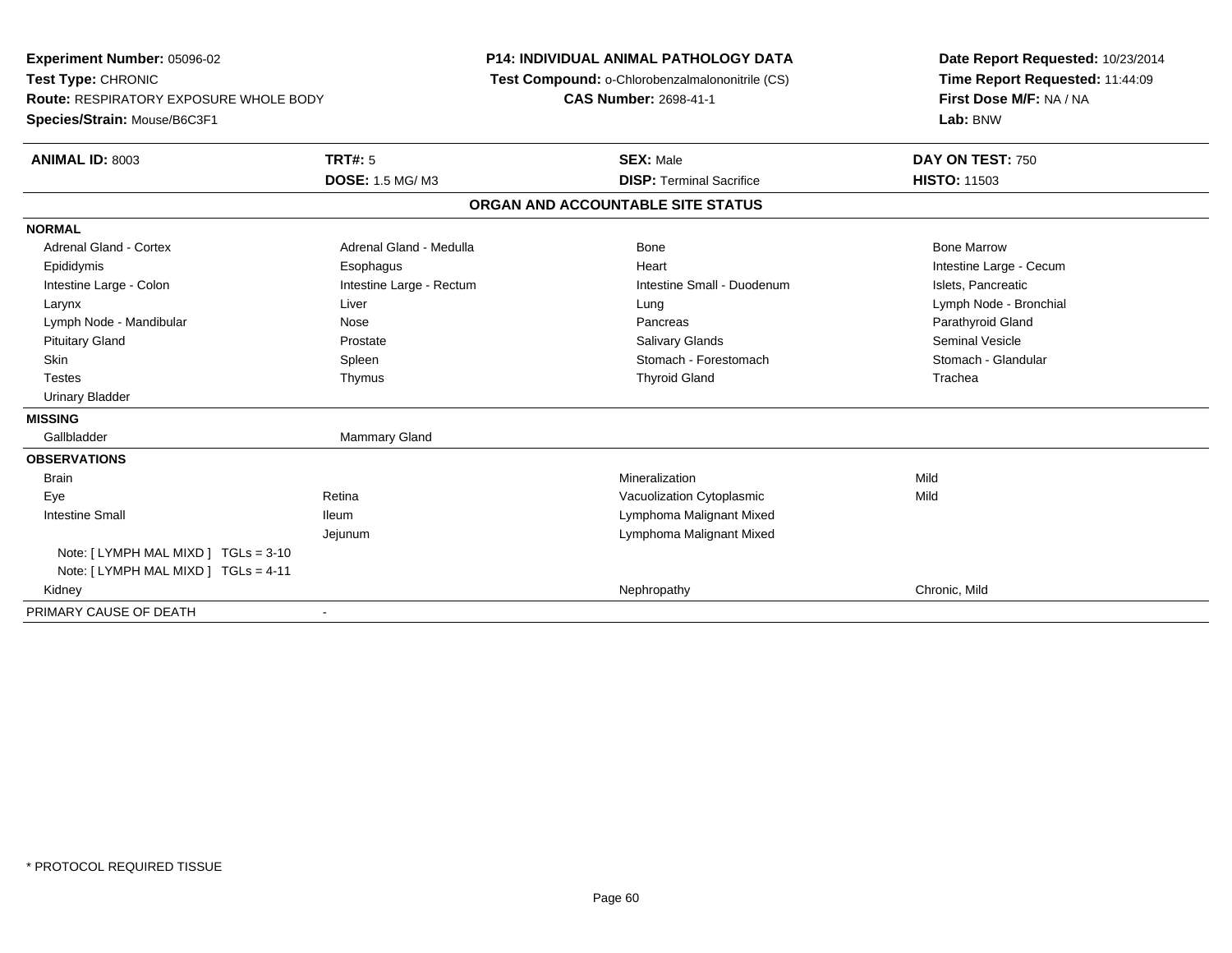**Experiment Number:** 05096-02
**Test Type:** CHRONIC
**Route:** RESPIRATORY EXPOSURE WHOLE BODY
**Species/Strain:** Mouse/B6C3F1

**P14: INDIVIDUAL ANIMAL PATHOLOGY DATA**
**Test Compound:** o-Chlorobenzalmalononitrile (CS)
**CAS Number:** 2698-41-1

**Date Report Requested:** 10/23/2014
**Time Report Requested:** 11:44:09
**First Dose M/F:** NA / NA
**Lab:** BNW

| **ANIMAL ID:** 8003 | **TRT#:** 5 | **SEX:** Male | **DAY ON TEST:** 750 |
|---|---|---|---|
| | **DOSE:** 1.5 MG/ M3 | **DISP:** Terminal Sacrifice | **HISTO:** 11503 |

## ORGAN AND ACCOUNTABLE SITE STATUS

| | | | |
|---|---|---|---|
| **NORMAL** | | | |
| Adrenal Gland - Cortex | Adrenal Gland - Medulla | Bone | Bone Marrow |
| Epididymis | Esophagus | Heart | Intestine Large - Cecum |
| Intestine Large - Colon | Intestine Large - Rectum | Intestine Small - Duodenum | Islets, Pancreatic |
| Larynx | Liver | Lung | Lymph Node - Bronchial |
| Lymph Node - Mandibular | Nose | Pancreas | Parathyroid Gland |
| Pituitary Gland | Prostate | Salivary Glands | Seminal Vesicle |
| Skin | Spleen | Stomach - Forestomach | Stomach - Glandular |
| Testes | Thymus | Thyroid Gland | Trachea |
| Urinary Bladder | | | |
| **MISSING** | | | |
| Gallbladder | Mammary Gland | | |
| **OBSERVATIONS** | | | |
| Brain | | Mineralization | Mild |
| Eye | Retina | Vacuolization Cytoplasmic | Mild |
| Intestine Small | Ileum | Lymphoma Malignant Mixed | |
| | Jejunum | Lymphoma Malignant Mixed | |
| Note: [ LYMPH MAL MIXD ] TGLs = 3-10 | | | |
| Note: [ LYMPH MAL MIXD ] TGLs = 4-11 | | | |
| Kidney | | Nephropathy | Chronic, Mild |
| PRIMARY CAUSE OF DEATH | - | | |

* PROTOCOL REQUIRED TISSUE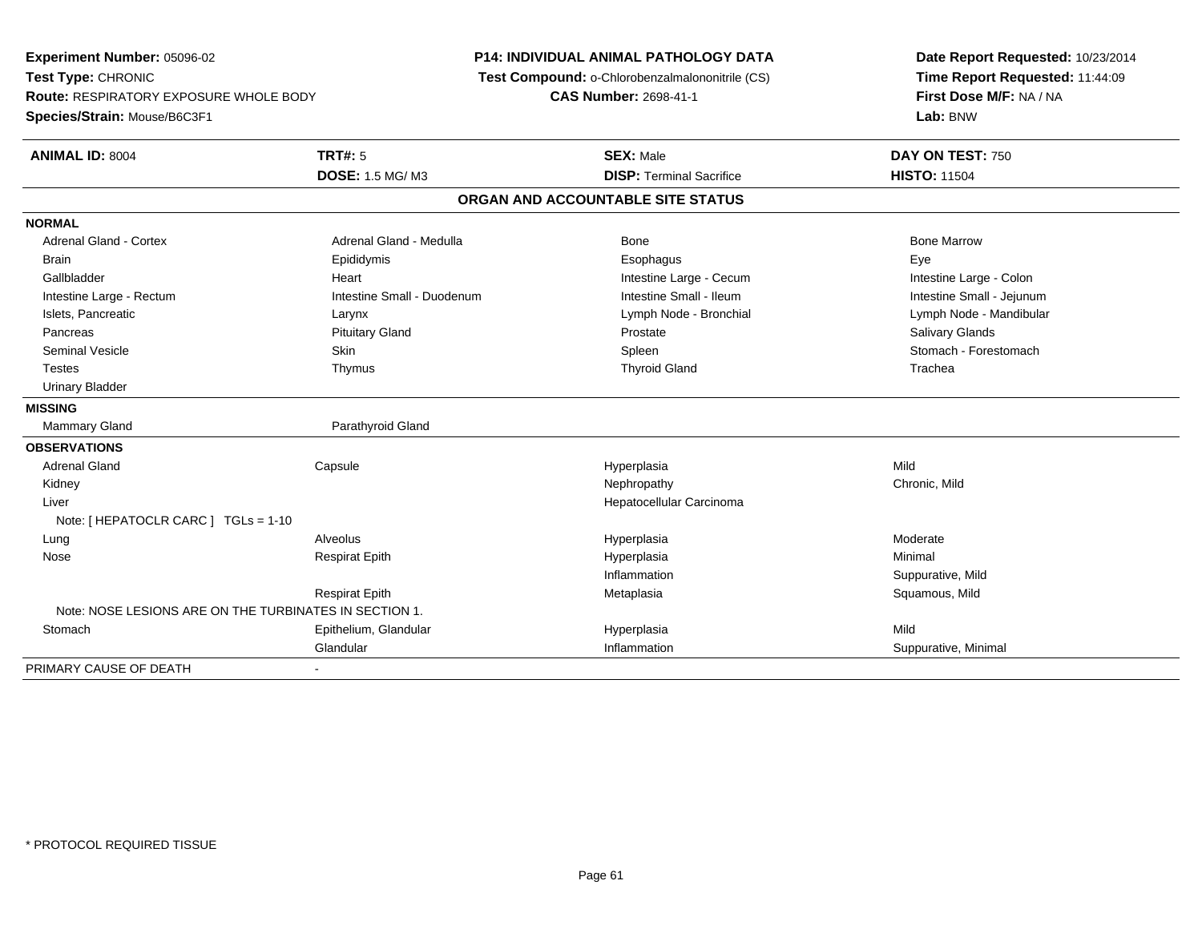**Experiment Number:** 05096-02
**Test Type:** CHRONIC
**Route:** RESPIRATORY EXPOSURE WHOLE BODY
**Species/Strain:** Mouse/B6C3F1

**P14: INDIVIDUAL ANIMAL PATHOLOGY DATA**
**Test Compound:** o-Chlorobenzalmalononitrile (CS)
**CAS Number:** 2698-41-1

**Date Report Requested:** 10/23/2014
**Time Report Requested:** 11:44:09
**First Dose M/F:** NA / NA
**Lab:** BNW

| **ANIMAL ID:** 8004 | **TRT#:** 5 | **SEX:** Male | **DAY ON TEST:** 750 |
|---|---|---|---|
| | **DOSE:** 1.5 MG/ M3 | **DISP:** Terminal Sacrifice | **HISTO:** 11504 |

**ORGAN AND ACCOUNTABLE SITE STATUS**

| | | | |
|---|---|---|---|
| **NORMAL** | | | |
| Adrenal Gland - Cortex | Adrenal Gland - Medulla | Bone | Bone Marrow |
| Brain | Epididymis | Esophagus | Eye |
| Gallbladder | Heart | Intestine Large - Cecum | Intestine Large - Colon |
| Intestine Large - Rectum | Intestine Small - Duodenum | Intestine Small - Ileum | Intestine Small - Jejunum |
| Islets, Pancreatic | Larynx | Lymph Node - Bronchial | Lymph Node - Mandibular |
| Pancreas | Pituitary Gland | Prostate | Salivary Glands |
| Seminal Vesicle | Skin | Spleen | Stomach - Forestomach |
| Testes | Thymus | Thyroid Gland | Trachea |
| Urinary Bladder | | | |
| **MISSING** | | | |
| Mammary Gland | Parathyroid Gland | | |
| **OBSERVATIONS** | | | |
| Adrenal Gland | Capsule | Hyperplasia | Mild |
| Kidney | | Nephropathy | Chronic, Mild |
| Liver | | Hepatocellular Carcinoma | |
| Note: [ HEPATOCLR CARC ] TGLs = 1-10 | | | |
| Lung | Alveolus | Hyperplasia | Moderate |
| Nose | Respirat Epith | Hyperplasia | Minimal |
| | | Inflammation | Suppurative, Mild |
| | Respirat Epith | Metaplasia | Squamous, Mild |
| Note: NOSE LESIONS ARE ON THE TURBINATES IN SECTION 1. | | | |
| Stomach | Epithelium, Glandular | Hyperplasia | Mild |
| | Glandular | Inflammation | Suppurative, Minimal |
| PRIMARY CAUSE OF DEATH | - | | |

* PROTOCOL REQUIRED TISSUE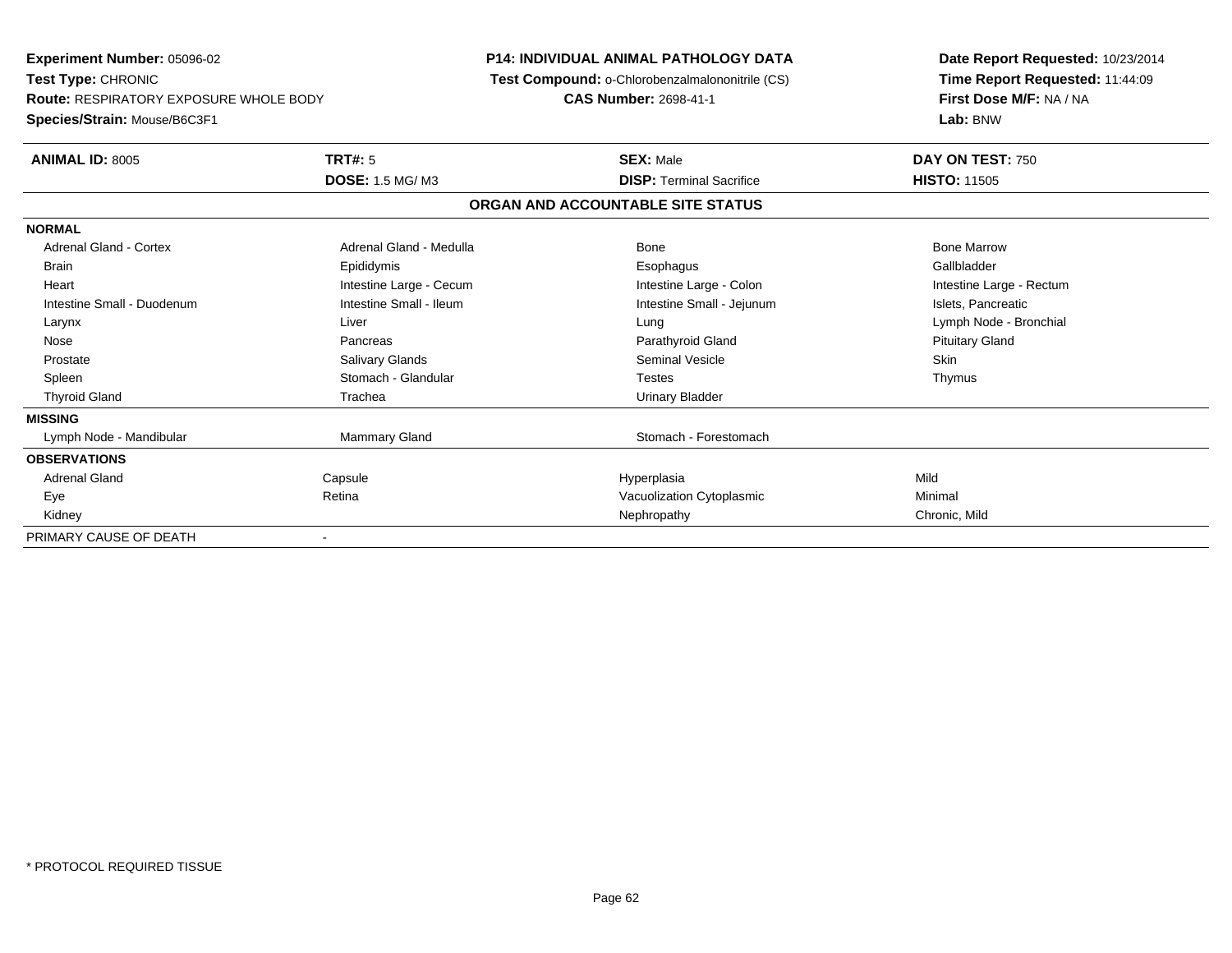**Experiment Number:** 05096-02
**Test Type:** CHRONIC
**Route:** RESPIRATORY EXPOSURE WHOLE BODY
**Species/Strain:** Mouse/B6C3F1

**P14: INDIVIDUAL ANIMAL PATHOLOGY DATA**
**Test Compound:** o-Chlorobenzalmalononitrile (CS)
**CAS Number:** 2698-41-1

**Date Report Requested:** 10/23/2014
**Time Report Requested:** 11:44:09
**First Dose M/F:** NA / NA
**Lab:** BNW

| **ANIMAL ID:** 8005 | **TRT#:** 5 | **SEX:** Male | **DAY ON TEST:** 750 |
|---|---|---|---|
| | **DOSE:** 1.5 MG/ M3 | **DISP:** Terminal Sacrifice | **HISTO:** 11505 |

## ORGAN AND ACCOUNTABLE SITE STATUS

| | | | |
|---|---|---|---|
| **NORMAL** | | | |
| Adrenal Gland - Cortex | Adrenal Gland - Medulla | Bone | Bone Marrow |
| Brain | Epididymis | Esophagus | Gallbladder |
| Heart | Intestine Large - Cecum | Intestine Large - Colon | Intestine Large - Rectum |
| Intestine Small - Duodenum | Intestine Small - Ileum | Intestine Small - Jejunum | Islets, Pancreatic |
| Larynx | Liver | Lung | Lymph Node - Bronchial |
| Nose | Pancreas | Parathyroid Gland | Pituitary Gland |
| Prostate | Salivary Glands | Seminal Vesicle | Skin |
| Spleen | Stomach - Glandular | Testes | Thymus |
| Thyroid Gland | Trachea | Urinary Bladder | |
| **MISSING** | | | |
| Lymph Node - Mandibular | Mammary Gland | Stomach - Forestomach | |
| **OBSERVATIONS** | | | |
| Adrenal Gland | Capsule | Hyperplasia | Mild |
| Eye | Retina | Vacuolization Cytoplasmic | Minimal |
| Kidney | | Nephropathy | Chronic, Mild |
| PRIMARY CAUSE OF DEATH | - | | |

\* PROTOCOL REQUIRED TISSUE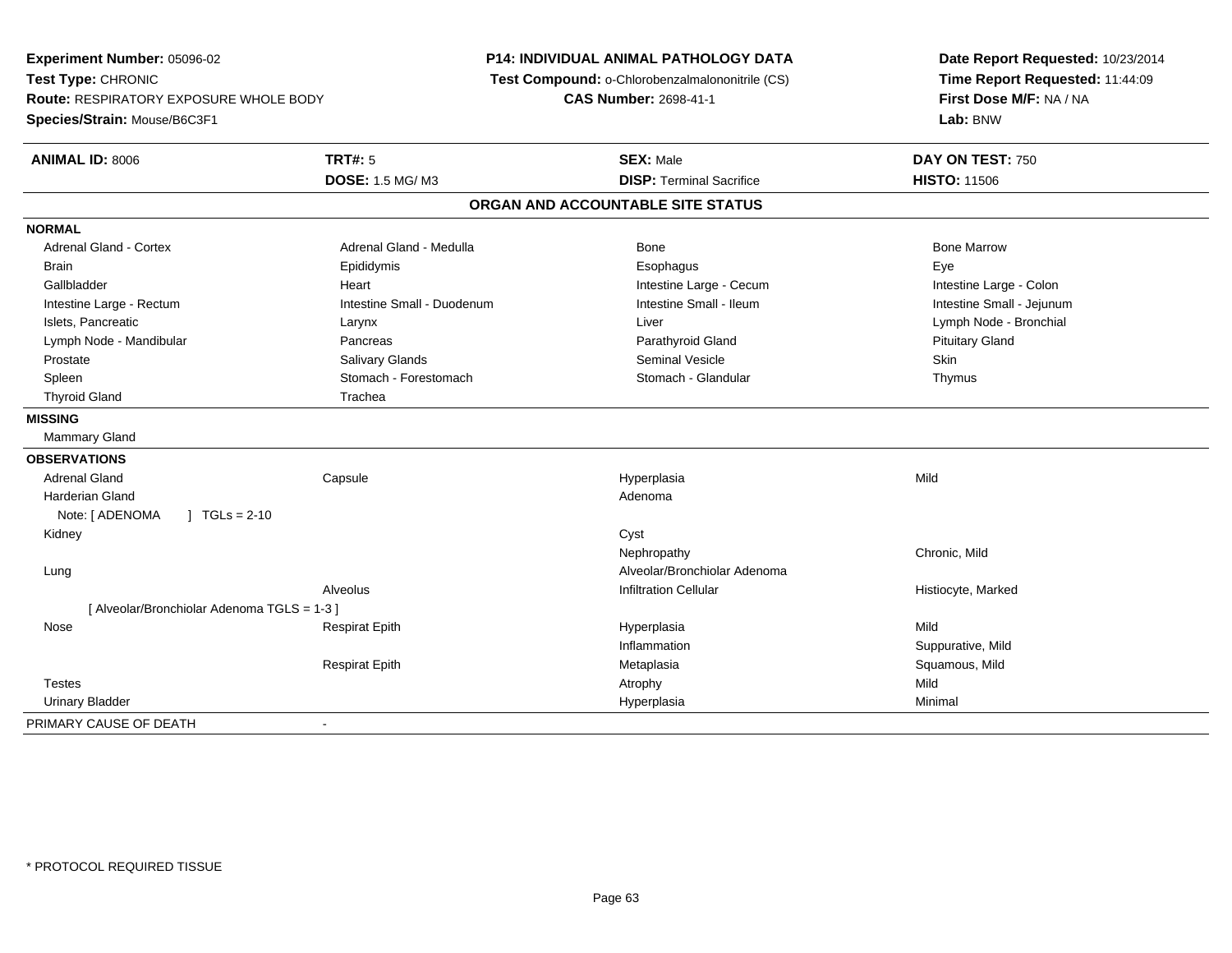**Experiment Number:** 05096-02
**Test Type:** CHRONIC
**Route:** RESPIRATORY EXPOSURE WHOLE BODY
**Species/Strain:** Mouse/B6C3F1

**P14: INDIVIDUAL ANIMAL PATHOLOGY DATA**
**Test Compound:** o-Chlorobenzalmalononitrile (CS)
**CAS Number:** 2698-41-1

**Date Report Requested:** 10/23/2014
**Time Report Requested:** 11:44:09
**First Dose M/F:** NA / NA
**Lab:** BNW

| **ANIMAL ID:** 8006 | **TRT#:** 5 | **SEX:** Male | **DAY ON TEST:** 750 |
|---|---|---|---|
| | **DOSE:** 1.5 MG/ M3 | **DISP:** Terminal Sacrifice | **HISTO:** 11506 |

## ORGAN AND ACCOUNTABLE SITE STATUS

**NORMAL**

| | | | |
|---|---|---|---|
| Adrenal Gland - Cortex | Adrenal Gland - Medulla | Bone | Bone Marrow |
| Brain | Epididymis | Esophagus | Eye |
| Gallbladder | Heart | Intestine Large - Cecum | Intestine Large - Colon |
| Intestine Large - Rectum | Intestine Small - Duodenum | Intestine Small - Ileum | Intestine Small - Jejunum |
| Islets, Pancreatic | Larynx | Liver | Lymph Node - Bronchial |
| Lymph Node - Mandibular | Pancreas | Parathyroid Gland | Pituitary Gland |
| Prostate | Salivary Glands | Seminal Vesicle | Skin |
| Spleen | Stomach - Forestomach | Stomach - Glandular | Thymus |
| Thyroid Gland | Trachea | | |

**MISSING**

Mammary Gland

**OBSERVATIONS**

| | | | |
|---|---|---|---|
| Adrenal Gland | Capsule | Hyperplasia | Mild |
| Harderian Gland | | Adenoma | |
| Note: [ ADENOMA ] TGLs = 2-10 | | | |
| Kidney | | Cyst | |
| | | Nephropathy | Chronic, Mild |
| Lung | | Alveolar/Bronchiolar Adenoma | |
| | Alveolus | Infiltration Cellular | Histiocyte, Marked |
| [ Alveolar/Bronchiolar Adenoma TGLS = 1-3 ] | | | |
| Nose | Respirat Epith | Hyperplasia | Mild |
| | | Inflammation | Suppurative, Mild |
| | Respirat Epith | Metaplasia | Squamous, Mild |
| Testes | | Atrophy | Mild |
| Urinary Bladder | | Hyperplasia | Minimal |

PRIMARY CAUSE OF DEATH -

* PROTOCOL REQUIRED TISSUE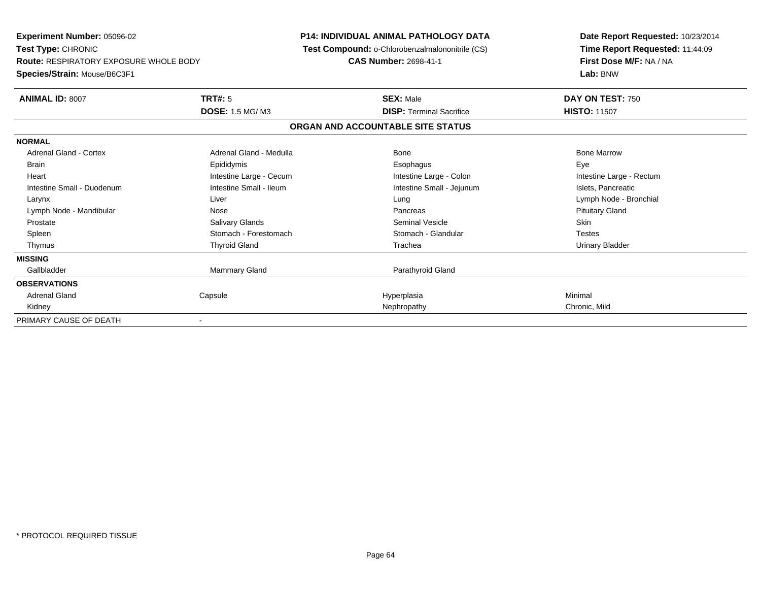**Experiment Number:** 05096-02
**Test Type:** CHRONIC
**Route:** RESPIRATORY EXPOSURE WHOLE BODY
**Species/Strain:** Mouse/B6C3F1

**P14: INDIVIDUAL ANIMAL PATHOLOGY DATA**
**Test Compound:** o-Chlorobenzalmalononitrile (CS)
**CAS Number:** 2698-41-1

**Date Report Requested:** 10/23/2014
**Time Report Requested:** 11:44:09
**First Dose M/F:** NA / NA
**Lab:** BNW

| **ANIMAL ID:** 8007 | **TRT#:** 5 | **SEX:** Male | **DAY ON TEST:** 750 |
|---|---|---|---|
| | **DOSE:** 1.5 MG/ M3 | **DISP:** Terminal Sacrifice | **HISTO:** 11507 |

**ORGAN AND ACCOUNTABLE SITE STATUS**

| | | | |
|---|---|---|---|
| **NORMAL** | | | |
| Adrenal Gland - Cortex | Adrenal Gland - Medulla | Bone | Bone Marrow |
| Brain | Epididymis | Esophagus | Eye |
| Heart | Intestine Large - Cecum | Intestine Large - Colon | Intestine Large - Rectum |
| Intestine Small - Duodenum | Intestine Small - Ileum | Intestine Small - Jejunum | Islets, Pancreatic |
| Larynx | Liver | Lung | Lymph Node - Bronchial |
| Lymph Node - Mandibular | Nose | Pancreas | Pituitary Gland |
| Prostate | Salivary Glands | Seminal Vesicle | Skin |
| Spleen | Stomach - Forestomach | Stomach - Glandular | Testes |
| Thymus | Thyroid Gland | Trachea | Urinary Bladder |
| **MISSING** | | | |
| Gallbladder | Mammary Gland | Parathyroid Gland | |
| **OBSERVATIONS** | | | |
| Adrenal Gland | Capsule | Hyperplasia | Minimal |
| Kidney | | Nephropathy | Chronic, Mild |
| PRIMARY CAUSE OF DEATH | - | | |

* PROTOCOL REQUIRED TISSUE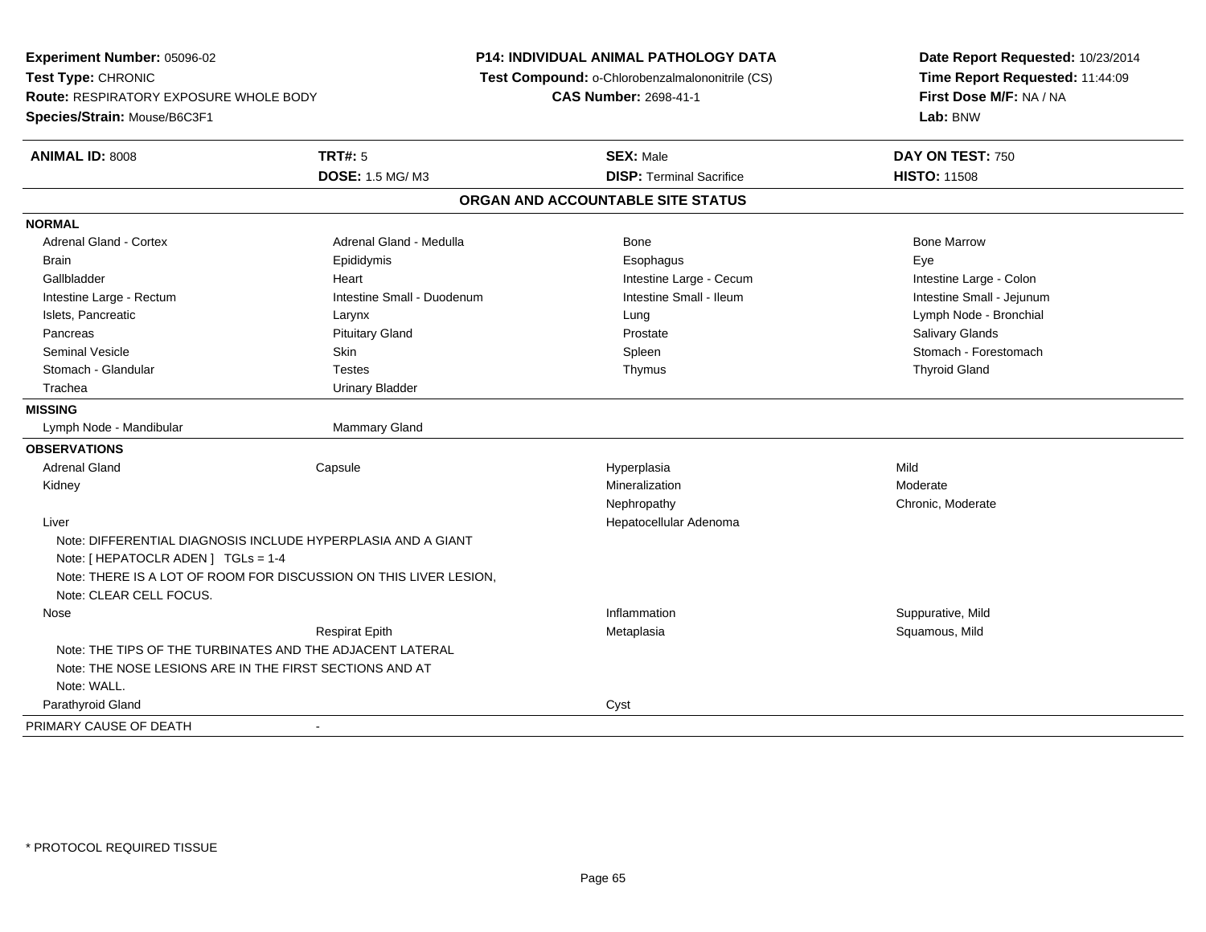**Experiment Number:** 05096-02
**Test Type:** CHRONIC
**Route:** RESPIRATORY EXPOSURE WHOLE BODY
**Species/Strain:** Mouse/B6C3F1

**P14: INDIVIDUAL ANIMAL PATHOLOGY DATA**
**Test Compound:** o-Chlorobenzalmalononitrile (CS)
**CAS Number:** 2698-41-1

**Date Report Requested:** 10/23/2014
**Time Report Requested:** 11:44:09
**First Dose M/F:** NA / NA
**Lab:** BNW

| **ANIMAL ID:** 8008 | **TRT#:** 5 | **SEX:** Male | **DAY ON TEST:** 750 |
|---|---|---|---|
| | **DOSE:** 1.5 MG/ M3 | **DISP:** Terminal Sacrifice | **HISTO:** 11508 |

## ORGAN AND ACCOUNTABLE SITE STATUS

**NORMAL**

| | | | |
|---|---|---|---|
| Adrenal Gland - Cortex | Adrenal Gland - Medulla | Bone | Bone Marrow |
| Brain | Epididymis | Esophagus | Eye |
| Gallbladder | Heart | Intestine Large - Cecum | Intestine Large - Colon |
| Intestine Large - Rectum | Intestine Small - Duodenum | Intestine Small - Ileum | Intestine Small - Jejunum |
| Islets, Pancreatic | Larynx | Lung | Lymph Node - Bronchial |
| Pancreas | Pituitary Gland | Prostate | Salivary Glands |
| Seminal Vesicle | Skin | Spleen | Stomach - Forestomach |
| Stomach - Glandular | Testes | Thymus | Thyroid Gland |
| Trachea | Urinary Bladder | | |

**MISSING**

| | |
|---|---|
| Lymph Node - Mandibular | Mammary Gland |

**OBSERVATIONS**

| | | | |
|---|---|---|---|
| Adrenal Gland | Capsule | Hyperplasia | Mild |
| Kidney | | Mineralization | Moderate |
| | | Nephropathy | Chronic, Moderate |
| Liver | | Hepatocellular Adenoma | |

Note: DIFFERENTIAL DIAGNOSIS INCLUDE HYPERPLASIA AND A GIANT
Note: [ HEPATOCLR ADEN ] TGLs = 1-4
Note: THERE IS A LOT OF ROOM FOR DISCUSSION ON THIS LIVER LESION,
Note: CLEAR CELL FOCUS.

| | | | |
|---|---|---|---|
| Nose | | Inflammation | Suppurative, Mild |
| | Respirat Epith | Metaplasia | Squamous, Mild |

Note: THE TIPS OF THE TURBINATES AND THE ADJACENT LATERAL
Note: THE NOSE LESIONS ARE IN THE FIRST SECTIONS AND AT
Note: WALL.

| | | | |
|---|---|---|---|
| Parathyroid Gland | | Cyst | |

PRIMARY CAUSE OF DEATH -

\* PROTOCOL REQUIRED TISSUE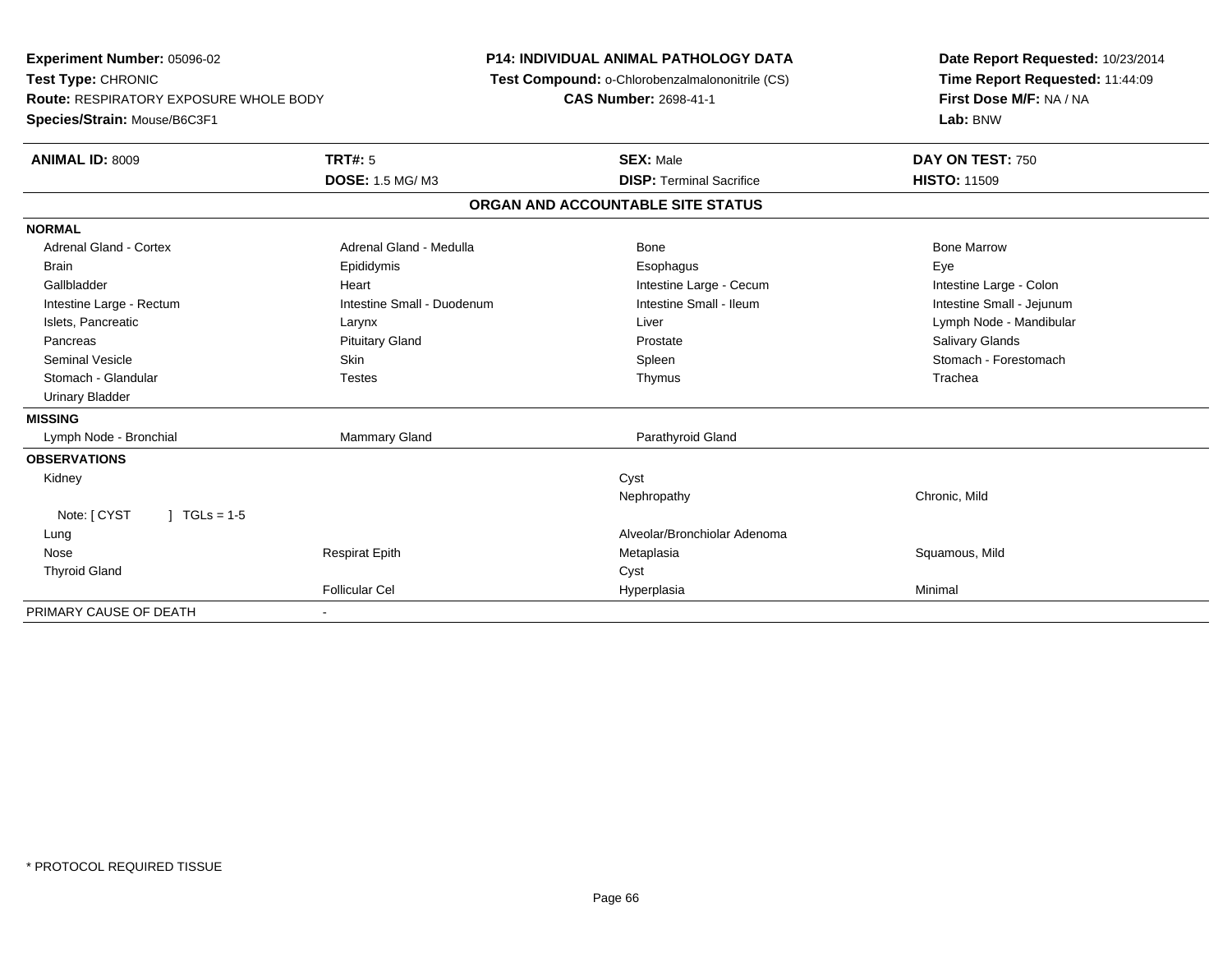**Experiment Number:** 05096-02
**Test Type:** CHRONIC
**Route:** RESPIRATORY EXPOSURE WHOLE BODY
**Species/Strain:** Mouse/B6C3F1

**P14: INDIVIDUAL ANIMAL PATHOLOGY DATA**
**Test Compound:** o-Chlorobenzalmalononitrile (CS)
**CAS Number:** 2698-41-1

**Date Report Requested:** 10/23/2014
**Time Report Requested:** 11:44:09
**First Dose M/F:** NA / NA
**Lab:** BNW

| **ANIMAL ID:** 8009 | **TRT#:** 5 | **SEX:** Male | **DAY ON TEST:** 750 |
|---|---|---|---|
| | **DOSE:** 1.5 MG/ M3 | **DISP:** Terminal Sacrifice | **HISTO:** 11509 |

## ORGAN AND ACCOUNTABLE SITE STATUS

| | | | |
|---|---|---|---|
| **NORMAL** | | | |
| Adrenal Gland - Cortex | Adrenal Gland - Medulla | Bone | Bone Marrow |
| Brain | Epididymis | Esophagus | Eye |
| Gallbladder | Heart | Intestine Large - Cecum | Intestine Large - Colon |
| Intestine Large - Rectum | Intestine Small - Duodenum | Intestine Small - Ileum | Intestine Small - Jejunum |
| Islets, Pancreatic | Larynx | Liver | Lymph Node - Mandibular |
| Pancreas | Pituitary Gland | Prostate | Salivary Glands |
| Seminal Vesicle | Skin | Spleen | Stomach - Forestomach |
| Stomach - Glandular | Testes | Thymus | Trachea |
| Urinary Bladder | | | |
| **MISSING** | | | |
| Lymph Node - Bronchial | Mammary Gland | Parathyroid Gland | |
| **OBSERVATIONS** | | | |
| Kidney | | Cyst | |
| | | Nephropathy | Chronic, Mild |
| Note: [ CYST ] TGLs = 1-5 | | | |
| Lung | | Alveolar/Bronchiolar Adenoma | |
| Nose | Respirat Epith | Metaplasia | Squamous, Mild |
| Thyroid Gland | | Cyst | |
| | Follicular Cel | Hyperplasia | Minimal |
| PRIMARY CAUSE OF DEATH | - | | |

\* PROTOCOL REQUIRED TISSUE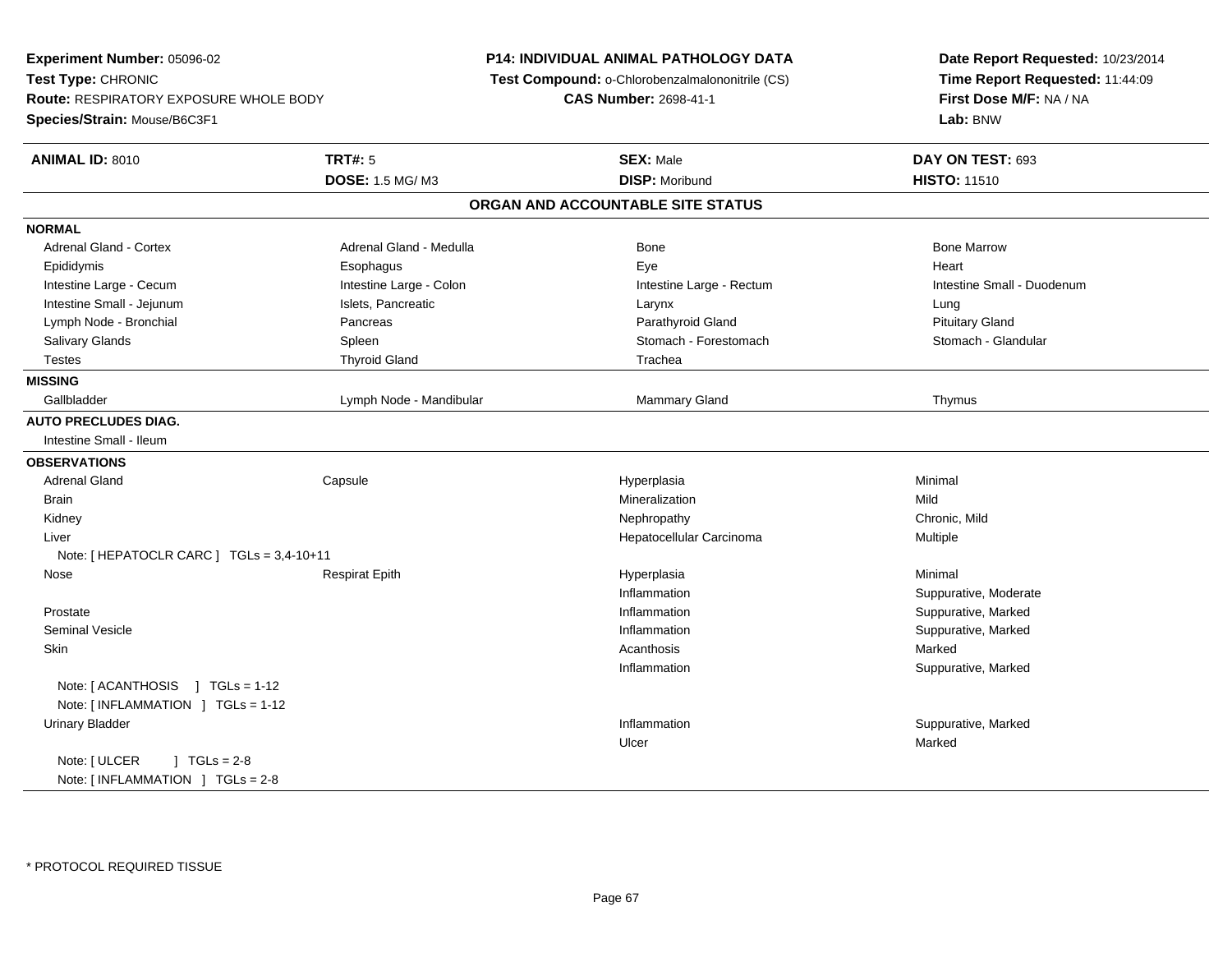**Experiment Number:** 05096-02
**Test Type:** CHRONIC
**Route:** RESPIRATORY EXPOSURE WHOLE BODY
**Species/Strain:** Mouse/B6C3F1

**P14: INDIVIDUAL ANIMAL PATHOLOGY DATA**
**Test Compound:** o-Chlorobenzalmalononitrile (CS)
**CAS Number:** 2698-41-1

**Date Report Requested:** 10/23/2014
**Time Report Requested:** 11:44:09
**First Dose M/F:** NA / NA
**Lab:** BNW

| **ANIMAL ID:** 8010 | **TRT#:** 5 | **SEX:** Male | **DAY ON TEST:** 693 |
|---|---|---|---|
| | **DOSE:** 1.5 MG/ M3 | **DISP:** Moribund | **HISTO:** 11510 |

## ORGAN AND ACCOUNTABLE SITE STATUS

**NORMAL**

| | | | |
|---|---|---|---|
| Adrenal Gland - Cortex | Adrenal Gland - Medulla | Bone | Bone Marrow |
| Epididymis | Esophagus | Eye | Heart |
| Intestine Large - Cecum | Intestine Large - Colon | Intestine Large - Rectum | Intestine Small - Duodenum |
| Intestine Small - Jejunum | Islets, Pancreatic | Larynx | Lung |
| Lymph Node - Bronchial | Pancreas | Parathyroid Gland | Pituitary Gland |
| Salivary Glands | Spleen | Stomach - Forestomach | Stomach - Glandular |
| Testes | Thyroid Gland | Trachea | |

**MISSING**

| | | | |
|---|---|---|---|
| Gallbladder | Lymph Node - Mandibular | Mammary Gland | Thymus |

**AUTO PRECLUDES DIAG.**

Intestine Small - Ileum

**OBSERVATIONS**

| | | | |
|---|---|---|---|
| Adrenal Gland | Capsule | Hyperplasia | Minimal |
| Brain | | Mineralization | Mild |
| Kidney | | Nephropathy | Chronic, Mild |
| Liver | | Hepatocellular Carcinoma | Multiple |
| Note: [ HEPATOCLR CARC ] TGLs = 3,4-10+11 | | | |
| Nose | Respirat Epith | Hyperplasia | Minimal |
| | | Inflammation | Suppurative, Moderate |
| Prostate | | Inflammation | Suppurative, Marked |
| Seminal Vesicle | | Inflammation | Suppurative, Marked |
| Skin | | Acanthosis | Marked |
| | | Inflammation | Suppurative, Marked |
| Note: [ ACANTHOSIS ] TGLs = 1-12 | | | |
| Note: [ INFLAMMATION ] TGLs = 1-12 | | | |
| Urinary Bladder | | Inflammation | Suppurative, Marked |
| | | Ulcer | Marked |
| Note: [ ULCER ] TGLs = 2-8 | | | |
| Note: [ INFLAMMATION ] TGLs = 2-8 | | | |

* PROTOCOL REQUIRED TISSUE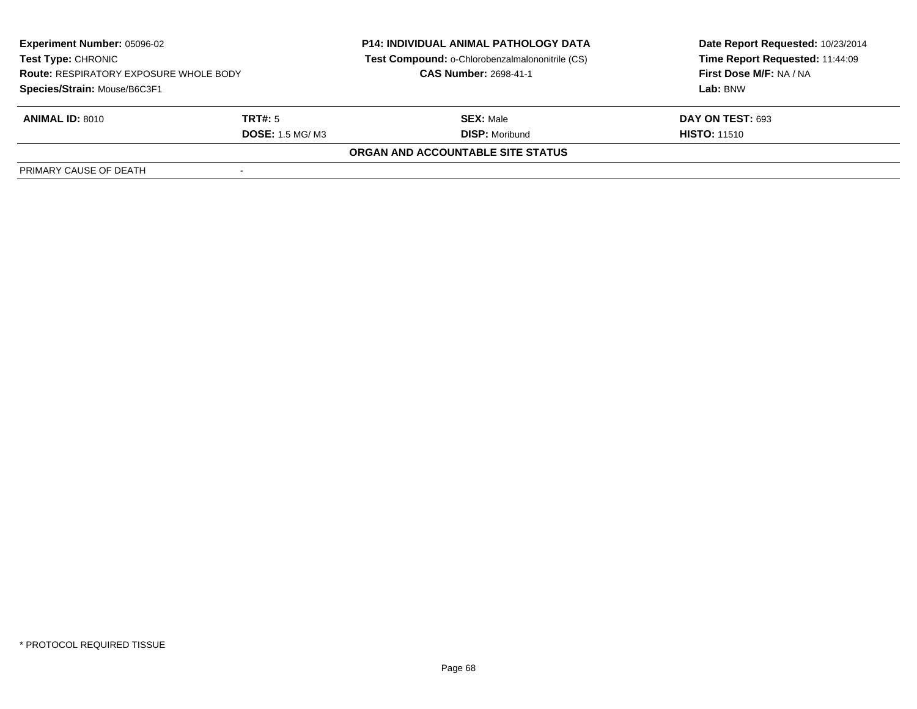**Experiment Number:** 05096-02
**Test Type:** CHRONIC
**Route:** RESPIRATORY EXPOSURE WHOLE BODY
**Species/Strain:** Mouse/B6C3F1

**P14: INDIVIDUAL ANIMAL PATHOLOGY DATA**
**Test Compound:** o-Chlorobenzalmalononitrile (CS)
**CAS Number:** 2698-41-1

**Date Report Requested:** 10/23/2014
**Time Report Requested:** 11:44:09
**First Dose M/F:** NA / NA
**Lab:** BNW

| **ANIMAL ID:** 8010 | **TRT#:** 5 | **SEX:** Male | **DAY ON TEST:** 693 |
|---|---|---|---|
| | **DOSE:** 1.5 MG/ M3 | **DISP:** Moribund | **HISTO:** 11510 |

**ORGAN AND ACCOUNTABLE SITE STATUS**

| PRIMARY CAUSE OF DEATH | - |
|---|---|

* PROTOCOL REQUIRED TISSUE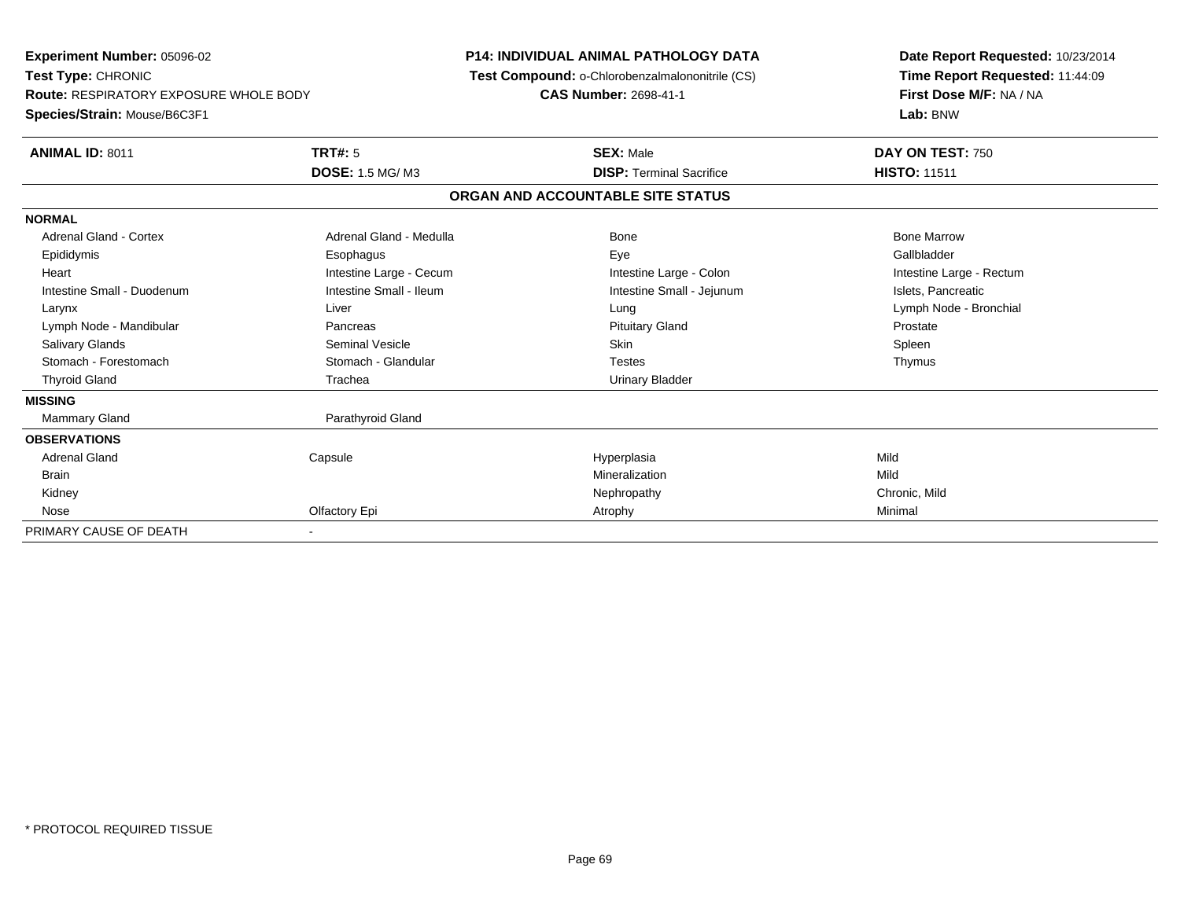**Experiment Number:** 05096-02
**Test Type:** CHRONIC
**Route:** RESPIRATORY EXPOSURE WHOLE BODY
**Species/Strain:** Mouse/B6C3F1

**P14: INDIVIDUAL ANIMAL PATHOLOGY DATA**
**Test Compound:** o-Chlorobenzalmalononitrile (CS)
**CAS Number:** 2698-41-1

**Date Report Requested:** 10/23/2014
**Time Report Requested:** 11:44:09
**First Dose M/F:** NA / NA
**Lab:** BNW

| **ANIMAL ID:** 8011 | **TRT#:** 5 | **SEX:** Male | **DAY ON TEST:** 750 |
|---|---|---|---|
| | **DOSE:** 1.5 MG/ M3 | **DISP:** Terminal Sacrifice | **HISTO:** 11511 |

## ORGAN AND ACCOUNTABLE SITE STATUS

| | | | |
|---|---|---|---|
| **NORMAL** | | | |
| Adrenal Gland - Cortex | Adrenal Gland - Medulla | Bone | Bone Marrow |
| Epididymis | Esophagus | Eye | Gallbladder |
| Heart | Intestine Large - Cecum | Intestine Large - Colon | Intestine Large - Rectum |
| Intestine Small - Duodenum | Intestine Small - Ileum | Intestine Small - Jejunum | Islets, Pancreatic |
| Larynx | Liver | Lung | Lymph Node - Bronchial |
| Lymph Node - Mandibular | Pancreas | Pituitary Gland | Prostate |
| Salivary Glands | Seminal Vesicle | Skin | Spleen |
| Stomach - Forestomach | Stomach - Glandular | Testes | Thymus |
| Thyroid Gland | Trachea | Urinary Bladder | |
| **MISSING** | | | |
| Mammary Gland | Parathyroid Gland | | |
| **OBSERVATIONS** | | | |
| Adrenal Gland | Capsule | Hyperplasia | Mild |
| Brain | | Mineralization | Mild |
| Kidney | | Nephropathy | Chronic, Mild |
| Nose | Olfactory Epi | Atrophy | Minimal |
| PRIMARY CAUSE OF DEATH | - | | |

\* PROTOCOL REQUIRED TISSUE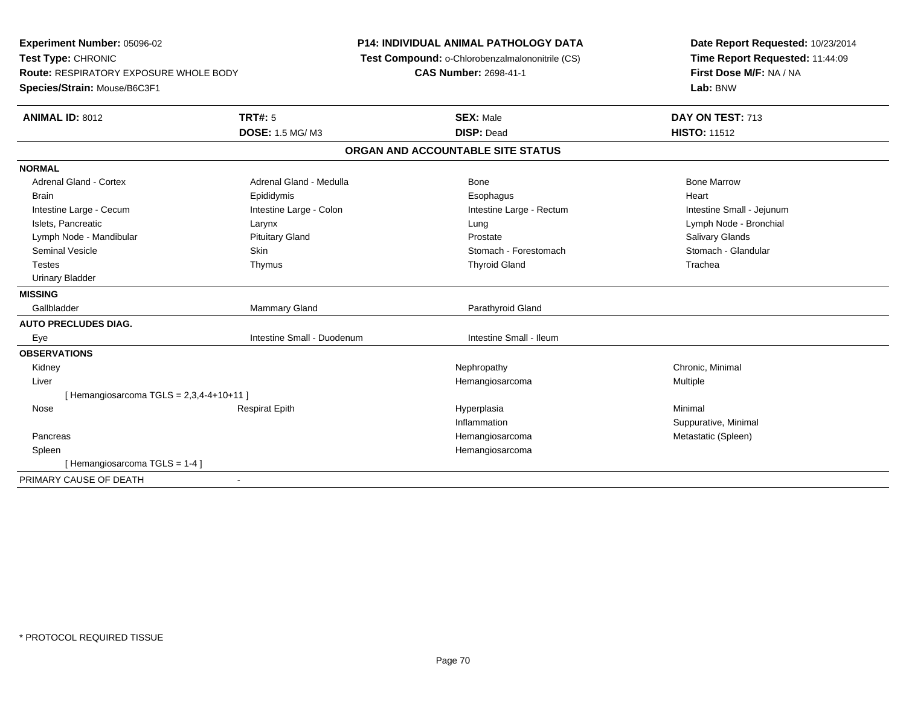**Experiment Number:** 05096-02
**Test Type:** CHRONIC
**Route:** RESPIRATORY EXPOSURE WHOLE BODY
**Species/Strain:** Mouse/B6C3F1

**P14: INDIVIDUAL ANIMAL PATHOLOGY DATA**
**Test Compound:** o-Chlorobenzalmalononitrile (CS)
**CAS Number:** 2698-41-1

**Date Report Requested:** 10/23/2014
**Time Report Requested:** 11:44:09
**First Dose M/F:** NA / NA
**Lab:** BNW

| **ANIMAL ID:** 8012 | **TRT#:** 5 | **SEX:** Male | **DAY ON TEST:** 713 |
|---|---|---|---|
| | **DOSE:** 1.5 MG/ M3 | **DISP:** Dead | **HISTO:** 11512 |

**ORGAN AND ACCOUNTABLE SITE STATUS**

| | | | |
|---|---|---|---|
| **NORMAL** | | | |
| Adrenal Gland - Cortex | Adrenal Gland - Medulla | Bone | Bone Marrow |
| Brain | Epididymis | Esophagus | Heart |
| Intestine Large - Cecum | Intestine Large - Colon | Intestine Large - Rectum | Intestine Small - Jejunum |
| Islets, Pancreatic | Larynx | Lung | Lymph Node - Bronchial |
| Lymph Node - Mandibular | Pituitary Gland | Prostate | Salivary Glands |
| Seminal Vesicle | Skin | Stomach - Forestomach | Stomach - Glandular |
| Testes | Thymus | Thyroid Gland | Trachea |
| Urinary Bladder | | | |
| **MISSING** | | | |
| Gallbladder | Mammary Gland | Parathyroid Gland | |
| **AUTO PRECLUDES DIAG.** | | | |
| Eye | Intestine Small - Duodenum | Intestine Small - Ileum | |
| **OBSERVATIONS** | | | |
| Kidney | | Nephropathy | Chronic, Minimal |
| Liver | | Hemangiosarcoma | Multiple |
| [ Hemangiosarcoma TGLS = 2,3,4-4+10+11 ] | | | |
| Nose | Respirat Epith | Hyperplasia | Minimal |
| | | Inflammation | Suppurative, Minimal |
| Pancreas | | Hemangiosarcoma | Metastatic (Spleen) |
| Spleen | | Hemangiosarcoma | |
| [ Hemangiosarcoma TGLS = 1-4 ] | | | |
| PRIMARY CAUSE OF DEATH | - | | |

\* PROTOCOL REQUIRED TISSUE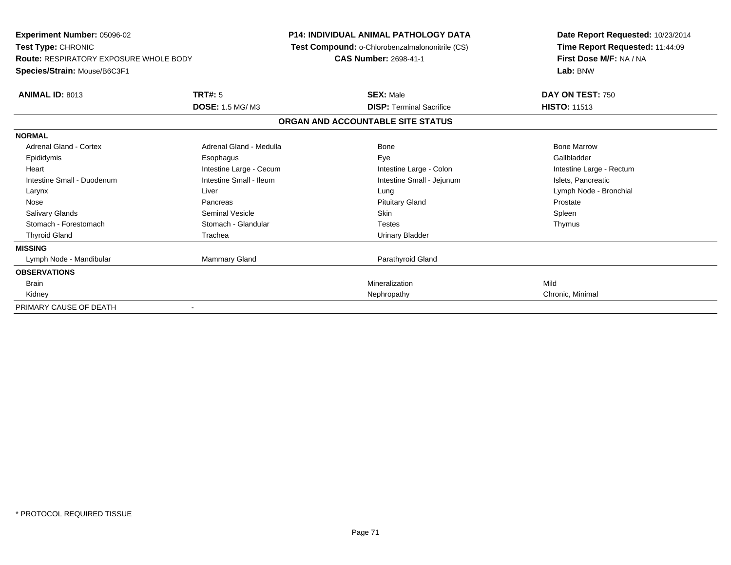**Experiment Number:** 05096-02
**Test Type:** CHRONIC
**Route:** RESPIRATORY EXPOSURE WHOLE BODY
**Species/Strain:** Mouse/B6C3F1

**P14: INDIVIDUAL ANIMAL PATHOLOGY DATA**
**Test Compound:** o-Chlorobenzalmalononitrile (CS)
**CAS Number:** 2698-41-1

**Date Report Requested:** 10/23/2014
**Time Report Requested:** 11:44:09
**First Dose M/F:** NA / NA
**Lab:** BNW

| **ANIMAL ID:** 8013 | **TRT#:** 5 | **SEX:** Male | **DAY ON TEST:** 750 |
|---|---|---|---|
| | **DOSE:** 1.5 MG/ M3 | **DISP:** Terminal Sacrifice | **HISTO:** 11513 |

**ORGAN AND ACCOUNTABLE SITE STATUS**

| | | | |
|---|---|---|---|
| **NORMAL** | | | |
| Adrenal Gland - Cortex | Adrenal Gland - Medulla | Bone | Bone Marrow |
| Epididymis | Esophagus | Eye | Gallbladder |
| Heart | Intestine Large - Cecum | Intestine Large - Colon | Intestine Large - Rectum |
| Intestine Small - Duodenum | Intestine Small - Ileum | Intestine Small - Jejunum | Islets, Pancreatic |
| Larynx | Liver | Lung | Lymph Node - Bronchial |
| Nose | Pancreas | Pituitary Gland | Prostate |
| Salivary Glands | Seminal Vesicle | Skin | Spleen |
| Stomach - Forestomach | Stomach - Glandular | Testes | Thymus |
| Thyroid Gland | Trachea | Urinary Bladder | |
| **MISSING** | | | |
| Lymph Node - Mandibular | Mammary Gland | Parathyroid Gland | |
| **OBSERVATIONS** | | | |
| Brain | | Mineralization | Mild |
| Kidney | | Nephropathy | Chronic, Minimal |
| PRIMARY CAUSE OF DEATH | - | | |

\* PROTOCOL REQUIRED TISSUE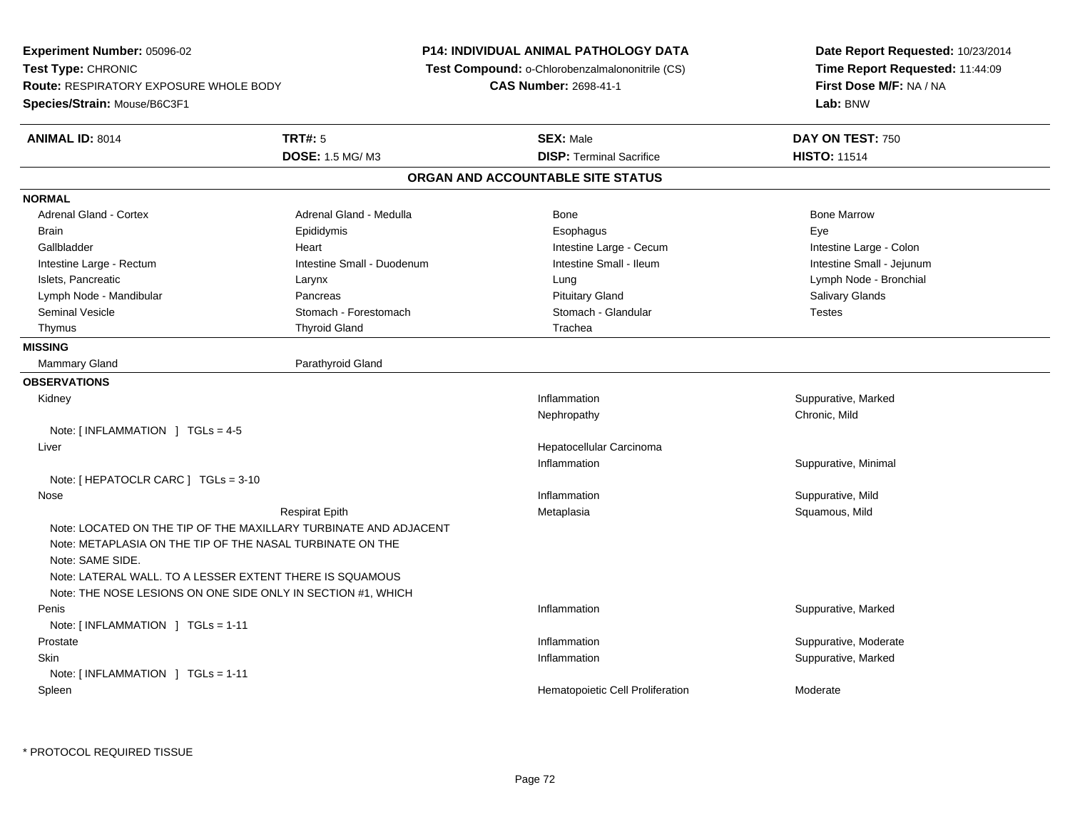**Experiment Number:** 05096-02
**Test Type:** CHRONIC
**Route:** RESPIRATORY EXPOSURE WHOLE BODY
**Species/Strain:** Mouse/B6C3F1

**P14: INDIVIDUAL ANIMAL PATHOLOGY DATA**
**Test Compound:** o-Chlorobenzalmalononitrile (CS)
**CAS Number:** 2698-41-1

**Date Report Requested:** 10/23/2014
**Time Report Requested:** 11:44:09
**First Dose M/F:** NA / NA
**Lab:** BNW

| **ANIMAL ID:** 8014 | **TRT#:** 5 | **SEX:** Male | **DAY ON TEST:** 750 |
|---|---|---|---|
| | **DOSE:** 1.5 MG/ M3 | **DISP:** Terminal Sacrifice | **HISTO:** 11514 |

## ORGAN AND ACCOUNTABLE SITE STATUS

**NORMAL**

| | | | |
|---|---|---|---|
| Adrenal Gland - Cortex | Adrenal Gland - Medulla | Bone | Bone Marrow |
| Brain | Epididymis | Esophagus | Eye |
| Gallbladder | Heart | Intestine Large - Cecum | Intestine Large - Colon |
| Intestine Large - Rectum | Intestine Small - Duodenum | Intestine Small - Ileum | Intestine Small - Jejunum |
| Islets, Pancreatic | Larynx | Lung | Lymph Node - Bronchial |
| Lymph Node - Mandibular | Pancreas | Pituitary Gland | Salivary Glands |
| Seminal Vesicle | Stomach - Forestomach | Stomach - Glandular | Testes |
| Thymus | Thyroid Gland | Trachea | |

**MISSING**

| | |
|---|---|
| Mammary Gland | Parathyroid Gland |

**OBSERVATIONS**

| Organ | Site | Observation | Severity |
|---|---|---|---|
| Kidney | | Inflammation | Suppurative, Marked |
| | | Nephropathy | Chronic, Mild |
| Note: [ INFLAMMATION ] TGLs = 4-5 | | | |
| Liver | | Hepatocellular Carcinoma | |
| | | Inflammation | Suppurative, Minimal |
| Note: [ HEPATOCLR CARC ] TGLs = 3-10 | | | |
| Nose | | Inflammation | Suppurative, Mild |
| | Respirat Epith | Metaplasia | Squamous, Mild |
| Note: LOCATED ON THE TIP OF THE MAXILLARY TURBINATE AND ADJACENT | | | |
| Note: METAPLASIA ON THE TIP OF THE NASAL TURBINATE ON THE | | | |
| Note: SAME SIDE. | | | |
| Note: LATERAL WALL. TO A LESSER EXTENT THERE IS SQUAMOUS | | | |
| Note: THE NOSE LESIONS ON ONE SIDE ONLY IN SECTION #1, WHICH | | | |
| Penis | | Inflammation | Suppurative, Marked |
| Note: [ INFLAMMATION ] TGLs = 1-11 | | | |
| Prostate | | Inflammation | Suppurative, Moderate |
| Skin | | Inflammation | Suppurative, Marked |
| Note: [ INFLAMMATION ] TGLs = 1-11 | | | |
| Spleen | | Hematopoietic Cell Proliferation | Moderate |

* PROTOCOL REQUIRED TISSUE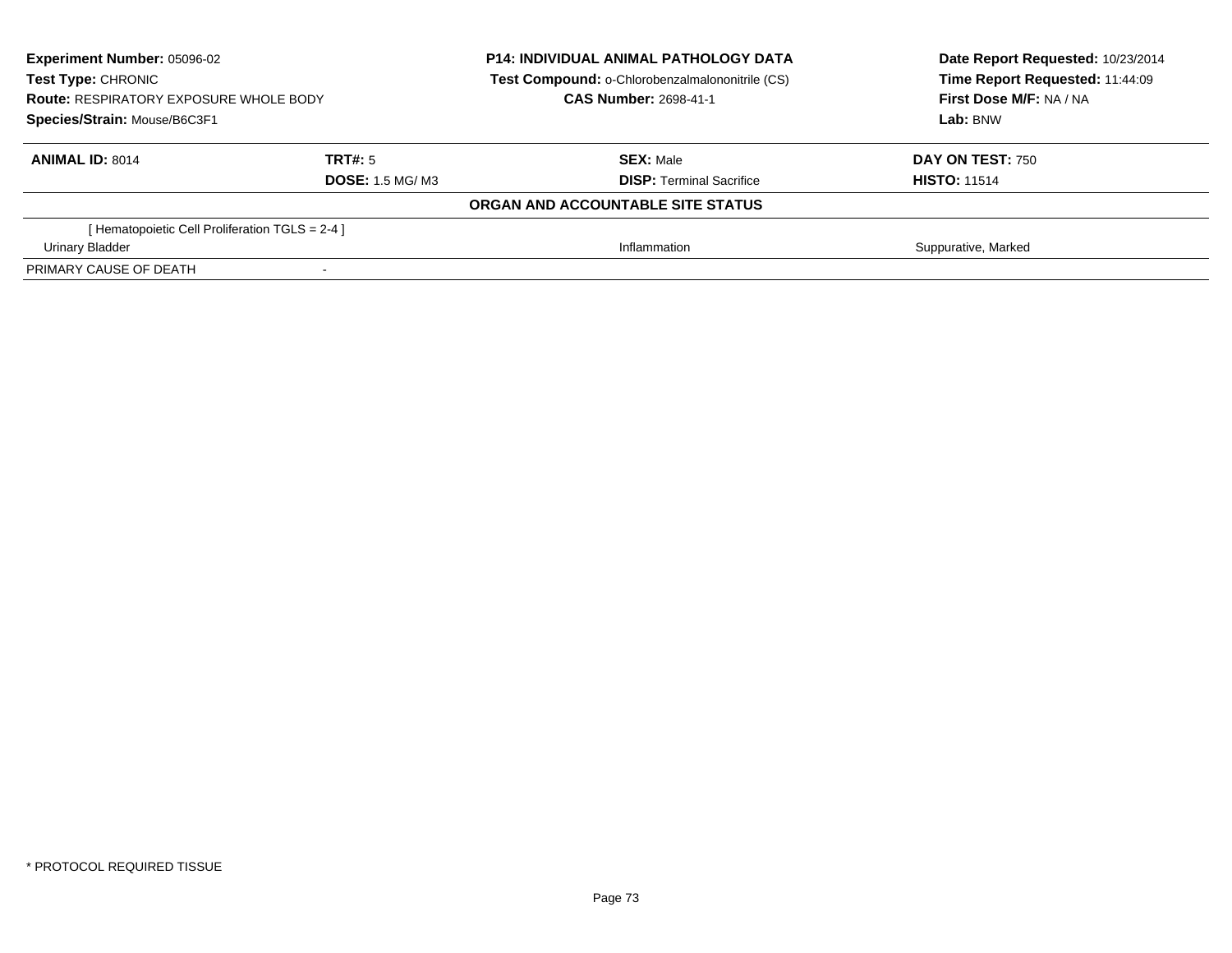**Experiment Number:** 05096-02
**Test Type:** CHRONIC
**Route:** RESPIRATORY EXPOSURE WHOLE BODY
**Species/Strain:** Mouse/B6C3F1

**P14: INDIVIDUAL ANIMAL PATHOLOGY DATA**
**Test Compound:** o-Chlorobenzalmalononitrile (CS)
**CAS Number:** 2698-41-1

**Date Report Requested:** 10/23/2014
**Time Report Requested:** 11:44:09
**First Dose M/F:** NA / NA
**Lab:** BNW

| **ANIMAL ID:** 8014 | **TRT#:** 5 | **SEX:** Male | **DAY ON TEST:** 750 |
|---|---|---|---|
| | **DOSE:** 1.5 MG/ M3 | **DISP:** Terminal Sacrifice | **HISTO:** 11514 |

**ORGAN AND ACCOUNTABLE SITE STATUS**

| | | | |
|---|---|---|---|
| [ Hematopoietic Cell Proliferation TGLS = 2-4 ] | | | |
| Urinary Bladder | | Inflammation | Suppurative, Marked |
| PRIMARY CAUSE OF DEATH | - | | |

* PROTOCOL REQUIRED TISSUE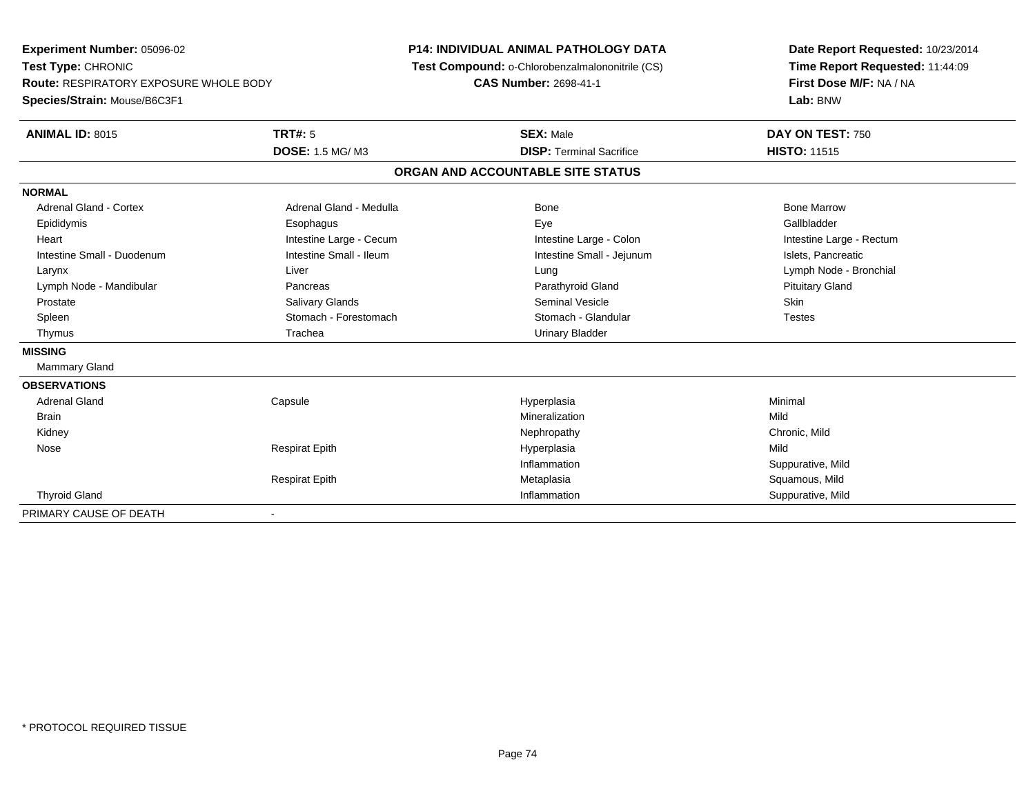**Experiment Number:** 05096-02
**Test Type:** CHRONIC
**Route:** RESPIRATORY EXPOSURE WHOLE BODY
**Species/Strain:** Mouse/B6C3F1

**P14: INDIVIDUAL ANIMAL PATHOLOGY DATA**
**Test Compound:** o-Chlorobenzalmalononitrile (CS)
**CAS Number:** 2698-41-1

**Date Report Requested:** 10/23/2014
**Time Report Requested:** 11:44:09
**First Dose M/F:** NA / NA
**Lab:** BNW

| **ANIMAL ID:** 8015 | **TRT#:** 5 | **SEX:** Male | **DAY ON TEST:** 750 |
|---|---|---|---|
| | **DOSE:** 1.5 MG/ M3 | **DISP:** Terminal Sacrifice | **HISTO:** 11515 |

## ORGAN AND ACCOUNTABLE SITE STATUS

| | | | |
|---|---|---|---|
| **NORMAL** | | | |
| Adrenal Gland - Cortex | Adrenal Gland - Medulla | Bone | Bone Marrow |
| Epididymis | Esophagus | Eye | Gallbladder |
| Heart | Intestine Large - Cecum | Intestine Large - Colon | Intestine Large - Rectum |
| Intestine Small - Duodenum | Intestine Small - Ileum | Intestine Small - Jejunum | Islets, Pancreatic |
| Larynx | Liver | Lung | Lymph Node - Bronchial |
| Lymph Node - Mandibular | Pancreas | Parathyroid Gland | Pituitary Gland |
| Prostate | Salivary Glands | Seminal Vesicle | Skin |
| Spleen | Stomach - Forestomach | Stomach - Glandular | Testes |
| Thymus | Trachea | Urinary Bladder | |
| **MISSING** | | | |
| Mammary Gland | | | |
| **OBSERVATIONS** | | | |
| Adrenal Gland | Capsule | Hyperplasia | Minimal |
| Brain | | Mineralization | Mild |
| Kidney | | Nephropathy | Chronic, Mild |
| Nose | Respirat Epith | Hyperplasia | Mild |
| | | Inflammation | Suppurative, Mild |
| | Respirat Epith | Metaplasia | Squamous, Mild |
| Thyroid Gland | | Inflammation | Suppurative, Mild |
| PRIMARY CAUSE OF DEATH | - | | |

* PROTOCOL REQUIRED TISSUE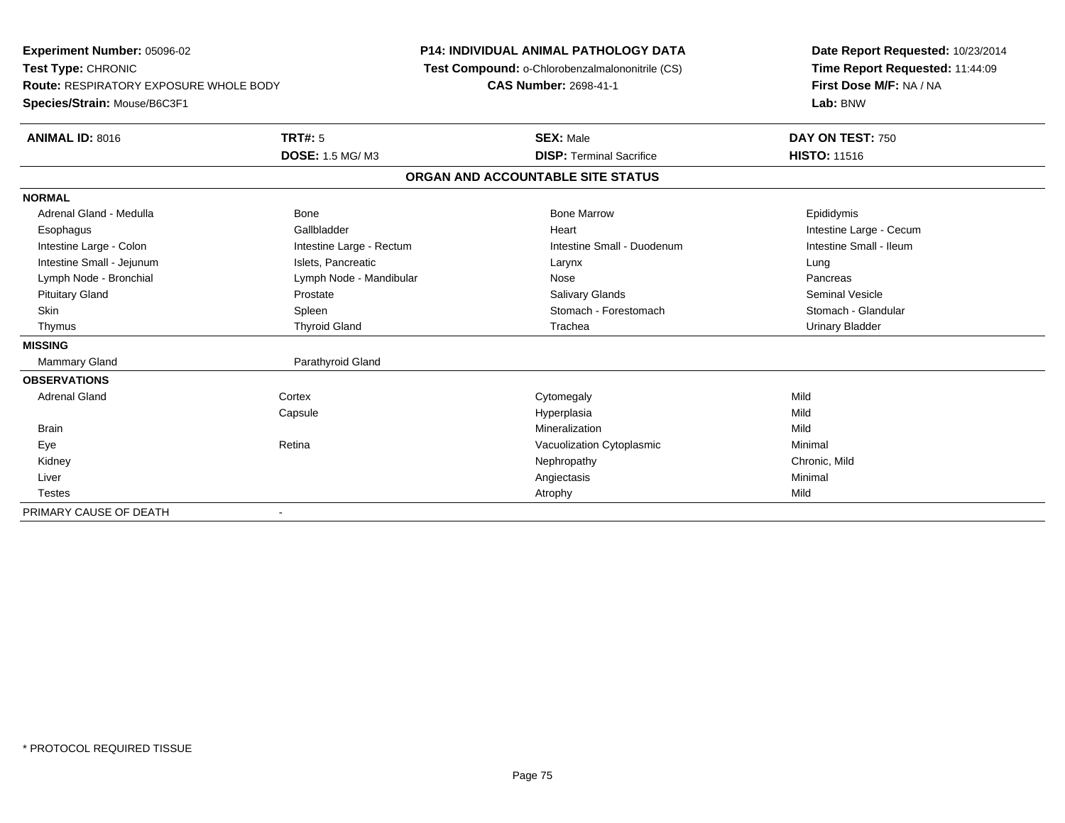**Experiment Number:** 05096-02
**Test Type:** CHRONIC
**Route:** RESPIRATORY EXPOSURE WHOLE BODY
**Species/Strain:** Mouse/B6C3F1

**P14: INDIVIDUAL ANIMAL PATHOLOGY DATA**
**Test Compound:** o-Chlorobenzalmalononitrile (CS)
**CAS Number:** 2698-41-1

**Date Report Requested:** 10/23/2014
**Time Report Requested:** 11:44:09
**First Dose M/F:** NA / NA
**Lab:** BNW

| **ANIMAL ID:** 8016 | **TRT#:** 5 | **SEX:** Male | **DAY ON TEST:** 750 |
|---|---|---|---|
| | **DOSE:** 1.5 MG/ M3 | **DISP:** Terminal Sacrifice | **HISTO:** 11516 |

## ORGAN AND ACCOUNTABLE SITE STATUS

| | | | |
|---|---|---|---|
| **NORMAL** | | | |
| Adrenal Gland - Medulla | Bone | Bone Marrow | Epididymis |
| Esophagus | Gallbladder | Heart | Intestine Large - Cecum |
| Intestine Large - Colon | Intestine Large - Rectum | Intestine Small - Duodenum | Intestine Small - Ileum |
| Intestine Small - Jejunum | Islets, Pancreatic | Larynx | Lung |
| Lymph Node - Bronchial | Lymph Node - Mandibular | Nose | Pancreas |
| Pituitary Gland | Prostate | Salivary Glands | Seminal Vesicle |
| Skin | Spleen | Stomach - Forestomach | Stomach - Glandular |
| Thymus | Thyroid Gland | Trachea | Urinary Bladder |
| **MISSING** | | | |
| Mammary Gland | Parathyroid Gland | | |
| **OBSERVATIONS** | | | |
| Adrenal Gland | Cortex | Cytomegaly | Mild |
| | Capsule | Hyperplasia | Mild |
| Brain | | Mineralization | Mild |
| Eye | Retina | Vacuolization Cytoplasmic | Minimal |
| Kidney | | Nephropathy | Chronic, Mild |
| Liver | | Angiectasis | Minimal |
| Testes | | Atrophy | Mild |
| PRIMARY CAUSE OF DEATH | - | | |

* PROTOCOL REQUIRED TISSUE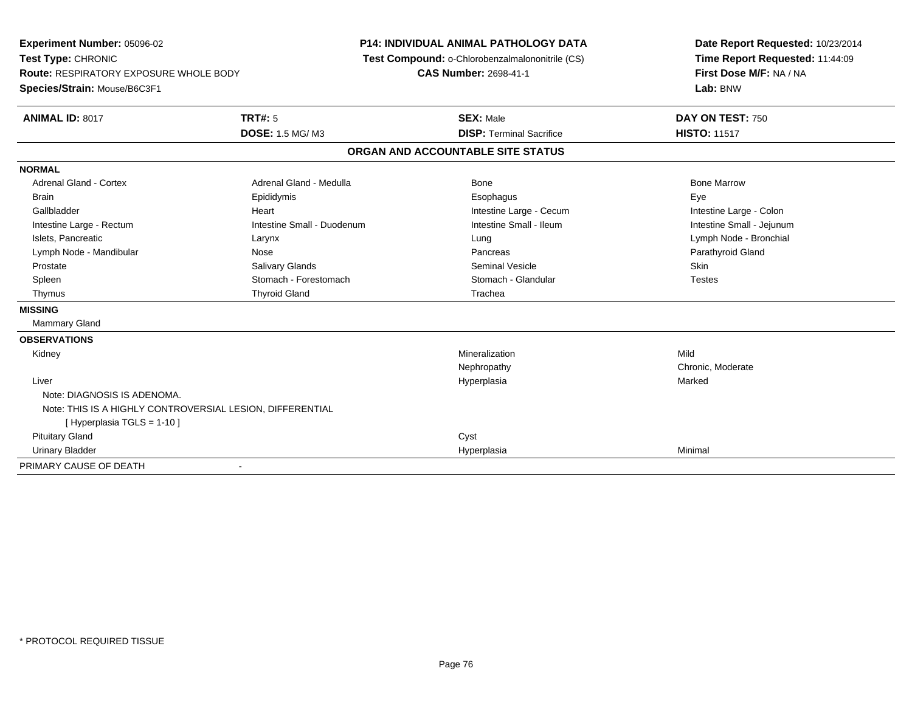**Experiment Number:** 05096-02
**Test Type:** CHRONIC
**Route:** RESPIRATORY EXPOSURE WHOLE BODY
**Species/Strain:** Mouse/B6C3F1

**P14: INDIVIDUAL ANIMAL PATHOLOGY DATA**
**Test Compound:** o-Chlorobenzalmalononitrile (CS)
**CAS Number:** 2698-41-1

**Date Report Requested:** 10/23/2014
**Time Report Requested:** 11:44:09
**First Dose M/F:** NA / NA
**Lab:** BNW

| **ANIMAL ID:** 8017 | **TRT#:** 5 | **SEX:** Male | **DAY ON TEST:** 750 |
|---|---|---|---|
| | **DOSE:** 1.5 MG/ M3 | **DISP:** Terminal Sacrifice | **HISTO:** 11517 |

**ORGAN AND ACCOUNTABLE SITE STATUS**

**NORMAL**

| | | | |
|---|---|---|---|
| Adrenal Gland - Cortex | Adrenal Gland - Medulla | Bone | Bone Marrow |
| Brain | Epididymis | Esophagus | Eye |
| Gallbladder | Heart | Intestine Large - Cecum | Intestine Large - Colon |
| Intestine Large - Rectum | Intestine Small - Duodenum | Intestine Small - Ileum | Intestine Small - Jejunum |
| Islets, Pancreatic | Larynx | Lung | Lymph Node - Bronchial |
| Lymph Node - Mandibular | Nose | Pancreas | Parathyroid Gland |
| Prostate | Salivary Glands | Seminal Vesicle | Skin |
| Spleen | Stomach - Forestomach | Stomach - Glandular | Testes |
| Thymus | Thyroid Gland | Trachea | |

**MISSING**

Mammary Gland

**OBSERVATIONS**

| Organ | Observation | Severity |
|---|---|---|
| Kidney | Mineralization | Mild |
| | Nephropathy | Chronic, Moderate |
| Liver | Hyperplasia | Marked |
| Note: DIAGNOSIS IS ADENOMA. | | |
| Note: THIS IS A HIGHLY CONTROVERSIAL LESION, DIFFERENTIAL | | |
| [ Hyperplasia TGLS = 1-10 ] | | |
| Pituitary Gland | Cyst | |
| Urinary Bladder | Hyperplasia | Minimal |

PRIMARY CAUSE OF DEATH -

* PROTOCOL REQUIRED TISSUE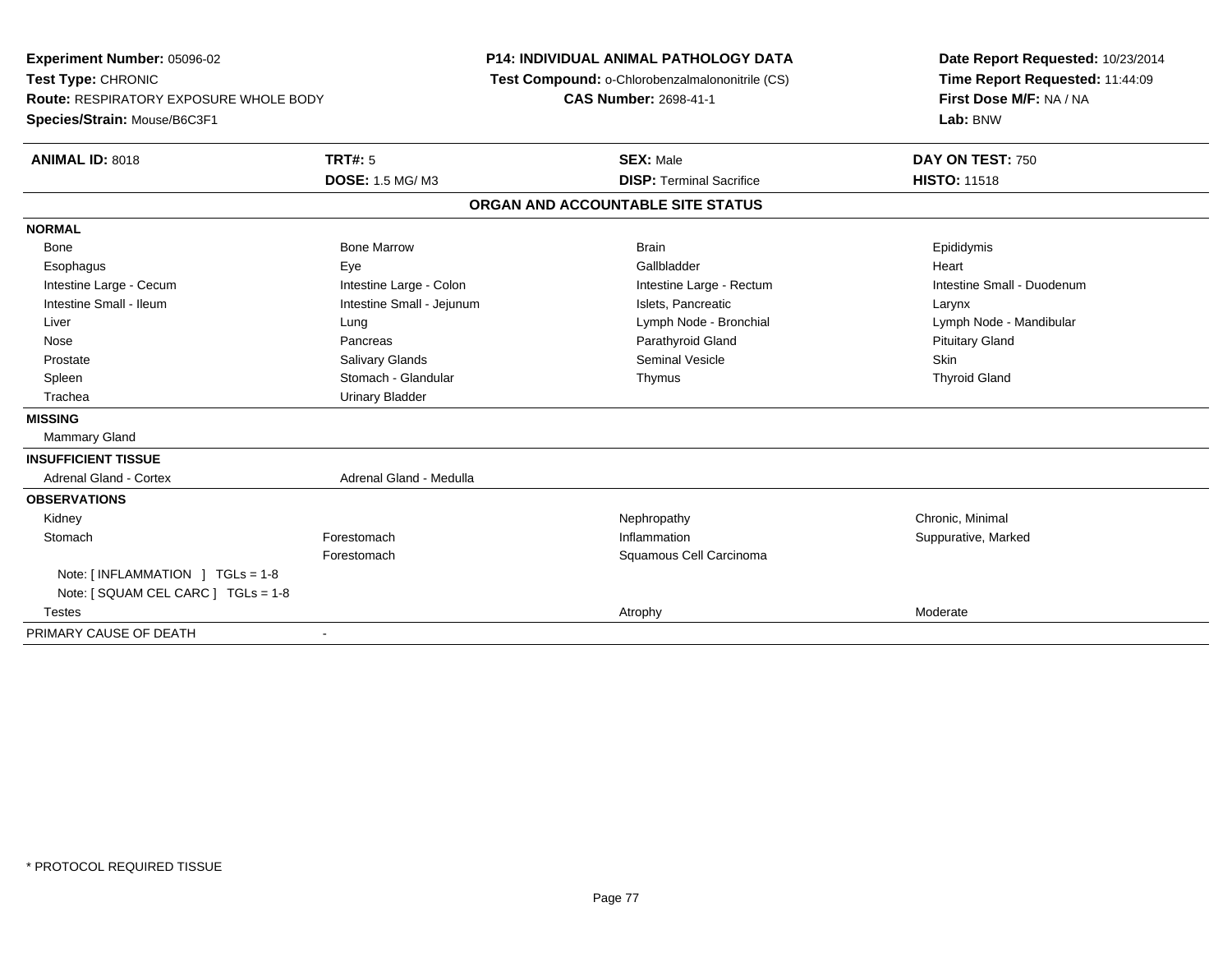**Experiment Number:** 05096-02
**Test Type:** CHRONIC
**Route:** RESPIRATORY EXPOSURE WHOLE BODY
**Species/Strain:** Mouse/B6C3F1

**P14: INDIVIDUAL ANIMAL PATHOLOGY DATA**
**Test Compound:** o-Chlorobenzalmalononitrile (CS)
**CAS Number:** 2698-41-1

**Date Report Requested:** 10/23/2014
**Time Report Requested:** 11:44:09
**First Dose M/F:** NA / NA
**Lab:** BNW

| **ANIMAL ID:** 8018 | **TRT#:** 5 | **SEX:** Male | **DAY ON TEST:** 750 |
|---|---|---|---|
| | **DOSE:** 1.5 MG/ M3 | **DISP:** Terminal Sacrifice | **HISTO:** 11518 |

## ORGAN AND ACCOUNTABLE SITE STATUS

| | | | |
|---|---|---|---|
| **NORMAL** | | | |
| Bone | Bone Marrow | Brain | Epididymis |
| Esophagus | Eye | Gallbladder | Heart |
| Intestine Large - Cecum | Intestine Large - Colon | Intestine Large - Rectum | Intestine Small - Duodenum |
| Intestine Small - Ileum | Intestine Small - Jejunum | Islets, Pancreatic | Larynx |
| Liver | Lung | Lymph Node - Bronchial | Lymph Node - Mandibular |
| Nose | Pancreas | Parathyroid Gland | Pituitary Gland |
| Prostate | Salivary Glands | Seminal Vesicle | Skin |
| Spleen | Stomach - Glandular | Thymus | Thyroid Gland |
| Trachea | Urinary Bladder | | |
| **MISSING** | | | |
| Mammary Gland | | | |
| **INSUFFICIENT TISSUE** | | | |
| Adrenal Gland - Cortex | Adrenal Gland - Medulla | | |
| **OBSERVATIONS** | | | |
| Kidney | | Nephropathy | Chronic, Minimal |
| Stomach | Forestomach | Inflammation | Suppurative, Marked |
| | Forestomach | Squamous Cell Carcinoma | |
| Note: [ INFLAMMATION ] TGLs = 1-8 | | | |
| Note: [ SQUAM CEL CARC ] TGLs = 1-8 | | | |
| Testes | | Atrophy | Moderate |
| PRIMARY CAUSE OF DEATH | - | | |

* PROTOCOL REQUIRED TISSUE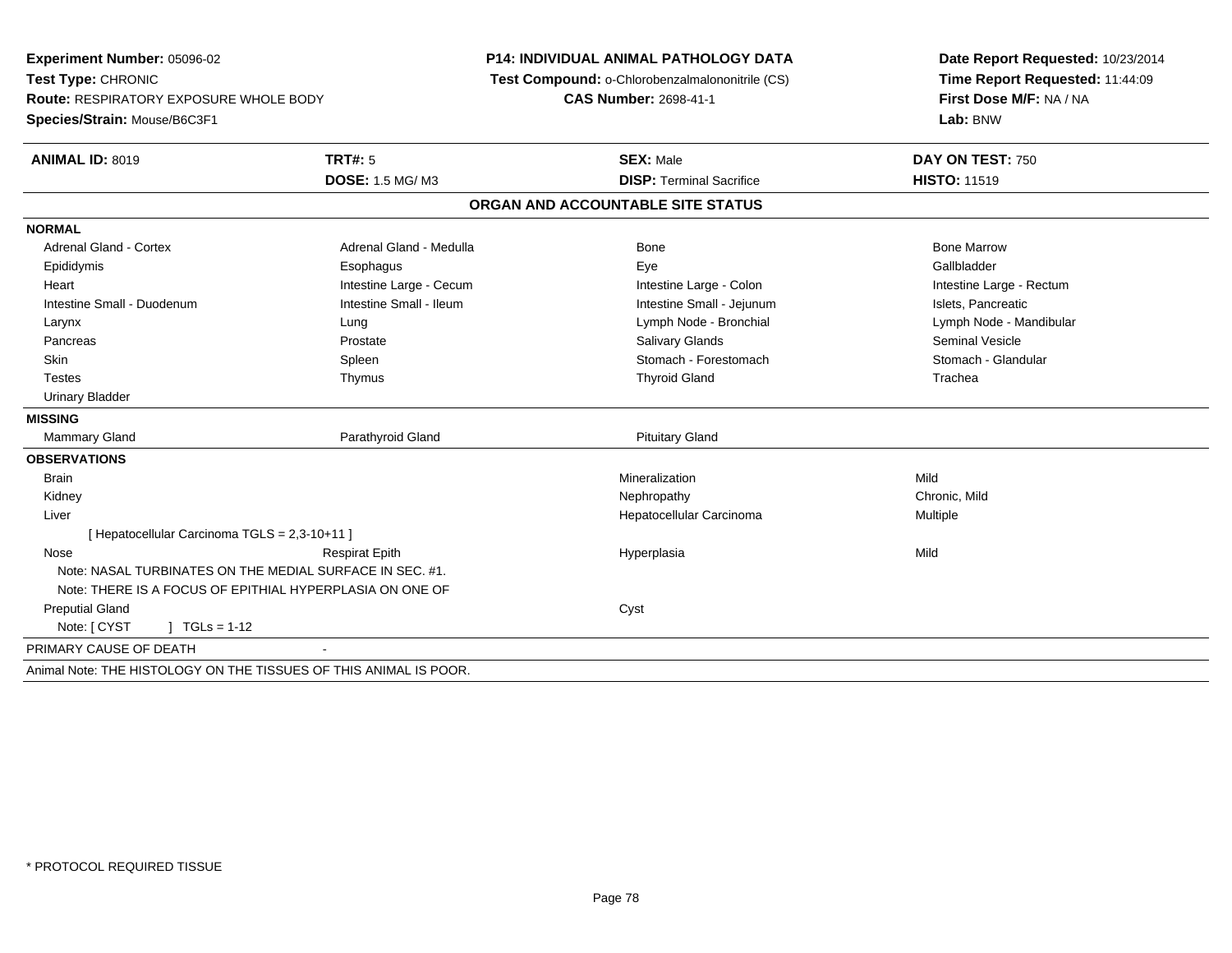**Experiment Number:** 05096-02
**Test Type:** CHRONIC
**Route:** RESPIRATORY EXPOSURE WHOLE BODY
**Species/Strain:** Mouse/B6C3F1

**P14: INDIVIDUAL ANIMAL PATHOLOGY DATA**
**Test Compound:** o-Chlorobenzalmalononitrile (CS)
**CAS Number:** 2698-41-1

**Date Report Requested:** 10/23/2014
**Time Report Requested:** 11:44:09
**First Dose M/F:** NA / NA
**Lab:** BNW

| **ANIMAL ID:** 8019 | **TRT#:** 5 | **SEX:** Male | **DAY ON TEST:** 750 |
|---|---|---|---|
| | **DOSE:** 1.5 MG/ M3 | **DISP:** Terminal Sacrifice | **HISTO:** 11519 |

## ORGAN AND ACCOUNTABLE SITE STATUS

**NORMAL**

| | | | |
|---|---|---|---|
| Adrenal Gland - Cortex | Adrenal Gland - Medulla | Bone | Bone Marrow |
| Epididymis | Esophagus | Eye | Gallbladder |
| Heart | Intestine Large - Cecum | Intestine Large - Colon | Intestine Large - Rectum |
| Intestine Small - Duodenum | Intestine Small - Ileum | Intestine Small - Jejunum | Islets, Pancreatic |
| Larynx | Lung | Lymph Node - Bronchial | Lymph Node - Mandibular |
| Pancreas | Prostate | Salivary Glands | Seminal Vesicle |
| Skin | Spleen | Stomach - Forestomach | Stomach - Glandular |
| Testes | Thymus | Thyroid Gland | Trachea |
| Urinary Bladder | | | |

**MISSING**

| | | |
|---|---|---|
| Mammary Gland | Parathyroid Gland | Pituitary Gland |

**OBSERVATIONS**

| | | | |
|---|---|---|---|
| Brain | | Mineralization | Mild |
| Kidney | | Nephropathy | Chronic, Mild |
| Liver | | Hepatocellular Carcinoma | Multiple |
| [ Hepatocellular Carcinoma TGLS = 2,3-10+11 ] | | | |
| Nose | Respirat Epith | Hyperplasia | Mild |
| Note: NASAL TURBINATES ON THE MEDIAL SURFACE IN SEC. #1. | | | |
| Note: THERE IS A FOCUS OF EPITHIAL HYPERPLASIA ON ONE OF | | | |
| Preputial Gland | | Cyst | |
| Note: [ CYST ] TGLs = 1-12 | | | |

PRIMARY CAUSE OF DEATH -

Animal Note: THE HISTOLOGY ON THE TISSUES OF THIS ANIMAL IS POOR.

* PROTOCOL REQUIRED TISSUE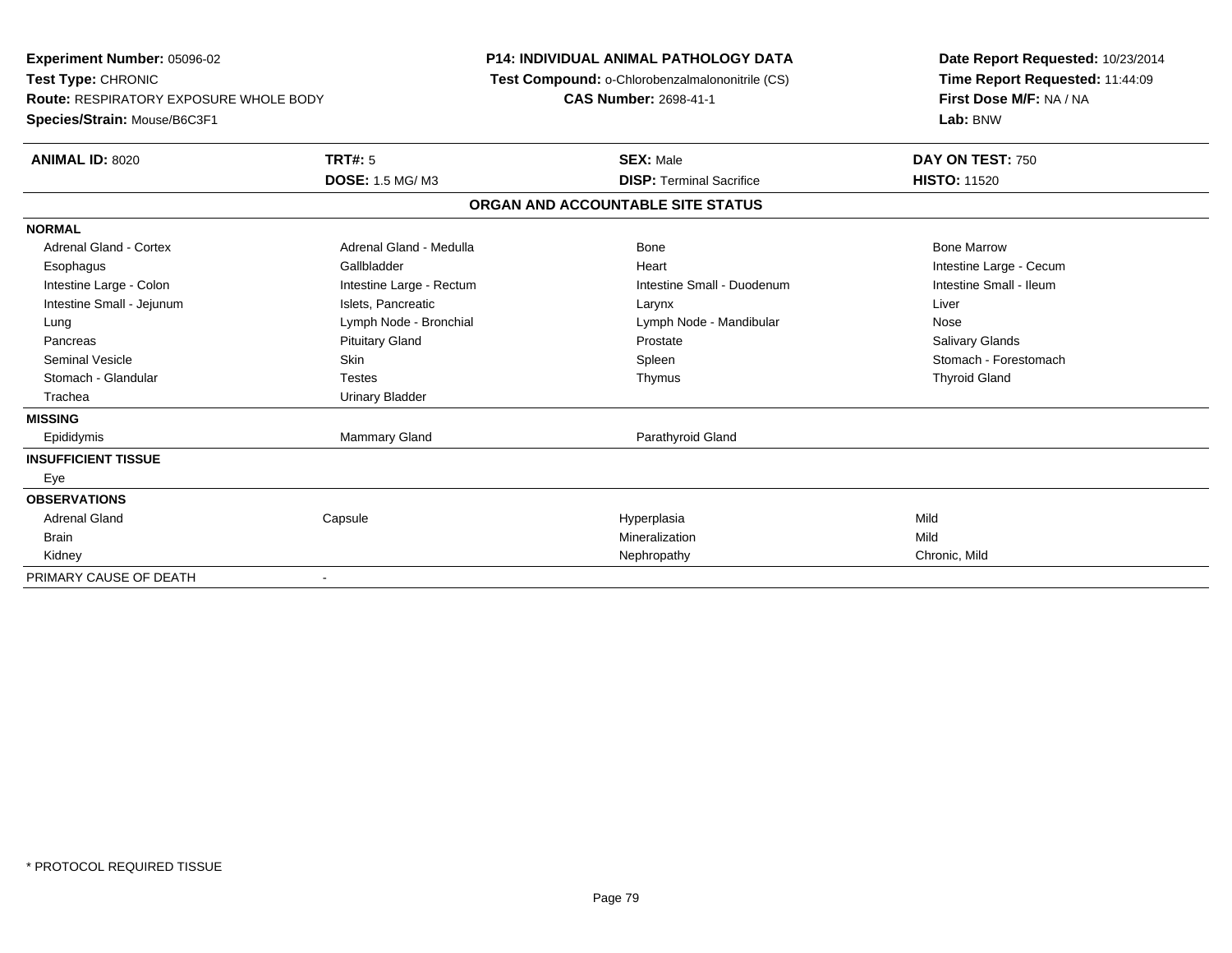**Experiment Number:** 05096-02
**Test Type:** CHRONIC
**Route:** RESPIRATORY EXPOSURE WHOLE BODY
**Species/Strain:** Mouse/B6C3F1

**P14: INDIVIDUAL ANIMAL PATHOLOGY DATA**
**Test Compound:** o-Chlorobenzalmalononitrile (CS)
**CAS Number:** 2698-41-1

**Date Report Requested:** 10/23/2014
**Time Report Requested:** 11:44:09
**First Dose M/F:** NA / NA
**Lab:** BNW

| **ANIMAL ID:** 8020 | **TRT#:** 5 | **SEX:** Male | **DAY ON TEST:** 750 |
|---|---|---|---|
| | **DOSE:** 1.5 MG/ M3 | **DISP:** Terminal Sacrifice | **HISTO:** 11520 |

**ORGAN AND ACCOUNTABLE SITE STATUS**

| | | | |
|---|---|---|---|
| **NORMAL** | | | |
| Adrenal Gland - Cortex | Adrenal Gland - Medulla | Bone | Bone Marrow |
| Esophagus | Gallbladder | Heart | Intestine Large - Cecum |
| Intestine Large - Colon | Intestine Large - Rectum | Intestine Small - Duodenum | Intestine Small - Ileum |
| Intestine Small - Jejunum | Islets, Pancreatic | Larynx | Liver |
| Lung | Lymph Node - Bronchial | Lymph Node - Mandibular | Nose |
| Pancreas | Pituitary Gland | Prostate | Salivary Glands |
| Seminal Vesicle | Skin | Spleen | Stomach - Forestomach |
| Stomach - Glandular | Testes | Thymus | Thyroid Gland |
| Trachea | Urinary Bladder | | |
| **MISSING** | | | |
| Epididymis | Mammary Gland | Parathyroid Gland | |
| **INSUFFICIENT TISSUE** | | | |
| Eye | | | |
| **OBSERVATIONS** | | | |
| Adrenal Gland | Capsule | Hyperplasia | Mild |
| Brain | | Mineralization | Mild |
| Kidney | | Nephropathy | Chronic, Mild |
| PRIMARY CAUSE OF DEATH | - | | |

* PROTOCOL REQUIRED TISSUE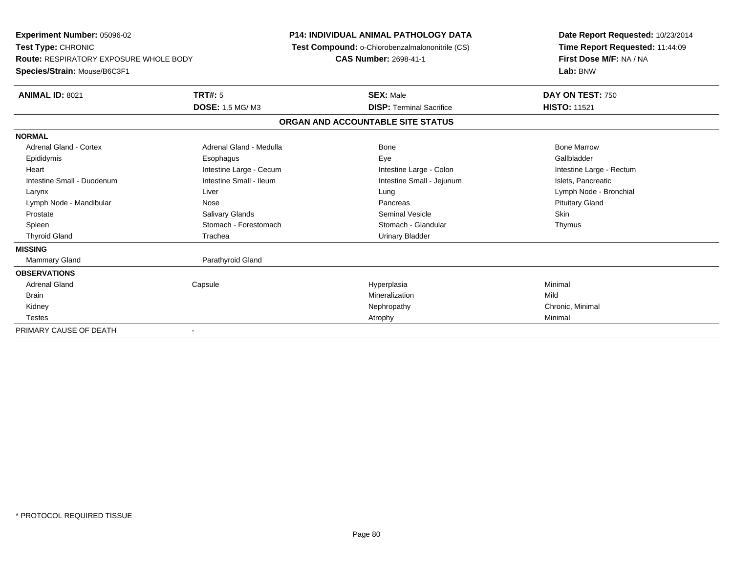**Experiment Number:** 05096-02
**Test Type:** CHRONIC
**Route:** RESPIRATORY EXPOSURE WHOLE BODY
**Species/Strain:** Mouse/B6C3F1

**P14: INDIVIDUAL ANIMAL PATHOLOGY DATA**
**Test Compound:** o-Chlorobenzalmalononitrile (CS)
**CAS Number:** 2698-41-1

**Date Report Requested:** 10/23/2014
**Time Report Requested:** 11:44:09
**First Dose M/F:** NA / NA
**Lab:** BNW

| **ANIMAL ID:** 8021 | **TRT#:** 5 | **SEX:** Male | **DAY ON TEST:** 750 |
|---|---|---|---|
| | **DOSE:** 1.5 MG/ M3 | **DISP:** Terminal Sacrifice | **HISTO:** 11521 |

## ORGAN AND ACCOUNTABLE SITE STATUS

| | | | |
|---|---|---|---|
| **NORMAL** | | | |
| Adrenal Gland - Cortex | Adrenal Gland - Medulla | Bone | Bone Marrow |
| Epididymis | Esophagus | Eye | Gallbladder |
| Heart | Intestine Large - Cecum | Intestine Large - Colon | Intestine Large - Rectum |
| Intestine Small - Duodenum | Intestine Small - Ileum | Intestine Small - Jejunum | Islets, Pancreatic |
| Larynx | Liver | Lung | Lymph Node - Bronchial |
| Lymph Node - Mandibular | Nose | Pancreas | Pituitary Gland |
| Prostate | Salivary Glands | Seminal Vesicle | Skin |
| Spleen | Stomach - Forestomach | Stomach - Glandular | Thymus |
| Thyroid Gland | Trachea | Urinary Bladder | |
| **MISSING** | | | |
| Mammary Gland | Parathyroid Gland | | |
| **OBSERVATIONS** | | | |
| Adrenal Gland | Capsule | Hyperplasia | Minimal |
| Brain | | Mineralization | Mild |
| Kidney | | Nephropathy | Chronic, Minimal |
| Testes | | Atrophy | Minimal |
| PRIMARY CAUSE OF DEATH | - | | |

\* PROTOCOL REQUIRED TISSUE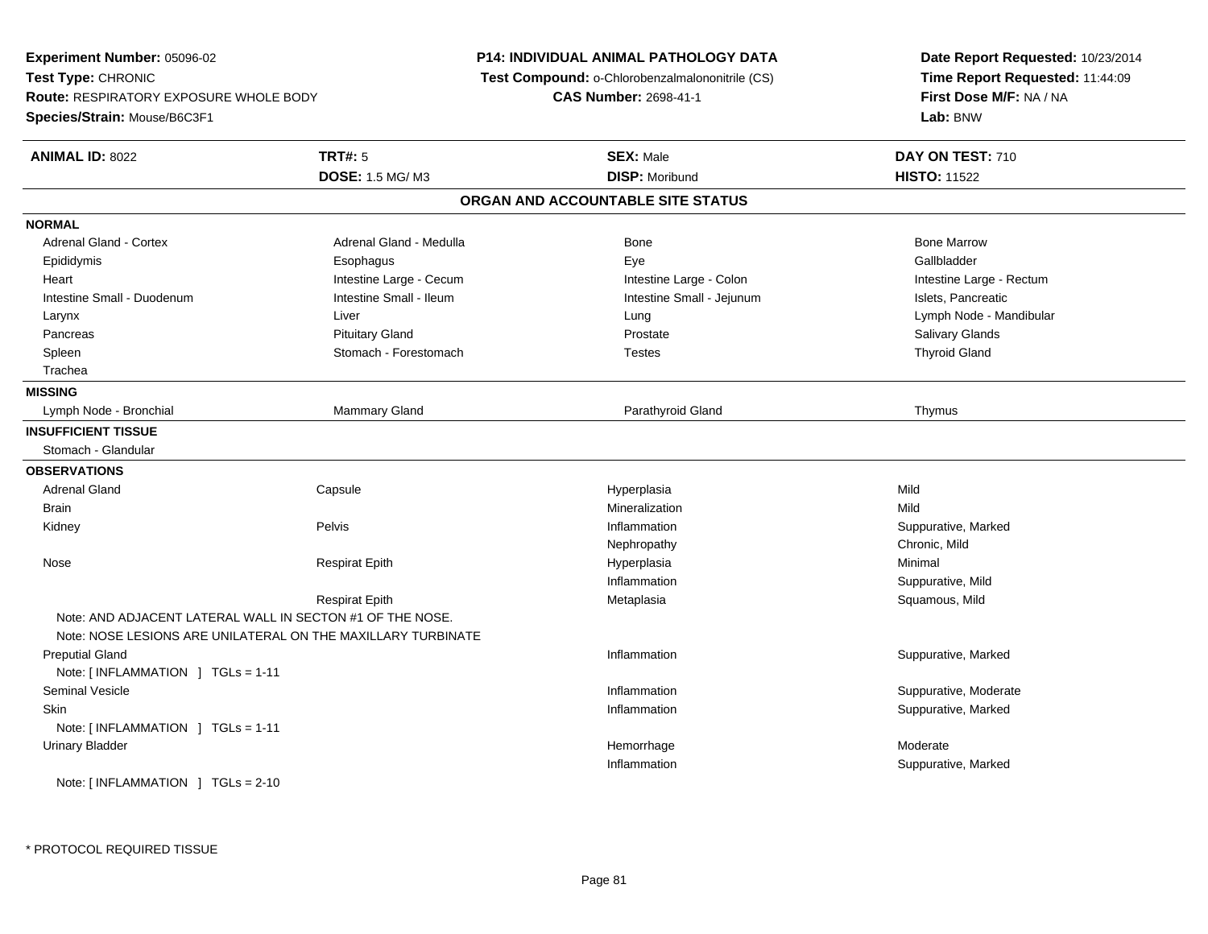**Experiment Number:** 05096-02
**Test Type:** CHRONIC
**Route:** RESPIRATORY EXPOSURE WHOLE BODY
**Species/Strain:** Mouse/B6C3F1

**P14: INDIVIDUAL ANIMAL PATHOLOGY DATA**
**Test Compound:** o-Chlorobenzalmalononitrile (CS)
**CAS Number:** 2698-41-1

**Date Report Requested:** 10/23/2014
**Time Report Requested:** 11:44:09
**First Dose M/F:** NA / NA
**Lab:** BNW

| **ANIMAL ID:** 8022 | **TRT#:** 5 | **SEX:** Male | **DAY ON TEST:** 710 |
|---|---|---|---|
| | **DOSE:** 1.5 MG/ M3 | **DISP:** Moribund | **HISTO:** 11522 |

## ORGAN AND ACCOUNTABLE SITE STATUS

**NORMAL**

| | | | |
|---|---|---|---|
| Adrenal Gland - Cortex | Adrenal Gland - Medulla | Bone | Bone Marrow |
| Epididymis | Esophagus | Eye | Gallbladder |
| Heart | Intestine Large - Cecum | Intestine Large - Colon | Intestine Large - Rectum |
| Intestine Small - Duodenum | Intestine Small - Ileum | Intestine Small - Jejunum | Islets, Pancreatic |
| Larynx | Liver | Lung | Lymph Node - Mandibular |
| Pancreas | Pituitary Gland | Prostate | Salivary Glands |
| Spleen | Stomach - Forestomach | Testes | Thyroid Gland |
| Trachea | | | |

**MISSING**

| | | | |
|---|---|---|---|
| Lymph Node - Bronchial | Mammary Gland | Parathyroid Gland | Thymus |

**INSUFFICIENT TISSUE**

Stomach - Glandular

**OBSERVATIONS**

| Organ | Site | Finding | Severity |
|---|---|---|---|
| Adrenal Gland | Capsule | Hyperplasia | Mild |
| Brain | | Mineralization | Mild |
| Kidney | Pelvis | Inflammation | Suppurative, Marked |
| | | Nephropathy | Chronic, Mild |
| Nose | Respirat Epith | Hyperplasia | Minimal |
| | | Inflammation | Suppurative, Mild |
| | Respirat Epith | Metaplasia | Squamous, Mild |

Note: AND ADJACENT LATERAL WALL IN SECTON #1 OF THE NOSE.
Note: NOSE LESIONS ARE UNILATERAL ON THE MAXILLARY TURBINATE

| Organ | Site | Finding | Severity |
|---|---|---|---|
| Preputial Gland | | Inflammation | Suppurative, Marked |

Note: [ INFLAMMATION ] TGLs = 1-11

| Organ | Site | Finding | Severity |
|---|---|---|---|
| Seminal Vesicle | | Inflammation | Suppurative, Moderate |
| Skin | | Inflammation | Suppurative, Marked |

Note: [ INFLAMMATION ] TGLs = 1-11

| Organ | Site | Finding | Severity |
|---|---|---|---|
| Urinary Bladder | | Hemorrhage | Moderate |
| | | Inflammation | Suppurative, Marked |

Note: [ INFLAMMATION ] TGLs = 2-10

* PROTOCOL REQUIRED TISSUE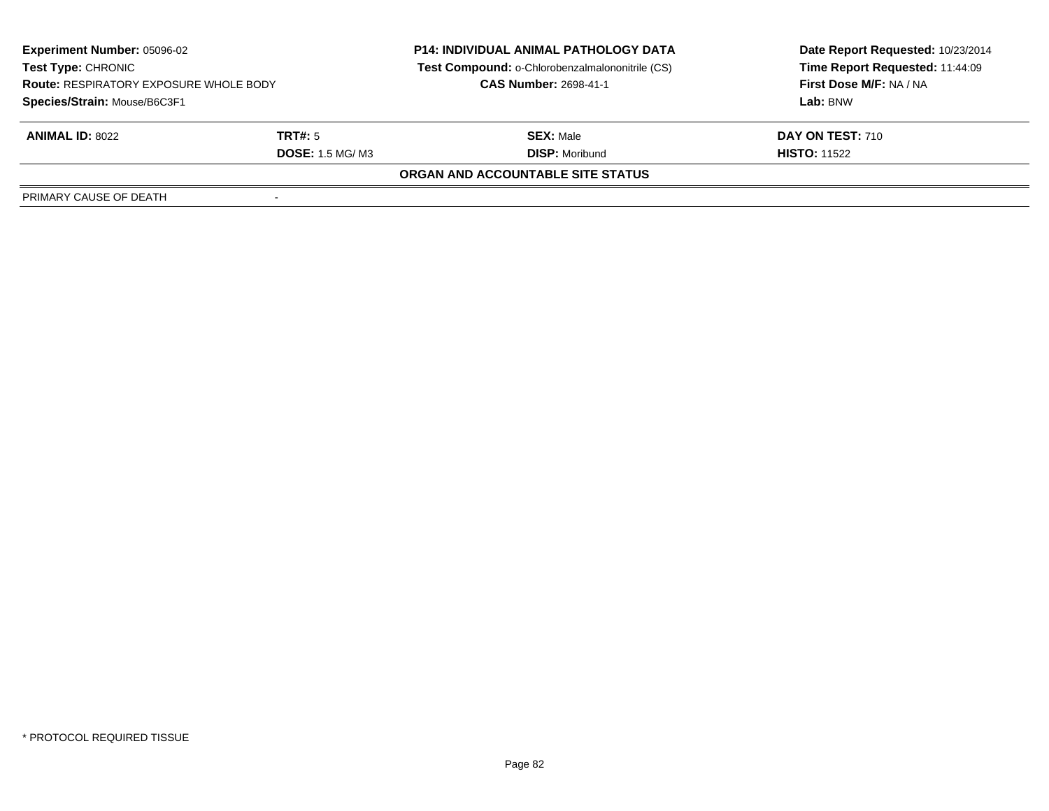**Experiment Number:** 05096-02
**Test Type:** CHRONIC
**Route:** RESPIRATORY EXPOSURE WHOLE BODY
**Species/Strain:** Mouse/B6C3F1

**P14: INDIVIDUAL ANIMAL PATHOLOGY DATA**
**Test Compound:** o-Chlorobenzalmalononitrile (CS)
**CAS Number:** 2698-41-1

**Date Report Requested:** 10/23/2014
**Time Report Requested:** 11:44:09
**First Dose M/F:** NA / NA
**Lab:** BNW

| **ANIMAL ID:** 8022 | **TRT#:** 5 | **SEX:** Male | **DAY ON TEST:** 710 |
|---|---|---|---|
| | **DOSE:** 1.5 MG/ M3 | **DISP:** Moribund | **HISTO:** 11522 |

**ORGAN AND ACCOUNTABLE SITE STATUS**

| PRIMARY CAUSE OF DEATH | - |
|---|---|

* PROTOCOL REQUIRED TISSUE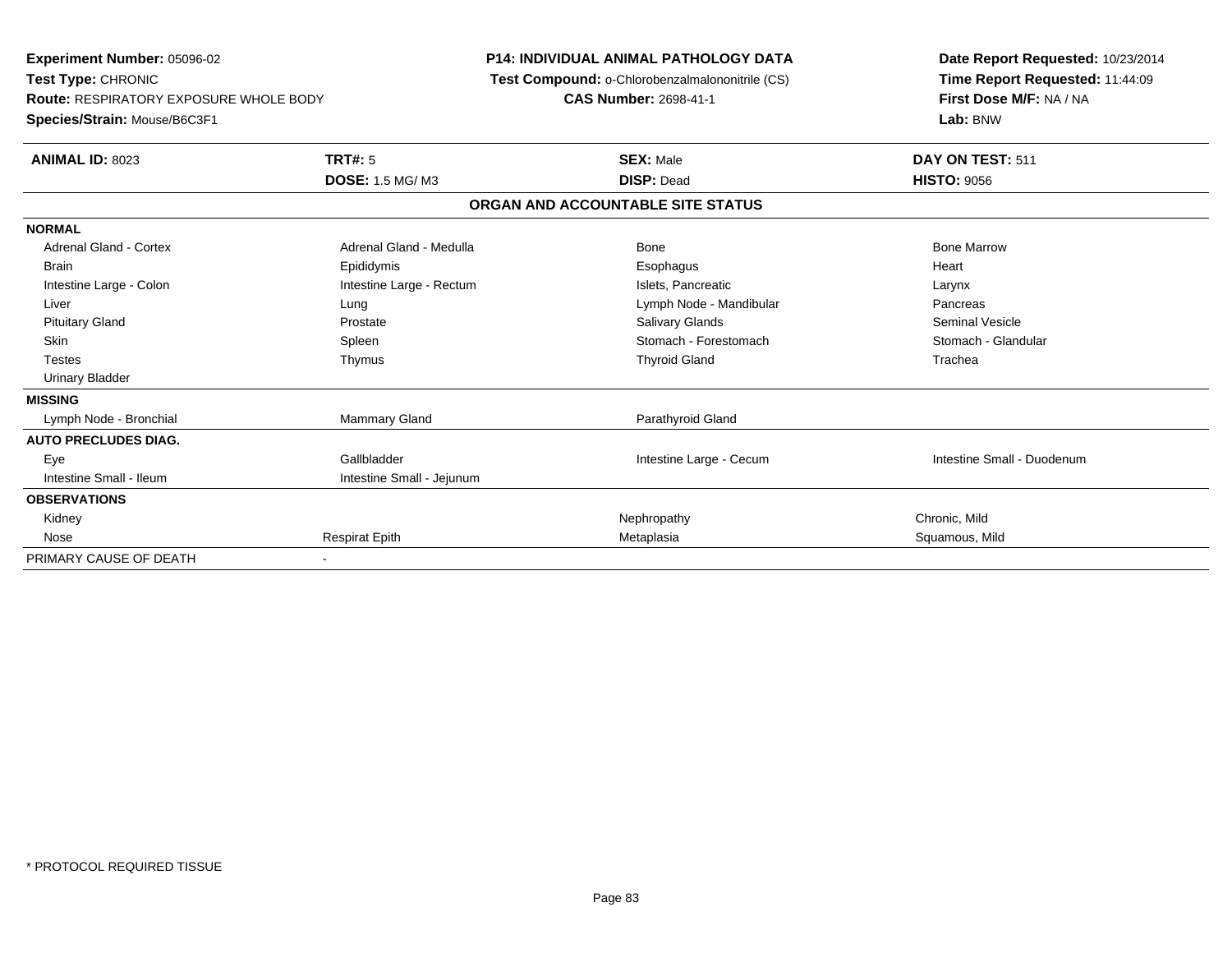**Experiment Number:** 05096-02
**Test Type:** CHRONIC
**Route:** RESPIRATORY EXPOSURE WHOLE BODY
**Species/Strain:** Mouse/B6C3F1

**P14: INDIVIDUAL ANIMAL PATHOLOGY DATA**
**Test Compound:** o-Chlorobenzalmalononitrile (CS)
**CAS Number:** 2698-41-1

**Date Report Requested:** 10/23/2014
**Time Report Requested:** 11:44:09
**First Dose M/F:** NA / NA
**Lab:** BNW

| **ANIMAL ID:** 8023 | **TRT#:** 5 | **SEX:** Male | **DAY ON TEST:** 511 |
|---|---|---|---|
| | **DOSE:** 1.5 MG/ M3 | **DISP:** Dead | **HISTO:** 9056 |

## ORGAN AND ACCOUNTABLE SITE STATUS

| | | | |
|---|---|---|---|
| **NORMAL** | | | |
| Adrenal Gland - Cortex | Adrenal Gland - Medulla | Bone | Bone Marrow |
| Brain | Epididymis | Esophagus | Heart |
| Intestine Large - Colon | Intestine Large - Rectum | Islets, Pancreatic | Larynx |
| Liver | Lung | Lymph Node - Mandibular | Pancreas |
| Pituitary Gland | Prostate | Salivary Glands | Seminal Vesicle |
| Skin | Spleen | Stomach - Forestomach | Stomach - Glandular |
| Testes | Thymus | Thyroid Gland | Trachea |
| Urinary Bladder | | | |
| **MISSING** | | | |
| Lymph Node - Bronchial | Mammary Gland | Parathyroid Gland | |
| **AUTO PRECLUDES DIAG.** | | | |
| Eye | Gallbladder | Intestine Large - Cecum | Intestine Small - Duodenum |
| Intestine Small - Ileum | Intestine Small - Jejunum | | |
| **OBSERVATIONS** | | | |
| Kidney | | Nephropathy | Chronic, Mild |
| Nose | Respirat Epith | Metaplasia | Squamous, Mild |
| PRIMARY CAUSE OF DEATH | - | | |

\* PROTOCOL REQUIRED TISSUE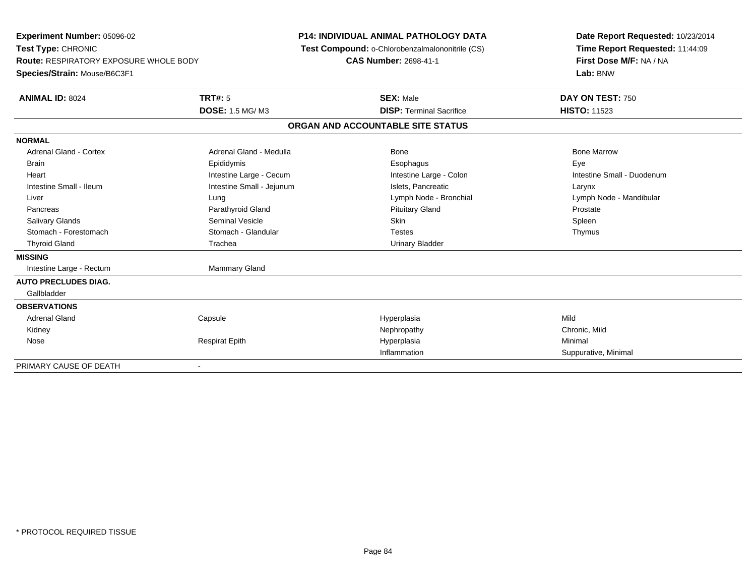**Experiment Number:** 05096-02
**Test Type:** CHRONIC
**Route:** RESPIRATORY EXPOSURE WHOLE BODY
**Species/Strain:** Mouse/B6C3F1

**P14: INDIVIDUAL ANIMAL PATHOLOGY DATA**
**Test Compound:** o-Chlorobenzalmalononitrile (CS)
**CAS Number:** 2698-41-1

**Date Report Requested:** 10/23/2014
**Time Report Requested:** 11:44:09
**First Dose M/F:** NA / NA
**Lab:** BNW

| **ANIMAL ID:** 8024 | **TRT#:** 5 | **SEX:** Male | **DAY ON TEST:** 750 |
|---|---|---|---|
| | **DOSE:** 1.5 MG/ M3 | **DISP:** Terminal Sacrifice | **HISTO:** 11523 |

**ORGAN AND ACCOUNTABLE SITE STATUS**

| | | | |
|---|---|---|---|
| **NORMAL** | | | |
| Adrenal Gland - Cortex | Adrenal Gland - Medulla | Bone | Bone Marrow |
| Brain | Epididymis | Esophagus | Eye |
| Heart | Intestine Large - Cecum | Intestine Large - Colon | Intestine Small - Duodenum |
| Intestine Small - Ileum | Intestine Small - Jejunum | Islets, Pancreatic | Larynx |
| Liver | Lung | Lymph Node - Bronchial | Lymph Node - Mandibular |
| Pancreas | Parathyroid Gland | Pituitary Gland | Prostate |
| Salivary Glands | Seminal Vesicle | Skin | Spleen |
| Stomach - Forestomach | Stomach - Glandular | Testes | Thymus |
| Thyroid Gland | Trachea | Urinary Bladder | |
| **MISSING** | | | |
| Intestine Large - Rectum | Mammary Gland | | |
| **AUTO PRECLUDES DIAG.** | | | |
| Gallbladder | | | |
| **OBSERVATIONS** | | | |
| Adrenal Gland | Capsule | Hyperplasia | Mild |
| Kidney | | Nephropathy | Chronic, Mild |
| Nose | Respirat Epith | Hyperplasia | Minimal |
| | | Inflammation | Suppurative, Minimal |
| PRIMARY CAUSE OF DEATH | - | | |

* PROTOCOL REQUIRED TISSUE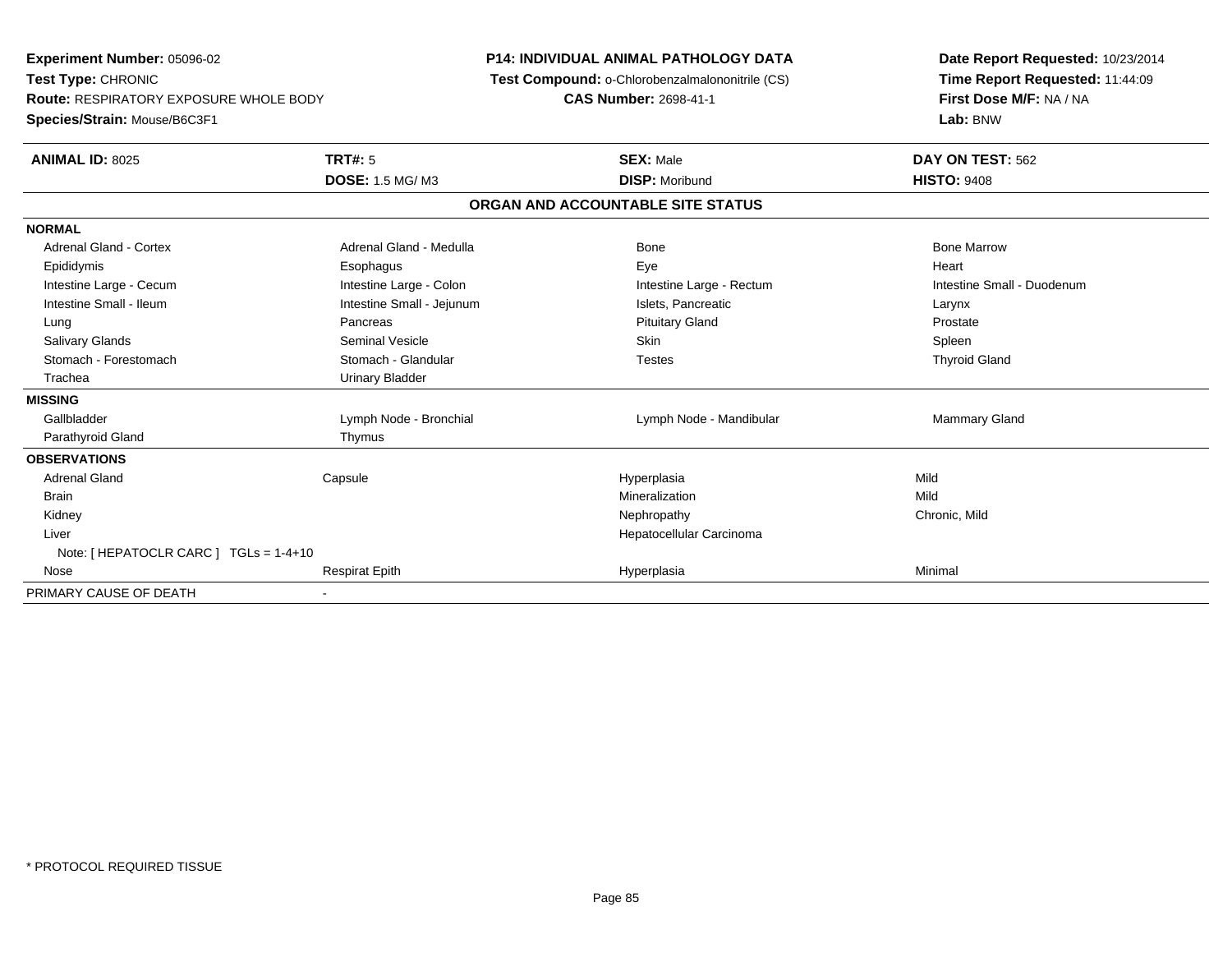**Experiment Number:** 05096-02
**Test Type:** CHRONIC
**Route:** RESPIRATORY EXPOSURE WHOLE BODY
**Species/Strain:** Mouse/B6C3F1

**P14: INDIVIDUAL ANIMAL PATHOLOGY DATA**
**Test Compound:** o-Chlorobenzalmalononitrile (CS)
**CAS Number:** 2698-41-1

**Date Report Requested:** 10/23/2014
**Time Report Requested:** 11:44:09
**First Dose M/F:** NA / NA
**Lab:** BNW

| **ANIMAL ID:** 8025 | **TRT#:** 5 | **SEX:** Male | **DAY ON TEST:** 562 |
|---|---|---|---|
| | **DOSE:** 1.5 MG/ M3 | **DISP:** Moribund | **HISTO:** 9408 |

## ORGAN AND ACCOUNTABLE SITE STATUS

| | | | |
|---|---|---|---|
| **NORMAL** | | | |
| Adrenal Gland - Cortex | Adrenal Gland - Medulla | Bone | Bone Marrow |
| Epididymis | Esophagus | Eye | Heart |
| Intestine Large - Cecum | Intestine Large - Colon | Intestine Large - Rectum | Intestine Small - Duodenum |
| Intestine Small - Ileum | Intestine Small - Jejunum | Islets, Pancreatic | Larynx |
| Lung | Pancreas | Pituitary Gland | Prostate |
| Salivary Glands | Seminal Vesicle | Skin | Spleen |
| Stomach - Forestomach | Stomach - Glandular | Testes | Thyroid Gland |
| Trachea | Urinary Bladder | | |
| **MISSING** | | | |
| Gallbladder | Lymph Node - Bronchial | Lymph Node - Mandibular | Mammary Gland |
| Parathyroid Gland | Thymus | | |
| **OBSERVATIONS** | | | |
| Adrenal Gland | Capsule | Hyperplasia | Mild |
| Brain | | Mineralization | Mild |
| Kidney | | Nephropathy | Chronic, Mild |
| Liver | | Hepatocellular Carcinoma | |
| Note: [ HEPATOCLR CARC ] TGLs = 1-4+10 | | | |
| Nose | Respirat Epith | Hyperplasia | Minimal |
| PRIMARY CAUSE OF DEATH | - | | |

* PROTOCOL REQUIRED TISSUE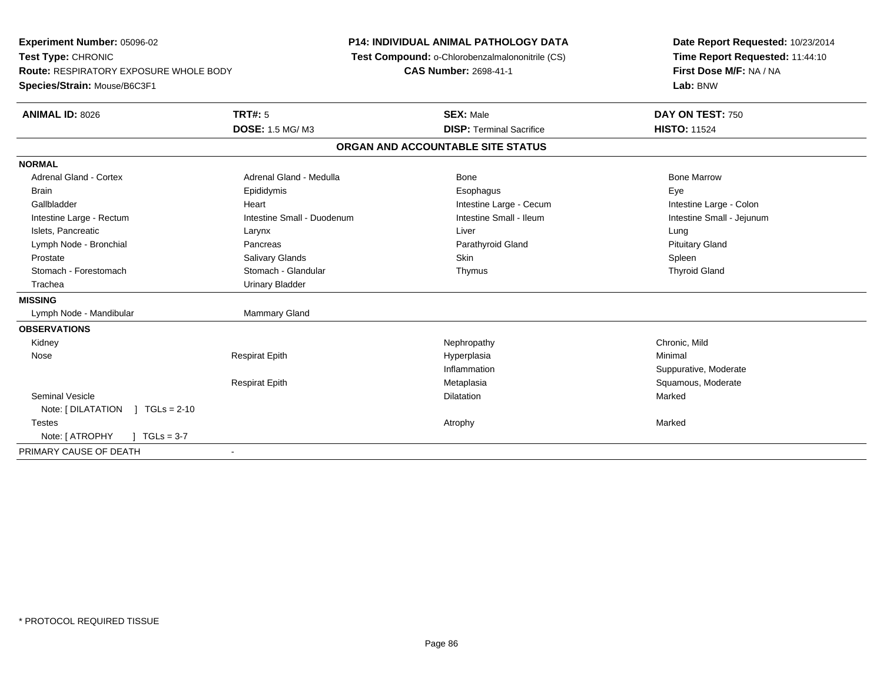**Experiment Number:** 05096-02
**Test Type:** CHRONIC
**Route:** RESPIRATORY EXPOSURE WHOLE BODY
**Species/Strain:** Mouse/B6C3F1

**P14: INDIVIDUAL ANIMAL PATHOLOGY DATA**
**Test Compound:** o-Chlorobenzalmalononitrile (CS)
**CAS Number:** 2698-41-1

**Date Report Requested:** 10/23/2014
**Time Report Requested:** 11:44:10
**First Dose M/F:** NA / NA
**Lab:** BNW

| **ANIMAL ID:** 8026 | **TRT#:** 5 | **SEX:** Male | **DAY ON TEST:** 750 |
|---|---|---|---|
| | **DOSE:** 1.5 MG/ M3 | **DISP:** Terminal Sacrifice | **HISTO:** 11524 |

## ORGAN AND ACCOUNTABLE SITE STATUS

**NORMAL**

| | | | |
|---|---|---|---|
| Adrenal Gland - Cortex | Adrenal Gland - Medulla | Bone | Bone Marrow |
| Brain | Epididymis | Esophagus | Eye |
| Gallbladder | Heart | Intestine Large - Cecum | Intestine Large - Colon |
| Intestine Large - Rectum | Intestine Small - Duodenum | Intestine Small - Ileum | Intestine Small - Jejunum |
| Islets, Pancreatic | Larynx | Liver | Lung |
| Lymph Node - Bronchial | Pancreas | Parathyroid Gland | Pituitary Gland |
| Prostate | Salivary Glands | Skin | Spleen |
| Stomach - Forestomach | Stomach - Glandular | Thymus | Thyroid Gland |
| Trachea | Urinary Bladder | | |

**MISSING**

| | |
|---|---|
| Lymph Node - Mandibular | Mammary Gland |

**OBSERVATIONS**

| | | | |
|---|---|---|---|
| Kidney | | Nephropathy | Chronic, Mild |
| Nose | Respirat Epith | Hyperplasia | Minimal |
| | | Inflammation | Suppurative, Moderate |
| | Respirat Epith | Metaplasia | Squamous, Moderate |
| Seminal Vesicle | | Dilatation | Marked |
| Note: [ DILATATION ] TGLs = 2-10 | | | |
| Testes | | Atrophy | Marked |
| Note: [ ATROPHY ] TGLs = 3-7 | | | |

PRIMARY CAUSE OF DEATH -

* PROTOCOL REQUIRED TISSUE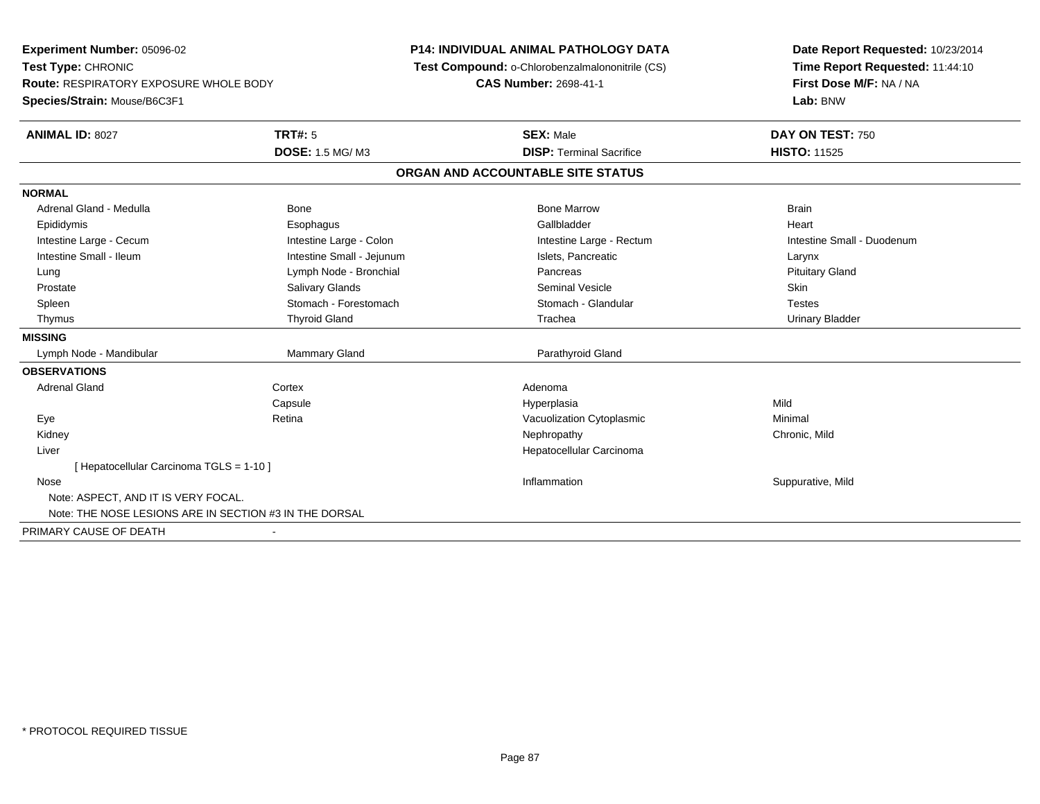**Experiment Number:** 05096-02
**Test Type:** CHRONIC
**Route:** RESPIRATORY EXPOSURE WHOLE BODY
**Species/Strain:** Mouse/B6C3F1

**P14: INDIVIDUAL ANIMAL PATHOLOGY DATA**
**Test Compound:** o-Chlorobenzalmalononitrile (CS)
**CAS Number:** 2698-41-1

**Date Report Requested:** 10/23/2014
**Time Report Requested:** 11:44:10
**First Dose M/F:** NA / NA
**Lab:** BNW

| **ANIMAL ID:** 8027 | **TRT#:** 5 | **SEX:** Male | **DAY ON TEST:** 750 |
|---|---|---|---|
| | **DOSE:** 1.5 MG/ M3 | **DISP:** Terminal Sacrifice | **HISTO:** 11525 |

**ORGAN AND ACCOUNTABLE SITE STATUS**

| | | | |
|---|---|---|---|
| **NORMAL** | | | |
| Adrenal Gland - Medulla | Bone | Bone Marrow | Brain |
| Epididymis | Esophagus | Gallbladder | Heart |
| Intestine Large - Cecum | Intestine Large - Colon | Intestine Large - Rectum | Intestine Small - Duodenum |
| Intestine Small - Ileum | Intestine Small - Jejunum | Islets, Pancreatic | Larynx |
| Lung | Lymph Node - Bronchial | Pancreas | Pituitary Gland |
| Prostate | Salivary Glands | Seminal Vesicle | Skin |
| Spleen | Stomach - Forestomach | Stomach - Glandular | Testes |
| Thymus | Thyroid Gland | Trachea | Urinary Bladder |
| **MISSING** | | | |
| Lymph Node - Mandibular | Mammary Gland | Parathyroid Gland | |
| **OBSERVATIONS** | | | |
| Adrenal Gland | Cortex | Adenoma | |
| | Capsule | Hyperplasia | Mild |
| Eye | Retina | Vacuolization Cytoplasmic | Minimal |
| Kidney | | Nephropathy | Chronic, Mild |
| Liver | | Hepatocellular Carcinoma | |
| [ Hepatocellular Carcinoma TGLS = 1-10 ] | | | |
| Nose | | Inflammation | Suppurative, Mild |
| Note: ASPECT, AND IT IS VERY FOCAL. | | | |
| Note: THE NOSE LESIONS ARE IN SECTION #3 IN THE DORSAL | | | |
| PRIMARY CAUSE OF DEATH | - | | |

* PROTOCOL REQUIRED TISSUE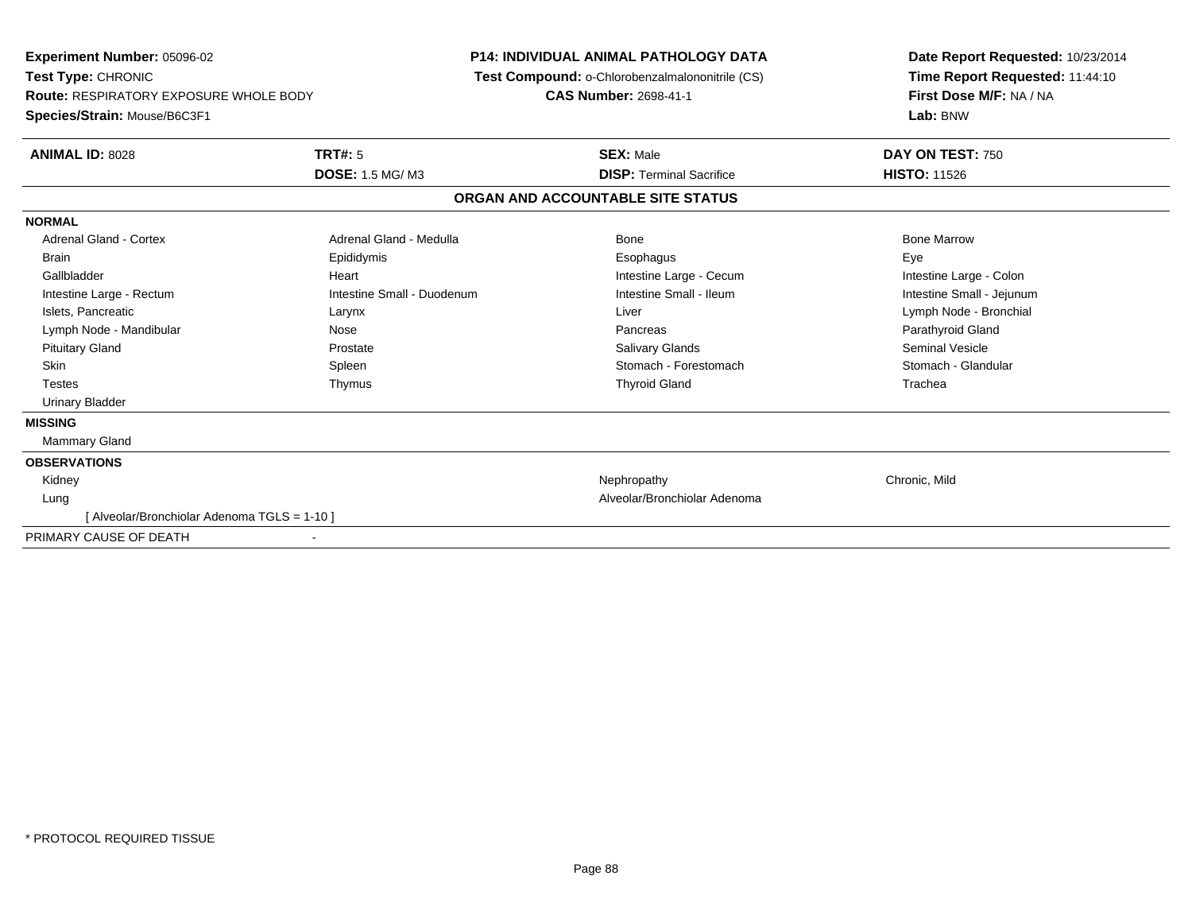**Experiment Number:** 05096-02
**Test Type:** CHRONIC
**Route:** RESPIRATORY EXPOSURE WHOLE BODY
**Species/Strain:** Mouse/B6C3F1

**P14: INDIVIDUAL ANIMAL PATHOLOGY DATA**
**Test Compound:** o-Chlorobenzalmalononitrile (CS)
**CAS Number:** 2698-41-1

**Date Report Requested:** 10/23/2014
**Time Report Requested:** 11:44:10
**First Dose M/F:** NA / NA
**Lab:** BNW

| **ANIMAL ID:** 8028 | **TRT#:** 5 | **SEX:** Male | **DAY ON TEST:** 750 |
|---|---|---|---|
| | **DOSE:** 1.5 MG/ M3 | **DISP:** Terminal Sacrifice | **HISTO:** 11526 |

## ORGAN AND ACCOUNTABLE SITE STATUS

**NORMAL**

| | | | |
|---|---|---|---|
| Adrenal Gland - Cortex | Adrenal Gland - Medulla | Bone | Bone Marrow |
| Brain | Epididymis | Esophagus | Eye |
| Gallbladder | Heart | Intestine Large - Cecum | Intestine Large - Colon |
| Intestine Large - Rectum | Intestine Small - Duodenum | Intestine Small - Ileum | Intestine Small - Jejunum |
| Islets, Pancreatic | Larynx | Liver | Lymph Node - Bronchial |
| Lymph Node - Mandibular | Nose | Pancreas | Parathyroid Gland |
| Pituitary Gland | Prostate | Salivary Glands | Seminal Vesicle |
| Skin | Spleen | Stomach - Forestomach | Stomach - Glandular |
| Testes | Thymus | Thyroid Gland | Trachea |
| Urinary Bladder | | | |

**MISSING**

Mammary Gland

**OBSERVATIONS**

| | | |
|---|---|---|
| Kidney | Nephropathy | Chronic, Mild |
| Lung | Alveolar/Bronchiolar Adenoma | |
| [ Alveolar/Bronchiolar Adenoma TGLS = 1-10 ] | | |

PRIMARY CAUSE OF DEATH -

* PROTOCOL REQUIRED TISSUE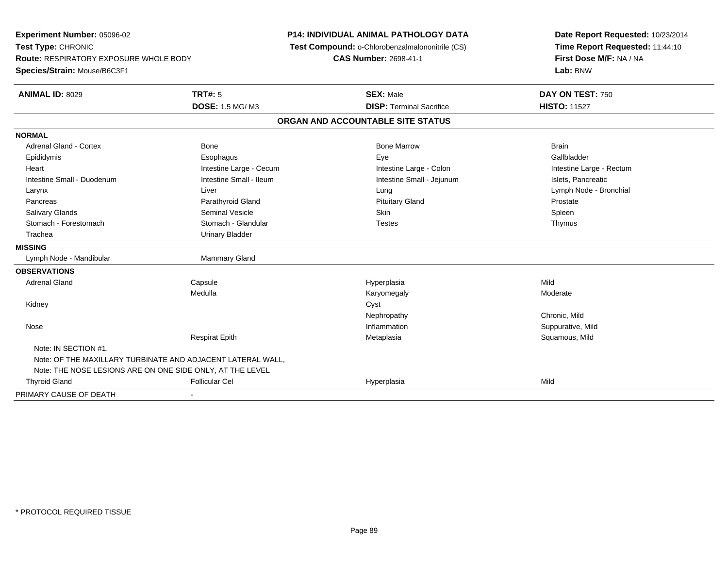**Experiment Number:** 05096-02
**Test Type:** CHRONIC
**Route:** RESPIRATORY EXPOSURE WHOLE BODY
**Species/Strain:** Mouse/B6C3F1

**P14: INDIVIDUAL ANIMAL PATHOLOGY DATA**
**Test Compound:** o-Chlorobenzalmalononitrile (CS)
**CAS Number:** 2698-41-1

**Date Report Requested:** 10/23/2014
**Time Report Requested:** 11:44:10
**First Dose M/F:** NA / NA
**Lab:** BNW

| **ANIMAL ID:** 8029 | **TRT#:** 5 | **SEX:** Male | **DAY ON TEST:** 750 |
|---|---|---|---|
| | **DOSE:** 1.5 MG/ M3 | **DISP:** Terminal Sacrifice | **HISTO:** 11527 |

## ORGAN AND ACCOUNTABLE SITE STATUS

| | | | |
|---|---|---|---|
| **NORMAL** | | | |
| Adrenal Gland - Cortex | Bone | Bone Marrow | Brain |
| Epididymis | Esophagus | Eye | Gallbladder |
| Heart | Intestine Large - Cecum | Intestine Large - Colon | Intestine Large - Rectum |
| Intestine Small - Duodenum | Intestine Small - Ileum | Intestine Small - Jejunum | Islets, Pancreatic |
| Larynx | Liver | Lung | Lymph Node - Bronchial |
| Pancreas | Parathyroid Gland | Pituitary Gland | Prostate |
| Salivary Glands | Seminal Vesicle | Skin | Spleen |
| Stomach - Forestomach | Stomach - Glandular | Testes | Thymus |
| Trachea | Urinary Bladder | | |
| **MISSING** | | | |
| Lymph Node - Mandibular | Mammary Gland | | |
| **OBSERVATIONS** | | | |
| Adrenal Gland | Capsule | Hyperplasia | Mild |
| | Medulla | Karyomegaly | Moderate |
| Kidney | | Cyst | |
| | | Nephropathy | Chronic, Mild |
| Nose | | Inflammation | Suppurative, Mild |
| | Respirat Epith | Metaplasia | Squamous, Mild |
| Note: IN SECTION #1. | | | |
| Note: OF THE MAXILLARY TURBINATE AND ADJACENT LATERAL WALL, | | | |
| Note: THE NOSE LESIONS ARE ON ONE SIDE ONLY, AT THE LEVEL | | | |
| Thyroid Gland | Follicular Cel | Hyperplasia | Mild |
| PRIMARY CAUSE OF DEATH | - | | |

\* PROTOCOL REQUIRED TISSUE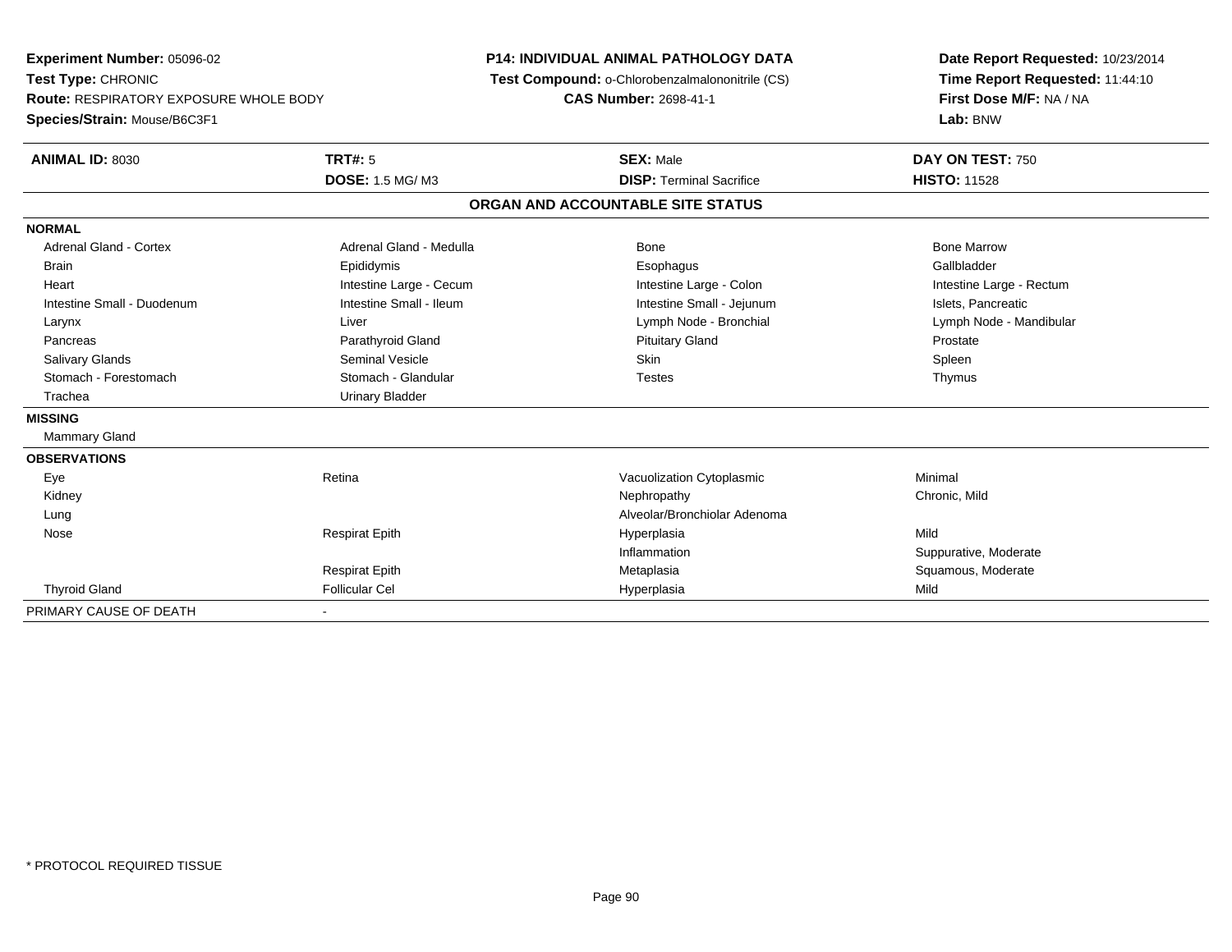**Experiment Number:** 05096-02
**Test Type:** CHRONIC
**Route:** RESPIRATORY EXPOSURE WHOLE BODY
**Species/Strain:** Mouse/B6C3F1

**P14: INDIVIDUAL ANIMAL PATHOLOGY DATA**
**Test Compound:** o-Chlorobenzalmalononitrile (CS)
**CAS Number:** 2698-41-1

**Date Report Requested:** 10/23/2014
**Time Report Requested:** 11:44:10
**First Dose M/F:** NA / NA
**Lab:** BNW

| **ANIMAL ID:** 8030 | **TRT#:** 5 | **SEX:** Male | **DAY ON TEST:** 750 |
|---|---|---|---|
| | **DOSE:** 1.5 MG/ M3 | **DISP:** Terminal Sacrifice | **HISTO:** 11528 |

## ORGAN AND ACCOUNTABLE SITE STATUS

| | | | |
|---|---|---|---|
| **NORMAL** | | | |
| Adrenal Gland - Cortex | Adrenal Gland - Medulla | Bone | Bone Marrow |
| Brain | Epididymis | Esophagus | Gallbladder |
| Heart | Intestine Large - Cecum | Intestine Large - Colon | Intestine Large - Rectum |
| Intestine Small - Duodenum | Intestine Small - Ileum | Intestine Small - Jejunum | Islets, Pancreatic |
| Larynx | Liver | Lymph Node - Bronchial | Lymph Node - Mandibular |
| Pancreas | Parathyroid Gland | Pituitary Gland | Prostate |
| Salivary Glands | Seminal Vesicle | Skin | Spleen |
| Stomach - Forestomach | Stomach - Glandular | Testes | Thymus |
| Trachea | Urinary Bladder | | |
| **MISSING** | | | |
| Mammary Gland | | | |
| **OBSERVATIONS** | | | |
| Eye | Retina | Vacuolization Cytoplasmic | Minimal |
| Kidney | | Nephropathy | Chronic, Mild |
| Lung | | Alveolar/Bronchiolar Adenoma | |
| Nose | Respirat Epith | Hyperplasia | Mild |
| | | Inflammation | Suppurative, Moderate |
| | Respirat Epith | Metaplasia | Squamous, Moderate |
| Thyroid Gland | Follicular Cel | Hyperplasia | Mild |
| PRIMARY CAUSE OF DEATH | - | | |

* PROTOCOL REQUIRED TISSUE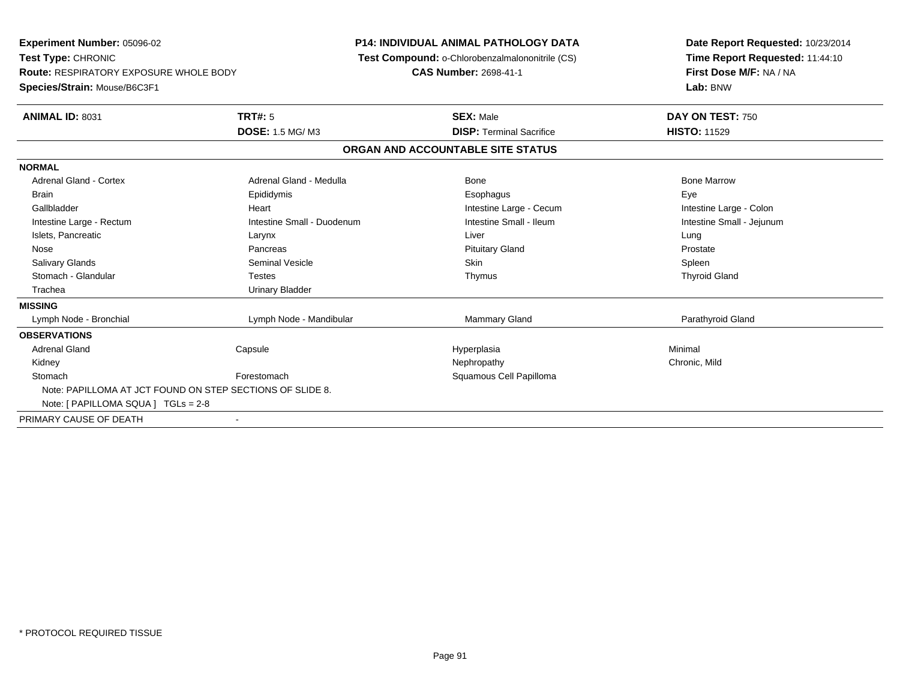**Experiment Number:** 05096-02
**Test Type:** CHRONIC
**Route:** RESPIRATORY EXPOSURE WHOLE BODY
**Species/Strain:** Mouse/B6C3F1

**P14: INDIVIDUAL ANIMAL PATHOLOGY DATA**
**Test Compound:** o-Chlorobenzalmalononitrile (CS)
**CAS Number:** 2698-41-1

**Date Report Requested:** 10/23/2014
**Time Report Requested:** 11:44:10
**First Dose M/F:** NA / NA
**Lab:** BNW

| **ANIMAL ID:** 8031 | **TRT#:** 5 | **SEX:** Male | **DAY ON TEST:** 750 |
|---|---|---|---|
| | **DOSE:** 1.5 MG/ M3 | **DISP:** Terminal Sacrifice | **HISTO:** 11529 |

## ORGAN AND ACCOUNTABLE SITE STATUS

| | | | |
|---|---|---|---|
| **NORMAL** | | | |
| Adrenal Gland - Cortex | Adrenal Gland - Medulla | Bone | Bone Marrow |
| Brain | Epididymis | Esophagus | Eye |
| Gallbladder | Heart | Intestine Large - Cecum | Intestine Large - Colon |
| Intestine Large - Rectum | Intestine Small - Duodenum | Intestine Small - Ileum | Intestine Small - Jejunum |
| Islets, Pancreatic | Larynx | Liver | Lung |
| Nose | Pancreas | Pituitary Gland | Prostate |
| Salivary Glands | Seminal Vesicle | Skin | Spleen |
| Stomach - Glandular | Testes | Thymus | Thyroid Gland |
| Trachea | Urinary Bladder | | |
| **MISSING** | | | |
| Lymph Node - Bronchial | Lymph Node - Mandibular | Mammary Gland | Parathyroid Gland |
| **OBSERVATIONS** | | | |
| Adrenal Gland | Capsule | Hyperplasia | Minimal |
| Kidney | | Nephropathy | Chronic, Mild |
| Stomach | Forestomach | Squamous Cell Papilloma | |
| Note: PAPILLOMA AT JCT FOUND ON STEP SECTIONS OF SLIDE 8. | | | |
| Note: [ PAPILLOMA SQUA ] TGLs = 2-8 | | | |
| PRIMARY CAUSE OF DEATH | - | | |

* PROTOCOL REQUIRED TISSUE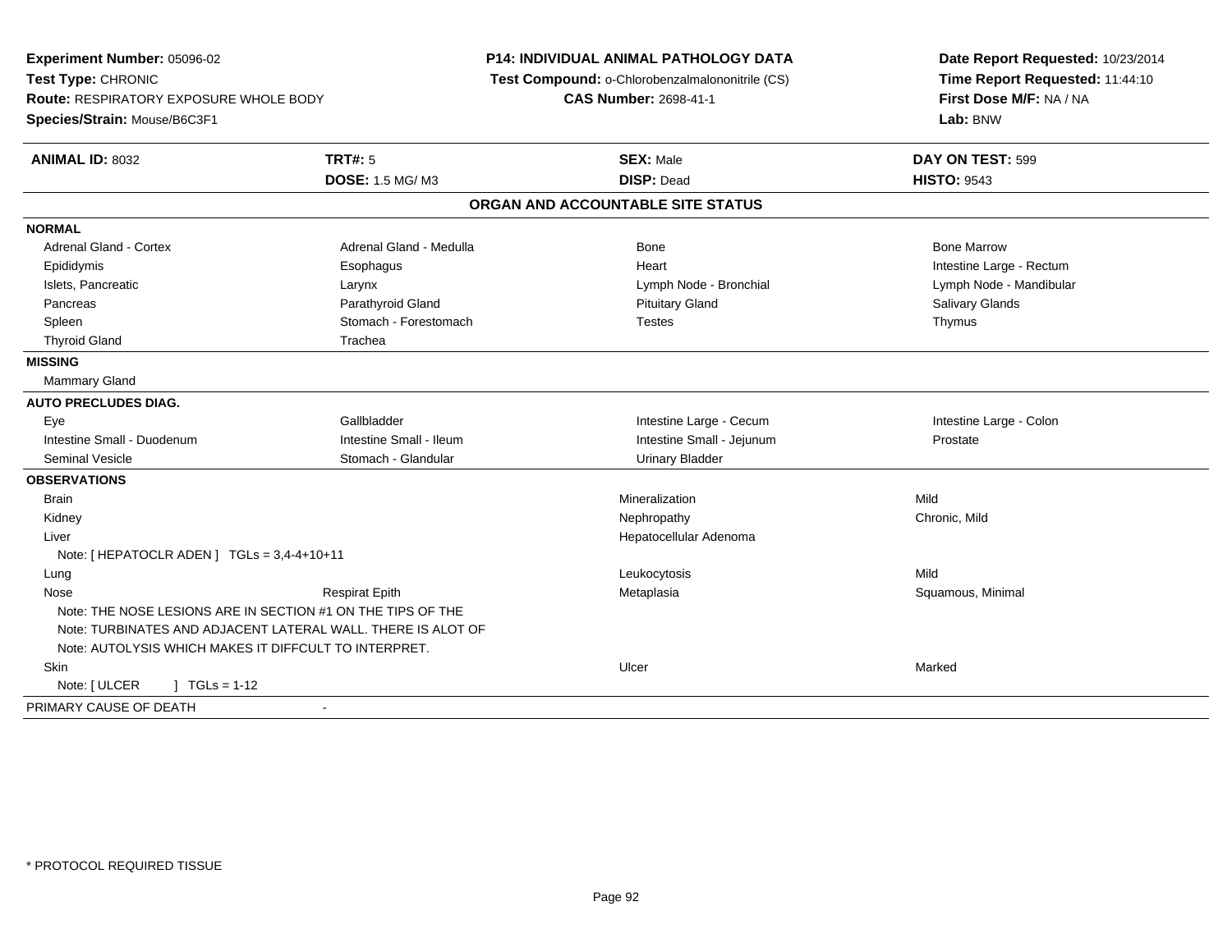**Experiment Number:** 05096-02
**Test Type:** CHRONIC
**Route:** RESPIRATORY EXPOSURE WHOLE BODY
**Species/Strain:** Mouse/B6C3F1

**P14: INDIVIDUAL ANIMAL PATHOLOGY DATA**
**Test Compound:** o-Chlorobenzalmalononitrile (CS)
**CAS Number:** 2698-41-1

**Date Report Requested:** 10/23/2014
**Time Report Requested:** 11:44:10
**First Dose M/F:** NA / NA
**Lab:** BNW

| **ANIMAL ID:** 8032 | **TRT#:** 5 | **SEX:** Male | **DAY ON TEST:** 599 |
|---|---|---|---|
| | **DOSE:** 1.5 MG/ M3 | **DISP:** Dead | **HISTO:** 9543 |

## ORGAN AND ACCOUNTABLE SITE STATUS

| | | | |
|---|---|---|---|
| **NORMAL** | | | |
| Adrenal Gland - Cortex | Adrenal Gland - Medulla | Bone | Bone Marrow |
| Epididymis | Esophagus | Heart | Intestine Large - Rectum |
| Islets, Pancreatic | Larynx | Lymph Node - Bronchial | Lymph Node - Mandibular |
| Pancreas | Parathyroid Gland | Pituitary Gland | Salivary Glands |
| Spleen | Stomach - Forestomach | Testes | Thymus |
| Thyroid Gland | Trachea | | |
| **MISSING** | | | |
| Mammary Gland | | | |
| **AUTO PRECLUDES DIAG.** | | | |
| Eye | Gallbladder | Intestine Large - Cecum | Intestine Large - Colon |
| Intestine Small - Duodenum | Intestine Small - Ileum | Intestine Small - Jejunum | Prostate |
| Seminal Vesicle | Stomach - Glandular | Urinary Bladder | |
| **OBSERVATIONS** | | | |
| Brain | | Mineralization | Mild |
| Kidney | | Nephropathy | Chronic, Mild |
| Liver | | Hepatocellular Adenoma | |
| Note: [ HEPATOCLR ADEN ] TGLs = 3,4-4+10+11 | | | |
| Lung | | Leukocytosis | Mild |
| Nose | Respirat Epith | Metaplasia | Squamous, Minimal |
| Note: THE NOSE LESIONS ARE IN SECTION #1 ON THE TIPS OF THE | | | |
| Note: TURBINATES AND ADJACENT LATERAL WALL. THERE IS ALOT OF | | | |
| Note: AUTOLYSIS WHICH MAKES IT DIFFCULT TO INTERPRET. | | | |
| Skin | | Ulcer | Marked |
| Note: [ ULCER ] TGLs = 1-12 | | | |
| PRIMARY CAUSE OF DEATH | - | | |

\* PROTOCOL REQUIRED TISSUE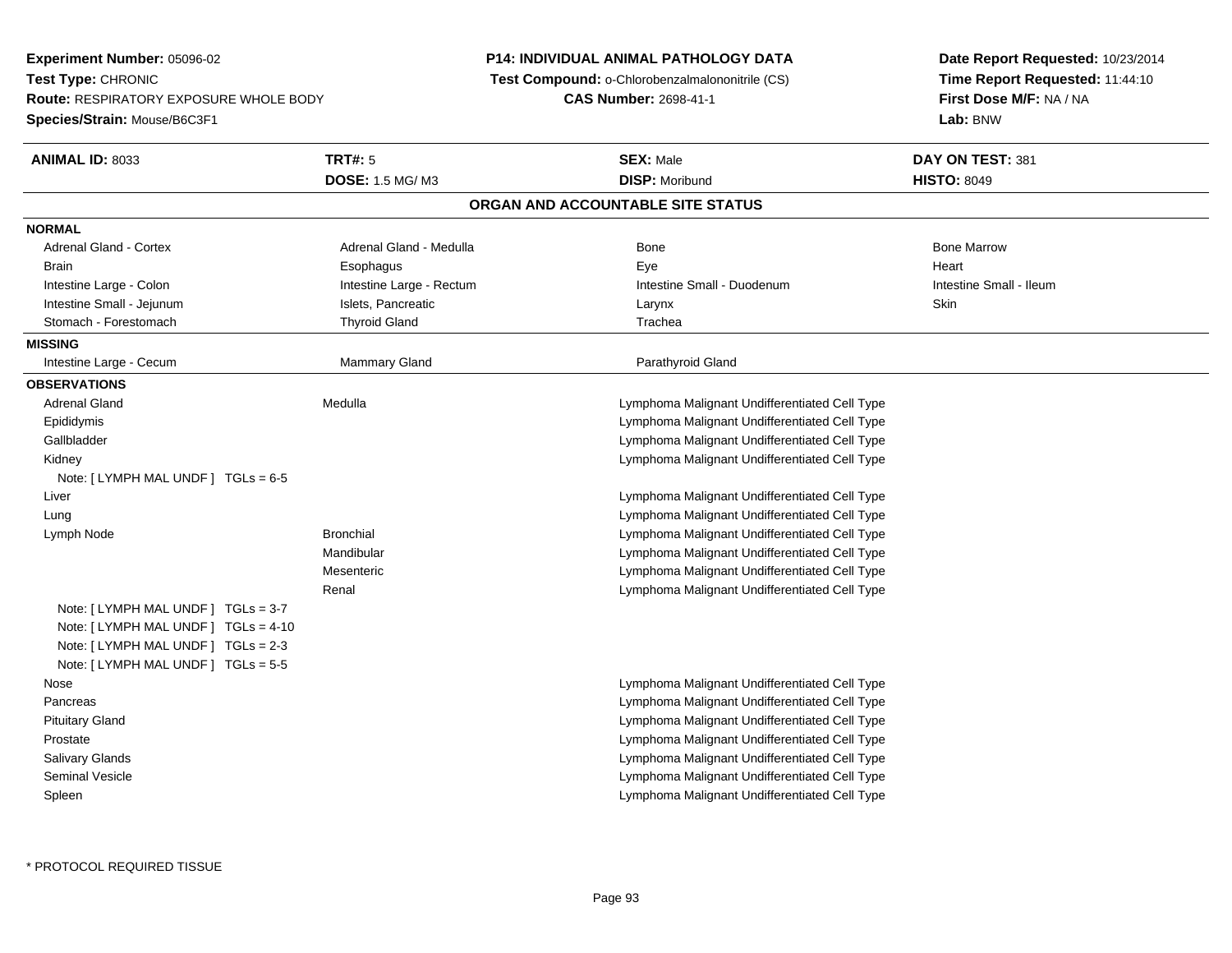**Experiment Number:** 05096-02
**Test Type:** CHRONIC
**Route:** RESPIRATORY EXPOSURE WHOLE BODY
**Species/Strain:** Mouse/B6C3F1

**P14: INDIVIDUAL ANIMAL PATHOLOGY DATA**
**Test Compound:** o-Chlorobenzalmalononitrile (CS)
**CAS Number:** 2698-41-1

**Date Report Requested:** 10/23/2014
**Time Report Requested:** 11:44:10
**First Dose M/F:** NA / NA
**Lab:** BNW

| **ANIMAL ID:** 8033 | **TRT#:** 5 | **SEX:** Male | **DAY ON TEST:** 381 |
|---|---|---|---|
| | **DOSE:** 1.5 MG/ M3 | **DISP:** Moribund | **HISTO:** 8049 |

## ORGAN AND ACCOUNTABLE SITE STATUS

**NORMAL**

| | | | |
|---|---|---|---|
| Adrenal Gland - Cortex | Adrenal Gland - Medulla | Bone | Bone Marrow |
| Brain | Esophagus | Eye | Heart |
| Intestine Large - Colon | Intestine Large - Rectum | Intestine Small - Duodenum | Intestine Small - Ileum |
| Intestine Small - Jejunum | Islets, Pancreatic | Larynx | Skin |
| Stomach - Forestomach | Thyroid Gland | Trachea | |

**MISSING**

| | | |
|---|---|---|
| Intestine Large - Cecum | Mammary Gland | Parathyroid Gland |

**OBSERVATIONS**

| Organ | Site | Finding |
|---|---|---|
| Adrenal Gland | Medulla | Lymphoma Malignant Undifferentiated Cell Type |
| Epididymis | | Lymphoma Malignant Undifferentiated Cell Type |
| Gallbladder | | Lymphoma Malignant Undifferentiated Cell Type |
| Kidney | | Lymphoma Malignant Undifferentiated Cell Type |
| Note: [ LYMPH MAL UNDF ] TGLs = 6-5 | | |
| Liver | | Lymphoma Malignant Undifferentiated Cell Type |
| Lung | | Lymphoma Malignant Undifferentiated Cell Type |
| Lymph Node | Bronchial | Lymphoma Malignant Undifferentiated Cell Type |
| | Mandibular | Lymphoma Malignant Undifferentiated Cell Type |
| | Mesenteric | Lymphoma Malignant Undifferentiated Cell Type |
| | Renal | Lymphoma Malignant Undifferentiated Cell Type |
| Note: [ LYMPH MAL UNDF ] TGLs = 3-7 | | |
| Note: [ LYMPH MAL UNDF ] TGLs = 4-10 | | |
| Note: [ LYMPH MAL UNDF ] TGLs = 2-3 | | |
| Note: [ LYMPH MAL UNDF ] TGLs = 5-5 | | |
| Nose | | Lymphoma Malignant Undifferentiated Cell Type |
| Pancreas | | Lymphoma Malignant Undifferentiated Cell Type |
| Pituitary Gland | | Lymphoma Malignant Undifferentiated Cell Type |
| Prostate | | Lymphoma Malignant Undifferentiated Cell Type |
| Salivary Glands | | Lymphoma Malignant Undifferentiated Cell Type |
| Seminal Vesicle | | Lymphoma Malignant Undifferentiated Cell Type |
| Spleen | | Lymphoma Malignant Undifferentiated Cell Type |

* PROTOCOL REQUIRED TISSUE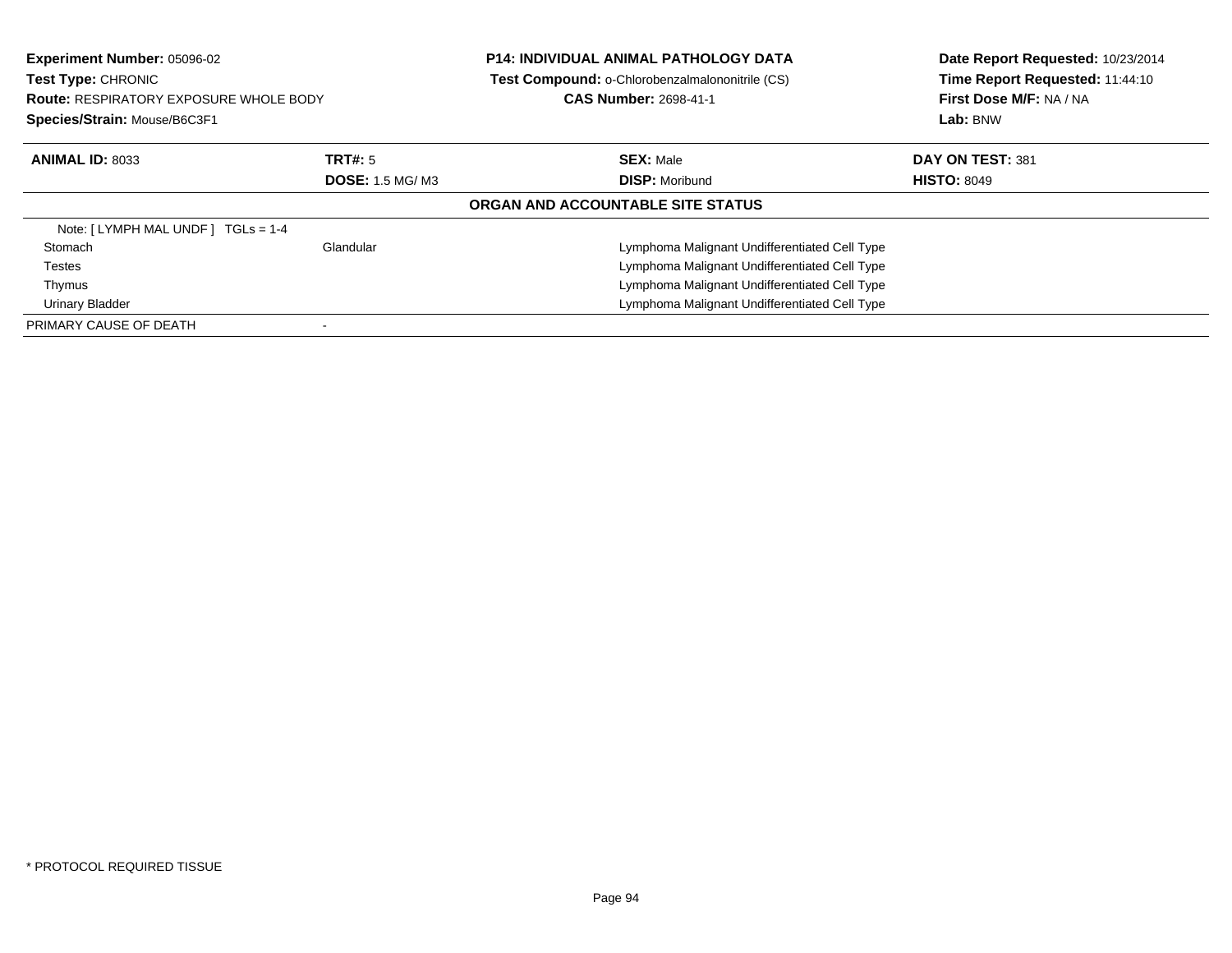**Experiment Number:** 05096-02
**Test Type:** CHRONIC
**Route:** RESPIRATORY EXPOSURE WHOLE BODY
**Species/Strain:** Mouse/B6C3F1

**P14: INDIVIDUAL ANIMAL PATHOLOGY DATA**
**Test Compound:** o-Chlorobenzalmalononitrile (CS)
**CAS Number:** 2698-41-1

**Date Report Requested:** 10/23/2014
**Time Report Requested:** 11:44:10
**First Dose M/F:** NA / NA
**Lab:** BNW

| **ANIMAL ID:** 8033 | **TRT#:** 5 | **SEX:** Male | **DAY ON TEST:** 381 |
|---|---|---|---|
| | **DOSE:** 1.5 MG/ M3 | **DISP:** Moribund | **HISTO:** 8049 |

**ORGAN AND ACCOUNTABLE SITE STATUS**

| | | |
|---|---|---|
| Note: [ LYMPH MAL UNDF ]  TGLs = 1-4 | | |
| Stomach | Glandular | Lymphoma Malignant Undifferentiated Cell Type |
| Testes | | Lymphoma Malignant Undifferentiated Cell Type |
| Thymus | | Lymphoma Malignant Undifferentiated Cell Type |
| Urinary Bladder | | Lymphoma Malignant Undifferentiated Cell Type |
| PRIMARY CAUSE OF DEATH | - | |

* PROTOCOL REQUIRED TISSUE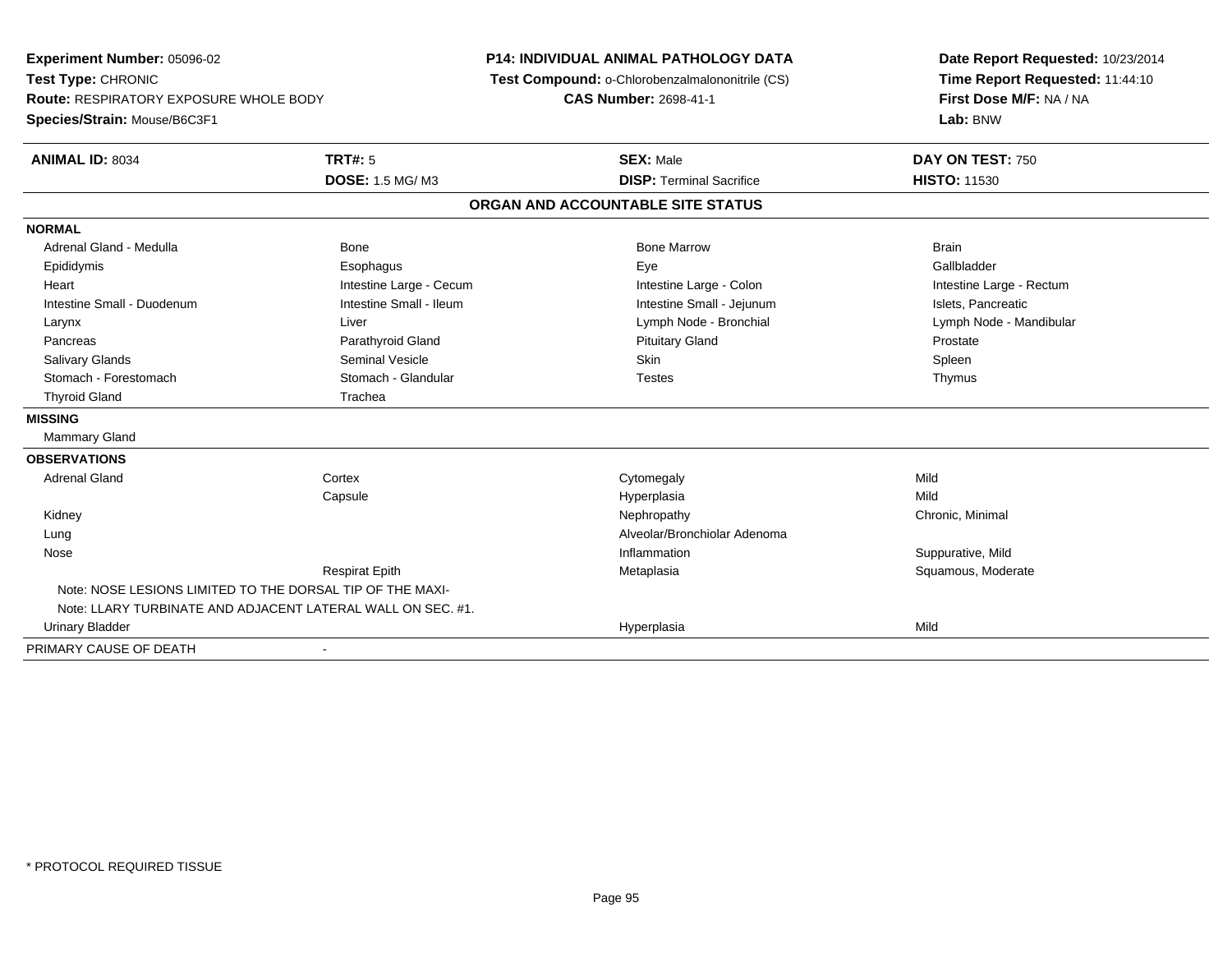**Experiment Number:** 05096-02
**Test Type:** CHRONIC
**Route:** RESPIRATORY EXPOSURE WHOLE BODY
**Species/Strain:** Mouse/B6C3F1

**P14: INDIVIDUAL ANIMAL PATHOLOGY DATA**
**Test Compound:** o-Chlorobenzalmalononitrile (CS)
**CAS Number:** 2698-41-1

**Date Report Requested:** 10/23/2014
**Time Report Requested:** 11:44:10
**First Dose M/F:** NA / NA
**Lab:** BNW

| **ANIMAL ID:** 8034 | **TRT#:** 5 | **SEX:** Male | **DAY ON TEST:** 750 |
|---|---|---|---|
| | **DOSE:** 1.5 MG/ M3 | **DISP:** Terminal Sacrifice | **HISTO:** 11530 |

## ORGAN AND ACCOUNTABLE SITE STATUS

**NORMAL**

| | | | |
|---|---|---|---|
| Adrenal Gland - Medulla | Bone | Bone Marrow | Brain |
| Epididymis | Esophagus | Eye | Gallbladder |
| Heart | Intestine Large - Cecum | Intestine Large - Colon | Intestine Large - Rectum |
| Intestine Small - Duodenum | Intestine Small - Ileum | Intestine Small - Jejunum | Islets, Pancreatic |
| Larynx | Liver | Lymph Node - Bronchial | Lymph Node - Mandibular |
| Pancreas | Parathyroid Gland | Pituitary Gland | Prostate |
| Salivary Glands | Seminal Vesicle | Skin | Spleen |
| Stomach - Forestomach | Stomach - Glandular | Testes | Thymus |
| Thyroid Gland | Trachea | | |

**MISSING**

Mammary Gland

**OBSERVATIONS**

| | | | |
|---|---|---|---|
| Adrenal Gland | Cortex | Cytomegaly | Mild |
| | Capsule | Hyperplasia | Mild |
| Kidney | | Nephropathy | Chronic, Minimal |
| Lung | | Alveolar/Bronchiolar Adenoma | |
| Nose | | Inflammation | Suppurative, Mild |
| | Respirat Epith | Metaplasia | Squamous, Moderate |

Note: NOSE LESIONS LIMITED TO THE DORSAL TIP OF THE MAXI-
Note: LLARY TURBINATE AND ADJACENT LATERAL WALL ON SEC. #1.

| | | | |
|---|---|---|---|
| Urinary Bladder | | Hyperplasia | Mild |

PRIMARY CAUSE OF DEATH -

\* PROTOCOL REQUIRED TISSUE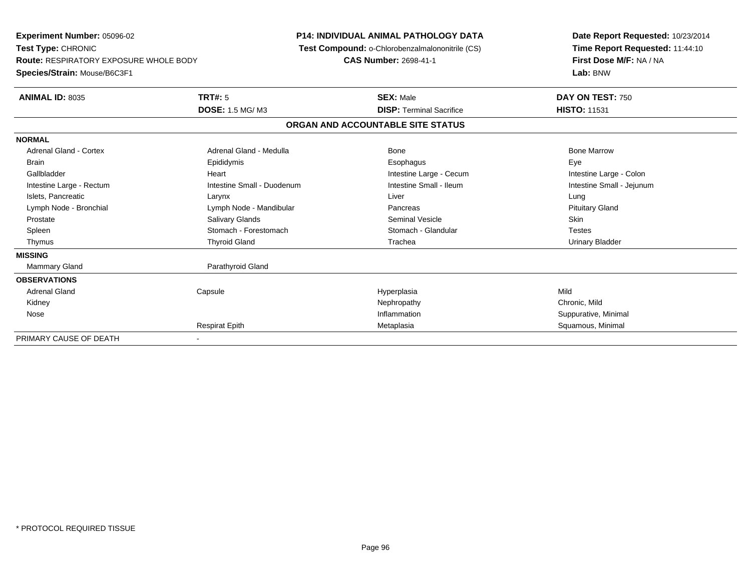**Experiment Number:** 05096-02
**Test Type:** CHRONIC
**Route:** RESPIRATORY EXPOSURE WHOLE BODY
**Species/Strain:** Mouse/B6C3F1

**P14: INDIVIDUAL ANIMAL PATHOLOGY DATA**
**Test Compound:** o-Chlorobenzalmalononitrile (CS)
**CAS Number:** 2698-41-1

**Date Report Requested:** 10/23/2014
**Time Report Requested:** 11:44:10
**First Dose M/F:** NA / NA
**Lab:** BNW

| **ANIMAL ID:** 8035 | **TRT#:** 5 | **SEX:** Male | **DAY ON TEST:** 750 |
|---|---|---|---|
| | **DOSE:** 1.5 MG/ M3 | **DISP:** Terminal Sacrifice | **HISTO:** 11531 |

**ORGAN AND ACCOUNTABLE SITE STATUS**

| | | | |
|---|---|---|---|
| **NORMAL** | | | |
| Adrenal Gland - Cortex | Adrenal Gland - Medulla | Bone | Bone Marrow |
| Brain | Epididymis | Esophagus | Eye |
| Gallbladder | Heart | Intestine Large - Cecum | Intestine Large - Colon |
| Intestine Large - Rectum | Intestine Small - Duodenum | Intestine Small - Ileum | Intestine Small - Jejunum |
| Islets, Pancreatic | Larynx | Liver | Lung |
| Lymph Node - Bronchial | Lymph Node - Mandibular | Pancreas | Pituitary Gland |
| Prostate | Salivary Glands | Seminal Vesicle | Skin |
| Spleen | Stomach - Forestomach | Stomach - Glandular | Testes |
| Thymus | Thyroid Gland | Trachea | Urinary Bladder |
| **MISSING** | | | |
| Mammary Gland | Parathyroid Gland | | |
| **OBSERVATIONS** | | | |
| Adrenal Gland | Capsule | Hyperplasia | Mild |
| Kidney | | Nephropathy | Chronic, Mild |
| Nose | | Inflammation | Suppurative, Minimal |
| | Respirat Epith | Metaplasia | Squamous, Minimal |
| PRIMARY CAUSE OF DEATH | - | | |

* PROTOCOL REQUIRED TISSUE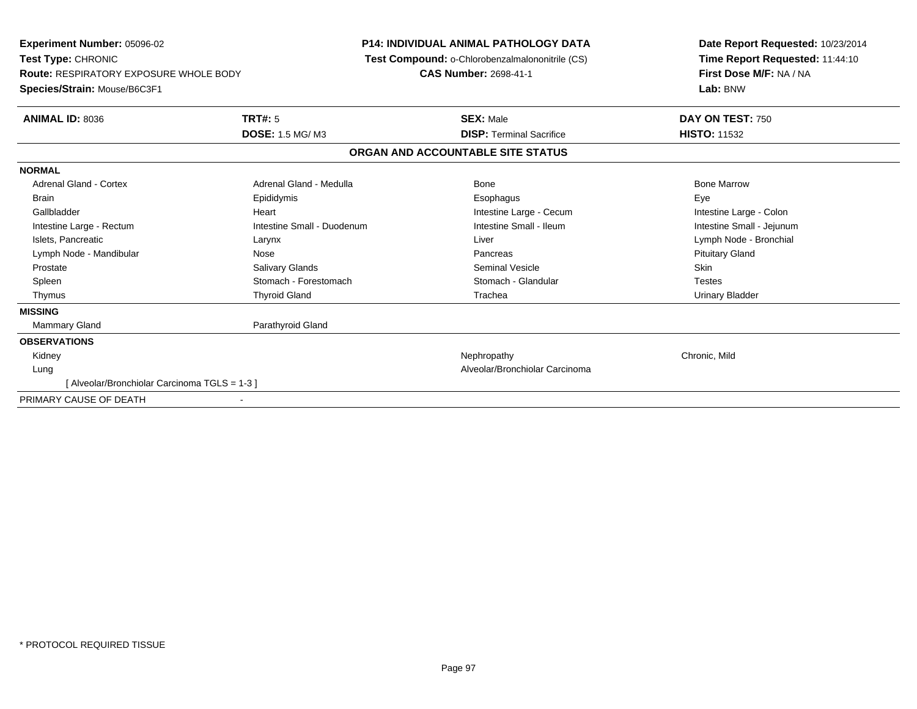**Experiment Number:** 05096-02
**Test Type:** CHRONIC
**Route:** RESPIRATORY EXPOSURE WHOLE BODY
**Species/Strain:** Mouse/B6C3F1

**P14: INDIVIDUAL ANIMAL PATHOLOGY DATA**
**Test Compound:** o-Chlorobenzalmalononitrile (CS)
**CAS Number:** 2698-41-1

**Date Report Requested:** 10/23/2014
**Time Report Requested:** 11:44:10
**First Dose M/F:** NA / NA
**Lab:** BNW

| **ANIMAL ID:** 8036 | **TRT#:** 5 | **SEX:** Male | **DAY ON TEST:** 750 |
|---|---|---|---|
| | **DOSE:** 1.5 MG/ M3 | **DISP:** Terminal Sacrifice | **HISTO:** 11532 |

## ORGAN AND ACCOUNTABLE SITE STATUS

| | | | |
|---|---|---|---|
| **NORMAL** | | | |
| Adrenal Gland - Cortex | Adrenal Gland - Medulla | Bone | Bone Marrow |
| Brain | Epididymis | Esophagus | Eye |
| Gallbladder | Heart | Intestine Large - Cecum | Intestine Large - Colon |
| Intestine Large - Rectum | Intestine Small - Duodenum | Intestine Small - Ileum | Intestine Small - Jejunum |
| Islets, Pancreatic | Larynx | Liver | Lymph Node - Bronchial |
| Lymph Node - Mandibular | Nose | Pancreas | Pituitary Gland |
| Prostate | Salivary Glands | Seminal Vesicle | Skin |
| Spleen | Stomach - Forestomach | Stomach - Glandular | Testes |
| Thymus | Thyroid Gland | Trachea | Urinary Bladder |
| **MISSING** | | | |
| Mammary Gland | Parathyroid Gland | | |
| **OBSERVATIONS** | | | |
| Kidney | | Nephropathy | Chronic, Mild |
| Lung | | Alveolar/Bronchiolar Carcinoma | |
| [ Alveolar/Bronchiolar Carcinoma TGLS = 1-3 ] | | | |
| PRIMARY CAUSE OF DEATH | - | | |

* PROTOCOL REQUIRED TISSUE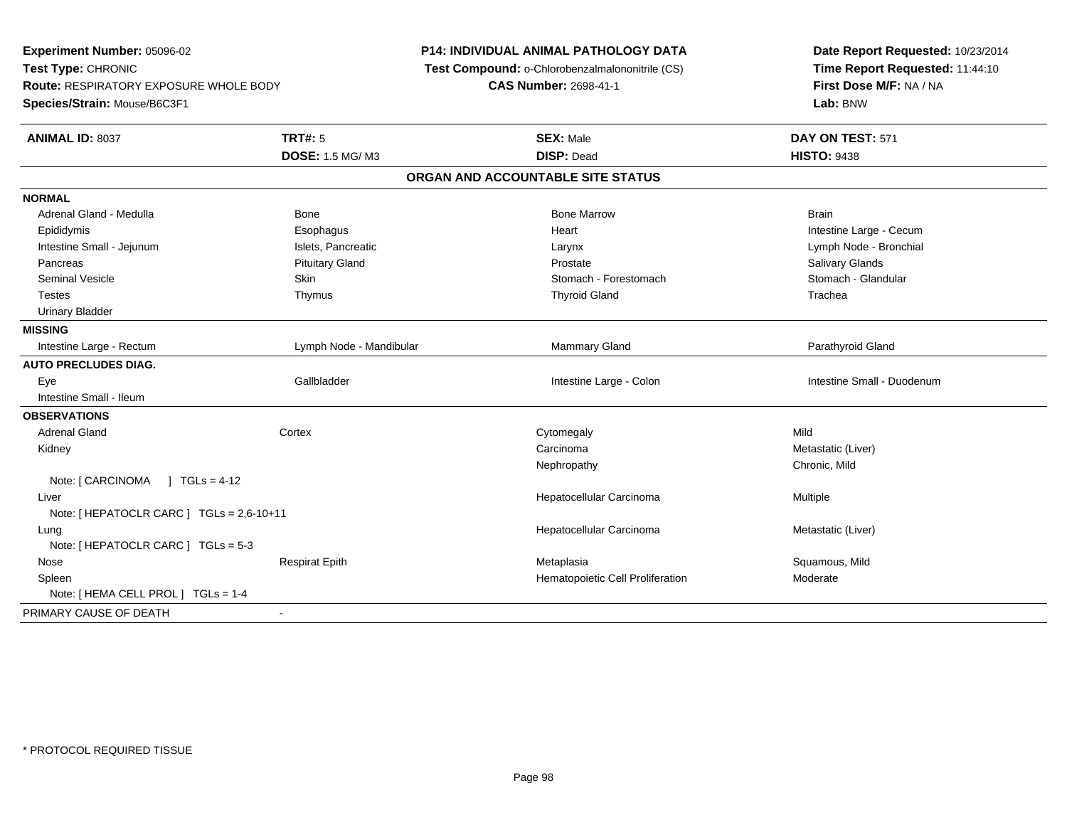**Experiment Number:** 05096-02
**Test Type:** CHRONIC
**Route:** RESPIRATORY EXPOSURE WHOLE BODY
**Species/Strain:** Mouse/B6C3F1

**P14: INDIVIDUAL ANIMAL PATHOLOGY DATA**
**Test Compound:** o-Chlorobenzalmalononitrile (CS)
**CAS Number:** 2698-41-1

**Date Report Requested:** 10/23/2014
**Time Report Requested:** 11:44:10
**First Dose M/F:** NA / NA
**Lab:** BNW

| **ANIMAL ID:** 8037 | **TRT#:** 5 | **SEX:** Male | **DAY ON TEST:** 571 |
|---|---|---|---|
| | **DOSE:** 1.5 MG/ M3 | **DISP:** Dead | **HISTO:** 9438 |

## ORGAN AND ACCOUNTABLE SITE STATUS

| | | | |
|---|---|---|---|
| **NORMAL** | | | |
| Adrenal Gland - Medulla | Bone | Bone Marrow | Brain |
| Epididymis | Esophagus | Heart | Intestine Large - Cecum |
| Intestine Small - Jejunum | Islets, Pancreatic | Larynx | Lymph Node - Bronchial |
| Pancreas | Pituitary Gland | Prostate | Salivary Glands |
| Seminal Vesicle | Skin | Stomach - Forestomach | Stomach - Glandular |
| Testes | Thymus | Thyroid Gland | Trachea |
| Urinary Bladder | | | |
| **MISSING** | | | |
| Intestine Large - Rectum | Lymph Node - Mandibular | Mammary Gland | Parathyroid Gland |
| **AUTO PRECLUDES DIAG.** | | | |
| Eye | Gallbladder | Intestine Large - Colon | Intestine Small - Duodenum |
| Intestine Small - Ileum | | | |
| **OBSERVATIONS** | | | |
| Adrenal Gland | Cortex | Cytomegaly | Mild |
| Kidney | | Carcinoma | Metastatic (Liver) |
| | | Nephropathy | Chronic, Mild |
| Note: [ CARCINOMA ] TGLs = 4-12 | | | |
| Liver | | Hepatocellular Carcinoma | Multiple |
| Note: [ HEPATOCLR CARC ] TGLs = 2,6-10+11 | | | |
| Lung | | Hepatocellular Carcinoma | Metastatic (Liver) |
| Note: [ HEPATOCLR CARC ] TGLs = 5-3 | | | |
| Nose | Respirat Epith | Metaplasia | Squamous, Mild |
| Spleen | | Hematopoietic Cell Proliferation | Moderate |
| Note: [ HEMA CELL PROL ] TGLs = 1-4 | | | |
| PRIMARY CAUSE OF DEATH | - | | |

* PROTOCOL REQUIRED TISSUE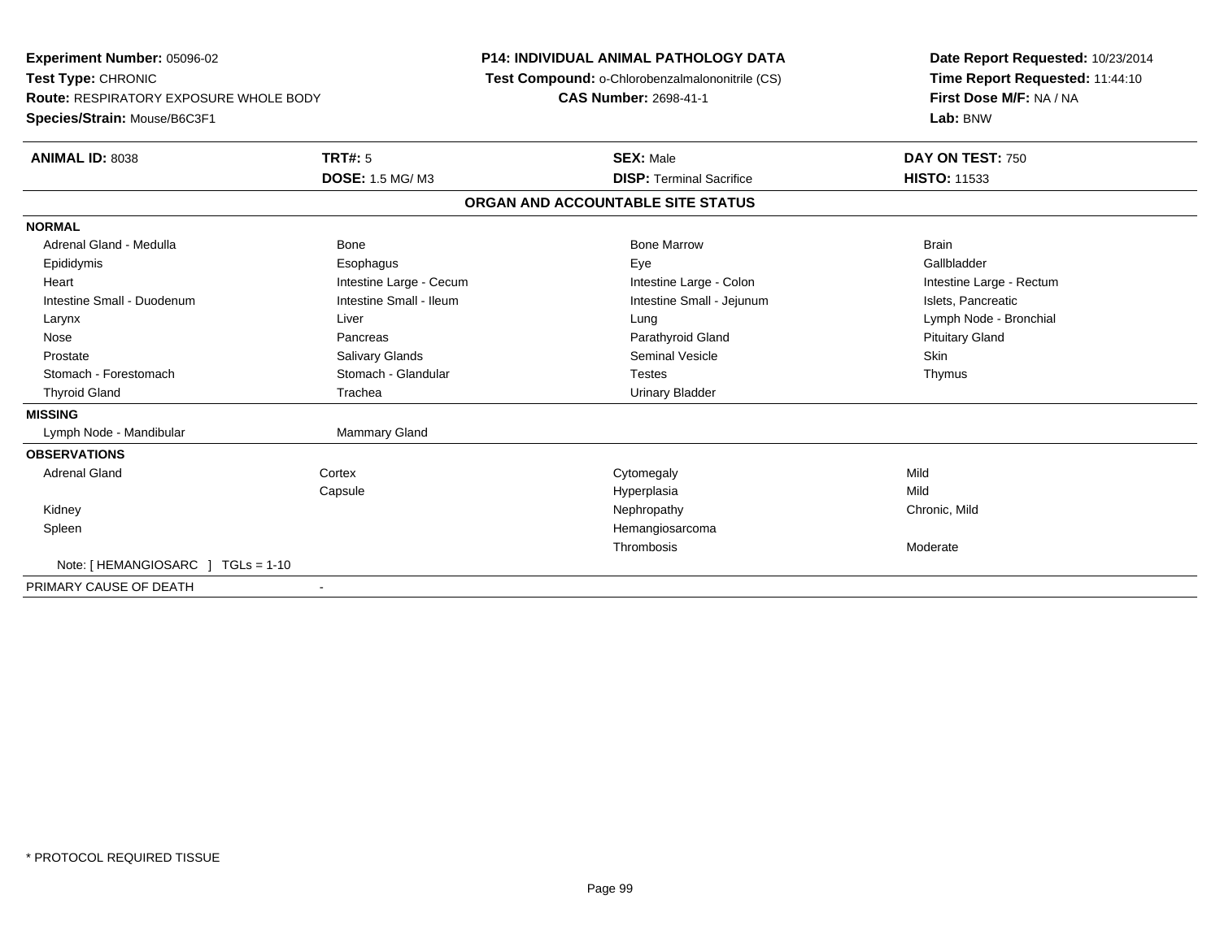**Experiment Number:** 05096-02
**Test Type:** CHRONIC
**Route:** RESPIRATORY EXPOSURE WHOLE BODY
**Species/Strain:** Mouse/B6C3F1

**P14: INDIVIDUAL ANIMAL PATHOLOGY DATA**
**Test Compound:** o-Chlorobenzalmalononitrile (CS)
**CAS Number:** 2698-41-1

**Date Report Requested:** 10/23/2014
**Time Report Requested:** 11:44:10
**First Dose M/F:** NA / NA
**Lab:** BNW

| **ANIMAL ID:** 8038 | **TRT#:** 5 | **SEX:** Male | **DAY ON TEST:** 750 |
|---|---|---|---|
| | **DOSE:** 1.5 MG/ M3 | **DISP:** Terminal Sacrifice | **HISTO:** 11533 |

**ORGAN AND ACCOUNTABLE SITE STATUS**

| | | | |
|---|---|---|---|
| **NORMAL** | | | |
| Adrenal Gland - Medulla | Bone | Bone Marrow | Brain |
| Epididymis | Esophagus | Eye | Gallbladder |
| Heart | Intestine Large - Cecum | Intestine Large - Colon | Intestine Large - Rectum |
| Intestine Small - Duodenum | Intestine Small - Ileum | Intestine Small - Jejunum | Islets, Pancreatic |
| Larynx | Liver | Lung | Lymph Node - Bronchial |
| Nose | Pancreas | Parathyroid Gland | Pituitary Gland |
| Prostate | Salivary Glands | Seminal Vesicle | Skin |
| Stomach - Forestomach | Stomach - Glandular | Testes | Thymus |
| Thyroid Gland | Trachea | Urinary Bladder | |
| **MISSING** | | | |
| Lymph Node - Mandibular | Mammary Gland | | |
| **OBSERVATIONS** | | | |
| Adrenal Gland | Cortex | Cytomegaly | Mild |
| | Capsule | Hyperplasia | Mild |
| Kidney | | Nephropathy | Chronic, Mild |
| Spleen | | Hemangiosarcoma | |
| | | Thrombosis | Moderate |
| Note: [ HEMANGIOSARC ] TGLs = 1-10 | | | |
| PRIMARY CAUSE OF DEATH | - | | |

* PROTOCOL REQUIRED TISSUE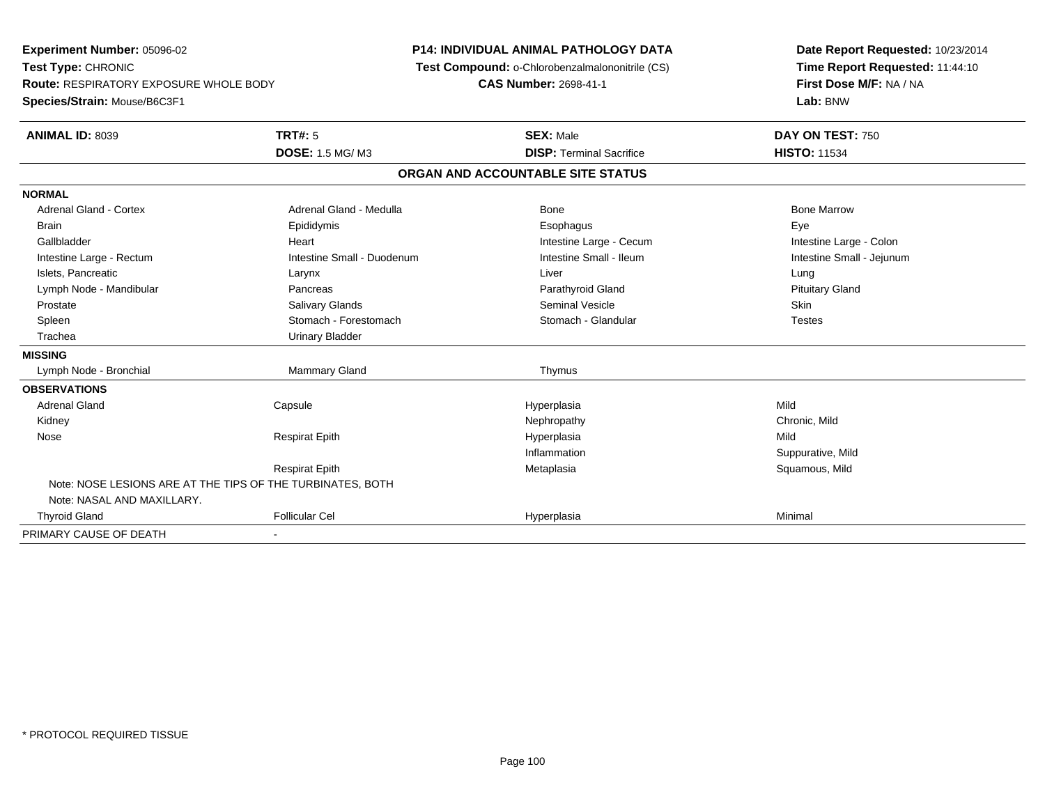**Experiment Number:** 05096-02
**Test Type:** CHRONIC
**Route:** RESPIRATORY EXPOSURE WHOLE BODY
**Species/Strain:** Mouse/B6C3F1

**P14: INDIVIDUAL ANIMAL PATHOLOGY DATA**
**Test Compound:** o-Chlorobenzalmalononitrile (CS)
**CAS Number:** 2698-41-1

**Date Report Requested:** 10/23/2014
**Time Report Requested:** 11:44:10
**First Dose M/F:** NA / NA
**Lab:** BNW

| **ANIMAL ID:** 8039 | **TRT#:** 5 | **SEX:** Male | **DAY ON TEST:** 750 |
|---|---|---|---|
| | **DOSE:** 1.5 MG/ M3 | **DISP:** Terminal Sacrifice | **HISTO:** 11534 |

## ORGAN AND ACCOUNTABLE SITE STATUS

| | | | |
|---|---|---|---|
| **NORMAL** | | | |
| Adrenal Gland - Cortex | Adrenal Gland - Medulla | Bone | Bone Marrow |
| Brain | Epididymis | Esophagus | Eye |
| Gallbladder | Heart | Intestine Large - Cecum | Intestine Large - Colon |
| Intestine Large - Rectum | Intestine Small - Duodenum | Intestine Small - Ileum | Intestine Small - Jejunum |
| Islets, Pancreatic | Larynx | Liver | Lung |
| Lymph Node - Mandibular | Pancreas | Parathyroid Gland | Pituitary Gland |
| Prostate | Salivary Glands | Seminal Vesicle | Skin |
| Spleen | Stomach - Forestomach | Stomach - Glandular | Testes |
| Trachea | Urinary Bladder | | |
| **MISSING** | | | |
| Lymph Node - Bronchial | Mammary Gland | Thymus | |
| **OBSERVATIONS** | | | |
| Adrenal Gland | Capsule | Hyperplasia | Mild |
| Kidney | | Nephropathy | Chronic, Mild |
| Nose | Respirat Epith | Hyperplasia | Mild |
| | | Inflammation | Suppurative, Mild |
| | Respirat Epith | Metaplasia | Squamous, Mild |
| Note: NOSE LESIONS ARE AT THE TIPS OF THE TURBINATES, BOTH | | | |
| Note: NASAL AND MAXILLARY. | | | |
| Thyroid Gland | Follicular Cel | Hyperplasia | Minimal |
| PRIMARY CAUSE OF DEATH | - | | |

* PROTOCOL REQUIRED TISSUE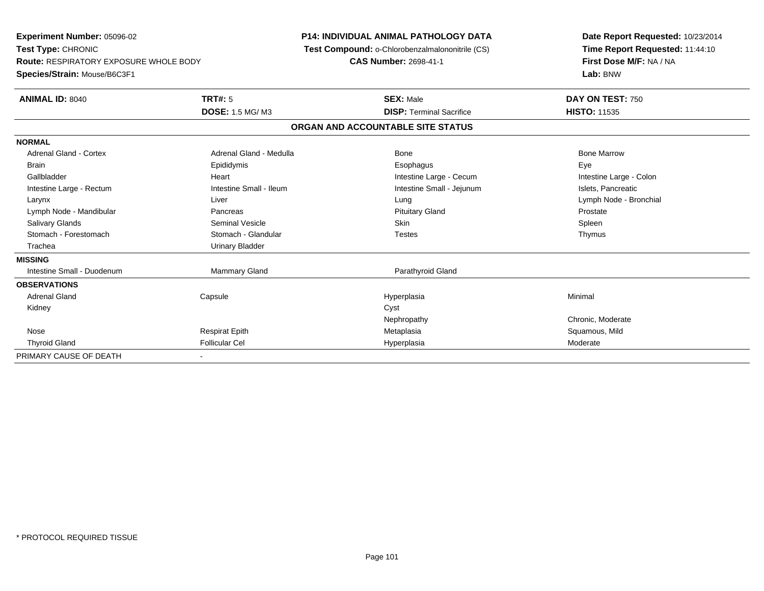**Experiment Number:** 05096-02
**Test Type:** CHRONIC
**Route:** RESPIRATORY EXPOSURE WHOLE BODY
**Species/Strain:** Mouse/B6C3F1

**P14: INDIVIDUAL ANIMAL PATHOLOGY DATA**
**Test Compound:** o-Chlorobenzalmalononitrile (CS)
**CAS Number:** 2698-41-1

**Date Report Requested:** 10/23/2014
**Time Report Requested:** 11:44:10
**First Dose M/F:** NA / NA
**Lab:** BNW

| **ANIMAL ID:** 8040 | **TRT#:** 5 | **SEX:** Male | **DAY ON TEST:** 750 |
|---|---|---|---|
| | **DOSE:** 1.5 MG/ M3 | **DISP:** Terminal Sacrifice | **HISTO:** 11535 |

**ORGAN AND ACCOUNTABLE SITE STATUS**

| | | | |
|---|---|---|---|
| **NORMAL** | | | |
| Adrenal Gland - Cortex | Adrenal Gland - Medulla | Bone | Bone Marrow |
| Brain | Epididymis | Esophagus | Eye |
| Gallbladder | Heart | Intestine Large - Cecum | Intestine Large - Colon |
| Intestine Large - Rectum | Intestine Small - Ileum | Intestine Small - Jejunum | Islets, Pancreatic |
| Larynx | Liver | Lung | Lymph Node - Bronchial |
| Lymph Node - Mandibular | Pancreas | Pituitary Gland | Prostate |
| Salivary Glands | Seminal Vesicle | Skin | Spleen |
| Stomach - Forestomach | Stomach - Glandular | Testes | Thymus |
| Trachea | Urinary Bladder | | |
| **MISSING** | | | |
| Intestine Small - Duodenum | Mammary Gland | Parathyroid Gland | |
| **OBSERVATIONS** | | | |
| Adrenal Gland | Capsule | Hyperplasia | Minimal |
| Kidney | | Cyst | |
| | | Nephropathy | Chronic, Moderate |
| Nose | Respirat Epith | Metaplasia | Squamous, Mild |
| Thyroid Gland | Follicular Cel | Hyperplasia | Moderate |
| PRIMARY CAUSE OF DEATH | - | | |

\* PROTOCOL REQUIRED TISSUE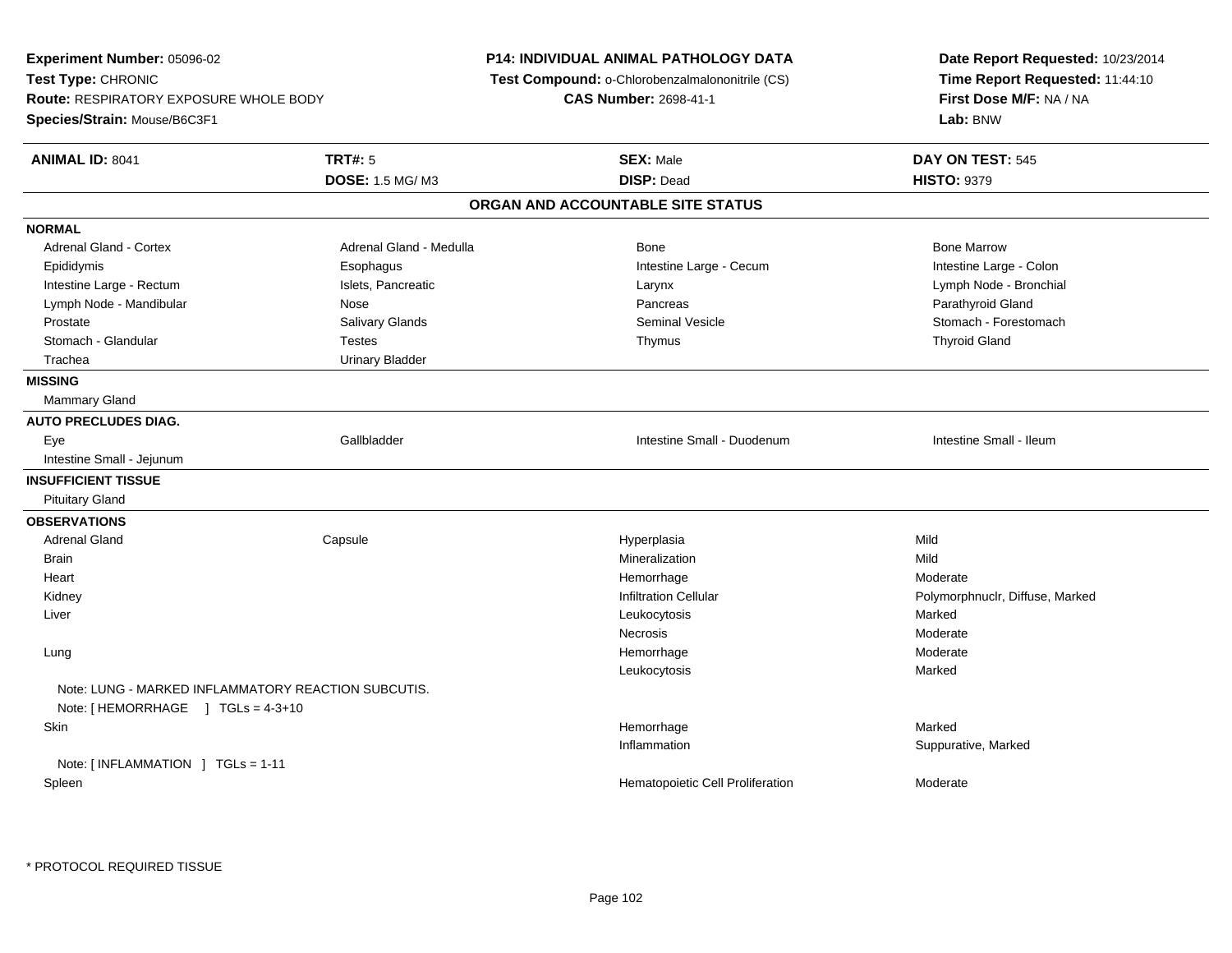**Experiment Number:** 05096-02
**Test Type:** CHRONIC
**Route:** RESPIRATORY EXPOSURE WHOLE BODY
**Species/Strain:** Mouse/B6C3F1

**P14: INDIVIDUAL ANIMAL PATHOLOGY DATA**
**Test Compound:** o-Chlorobenzalmalononitrile (CS)
**CAS Number:** 2698-41-1

**Date Report Requested:** 10/23/2014
**Time Report Requested:** 11:44:10
**First Dose M/F:** NA / NA
**Lab:** BNW

| **ANIMAL ID:** 8041 | **TRT#:** 5 | **SEX:** Male | **DAY ON TEST:** 545 |
|---|---|---|---|
| | **DOSE:** 1.5 MG/ M3 | **DISP:** Dead | **HISTO:** 9379 |

## ORGAN AND ACCOUNTABLE SITE STATUS

**NORMAL**

| | | | |
|---|---|---|---|
| Adrenal Gland - Cortex | Adrenal Gland - Medulla | Bone | Bone Marrow |
| Epididymis | Esophagus | Intestine Large - Cecum | Intestine Large - Colon |
| Intestine Large - Rectum | Islets, Pancreatic | Larynx | Lymph Node - Bronchial |
| Lymph Node - Mandibular | Nose | Pancreas | Parathyroid Gland |
| Prostate | Salivary Glands | Seminal Vesicle | Stomach - Forestomach |
| Stomach - Glandular | Testes | Thymus | Thyroid Gland |
| Trachea | Urinary Bladder | | |

**MISSING**

Mammary Gland

**AUTO PRECLUDES DIAG.**

| | | | |
|---|---|---|---|
| Eye | Gallbladder | Intestine Small - Duodenum | Intestine Small - Ileum |
| Intestine Small - Jejunum | | | |

**INSUFFICIENT TISSUE**

Pituitary Gland

**OBSERVATIONS**

| | | | |
|---|---|---|---|
| Adrenal Gland | Capsule | Hyperplasia | Mild |
| Brain | | Mineralization | Mild |
| Heart | | Hemorrhage | Moderate |
| Kidney | | Infiltration Cellular | Polymorphnuclr, Diffuse, Marked |
| Liver | | Leukocytosis | Marked |
| | | Necrosis | Moderate |
| Lung | | Hemorrhage | Moderate |
| | | Leukocytosis | Marked |

Note: LUNG - MARKED INFLAMMATORY REACTION SUBCUTIS.
Note: [ HEMORRHAGE ] TGLs = 4-3+10

| | | | |
|---|---|---|---|
| Skin | | Hemorrhage | Marked |
| | | Inflammation | Suppurative, Marked |

Note: [ INFLAMMATION ] TGLs = 1-11

| | | | |
|---|---|---|---|
| Spleen | | Hematopoietic Cell Proliferation | Moderate |

* PROTOCOL REQUIRED TISSUE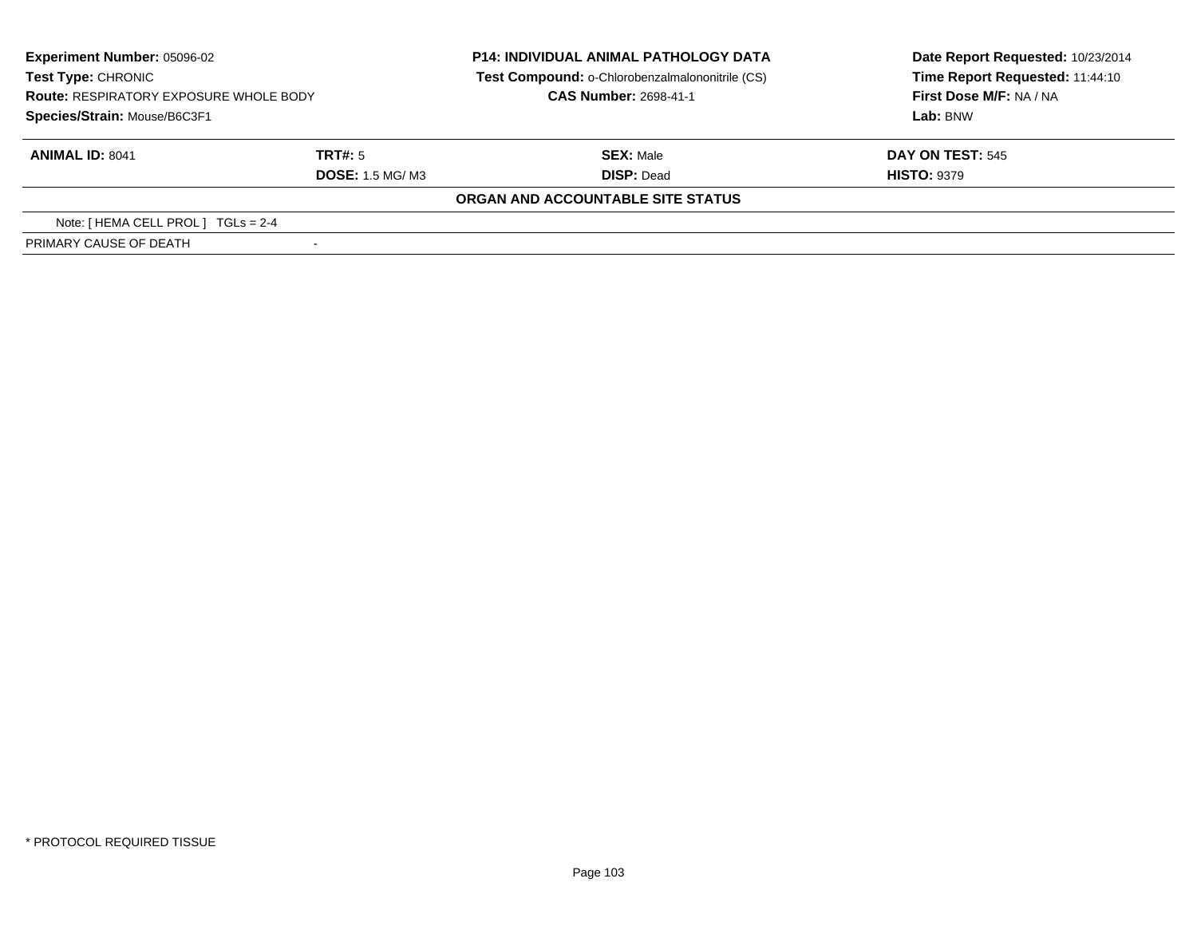**Experiment Number:** 05096-02
**Test Type:** CHRONIC
**Route:** RESPIRATORY EXPOSURE WHOLE BODY
**Species/Strain:** Mouse/B6C3F1

**P14: INDIVIDUAL ANIMAL PATHOLOGY DATA**
**Test Compound:** o-Chlorobenzalmalononitrile (CS)
**CAS Number:** 2698-41-1

**Date Report Requested:** 10/23/2014
**Time Report Requested:** 11:44:10
**First Dose M/F:** NA / NA
**Lab:** BNW

| **ANIMAL ID:** 8041 | **TRT#:** 5 | **SEX:** Male | **DAY ON TEST:** 545 |
|---|---|---|---|
| | **DOSE:** 1.5 MG/ M3 | **DISP:** Dead | **HISTO:** 9379 |

**ORGAN AND ACCOUNTABLE SITE STATUS**

| | |
|---|---|
| Note: [ HEMA CELL PROL ] TGLs = 2-4 | |
| PRIMARY CAUSE OF DEATH | - |

* PROTOCOL REQUIRED TISSUE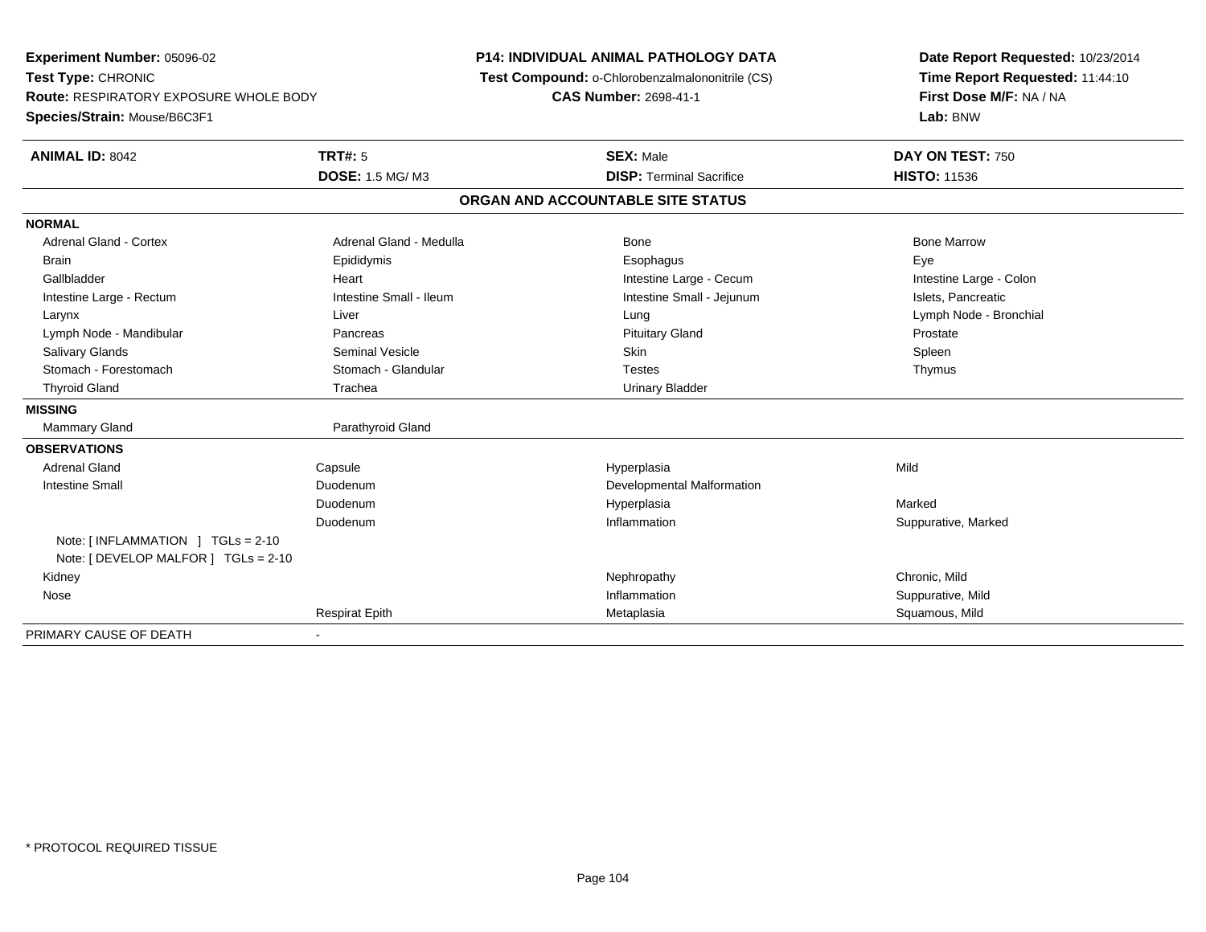**Experiment Number:** 05096-02
**Test Type:** CHRONIC
**Route:** RESPIRATORY EXPOSURE WHOLE BODY
**Species/Strain:** Mouse/B6C3F1

**P14: INDIVIDUAL ANIMAL PATHOLOGY DATA**
**Test Compound:** o-Chlorobenzalmalononitrile (CS)
**CAS Number:** 2698-41-1

**Date Report Requested:** 10/23/2014
**Time Report Requested:** 11:44:10
**First Dose M/F:** NA / NA
**Lab:** BNW

| **ANIMAL ID:** 8042 | **TRT#:** 5 | **SEX:** Male | **DAY ON TEST:** 750 |
|---|---|---|---|
| | **DOSE:** 1.5 MG/ M3 | **DISP:** Terminal Sacrifice | **HISTO:** 11536 |

## ORGAN AND ACCOUNTABLE SITE STATUS

| | | | |
|---|---|---|---|
| **NORMAL** | | | |
| Adrenal Gland - Cortex | Adrenal Gland - Medulla | Bone | Bone Marrow |
| Brain | Epididymis | Esophagus | Eye |
| Gallbladder | Heart | Intestine Large - Cecum | Intestine Large - Colon |
| Intestine Large - Rectum | Intestine Small - Ileum | Intestine Small - Jejunum | Islets, Pancreatic |
| Larynx | Liver | Lung | Lymph Node - Bronchial |
| Lymph Node - Mandibular | Pancreas | Pituitary Gland | Prostate |
| Salivary Glands | Seminal Vesicle | Skin | Spleen |
| Stomach - Forestomach | Stomach - Glandular | Testes | Thymus |
| Thyroid Gland | Trachea | Urinary Bladder | |
| **MISSING** | | | |
| Mammary Gland | Parathyroid Gland | | |
| **OBSERVATIONS** | | | |
| Adrenal Gland | Capsule | Hyperplasia | Mild |
| Intestine Small | Duodenum | Developmental Malformation | |
| | Duodenum | Hyperplasia | Marked |
| | Duodenum | Inflammation | Suppurative, Marked |
| Note: [ INFLAMMATION ] TGLs = 2-10 | | | |
| Note: [ DEVELOP MALFOR ] TGLs = 2-10 | | | |
| Kidney | | Nephropathy | Chronic, Mild |
| Nose | | Inflammation | Suppurative, Mild |
| | Respirat Epith | Metaplasia | Squamous, Mild |
| PRIMARY CAUSE OF DEATH | - | | |

* PROTOCOL REQUIRED TISSUE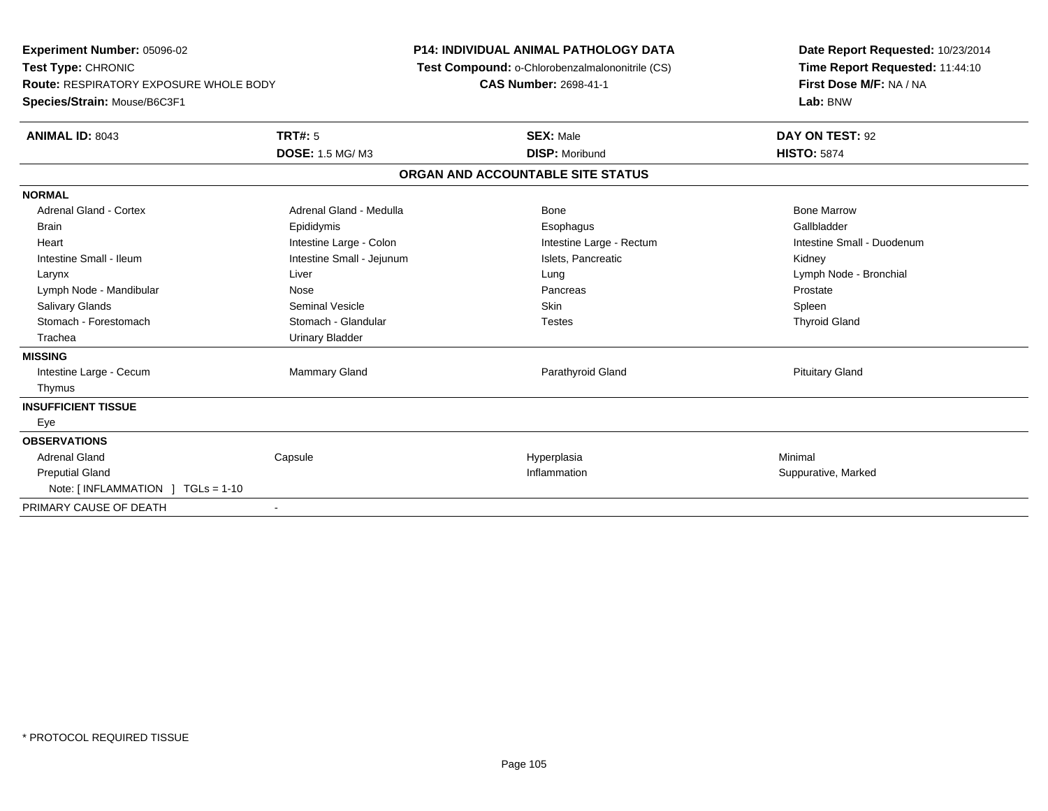**Experiment Number:** 05096-02
**Test Type:** CHRONIC
**Route:** RESPIRATORY EXPOSURE WHOLE BODY
**Species/Strain:** Mouse/B6C3F1

**P14: INDIVIDUAL ANIMAL PATHOLOGY DATA**
**Test Compound:** o-Chlorobenzalmalononitrile (CS)
**CAS Number:** 2698-41-1

**Date Report Requested:** 10/23/2014
**Time Report Requested:** 11:44:10
**First Dose M/F:** NA / NA
**Lab:** BNW

| **ANIMAL ID:** 8043 | **TRT#:** 5 | **SEX:** Male | **DAY ON TEST:** 92 |
|---|---|---|---|
| | **DOSE:** 1.5 MG/ M3 | **DISP:** Moribund | **HISTO:** 5874 |

**ORGAN AND ACCOUNTABLE SITE STATUS**

| | | | |
|---|---|---|---|
| **NORMAL** | | | |
| Adrenal Gland - Cortex | Adrenal Gland - Medulla | Bone | Bone Marrow |
| Brain | Epididymis | Esophagus | Gallbladder |
| Heart | Intestine Large - Colon | Intestine Large - Rectum | Intestine Small - Duodenum |
| Intestine Small - Ileum | Intestine Small - Jejunum | Islets, Pancreatic | Kidney |
| Larynx | Liver | Lung | Lymph Node - Bronchial |
| Lymph Node - Mandibular | Nose | Pancreas | Prostate |
| Salivary Glands | Seminal Vesicle | Skin | Spleen |
| Stomach - Forestomach | Stomach - Glandular | Testes | Thyroid Gland |
| Trachea | Urinary Bladder | | |
| **MISSING** | | | |
| Intestine Large - Cecum | Mammary Gland | Parathyroid Gland | Pituitary Gland |
| Thymus | | | |
| **INSUFFICIENT TISSUE** | | | |
| Eye | | | |
| **OBSERVATIONS** | | | |
| Adrenal Gland | Capsule | Hyperplasia | Minimal |
| Preputial Gland | | Inflammation | Suppurative, Marked |
| Note: [ INFLAMMATION ] TGLs = 1-10 | | | |
| PRIMARY CAUSE OF DEATH | - | | |

\* PROTOCOL REQUIRED TISSUE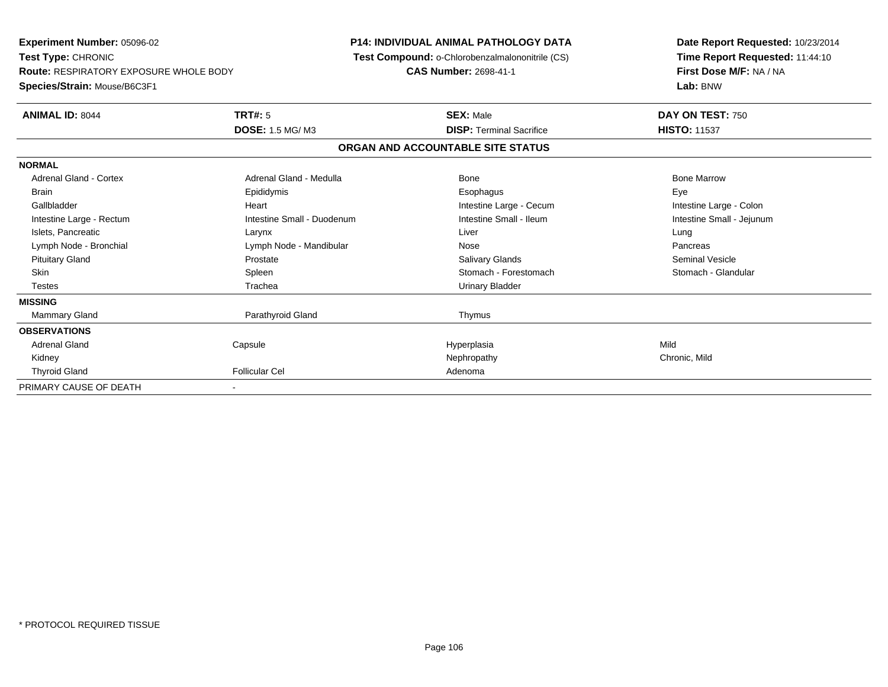**Experiment Number:** 05096-02
**Test Type:** CHRONIC
**Route:** RESPIRATORY EXPOSURE WHOLE BODY
**Species/Strain:** Mouse/B6C3F1

**P14: INDIVIDUAL ANIMAL PATHOLOGY DATA**
**Test Compound:** o-Chlorobenzalmalononitrile (CS)
**CAS Number:** 2698-41-1

**Date Report Requested:** 10/23/2014
**Time Report Requested:** 11:44:10
**First Dose M/F:** NA / NA
**Lab:** BNW

| **ANIMAL ID:** 8044 | **TRT#:** 5 | **SEX:** Male | **DAY ON TEST:** 750 |
|---|---|---|---|
| | **DOSE:** 1.5 MG/ M3 | **DISP:** Terminal Sacrifice | **HISTO:** 11537 |

## ORGAN AND ACCOUNTABLE SITE STATUS

| | | | |
|---|---|---|---|
| **NORMAL** | | | |
| Adrenal Gland - Cortex | Adrenal Gland - Medulla | Bone | Bone Marrow |
| Brain | Epididymis | Esophagus | Eye |
| Gallbladder | Heart | Intestine Large - Cecum | Intestine Large - Colon |
| Intestine Large - Rectum | Intestine Small - Duodenum | Intestine Small - Ileum | Intestine Small - Jejunum |
| Islets, Pancreatic | Larynx | Liver | Lung |
| Lymph Node - Bronchial | Lymph Node - Mandibular | Nose | Pancreas |
| Pituitary Gland | Prostate | Salivary Glands | Seminal Vesicle |
| Skin | Spleen | Stomach - Forestomach | Stomach - Glandular |
| Testes | Trachea | Urinary Bladder | |
| **MISSING** | | | |
| Mammary Gland | Parathyroid Gland | Thymus | |
| **OBSERVATIONS** | | | |
| Adrenal Gland | Capsule | Hyperplasia | Mild |
| Kidney | | Nephropathy | Chronic, Mild |
| Thyroid Gland | Follicular Cel | Adenoma | |
| PRIMARY CAUSE OF DEATH | - | | |

* PROTOCOL REQUIRED TISSUE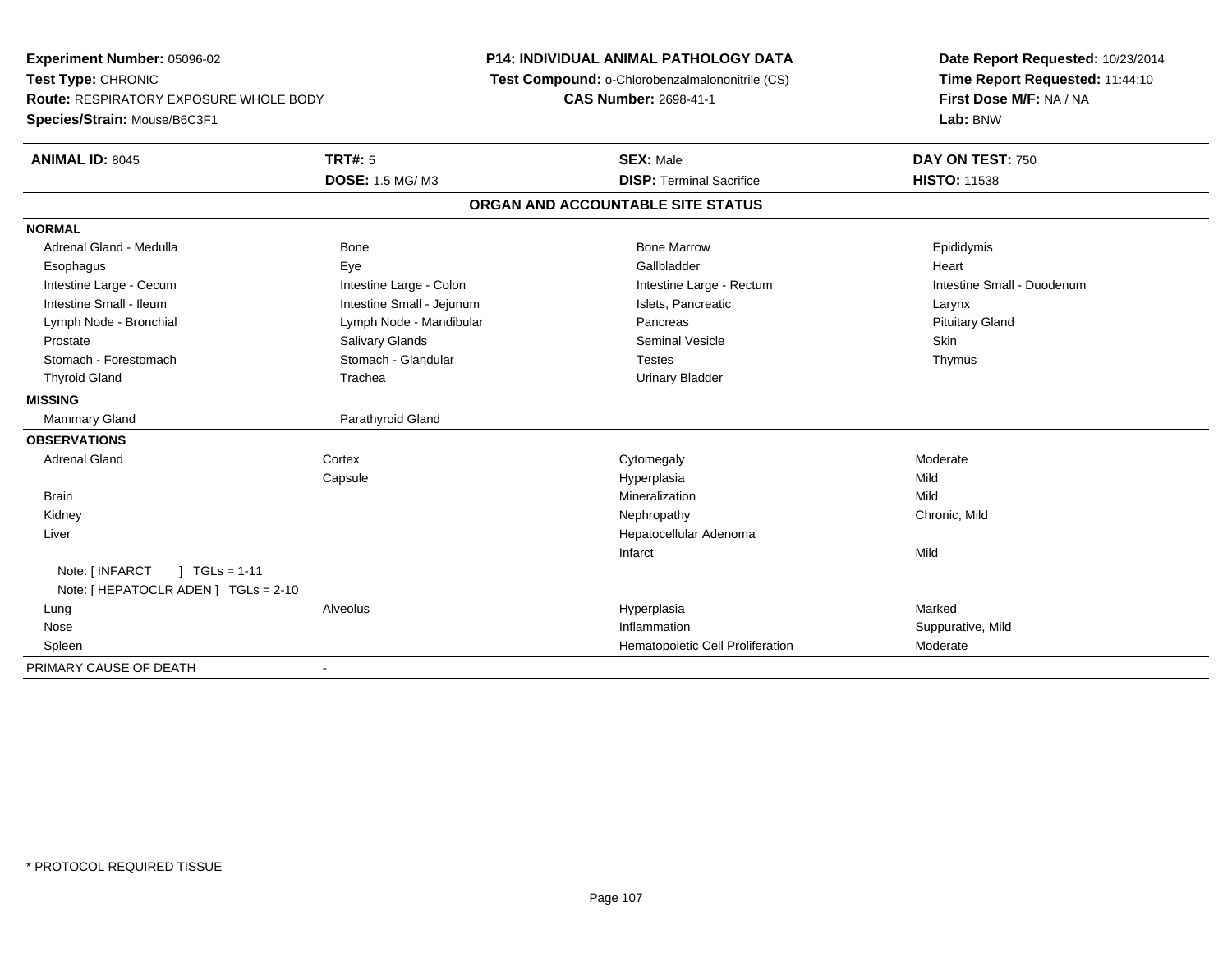**Experiment Number:** 05096-02
**Test Type:** CHRONIC
**Route:** RESPIRATORY EXPOSURE WHOLE BODY
**Species/Strain:** Mouse/B6C3F1

**P14: INDIVIDUAL ANIMAL PATHOLOGY DATA**
**Test Compound:** o-Chlorobenzalmalononitrile (CS)
**CAS Number:** 2698-41-1

**Date Report Requested:** 10/23/2014
**Time Report Requested:** 11:44:10
**First Dose M/F:** NA / NA
**Lab:** BNW

| **ANIMAL ID:** 8045 | **TRT#:** 5 | **SEX:** Male | **DAY ON TEST:** 750 |
|---|---|---|---|
| | **DOSE:** 1.5 MG/ M3 | **DISP:** Terminal Sacrifice | **HISTO:** 11538 |

## ORGAN AND ACCOUNTABLE SITE STATUS

| | | | |
|---|---|---|---|
| **NORMAL** | | | |
| Adrenal Gland - Medulla | Bone | Bone Marrow | Epididymis |
| Esophagus | Eye | Gallbladder | Heart |
| Intestine Large - Cecum | Intestine Large - Colon | Intestine Large - Rectum | Intestine Small - Duodenum |
| Intestine Small - Ileum | Intestine Small - Jejunum | Islets, Pancreatic | Larynx |
| Lymph Node - Bronchial | Lymph Node - Mandibular | Pancreas | Pituitary Gland |
| Prostate | Salivary Glands | Seminal Vesicle | Skin |
| Stomach - Forestomach | Stomach - Glandular | Testes | Thymus |
| Thyroid Gland | Trachea | Urinary Bladder | |
| **MISSING** | | | |
| Mammary Gland | Parathyroid Gland | | |
| **OBSERVATIONS** | | | |
| Adrenal Gland | Cortex | Cytomegaly | Moderate |
| | Capsule | Hyperplasia | Mild |
| Brain | | Mineralization | Mild |
| Kidney | | Nephropathy | Chronic, Mild |
| Liver | | Hepatocellular Adenoma | |
| | | Infarct | Mild |
| Note: [ INFARCT ] TGLs = 1-11 | | | |
| Note: [ HEPATOCLR ADEN ] TGLs = 2-10 | | | |
| Lung | Alveolus | Hyperplasia | Marked |
| Nose | | Inflammation | Suppurative, Mild |
| Spleen | | Hematopoietic Cell Proliferation | Moderate |
| PRIMARY CAUSE OF DEATH | - | | |

* PROTOCOL REQUIRED TISSUE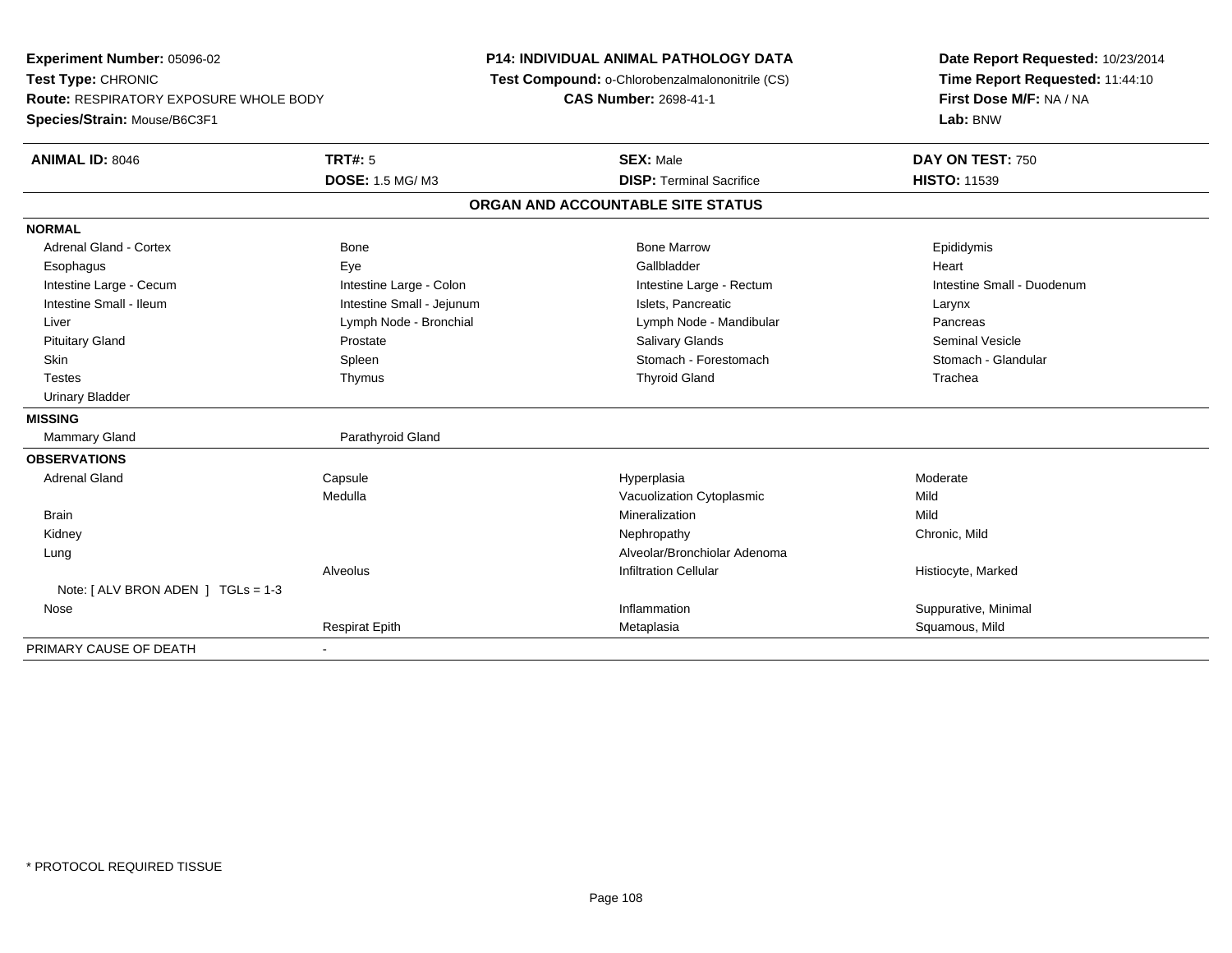**Experiment Number:** 05096-02
**Test Type:** CHRONIC
**Route:** RESPIRATORY EXPOSURE WHOLE BODY
**Species/Strain:** Mouse/B6C3F1

**P14: INDIVIDUAL ANIMAL PATHOLOGY DATA**
**Test Compound:** o-Chlorobenzalmalononitrile (CS)
**CAS Number:** 2698-41-1

**Date Report Requested:** 10/23/2014
**Time Report Requested:** 11:44:10
**First Dose M/F:** NA / NA
**Lab:** BNW

| **ANIMAL ID:** 8046 | **TRT#:** 5 | **SEX:** Male | **DAY ON TEST:** 750 |
|---|---|---|---|
| | **DOSE:** 1.5 MG/ M3 | **DISP:** Terminal Sacrifice | **HISTO:** 11539 |

## ORGAN AND ACCOUNTABLE SITE STATUS

| | | | |
|---|---|---|---|
| **NORMAL** | | | |
| Adrenal Gland - Cortex | Bone | Bone Marrow | Epididymis |
| Esophagus | Eye | Gallbladder | Heart |
| Intestine Large - Cecum | Intestine Large - Colon | Intestine Large - Rectum | Intestine Small - Duodenum |
| Intestine Small - Ileum | Intestine Small - Jejunum | Islets, Pancreatic | Larynx |
| Liver | Lymph Node - Bronchial | Lymph Node - Mandibular | Pancreas |
| Pituitary Gland | Prostate | Salivary Glands | Seminal Vesicle |
| Skin | Spleen | Stomach - Forestomach | Stomach - Glandular |
| Testes | Thymus | Thyroid Gland | Trachea |
| Urinary Bladder | | | |
| **MISSING** | | | |
| Mammary Gland | Parathyroid Gland | | |
| **OBSERVATIONS** | | | |
| Adrenal Gland | Capsule | Hyperplasia | Moderate |
| | Medulla | Vacuolization Cytoplasmic | Mild |
| Brain | | Mineralization | Mild |
| Kidney | | Nephropathy | Chronic, Mild |
| Lung | | Alveolar/Bronchiolar Adenoma | |
| | Alveolus | Infiltration Cellular | Histiocyte, Marked |
| Note: [ ALV BRON ADEN ] TGLs = 1-3 | | | |
| Nose | | Inflammation | Suppurative, Minimal |
| | Respirat Epith | Metaplasia | Squamous, Mild |
| PRIMARY CAUSE OF DEATH | - | | |

* PROTOCOL REQUIRED TISSUE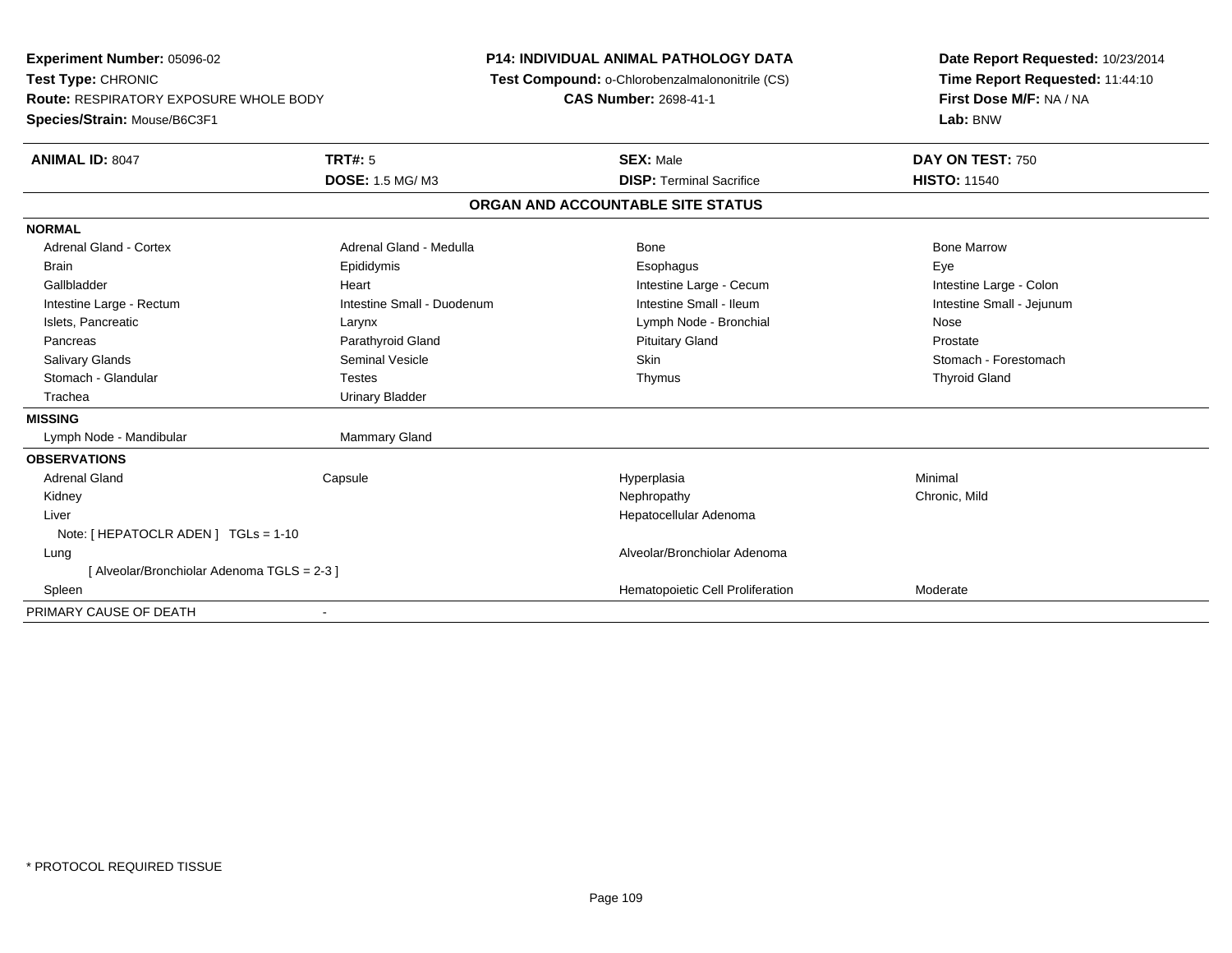**Experiment Number:** 05096-02
**Test Type:** CHRONIC
**Route:** RESPIRATORY EXPOSURE WHOLE BODY
**Species/Strain:** Mouse/B6C3F1

**P14: INDIVIDUAL ANIMAL PATHOLOGY DATA**
**Test Compound:** o-Chlorobenzalmalononitrile (CS)
**CAS Number:** 2698-41-1

**Date Report Requested:** 10/23/2014
**Time Report Requested:** 11:44:10
**First Dose M/F:** NA / NA
**Lab:** BNW

| **ANIMAL ID:** 8047 | **TRT#:** 5 | **SEX:** Male | **DAY ON TEST:** 750 |
|---|---|---|---|
| | **DOSE:** 1.5 MG/ M3 | **DISP:** Terminal Sacrifice | **HISTO:** 11540 |

## ORGAN AND ACCOUNTABLE SITE STATUS

**NORMAL**

| | | | |
|---|---|---|---|
| Adrenal Gland - Cortex | Adrenal Gland - Medulla | Bone | Bone Marrow |
| Brain | Epididymis | Esophagus | Eye |
| Gallbladder | Heart | Intestine Large - Cecum | Intestine Large - Colon |
| Intestine Large - Rectum | Intestine Small - Duodenum | Intestine Small - Ileum | Intestine Small - Jejunum |
| Islets, Pancreatic | Larynx | Lymph Node - Bronchial | Nose |
| Pancreas | Parathyroid Gland | Pituitary Gland | Prostate |
| Salivary Glands | Seminal Vesicle | Skin | Stomach - Forestomach |
| Stomach - Glandular | Testes | Thymus | Thyroid Gland |
| Trachea | Urinary Bladder | | |

**MISSING**

| | |
|---|---|
| Lymph Node - Mandibular | Mammary Gland |

**OBSERVATIONS**

| | | | |
|---|---|---|---|
| Adrenal Gland | Capsule | Hyperplasia | Minimal |
| Kidney | | Nephropathy | Chronic, Mild |
| Liver | | Hepatocellular Adenoma | |
| Note: [ HEPATOCLR ADEN ] TGLs = 1-10 | | | |
| Lung | | Alveolar/Bronchiolar Adenoma | |
| [ Alveolar/Bronchiolar Adenoma TGLS = 2-3 ] | | | |
| Spleen | | Hematopoietic Cell Proliferation | Moderate |

PRIMARY CAUSE OF DEATH -

* PROTOCOL REQUIRED TISSUE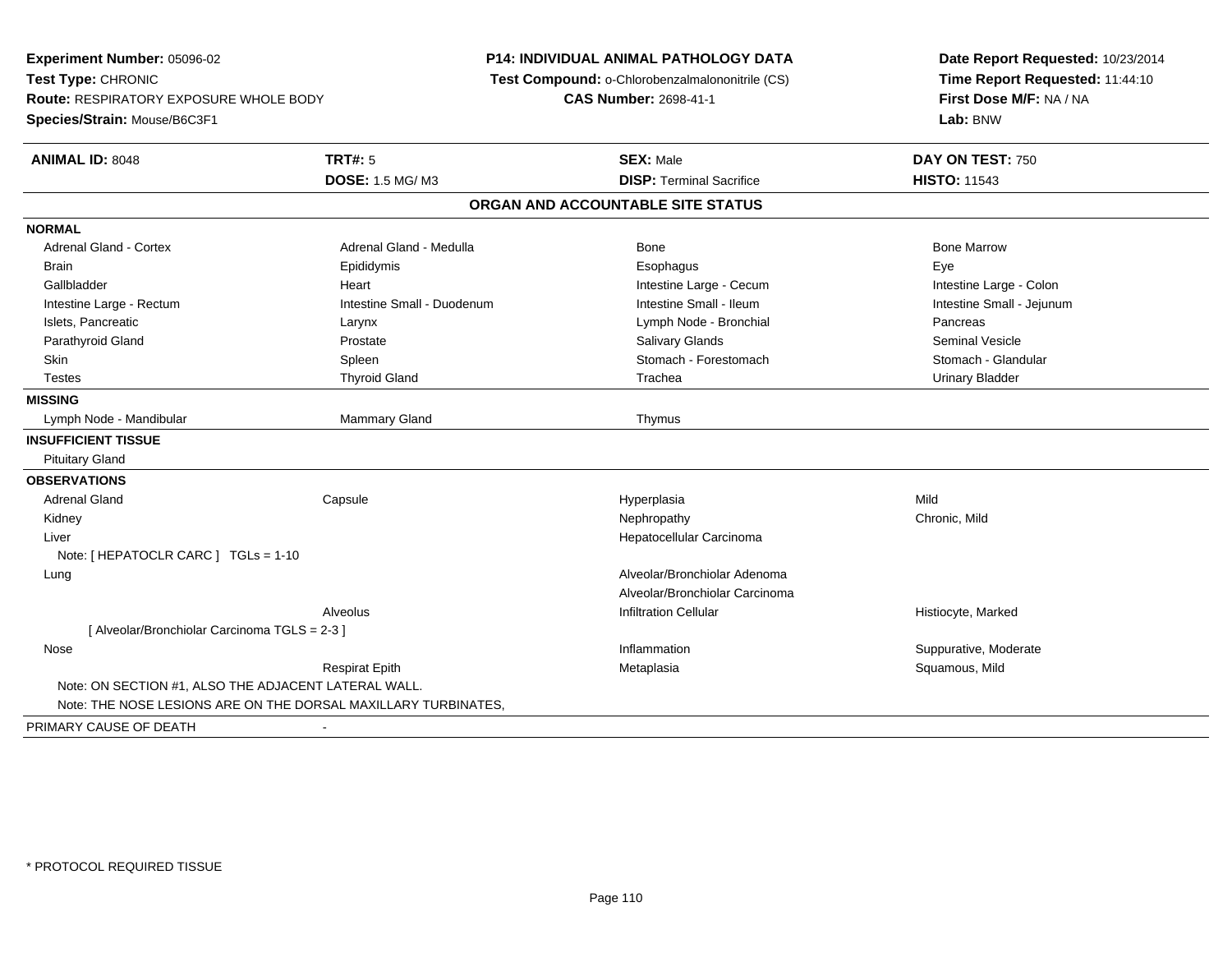**Experiment Number:** 05096-02
**Test Type:** CHRONIC
**Route:** RESPIRATORY EXPOSURE WHOLE BODY
**Species/Strain:** Mouse/B6C3F1

**P14: INDIVIDUAL ANIMAL PATHOLOGY DATA**
**Test Compound:** o-Chlorobenzalmalononitrile (CS)
**CAS Number:** 2698-41-1

**Date Report Requested:** 10/23/2014
**Time Report Requested:** 11:44:10
**First Dose M/F:** NA / NA
**Lab:** BNW

| **ANIMAL ID:** 8048 | **TRT#:** 5 | **SEX:** Male | **DAY ON TEST:** 750 |
|---|---|---|---|
| | **DOSE:** 1.5 MG/ M3 | **DISP:** Terminal Sacrifice | **HISTO:** 11543 |

## ORGAN AND ACCOUNTABLE SITE STATUS

**NORMAL**

| | | | |
|---|---|---|---|
| Adrenal Gland - Cortex | Adrenal Gland - Medulla | Bone | Bone Marrow |
| Brain | Epididymis | Esophagus | Eye |
| Gallbladder | Heart | Intestine Large - Cecum | Intestine Large - Colon |
| Intestine Large - Rectum | Intestine Small - Duodenum | Intestine Small - Ileum | Intestine Small - Jejunum |
| Islets, Pancreatic | Larynx | Lymph Node - Bronchial | Pancreas |
| Parathyroid Gland | Prostate | Salivary Glands | Seminal Vesicle |
| Skin | Spleen | Stomach - Forestomach | Stomach - Glandular |
| Testes | Thyroid Gland | Trachea | Urinary Bladder |

**MISSING**

| | | |
|---|---|---|
| Lymph Node - Mandibular | Mammary Gland | Thymus |

**INSUFFICIENT TISSUE**

Pituitary Gland

**OBSERVATIONS**

| | | | |
|---|---|---|---|
| Adrenal Gland | Capsule | Hyperplasia | Mild |
| Kidney | | Nephropathy | Chronic, Mild |
| Liver | | Hepatocellular Carcinoma | |
| Note: [ HEPATOCLR CARC ] TGLs = 1-10 | | | |
| Lung | | Alveolar/Bronchiolar Adenoma | |
| | | Alveolar/Bronchiolar Carcinoma | |
| | Alveolus | Infiltration Cellular | Histiocyte, Marked |
| [ Alveolar/Bronchiolar Carcinoma TGLS = 2-3 ] | | | |
| Nose | | Inflammation | Suppurative, Moderate |
| | Respirat Epith | Metaplasia | Squamous, Mild |

Note: ON SECTION #1, ALSO THE ADJACENT LATERAL WALL.
Note: THE NOSE LESIONS ARE ON THE DORSAL MAXILLARY TURBINATES,

PRIMARY CAUSE OF DEATH -

* PROTOCOL REQUIRED TISSUE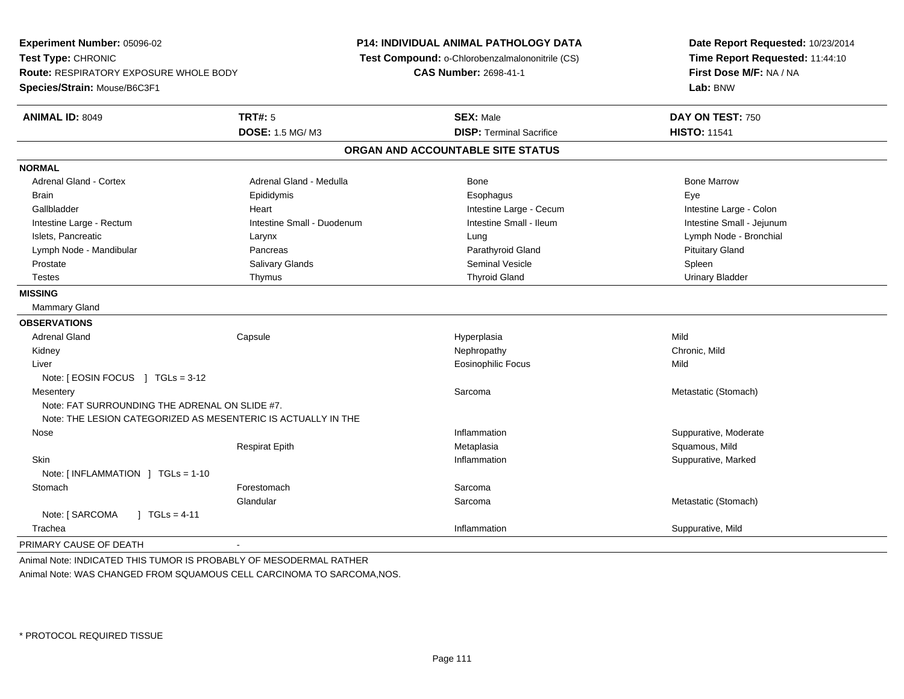**Experiment Number:** 05096-02
**Test Type:** CHRONIC
**Route:** RESPIRATORY EXPOSURE WHOLE BODY
**Species/Strain:** Mouse/B6C3F1

**P14: INDIVIDUAL ANIMAL PATHOLOGY DATA**
**Test Compound:** o-Chlorobenzalmalononitrile (CS)
**CAS Number:** 2698-41-1

**Date Report Requested:** 10/23/2014
**Time Report Requested:** 11:44:10
**First Dose M/F:** NA / NA
**Lab:** BNW

| **ANIMAL ID:** 8049 | **TRT#:** 5 | **SEX:** Male | **DAY ON TEST:** 750 |
|---|---|---|---|
| | **DOSE:** 1.5 MG/ M3 | **DISP:** Terminal Sacrifice | **HISTO:** 11541 |

## ORGAN AND ACCOUNTABLE SITE STATUS

**NORMAL**

| | | | |
|---|---|---|---|
| Adrenal Gland - Cortex | Adrenal Gland - Medulla | Bone | Bone Marrow |
| Brain | Epididymis | Esophagus | Eye |
| Gallbladder | Heart | Intestine Large - Cecum | Intestine Large - Colon |
| Intestine Large - Rectum | Intestine Small - Duodenum | Intestine Small - Ileum | Intestine Small - Jejunum |
| Islets, Pancreatic | Larynx | Lung | Lymph Node - Bronchial |
| Lymph Node - Mandibular | Pancreas | Parathyroid Gland | Pituitary Gland |
| Prostate | Salivary Glands | Seminal Vesicle | Spleen |
| Testes | Thymus | Thyroid Gland | Urinary Bladder |

**MISSING**

Mammary Gland

**OBSERVATIONS**

| | | | |
|---|---|---|---|
| Adrenal Gland | Capsule | Hyperplasia | Mild |
| Kidney | | Nephropathy | Chronic, Mild |
| Liver | | Eosinophilic Focus | Mild |
| Note: [ EOSIN FOCUS ] TGLs = 3-12 | | | |
| Mesentery | | Sarcoma | Metastatic (Stomach) |
| Note: FAT SURROUNDING THE ADRENAL ON SLIDE #7. | | | |
| Note: THE LESION CATEGORIZED AS MESENTERIC IS ACTUALLY IN THE | | | |
| Nose | | Inflammation | Suppurative, Moderate |
| | Respirat Epith | Metaplasia | Squamous, Mild |
| Skin | | Inflammation | Suppurative, Marked |
| Note: [ INFLAMMATION ] TGLs = 1-10 | | | |
| Stomach | Forestomach | Sarcoma | |
| | Glandular | Sarcoma | Metastatic (Stomach) |
| Note: [ SARCOMA ] TGLs = 4-11 | | | |
| Trachea | | Inflammation | Suppurative, Mild |

PRIMARY CAUSE OF DEATH -

Animal Note: INDICATED THIS TUMOR IS PROBABLY OF MESODERMAL RATHER

Animal Note: WAS CHANGED FROM SQUAMOUS CELL CARCINOMA TO SARCOMA,NOS.

\* PROTOCOL REQUIRED TISSUE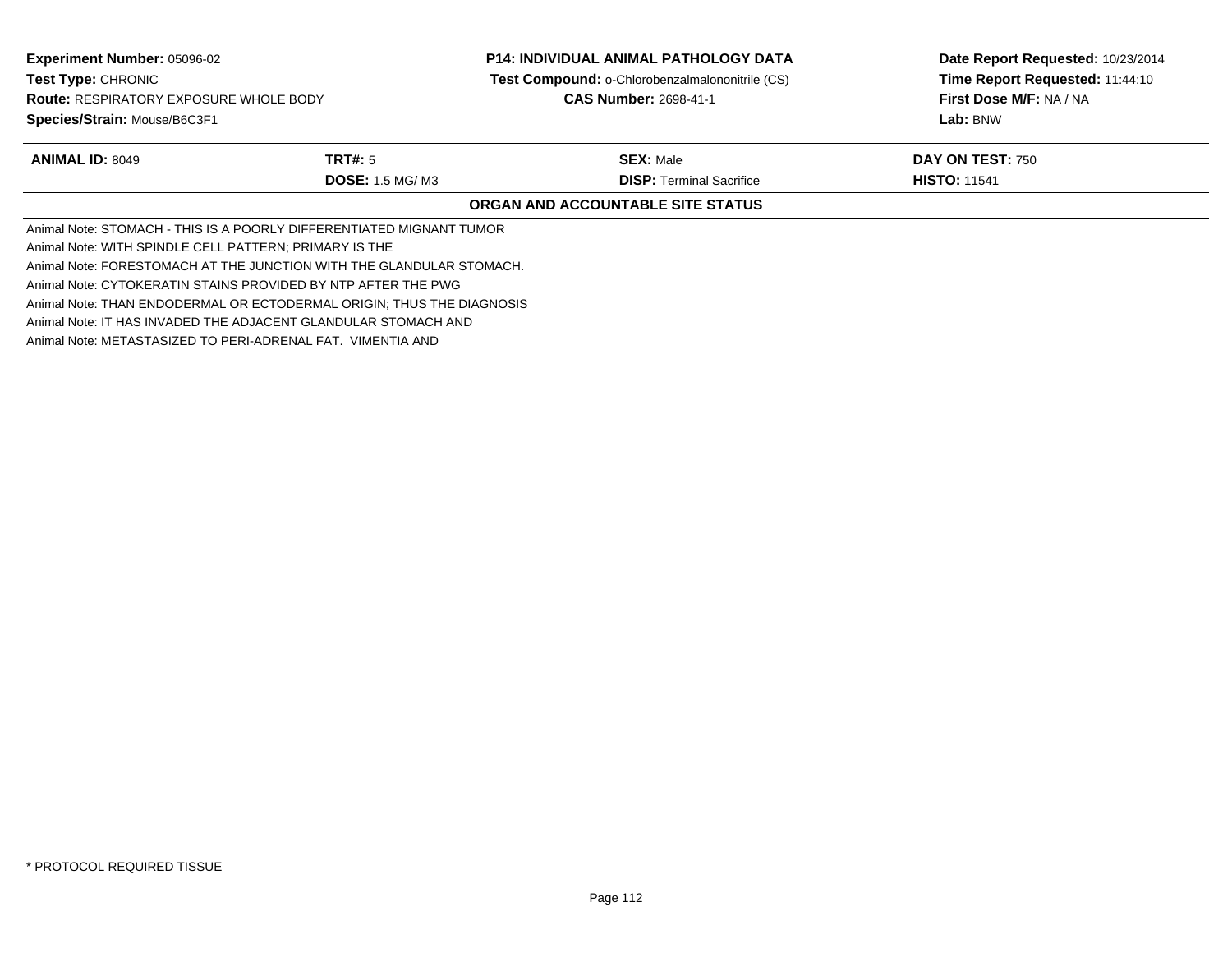**Experiment Number:** 05096-02
**Test Type:** CHRONIC
**Route:** RESPIRATORY EXPOSURE WHOLE BODY
**Species/Strain:** Mouse/B6C3F1

**P14: INDIVIDUAL ANIMAL PATHOLOGY DATA**
**Test Compound:** o-Chlorobenzalmalononitrile (CS)
**CAS Number:** 2698-41-1

**Date Report Requested:** 10/23/2014
**Time Report Requested:** 11:44:10
**First Dose M/F:** NA / NA
**Lab:** BNW

| **ANIMAL ID:** 8049 | **TRT#:** 5 | **SEX:** Male | **DAY ON TEST:** 750 |
|---|---|---|---|
| | **DOSE:** 1.5 MG/ M3 | **DISP:** Terminal Sacrifice | **HISTO:** 11541 |

**ORGAN AND ACCOUNTABLE SITE STATUS**

Animal Note: STOMACH - THIS IS A POORLY DIFFERENTIATED MIGNANT TUMOR
Animal Note: WITH SPINDLE CELL PATTERN; PRIMARY IS THE
Animal Note: FORESTOMACH AT THE JUNCTION WITH THE GLANDULAR STOMACH.
Animal Note: CYTOKERATIN STAINS PROVIDED BY NTP AFTER THE PWG
Animal Note: THAN ENDODERMAL OR ECTODERMAL ORIGIN; THUS THE DIAGNOSIS
Animal Note: IT HAS INVADED THE ADJACENT GLANDULAR STOMACH AND
Animal Note: METASTASIZED TO PERI-ADRENAL FAT. VIMENTIA AND

* PROTOCOL REQUIRED TISSUE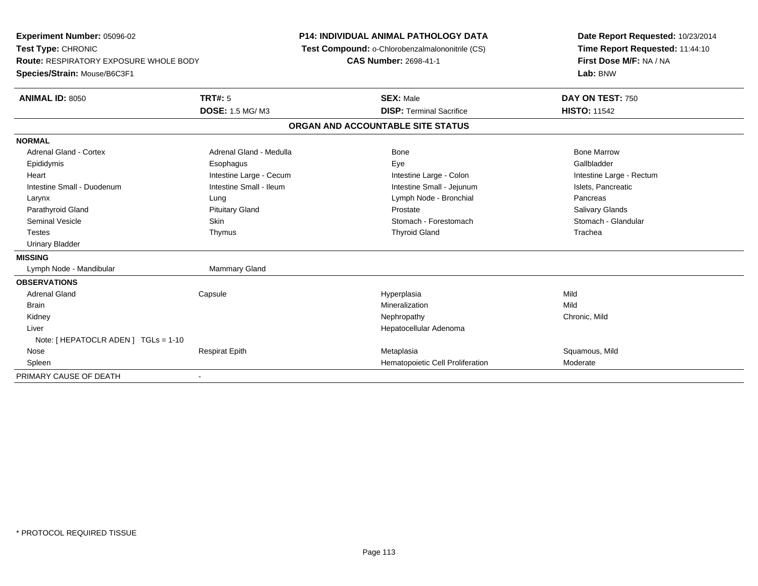**Experiment Number:** 05096-02
**Test Type:** CHRONIC
**Route:** RESPIRATORY EXPOSURE WHOLE BODY
**Species/Strain:** Mouse/B6C3F1

**P14: INDIVIDUAL ANIMAL PATHOLOGY DATA**
**Test Compound:** o-Chlorobenzalmalononitrile (CS)
**CAS Number:** 2698-41-1

**Date Report Requested:** 10/23/2014
**Time Report Requested:** 11:44:10
**First Dose M/F:** NA / NA
**Lab:** BNW

| **ANIMAL ID:** 8050 | **TRT#:** 5 | **SEX:** Male | **DAY ON TEST:** 750 |
|---|---|---|---|
| | **DOSE:** 1.5 MG/ M3 | **DISP:** Terminal Sacrifice | **HISTO:** 11542 |

**ORGAN AND ACCOUNTABLE SITE STATUS**

| | | | |
|---|---|---|---|
| **NORMAL** | | | |
| Adrenal Gland - Cortex | Adrenal Gland - Medulla | Bone | Bone Marrow |
| Epididymis | Esophagus | Eye | Gallbladder |
| Heart | Intestine Large - Cecum | Intestine Large - Colon | Intestine Large - Rectum |
| Intestine Small - Duodenum | Intestine Small - Ileum | Intestine Small - Jejunum | Islets, Pancreatic |
| Larynx | Lung | Lymph Node - Bronchial | Pancreas |
| Parathyroid Gland | Pituitary Gland | Prostate | Salivary Glands |
| Seminal Vesicle | Skin | Stomach - Forestomach | Stomach - Glandular |
| Testes | Thymus | Thyroid Gland | Trachea |
| Urinary Bladder | | | |
| **MISSING** | | | |
| Lymph Node - Mandibular | Mammary Gland | | |
| **OBSERVATIONS** | | | |
| Adrenal Gland | Capsule | Hyperplasia | Mild |
| Brain | | Mineralization | Mild |
| Kidney | | Nephropathy | Chronic, Mild |
| Liver | | Hepatocellular Adenoma | |
| Note: [ HEPATOCLR ADEN ] TGLs = 1-10 | | | |
| Nose | Respirat Epith | Metaplasia | Squamous, Mild |
| Spleen | | Hematopoietic Cell Proliferation | Moderate |
| PRIMARY CAUSE OF DEATH | - | | |

* PROTOCOL REQUIRED TISSUE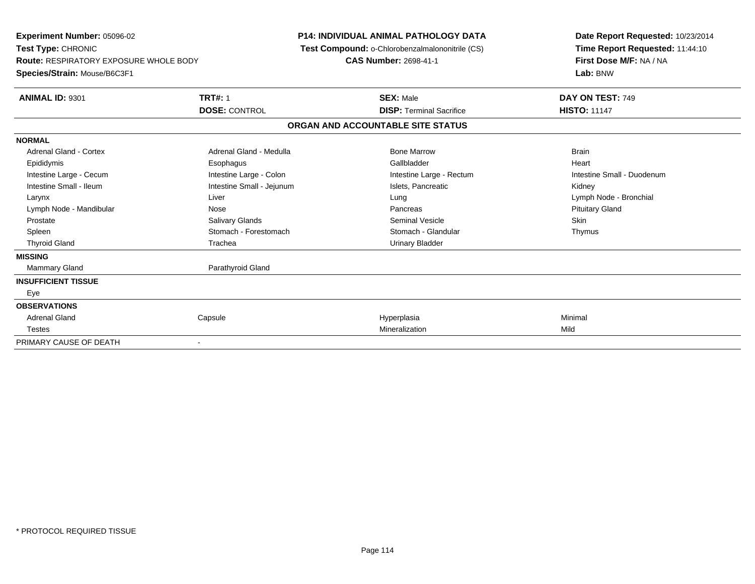**Experiment Number:** 05096-02
**Test Type:** CHRONIC
**Route:** RESPIRATORY EXPOSURE WHOLE BODY
**Species/Strain:** Mouse/B6C3F1

**P14: INDIVIDUAL ANIMAL PATHOLOGY DATA**
**Test Compound:** o-Chlorobenzalmalononitrile (CS)
**CAS Number:** 2698-41-1

**Date Report Requested:** 10/23/2014
**Time Report Requested:** 11:44:10
**First Dose M/F:** NA / NA
**Lab:** BNW

| **ANIMAL ID:** 9301 | **TRT#:** 1 | **SEX:** Male | **DAY ON TEST:** 749 |
|---|---|---|---|
| | **DOSE:** CONTROL | **DISP:** Terminal Sacrifice | **HISTO:** 11147 |

**ORGAN AND ACCOUNTABLE SITE STATUS**

| | | | |
|---|---|---|---|
| **NORMAL** | | | |
| Adrenal Gland - Cortex | Adrenal Gland - Medulla | Bone Marrow | Brain |
| Epididymis | Esophagus | Gallbladder | Heart |
| Intestine Large - Cecum | Intestine Large - Colon | Intestine Large - Rectum | Intestine Small - Duodenum |
| Intestine Small - Ileum | Intestine Small - Jejunum | Islets, Pancreatic | Kidney |
| Larynx | Liver | Lung | Lymph Node - Bronchial |
| Lymph Node - Mandibular | Nose | Pancreas | Pituitary Gland |
| Prostate | Salivary Glands | Seminal Vesicle | Skin |
| Spleen | Stomach - Forestomach | Stomach - Glandular | Thymus |
| Thyroid Gland | Trachea | Urinary Bladder | |
| **MISSING** | | | |
| Mammary Gland | Parathyroid Gland | | |
| **INSUFFICIENT TISSUE** | | | |
| Eye | | | |
| **OBSERVATIONS** | | | |
| Adrenal Gland | Capsule | Hyperplasia | Minimal |
| Testes | | Mineralization | Mild |
| PRIMARY CAUSE OF DEATH | - | | |

\* PROTOCOL REQUIRED TISSUE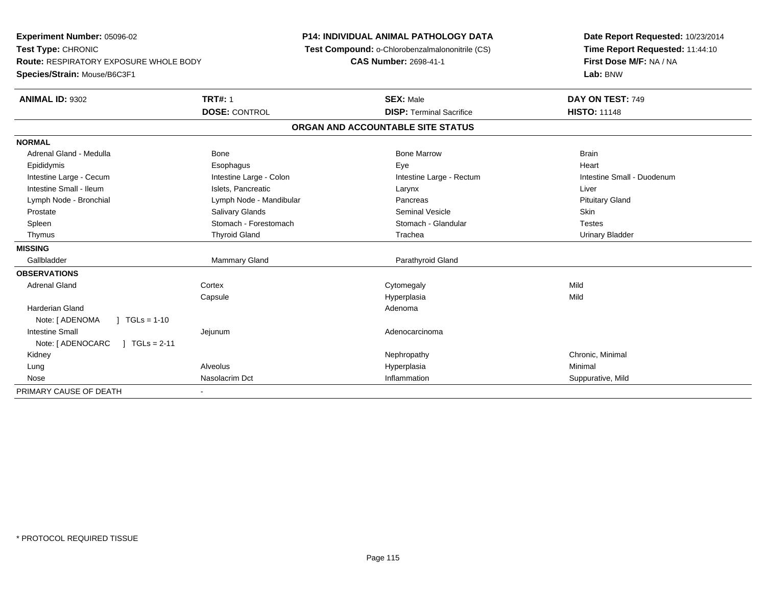**Experiment Number:** 05096-02
**Test Type:** CHRONIC
**Route:** RESPIRATORY EXPOSURE WHOLE BODY
**Species/Strain:** Mouse/B6C3F1

**P14: INDIVIDUAL ANIMAL PATHOLOGY DATA**
**Test Compound:** o-Chlorobenzalmalononitrile (CS)
**CAS Number:** 2698-41-1

**Date Report Requested:** 10/23/2014
**Time Report Requested:** 11:44:10
**First Dose M/F:** NA / NA
**Lab:** BNW

| **ANIMAL ID:** 9302 | **TRT#:** 1 | **SEX:** Male | **DAY ON TEST:** 749 |
|---|---|---|---|
| | **DOSE:** CONTROL | **DISP:** Terminal Sacrifice | **HISTO:** 11148 |

## ORGAN AND ACCOUNTABLE SITE STATUS

| | | | |
|---|---|---|---|
| **NORMAL** | | | |
| Adrenal Gland - Medulla | Bone | Bone Marrow | Brain |
| Epididymis | Esophagus | Eye | Heart |
| Intestine Large - Cecum | Intestine Large - Colon | Intestine Large - Rectum | Intestine Small - Duodenum |
| Intestine Small - Ileum | Islets, Pancreatic | Larynx | Liver |
| Lymph Node - Bronchial | Lymph Node - Mandibular | Pancreas | Pituitary Gland |
| Prostate | Salivary Glands | Seminal Vesicle | Skin |
| Spleen | Stomach - Forestomach | Stomach - Glandular | Testes |
| Thymus | Thyroid Gland | Trachea | Urinary Bladder |
| **MISSING** | | | |
| Gallbladder | Mammary Gland | Parathyroid Gland | |
| **OBSERVATIONS** | | | |
| Adrenal Gland | Cortex | Cytomegaly | Mild |
| | Capsule | Hyperplasia | Mild |
| Harderian Gland | | Adenoma | |
| Note: [ ADENOMA ] TGLs = 1-10 | | | |
| Intestine Small | Jejunum | Adenocarcinoma | |
| Note: [ ADENOCARC ] TGLs = 2-11 | | | |
| Kidney | | Nephropathy | Chronic, Minimal |
| Lung | Alveolus | Hyperplasia | Minimal |
| Nose | Nasolacrim Dct | Inflammation | Suppurative, Mild |
| PRIMARY CAUSE OF DEATH | - | | |

* PROTOCOL REQUIRED TISSUE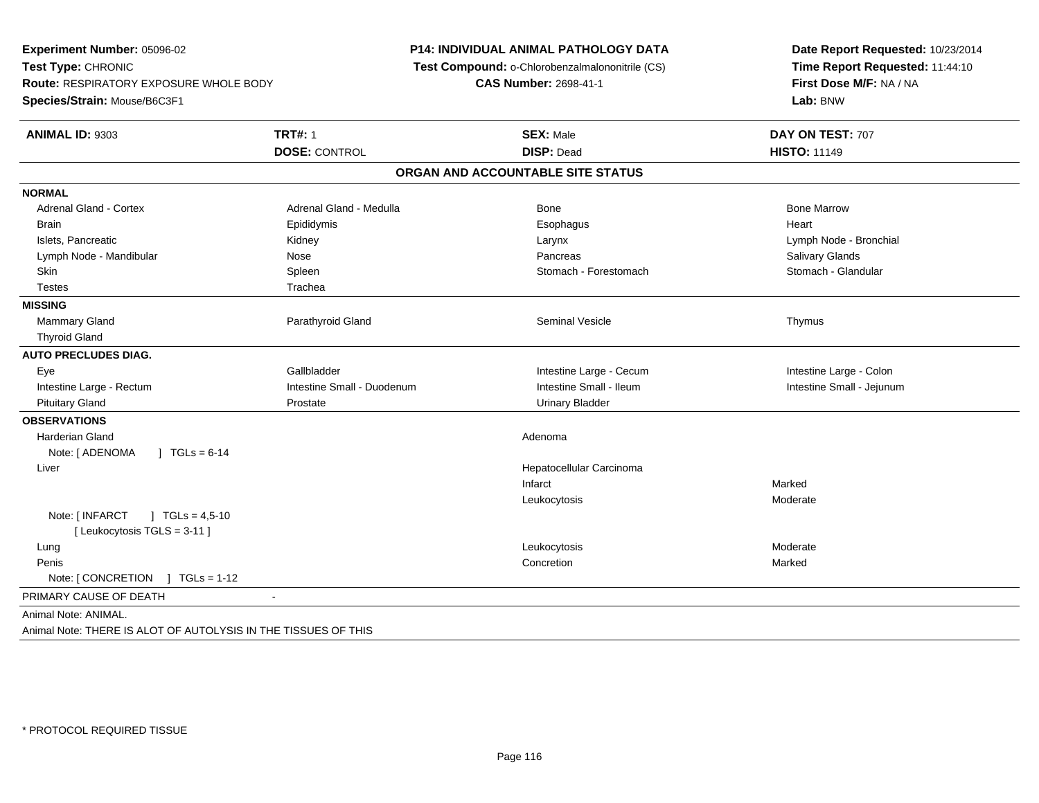**Experiment Number:** 05096-02
**Test Type:** CHRONIC
**Route:** RESPIRATORY EXPOSURE WHOLE BODY
**Species/Strain:** Mouse/B6C3F1

**P14: INDIVIDUAL ANIMAL PATHOLOGY DATA**
**Test Compound:** o-Chlorobenzalmalononitrile (CS)
**CAS Number:** 2698-41-1

**Date Report Requested:** 10/23/2014
**Time Report Requested:** 11:44:10
**First Dose M/F:** NA / NA
**Lab:** BNW

| **ANIMAL ID:** 9303 | **TRT#:** 1 | **SEX:** Male | **DAY ON TEST:** 707 |
|---|---|---|---|
| | **DOSE:** CONTROL | **DISP:** Dead | **HISTO:** 11149 |

## ORGAN AND ACCOUNTABLE SITE STATUS

| | | | |
|---|---|---|---|
| **NORMAL** | | | |
| Adrenal Gland - Cortex | Adrenal Gland - Medulla | Bone | Bone Marrow |
| Brain | Epididymis | Esophagus | Heart |
| Islets, Pancreatic | Kidney | Larynx | Lymph Node - Bronchial |
| Lymph Node - Mandibular | Nose | Pancreas | Salivary Glands |
| Skin | Spleen | Stomach - Forestomach | Stomach - Glandular |
| Testes | Trachea | | |
| **MISSING** | | | |
| Mammary Gland | Parathyroid Gland | Seminal Vesicle | Thymus |
| Thyroid Gland | | | |
| **AUTO PRECLUDES DIAG.** | | | |
| Eye | Gallbladder | Intestine Large - Cecum | Intestine Large - Colon |
| Intestine Large - Rectum | Intestine Small - Duodenum | Intestine Small - Ileum | Intestine Small - Jejunum |
| Pituitary Gland | Prostate | Urinary Bladder | |
| **OBSERVATIONS** | | | |
| Harderian Gland | | Adenoma | |
| Note: [ ADENOMA ] TGLs = 6-14 | | | |
| Liver | | Hepatocellular Carcinoma | |
| | | Infarct | Marked |
| | | Leukocytosis | Moderate |
| Note: [ INFARCT ] TGLs = 4,5-10 [ Leukocytosis TGLS = 3-11 ] | | | |
| Lung | | Leukocytosis | Moderate |
| Penis | | Concretion | Marked |
| Note: [ CONCRETION ] TGLs = 1-12 | | | |
| PRIMARY CAUSE OF DEATH | - | | |

Animal Note: ANIMAL.

Animal Note: THERE IS ALOT OF AUTOLYSIS IN THE TISSUES OF THIS

\* PROTOCOL REQUIRED TISSUE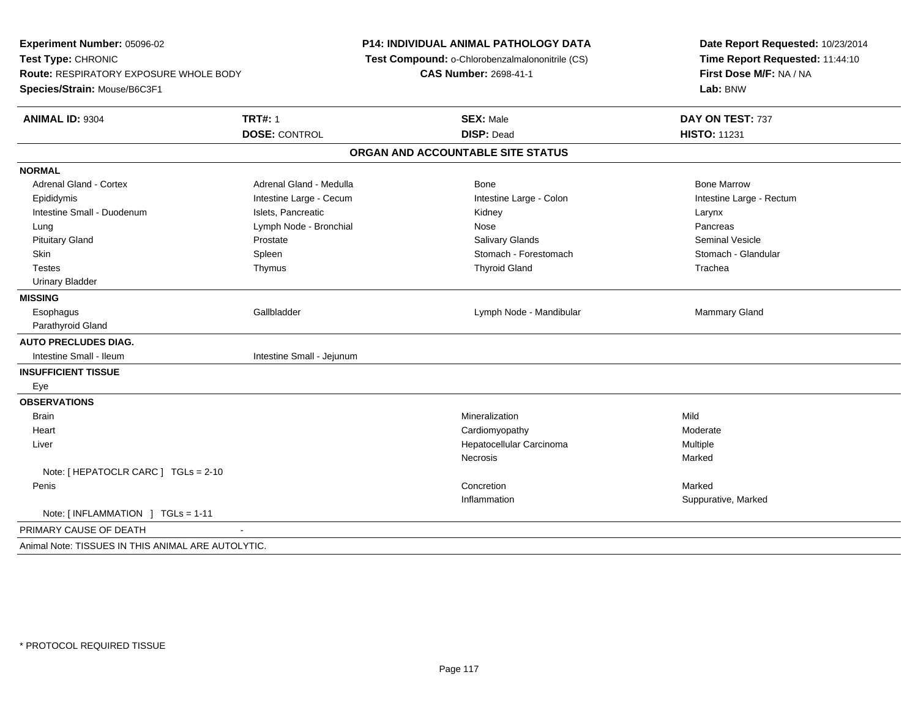**Experiment Number:** 05096-02
**Test Type:** CHRONIC
**Route:** RESPIRATORY EXPOSURE WHOLE BODY
**Species/Strain:** Mouse/B6C3F1

**P14: INDIVIDUAL ANIMAL PATHOLOGY DATA**
**Test Compound:** o-Chlorobenzalmalononitrile (CS)
**CAS Number:** 2698-41-1

**Date Report Requested:** 10/23/2014
**Time Report Requested:** 11:44:10
**First Dose M/F:** NA / NA
**Lab:** BNW

| **ANIMAL ID:** 9304 | **TRT#:** 1 | **SEX:** Male | **DAY ON TEST:** 737 |
|---|---|---|---|
| | **DOSE:** CONTROL | **DISP:** Dead | **HISTO:** 11231 |

## ORGAN AND ACCOUNTABLE SITE STATUS

| | | | |
|---|---|---|---|
| **NORMAL** | | | |
| Adrenal Gland - Cortex | Adrenal Gland - Medulla | Bone | Bone Marrow |
| Epididymis | Intestine Large - Cecum | Intestine Large - Colon | Intestine Large - Rectum |
| Intestine Small - Duodenum | Islets, Pancreatic | Kidney | Larynx |
| Lung | Lymph Node - Bronchial | Nose | Pancreas |
| Pituitary Gland | Prostate | Salivary Glands | Seminal Vesicle |
| Skin | Spleen | Stomach - Forestomach | Stomach - Glandular |
| Testes | Thymus | Thyroid Gland | Trachea |
| Urinary Bladder | | | |
| **MISSING** | | | |
| Esophagus | Gallbladder | Lymph Node - Mandibular | Mammary Gland |
| Parathyroid Gland | | | |
| **AUTO PRECLUDES DIAG.** | | | |
| Intestine Small - Ileum | Intestine Small - Jejunum | | |
| **INSUFFICIENT TISSUE** | | | |
| Eye | | | |
| **OBSERVATIONS** | | | |
| Brain | | Mineralization | Mild |
| Heart | | Cardiomyopathy | Moderate |
| Liver | | Hepatocellular Carcinoma | Multiple |
| | | Necrosis | Marked |
| Note: [ HEPATOCLR CARC ] TGLs = 2-10 | | | |
| Penis | | Concretion | Marked |
| | | Inflammation | Suppurative, Marked |
| Note: [ INFLAMMATION ] TGLs = 1-11 | | | |

PRIMARY CAUSE OF DEATH -

Animal Note: TISSUES IN THIS ANIMAL ARE AUTOLYTIC.

* PROTOCOL REQUIRED TISSUE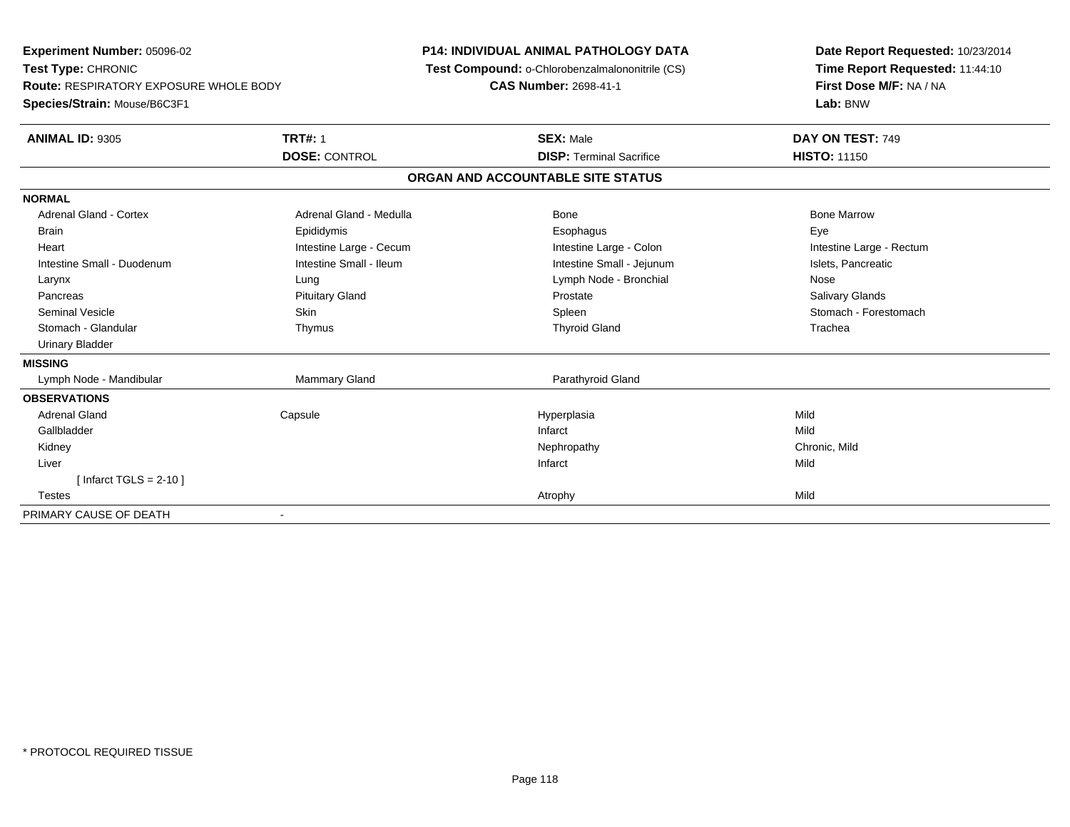**Experiment Number:** 05096-02
**Test Type:** CHRONIC
**Route:** RESPIRATORY EXPOSURE WHOLE BODY
**Species/Strain:** Mouse/B6C3F1

**P14: INDIVIDUAL ANIMAL PATHOLOGY DATA**
**Test Compound:** o-Chlorobenzalmalononitrile (CS)
**CAS Number:** 2698-41-1

**Date Report Requested:** 10/23/2014
**Time Report Requested:** 11:44:10
**First Dose M/F:** NA / NA
**Lab:** BNW

| **ANIMAL ID:** 9305 | **TRT#:** 1 | **SEX:** Male | **DAY ON TEST:** 749 |
|---|---|---|---|
| | **DOSE:** CONTROL | **DISP:** Terminal Sacrifice | **HISTO:** 11150 |

**ORGAN AND ACCOUNTABLE SITE STATUS**

| | | | |
|---|---|---|---|
| **NORMAL** | | | |
| Adrenal Gland - Cortex | Adrenal Gland - Medulla | Bone | Bone Marrow |
| Brain | Epididymis | Esophagus | Eye |
| Heart | Intestine Large - Cecum | Intestine Large - Colon | Intestine Large - Rectum |
| Intestine Small - Duodenum | Intestine Small - Ileum | Intestine Small - Jejunum | Islets, Pancreatic |
| Larynx | Lung | Lymph Node - Bronchial | Nose |
| Pancreas | Pituitary Gland | Prostate | Salivary Glands |
| Seminal Vesicle | Skin | Spleen | Stomach - Forestomach |
| Stomach - Glandular | Thymus | Thyroid Gland | Trachea |
| Urinary Bladder | | | |
| **MISSING** | | | |
| Lymph Node - Mandibular | Mammary Gland | Parathyroid Gland | |
| **OBSERVATIONS** | | | |
| Adrenal Gland | Capsule | Hyperplasia | Mild |
| Gallbladder | | Infarct | Mild |
| Kidney | | Nephropathy | Chronic, Mild |
| Liver | | Infarct | Mild |
| [ Infarct TGLS = 2-10 ] | | | |
| Testes | | Atrophy | Mild |
| PRIMARY CAUSE OF DEATH | - | | |

* PROTOCOL REQUIRED TISSUE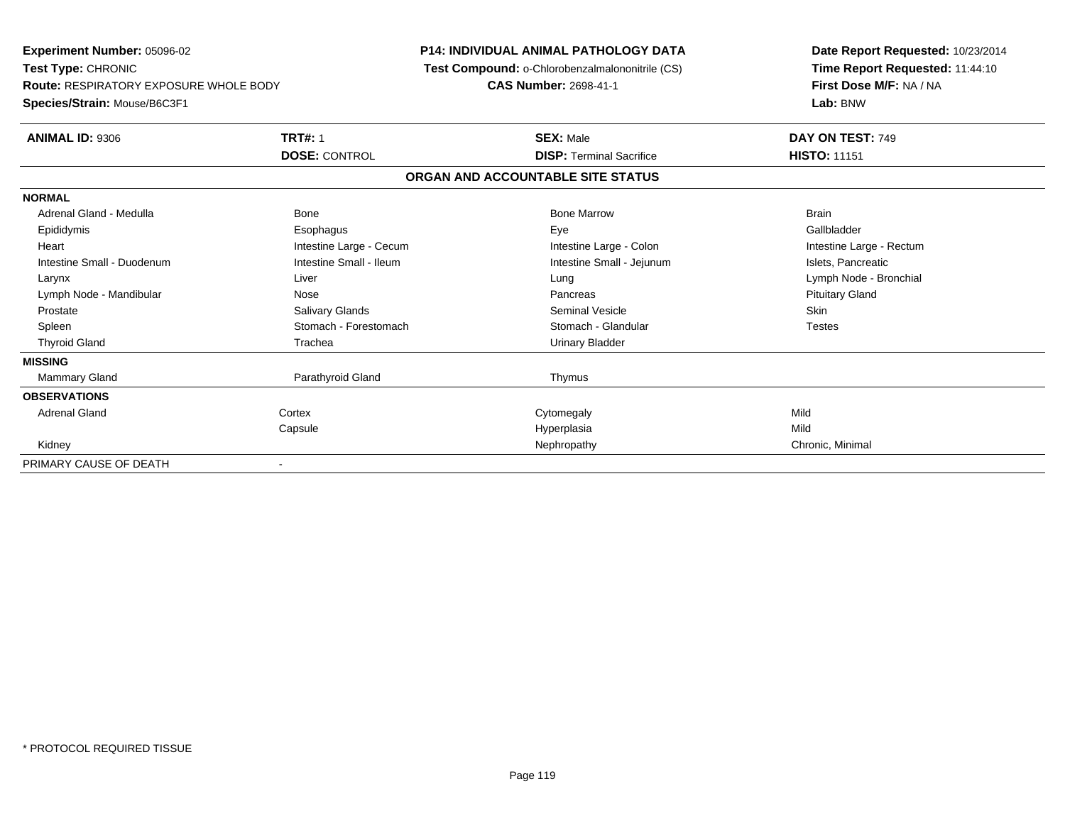**Experiment Number:** 05096-02
**Test Type:** CHRONIC
**Route:** RESPIRATORY EXPOSURE WHOLE BODY
**Species/Strain:** Mouse/B6C3F1

**P14: INDIVIDUAL ANIMAL PATHOLOGY DATA**
**Test Compound:** o-Chlorobenzalmalononitrile (CS)
**CAS Number:** 2698-41-1

**Date Report Requested:** 10/23/2014
**Time Report Requested:** 11:44:10
**First Dose M/F:** NA / NA
**Lab:** BNW

| **ANIMAL ID:** 9306 | **TRT#:** 1 | **SEX:** Male | **DAY ON TEST:** 749 |
|---|---|---|---|
| | **DOSE:** CONTROL | **DISP:** Terminal Sacrifice | **HISTO:** 11151 |

**ORGAN AND ACCOUNTABLE SITE STATUS**

| | | | |
|---|---|---|---|
| **NORMAL** | | | |
| Adrenal Gland - Medulla | Bone | Bone Marrow | Brain |
| Epididymis | Esophagus | Eye | Gallbladder |
| Heart | Intestine Large - Cecum | Intestine Large - Colon | Intestine Large - Rectum |
| Intestine Small - Duodenum | Intestine Small - Ileum | Intestine Small - Jejunum | Islets, Pancreatic |
| Larynx | Liver | Lung | Lymph Node - Bronchial |
| Lymph Node - Mandibular | Nose | Pancreas | Pituitary Gland |
| Prostate | Salivary Glands | Seminal Vesicle | Skin |
| Spleen | Stomach - Forestomach | Stomach - Glandular | Testes |
| Thyroid Gland | Trachea | Urinary Bladder | |
| **MISSING** | | | |
| Mammary Gland | Parathyroid Gland | Thymus | |
| **OBSERVATIONS** | | | |
| Adrenal Gland | Cortex | Cytomegaly | Mild |
| | Capsule | Hyperplasia | Mild |
| Kidney | | Nephropathy | Chronic, Minimal |
| PRIMARY CAUSE OF DEATH | - | | |

\* PROTOCOL REQUIRED TISSUE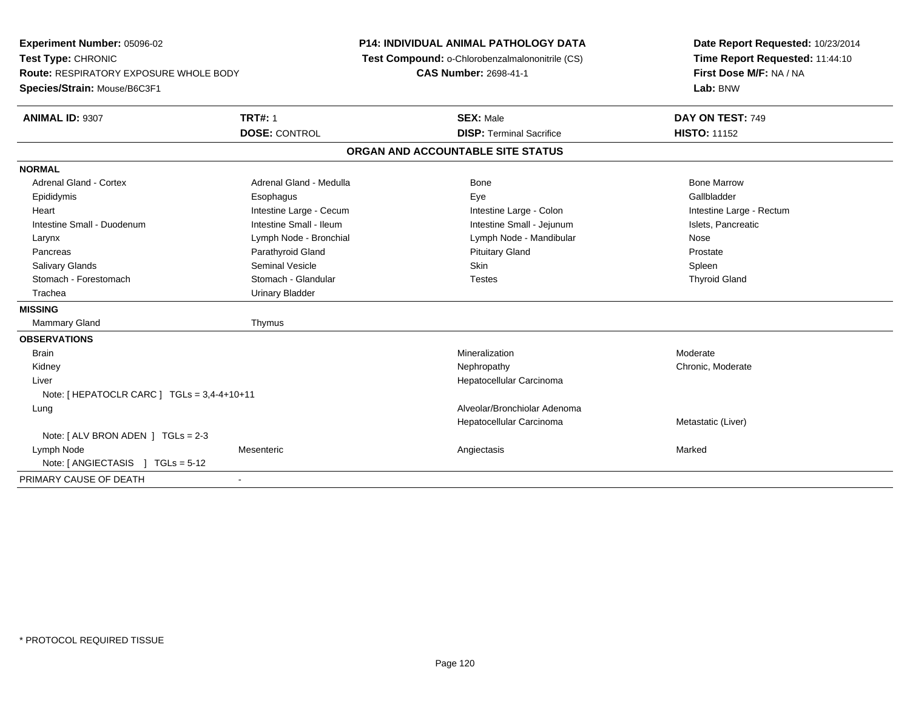**Experiment Number:** 05096-02
**Test Type:** CHRONIC
**Route:** RESPIRATORY EXPOSURE WHOLE BODY
**Species/Strain:** Mouse/B6C3F1

**P14: INDIVIDUAL ANIMAL PATHOLOGY DATA**
**Test Compound:** o-Chlorobenzalmalononitrile (CS)
**CAS Number:** 2698-41-1

**Date Report Requested:** 10/23/2014
**Time Report Requested:** 11:44:10
**First Dose M/F:** NA / NA
**Lab:** BNW

| **ANIMAL ID:** 9307 | **TRT#:** 1 | **SEX:** Male | **DAY ON TEST:** 749 |
|---|---|---|---|
| | **DOSE:** CONTROL | **DISP:** Terminal Sacrifice | **HISTO:** 11152 |

## ORGAN AND ACCOUNTABLE SITE STATUS

| | | | |
|---|---|---|---|
| **NORMAL** | | | |
| Adrenal Gland - Cortex | Adrenal Gland - Medulla | Bone | Bone Marrow |
| Epididymis | Esophagus | Eye | Gallbladder |
| Heart | Intestine Large - Cecum | Intestine Large - Colon | Intestine Large - Rectum |
| Intestine Small - Duodenum | Intestine Small - Ileum | Intestine Small - Jejunum | Islets, Pancreatic |
| Larynx | Lymph Node - Bronchial | Lymph Node - Mandibular | Nose |
| Pancreas | Parathyroid Gland | Pituitary Gland | Prostate |
| Salivary Glands | Seminal Vesicle | Skin | Spleen |
| Stomach - Forestomach | Stomach - Glandular | Testes | Thyroid Gland |
| Trachea | Urinary Bladder | | |
| **MISSING** | | | |
| Mammary Gland | Thymus | | |
| **OBSERVATIONS** | | | |
| Brain | | Mineralization | Moderate |
| Kidney | | Nephropathy | Chronic, Moderate |
| Liver | | Hepatocellular Carcinoma | |
| Note: [ HEPATOCLR CARC ] TGLs = 3,4-4+10+11 | | | |
| Lung | | Alveolar/Bronchiolar Adenoma | |
| | | Hepatocellular Carcinoma | Metastatic (Liver) |
| Note: [ ALV BRON ADEN ] TGLs = 2-3 | | | |
| Lymph Node | Mesenteric | Angiectasis | Marked |
| Note: [ ANGIECTASIS ] TGLs = 5-12 | | | |
| PRIMARY CAUSE OF DEATH | - | | |

* PROTOCOL REQUIRED TISSUE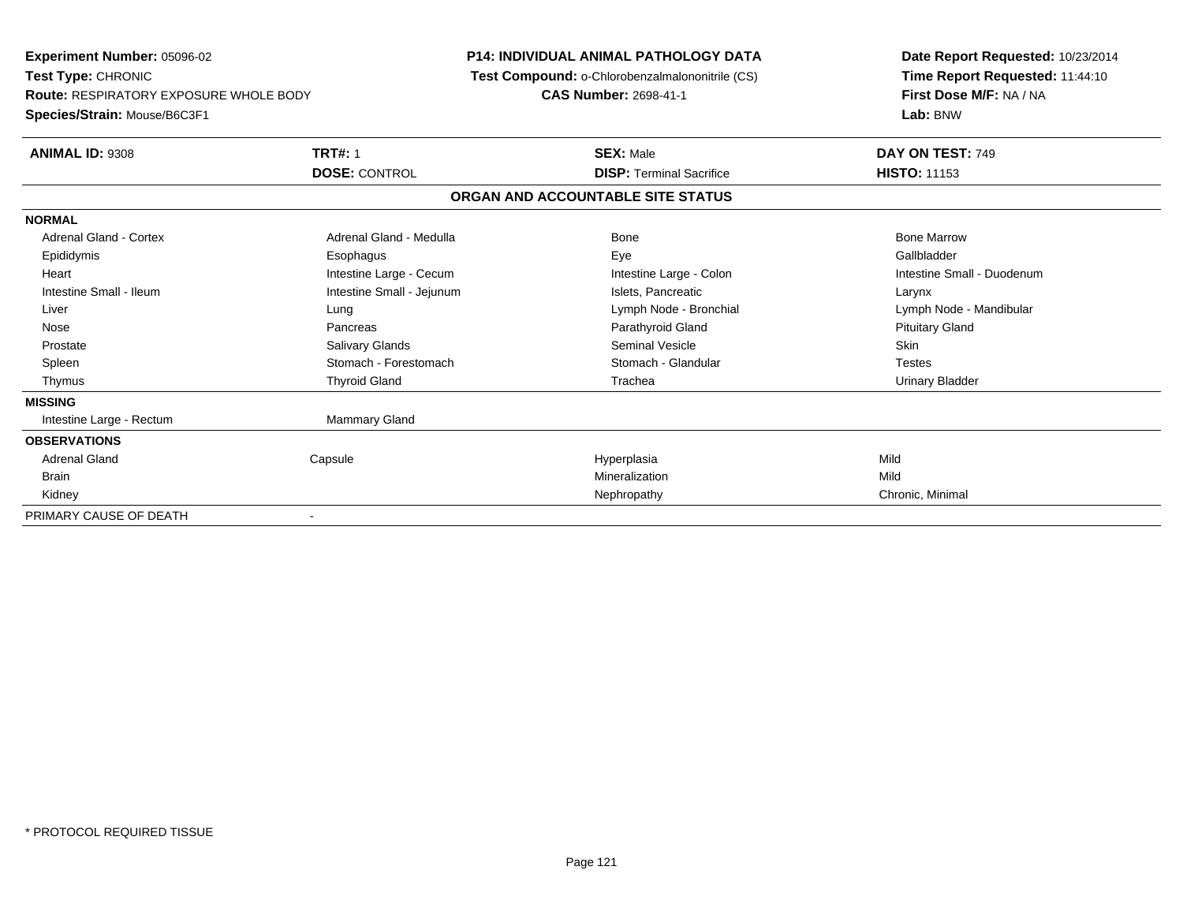**Experiment Number:** 05096-02
**Test Type:** CHRONIC
**Route:** RESPIRATORY EXPOSURE WHOLE BODY
**Species/Strain:** Mouse/B6C3F1

**P14: INDIVIDUAL ANIMAL PATHOLOGY DATA**
**Test Compound:** o-Chlorobenzalmalononitrile (CS)
**CAS Number:** 2698-41-1

**Date Report Requested:** 10/23/2014
**Time Report Requested:** 11:44:10
**First Dose M/F:** NA / NA
**Lab:** BNW

| **ANIMAL ID:** 9308 | **TRT#:** 1 | **SEX:** Male | **DAY ON TEST:** 749 |
|---|---|---|---|
| | **DOSE:** CONTROL | **DISP:** Terminal Sacrifice | **HISTO:** 11153 |

**ORGAN AND ACCOUNTABLE SITE STATUS**

| | | | |
|---|---|---|---|
| **NORMAL** | | | |
| Adrenal Gland - Cortex | Adrenal Gland - Medulla | Bone | Bone Marrow |
| Epididymis | Esophagus | Eye | Gallbladder |
| Heart | Intestine Large - Cecum | Intestine Large - Colon | Intestine Small - Duodenum |
| Intestine Small - Ileum | Intestine Small - Jejunum | Islets, Pancreatic | Larynx |
| Liver | Lung | Lymph Node - Bronchial | Lymph Node - Mandibular |
| Nose | Pancreas | Parathyroid Gland | Pituitary Gland |
| Prostate | Salivary Glands | Seminal Vesicle | Skin |
| Spleen | Stomach - Forestomach | Stomach - Glandular | Testes |
| Thymus | Thyroid Gland | Trachea | Urinary Bladder |
| **MISSING** | | | |
| Intestine Large - Rectum | Mammary Gland | | |
| **OBSERVATIONS** | | | |
| Adrenal Gland | Capsule | Hyperplasia | Mild |
| Brain | | Mineralization | Mild |
| Kidney | | Nephropathy | Chronic, Minimal |
| PRIMARY CAUSE OF DEATH | - | | |

* PROTOCOL REQUIRED TISSUE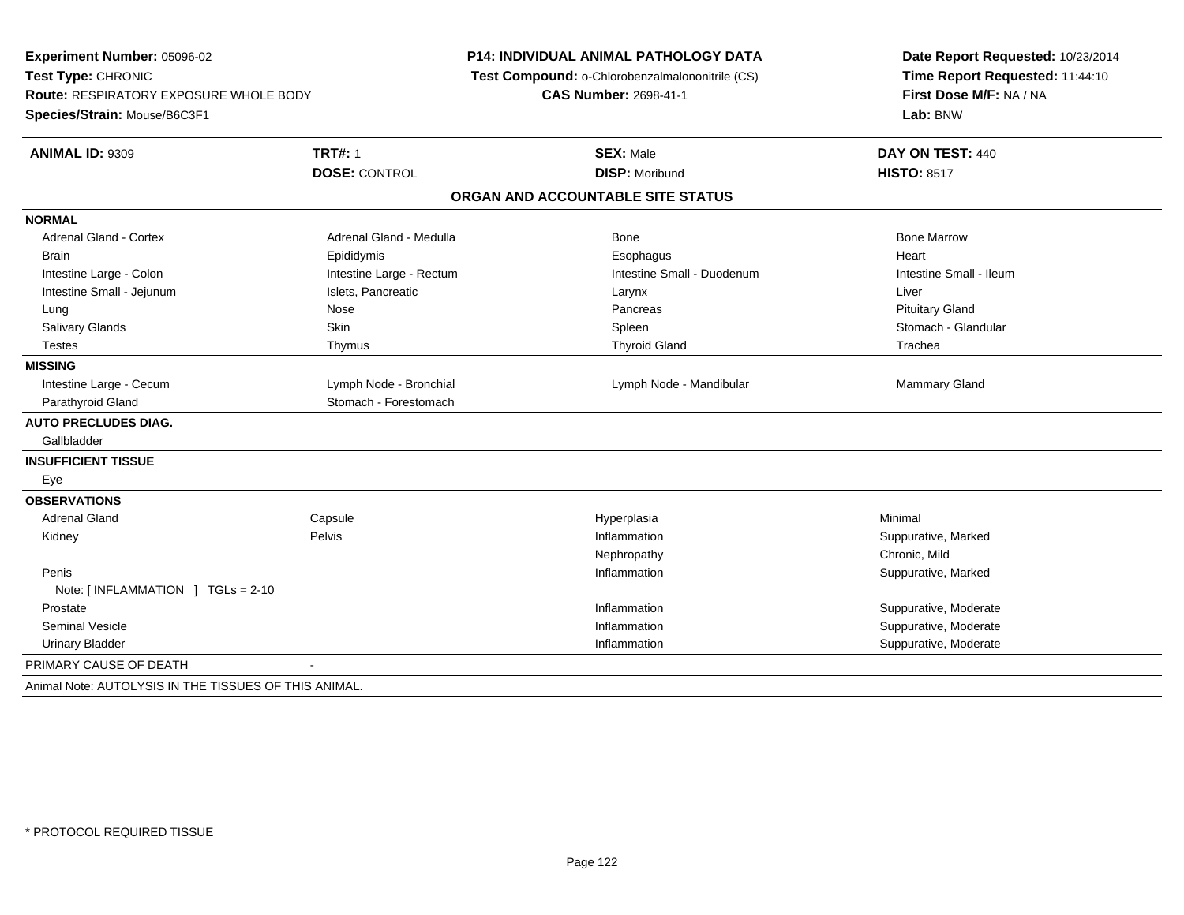**Experiment Number:** 05096-02
**Test Type:** CHRONIC
**Route:** RESPIRATORY EXPOSURE WHOLE BODY
**Species/Strain:** Mouse/B6C3F1

**P14: INDIVIDUAL ANIMAL PATHOLOGY DATA**
**Test Compound:** o-Chlorobenzalmalononitrile (CS)
**CAS Number:** 2698-41-1

**Date Report Requested:** 10/23/2014
**Time Report Requested:** 11:44:10
**First Dose M/F:** NA / NA
**Lab:** BNW

| **ANIMAL ID:** 9309 | **TRT#:** 1 | **SEX:** Male | **DAY ON TEST:** 440 |
|---|---|---|---|
| | **DOSE:** CONTROL | **DISP:** Moribund | **HISTO:** 8517 |

## ORGAN AND ACCOUNTABLE SITE STATUS

| | | | |
|---|---|---|---|
| **NORMAL** | | | |
| Adrenal Gland - Cortex | Adrenal Gland - Medulla | Bone | Bone Marrow |
| Brain | Epididymis | Esophagus | Heart |
| Intestine Large - Colon | Intestine Large - Rectum | Intestine Small - Duodenum | Intestine Small - Ileum |
| Intestine Small - Jejunum | Islets, Pancreatic | Larynx | Liver |
| Lung | Nose | Pancreas | Pituitary Gland |
| Salivary Glands | Skin | Spleen | Stomach - Glandular |
| Testes | Thymus | Thyroid Gland | Trachea |
| **MISSING** | | | |
| Intestine Large - Cecum | Lymph Node - Bronchial | Lymph Node - Mandibular | Mammary Gland |
| Parathyroid Gland | Stomach - Forestomach | | |
| **AUTO PRECLUDES DIAG.** | | | |
| Gallbladder | | | |
| **INSUFFICIENT TISSUE** | | | |
| Eye | | | |
| **OBSERVATIONS** | | | |
| Adrenal Gland | Capsule | Hyperplasia | Minimal |
| Kidney | Pelvis | Inflammation | Suppurative, Marked |
| | | Nephropathy | Chronic, Mild |
| Penis | | Inflammation | Suppurative, Marked |
| Note: [ INFLAMMATION ] TGLs = 2-10 | | | |
| Prostate | | Inflammation | Suppurative, Moderate |
| Seminal Vesicle | | Inflammation | Suppurative, Moderate |
| Urinary Bladder | | Inflammation | Suppurative, Moderate |
| PRIMARY CAUSE OF DEATH | - | | |

Animal Note: AUTOLYSIS IN THE TISSUES OF THIS ANIMAL.

* PROTOCOL REQUIRED TISSUE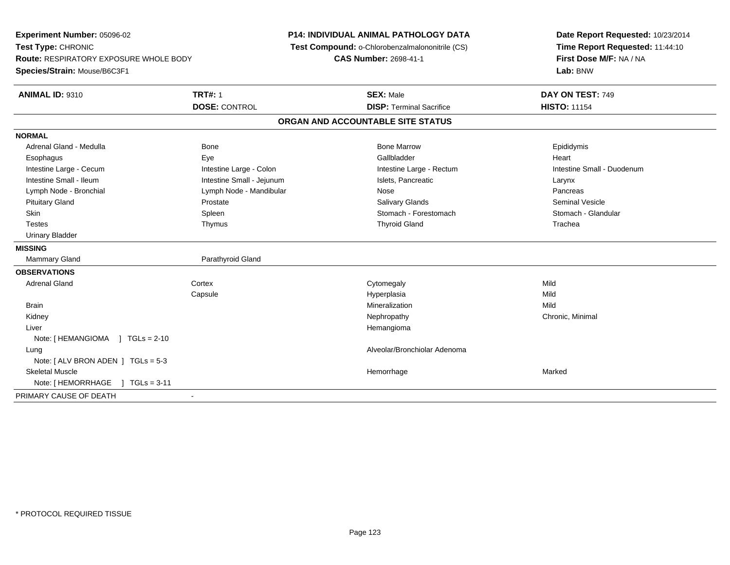**Experiment Number:** 05096-02
**Test Type:** CHRONIC
**Route:** RESPIRATORY EXPOSURE WHOLE BODY
**Species/Strain:** Mouse/B6C3F1

**P14: INDIVIDUAL ANIMAL PATHOLOGY DATA**
**Test Compound:** o-Chlorobenzalmalononitrile (CS)
**CAS Number:** 2698-41-1

**Date Report Requested:** 10/23/2014
**Time Report Requested:** 11:44:10
**First Dose M/F:** NA / NA
**Lab:** BNW

| **ANIMAL ID:** 9310 | **TRT#:** 1 | **SEX:** Male | **DAY ON TEST:** 749 |
|---|---|---|---|
| | **DOSE:** CONTROL | **DISP:** Terminal Sacrifice | **HISTO:** 11154 |

**ORGAN AND ACCOUNTABLE SITE STATUS**

| | | | |
|---|---|---|---|
| **NORMAL** | | | |
| Adrenal Gland - Medulla | Bone | Bone Marrow | Epididymis |
| Esophagus | Eye | Gallbladder | Heart |
| Intestine Large - Cecum | Intestine Large - Colon | Intestine Large - Rectum | Intestine Small - Duodenum |
| Intestine Small - Ileum | Intestine Small - Jejunum | Islets, Pancreatic | Larynx |
| Lymph Node - Bronchial | Lymph Node - Mandibular | Nose | Pancreas |
| Pituitary Gland | Prostate | Salivary Glands | Seminal Vesicle |
| Skin | Spleen | Stomach - Forestomach | Stomach - Glandular |
| Testes | Thymus | Thyroid Gland | Trachea |
| Urinary Bladder | | | |
| **MISSING** | | | |
| Mammary Gland | Parathyroid Gland | | |
| **OBSERVATIONS** | | | |
| Adrenal Gland | Cortex | Cytomegaly | Mild |
| | Capsule | Hyperplasia | Mild |
| Brain | | Mineralization | Mild |
| Kidney | | Nephropathy | Chronic, Minimal |
| Liver | | Hemangioma | |
| Note: [ HEMANGIOMA ] TGLs = 2-10 | | | |
| Lung | | Alveolar/Bronchiolar Adenoma | |
| Note: [ ALV BRON ADEN ] TGLs = 5-3 | | | |
| Skeletal Muscle | | Hemorrhage | Marked |
| Note: [ HEMORRHAGE ] TGLs = 3-11 | | | |
| PRIMARY CAUSE OF DEATH | - | | |

* PROTOCOL REQUIRED TISSUE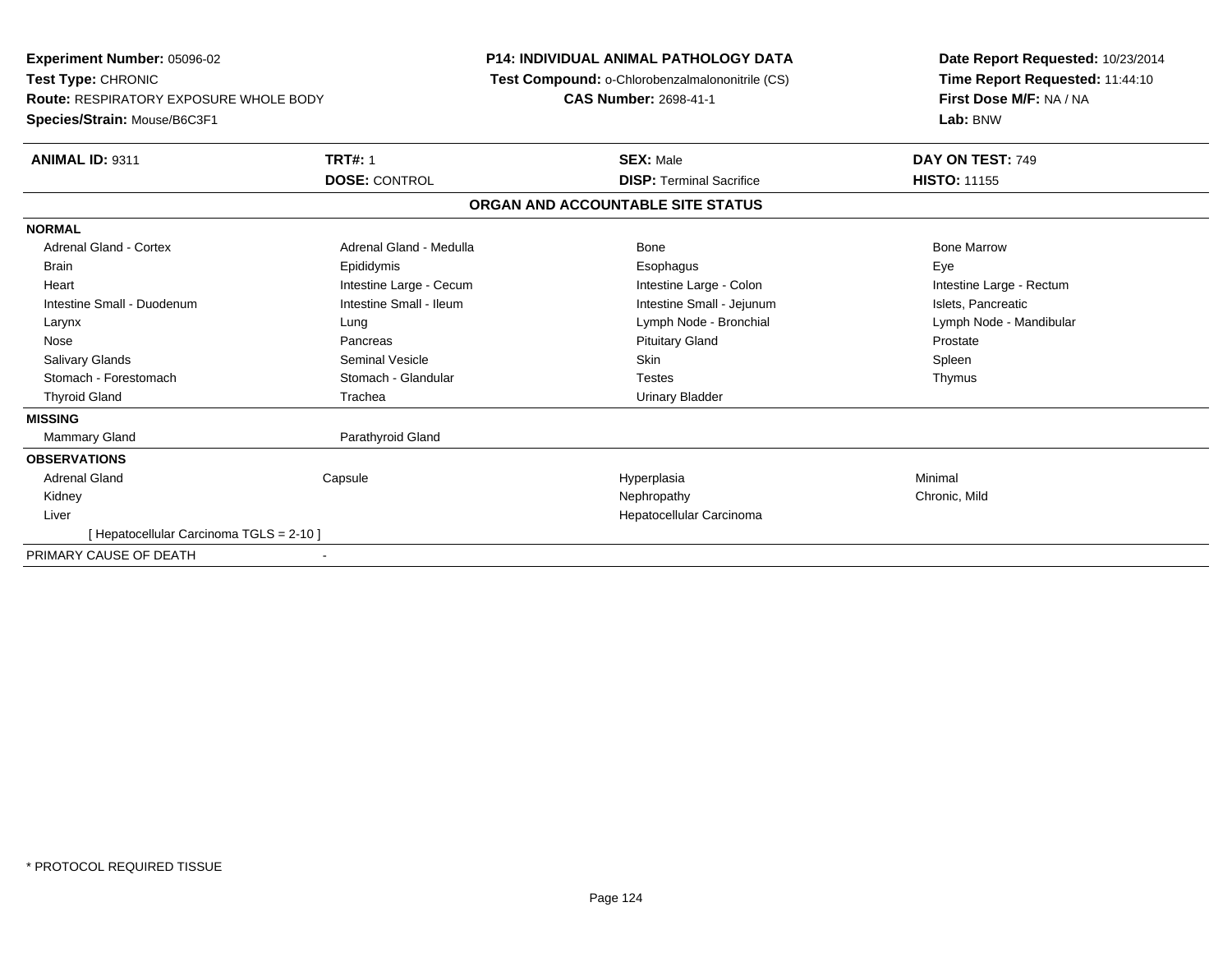**Experiment Number:** 05096-02
**Test Type:** CHRONIC
**Route:** RESPIRATORY EXPOSURE WHOLE BODY
**Species/Strain:** Mouse/B6C3F1

**P14: INDIVIDUAL ANIMAL PATHOLOGY DATA**
**Test Compound:** o-Chlorobenzalmalononitrile (CS)
**CAS Number:** 2698-41-1

**Date Report Requested:** 10/23/2014
**Time Report Requested:** 11:44:10
**First Dose M/F:** NA / NA
**Lab:** BNW

| **ANIMAL ID:** 9311 | **TRT#:** 1 | **SEX:** Male | **DAY ON TEST:** 749 |
|---|---|---|---|
| | **DOSE:** CONTROL | **DISP:** Terminal Sacrifice | **HISTO:** 11155 |

## ORGAN AND ACCOUNTABLE SITE STATUS

| | | | |
|---|---|---|---|
| **NORMAL** | | | |
| Adrenal Gland - Cortex | Adrenal Gland - Medulla | Bone | Bone Marrow |
| Brain | Epididymis | Esophagus | Eye |
| Heart | Intestine Large - Cecum | Intestine Large - Colon | Intestine Large - Rectum |
| Intestine Small - Duodenum | Intestine Small - Ileum | Intestine Small - Jejunum | Islets, Pancreatic |
| Larynx | Lung | Lymph Node - Bronchial | Lymph Node - Mandibular |
| Nose | Pancreas | Pituitary Gland | Prostate |
| Salivary Glands | Seminal Vesicle | Skin | Spleen |
| Stomach - Forestomach | Stomach - Glandular | Testes | Thymus |
| Thyroid Gland | Trachea | Urinary Bladder | |
| **MISSING** | | | |
| Mammary Gland | Parathyroid Gland | | |
| **OBSERVATIONS** | | | |
| Adrenal Gland | Capsule | Hyperplasia | Minimal |
| Kidney | | Nephropathy | Chronic, Mild |
| Liver | | Hepatocellular Carcinoma | |
| [ Hepatocellular Carcinoma TGLS = 2-10 ] | | | |
| PRIMARY CAUSE OF DEATH | - | | |

\* PROTOCOL REQUIRED TISSUE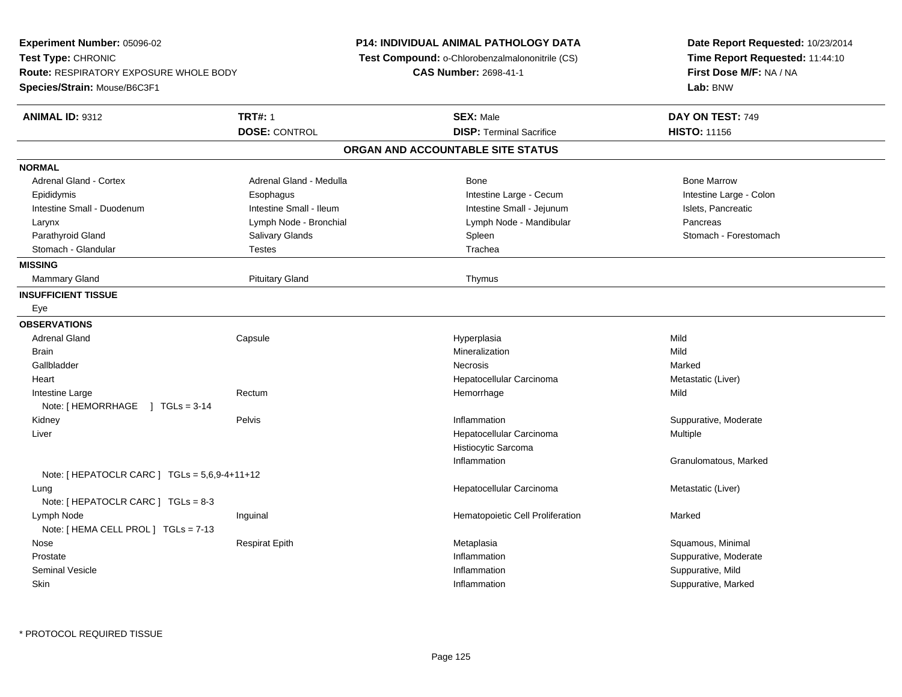**Experiment Number:** 05096-02
**Test Type:** CHRONIC
**Route:** RESPIRATORY EXPOSURE WHOLE BODY
**Species/Strain:** Mouse/B6C3F1

**P14: INDIVIDUAL ANIMAL PATHOLOGY DATA**
**Test Compound:** o-Chlorobenzalmalononitrile (CS)
**CAS Number:** 2698-41-1

**Date Report Requested:** 10/23/2014
**Time Report Requested:** 11:44:10
**First Dose M/F:** NA / NA
**Lab:** BNW

| **ANIMAL ID:** 9312 | **TRT#:** 1 | **SEX:** Male | **DAY ON TEST:** 749 |
|---|---|---|---|
| | **DOSE:** CONTROL | **DISP:** Terminal Sacrifice | **HISTO:** 11156 |

## ORGAN AND ACCOUNTABLE SITE STATUS

**NORMAL**

| | | | |
|---|---|---|---|
| Adrenal Gland - Cortex | Adrenal Gland - Medulla | Bone | Bone Marrow |
| Epididymis | Esophagus | Intestine Large - Cecum | Intestine Large - Colon |
| Intestine Small - Duodenum | Intestine Small - Ileum | Intestine Small - Jejunum | Islets, Pancreatic |
| Larynx | Lymph Node - Bronchial | Lymph Node - Mandibular | Pancreas |
| Parathyroid Gland | Salivary Glands | Spleen | Stomach - Forestomach |
| Stomach - Glandular | Testes | Trachea | |

**MISSING**

| | | |
|---|---|---|
| Mammary Gland | Pituitary Gland | Thymus |

**INSUFFICIENT TISSUE**

Eye

**OBSERVATIONS**

| Organ | Site | Observation | Qualifier |
|---|---|---|---|
| Adrenal Gland | Capsule | Hyperplasia | Mild |
| Brain | | Mineralization | Mild |
| Gallbladder | | Necrosis | Marked |
| Heart | | Hepatocellular Carcinoma | Metastatic (Liver) |
| Intestine Large | Rectum | Hemorrhage | Mild |
| Note: [ HEMORRHAGE ] TGLs = 3-14 | | | |
| Kidney | Pelvis | Inflammation | Suppurative, Moderate |
| Liver | | Hepatocellular Carcinoma | Multiple |
| | | Histiocytic Sarcoma | |
| | | Inflammation | Granulomatous, Marked |
| Note: [ HEPATOCLR CARC ] TGLs = 5,6,9-4+11+12 | | | |
| Lung | | Hepatocellular Carcinoma | Metastatic (Liver) |
| Note: [ HEPATOCLR CARC ] TGLs = 8-3 | | | |
| Lymph Node | Inguinal | Hematopoietic Cell Proliferation | Marked |
| Note: [ HEMA CELL PROL ] TGLs = 7-13 | | | |
| Nose | Respirat Epith | Metaplasia | Squamous, Minimal |
| Prostate | | Inflammation | Suppurative, Moderate |
| Seminal Vesicle | | Inflammation | Suppurative, Mild |
| Skin | | Inflammation | Suppurative, Marked |

* PROTOCOL REQUIRED TISSUE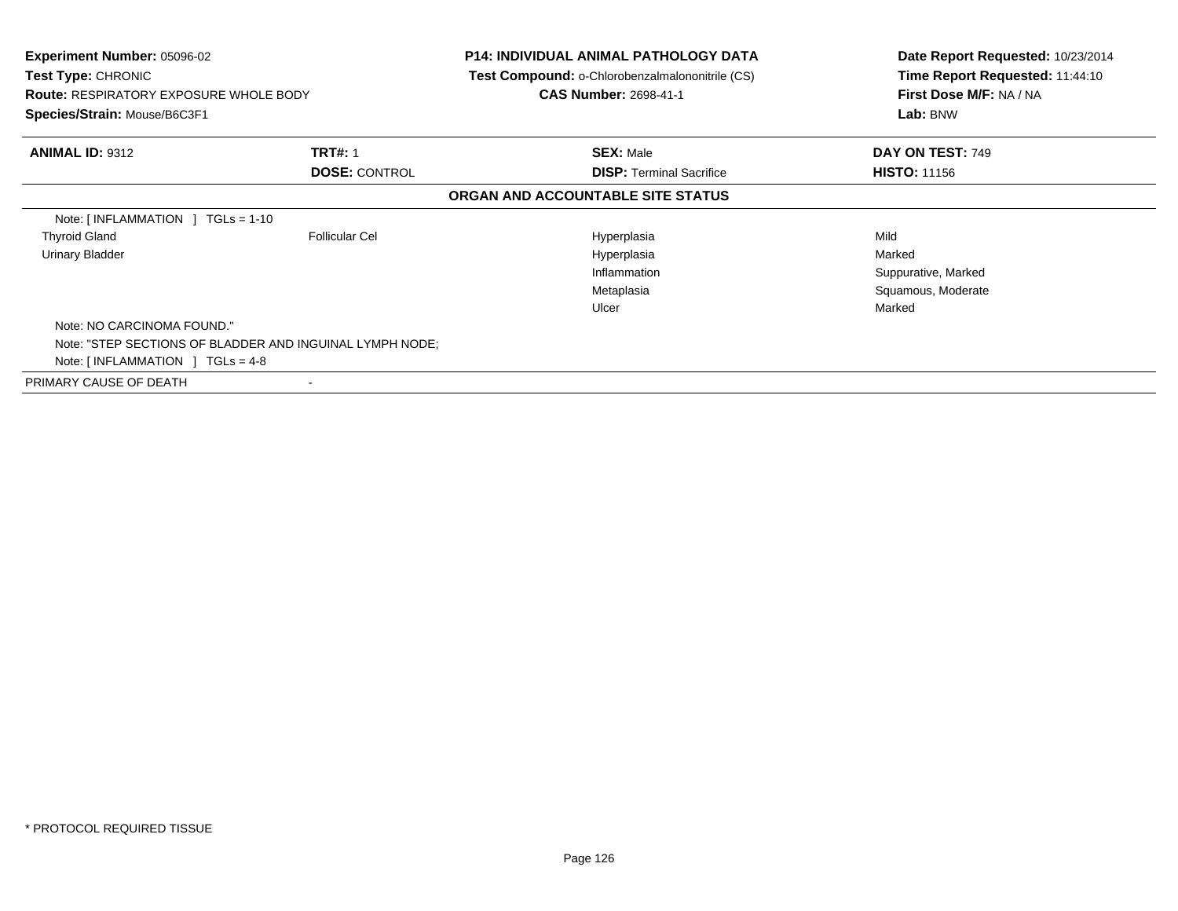**Experiment Number:** 05096-02
**Test Type:** CHRONIC
**Route:** RESPIRATORY EXPOSURE WHOLE BODY
**Species/Strain:** Mouse/B6C3F1

**P14: INDIVIDUAL ANIMAL PATHOLOGY DATA**
**Test Compound:** o-Chlorobenzalmalononitrile (CS)
**CAS Number:** 2698-41-1

**Date Report Requested:** 10/23/2014
**Time Report Requested:** 11:44:10
**First Dose M/F:** NA / NA
**Lab:** BNW

| **ANIMAL ID:** 9312 | **TRT#:** 1 | **SEX:** Male | **DAY ON TEST:** 749 |
|---|---|---|---|
| | **DOSE:** CONTROL | **DISP:** Terminal Sacrifice | **HISTO:** 11156 |

**ORGAN AND ACCOUNTABLE SITE STATUS**

| | | | |
|---|---|---|---|
| Note: [ INFLAMMATION ] TGLs = 1-10 | | | |
| Thyroid Gland | Follicular Cel | Hyperplasia | Mild |
| Urinary Bladder | | Hyperplasia | Marked |
| | | Inflammation | Suppurative, Marked |
| | | Metaplasia | Squamous, Moderate |
| | | Ulcer | Marked |
| Note: NO CARCINOMA FOUND." | | | |
| Note: "STEP SECTIONS OF BLADDER AND INGUINAL LYMPH NODE; | | | |
| Note: [ INFLAMMATION ] TGLs = 4-8 | | | |
| PRIMARY CAUSE OF DEATH | - | | |

* PROTOCOL REQUIRED TISSUE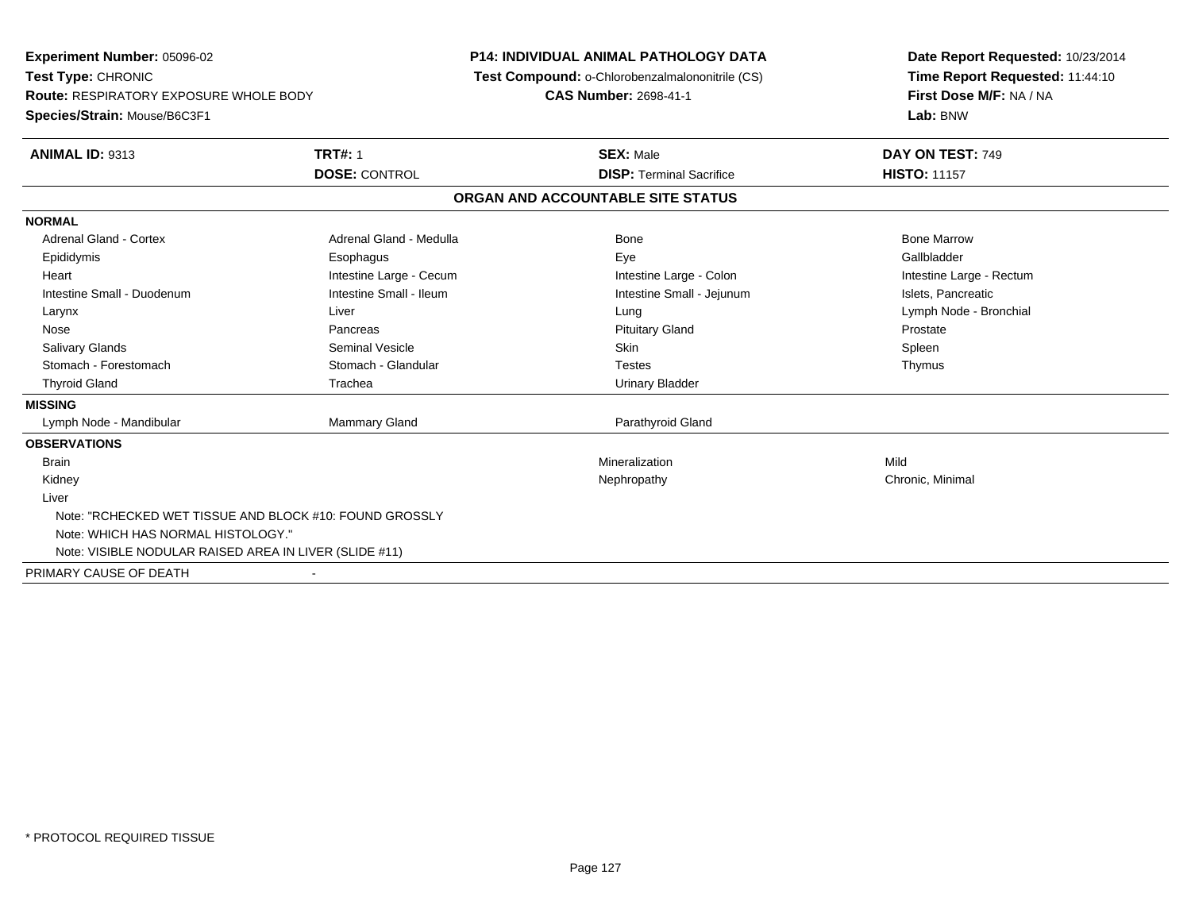**Experiment Number:** 05096-02
**Test Type:** CHRONIC
**Route:** RESPIRATORY EXPOSURE WHOLE BODY
**Species/Strain:** Mouse/B6C3F1

**P14: INDIVIDUAL ANIMAL PATHOLOGY DATA**
**Test Compound:** o-Chlorobenzalmalononitrile (CS)
**CAS Number:** 2698-41-1

**Date Report Requested:** 10/23/2014
**Time Report Requested:** 11:44:10
**First Dose M/F:** NA / NA
**Lab:** BNW

| **ANIMAL ID:** 9313 | **TRT#:** 1 | **SEX:** Male | **DAY ON TEST:** 749 |
|---|---|---|---|
| | **DOSE:** CONTROL | **DISP:** Terminal Sacrifice | **HISTO:** 11157 |

## ORGAN AND ACCOUNTABLE SITE STATUS

| | | | |
|---|---|---|---|
| **NORMAL** | | | |
| Adrenal Gland - Cortex | Adrenal Gland - Medulla | Bone | Bone Marrow |
| Epididymis | Esophagus | Eye | Gallbladder |
| Heart | Intestine Large - Cecum | Intestine Large - Colon | Intestine Large - Rectum |
| Intestine Small - Duodenum | Intestine Small - Ileum | Intestine Small - Jejunum | Islets, Pancreatic |
| Larynx | Liver | Lung | Lymph Node - Bronchial |
| Nose | Pancreas | Pituitary Gland | Prostate |
| Salivary Glands | Seminal Vesicle | Skin | Spleen |
| Stomach - Forestomach | Stomach - Glandular | Testes | Thymus |
| Thyroid Gland | Trachea | Urinary Bladder | |
| **MISSING** | | | |
| Lymph Node - Mandibular | Mammary Gland | Parathyroid Gland | |
| **OBSERVATIONS** | | | |
| Brain | | Mineralization | Mild |
| Kidney | | Nephropathy | Chronic, Minimal |
| Liver | | | |
| Note: "RCHECKED WET TISSUE AND BLOCK #10: FOUND GROSSLY | | | |
| Note: WHICH HAS NORMAL HISTOLOGY." | | | |
| Note: VISIBLE NODULAR RAISED AREA IN LIVER (SLIDE #11) | | | |
| PRIMARY CAUSE OF DEATH | - | | |

* PROTOCOL REQUIRED TISSUE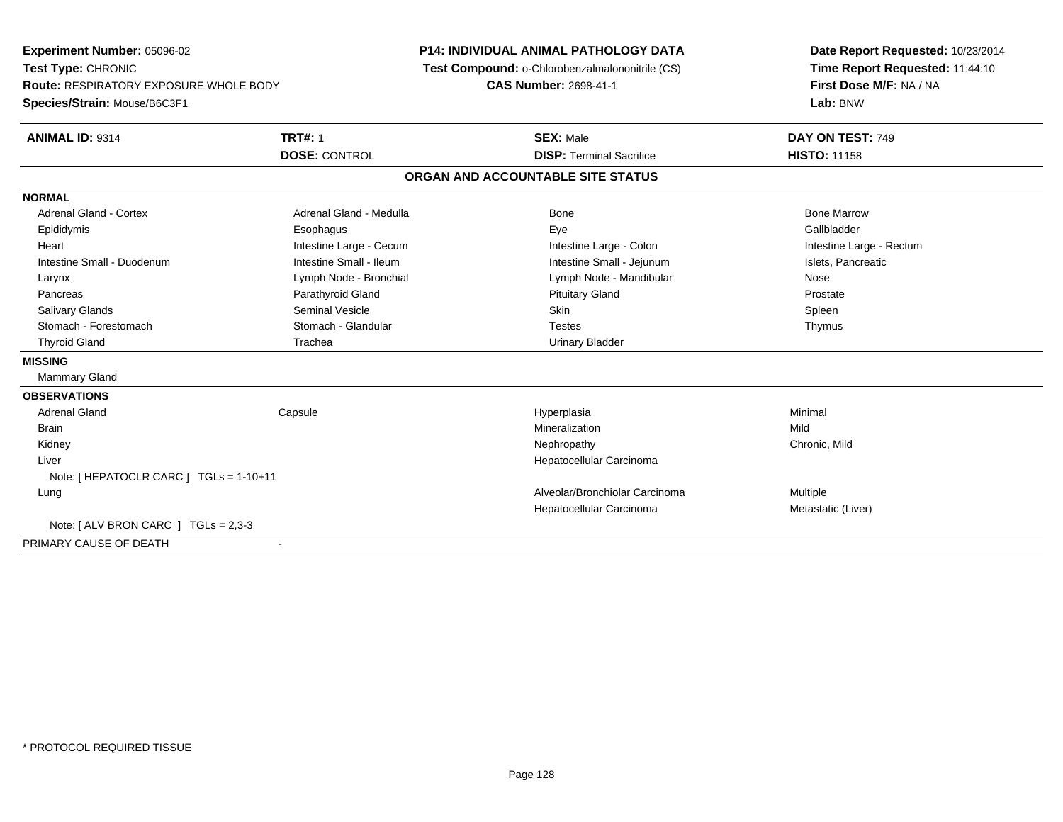**Experiment Number:** 05096-02
**Test Type:** CHRONIC
**Route:** RESPIRATORY EXPOSURE WHOLE BODY
**Species/Strain:** Mouse/B6C3F1

**P14: INDIVIDUAL ANIMAL PATHOLOGY DATA**
**Test Compound:** o-Chlorobenzalmalononitrile (CS)
**CAS Number:** 2698-41-1

**Date Report Requested:** 10/23/2014
**Time Report Requested:** 11:44:10
**First Dose M/F:** NA / NA
**Lab:** BNW

| **ANIMAL ID:** 9314 | **TRT#:** 1 | **SEX:** Male | **DAY ON TEST:** 749 |
|---|---|---|---|
| | **DOSE:** CONTROL | **DISP:** Terminal Sacrifice | **HISTO:** 11158 |

## ORGAN AND ACCOUNTABLE SITE STATUS

**NORMAL**

| | | | |
|---|---|---|---|
| Adrenal Gland - Cortex | Adrenal Gland - Medulla | Bone | Bone Marrow |
| Epididymis | Esophagus | Eye | Gallbladder |
| Heart | Intestine Large - Cecum | Intestine Large - Colon | Intestine Large - Rectum |
| Intestine Small - Duodenum | Intestine Small - Ileum | Intestine Small - Jejunum | Islets, Pancreatic |
| Larynx | Lymph Node - Bronchial | Lymph Node - Mandibular | Nose |
| Pancreas | Parathyroid Gland | Pituitary Gland | Prostate |
| Salivary Glands | Seminal Vesicle | Skin | Spleen |
| Stomach - Forestomach | Stomach - Glandular | Testes | Thymus |
| Thyroid Gland | Trachea | Urinary Bladder | |

**MISSING**

Mammary Gland

**OBSERVATIONS**

| | | | |
|---|---|---|---|
| Adrenal Gland | Capsule | Hyperplasia | Minimal |
| Brain | | Mineralization | Mild |
| Kidney | | Nephropathy | Chronic, Mild |
| Liver | | Hepatocellular Carcinoma | |
| Note: [ HEPATOCLR CARC ] TGLs = 1-10+11 | | | |
| Lung | | Alveolar/Bronchiolar Carcinoma | Multiple |
| | | Hepatocellular Carcinoma | Metastatic (Liver) |
| Note: [ ALV BRON CARC ] TGLs = 2,3-3 | | | |

PRIMARY CAUSE OF DEATH -

* PROTOCOL REQUIRED TISSUE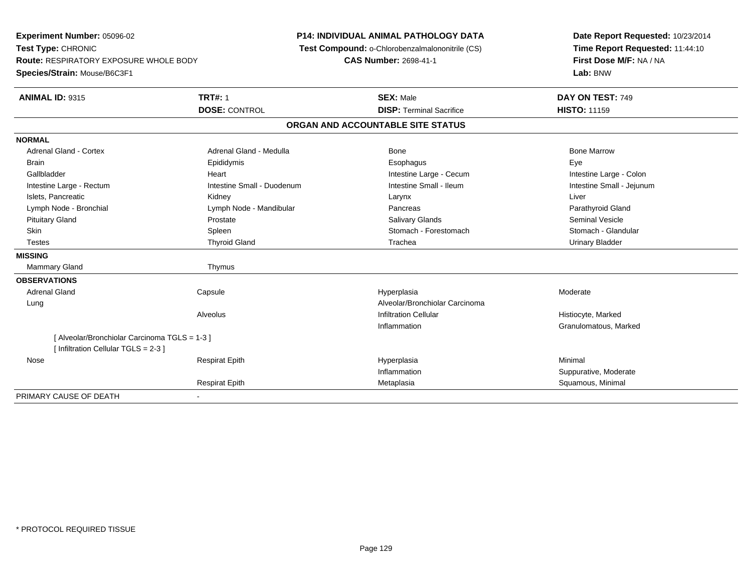**Experiment Number:** 05096-02
**Test Type:** CHRONIC
**Route:** RESPIRATORY EXPOSURE WHOLE BODY
**Species/Strain:** Mouse/B6C3F1

**P14: INDIVIDUAL ANIMAL PATHOLOGY DATA**
**Test Compound:** o-Chlorobenzalmalononitrile (CS)
**CAS Number:** 2698-41-1

**Date Report Requested:** 10/23/2014
**Time Report Requested:** 11:44:10
**First Dose M/F:** NA / NA
**Lab:** BNW

| **ANIMAL ID:** 9315 | **TRT#:** 1 | **SEX:** Male | **DAY ON TEST:** 749 |
|---|---|---|---|
| | **DOSE:** CONTROL | **DISP:** Terminal Sacrifice | **HISTO:** 11159 |

**ORGAN AND ACCOUNTABLE SITE STATUS**

| | | | |
|---|---|---|---|
| **NORMAL** | | | |
| Adrenal Gland - Cortex | Adrenal Gland - Medulla | Bone | Bone Marrow |
| Brain | Epididymis | Esophagus | Eye |
| Gallbladder | Heart | Intestine Large - Cecum | Intestine Large - Colon |
| Intestine Large - Rectum | Intestine Small - Duodenum | Intestine Small - Ileum | Intestine Small - Jejunum |
| Islets, Pancreatic | Kidney | Larynx | Liver |
| Lymph Node - Bronchial | Lymph Node - Mandibular | Pancreas | Parathyroid Gland |
| Pituitary Gland | Prostate | Salivary Glands | Seminal Vesicle |
| Skin | Spleen | Stomach - Forestomach | Stomach - Glandular |
| Testes | Thyroid Gland | Trachea | Urinary Bladder |
| **MISSING** | | | |
| Mammary Gland | Thymus | | |
| **OBSERVATIONS** | | | |
| Adrenal Gland | Capsule | Hyperplasia | Moderate |
| Lung | | Alveolar/Bronchiolar Carcinoma | |
| | Alveolus | Infiltration Cellular | Histiocyte, Marked |
| | | Inflammation | Granulomatous, Marked |
| [ Alveolar/Bronchiolar Carcinoma TGLS = 1-3 ] | | | |
| [ Infiltration Cellular TGLS = 2-3 ] | | | |
| Nose | Respirat Epith | Hyperplasia | Minimal |
| | | Inflammation | Suppurative, Moderate |
| | Respirat Epith | Metaplasia | Squamous, Minimal |
| PRIMARY CAUSE OF DEATH | - | | |

* PROTOCOL REQUIRED TISSUE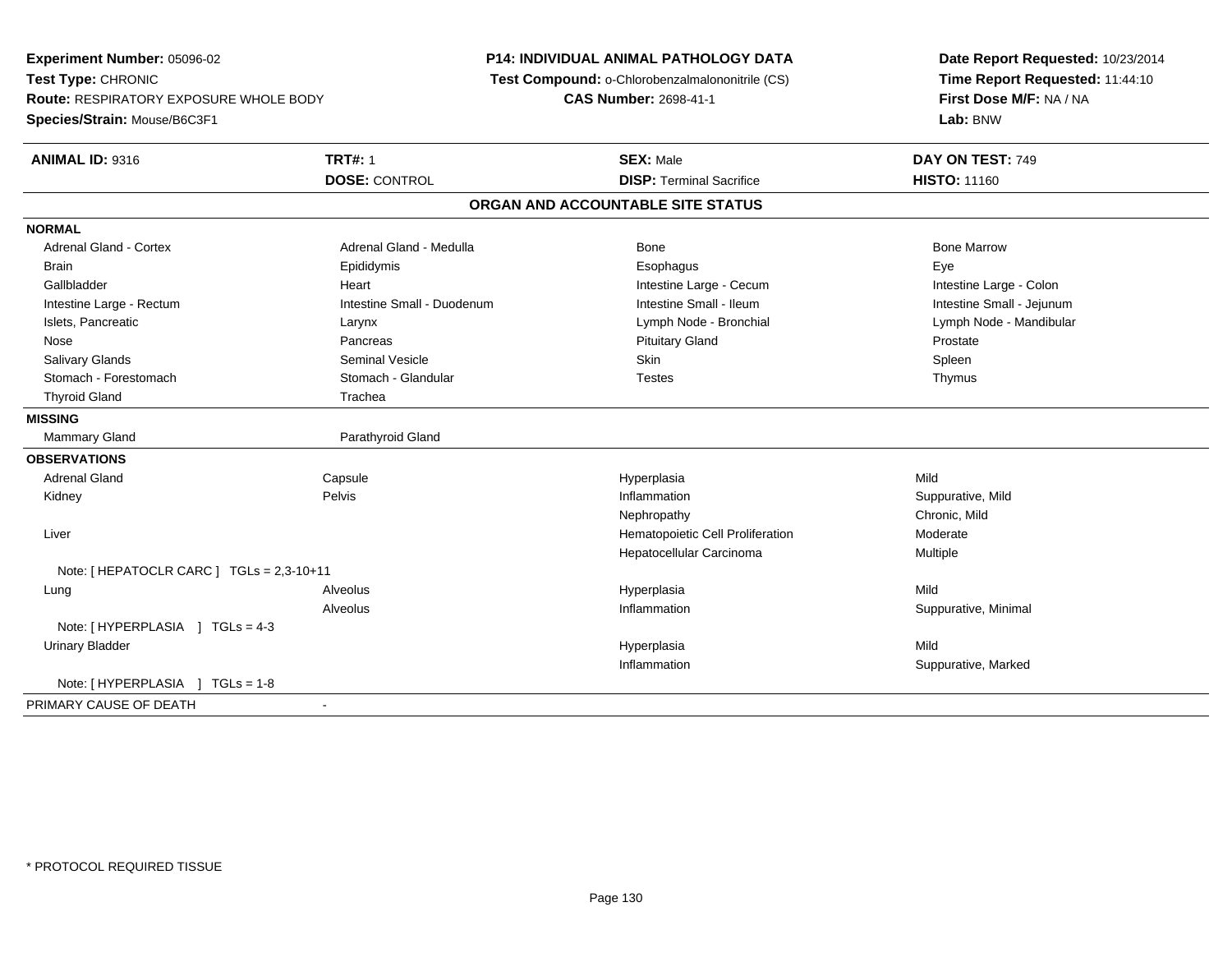**Experiment Number:** 05096-02
**Test Type:** CHRONIC
**Route:** RESPIRATORY EXPOSURE WHOLE BODY
**Species/Strain:** Mouse/B6C3F1

**P14: INDIVIDUAL ANIMAL PATHOLOGY DATA**
**Test Compound:** o-Chlorobenzalmalononitrile (CS)
**CAS Number:** 2698-41-1

**Date Report Requested:** 10/23/2014
**Time Report Requested:** 11:44:10
**First Dose M/F:** NA / NA
**Lab:** BNW

| **ANIMAL ID:** 9316 | **TRT#:** 1 | **SEX:** Male | **DAY ON TEST:** 749 |
|---|---|---|---|
| | **DOSE:** CONTROL | **DISP:** Terminal Sacrifice | **HISTO:** 11160 |

## ORGAN AND ACCOUNTABLE SITE STATUS

**NORMAL**

| | | | |
|---|---|---|---|
| Adrenal Gland - Cortex | Adrenal Gland - Medulla | Bone | Bone Marrow |
| Brain | Epididymis | Esophagus | Eye |
| Gallbladder | Heart | Intestine Large - Cecum | Intestine Large - Colon |
| Intestine Large - Rectum | Intestine Small - Duodenum | Intestine Small - Ileum | Intestine Small - Jejunum |
| Islets, Pancreatic | Larynx | Lymph Node - Bronchial | Lymph Node - Mandibular |
| Nose | Pancreas | Pituitary Gland | Prostate |
| Salivary Glands | Seminal Vesicle | Skin | Spleen |
| Stomach - Forestomach | Stomach - Glandular | Testes | Thymus |
| Thyroid Gland | Trachea | | |

**MISSING**

| | |
|---|---|
| Mammary Gland | Parathyroid Gland |

**OBSERVATIONS**

| | | | |
|---|---|---|---|
| Adrenal Gland | Capsule | Hyperplasia | Mild |
| Kidney | Pelvis | Inflammation | Suppurative, Mild |
| | | Nephropathy | Chronic, Mild |
| Liver | | Hematopoietic Cell Proliferation | Moderate |
| | | Hepatocellular Carcinoma | Multiple |
| Note: [ HEPATOCLR CARC ] TGLs = 2,3-10+11 | | | |
| Lung | Alveolus | Hyperplasia | Mild |
| | Alveolus | Inflammation | Suppurative, Minimal |
| Note: [ HYPERPLASIA ] TGLs = 4-3 | | | |
| Urinary Bladder | | Hyperplasia | Mild |
| | | Inflammation | Suppurative, Marked |
| Note: [ HYPERPLASIA ] TGLs = 1-8 | | | |

PRIMARY CAUSE OF DEATH -

* PROTOCOL REQUIRED TISSUE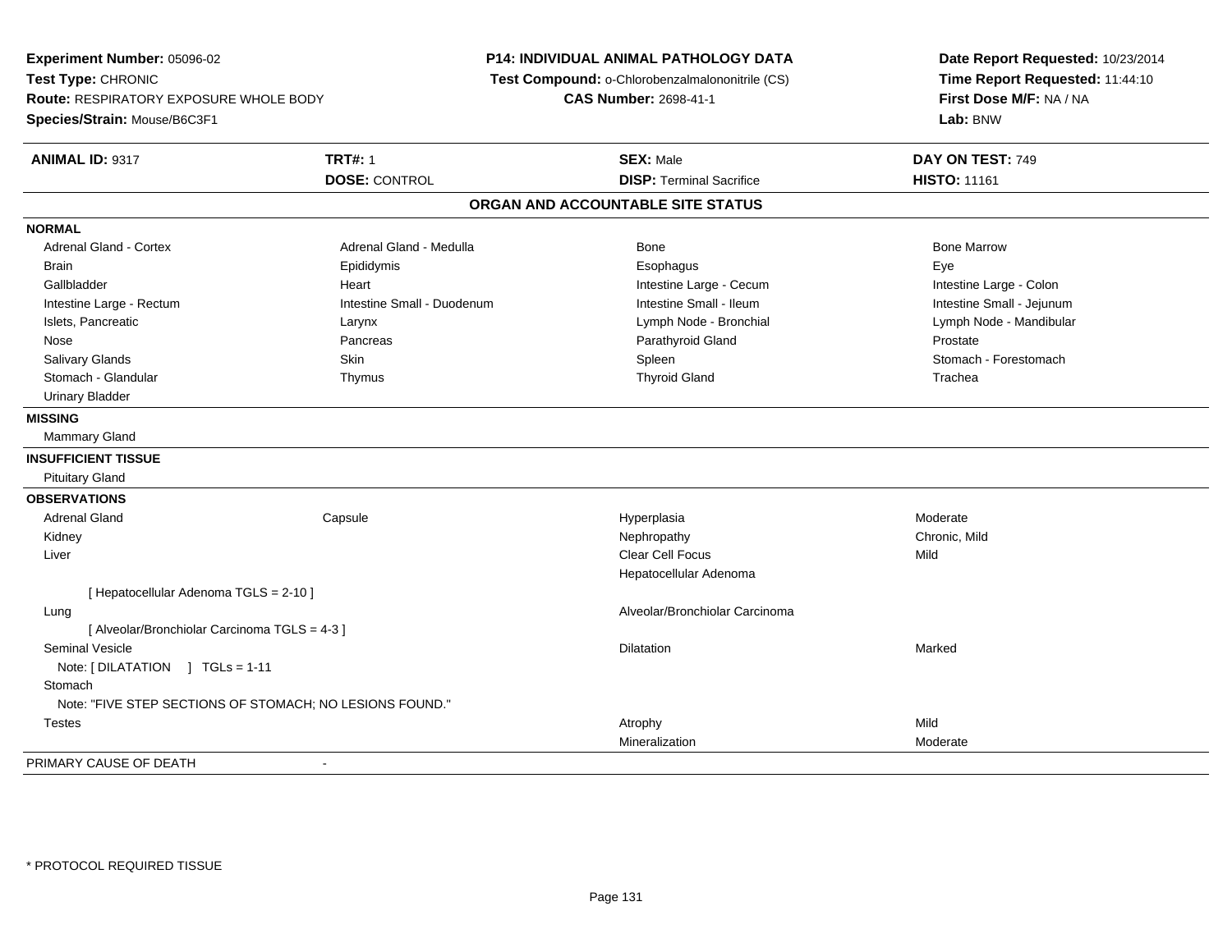**Experiment Number:** 05096-02
**Test Type:** CHRONIC
**Route:** RESPIRATORY EXPOSURE WHOLE BODY
**Species/Strain:** Mouse/B6C3F1

**P14: INDIVIDUAL ANIMAL PATHOLOGY DATA**
**Test Compound:** o-Chlorobenzalmalononitrile (CS)
**CAS Number:** 2698-41-1

**Date Report Requested:** 10/23/2014
**Time Report Requested:** 11:44:10
**First Dose M/F:** NA / NA
**Lab:** BNW

| **ANIMAL ID:** 9317 | **TRT#:** 1 | **SEX:** Male | **DAY ON TEST:** 749 |
|---|---|---|---|
| | **DOSE:** CONTROL | **DISP:** Terminal Sacrifice | **HISTO:** 11161 |

## ORGAN AND ACCOUNTABLE SITE STATUS

**NORMAL**

| | | | |
|---|---|---|---|
| Adrenal Gland - Cortex | Adrenal Gland - Medulla | Bone | Bone Marrow |
| Brain | Epididymis | Esophagus | Eye |
| Gallbladder | Heart | Intestine Large - Cecum | Intestine Large - Colon |
| Intestine Large - Rectum | Intestine Small - Duodenum | Intestine Small - Ileum | Intestine Small - Jejunum |
| Islets, Pancreatic | Larynx | Lymph Node - Bronchial | Lymph Node - Mandibular |
| Nose | Pancreas | Parathyroid Gland | Prostate |
| Salivary Glands | Skin | Spleen | Stomach - Forestomach |
| Stomach - Glandular | Thymus | Thyroid Gland | Trachea |
| Urinary Bladder | | | |

**MISSING**

Mammary Gland

**INSUFFICIENT TISSUE**

Pituitary Gland

**OBSERVATIONS**

| | | | |
|---|---|---|---|
| Adrenal Gland | Capsule | Hyperplasia | Moderate |
| Kidney | | Nephropathy | Chronic, Mild |
| Liver | | Clear Cell Focus | Mild |
| | | Hepatocellular Adenoma | |
| [ Hepatocellular Adenoma TGLS = 2-10 ] | | | |
| Lung | | Alveolar/Bronchiolar Carcinoma | |
| [ Alveolar/Bronchiolar Carcinoma TGLS = 4-3 ] | | | |
| Seminal Vesicle | | Dilatation | Marked |
| Note: [ DILATATION ] TGLs = 1-11 | | | |
| Stomach | | | |
| Note: "FIVE STEP SECTIONS OF STOMACH; NO LESIONS FOUND." | | | |
| Testes | | Atrophy | Mild |
| | | Mineralization | Moderate |

PRIMARY CAUSE OF DEATH -

* PROTOCOL REQUIRED TISSUE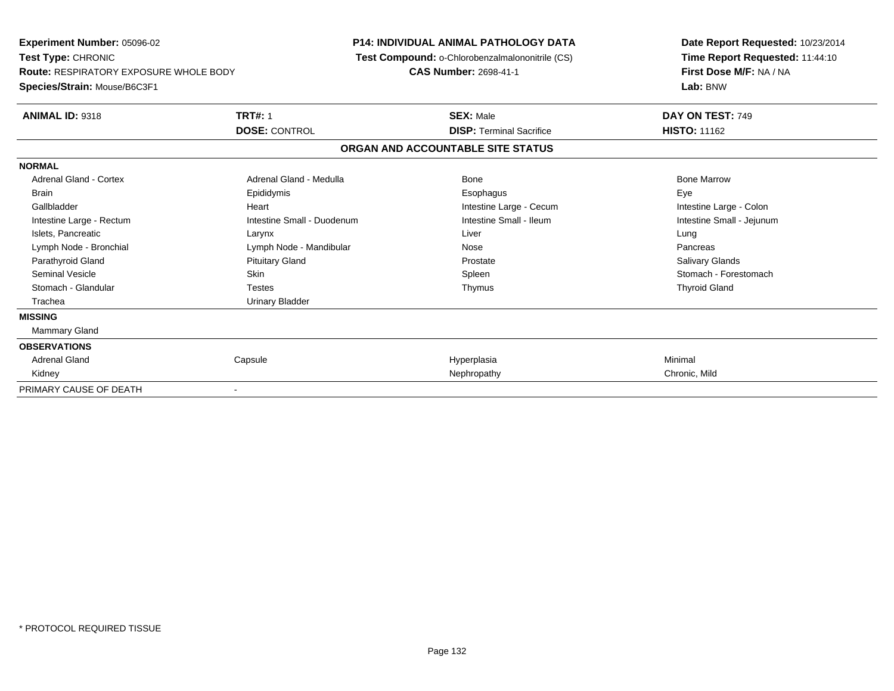**Experiment Number:** 05096-02
**Test Type:** CHRONIC
**Route:** RESPIRATORY EXPOSURE WHOLE BODY
**Species/Strain:** Mouse/B6C3F1

**P14: INDIVIDUAL ANIMAL PATHOLOGY DATA**
**Test Compound:** o-Chlorobenzalmalononitrile (CS)
**CAS Number:** 2698-41-1

**Date Report Requested:** 10/23/2014
**Time Report Requested:** 11:44:10
**First Dose M/F:** NA / NA
**Lab:** BNW

| **ANIMAL ID:** 9318 | **TRT#:** 1 | **SEX:** Male | **DAY ON TEST:** 749 |
|---|---|---|---|
| | **DOSE:** CONTROL | **DISP:** Terminal Sacrifice | **HISTO:** 11162 |

**ORGAN AND ACCOUNTABLE SITE STATUS**

| | | | |
|---|---|---|---|
| **NORMAL** | | | |
| Adrenal Gland - Cortex | Adrenal Gland - Medulla | Bone | Bone Marrow |
| Brain | Epididymis | Esophagus | Eye |
| Gallbladder | Heart | Intestine Large - Cecum | Intestine Large - Colon |
| Intestine Large - Rectum | Intestine Small - Duodenum | Intestine Small - Ileum | Intestine Small - Jejunum |
| Islets, Pancreatic | Larynx | Liver | Lung |
| Lymph Node - Bronchial | Lymph Node - Mandibular | Nose | Pancreas |
| Parathyroid Gland | Pituitary Gland | Prostate | Salivary Glands |
| Seminal Vesicle | Skin | Spleen | Stomach - Forestomach |
| Stomach - Glandular | Testes | Thymus | Thyroid Gland |
| Trachea | Urinary Bladder | | |
| **MISSING** | | | |
| Mammary Gland | | | |
| **OBSERVATIONS** | | | |
| Adrenal Gland | Capsule | Hyperplasia | Minimal |
| Kidney | | Nephropathy | Chronic, Mild |
| PRIMARY CAUSE OF DEATH | - | | |

\* PROTOCOL REQUIRED TISSUE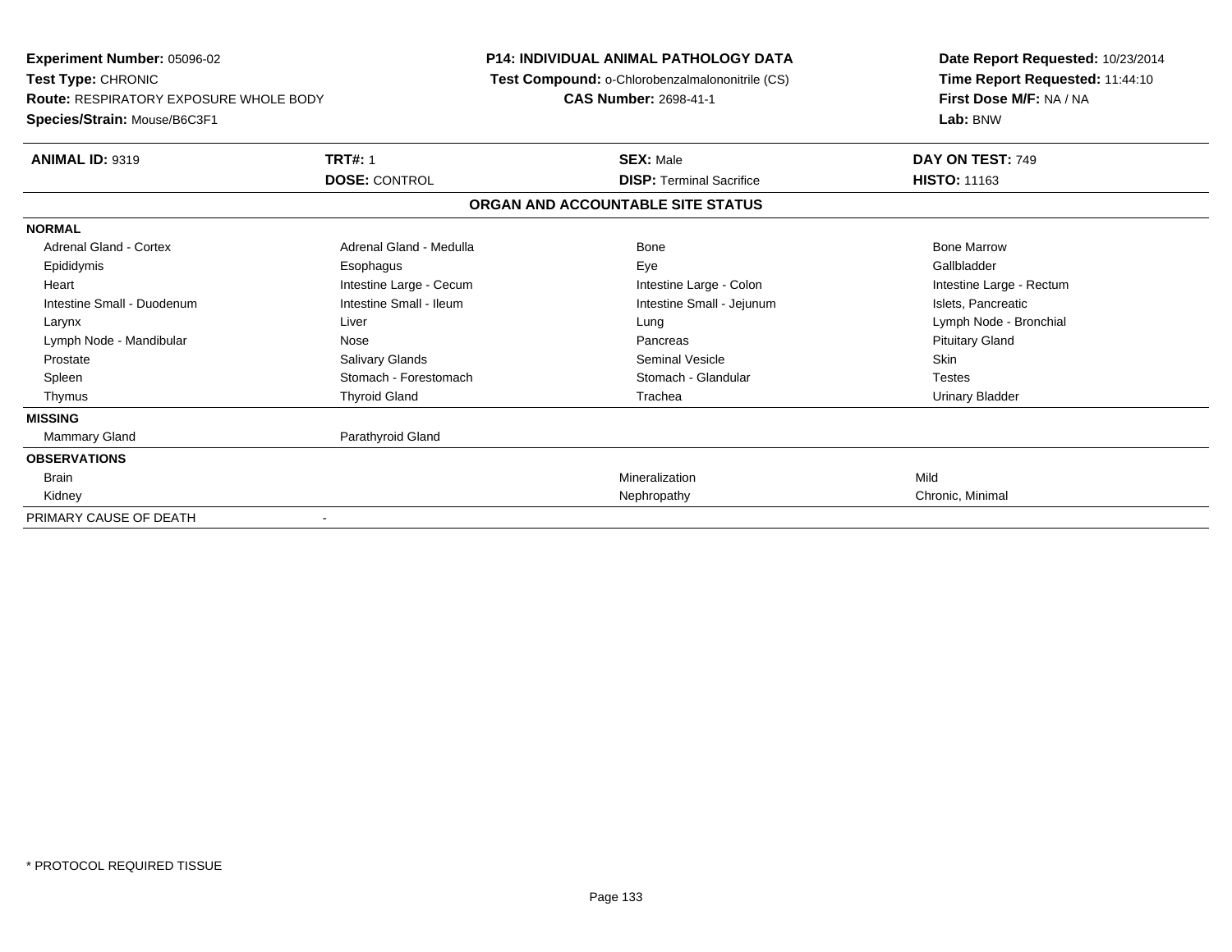**Experiment Number:** 05096-02
**Test Type:** CHRONIC
**Route:** RESPIRATORY EXPOSURE WHOLE BODY
**Species/Strain:** Mouse/B6C3F1

**P14: INDIVIDUAL ANIMAL PATHOLOGY DATA**
**Test Compound:** o-Chlorobenzalmalononitrile (CS)
**CAS Number:** 2698-41-1

**Date Report Requested:** 10/23/2014
**Time Report Requested:** 11:44:10
**First Dose M/F:** NA / NA
**Lab:** BNW

| **ANIMAL ID:** 9319 | **TRT#:** 1 | **SEX:** Male | **DAY ON TEST:** 749 |
|---|---|---|---|
| | **DOSE:** CONTROL | **DISP:** Terminal Sacrifice | **HISTO:** 11163 |

**ORGAN AND ACCOUNTABLE SITE STATUS**

| | | | |
|---|---|---|---|
| **NORMAL** | | | |
| Adrenal Gland - Cortex | Adrenal Gland - Medulla | Bone | Bone Marrow |
| Epididymis | Esophagus | Eye | Gallbladder |
| Heart | Intestine Large - Cecum | Intestine Large - Colon | Intestine Large - Rectum |
| Intestine Small - Duodenum | Intestine Small - Ileum | Intestine Small - Jejunum | Islets, Pancreatic |
| Larynx | Liver | Lung | Lymph Node - Bronchial |
| Lymph Node - Mandibular | Nose | Pancreas | Pituitary Gland |
| Prostate | Salivary Glands | Seminal Vesicle | Skin |
| Spleen | Stomach - Forestomach | Stomach - Glandular | Testes |
| Thymus | Thyroid Gland | Trachea | Urinary Bladder |
| **MISSING** | | | |
| Mammary Gland | Parathyroid Gland | | |
| **OBSERVATIONS** | | | |
| Brain | | Mineralization | Mild |
| Kidney | | Nephropathy | Chronic, Minimal |
| PRIMARY CAUSE OF DEATH | - | | |

* PROTOCOL REQUIRED TISSUE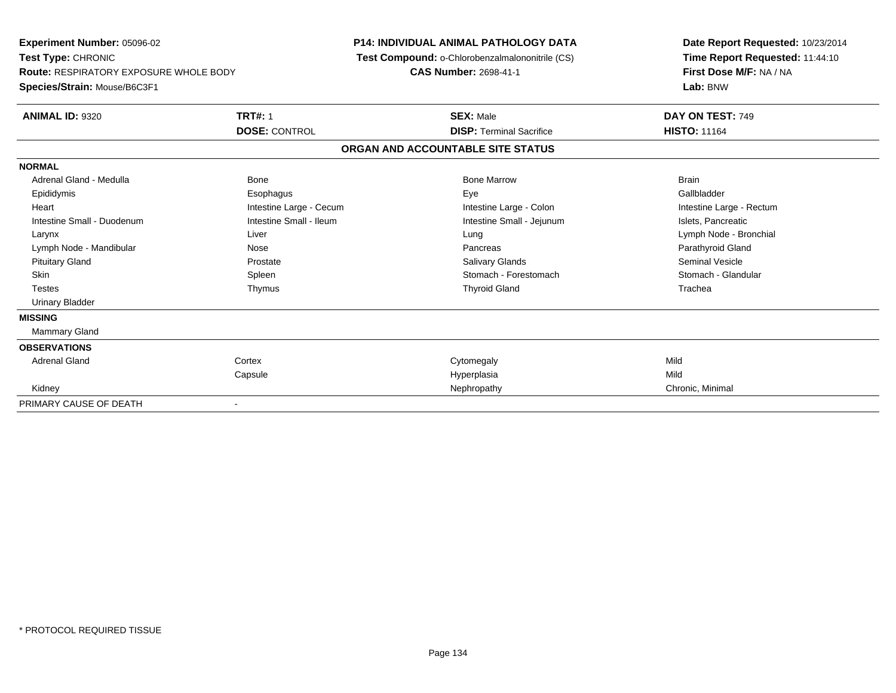**Experiment Number:** 05096-02
**Test Type:** CHRONIC
**Route:** RESPIRATORY EXPOSURE WHOLE BODY
**Species/Strain:** Mouse/B6C3F1

**P14: INDIVIDUAL ANIMAL PATHOLOGY DATA**
**Test Compound:** o-Chlorobenzalmalononitrile (CS)
**CAS Number:** 2698-41-1

**Date Report Requested:** 10/23/2014
**Time Report Requested:** 11:44:10
**First Dose M/F:** NA / NA
**Lab:** BNW

| **ANIMAL ID:** 9320 | **TRT#:** 1 | **SEX:** Male | **DAY ON TEST:** 749 |
|---|---|---|---|
| | **DOSE:** CONTROL | **DISP:** Terminal Sacrifice | **HISTO:** 11164 |

## ORGAN AND ACCOUNTABLE SITE STATUS

| | | | |
|---|---|---|---|
| **NORMAL** | | | |
| Adrenal Gland - Medulla | Bone | Bone Marrow | Brain |
| Epididymis | Esophagus | Eye | Gallbladder |
| Heart | Intestine Large - Cecum | Intestine Large - Colon | Intestine Large - Rectum |
| Intestine Small - Duodenum | Intestine Small - Ileum | Intestine Small - Jejunum | Islets, Pancreatic |
| Larynx | Liver | Lung | Lymph Node - Bronchial |
| Lymph Node - Mandibular | Nose | Pancreas | Parathyroid Gland |
| Pituitary Gland | Prostate | Salivary Glands | Seminal Vesicle |
| Skin | Spleen | Stomach - Forestomach | Stomach - Glandular |
| Testes | Thymus | Thyroid Gland | Trachea |
| Urinary Bladder | | | |
| **MISSING** | | | |
| Mammary Gland | | | |
| **OBSERVATIONS** | | | |
| Adrenal Gland | Cortex | Cytomegaly | Mild |
| | Capsule | Hyperplasia | Mild |
| Kidney | | Nephropathy | Chronic, Minimal |
| PRIMARY CAUSE OF DEATH | - | | |

\* PROTOCOL REQUIRED TISSUE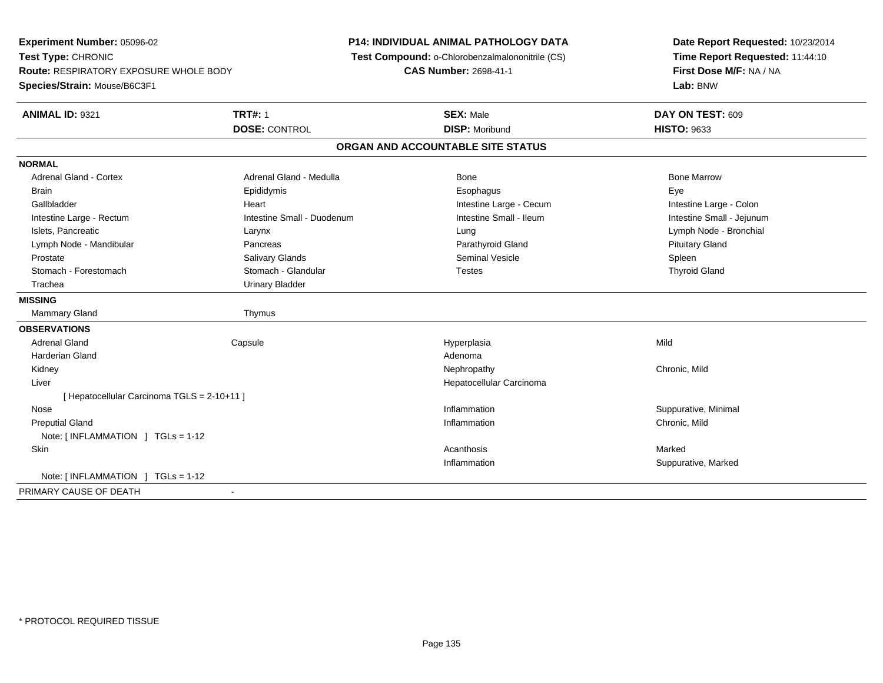**Experiment Number:** 05096-02
**Test Type:** CHRONIC
**Route:** RESPIRATORY EXPOSURE WHOLE BODY
**Species/Strain:** Mouse/B6C3F1

**P14: INDIVIDUAL ANIMAL PATHOLOGY DATA**
**Test Compound:** o-Chlorobenzalmalononitrile (CS)
**CAS Number:** 2698-41-1

**Date Report Requested:** 10/23/2014
**Time Report Requested:** 11:44:10
**First Dose M/F:** NA / NA
**Lab:** BNW

| **ANIMAL ID:** 9321 | **TRT#:** 1 | **SEX:** Male | **DAY ON TEST:** 609 |
|---|---|---|---|
| | **DOSE:** CONTROL | **DISP:** Moribund | **HISTO:** 9633 |

## ORGAN AND ACCOUNTABLE SITE STATUS

**NORMAL**

| | | | |
|---|---|---|---|
| Adrenal Gland - Cortex | Adrenal Gland - Medulla | Bone | Bone Marrow |
| Brain | Epididymis | Esophagus | Eye |
| Gallbladder | Heart | Intestine Large - Cecum | Intestine Large - Colon |
| Intestine Large - Rectum | Intestine Small - Duodenum | Intestine Small - Ileum | Intestine Small - Jejunum |
| Islets, Pancreatic | Larynx | Lung | Lymph Node - Bronchial |
| Lymph Node - Mandibular | Pancreas | Parathyroid Gland | Pituitary Gland |
| Prostate | Salivary Glands | Seminal Vesicle | Spleen |
| Stomach - Forestomach | Stomach - Glandular | Testes | Thyroid Gland |
| Trachea | Urinary Bladder | | |

**MISSING**

| | |
|---|---|
| Mammary Gland | Thymus |

**OBSERVATIONS**

| | | | |
|---|---|---|---|
| Adrenal Gland | Capsule | Hyperplasia | Mild |
| Harderian Gland | | Adenoma | |
| Kidney | | Nephropathy | Chronic, Mild |
| Liver | | Hepatocellular Carcinoma | |
| [ Hepatocellular Carcinoma TGLS = 2-10+11 ] | | | |
| Nose | | Inflammation | Suppurative, Minimal |
| Preputial Gland | | Inflammation | Chronic, Mild |
| Note: [ INFLAMMATION ] TGLs = 1-12 | | | |
| Skin | | Acanthosis | Marked |
| | | Inflammation | Suppurative, Marked |
| Note: [ INFLAMMATION ] TGLs = 1-12 | | | |

PRIMARY CAUSE OF DEATH -

* PROTOCOL REQUIRED TISSUE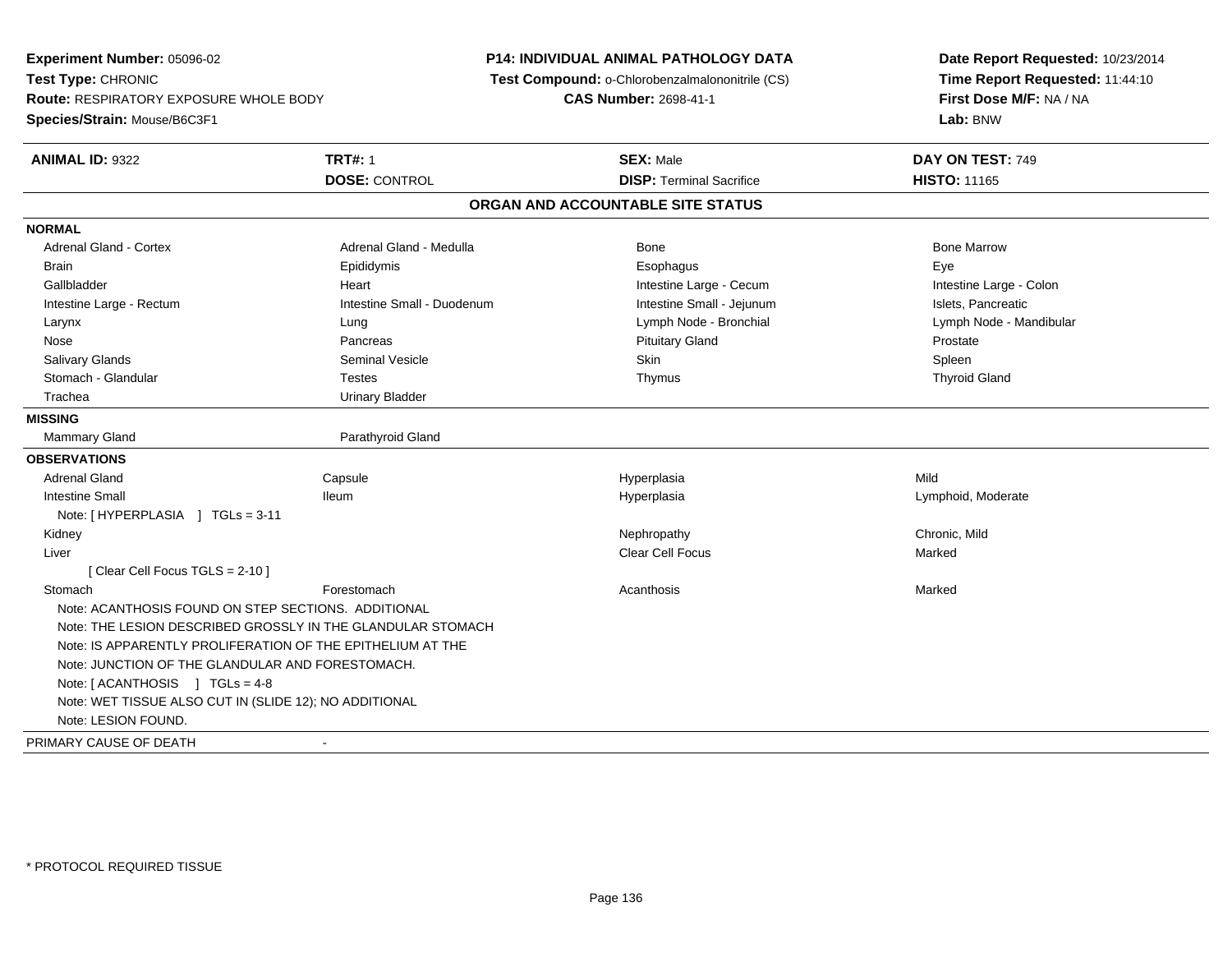**Experiment Number:** 05096-02
**Test Type:** CHRONIC
**Route:** RESPIRATORY EXPOSURE WHOLE BODY
**Species/Strain:** Mouse/B6C3F1

**P14: INDIVIDUAL ANIMAL PATHOLOGY DATA**
**Test Compound:** o-Chlorobenzalmalononitrile (CS)
**CAS Number:** 2698-41-1

**Date Report Requested:** 10/23/2014
**Time Report Requested:** 11:44:10
**First Dose M/F:** NA / NA
**Lab:** BNW

| **ANIMAL ID:** 9322 | **TRT#:** 1 | **SEX:** Male | **DAY ON TEST:** 749 |
|---|---|---|---|
| | **DOSE:** CONTROL | **DISP:** Terminal Sacrifice | **HISTO:** 11165 |

## ORGAN AND ACCOUNTABLE SITE STATUS

**NORMAL**

| | | | |
|---|---|---|---|
| Adrenal Gland - Cortex | Adrenal Gland - Medulla | Bone | Bone Marrow |
| Brain | Epididymis | Esophagus | Eye |
| Gallbladder | Heart | Intestine Large - Cecum | Intestine Large - Colon |
| Intestine Large - Rectum | Intestine Small - Duodenum | Intestine Small - Jejunum | Islets, Pancreatic |
| Larynx | Lung | Lymph Node - Bronchial | Lymph Node - Mandibular |
| Nose | Pancreas | Pituitary Gland | Prostate |
| Salivary Glands | Seminal Vesicle | Skin | Spleen |
| Stomach - Glandular | Testes | Thymus | Thyroid Gland |
| Trachea | Urinary Bladder | | |

**MISSING**

| | |
|---|---|
| Mammary Gland | Parathyroid Gland |

**OBSERVATIONS**

| | | | |
|---|---|---|---|
| Adrenal Gland | Capsule | Hyperplasia | Mild |
| Intestine Small | Ileum | Hyperplasia | Lymphoid, Moderate |
| Note: [ HYPERPLASIA ] TGLs = 3-11 | | | |
| Kidney | | Nephropathy | Chronic, Mild |
| Liver | | Clear Cell Focus | Marked |
| [ Clear Cell Focus TGLS = 2-10 ] | | | |
| Stomach | Forestomach | Acanthosis | Marked |

Note: ACANTHOSIS FOUND ON STEP SECTIONS. ADDITIONAL
Note: THE LESION DESCRIBED GROSSLY IN THE GLANDULAR STOMACH
Note: IS APPARENTLY PROLIFERATION OF THE EPITHELIUM AT THE
Note: JUNCTION OF THE GLANDULAR AND FORESTOMACH.
Note: [ ACANTHOSIS ] TGLs = 4-8
Note: WET TISSUE ALSO CUT IN (SLIDE 12); NO ADDITIONAL
Note: LESION FOUND.

PRIMARY CAUSE OF DEATH -

* PROTOCOL REQUIRED TISSUE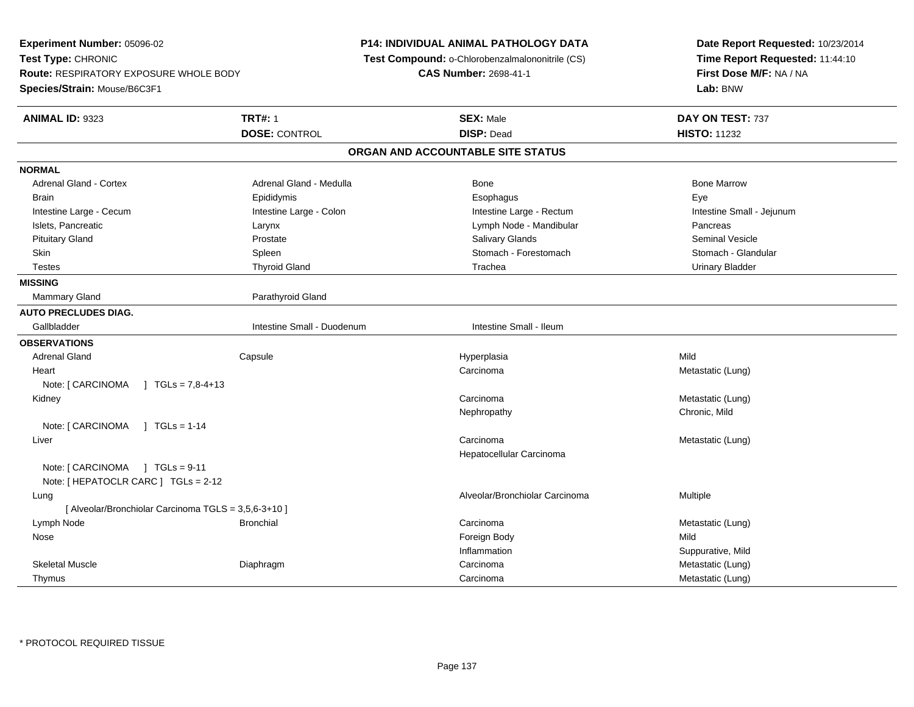**Experiment Number:** 05096-02
**Test Type:** CHRONIC
**Route:** RESPIRATORY EXPOSURE WHOLE BODY
**Species/Strain:** Mouse/B6C3F1

**P14: INDIVIDUAL ANIMAL PATHOLOGY DATA**
**Test Compound:** o-Chlorobenzalmalononitrile (CS)
**CAS Number:** 2698-41-1

**Date Report Requested:** 10/23/2014
**Time Report Requested:** 11:44:10
**First Dose M/F:** NA / NA
**Lab:** BNW

| **ANIMAL ID:** 9323 | **TRT#:** 1 | **SEX:** Male | **DAY ON TEST:** 737 |
|---|---|---|---|
| | **DOSE:** CONTROL | **DISP:** Dead | **HISTO:** 11232 |

## ORGAN AND ACCOUNTABLE SITE STATUS

**NORMAL**

| | | | |
|---|---|---|---|
| Adrenal Gland - Cortex | Adrenal Gland - Medulla | Bone | Bone Marrow |
| Brain | Epididymis | Esophagus | Eye |
| Intestine Large - Cecum | Intestine Large - Colon | Intestine Large - Rectum | Intestine Small - Jejunum |
| Islets, Pancreatic | Larynx | Lymph Node - Mandibular | Pancreas |
| Pituitary Gland | Prostate | Salivary Glands | Seminal Vesicle |
| Skin | Spleen | Stomach - Forestomach | Stomach - Glandular |
| Testes | Thyroid Gland | Trachea | Urinary Bladder |

**MISSING**

| | |
|---|---|
| Mammary Gland | Parathyroid Gland |

**AUTO PRECLUDES DIAG.**

| | | |
|---|---|---|
| Gallbladder | Intestine Small - Duodenum | Intestine Small - Ileum |

**OBSERVATIONS**

| | | | |
|---|---|---|---|
| Adrenal Gland | Capsule | Hyperplasia | Mild |
| Heart | | Carcinoma | Metastatic (Lung) |
| Note: [ CARCINOMA ] TGLs = 7,8-4+13 | | | |
| Kidney | | Carcinoma | Metastatic (Lung) |
| | | Nephropathy | Chronic, Mild |
| Note: [ CARCINOMA ] TGLs = 1-14 | | | |
| Liver | | Carcinoma | Metastatic (Lung) |
| | | Hepatocellular Carcinoma | |
| Note: [ CARCINOMA ] TGLs = 9-11 | | | |
| Note: [ HEPATOCLR CARC ] TGLs = 2-12 | | | |
| Lung | | Alveolar/Bronchiolar Carcinoma | Multiple |
| [ Alveolar/Bronchiolar Carcinoma TGLS = 3,5,6-3+10 ] | | | |
| Lymph Node | Bronchial | Carcinoma | Metastatic (Lung) |
| Nose | | Foreign Body | Mild |
| | | Inflammation | Suppurative, Mild |
| Skeletal Muscle | Diaphragm | Carcinoma | Metastatic (Lung) |
| Thymus | | Carcinoma | Metastatic (Lung) |

* PROTOCOL REQUIRED TISSUE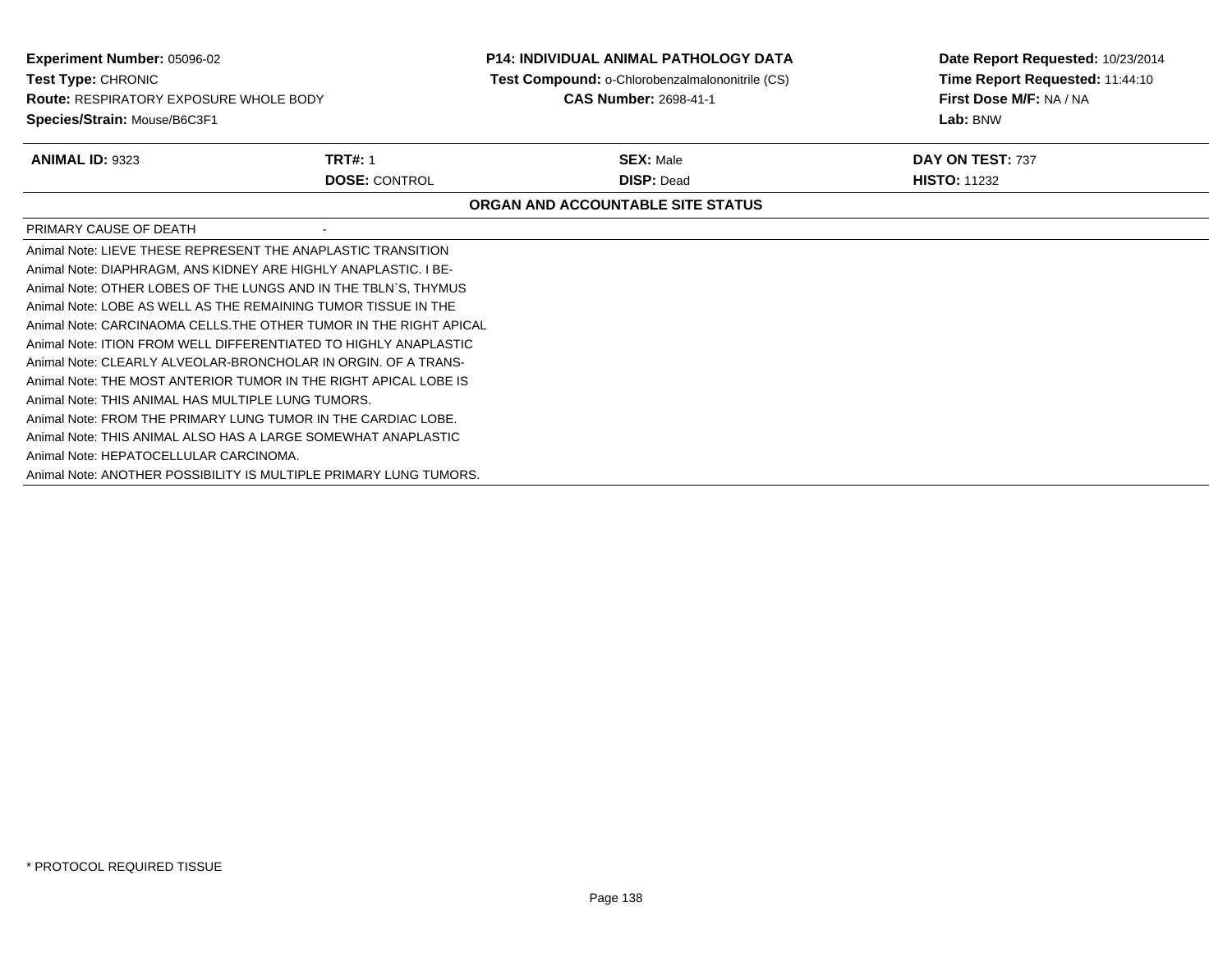**Experiment Number:** 05096-02
**Test Type:** CHRONIC
**Route:** RESPIRATORY EXPOSURE WHOLE BODY
**Species/Strain:** Mouse/B6C3F1

**P14: INDIVIDUAL ANIMAL PATHOLOGY DATA**
**Test Compound:** o-Chlorobenzalmalononitrile (CS)
**CAS Number:** 2698-41-1

**Date Report Requested:** 10/23/2014
**Time Report Requested:** 11:44:10
**First Dose M/F:** NA / NA
**Lab:** BNW

| **ANIMAL ID:** 9323 | **TRT#:** 1 | **SEX:** Male | **DAY ON TEST:** 737 |
|---|---|---|---|
| | **DOSE:** CONTROL | **DISP:** Dead | **HISTO:** 11232 |

**ORGAN AND ACCOUNTABLE SITE STATUS**

PRIMARY CAUSE OF DEATH -

Animal Note: LIEVE THESE REPRESENT THE ANAPLASTIC TRANSITION
Animal Note: DIAPHRAGM, ANS KIDNEY ARE HIGHLY ANAPLASTIC. I BE-
Animal Note: OTHER LOBES OF THE LUNGS AND IN THE TBLN`S, THYMUS
Animal Note: LOBE AS WELL AS THE REMAINING TUMOR TISSUE IN THE
Animal Note: CARCINAOMA CELLS.THE OTHER TUMOR IN THE RIGHT APICAL
Animal Note: ITION FROM WELL DIFFERENTIATED TO HIGHLY ANAPLASTIC
Animal Note: CLEARLY ALVEOLAR-BRONCHOLAR IN ORGIN. OF A TRANS-
Animal Note: THE MOST ANTERIOR TUMOR IN THE RIGHT APICAL LOBE IS
Animal Note: THIS ANIMAL HAS MULTIPLE LUNG TUMORS.
Animal Note: FROM THE PRIMARY LUNG TUMOR IN THE CARDIAC LOBE.
Animal Note: THIS ANIMAL ALSO HAS A LARGE SOMEWHAT ANAPLASTIC
Animal Note: HEPATOCELLULAR CARCINOMA.
Animal Note: ANOTHER POSSIBILITY IS MULTIPLE PRIMARY LUNG TUMORS.

* PROTOCOL REQUIRED TISSUE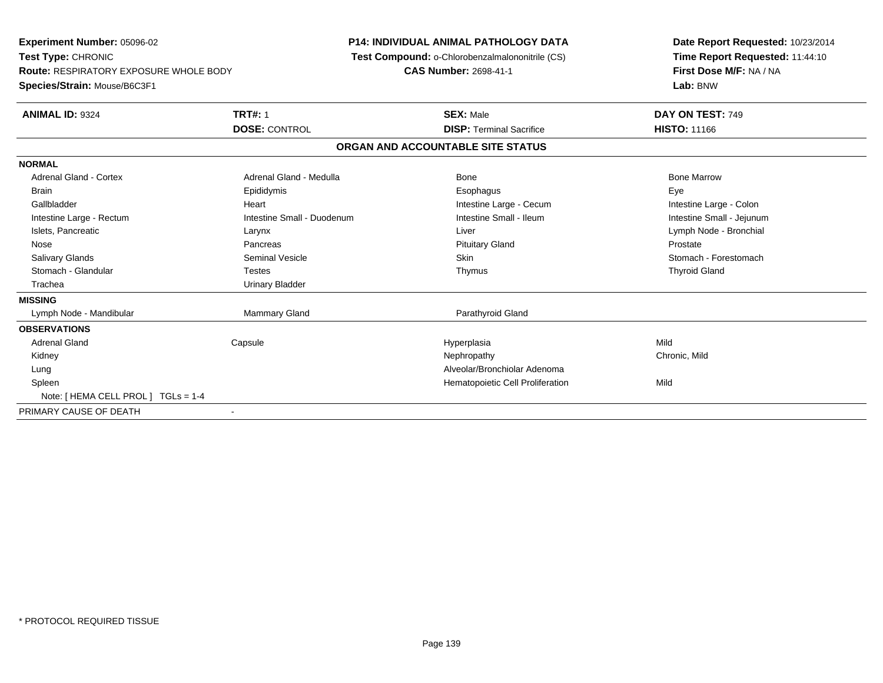**Experiment Number:** 05096-02
**Test Type:** CHRONIC
**Route:** RESPIRATORY EXPOSURE WHOLE BODY
**Species/Strain:** Mouse/B6C3F1

**P14: INDIVIDUAL ANIMAL PATHOLOGY DATA**
**Test Compound:** o-Chlorobenzalmalononitrile (CS)
**CAS Number:** 2698-41-1

**Date Report Requested:** 10/23/2014
**Time Report Requested:** 11:44:10
**First Dose M/F:** NA / NA
**Lab:** BNW

| **ANIMAL ID:** 9324 | **TRT#:** 1 | **SEX:** Male | **DAY ON TEST:** 749 |
|---|---|---|---|
| | **DOSE:** CONTROL | **DISP:** Terminal Sacrifice | **HISTO:** 11166 |

## ORGAN AND ACCOUNTABLE SITE STATUS

| | | | |
|---|---|---|---|
| **NORMAL** | | | |
| Adrenal Gland - Cortex | Adrenal Gland - Medulla | Bone | Bone Marrow |
| Brain | Epididymis | Esophagus | Eye |
| Gallbladder | Heart | Intestine Large - Cecum | Intestine Large - Colon |
| Intestine Large - Rectum | Intestine Small - Duodenum | Intestine Small - Ileum | Intestine Small - Jejunum |
| Islets, Pancreatic | Larynx | Liver | Lymph Node - Bronchial |
| Nose | Pancreas | Pituitary Gland | Prostate |
| Salivary Glands | Seminal Vesicle | Skin | Stomach - Forestomach |
| Stomach - Glandular | Testes | Thymus | Thyroid Gland |
| Trachea | Urinary Bladder | | |
| **MISSING** | | | |
| Lymph Node - Mandibular | Mammary Gland | Parathyroid Gland | |
| **OBSERVATIONS** | | | |
| Adrenal Gland | Capsule | Hyperplasia | Mild |
| Kidney | | Nephropathy | Chronic, Mild |
| Lung | | Alveolar/Bronchiolar Adenoma | |
| Spleen | | Hematopoietic Cell Proliferation | Mild |
| Note: [ HEMA CELL PROL ] TGLs = 1-4 | | | |
| PRIMARY CAUSE OF DEATH | - | | |

\* PROTOCOL REQUIRED TISSUE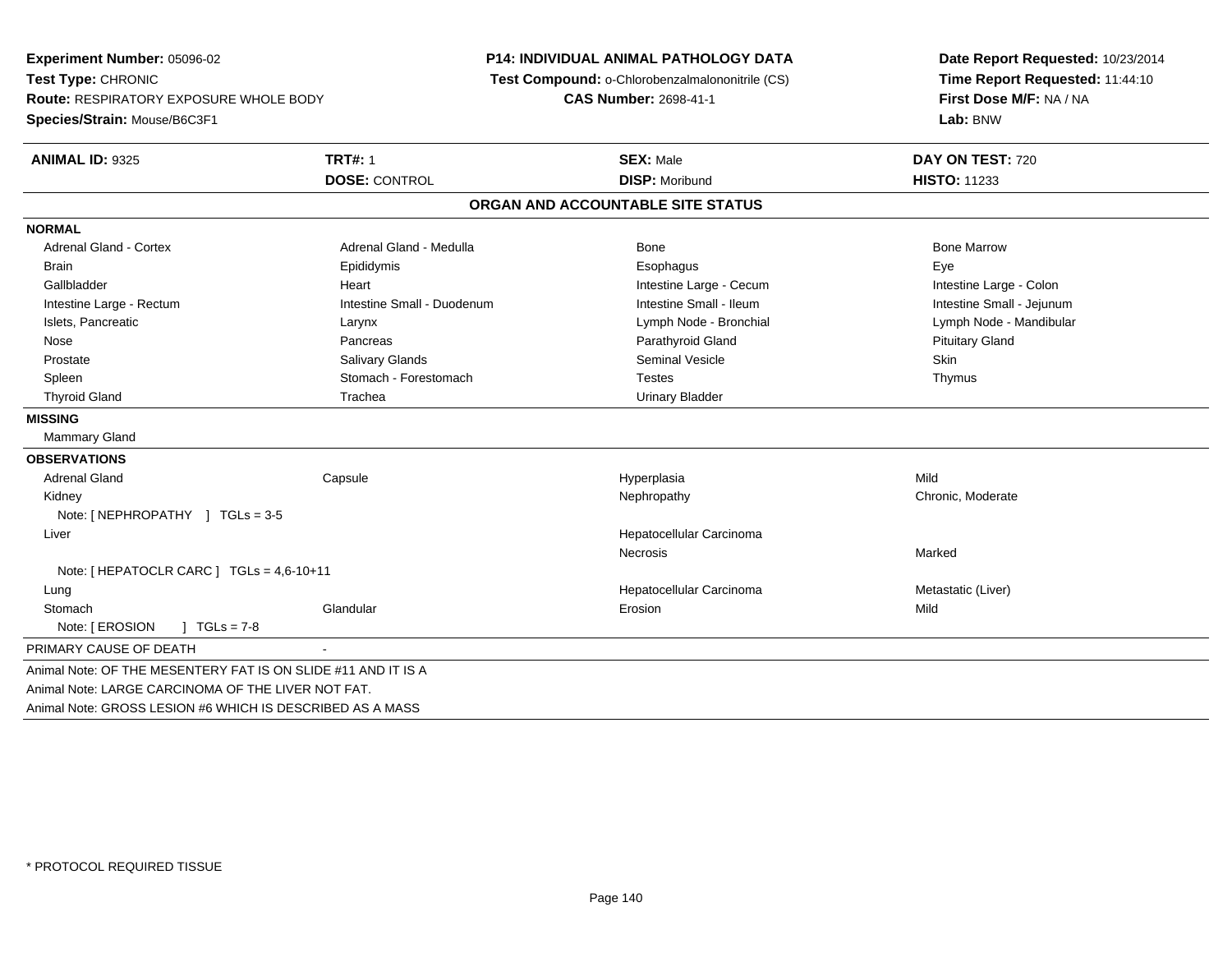**Experiment Number:** 05096-02
**Test Type:** CHRONIC
**Route:** RESPIRATORY EXPOSURE WHOLE BODY
**Species/Strain:** Mouse/B6C3F1

**P14: INDIVIDUAL ANIMAL PATHOLOGY DATA**
**Test Compound:** o-Chlorobenzalmalononitrile (CS)
**CAS Number:** 2698-41-1

**Date Report Requested:** 10/23/2014
**Time Report Requested:** 11:44:10
**First Dose M/F:** NA / NA
**Lab:** BNW

| **ANIMAL ID:** 9325 | **TRT#:** 1 | **SEX:** Male | **DAY ON TEST:** 720 |
|---|---|---|---|
| | **DOSE:** CONTROL | **DISP:** Moribund | **HISTO:** 11233 |

## ORGAN AND ACCOUNTABLE SITE STATUS

**NORMAL**

| | | | |
|---|---|---|---|
| Adrenal Gland - Cortex | Adrenal Gland - Medulla | Bone | Bone Marrow |
| Brain | Epididymis | Esophagus | Eye |
| Gallbladder | Heart | Intestine Large - Cecum | Intestine Large - Colon |
| Intestine Large - Rectum | Intestine Small - Duodenum | Intestine Small - Ileum | Intestine Small - Jejunum |
| Islets, Pancreatic | Larynx | Lymph Node - Bronchial | Lymph Node - Mandibular |
| Nose | Pancreas | Parathyroid Gland | Pituitary Gland |
| Prostate | Salivary Glands | Seminal Vesicle | Skin |
| Spleen | Stomach - Forestomach | Testes | Thymus |
| Thyroid Gland | Trachea | Urinary Bladder | |

**MISSING**

Mammary Gland

**OBSERVATIONS**

| | | | |
|---|---|---|---|
| Adrenal Gland | Capsule | Hyperplasia | Mild |
| Kidney | | Nephropathy | Chronic, Moderate |
| Note: [ NEPHROPATHY ] TGLs = 3-5 | | | |
| Liver | | Hepatocellular Carcinoma | |
| | | Necrosis | Marked |
| Note: [ HEPATOCLR CARC ] TGLs = 4,6-10+11 | | | |
| Lung | | Hepatocellular Carcinoma | Metastatic (Liver) |
| Stomach | Glandular | Erosion | Mild |
| Note: [ EROSION ] TGLs = 7-8 | | | |

PRIMARY CAUSE OF DEATH -

Animal Note: OF THE MESENTERY FAT IS ON SLIDE #11 AND IT IS A
Animal Note: LARGE CARCINOMA OF THE LIVER NOT FAT.
Animal Note: GROSS LESION #6 WHICH IS DESCRIBED AS A MASS

* PROTOCOL REQUIRED TISSUE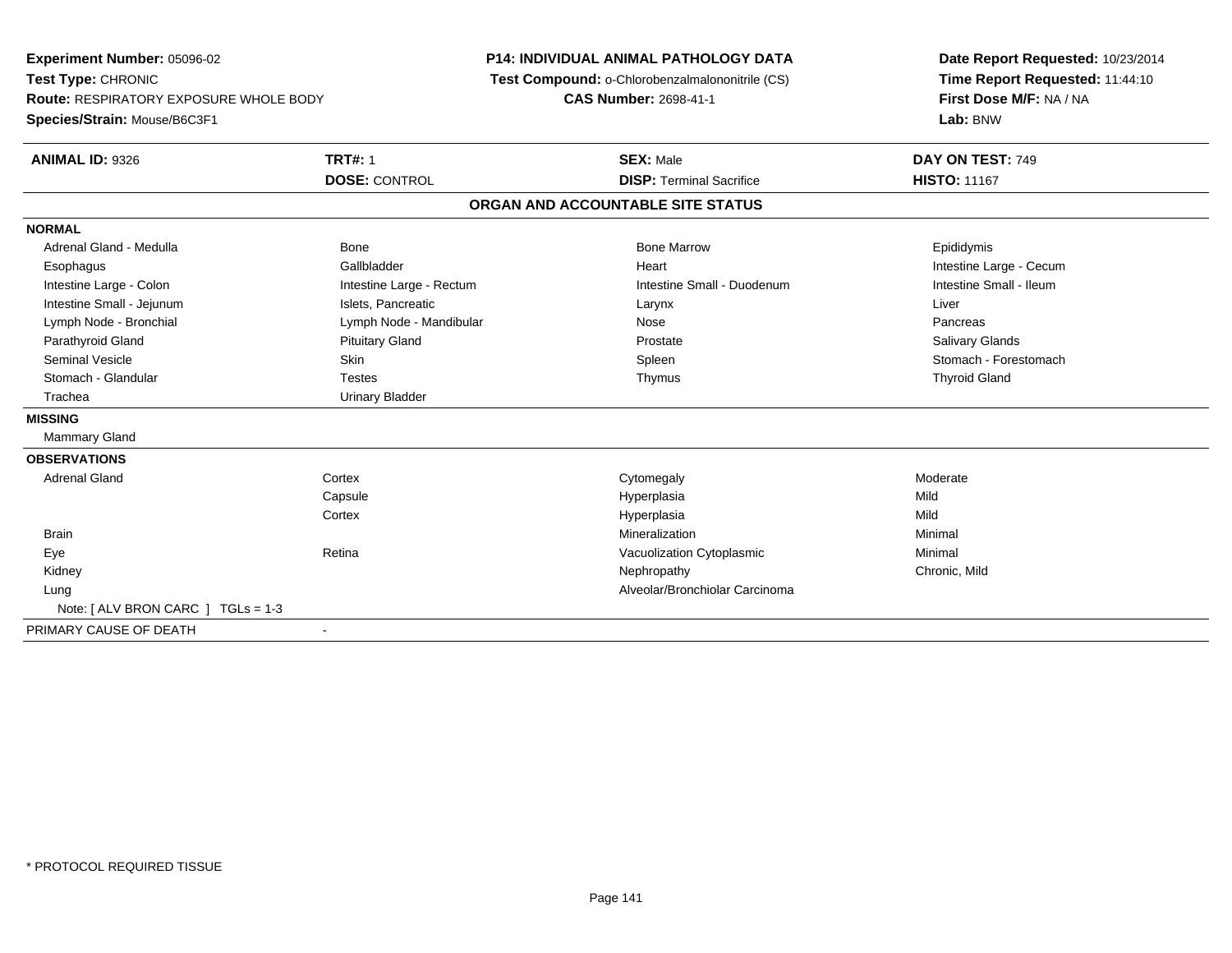**Experiment Number:** 05096-02
**Test Type:** CHRONIC
**Route:** RESPIRATORY EXPOSURE WHOLE BODY
**Species/Strain:** Mouse/B6C3F1

**P14: INDIVIDUAL ANIMAL PATHOLOGY DATA**
**Test Compound:** o-Chlorobenzalmalononitrile (CS)
**CAS Number:** 2698-41-1

**Date Report Requested:** 10/23/2014
**Time Report Requested:** 11:44:10
**First Dose M/F:** NA / NA
**Lab:** BNW

| **ANIMAL ID:** 9326 | **TRT#:** 1 | **SEX:** Male | **DAY ON TEST:** 749 |
|---|---|---|---|
| | **DOSE:** CONTROL | **DISP:** Terminal Sacrifice | **HISTO:** 11167 |

**ORGAN AND ACCOUNTABLE SITE STATUS**

**NORMAL**

| | | | |
|---|---|---|---|
| Adrenal Gland - Medulla | Bone | Bone Marrow | Epididymis |
| Esophagus | Gallbladder | Heart | Intestine Large - Cecum |
| Intestine Large - Colon | Intestine Large - Rectum | Intestine Small - Duodenum | Intestine Small - Ileum |
| Intestine Small - Jejunum | Islets, Pancreatic | Larynx | Liver |
| Lymph Node - Bronchial | Lymph Node - Mandibular | Nose | Pancreas |
| Parathyroid Gland | Pituitary Gland | Prostate | Salivary Glands |
| Seminal Vesicle | Skin | Spleen | Stomach - Forestomach |
| Stomach - Glandular | Testes | Thymus | Thyroid Gland |
| Trachea | Urinary Bladder | | |

**MISSING**

Mammary Gland

**OBSERVATIONS**

| | | | |
|---|---|---|---|
| Adrenal Gland | Cortex | Cytomegaly | Moderate |
| | Capsule | Hyperplasia | Mild |
| | Cortex | Hyperplasia | Mild |
| Brain | | Mineralization | Minimal |
| Eye | Retina | Vacuolization Cytoplasmic | Minimal |
| Kidney | | Nephropathy | Chronic, Mild |
| Lung | | Alveolar/Bronchiolar Carcinoma | |

Note: [ ALV BRON CARC ] TGLs = 1-3

PRIMARY CAUSE OF DEATH -

* PROTOCOL REQUIRED TISSUE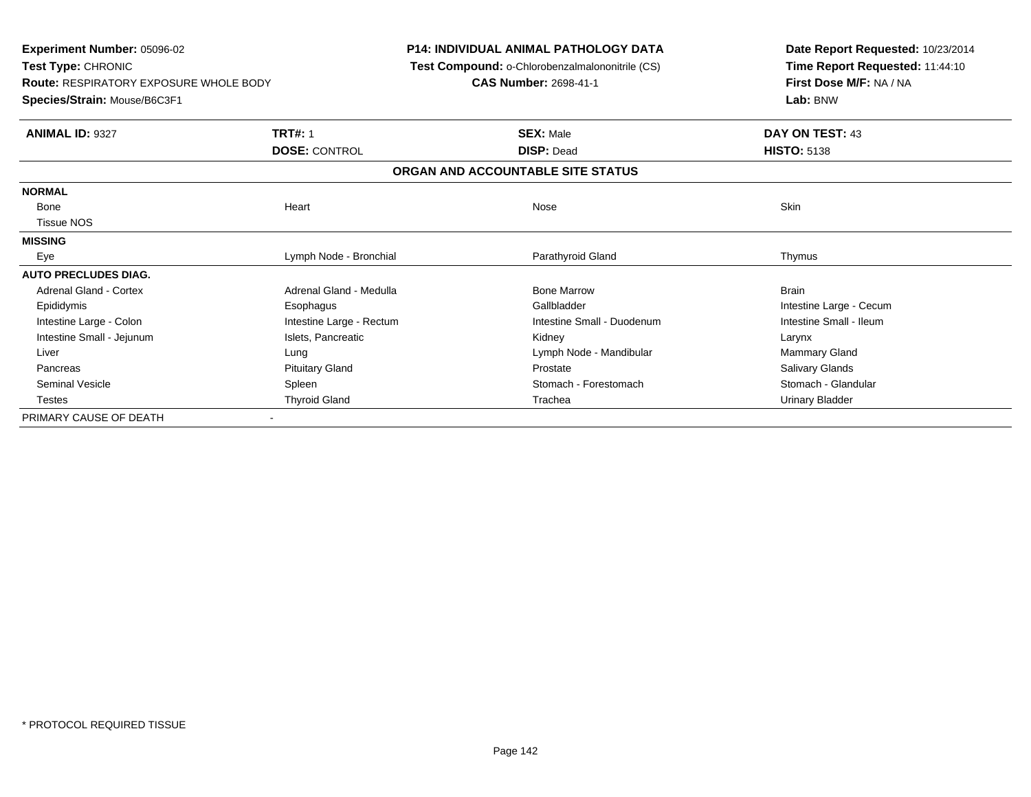**Experiment Number:** 05096-02
**Test Type:** CHRONIC
**Route:** RESPIRATORY EXPOSURE WHOLE BODY
**Species/Strain:** Mouse/B6C3F1

**P14: INDIVIDUAL ANIMAL PATHOLOGY DATA**
**Test Compound:** o-Chlorobenzalmalononitrile (CS)
**CAS Number:** 2698-41-1

**Date Report Requested:** 10/23/2014
**Time Report Requested:** 11:44:10
**First Dose M/F:** NA / NA
**Lab:** BNW

| **ANIMAL ID:** 9327 | **TRT#:** 1 | **SEX:** Male | **DAY ON TEST:** 43 |
|---|---|---|---|
| | **DOSE:** CONTROL | **DISP:** Dead | **HISTO:** 5138 |

## ORGAN AND ACCOUNTABLE SITE STATUS

| | | | |
|---|---|---|---|
| **NORMAL** | | | |
| Bone | Heart | Nose | Skin |
| Tissue NOS | | | |
| **MISSING** | | | |
| Eye | Lymph Node - Bronchial | Parathyroid Gland | Thymus |
| **AUTO PRECLUDES DIAG.** | | | |
| Adrenal Gland - Cortex | Adrenal Gland - Medulla | Bone Marrow | Brain |
| Epididymis | Esophagus | Gallbladder | Intestine Large - Cecum |
| Intestine Large - Colon | Intestine Large - Rectum | Intestine Small - Duodenum | Intestine Small - Ileum |
| Intestine Small - Jejunum | Islets, Pancreatic | Kidney | Larynx |
| Liver | Lung | Lymph Node - Mandibular | Mammary Gland |
| Pancreas | Pituitary Gland | Prostate | Salivary Glands |
| Seminal Vesicle | Spleen | Stomach - Forestomach | Stomach - Glandular |
| Testes | Thyroid Gland | Trachea | Urinary Bladder |
| PRIMARY CAUSE OF DEATH | - | | |

\* PROTOCOL REQUIRED TISSUE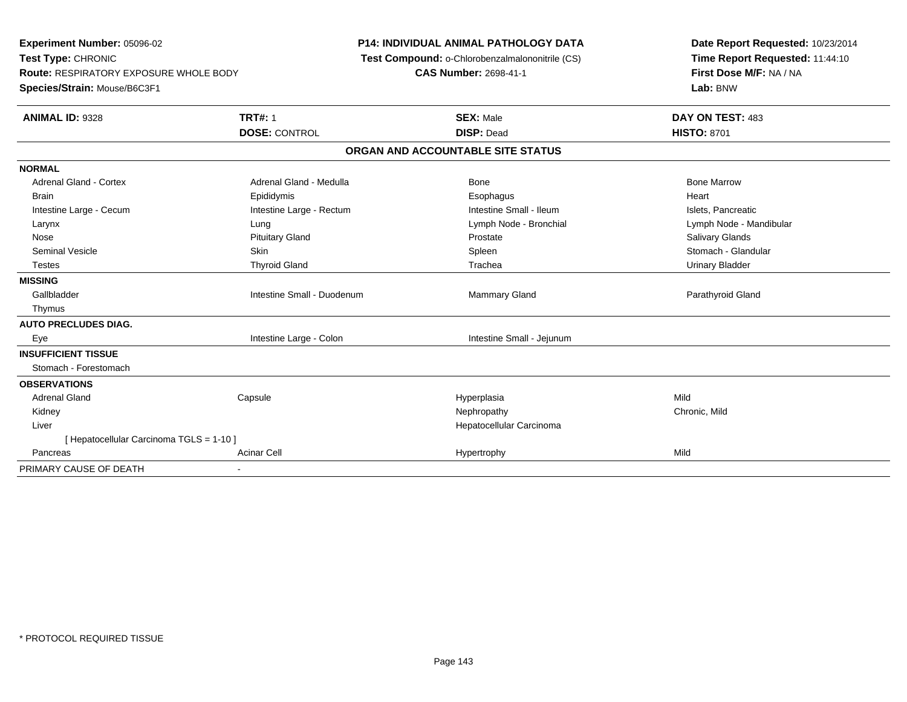**Experiment Number:** 05096-02
**Test Type:** CHRONIC
**Route:** RESPIRATORY EXPOSURE WHOLE BODY
**Species/Strain:** Mouse/B6C3F1

**P14: INDIVIDUAL ANIMAL PATHOLOGY DATA**
**Test Compound:** o-Chlorobenzalmalononitrile (CS)
**CAS Number:** 2698-41-1

**Date Report Requested:** 10/23/2014
**Time Report Requested:** 11:44:10
**First Dose M/F:** NA / NA
**Lab:** BNW

| **ANIMAL ID:** 9328 | **TRT#:** 1 | **SEX:** Male | **DAY ON TEST:** 483 |
|---|---|---|---|
| | **DOSE:** CONTROL | **DISP:** Dead | **HISTO:** 8701 |

## ORGAN AND ACCOUNTABLE SITE STATUS

| | | | |
|---|---|---|---|
| **NORMAL** | | | |
| Adrenal Gland - Cortex | Adrenal Gland - Medulla | Bone | Bone Marrow |
| Brain | Epididymis | Esophagus | Heart |
| Intestine Large - Cecum | Intestine Large - Rectum | Intestine Small - Ileum | Islets, Pancreatic |
| Larynx | Lung | Lymph Node - Bronchial | Lymph Node - Mandibular |
| Nose | Pituitary Gland | Prostate | Salivary Glands |
| Seminal Vesicle | Skin | Spleen | Stomach - Glandular |
| Testes | Thyroid Gland | Trachea | Urinary Bladder |
| **MISSING** | | | |
| Gallbladder | Intestine Small - Duodenum | Mammary Gland | Parathyroid Gland |
| Thymus | | | |
| **AUTO PRECLUDES DIAG.** | | | |
| Eye | Intestine Large - Colon | Intestine Small - Jejunum | |
| **INSUFFICIENT TISSUE** | | | |
| Stomach - Forestomach | | | |
| **OBSERVATIONS** | | | |
| Adrenal Gland | Capsule | Hyperplasia | Mild |
| Kidney | | Nephropathy | Chronic, Mild |
| Liver | | Hepatocellular Carcinoma | |
| [ Hepatocellular Carcinoma TGLS = 1-10 ] | | | |
| Pancreas | Acinar Cell | Hypertrophy | Mild |
| PRIMARY CAUSE OF DEATH | - | | |

* PROTOCOL REQUIRED TISSUE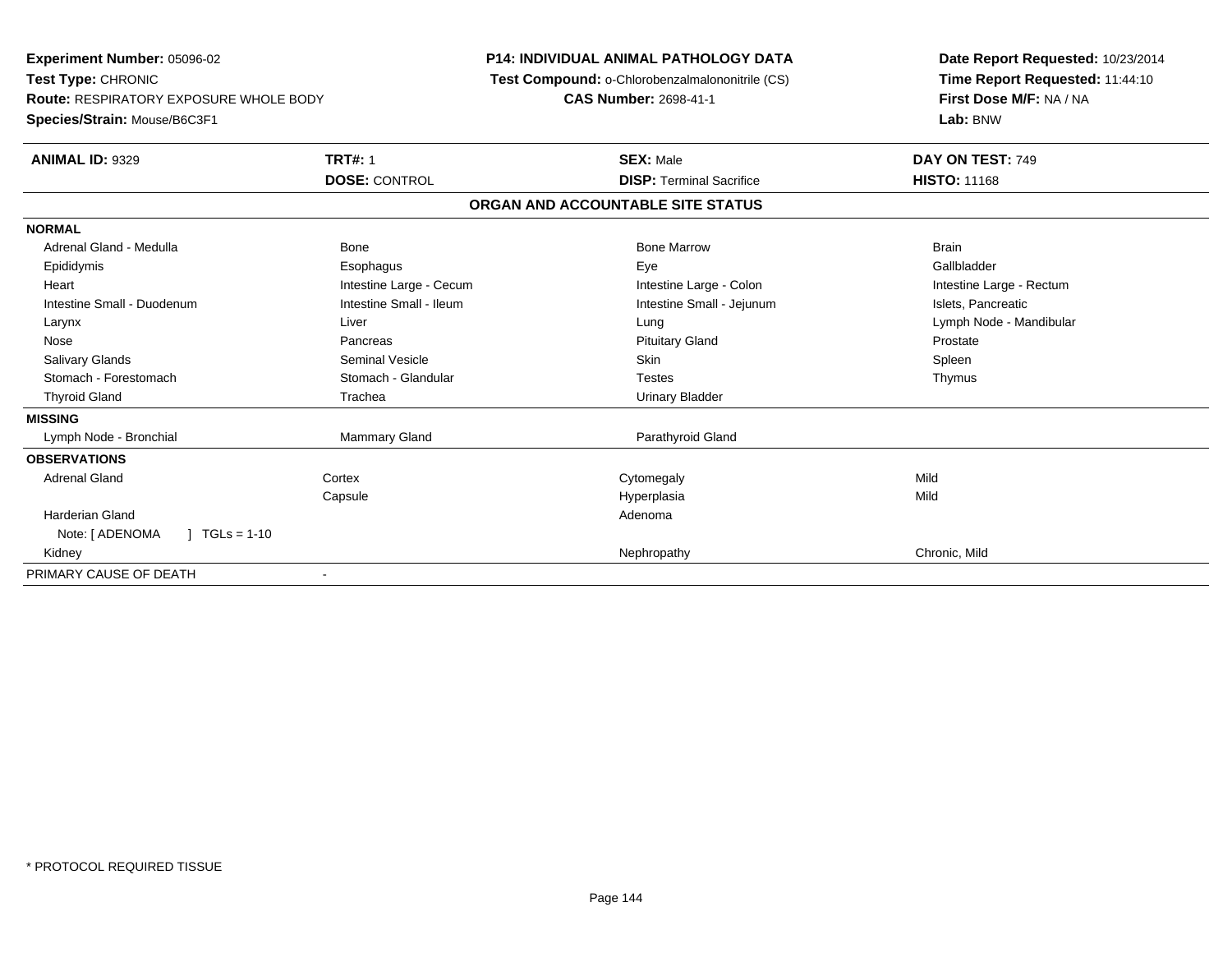**Experiment Number:** 05096-02
**Test Type:** CHRONIC
**Route:** RESPIRATORY EXPOSURE WHOLE BODY
**Species/Strain:** Mouse/B6C3F1

**P14: INDIVIDUAL ANIMAL PATHOLOGY DATA**
**Test Compound:** o-Chlorobenzalmalononitrile (CS)
**CAS Number:** 2698-41-1

**Date Report Requested:** 10/23/2014
**Time Report Requested:** 11:44:10
**First Dose M/F:** NA / NA
**Lab:** BNW

| **ANIMAL ID:** 9329 | **TRT#:** 1 | **SEX:** Male | **DAY ON TEST:** 749 |
|---|---|---|---|
| | **DOSE:** CONTROL | **DISP:** Terminal Sacrifice | **HISTO:** 11168 |

## ORGAN AND ACCOUNTABLE SITE STATUS

| | | | |
|---|---|---|---|
| **NORMAL** | | | |
| Adrenal Gland - Medulla | Bone | Bone Marrow | Brain |
| Epididymis | Esophagus | Eye | Gallbladder |
| Heart | Intestine Large - Cecum | Intestine Large - Colon | Intestine Large - Rectum |
| Intestine Small - Duodenum | Intestine Small - Ileum | Intestine Small - Jejunum | Islets, Pancreatic |
| Larynx | Liver | Lung | Lymph Node - Mandibular |
| Nose | Pancreas | Pituitary Gland | Prostate |
| Salivary Glands | Seminal Vesicle | Skin | Spleen |
| Stomach - Forestomach | Stomach - Glandular | Testes | Thymus |
| Thyroid Gland | Trachea | Urinary Bladder | |
| **MISSING** | | | |
| Lymph Node - Bronchial | Mammary Gland | Parathyroid Gland | |
| **OBSERVATIONS** | | | |
| Adrenal Gland | Cortex | Cytomegaly | Mild |
| | Capsule | Hyperplasia | Mild |
| Harderian Gland | | Adenoma | |
| Note: [ ADENOMA ] TGLs = 1-10 | | | |
| Kidney | | Nephropathy | Chronic, Mild |
| PRIMARY CAUSE OF DEATH | - | | |

\* PROTOCOL REQUIRED TISSUE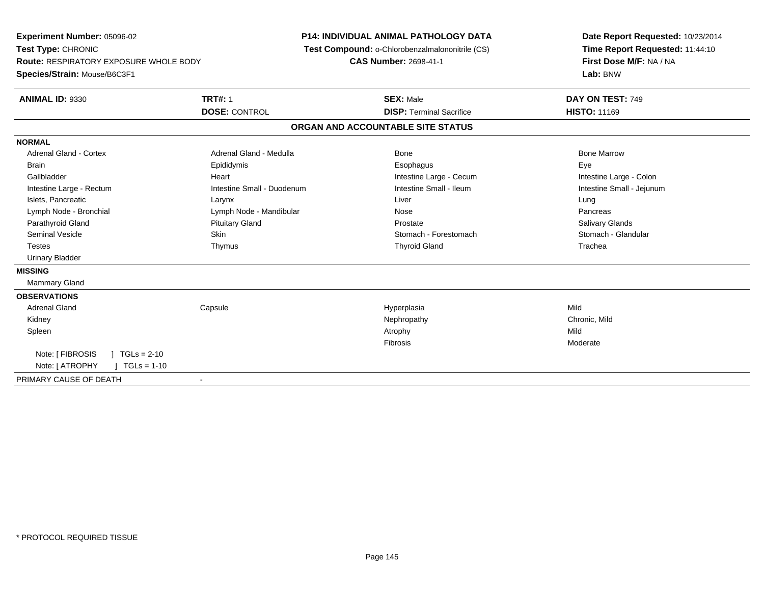**Experiment Number:** 05096-02
**Test Type:** CHRONIC
**Route:** RESPIRATORY EXPOSURE WHOLE BODY
**Species/Strain:** Mouse/B6C3F1

**P14: INDIVIDUAL ANIMAL PATHOLOGY DATA**
**Test Compound:** o-Chlorobenzalmalononitrile (CS)
**CAS Number:** 2698-41-1

**Date Report Requested:** 10/23/2014
**Time Report Requested:** 11:44:10
**First Dose M/F:** NA / NA
**Lab:** BNW

| **ANIMAL ID:** 9330 | **TRT#:** 1 | **SEX:** Male | **DAY ON TEST:** 749 |
|---|---|---|---|
| | **DOSE:** CONTROL | **DISP:** Terminal Sacrifice | **HISTO:** 11169 |

**ORGAN AND ACCOUNTABLE SITE STATUS**

| | | | |
|---|---|---|---|
| **NORMAL** | | | |
| Adrenal Gland - Cortex | Adrenal Gland - Medulla | Bone | Bone Marrow |
| Brain | Epididymis | Esophagus | Eye |
| Gallbladder | Heart | Intestine Large - Cecum | Intestine Large - Colon |
| Intestine Large - Rectum | Intestine Small - Duodenum | Intestine Small - Ileum | Intestine Small - Jejunum |
| Islets, Pancreatic | Larynx | Liver | Lung |
| Lymph Node - Bronchial | Lymph Node - Mandibular | Nose | Pancreas |
| Parathyroid Gland | Pituitary Gland | Prostate | Salivary Glands |
| Seminal Vesicle | Skin | Stomach - Forestomach | Stomach - Glandular |
| Testes | Thymus | Thyroid Gland | Trachea |
| Urinary Bladder | | | |
| **MISSING** | | | |
| Mammary Gland | | | |
| **OBSERVATIONS** | | | |
| Adrenal Gland | Capsule | Hyperplasia | Mild |
| Kidney | | Nephropathy | Chronic, Mild |
| Spleen | | Atrophy | Mild |
| | | Fibrosis | Moderate |
| Note: [ FIBROSIS ] TGLs = 2-10 | | | |
| Note: [ ATROPHY ] TGLs = 1-10 | | | |
| PRIMARY CAUSE OF DEATH | - | | |

* PROTOCOL REQUIRED TISSUE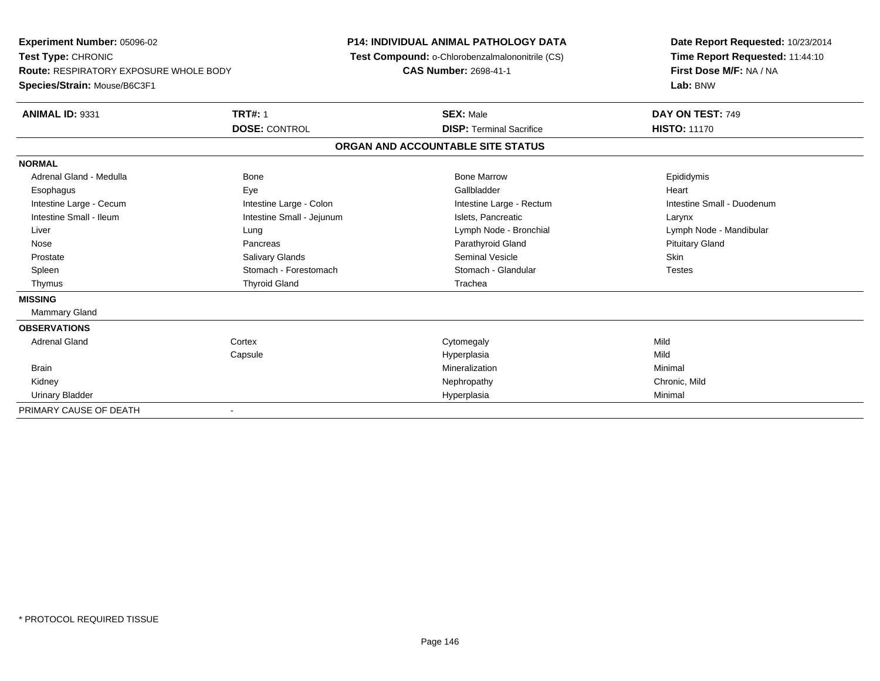**Experiment Number:** 05096-02
**Test Type:** CHRONIC
**Route:** RESPIRATORY EXPOSURE WHOLE BODY
**Species/Strain:** Mouse/B6C3F1

**P14: INDIVIDUAL ANIMAL PATHOLOGY DATA**
**Test Compound:** o-Chlorobenzalmalononitrile (CS)
**CAS Number:** 2698-41-1

**Date Report Requested:** 10/23/2014
**Time Report Requested:** 11:44:10
**First Dose M/F:** NA / NA
**Lab:** BNW

| **ANIMAL ID:** 9331 | **TRT#:** 1 | **SEX:** Male | **DAY ON TEST:** 749 |
|---|---|---|---|
| | **DOSE:** CONTROL | **DISP:** Terminal Sacrifice | **HISTO:** 11170 |

**ORGAN AND ACCOUNTABLE SITE STATUS**

| | | | |
|---|---|---|---|
| **NORMAL** | | | |
| Adrenal Gland - Medulla | Bone | Bone Marrow | Epididymis |
| Esophagus | Eye | Gallbladder | Heart |
| Intestine Large - Cecum | Intestine Large - Colon | Intestine Large - Rectum | Intestine Small - Duodenum |
| Intestine Small - Ileum | Intestine Small - Jejunum | Islets, Pancreatic | Larynx |
| Liver | Lung | Lymph Node - Bronchial | Lymph Node - Mandibular |
| Nose | Pancreas | Parathyroid Gland | Pituitary Gland |
| Prostate | Salivary Glands | Seminal Vesicle | Skin |
| Spleen | Stomach - Forestomach | Stomach - Glandular | Testes |
| Thymus | Thyroid Gland | Trachea | |
| **MISSING** | | | |
| Mammary Gland | | | |
| **OBSERVATIONS** | | | |
| Adrenal Gland | Cortex | Cytomegaly | Mild |
| | Capsule | Hyperplasia | Mild |
| Brain | | Mineralization | Minimal |
| Kidney | | Nephropathy | Chronic, Mild |
| Urinary Bladder | | Hyperplasia | Minimal |
| PRIMARY CAUSE OF DEATH | - | | |

\* PROTOCOL REQUIRED TISSUE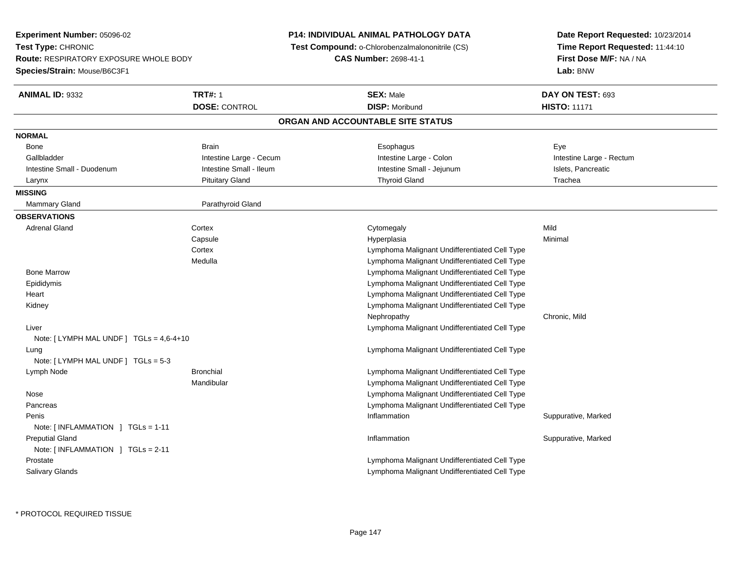**Experiment Number:** 05096-02
**Test Type:** CHRONIC
**Route:** RESPIRATORY EXPOSURE WHOLE BODY
**Species/Strain:** Mouse/B6C3F1

**P14: INDIVIDUAL ANIMAL PATHOLOGY DATA**
**Test Compound:** o-Chlorobenzalmalononitrile (CS)
**CAS Number:** 2698-41-1

**Date Report Requested:** 10/23/2014
**Time Report Requested:** 11:44:10
**First Dose M/F:** NA / NA
**Lab:** BNW

| **ANIMAL ID:** 9332 | **TRT#:** 1 | **SEX:** Male | **DAY ON TEST:** 693 |
|---|---|---|---|
| | **DOSE:** CONTROL | **DISP:** Moribund | **HISTO:** 11171 |

## ORGAN AND ACCOUNTABLE SITE STATUS

**NORMAL**

| | | | |
|---|---|---|---|
| Bone | Brain | Esophagus | Eye |
| Gallbladder | Intestine Large - Cecum | Intestine Large - Colon | Intestine Large - Rectum |
| Intestine Small - Duodenum | Intestine Small - Ileum | Intestine Small - Jejunum | Islets, Pancreatic |
| Larynx | Pituitary Gland | Thyroid Gland | Trachea |

**MISSING**

| | |
|---|---|
| Mammary Gland | Parathyroid Gland |

**OBSERVATIONS**

| Organ | Site | Observation | Severity |
|---|---|---|---|
| Adrenal Gland | Cortex | Cytomegaly | Mild |
| | Capsule | Hyperplasia | Minimal |
| | Cortex | Lymphoma Malignant Undifferentiated Cell Type | |
| | Medulla | Lymphoma Malignant Undifferentiated Cell Type | |
| Bone Marrow | | Lymphoma Malignant Undifferentiated Cell Type | |
| Epididymis | | Lymphoma Malignant Undifferentiated Cell Type | |
| Heart | | Lymphoma Malignant Undifferentiated Cell Type | |
| Kidney | | Lymphoma Malignant Undifferentiated Cell Type | |
| | | Nephropathy | Chronic, Mild |
| Liver | | Lymphoma Malignant Undifferentiated Cell Type | |
| Note: [ LYMPH MAL UNDF ] TGLs = 4,6-4+10 | | | |
| Lung | | Lymphoma Malignant Undifferentiated Cell Type | |
| Note: [ LYMPH MAL UNDF ] TGLs = 5-3 | | | |
| Lymph Node | Bronchial | Lymphoma Malignant Undifferentiated Cell Type | |
| | Mandibular | Lymphoma Malignant Undifferentiated Cell Type | |
| Nose | | Lymphoma Malignant Undifferentiated Cell Type | |
| Pancreas | | Lymphoma Malignant Undifferentiated Cell Type | |
| Penis | | Inflammation | Suppurative, Marked |
| Note: [ INFLAMMATION ] TGLs = 1-11 | | | |
| Preputial Gland | | Inflammation | Suppurative, Marked |
| Note: [ INFLAMMATION ] TGLs = 2-11 | | | |
| Prostate | | Lymphoma Malignant Undifferentiated Cell Type | |
| Salivary Glands | | Lymphoma Malignant Undifferentiated Cell Type | |

* PROTOCOL REQUIRED TISSUE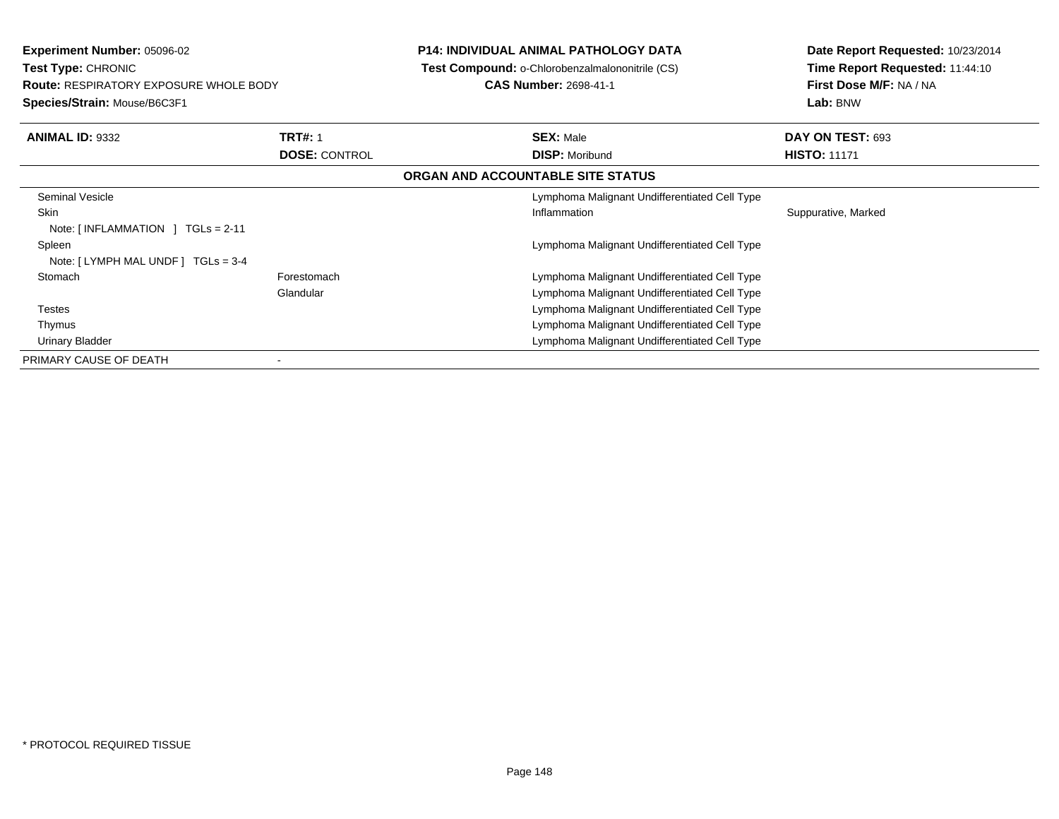**Experiment Number:** 05096-02
**Test Type:** CHRONIC
**Route:** RESPIRATORY EXPOSURE WHOLE BODY
**Species/Strain:** Mouse/B6C3F1

**P14: INDIVIDUAL ANIMAL PATHOLOGY DATA**
**Test Compound:** o-Chlorobenzalmalononitrile (CS)
**CAS Number:** 2698-41-1

**Date Report Requested:** 10/23/2014
**Time Report Requested:** 11:44:10
**First Dose M/F:** NA / NA
**Lab:** BNW

| **ANIMAL ID:** 9332 | **TRT#:** 1 | **SEX:** Male | **DAY ON TEST:** 693 |
|---|---|---|---|
| | **DOSE:** CONTROL | **DISP:** Moribund | **HISTO:** 11171 |

**ORGAN AND ACCOUNTABLE SITE STATUS**

| | | | |
|---|---|---|---|
| Seminal Vesicle | | Lymphoma Malignant Undifferentiated Cell Type | |
| Skin | | Inflammation | Suppurative, Marked |
| Note: [ INFLAMMATION ] TGLs = 2-11 | | | |
| Spleen | | Lymphoma Malignant Undifferentiated Cell Type | |
| Note: [ LYMPH MAL UNDF ] TGLs = 3-4 | | | |
| Stomach | Forestomach | Lymphoma Malignant Undifferentiated Cell Type | |
| | Glandular | Lymphoma Malignant Undifferentiated Cell Type | |
| Testes | | Lymphoma Malignant Undifferentiated Cell Type | |
| Thymus | | Lymphoma Malignant Undifferentiated Cell Type | |
| Urinary Bladder | | Lymphoma Malignant Undifferentiated Cell Type | |
| PRIMARY CAUSE OF DEATH | - | | |

* PROTOCOL REQUIRED TISSUE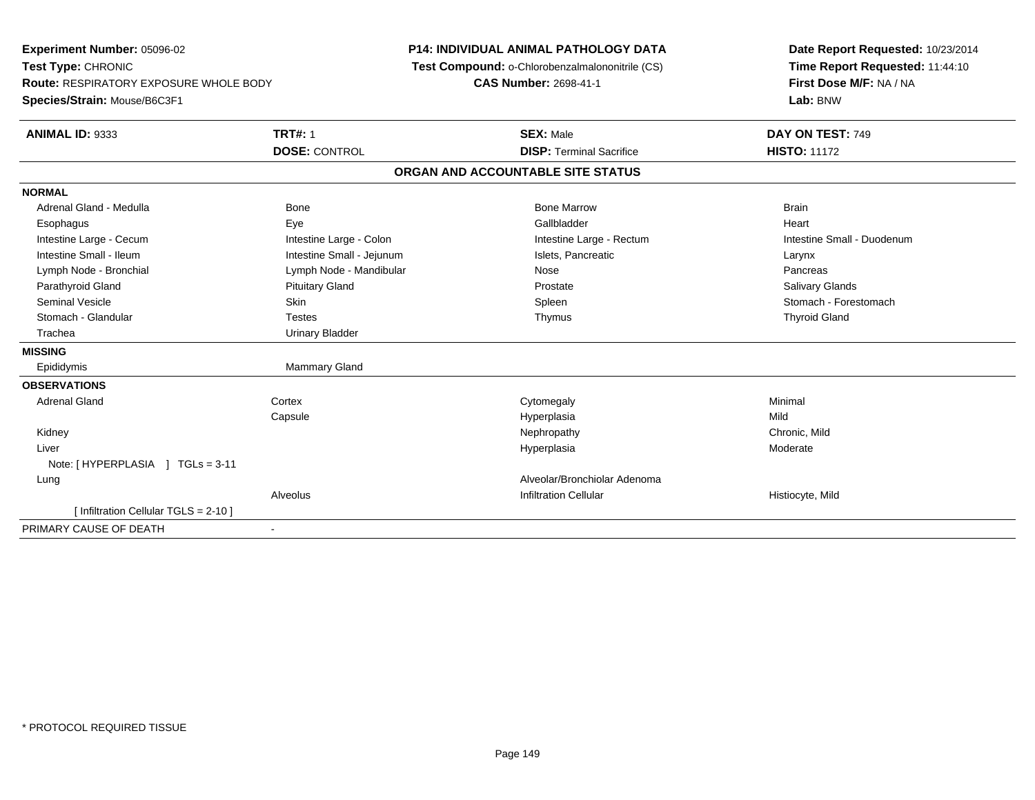**Experiment Number:** 05096-02
**Test Type:** CHRONIC
**Route:** RESPIRATORY EXPOSURE WHOLE BODY
**Species/Strain:** Mouse/B6C3F1

**P14: INDIVIDUAL ANIMAL PATHOLOGY DATA**
**Test Compound:** o-Chlorobenzalmalononitrile (CS)
**CAS Number:** 2698-41-1

**Date Report Requested:** 10/23/2014
**Time Report Requested:** 11:44:10
**First Dose M/F:** NA / NA
**Lab:** BNW

| **ANIMAL ID:** 9333 | **TRT#:** 1 | **SEX:** Male | **DAY ON TEST:** 749 |
|---|---|---|---|
| | **DOSE:** CONTROL | **DISP:** Terminal Sacrifice | **HISTO:** 11172 |

**ORGAN AND ACCOUNTABLE SITE STATUS**

| | | | |
|---|---|---|---|
| **NORMAL** | | | |
| Adrenal Gland - Medulla | Bone | Bone Marrow | Brain |
| Esophagus | Eye | Gallbladder | Heart |
| Intestine Large - Cecum | Intestine Large - Colon | Intestine Large - Rectum | Intestine Small - Duodenum |
| Intestine Small - Ileum | Intestine Small - Jejunum | Islets, Pancreatic | Larynx |
| Lymph Node - Bronchial | Lymph Node - Mandibular | Nose | Pancreas |
| Parathyroid Gland | Pituitary Gland | Prostate | Salivary Glands |
| Seminal Vesicle | Skin | Spleen | Stomach - Forestomach |
| Stomach - Glandular | Testes | Thymus | Thyroid Gland |
| Trachea | Urinary Bladder | | |
| **MISSING** | | | |
| Epididymis | Mammary Gland | | |
| **OBSERVATIONS** | | | |
| Adrenal Gland | Cortex | Cytomegaly | Minimal |
| | Capsule | Hyperplasia | Mild |
| Kidney | | Nephropathy | Chronic, Mild |
| Liver | | Hyperplasia | Moderate |
| Note: [ HYPERPLASIA ] TGLs = 3-11 | | | |
| Lung | | Alveolar/Bronchiolar Adenoma | |
| | Alveolus | Infiltration Cellular | Histiocyte, Mild |
| [ Infiltration Cellular TGLS = 2-10 ] | | | |
| PRIMARY CAUSE OF DEATH | - | | |

* PROTOCOL REQUIRED TISSUE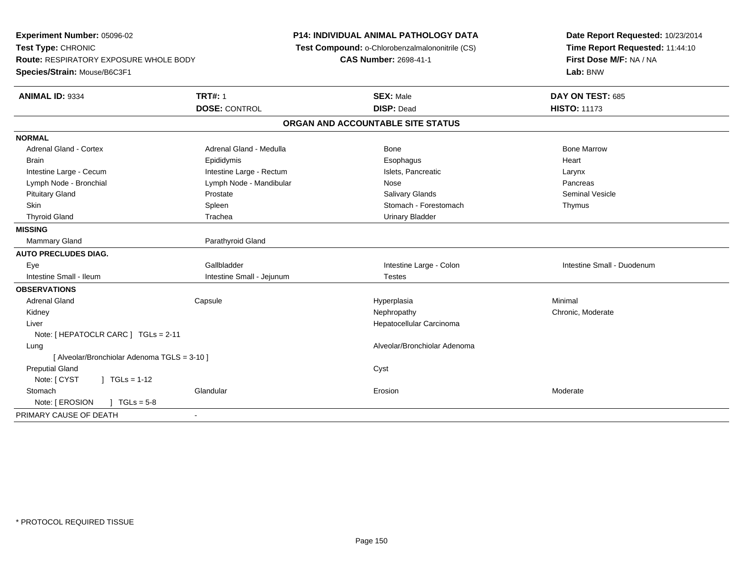**Experiment Number:** 05096-02
**Test Type:** CHRONIC
**Route:** RESPIRATORY EXPOSURE WHOLE BODY
**Species/Strain:** Mouse/B6C3F1

**P14: INDIVIDUAL ANIMAL PATHOLOGY DATA**
**Test Compound:** o-Chlorobenzalmalononitrile (CS)
**CAS Number:** 2698-41-1

**Date Report Requested:** 10/23/2014
**Time Report Requested:** 11:44:10
**First Dose M/F:** NA / NA
**Lab:** BNW

| **ANIMAL ID:** 9334 | **TRT#:** 1 | **SEX:** Male | **DAY ON TEST:** 685 |
|---|---|---|---|
| | **DOSE:** CONTROL | **DISP:** Dead | **HISTO:** 11173 |

## ORGAN AND ACCOUNTABLE SITE STATUS

| | | | |
|---|---|---|---|
| **NORMAL** | | | |
| Adrenal Gland - Cortex | Adrenal Gland - Medulla | Bone | Bone Marrow |
| Brain | Epididymis | Esophagus | Heart |
| Intestine Large - Cecum | Intestine Large - Rectum | Islets, Pancreatic | Larynx |
| Lymph Node - Bronchial | Lymph Node - Mandibular | Nose | Pancreas |
| Pituitary Gland | Prostate | Salivary Glands | Seminal Vesicle |
| Skin | Spleen | Stomach - Forestomach | Thymus |
| Thyroid Gland | Trachea | Urinary Bladder | |
| **MISSING** | | | |
| Mammary Gland | Parathyroid Gland | | |
| **AUTO PRECLUDES DIAG.** | | | |
| Eye | Gallbladder | Intestine Large - Colon | Intestine Small - Duodenum |
| Intestine Small - Ileum | Intestine Small - Jejunum | Testes | |
| **OBSERVATIONS** | | | |
| Adrenal Gland | Capsule | Hyperplasia | Minimal |
| Kidney | | Nephropathy | Chronic, Moderate |
| Liver | | Hepatocellular Carcinoma | |
| Note: [ HEPATOCLR CARC ] TGLs = 2-11 | | | |
| Lung | | Alveolar/Bronchiolar Adenoma | |
| [ Alveolar/Bronchiolar Adenoma TGLS = 3-10 ] | | | |
| Preputial Gland | | Cyst | |
| Note: [ CYST ] TGLs = 1-12 | | | |
| Stomach | Glandular | Erosion | Moderate |
| Note: [ EROSION ] TGLs = 5-8 | | | |
| PRIMARY CAUSE OF DEATH | - | | |

* PROTOCOL REQUIRED TISSUE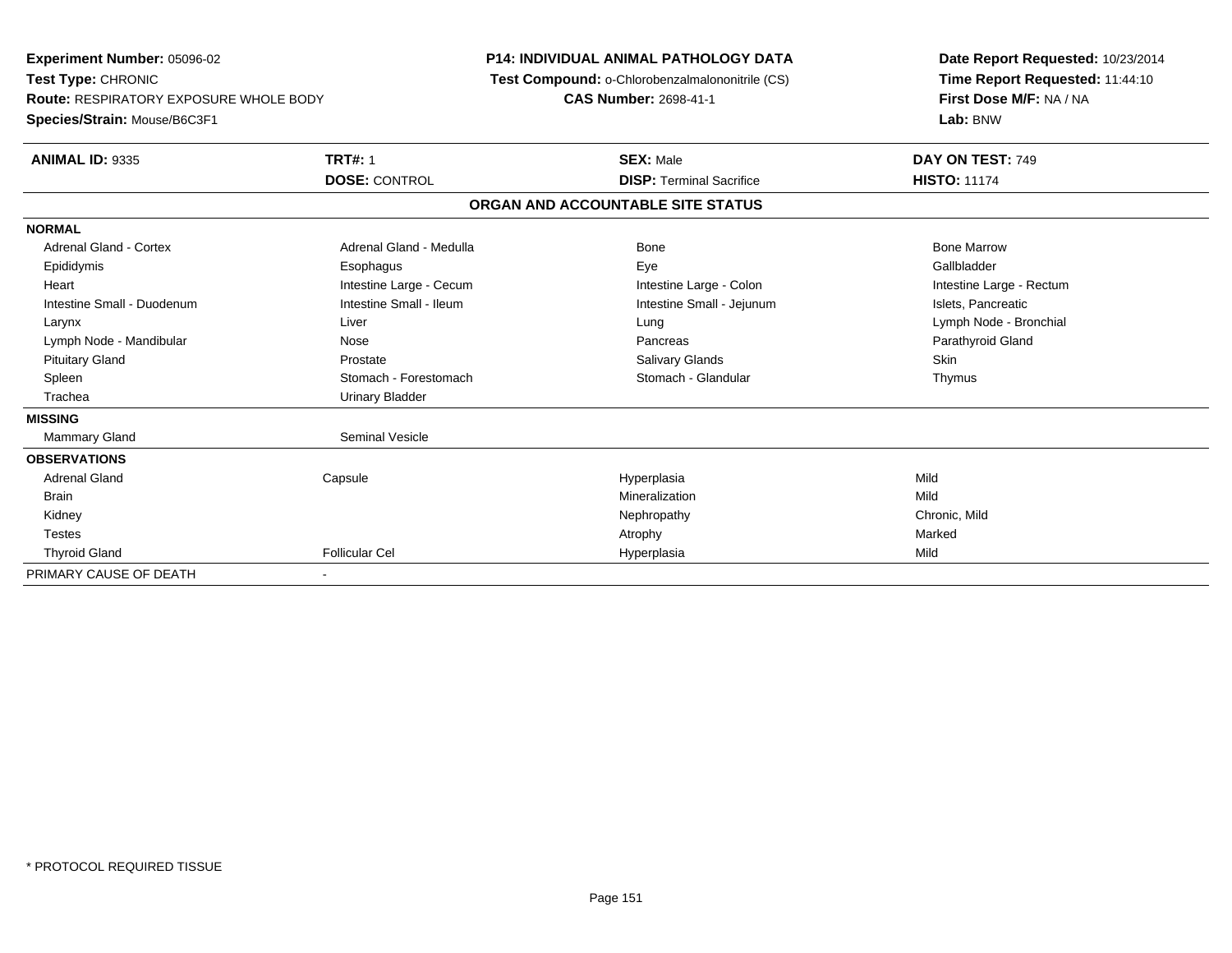**Experiment Number:** 05096-02
**Test Type:** CHRONIC
**Route:** RESPIRATORY EXPOSURE WHOLE BODY
**Species/Strain:** Mouse/B6C3F1

**P14: INDIVIDUAL ANIMAL PATHOLOGY DATA**
**Test Compound:** o-Chlorobenzalmalononitrile (CS)
**CAS Number:** 2698-41-1

**Date Report Requested:** 10/23/2014
**Time Report Requested:** 11:44:10
**First Dose M/F:** NA / NA
**Lab:** BNW

| **ANIMAL ID:** 9335 | **TRT#:** 1 | **SEX:** Male | **DAY ON TEST:** 749 |
|---|---|---|---|
| | **DOSE:** CONTROL | **DISP:** Terminal Sacrifice | **HISTO:** 11174 |

**ORGAN AND ACCOUNTABLE SITE STATUS**

| | | | |
|---|---|---|---|
| **NORMAL** | | | |
| Adrenal Gland - Cortex | Adrenal Gland - Medulla | Bone | Bone Marrow |
| Epididymis | Esophagus | Eye | Gallbladder |
| Heart | Intestine Large - Cecum | Intestine Large - Colon | Intestine Large - Rectum |
| Intestine Small - Duodenum | Intestine Small - Ileum | Intestine Small - Jejunum | Islets, Pancreatic |
| Larynx | Liver | Lung | Lymph Node - Bronchial |
| Lymph Node - Mandibular | Nose | Pancreas | Parathyroid Gland |
| Pituitary Gland | Prostate | Salivary Glands | Skin |
| Spleen | Stomach - Forestomach | Stomach - Glandular | Thymus |
| Trachea | Urinary Bladder | | |
| **MISSING** | | | |
| Mammary Gland | Seminal Vesicle | | |
| **OBSERVATIONS** | | | |
| Adrenal Gland | Capsule | Hyperplasia | Mild |
| Brain | | Mineralization | Mild |
| Kidney | | Nephropathy | Chronic, Mild |
| Testes | | Atrophy | Marked |
| Thyroid Gland | Follicular Cel | Hyperplasia | Mild |
| PRIMARY CAUSE OF DEATH | - | | |

* PROTOCOL REQUIRED TISSUE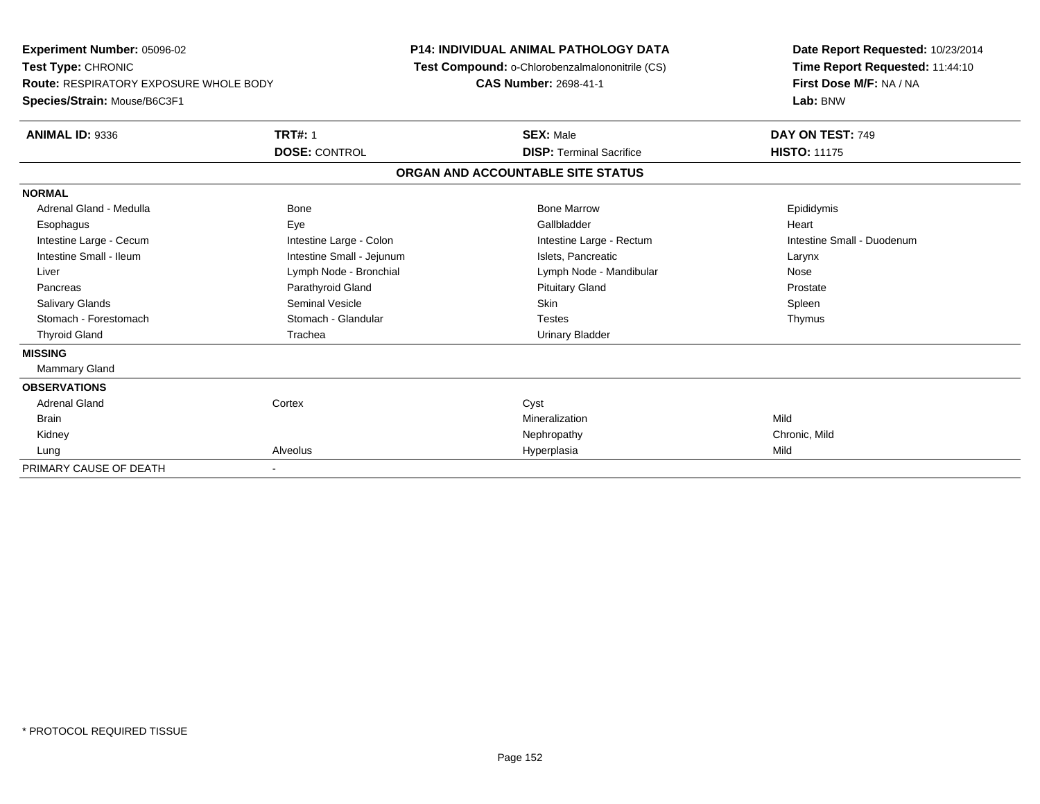**Experiment Number:** 05096-02
**Test Type:** CHRONIC
**Route:** RESPIRATORY EXPOSURE WHOLE BODY
**Species/Strain:** Mouse/B6C3F1

**P14: INDIVIDUAL ANIMAL PATHOLOGY DATA**
**Test Compound:** o-Chlorobenzalmalononitrile (CS)
**CAS Number:** 2698-41-1

**Date Report Requested:** 10/23/2014
**Time Report Requested:** 11:44:10
**First Dose M/F:** NA / NA
**Lab:** BNW

| **ANIMAL ID:** 9336 | **TRT#:** 1 | **SEX:** Male | **DAY ON TEST:** 749 |
|---|---|---|---|
| | **DOSE:** CONTROL | **DISP:** Terminal Sacrifice | **HISTO:** 11175 |

**ORGAN AND ACCOUNTABLE SITE STATUS**

| | | | |
|---|---|---|---|
| **NORMAL** | | | |
| Adrenal Gland - Medulla | Bone | Bone Marrow | Epididymis |
| Esophagus | Eye | Gallbladder | Heart |
| Intestine Large - Cecum | Intestine Large - Colon | Intestine Large - Rectum | Intestine Small - Duodenum |
| Intestine Small - Ileum | Intestine Small - Jejunum | Islets, Pancreatic | Larynx |
| Liver | Lymph Node - Bronchial | Lymph Node - Mandibular | Nose |
| Pancreas | Parathyroid Gland | Pituitary Gland | Prostate |
| Salivary Glands | Seminal Vesicle | Skin | Spleen |
| Stomach - Forestomach | Stomach - Glandular | Testes | Thymus |
| Thyroid Gland | Trachea | Urinary Bladder | |
| **MISSING** | | | |
| Mammary Gland | | | |
| **OBSERVATIONS** | | | |
| Adrenal Gland | Cortex | Cyst | |
| Brain | | Mineralization | Mild |
| Kidney | | Nephropathy | Chronic, Mild |
| Lung | Alveolus | Hyperplasia | Mild |
| PRIMARY CAUSE OF DEATH | - | | |

\* PROTOCOL REQUIRED TISSUE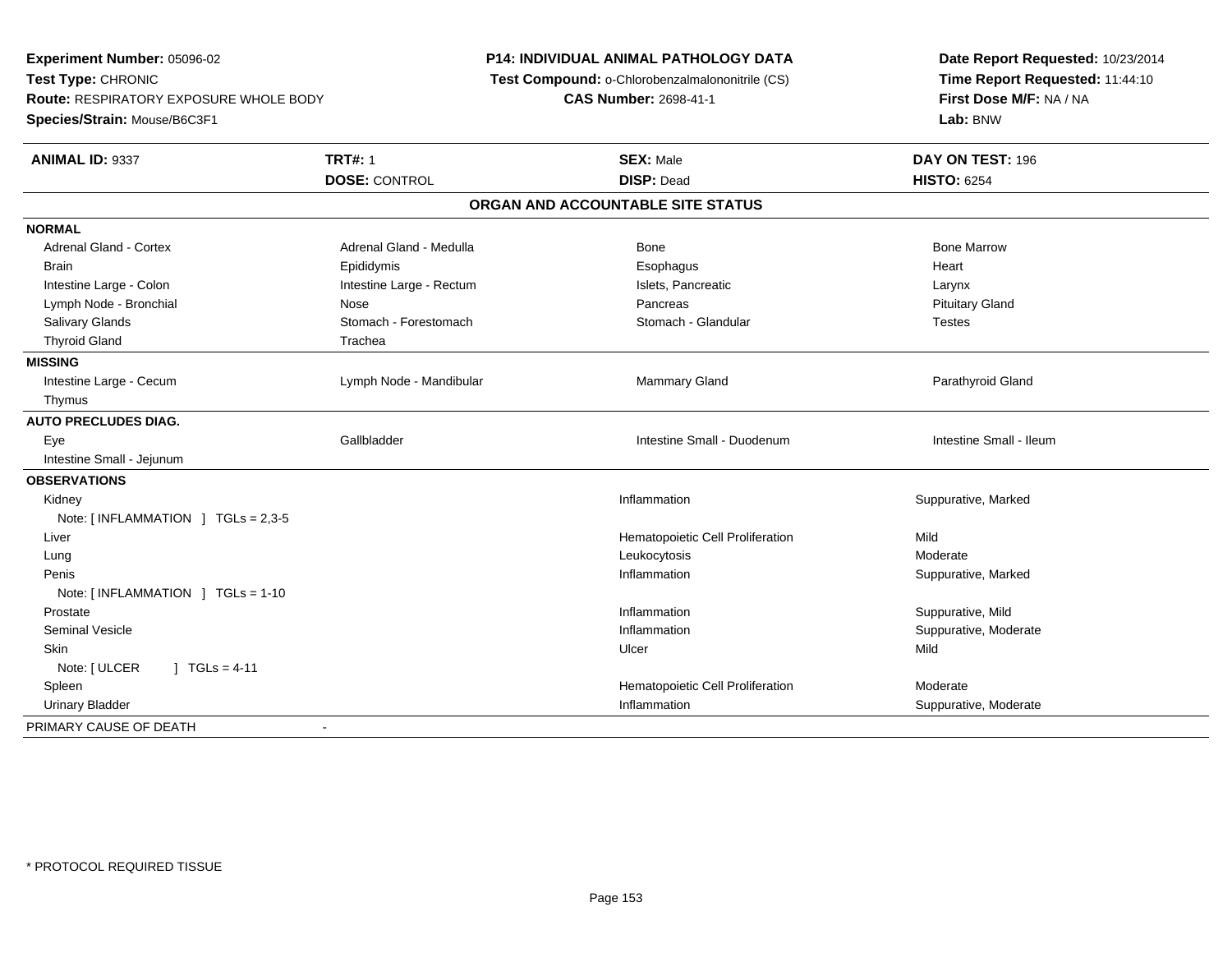**Experiment Number:** 05096-02
**Test Type:** CHRONIC
**Route:** RESPIRATORY EXPOSURE WHOLE BODY
**Species/Strain:** Mouse/B6C3F1

**P14: INDIVIDUAL ANIMAL PATHOLOGY DATA**
**Test Compound:** o-Chlorobenzalmalononitrile (CS)
**CAS Number:** 2698-41-1

**Date Report Requested:** 10/23/2014
**Time Report Requested:** 11:44:10
**First Dose M/F:** NA / NA
**Lab:** BNW

| **ANIMAL ID:** 9337 | **TRT#:** 1 | **SEX:** Male | **DAY ON TEST:** 196 |
|---|---|---|---|
| | **DOSE:** CONTROL | **DISP:** Dead | **HISTO:** 6254 |

## ORGAN AND ACCOUNTABLE SITE STATUS

| | | | |
|---|---|---|---|
| **NORMAL** | | | |
| Adrenal Gland - Cortex | Adrenal Gland - Medulla | Bone | Bone Marrow |
| Brain | Epididymis | Esophagus | Heart |
| Intestine Large - Colon | Intestine Large - Rectum | Islets, Pancreatic | Larynx |
| Lymph Node - Bronchial | Nose | Pancreas | Pituitary Gland |
| Salivary Glands | Stomach - Forestomach | Stomach - Glandular | Testes |
| Thyroid Gland | Trachea | | |
| **MISSING** | | | |
| Intestine Large - Cecum | Lymph Node - Mandibular | Mammary Gland | Parathyroid Gland |
| Thymus | | | |
| **AUTO PRECLUDES DIAG.** | | | |
| Eye | Gallbladder | Intestine Small - Duodenum | Intestine Small - Ileum |
| Intestine Small - Jejunum | | | |
| **OBSERVATIONS** | | | |
| Kidney | | Inflammation | Suppurative, Marked |
| Note: [ INFLAMMATION ] TGLs = 2,3-5 | | | |
| Liver | | Hematopoietic Cell Proliferation | Mild |
| Lung | | Leukocytosis | Moderate |
| Penis | | Inflammation | Suppurative, Marked |
| Note: [ INFLAMMATION ] TGLs = 1-10 | | | |
| Prostate | | Inflammation | Suppurative, Mild |
| Seminal Vesicle | | Inflammation | Suppurative, Moderate |
| Skin | | Ulcer | Mild |
| Note: [ ULCER ] TGLs = 4-11 | | | |
| Spleen | | Hematopoietic Cell Proliferation | Moderate |
| Urinary Bladder | | Inflammation | Suppurative, Moderate |
| PRIMARY CAUSE OF DEATH | - | | |

* PROTOCOL REQUIRED TISSUE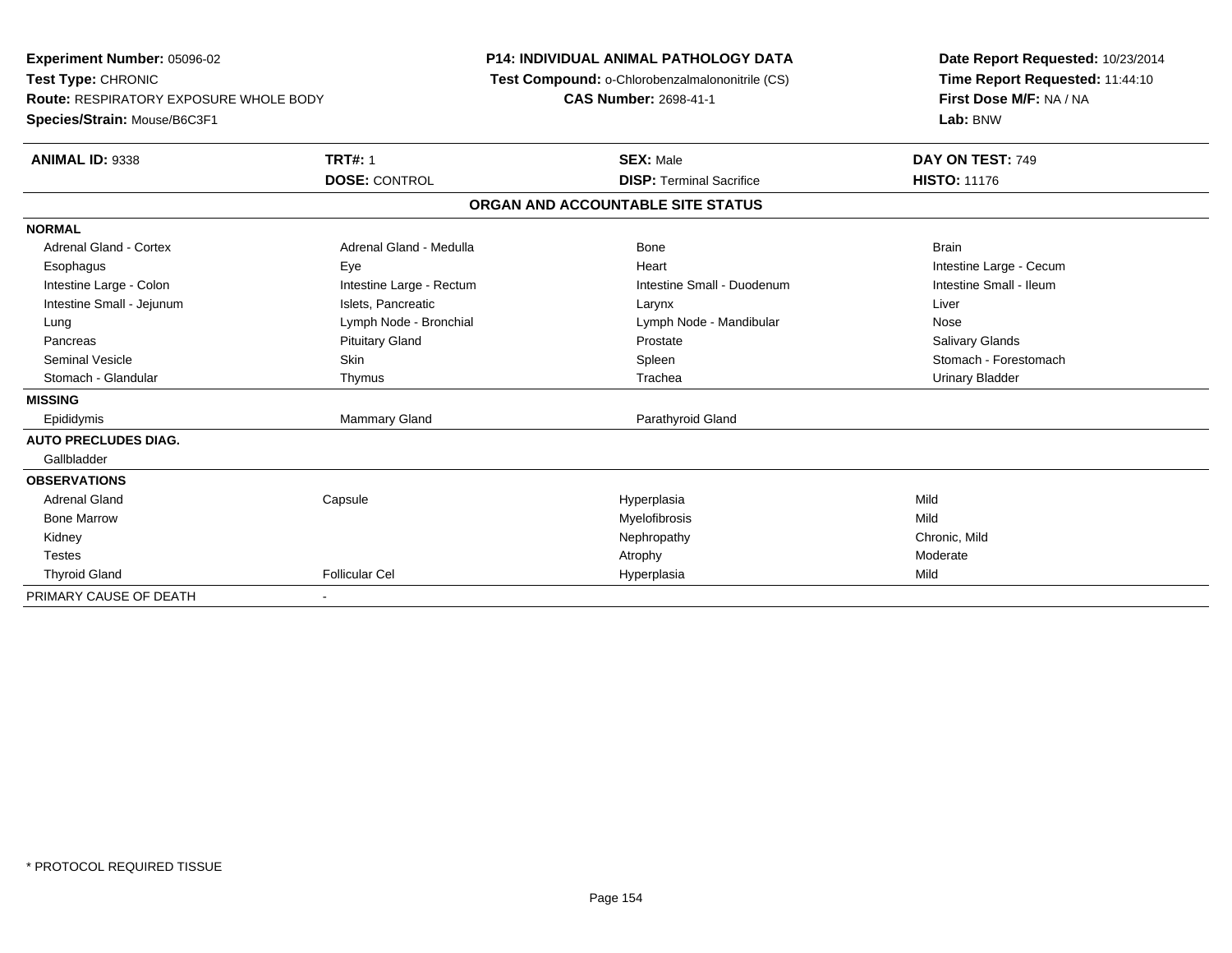**Experiment Number:** 05096-02
**Test Type:** CHRONIC
**Route:** RESPIRATORY EXPOSURE WHOLE BODY
**Species/Strain:** Mouse/B6C3F1

**P14: INDIVIDUAL ANIMAL PATHOLOGY DATA**
**Test Compound:** o-Chlorobenzalmalononitrile (CS)
**CAS Number:** 2698-41-1

**Date Report Requested:** 10/23/2014
**Time Report Requested:** 11:44:10
**First Dose M/F:** NA / NA
**Lab:** BNW

| **ANIMAL ID:** 9338 | **TRT#:** 1 | **SEX:** Male | **DAY ON TEST:** 749 |
|---|---|---|---|
| | **DOSE:** CONTROL | **DISP:** Terminal Sacrifice | **HISTO:** 11176 |

**ORGAN AND ACCOUNTABLE SITE STATUS**

| | | | |
|---|---|---|---|
| **NORMAL** | | | |
| Adrenal Gland - Cortex | Adrenal Gland - Medulla | Bone | Brain |
| Esophagus | Eye | Heart | Intestine Large - Cecum |
| Intestine Large - Colon | Intestine Large - Rectum | Intestine Small - Duodenum | Intestine Small - Ileum |
| Intestine Small - Jejunum | Islets, Pancreatic | Larynx | Liver |
| Lung | Lymph Node - Bronchial | Lymph Node - Mandibular | Nose |
| Pancreas | Pituitary Gland | Prostate | Salivary Glands |
| Seminal Vesicle | Skin | Spleen | Stomach - Forestomach |
| Stomach - Glandular | Thymus | Trachea | Urinary Bladder |
| **MISSING** | | | |
| Epididymis | Mammary Gland | Parathyroid Gland | |
| **AUTO PRECLUDES DIAG.** | | | |
| Gallbladder | | | |
| **OBSERVATIONS** | | | |
| Adrenal Gland | Capsule | Hyperplasia | Mild |
| Bone Marrow | | Myelofibrosis | Mild |
| Kidney | | Nephropathy | Chronic, Mild |
| Testes | | Atrophy | Moderate |
| Thyroid Gland | Follicular Cel | Hyperplasia | Mild |
| PRIMARY CAUSE OF DEATH | - | | |

* PROTOCOL REQUIRED TISSUE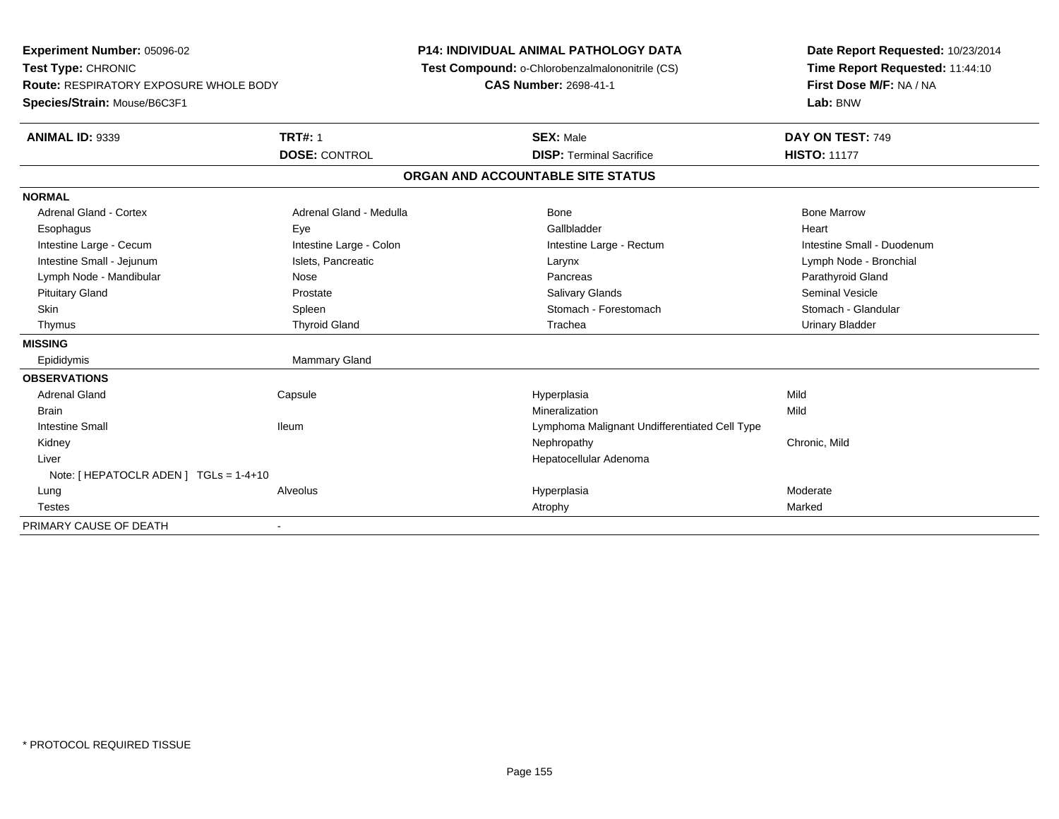**Experiment Number:** 05096-02
**Test Type:** CHRONIC
**Route:** RESPIRATORY EXPOSURE WHOLE BODY
**Species/Strain:** Mouse/B6C3F1

**P14: INDIVIDUAL ANIMAL PATHOLOGY DATA**
**Test Compound:** o-Chlorobenzalmalononitrile (CS)
**CAS Number:** 2698-41-1

**Date Report Requested:** 10/23/2014
**Time Report Requested:** 11:44:10
**First Dose M/F:** NA / NA
**Lab:** BNW

| **ANIMAL ID:** 9339 | **TRT#:** 1 | **SEX:** Male | **DAY ON TEST:** 749 |
|---|---|---|---|
| | **DOSE:** CONTROL | **DISP:** Terminal Sacrifice | **HISTO:** 11177 |

**ORGAN AND ACCOUNTABLE SITE STATUS**

| | | | |
|---|---|---|---|
| **NORMAL** | | | |
| Adrenal Gland - Cortex | Adrenal Gland - Medulla | Bone | Bone Marrow |
| Esophagus | Eye | Gallbladder | Heart |
| Intestine Large - Cecum | Intestine Large - Colon | Intestine Large - Rectum | Intestine Small - Duodenum |
| Intestine Small - Jejunum | Islets, Pancreatic | Larynx | Lymph Node - Bronchial |
| Lymph Node - Mandibular | Nose | Pancreas | Parathyroid Gland |
| Pituitary Gland | Prostate | Salivary Glands | Seminal Vesicle |
| Skin | Spleen | Stomach - Forestomach | Stomach - Glandular |
| Thymus | Thyroid Gland | Trachea | Urinary Bladder |
| **MISSING** | | | |
| Epididymis | Mammary Gland | | |
| **OBSERVATIONS** | | | |
| Adrenal Gland | Capsule | Hyperplasia | Mild |
| Brain | | Mineralization | Mild |
| Intestine Small | Ileum | Lymphoma Malignant Undifferentiated Cell Type | |
| Kidney | | Nephropathy | Chronic, Mild |
| Liver | | Hepatocellular Adenoma | |
| Note: [ HEPATOCLR ADEN ] TGLs = 1-4+10 | | | |
| Lung | Alveolus | Hyperplasia | Moderate |
| Testes | | Atrophy | Marked |
| PRIMARY CAUSE OF DEATH | - | | |

* PROTOCOL REQUIRED TISSUE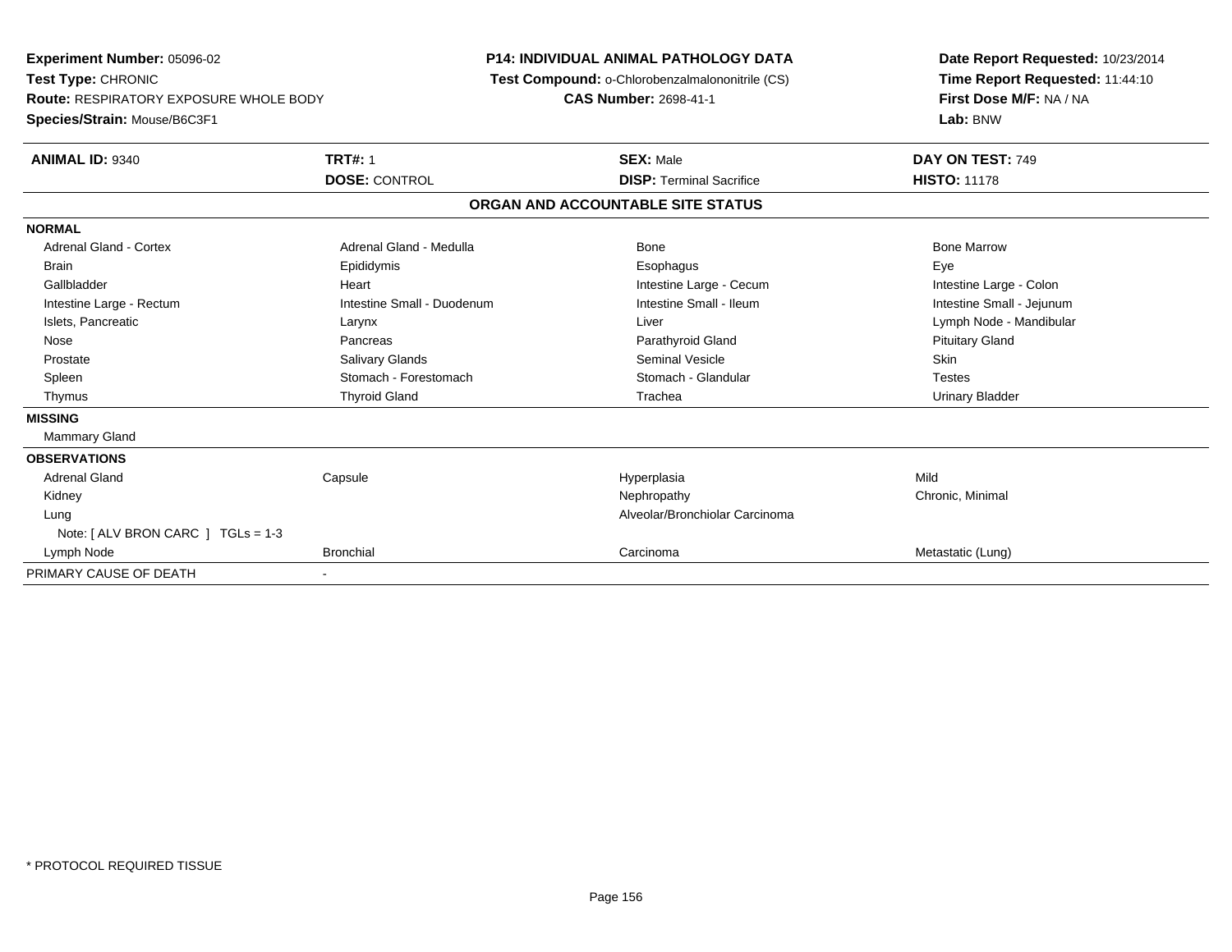**Experiment Number:** 05096-02
**Test Type:** CHRONIC
**Route:** RESPIRATORY EXPOSURE WHOLE BODY
**Species/Strain:** Mouse/B6C3F1

**P14: INDIVIDUAL ANIMAL PATHOLOGY DATA**
**Test Compound:** o-Chlorobenzalmalononitrile (CS)
**CAS Number:** 2698-41-1

**Date Report Requested:** 10/23/2014
**Time Report Requested:** 11:44:10
**First Dose M/F:** NA / NA
**Lab:** BNW

| **ANIMAL ID:** 9340 | **TRT#:** 1 | **SEX:** Male | **DAY ON TEST:** 749 |
|---|---|---|---|
| | **DOSE:** CONTROL | **DISP:** Terminal Sacrifice | **HISTO:** 11178 |

**ORGAN AND ACCOUNTABLE SITE STATUS**

| | | | |
|---|---|---|---|
| **NORMAL** | | | |
| Adrenal Gland - Cortex | Adrenal Gland - Medulla | Bone | Bone Marrow |
| Brain | Epididymis | Esophagus | Eye |
| Gallbladder | Heart | Intestine Large - Cecum | Intestine Large - Colon |
| Intestine Large - Rectum | Intestine Small - Duodenum | Intestine Small - Ileum | Intestine Small - Jejunum |
| Islets, Pancreatic | Larynx | Liver | Lymph Node - Mandibular |
| Nose | Pancreas | Parathyroid Gland | Pituitary Gland |
| Prostate | Salivary Glands | Seminal Vesicle | Skin |
| Spleen | Stomach - Forestomach | Stomach - Glandular | Testes |
| Thymus | Thyroid Gland | Trachea | Urinary Bladder |
| **MISSING** | | | |
| Mammary Gland | | | |
| **OBSERVATIONS** | | | |
| Adrenal Gland | Capsule | Hyperplasia | Mild |
| Kidney | | Nephropathy | Chronic, Minimal |
| Lung | | Alveolar/Bronchiolar Carcinoma | |
| Note: [ ALV BRON CARC ] TGLs = 1-3 | | | |
| Lymph Node | Bronchial | Carcinoma | Metastatic (Lung) |
| PRIMARY CAUSE OF DEATH | - | | |

\* PROTOCOL REQUIRED TISSUE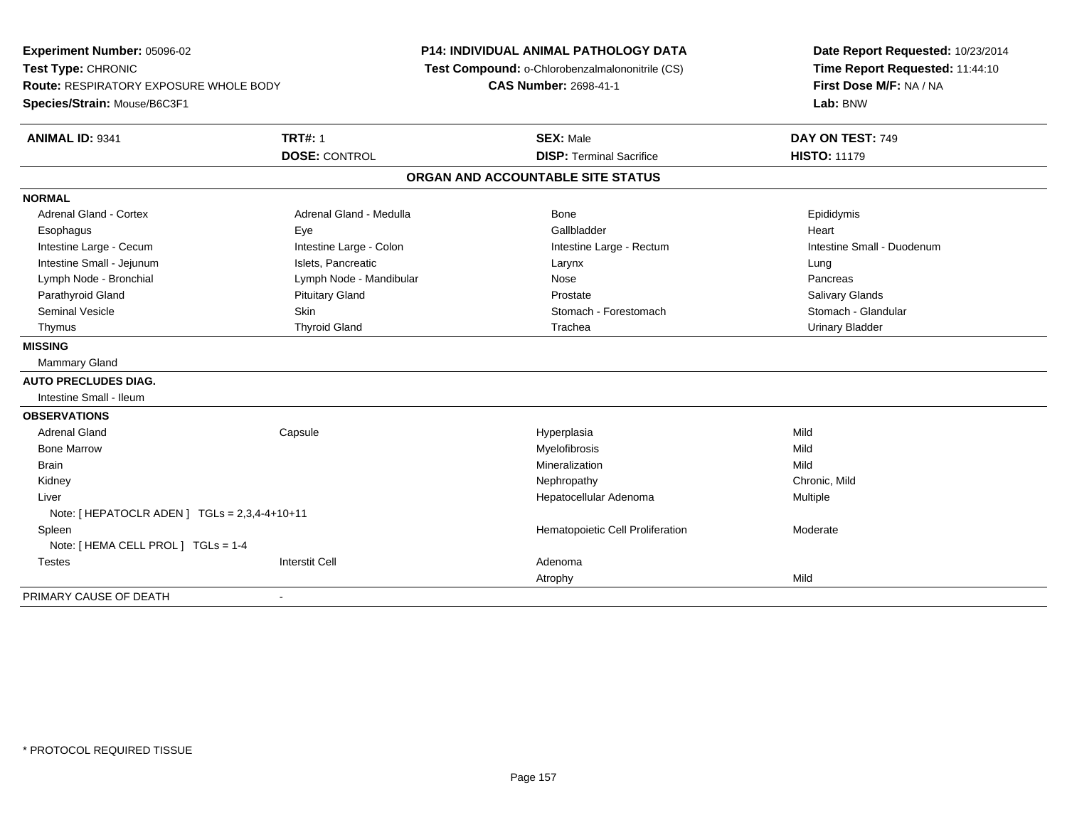**Experiment Number:** 05096-02
**Test Type:** CHRONIC
**Route:** RESPIRATORY EXPOSURE WHOLE BODY
**Species/Strain:** Mouse/B6C3F1

**P14: INDIVIDUAL ANIMAL PATHOLOGY DATA**
**Test Compound:** o-Chlorobenzalmalononitrile (CS)
**CAS Number:** 2698-41-1

**Date Report Requested:** 10/23/2014
**Time Report Requested:** 11:44:10
**First Dose M/F:** NA / NA
**Lab:** BNW

| **ANIMAL ID:** 9341 | **TRT#:** 1 | **SEX:** Male | **DAY ON TEST:** 749 |
|---|---|---|---|
| | **DOSE:** CONTROL | **DISP:** Terminal Sacrifice | **HISTO:** 11179 |

## ORGAN AND ACCOUNTABLE SITE STATUS

**NORMAL**

| | | | |
|---|---|---|---|
| Adrenal Gland - Cortex | Adrenal Gland - Medulla | Bone | Epididymis |
| Esophagus | Eye | Gallbladder | Heart |
| Intestine Large - Cecum | Intestine Large - Colon | Intestine Large - Rectum | Intestine Small - Duodenum |
| Intestine Small - Jejunum | Islets, Pancreatic | Larynx | Lung |
| Lymph Node - Bronchial | Lymph Node - Mandibular | Nose | Pancreas |
| Parathyroid Gland | Pituitary Gland | Prostate | Salivary Glands |
| Seminal Vesicle | Skin | Stomach - Forestomach | Stomach - Glandular |
| Thymus | Thyroid Gland | Trachea | Urinary Bladder |

**MISSING**

Mammary Gland

**AUTO PRECLUDES DIAG.**

Intestine Small - Ileum

**OBSERVATIONS**

| | | | |
|---|---|---|---|
| Adrenal Gland | Capsule | Hyperplasia | Mild |
| Bone Marrow | | Myelofibrosis | Mild |
| Brain | | Mineralization | Mild |
| Kidney | | Nephropathy | Chronic, Mild |
| Liver | | Hepatocellular Adenoma | Multiple |
| Note: [ HEPATOCLR ADEN ] TGLs = 2,3,4-4+10+11 | | | |
| Spleen | | Hematopoietic Cell Proliferation | Moderate |
| Note: [ HEMA CELL PROL ] TGLs = 1-4 | | | |
| Testes | Interstit Cell | Adenoma | |
| | | Atrophy | Mild |

PRIMARY CAUSE OF DEATH -

\* PROTOCOL REQUIRED TISSUE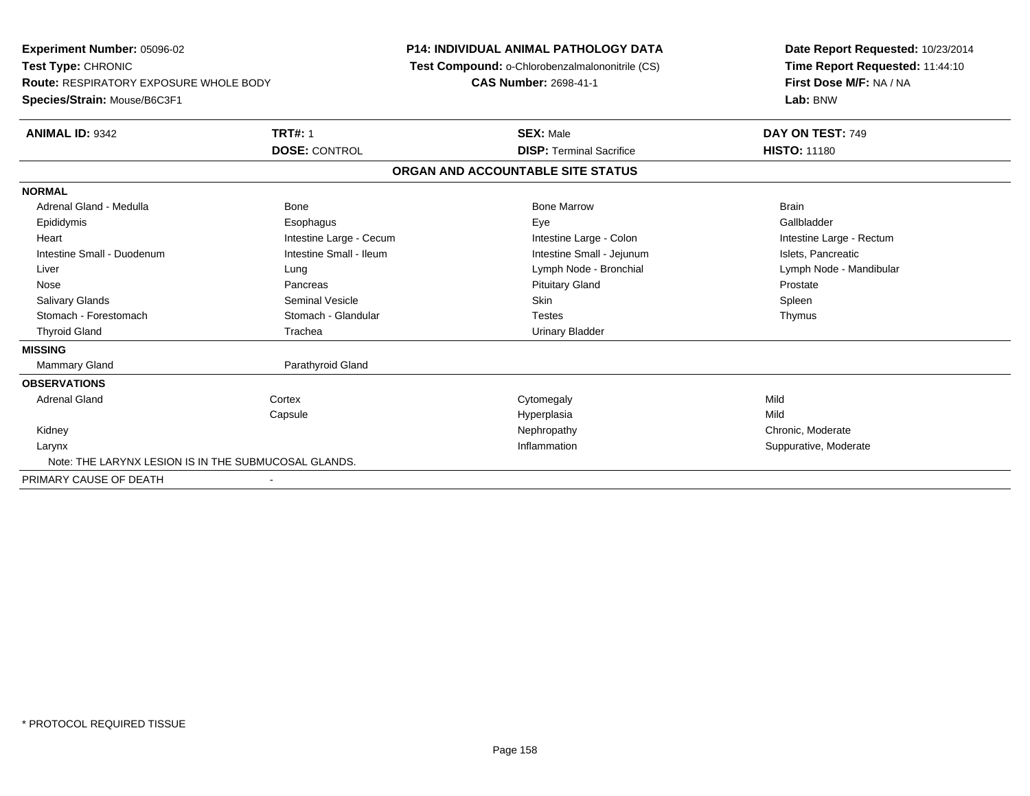**Experiment Number:** 05096-02
**Test Type:** CHRONIC
**Route:** RESPIRATORY EXPOSURE WHOLE BODY
**Species/Strain:** Mouse/B6C3F1

**P14: INDIVIDUAL ANIMAL PATHOLOGY DATA**
**Test Compound:** o-Chlorobenzalmalononitrile (CS)
**CAS Number:** 2698-41-1

**Date Report Requested:** 10/23/2014
**Time Report Requested:** 11:44:10
**First Dose M/F:** NA / NA
**Lab:** BNW

| **ANIMAL ID:** 9342 | **TRT#:** 1 | **SEX:** Male | **DAY ON TEST:** 749 |
|---|---|---|---|
| | **DOSE:** CONTROL | **DISP:** Terminal Sacrifice | **HISTO:** 11180 |

**ORGAN AND ACCOUNTABLE SITE STATUS**

| | | | |
|---|---|---|---|
| **NORMAL** | | | |
| Adrenal Gland - Medulla | Bone | Bone Marrow | Brain |
| Epididymis | Esophagus | Eye | Gallbladder |
| Heart | Intestine Large - Cecum | Intestine Large - Colon | Intestine Large - Rectum |
| Intestine Small - Duodenum | Intestine Small - Ileum | Intestine Small - Jejunum | Islets, Pancreatic |
| Liver | Lung | Lymph Node - Bronchial | Lymph Node - Mandibular |
| Nose | Pancreas | Pituitary Gland | Prostate |
| Salivary Glands | Seminal Vesicle | Skin | Spleen |
| Stomach - Forestomach | Stomach - Glandular | Testes | Thymus |
| Thyroid Gland | Trachea | Urinary Bladder | |
| **MISSING** | | | |
| Mammary Gland | Parathyroid Gland | | |
| **OBSERVATIONS** | | | |
| Adrenal Gland | Cortex | Cytomegaly | Mild |
| | Capsule | Hyperplasia | Mild |
| Kidney | | Nephropathy | Chronic, Moderate |
| Larynx | | Inflammation | Suppurative, Moderate |
| Note: THE LARYNX LESION IS IN THE SUBMUCOSAL GLANDS. | | | |
| PRIMARY CAUSE OF DEATH | - | | |

\* PROTOCOL REQUIRED TISSUE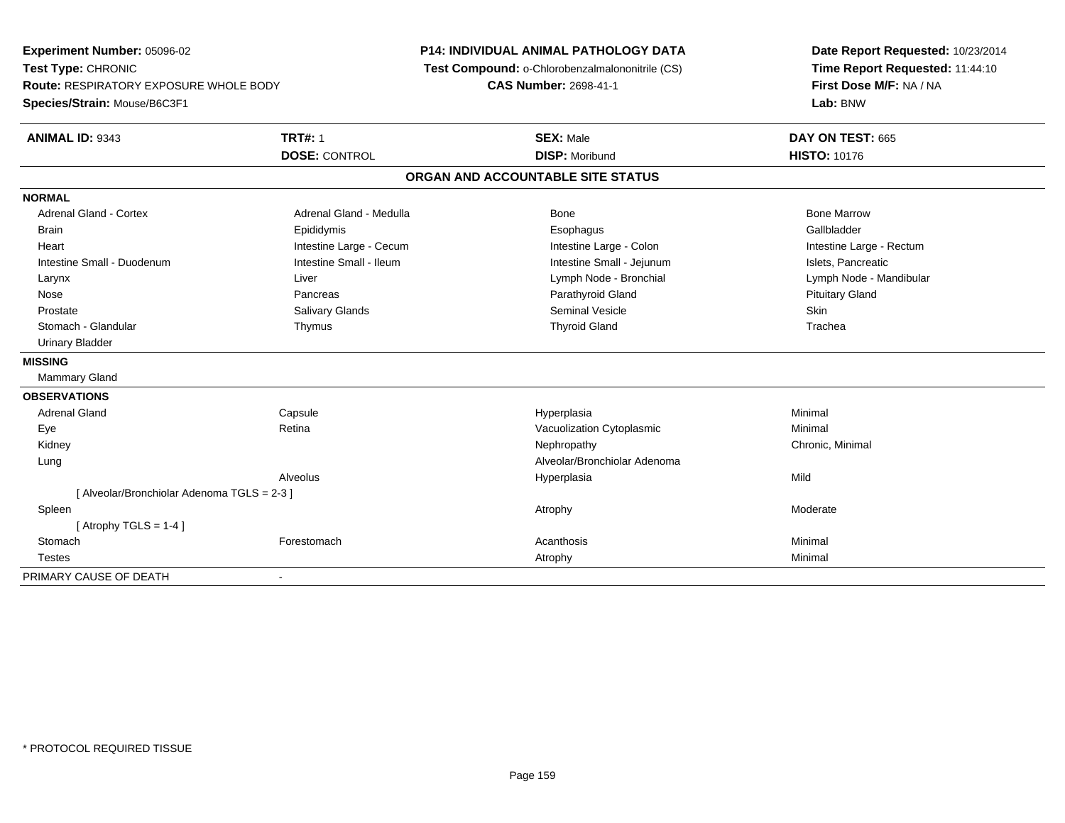**Experiment Number:** 05096-02
**Test Type:** CHRONIC
**Route:** RESPIRATORY EXPOSURE WHOLE BODY
**Species/Strain:** Mouse/B6C3F1

**P14: INDIVIDUAL ANIMAL PATHOLOGY DATA**
**Test Compound:** o-Chlorobenzalmalononitrile (CS)
**CAS Number:** 2698-41-1

**Date Report Requested:** 10/23/2014
**Time Report Requested:** 11:44:10
**First Dose M/F:** NA / NA
**Lab:** BNW

| **ANIMAL ID:** 9343 | **TRT#:** 1 | **SEX:** Male | **DAY ON TEST:** 665 |
|---|---|---|---|
| | **DOSE:** CONTROL | **DISP:** Moribund | **HISTO:** 10176 |

## ORGAN AND ACCOUNTABLE SITE STATUS

**NORMAL**

| | | | |
|---|---|---|---|
| Adrenal Gland - Cortex | Adrenal Gland - Medulla | Bone | Bone Marrow |
| Brain | Epididymis | Esophagus | Gallbladder |
| Heart | Intestine Large - Cecum | Intestine Large - Colon | Intestine Large - Rectum |
| Intestine Small - Duodenum | Intestine Small - Ileum | Intestine Small - Jejunum | Islets, Pancreatic |
| Larynx | Liver | Lymph Node - Bronchial | Lymph Node - Mandibular |
| Nose | Pancreas | Parathyroid Gland | Pituitary Gland |
| Prostate | Salivary Glands | Seminal Vesicle | Skin |
| Stomach - Glandular | Thymus | Thyroid Gland | Trachea |
| Urinary Bladder | | | |

**MISSING**

Mammary Gland

**OBSERVATIONS**

| | | | |
|---|---|---|---|
| Adrenal Gland | Capsule | Hyperplasia | Minimal |
| Eye | Retina | Vacuolization Cytoplasmic | Minimal |
| Kidney | | Nephropathy | Chronic, Minimal |
| Lung | | Alveolar/Bronchiolar Adenoma | |
| | Alveolus | Hyperplasia | Mild |
| [ Alveolar/Bronchiolar Adenoma TGLS = 2-3 ] | | | |
| Spleen | | Atrophy | Moderate |
| [ Atrophy TGLS = 1-4 ] | | | |
| Stomach | Forestomach | Acanthosis | Minimal |
| Testes | | Atrophy | Minimal |

PRIMARY CAUSE OF DEATH -

* PROTOCOL REQUIRED TISSUE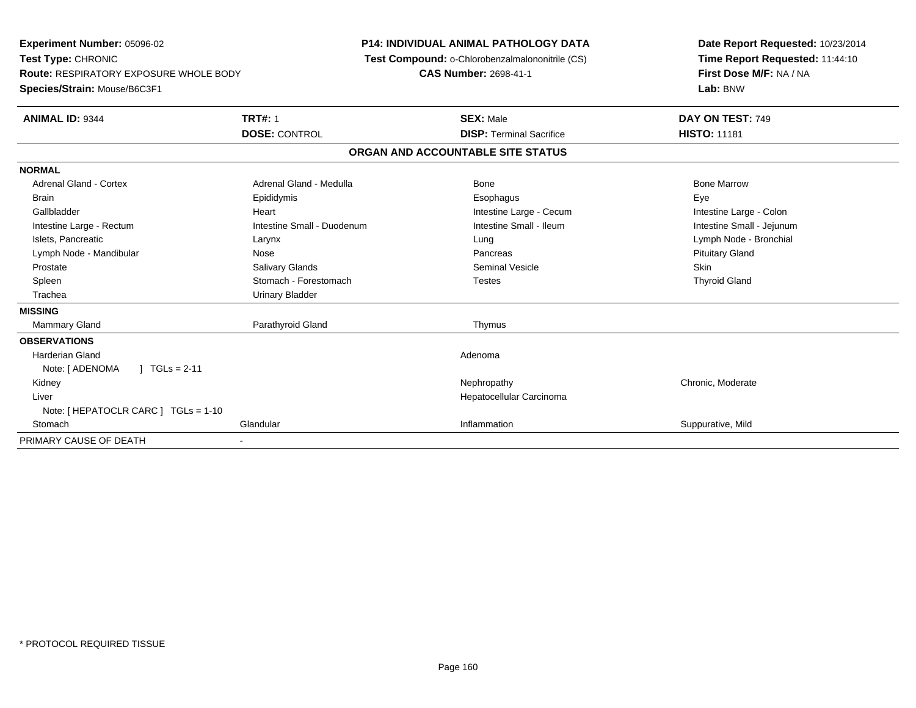**Experiment Number:** 05096-02
**Test Type:** CHRONIC
**Route:** RESPIRATORY EXPOSURE WHOLE BODY
**Species/Strain:** Mouse/B6C3F1

**P14: INDIVIDUAL ANIMAL PATHOLOGY DATA**
**Test Compound:** o-Chlorobenzalmalononitrile (CS)
**CAS Number:** 2698-41-1

**Date Report Requested:** 10/23/2014
**Time Report Requested:** 11:44:10
**First Dose M/F:** NA / NA
**Lab:** BNW

| **ANIMAL ID:** 9344 | **TRT#:** 1 | **SEX:** Male | **DAY ON TEST:** 749 |
|---|---|---|---|
| | **DOSE:** CONTROL | **DISP:** Terminal Sacrifice | **HISTO:** 11181 |

## ORGAN AND ACCOUNTABLE SITE STATUS

| | | | |
|---|---|---|---|
| **NORMAL** | | | |
| Adrenal Gland - Cortex | Adrenal Gland - Medulla | Bone | Bone Marrow |
| Brain | Epididymis | Esophagus | Eye |
| Gallbladder | Heart | Intestine Large - Cecum | Intestine Large - Colon |
| Intestine Large - Rectum | Intestine Small - Duodenum | Intestine Small - Ileum | Intestine Small - Jejunum |
| Islets, Pancreatic | Larynx | Lung | Lymph Node - Bronchial |
| Lymph Node - Mandibular | Nose | Pancreas | Pituitary Gland |
| Prostate | Salivary Glands | Seminal Vesicle | Skin |
| Spleen | Stomach - Forestomach | Testes | Thyroid Gland |
| Trachea | Urinary Bladder | | |
| **MISSING** | | | |
| Mammary Gland | Parathyroid Gland | Thymus | |
| **OBSERVATIONS** | | | |
| Harderian Gland | | Adenoma | |
| Note: [ ADENOMA ] TGLs = 2-11 | | | |
| Kidney | | Nephropathy | Chronic, Moderate |
| Liver | | Hepatocellular Carcinoma | |
| Note: [ HEPATOCLR CARC ] TGLs = 1-10 | | | |
| Stomach | Glandular | Inflammation | Suppurative, Mild |
| PRIMARY CAUSE OF DEATH | - | | |

\* PROTOCOL REQUIRED TISSUE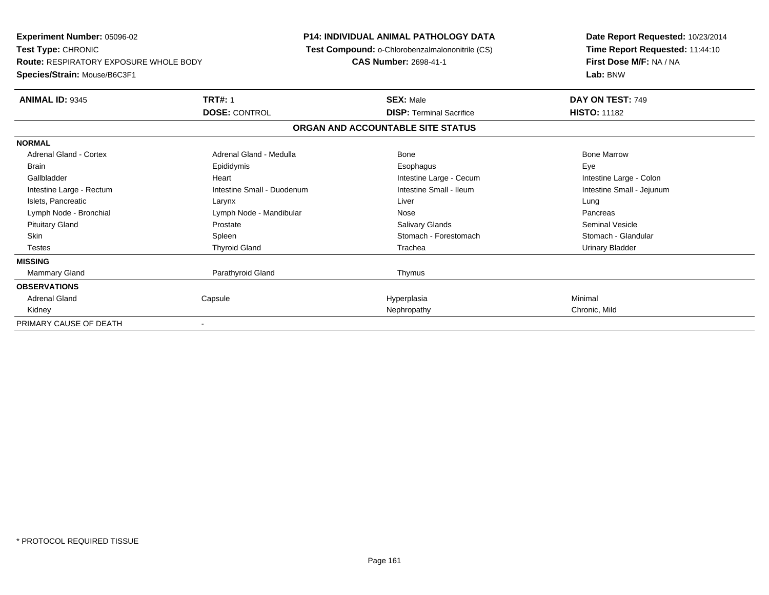**Experiment Number:** 05096-02
**Test Type:** CHRONIC
**Route:** RESPIRATORY EXPOSURE WHOLE BODY
**Species/Strain:** Mouse/B6C3F1

**P14: INDIVIDUAL ANIMAL PATHOLOGY DATA**
**Test Compound:** o-Chlorobenzalmalononitrile (CS)
**CAS Number:** 2698-41-1

**Date Report Requested:** 10/23/2014
**Time Report Requested:** 11:44:10
**First Dose M/F:** NA / NA
**Lab:** BNW

| **ANIMAL ID:** 9345 | **TRT#:** 1 | **SEX:** Male | **DAY ON TEST:** 749 |
|---|---|---|---|
| | **DOSE:** CONTROL | **DISP:** Terminal Sacrifice | **HISTO:** 11182 |

## ORGAN AND ACCOUNTABLE SITE STATUS

| | | | |
|---|---|---|---|
| **NORMAL** | | | |
| Adrenal Gland - Cortex | Adrenal Gland - Medulla | Bone | Bone Marrow |
| Brain | Epididymis | Esophagus | Eye |
| Gallbladder | Heart | Intestine Large - Cecum | Intestine Large - Colon |
| Intestine Large - Rectum | Intestine Small - Duodenum | Intestine Small - Ileum | Intestine Small - Jejunum |
| Islets, Pancreatic | Larynx | Liver | Lung |
| Lymph Node - Bronchial | Lymph Node - Mandibular | Nose | Pancreas |
| Pituitary Gland | Prostate | Salivary Glands | Seminal Vesicle |
| Skin | Spleen | Stomach - Forestomach | Stomach - Glandular |
| Testes | Thyroid Gland | Trachea | Urinary Bladder |
| **MISSING** | | | |
| Mammary Gland | Parathyroid Gland | Thymus | |
| **OBSERVATIONS** | | | |
| Adrenal Gland | Capsule | Hyperplasia | Minimal |
| Kidney | | Nephropathy | Chronic, Mild |
| PRIMARY CAUSE OF DEATH | - | | |

* PROTOCOL REQUIRED TISSUE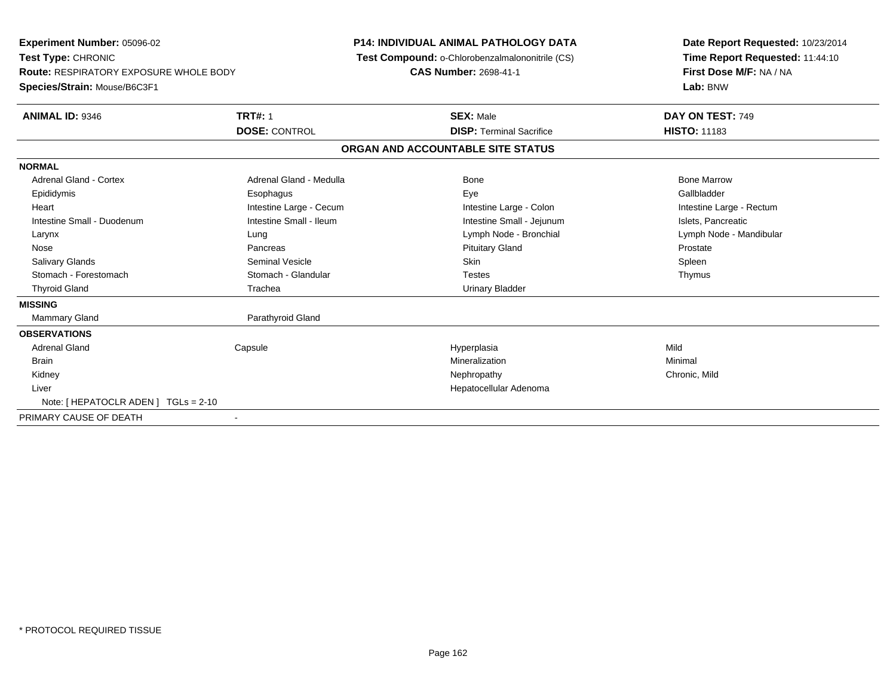**Experiment Number:** 05096-02
**Test Type:** CHRONIC
**Route:** RESPIRATORY EXPOSURE WHOLE BODY
**Species/Strain:** Mouse/B6C3F1

**P14: INDIVIDUAL ANIMAL PATHOLOGY DATA**
**Test Compound:** o-Chlorobenzalmalononitrile (CS)
**CAS Number:** 2698-41-1

**Date Report Requested:** 10/23/2014
**Time Report Requested:** 11:44:10
**First Dose M/F:** NA / NA
**Lab:** BNW

| **ANIMAL ID:** 9346 | **TRT#:** 1 | **SEX:** Male | **DAY ON TEST:** 749 |
|---|---|---|---|
| | **DOSE:** CONTROL | **DISP:** Terminal Sacrifice | **HISTO:** 11183 |

## ORGAN AND ACCOUNTABLE SITE STATUS

| | | | |
|---|---|---|---|
| **NORMAL** | | | |
| Adrenal Gland - Cortex | Adrenal Gland - Medulla | Bone | Bone Marrow |
| Epididymis | Esophagus | Eye | Gallbladder |
| Heart | Intestine Large - Cecum | Intestine Large - Colon | Intestine Large - Rectum |
| Intestine Small - Duodenum | Intestine Small - Ileum | Intestine Small - Jejunum | Islets, Pancreatic |
| Larynx | Lung | Lymph Node - Bronchial | Lymph Node - Mandibular |
| Nose | Pancreas | Pituitary Gland | Prostate |
| Salivary Glands | Seminal Vesicle | Skin | Spleen |
| Stomach - Forestomach | Stomach - Glandular | Testes | Thymus |
| Thyroid Gland | Trachea | Urinary Bladder | |
| **MISSING** | | | |
| Mammary Gland | Parathyroid Gland | | |
| **OBSERVATIONS** | | | |
| Adrenal Gland | Capsule | Hyperplasia | Mild |
| Brain | | Mineralization | Minimal |
| Kidney | | Nephropathy | Chronic, Mild |
| Liver | | Hepatocellular Adenoma | |
| Note: [ HEPATOCLR ADEN ] TGLs = 2-10 | | | |
| PRIMARY CAUSE OF DEATH | - | | |

* PROTOCOL REQUIRED TISSUE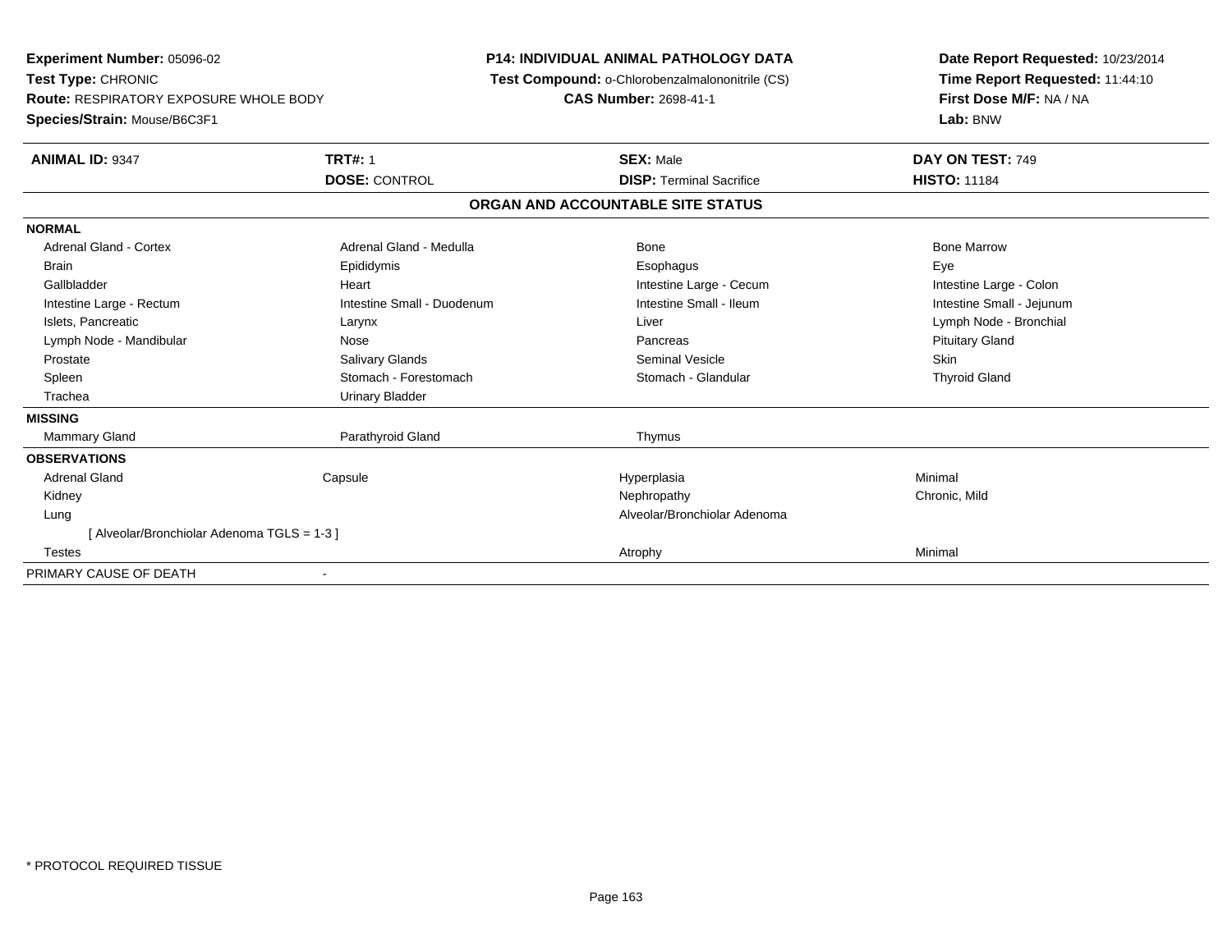**Experiment Number:** 05096-02
**Test Type:** CHRONIC
**Route:** RESPIRATORY EXPOSURE WHOLE BODY
**Species/Strain:** Mouse/B6C3F1

**P14: INDIVIDUAL ANIMAL PATHOLOGY DATA**
**Test Compound:** o-Chlorobenzalmalononitrile (CS)
**CAS Number:** 2698-41-1

**Date Report Requested:** 10/23/2014
**Time Report Requested:** 11:44:10
**First Dose M/F:** NA / NA
**Lab:** BNW

| **ANIMAL ID:** 9347 | **TRT#:** 1 | **SEX:** Male | **DAY ON TEST:** 749 |
|---|---|---|---|
| | **DOSE:** CONTROL | **DISP:** Terminal Sacrifice | **HISTO:** 11184 |

## ORGAN AND ACCOUNTABLE SITE STATUS

**NORMAL**

| | | | |
|---|---|---|---|
| Adrenal Gland - Cortex | Adrenal Gland - Medulla | Bone | Bone Marrow |
| Brain | Epididymis | Esophagus | Eye |
| Gallbladder | Heart | Intestine Large - Cecum | Intestine Large - Colon |
| Intestine Large - Rectum | Intestine Small - Duodenum | Intestine Small - Ileum | Intestine Small - Jejunum |
| Islets, Pancreatic | Larynx | Liver | Lymph Node - Bronchial |
| Lymph Node - Mandibular | Nose | Pancreas | Pituitary Gland |
| Prostate | Salivary Glands | Seminal Vesicle | Skin |
| Spleen | Stomach - Forestomach | Stomach - Glandular | Thyroid Gland |
| Trachea | Urinary Bladder | | |

**MISSING**

| | | |
|---|---|---|
| Mammary Gland | Parathyroid Gland | Thymus |

**OBSERVATIONS**

| | | | |
|---|---|---|---|
| Adrenal Gland | Capsule | Hyperplasia | Minimal |
| Kidney | | Nephropathy | Chronic, Mild |
| Lung | | Alveolar/Bronchiolar Adenoma | |
| [ Alveolar/Bronchiolar Adenoma TGLS = 1-3 ] | | | |
| Testes | | Atrophy | Minimal |

PRIMARY CAUSE OF DEATH -

\* PROTOCOL REQUIRED TISSUE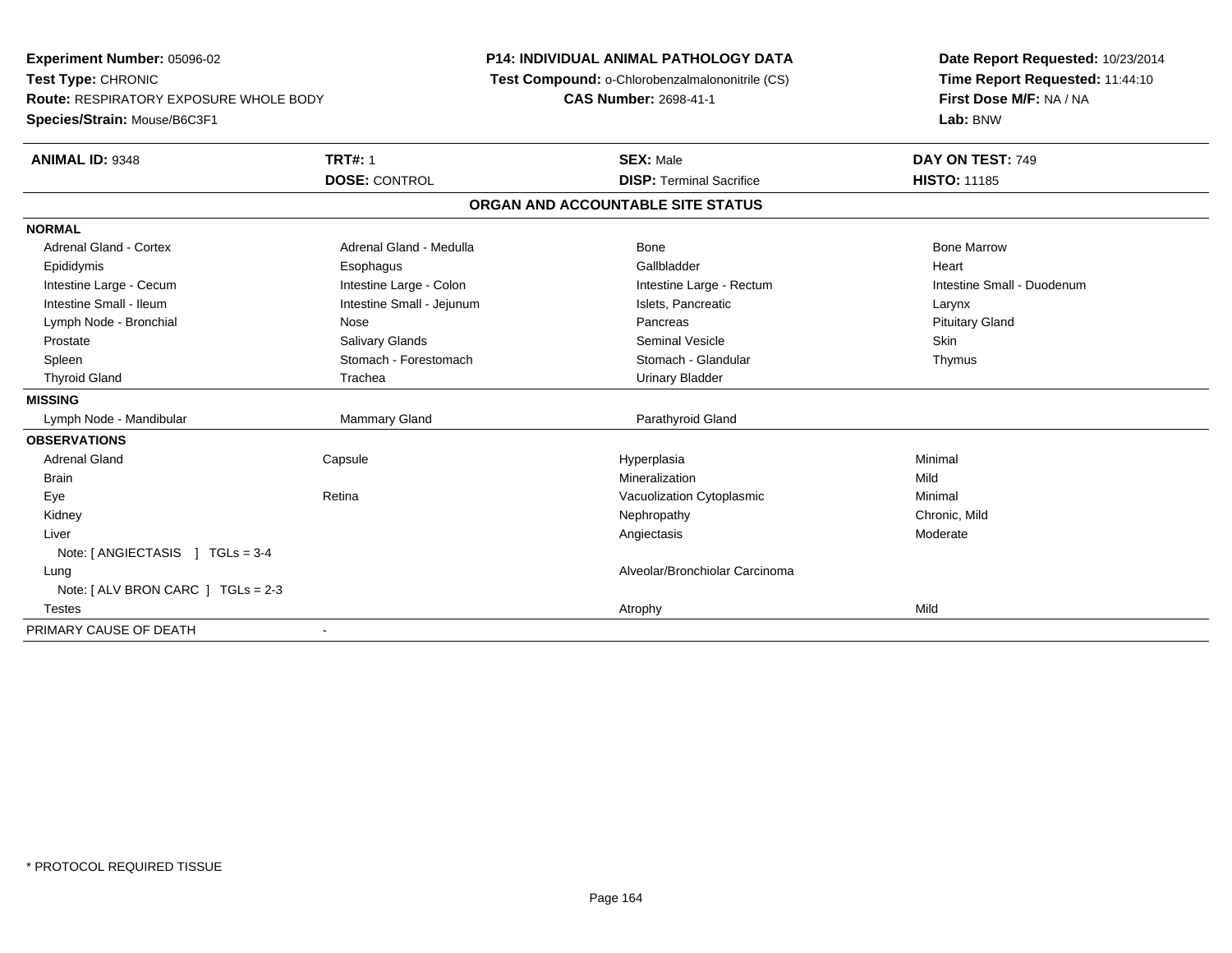**Experiment Number:** 05096-02
**Test Type:** CHRONIC
**Route:** RESPIRATORY EXPOSURE WHOLE BODY
**Species/Strain:** Mouse/B6C3F1

**P14: INDIVIDUAL ANIMAL PATHOLOGY DATA**
**Test Compound:** o-Chlorobenzalmalononitrile (CS)
**CAS Number:** 2698-41-1

**Date Report Requested:** 10/23/2014
**Time Report Requested:** 11:44:10
**First Dose M/F:** NA / NA
**Lab:** BNW

| **ANIMAL ID:** 9348 | **TRT#:** 1 | **SEX:** Male | **DAY ON TEST:** 749 |
|---|---|---|---|
| | **DOSE:** CONTROL | **DISP:** Terminal Sacrifice | **HISTO:** 11185 |

**ORGAN AND ACCOUNTABLE SITE STATUS**

| | | | |
|---|---|---|---|
| **NORMAL** | | | |
| Adrenal Gland - Cortex | Adrenal Gland - Medulla | Bone | Bone Marrow |
| Epididymis | Esophagus | Gallbladder | Heart |
| Intestine Large - Cecum | Intestine Large - Colon | Intestine Large - Rectum | Intestine Small - Duodenum |
| Intestine Small - Ileum | Intestine Small - Jejunum | Islets, Pancreatic | Larynx |
| Lymph Node - Bronchial | Nose | Pancreas | Pituitary Gland |
| Prostate | Salivary Glands | Seminal Vesicle | Skin |
| Spleen | Stomach - Forestomach | Stomach - Glandular | Thymus |
| Thyroid Gland | Trachea | Urinary Bladder | |
| **MISSING** | | | |
| Lymph Node - Mandibular | Mammary Gland | Parathyroid Gland | |
| **OBSERVATIONS** | | | |
| Adrenal Gland | Capsule | Hyperplasia | Minimal |
| Brain | | Mineralization | Mild |
| Eye | Retina | Vacuolization Cytoplasmic | Minimal |
| Kidney | | Nephropathy | Chronic, Mild |
| Liver | | Angiectasis | Moderate |
| Note: [ ANGIECTASIS ] TGLs = 3-4 | | | |
| Lung | | Alveolar/Bronchiolar Carcinoma | |
| Note: [ ALV BRON CARC ] TGLs = 2-3 | | | |
| Testes | | Atrophy | Mild |
| PRIMARY CAUSE OF DEATH | - | | |

* PROTOCOL REQUIRED TISSUE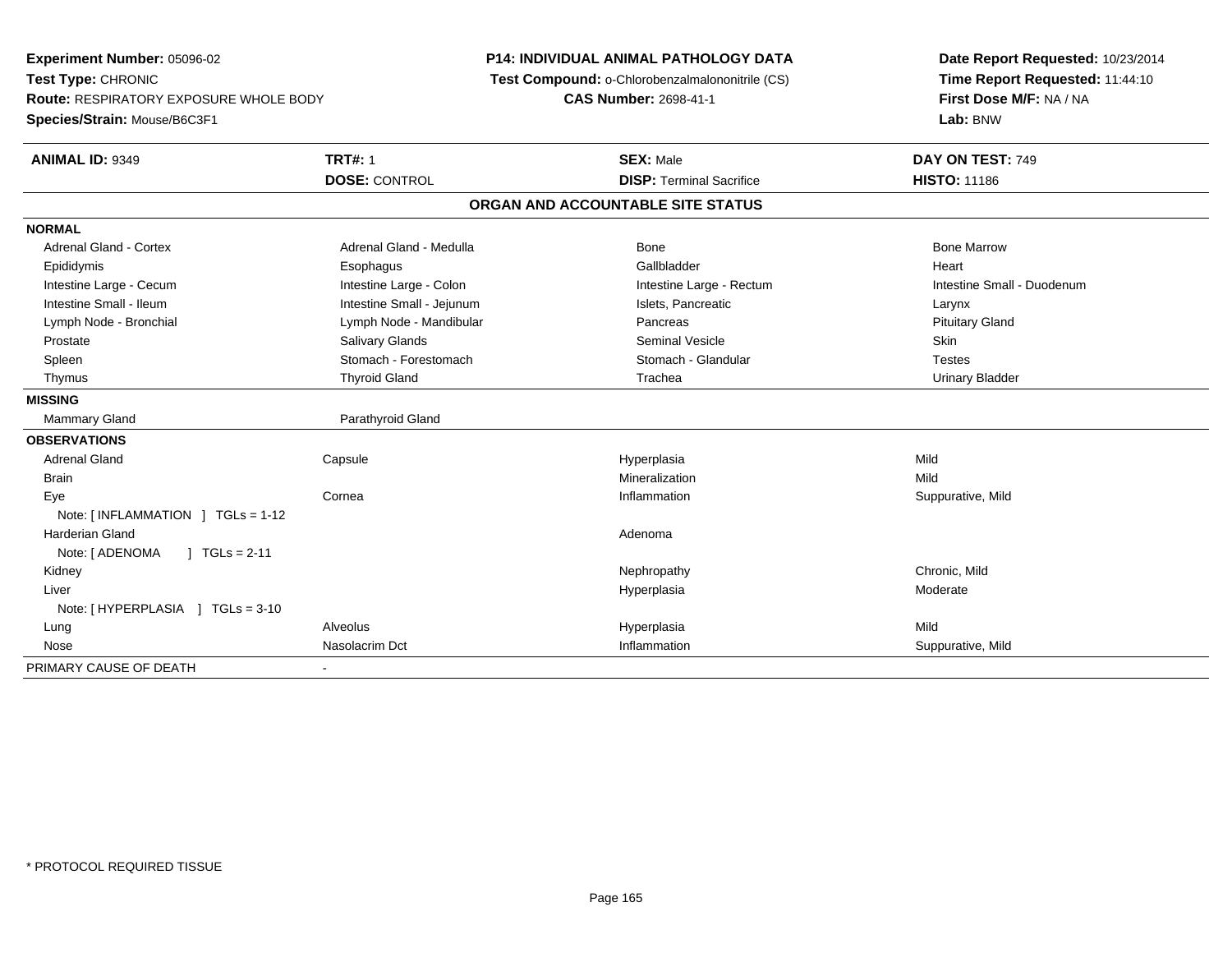**Experiment Number:** 05096-02
**Test Type:** CHRONIC
**Route:** RESPIRATORY EXPOSURE WHOLE BODY
**Species/Strain:** Mouse/B6C3F1

**P14: INDIVIDUAL ANIMAL PATHOLOGY DATA**
**Test Compound:** o-Chlorobenzalmalononitrile (CS)
**CAS Number:** 2698-41-1

**Date Report Requested:** 10/23/2014
**Time Report Requested:** 11:44:10
**First Dose M/F:** NA / NA
**Lab:** BNW

| **ANIMAL ID:** 9349 | **TRT#:** 1 | **SEX:** Male | **DAY ON TEST:** 749 |
|---|---|---|---|
| | **DOSE:** CONTROL | **DISP:** Terminal Sacrifice | **HISTO:** 11186 |

## ORGAN AND ACCOUNTABLE SITE STATUS

| | | | |
|---|---|---|---|
| **NORMAL** | | | |
| Adrenal Gland - Cortex | Adrenal Gland - Medulla | Bone | Bone Marrow |
| Epididymis | Esophagus | Gallbladder | Heart |
| Intestine Large - Cecum | Intestine Large - Colon | Intestine Large - Rectum | Intestine Small - Duodenum |
| Intestine Small - Ileum | Intestine Small - Jejunum | Islets, Pancreatic | Larynx |
| Lymph Node - Bronchial | Lymph Node - Mandibular | Pancreas | Pituitary Gland |
| Prostate | Salivary Glands | Seminal Vesicle | Skin |
| Spleen | Stomach - Forestomach | Stomach - Glandular | Testes |
| Thymus | Thyroid Gland | Trachea | Urinary Bladder |
| **MISSING** | | | |
| Mammary Gland | Parathyroid Gland | | |
| **OBSERVATIONS** | | | |
| Adrenal Gland | Capsule | Hyperplasia | Mild |
| Brain | | Mineralization | Mild |
| Eye | Cornea | Inflammation | Suppurative, Mild |
| Note: [ INFLAMMATION ] TGLs = 1-12 | | | |
| Harderian Gland | | Adenoma | |
| Note: [ ADENOMA ] TGLs = 2-11 | | | |
| Kidney | | Nephropathy | Chronic, Mild |
| Liver | | Hyperplasia | Moderate |
| Note: [ HYPERPLASIA ] TGLs = 3-10 | | | |
| Lung | Alveolus | Hyperplasia | Mild |
| Nose | Nasolacrim Dct | Inflammation | Suppurative, Mild |
| PRIMARY CAUSE OF DEATH | - | | |

* PROTOCOL REQUIRED TISSUE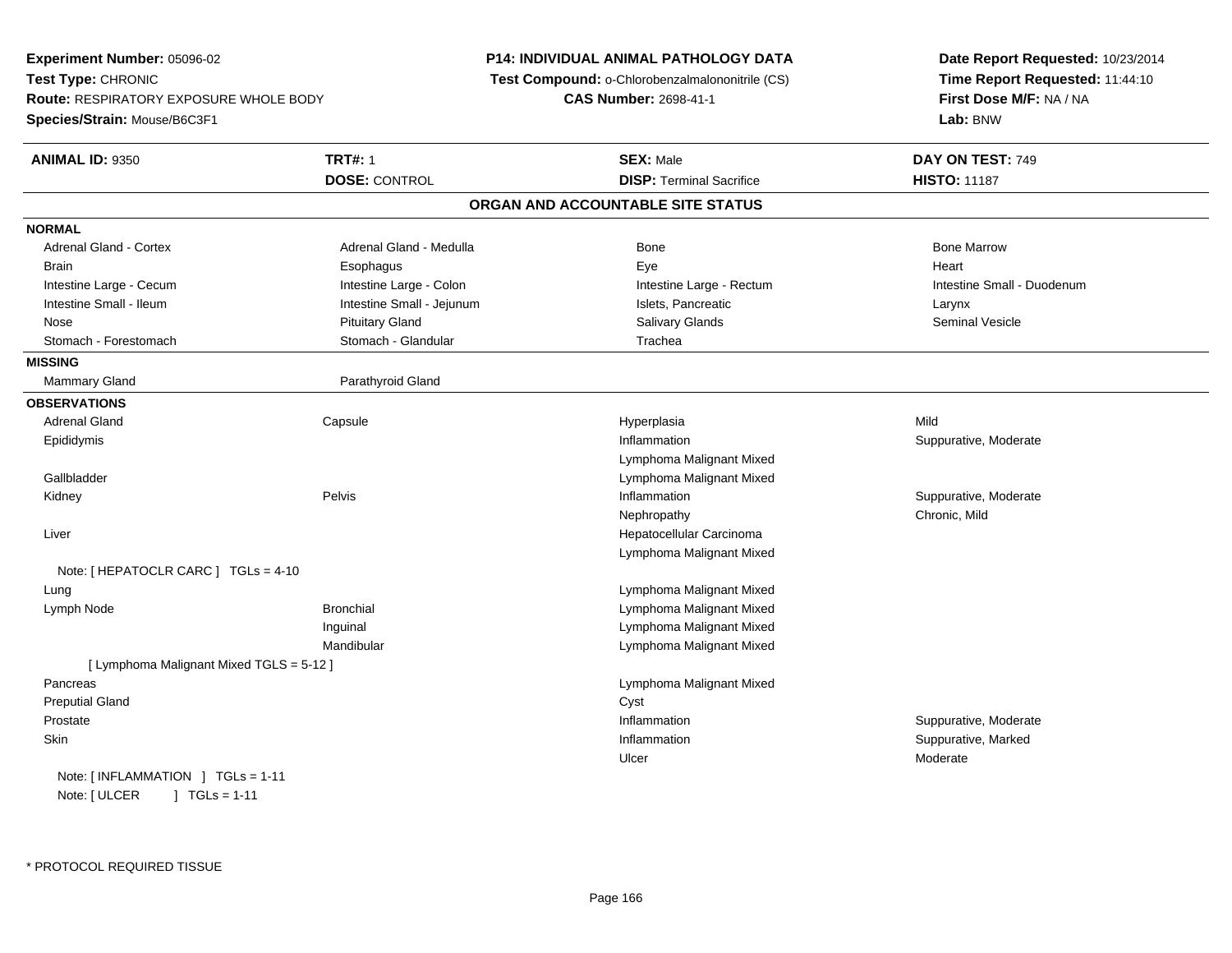**Experiment Number:** 05096-02
**Test Type:** CHRONIC
**Route:** RESPIRATORY EXPOSURE WHOLE BODY
**Species/Strain:** Mouse/B6C3F1

**P14: INDIVIDUAL ANIMAL PATHOLOGY DATA**
**Test Compound:** o-Chlorobenzalmalononitrile (CS)
**CAS Number:** 2698-41-1

**Date Report Requested:** 10/23/2014
**Time Report Requested:** 11:44:10
**First Dose M/F:** NA / NA
**Lab:** BNW

| **ANIMAL ID:** 9350 | **TRT#:** 1 | **SEX:** Male | **DAY ON TEST:** 749 |
|---|---|---|---|
| | **DOSE:** CONTROL | **DISP:** Terminal Sacrifice | **HISTO:** 11187 |

## ORGAN AND ACCOUNTABLE SITE STATUS

**NORMAL**

| | | | |
|---|---|---|---|
| Adrenal Gland - Cortex | Adrenal Gland - Medulla | Bone | Bone Marrow |
| Brain | Esophagus | Eye | Heart |
| Intestine Large - Cecum | Intestine Large - Colon | Intestine Large - Rectum | Intestine Small - Duodenum |
| Intestine Small - Ileum | Intestine Small - Jejunum | Islets, Pancreatic | Larynx |
| Nose | Pituitary Gland | Salivary Glands | Seminal Vesicle |
| Stomach - Forestomach | Stomach - Glandular | Trachea | |

**MISSING**

| | |
|---|---|
| Mammary Gland | Parathyroid Gland |

**OBSERVATIONS**

| | | | |
|---|---|---|---|
| Adrenal Gland | Capsule | Hyperplasia | Mild |
| Epididymis | | Inflammation | Suppurative, Moderate |
| | | Lymphoma Malignant Mixed | |
| Gallbladder | | Lymphoma Malignant Mixed | |
| Kidney | Pelvis | Inflammation | Suppurative, Moderate |
| | | Nephropathy | Chronic, Mild |
| Liver | | Hepatocellular Carcinoma | |
| | | Lymphoma Malignant Mixed | |
| Note: [ HEPATOCLR CARC ] TGLs = 4-10 | | | |
| Lung | | Lymphoma Malignant Mixed | |
| Lymph Node | Bronchial | Lymphoma Malignant Mixed | |
| | Inguinal | Lymphoma Malignant Mixed | |
| | Mandibular | Lymphoma Malignant Mixed | |
| [ Lymphoma Malignant Mixed TGLS = 5-12 ] | | | |
| Pancreas | | Lymphoma Malignant Mixed | |
| Preputial Gland | | Cyst | |
| Prostate | | Inflammation | Suppurative, Moderate |
| Skin | | Inflammation | Suppurative, Marked |
| | | Ulcer | Moderate |
| Note: [ INFLAMMATION ] TGLs = 1-11 | | | |
| Note: [ ULCER ] TGLs = 1-11 | | | |

* PROTOCOL REQUIRED TISSUE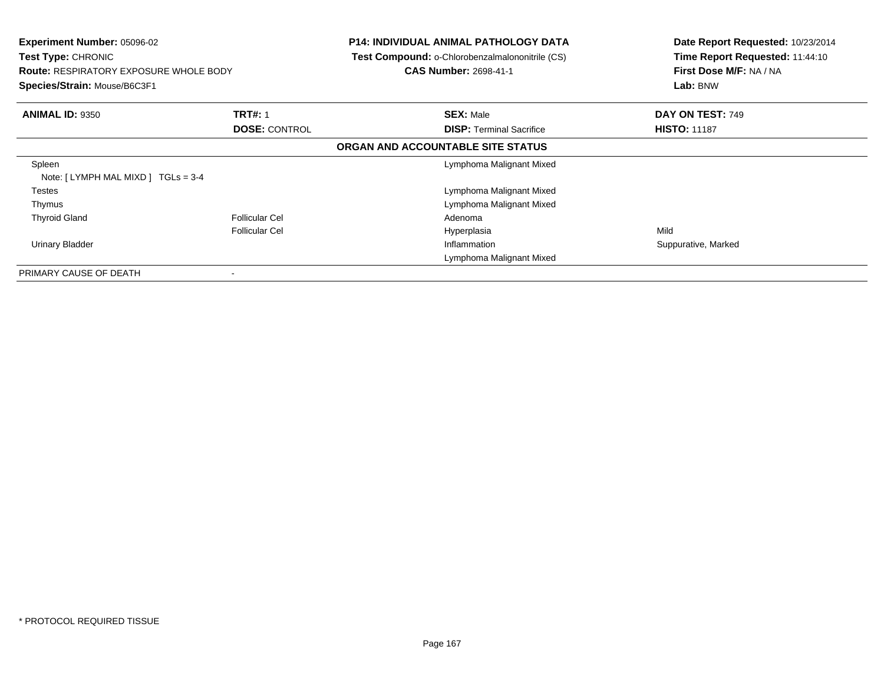**Experiment Number:** 05096-02
**Test Type:** CHRONIC
**Route:** RESPIRATORY EXPOSURE WHOLE BODY
**Species/Strain:** Mouse/B6C3F1

**P14: INDIVIDUAL ANIMAL PATHOLOGY DATA**
**Test Compound:** o-Chlorobenzalmalononitrile (CS)
**CAS Number:** 2698-41-1

**Date Report Requested:** 10/23/2014
**Time Report Requested:** 11:44:10
**First Dose M/F:** NA / NA
**Lab:** BNW

| **ANIMAL ID:** 9350 | **TRT#:** 1 | **SEX:** Male | **DAY ON TEST:** 749 |
|---|---|---|---|
| | **DOSE:** CONTROL | **DISP:** Terminal Sacrifice | **HISTO:** 11187 |

**ORGAN AND ACCOUNTABLE SITE STATUS**

| | | | |
|---|---|---|---|
| Spleen | | Lymphoma Malignant Mixed | |
| Note: [ LYMPH MAL MIXD ] TGLs = 3-4 | | | |
| Testes | | Lymphoma Malignant Mixed | |
| Thymus | | Lymphoma Malignant Mixed | |
| Thyroid Gland | Follicular Cel | Adenoma | |
| | Follicular Cel | Hyperplasia | Mild |
| Urinary Bladder | | Inflammation | Suppurative, Marked |
| | | Lymphoma Malignant Mixed | |
| PRIMARY CAUSE OF DEATH | - | | |

* PROTOCOL REQUIRED TISSUE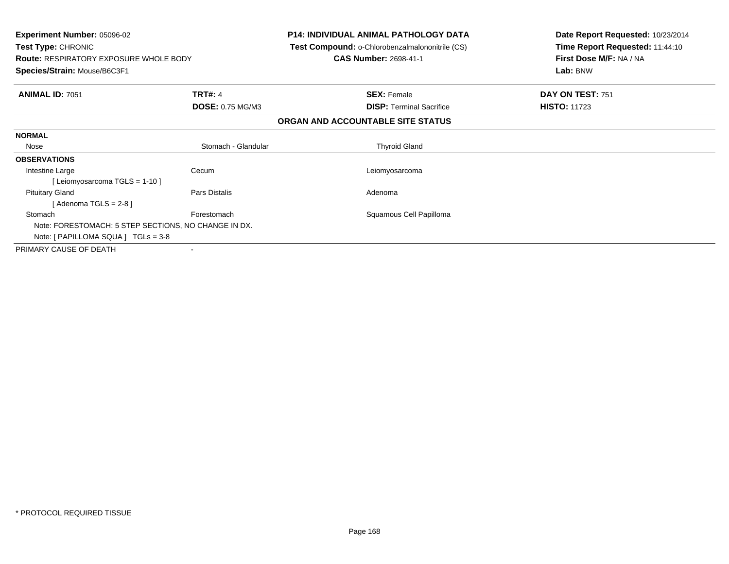**Experiment Number:** 05096-02
**Test Type:** CHRONIC
**Route:** RESPIRATORY EXPOSURE WHOLE BODY
**Species/Strain:** Mouse/B6C3F1

**P14: INDIVIDUAL ANIMAL PATHOLOGY DATA**
**Test Compound:** o-Chlorobenzalmalononitrile (CS)
**CAS Number:** 2698-41-1

**Date Report Requested:** 10/23/2014
**Time Report Requested:** 11:44:10
**First Dose M/F:** NA / NA
**Lab:** BNW

| **ANIMAL ID:** 7051 | **TRT#:** 4 | **SEX:** Female | **DAY ON TEST:** 751 |
|---|---|---|---|
| | **DOSE:** 0.75 MG/M3 | **DISP:** Terminal Sacrifice | **HISTO:** 11723 |

## ORGAN AND ACCOUNTABLE SITE STATUS

| | | |
|---|---|---|
| **NORMAL** | | |
| Nose | Stomach - Glandular | Thyroid Gland |
| **OBSERVATIONS** | | |
| Intestine Large | Cecum | Leiomyosarcoma |
| [ Leiomyosarcoma TGLS = 1-10 ] | | |
| Pituitary Gland | Pars Distalis | Adenoma |
| [ Adenoma TGLS = 2-8 ] | | |
| Stomach | Forestomach | Squamous Cell Papilloma |
| Note: FORESTOMACH: 5 STEP SECTIONS, NO CHANGE IN DX. | | |
| Note: [ PAPILLOMA SQUA ] TGLs = 3-8 | | |
| PRIMARY CAUSE OF DEATH | - | |

* PROTOCOL REQUIRED TISSUE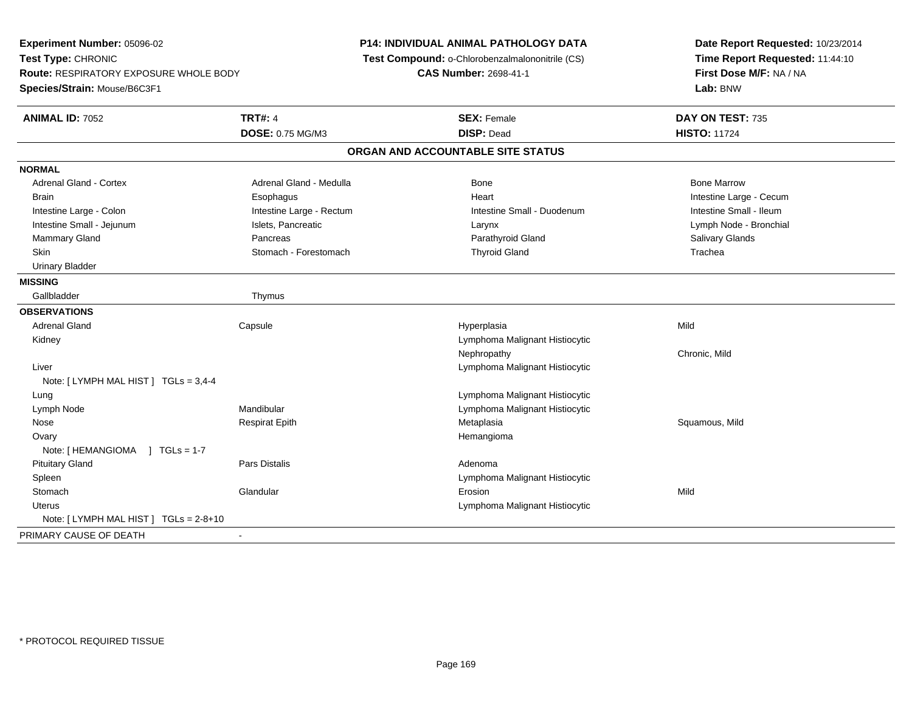**Experiment Number:** 05096-02
**Test Type:** CHRONIC
**Route:** RESPIRATORY EXPOSURE WHOLE BODY
**Species/Strain:** Mouse/B6C3F1

**P14: INDIVIDUAL ANIMAL PATHOLOGY DATA**
**Test Compound:** o-Chlorobenzalmalononitrile (CS)
**CAS Number:** 2698-41-1

**Date Report Requested:** 10/23/2014
**Time Report Requested:** 11:44:10
**First Dose M/F:** NA / NA
**Lab:** BNW

| **ANIMAL ID:** 7052 | **TRT#:** 4 | **SEX:** Female | **DAY ON TEST:** 735 |
|---|---|---|---|
| | **DOSE:** 0.75 MG/M3 | **DISP:** Dead | **HISTO:** 11724 |

## ORGAN AND ACCOUNTABLE SITE STATUS

**NORMAL**

| | | | |
|---|---|---|---|
| Adrenal Gland - Cortex | Adrenal Gland - Medulla | Bone | Bone Marrow |
| Brain | Esophagus | Heart | Intestine Large - Cecum |
| Intestine Large - Colon | Intestine Large - Rectum | Intestine Small - Duodenum | Intestine Small - Ileum |
| Intestine Small - Jejunum | Islets, Pancreatic | Larynx | Lymph Node - Bronchial |
| Mammary Gland | Pancreas | Parathyroid Gland | Salivary Glands |
| Skin | Stomach - Forestomach | Thyroid Gland | Trachea |
| Urinary Bladder | | | |

**MISSING**

| | |
|---|---|
| Gallbladder | Thymus |

**OBSERVATIONS**

| | | | |
|---|---|---|---|
| Adrenal Gland | Capsule | Hyperplasia | Mild |
| Kidney | | Lymphoma Malignant Histiocytic | |
| | | Nephropathy | Chronic, Mild |
| Liver | | Lymphoma Malignant Histiocytic | |
| Note: [ LYMPH MAL HIST ] TGLs = 3,4-4 | | | |
| Lung | | Lymphoma Malignant Histiocytic | |
| Lymph Node | Mandibular | Lymphoma Malignant Histiocytic | |
| Nose | Respirat Epith | Metaplasia | Squamous, Mild |
| Ovary | | Hemangioma | |
| Note: [ HEMANGIOMA ] TGLs = 1-7 | | | |
| Pituitary Gland | Pars Distalis | Adenoma | |
| Spleen | | Lymphoma Malignant Histiocytic | |
| Stomach | Glandular | Erosion | Mild |
| Uterus | | Lymphoma Malignant Histiocytic | |
| Note: [ LYMPH MAL HIST ] TGLs = 2-8+10 | | | |

PRIMARY CAUSE OF DEATH -

* PROTOCOL REQUIRED TISSUE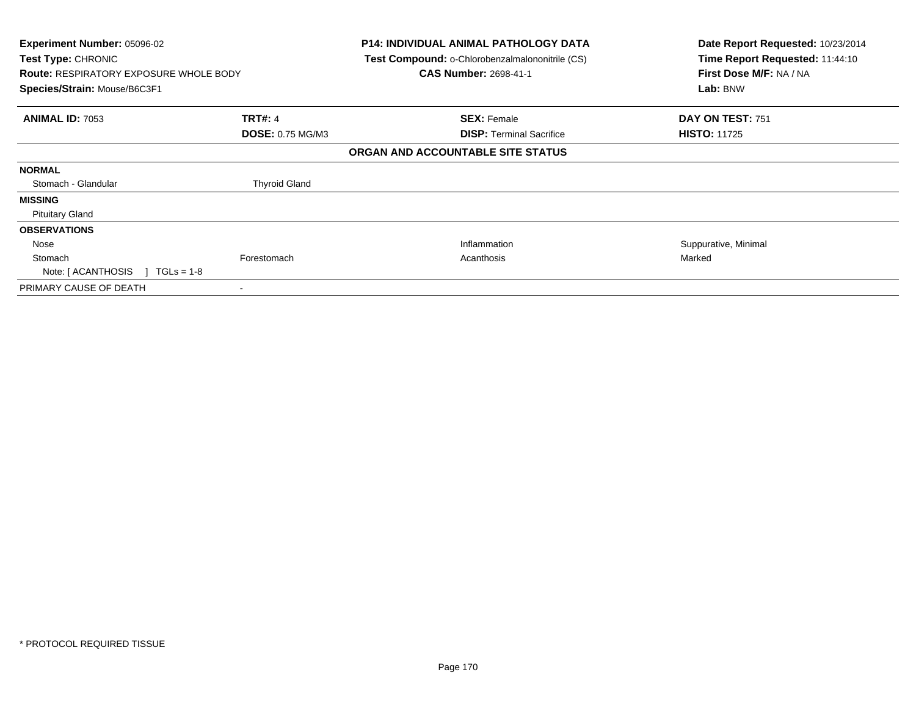**Experiment Number:** 05096-02
**Test Type:** CHRONIC
**Route:** RESPIRATORY EXPOSURE WHOLE BODY
**Species/Strain:** Mouse/B6C3F1

**P14: INDIVIDUAL ANIMAL PATHOLOGY DATA**
**Test Compound:** o-Chlorobenzalmalononitrile (CS)
**CAS Number:** 2698-41-1

**Date Report Requested:** 10/23/2014
**Time Report Requested:** 11:44:10
**First Dose M/F:** NA / NA
**Lab:** BNW

| **ANIMAL ID:** 7053 | **TRT#:** 4 | **SEX:** Female | **DAY ON TEST:** 751 |
|---|---|---|---|
| | **DOSE:** 0.75 MG/M3 | **DISP:** Terminal Sacrifice | **HISTO:** 11725 |

**ORGAN AND ACCOUNTABLE SITE STATUS**

| | | | |
|---|---|---|---|
| **NORMAL** | | | |
| Stomach - Glandular | Thyroid Gland | | |
| **MISSING** | | | |
| Pituitary Gland | | | |
| **OBSERVATIONS** | | | |
| Nose | | Inflammation | Suppurative, Minimal |
| Stomach | Forestomach | Acanthosis | Marked |
| Note: [ ACANTHOSIS ] TGLs = 1-8 | | | |
| PRIMARY CAUSE OF DEATH | - | | |

* PROTOCOL REQUIRED TISSUE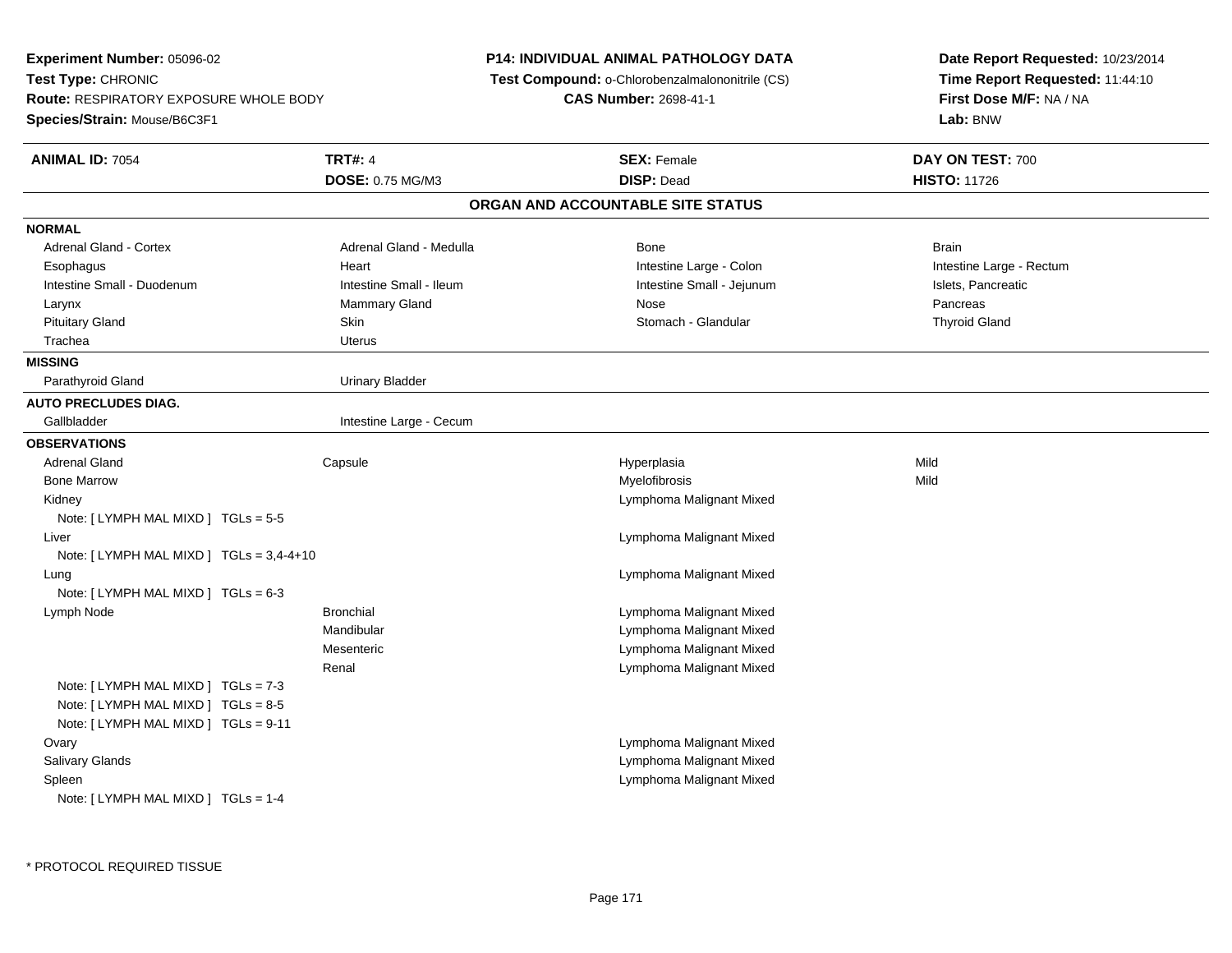**Experiment Number:** 05096-02
**Test Type:** CHRONIC
**Route:** RESPIRATORY EXPOSURE WHOLE BODY
**Species/Strain:** Mouse/B6C3F1

**P14: INDIVIDUAL ANIMAL PATHOLOGY DATA**
**Test Compound:** o-Chlorobenzalmalononitrile (CS)
**CAS Number:** 2698-41-1

**Date Report Requested:** 10/23/2014
**Time Report Requested:** 11:44:10
**First Dose M/F:** NA / NA
**Lab:** BNW

| **ANIMAL ID:** 7054 | **TRT#:** 4 | **SEX:** Female | **DAY ON TEST:** 700 |
|---|---|---|---|
| | **DOSE:** 0.75 MG/M3 | **DISP:** Dead | **HISTO:** 11726 |

## ORGAN AND ACCOUNTABLE SITE STATUS

**NORMAL**

| | | | |
|---|---|---|---|
| Adrenal Gland - Cortex | Adrenal Gland - Medulla | Bone | Brain |
| Esophagus | Heart | Intestine Large - Colon | Intestine Large - Rectum |
| Intestine Small - Duodenum | Intestine Small - Ileum | Intestine Small - Jejunum | Islets, Pancreatic |
| Larynx | Mammary Gland | Nose | Pancreas |
| Pituitary Gland | Skin | Stomach - Glandular | Thyroid Gland |
| Trachea | Uterus | | |

**MISSING**

| | |
|---|---|
| Parathyroid Gland | Urinary Bladder |

**AUTO PRECLUDES DIAG.**

| | |
|---|---|
| Gallbladder | Intestine Large - Cecum |

**OBSERVATIONS**

| | | | |
|---|---|---|---|
| Adrenal Gland | Capsule | Hyperplasia | Mild |
| Bone Marrow | | Myelofibrosis | Mild |
| Kidney | | Lymphoma Malignant Mixed | |
| Note: [ LYMPH MAL MIXD ] TGLs = 5-5 | | | |
| Liver | | Lymphoma Malignant Mixed | |
| Note: [ LYMPH MAL MIXD ] TGLs = 3,4-4+10 | | | |
| Lung | | Lymphoma Malignant Mixed | |
| Note: [ LYMPH MAL MIXD ] TGLs = 6-3 | | | |
| Lymph Node | Bronchial | Lymphoma Malignant Mixed | |
| | Mandibular | Lymphoma Malignant Mixed | |
| | Mesenteric | Lymphoma Malignant Mixed | |
| | Renal | Lymphoma Malignant Mixed | |
| Note: [ LYMPH MAL MIXD ] TGLs = 7-3 | | | |
| Note: [ LYMPH MAL MIXD ] TGLs = 8-5 | | | |
| Note: [ LYMPH MAL MIXD ] TGLs = 9-11 | | | |
| Ovary | | Lymphoma Malignant Mixed | |
| Salivary Glands | | Lymphoma Malignant Mixed | |
| Spleen | | Lymphoma Malignant Mixed | |
| Note: [ LYMPH MAL MIXD ] TGLs = 1-4 | | | |

* PROTOCOL REQUIRED TISSUE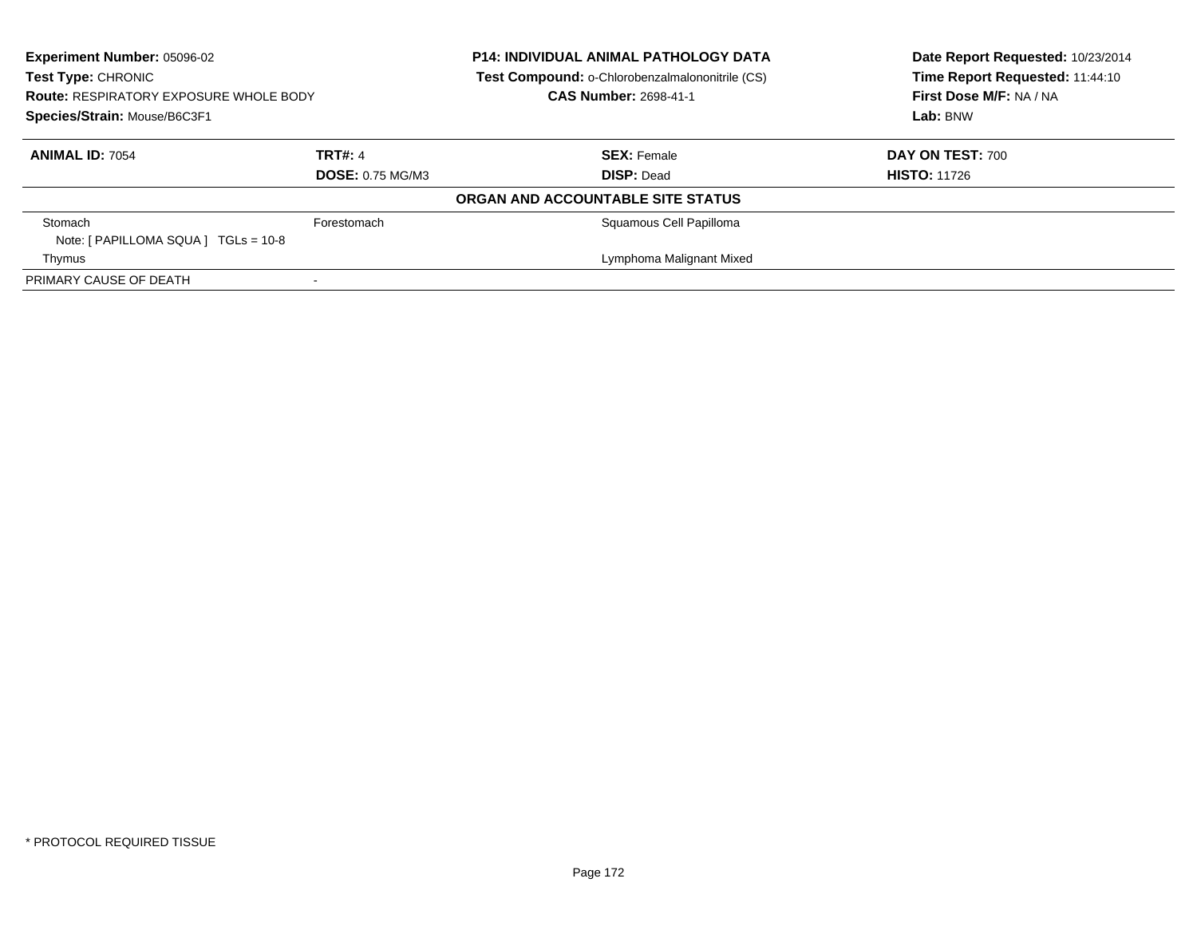**Experiment Number:** 05096-02
**Test Type:** CHRONIC
**Route:** RESPIRATORY EXPOSURE WHOLE BODY
**Species/Strain:** Mouse/B6C3F1

**P14: INDIVIDUAL ANIMAL PATHOLOGY DATA**
**Test Compound:** o-Chlorobenzalmalononitrile (CS)
**CAS Number:** 2698-41-1

**Date Report Requested:** 10/23/2014
**Time Report Requested:** 11:44:10
**First Dose M/F:** NA / NA
**Lab:** BNW

| **ANIMAL ID:** 7054 | **TRT#:** 4 | **SEX:** Female | **DAY ON TEST:** 700 |
|---|---|---|---|
| | **DOSE:** 0.75 MG/M3 | **DISP:** Dead | **HISTO:** 11726 |

**ORGAN AND ACCOUNTABLE SITE STATUS**

| | | | |
|---|---|---|---|
| Stomach | Forestomach | Squamous Cell Papilloma | |
| Note: [ PAPILLOMA SQUA ] TGLs = 10-8 | | | |
| Thymus | | Lymphoma Malignant Mixed | |
| PRIMARY CAUSE OF DEATH | - | | |

* PROTOCOL REQUIRED TISSUE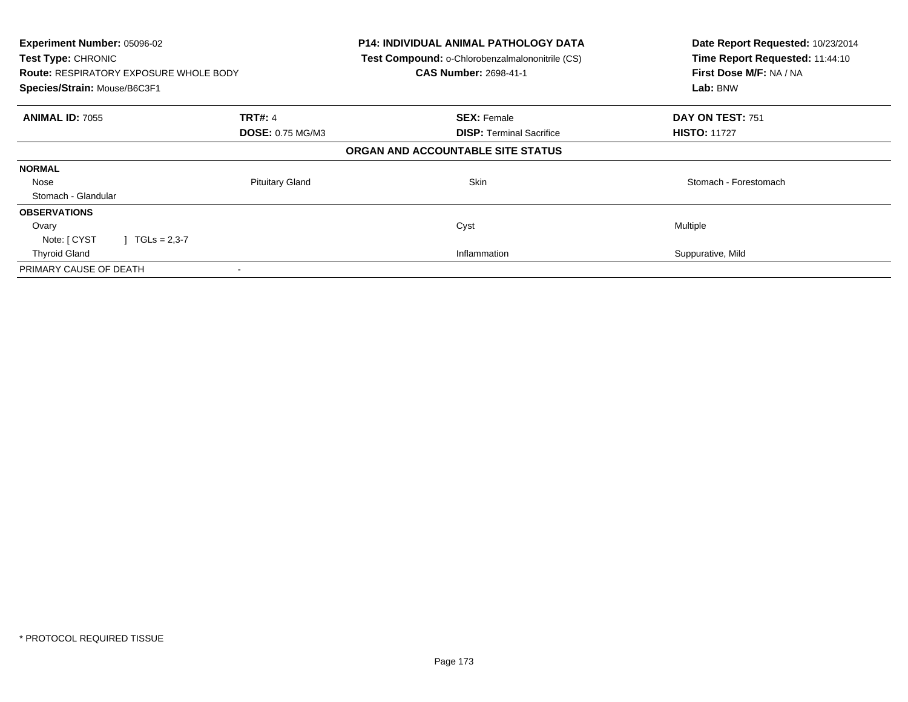**Experiment Number:** 05096-02
**Test Type:** CHRONIC
**Route:** RESPIRATORY EXPOSURE WHOLE BODY
**Species/Strain:** Mouse/B6C3F1

**P14: INDIVIDUAL ANIMAL PATHOLOGY DATA**
**Test Compound:** o-Chlorobenzalmalononitrile (CS)
**CAS Number:** 2698-41-1

**Date Report Requested:** 10/23/2014
**Time Report Requested:** 11:44:10
**First Dose M/F:** NA / NA
**Lab:** BNW

| **ANIMAL ID:** 7055 | **TRT#:** 4 | **SEX:** Female | **DAY ON TEST:** 751 |
|---|---|---|---|
| | **DOSE:** 0.75 MG/M3 | **DISP:** Terminal Sacrifice | **HISTO:** 11727 |

**ORGAN AND ACCOUNTABLE SITE STATUS**

| | | | |
|---|---|---|---|
| **NORMAL** | | | |
| Nose | Pituitary Gland | Skin | Stomach - Forestomach |
| Stomach - Glandular | | | |
| **OBSERVATIONS** | | | |
| Ovary | | Cyst | Multiple |
| Note: [ CYST ] TGLs = 2,3-7 | | | |
| Thyroid Gland | | Inflammation | Suppurative, Mild |
| PRIMARY CAUSE OF DEATH | - | | |

* PROTOCOL REQUIRED TISSUE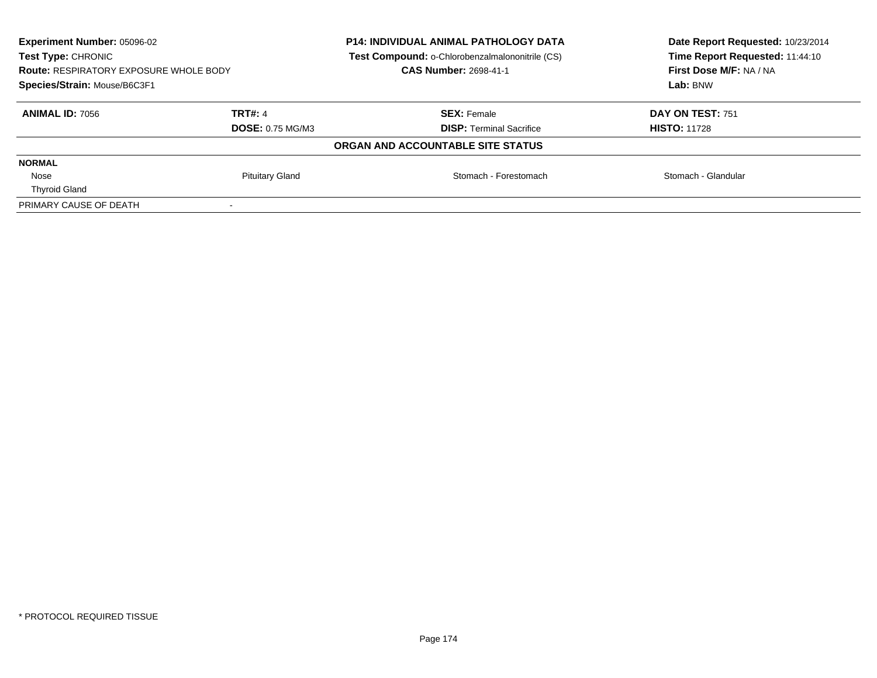| **Experiment Number:** 05096-02 | **P14: INDIVIDUAL ANIMAL PATHOLOGY DATA** | **Date Report Requested:** 10/23/2014 |
|---|---|---|
| **Test Type:** CHRONIC | **Test Compound:** o-Chlorobenzalmalononitrile (CS) | **Time Report Requested:** 11:44:10 |
| **Route:** RESPIRATORY EXPOSURE WHOLE BODY | **CAS Number:** 2698-41-1 | **First Dose M/F:** NA / NA |
| **Species/Strain:** Mouse/B6C3F1 | | **Lab:** BNW |

| **ANIMAL ID:** 7056 | **TRT#:** 4 | **SEX:** Female | **DAY ON TEST:** 751 |
|---|---|---|---|
| | **DOSE:** 0.75 MG/M3 | **DISP:** Terminal Sacrifice | **HISTO:** 11728 |

**ORGAN AND ACCOUNTABLE SITE STATUS**

| **NORMAL** | | | |
|---|---|---|---|
| Nose | Pituitary Gland | Stomach - Forestomach | Stomach - Glandular |
| Thyroid Gland | | | |
| PRIMARY CAUSE OF DEATH | - | | |

\* PROTOCOL REQUIRED TISSUE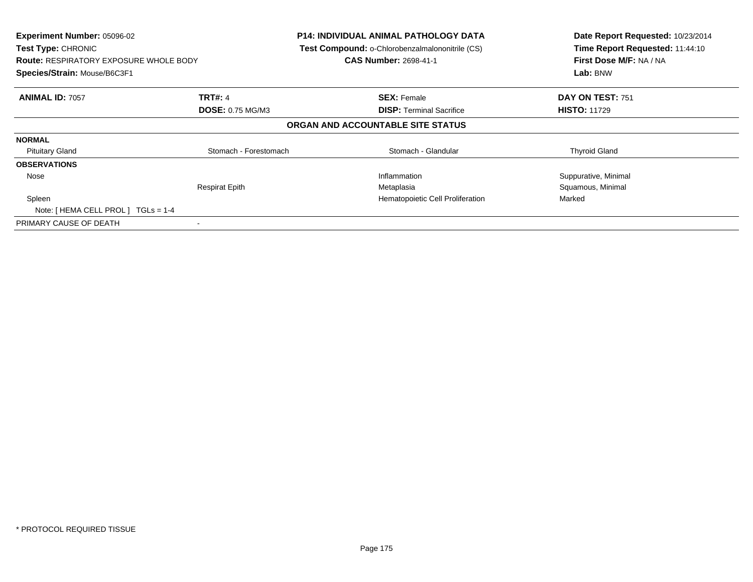**Experiment Number:** 05096-02
**Test Type:** CHRONIC
**Route:** RESPIRATORY EXPOSURE WHOLE BODY
**Species/Strain:** Mouse/B6C3F1

**P14: INDIVIDUAL ANIMAL PATHOLOGY DATA**
**Test Compound:** o-Chlorobenzalmalononitrile (CS)
**CAS Number:** 2698-41-1

**Date Report Requested:** 10/23/2014
**Time Report Requested:** 11:44:10
**First Dose M/F:** NA / NA
**Lab:** BNW

| **ANIMAL ID:** 7057 | **TRT#:** 4 | **SEX:** Female | **DAY ON TEST:** 751 |
|---|---|---|---|
| | **DOSE:** 0.75 MG/M3 | **DISP:** Terminal Sacrifice | **HISTO:** 11729 |

**ORGAN AND ACCOUNTABLE SITE STATUS**

| | | | |
|---|---|---|---|
| **NORMAL** | | | |
| Pituitary Gland | Stomach - Forestomach | Stomach - Glandular | Thyroid Gland |
| **OBSERVATIONS** | | | |
| Nose | | Inflammation | Suppurative, Minimal |
| | Respirat Epith | Metaplasia | Squamous, Minimal |
| Spleen | | Hematopoietic Cell Proliferation | Marked |
| Note: [ HEMA CELL PROL ] TGLs = 1-4 | | | |
| PRIMARY CAUSE OF DEATH | - | | |

\* PROTOCOL REQUIRED TISSUE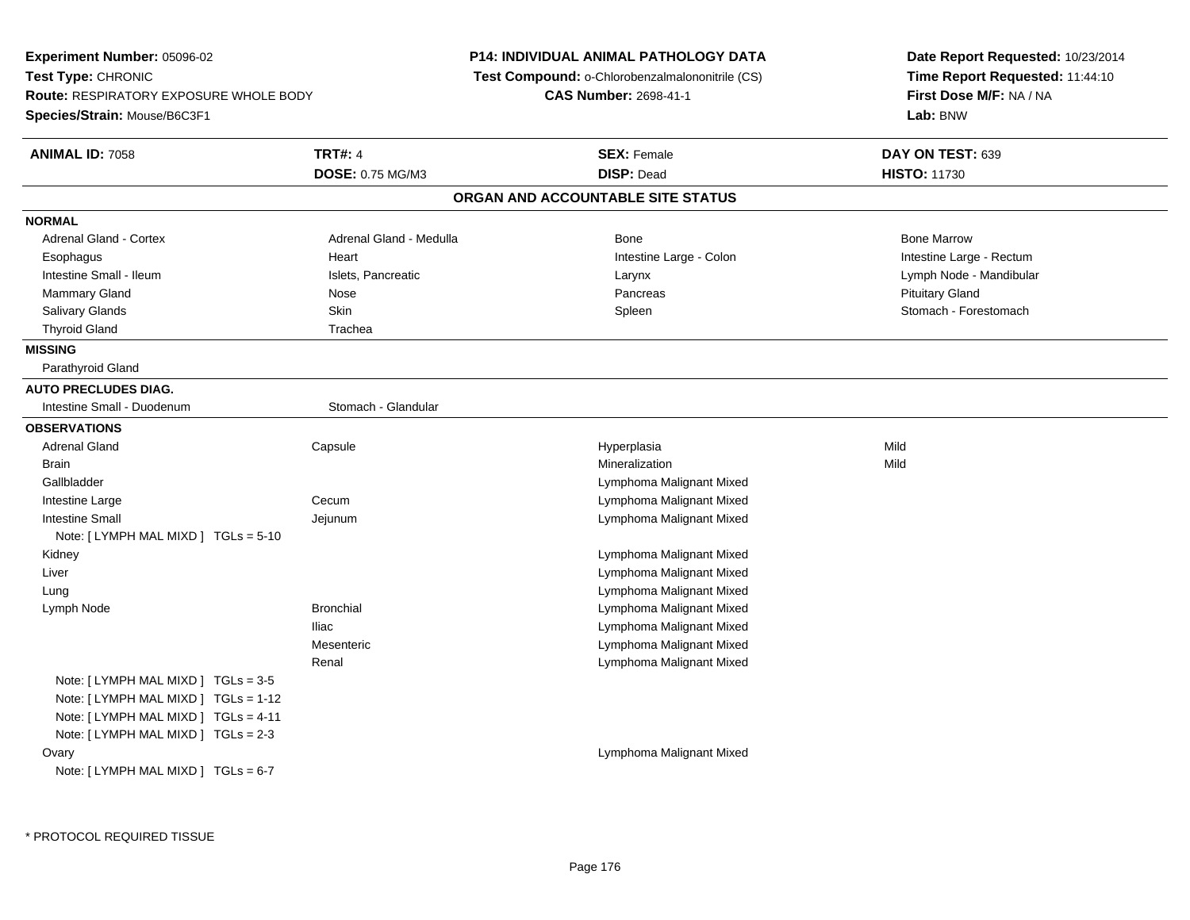**Experiment Number:** 05096-02
**Test Type:** CHRONIC
**Route:** RESPIRATORY EXPOSURE WHOLE BODY
**Species/Strain:** Mouse/B6C3F1

**P14: INDIVIDUAL ANIMAL PATHOLOGY DATA**
**Test Compound:** o-Chlorobenzalmalononitrile (CS)
**CAS Number:** 2698-41-1

**Date Report Requested:** 10/23/2014
**Time Report Requested:** 11:44:10
**First Dose M/F:** NA / NA
**Lab:** BNW

| **ANIMAL ID:** 7058 | **TRT#:** 4 | **SEX:** Female | **DAY ON TEST:** 639 |
|---|---|---|---|
| | **DOSE:** 0.75 MG/M3 | **DISP:** Dead | **HISTO:** 11730 |

## ORGAN AND ACCOUNTABLE SITE STATUS

**NORMAL**

| | | | |
|---|---|---|---|
| Adrenal Gland - Cortex | Adrenal Gland - Medulla | Bone | Bone Marrow |
| Esophagus | Heart | Intestine Large - Colon | Intestine Large - Rectum |
| Intestine Small - Ileum | Islets, Pancreatic | Larynx | Lymph Node - Mandibular |
| Mammary Gland | Nose | Pancreas | Pituitary Gland |
| Salivary Glands | Skin | Spleen | Stomach - Forestomach |
| Thyroid Gland | Trachea | | |

**MISSING**

Parathyroid Gland

**AUTO PRECLUDES DIAG.**

| | |
|---|---|
| Intestine Small - Duodenum | Stomach - Glandular |

**OBSERVATIONS**

| | | | |
|---|---|---|---|
| Adrenal Gland | Capsule | Hyperplasia | Mild |
| Brain | | Mineralization | Mild |
| Gallbladder | | Lymphoma Malignant Mixed | |
| Intestine Large | Cecum | Lymphoma Malignant Mixed | |
| Intestine Small | Jejunum | Lymphoma Malignant Mixed | |
| Note: [ LYMPH MAL MIXD ] TGLs = 5-10 | | | |
| Kidney | | Lymphoma Malignant Mixed | |
| Liver | | Lymphoma Malignant Mixed | |
| Lung | | Lymphoma Malignant Mixed | |
| Lymph Node | Bronchial | Lymphoma Malignant Mixed | |
| | Iliac | Lymphoma Malignant Mixed | |
| | Mesenteric | Lymphoma Malignant Mixed | |
| | Renal | Lymphoma Malignant Mixed | |
| Note: [ LYMPH MAL MIXD ] TGLs = 3-5 | | | |
| Note: [ LYMPH MAL MIXD ] TGLs = 1-12 | | | |
| Note: [ LYMPH MAL MIXD ] TGLs = 4-11 | | | |
| Note: [ LYMPH MAL MIXD ] TGLs = 2-3 | | | |
| Ovary | | Lymphoma Malignant Mixed | |
| Note: [ LYMPH MAL MIXD ] TGLs = 6-7 | | | |

* PROTOCOL REQUIRED TISSUE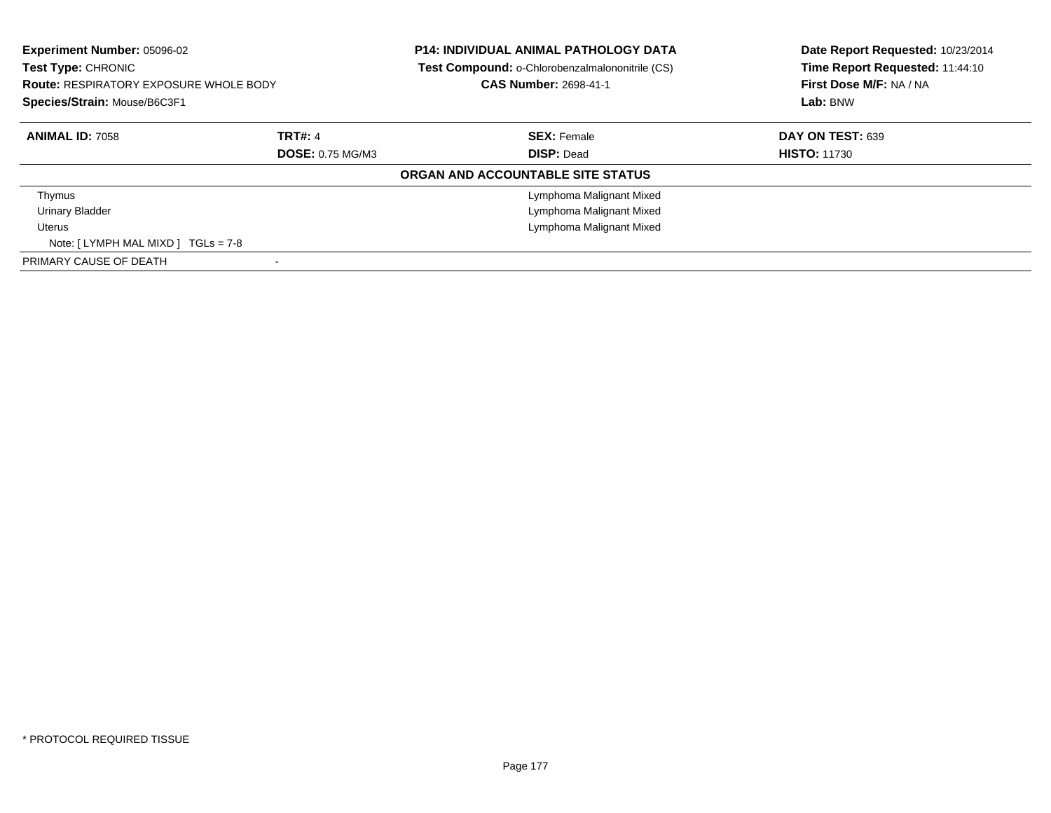**Experiment Number:** 05096-02
**Test Type:** CHRONIC
**Route:** RESPIRATORY EXPOSURE WHOLE BODY
**Species/Strain:** Mouse/B6C3F1

**P14: INDIVIDUAL ANIMAL PATHOLOGY DATA**
**Test Compound:** o-Chlorobenzalmalononitrile (CS)
**CAS Number:** 2698-41-1

**Date Report Requested:** 10/23/2014
**Time Report Requested:** 11:44:10
**First Dose M/F:** NA / NA
**Lab:** BNW

| **ANIMAL ID:** 7058 | **TRT#:** 4 | **SEX:** Female | **DAY ON TEST:** 639 |
|---|---|---|---|
| | **DOSE:** 0.75 MG/M3 | **DISP:** Dead | **HISTO:** 11730 |

**ORGAN AND ACCOUNTABLE SITE STATUS**

| Organ | Status |
|---|---|
| Thymus | Lymphoma Malignant Mixed |
| Urinary Bladder | Lymphoma Malignant Mixed |
| Uterus | Lymphoma Malignant Mixed |
| Note: [ LYMPH MAL MIXD ] TGLs = 7-8 | |
| PRIMARY CAUSE OF DEATH | - |

* PROTOCOL REQUIRED TISSUE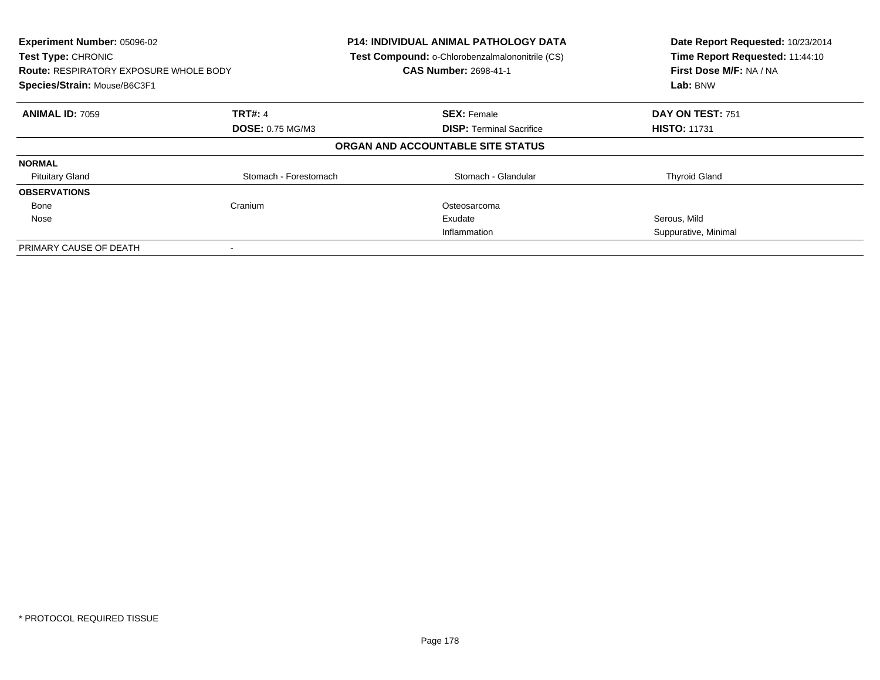**Experiment Number:** 05096-02
**Test Type:** CHRONIC
**Route:** RESPIRATORY EXPOSURE WHOLE BODY
**Species/Strain:** Mouse/B6C3F1

**P14: INDIVIDUAL ANIMAL PATHOLOGY DATA**
**Test Compound:** o-Chlorobenzalmalononitrile (CS)
**CAS Number:** 2698-41-1

**Date Report Requested:** 10/23/2014
**Time Report Requested:** 11:44:10
**First Dose M/F:** NA / NA
**Lab:** BNW

| **ANIMAL ID:** 7059 | **TRT#:** 4 | **SEX:** Female | **DAY ON TEST:** 751 |
|---|---|---|---|
| | **DOSE:** 0.75 MG/M3 | **DISP:** Terminal Sacrifice | **HISTO:** 11731 |
| | | **ORGAN AND ACCOUNTABLE SITE STATUS** | |
| **NORMAL** | | | |
| Pituitary Gland | Stomach - Forestomach | Stomach - Glandular | Thyroid Gland |
| **OBSERVATIONS** | | | |
| Bone | Cranium | Osteosarcoma | |
| Nose | | Exudate | Serous, Mild |
| | | Inflammation | Suppurative, Minimal |
| PRIMARY CAUSE OF DEATH | - | | |

* PROTOCOL REQUIRED TISSUE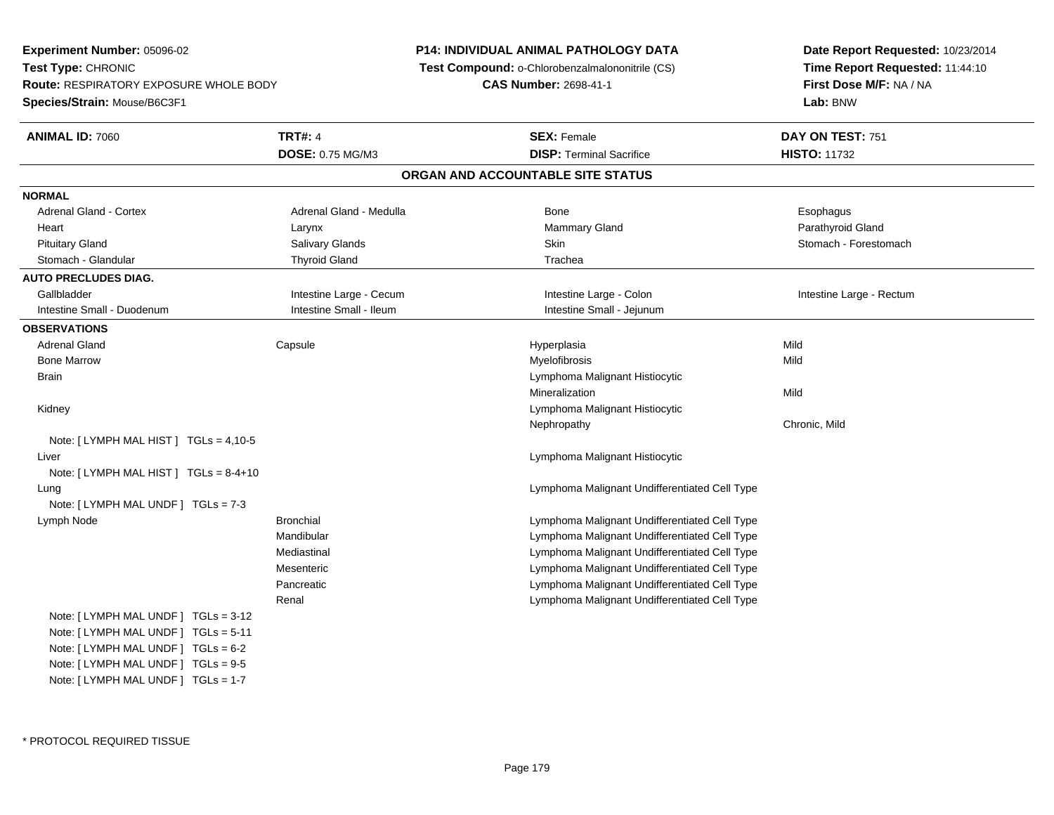**Experiment Number:** 05096-02
**Test Type:** CHRONIC
**Route:** RESPIRATORY EXPOSURE WHOLE BODY
**Species/Strain:** Mouse/B6C3F1

**P14: INDIVIDUAL ANIMAL PATHOLOGY DATA**
**Test Compound:** o-Chlorobenzalmalononitrile (CS)
**CAS Number:** 2698-41-1

**Date Report Requested:** 10/23/2014
**Time Report Requested:** 11:44:10
**First Dose M/F:** NA / NA
**Lab:** BNW

| **ANIMAL ID:** 7060 | **TRT#:** 4 | **SEX:** Female | **DAY ON TEST:** 751 |
|---|---|---|---|
| | **DOSE:** 0.75 MG/M3 | **DISP:** Terminal Sacrifice | **HISTO:** 11732 |

## ORGAN AND ACCOUNTABLE SITE STATUS

**NORMAL**

| | | | |
|---|---|---|---|
| Adrenal Gland - Cortex | Adrenal Gland - Medulla | Bone | Esophagus |
| Heart | Larynx | Mammary Gland | Parathyroid Gland |
| Pituitary Gland | Salivary Glands | Skin | Stomach - Forestomach |
| Stomach - Glandular | Thyroid Gland | Trachea | |

**AUTO PRECLUDES DIAG.**

| | | | |
|---|---|---|---|
| Gallbladder | Intestine Large - Cecum | Intestine Large - Colon | Intestine Large - Rectum |
| Intestine Small - Duodenum | Intestine Small - Ileum | Intestine Small - Jejunum | |

**OBSERVATIONS**

| | | | |
|---|---|---|---|
| Adrenal Gland | Capsule | Hyperplasia | Mild |
| Bone Marrow | | Myelofibrosis | Mild |
| Brain | | Lymphoma Malignant Histiocytic | |
| | | Mineralization | Mild |
| Kidney | | Lymphoma Malignant Histiocytic | |
| | | Nephropathy | Chronic, Mild |
| Note: [ LYMPH MAL HIST ] TGLs = 4,10-5 | | | |
| Liver | | Lymphoma Malignant Histiocytic | |
| Note: [ LYMPH MAL HIST ] TGLs = 8-4+10 | | | |
| Lung | | Lymphoma Malignant Undifferentiated Cell Type | |
| Note: [ LYMPH MAL UNDF ] TGLs = 7-3 | | | |
| Lymph Node | Bronchial | Lymphoma Malignant Undifferentiated Cell Type | |
| | Mandibular | Lymphoma Malignant Undifferentiated Cell Type | |
| | Mediastinal | Lymphoma Malignant Undifferentiated Cell Type | |
| | Mesenteric | Lymphoma Malignant Undifferentiated Cell Type | |
| | Pancreatic | Lymphoma Malignant Undifferentiated Cell Type | |
| | Renal | Lymphoma Malignant Undifferentiated Cell Type | |
| Note: [ LYMPH MAL UNDF ] TGLs = 3-12 | | | |
| Note: [ LYMPH MAL UNDF ] TGLs = 5-11 | | | |
| Note: [ LYMPH MAL UNDF ] TGLs = 6-2 | | | |
| Note: [ LYMPH MAL UNDF ] TGLs = 9-5 | | | |
| Note: [ LYMPH MAL UNDF ] TGLs = 1-7 | | | |

* PROTOCOL REQUIRED TISSUE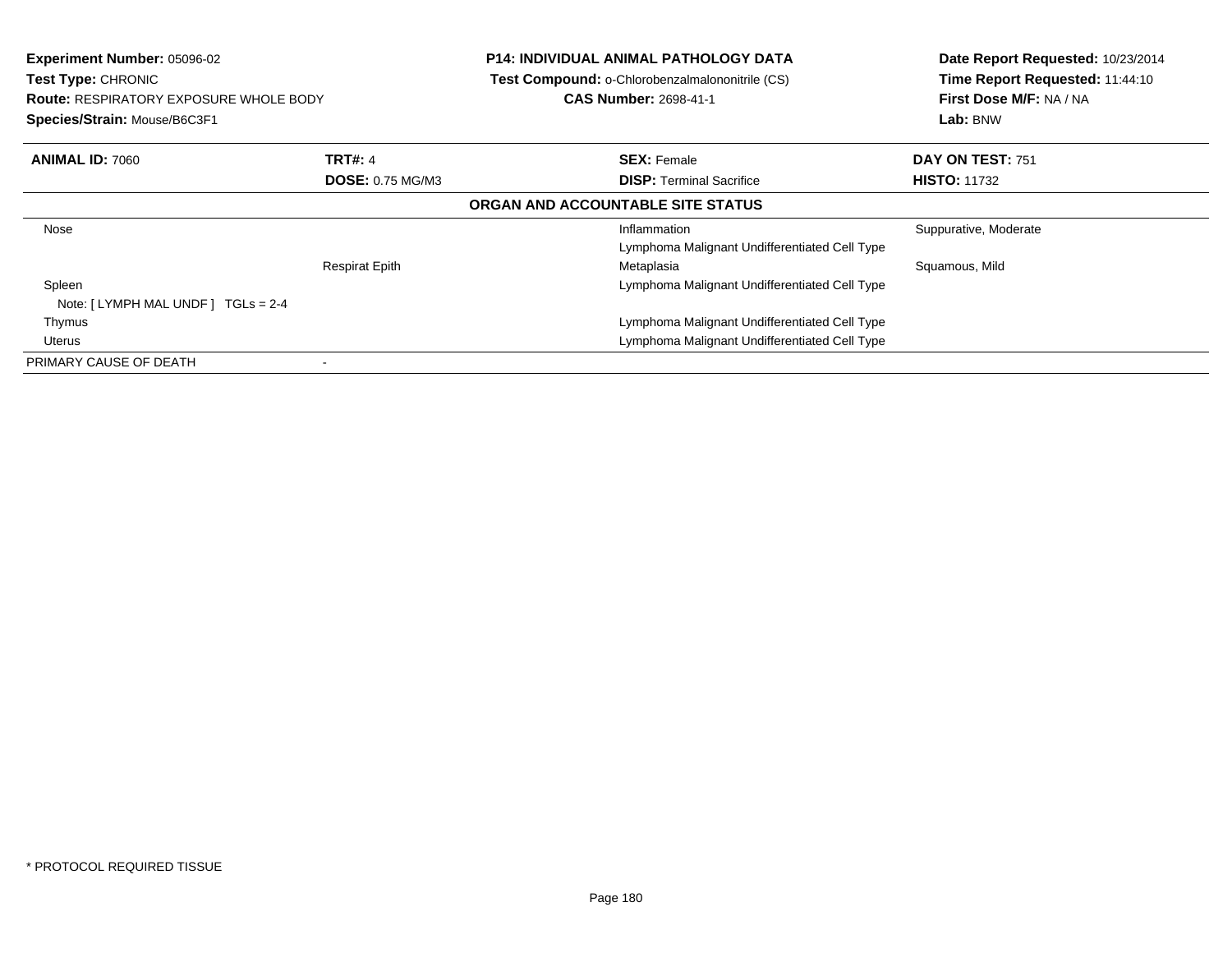**Experiment Number:** 05096-02
**Test Type:** CHRONIC
**Route:** RESPIRATORY EXPOSURE WHOLE BODY
**Species/Strain:** Mouse/B6C3F1

**P14: INDIVIDUAL ANIMAL PATHOLOGY DATA**
**Test Compound:** o-Chlorobenzalmalononitrile (CS)
**CAS Number:** 2698-41-1

**Date Report Requested:** 10/23/2014
**Time Report Requested:** 11:44:10
**First Dose M/F:** NA / NA
**Lab:** BNW

| **ANIMAL ID:** 7060 | **TRT#:** 4 | **SEX:** Female | **DAY ON TEST:** 751 |
|---|---|---|---|
| | **DOSE:** 0.75 MG/M3 | **DISP:** Terminal Sacrifice | **HISTO:** 11732 |

**ORGAN AND ACCOUNTABLE SITE STATUS**

| | | | |
|---|---|---|---|
| Nose | | Inflammation | Suppurative, Moderate |
| | | Lymphoma Malignant Undifferentiated Cell Type | |
| | Respirat Epith | Metaplasia | Squamous, Mild |
| Spleen | | Lymphoma Malignant Undifferentiated Cell Type | |
| Note: [ LYMPH MAL UNDF ] TGLs = 2-4 | | | |
| Thymus | | Lymphoma Malignant Undifferentiated Cell Type | |
| Uterus | | Lymphoma Malignant Undifferentiated Cell Type | |
| PRIMARY CAUSE OF DEATH | - | | |

* PROTOCOL REQUIRED TISSUE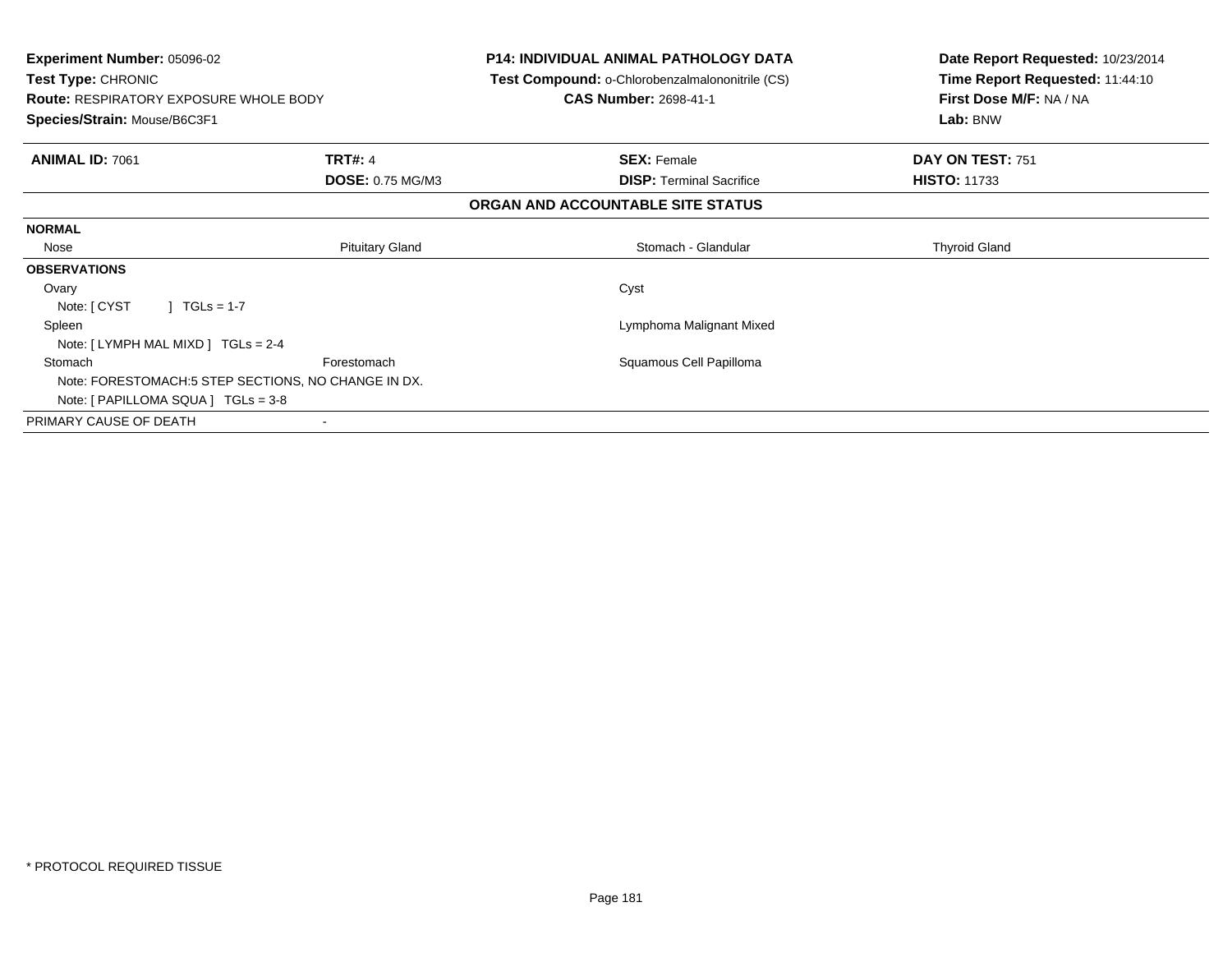**Experiment Number:** 05096-02
**Test Type:** CHRONIC
**Route:** RESPIRATORY EXPOSURE WHOLE BODY
**Species/Strain:** Mouse/B6C3F1

**P14: INDIVIDUAL ANIMAL PATHOLOGY DATA**
**Test Compound:** o-Chlorobenzalmalononitrile (CS)
**CAS Number:** 2698-41-1

**Date Report Requested:** 10/23/2014
**Time Report Requested:** 11:44:10
**First Dose M/F:** NA / NA
**Lab:** BNW

| **ANIMAL ID:** 7061 | **TRT#:** 4 | **SEX:** Female | **DAY ON TEST:** 751 |
|---|---|---|---|
| | **DOSE:** 0.75 MG/M3 | **DISP:** Terminal Sacrifice | **HISTO:** 11733 |

**ORGAN AND ACCOUNTABLE SITE STATUS**

| | | | |
|---|---|---|---|
| **NORMAL** | | | |
| Nose | Pituitary Gland | Stomach - Glandular | Thyroid Gland |
| **OBSERVATIONS** | | | |
| Ovary | | Cyst | |
| Note: [ CYST ] TGLs = 1-7 | | | |
| Spleen | | Lymphoma Malignant Mixed | |
| Note: [ LYMPH MAL MIXD ] TGLs = 2-4 | | | |
| Stomach | Forestomach | Squamous Cell Papilloma | |
| Note: FORESTOMACH:5 STEP SECTIONS, NO CHANGE IN DX. | | | |
| Note: [ PAPILLOMA SQUA ] TGLs = 3-8 | | | |
| PRIMARY CAUSE OF DEATH | - | | |

* PROTOCOL REQUIRED TISSUE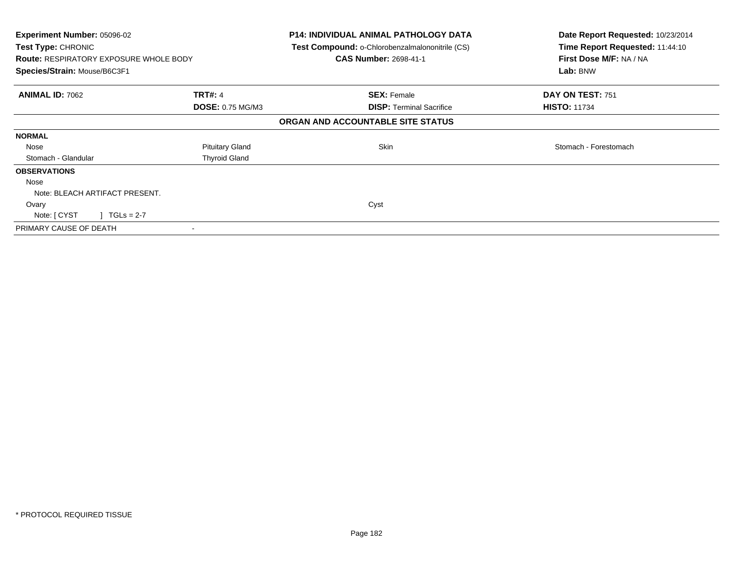| **Experiment Number:** 05096-02 | **P14: INDIVIDUAL ANIMAL PATHOLOGY DATA** | **Date Report Requested:** 10/23/2014 |
|---|---|---|
| **Test Type:** CHRONIC | **Test Compound:** o-Chlorobenzalmalononitrile (CS) | **Time Report Requested:** 11:44:10 |
| **Route:** RESPIRATORY EXPOSURE WHOLE BODY | **CAS Number:** 2698-41-1 | **First Dose M/F:** NA / NA |
| **Species/Strain:** Mouse/B6C3F1 | | **Lab:** BNW |

| **ANIMAL ID:** 7062 | **TRT#:** 4 | **SEX:** Female | **DAY ON TEST:** 751 |
|---|---|---|---|
| | **DOSE:** 0.75 MG/M3 | **DISP:** Terminal Sacrifice | **HISTO:** 11734 |

**ORGAN AND ACCOUNTABLE SITE STATUS**

| | | | |
|---|---|---|---|
| **NORMAL** | | | |
| Nose | Pituitary Gland | Skin | Stomach - Forestomach |
| Stomach - Glandular | Thyroid Gland | | |
| **OBSERVATIONS** | | | |
| Nose | | | |
| Note: BLEACH ARTIFACT PRESENT. | | | |
| Ovary | | Cyst | |
| Note: [ CYST ] TGLs = 2-7 | | | |
| PRIMARY CAUSE OF DEATH | - | | |

* PROTOCOL REQUIRED TISSUE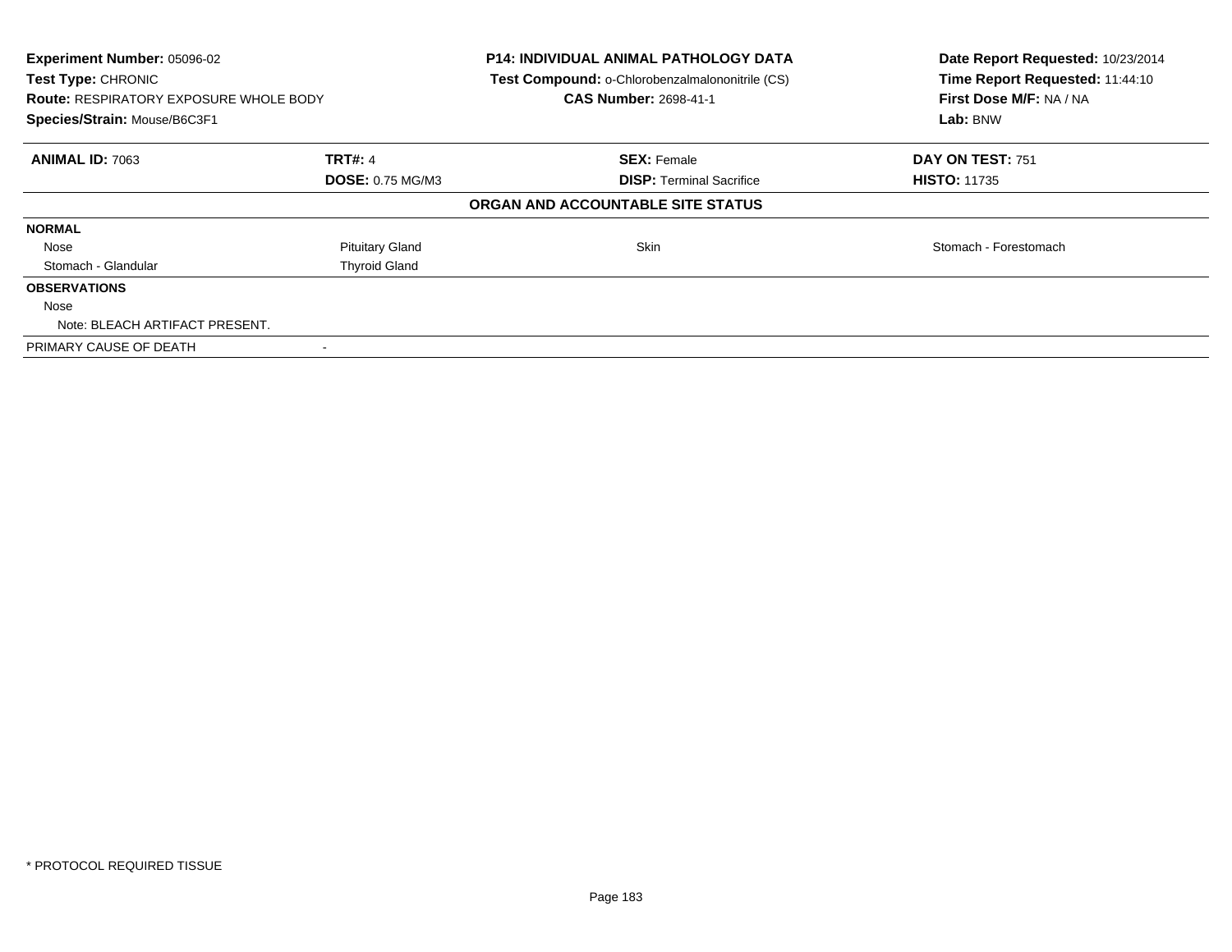**Experiment Number:** 05096-02
**Test Type:** CHRONIC
**Route:** RESPIRATORY EXPOSURE WHOLE BODY
**Species/Strain:** Mouse/B6C3F1

**P14: INDIVIDUAL ANIMAL PATHOLOGY DATA**
**Test Compound:** o-Chlorobenzalmalononitrile (CS)
**CAS Number:** 2698-41-1

**Date Report Requested:** 10/23/2014
**Time Report Requested:** 11:44:10
**First Dose M/F:** NA / NA
**Lab:** BNW

| **ANIMAL ID:** 7063 | **TRT#:** 4 | **SEX:** Female | **DAY ON TEST:** 751 |
|---|---|---|---|
| | **DOSE:** 0.75 MG/M3 | **DISP:** Terminal Sacrifice | **HISTO:** 11735 |

**ORGAN AND ACCOUNTABLE SITE STATUS**

| | | | |
|---|---|---|---|
| **NORMAL** | | | |
| Nose | Pituitary Gland | Skin | Stomach - Forestomach |
| Stomach - Glandular | Thyroid Gland | | |
| **OBSERVATIONS** | | | |
| Nose | | | |
| Note: BLEACH ARTIFACT PRESENT. | | | |
| PRIMARY CAUSE OF DEATH | - | | |

* PROTOCOL REQUIRED TISSUE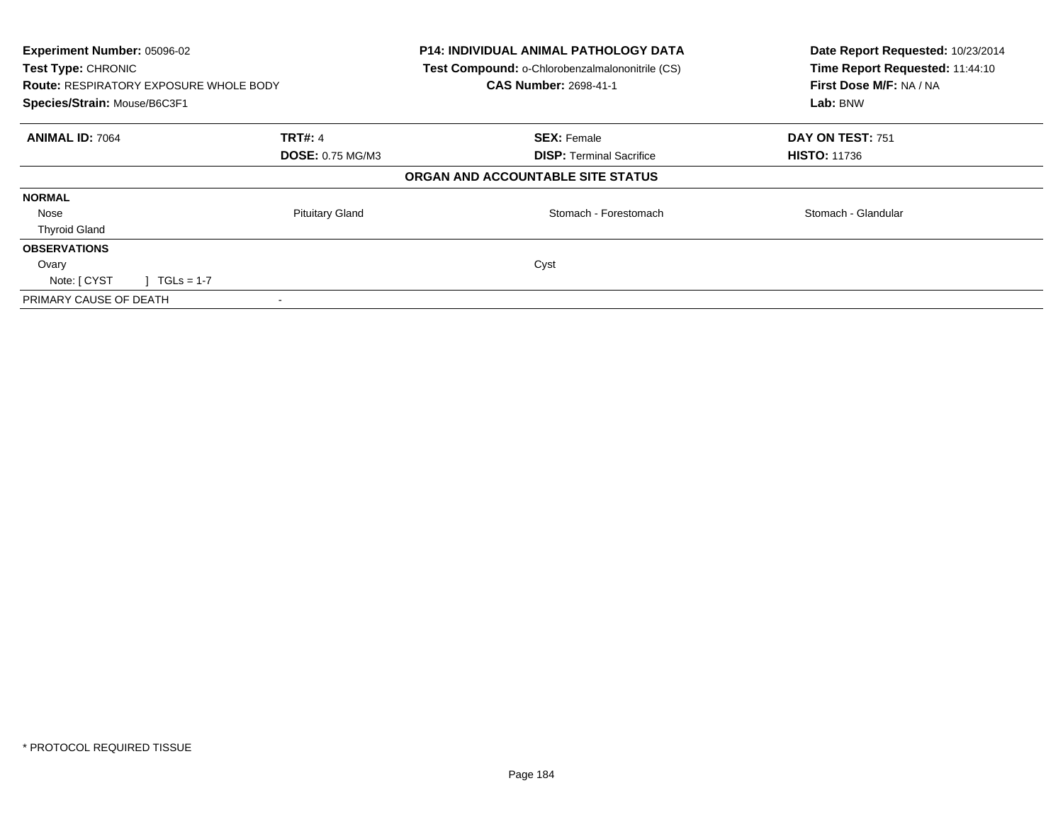**Experiment Number:** 05096-02
**Test Type:** CHRONIC
**Route:** RESPIRATORY EXPOSURE WHOLE BODY
**Species/Strain:** Mouse/B6C3F1

**P14: INDIVIDUAL ANIMAL PATHOLOGY DATA**
**Test Compound:** o-Chlorobenzalmalononitrile (CS)
**CAS Number:** 2698-41-1

**Date Report Requested:** 10/23/2014
**Time Report Requested:** 11:44:10
**First Dose M/F:** NA / NA
**Lab:** BNW

| **ANIMAL ID:** 7064 | **TRT#:** 4 | **SEX:** Female | **DAY ON TEST:** 751 |
|---|---|---|---|
| | **DOSE:** 0.75 MG/M3 | **DISP:** Terminal Sacrifice | **HISTO:** 11736 |
| | | **ORGAN AND ACCOUNTABLE SITE STATUS** | |
| **NORMAL** | | | |
| Nose | Pituitary Gland | Stomach - Forestomach | Stomach - Glandular |
| Thyroid Gland | | | |
| **OBSERVATIONS** | | | |
| Ovary | | Cyst | |
| Note: [ CYST ] TGLs = 1-7 | | | |
| PRIMARY CAUSE OF DEATH | - | | |

* PROTOCOL REQUIRED TISSUE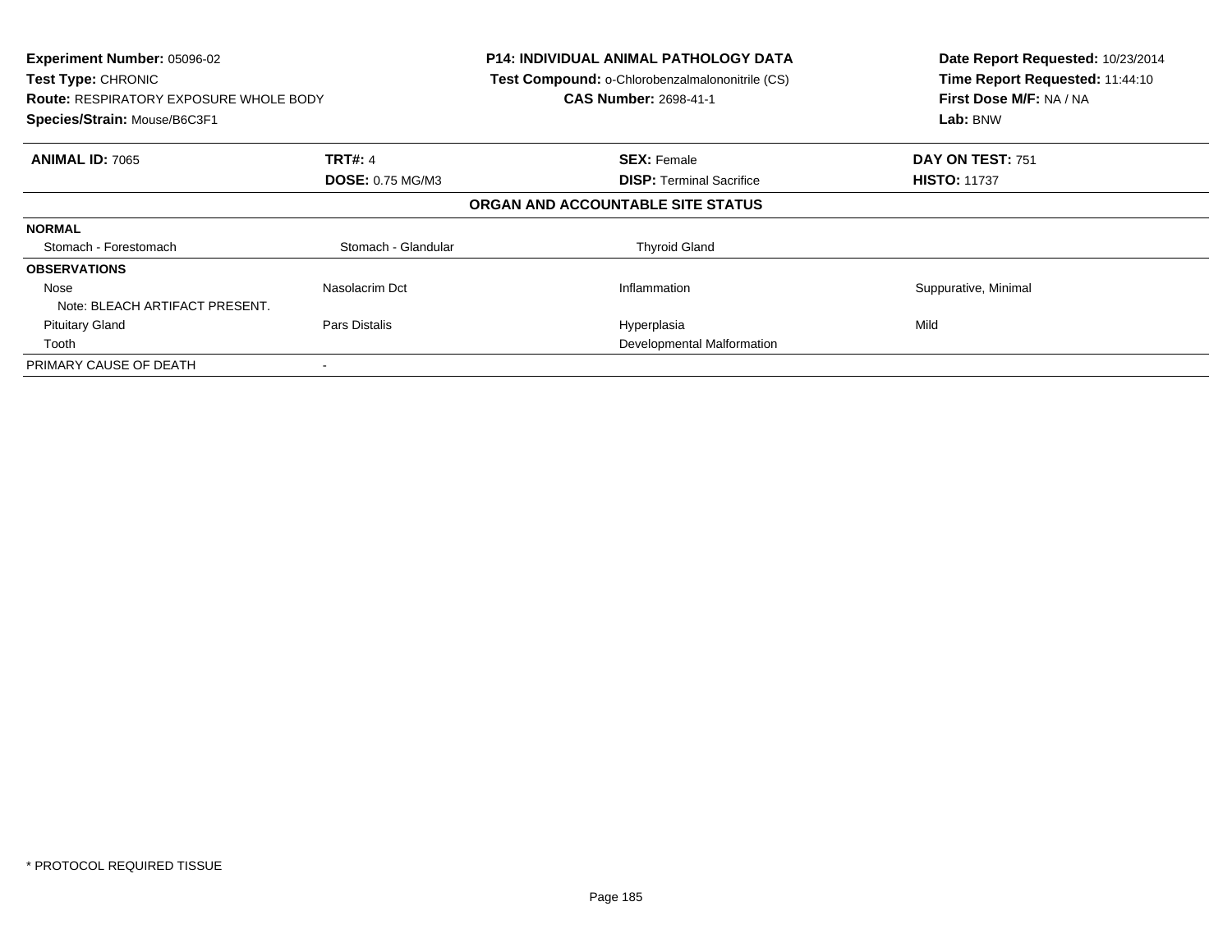**Experiment Number:** 05096-02
**Test Type:** CHRONIC
**Route:** RESPIRATORY EXPOSURE WHOLE BODY
**Species/Strain:** Mouse/B6C3F1

**P14: INDIVIDUAL ANIMAL PATHOLOGY DATA**
**Test Compound:** o-Chlorobenzalmalononitrile (CS)
**CAS Number:** 2698-41-1

**Date Report Requested:** 10/23/2014
**Time Report Requested:** 11:44:10
**First Dose M/F:** NA / NA
**Lab:** BNW

| **ANIMAL ID:** 7065 | **TRT#:** 4 | **SEX:** Female | **DAY ON TEST:** 751 |
|---|---|---|---|
| | **DOSE:** 0.75 MG/M3 | **DISP:** Terminal Sacrifice | **HISTO:** 11737 |

## ORGAN AND ACCOUNTABLE SITE STATUS

| | | | |
|---|---|---|---|
| **NORMAL** | | | |
| Stomach - Forestomach | Stomach - Glandular | Thyroid Gland | |
| **OBSERVATIONS** | | | |
| Nose | Nasolacrim Dct | Inflammation | Suppurative, Minimal |
| Note: BLEACH ARTIFACT PRESENT. | | | |
| Pituitary Gland | Pars Distalis | Hyperplasia | Mild |
| Tooth | | Developmental Malformation | |
| PRIMARY CAUSE OF DEATH | - | | |

* PROTOCOL REQUIRED TISSUE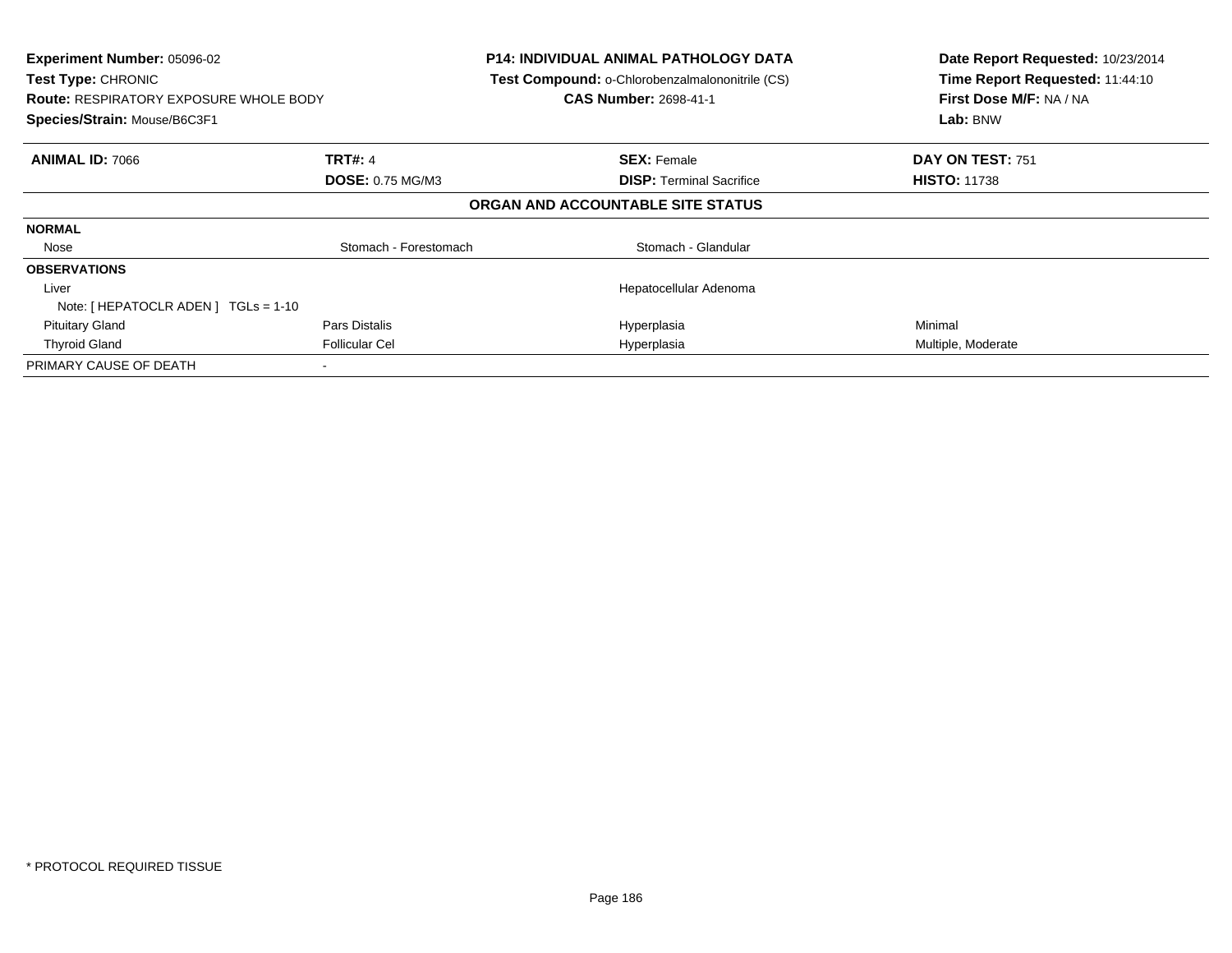**Experiment Number:** 05096-02
**Test Type:** CHRONIC
**Route:** RESPIRATORY EXPOSURE WHOLE BODY
**Species/Strain:** Mouse/B6C3F1

**P14: INDIVIDUAL ANIMAL PATHOLOGY DATA**
**Test Compound:** o-Chlorobenzalmalononitrile (CS)
**CAS Number:** 2698-41-1

**Date Report Requested:** 10/23/2014
**Time Report Requested:** 11:44:10
**First Dose M/F:** NA / NA
**Lab:** BNW

| **ANIMAL ID:** 7066 | **TRT#:** 4 | **SEX:** Female | **DAY ON TEST:** 751 |
|---|---|---|---|
| | **DOSE:** 0.75 MG/M3 | **DISP:** Terminal Sacrifice | **HISTO:** 11738 |

**ORGAN AND ACCOUNTABLE SITE STATUS**

| | | | |
|---|---|---|---|
| **NORMAL** | | | |
| Nose | Stomach - Forestomach | Stomach - Glandular | |
| **OBSERVATIONS** | | | |
| Liver | | Hepatocellular Adenoma | |
| Note: [ HEPATOCLR ADEN ] TGLs = 1-10 | | | |
| Pituitary Gland | Pars Distalis | Hyperplasia | Minimal |
| Thyroid Gland | Follicular Cel | Hyperplasia | Multiple, Moderate |
| PRIMARY CAUSE OF DEATH | - | | |

* PROTOCOL REQUIRED TISSUE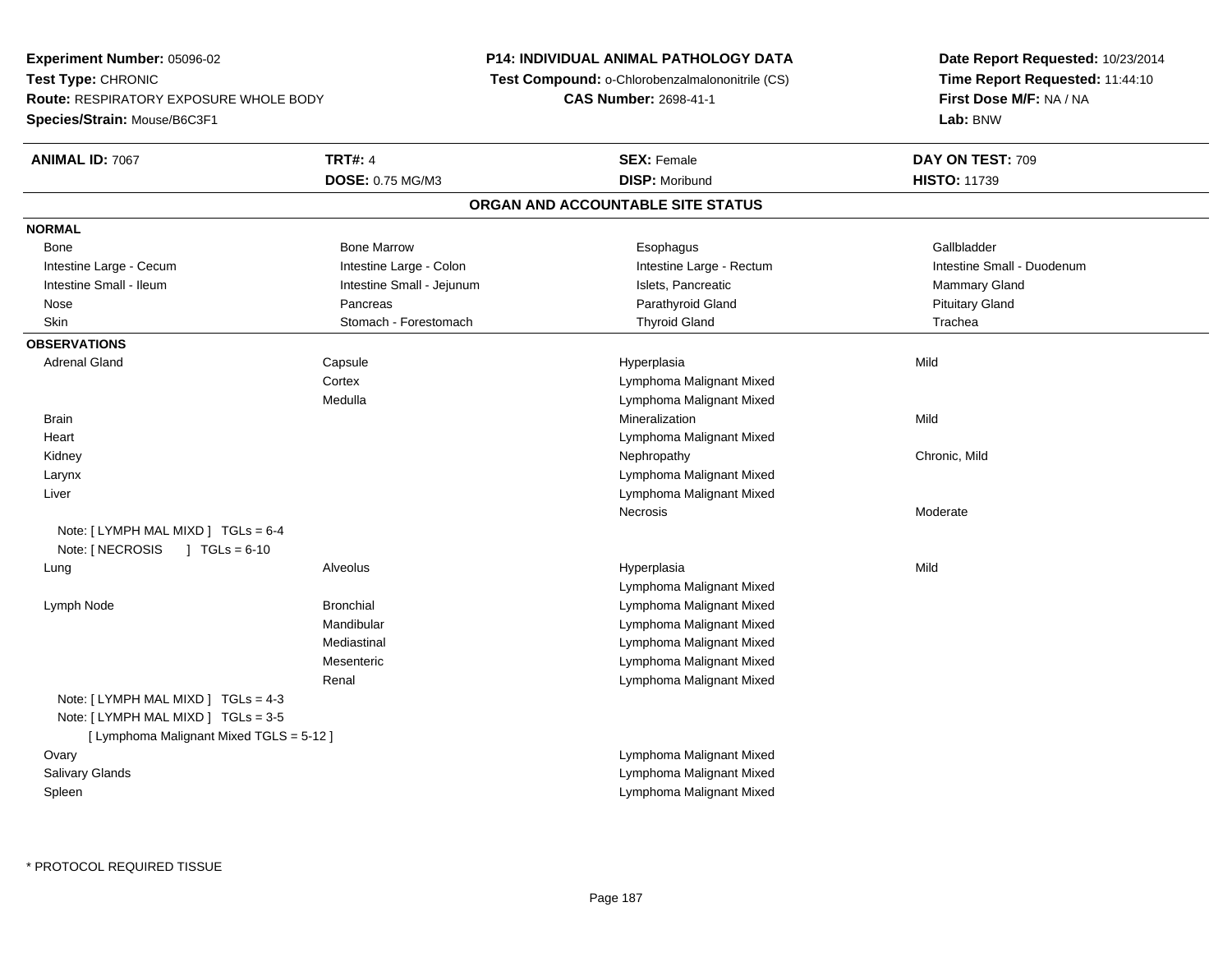**Experiment Number:** 05096-02
**Test Type:** CHRONIC
**Route:** RESPIRATORY EXPOSURE WHOLE BODY
**Species/Strain:** Mouse/B6C3F1

**P14: INDIVIDUAL ANIMAL PATHOLOGY DATA**
**Test Compound:** o-Chlorobenzalmalononitrile (CS)
**CAS Number:** 2698-41-1

**Date Report Requested:** 10/23/2014
**Time Report Requested:** 11:44:10
**First Dose M/F:** NA / NA
**Lab:** BNW

| **ANIMAL ID:** 7067 | **TRT#:** 4 | **SEX:** Female | **DAY ON TEST:** 709 |
|---|---|---|---|
| | **DOSE:** 0.75 MG/M3 | **DISP:** Moribund | **HISTO:** 11739 |

## ORGAN AND ACCOUNTABLE SITE STATUS

**NORMAL**

| | | | |
|---|---|---|---|
| Bone | Bone Marrow | Esophagus | Gallbladder |
| Intestine Large - Cecum | Intestine Large - Colon | Intestine Large - Rectum | Intestine Small - Duodenum |
| Intestine Small - Ileum | Intestine Small - Jejunum | Islets, Pancreatic | Mammary Gland |
| Nose | Pancreas | Parathyroid Gland | Pituitary Gland |
| Skin | Stomach - Forestomach | Thyroid Gland | Trachea |

**OBSERVATIONS**

| Organ | Site | Observation | Severity |
|---|---|---|---|
| Adrenal Gland | Capsule | Hyperplasia | Mild |
| | Cortex | Lymphoma Malignant Mixed | |
| | Medulla | Lymphoma Malignant Mixed | |
| Brain | | Mineralization | Mild |
| Heart | | Lymphoma Malignant Mixed | |
| Kidney | | Nephropathy | Chronic, Mild |
| Larynx | | Lymphoma Malignant Mixed | |
| Liver | | Lymphoma Malignant Mixed | |
| | | Necrosis | Moderate |
| Note: [ LYMPH MAL MIXD ] TGLs = 6-4 | | | |
| Note: [ NECROSIS ] TGLs = 6-10 | | | |
| Lung | Alveolus | Hyperplasia | Mild |
| | | Lymphoma Malignant Mixed | |
| Lymph Node | Bronchial | Lymphoma Malignant Mixed | |
| | Mandibular | Lymphoma Malignant Mixed | |
| | Mediastinal | Lymphoma Malignant Mixed | |
| | Mesenteric | Lymphoma Malignant Mixed | |
| | Renal | Lymphoma Malignant Mixed | |
| Note: [ LYMPH MAL MIXD ] TGLs = 4-3 | | | |
| Note: [ LYMPH MAL MIXD ] TGLs = 3-5 | | | |
| [ Lymphoma Malignant Mixed TGLS = 5-12 ] | | | |
| Ovary | | Lymphoma Malignant Mixed | |
| Salivary Glands | | Lymphoma Malignant Mixed | |
| Spleen | | Lymphoma Malignant Mixed | |

\* PROTOCOL REQUIRED TISSUE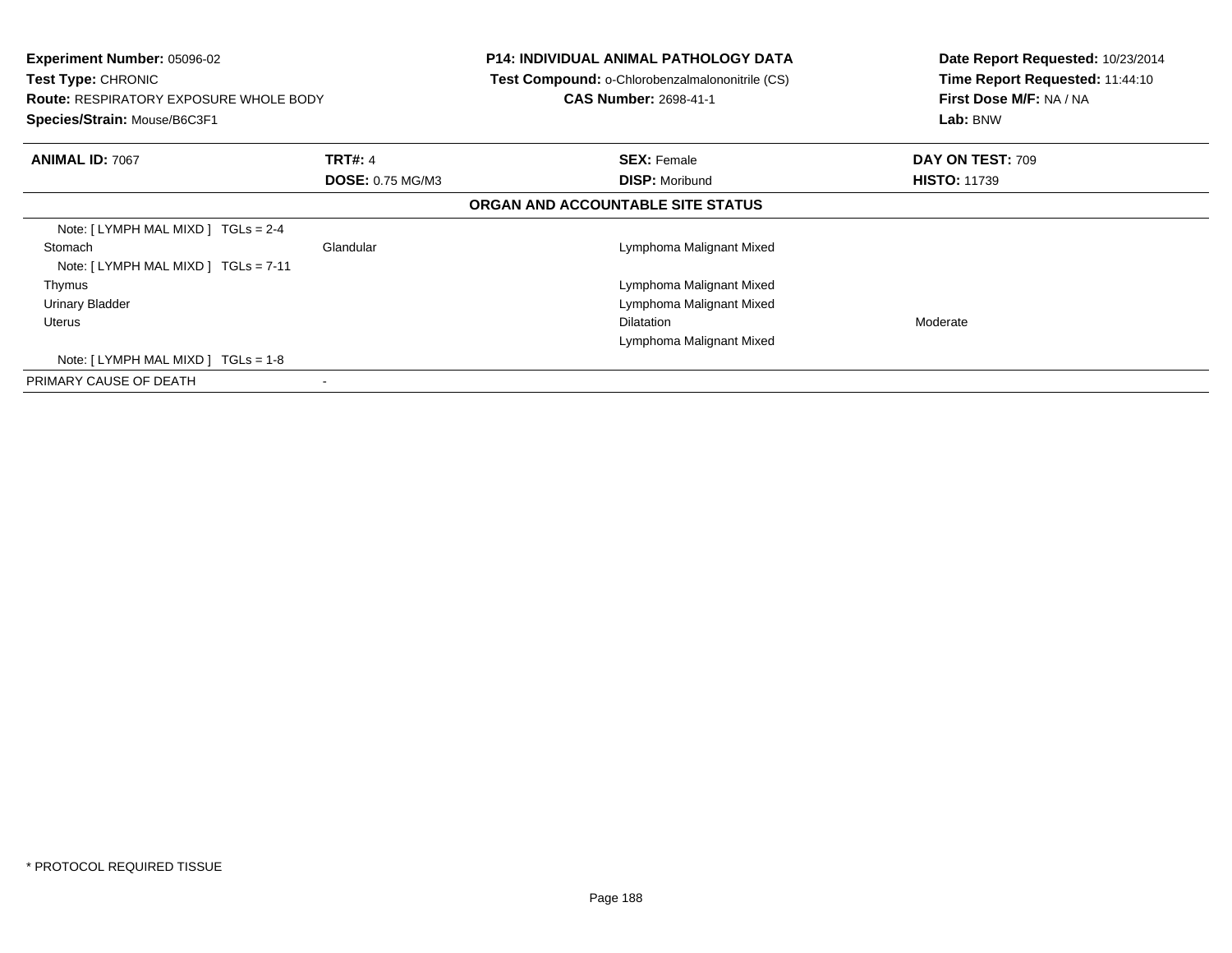**Experiment Number:** 05096-02
**Test Type:** CHRONIC
**Route:** RESPIRATORY EXPOSURE WHOLE BODY
**Species/Strain:** Mouse/B6C3F1

**P14: INDIVIDUAL ANIMAL PATHOLOGY DATA**
**Test Compound:** o-Chlorobenzalmalononitrile (CS)
**CAS Number:** 2698-41-1

**Date Report Requested:** 10/23/2014
**Time Report Requested:** 11:44:10
**First Dose M/F:** NA / NA
**Lab:** BNW

| **ANIMAL ID:** 7067 | **TRT#:** 4 | **SEX:** Female | **DAY ON TEST:** 709 |
|---|---|---|---|
| | **DOSE:** 0.75 MG/M3 | **DISP:** Moribund | **HISTO:** 11739 |

**ORGAN AND ACCOUNTABLE SITE STATUS**

| | | | |
|---|---|---|---|
| Note: [ LYMPH MAL MIXD ] TGLs = 2-4 | | | |
| Stomach | Glandular | Lymphoma Malignant Mixed | |
| Note: [ LYMPH MAL MIXD ] TGLs = 7-11 | | | |
| Thymus | | Lymphoma Malignant Mixed | |
| Urinary Bladder | | Lymphoma Malignant Mixed | |
| Uterus | | Dilatation | Moderate |
| | | Lymphoma Malignant Mixed | |
| Note: [ LYMPH MAL MIXD ] TGLs = 1-8 | | | |
| PRIMARY CAUSE OF DEATH | - | | |

* PROTOCOL REQUIRED TISSUE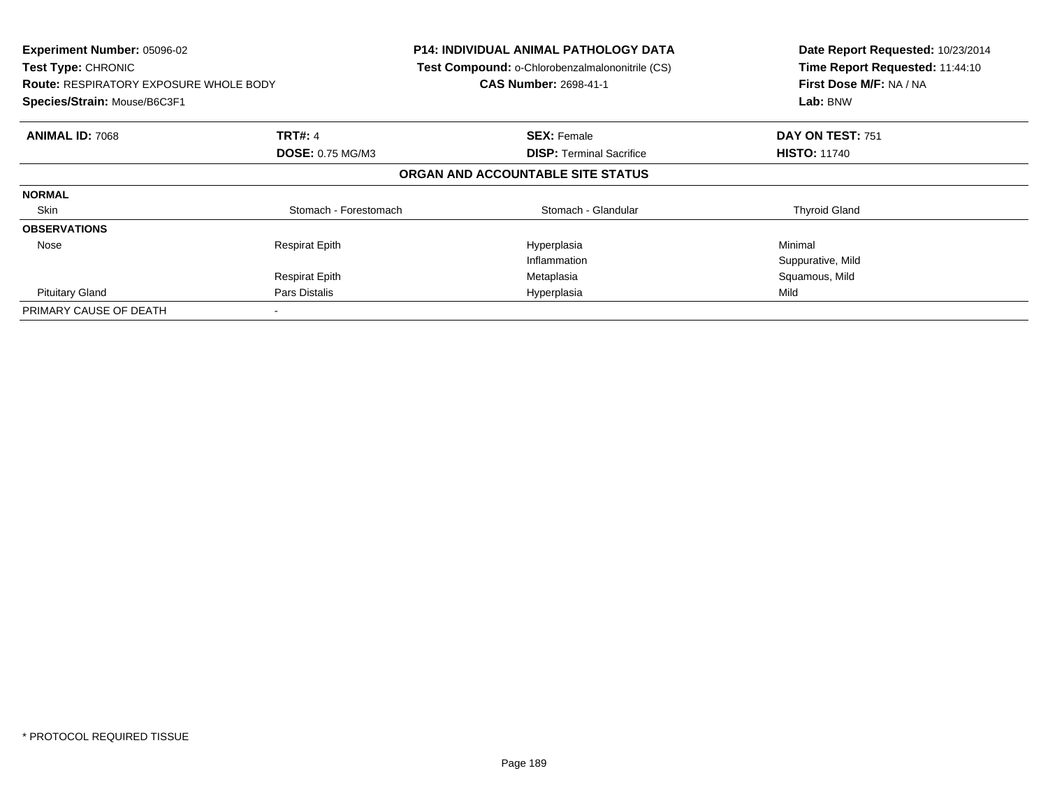**Experiment Number:** 05096-02
**Test Type:** CHRONIC
**Route:** RESPIRATORY EXPOSURE WHOLE BODY
**Species/Strain:** Mouse/B6C3F1

**P14: INDIVIDUAL ANIMAL PATHOLOGY DATA**
**Test Compound:** o-Chlorobenzalmalononitrile (CS)
**CAS Number:** 2698-41-1

**Date Report Requested:** 10/23/2014
**Time Report Requested:** 11:44:10
**First Dose M/F:** NA / NA
**Lab:** BNW

| **ANIMAL ID:** 7068 | **TRT#:** 4 | **SEX:** Female | **DAY ON TEST:** 751 |
|---|---|---|---|
| | **DOSE:** 0.75 MG/M3 | **DISP:** Terminal Sacrifice | **HISTO:** 11740 |

**ORGAN AND ACCOUNTABLE SITE STATUS**

| | | | |
|---|---|---|---|
| **NORMAL** | | | |
| Skin | Stomach - Forestomach | Stomach - Glandular | Thyroid Gland |
| **OBSERVATIONS** | | | |
| Nose | Respirat Epith | Hyperplasia | Minimal |
| | | Inflammation | Suppurative, Mild |
| | Respirat Epith | Metaplasia | Squamous, Mild |
| Pituitary Gland | Pars Distalis | Hyperplasia | Mild |
| PRIMARY CAUSE OF DEATH | - | | |

* PROTOCOL REQUIRED TISSUE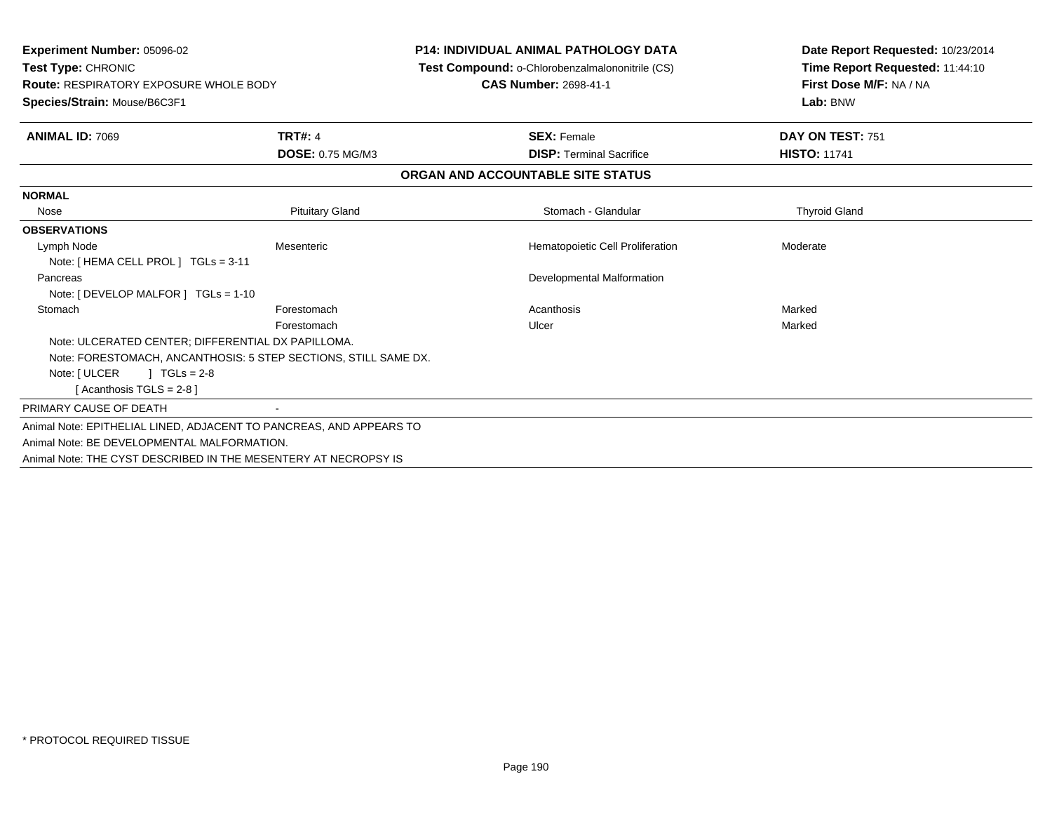**Experiment Number:** 05096-02
**Test Type:** CHRONIC
**Route:** RESPIRATORY EXPOSURE WHOLE BODY
**Species/Strain:** Mouse/B6C3F1

**P14: INDIVIDUAL ANIMAL PATHOLOGY DATA**
**Test Compound:** o-Chlorobenzalmalononitrile (CS)
**CAS Number:** 2698-41-1

**Date Report Requested:** 10/23/2014
**Time Report Requested:** 11:44:10
**First Dose M/F:** NA / NA
**Lab:** BNW

| **ANIMAL ID:** 7069 | **TRT#:** 4 | **SEX:** Female | **DAY ON TEST:** 751 |
|---|---|---|---|
| | **DOSE:** 0.75 MG/M3 | **DISP:** Terminal Sacrifice | **HISTO:** 11741 |

## ORGAN AND ACCOUNTABLE SITE STATUS

| | | | |
|---|---|---|---|
| **NORMAL** | | | |
| Nose | Pituitary Gland | Stomach - Glandular | Thyroid Gland |
| **OBSERVATIONS** | | | |
| Lymph Node | Mesenteric | Hematopoietic Cell Proliferation | Moderate |
| Note: [ HEMA CELL PROL ] TGLs = 3-11 | | | |
| Pancreas | | Developmental Malformation | |
| Note: [ DEVELOP MALFOR ] TGLs = 1-10 | | | |
| Stomach | Forestomach | Acanthosis | Marked |
| | Forestomach | Ulcer | Marked |
| Note: ULCERATED CENTER; DIFFERENTIAL DX PAPILLOMA. | | | |
| Note: FORESTOMACH, ANCANTHOSIS: 5 STEP SECTIONS, STILL SAME DX. | | | |
| Note: [ ULCER ] TGLs = 2-8 | | | |
| [ Acanthosis TGLS = 2-8 ] | | | |
| PRIMARY CAUSE OF DEATH | - | | |

Animal Note: EPITHELIAL LINED, ADJACENT TO PANCREAS, AND APPEARS TO
Animal Note: BE DEVELOPMENTAL MALFORMATION.
Animal Note: THE CYST DESCRIBED IN THE MESENTERY AT NECROPSY IS

* PROTOCOL REQUIRED TISSUE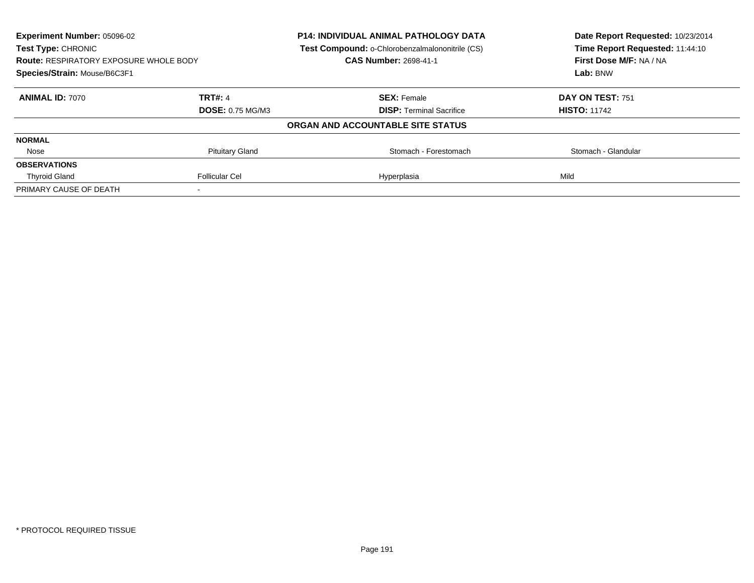**Experiment Number:** 05096-02
**Test Type:** CHRONIC
**Route:** RESPIRATORY EXPOSURE WHOLE BODY
**Species/Strain:** Mouse/B6C3F1

**P14: INDIVIDUAL ANIMAL PATHOLOGY DATA**
**Test Compound:** o-Chlorobenzalmalononitrile (CS)
**CAS Number:** 2698-41-1

**Date Report Requested:** 10/23/2014
**Time Report Requested:** 11:44:10
**First Dose M/F:** NA / NA
**Lab:** BNW

| **ANIMAL ID:** 7070 | **TRT#:** 4 | **SEX:** Female | **DAY ON TEST:** 751 |
|---|---|---|---|
| | **DOSE:** 0.75 MG/M3 | **DISP:** Terminal Sacrifice | **HISTO:** 11742 |

**ORGAN AND ACCOUNTABLE SITE STATUS**

| | | | |
|---|---|---|---|
| **NORMAL** | | | |
| Nose | Pituitary Gland | Stomach - Forestomach | Stomach - Glandular |
| **OBSERVATIONS** | | | |
| Thyroid Gland | Follicular Cel | Hyperplasia | Mild |
| PRIMARY CAUSE OF DEATH | - | | |

* PROTOCOL REQUIRED TISSUE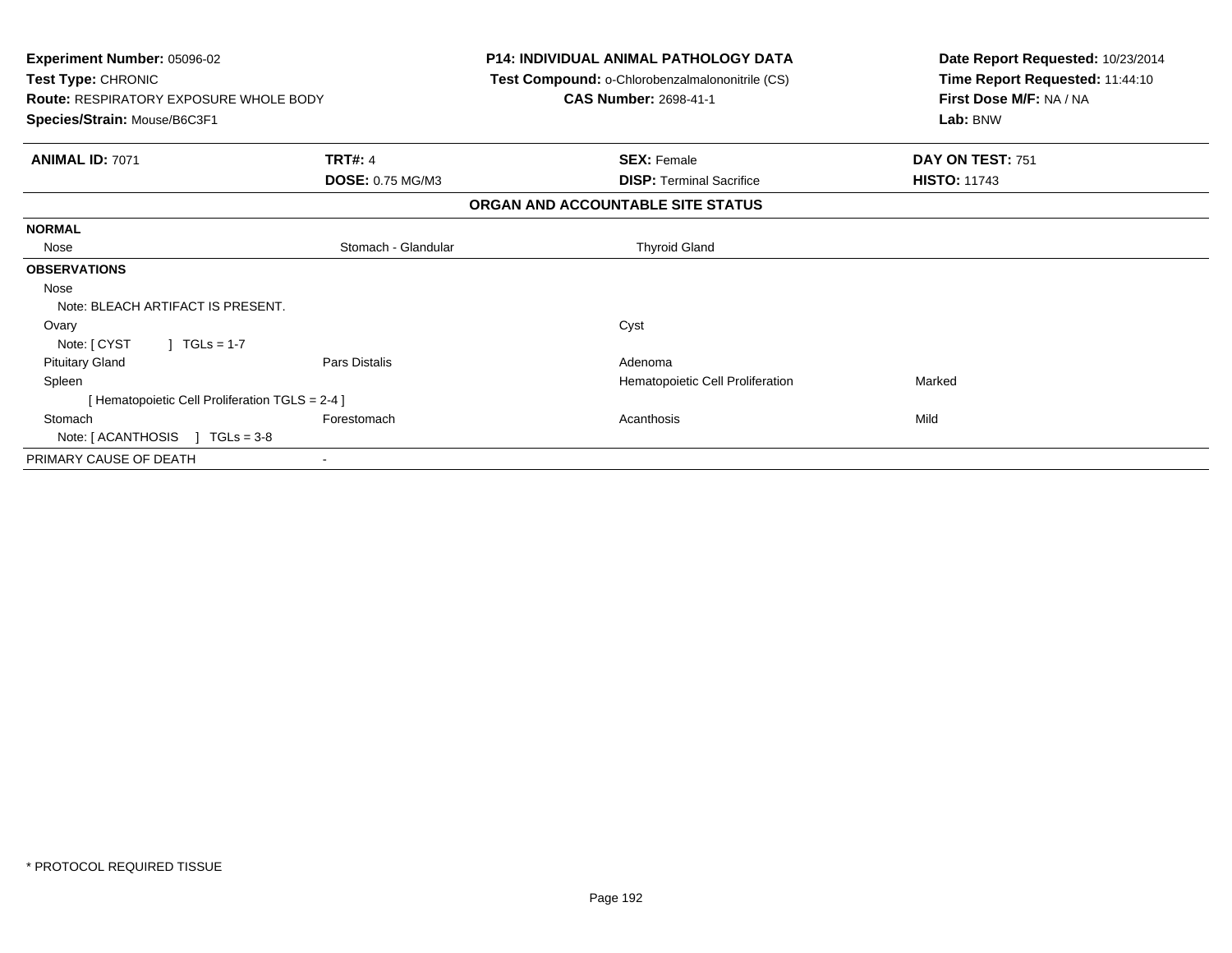**Experiment Number:** 05096-02
**Test Type:** CHRONIC
**Route:** RESPIRATORY EXPOSURE WHOLE BODY
**Species/Strain:** Mouse/B6C3F1

**P14: INDIVIDUAL ANIMAL PATHOLOGY DATA**
**Test Compound:** o-Chlorobenzalmalononitrile (CS)
**CAS Number:** 2698-41-1

**Date Report Requested:** 10/23/2014
**Time Report Requested:** 11:44:10
**First Dose M/F:** NA / NA
**Lab:** BNW

| **ANIMAL ID:** 7071 | **TRT#:** 4 | **SEX:** Female | **DAY ON TEST:** 751 |
|---|---|---|---|
| | **DOSE:** 0.75 MG/M3 | **DISP:** Terminal Sacrifice | **HISTO:** 11743 |

## ORGAN AND ACCOUNTABLE SITE STATUS

| | | | |
|---|---|---|---|
| **NORMAL** | | | |
| Nose | Stomach - Glandular | Thyroid Gland | |
| **OBSERVATIONS** | | | |
| Nose | | | |
| Note: BLEACH ARTIFACT IS PRESENT. | | | |
| Ovary | | Cyst | |
| Note: [ CYST ] TGLs = 1-7 | | | |
| Pituitary Gland | Pars Distalis | Adenoma | |
| Spleen | | Hematopoietic Cell Proliferation | Marked |
| [ Hematopoietic Cell Proliferation TGLS = 2-4 ] | | | |
| Stomach | Forestomach | Acanthosis | Mild |
| Note: [ ACANTHOSIS ] TGLs = 3-8 | | | |
| PRIMARY CAUSE OF DEATH | - | | |

\* PROTOCOL REQUIRED TISSUE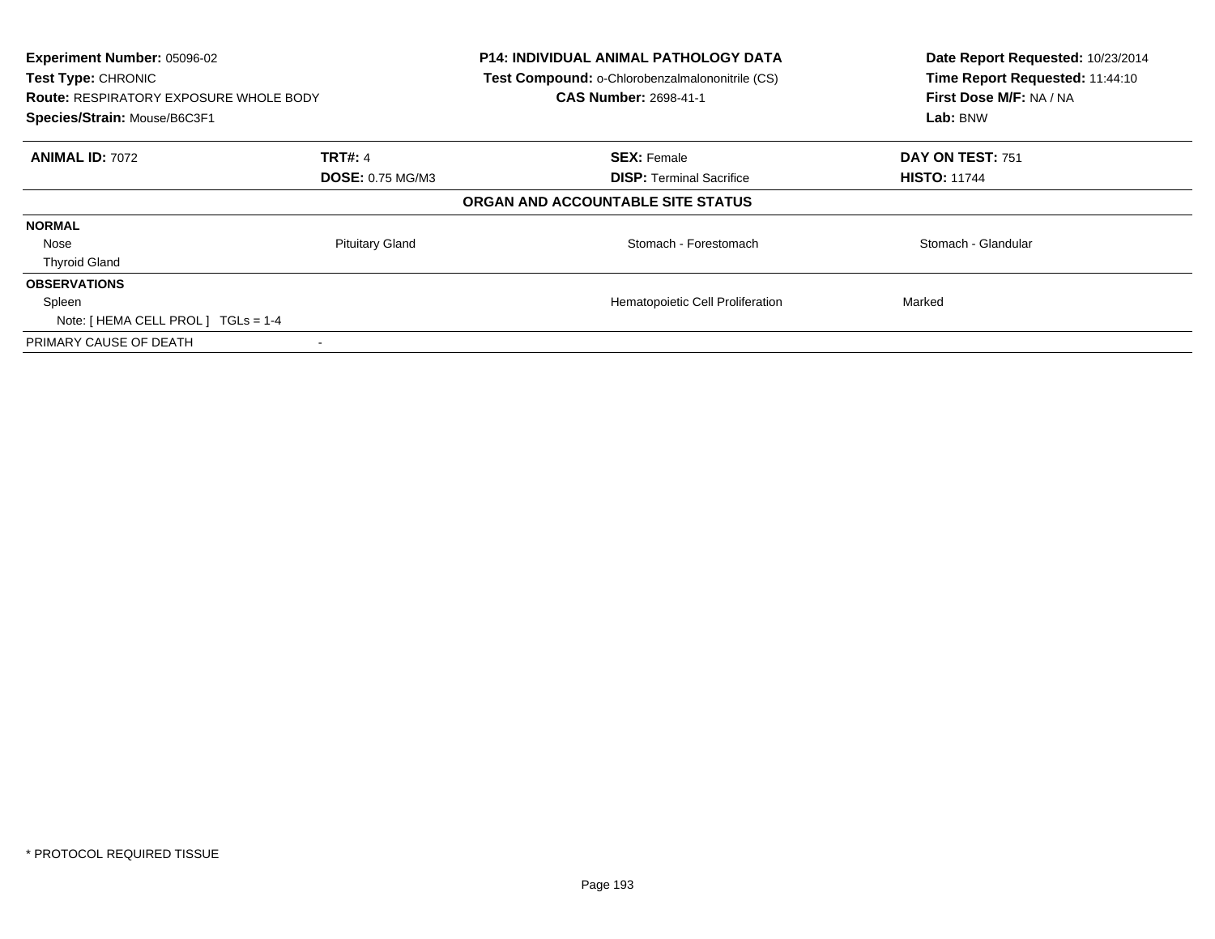**Experiment Number:** 05096-02
**Test Type:** CHRONIC
**Route:** RESPIRATORY EXPOSURE WHOLE BODY
**Species/Strain:** Mouse/B6C3F1

**P14: INDIVIDUAL ANIMAL PATHOLOGY DATA**
**Test Compound:** o-Chlorobenzalmalononitrile (CS)
**CAS Number:** 2698-41-1

**Date Report Requested:** 10/23/2014
**Time Report Requested:** 11:44:10
**First Dose M/F:** NA / NA
**Lab:** BNW

| **ANIMAL ID:** 7072 | **TRT#:** 4 | **SEX:** Female | **DAY ON TEST:** 751 |
|---|---|---|---|
| | **DOSE:** 0.75 MG/M3 | **DISP:** Terminal Sacrifice | **HISTO:** 11744 |

**ORGAN AND ACCOUNTABLE SITE STATUS**

| | | | |
|---|---|---|---|
| **NORMAL** | | | |
| Nose | Pituitary Gland | Stomach - Forestomach | Stomach - Glandular |
| Thyroid Gland | | | |
| **OBSERVATIONS** | | | |
| Spleen | | Hematopoietic Cell Proliferation | Marked |
| Note: [ HEMA CELL PROL ] TGLs = 1-4 | | | |
| PRIMARY CAUSE OF DEATH | - | | |

* PROTOCOL REQUIRED TISSUE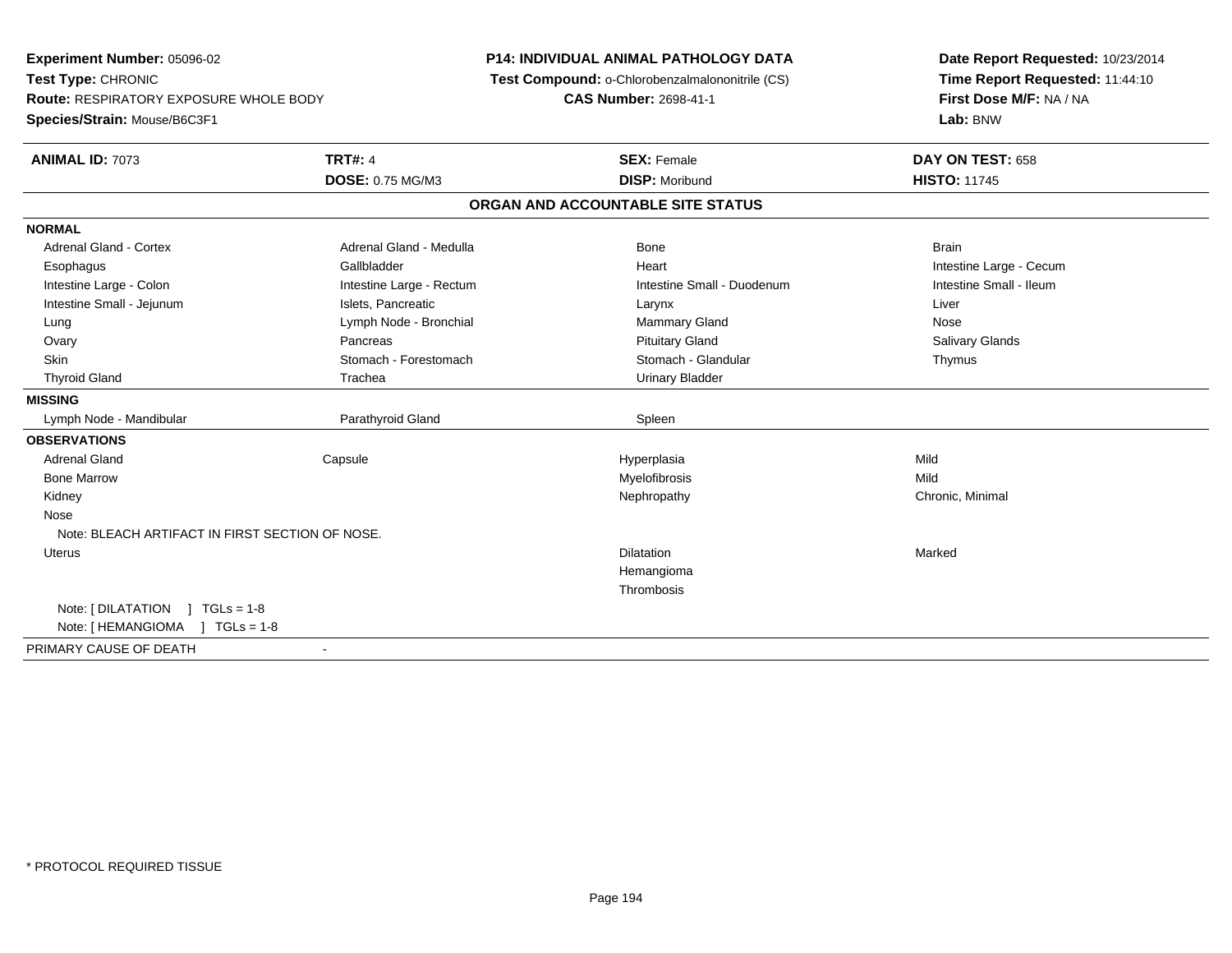**Experiment Number:** 05096-02
**Test Type:** CHRONIC
**Route:** RESPIRATORY EXPOSURE WHOLE BODY
**Species/Strain:** Mouse/B6C3F1

**P14: INDIVIDUAL ANIMAL PATHOLOGY DATA**
**Test Compound:** o-Chlorobenzalmalononitrile (CS)
**CAS Number:** 2698-41-1

**Date Report Requested:** 10/23/2014
**Time Report Requested:** 11:44:10
**First Dose M/F:** NA / NA
**Lab:** BNW

| **ANIMAL ID:** 7073 | **TRT#:** 4 | **SEX:** Female | **DAY ON TEST:** 658 |
|---|---|---|---|
| | **DOSE:** 0.75 MG/M3 | **DISP:** Moribund | **HISTO:** 11745 |

## ORGAN AND ACCOUNTABLE SITE STATUS

**NORMAL**

| | | | |
|---|---|---|---|
| Adrenal Gland - Cortex | Adrenal Gland - Medulla | Bone | Brain |
| Esophagus | Gallbladder | Heart | Intestine Large - Cecum |
| Intestine Large - Colon | Intestine Large - Rectum | Intestine Small - Duodenum | Intestine Small - Ileum |
| Intestine Small - Jejunum | Islets, Pancreatic | Larynx | Liver |
| Lung | Lymph Node - Bronchial | Mammary Gland | Nose |
| Ovary | Pancreas | Pituitary Gland | Salivary Glands |
| Skin | Stomach - Forestomach | Stomach - Glandular | Thymus |
| Thyroid Gland | Trachea | Urinary Bladder | |

**MISSING**

| | | |
|---|---|---|
| Lymph Node - Mandibular | Parathyroid Gland | Spleen |

**OBSERVATIONS**

| | | | |
|---|---|---|---|
| Adrenal Gland | Capsule | Hyperplasia | Mild |
| Bone Marrow | | Myelofibrosis | Mild |
| Kidney | | Nephropathy | Chronic, Minimal |
| Nose | | | |

Note: BLEACH ARTIFACT IN FIRST SECTION OF NOSE.

| | | | |
|---|---|---|---|
| Uterus | | Dilatation | Marked |
| | | Hemangioma | |
| | | Thrombosis | |

Note: [ DILATATION ] TGLs = 1-8
Note: [ HEMANGIOMA ] TGLs = 1-8

PRIMARY CAUSE OF DEATH -

* PROTOCOL REQUIRED TISSUE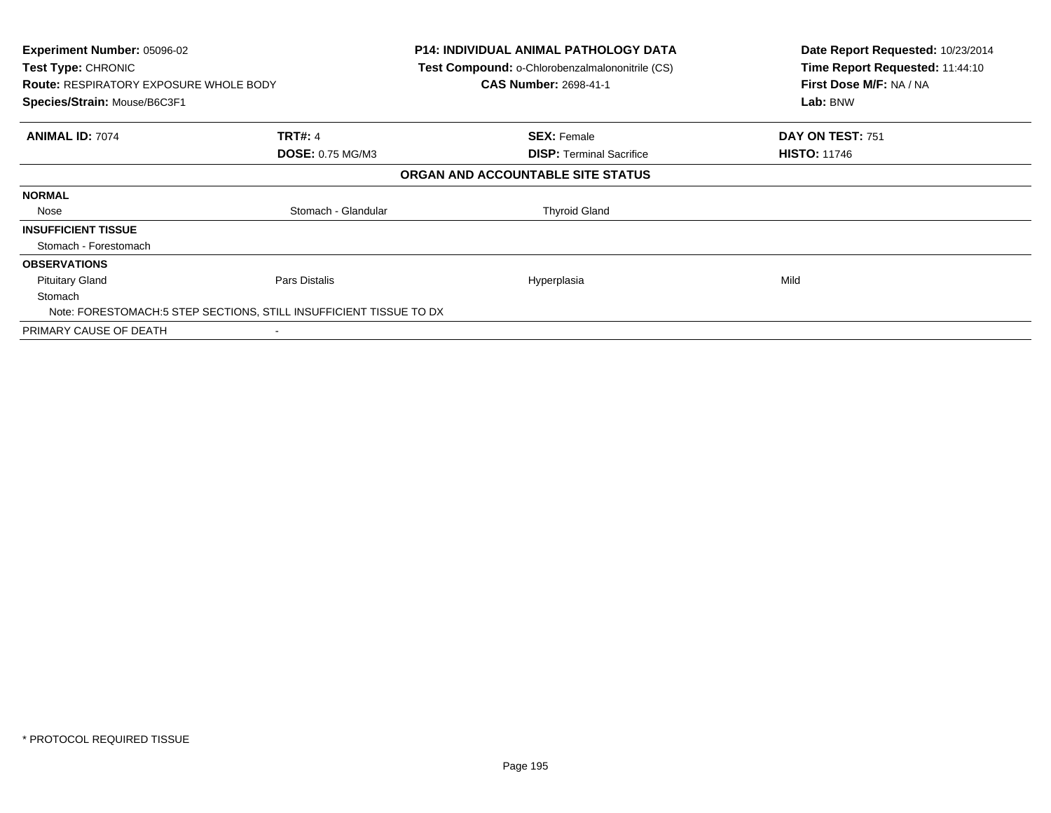**Experiment Number:** 05096-02
**Test Type:** CHRONIC
**Route:** RESPIRATORY EXPOSURE WHOLE BODY
**Species/Strain:** Mouse/B6C3F1

**P14: INDIVIDUAL ANIMAL PATHOLOGY DATA**
**Test Compound:** o-Chlorobenzalmalononitrile (CS)
**CAS Number:** 2698-41-1

**Date Report Requested:** 10/23/2014
**Time Report Requested:** 11:44:10
**First Dose M/F:** NA / NA
**Lab:** BNW

| **ANIMAL ID:** 7074 | **TRT#:** 4 | **SEX:** Female | **DAY ON TEST:** 751 |
|---|---|---|---|
| | **DOSE:** 0.75 MG/M3 | **DISP:** Terminal Sacrifice | **HISTO:** 11746 |

**ORGAN AND ACCOUNTABLE SITE STATUS**

| | | | |
|---|---|---|---|
| **NORMAL** | | | |
| Nose | Stomach - Glandular | Thyroid Gland | |
| **INSUFFICIENT TISSUE** | | | |
| Stomach - Forestomach | | | |
| **OBSERVATIONS** | | | |
| Pituitary Gland | Pars Distalis | Hyperplasia | Mild |
| Stomach | | | |
| Note: FORESTOMACH:5 STEP SECTIONS, STILL INSUFFICIENT TISSUE TO DX | | | |
| PRIMARY CAUSE OF DEATH | - | | |

* PROTOCOL REQUIRED TISSUE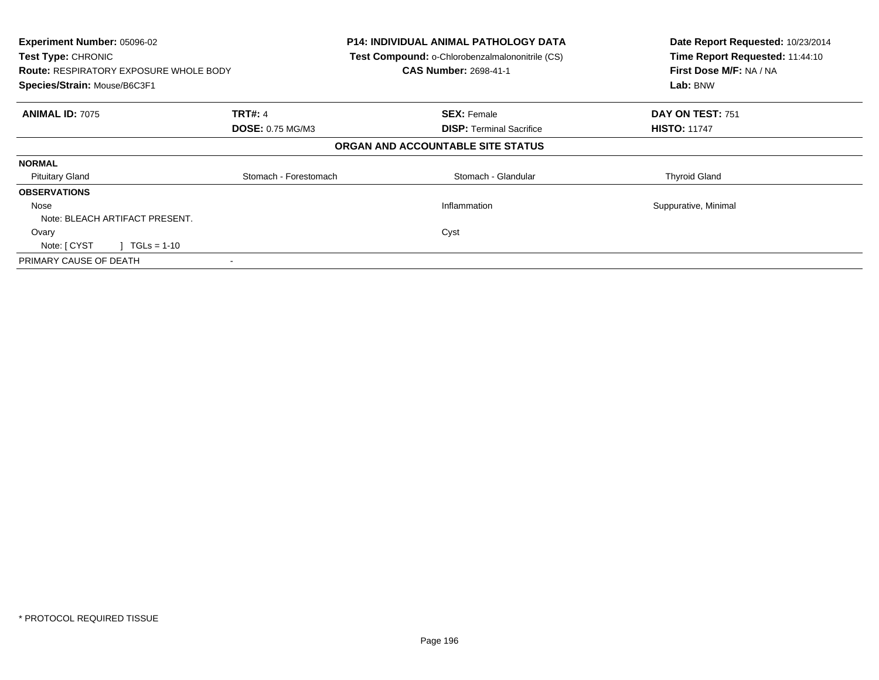**Experiment Number:** 05096-02
**Test Type:** CHRONIC
**Route:** RESPIRATORY EXPOSURE WHOLE BODY
**Species/Strain:** Mouse/B6C3F1

**P14: INDIVIDUAL ANIMAL PATHOLOGY DATA**
**Test Compound:** o-Chlorobenzalmalononitrile (CS)
**CAS Number:** 2698-41-1

**Date Report Requested:** 10/23/2014
**Time Report Requested:** 11:44:10
**First Dose M/F:** NA / NA
**Lab:** BNW

| **ANIMAL ID:** 7075 | **TRT#:** 4 | **SEX:** Female | **DAY ON TEST:** 751 |
|---|---|---|---|
| | **DOSE:** 0.75 MG/M3 | **DISP:** Terminal Sacrifice | **HISTO:** 11747 |

**ORGAN AND ACCOUNTABLE SITE STATUS**

| | | | |
|---|---|---|---|
| **NORMAL** | | | |
| Pituitary Gland | Stomach - Forestomach | Stomach - Glandular | Thyroid Gland |
| **OBSERVATIONS** | | | |
| Nose | | Inflammation | Suppurative, Minimal |
| Note: BLEACH ARTIFACT PRESENT. | | | |
| Ovary | | Cyst | |
| Note: [ CYST ] TGLs = 1-10 | | | |
| PRIMARY CAUSE OF DEATH | - | | |

* PROTOCOL REQUIRED TISSUE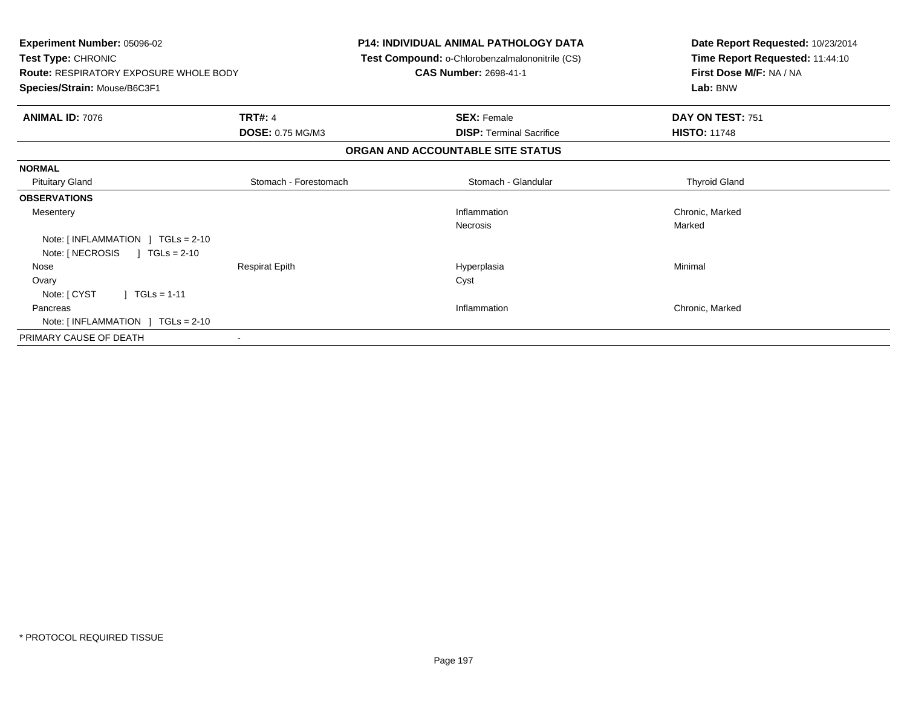**Experiment Number:** 05096-02
**Test Type:** CHRONIC
**Route:** RESPIRATORY EXPOSURE WHOLE BODY
**Species/Strain:** Mouse/B6C3F1

**P14: INDIVIDUAL ANIMAL PATHOLOGY DATA**
**Test Compound:** o-Chlorobenzalmalononitrile (CS)
**CAS Number:** 2698-41-1

**Date Report Requested:** 10/23/2014
**Time Report Requested:** 11:44:10
**First Dose M/F:** NA / NA
**Lab:** BNW

| **ANIMAL ID:** 7076 | **TRT#:** 4 | **SEX:** Female | **DAY ON TEST:** 751 |
|---|---|---|---|
| | **DOSE:** 0.75 MG/M3 | **DISP:** Terminal Sacrifice | **HISTO:** 11748 |

**ORGAN AND ACCOUNTABLE SITE STATUS**

| | | | |
|---|---|---|---|
| **NORMAL** | | | |
| Pituitary Gland | Stomach - Forestomach | Stomach - Glandular | Thyroid Gland |
| **OBSERVATIONS** | | | |
| Mesentery | | Inflammation | Chronic, Marked |
| | | Necrosis | Marked |
| Note: [ INFLAMMATION ] TGLs = 2-10 | | | |
| Note: [ NECROSIS ] TGLs = 2-10 | | | |
| Nose | Respirat Epith | Hyperplasia | Minimal |
| Ovary | | Cyst | |
| Note: [ CYST ] TGLs = 1-11 | | | |
| Pancreas | | Inflammation | Chronic, Marked |
| Note: [ INFLAMMATION ] TGLs = 2-10 | | | |
| PRIMARY CAUSE OF DEATH | - | | |

* PROTOCOL REQUIRED TISSUE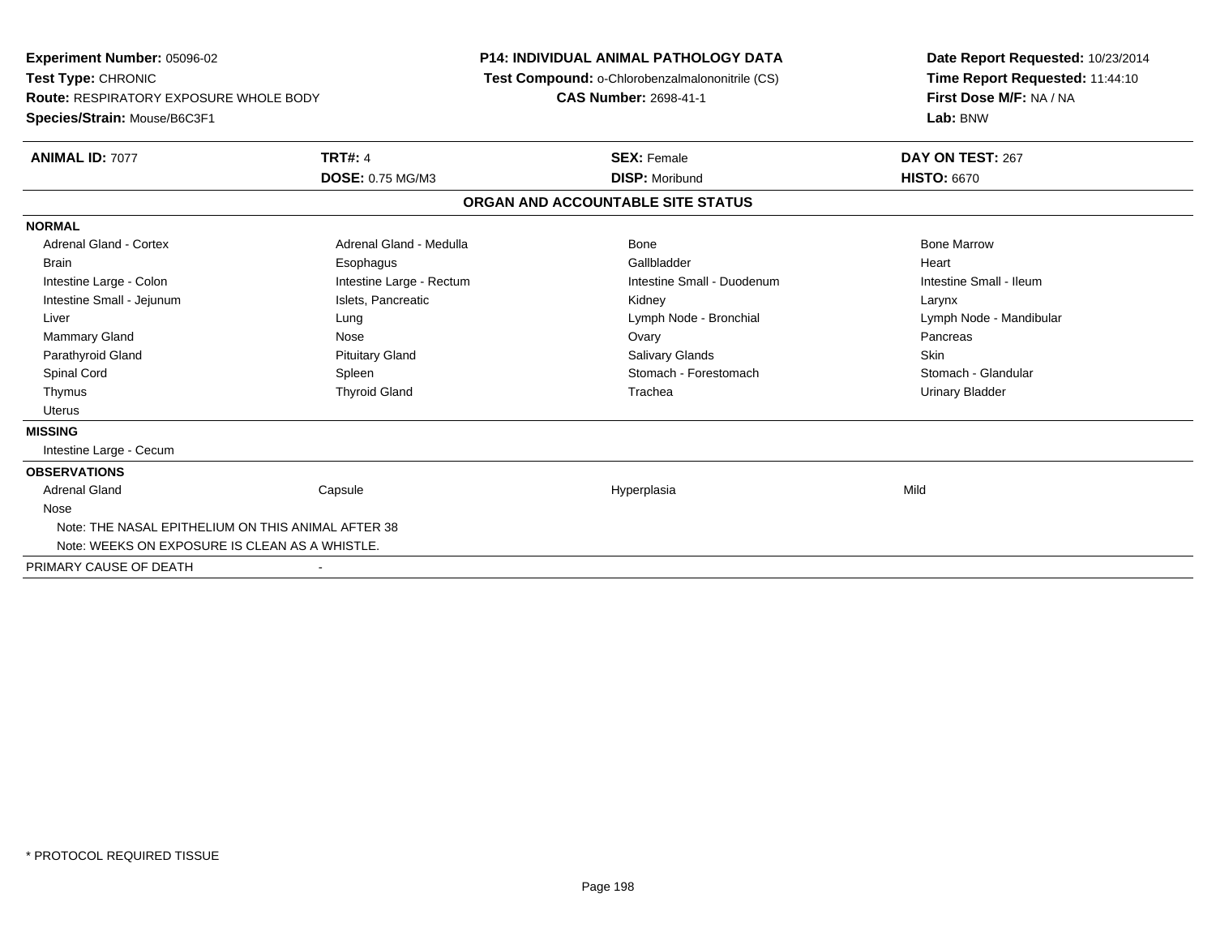**Experiment Number:** 05096-02
**Test Type:** CHRONIC
**Route:** RESPIRATORY EXPOSURE WHOLE BODY
**Species/Strain:** Mouse/B6C3F1

**P14: INDIVIDUAL ANIMAL PATHOLOGY DATA**
**Test Compound:** o-Chlorobenzalmalononitrile (CS)
**CAS Number:** 2698-41-1

**Date Report Requested:** 10/23/2014
**Time Report Requested:** 11:44:10
**First Dose M/F:** NA / NA
**Lab:** BNW

| **ANIMAL ID:** 7077 | **TRT#:** 4 | **SEX:** Female | **DAY ON TEST:** 267 |
|---|---|---|---|
| | **DOSE:** 0.75 MG/M3 | **DISP:** Moribund | **HISTO:** 6670 |

## ORGAN AND ACCOUNTABLE SITE STATUS

**NORMAL**

| | | | |
|---|---|---|---|
| Adrenal Gland - Cortex | Adrenal Gland - Medulla | Bone | Bone Marrow |
| Brain | Esophagus | Gallbladder | Heart |
| Intestine Large - Colon | Intestine Large - Rectum | Intestine Small - Duodenum | Intestine Small - Ileum |
| Intestine Small - Jejunum | Islets, Pancreatic | Kidney | Larynx |
| Liver | Lung | Lymph Node - Bronchial | Lymph Node - Mandibular |
| Mammary Gland | Nose | Ovary | Pancreas |
| Parathyroid Gland | Pituitary Gland | Salivary Glands | Skin |
| Spinal Cord | Spleen | Stomach - Forestomach | Stomach - Glandular |
| Thymus | Thyroid Gland | Trachea | Urinary Bladder |
| Uterus | | | |

**MISSING**

Intestine Large - Cecum

**OBSERVATIONS**

| | | | |
|---|---|---|---|
| Adrenal Gland | Capsule | Hyperplasia | Mild |

Nose

Note: THE NASAL EPITHELIUM ON THIS ANIMAL AFTER 38

Note: WEEKS ON EXPOSURE IS CLEAN AS A WHISTLE.

PRIMARY CAUSE OF DEATH -

* PROTOCOL REQUIRED TISSUE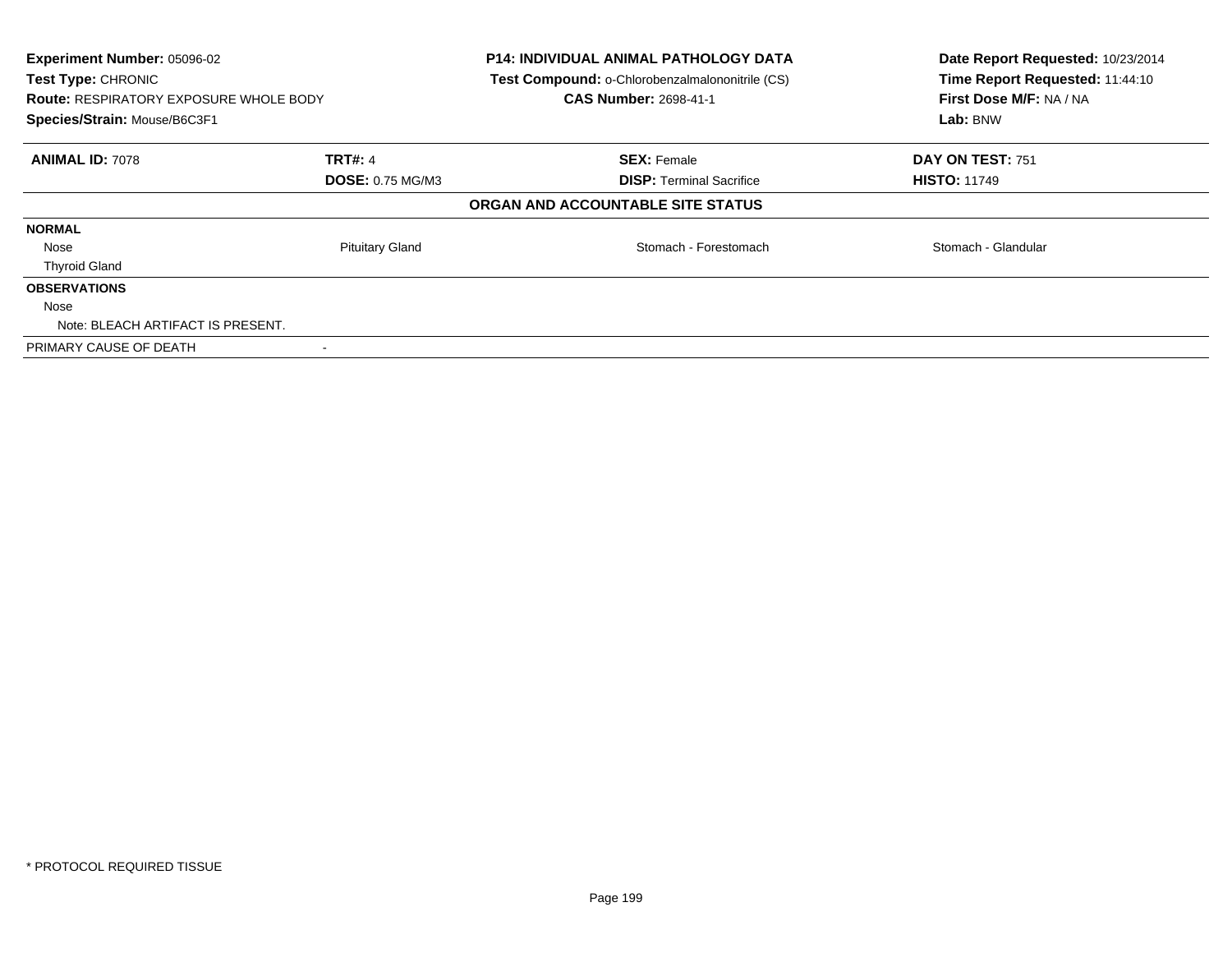**Experiment Number:** 05096-02
**Test Type:** CHRONIC
**Route:** RESPIRATORY EXPOSURE WHOLE BODY
**Species/Strain:** Mouse/B6C3F1

**P14: INDIVIDUAL ANIMAL PATHOLOGY DATA**
**Test Compound:** o-Chlorobenzalmalononitrile (CS)
**CAS Number:** 2698-41-1

**Date Report Requested:** 10/23/2014
**Time Report Requested:** 11:44:10
**First Dose M/F:** NA / NA
**Lab:** BNW

| **ANIMAL ID:** 7078 | **TRT#:** 4 | **SEX:** Female | **DAY ON TEST:** 751 |
|---|---|---|---|
| | **DOSE:** 0.75 MG/M3 | **DISP:** Terminal Sacrifice | **HISTO:** 11749 |

**ORGAN AND ACCOUNTABLE SITE STATUS**

**NORMAL**

| | | | |
|---|---|---|---|
| Nose | Pituitary Gland | Stomach - Forestomach | Stomach - Glandular |
| Thyroid Gland | | | |

**OBSERVATIONS**

Nose

Note: BLEACH ARTIFACT IS PRESENT.

PRIMARY CAUSE OF DEATH -

* PROTOCOL REQUIRED TISSUE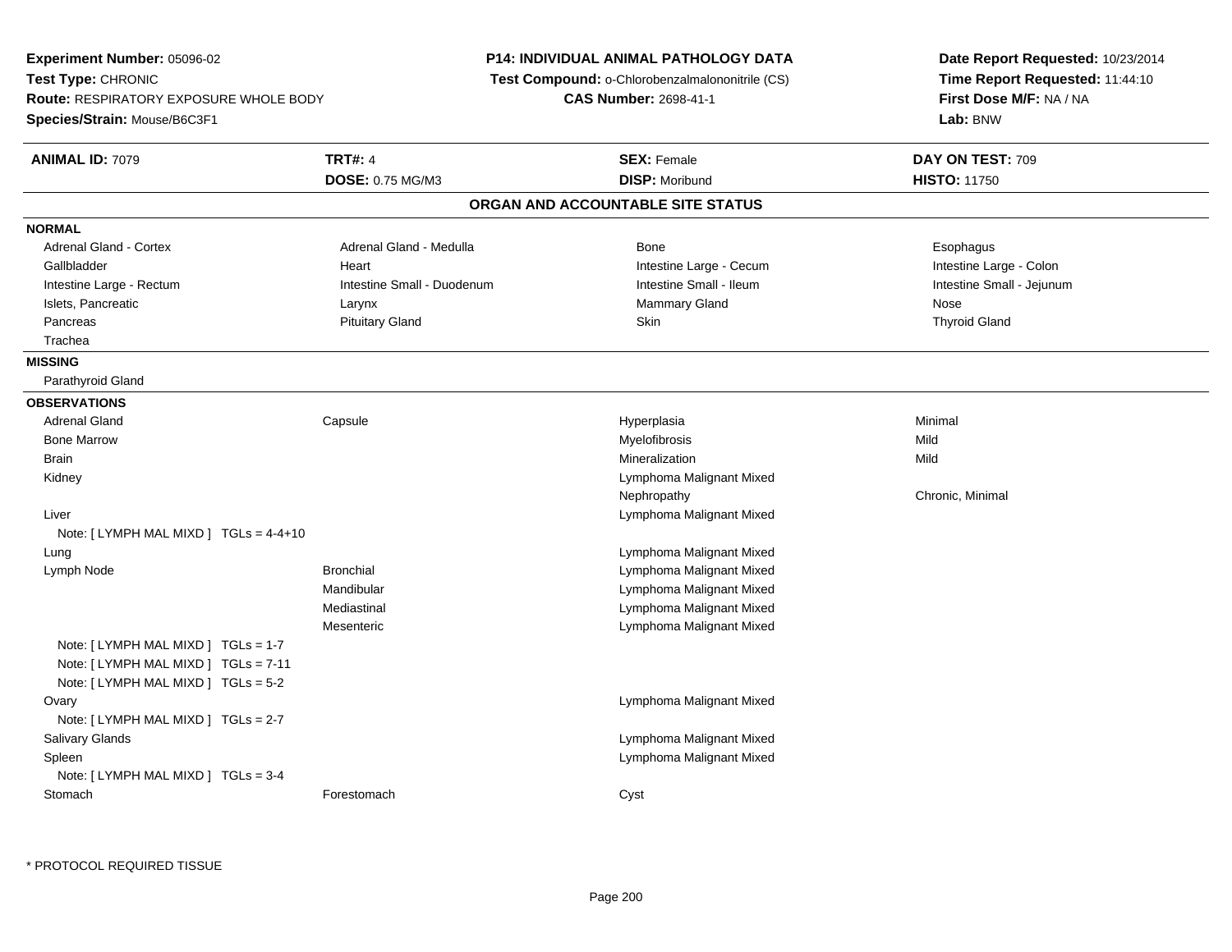**Experiment Number:** 05096-02
**Test Type:** CHRONIC
**Route:** RESPIRATORY EXPOSURE WHOLE BODY
**Species/Strain:** Mouse/B6C3F1

**P14: INDIVIDUAL ANIMAL PATHOLOGY DATA**
**Test Compound:** o-Chlorobenzalmalononitrile (CS)
**CAS Number:** 2698-41-1

**Date Report Requested:** 10/23/2014
**Time Report Requested:** 11:44:10
**First Dose M/F:** NA / NA
**Lab:** BNW

| **ANIMAL ID:** 7079 | **TRT#:** 4 | **SEX:** Female | **DAY ON TEST:** 709 |
|---|---|---|---|
| | **DOSE:** 0.75 MG/M3 | **DISP:** Moribund | **HISTO:** 11750 |

## ORGAN AND ACCOUNTABLE SITE STATUS

**NORMAL**

| | | | |
|---|---|---|---|
| Adrenal Gland - Cortex | Adrenal Gland - Medulla | Bone | Esophagus |
| Gallbladder | Heart | Intestine Large - Cecum | Intestine Large - Colon |
| Intestine Large - Rectum | Intestine Small - Duodenum | Intestine Small - Ileum | Intestine Small - Jejunum |
| Islets, Pancreatic | Larynx | Mammary Gland | Nose |
| Pancreas | Pituitary Gland | Skin | Thyroid Gland |
| Trachea | | | |

**MISSING**

Parathyroid Gland

**OBSERVATIONS**

| | | | |
|---|---|---|---|
| Adrenal Gland | Capsule | Hyperplasia | Minimal |
| Bone Marrow | | Myelofibrosis | Mild |
| Brain | | Mineralization | Mild |
| Kidney | | Lymphoma Malignant Mixed | |
| | | Nephropathy | Chronic, Minimal |
| Liver | | Lymphoma Malignant Mixed | |
| Note: [ LYMPH MAL MIXD ] TGLs = 4-4+10 | | | |
| Lung | | Lymphoma Malignant Mixed | |
| Lymph Node | Bronchial | Lymphoma Malignant Mixed | |
| | Mandibular | Lymphoma Malignant Mixed | |
| | Mediastinal | Lymphoma Malignant Mixed | |
| | Mesenteric | Lymphoma Malignant Mixed | |
| Note: [ LYMPH MAL MIXD ] TGLs = 1-7 | | | |
| Note: [ LYMPH MAL MIXD ] TGLs = 7-11 | | | |
| Note: [ LYMPH MAL MIXD ] TGLs = 5-2 | | | |
| Ovary | | Lymphoma Malignant Mixed | |
| Note: [ LYMPH MAL MIXD ] TGLs = 2-7 | | | |
| Salivary Glands | | Lymphoma Malignant Mixed | |
| Spleen | | Lymphoma Malignant Mixed | |
| Note: [ LYMPH MAL MIXD ] TGLs = 3-4 | | | |
| Stomach | Forestomach | Cyst | |

* PROTOCOL REQUIRED TISSUE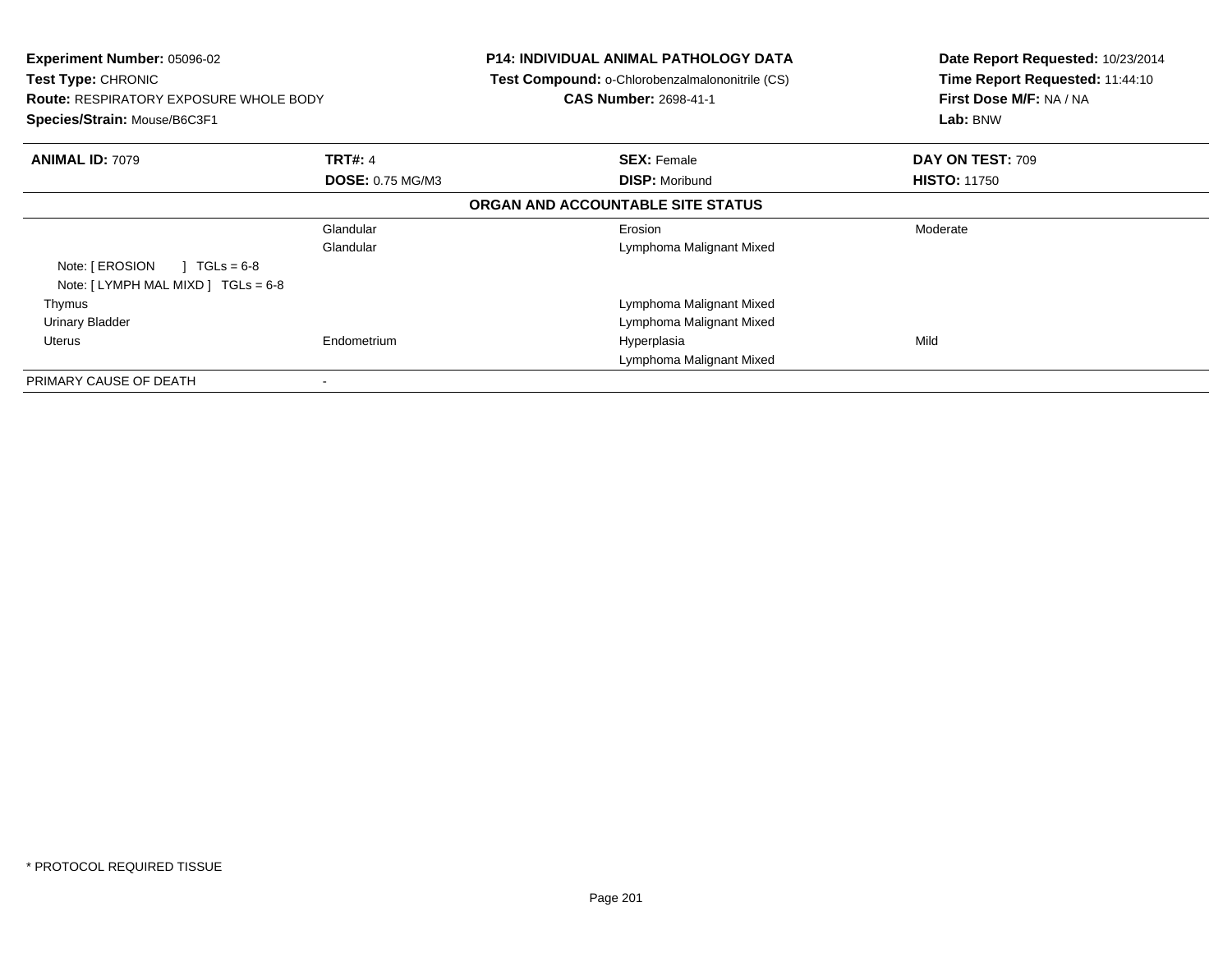**Experiment Number:** 05096-02
**Test Type:** CHRONIC
**Route:** RESPIRATORY EXPOSURE WHOLE BODY
**Species/Strain:** Mouse/B6C3F1

**P14: INDIVIDUAL ANIMAL PATHOLOGY DATA**
**Test Compound:** o-Chlorobenzalmalononitrile (CS)
**CAS Number:** 2698-41-1

**Date Report Requested:** 10/23/2014
**Time Report Requested:** 11:44:10
**First Dose M/F:** NA / NA
**Lab:** BNW

| **ANIMAL ID:** 7079 | **TRT#:** 4 | **SEX:** Female | **DAY ON TEST:** 709 |
|---|---|---|---|
| | **DOSE:** 0.75 MG/M3 | **DISP:** Moribund | **HISTO:** 11750 |

**ORGAN AND ACCOUNTABLE SITE STATUS**

| | | | |
|---|---|---|---|
| | Glandular | Erosion | Moderate |
| | Glandular | Lymphoma Malignant Mixed | |
| Note: [ EROSION ] TGLs = 6-8 | | | |
| Note: [ LYMPH MAL MIXD ] TGLs = 6-8 | | | |
| Thymus | | Lymphoma Malignant Mixed | |
| Urinary Bladder | | Lymphoma Malignant Mixed | |
| Uterus | Endometrium | Hyperplasia | Mild |
| | | Lymphoma Malignant Mixed | |
| PRIMARY CAUSE OF DEATH | - | | |

* PROTOCOL REQUIRED TISSUE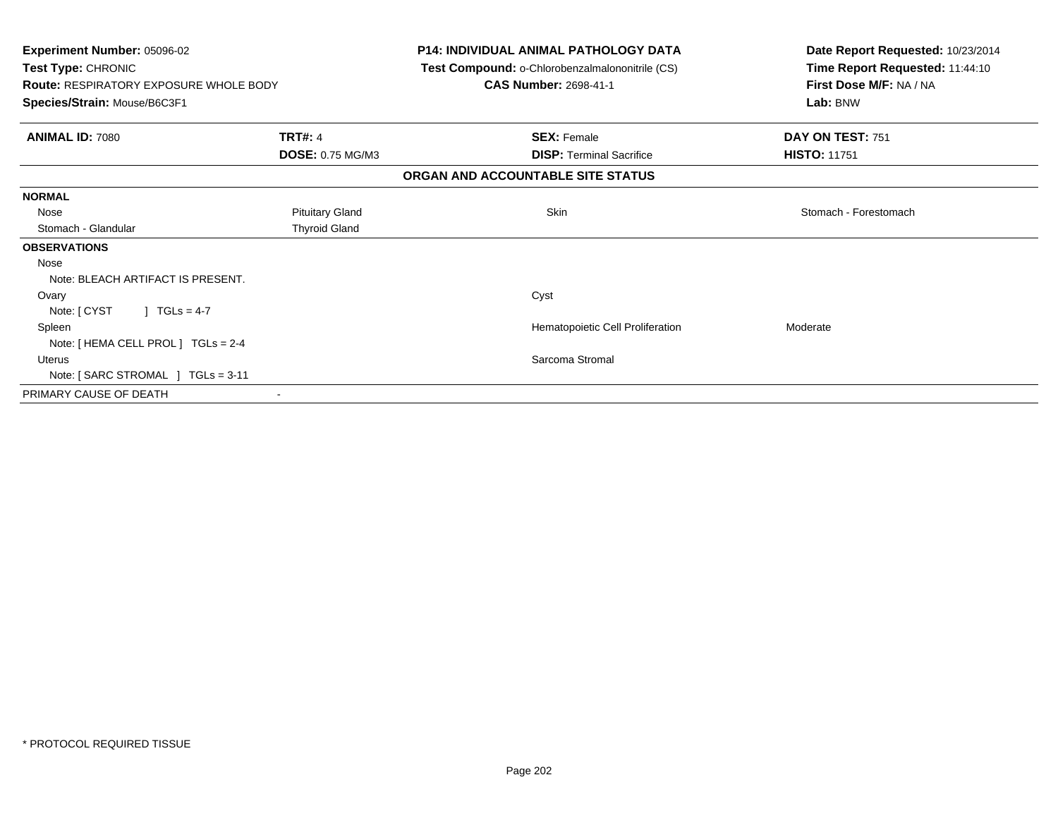**Experiment Number:** 05096-02
**Test Type:** CHRONIC
**Route:** RESPIRATORY EXPOSURE WHOLE BODY
**Species/Strain:** Mouse/B6C3F1

**P14: INDIVIDUAL ANIMAL PATHOLOGY DATA**
**Test Compound:** o-Chlorobenzalmalononitrile (CS)
**CAS Number:** 2698-41-1

**Date Report Requested:** 10/23/2014
**Time Report Requested:** 11:44:10
**First Dose M/F:** NA / NA
**Lab:** BNW

| **ANIMAL ID:** 7080 | **TRT#:** 4 | **SEX:** Female | **DAY ON TEST:** 751 |
|---|---|---|---|
| | **DOSE:** 0.75 MG/M3 | **DISP:** Terminal Sacrifice | **HISTO:** 11751 |

**ORGAN AND ACCOUNTABLE SITE STATUS**

| | | | |
|---|---|---|---|
| **NORMAL** | | | |
| Nose | Pituitary Gland | Skin | Stomach - Forestomach |
| Stomach - Glandular | Thyroid Gland | | |
| **OBSERVATIONS** | | | |
| Nose | | | |
| Note: BLEACH ARTIFACT IS PRESENT. | | | |
| Ovary | | Cyst | |
| Note: [ CYST ] TGLs = 4-7 | | | |
| Spleen | | Hematopoietic Cell Proliferation | Moderate |
| Note: [ HEMA CELL PROL ] TGLs = 2-4 | | | |
| Uterus | | Sarcoma Stromal | |
| Note: [ SARC STROMAL ] TGLs = 3-11 | | | |
| PRIMARY CAUSE OF DEATH | - | | |

* PROTOCOL REQUIRED TISSUE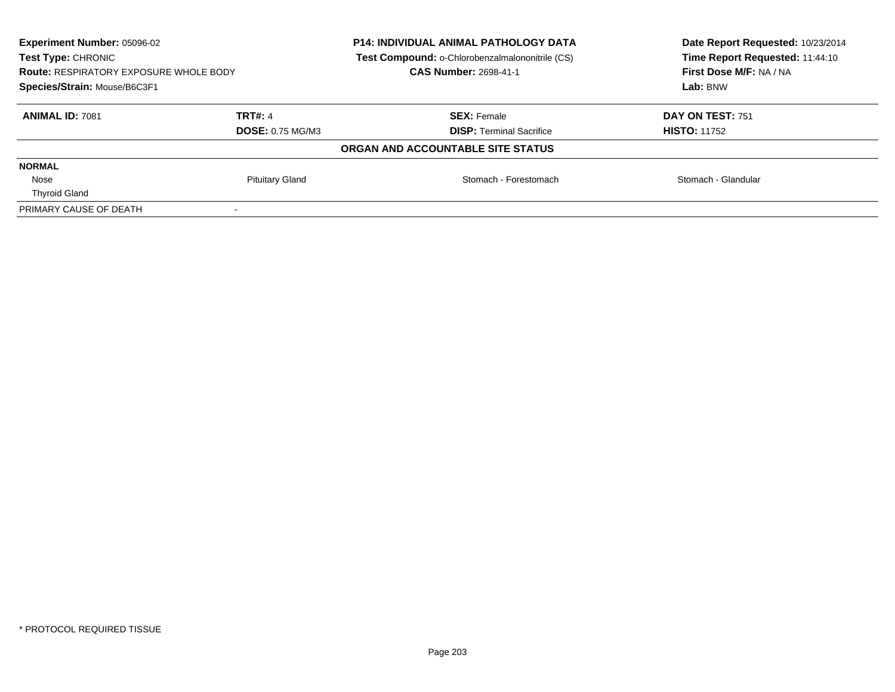**Experiment Number:** 05096-02
**Test Type:** CHRONIC
**Route:** RESPIRATORY EXPOSURE WHOLE BODY
**Species/Strain:** Mouse/B6C3F1

**P14: INDIVIDUAL ANIMAL PATHOLOGY DATA**
**Test Compound:** o-Chlorobenzalmalononitrile (CS)
**CAS Number:** 2698-41-1

**Date Report Requested:** 10/23/2014
**Time Report Requested:** 11:44:10
**First Dose M/F:** NA / NA
**Lab:** BNW

| **ANIMAL ID:** 7081 | **TRT#:** 4 | **SEX:** Female | **DAY ON TEST:** 751 |
|---|---|---|---|
| | **DOSE:** 0.75 MG/M3 | **DISP:** Terminal Sacrifice | **HISTO:** 11752 |

**ORGAN AND ACCOUNTABLE SITE STATUS**

| | | | |
|---|---|---|---|
| **NORMAL** | | | |
| Nose | Pituitary Gland | Stomach - Forestomach | Stomach - Glandular |
| Thyroid Gland | | | |
| PRIMARY CAUSE OF DEATH | - | | |

* PROTOCOL REQUIRED TISSUE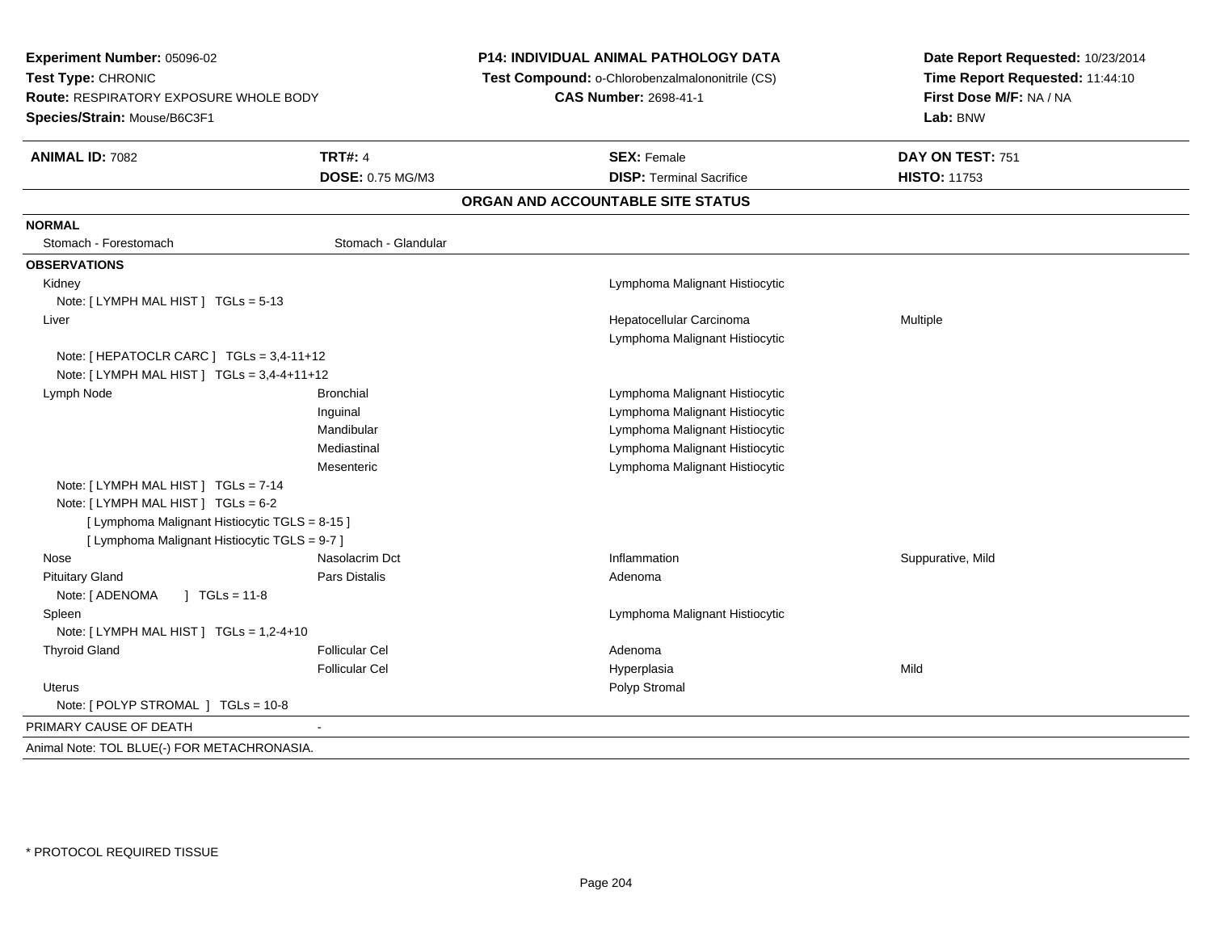**Experiment Number:** 05096-02
**Test Type:** CHRONIC
**Route:** RESPIRATORY EXPOSURE WHOLE BODY
**Species/Strain:** Mouse/B6C3F1

**P14: INDIVIDUAL ANIMAL PATHOLOGY DATA**
**Test Compound:** o-Chlorobenzalmalononitrile (CS)
**CAS Number:** 2698-41-1

**Date Report Requested:** 10/23/2014
**Time Report Requested:** 11:44:10
**First Dose M/F:** NA / NA
**Lab:** BNW

| **ANIMAL ID:** 7082 | **TRT#:** 4 | **SEX:** Female | **DAY ON TEST:** 751 |
|---|---|---|---|
| | **DOSE:** 0.75 MG/M3 | **DISP:** Terminal Sacrifice | **HISTO:** 11753 |

## ORGAN AND ACCOUNTABLE SITE STATUS

**NORMAL**

| | | | |
|---|---|---|---|
| Stomach - Forestomach | Stomach - Glandular | | |

**OBSERVATIONS**

| | | | |
|---|---|---|---|
| Kidney | | Lymphoma Malignant Histiocytic | |
| Note: [ LYMPH MAL HIST ] TGLs = 5-13 | | | |
| Liver | | Hepatocellular Carcinoma | Multiple |
| | | Lymphoma Malignant Histiocytic | |
| Note: [ HEPATOCLR CARC ] TGLs = 3,4-11+12 | | | |
| Note: [ LYMPH MAL HIST ] TGLs = 3,4-4+11+12 | | | |
| Lymph Node | Bronchial | Lymphoma Malignant Histiocytic | |
| | Inguinal | Lymphoma Malignant Histiocytic | |
| | Mandibular | Lymphoma Malignant Histiocytic | |
| | Mediastinal | Lymphoma Malignant Histiocytic | |
| | Mesenteric | Lymphoma Malignant Histiocytic | |
| Note: [ LYMPH MAL HIST ] TGLs = 7-14 | | | |
| Note: [ LYMPH MAL HIST ] TGLs = 6-2 | | | |
| [ Lymphoma Malignant Histiocytic TGLS = 8-15 ] | | | |
| [ Lymphoma Malignant Histiocytic TGLS = 9-7 ] | | | |
| Nose | Nasolacrim Dct | Inflammation | Suppurative, Mild |
| Pituitary Gland | Pars Distalis | Adenoma | |
| Note: [ ADENOMA ] TGLs = 11-8 | | | |
| Spleen | | Lymphoma Malignant Histiocytic | |
| Note: [ LYMPH MAL HIST ] TGLs = 1,2-4+10 | | | |
| Thyroid Gland | Follicular Cel | Adenoma | |
| | Follicular Cel | Hyperplasia | Mild |
| Uterus | | Polyp Stromal | |
| Note: [ POLYP STROMAL ] TGLs = 10-8 | | | |

PRIMARY CAUSE OF DEATH -

Animal Note: TOL BLUE(-) FOR METACHRONASIA.

* PROTOCOL REQUIRED TISSUE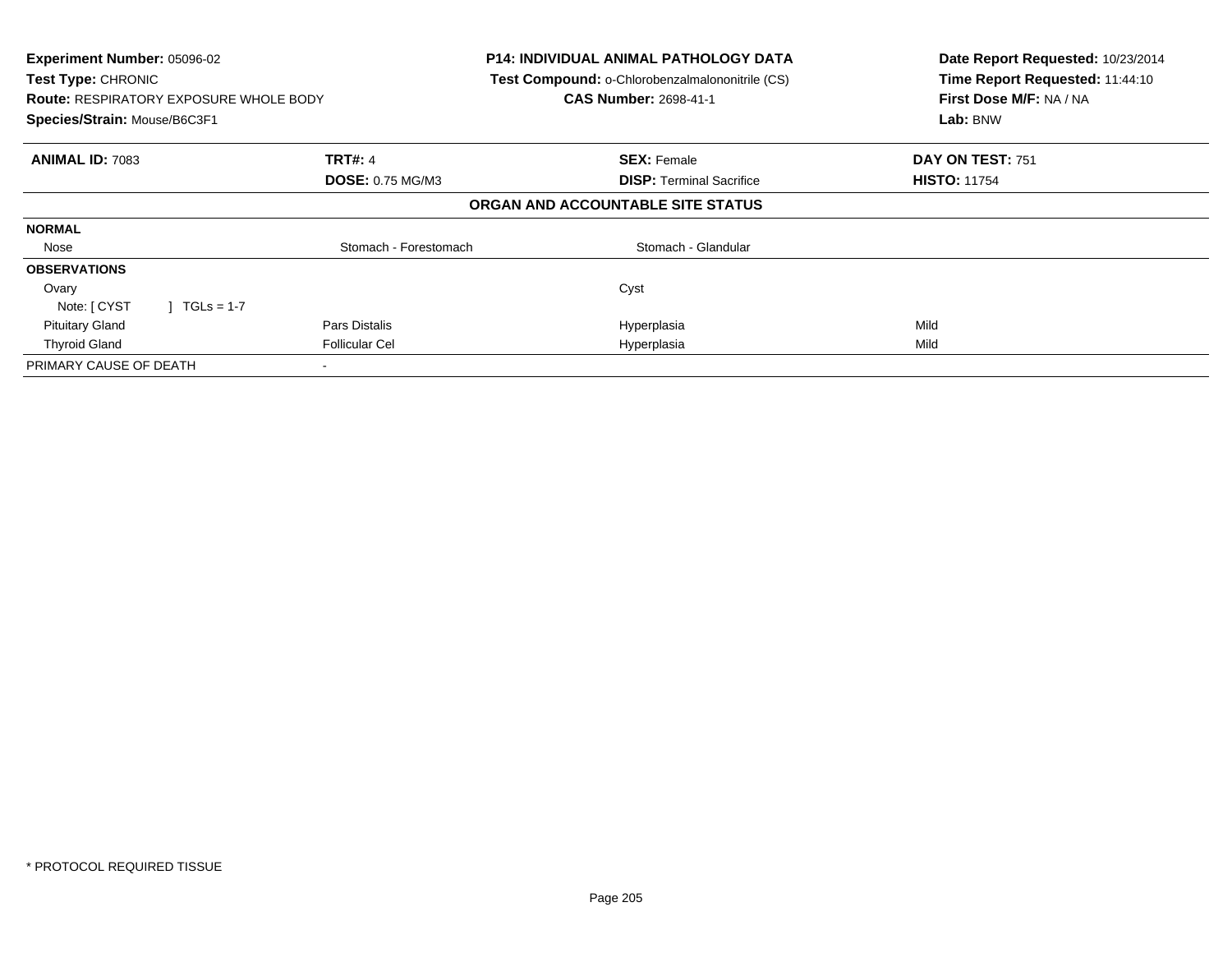**Experiment Number:** 05096-02
**Test Type:** CHRONIC
**Route:** RESPIRATORY EXPOSURE WHOLE BODY
**Species/Strain:** Mouse/B6C3F1

**P14: INDIVIDUAL ANIMAL PATHOLOGY DATA**
**Test Compound:** o-Chlorobenzalmalononitrile (CS)
**CAS Number:** 2698-41-1

**Date Report Requested:** 10/23/2014
**Time Report Requested:** 11:44:10
**First Dose M/F:** NA / NA
**Lab:** BNW

| **ANIMAL ID:** 7083 | **TRT#:** 4 | **SEX:** Female | **DAY ON TEST:** 751 |
|---|---|---|---|
| | **DOSE:** 0.75 MG/M3 | **DISP:** Terminal Sacrifice | **HISTO:** 11754 |

**ORGAN AND ACCOUNTABLE SITE STATUS**

| | | | |
|---|---|---|---|
| **NORMAL** | | | |
| Nose | Stomach - Forestomach | Stomach - Glandular | |
| **OBSERVATIONS** | | | |
| Ovary | | Cyst | |
| Note: [ CYST ] TGLs = 1-7 | | | |
| Pituitary Gland | Pars Distalis | Hyperplasia | Mild |
| Thyroid Gland | Follicular Cel | Hyperplasia | Mild |
| PRIMARY CAUSE OF DEATH | - | | |

\* PROTOCOL REQUIRED TISSUE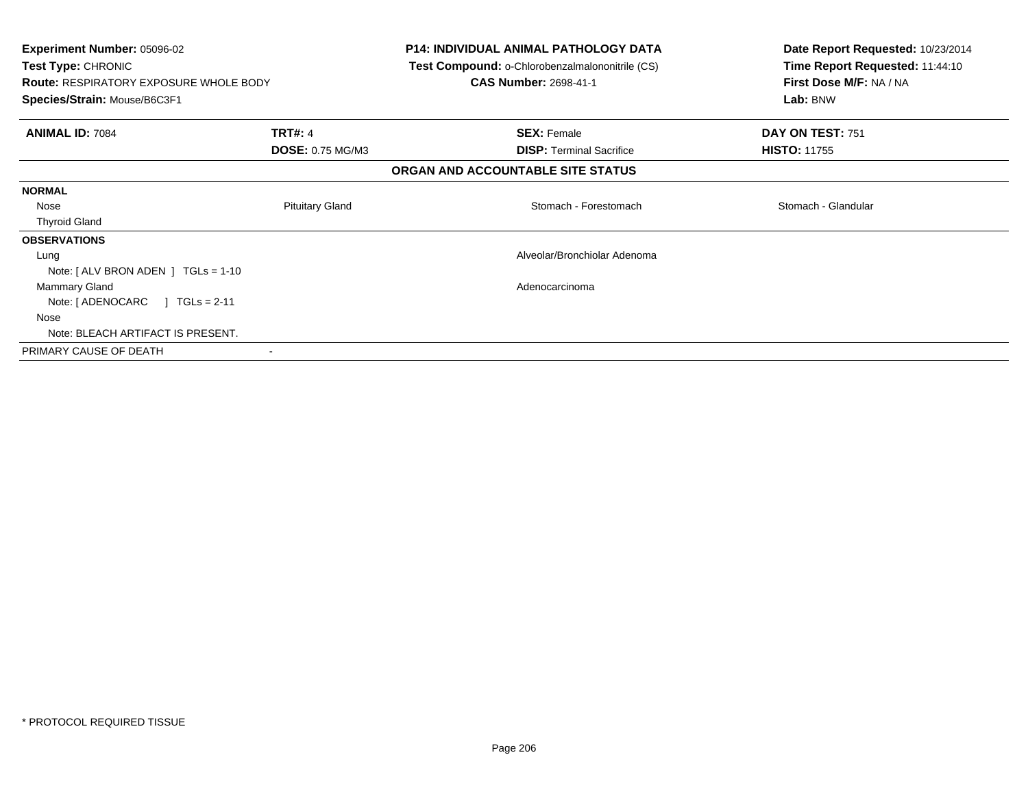**Experiment Number:** 05096-02
**Test Type:** CHRONIC
**Route:** RESPIRATORY EXPOSURE WHOLE BODY
**Species/Strain:** Mouse/B6C3F1

**P14: INDIVIDUAL ANIMAL PATHOLOGY DATA**
**Test Compound:** o-Chlorobenzalmalononitrile (CS)
**CAS Number:** 2698-41-1

**Date Report Requested:** 10/23/2014
**Time Report Requested:** 11:44:10
**First Dose M/F:** NA / NA
**Lab:** BNW

| **ANIMAL ID:** 7084 | **TRT#:** 4 | **SEX:** Female | **DAY ON TEST:** 751 |
|---|---|---|---|
| | **DOSE:** 0.75 MG/M3 | **DISP:** Terminal Sacrifice | **HISTO:** 11755 |

## ORGAN AND ACCOUNTABLE SITE STATUS

**NORMAL**

| Nose | Pituitary Gland | Stomach - Forestomach | Stomach - Glandular |
|---|---|---|---|
| Thyroid Gland | | | |

**OBSERVATIONS**

Lung — Alveolar/Bronchiolar Adenoma
Note: [ ALV BRON ADEN ] TGLs = 1-10

Mammary Gland — Adenocarcinoma
Note: [ ADENOCARC ] TGLs = 2-11

Nose
Note: BLEACH ARTIFACT IS PRESENT.

PRIMARY CAUSE OF DEATH -

* PROTOCOL REQUIRED TISSUE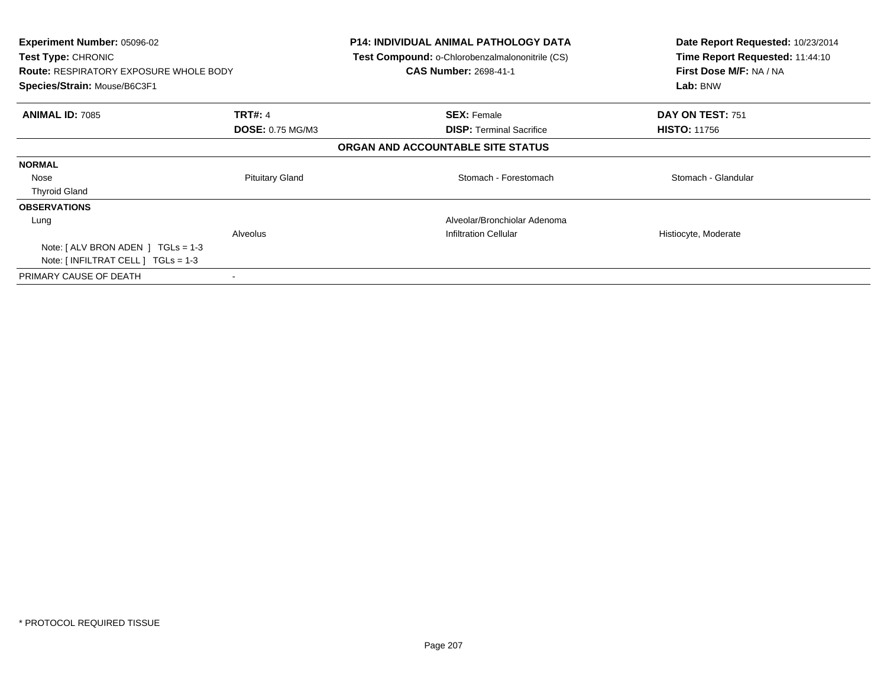**Experiment Number:** 05096-02
**Test Type:** CHRONIC
**Route:** RESPIRATORY EXPOSURE WHOLE BODY
**Species/Strain:** Mouse/B6C3F1

**P14: INDIVIDUAL ANIMAL PATHOLOGY DATA**
**Test Compound:** o-Chlorobenzalmalononitrile (CS)
**CAS Number:** 2698-41-1

**Date Report Requested:** 10/23/2014
**Time Report Requested:** 11:44:10
**First Dose M/F:** NA / NA
**Lab:** BNW

| **ANIMAL ID:** 7085 | **TRT#:** 4 | **SEX:** Female | **DAY ON TEST:** 751 |
|---|---|---|---|
| | **DOSE:** 0.75 MG/M3 | **DISP:** Terminal Sacrifice | **HISTO:** 11756 |

**ORGAN AND ACCOUNTABLE SITE STATUS**

| | | | |
|---|---|---|---|
| **NORMAL** | | | |
| Nose | Pituitary Gland | Stomach - Forestomach | Stomach - Glandular |
| Thyroid Gland | | | |
| **OBSERVATIONS** | | | |
| Lung | | Alveolar/Bronchiolar Adenoma | |
| | Alveolus | Infiltration Cellular | Histiocyte, Moderate |
| Note: [ ALV BRON ADEN ] TGLs = 1-3 | | | |
| Note: [ INFILTRAT CELL ] TGLs = 1-3 | | | |
| PRIMARY CAUSE OF DEATH | - | | |

* PROTOCOL REQUIRED TISSUE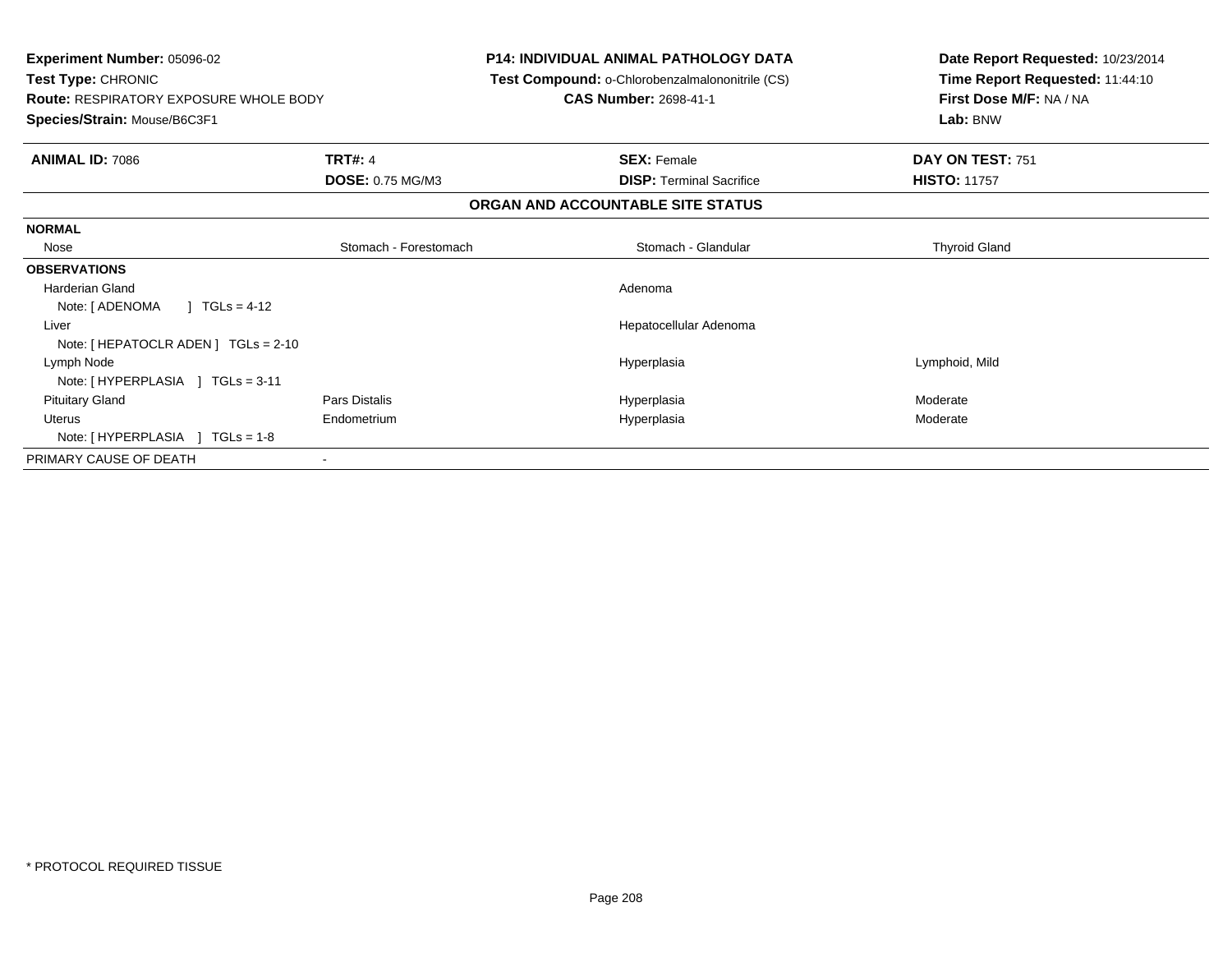**Experiment Number:** 05096-02
**Test Type:** CHRONIC
**Route:** RESPIRATORY EXPOSURE WHOLE BODY
**Species/Strain:** Mouse/B6C3F1

**P14: INDIVIDUAL ANIMAL PATHOLOGY DATA**
**Test Compound:** o-Chlorobenzalmalononitrile (CS)
**CAS Number:** 2698-41-1

**Date Report Requested:** 10/23/2014
**Time Report Requested:** 11:44:10
**First Dose M/F:** NA / NA
**Lab:** BNW

| **ANIMAL ID:** 7086 | **TRT#:** 4 | **SEX:** Female | **DAY ON TEST:** 751 |
|---|---|---|---|
| | **DOSE:** 0.75 MG/M3 | **DISP:** Terminal Sacrifice | **HISTO:** 11757 |

**ORGAN AND ACCOUNTABLE SITE STATUS**

| | | | |
|---|---|---|---|
| **NORMAL** | | | |
| Nose | Stomach - Forestomach | Stomach - Glandular | Thyroid Gland |
| **OBSERVATIONS** | | | |
| Harderian Gland | | Adenoma | |
| Note: [ ADENOMA ] TGLs = 4-12 | | | |
| Liver | | Hepatocellular Adenoma | |
| Note: [ HEPATOCLR ADEN ] TGLs = 2-10 | | | |
| Lymph Node | | Hyperplasia | Lymphoid, Mild |
| Note: [ HYPERPLASIA ] TGLs = 3-11 | | | |
| Pituitary Gland | Pars Distalis | Hyperplasia | Moderate |
| Uterus | Endometrium | Hyperplasia | Moderate |
| Note: [ HYPERPLASIA ] TGLs = 1-8 | | | |
| PRIMARY CAUSE OF DEATH | - | | |

* PROTOCOL REQUIRED TISSUE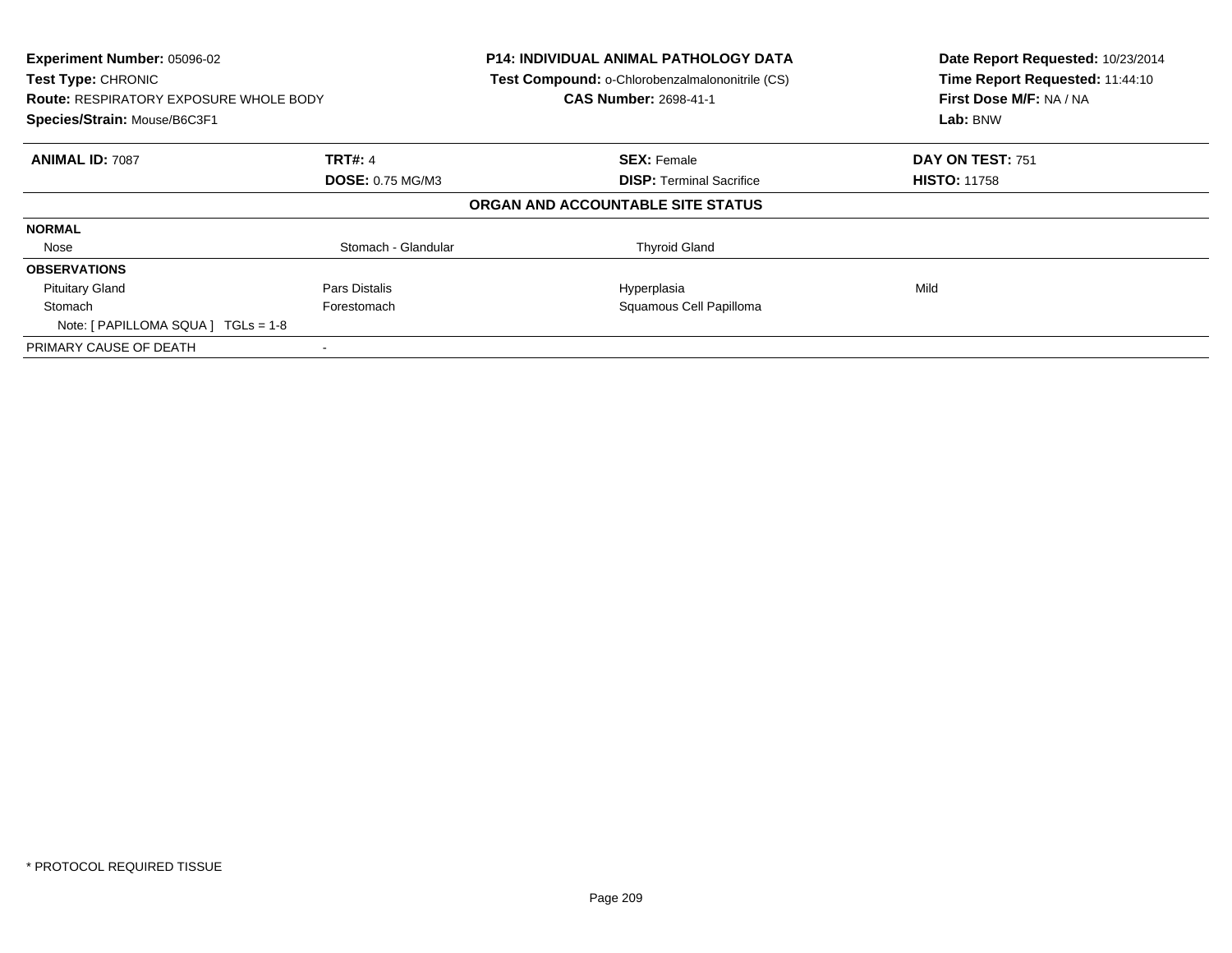**Experiment Number:** 05096-02
**Test Type:** CHRONIC
**Route:** RESPIRATORY EXPOSURE WHOLE BODY
**Species/Strain:** Mouse/B6C3F1

**P14: INDIVIDUAL ANIMAL PATHOLOGY DATA**
**Test Compound:** o-Chlorobenzalmalononitrile (CS)
**CAS Number:** 2698-41-1

**Date Report Requested:** 10/23/2014
**Time Report Requested:** 11:44:10
**First Dose M/F:** NA / NA
**Lab:** BNW

| **ANIMAL ID:** 7087 | **TRT#:** 4 | **SEX:** Female | **DAY ON TEST:** 751 |
|---|---|---|---|
| | **DOSE:** 0.75 MG/M3 | **DISP:** Terminal Sacrifice | **HISTO:** 11758 |

**ORGAN AND ACCOUNTABLE SITE STATUS**

| | | | |
|---|---|---|---|
| **NORMAL** | | | |
| Nose | Stomach - Glandular | Thyroid Gland | |
| **OBSERVATIONS** | | | |
| Pituitary Gland | Pars Distalis | Hyperplasia | Mild |
| Stomach | Forestomach | Squamous Cell Papilloma | |
| Note: [ PAPILLOMA SQUA ] TGLs = 1-8 | | | |
| PRIMARY CAUSE OF DEATH | - | | |

* PROTOCOL REQUIRED TISSUE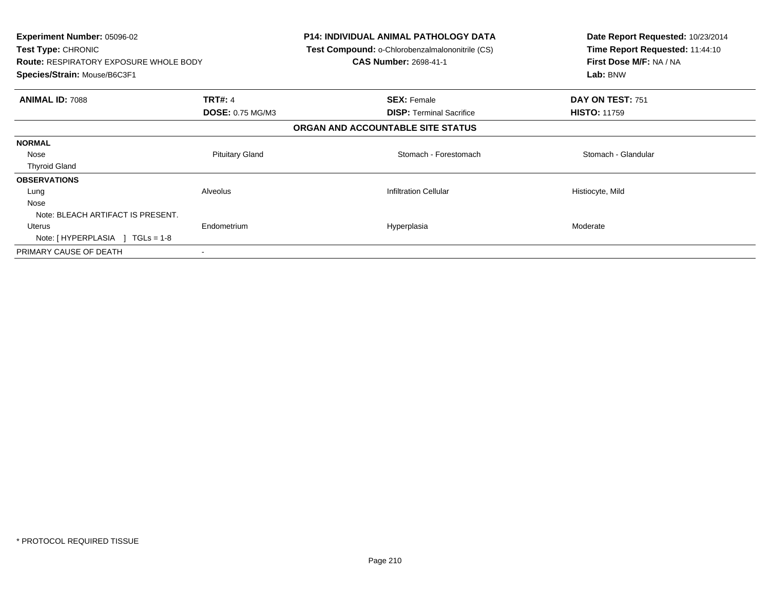**Experiment Number:** 05096-02
**Test Type:** CHRONIC
**Route:** RESPIRATORY EXPOSURE WHOLE BODY
**Species/Strain:** Mouse/B6C3F1

**P14: INDIVIDUAL ANIMAL PATHOLOGY DATA**
**Test Compound:** o-Chlorobenzalmalononitrile (CS)
**CAS Number:** 2698-41-1

**Date Report Requested:** 10/23/2014
**Time Report Requested:** 11:44:10
**First Dose M/F:** NA / NA
**Lab:** BNW

| **ANIMAL ID:** 7088 | **TRT#:** 4 | **SEX:** Female | **DAY ON TEST:** 751 |
|---|---|---|---|
| | **DOSE:** 0.75 MG/M3 | **DISP:** Terminal Sacrifice | **HISTO:** 11759 |

**ORGAN AND ACCOUNTABLE SITE STATUS**

| | | | |
|---|---|---|---|
| **NORMAL** | | | |
| Nose | Pituitary Gland | Stomach - Forestomach | Stomach - Glandular |
| Thyroid Gland | | | |
| **OBSERVATIONS** | | | |
| Lung | Alveolus | Infiltration Cellular | Histiocyte, Mild |
| Nose | | | |
| Note: BLEACH ARTIFACT IS PRESENT. | | | |
| Uterus | Endometrium | Hyperplasia | Moderate |
| Note: [ HYPERPLASIA ] TGLs = 1-8 | | | |
| PRIMARY CAUSE OF DEATH | - | | |

* PROTOCOL REQUIRED TISSUE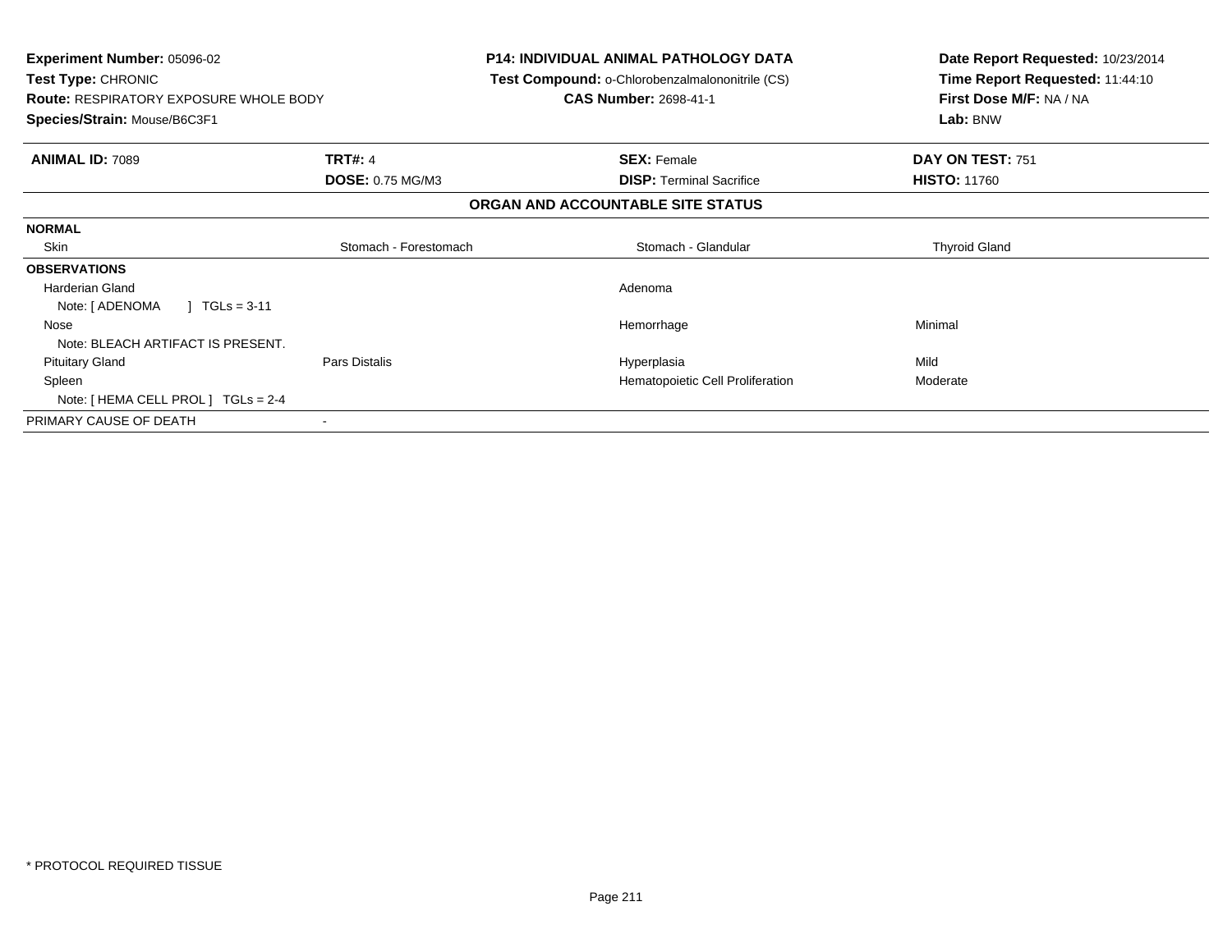**Experiment Number:** 05096-02
**Test Type:** CHRONIC
**Route:** RESPIRATORY EXPOSURE WHOLE BODY
**Species/Strain:** Mouse/B6C3F1

**P14: INDIVIDUAL ANIMAL PATHOLOGY DATA**
**Test Compound:** o-Chlorobenzalmalononitrile (CS)
**CAS Number:** 2698-41-1

**Date Report Requested:** 10/23/2014
**Time Report Requested:** 11:44:10
**First Dose M/F:** NA / NA
**Lab:** BNW

| **ANIMAL ID:** 7089 | **TRT#:** 4 | **SEX:** Female | **DAY ON TEST:** 751 |
|---|---|---|---|
| | **DOSE:** 0.75 MG/M3 | **DISP:** Terminal Sacrifice | **HISTO:** 11760 |

## ORGAN AND ACCOUNTABLE SITE STATUS

| | | | |
|---|---|---|---|
| **NORMAL** | | | |
| Skin | Stomach - Forestomach | Stomach - Glandular | Thyroid Gland |
| **OBSERVATIONS** | | | |
| Harderian Gland | | Adenoma | |
| Note: [ ADENOMA ] TGLs = 3-11 | | | |
| Nose | | Hemorrhage | Minimal |
| Note: BLEACH ARTIFACT IS PRESENT. | | | |
| Pituitary Gland | Pars Distalis | Hyperplasia | Mild |
| Spleen | | Hematopoietic Cell Proliferation | Moderate |
| Note: [ HEMA CELL PROL ] TGLs = 2-4 | | | |
| PRIMARY CAUSE OF DEATH | - | | |

* PROTOCOL REQUIRED TISSUE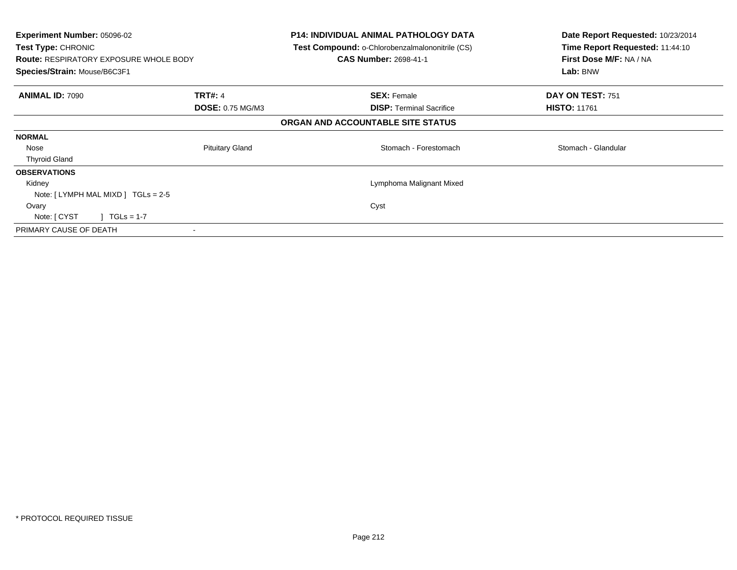**Experiment Number:** 05096-02
**Test Type:** CHRONIC
**Route:** RESPIRATORY EXPOSURE WHOLE BODY
**Species/Strain:** Mouse/B6C3F1

**P14: INDIVIDUAL ANIMAL PATHOLOGY DATA**
**Test Compound:** o-Chlorobenzalmalononitrile (CS)
**CAS Number:** 2698-41-1

**Date Report Requested:** 10/23/2014
**Time Report Requested:** 11:44:10
**First Dose M/F:** NA / NA
**Lab:** BNW

| **ANIMAL ID:** 7090 | **TRT#:** 4 | **SEX:** Female | **DAY ON TEST:** 751 |
|---|---|---|---|
| | **DOSE:** 0.75 MG/M3 | **DISP:** Terminal Sacrifice | **HISTO:** 11761 |

**ORGAN AND ACCOUNTABLE SITE STATUS**

| | | | |
|---|---|---|---|
| **NORMAL** | | | |
| Nose | Pituitary Gland | Stomach - Forestomach | Stomach - Glandular |
| Thyroid Gland | | | |
| **OBSERVATIONS** | | | |
| Kidney | | Lymphoma Malignant Mixed | |
| Note: [ LYMPH MAL MIXD ] TGLs = 2-5 | | | |
| Ovary | | Cyst | |
| Note: [ CYST ] TGLs = 1-7 | | | |
| PRIMARY CAUSE OF DEATH | - | | |

\* PROTOCOL REQUIRED TISSUE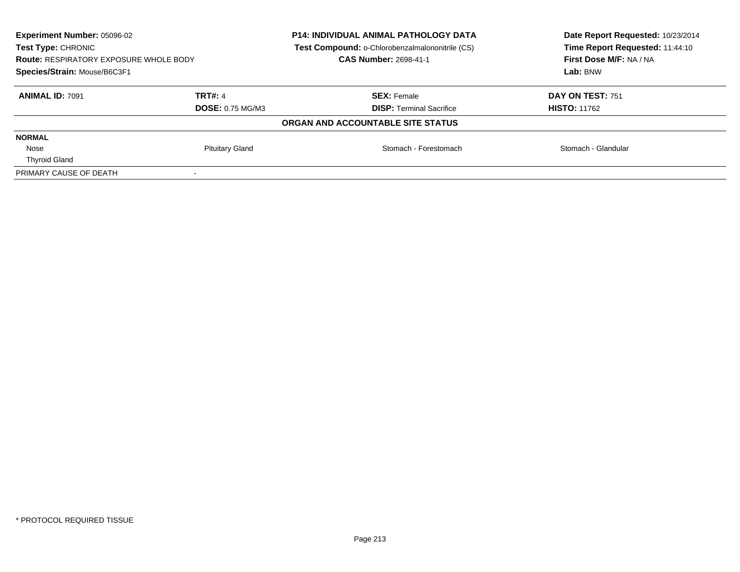**Experiment Number:** 05096-02
**Test Type:** CHRONIC
**Route:** RESPIRATORY EXPOSURE WHOLE BODY
**Species/Strain:** Mouse/B6C3F1

**P14: INDIVIDUAL ANIMAL PATHOLOGY DATA**
**Test Compound:** o-Chlorobenzalmalononitrile (CS)
**CAS Number:** 2698-41-1

**Date Report Requested:** 10/23/2014
**Time Report Requested:** 11:44:10
**First Dose M/F:** NA / NA
**Lab:** BNW

| **ANIMAL ID:** 7091 | **TRT#:** 4 | **SEX:** Female | **DAY ON TEST:** 751 |
|---|---|---|---|
| | **DOSE:** 0.75 MG/M3 | **DISP:** Terminal Sacrifice | **HISTO:** 11762 |

**ORGAN AND ACCOUNTABLE SITE STATUS**

| **NORMAL** | | | |
|---|---|---|---|
| Nose | Pituitary Gland | Stomach - Forestomach | Stomach - Glandular |
| Thyroid Gland | | | |
| PRIMARY CAUSE OF DEATH | - | | |

* PROTOCOL REQUIRED TISSUE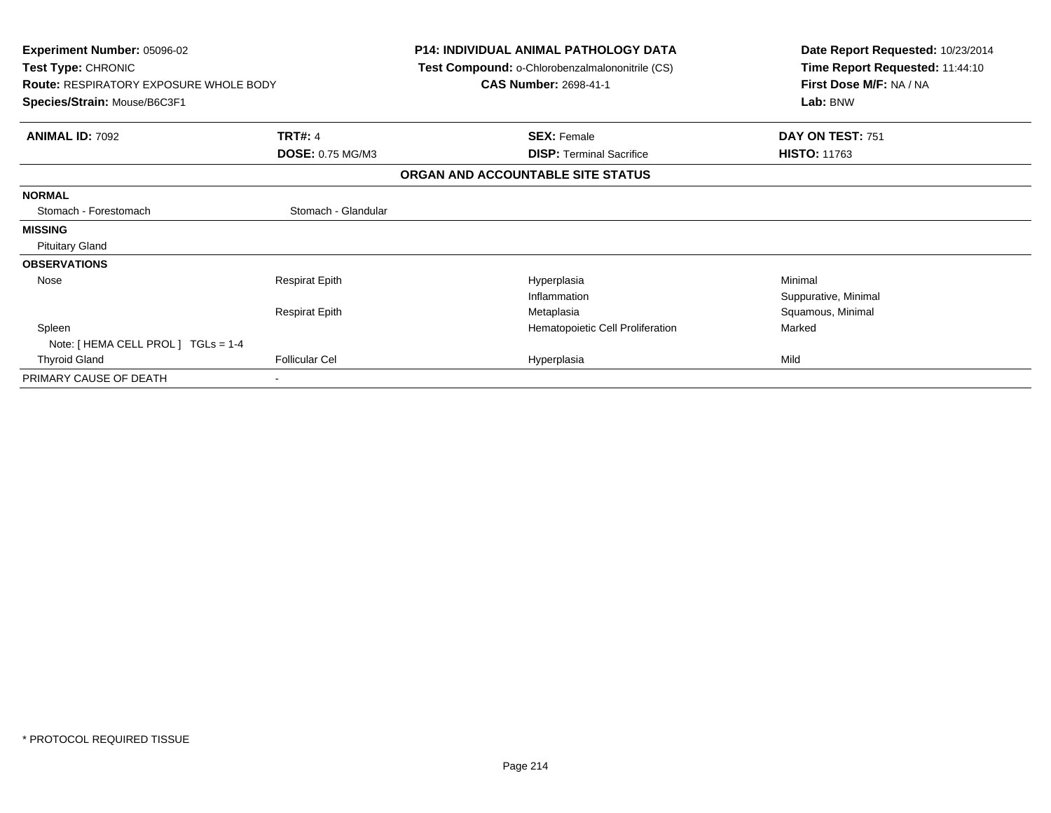**Experiment Number:** 05096-02
**Test Type:** CHRONIC
**Route:** RESPIRATORY EXPOSURE WHOLE BODY
**Species/Strain:** Mouse/B6C3F1

**P14: INDIVIDUAL ANIMAL PATHOLOGY DATA**
**Test Compound:** o-Chlorobenzalmalononitrile (CS)
**CAS Number:** 2698-41-1

**Date Report Requested:** 10/23/2014
**Time Report Requested:** 11:44:10
**First Dose M/F:** NA / NA
**Lab:** BNW

| **ANIMAL ID:** 7092 | **TRT#:** 4 | **SEX:** Female | **DAY ON TEST:** 751 |
|---|---|---|---|
| | **DOSE:** 0.75 MG/M3 | **DISP:** Terminal Sacrifice | **HISTO:** 11763 |

**ORGAN AND ACCOUNTABLE SITE STATUS**

| | | | |
|---|---|---|---|
| **NORMAL** | | | |
| Stomach - Forestomach | Stomach - Glandular | | |
| **MISSING** | | | |
| Pituitary Gland | | | |
| **OBSERVATIONS** | | | |
| Nose | Respirat Epith | Hyperplasia | Minimal |
| | | Inflammation | Suppurative, Minimal |
| | Respirat Epith | Metaplasia | Squamous, Minimal |
| Spleen | | Hematopoietic Cell Proliferation | Marked |
| Note: [ HEMA CELL PROL ] TGLs = 1-4 | | | |
| Thyroid Gland | Follicular Cel | Hyperplasia | Mild |
| PRIMARY CAUSE OF DEATH | - | | |

* PROTOCOL REQUIRED TISSUE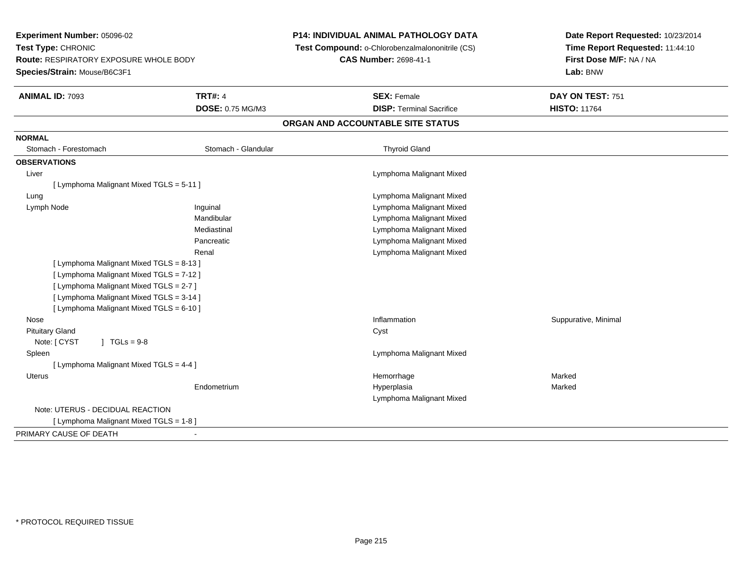**Experiment Number:** 05096-02
**Test Type:** CHRONIC
**Route:** RESPIRATORY EXPOSURE WHOLE BODY
**Species/Strain:** Mouse/B6C3F1

**P14: INDIVIDUAL ANIMAL PATHOLOGY DATA**
**Test Compound:** o-Chlorobenzalmalononitrile (CS)
**CAS Number:** 2698-41-1

**Date Report Requested:** 10/23/2014
**Time Report Requested:** 11:44:10
**First Dose M/F:** NA / NA
**Lab:** BNW

| **ANIMAL ID:** 7093 | **TRT#:** 4 | **SEX:** Female | **DAY ON TEST:** 751 |
|---|---|---|---|
| | **DOSE:** 0.75 MG/M3 | **DISP:** Terminal Sacrifice | **HISTO:** 11764 |

**ORGAN AND ACCOUNTABLE SITE STATUS**

**NORMAL**

| Stomach - Forestomach | Stomach - Glandular | Thyroid Gland | |
|---|---|---|---|

**OBSERVATIONS**

| Organ | Site | Observation | Severity |
|---|---|---|---|
| Liver | | Lymphoma Malignant Mixed | |
| [ Lymphoma Malignant Mixed TGLS = 5-11 ] | | | |
| Lung | | Lymphoma Malignant Mixed | |
| Lymph Node | Inguinal | Lymphoma Malignant Mixed | |
| | Mandibular | Lymphoma Malignant Mixed | |
| | Mediastinal | Lymphoma Malignant Mixed | |
| | Pancreatic | Lymphoma Malignant Mixed | |
| | Renal | Lymphoma Malignant Mixed | |
| [ Lymphoma Malignant Mixed TGLS = 8-13 ] | | | |
| [ Lymphoma Malignant Mixed TGLS = 7-12 ] | | | |
| [ Lymphoma Malignant Mixed TGLS = 2-7 ] | | | |
| [ Lymphoma Malignant Mixed TGLS = 3-14 ] | | | |
| [ Lymphoma Malignant Mixed TGLS = 6-10 ] | | | |
| Nose | | Inflammation | Suppurative, Minimal |
| Pituitary Gland | | Cyst | |
| Note: [ CYST ] TGLs = 9-8 | | | |
| Spleen | | Lymphoma Malignant Mixed | |
| [ Lymphoma Malignant Mixed TGLS = 4-4 ] | | | |
| Uterus | | Hemorrhage | Marked |
| | Endometrium | Hyperplasia | Marked |
| | | Lymphoma Malignant Mixed | |
| Note: UTERUS - DECIDUAL REACTION | | | |
| [ Lymphoma Malignant Mixed TGLS = 1-8 ] | | | |

PRIMARY CAUSE OF DEATH -

* PROTOCOL REQUIRED TISSUE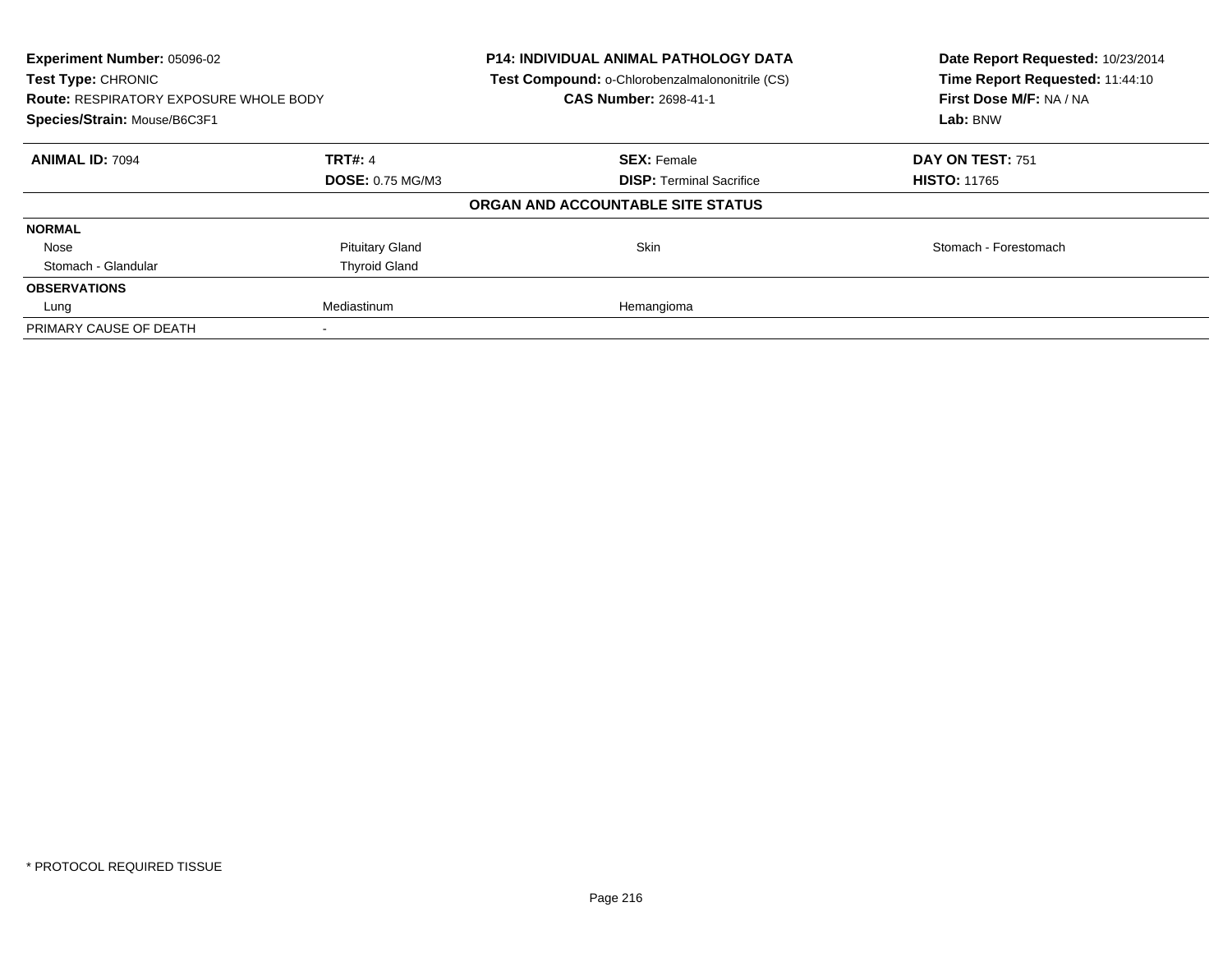**Experiment Number:** 05096-02
**Test Type:** CHRONIC
**Route:** RESPIRATORY EXPOSURE WHOLE BODY
**Species/Strain:** Mouse/B6C3F1

**P14: INDIVIDUAL ANIMAL PATHOLOGY DATA**
**Test Compound:** o-Chlorobenzalmalononitrile (CS)
**CAS Number:** 2698-41-1

**Date Report Requested:** 10/23/2014
**Time Report Requested:** 11:44:10
**First Dose M/F:** NA / NA
**Lab:** BNW

| **ANIMAL ID:** 7094 | **TRT#:** 4 | **SEX:** Female | **DAY ON TEST:** 751 |
|---|---|---|---|
| | **DOSE:** 0.75 MG/M3 | **DISP:** Terminal Sacrifice | **HISTO:** 11765 |

**ORGAN AND ACCOUNTABLE SITE STATUS**

| | | | |
|---|---|---|---|
| **NORMAL** | | | |
| Nose | Pituitary Gland | Skin | Stomach - Forestomach |
| Stomach - Glandular | Thyroid Gland | | |
| **OBSERVATIONS** | | | |
| Lung | Mediastinum | Hemangioma | |
| PRIMARY CAUSE OF DEATH | - | | |

* PROTOCOL REQUIRED TISSUE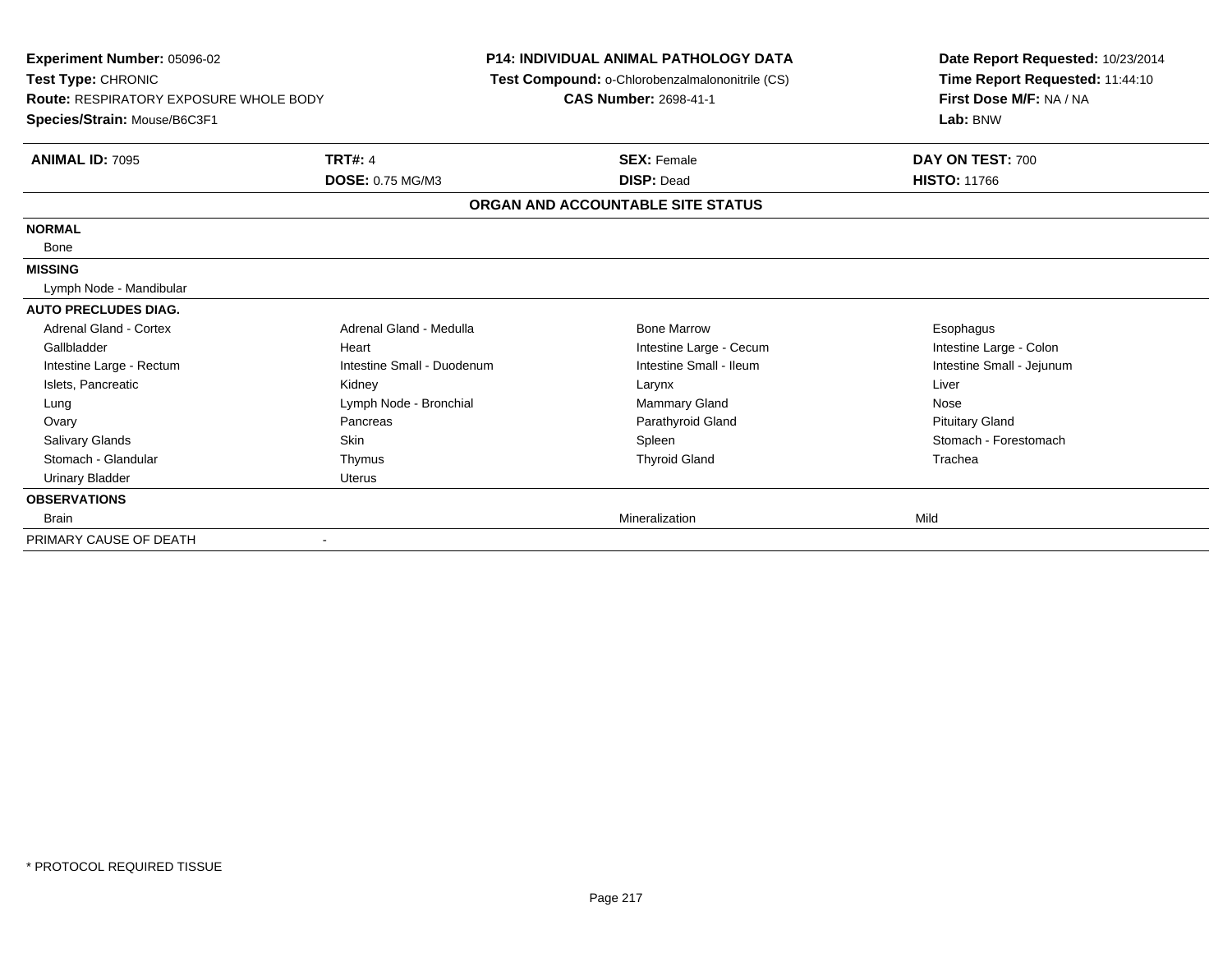**Experiment Number:** 05096-02
**Test Type:** CHRONIC
**Route:** RESPIRATORY EXPOSURE WHOLE BODY
**Species/Strain:** Mouse/B6C3F1

**P14: INDIVIDUAL ANIMAL PATHOLOGY DATA**
**Test Compound:** o-Chlorobenzalmalononitrile (CS)
**CAS Number:** 2698-41-1

**Date Report Requested:** 10/23/2014
**Time Report Requested:** 11:44:10
**First Dose M/F:** NA / NA
**Lab:** BNW

| **ANIMAL ID:** 7095 | **TRT#:** 4 | **SEX:** Female | **DAY ON TEST:** 700 |
|---|---|---|---|
| | **DOSE:** 0.75 MG/M3 | **DISP:** Dead | **HISTO:** 11766 |

**ORGAN AND ACCOUNTABLE SITE STATUS**

| | | | |
|---|---|---|---|
| **NORMAL** | | | |
| Bone | | | |
| **MISSING** | | | |
| Lymph Node - Mandibular | | | |
| **AUTO PRECLUDES DIAG.** | | | |
| Adrenal Gland - Cortex | Adrenal Gland - Medulla | Bone Marrow | Esophagus |
| Gallbladder | Heart | Intestine Large - Cecum | Intestine Large - Colon |
| Intestine Large - Rectum | Intestine Small - Duodenum | Intestine Small - Ileum | Intestine Small - Jejunum |
| Islets, Pancreatic | Kidney | Larynx | Liver |
| Lung | Lymph Node - Bronchial | Mammary Gland | Nose |
| Ovary | Pancreas | Parathyroid Gland | Pituitary Gland |
| Salivary Glands | Skin | Spleen | Stomach - Forestomach |
| Stomach - Glandular | Thymus | Thyroid Gland | Trachea |
| Urinary Bladder | Uterus | | |
| **OBSERVATIONS** | | | |
| Brain | | Mineralization | Mild |
| PRIMARY CAUSE OF DEATH | - | | |

* PROTOCOL REQUIRED TISSUE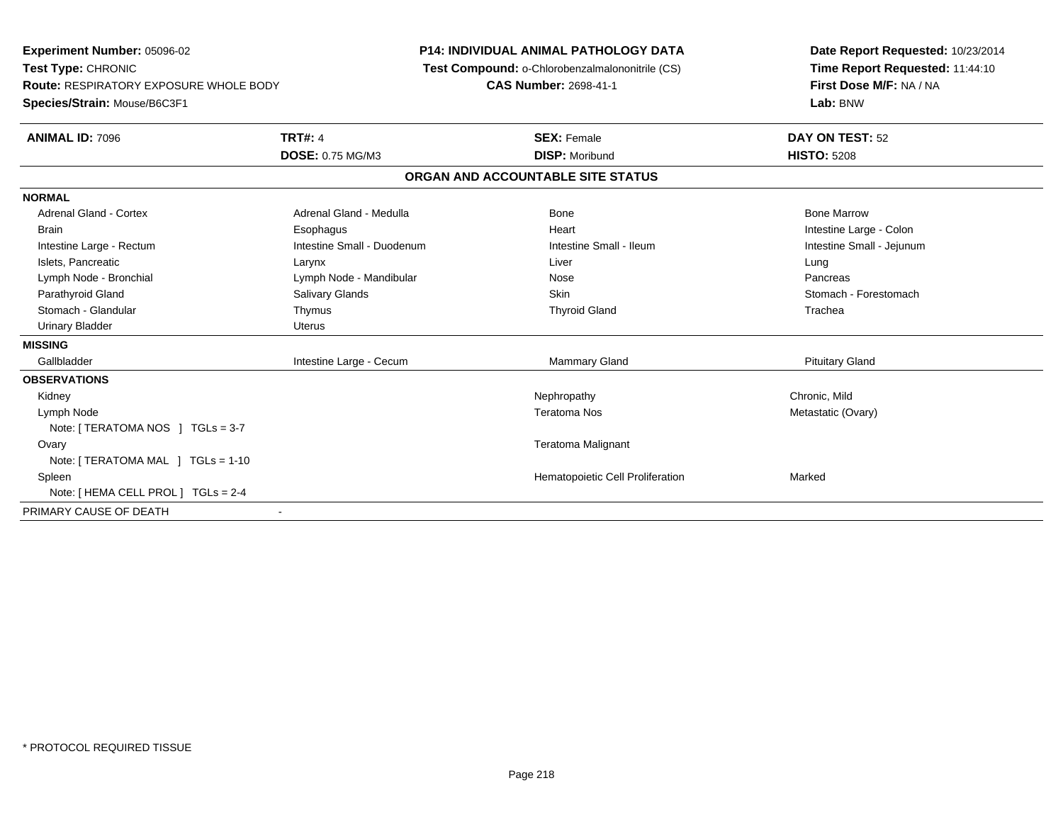**Experiment Number:** 05096-02
**Test Type:** CHRONIC
**Route:** RESPIRATORY EXPOSURE WHOLE BODY
**Species/Strain:** Mouse/B6C3F1

**P14: INDIVIDUAL ANIMAL PATHOLOGY DATA**
**Test Compound:** o-Chlorobenzalmalononitrile (CS)
**CAS Number:** 2698-41-1

**Date Report Requested:** 10/23/2014
**Time Report Requested:** 11:44:10
**First Dose M/F:** NA / NA
**Lab:** BNW

| **ANIMAL ID:** 7096 | **TRT#:** 4 | **SEX:** Female | **DAY ON TEST:** 52 |
|---|---|---|---|
| | **DOSE:** 0.75 MG/M3 | **DISP:** Moribund | **HISTO:** 5208 |

## ORGAN AND ACCOUNTABLE SITE STATUS

| | | | |
|---|---|---|---|
| **NORMAL** | | | |
| Adrenal Gland - Cortex | Adrenal Gland - Medulla | Bone | Bone Marrow |
| Brain | Esophagus | Heart | Intestine Large - Colon |
| Intestine Large - Rectum | Intestine Small - Duodenum | Intestine Small - Ileum | Intestine Small - Jejunum |
| Islets, Pancreatic | Larynx | Liver | Lung |
| Lymph Node - Bronchial | Lymph Node - Mandibular | Nose | Pancreas |
| Parathyroid Gland | Salivary Glands | Skin | Stomach - Forestomach |
| Stomach - Glandular | Thymus | Thyroid Gland | Trachea |
| Urinary Bladder | Uterus | | |
| **MISSING** | | | |
| Gallbladder | Intestine Large - Cecum | Mammary Gland | Pituitary Gland |
| **OBSERVATIONS** | | | |
| Kidney | | Nephropathy | Chronic, Mild |
| Lymph Node | | Teratoma Nos | Metastatic (Ovary) |
| Note: [ TERATOMA NOS ] TGLs = 3-7 | | | |
| Ovary | | Teratoma Malignant | |
| Note: [ TERATOMA MAL ] TGLs = 1-10 | | | |
| Spleen | | Hematopoietic Cell Proliferation | Marked |
| Note: [ HEMA CELL PROL ] TGLs = 2-4 | | | |
| PRIMARY CAUSE OF DEATH | - | | |

* PROTOCOL REQUIRED TISSUE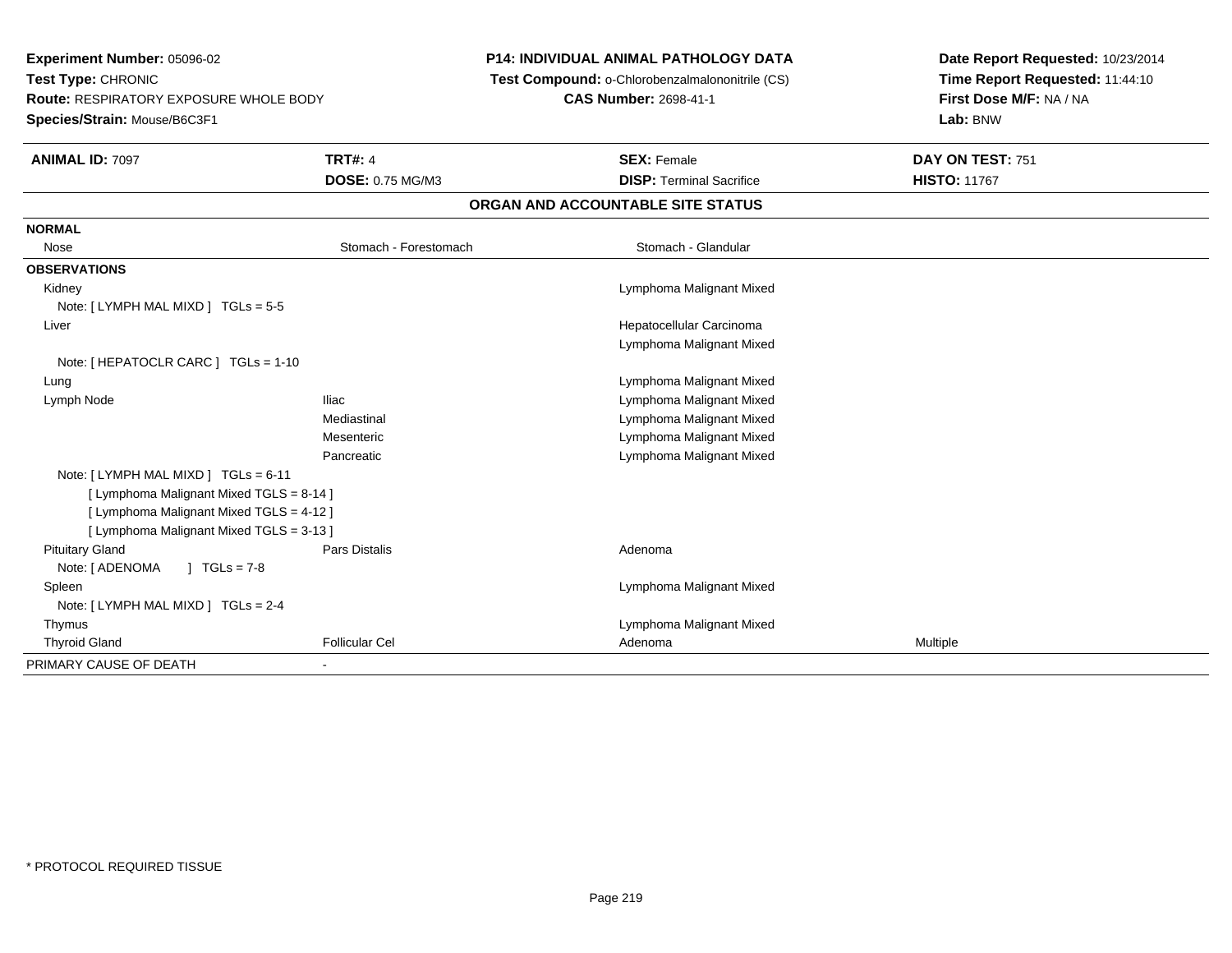**Experiment Number:** 05096-02
**Test Type:** CHRONIC
**Route:** RESPIRATORY EXPOSURE WHOLE BODY
**Species/Strain:** Mouse/B6C3F1

**P14: INDIVIDUAL ANIMAL PATHOLOGY DATA**
**Test Compound:** o-Chlorobenzalmalononitrile (CS)
**CAS Number:** 2698-41-1

**Date Report Requested:** 10/23/2014
**Time Report Requested:** 11:44:10
**First Dose M/F:** NA / NA
**Lab:** BNW

| **ANIMAL ID:** 7097 | **TRT#:** 4 | **SEX:** Female | **DAY ON TEST:** 751 |
|---|---|---|---|
| | **DOSE:** 0.75 MG/M3 | **DISP:** Terminal Sacrifice | **HISTO:** 11767 |

## ORGAN AND ACCOUNTABLE SITE STATUS

| | | | |
|---|---|---|---|
| **NORMAL** | | | |
| Nose | Stomach - Forestomach | Stomach - Glandular | |
| **OBSERVATIONS** | | | |
| Kidney | | Lymphoma Malignant Mixed | |
| Note: [ LYMPH MAL MIXD ] TGLs = 5-5 | | | |
| Liver | | Hepatocellular Carcinoma | |
| | | Lymphoma Malignant Mixed | |
| Note: [ HEPATOCLR CARC ] TGLs = 1-10 | | | |
| Lung | | Lymphoma Malignant Mixed | |
| Lymph Node | Iliac | Lymphoma Malignant Mixed | |
| | Mediastinal | Lymphoma Malignant Mixed | |
| | Mesenteric | Lymphoma Malignant Mixed | |
| | Pancreatic | Lymphoma Malignant Mixed | |
| Note: [ LYMPH MAL MIXD ] TGLs = 6-11 | | | |
| [ Lymphoma Malignant Mixed TGLS = 8-14 ] | | | |
| [ Lymphoma Malignant Mixed TGLS = 4-12 ] | | | |
| [ Lymphoma Malignant Mixed TGLS = 3-13 ] | | | |
| Pituitary Gland | Pars Distalis | Adenoma | |
| Note: [ ADENOMA ] TGLs = 7-8 | | | |
| Spleen | | Lymphoma Malignant Mixed | |
| Note: [ LYMPH MAL MIXD ] TGLs = 2-4 | | | |
| Thymus | | Lymphoma Malignant Mixed | |
| Thyroid Gland | Follicular Cel | Adenoma | Multiple |
| PRIMARY CAUSE OF DEATH | - | | |

* PROTOCOL REQUIRED TISSUE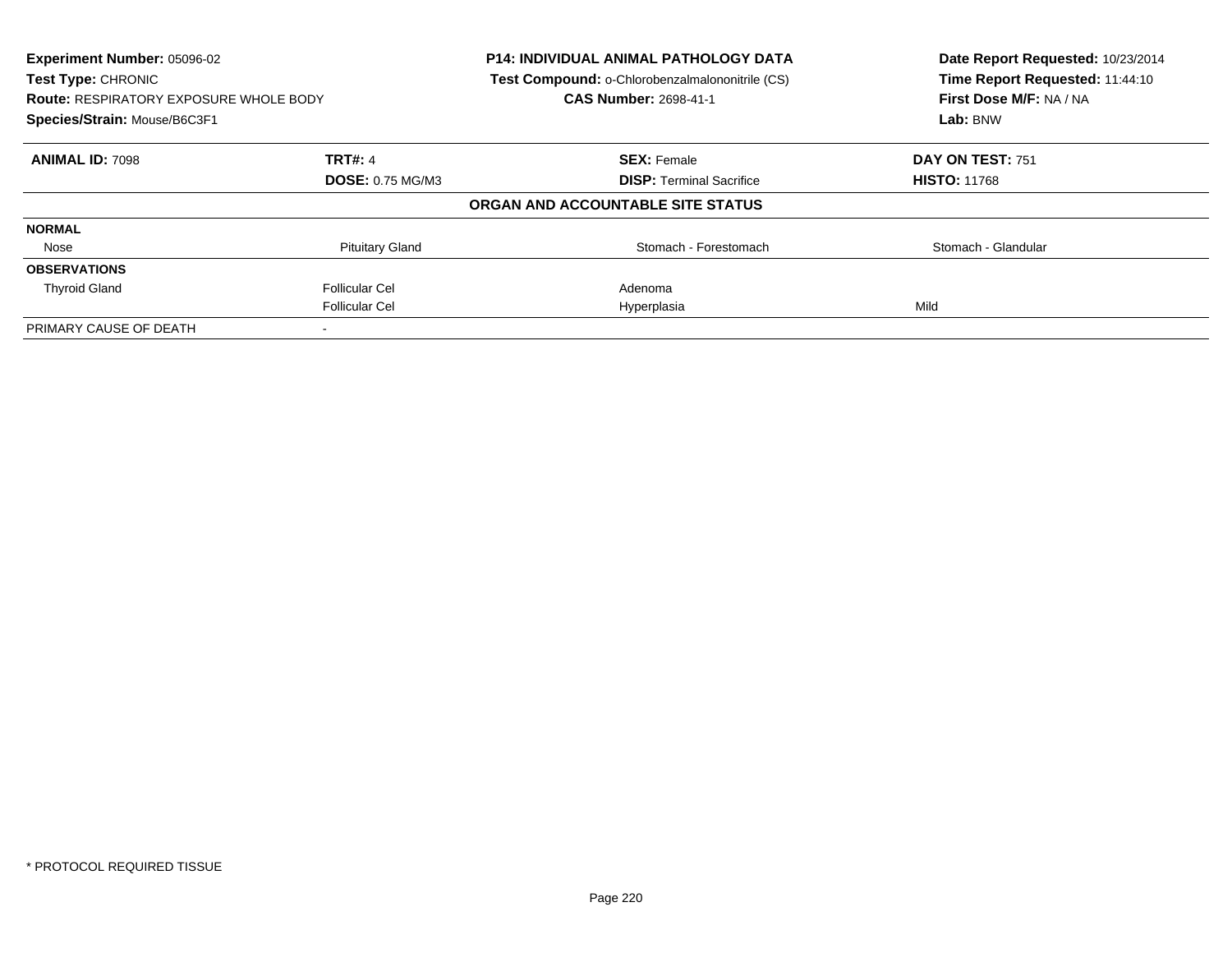**Experiment Number:** 05096-02
**Test Type:** CHRONIC
**Route:** RESPIRATORY EXPOSURE WHOLE BODY
**Species/Strain:** Mouse/B6C3F1

**P14: INDIVIDUAL ANIMAL PATHOLOGY DATA**
**Test Compound:** o-Chlorobenzalmalononitrile (CS)
**CAS Number:** 2698-41-1

**Date Report Requested:** 10/23/2014
**Time Report Requested:** 11:44:10
**First Dose M/F:** NA / NA
**Lab:** BNW

| **ANIMAL ID:** 7098 | **TRT#:** 4 | **SEX:** Female | **DAY ON TEST:** 751 |
|---|---|---|---|
| | **DOSE:** 0.75 MG/M3 | **DISP:** Terminal Sacrifice | **HISTO:** 11768 |
| | | **ORGAN AND ACCOUNTABLE SITE STATUS** | |
| **NORMAL** | | | |
| Nose | Pituitary Gland | Stomach - Forestomach | Stomach - Glandular |
| **OBSERVATIONS** | | | |
| Thyroid Gland | Follicular Cel | Adenoma | |
| | Follicular Cel | Hyperplasia | Mild |
| PRIMARY CAUSE OF DEATH | - | | |

* PROTOCOL REQUIRED TISSUE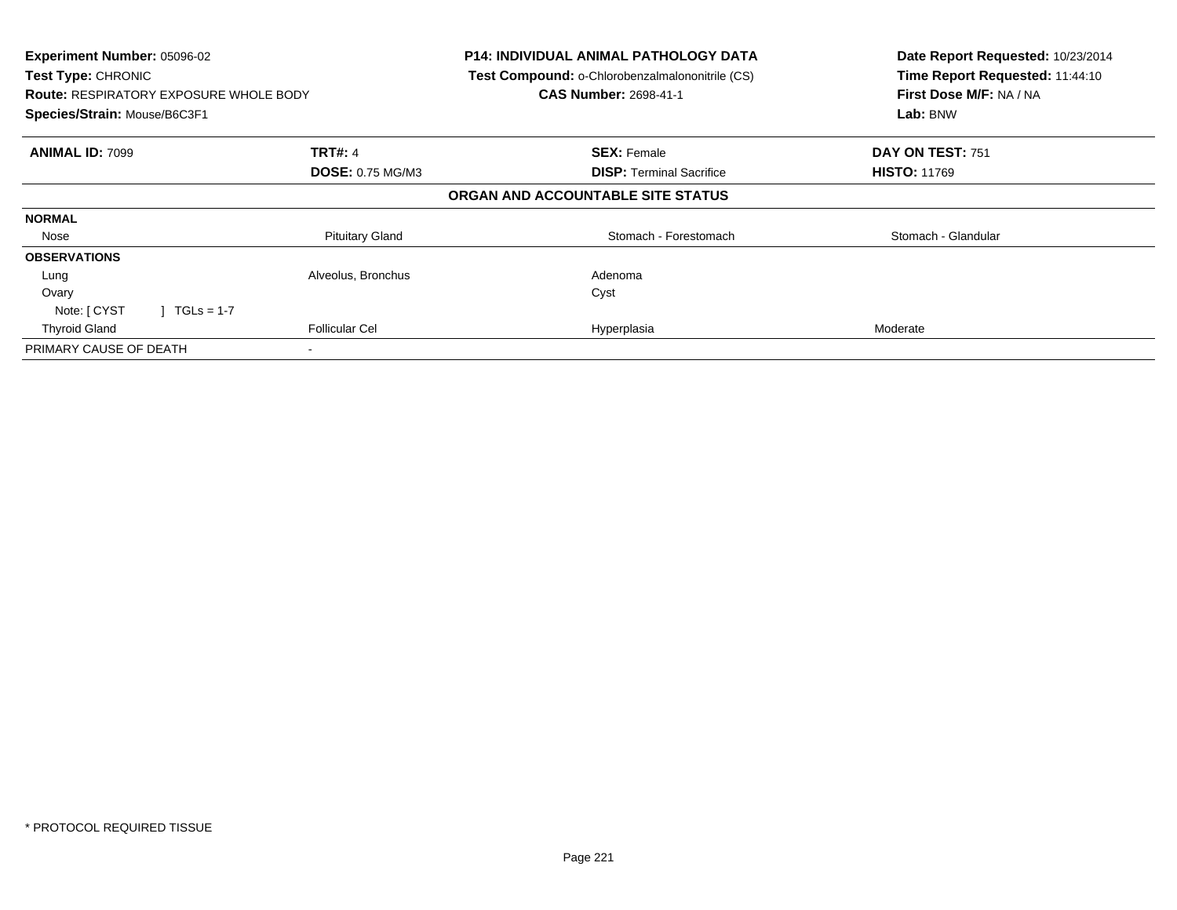| **Experiment Number:** 05096-02 | **P14: INDIVIDUAL ANIMAL PATHOLOGY DATA** | **Date Report Requested:** 10/23/2014 |
|---|---|---|
| **Test Type:** CHRONIC | **Test Compound:** o-Chlorobenzalmalononitrile (CS) | **Time Report Requested:** 11:44:10 |
| **Route:** RESPIRATORY EXPOSURE WHOLE BODY | **CAS Number:** 2698-41-1 | **First Dose M/F:** NA / NA |
| **Species/Strain:** Mouse/B6C3F1 | | **Lab:** BNW |

| **ANIMAL ID:** 7099 | **TRT#:** 4 | **SEX:** Female | **DAY ON TEST:** 751 |
|---|---|---|---|
| | **DOSE:** 0.75 MG/M3 | **DISP:** Terminal Sacrifice | **HISTO:** 11769 |
| | | **ORGAN AND ACCOUNTABLE SITE STATUS** | |
| **NORMAL** | | | |
| Nose | Pituitary Gland | Stomach - Forestomach | Stomach - Glandular |
| **OBSERVATIONS** | | | |
| Lung | Alveolus, Bronchus | Adenoma | |
| Ovary | | Cyst | |
| Note: [ CYST ] TGLs = 1-7 | | | |
| Thyroid Gland | Follicular Cel | Hyperplasia | Moderate |
| PRIMARY CAUSE OF DEATH | - | | |

* PROTOCOL REQUIRED TISSUE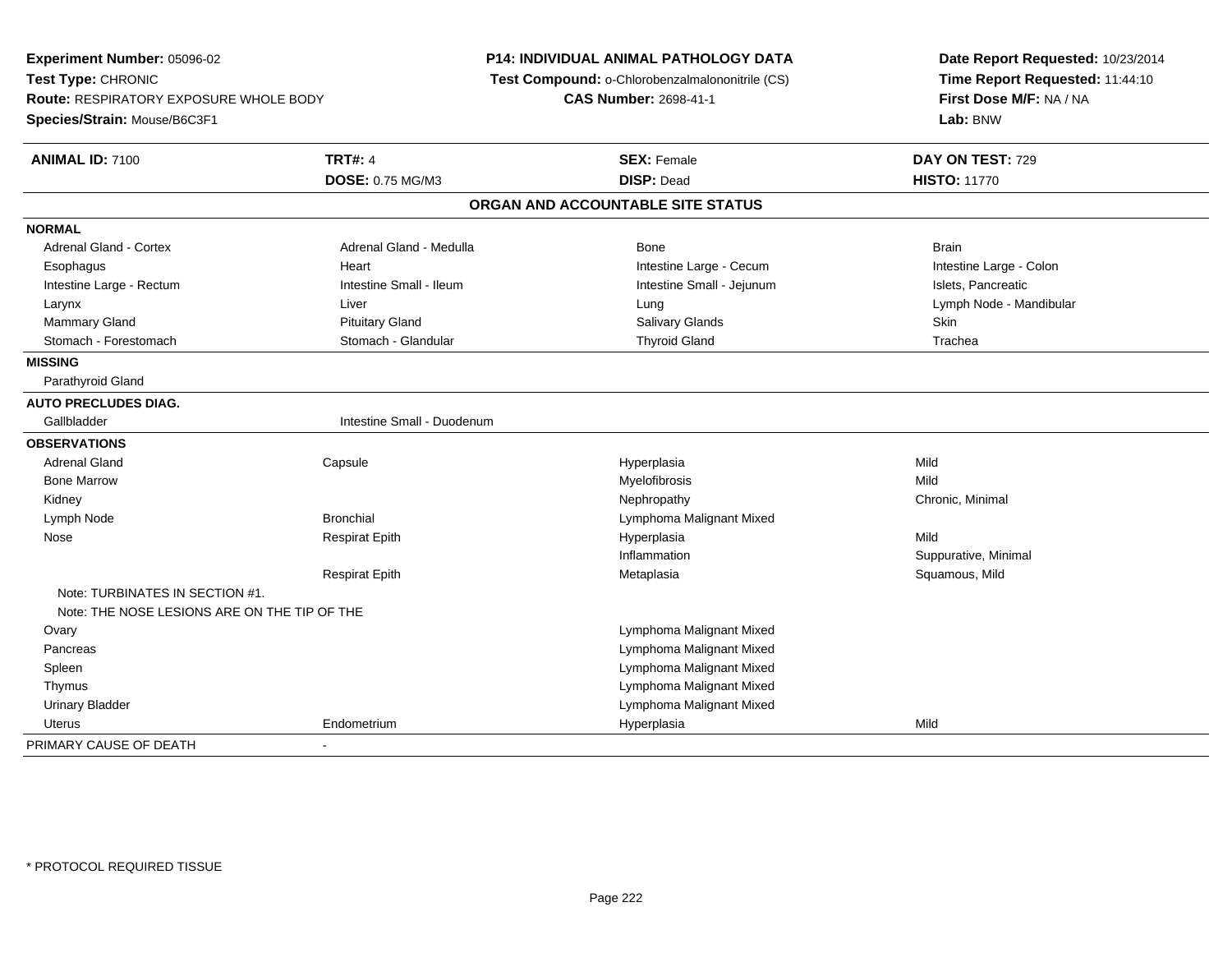**Experiment Number:** 05096-02
**Test Type:** CHRONIC
**Route:** RESPIRATORY EXPOSURE WHOLE BODY
**Species/Strain:** Mouse/B6C3F1

**P14: INDIVIDUAL ANIMAL PATHOLOGY DATA**
**Test Compound:** o-Chlorobenzalmalononitrile (CS)
**CAS Number:** 2698-41-1

**Date Report Requested:** 10/23/2014
**Time Report Requested:** 11:44:10
**First Dose M/F:** NA / NA
**Lab:** BNW

| **ANIMAL ID:** 7100 | **TRT#:** 4 | **SEX:** Female | **DAY ON TEST:** 729 |
|---|---|---|---|
| | **DOSE:** 0.75 MG/M3 | **DISP:** Dead | **HISTO:** 11770 |

**ORGAN AND ACCOUNTABLE SITE STATUS**

| | | | |
|---|---|---|---|
| **NORMAL** | | | |
| Adrenal Gland - Cortex | Adrenal Gland - Medulla | Bone | Brain |
| Esophagus | Heart | Intestine Large - Cecum | Intestine Large - Colon |
| Intestine Large - Rectum | Intestine Small - Ileum | Intestine Small - Jejunum | Islets, Pancreatic |
| Larynx | Liver | Lung | Lymph Node - Mandibular |
| Mammary Gland | Pituitary Gland | Salivary Glands | Skin |
| Stomach - Forestomach | Stomach - Glandular | Thyroid Gland | Trachea |
| **MISSING** | | | |
| Parathyroid Gland | | | |
| **AUTO PRECLUDES DIAG.** | | | |
| Gallbladder | Intestine Small - Duodenum | | |
| **OBSERVATIONS** | | | |
| Adrenal Gland | Capsule | Hyperplasia | Mild |
| Bone Marrow | | Myelofibrosis | Mild |
| Kidney | | Nephropathy | Chronic, Minimal |
| Lymph Node | Bronchial | Lymphoma Malignant Mixed | |
| Nose | Respirat Epith | Hyperplasia | Mild |
| | | Inflammation | Suppurative, Minimal |
| | Respirat Epith | Metaplasia | Squamous, Mild |
| Note: TURBINATES IN SECTION #1. | | | |
| Note: THE NOSE LESIONS ARE ON THE TIP OF THE | | | |
| Ovary | | Lymphoma Malignant Mixed | |
| Pancreas | | Lymphoma Malignant Mixed | |
| Spleen | | Lymphoma Malignant Mixed | |
| Thymus | | Lymphoma Malignant Mixed | |
| Urinary Bladder | | Lymphoma Malignant Mixed | |
| Uterus | Endometrium | Hyperplasia | Mild |
| PRIMARY CAUSE OF DEATH | - | | |

* PROTOCOL REQUIRED TISSUE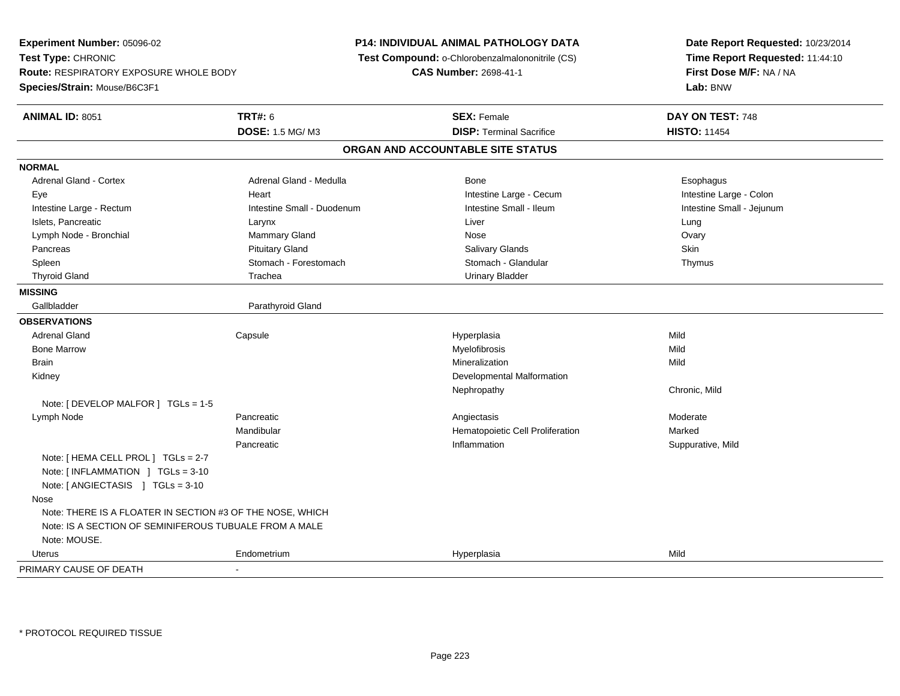**Experiment Number:** 05096-02
**Test Type:** CHRONIC
**Route:** RESPIRATORY EXPOSURE WHOLE BODY
**Species/Strain:** Mouse/B6C3F1

**P14: INDIVIDUAL ANIMAL PATHOLOGY DATA**
**Test Compound:** o-Chlorobenzalmalononitrile (CS)
**CAS Number:** 2698-41-1

**Date Report Requested:** 10/23/2014
**Time Report Requested:** 11:44:10
**First Dose M/F:** NA / NA
**Lab:** BNW

| **ANIMAL ID:** 8051 | **TRT#:** 6 | **SEX:** Female | **DAY ON TEST:** 748 |
|---|---|---|---|
| | **DOSE:** 1.5 MG/ M3 | **DISP:** Terminal Sacrifice | **HISTO:** 11454 |

## ORGAN AND ACCOUNTABLE SITE STATUS

**NORMAL**

| | | | |
|---|---|---|---|
| Adrenal Gland - Cortex | Adrenal Gland - Medulla | Bone | Esophagus |
| Eye | Heart | Intestine Large - Cecum | Intestine Large - Colon |
| Intestine Large - Rectum | Intestine Small - Duodenum | Intestine Small - Ileum | Intestine Small - Jejunum |
| Islets, Pancreatic | Larynx | Liver | Lung |
| Lymph Node - Bronchial | Mammary Gland | Nose | Ovary |
| Pancreas | Pituitary Gland | Salivary Glands | Skin |
| Spleen | Stomach - Forestomach | Stomach - Glandular | Thymus |
| Thyroid Gland | Trachea | Urinary Bladder | |

**MISSING**

| | |
|---|---|
| Gallbladder | Parathyroid Gland |

**OBSERVATIONS**

| | | | |
|---|---|---|---|
| Adrenal Gland | Capsule | Hyperplasia | Mild |
| Bone Marrow | | Myelofibrosis | Mild |
| Brain | | Mineralization | Mild |
| Kidney | | Developmental Malformation | |
| | | Nephropathy | Chronic, Mild |
| Note: [ DEVELOP MALFOR ] TGLs = 1-5 | | | |
| Lymph Node | Pancreatic | Angiectasis | Moderate |
| | Mandibular | Hematopoietic Cell Proliferation | Marked |
| | Pancreatic | Inflammation | Suppurative, Mild |
| Note: [ HEMA CELL PROL ] TGLs = 2-7 | | | |
| Note: [ INFLAMMATION ] TGLs = 3-10 | | | |
| Note: [ ANGIECTASIS ] TGLs = 3-10 | | | |
| Nose | | | |
| Note: THERE IS A FLOATER IN SECTION #3 OF THE NOSE, WHICH | | | |
| Note: IS A SECTION OF SEMINIFEROUS TUBUALE FROM A MALE | | | |
| Note: MOUSE. | | | |
| Uterus | Endometrium | Hyperplasia | Mild |

| | |
|---|---|
| PRIMARY CAUSE OF DEATH | - |

\* PROTOCOL REQUIRED TISSUE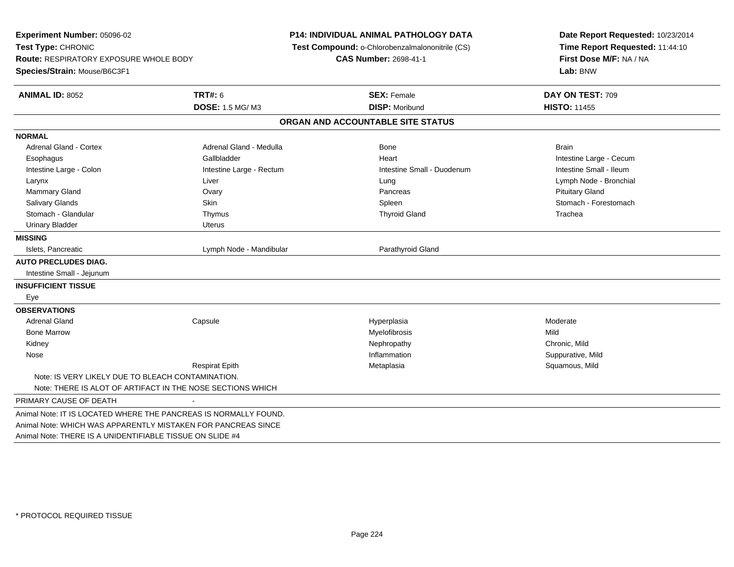**Experiment Number:** 05096-02
**Test Type:** CHRONIC
**Route:** RESPIRATORY EXPOSURE WHOLE BODY
**Species/Strain:** Mouse/B6C3F1

**P14: INDIVIDUAL ANIMAL PATHOLOGY DATA**
**Test Compound:** o-Chlorobenzalmalononitrile (CS)
**CAS Number:** 2698-41-1

**Date Report Requested:** 10/23/2014
**Time Report Requested:** 11:44:10
**First Dose M/F:** NA / NA
**Lab:** BNW

| **ANIMAL ID:** 8052 | **TRT#:** 6 | **SEX:** Female | **DAY ON TEST:** 709 |
|---|---|---|---|
| | **DOSE:** 1.5 MG/ M3 | **DISP:** Moribund | **HISTO:** 11455 |

## ORGAN AND ACCOUNTABLE SITE STATUS

| | | | |
|---|---|---|---|
| **NORMAL** | | | |
| Adrenal Gland - Cortex | Adrenal Gland - Medulla | Bone | Brain |
| Esophagus | Gallbladder | Heart | Intestine Large - Cecum |
| Intestine Large - Colon | Intestine Large - Rectum | Intestine Small - Duodenum | Intestine Small - Ileum |
| Larynx | Liver | Lung | Lymph Node - Bronchial |
| Mammary Gland | Ovary | Pancreas | Pituitary Gland |
| Salivary Glands | Skin | Spleen | Stomach - Forestomach |
| Stomach - Glandular | Thymus | Thyroid Gland | Trachea |
| Urinary Bladder | Uterus | | |
| **MISSING** | | | |
| Islets, Pancreatic | Lymph Node - Mandibular | Parathyroid Gland | |
| **AUTO PRECLUDES DIAG.** | | | |
| Intestine Small - Jejunum | | | |
| **INSUFFICIENT TISSUE** | | | |
| Eye | | | |
| **OBSERVATIONS** | | | |
| Adrenal Gland | Capsule | Hyperplasia | Moderate |
| Bone Marrow | | Myelofibrosis | Mild |
| Kidney | | Nephropathy | Chronic, Mild |
| Nose | | Inflammation | Suppurative, Mild |
| | Respirat Epith | Metaplasia | Squamous, Mild |

Note: IS VERY LIKELY DUE TO BLEACH CONTAMINATION.
Note: THERE IS ALOT OF ARTIFACT IN THE NOSE SECTIONS WHICH

PRIMARY CAUSE OF DEATH -

Animal Note: IT IS LOCATED WHERE THE PANCREAS IS NORMALLY FOUND.
Animal Note: WHICH WAS APPARENTLY MISTAKEN FOR PANCREAS SINCE
Animal Note: THERE IS A UNIDENTIFIABLE TISSUE ON SLIDE #4

* PROTOCOL REQUIRED TISSUE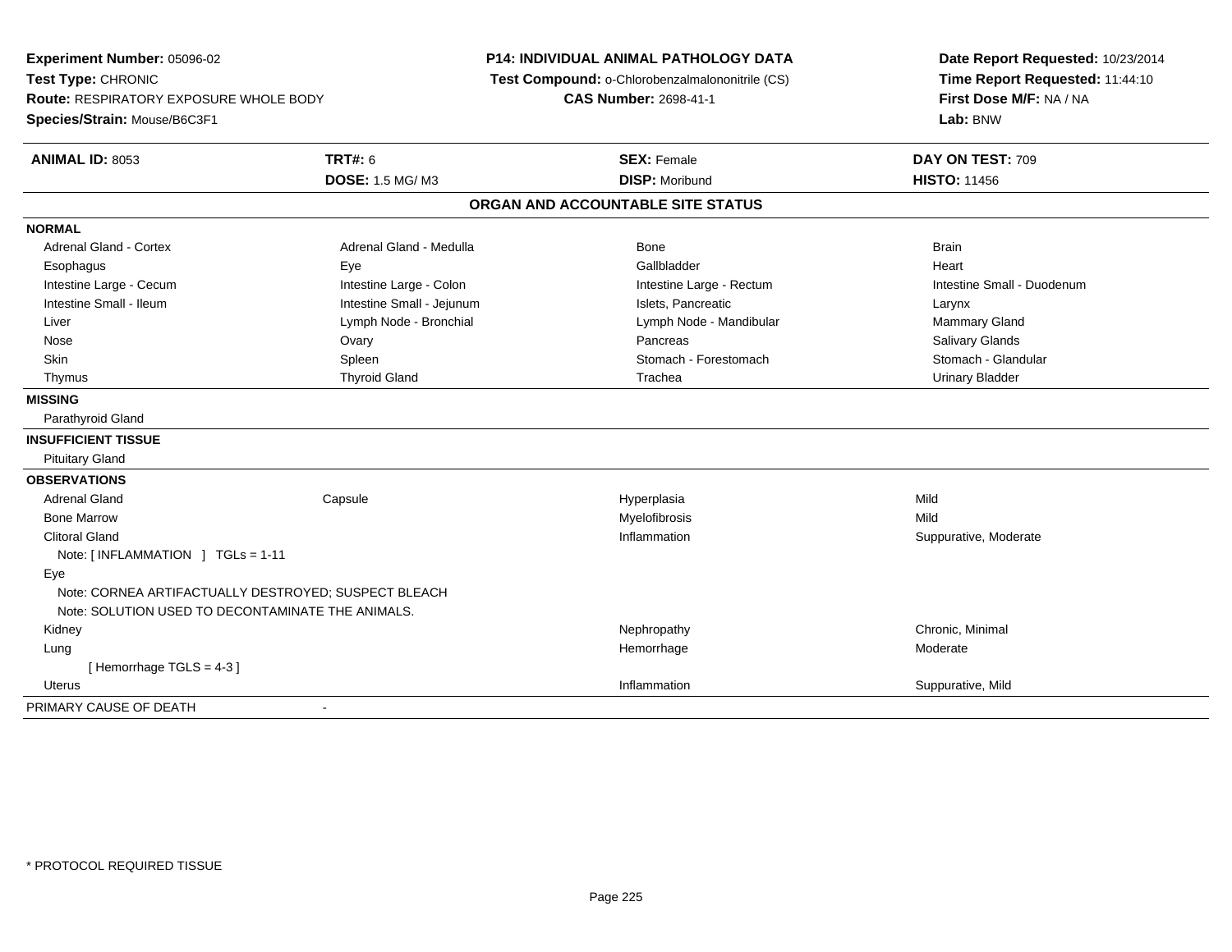**Experiment Number:** 05096-02
**Test Type:** CHRONIC
**Route:** RESPIRATORY EXPOSURE WHOLE BODY
**Species/Strain:** Mouse/B6C3F1

**P14: INDIVIDUAL ANIMAL PATHOLOGY DATA**
**Test Compound:** o-Chlorobenzalmalononitrile (CS)
**CAS Number:** 2698-41-1

**Date Report Requested:** 10/23/2014
**Time Report Requested:** 11:44:10
**First Dose M/F:** NA / NA
**Lab:** BNW

| **ANIMAL ID:** 8053 | **TRT#:** 6 | **SEX:** Female | **DAY ON TEST:** 709 |
|---|---|---|---|
| | **DOSE:** 1.5 MG/ M3 | **DISP:** Moribund | **HISTO:** 11456 |

## ORGAN AND ACCOUNTABLE SITE STATUS

**NORMAL**

| | | | |
|---|---|---|---|
| Adrenal Gland - Cortex | Adrenal Gland - Medulla | Bone | Brain |
| Esophagus | Eye | Gallbladder | Heart |
| Intestine Large - Cecum | Intestine Large - Colon | Intestine Large - Rectum | Intestine Small - Duodenum |
| Intestine Small - Ileum | Intestine Small - Jejunum | Islets, Pancreatic | Larynx |
| Liver | Lymph Node - Bronchial | Lymph Node - Mandibular | Mammary Gland |
| Nose | Ovary | Pancreas | Salivary Glands |
| Skin | Spleen | Stomach - Forestomach | Stomach - Glandular |
| Thymus | Thyroid Gland | Trachea | Urinary Bladder |

**MISSING**

Parathyroid Gland

**INSUFFICIENT TISSUE**

Pituitary Gland

**OBSERVATIONS**

| | | | |
|---|---|---|---|
| Adrenal Gland | Capsule | Hyperplasia | Mild |
| Bone Marrow | | Myelofibrosis | Mild |
| Clitoral Gland | | Inflammation | Suppurative, Moderate |
| Note: [ INFLAMMATION ] TGLs = 1-11 | | | |
| Eye | | | |
| Note: CORNEA ARTIFACTUALLY DESTROYED; SUSPECT BLEACH | | | |
| Note: SOLUTION USED TO DECONTAMINATE THE ANIMALS. | | | |
| Kidney | | Nephropathy | Chronic, Minimal |
| Lung | | Hemorrhage | Moderate |
| [ Hemorrhage TGLS = 4-3 ] | | | |
| Uterus | | Inflammation | Suppurative, Mild |

PRIMARY CAUSE OF DEATH -

* PROTOCOL REQUIRED TISSUE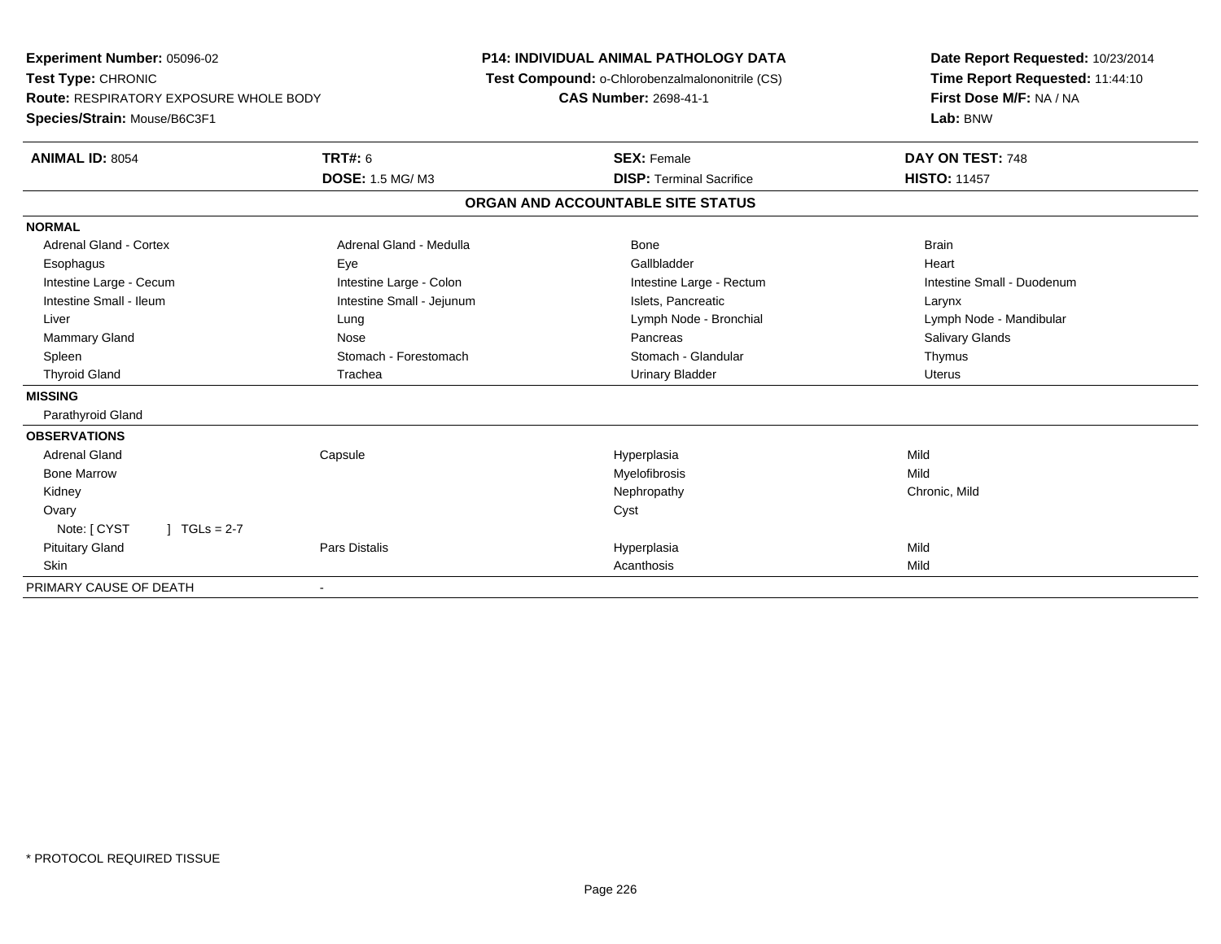**Experiment Number:** 05096-02
**Test Type:** CHRONIC
**Route:** RESPIRATORY EXPOSURE WHOLE BODY
**Species/Strain:** Mouse/B6C3F1

**P14: INDIVIDUAL ANIMAL PATHOLOGY DATA**
**Test Compound:** o-Chlorobenzalmalononitrile (CS)
**CAS Number:** 2698-41-1

**Date Report Requested:** 10/23/2014
**Time Report Requested:** 11:44:10
**First Dose M/F:** NA / NA
**Lab:** BNW

| **ANIMAL ID:** 8054 | **TRT#:** 6 | **SEX:** Female | **DAY ON TEST:** 748 |
|---|---|---|---|
| | **DOSE:** 1.5 MG/ M3 | **DISP:** Terminal Sacrifice | **HISTO:** 11457 |

**ORGAN AND ACCOUNTABLE SITE STATUS**

| | | | |
|---|---|---|---|
| **NORMAL** | | | |
| Adrenal Gland - Cortex | Adrenal Gland - Medulla | Bone | Brain |
| Esophagus | Eye | Gallbladder | Heart |
| Intestine Large - Cecum | Intestine Large - Colon | Intestine Large - Rectum | Intestine Small - Duodenum |
| Intestine Small - Ileum | Intestine Small - Jejunum | Islets, Pancreatic | Larynx |
| Liver | Lung | Lymph Node - Bronchial | Lymph Node - Mandibular |
| Mammary Gland | Nose | Pancreas | Salivary Glands |
| Spleen | Stomach - Forestomach | Stomach - Glandular | Thymus |
| Thyroid Gland | Trachea | Urinary Bladder | Uterus |
| **MISSING** | | | |
| Parathyroid Gland | | | |
| **OBSERVATIONS** | | | |
| Adrenal Gland | Capsule | Hyperplasia | Mild |
| Bone Marrow | | Myelofibrosis | Mild |
| Kidney | | Nephropathy | Chronic, Mild |
| Ovary | | Cyst | |
| Note: [ CYST ] TGLs = 2-7 | | | |
| Pituitary Gland | Pars Distalis | Hyperplasia | Mild |
| Skin | | Acanthosis | Mild |
| PRIMARY CAUSE OF DEATH | - | | |

\* PROTOCOL REQUIRED TISSUE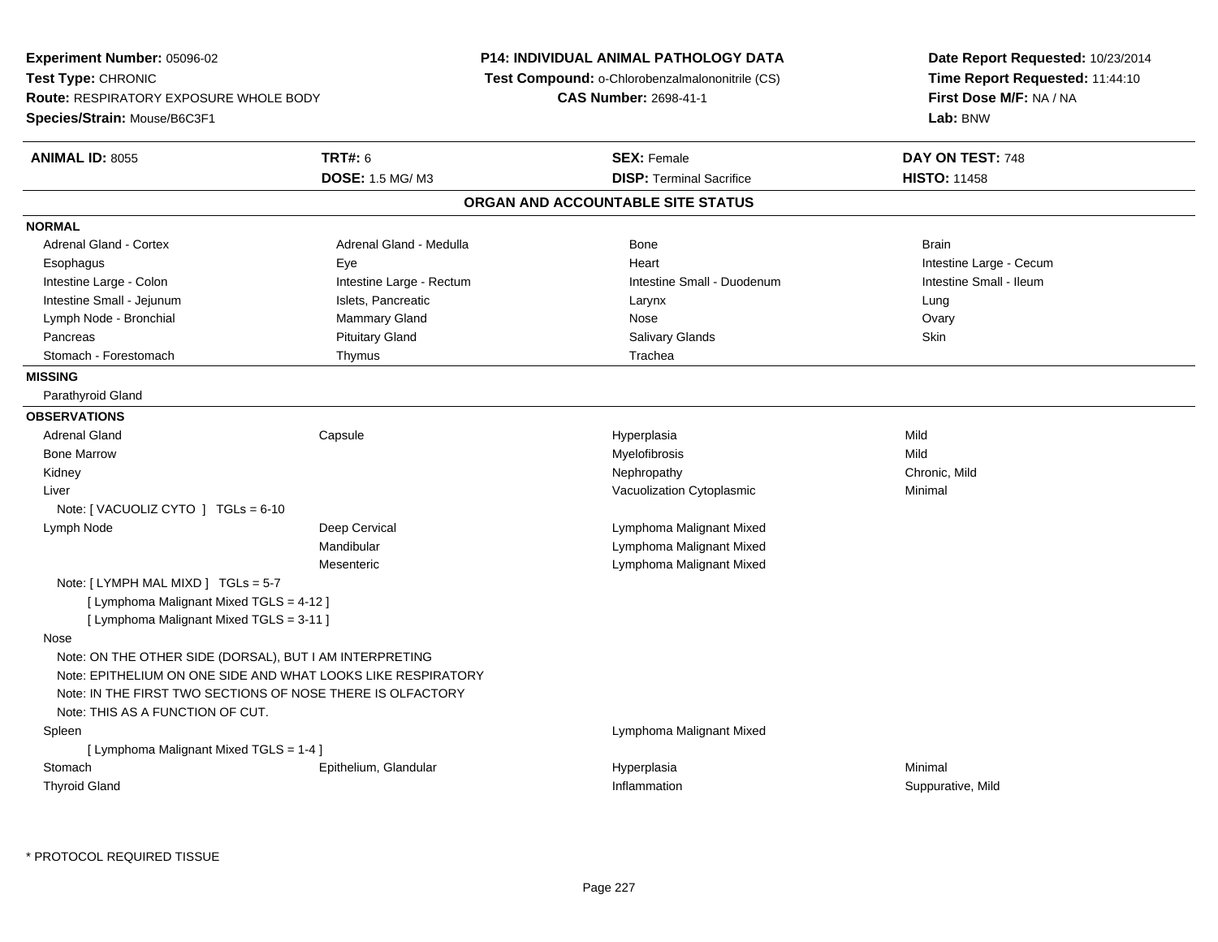**Experiment Number:** 05096-02
**Test Type:** CHRONIC
**Route:** RESPIRATORY EXPOSURE WHOLE BODY
**Species/Strain:** Mouse/B6C3F1

**P14: INDIVIDUAL ANIMAL PATHOLOGY DATA**
**Test Compound:** o-Chlorobenzalmalononitrile (CS)
**CAS Number:** 2698-41-1

**Date Report Requested:** 10/23/2014
**Time Report Requested:** 11:44:10
**First Dose M/F:** NA / NA
**Lab:** BNW

| **ANIMAL ID:** 8055 | **TRT#:** 6 | **SEX:** Female | **DAY ON TEST:** 748 |
|---|---|---|---|
| | **DOSE:** 1.5 MG/ M3 | **DISP:** Terminal Sacrifice | **HISTO:** 11458 |

## ORGAN AND ACCOUNTABLE SITE STATUS

**NORMAL**

| | | | |
|---|---|---|---|
| Adrenal Gland - Cortex | Adrenal Gland - Medulla | Bone | Brain |
| Esophagus | Eye | Heart | Intestine Large - Cecum |
| Intestine Large - Colon | Intestine Large - Rectum | Intestine Small - Duodenum | Intestine Small - Ileum |
| Intestine Small - Jejunum | Islets, Pancreatic | Larynx | Lung |
| Lymph Node - Bronchial | Mammary Gland | Nose | Ovary |
| Pancreas | Pituitary Gland | Salivary Glands | Skin |
| Stomach - Forestomach | Thymus | Trachea | |

**MISSING**

Parathyroid Gland

**OBSERVATIONS**

| | | | |
|---|---|---|---|
| Adrenal Gland | Capsule | Hyperplasia | Mild |
| Bone Marrow | | Myelofibrosis | Mild |
| Kidney | | Nephropathy | Chronic, Mild |
| Liver | | Vacuolization Cytoplasmic | Minimal |
| Note: [ VACUOLIZ CYTO ] TGLs = 6-10 | | | |
| Lymph Node | Deep Cervical | Lymphoma Malignant Mixed | |
| | Mandibular | Lymphoma Malignant Mixed | |
| | Mesenteric | Lymphoma Malignant Mixed | |
| Note: [ LYMPH MAL MIXD ] TGLs = 5-7 | | | |
| [ Lymphoma Malignant Mixed TGLS = 4-12 ] | | | |
| [ Lymphoma Malignant Mixed TGLS = 3-11 ] | | | |
| Nose | | | |
| Note: ON THE OTHER SIDE (DORSAL), BUT I AM INTERPRETING | | | |
| Note: EPITHELIUM ON ONE SIDE AND WHAT LOOKS LIKE RESPIRATORY | | | |
| Note: IN THE FIRST TWO SECTIONS OF NOSE THERE IS OLFACTORY | | | |
| Note: THIS AS A FUNCTION OF CUT. | | | |
| Spleen | | Lymphoma Malignant Mixed | |
| [ Lymphoma Malignant Mixed TGLS = 1-4 ] | | | |
| Stomach | Epithelium, Glandular | Hyperplasia | Minimal |
| Thyroid Gland | | Inflammation | Suppurative, Mild |

\* PROTOCOL REQUIRED TISSUE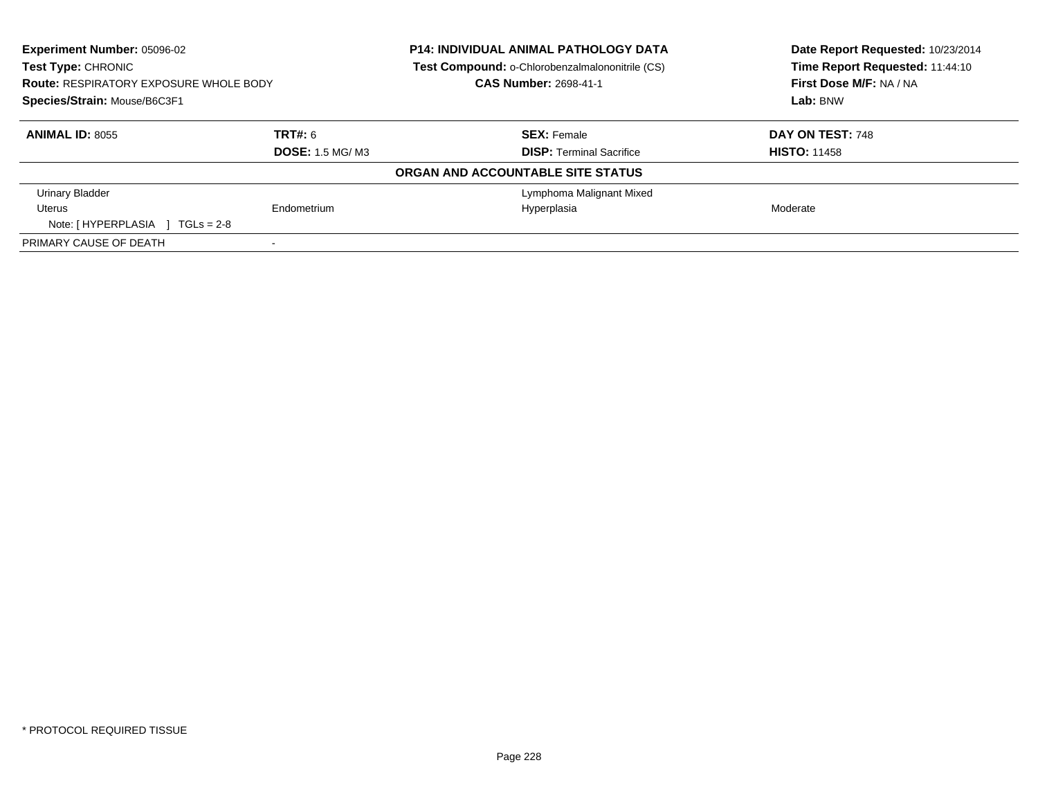**Experiment Number:** 05096-02
**Test Type:** CHRONIC
**Route:** RESPIRATORY EXPOSURE WHOLE BODY
**Species/Strain:** Mouse/B6C3F1

**P14: INDIVIDUAL ANIMAL PATHOLOGY DATA**
**Test Compound:** o-Chlorobenzalmalononitrile (CS)
**CAS Number:** 2698-41-1

**Date Report Requested:** 10/23/2014
**Time Report Requested:** 11:44:10
**First Dose M/F:** NA / NA
**Lab:** BNW

| **ANIMAL ID:** 8055 | **TRT#:** 6 | **SEX:** Female | **DAY ON TEST:** 748 |
|---|---|---|---|
| | **DOSE:** 1.5 MG/ M3 | **DISP:** Terminal Sacrifice | **HISTO:** 11458 |

**ORGAN AND ACCOUNTABLE SITE STATUS**

| | | | |
|---|---|---|---|
| Urinary Bladder | | Lymphoma Malignant Mixed | |
| Uterus | Endometrium | Hyperplasia | Moderate |
| Note: [ HYPERPLASIA ] TGLs = 2-8 | | | |
| PRIMARY CAUSE OF DEATH | - | | |

* PROTOCOL REQUIRED TISSUE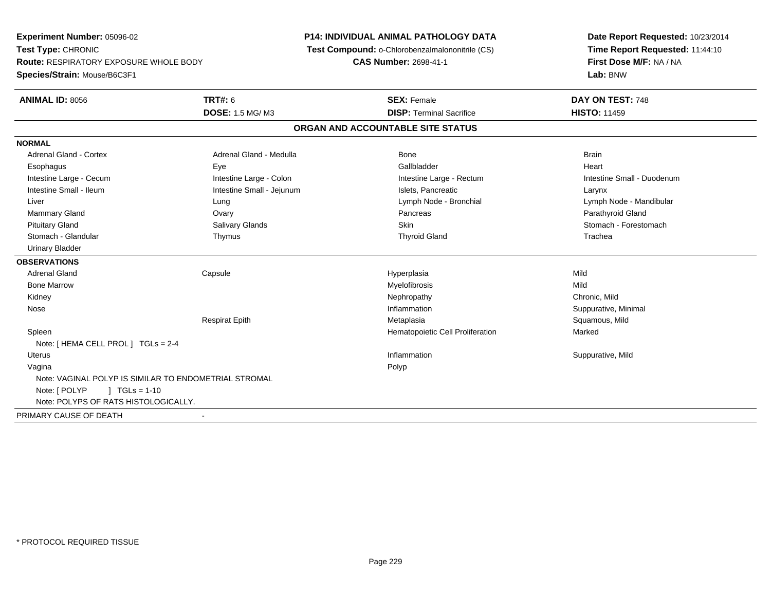**Experiment Number:** 05096-02
**Test Type:** CHRONIC
**Route:** RESPIRATORY EXPOSURE WHOLE BODY
**Species/Strain:** Mouse/B6C3F1

**P14: INDIVIDUAL ANIMAL PATHOLOGY DATA**
**Test Compound:** o-Chlorobenzalmalononitrile (CS)
**CAS Number:** 2698-41-1

**Date Report Requested:** 10/23/2014
**Time Report Requested:** 11:44:10
**First Dose M/F:** NA / NA
**Lab:** BNW

| **ANIMAL ID:** 8056 | **TRT#:** 6 | **SEX:** Female | **DAY ON TEST:** 748 |
|---|---|---|---|
| | **DOSE:** 1.5 MG/ M3 | **DISP:** Terminal Sacrifice | **HISTO:** 11459 |

## ORGAN AND ACCOUNTABLE SITE STATUS

**NORMAL**

| | | | |
|---|---|---|---|
| Adrenal Gland - Cortex | Adrenal Gland - Medulla | Bone | Brain |
| Esophagus | Eye | Gallbladder | Heart |
| Intestine Large - Cecum | Intestine Large - Colon | Intestine Large - Rectum | Intestine Small - Duodenum |
| Intestine Small - Ileum | Intestine Small - Jejunum | Islets, Pancreatic | Larynx |
| Liver | Lung | Lymph Node - Bronchial | Lymph Node - Mandibular |
| Mammary Gland | Ovary | Pancreas | Parathyroid Gland |
| Pituitary Gland | Salivary Glands | Skin | Stomach - Forestomach |
| Stomach - Glandular | Thymus | Thyroid Gland | Trachea |
| Urinary Bladder | | | |

**OBSERVATIONS**

| | | | |
|---|---|---|---|
| Adrenal Gland | Capsule | Hyperplasia | Mild |
| Bone Marrow | | Myelofibrosis | Mild |
| Kidney | | Nephropathy | Chronic, Mild |
| Nose | | Inflammation | Suppurative, Minimal |
| | Respirat Epith | Metaplasia | Squamous, Mild |
| Spleen | | Hematopoietic Cell Proliferation | Marked |
| Note: [ HEMA CELL PROL ] TGLs = 2-4 | | | |
| Uterus | | Inflammation | Suppurative, Mild |
| Vagina | | Polyp | |
| Note: VAGINAL POLYP IS SIMILAR TO ENDOMETRIAL STROMAL | | | |
| Note: [ POLYP ] TGLs = 1-10 | | | |
| Note: POLYPS OF RATS HISTOLOGICALLY. | | | |

PRIMARY CAUSE OF DEATH -

* PROTOCOL REQUIRED TISSUE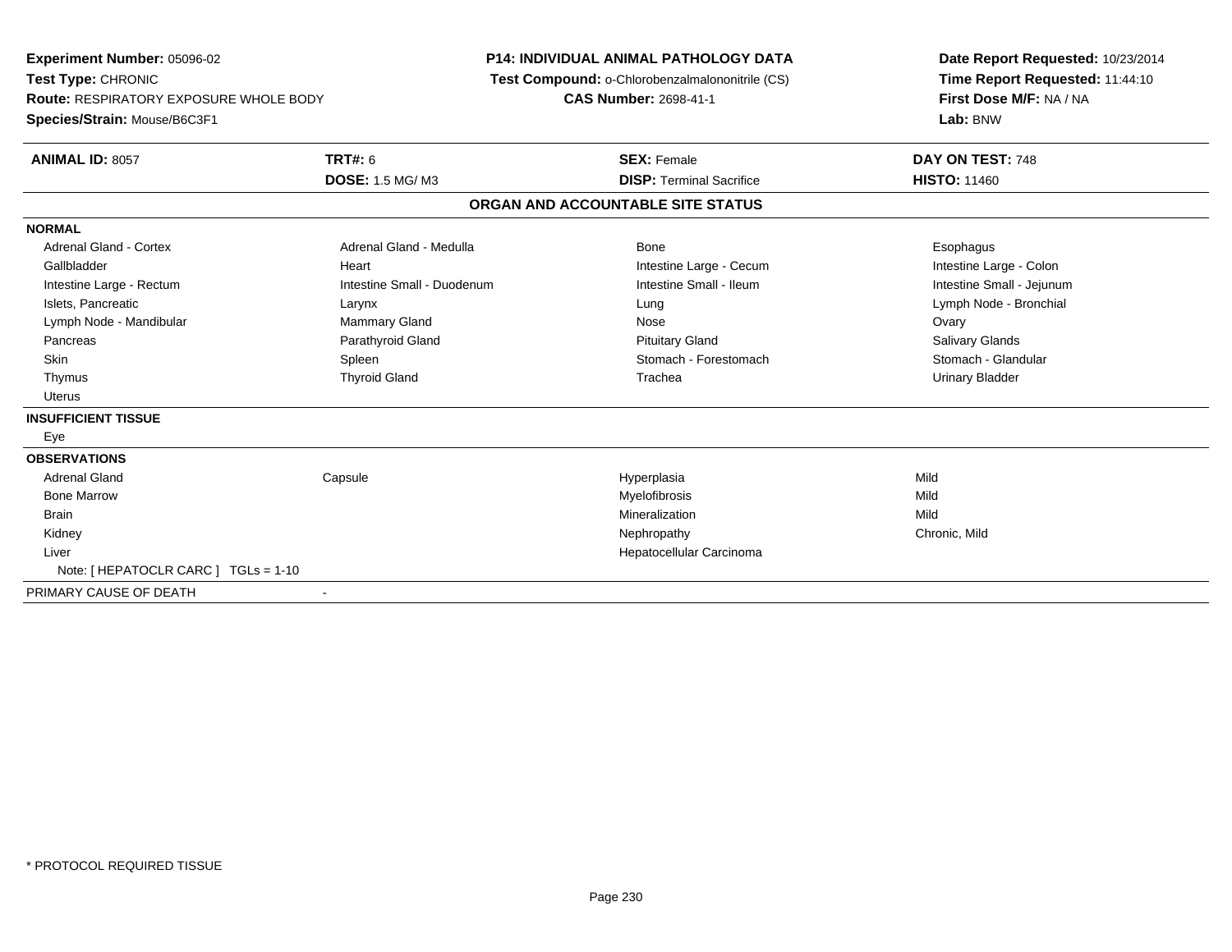**Experiment Number:** 05096-02
**Test Type:** CHRONIC
**Route:** RESPIRATORY EXPOSURE WHOLE BODY
**Species/Strain:** Mouse/B6C3F1

**P14: INDIVIDUAL ANIMAL PATHOLOGY DATA**
**Test Compound:** o-Chlorobenzalmalononitrile (CS)
**CAS Number:** 2698-41-1

**Date Report Requested:** 10/23/2014
**Time Report Requested:** 11:44:10
**First Dose M/F:** NA / NA
**Lab:** BNW

| **ANIMAL ID:** 8057 | **TRT#:** 6 | **SEX:** Female | **DAY ON TEST:** 748 |
|---|---|---|---|
| | **DOSE:** 1.5 MG/ M3 | **DISP:** Terminal Sacrifice | **HISTO:** 11460 |

## ORGAN AND ACCOUNTABLE SITE STATUS

**NORMAL**

| | | | |
|---|---|---|---|
| Adrenal Gland - Cortex | Adrenal Gland - Medulla | Bone | Esophagus |
| Gallbladder | Heart | Intestine Large - Cecum | Intestine Large - Colon |
| Intestine Large - Rectum | Intestine Small - Duodenum | Intestine Small - Ileum | Intestine Small - Jejunum |
| Islets, Pancreatic | Larynx | Lung | Lymph Node - Bronchial |
| Lymph Node - Mandibular | Mammary Gland | Nose | Ovary |
| Pancreas | Parathyroid Gland | Pituitary Gland | Salivary Glands |
| Skin | Spleen | Stomach - Forestomach | Stomach - Glandular |
| Thymus | Thyroid Gland | Trachea | Urinary Bladder |
| Uterus | | | |

**INSUFFICIENT TISSUE**

Eye

**OBSERVATIONS**

| | | | |
|---|---|---|---|
| Adrenal Gland | Capsule | Hyperplasia | Mild |
| Bone Marrow | | Myelofibrosis | Mild |
| Brain | | Mineralization | Mild |
| Kidney | | Nephropathy | Chronic, Mild |
| Liver | | Hepatocellular Carcinoma | |

Note: [ HEPATOCLR CARC ] TGLs = 1-10

PRIMARY CAUSE OF DEATH -

* PROTOCOL REQUIRED TISSUE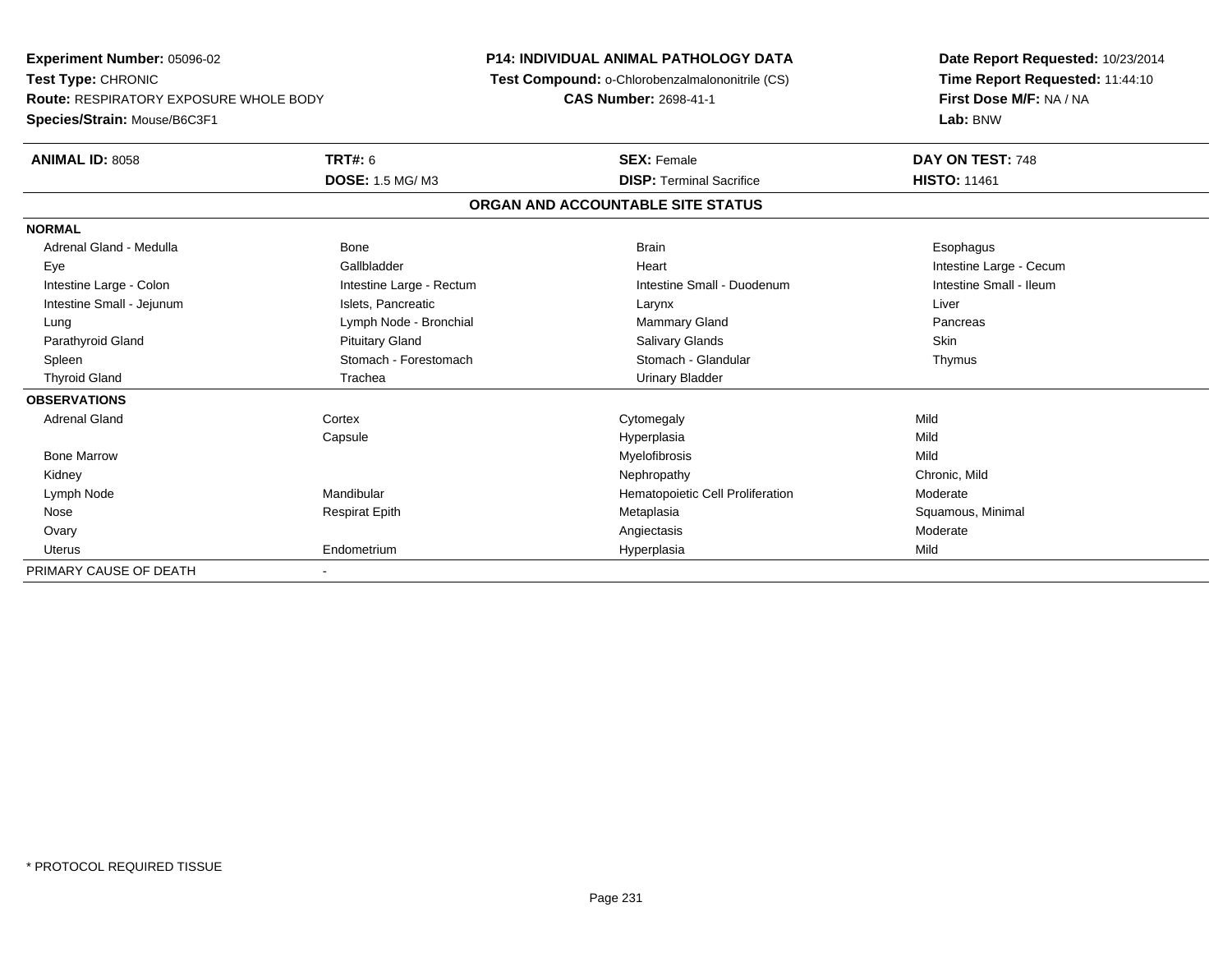**Experiment Number:** 05096-02
**Test Type:** CHRONIC
**Route:** RESPIRATORY EXPOSURE WHOLE BODY
**Species/Strain:** Mouse/B6C3F1

**P14: INDIVIDUAL ANIMAL PATHOLOGY DATA**
**Test Compound:** o-Chlorobenzalmalononitrile (CS)
**CAS Number:** 2698-41-1

**Date Report Requested:** 10/23/2014
**Time Report Requested:** 11:44:10
**First Dose M/F:** NA / NA
**Lab:** BNW

| **ANIMAL ID:** 8058 | **TRT#:** 6 | **SEX:** Female | **DAY ON TEST:** 748 |
|---|---|---|---|
| | **DOSE:** 1.5 MG/ M3 | **DISP:** Terminal Sacrifice | **HISTO:** 11461 |

## ORGAN AND ACCOUNTABLE SITE STATUS

| | | | |
|---|---|---|---|
| **NORMAL** | | | |
| Adrenal Gland - Medulla | Bone | Brain | Esophagus |
| Eye | Gallbladder | Heart | Intestine Large - Cecum |
| Intestine Large - Colon | Intestine Large - Rectum | Intestine Small - Duodenum | Intestine Small - Ileum |
| Intestine Small - Jejunum | Islets, Pancreatic | Larynx | Liver |
| Lung | Lymph Node - Bronchial | Mammary Gland | Pancreas |
| Parathyroid Gland | Pituitary Gland | Salivary Glands | Skin |
| Spleen | Stomach - Forestomach | Stomach - Glandular | Thymus |
| Thyroid Gland | Trachea | Urinary Bladder | |
| **OBSERVATIONS** | | | |
| Adrenal Gland | Cortex | Cytomegaly | Mild |
| | Capsule | Hyperplasia | Mild |
| Bone Marrow | | Myelofibrosis | Mild |
| Kidney | | Nephropathy | Chronic, Mild |
| Lymph Node | Mandibular | Hematopoietic Cell Proliferation | Moderate |
| Nose | Respirat Epith | Metaplasia | Squamous, Minimal |
| Ovary | | Angiectasis | Moderate |
| Uterus | Endometrium | Hyperplasia | Mild |
| PRIMARY CAUSE OF DEATH | - | | |

* PROTOCOL REQUIRED TISSUE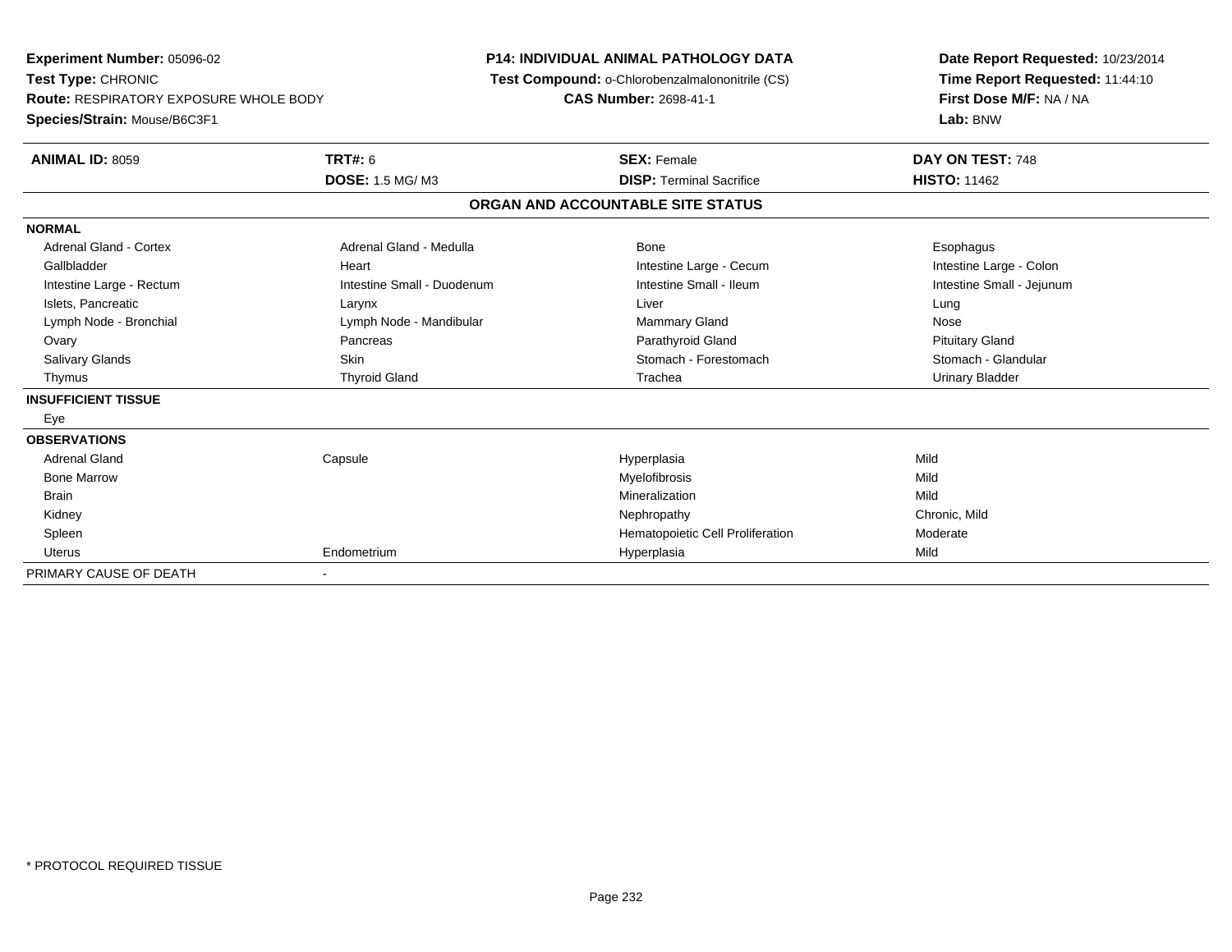**Experiment Number:** 05096-02
**Test Type:** CHRONIC
**Route:** RESPIRATORY EXPOSURE WHOLE BODY
**Species/Strain:** Mouse/B6C3F1

**P14: INDIVIDUAL ANIMAL PATHOLOGY DATA**
**Test Compound:** o-Chlorobenzalmalononitrile (CS)
**CAS Number:** 2698-41-1

**Date Report Requested:** 10/23/2014
**Time Report Requested:** 11:44:10
**First Dose M/F:** NA / NA
**Lab:** BNW

| **ANIMAL ID:** 8059 | **TRT#:** 6 | **SEX:** Female | **DAY ON TEST:** 748 |
|---|---|---|---|
| | **DOSE:** 1.5 MG/ M3 | **DISP:** Terminal Sacrifice | **HISTO:** 11462 |

**ORGAN AND ACCOUNTABLE SITE STATUS**

| | | | |
|---|---|---|---|
| **NORMAL** | | | |
| Adrenal Gland - Cortex | Adrenal Gland - Medulla | Bone | Esophagus |
| Gallbladder | Heart | Intestine Large - Cecum | Intestine Large - Colon |
| Intestine Large - Rectum | Intestine Small - Duodenum | Intestine Small - Ileum | Intestine Small - Jejunum |
| Islets, Pancreatic | Larynx | Liver | Lung |
| Lymph Node - Bronchial | Lymph Node - Mandibular | Mammary Gland | Nose |
| Ovary | Pancreas | Parathyroid Gland | Pituitary Gland |
| Salivary Glands | Skin | Stomach - Forestomach | Stomach - Glandular |
| Thymus | Thyroid Gland | Trachea | Urinary Bladder |
| **INSUFFICIENT TISSUE** | | | |
| Eye | | | |
| **OBSERVATIONS** | | | |
| Adrenal Gland | Capsule | Hyperplasia | Mild |
| Bone Marrow | | Myelofibrosis | Mild |
| Brain | | Mineralization | Mild |
| Kidney | | Nephropathy | Chronic, Mild |
| Spleen | | Hematopoietic Cell Proliferation | Moderate |
| Uterus | Endometrium | Hyperplasia | Mild |
| PRIMARY CAUSE OF DEATH | - | | |

* PROTOCOL REQUIRED TISSUE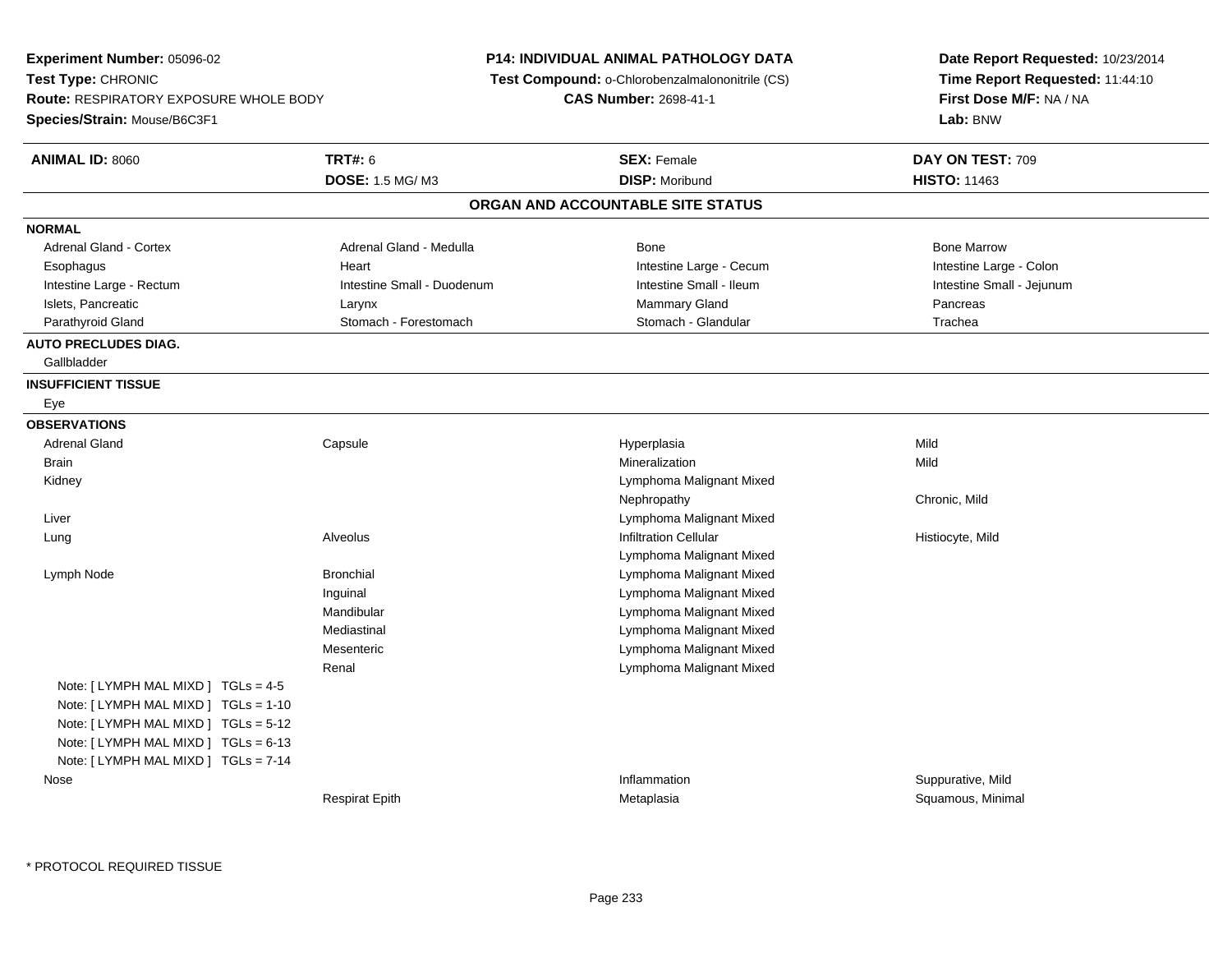**Experiment Number:** 05096-02
**Test Type:** CHRONIC
**Route:** RESPIRATORY EXPOSURE WHOLE BODY
**Species/Strain:** Mouse/B6C3F1

**P14: INDIVIDUAL ANIMAL PATHOLOGY DATA**
**Test Compound:** o-Chlorobenzalmalononitrile (CS)
**CAS Number:** 2698-41-1

**Date Report Requested:** 10/23/2014
**Time Report Requested:** 11:44:10
**First Dose M/F:** NA / NA
**Lab:** BNW

| **ANIMAL ID:** 8060 | **TRT#:** 6 | **SEX:** Female | **DAY ON TEST:** 709 |
|---|---|---|---|
| | **DOSE:** 1.5 MG/ M3 | **DISP:** Moribund | **HISTO:** 11463 |

## ORGAN AND ACCOUNTABLE SITE STATUS

**NORMAL**

| | | | |
|---|---|---|---|
| Adrenal Gland - Cortex | Adrenal Gland - Medulla | Bone | Bone Marrow |
| Esophagus | Heart | Intestine Large - Cecum | Intestine Large - Colon |
| Intestine Large - Rectum | Intestine Small - Duodenum | Intestine Small - Ileum | Intestine Small - Jejunum |
| Islets, Pancreatic | Larynx | Mammary Gland | Pancreas |
| Parathyroid Gland | Stomach - Forestomach | Stomach - Glandular | Trachea |

**AUTO PRECLUDES DIAG.**

Gallbladder

**INSUFFICIENT TISSUE**

Eye

**OBSERVATIONS**

| | | | |
|---|---|---|---|
| Adrenal Gland | Capsule | Hyperplasia | Mild |
| Brain | | Mineralization | Mild |
| Kidney | | Lymphoma Malignant Mixed | |
| | | Nephropathy | Chronic, Mild |
| Liver | | Lymphoma Malignant Mixed | |
| Lung | Alveolus | Infiltration Cellular | Histiocyte, Mild |
| | | Lymphoma Malignant Mixed | |
| Lymph Node | Bronchial | Lymphoma Malignant Mixed | |
| | Inguinal | Lymphoma Malignant Mixed | |
| | Mandibular | Lymphoma Malignant Mixed | |
| | Mediastinal | Lymphoma Malignant Mixed | |
| | Mesenteric | Lymphoma Malignant Mixed | |
| | Renal | Lymphoma Malignant Mixed | |
| Note: [ LYMPH MAL MIXD ] TGLs = 4-5 | | | |
| Note: [ LYMPH MAL MIXD ] TGLs = 1-10 | | | |
| Note: [ LYMPH MAL MIXD ] TGLs = 5-12 | | | |
| Note: [ LYMPH MAL MIXD ] TGLs = 6-13 | | | |
| Note: [ LYMPH MAL MIXD ] TGLs = 7-14 | | | |
| Nose | | Inflammation | Suppurative, Mild |
| | Respirat Epith | Metaplasia | Squamous, Minimal |

* PROTOCOL REQUIRED TISSUE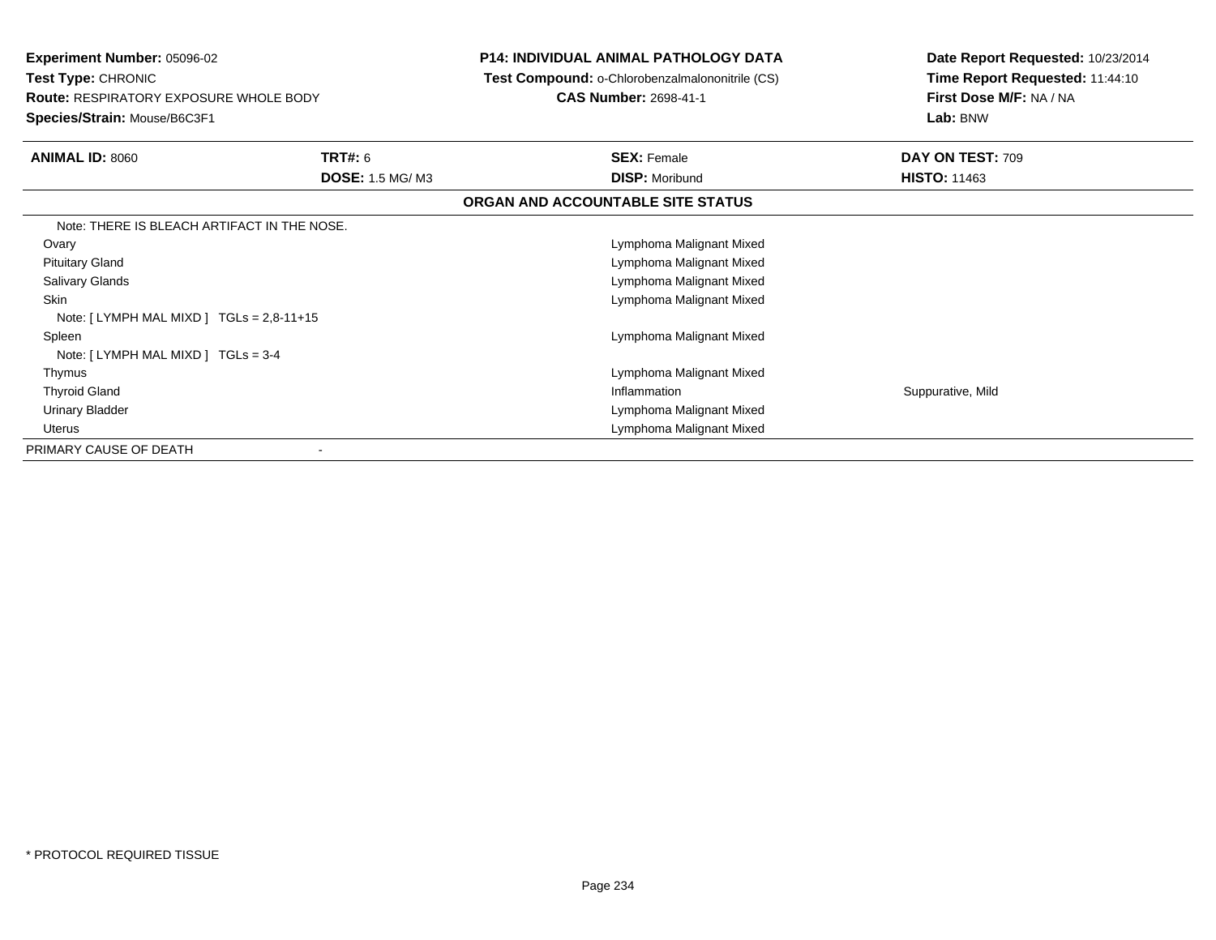**Experiment Number:** 05096-02
**Test Type:** CHRONIC
**Route:** RESPIRATORY EXPOSURE WHOLE BODY
**Species/Strain:** Mouse/B6C3F1

**P14: INDIVIDUAL ANIMAL PATHOLOGY DATA**
**Test Compound:** o-Chlorobenzalmalononitrile (CS)
**CAS Number:** 2698-41-1

**Date Report Requested:** 10/23/2014
**Time Report Requested:** 11:44:10
**First Dose M/F:** NA / NA
**Lab:** BNW

| **ANIMAL ID:** 8060 | **TRT#:** 6 | **SEX:** Female | **DAY ON TEST:** 709 |
|---|---|---|---|
| | **DOSE:** 1.5 MG/ M3 | **DISP:** Moribund | **HISTO:** 11463 |

**ORGAN AND ACCOUNTABLE SITE STATUS**

| | | |
|---|---|---|
| Note: THERE IS BLEACH ARTIFACT IN THE NOSE. | | |
| Ovary | Lymphoma Malignant Mixed | |
| Pituitary Gland | Lymphoma Malignant Mixed | |
| Salivary Glands | Lymphoma Malignant Mixed | |
| Skin | Lymphoma Malignant Mixed | |
| Note: [ LYMPH MAL MIXD ] TGLs = 2,8-11+15 | | |
| Spleen | Lymphoma Malignant Mixed | |
| Note: [ LYMPH MAL MIXD ] TGLs = 3-4 | | |
| Thymus | Lymphoma Malignant Mixed | |
| Thyroid Gland | Inflammation | Suppurative, Mild |
| Urinary Bladder | Lymphoma Malignant Mixed | |
| Uterus | Lymphoma Malignant Mixed | |
| PRIMARY CAUSE OF DEATH | - | |

* PROTOCOL REQUIRED TISSUE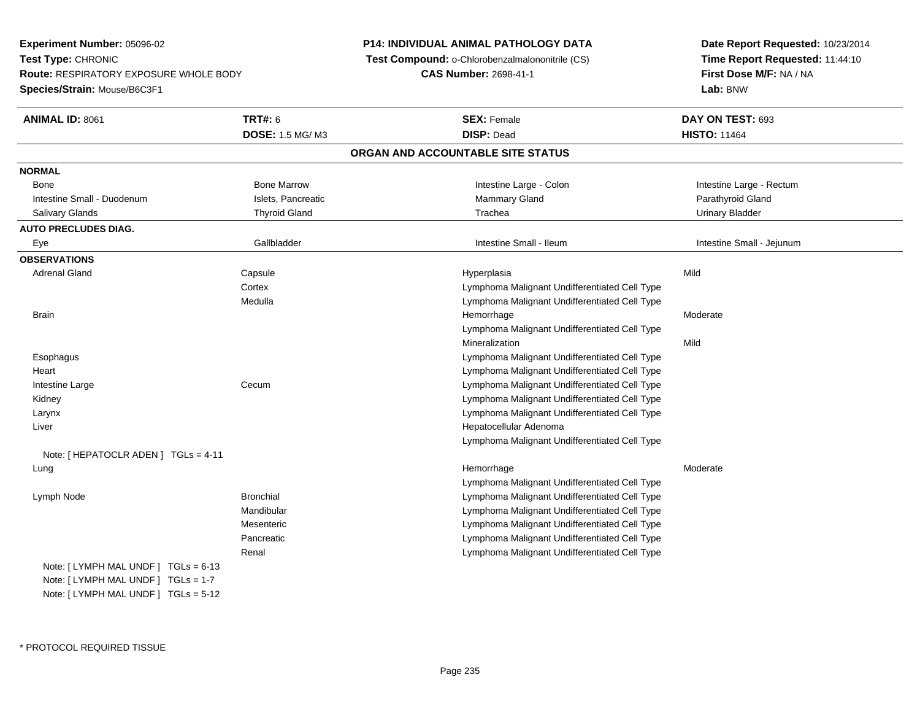**Experiment Number:** 05096-02
**Test Type:** CHRONIC
**Route:** RESPIRATORY EXPOSURE WHOLE BODY
**Species/Strain:** Mouse/B6C3F1

**P14: INDIVIDUAL ANIMAL PATHOLOGY DATA**
**Test Compound:** o-Chlorobenzalmalononitrile (CS)
**CAS Number:** 2698-41-1

**Date Report Requested:** 10/23/2014
**Time Report Requested:** 11:44:10
**First Dose M/F:** NA / NA
**Lab:** BNW

| **ANIMAL ID:** 8061 | **TRT#:** 6 | **SEX:** Female | **DAY ON TEST:** 693 |
|---|---|---|---|
| | **DOSE:** 1.5 MG/ M3 | **DISP:** Dead | **HISTO:** 11464 |

## ORGAN AND ACCOUNTABLE SITE STATUS

**NORMAL**

| | | | |
|---|---|---|---|
| Bone | Bone Marrow | Intestine Large - Colon | Intestine Large - Rectum |
| Intestine Small - Duodenum | Islets, Pancreatic | Mammary Gland | Parathyroid Gland |
| Salivary Glands | Thyroid Gland | Trachea | Urinary Bladder |

**AUTO PRECLUDES DIAG.**

| | | | |
|---|---|---|---|
| Eye | Gallbladder | Intestine Small - Ileum | Intestine Small - Jejunum |

**OBSERVATIONS**

| Organ | Site | Observation | Severity |
|---|---|---|---|
| Adrenal Gland | Capsule | Hyperplasia | Mild |
| | Cortex | Lymphoma Malignant Undifferentiated Cell Type | |
| | Medulla | Lymphoma Malignant Undifferentiated Cell Type | |
| Brain | | Hemorrhage | Moderate |
| | | Lymphoma Malignant Undifferentiated Cell Type | |
| | | Mineralization | Mild |
| Esophagus | | Lymphoma Malignant Undifferentiated Cell Type | |
| Heart | | Lymphoma Malignant Undifferentiated Cell Type | |
| Intestine Large | Cecum | Lymphoma Malignant Undifferentiated Cell Type | |
| Kidney | | Lymphoma Malignant Undifferentiated Cell Type | |
| Larynx | | Lymphoma Malignant Undifferentiated Cell Type | |
| Liver | | Hepatocellular Adenoma | |
| | | Lymphoma Malignant Undifferentiated Cell Type | |
| Note: [ HEPATOCLR ADEN ] TGLs = 4-11 | | | |
| Lung | | Hemorrhage | Moderate |
| | | Lymphoma Malignant Undifferentiated Cell Type | |
| Lymph Node | Bronchial | Lymphoma Malignant Undifferentiated Cell Type | |
| | Mandibular | Lymphoma Malignant Undifferentiated Cell Type | |
| | Mesenteric | Lymphoma Malignant Undifferentiated Cell Type | |
| | Pancreatic | Lymphoma Malignant Undifferentiated Cell Type | |
| | Renal | Lymphoma Malignant Undifferentiated Cell Type | |
| Note: [ LYMPH MAL UNDF ] TGLs = 6-13 | | | |
| Note: [ LYMPH MAL UNDF ] TGLs = 1-7 | | | |
| Note: [ LYMPH MAL UNDF ] TGLs = 5-12 | | | |

* PROTOCOL REQUIRED TISSUE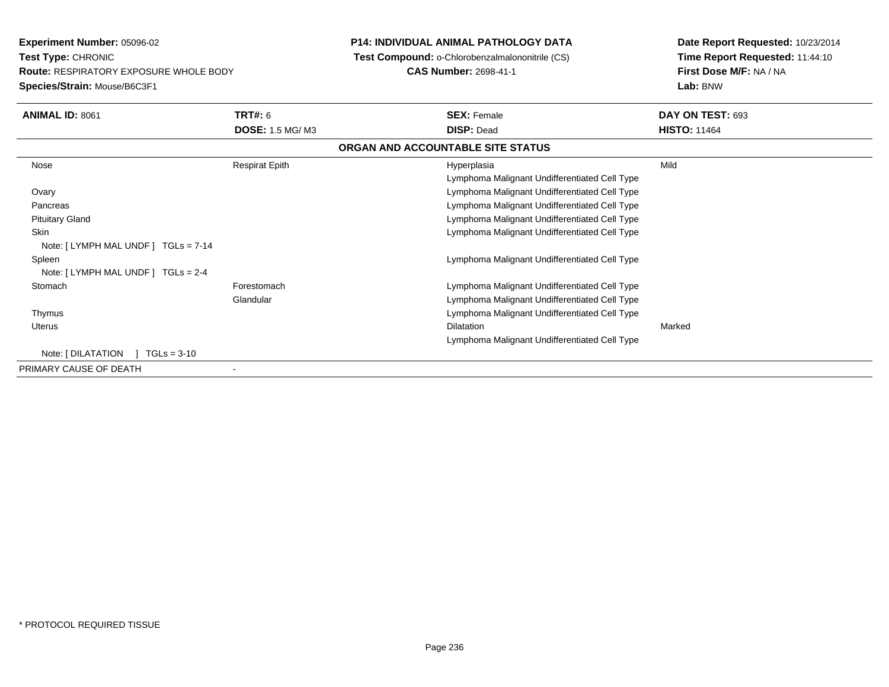**Experiment Number:** 05096-02
**Test Type:** CHRONIC
**Route:** RESPIRATORY EXPOSURE WHOLE BODY
**Species/Strain:** Mouse/B6C3F1

**P14: INDIVIDUAL ANIMAL PATHOLOGY DATA**
**Test Compound:** o-Chlorobenzalmalononitrile (CS)
**CAS Number:** 2698-41-1

**Date Report Requested:** 10/23/2014
**Time Report Requested:** 11:44:10
**First Dose M/F:** NA / NA
**Lab:** BNW

| **ANIMAL ID:** 8061 | **TRT#:** 6 | **SEX:** Female | **DAY ON TEST:** 693 |
|---|---|---|---|
| | **DOSE:** 1.5 MG/ M3 | **DISP:** Dead | **HISTO:** 11464 |

**ORGAN AND ACCOUNTABLE SITE STATUS**

| | | | |
|---|---|---|---|
| Nose | Respirat Epith | Hyperplasia | Mild |
| | | Lymphoma Malignant Undifferentiated Cell Type | |
| Ovary | | Lymphoma Malignant Undifferentiated Cell Type | |
| Pancreas | | Lymphoma Malignant Undifferentiated Cell Type | |
| Pituitary Gland | | Lymphoma Malignant Undifferentiated Cell Type | |
| Skin | | Lymphoma Malignant Undifferentiated Cell Type | |
| Note: [ LYMPH MAL UNDF ] TGLs = 7-14 | | | |
| Spleen | | Lymphoma Malignant Undifferentiated Cell Type | |
| Note: [ LYMPH MAL UNDF ] TGLs = 2-4 | | | |
| Stomach | Forestomach | Lymphoma Malignant Undifferentiated Cell Type | |
| | Glandular | Lymphoma Malignant Undifferentiated Cell Type | |
| Thymus | | Lymphoma Malignant Undifferentiated Cell Type | |
| Uterus | | Dilatation | Marked |
| | | Lymphoma Malignant Undifferentiated Cell Type | |
| Note: [ DILATATION ] TGLs = 3-10 | | | |
| PRIMARY CAUSE OF DEATH | - | | |

* PROTOCOL REQUIRED TISSUE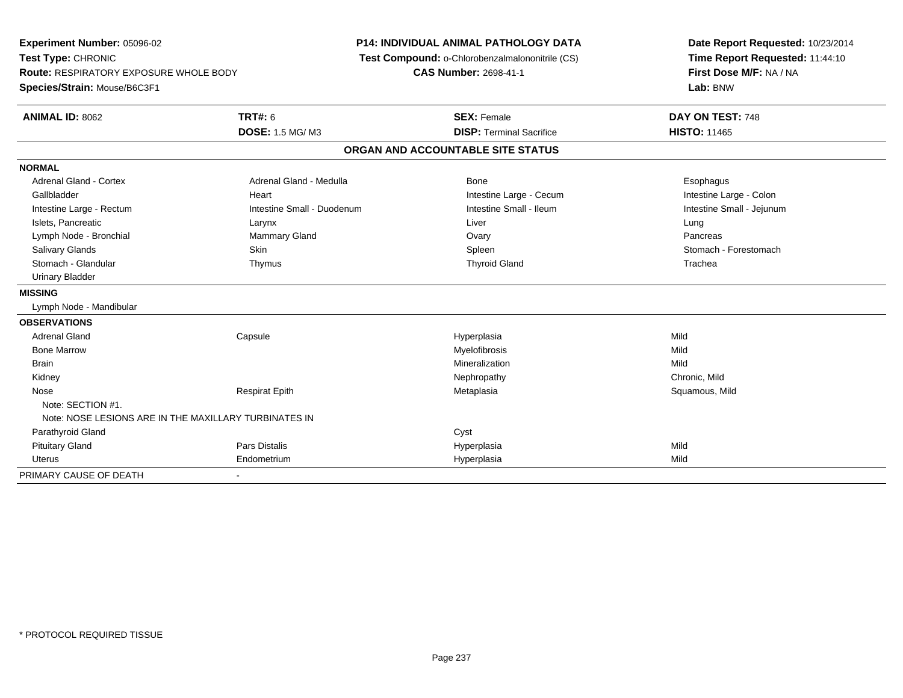**Experiment Number:** 05096-02
**Test Type:** CHRONIC
**Route:** RESPIRATORY EXPOSURE WHOLE BODY
**Species/Strain:** Mouse/B6C3F1

**P14: INDIVIDUAL ANIMAL PATHOLOGY DATA**
**Test Compound:** o-Chlorobenzalmalononitrile (CS)
**CAS Number:** 2698-41-1

**Date Report Requested:** 10/23/2014
**Time Report Requested:** 11:44:10
**First Dose M/F:** NA / NA
**Lab:** BNW

| **ANIMAL ID:** 8062 | **TRT#:** 6 | **SEX:** Female | **DAY ON TEST:** 748 |
|---|---|---|---|
| | **DOSE:** 1.5 MG/ M3 | **DISP:** Terminal Sacrifice | **HISTO:** 11465 |

**ORGAN AND ACCOUNTABLE SITE STATUS**

| | | | |
|---|---|---|---|
| **NORMAL** | | | |
| Adrenal Gland - Cortex | Adrenal Gland - Medulla | Bone | Esophagus |
| Gallbladder | Heart | Intestine Large - Cecum | Intestine Large - Colon |
| Intestine Large - Rectum | Intestine Small - Duodenum | Intestine Small - Ileum | Intestine Small - Jejunum |
| Islets, Pancreatic | Larynx | Liver | Lung |
| Lymph Node - Bronchial | Mammary Gland | Ovary | Pancreas |
| Salivary Glands | Skin | Spleen | Stomach - Forestomach |
| Stomach - Glandular | Thymus | Thyroid Gland | Trachea |
| Urinary Bladder | | | |
| **MISSING** | | | |
| Lymph Node - Mandibular | | | |
| **OBSERVATIONS** | | | |
| Adrenal Gland | Capsule | Hyperplasia | Mild |
| Bone Marrow | | Myelofibrosis | Mild |
| Brain | | Mineralization | Mild |
| Kidney | | Nephropathy | Chronic, Mild |
| Nose | Respirat Epith | Metaplasia | Squamous, Mild |
| Note: SECTION #1. | | | |
| Note: NOSE LESIONS ARE IN THE MAXILLARY TURBINATES IN | | | |
| Parathyroid Gland | | Cyst | |
| Pituitary Gland | Pars Distalis | Hyperplasia | Mild |
| Uterus | Endometrium | Hyperplasia | Mild |
| PRIMARY CAUSE OF DEATH | - | | |

* PROTOCOL REQUIRED TISSUE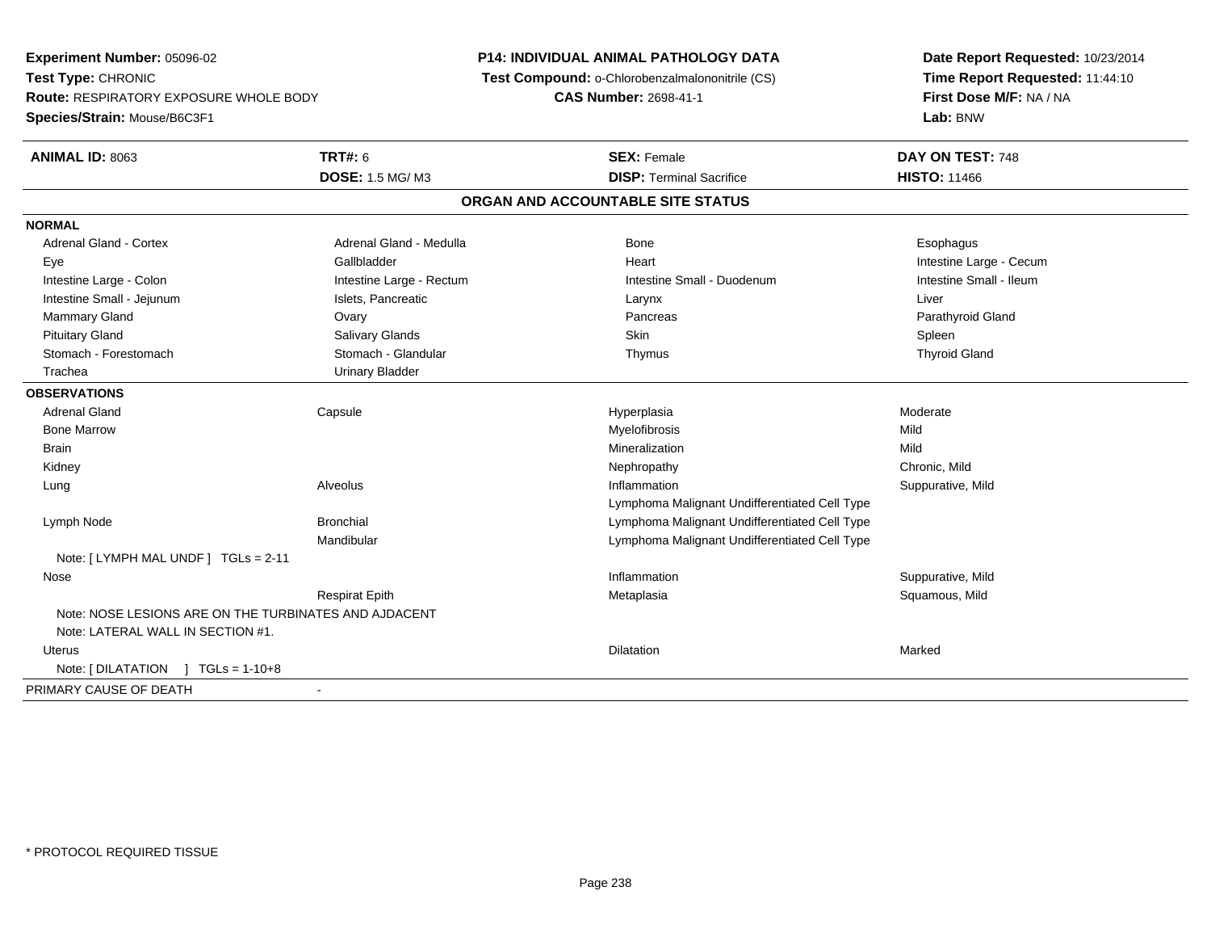**Experiment Number:** 05096-02
**Test Type:** CHRONIC
**Route:** RESPIRATORY EXPOSURE WHOLE BODY
**Species/Strain:** Mouse/B6C3F1

**P14: INDIVIDUAL ANIMAL PATHOLOGY DATA**
**Test Compound:** o-Chlorobenzalmalononitrile (CS)
**CAS Number:** 2698-41-1

**Date Report Requested:** 10/23/2014
**Time Report Requested:** 11:44:10
**First Dose M/F:** NA / NA
**Lab:** BNW

| **ANIMAL ID:** 8063 | **TRT#:** 6 | **SEX:** Female | **DAY ON TEST:** 748 |
|---|---|---|---|
| | **DOSE:** 1.5 MG/ M3 | **DISP:** Terminal Sacrifice | **HISTO:** 11466 |

**ORGAN AND ACCOUNTABLE SITE STATUS**

**NORMAL**

| | | | |
|---|---|---|---|
| Adrenal Gland - Cortex | Adrenal Gland - Medulla | Bone | Esophagus |
| Eye | Gallbladder | Heart | Intestine Large - Cecum |
| Intestine Large - Colon | Intestine Large - Rectum | Intestine Small - Duodenum | Intestine Small - Ileum |
| Intestine Small - Jejunum | Islets, Pancreatic | Larynx | Liver |
| Mammary Gland | Ovary | Pancreas | Parathyroid Gland |
| Pituitary Gland | Salivary Glands | Skin | Spleen |
| Stomach - Forestomach | Stomach - Glandular | Thymus | Thyroid Gland |
| Trachea | Urinary Bladder | | |

**OBSERVATIONS**

| | | | |
|---|---|---|---|
| Adrenal Gland | Capsule | Hyperplasia | Moderate |
| Bone Marrow | | Myelofibrosis | Mild |
| Brain | | Mineralization | Mild |
| Kidney | | Nephropathy | Chronic, Mild |
| Lung | Alveolus | Inflammation | Suppurative, Mild |
| | | Lymphoma Malignant Undifferentiated Cell Type | |
| Lymph Node | Bronchial | Lymphoma Malignant Undifferentiated Cell Type | |
| | Mandibular | Lymphoma Malignant Undifferentiated Cell Type | |
| Note: [ LYMPH MAL UNDF ] TGLs = 2-11 | | | |
| Nose | | Inflammation | Suppurative, Mild |
| | Respirat Epith | Metaplasia | Squamous, Mild |
| Note: NOSE LESIONS ARE ON THE TURBINATES AND AJDACENT | | | |
| Note: LATERAL WALL IN SECTION #1. | | | |
| Uterus | | Dilatation | Marked |
| Note: [ DILATATION ] TGLs = 1-10+8 | | | |

PRIMARY CAUSE OF DEATH -

\* PROTOCOL REQUIRED TISSUE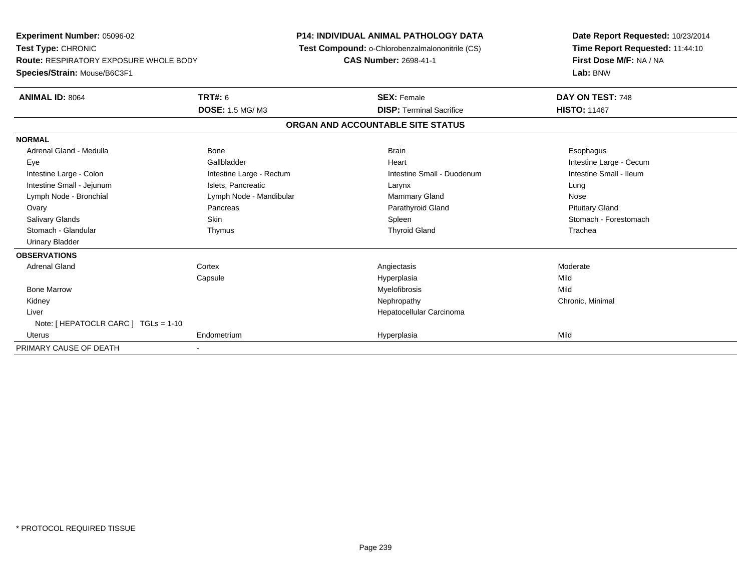**Experiment Number:** 05096-02
**Test Type:** CHRONIC
**Route:** RESPIRATORY EXPOSURE WHOLE BODY
**Species/Strain:** Mouse/B6C3F1

**P14: INDIVIDUAL ANIMAL PATHOLOGY DATA**
**Test Compound:** o-Chlorobenzalmalononitrile (CS)
**CAS Number:** 2698-41-1

**Date Report Requested:** 10/23/2014
**Time Report Requested:** 11:44:10
**First Dose M/F:** NA / NA
**Lab:** BNW

| **ANIMAL ID:** 8064 | **TRT#:** 6 | **SEX:** Female | **DAY ON TEST:** 748 |
|---|---|---|---|
| | **DOSE:** 1.5 MG/ M3 | **DISP:** Terminal Sacrifice | **HISTO:** 11467 |

## ORGAN AND ACCOUNTABLE SITE STATUS

| | | | |
|---|---|---|---|
| **NORMAL** | | | |
| Adrenal Gland - Medulla | Bone | Brain | Esophagus |
| Eye | Gallbladder | Heart | Intestine Large - Cecum |
| Intestine Large - Colon | Intestine Large - Rectum | Intestine Small - Duodenum | Intestine Small - Ileum |
| Intestine Small - Jejunum | Islets, Pancreatic | Larynx | Lung |
| Lymph Node - Bronchial | Lymph Node - Mandibular | Mammary Gland | Nose |
| Ovary | Pancreas | Parathyroid Gland | Pituitary Gland |
| Salivary Glands | Skin | Spleen | Stomach - Forestomach |
| Stomach - Glandular | Thymus | Thyroid Gland | Trachea |
| Urinary Bladder | | | |
| **OBSERVATIONS** | | | |
| Adrenal Gland | Cortex | Angiectasis | Moderate |
| | Capsule | Hyperplasia | Mild |
| Bone Marrow | | Myelofibrosis | Mild |
| Kidney | | Nephropathy | Chronic, Minimal |
| Liver | | Hepatocellular Carcinoma | |
| Note: [ HEPATOCLR CARC ] TGLs = 1-10 | | | |
| Uterus | Endometrium | Hyperplasia | Mild |
| PRIMARY CAUSE OF DEATH | - | | |

* PROTOCOL REQUIRED TISSUE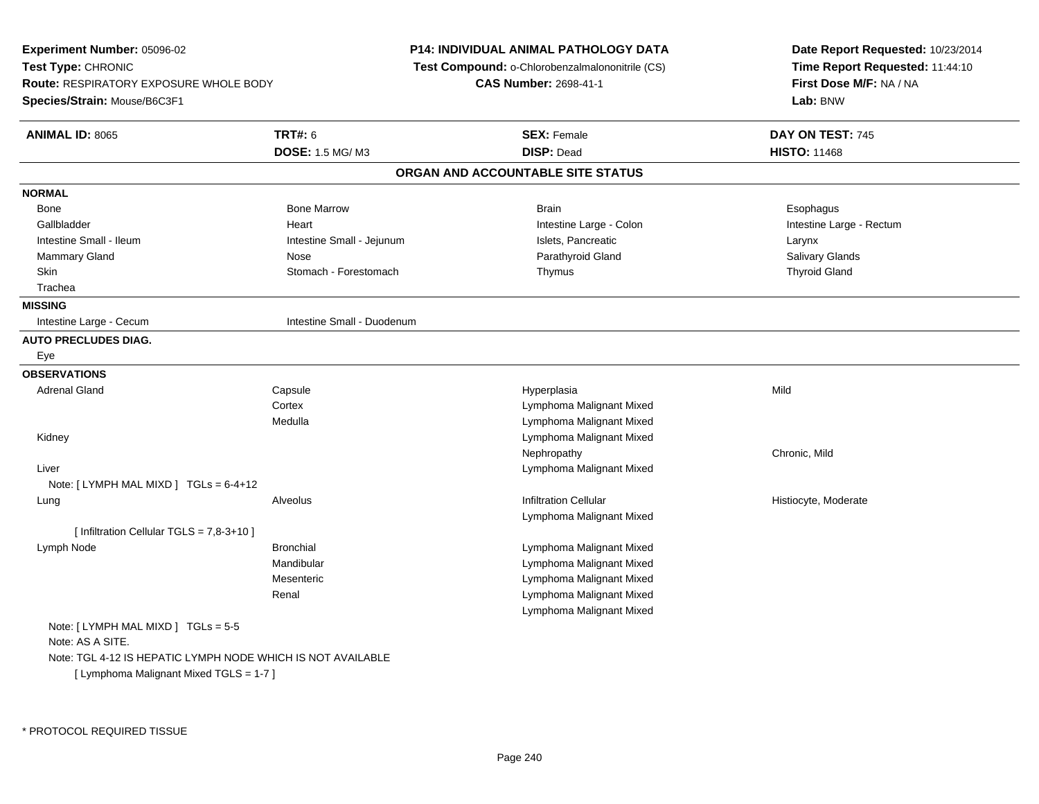**Experiment Number:** 05096-02
**Test Type:** CHRONIC
**Route:** RESPIRATORY EXPOSURE WHOLE BODY
**Species/Strain:** Mouse/B6C3F1

**P14: INDIVIDUAL ANIMAL PATHOLOGY DATA**
**Test Compound:** o-Chlorobenzalmalononitrile (CS)
**CAS Number:** 2698-41-1

**Date Report Requested:** 10/23/2014
**Time Report Requested:** 11:44:10
**First Dose M/F:** NA / NA
**Lab:** BNW

| **ANIMAL ID:** 8065 | **TRT#:** 6 | **SEX:** Female | **DAY ON TEST:** 745 |
|---|---|---|---|
| | **DOSE:** 1.5 MG/ M3 | **DISP:** Dead | **HISTO:** 11468 |

## ORGAN AND ACCOUNTABLE SITE STATUS

**NORMAL**

| | | | |
|---|---|---|---|
| Bone | Bone Marrow | Brain | Esophagus |
| Gallbladder | Heart | Intestine Large - Colon | Intestine Large - Rectum |
| Intestine Small - Ileum | Intestine Small - Jejunum | Islets, Pancreatic | Larynx |
| Mammary Gland | Nose | Parathyroid Gland | Salivary Glands |
| Skin | Stomach - Forestomach | Thymus | Thyroid Gland |
| Trachea | | | |

**MISSING**

| | |
|---|---|
| Intestine Large - Cecum | Intestine Small - Duodenum |

**AUTO PRECLUDES DIAG.**

Eye

**OBSERVATIONS**

| | | | |
|---|---|---|---|
| Adrenal Gland | Capsule | Hyperplasia | Mild |
| | Cortex | Lymphoma Malignant Mixed | |
| | Medulla | Lymphoma Malignant Mixed | |
| Kidney | | Lymphoma Malignant Mixed | |
| | | Nephropathy | Chronic, Mild |
| Liver | | Lymphoma Malignant Mixed | |
| Note: [ LYMPH MAL MIXD ] TGLs = 6-4+12 | | | |
| Lung | Alveolus | Infiltration Cellular | Histiocyte, Moderate |
| | | Lymphoma Malignant Mixed | |
| [ Infiltration Cellular TGLS = 7,8-3+10 ] | | | |
| Lymph Node | Bronchial | Lymphoma Malignant Mixed | |
| | Mandibular | Lymphoma Malignant Mixed | |
| | Mesenteric | Lymphoma Malignant Mixed | |
| | Renal | Lymphoma Malignant Mixed | |
| | | Lymphoma Malignant Mixed | |

Note: [ LYMPH MAL MIXD ] TGLs = 5-5
Note: AS A SITE.
Note: TGL 4-12 IS HEPATIC LYMPH NODE WHICH IS NOT AVAILABLE
[ Lymphoma Malignant Mixed TGLS = 1-7 ]

* PROTOCOL REQUIRED TISSUE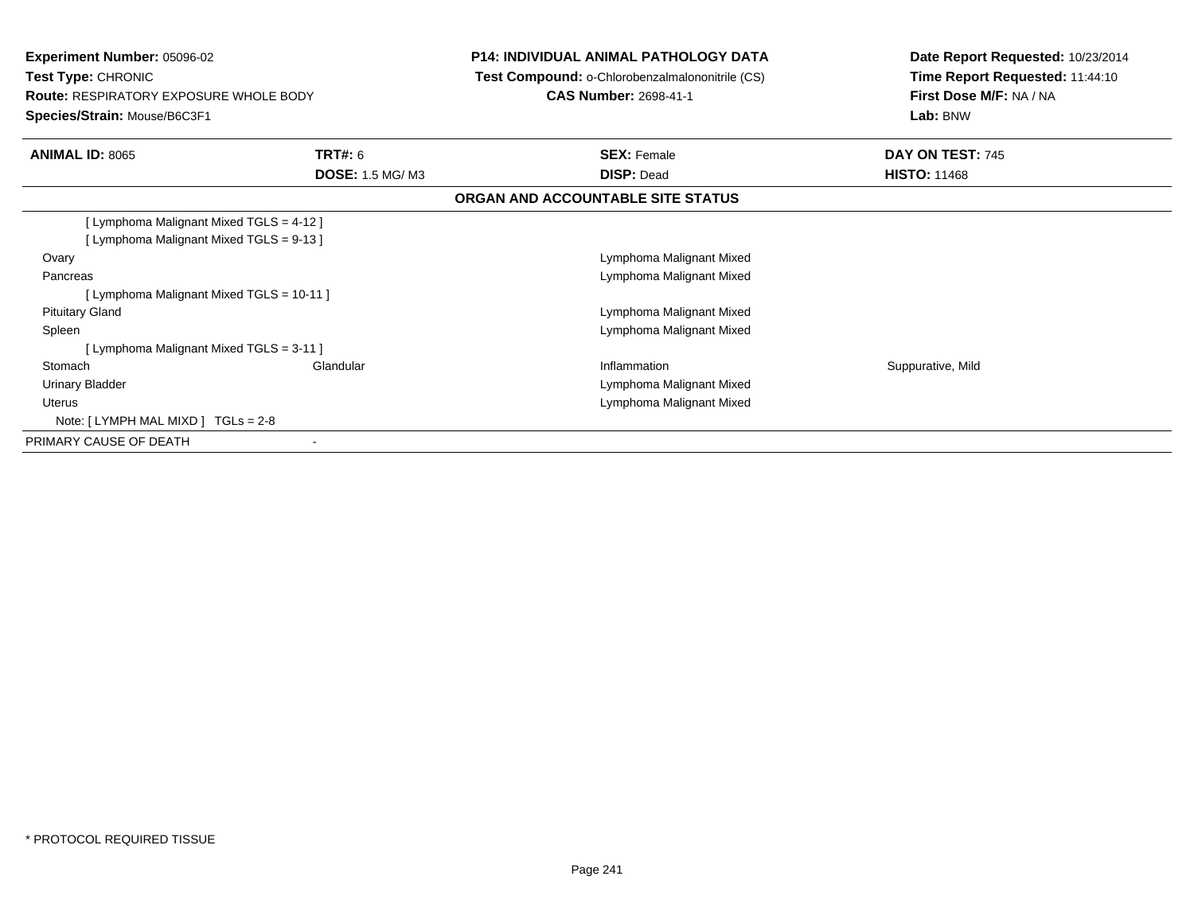**Experiment Number:** 05096-02
**Test Type:** CHRONIC
**Route:** RESPIRATORY EXPOSURE WHOLE BODY
**Species/Strain:** Mouse/B6C3F1

**P14: INDIVIDUAL ANIMAL PATHOLOGY DATA**
**Test Compound:** o-Chlorobenzalmalononitrile (CS)
**CAS Number:** 2698-41-1

**Date Report Requested:** 10/23/2014
**Time Report Requested:** 11:44:10
**First Dose M/F:** NA / NA
**Lab:** BNW

| **ANIMAL ID:** 8065 | **TRT#:** 6 | **SEX:** Female | **DAY ON TEST:** 745 |
|---|---|---|---|
| | **DOSE:** 1.5 MG/ M3 | **DISP:** Dead | **HISTO:** 11468 |

**ORGAN AND ACCOUNTABLE SITE STATUS**

| | | | |
|---|---|---|---|
| [ Lymphoma Malignant Mixed TGLS = 4-12 ] | | | |
| [ Lymphoma Malignant Mixed TGLS = 9-13 ] | | | |
| Ovary | | Lymphoma Malignant Mixed | |
| Pancreas | | Lymphoma Malignant Mixed | |
| [ Lymphoma Malignant Mixed TGLS = 10-11 ] | | | |
| Pituitary Gland | | Lymphoma Malignant Mixed | |
| Spleen | | Lymphoma Malignant Mixed | |
| [ Lymphoma Malignant Mixed TGLS = 3-11 ] | | | |
| Stomach | Glandular | Inflammation | Suppurative, Mild |
| Urinary Bladder | | Lymphoma Malignant Mixed | |
| Uterus | | Lymphoma Malignant Mixed | |
| Note: [ LYMPH MAL MIXD ] TGLs = 2-8 | | | |
| PRIMARY CAUSE OF DEATH | - | | |

* PROTOCOL REQUIRED TISSUE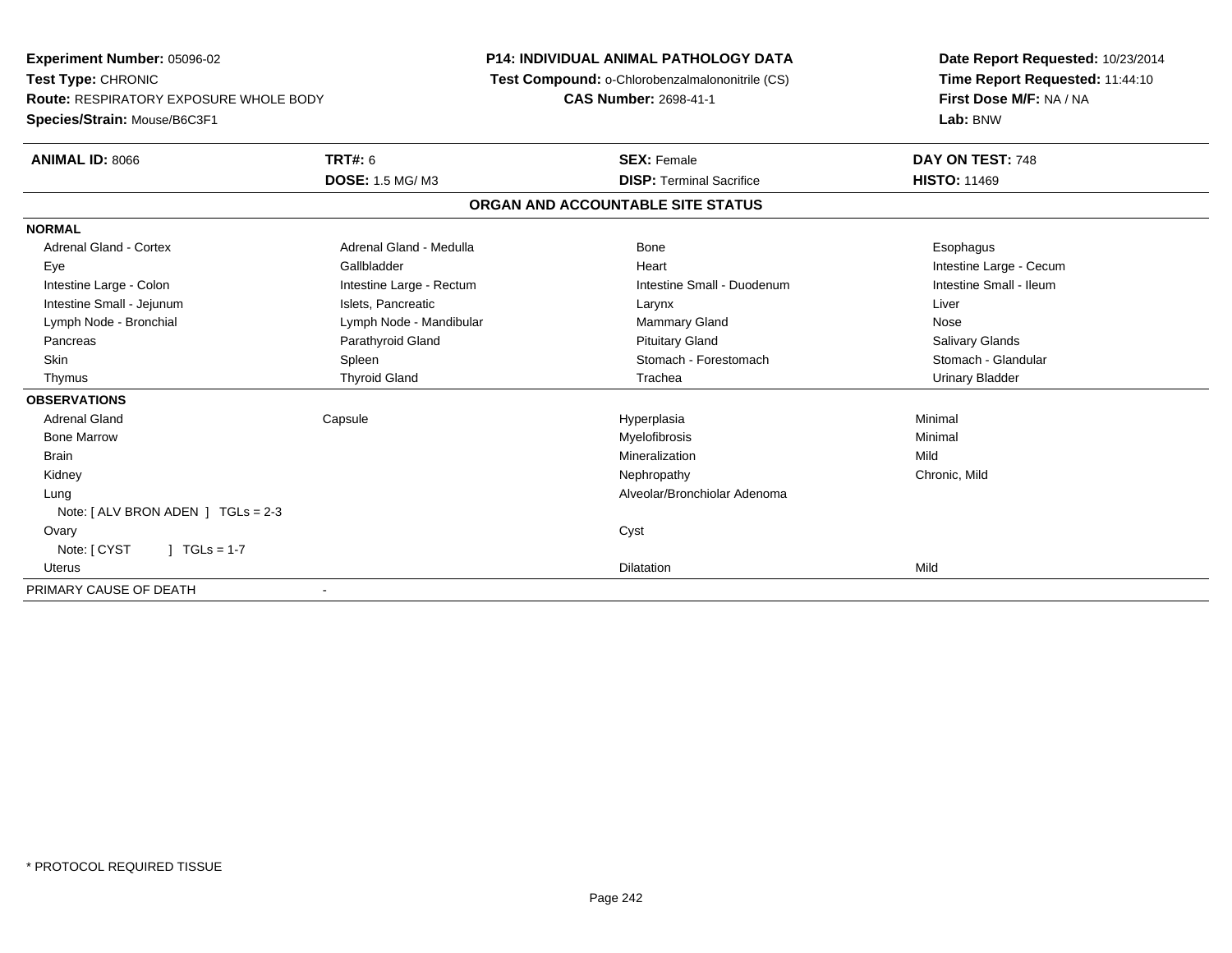**Experiment Number:** 05096-02
**Test Type:** CHRONIC
**Route:** RESPIRATORY EXPOSURE WHOLE BODY
**Species/Strain:** Mouse/B6C3F1

**P14: INDIVIDUAL ANIMAL PATHOLOGY DATA**
**Test Compound:** o-Chlorobenzalmalononitrile (CS)
**CAS Number:** 2698-41-1

**Date Report Requested:** 10/23/2014
**Time Report Requested:** 11:44:10
**First Dose M/F:** NA / NA
**Lab:** BNW

| **ANIMAL ID:** 8066 | **TRT#:** 6 | **SEX:** Female | **DAY ON TEST:** 748 |
|---|---|---|---|
| | **DOSE:** 1.5 MG/ M3 | **DISP:** Terminal Sacrifice | **HISTO:** 11469 |

**ORGAN AND ACCOUNTABLE SITE STATUS**

**NORMAL**

| | | | |
|---|---|---|---|
| Adrenal Gland - Cortex | Adrenal Gland - Medulla | Bone | Esophagus |
| Eye | Gallbladder | Heart | Intestine Large - Cecum |
| Intestine Large - Colon | Intestine Large - Rectum | Intestine Small - Duodenum | Intestine Small - Ileum |
| Intestine Small - Jejunum | Islets, Pancreatic | Larynx | Liver |
| Lymph Node - Bronchial | Lymph Node - Mandibular | Mammary Gland | Nose |
| Pancreas | Parathyroid Gland | Pituitary Gland | Salivary Glands |
| Skin | Spleen | Stomach - Forestomach | Stomach - Glandular |
| Thymus | Thyroid Gland | Trachea | Urinary Bladder |

**OBSERVATIONS**

| | | | |
|---|---|---|---|
| Adrenal Gland | Capsule | Hyperplasia | Minimal |
| Bone Marrow | | Myelofibrosis | Minimal |
| Brain | | Mineralization | Mild |
| Kidney | | Nephropathy | Chronic, Mild |
| Lung | | Alveolar/Bronchiolar Adenoma | |
| Note: [ ALV BRON ADEN ] TGLs = 2-3 | | | |
| Ovary | | Cyst | |
| Note: [ CYST ] TGLs = 1-7 | | | |
| Uterus | | Dilatation | Mild |

PRIMARY CAUSE OF DEATH -

* PROTOCOL REQUIRED TISSUE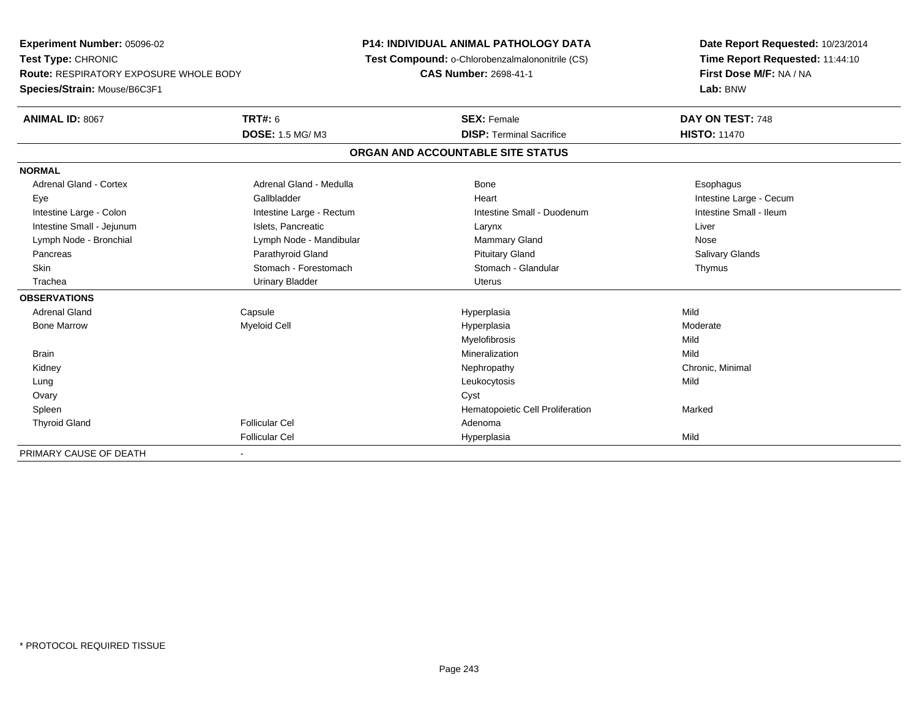**Experiment Number:** 05096-02
**Test Type:** CHRONIC
**Route:** RESPIRATORY EXPOSURE WHOLE BODY
**Species/Strain:** Mouse/B6C3F1

**P14: INDIVIDUAL ANIMAL PATHOLOGY DATA**
**Test Compound:** o-Chlorobenzalmalononitrile (CS)
**CAS Number:** 2698-41-1

**Date Report Requested:** 10/23/2014
**Time Report Requested:** 11:44:10
**First Dose M/F:** NA / NA
**Lab:** BNW

| **ANIMAL ID:** 8067 | **TRT#:** 6 | **SEX:** Female | **DAY ON TEST:** 748 |
|---|---|---|---|
| | **DOSE:** 1.5 MG/ M3 | **DISP:** Terminal Sacrifice | **HISTO:** 11470 |

**ORGAN AND ACCOUNTABLE SITE STATUS**

| | | | |
|---|---|---|---|
| **NORMAL** | | | |
| Adrenal Gland - Cortex | Adrenal Gland - Medulla | Bone | Esophagus |
| Eye | Gallbladder | Heart | Intestine Large - Cecum |
| Intestine Large - Colon | Intestine Large - Rectum | Intestine Small - Duodenum | Intestine Small - Ileum |
| Intestine Small - Jejunum | Islets, Pancreatic | Larynx | Liver |
| Lymph Node - Bronchial | Lymph Node - Mandibular | Mammary Gland | Nose |
| Pancreas | Parathyroid Gland | Pituitary Gland | Salivary Glands |
| Skin | Stomach - Forestomach | Stomach - Glandular | Thymus |
| Trachea | Urinary Bladder | Uterus | |
| **OBSERVATIONS** | | | |
| Adrenal Gland | Capsule | Hyperplasia | Mild |
| Bone Marrow | Myeloid Cell | Hyperplasia | Moderate |
| | | Myelofibrosis | Mild |
| Brain | | Mineralization | Mild |
| Kidney | | Nephropathy | Chronic, Minimal |
| Lung | | Leukocytosis | Mild |
| Ovary | | Cyst | |
| Spleen | | Hematopoietic Cell Proliferation | Marked |
| Thyroid Gland | Follicular Cel | Adenoma | |
| | Follicular Cel | Hyperplasia | Mild |
| PRIMARY CAUSE OF DEATH | - | | |

* PROTOCOL REQUIRED TISSUE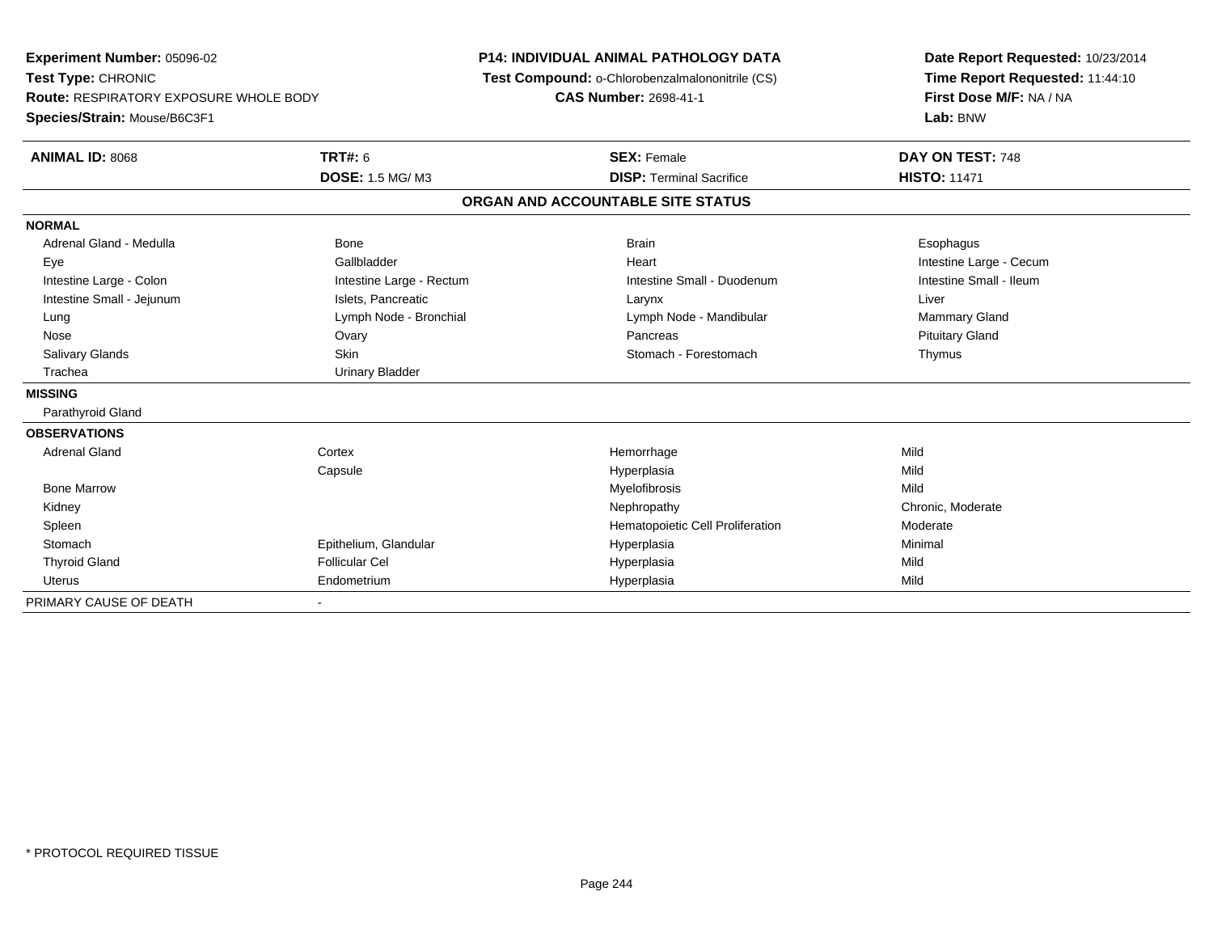**Experiment Number:** 05096-02
**Test Type:** CHRONIC
**Route:** RESPIRATORY EXPOSURE WHOLE BODY
**Species/Strain:** Mouse/B6C3F1

**P14: INDIVIDUAL ANIMAL PATHOLOGY DATA**
**Test Compound:** o-Chlorobenzalmalononitrile (CS)
**CAS Number:** 2698-41-1

**Date Report Requested:** 10/23/2014
**Time Report Requested:** 11:44:10
**First Dose M/F:** NA / NA
**Lab:** BNW

| **ANIMAL ID:** 8068 | **TRT#:** 6 | **SEX:** Female | **DAY ON TEST:** 748 |
|---|---|---|---|
| | **DOSE:** 1.5 MG/ M3 | **DISP:** Terminal Sacrifice | **HISTO:** 11471 |

**ORGAN AND ACCOUNTABLE SITE STATUS**

| | | | |
|---|---|---|---|
| **NORMAL** | | | |
| Adrenal Gland - Medulla | Bone | Brain | Esophagus |
| Eye | Gallbladder | Heart | Intestine Large - Cecum |
| Intestine Large - Colon | Intestine Large - Rectum | Intestine Small - Duodenum | Intestine Small - Ileum |
| Intestine Small - Jejunum | Islets, Pancreatic | Larynx | Liver |
| Lung | Lymph Node - Bronchial | Lymph Node - Mandibular | Mammary Gland |
| Nose | Ovary | Pancreas | Pituitary Gland |
| Salivary Glands | Skin | Stomach - Forestomach | Thymus |
| Trachea | Urinary Bladder | | |
| **MISSING** | | | |
| Parathyroid Gland | | | |
| **OBSERVATIONS** | | | |
| Adrenal Gland | Cortex | Hemorrhage | Mild |
| | Capsule | Hyperplasia | Mild |
| Bone Marrow | | Myelofibrosis | Mild |
| Kidney | | Nephropathy | Chronic, Moderate |
| Spleen | | Hematopoietic Cell Proliferation | Moderate |
| Stomach | Epithelium, Glandular | Hyperplasia | Minimal |
| Thyroid Gland | Follicular Cel | Hyperplasia | Mild |
| Uterus | Endometrium | Hyperplasia | Mild |
| PRIMARY CAUSE OF DEATH | - | | |

* PROTOCOL REQUIRED TISSUE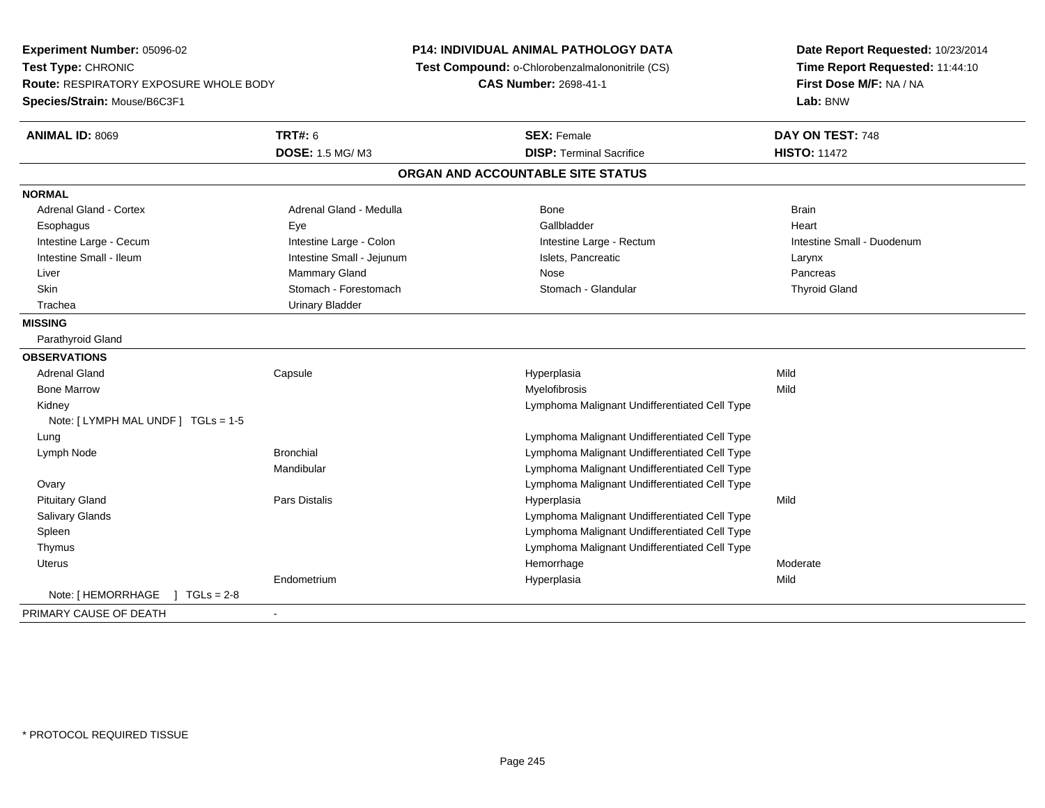**Experiment Number:** 05096-02
**Test Type:** CHRONIC
**Route:** RESPIRATORY EXPOSURE WHOLE BODY
**Species/Strain:** Mouse/B6C3F1

**P14: INDIVIDUAL ANIMAL PATHOLOGY DATA**
**Test Compound:** o-Chlorobenzalmalononitrile (CS)
**CAS Number:** 2698-41-1

**Date Report Requested:** 10/23/2014
**Time Report Requested:** 11:44:10
**First Dose M/F:** NA / NA
**Lab:** BNW

| **ANIMAL ID:** 8069 | **TRT#:** 6 | **SEX:** Female | **DAY ON TEST:** 748 |
|---|---|---|---|
| | **DOSE:** 1.5 MG/ M3 | **DISP:** Terminal Sacrifice | **HISTO:** 11472 |

## ORGAN AND ACCOUNTABLE SITE STATUS

**NORMAL**

| | | | |
|---|---|---|---|
| Adrenal Gland - Cortex | Adrenal Gland - Medulla | Bone | Brain |
| Esophagus | Eye | Gallbladder | Heart |
| Intestine Large - Cecum | Intestine Large - Colon | Intestine Large - Rectum | Intestine Small - Duodenum |
| Intestine Small - Ileum | Intestine Small - Jejunum | Islets, Pancreatic | Larynx |
| Liver | Mammary Gland | Nose | Pancreas |
| Skin | Stomach - Forestomach | Stomach - Glandular | Thyroid Gland |
| Trachea | Urinary Bladder | | |

**MISSING**

Parathyroid Gland

**OBSERVATIONS**

| | | | |
|---|---|---|---|
| Adrenal Gland | Capsule | Hyperplasia | Mild |
| Bone Marrow | | Myelofibrosis | Mild |
| Kidney | | Lymphoma Malignant Undifferentiated Cell Type | |
| Note: [ LYMPH MAL UNDF ] TGLs = 1-5 | | | |
| Lung | | Lymphoma Malignant Undifferentiated Cell Type | |
| Lymph Node | Bronchial | Lymphoma Malignant Undifferentiated Cell Type | |
| | Mandibular | Lymphoma Malignant Undifferentiated Cell Type | |
| Ovary | | Lymphoma Malignant Undifferentiated Cell Type | |
| Pituitary Gland | Pars Distalis | Hyperplasia | Mild |
| Salivary Glands | | Lymphoma Malignant Undifferentiated Cell Type | |
| Spleen | | Lymphoma Malignant Undifferentiated Cell Type | |
| Thymus | | Lymphoma Malignant Undifferentiated Cell Type | |
| Uterus | | Hemorrhage | Moderate |
| | Endometrium | Hyperplasia | Mild |
| Note: [ HEMORRHAGE ] TGLs = 2-8 | | | |

PRIMARY CAUSE OF DEATH -

* PROTOCOL REQUIRED TISSUE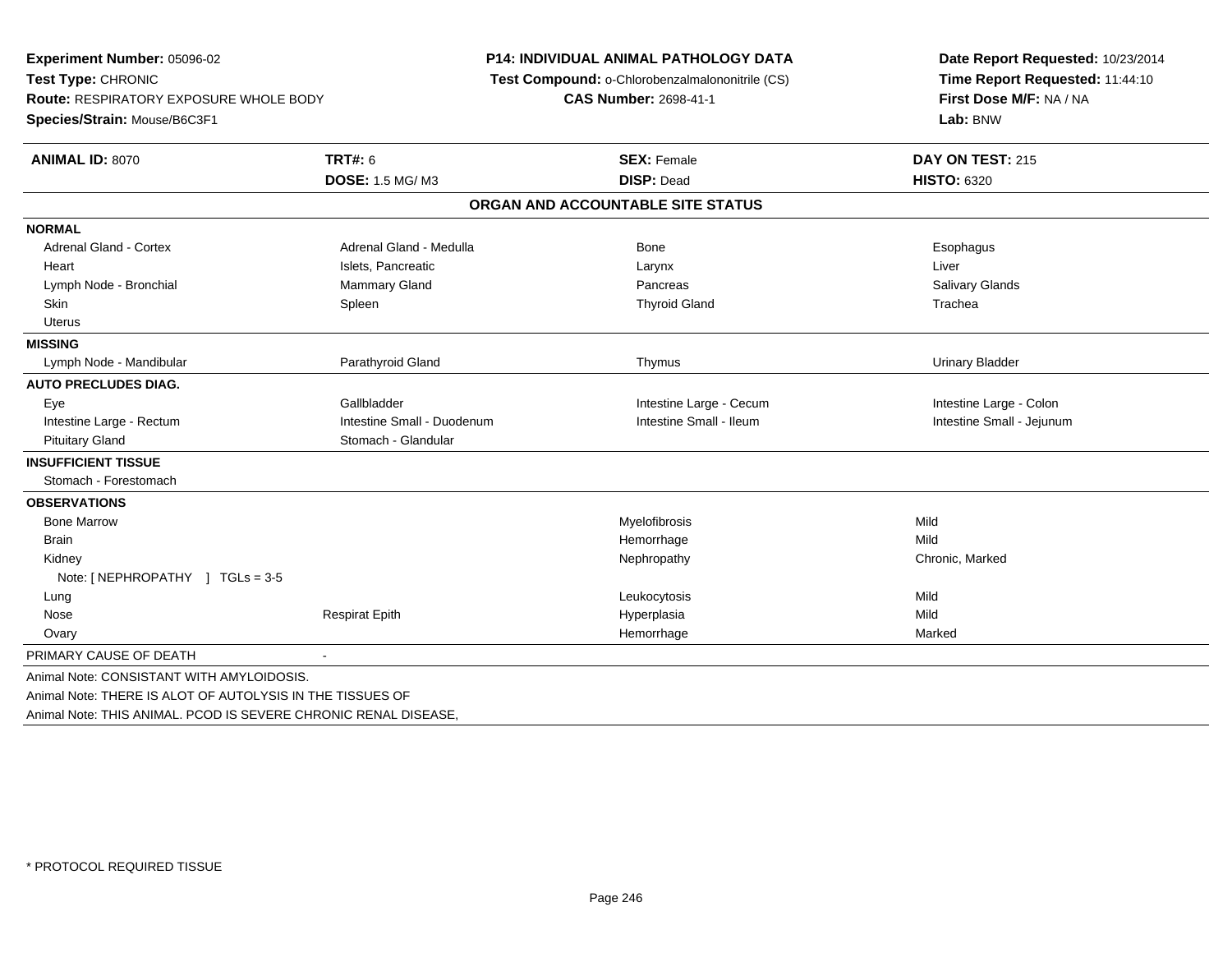**Experiment Number:** 05096-02
**Test Type:** CHRONIC
**Route:** RESPIRATORY EXPOSURE WHOLE BODY
**Species/Strain:** Mouse/B6C3F1

**P14: INDIVIDUAL ANIMAL PATHOLOGY DATA**
**Test Compound:** o-Chlorobenzalmalononitrile (CS)
**CAS Number:** 2698-41-1

**Date Report Requested:** 10/23/2014
**Time Report Requested:** 11:44:10
**First Dose M/F:** NA / NA
**Lab:** BNW

| **ANIMAL ID:** 8070 | **TRT#:** 6 | **SEX:** Female | **DAY ON TEST:** 215 |
|---|---|---|---|
| | **DOSE:** 1.5 MG/ M3 | **DISP:** Dead | **HISTO:** 6320 |

**ORGAN AND ACCOUNTABLE SITE STATUS**

| | | | |
|---|---|---|---|
| **NORMAL** | | | |
| Adrenal Gland - Cortex | Adrenal Gland - Medulla | Bone | Esophagus |
| Heart | Islets, Pancreatic | Larynx | Liver |
| Lymph Node - Bronchial | Mammary Gland | Pancreas | Salivary Glands |
| Skin | Spleen | Thyroid Gland | Trachea |
| Uterus | | | |
| **MISSING** | | | |
| Lymph Node - Mandibular | Parathyroid Gland | Thymus | Urinary Bladder |
| **AUTO PRECLUDES DIAG.** | | | |
| Eye | Gallbladder | Intestine Large - Cecum | Intestine Large - Colon |
| Intestine Large - Rectum | Intestine Small - Duodenum | Intestine Small - Ileum | Intestine Small - Jejunum |
| Pituitary Gland | Stomach - Glandular | | |
| **INSUFFICIENT TISSUE** | | | |
| Stomach - Forestomach | | | |
| **OBSERVATIONS** | | | |
| Bone Marrow | | Myelofibrosis | Mild |
| Brain | | Hemorrhage | Mild |
| Kidney | | Nephropathy | Chronic, Marked |
| Note: [ NEPHROPATHY ] TGLs = 3-5 | | | |
| Lung | | Leukocytosis | Mild |
| Nose | Respirat Epith | Hyperplasia | Mild |
| Ovary | | Hemorrhage | Marked |
| PRIMARY CAUSE OF DEATH | - | | |

Animal Note: CONSISTANT WITH AMYLOIDOSIS.
Animal Note: THERE IS ALOT OF AUTOLYSIS IN THE TISSUES OF
Animal Note: THIS ANIMAL. PCOD IS SEVERE CHRONIC RENAL DISEASE,

* PROTOCOL REQUIRED TISSUE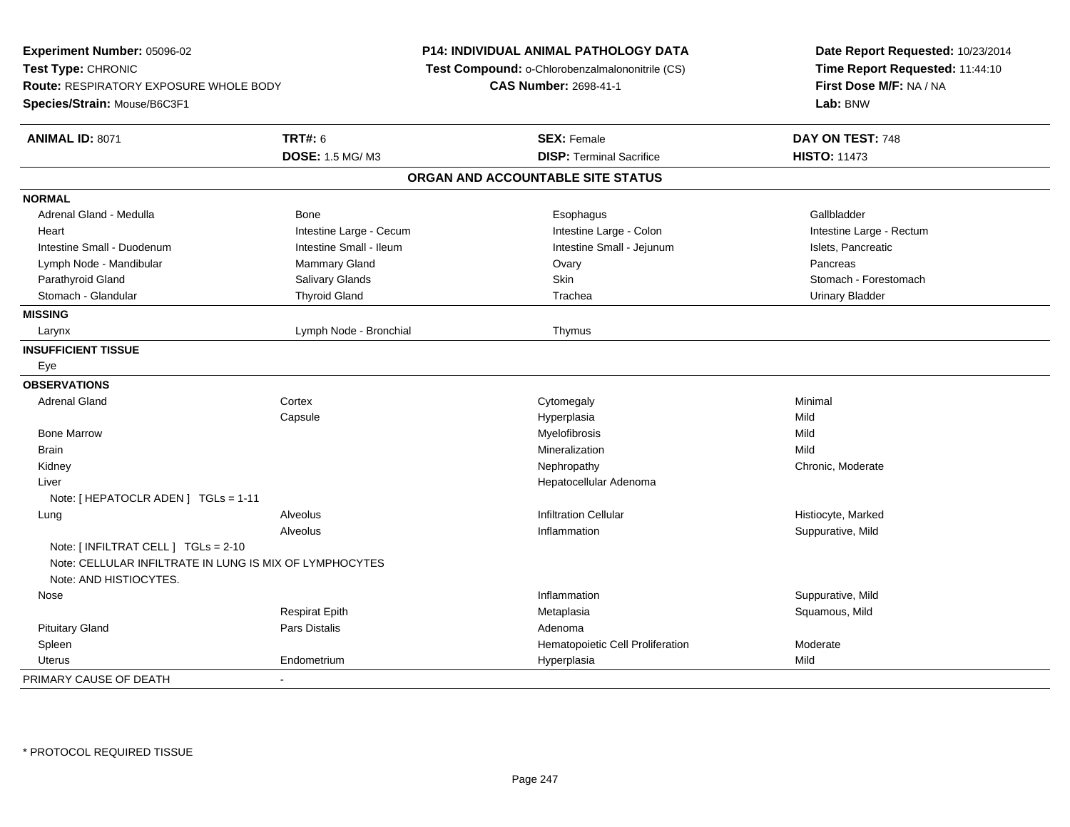**Experiment Number:** 05096-02
**Test Type:** CHRONIC
**Route:** RESPIRATORY EXPOSURE WHOLE BODY
**Species/Strain:** Mouse/B6C3F1

**P14: INDIVIDUAL ANIMAL PATHOLOGY DATA**
**Test Compound:** o-Chlorobenzalmalononitrile (CS)
**CAS Number:** 2698-41-1

**Date Report Requested:** 10/23/2014
**Time Report Requested:** 11:44:10
**First Dose M/F:** NA / NA
**Lab:** BNW

| **ANIMAL ID:** 8071 | **TRT#:** 6 | **SEX:** Female | **DAY ON TEST:** 748 |
|---|---|---|---|
| | **DOSE:** 1.5 MG/ M3 | **DISP:** Terminal Sacrifice | **HISTO:** 11473 |

## ORGAN AND ACCOUNTABLE SITE STATUS

| | | | |
|---|---|---|---|
| **NORMAL** | | | |
| Adrenal Gland - Medulla | Bone | Esophagus | Gallbladder |
| Heart | Intestine Large - Cecum | Intestine Large - Colon | Intestine Large - Rectum |
| Intestine Small - Duodenum | Intestine Small - Ileum | Intestine Small - Jejunum | Islets, Pancreatic |
| Lymph Node - Mandibular | Mammary Gland | Ovary | Pancreas |
| Parathyroid Gland | Salivary Glands | Skin | Stomach - Forestomach |
| Stomach - Glandular | Thyroid Gland | Trachea | Urinary Bladder |
| **MISSING** | | | |
| Larynx | Lymph Node - Bronchial | Thymus | |
| **INSUFFICIENT TISSUE** | | | |
| Eye | | | |
| **OBSERVATIONS** | | | |
| Adrenal Gland | Cortex | Cytomegaly | Minimal |
| | Capsule | Hyperplasia | Mild |
| Bone Marrow | | Myelofibrosis | Mild |
| Brain | | Mineralization | Mild |
| Kidney | | Nephropathy | Chronic, Moderate |
| Liver | | Hepatocellular Adenoma | |
| Note: [ HEPATOCLR ADEN ] TGLs = 1-11 | | | |
| Lung | Alveolus | Infiltration Cellular | Histiocyte, Marked |
| | Alveolus | Inflammation | Suppurative, Mild |
| Note: [ INFILTRAT CELL ] TGLs = 2-10 | | | |
| Note: CELLULAR INFILTRATE IN LUNG IS MIX OF LYMPHOCYTES | | | |
| Note: AND HISTIOCYTES. | | | |
| Nose | | Inflammation | Suppurative, Mild |
| | Respirat Epith | Metaplasia | Squamous, Mild |
| Pituitary Gland | Pars Distalis | Adenoma | |
| Spleen | | Hematopoietic Cell Proliferation | Moderate |
| Uterus | Endometrium | Hyperplasia | Mild |
| PRIMARY CAUSE OF DEATH | - | | |

* PROTOCOL REQUIRED TISSUE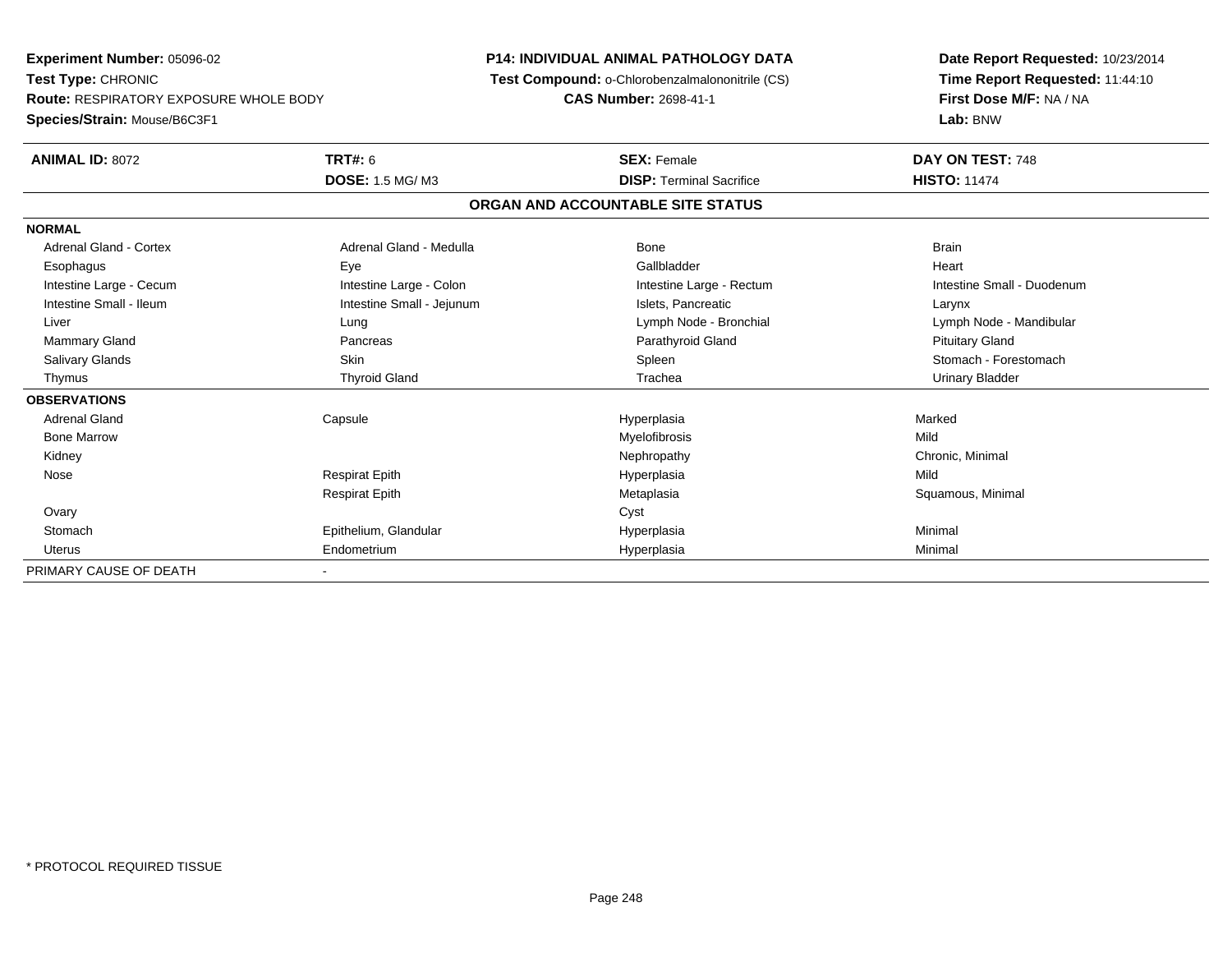**Experiment Number:** 05096-02
**Test Type:** CHRONIC
**Route:** RESPIRATORY EXPOSURE WHOLE BODY
**Species/Strain:** Mouse/B6C3F1

**P14: INDIVIDUAL ANIMAL PATHOLOGY DATA**
**Test Compound:** o-Chlorobenzalmalononitrile (CS)
**CAS Number:** 2698-41-1

**Date Report Requested:** 10/23/2014
**Time Report Requested:** 11:44:10
**First Dose M/F:** NA / NA
**Lab:** BNW

| **ANIMAL ID:** 8072 | **TRT#:** 6 | **SEX:** Female | **DAY ON TEST:** 748 |
|---|---|---|---|
| | **DOSE:** 1.5 MG/ M3 | **DISP:** Terminal Sacrifice | **HISTO:** 11474 |

## ORGAN AND ACCOUNTABLE SITE STATUS

| | | | |
|---|---|---|---|
| **NORMAL** | | | |
| Adrenal Gland - Cortex | Adrenal Gland - Medulla | Bone | Brain |
| Esophagus | Eye | Gallbladder | Heart |
| Intestine Large - Cecum | Intestine Large - Colon | Intestine Large - Rectum | Intestine Small - Duodenum |
| Intestine Small - Ileum | Intestine Small - Jejunum | Islets, Pancreatic | Larynx |
| Liver | Lung | Lymph Node - Bronchial | Lymph Node - Mandibular |
| Mammary Gland | Pancreas | Parathyroid Gland | Pituitary Gland |
| Salivary Glands | Skin | Spleen | Stomach - Forestomach |
| Thymus | Thyroid Gland | Trachea | Urinary Bladder |
| **OBSERVATIONS** | | | |
| Adrenal Gland | Capsule | Hyperplasia | Marked |
| Bone Marrow | | Myelofibrosis | Mild |
| Kidney | | Nephropathy | Chronic, Minimal |
| Nose | Respirat Epith | Hyperplasia | Mild |
| | Respirat Epith | Metaplasia | Squamous, Minimal |
| Ovary | | Cyst | |
| Stomach | Epithelium, Glandular | Hyperplasia | Minimal |
| Uterus | Endometrium | Hyperplasia | Minimal |
| PRIMARY CAUSE OF DEATH | - | | |

\* PROTOCOL REQUIRED TISSUE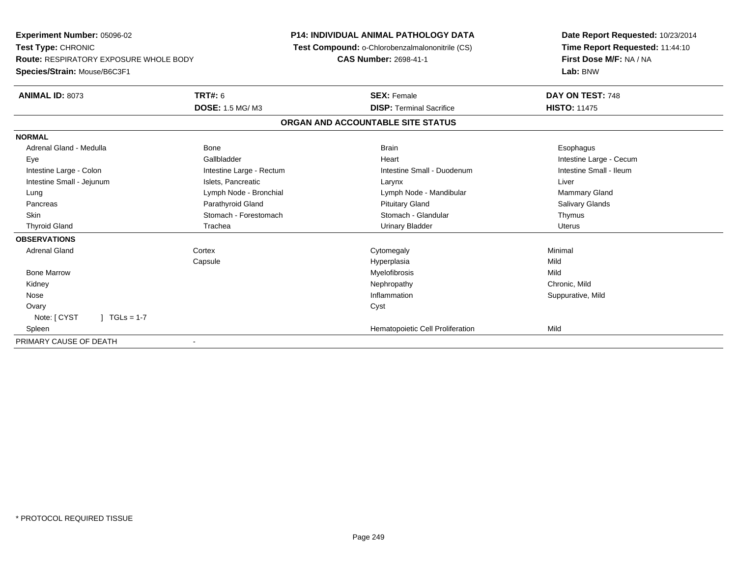**Experiment Number:** 05096-02
**Test Type:** CHRONIC
**Route:** RESPIRATORY EXPOSURE WHOLE BODY
**Species/Strain:** Mouse/B6C3F1

**P14: INDIVIDUAL ANIMAL PATHOLOGY DATA**
**Test Compound:** o-Chlorobenzalmalononitrile (CS)
**CAS Number:** 2698-41-1

**Date Report Requested:** 10/23/2014
**Time Report Requested:** 11:44:10
**First Dose M/F:** NA / NA
**Lab:** BNW

| **ANIMAL ID:** 8073 | **TRT#:** 6 | **SEX:** Female | **DAY ON TEST:** 748 |
|---|---|---|---|
| | **DOSE:** 1.5 MG/ M3 | **DISP:** Terminal Sacrifice | **HISTO:** 11475 |

## ORGAN AND ACCOUNTABLE SITE STATUS

**NORMAL**

| | | | |
|---|---|---|---|
| Adrenal Gland - Medulla | Bone | Brain | Esophagus |
| Eye | Gallbladder | Heart | Intestine Large - Cecum |
| Intestine Large - Colon | Intestine Large - Rectum | Intestine Small - Duodenum | Intestine Small - Ileum |
| Intestine Small - Jejunum | Islets, Pancreatic | Larynx | Liver |
| Lung | Lymph Node - Bronchial | Lymph Node - Mandibular | Mammary Gland |
| Pancreas | Parathyroid Gland | Pituitary Gland | Salivary Glands |
| Skin | Stomach - Forestomach | Stomach - Glandular | Thymus |
| Thyroid Gland | Trachea | Urinary Bladder | Uterus |

**OBSERVATIONS**

| | | | |
|---|---|---|---|
| Adrenal Gland | Cortex | Cytomegaly | Minimal |
| | Capsule | Hyperplasia | Mild |
| Bone Marrow | | Myelofibrosis | Mild |
| Kidney | | Nephropathy | Chronic, Mild |
| Nose | | Inflammation | Suppurative, Mild |
| Ovary | | Cyst | |
| Note: [ CYST ] TGLs = 1-7 | | | |
| Spleen | | Hematopoietic Cell Proliferation | Mild |

PRIMARY CAUSE OF DEATH -

\* PROTOCOL REQUIRED TISSUE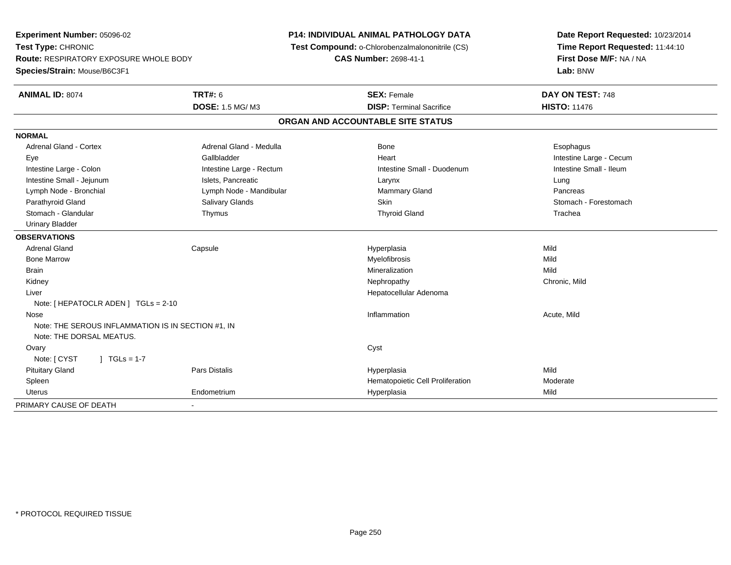**Experiment Number:** 05096-02
**Test Type:** CHRONIC
**Route:** RESPIRATORY EXPOSURE WHOLE BODY
**Species/Strain:** Mouse/B6C3F1

**P14: INDIVIDUAL ANIMAL PATHOLOGY DATA**
**Test Compound:** o-Chlorobenzalmalononitrile (CS)
**CAS Number:** 2698-41-1

**Date Report Requested:** 10/23/2014
**Time Report Requested:** 11:44:10
**First Dose M/F:** NA / NA
**Lab:** BNW

| **ANIMAL ID:** 8074 | **TRT#:** 6 | **SEX:** Female | **DAY ON TEST:** 748 |
|---|---|---|---|
| | **DOSE:** 1.5 MG/ M3 | **DISP:** Terminal Sacrifice | **HISTO:** 11476 |

## ORGAN AND ACCOUNTABLE SITE STATUS

**NORMAL**

| | | | |
|---|---|---|---|
| Adrenal Gland - Cortex | Adrenal Gland - Medulla | Bone | Esophagus |
| Eye | Gallbladder | Heart | Intestine Large - Cecum |
| Intestine Large - Colon | Intestine Large - Rectum | Intestine Small - Duodenum | Intestine Small - Ileum |
| Intestine Small - Jejunum | Islets, Pancreatic | Larynx | Lung |
| Lymph Node - Bronchial | Lymph Node - Mandibular | Mammary Gland | Pancreas |
| Parathyroid Gland | Salivary Glands | Skin | Stomach - Forestomach |
| Stomach - Glandular | Thymus | Thyroid Gland | Trachea |
| Urinary Bladder | | | |

**OBSERVATIONS**

| | | | |
|---|---|---|---|
| Adrenal Gland | Capsule | Hyperplasia | Mild |
| Bone Marrow | | Myelofibrosis | Mild |
| Brain | | Mineralization | Mild |
| Kidney | | Nephropathy | Chronic, Mild |
| Liver | | Hepatocellular Adenoma | |
| Note: [ HEPATOCLR ADEN ] TGLs = 2-10 | | | |
| Nose | | Inflammation | Acute, Mild |
| Note: THE SEROUS INFLAMMATION IS IN SECTION #1, IN | | | |
| Note: THE DORSAL MEATUS. | | | |
| Ovary | | Cyst | |
| Note: [ CYST ] TGLs = 1-7 | | | |
| Pituitary Gland | Pars Distalis | Hyperplasia | Mild |
| Spleen | | Hematopoietic Cell Proliferation | Moderate |
| Uterus | Endometrium | Hyperplasia | Mild |

PRIMARY CAUSE OF DEATH -

* PROTOCOL REQUIRED TISSUE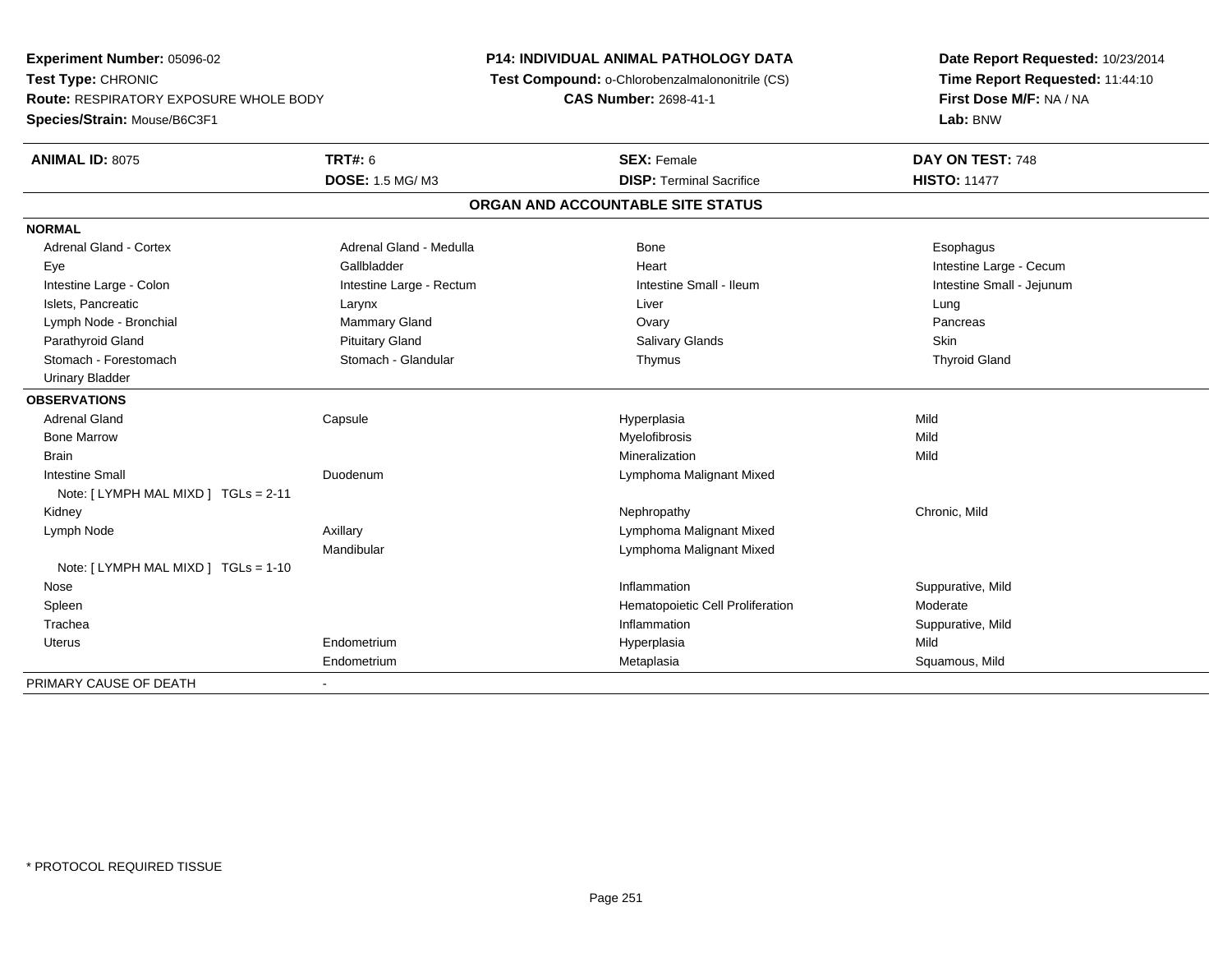**Experiment Number:** 05096-02
**Test Type:** CHRONIC
**Route:** RESPIRATORY EXPOSURE WHOLE BODY
**Species/Strain:** Mouse/B6C3F1

**P14: INDIVIDUAL ANIMAL PATHOLOGY DATA**
**Test Compound:** o-Chlorobenzalmalononitrile (CS)
**CAS Number:** 2698-41-1

**Date Report Requested:** 10/23/2014
**Time Report Requested:** 11:44:10
**First Dose M/F:** NA / NA
**Lab:** BNW

| **ANIMAL ID:** 8075 | **TRT#:** 6 | **SEX:** Female | **DAY ON TEST:** 748 |
|---|---|---|---|
| | **DOSE:** 1.5 MG/ M3 | **DISP:** Terminal Sacrifice | **HISTO:** 11477 |

**ORGAN AND ACCOUNTABLE SITE STATUS**

**NORMAL**

| | | | |
|---|---|---|---|
| Adrenal Gland - Cortex | Adrenal Gland - Medulla | Bone | Esophagus |
| Eye | Gallbladder | Heart | Intestine Large - Cecum |
| Intestine Large - Colon | Intestine Large - Rectum | Intestine Small - Ileum | Intestine Small - Jejunum |
| Islets, Pancreatic | Larynx | Liver | Lung |
| Lymph Node - Bronchial | Mammary Gland | Ovary | Pancreas |
| Parathyroid Gland | Pituitary Gland | Salivary Glands | Skin |
| Stomach - Forestomach | Stomach - Glandular | Thymus | Thyroid Gland |
| Urinary Bladder | | | |

**OBSERVATIONS**

| | | | |
|---|---|---|---|
| Adrenal Gland | Capsule | Hyperplasia | Mild |
| Bone Marrow | | Myelofibrosis | Mild |
| Brain | | Mineralization | Mild |
| Intestine Small | Duodenum | Lymphoma Malignant Mixed | |
| Note: [ LYMPH MAL MIXD ] TGLs = 2-11 | | | |
| Kidney | | Nephropathy | Chronic, Mild |
| Lymph Node | Axillary | Lymphoma Malignant Mixed | |
| | Mandibular | Lymphoma Malignant Mixed | |
| Note: [ LYMPH MAL MIXD ] TGLs = 1-10 | | | |
| Nose | | Inflammation | Suppurative, Mild |
| Spleen | | Hematopoietic Cell Proliferation | Moderate |
| Trachea | | Inflammation | Suppurative, Mild |
| Uterus | Endometrium | Hyperplasia | Mild |
| | Endometrium | Metaplasia | Squamous, Mild |

PRIMARY CAUSE OF DEATH -

* PROTOCOL REQUIRED TISSUE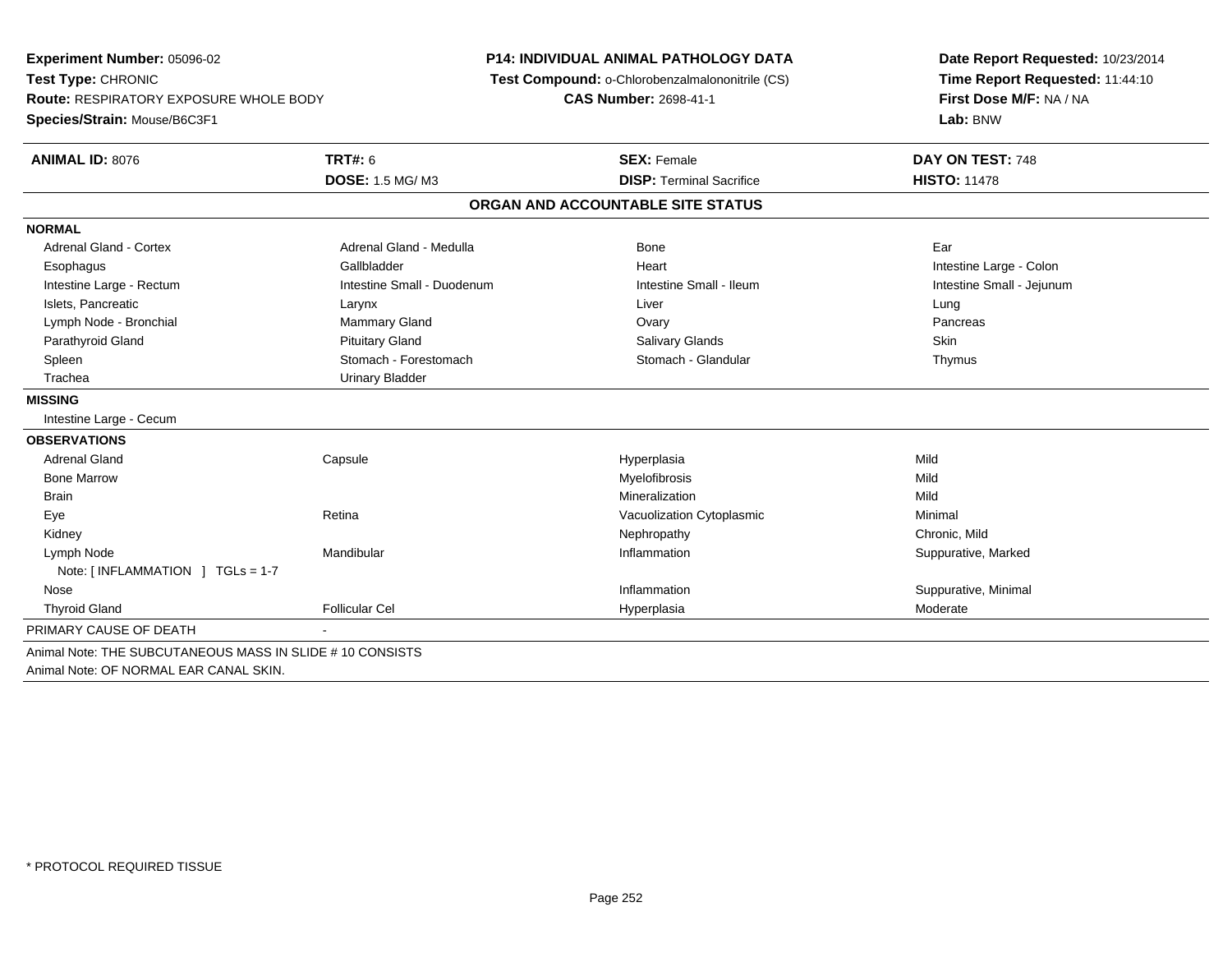**Experiment Number:** 05096-02
**Test Type:** CHRONIC
**Route:** RESPIRATORY EXPOSURE WHOLE BODY
**Species/Strain:** Mouse/B6C3F1

**P14: INDIVIDUAL ANIMAL PATHOLOGY DATA**
**Test Compound:** o-Chlorobenzalmalononitrile (CS)
**CAS Number:** 2698-41-1

**Date Report Requested:** 10/23/2014
**Time Report Requested:** 11:44:10
**First Dose M/F:** NA / NA
**Lab:** BNW

| **ANIMAL ID:** 8076 | **TRT#:** 6 | **SEX:** Female | **DAY ON TEST:** 748 |
|---|---|---|---|
| | **DOSE:** 1.5 MG/ M3 | **DISP:** Terminal Sacrifice | **HISTO:** 11478 |

## ORGAN AND ACCOUNTABLE SITE STATUS

**NORMAL**

| | | | |
|---|---|---|---|
| Adrenal Gland - Cortex | Adrenal Gland - Medulla | Bone | Ear |
| Esophagus | Gallbladder | Heart | Intestine Large - Colon |
| Intestine Large - Rectum | Intestine Small - Duodenum | Intestine Small - Ileum | Intestine Small - Jejunum |
| Islets, Pancreatic | Larynx | Liver | Lung |
| Lymph Node - Bronchial | Mammary Gland | Ovary | Pancreas |
| Parathyroid Gland | Pituitary Gland | Salivary Glands | Skin |
| Spleen | Stomach - Forestomach | Stomach - Glandular | Thymus |
| Trachea | Urinary Bladder | | |

**MISSING**

Intestine Large - Cecum

**OBSERVATIONS**

| | | | |
|---|---|---|---|
| Adrenal Gland | Capsule | Hyperplasia | Mild |
| Bone Marrow | | Myelofibrosis | Mild |
| Brain | | Mineralization | Mild |
| Eye | Retina | Vacuolization Cytoplasmic | Minimal |
| Kidney | | Nephropathy | Chronic, Mild |
| Lymph Node | Mandibular | Inflammation | Suppurative, Marked |
| Note: [ INFLAMMATION ] TGLs = 1-7 | | | |
| Nose | | Inflammation | Suppurative, Minimal |
| Thyroid Gland | Follicular Cel | Hyperplasia | Moderate |

PRIMARY CAUSE OF DEATH -

Animal Note: THE SUBCUTANEOUS MASS IN SLIDE # 10 CONSISTS
Animal Note: OF NORMAL EAR CANAL SKIN.

* PROTOCOL REQUIRED TISSUE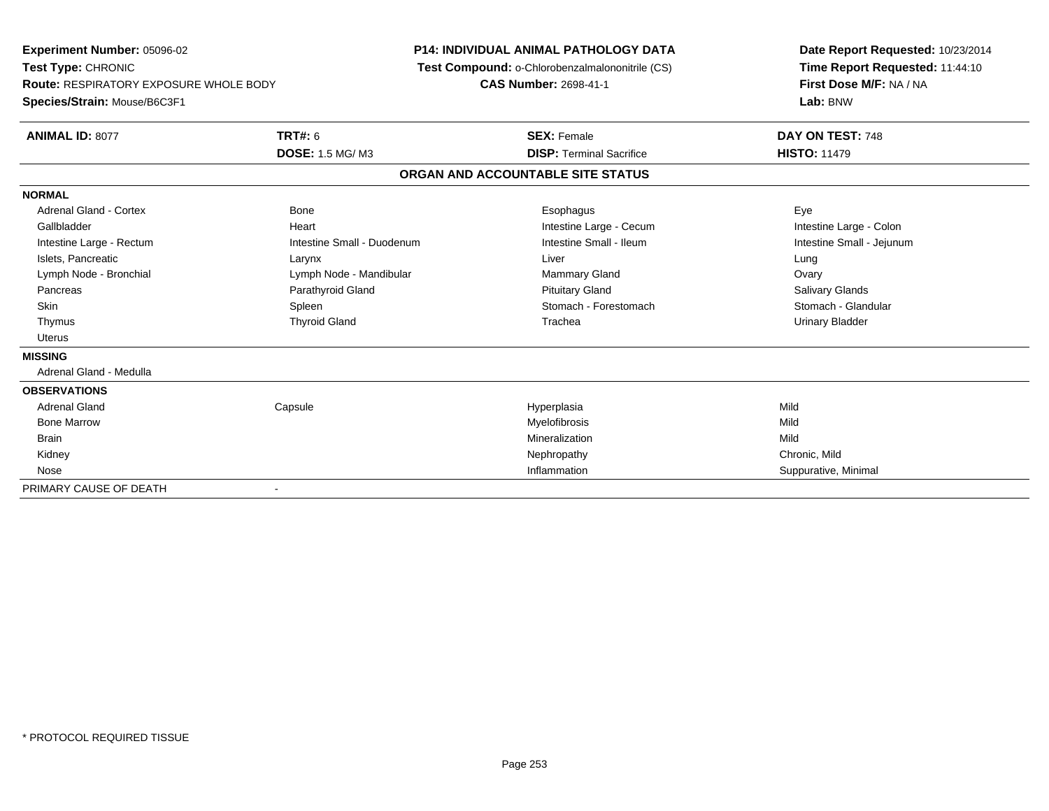**Experiment Number:** 05096-02
**Test Type:** CHRONIC
**Route:** RESPIRATORY EXPOSURE WHOLE BODY
**Species/Strain:** Mouse/B6C3F1

**P14: INDIVIDUAL ANIMAL PATHOLOGY DATA**
**Test Compound:** o-Chlorobenzalmalononitrile (CS)
**CAS Number:** 2698-41-1

**Date Report Requested:** 10/23/2014
**Time Report Requested:** 11:44:10
**First Dose M/F:** NA / NA
**Lab:** BNW

| **ANIMAL ID:** 8077 | **TRT#:** 6 | **SEX:** Female | **DAY ON TEST:** 748 |
|---|---|---|---|
| | **DOSE:** 1.5 MG/ M3 | **DISP:** Terminal Sacrifice | **HISTO:** 11479 |

## ORGAN AND ACCOUNTABLE SITE STATUS

| | | | |
|---|---|---|---|
| **NORMAL** | | | |
| Adrenal Gland - Cortex | Bone | Esophagus | Eye |
| Gallbladder | Heart | Intestine Large - Cecum | Intestine Large - Colon |
| Intestine Large - Rectum | Intestine Small - Duodenum | Intestine Small - Ileum | Intestine Small - Jejunum |
| Islets, Pancreatic | Larynx | Liver | Lung |
| Lymph Node - Bronchial | Lymph Node - Mandibular | Mammary Gland | Ovary |
| Pancreas | Parathyroid Gland | Pituitary Gland | Salivary Glands |
| Skin | Spleen | Stomach - Forestomach | Stomach - Glandular |
| Thymus | Thyroid Gland | Trachea | Urinary Bladder |
| Uterus | | | |
| **MISSING** | | | |
| Adrenal Gland - Medulla | | | |
| **OBSERVATIONS** | | | |
| Adrenal Gland | Capsule | Hyperplasia | Mild |
| Bone Marrow | | Myelofibrosis | Mild |
| Brain | | Mineralization | Mild |
| Kidney | | Nephropathy | Chronic, Mild |
| Nose | | Inflammation | Suppurative, Minimal |
| PRIMARY CAUSE OF DEATH | - | | |

* PROTOCOL REQUIRED TISSUE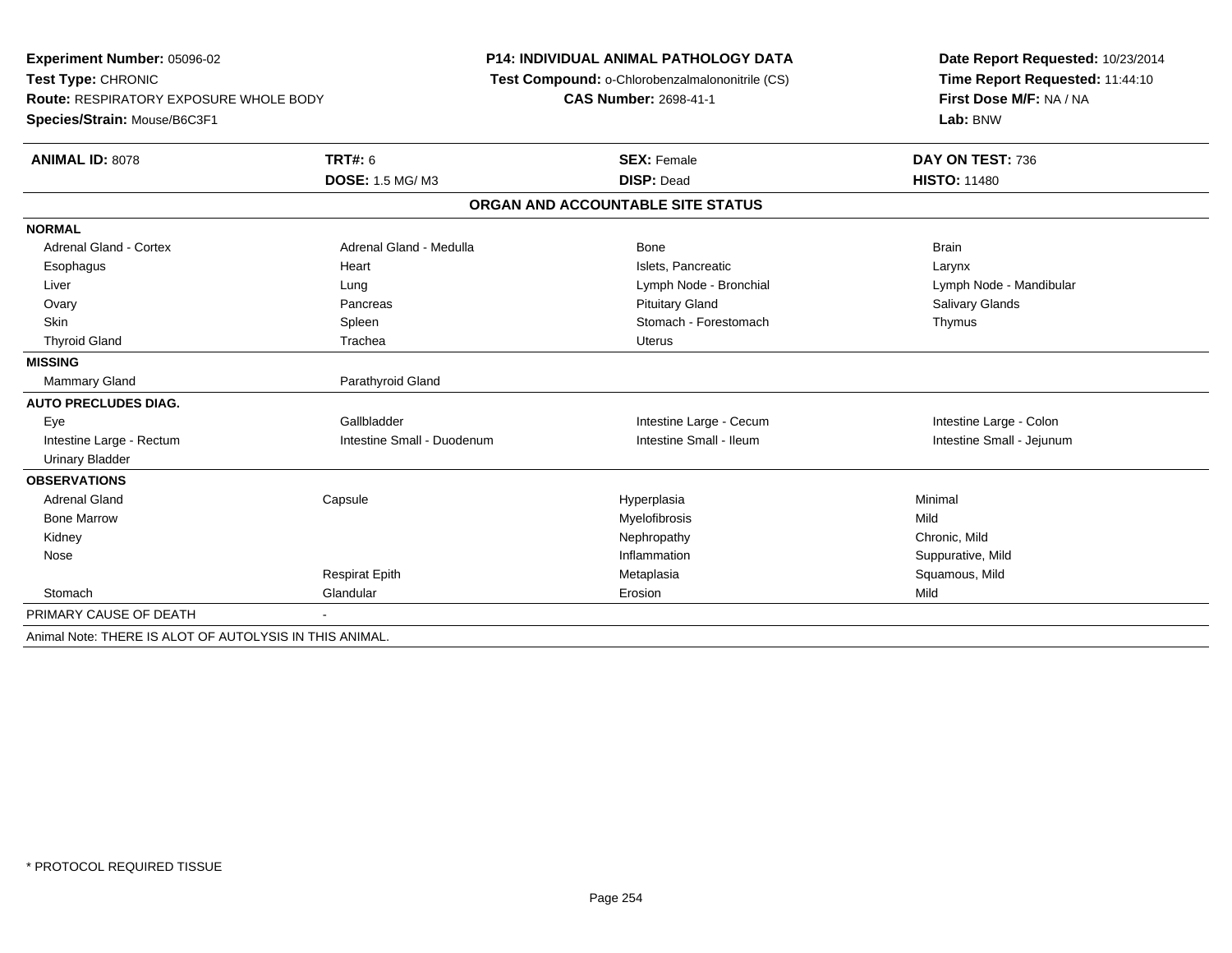**Experiment Number:** 05096-02
**Test Type:** CHRONIC
**Route:** RESPIRATORY EXPOSURE WHOLE BODY
**Species/Strain:** Mouse/B6C3F1

**P14: INDIVIDUAL ANIMAL PATHOLOGY DATA**
**Test Compound:** o-Chlorobenzalmalononitrile (CS)
**CAS Number:** 2698-41-1

**Date Report Requested:** 10/23/2014
**Time Report Requested:** 11:44:10
**First Dose M/F:** NA / NA
**Lab:** BNW

| **ANIMAL ID:** 8078 | **TRT#:** 6 | **SEX:** Female | **DAY ON TEST:** 736 |
|---|---|---|---|
| | **DOSE:** 1.5 MG/ M3 | **DISP:** Dead | **HISTO:** 11480 |

## ORGAN AND ACCOUNTABLE SITE STATUS

| | | | |
|---|---|---|---|
| **NORMAL** | | | |
| Adrenal Gland - Cortex | Adrenal Gland - Medulla | Bone | Brain |
| Esophagus | Heart | Islets, Pancreatic | Larynx |
| Liver | Lung | Lymph Node - Bronchial | Lymph Node - Mandibular |
| Ovary | Pancreas | Pituitary Gland | Salivary Glands |
| Skin | Spleen | Stomach - Forestomach | Thymus |
| Thyroid Gland | Trachea | Uterus | |
| **MISSING** | | | |
| Mammary Gland | Parathyroid Gland | | |
| **AUTO PRECLUDES DIAG.** | | | |
| Eye | Gallbladder | Intestine Large - Cecum | Intestine Large - Colon |
| Intestine Large - Rectum | Intestine Small - Duodenum | Intestine Small - Ileum | Intestine Small - Jejunum |
| Urinary Bladder | | | |
| **OBSERVATIONS** | | | |
| Adrenal Gland | Capsule | Hyperplasia | Minimal |
| Bone Marrow | | Myelofibrosis | Mild |
| Kidney | | Nephropathy | Chronic, Mild |
| Nose | | Inflammation | Suppurative, Mild |
| | Respirat Epith | Metaplasia | Squamous, Mild |
| Stomach | Glandular | Erosion | Mild |
| PRIMARY CAUSE OF DEATH | - | | |

Animal Note: THERE IS ALOT OF AUTOLYSIS IN THIS ANIMAL.

* PROTOCOL REQUIRED TISSUE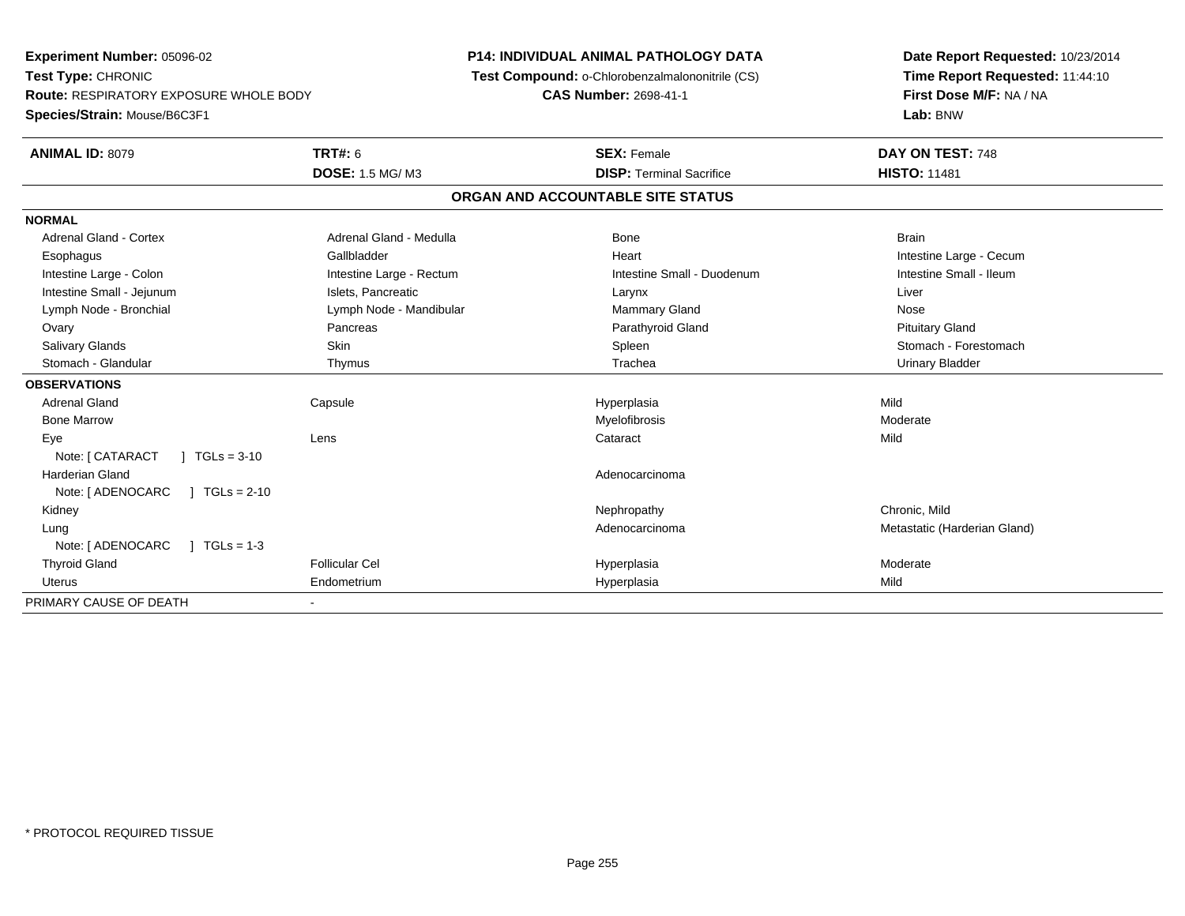**Experiment Number:** 05096-02
**Test Type:** CHRONIC
**Route:** RESPIRATORY EXPOSURE WHOLE BODY
**Species/Strain:** Mouse/B6C3F1

**P14: INDIVIDUAL ANIMAL PATHOLOGY DATA**
**Test Compound:** o-Chlorobenzalmalononitrile (CS)
**CAS Number:** 2698-41-1

**Date Report Requested:** 10/23/2014
**Time Report Requested:** 11:44:10
**First Dose M/F:** NA / NA
**Lab:** BNW

| **ANIMAL ID:** 8079 | **TRT#:** 6 | **SEX:** Female | **DAY ON TEST:** 748 |
|---|---|---|---|
| | **DOSE:** 1.5 MG/ M3 | **DISP:** Terminal Sacrifice | **HISTO:** 11481 |

## ORGAN AND ACCOUNTABLE SITE STATUS

| | | | |
|---|---|---|---|
| **NORMAL** | | | |
| Adrenal Gland - Cortex | Adrenal Gland - Medulla | Bone | Brain |
| Esophagus | Gallbladder | Heart | Intestine Large - Cecum |
| Intestine Large - Colon | Intestine Large - Rectum | Intestine Small - Duodenum | Intestine Small - Ileum |
| Intestine Small - Jejunum | Islets, Pancreatic | Larynx | Liver |
| Lymph Node - Bronchial | Lymph Node - Mandibular | Mammary Gland | Nose |
| Ovary | Pancreas | Parathyroid Gland | Pituitary Gland |
| Salivary Glands | Skin | Spleen | Stomach - Forestomach |
| Stomach - Glandular | Thymus | Trachea | Urinary Bladder |
| **OBSERVATIONS** | | | |
| Adrenal Gland | Capsule | Hyperplasia | Mild |
| Bone Marrow | | Myelofibrosis | Moderate |
| Eye | Lens | Cataract | Mild |
| Note: [ CATARACT ] TGLs = 3-10 | | | |
| Harderian Gland | | Adenocarcinoma | |
| Note: [ ADENOCARC ] TGLs = 2-10 | | | |
| Kidney | | Nephropathy | Chronic, Mild |
| Lung | | Adenocarcinoma | Metastatic (Harderian Gland) |
| Note: [ ADENOCARC ] TGLs = 1-3 | | | |
| Thyroid Gland | Follicular Cel | Hyperplasia | Moderate |
| Uterus | Endometrium | Hyperplasia | Mild |
| PRIMARY CAUSE OF DEATH | - | | |

* PROTOCOL REQUIRED TISSUE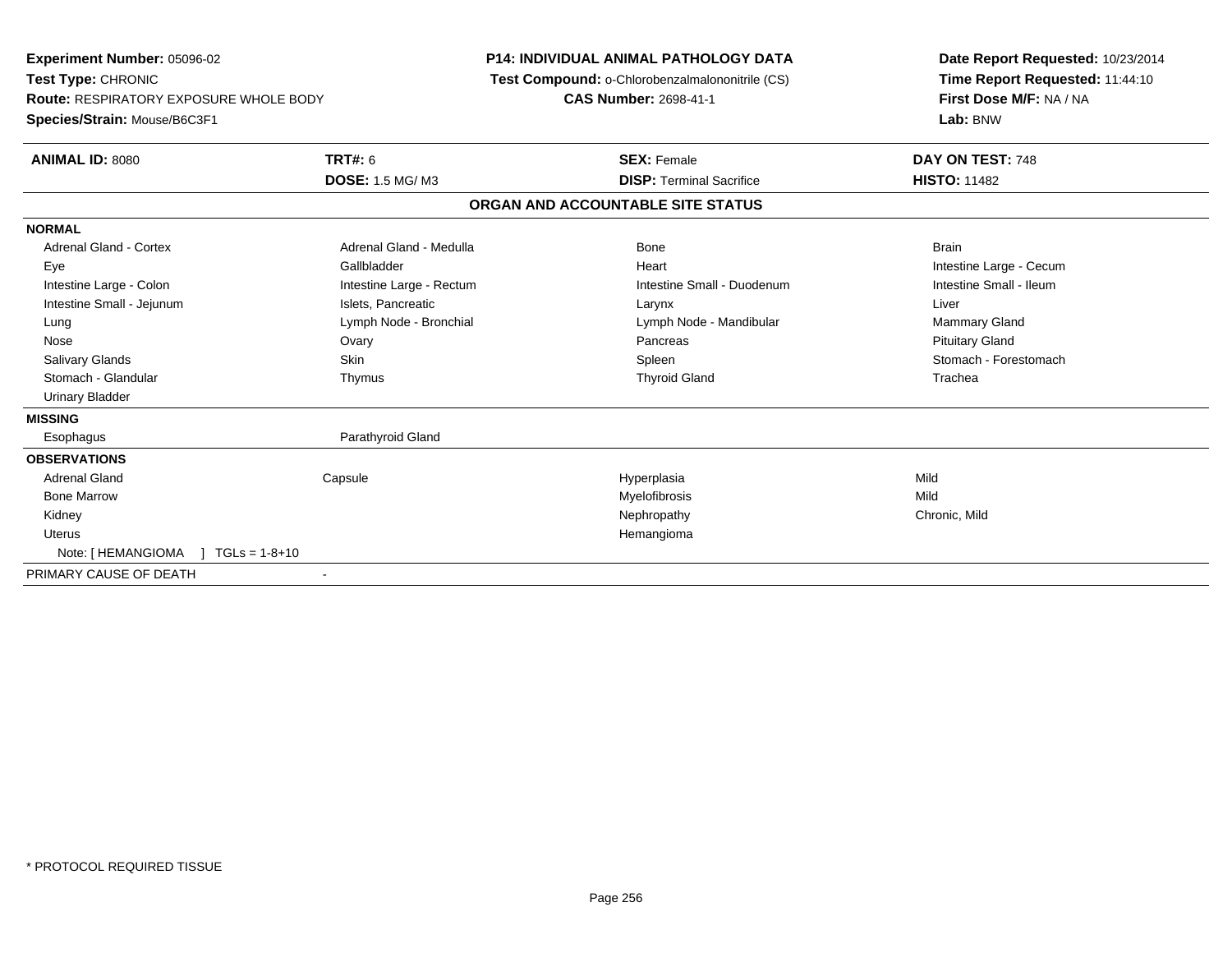**Experiment Number:** 05096-02
**Test Type:** CHRONIC
**Route:** RESPIRATORY EXPOSURE WHOLE BODY
**Species/Strain:** Mouse/B6C3F1

**P14: INDIVIDUAL ANIMAL PATHOLOGY DATA**
**Test Compound:** o-Chlorobenzalmalononitrile (CS)
**CAS Number:** 2698-41-1

**Date Report Requested:** 10/23/2014
**Time Report Requested:** 11:44:10
**First Dose M/F:** NA / NA
**Lab:** BNW

| **ANIMAL ID:** 8080 | **TRT#:** 6 | **SEX:** Female | **DAY ON TEST:** 748 |
|---|---|---|---|
| | **DOSE:** 1.5 MG/ M3 | **DISP:** Terminal Sacrifice | **HISTO:** 11482 |

**ORGAN AND ACCOUNTABLE SITE STATUS**

| | | | |
|---|---|---|---|
| **NORMAL** | | | |
| Adrenal Gland - Cortex | Adrenal Gland - Medulla | Bone | Brain |
| Eye | Gallbladder | Heart | Intestine Large - Cecum |
| Intestine Large - Colon | Intestine Large - Rectum | Intestine Small - Duodenum | Intestine Small - Ileum |
| Intestine Small - Jejunum | Islets, Pancreatic | Larynx | Liver |
| Lung | Lymph Node - Bronchial | Lymph Node - Mandibular | Mammary Gland |
| Nose | Ovary | Pancreas | Pituitary Gland |
| Salivary Glands | Skin | Spleen | Stomach - Forestomach |
| Stomach - Glandular | Thymus | Thyroid Gland | Trachea |
| Urinary Bladder | | | |
| **MISSING** | | | |
| Esophagus | Parathyroid Gland | | |
| **OBSERVATIONS** | | | |
| Adrenal Gland | Capsule | Hyperplasia | Mild |
| Bone Marrow | | Myelofibrosis | Mild |
| Kidney | | Nephropathy | Chronic, Mild |
| Uterus | | Hemangioma | |
| Note: [ HEMANGIOMA ] TGLs = 1-8+10 | | | |
| PRIMARY CAUSE OF DEATH | - | | |

\* PROTOCOL REQUIRED TISSUE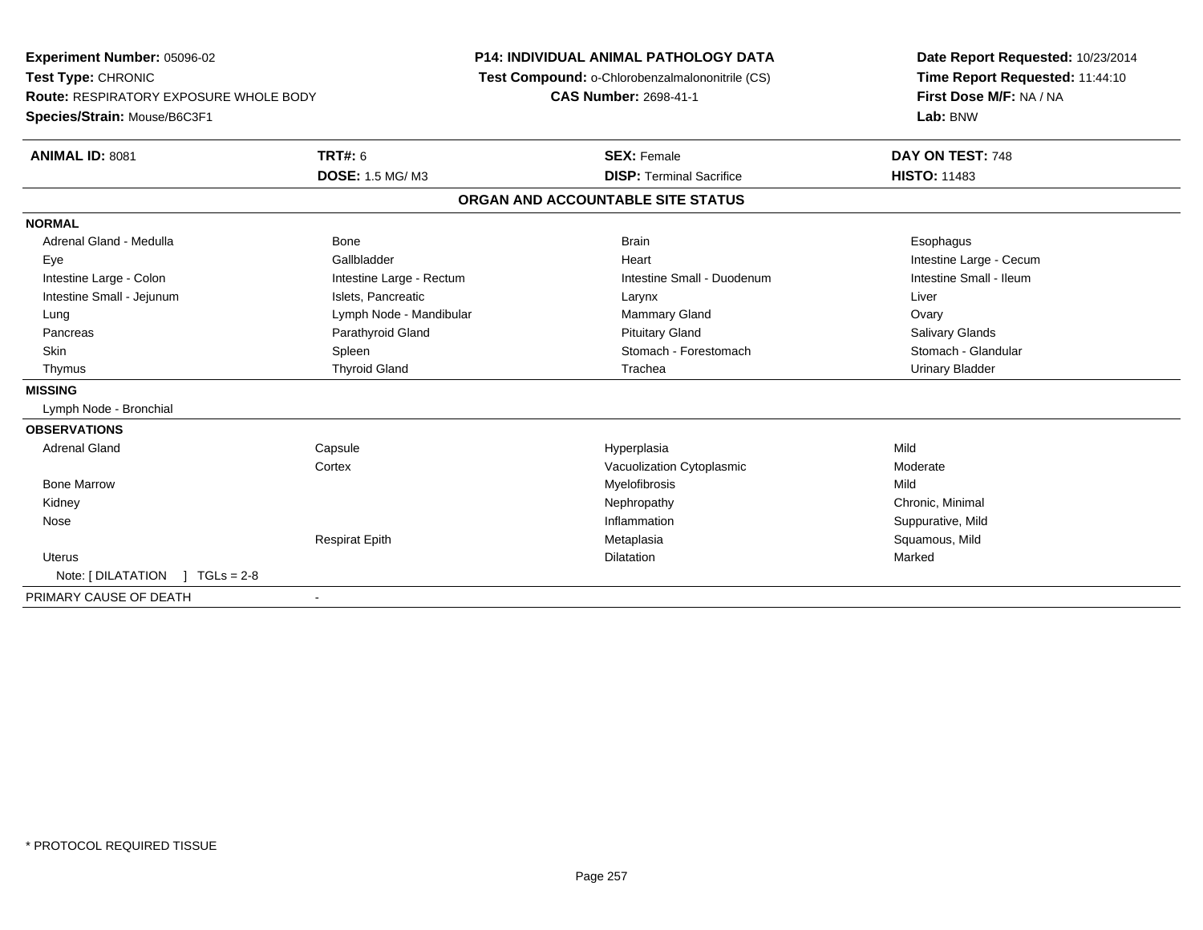**Experiment Number:** 05096-02
**Test Type:** CHRONIC
**Route:** RESPIRATORY EXPOSURE WHOLE BODY
**Species/Strain:** Mouse/B6C3F1

**P14: INDIVIDUAL ANIMAL PATHOLOGY DATA**
**Test Compound:** o-Chlorobenzalmalononitrile (CS)
**CAS Number:** 2698-41-1

**Date Report Requested:** 10/23/2014
**Time Report Requested:** 11:44:10
**First Dose M/F:** NA / NA
**Lab:** BNW

| **ANIMAL ID:** 8081 | **TRT#:** 6 | **SEX:** Female | **DAY ON TEST:** 748 |
|---|---|---|---|
| | **DOSE:** 1.5 MG/ M3 | **DISP:** Terminal Sacrifice | **HISTO:** 11483 |

**ORGAN AND ACCOUNTABLE SITE STATUS**

**NORMAL**

| | | | |
|---|---|---|---|
| Adrenal Gland - Medulla | Bone | Brain | Esophagus |
| Eye | Gallbladder | Heart | Intestine Large - Cecum |
| Intestine Large - Colon | Intestine Large - Rectum | Intestine Small - Duodenum | Intestine Small - Ileum |
| Intestine Small - Jejunum | Islets, Pancreatic | Larynx | Liver |
| Lung | Lymph Node - Mandibular | Mammary Gland | Ovary |
| Pancreas | Parathyroid Gland | Pituitary Gland | Salivary Glands |
| Skin | Spleen | Stomach - Forestomach | Stomach - Glandular |
| Thymus | Thyroid Gland | Trachea | Urinary Bladder |

**MISSING**

Lymph Node - Bronchial

**OBSERVATIONS**

| | | | |
|---|---|---|---|
| Adrenal Gland | Capsule | Hyperplasia | Mild |
| | Cortex | Vacuolization Cytoplasmic | Moderate |
| Bone Marrow | | Myelofibrosis | Mild |
| Kidney | | Nephropathy | Chronic, Minimal |
| Nose | | Inflammation | Suppurative, Mild |
| | Respirat Epith | Metaplasia | Squamous, Mild |
| Uterus | | Dilatation | Marked |
| Note: [ DILATATION ] TGLs = 2-8 | | | |

PRIMARY CAUSE OF DEATH -

* PROTOCOL REQUIRED TISSUE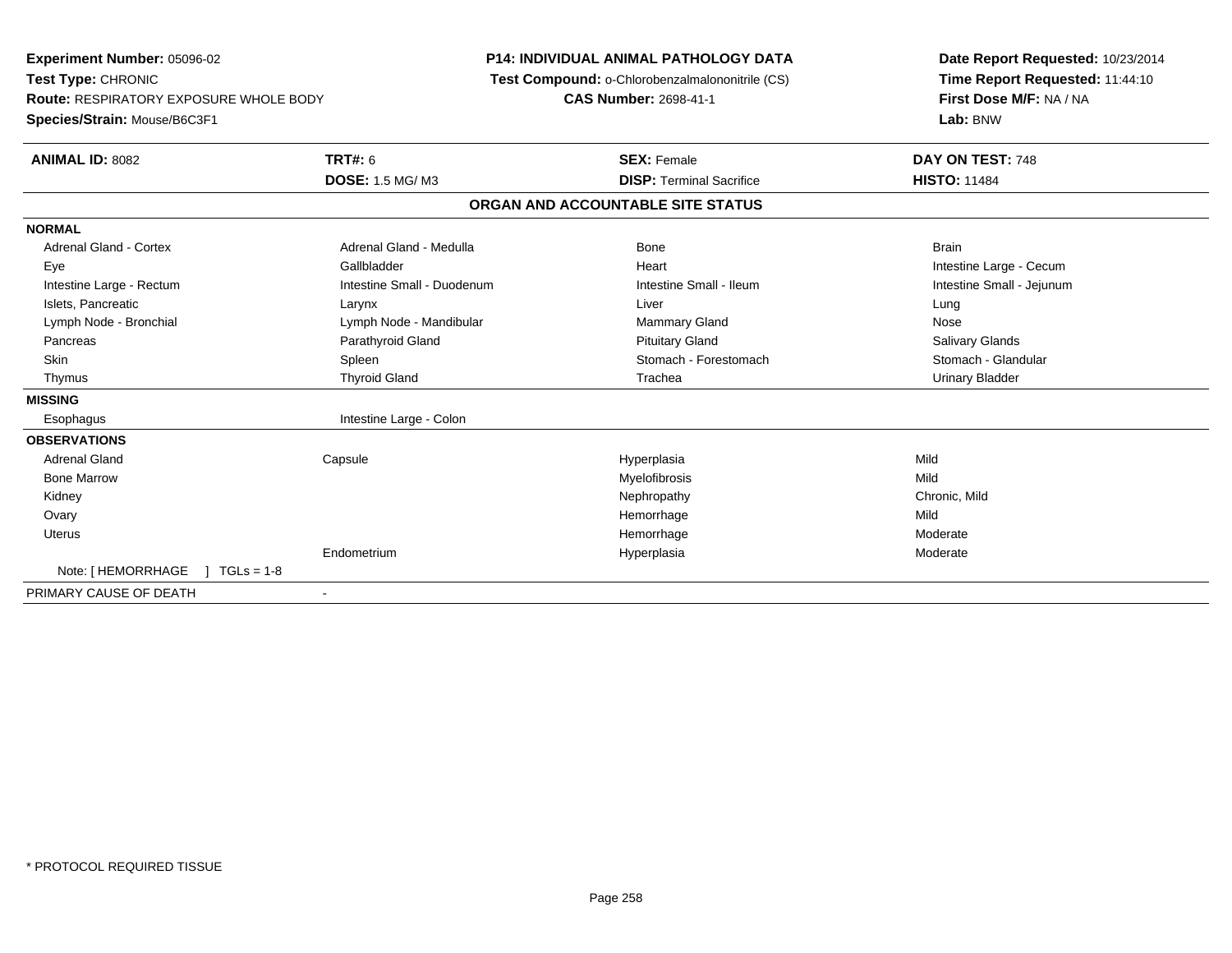**Experiment Number:** 05096-02
**Test Type:** CHRONIC
**Route:** RESPIRATORY EXPOSURE WHOLE BODY
**Species/Strain:** Mouse/B6C3F1

**P14: INDIVIDUAL ANIMAL PATHOLOGY DATA**
**Test Compound:** o-Chlorobenzalmalononitrile (CS)
**CAS Number:** 2698-41-1

**Date Report Requested:** 10/23/2014
**Time Report Requested:** 11:44:10
**First Dose M/F:** NA / NA
**Lab:** BNW

| **ANIMAL ID:** 8082 | **TRT#:** 6 | **SEX:** Female | **DAY ON TEST:** 748 |
|---|---|---|---|
| | **DOSE:** 1.5 MG/ M3 | **DISP:** Terminal Sacrifice | **HISTO:** 11484 |

## ORGAN AND ACCOUNTABLE SITE STATUS

| | | | |
|---|---|---|---|
| **NORMAL** | | | |
| Adrenal Gland - Cortex | Adrenal Gland - Medulla | Bone | Brain |
| Eye | Gallbladder | Heart | Intestine Large - Cecum |
| Intestine Large - Rectum | Intestine Small - Duodenum | Intestine Small - Ileum | Intestine Small - Jejunum |
| Islets, Pancreatic | Larynx | Liver | Lung |
| Lymph Node - Bronchial | Lymph Node - Mandibular | Mammary Gland | Nose |
| Pancreas | Parathyroid Gland | Pituitary Gland | Salivary Glands |
| Skin | Spleen | Stomach - Forestomach | Stomach - Glandular |
| Thymus | Thyroid Gland | Trachea | Urinary Bladder |
| **MISSING** | | | |
| Esophagus | Intestine Large - Colon | | |
| **OBSERVATIONS** | | | |
| Adrenal Gland | Capsule | Hyperplasia | Mild |
| Bone Marrow | | Myelofibrosis | Mild |
| Kidney | | Nephropathy | Chronic, Mild |
| Ovary | | Hemorrhage | Mild |
| Uterus | | Hemorrhage | Moderate |
| | Endometrium | Hyperplasia | Moderate |
| Note: [ HEMORRHAGE ] TGLs = 1-8 | | | |
| PRIMARY CAUSE OF DEATH | - | | |

* PROTOCOL REQUIRED TISSUE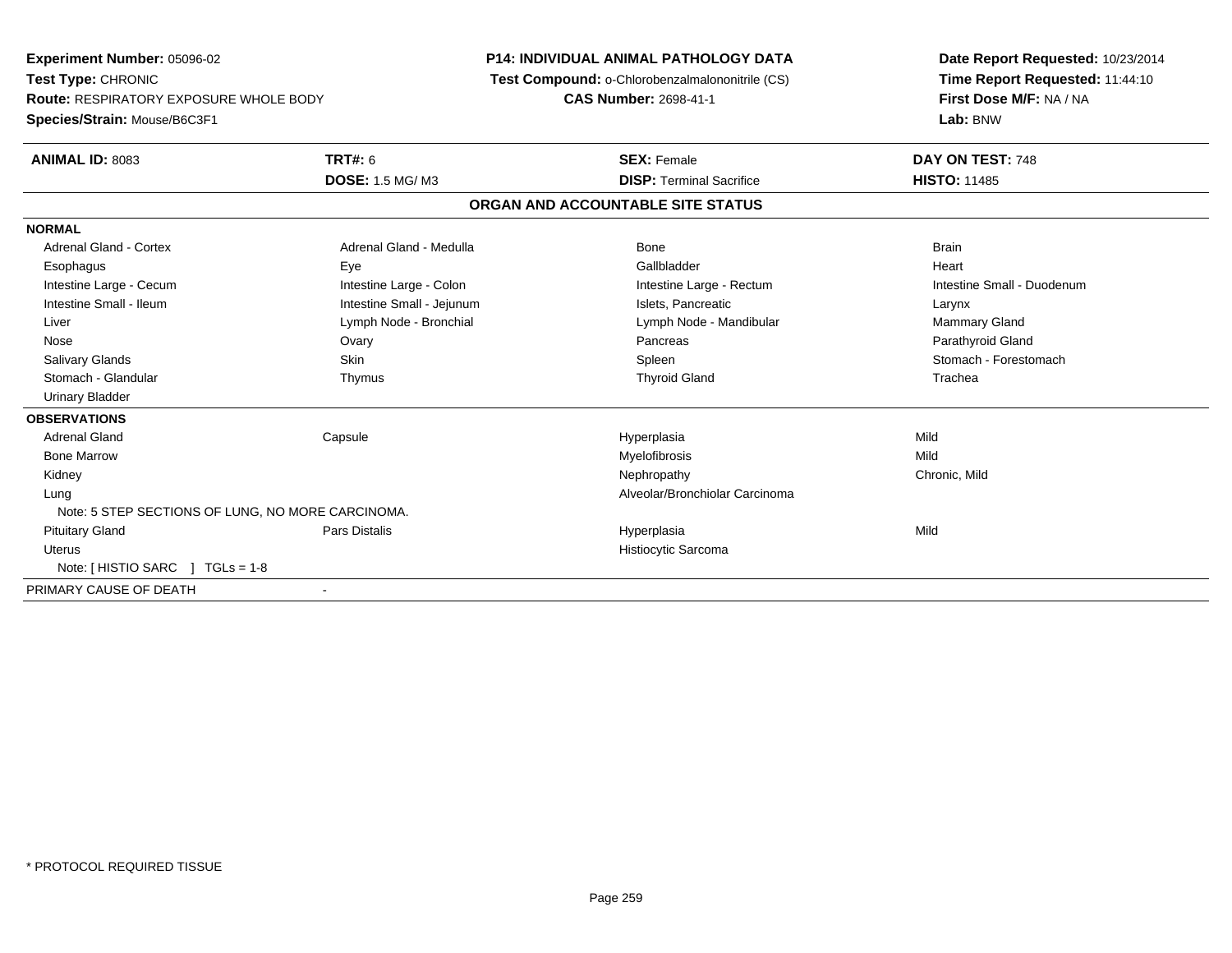**Experiment Number:** 05096-02
**Test Type:** CHRONIC
**Route:** RESPIRATORY EXPOSURE WHOLE BODY
**Species/Strain:** Mouse/B6C3F1

**P14: INDIVIDUAL ANIMAL PATHOLOGY DATA**
**Test Compound:** o-Chlorobenzalmalononitrile (CS)
**CAS Number:** 2698-41-1

**Date Report Requested:** 10/23/2014
**Time Report Requested:** 11:44:10
**First Dose M/F:** NA / NA
**Lab:** BNW

| **ANIMAL ID:** 8083 | **TRT#:** 6 | **SEX:** Female | **DAY ON TEST:** 748 |
|---|---|---|---|
| | **DOSE:** 1.5 MG/ M3 | **DISP:** Terminal Sacrifice | **HISTO:** 11485 |

## ORGAN AND ACCOUNTABLE SITE STATUS

| | | | |
|---|---|---|---|
| **NORMAL** | | | |
| Adrenal Gland - Cortex | Adrenal Gland - Medulla | Bone | Brain |
| Esophagus | Eye | Gallbladder | Heart |
| Intestine Large - Cecum | Intestine Large - Colon | Intestine Large - Rectum | Intestine Small - Duodenum |
| Intestine Small - Ileum | Intestine Small - Jejunum | Islets, Pancreatic | Larynx |
| Liver | Lymph Node - Bronchial | Lymph Node - Mandibular | Mammary Gland |
| Nose | Ovary | Pancreas | Parathyroid Gland |
| Salivary Glands | Skin | Spleen | Stomach - Forestomach |
| Stomach - Glandular | Thymus | Thyroid Gland | Trachea |
| Urinary Bladder | | | |
| **OBSERVATIONS** | | | |
| Adrenal Gland | Capsule | Hyperplasia | Mild |
| Bone Marrow | | Myelofibrosis | Mild |
| Kidney | | Nephropathy | Chronic, Mild |
| Lung | | Alveolar/Bronchiolar Carcinoma | |
| Note: 5 STEP SECTIONS OF LUNG, NO MORE CARCINOMA. | | | |
| Pituitary Gland | Pars Distalis | Hyperplasia | Mild |
| Uterus | | Histiocytic Sarcoma | |
| Note: [ HISTIO SARC ] TGLs = 1-8 | | | |
| PRIMARY CAUSE OF DEATH | - | | |

\* PROTOCOL REQUIRED TISSUE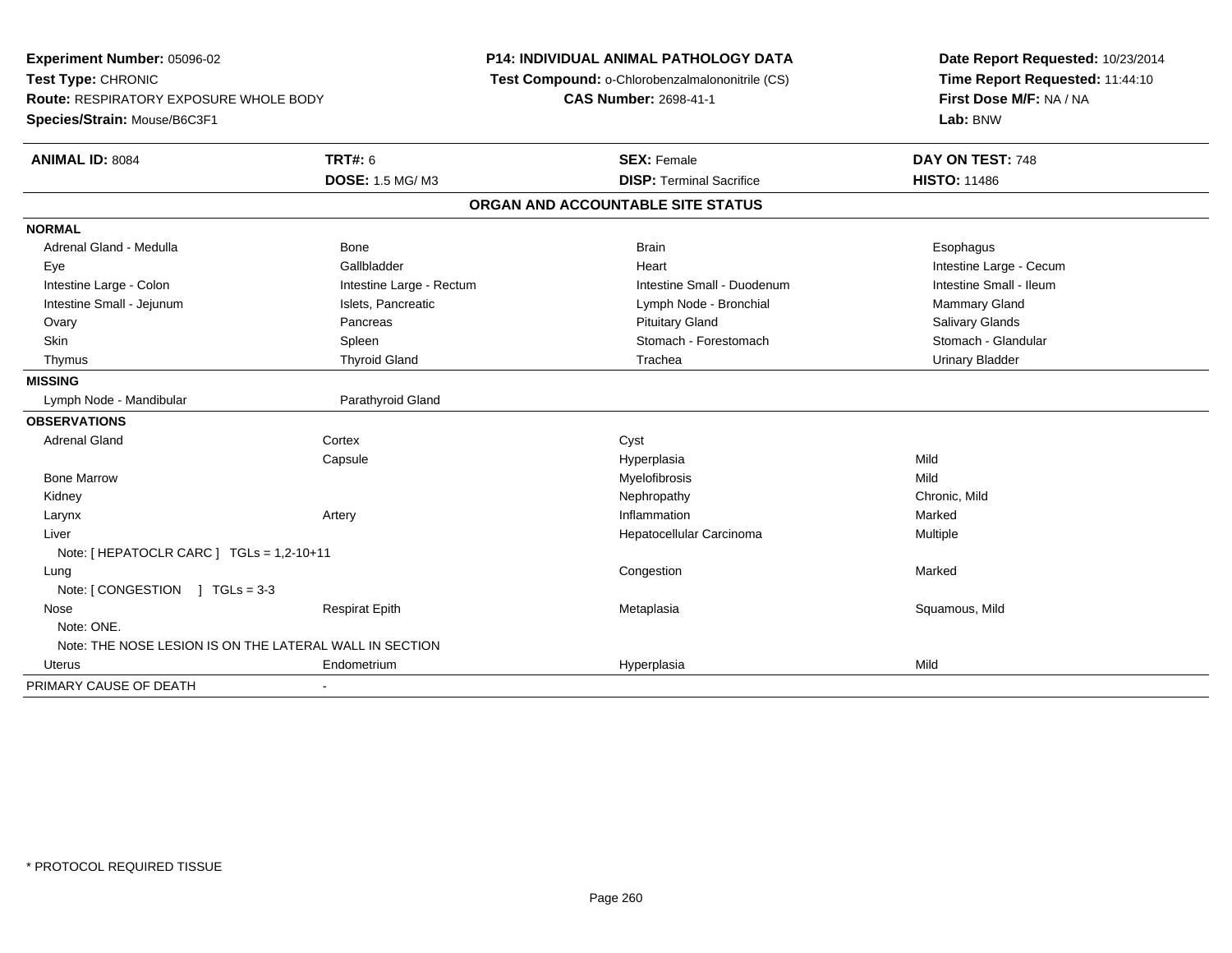**Experiment Number:** 05096-02
**Test Type:** CHRONIC
**Route:** RESPIRATORY EXPOSURE WHOLE BODY
**Species/Strain:** Mouse/B6C3F1

**P14: INDIVIDUAL ANIMAL PATHOLOGY DATA**
**Test Compound:** o-Chlorobenzalmalononitrile (CS)
**CAS Number:** 2698-41-1

**Date Report Requested:** 10/23/2014
**Time Report Requested:** 11:44:10
**First Dose M/F:** NA / NA
**Lab:** BNW

| **ANIMAL ID:** 8084 | **TRT#:** 6 | **SEX:** Female | **DAY ON TEST:** 748 |
|---|---|---|---|
| | **DOSE:** 1.5 MG/ M3 | **DISP:** Terminal Sacrifice | **HISTO:** 11486 |

**ORGAN AND ACCOUNTABLE SITE STATUS**

**NORMAL**

| | | | |
|---|---|---|---|
| Adrenal Gland - Medulla | Bone | Brain | Esophagus |
| Eye | Gallbladder | Heart | Intestine Large - Cecum |
| Intestine Large - Colon | Intestine Large - Rectum | Intestine Small - Duodenum | Intestine Small - Ileum |
| Intestine Small - Jejunum | Islets, Pancreatic | Lymph Node - Bronchial | Mammary Gland |
| Ovary | Pancreas | Pituitary Gland | Salivary Glands |
| Skin | Spleen | Stomach - Forestomach | Stomach - Glandular |
| Thymus | Thyroid Gland | Trachea | Urinary Bladder |

**MISSING**

| | |
|---|---|
| Lymph Node - Mandibular | Parathyroid Gland |

**OBSERVATIONS**

| | | | |
|---|---|---|---|
| Adrenal Gland | Cortex | Cyst | |
| | Capsule | Hyperplasia | Mild |
| Bone Marrow | | Myelofibrosis | Mild |
| Kidney | | Nephropathy | Chronic, Mild |
| Larynx | Artery | Inflammation | Marked |
| Liver | | Hepatocellular Carcinoma | Multiple |
| Note: [ HEPATOCLR CARC ] TGLs = 1,2-10+11 | | | |
| Lung | | Congestion | Marked |
| Note: [ CONGESTION ] TGLs = 3-3 | | | |
| Nose | Respirat Epith | Metaplasia | Squamous, Mild |
| Note: ONE. | | | |
| Note: THE NOSE LESION IS ON THE LATERAL WALL IN SECTION | | | |
| Uterus | Endometrium | Hyperplasia | Mild |

PRIMARY CAUSE OF DEATH -

* PROTOCOL REQUIRED TISSUE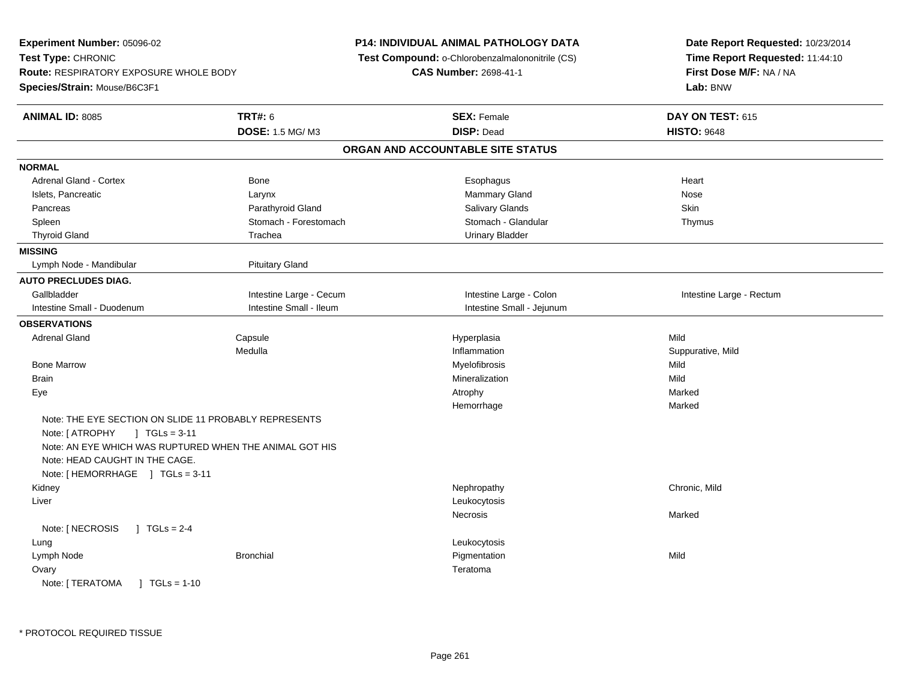**Experiment Number:** 05096-02
**Test Type:** CHRONIC
**Route:** RESPIRATORY EXPOSURE WHOLE BODY
**Species/Strain:** Mouse/B6C3F1

**P14: INDIVIDUAL ANIMAL PATHOLOGY DATA**
**Test Compound:** o-Chlorobenzalmalononitrile (CS)
**CAS Number:** 2698-41-1

**Date Report Requested:** 10/23/2014
**Time Report Requested:** 11:44:10
**First Dose M/F:** NA / NA
**Lab:** BNW

| **ANIMAL ID:** 8085 | **TRT#:** 6 | **SEX:** Female | **DAY ON TEST:** 615 |
|---|---|---|---|
| | **DOSE:** 1.5 MG/ M3 | **DISP:** Dead | **HISTO:** 9648 |

## ORGAN AND ACCOUNTABLE SITE STATUS

| | | | |
|---|---|---|---|
| **NORMAL** | | | |
| Adrenal Gland - Cortex | Bone | Esophagus | Heart |
| Islets, Pancreatic | Larynx | Mammary Gland | Nose |
| Pancreas | Parathyroid Gland | Salivary Glands | Skin |
| Spleen | Stomach - Forestomach | Stomach - Glandular | Thymus |
| Thyroid Gland | Trachea | Urinary Bladder | |
| **MISSING** | | | |
| Lymph Node - Mandibular | Pituitary Gland | | |
| **AUTO PRECLUDES DIAG.** | | | |
| Gallbladder | Intestine Large - Cecum | Intestine Large - Colon | Intestine Large - Rectum |
| Intestine Small - Duodenum | Intestine Small - Ileum | Intestine Small - Jejunum | |
| **OBSERVATIONS** | | | |
| Adrenal Gland | Capsule | Hyperplasia | Mild |
| | Medulla | Inflammation | Suppurative, Mild |
| Bone Marrow | | Myelofibrosis | Mild |
| Brain | | Mineralization | Mild |
| Eye | | Atrophy | Marked |
| | | Hemorrhage | Marked |
| Note: THE EYE SECTION ON SLIDE 11 PROBABLY REPRESENTS | | | |
| Note: [ ATROPHY ] TGLs = 3-11 | | | |
| Note: AN EYE WHICH WAS RUPTURED WHEN THE ANIMAL GOT HIS | | | |
| Note: HEAD CAUGHT IN THE CAGE. | | | |
| Note: [ HEMORRHAGE ] TGLs = 3-11 | | | |
| Kidney | | Nephropathy | Chronic, Mild |
| Liver | | Leukocytosis | |
| | | Necrosis | Marked |
| Note: [ NECROSIS ] TGLs = 2-4 | | | |
| Lung | | Leukocytosis | |
| Lymph Node | Bronchial | Pigmentation | Mild |
| Ovary | | Teratoma | |
| Note: [ TERATOMA ] TGLs = 1-10 | | | |

* PROTOCOL REQUIRED TISSUE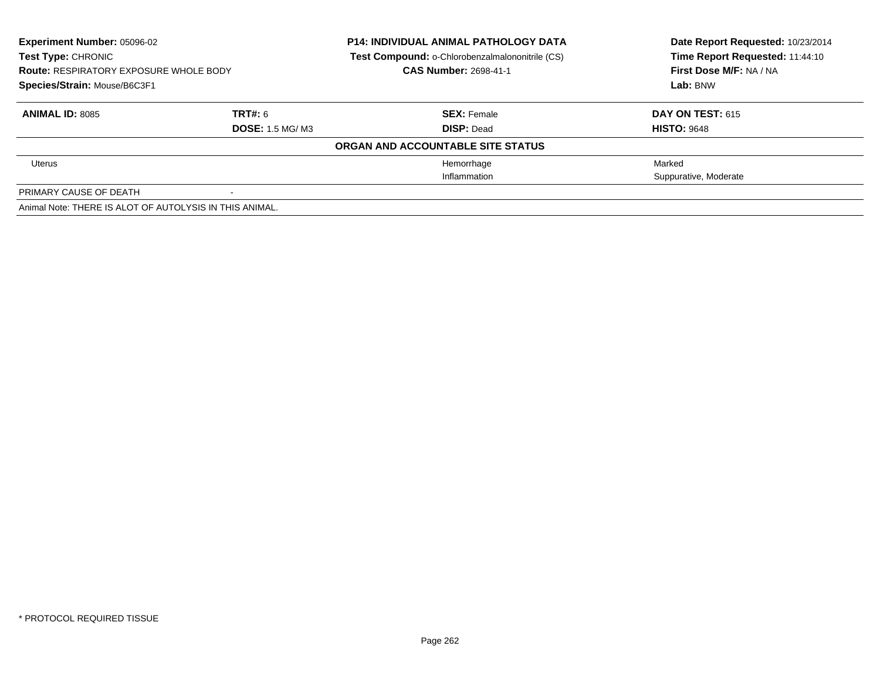**Experiment Number:** 05096-02
**Test Type:** CHRONIC
**Route:** RESPIRATORY EXPOSURE WHOLE BODY
**Species/Strain:** Mouse/B6C3F1

**P14: INDIVIDUAL ANIMAL PATHOLOGY DATA**
**Test Compound:** o-Chlorobenzalmalononitrile (CS)
**CAS Number:** 2698-41-1

**Date Report Requested:** 10/23/2014
**Time Report Requested:** 11:44:10
**First Dose M/F:** NA / NA
**Lab:** BNW

| **ANIMAL ID:** 8085 | **TRT#:** 6 | **SEX:** Female | **DAY ON TEST:** 615 |
|---|---|---|---|
| | **DOSE:** 1.5 MG/ M3 | **DISP:** Dead | **HISTO:** 9648 |
| | | **ORGAN AND ACCOUNTABLE SITE STATUS** | |
| Uterus | | Hemorrhage | Marked |
| | | Inflammation | Suppurative, Moderate |
| PRIMARY CAUSE OF DEATH | - | | |
| Animal Note: THERE IS ALOT OF AUTOLYSIS IN THIS ANIMAL. | | | |

* PROTOCOL REQUIRED TISSUE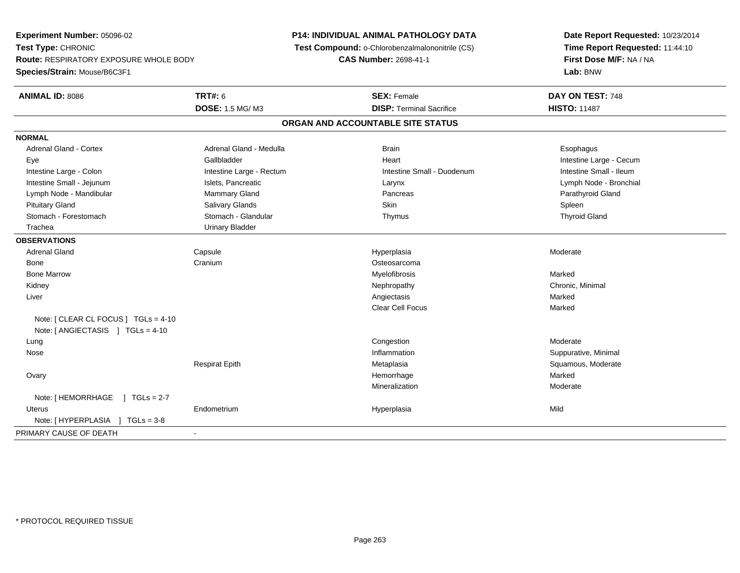**Experiment Number:** 05096-02
**Test Type:** CHRONIC
**Route:** RESPIRATORY EXPOSURE WHOLE BODY
**Species/Strain:** Mouse/B6C3F1

**P14: INDIVIDUAL ANIMAL PATHOLOGY DATA**
**Test Compound:** o-Chlorobenzalmalononitrile (CS)
**CAS Number:** 2698-41-1

**Date Report Requested:** 10/23/2014
**Time Report Requested:** 11:44:10
**First Dose M/F:** NA / NA
**Lab:** BNW

| **ANIMAL ID:** 8086 | **TRT#:** 6 | **SEX:** Female | **DAY ON TEST:** 748 |
|---|---|---|---|
| | **DOSE:** 1.5 MG/ M3 | **DISP:** Terminal Sacrifice | **HISTO:** 11487 |

## ORGAN AND ACCOUNTABLE SITE STATUS

| | | | |
|---|---|---|---|
| **NORMAL** | | | |
| Adrenal Gland - Cortex | Adrenal Gland - Medulla | Brain | Esophagus |
| Eye | Gallbladder | Heart | Intestine Large - Cecum |
| Intestine Large - Colon | Intestine Large - Rectum | Intestine Small - Duodenum | Intestine Small - Ileum |
| Intestine Small - Jejunum | Islets, Pancreatic | Larynx | Lymph Node - Bronchial |
| Lymph Node - Mandibular | Mammary Gland | Pancreas | Parathyroid Gland |
| Pituitary Gland | Salivary Glands | Skin | Spleen |
| Stomach - Forestomach | Stomach - Glandular | Thymus | Thyroid Gland |
| Trachea | Urinary Bladder | | |
| **OBSERVATIONS** | | | |
| Adrenal Gland | Capsule | Hyperplasia | Moderate |
| Bone | Cranium | Osteosarcoma | |
| Bone Marrow | | Myelofibrosis | Marked |
| Kidney | | Nephropathy | Chronic, Minimal |
| Liver | | Angiectasis | Marked |
| | | Clear Cell Focus | Marked |
| Note: [ CLEAR CL FOCUS ] TGLs = 4-10 | | | |
| Note: [ ANGIECTASIS ] TGLs = 4-10 | | | |
| Lung | | Congestion | Moderate |
| Nose | | Inflammation | Suppurative, Minimal |
| | Respirat Epith | Metaplasia | Squamous, Moderate |
| Ovary | | Hemorrhage | Marked |
| | | Mineralization | Moderate |
| Note: [ HEMORRHAGE ] TGLs = 2-7 | | | |
| Uterus | Endometrium | Hyperplasia | Mild |
| Note: [ HYPERPLASIA ] TGLs = 3-8 | | | |
| PRIMARY CAUSE OF DEATH | - | | |

\* PROTOCOL REQUIRED TISSUE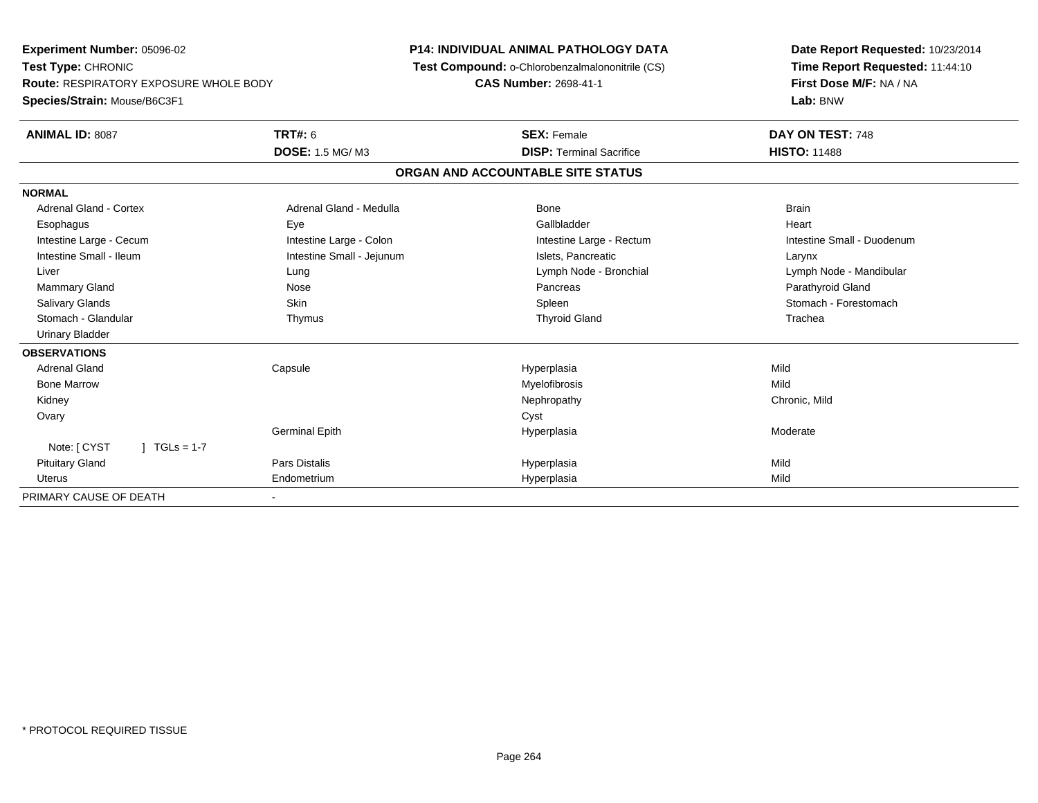**Experiment Number:** 05096-02
**Test Type:** CHRONIC
**Route:** RESPIRATORY EXPOSURE WHOLE BODY
**Species/Strain:** Mouse/B6C3F1

**P14: INDIVIDUAL ANIMAL PATHOLOGY DATA**
**Test Compound:** o-Chlorobenzalmalononitrile (CS)
**CAS Number:** 2698-41-1

**Date Report Requested:** 10/23/2014
**Time Report Requested:** 11:44:10
**First Dose M/F:** NA / NA
**Lab:** BNW

| **ANIMAL ID:** 8087 | **TRT#:** 6 | **SEX:** Female | **DAY ON TEST:** 748 |
|---|---|---|---|
| | **DOSE:** 1.5 MG/ M3 | **DISP:** Terminal Sacrifice | **HISTO:** 11488 |

## ORGAN AND ACCOUNTABLE SITE STATUS

| | | | |
|---|---|---|---|
| **NORMAL** | | | |
| Adrenal Gland - Cortex | Adrenal Gland - Medulla | Bone | Brain |
| Esophagus | Eye | Gallbladder | Heart |
| Intestine Large - Cecum | Intestine Large - Colon | Intestine Large - Rectum | Intestine Small - Duodenum |
| Intestine Small - Ileum | Intestine Small - Jejunum | Islets, Pancreatic | Larynx |
| Liver | Lung | Lymph Node - Bronchial | Lymph Node - Mandibular |
| Mammary Gland | Nose | Pancreas | Parathyroid Gland |
| Salivary Glands | Skin | Spleen | Stomach - Forestomach |
| Stomach - Glandular | Thymus | Thyroid Gland | Trachea |
| Urinary Bladder | | | |
| **OBSERVATIONS** | | | |
| Adrenal Gland | Capsule | Hyperplasia | Mild |
| Bone Marrow | | Myelofibrosis | Mild |
| Kidney | | Nephropathy | Chronic, Mild |
| Ovary | | Cyst | |
| | Germinal Epith | Hyperplasia | Moderate |
| Note: [ CYST ] TGLs = 1-7 | | | |
| Pituitary Gland | Pars Distalis | Hyperplasia | Mild |
| Uterus | Endometrium | Hyperplasia | Mild |
| PRIMARY CAUSE OF DEATH | - | | |

\* PROTOCOL REQUIRED TISSUE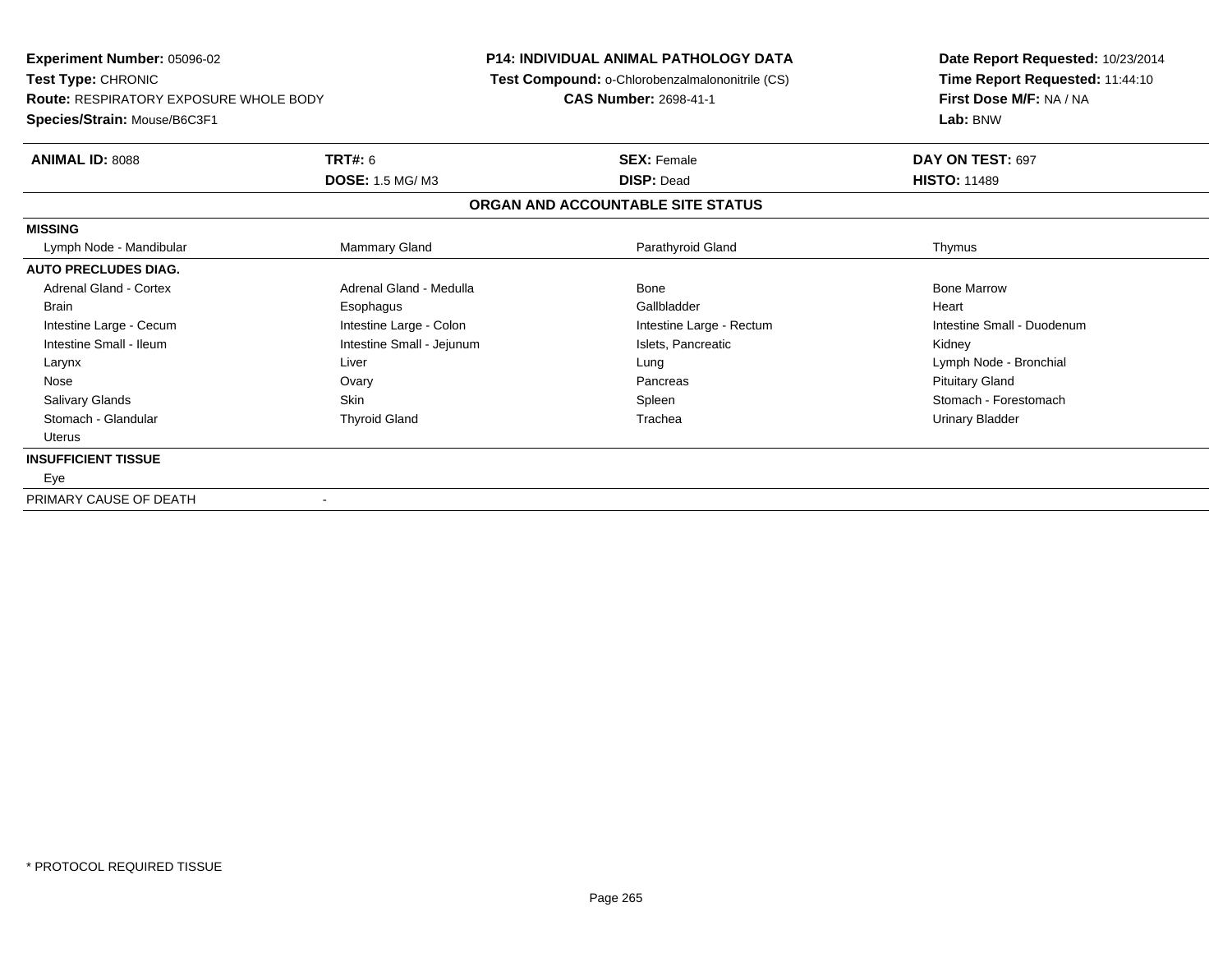**Experiment Number:** 05096-02
**Test Type:** CHRONIC
**Route:** RESPIRATORY EXPOSURE WHOLE BODY
**Species/Strain:** Mouse/B6C3F1

**P14: INDIVIDUAL ANIMAL PATHOLOGY DATA**
**Test Compound:** o-Chlorobenzalmalononitrile (CS)
**CAS Number:** 2698-41-1

**Date Report Requested:** 10/23/2014
**Time Report Requested:** 11:44:10
**First Dose M/F:** NA / NA
**Lab:** BNW

| **ANIMAL ID:** 8088 | **TRT#:** 6 | **SEX:** Female | **DAY ON TEST:** 697 |
|---|---|---|---|
| | **DOSE:** 1.5 MG/ M3 | **DISP:** Dead | **HISTO:** 11489 |

**ORGAN AND ACCOUNTABLE SITE STATUS**

| | | | |
|---|---|---|---|
| **MISSING** | | | |
| Lymph Node - Mandibular | Mammary Gland | Parathyroid Gland | Thymus |
| **AUTO PRECLUDES DIAG.** | | | |
| Adrenal Gland - Cortex | Adrenal Gland - Medulla | Bone | Bone Marrow |
| Brain | Esophagus | Gallbladder | Heart |
| Intestine Large - Cecum | Intestine Large - Colon | Intestine Large - Rectum | Intestine Small - Duodenum |
| Intestine Small - Ileum | Intestine Small - Jejunum | Islets, Pancreatic | Kidney |
| Larynx | Liver | Lung | Lymph Node - Bronchial |
| Nose | Ovary | Pancreas | Pituitary Gland |
| Salivary Glands | Skin | Spleen | Stomach - Forestomach |
| Stomach - Glandular | Thyroid Gland | Trachea | Urinary Bladder |
| Uterus | | | |
| **INSUFFICIENT TISSUE** | | | |
| Eye | | | |
| PRIMARY CAUSE OF DEATH | - | | |

* PROTOCOL REQUIRED TISSUE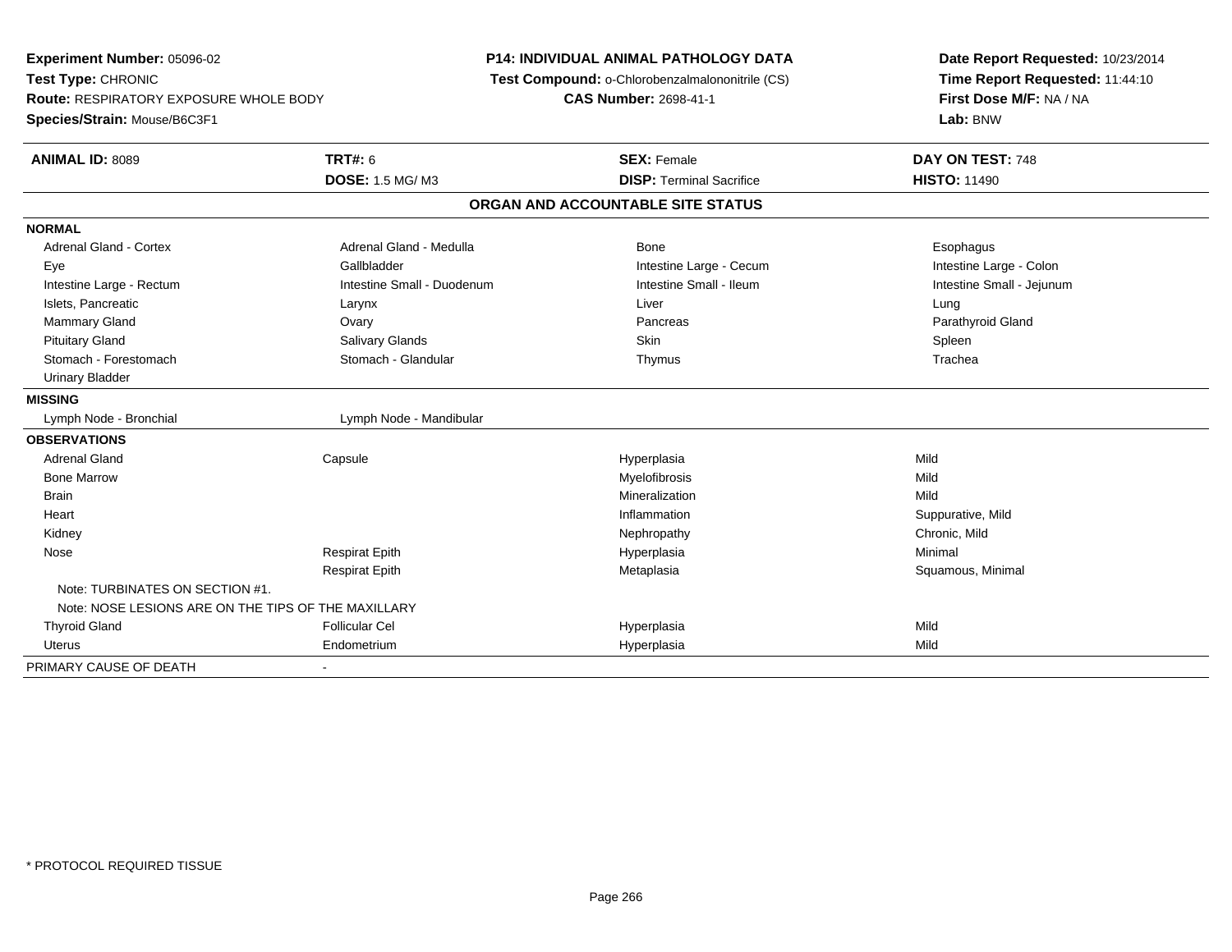**Experiment Number:** 05096-02
**Test Type:** CHRONIC
**Route:** RESPIRATORY EXPOSURE WHOLE BODY
**Species/Strain:** Mouse/B6C3F1

**P14: INDIVIDUAL ANIMAL PATHOLOGY DATA**
**Test Compound:** o-Chlorobenzalmalononitrile (CS)
**CAS Number:** 2698-41-1

**Date Report Requested:** 10/23/2014
**Time Report Requested:** 11:44:10
**First Dose M/F:** NA / NA
**Lab:** BNW

| **ANIMAL ID:** 8089 | **TRT#:** 6 | **SEX:** Female | **DAY ON TEST:** 748 |
|---|---|---|---|
| | **DOSE:** 1.5 MG/ M3 | **DISP:** Terminal Sacrifice | **HISTO:** 11490 |

## ORGAN AND ACCOUNTABLE SITE STATUS

**NORMAL**

| | | | |
|---|---|---|---|
| Adrenal Gland - Cortex | Adrenal Gland - Medulla | Bone | Esophagus |
| Eye | Gallbladder | Intestine Large - Cecum | Intestine Large - Colon |
| Intestine Large - Rectum | Intestine Small - Duodenum | Intestine Small - Ileum | Intestine Small - Jejunum |
| Islets, Pancreatic | Larynx | Liver | Lung |
| Mammary Gland | Ovary | Pancreas | Parathyroid Gland |
| Pituitary Gland | Salivary Glands | Skin | Spleen |
| Stomach - Forestomach | Stomach - Glandular | Thymus | Trachea |
| Urinary Bladder | | | |

**MISSING**

| | |
|---|---|
| Lymph Node - Bronchial | Lymph Node - Mandibular |

**OBSERVATIONS**

| Organ | Site | Observation | Qualifier |
|---|---|---|---|
| Adrenal Gland | Capsule | Hyperplasia | Mild |
| Bone Marrow | | Myelofibrosis | Mild |
| Brain | | Mineralization | Mild |
| Heart | | Inflammation | Suppurative, Mild |
| Kidney | | Nephropathy | Chronic, Mild |
| Nose | Respirat Epith | Hyperplasia | Minimal |
| | Respirat Epith | Metaplasia | Squamous, Minimal |
| Note: TURBINATES ON SECTION #1. | | | |
| Note: NOSE LESIONS ARE ON THE TIPS OF THE MAXILLARY | | | |
| Thyroid Gland | Follicular Cel | Hyperplasia | Mild |
| Uterus | Endometrium | Hyperplasia | Mild |

PRIMARY CAUSE OF DEATH -

* PROTOCOL REQUIRED TISSUE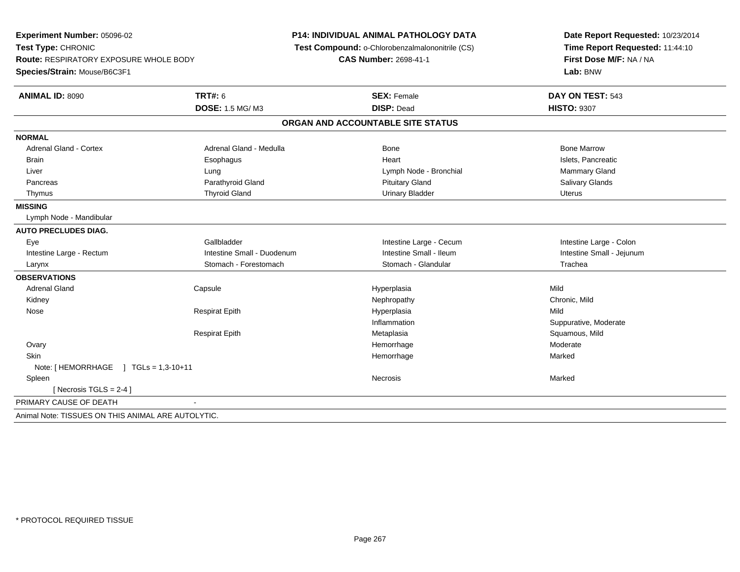**Experiment Number:** 05096-02
**Test Type:** CHRONIC
**Route:** RESPIRATORY EXPOSURE WHOLE BODY
**Species/Strain:** Mouse/B6C3F1

**P14: INDIVIDUAL ANIMAL PATHOLOGY DATA**
**Test Compound:** o-Chlorobenzalmalononitrile (CS)
**CAS Number:** 2698-41-1

**Date Report Requested:** 10/23/2014
**Time Report Requested:** 11:44:10
**First Dose M/F:** NA / NA
**Lab:** BNW

| **ANIMAL ID:** 8090 | **TRT#:** 6 | **SEX:** Female | **DAY ON TEST:** 543 |
|---|---|---|---|
| | **DOSE:** 1.5 MG/ M3 | **DISP:** Dead | **HISTO:** 9307 |

## ORGAN AND ACCOUNTABLE SITE STATUS

**NORMAL**

| | | | |
|---|---|---|---|
| Adrenal Gland - Cortex | Adrenal Gland - Medulla | Bone | Bone Marrow |
| Brain | Esophagus | Heart | Islets, Pancreatic |
| Liver | Lung | Lymph Node - Bronchial | Mammary Gland |
| Pancreas | Parathyroid Gland | Pituitary Gland | Salivary Glands |
| Thymus | Thyroid Gland | Urinary Bladder | Uterus |

**MISSING**

Lymph Node - Mandibular

**AUTO PRECLUDES DIAG.**

| | | | |
|---|---|---|---|
| Eye | Gallbladder | Intestine Large - Cecum | Intestine Large - Colon |
| Intestine Large - Rectum | Intestine Small - Duodenum | Intestine Small - Ileum | Intestine Small - Jejunum |
| Larynx | Stomach - Forestomach | Stomach - Glandular | Trachea |

**OBSERVATIONS**

| | | | |
|---|---|---|---|
| Adrenal Gland | Capsule | Hyperplasia | Mild |
| Kidney | | Nephropathy | Chronic, Mild |
| Nose | Respirat Epith | Hyperplasia | Mild |
| | | Inflammation | Suppurative, Moderate |
| | Respirat Epith | Metaplasia | Squamous, Mild |
| Ovary | | Hemorrhage | Moderate |
| Skin | | Hemorrhage | Marked |
| Note: [ HEMORRHAGE ] TGLs = 1,3-10+11 | | | |
| Spleen | | Necrosis | Marked |
| [ Necrosis TGLS = 2-4 ] | | | |

PRIMARY CAUSE OF DEATH -

Animal Note: TISSUES ON THIS ANIMAL ARE AUTOLYTIC.

\* PROTOCOL REQUIRED TISSUE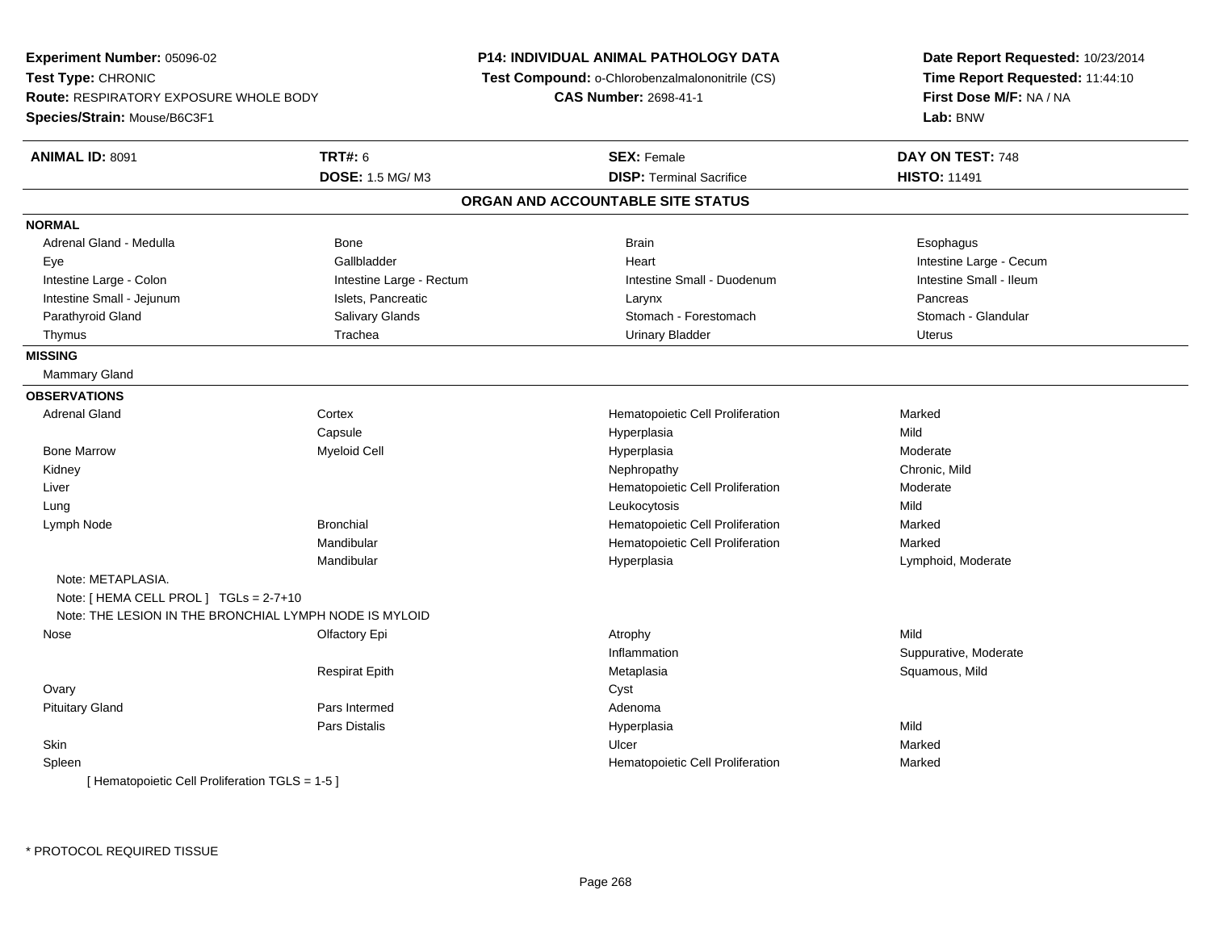**Experiment Number:** 05096-02
**Test Type:** CHRONIC
**Route:** RESPIRATORY EXPOSURE WHOLE BODY
**Species/Strain:** Mouse/B6C3F1

**P14: INDIVIDUAL ANIMAL PATHOLOGY DATA**
**Test Compound:** o-Chlorobenzalmalononitrile (CS)
**CAS Number:** 2698-41-1

**Date Report Requested:** 10/23/2014
**Time Report Requested:** 11:44:10
**First Dose M/F:** NA / NA
**Lab:** BNW

| **ANIMAL ID:** 8091 | **TRT#:** 6 | **SEX:** Female | **DAY ON TEST:** 748 |
|---|---|---|---|
| | **DOSE:** 1.5 MG/ M3 | **DISP:** Terminal Sacrifice | **HISTO:** 11491 |

## ORGAN AND ACCOUNTABLE SITE STATUS

**NORMAL**

| | | | |
|---|---|---|---|
| Adrenal Gland - Medulla | Bone | Brain | Esophagus |
| Eye | Gallbladder | Heart | Intestine Large - Cecum |
| Intestine Large - Colon | Intestine Large - Rectum | Intestine Small - Duodenum | Intestine Small - Ileum |
| Intestine Small - Jejunum | Islets, Pancreatic | Larynx | Pancreas |
| Parathyroid Gland | Salivary Glands | Stomach - Forestomach | Stomach - Glandular |
| Thymus | Trachea | Urinary Bladder | Uterus |

**MISSING**

Mammary Gland

**OBSERVATIONS**

| | | | |
|---|---|---|---|
| Adrenal Gland | Cortex | Hematopoietic Cell Proliferation | Marked |
| | Capsule | Hyperplasia | Mild |
| Bone Marrow | Myeloid Cell | Hyperplasia | Moderate |
| Kidney | | Nephropathy | Chronic, Mild |
| Liver | | Hematopoietic Cell Proliferation | Moderate |
| Lung | | Leukocytosis | Mild |
| Lymph Node | Bronchial | Hematopoietic Cell Proliferation | Marked |
| | Mandibular | Hematopoietic Cell Proliferation | Marked |
| | Mandibular | Hyperplasia | Lymphoid, Moderate |

Note: METAPLASIA.
Note: [ HEMA CELL PROL ] TGLs = 2-7+10
Note: THE LESION IN THE BRONCHIAL LYMPH NODE IS MYLOID

| | | | |
|---|---|---|---|
| Nose | Olfactory Epi | Atrophy | Mild |
| | | Inflammation | Suppurative, Moderate |
| | Respirat Epith | Metaplasia | Squamous, Mild |
| Ovary | | Cyst | |
| Pituitary Gland | Pars Intermed | Adenoma | |
| | Pars Distalis | Hyperplasia | Mild |
| Skin | | Ulcer | Marked |
| Spleen | | Hematopoietic Cell Proliferation | Marked |

[ Hematopoietic Cell Proliferation TGLS = 1-5 ]

* PROTOCOL REQUIRED TISSUE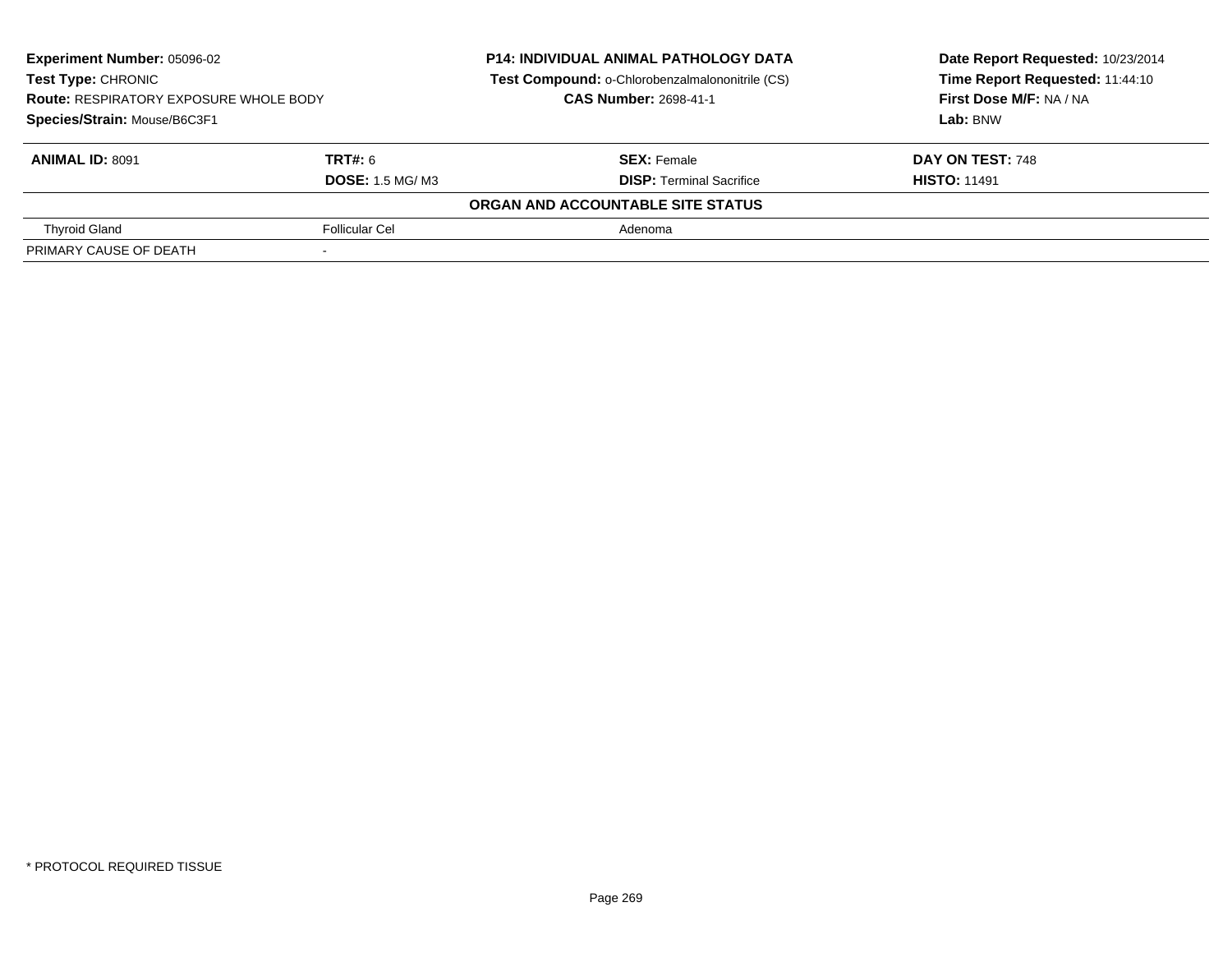**Experiment Number:** 05096-02
**Test Type:** CHRONIC
**Route:** RESPIRATORY EXPOSURE WHOLE BODY
**Species/Strain:** Mouse/B6C3F1

**P14: INDIVIDUAL ANIMAL PATHOLOGY DATA**
**Test Compound:** o-Chlorobenzalmalononitrile (CS)
**CAS Number:** 2698-41-1

**Date Report Requested:** 10/23/2014
**Time Report Requested:** 11:44:10
**First Dose M/F:** NA / NA
**Lab:** BNW

| **ANIMAL ID:** 8091 | **TRT#:** 6 | **SEX:** Female | **DAY ON TEST:** 748 |
|---|---|---|---|
| | **DOSE:** 1.5 MG/ M3 | **DISP:** Terminal Sacrifice | **HISTO:** 11491 |

**ORGAN AND ACCOUNTABLE SITE STATUS**

| | | |
|---|---|---|
| Thyroid Gland | Follicular Cel | Adenoma |
| PRIMARY CAUSE OF DEATH | - | |

* PROTOCOL REQUIRED TISSUE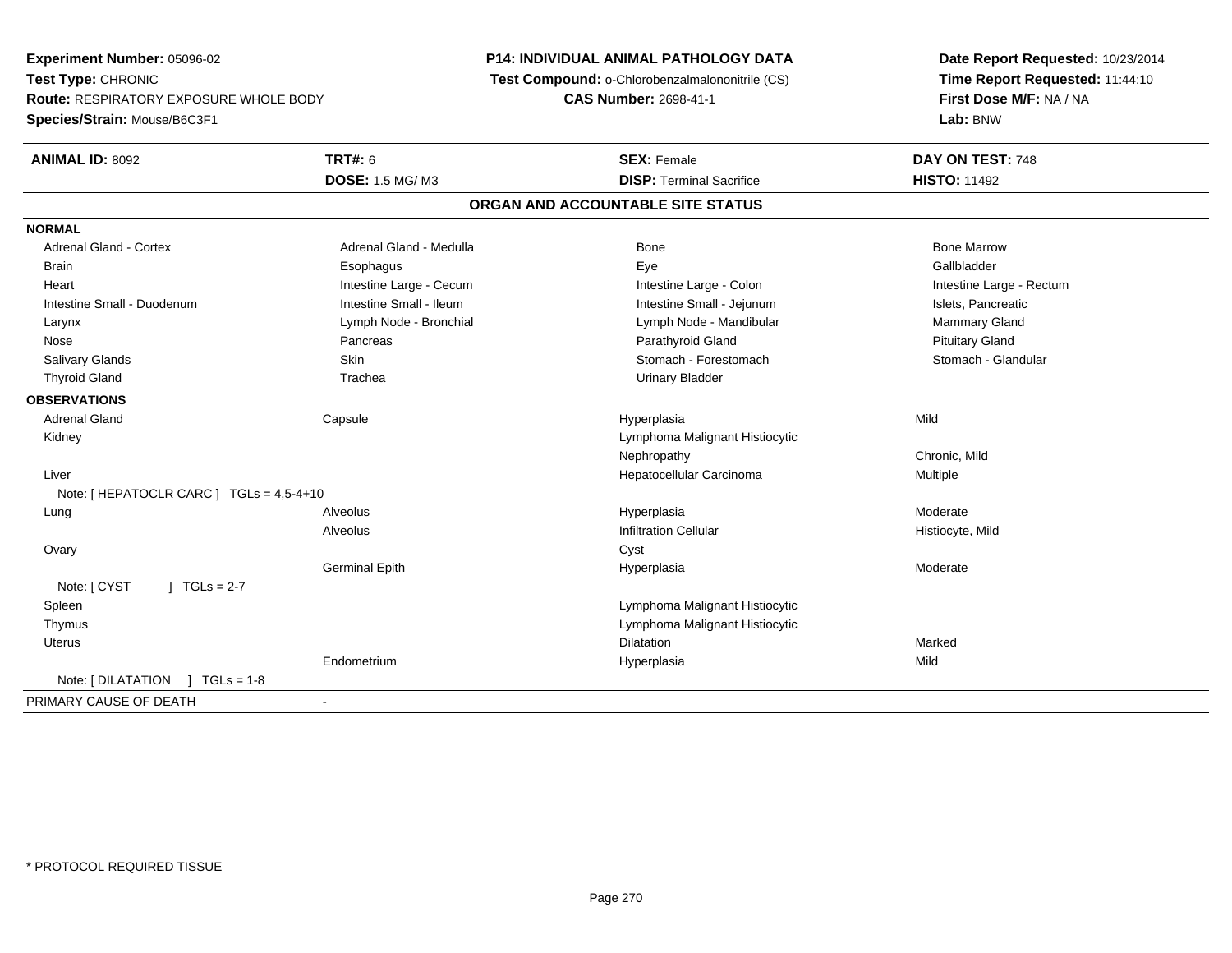**Experiment Number:** 05096-02
**Test Type:** CHRONIC
**Route:** RESPIRATORY EXPOSURE WHOLE BODY
**Species/Strain:** Mouse/B6C3F1

**P14: INDIVIDUAL ANIMAL PATHOLOGY DATA**
**Test Compound:** o-Chlorobenzalmalononitrile (CS)
**CAS Number:** 2698-41-1

**Date Report Requested:** 10/23/2014
**Time Report Requested:** 11:44:10
**First Dose M/F:** NA / NA
**Lab:** BNW

| **ANIMAL ID:** 8092 | **TRT#:** 6 | **SEX:** Female | **DAY ON TEST:** 748 |
|---|---|---|---|
| | **DOSE:** 1.5 MG/ M3 | **DISP:** Terminal Sacrifice | **HISTO:** 11492 |

## ORGAN AND ACCOUNTABLE SITE STATUS

| | | | |
|---|---|---|---|
| **NORMAL** | | | |
| Adrenal Gland - Cortex | Adrenal Gland - Medulla | Bone | Bone Marrow |
| Brain | Esophagus | Eye | Gallbladder |
| Heart | Intestine Large - Cecum | Intestine Large - Colon | Intestine Large - Rectum |
| Intestine Small - Duodenum | Intestine Small - Ileum | Intestine Small - Jejunum | Islets, Pancreatic |
| Larynx | Lymph Node - Bronchial | Lymph Node - Mandibular | Mammary Gland |
| Nose | Pancreas | Parathyroid Gland | Pituitary Gland |
| Salivary Glands | Skin | Stomach - Forestomach | Stomach - Glandular |
| Thyroid Gland | Trachea | Urinary Bladder | |
| **OBSERVATIONS** | | | |
| Adrenal Gland | Capsule | Hyperplasia | Mild |
| Kidney | | Lymphoma Malignant Histiocytic | |
| | | Nephropathy | Chronic, Mild |
| Liver | | Hepatocellular Carcinoma | Multiple |
| Note: [ HEPATOCLR CARC ] TGLs = 4,5-4+10 | | | |
| Lung | Alveolus | Hyperplasia | Moderate |
| | Alveolus | Infiltration Cellular | Histiocyte, Mild |
| Ovary | | Cyst | |
| | Germinal Epith | Hyperplasia | Moderate |
| Note: [ CYST ] TGLs = 2-7 | | | |
| Spleen | | Lymphoma Malignant Histiocytic | |
| Thymus | | Lymphoma Malignant Histiocytic | |
| Uterus | | Dilatation | Marked |
| | Endometrium | Hyperplasia | Mild |
| Note: [ DILATATION ] TGLs = 1-8 | | | |
| PRIMARY CAUSE OF DEATH | - | | |

* PROTOCOL REQUIRED TISSUE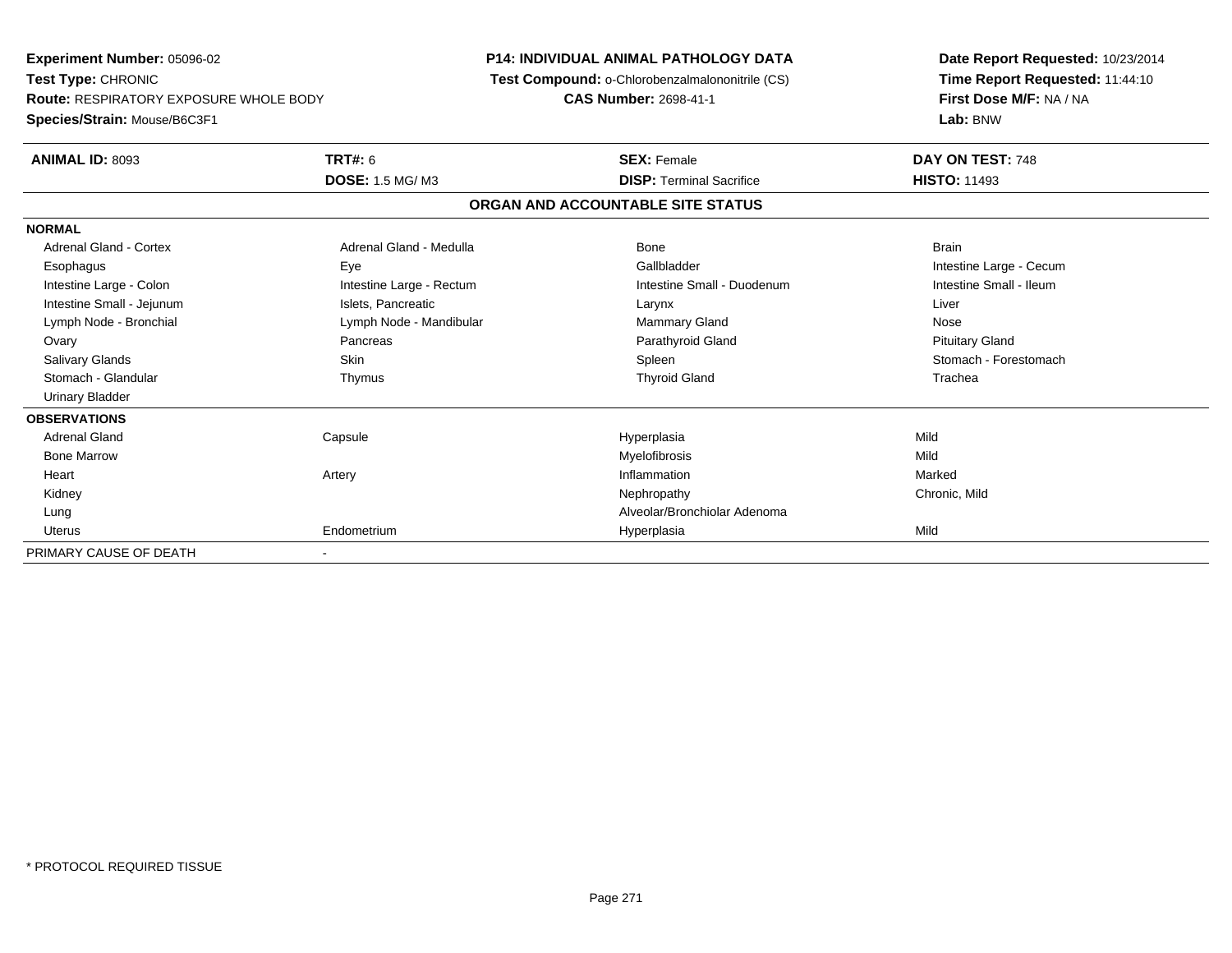**Experiment Number:** 05096-02
**Test Type:** CHRONIC
**Route:** RESPIRATORY EXPOSURE WHOLE BODY
**Species/Strain:** Mouse/B6C3F1

**P14: INDIVIDUAL ANIMAL PATHOLOGY DATA**
**Test Compound:** o-Chlorobenzalmalononitrile (CS)
**CAS Number:** 2698-41-1

**Date Report Requested:** 10/23/2014
**Time Report Requested:** 11:44:10
**First Dose M/F:** NA / NA
**Lab:** BNW

| **ANIMAL ID:** 8093 | **TRT#:** 6 | **SEX:** Female | **DAY ON TEST:** 748 |
|---|---|---|---|
| | **DOSE:** 1.5 MG/ M3 | **DISP:** Terminal Sacrifice | **HISTO:** 11493 |

## ORGAN AND ACCOUNTABLE SITE STATUS

**NORMAL**

| | | | |
|---|---|---|---|
| Adrenal Gland - Cortex | Adrenal Gland - Medulla | Bone | Brain |
| Esophagus | Eye | Gallbladder | Intestine Large - Cecum |
| Intestine Large - Colon | Intestine Large - Rectum | Intestine Small - Duodenum | Intestine Small - Ileum |
| Intestine Small - Jejunum | Islets, Pancreatic | Larynx | Liver |
| Lymph Node - Bronchial | Lymph Node - Mandibular | Mammary Gland | Nose |
| Ovary | Pancreas | Parathyroid Gland | Pituitary Gland |
| Salivary Glands | Skin | Spleen | Stomach - Forestomach |
| Stomach - Glandular | Thymus | Thyroid Gland | Trachea |
| Urinary Bladder | | | |

**OBSERVATIONS**

| | | | |
|---|---|---|---|
| Adrenal Gland | Capsule | Hyperplasia | Mild |
| Bone Marrow | | Myelofibrosis | Mild |
| Heart | Artery | Inflammation | Marked |
| Kidney | | Nephropathy | Chronic, Mild |
| Lung | | Alveolar/Bronchiolar Adenoma | |
| Uterus | Endometrium | Hyperplasia | Mild |

PRIMARY CAUSE OF DEATH -

\* PROTOCOL REQUIRED TISSUE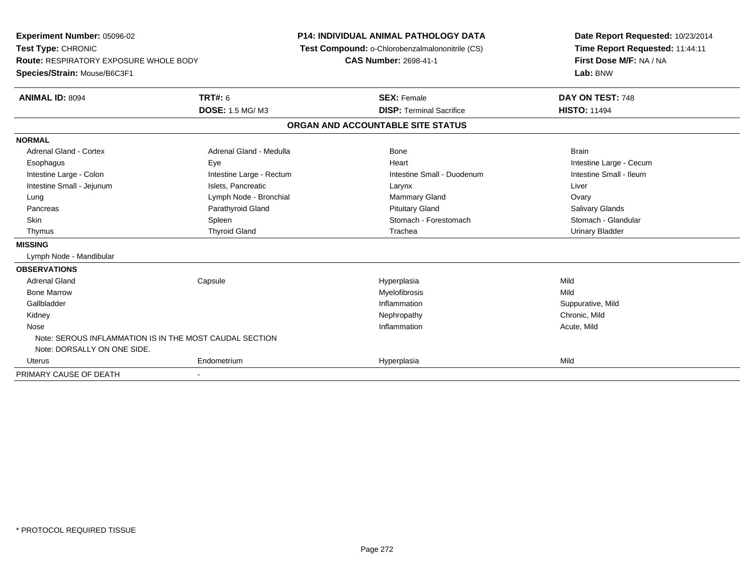**Experiment Number:** 05096-02
**Test Type:** CHRONIC
**Route:** RESPIRATORY EXPOSURE WHOLE BODY
**Species/Strain:** Mouse/B6C3F1

**P14: INDIVIDUAL ANIMAL PATHOLOGY DATA**
**Test Compound:** o-Chlorobenzalmalononitrile (CS)
**CAS Number:** 2698-41-1

**Date Report Requested:** 10/23/2014
**Time Report Requested:** 11:44:11
**First Dose M/F:** NA / NA
**Lab:** BNW

| **ANIMAL ID:** 8094 | **TRT#:** 6 | **SEX:** Female | **DAY ON TEST:** 748 |
|---|---|---|---|
| | **DOSE:** 1.5 MG/ M3 | **DISP:** Terminal Sacrifice | **HISTO:** 11494 |

**ORGAN AND ACCOUNTABLE SITE STATUS**

| | | | |
|---|---|---|---|
| **NORMAL** | | | |
| Adrenal Gland - Cortex | Adrenal Gland - Medulla | Bone | Brain |
| Esophagus | Eye | Heart | Intestine Large - Cecum |
| Intestine Large - Colon | Intestine Large - Rectum | Intestine Small - Duodenum | Intestine Small - Ileum |
| Intestine Small - Jejunum | Islets, Pancreatic | Larynx | Liver |
| Lung | Lymph Node - Bronchial | Mammary Gland | Ovary |
| Pancreas | Parathyroid Gland | Pituitary Gland | Salivary Glands |
| Skin | Spleen | Stomach - Forestomach | Stomach - Glandular |
| Thymus | Thyroid Gland | Trachea | Urinary Bladder |
| **MISSING** | | | |
| Lymph Node - Mandibular | | | |
| **OBSERVATIONS** | | | |
| Adrenal Gland | Capsule | Hyperplasia | Mild |
| Bone Marrow | | Myelofibrosis | Mild |
| Gallbladder | | Inflammation | Suppurative, Mild |
| Kidney | | Nephropathy | Chronic, Mild |
| Nose | | Inflammation | Acute, Mild |
| Note: SEROUS INFLAMMATION IS IN THE MOST CAUDAL SECTION | | | |
| Note: DORSALLY ON ONE SIDE. | | | |
| Uterus | Endometrium | Hyperplasia | Mild |
| PRIMARY CAUSE OF DEATH | - | | |

* PROTOCOL REQUIRED TISSUE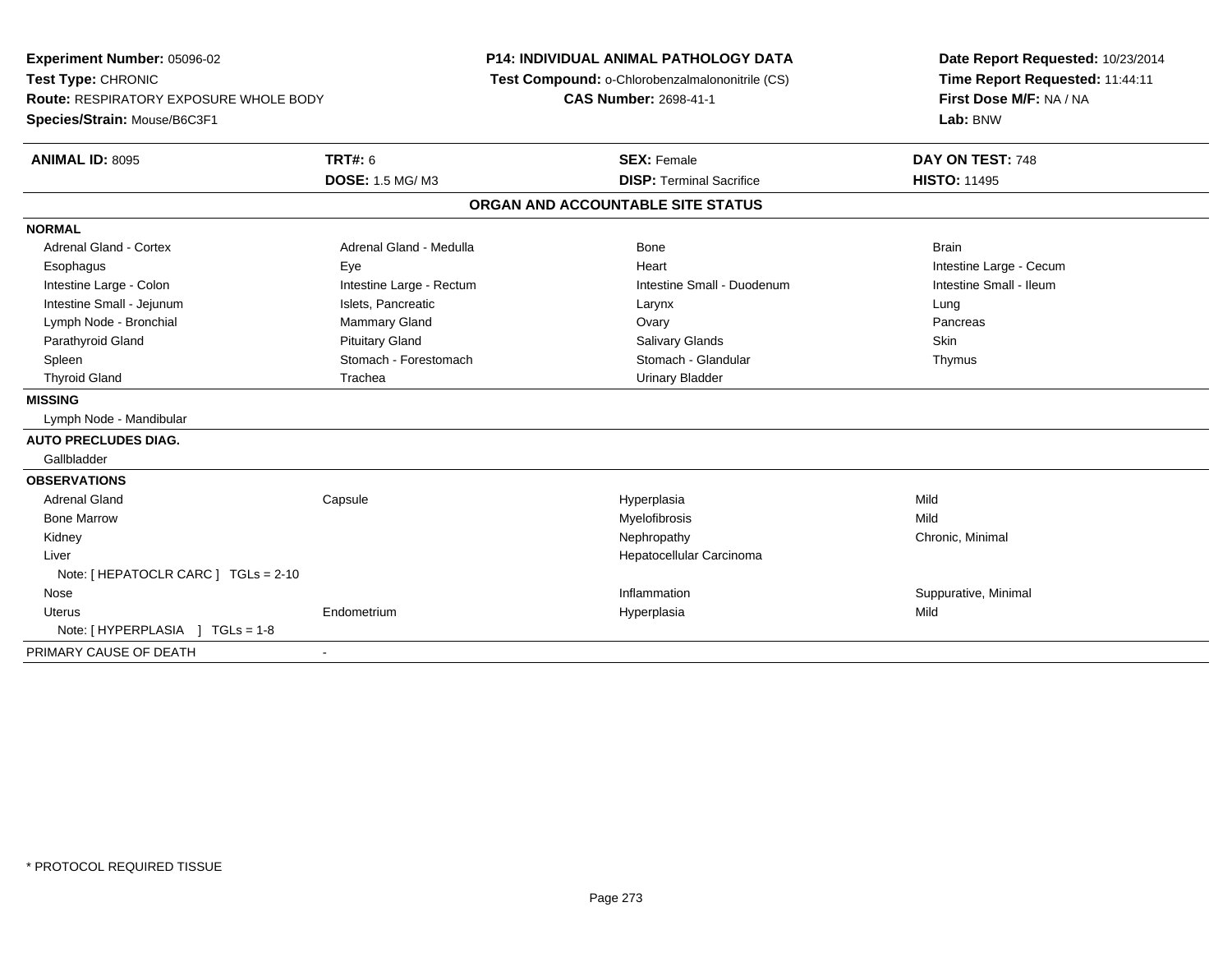**Experiment Number:** 05096-02
**Test Type:** CHRONIC
**Route:** RESPIRATORY EXPOSURE WHOLE BODY
**Species/Strain:** Mouse/B6C3F1

**P14: INDIVIDUAL ANIMAL PATHOLOGY DATA**
**Test Compound:** o-Chlorobenzalmalononitrile (CS)
**CAS Number:** 2698-41-1

**Date Report Requested:** 10/23/2014
**Time Report Requested:** 11:44:11
**First Dose M/F:** NA / NA
**Lab:** BNW

| **ANIMAL ID:** 8095 | **TRT#:** 6 | **SEX:** Female | **DAY ON TEST:** 748 |
|---|---|---|---|
| | **DOSE:** 1.5 MG/ M3 | **DISP:** Terminal Sacrifice | **HISTO:** 11495 |

## ORGAN AND ACCOUNTABLE SITE STATUS

| | | | |
|---|---|---|---|
| **NORMAL** | | | |
| Adrenal Gland - Cortex | Adrenal Gland - Medulla | Bone | Brain |
| Esophagus | Eye | Heart | Intestine Large - Cecum |
| Intestine Large - Colon | Intestine Large - Rectum | Intestine Small - Duodenum | Intestine Small - Ileum |
| Intestine Small - Jejunum | Islets, Pancreatic | Larynx | Lung |
| Lymph Node - Bronchial | Mammary Gland | Ovary | Pancreas |
| Parathyroid Gland | Pituitary Gland | Salivary Glands | Skin |
| Spleen | Stomach - Forestomach | Stomach - Glandular | Thymus |
| Thyroid Gland | Trachea | Urinary Bladder | |
| **MISSING** | | | |
| Lymph Node - Mandibular | | | |
| **AUTO PRECLUDES DIAG.** | | | |
| Gallbladder | | | |
| **OBSERVATIONS** | | | |
| Adrenal Gland | Capsule | Hyperplasia | Mild |
| Bone Marrow | | Myelofibrosis | Mild |
| Kidney | | Nephropathy | Chronic, Minimal |
| Liver | | Hepatocellular Carcinoma | |
| Note: [ HEPATOCLR CARC ] TGLs = 2-10 | | | |
| Nose | | Inflammation | Suppurative, Minimal |
| Uterus | Endometrium | Hyperplasia | Mild |
| Note: [ HYPERPLASIA ] TGLs = 1-8 | | | |
| PRIMARY CAUSE OF DEATH | - | | |

* PROTOCOL REQUIRED TISSUE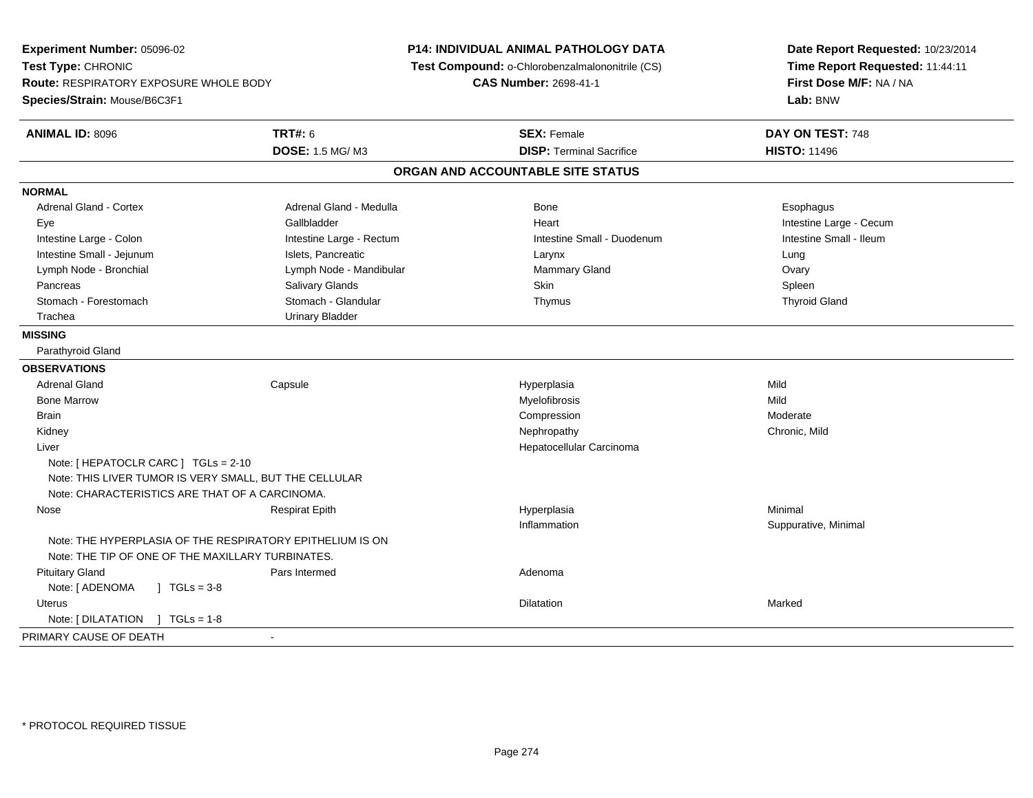**Experiment Number:** 05096-02
**Test Type:** CHRONIC
**Route:** RESPIRATORY EXPOSURE WHOLE BODY
**Species/Strain:** Mouse/B6C3F1

**P14: INDIVIDUAL ANIMAL PATHOLOGY DATA**
**Test Compound:** o-Chlorobenzalmalononitrile (CS)
**CAS Number:** 2698-41-1

**Date Report Requested:** 10/23/2014
**Time Report Requested:** 11:44:11
**First Dose M/F:** NA / NA
**Lab:** BNW

| **ANIMAL ID:** 8096 | **TRT#:** 6 | **SEX:** Female | **DAY ON TEST:** 748 |
|---|---|---|---|
| | **DOSE:** 1.5 MG/ M3 | **DISP:** Terminal Sacrifice | **HISTO:** 11496 |

## ORGAN AND ACCOUNTABLE SITE STATUS

**NORMAL**

| | | | |
|---|---|---|---|
| Adrenal Gland - Cortex | Adrenal Gland - Medulla | Bone | Esophagus |
| Eye | Gallbladder | Heart | Intestine Large - Cecum |
| Intestine Large - Colon | Intestine Large - Rectum | Intestine Small - Duodenum | Intestine Small - Ileum |
| Intestine Small - Jejunum | Islets, Pancreatic | Larynx | Lung |
| Lymph Node - Bronchial | Lymph Node - Mandibular | Mammary Gland | Ovary |
| Pancreas | Salivary Glands | Skin | Spleen |
| Stomach - Forestomach | Stomach - Glandular | Thymus | Thyroid Gland |
| Trachea | Urinary Bladder | | |

**MISSING**

Parathyroid Gland

**OBSERVATIONS**

| | | | |
|---|---|---|---|
| Adrenal Gland | Capsule | Hyperplasia | Mild |
| Bone Marrow | | Myelofibrosis | Mild |
| Brain | | Compression | Moderate |
| Kidney | | Nephropathy | Chronic, Mild |
| Liver | | Hepatocellular Carcinoma | |
| Note: [ HEPATOCLR CARC ] TGLs = 2-10 | | | |
| Note: THIS LIVER TUMOR IS VERY SMALL, BUT THE CELLULAR | | | |
| Note: CHARACTERISTICS ARE THAT OF A CARCINOMA. | | | |
| Nose | Respirat Epith | Hyperplasia | Minimal |
| | | Inflammation | Suppurative, Minimal |
| Note: THE HYPERPLASIA OF THE RESPIRATORY EPITHELIUM IS ON | | | |
| Note: THE TIP OF ONE OF THE MAXILLARY TURBINATES. | | | |
| Pituitary Gland | Pars Intermed | Adenoma | |
| Note: [ ADENOMA ] TGLs = 3-8 | | | |
| Uterus | | Dilatation | Marked |
| Note: [ DILATATION ] TGLs = 1-8 | | | |

PRIMARY CAUSE OF DEATH -

\* PROTOCOL REQUIRED TISSUE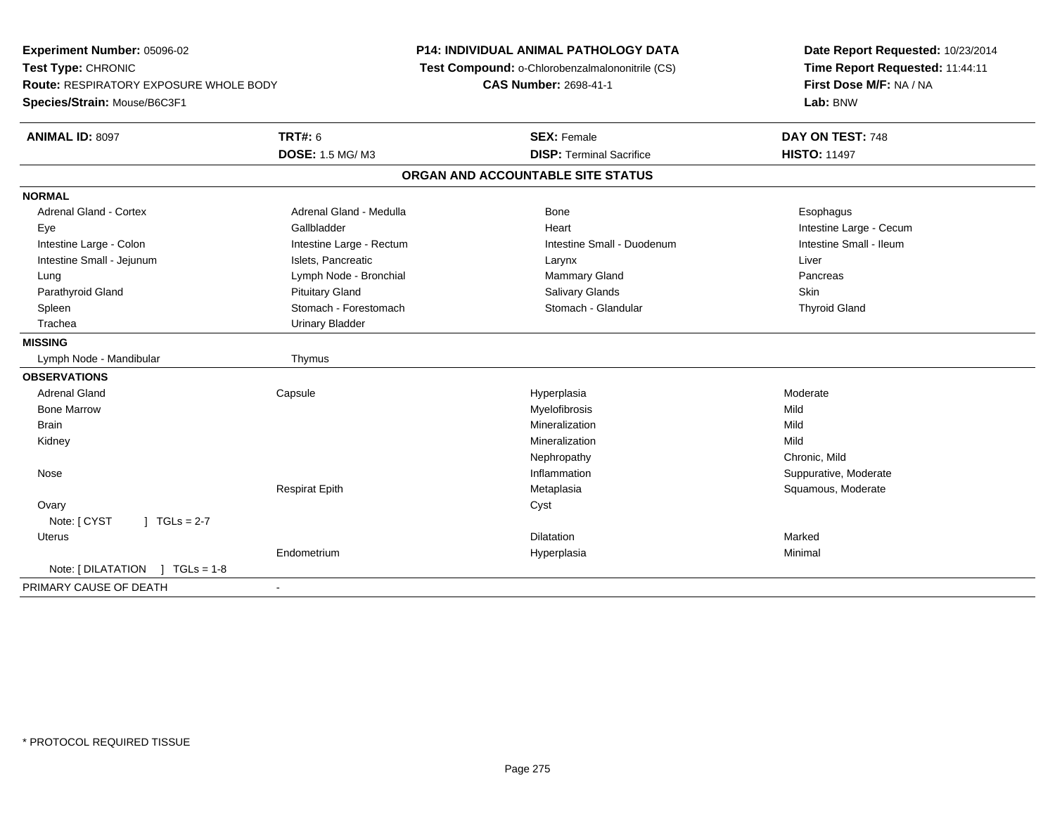**Experiment Number:** 05096-02
**Test Type:** CHRONIC
**Route:** RESPIRATORY EXPOSURE WHOLE BODY
**Species/Strain:** Mouse/B6C3F1

**P14: INDIVIDUAL ANIMAL PATHOLOGY DATA**
**Test Compound:** o-Chlorobenzalmalononitrile (CS)
**CAS Number:** 2698-41-1

**Date Report Requested:** 10/23/2014
**Time Report Requested:** 11:44:11
**First Dose M/F:** NA / NA
**Lab:** BNW

| **ANIMAL ID:** 8097 | **TRT#:** 6 | **SEX:** Female | **DAY ON TEST:** 748 |
|---|---|---|---|
| | **DOSE:** 1.5 MG/ M3 | **DISP:** Terminal Sacrifice | **HISTO:** 11497 |

## ORGAN AND ACCOUNTABLE SITE STATUS

**NORMAL**

| | | | |
|---|---|---|---|
| Adrenal Gland - Cortex | Adrenal Gland - Medulla | Bone | Esophagus |
| Eye | Gallbladder | Heart | Intestine Large - Cecum |
| Intestine Large - Colon | Intestine Large - Rectum | Intestine Small - Duodenum | Intestine Small - Ileum |
| Intestine Small - Jejunum | Islets, Pancreatic | Larynx | Liver |
| Lung | Lymph Node - Bronchial | Mammary Gland | Pancreas |
| Parathyroid Gland | Pituitary Gland | Salivary Glands | Skin |
| Spleen | Stomach - Forestomach | Stomach - Glandular | Thyroid Gland |
| Trachea | Urinary Bladder | | |

**MISSING**

| | |
|---|---|
| Lymph Node - Mandibular | Thymus |

**OBSERVATIONS**

| | | | |
|---|---|---|---|
| Adrenal Gland | Capsule | Hyperplasia | Moderate |
| Bone Marrow | | Myelofibrosis | Mild |
| Brain | | Mineralization | Mild |
| Kidney | | Mineralization | Mild |
| | | Nephropathy | Chronic, Mild |
| Nose | | Inflammation | Suppurative, Moderate |
| | Respirat Epith | Metaplasia | Squamous, Moderate |
| Ovary | | Cyst | |
| Note: [ CYST ] TGLs = 2-7 | | | |
| Uterus | | Dilatation | Marked |
| | Endometrium | Hyperplasia | Minimal |
| Note: [ DILATATION ] TGLs = 1-8 | | | |

PRIMARY CAUSE OF DEATH -

\* PROTOCOL REQUIRED TISSUE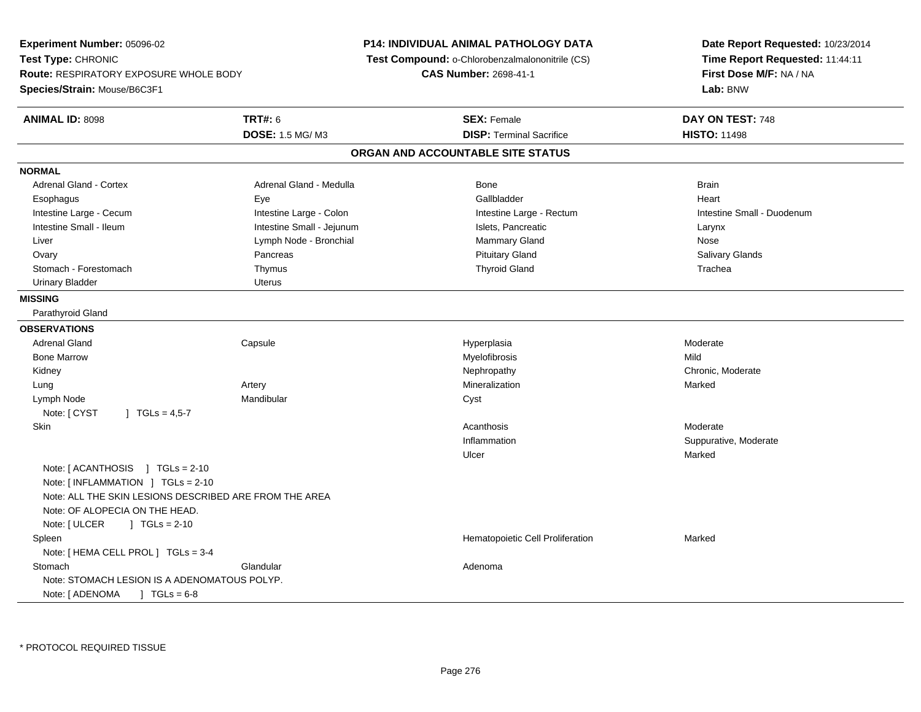**Experiment Number:** 05096-02
**Test Type:** CHRONIC
**Route:** RESPIRATORY EXPOSURE WHOLE BODY
**Species/Strain:** Mouse/B6C3F1

**P14: INDIVIDUAL ANIMAL PATHOLOGY DATA**
**Test Compound:** o-Chlorobenzalmalononitrile (CS)
**CAS Number:** 2698-41-1

**Date Report Requested:** 10/23/2014
**Time Report Requested:** 11:44:11
**First Dose M/F:** NA / NA
**Lab:** BNW

| **ANIMAL ID:** 8098 | **TRT#:** 6 | **SEX:** Female | **DAY ON TEST:** 748 |
|---|---|---|---|
| | **DOSE:** 1.5 MG/ M3 | **DISP:** Terminal Sacrifice | **HISTO:** 11498 |

## ORGAN AND ACCOUNTABLE SITE STATUS

**NORMAL**

| | | | |
|---|---|---|---|
| Adrenal Gland - Cortex | Adrenal Gland - Medulla | Bone | Brain |
| Esophagus | Eye | Gallbladder | Heart |
| Intestine Large - Cecum | Intestine Large - Colon | Intestine Large - Rectum | Intestine Small - Duodenum |
| Intestine Small - Ileum | Intestine Small - Jejunum | Islets, Pancreatic | Larynx |
| Liver | Lymph Node - Bronchial | Mammary Gland | Nose |
| Ovary | Pancreas | Pituitary Gland | Salivary Glands |
| Stomach - Forestomach | Thymus | Thyroid Gland | Trachea |
| Urinary Bladder | Uterus | | |

**MISSING**

Parathyroid Gland

**OBSERVATIONS**

| | | | |
|---|---|---|---|
| Adrenal Gland | Capsule | Hyperplasia | Moderate |
| Bone Marrow | | Myelofibrosis | Mild |
| Kidney | | Nephropathy | Chronic, Moderate |
| Lung | Artery | Mineralization | Marked |
| Lymph Node | Mandibular | Cyst | |
| Note: [ CYST ] TGLs = 4,5-7 | | | |
| Skin | | Acanthosis | Moderate |
| | | Inflammation | Suppurative, Moderate |
| | | Ulcer | Marked |
| Note: [ ACANTHOSIS ] TGLs = 2-10 | | | |
| Note: [ INFLAMMATION ] TGLs = 2-10 | | | |
| Note: ALL THE SKIN LESIONS DESCRIBED ARE FROM THE AREA | | | |
| Note: OF ALOPECIA ON THE HEAD. | | | |
| Note: [ ULCER ] TGLs = 2-10 | | | |
| Spleen | | Hematopoietic Cell Proliferation | Marked |
| Note: [ HEMA CELL PROL ] TGLs = 3-4 | | | |
| Stomach | Glandular | Adenoma | |
| Note: STOMACH LESION IS A ADENOMATOUS POLYP. | | | |
| Note: [ ADENOMA ] TGLs = 6-8 | | | |

* PROTOCOL REQUIRED TISSUE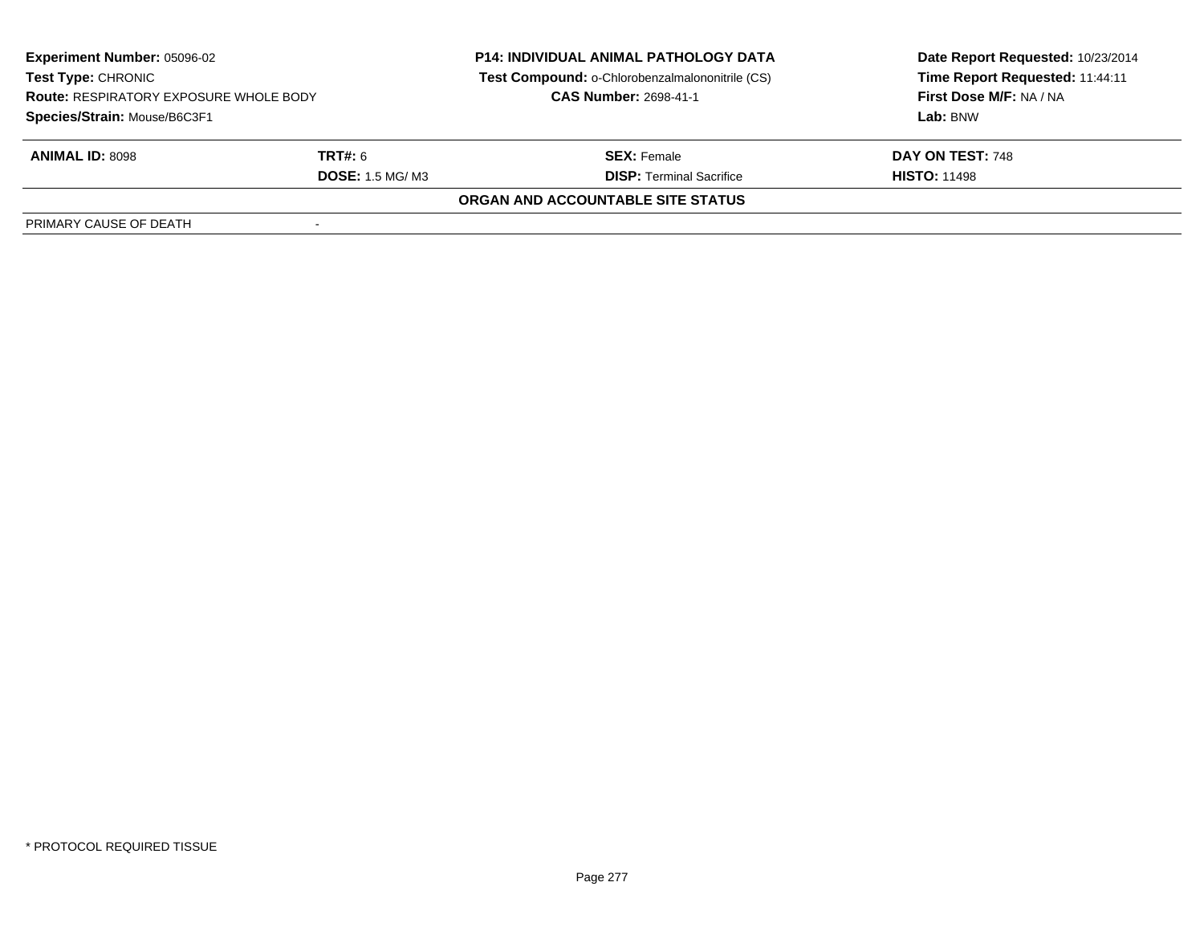| **Experiment Number:** 05096-02 | **P14: INDIVIDUAL ANIMAL PATHOLOGY DATA** | **Date Report Requested:** 10/23/2014 |
|---|---|---|
| **Test Type:** CHRONIC | **Test Compound:** o-Chlorobenzalmalononitrile (CS) | **Time Report Requested:** 11:44:11 |
| **Route:** RESPIRATORY EXPOSURE WHOLE BODY | **CAS Number:** 2698-41-1 | **First Dose M/F:** NA / NA |
| **Species/Strain:** Mouse/B6C3F1 | | **Lab:** BNW |

| **ANIMAL ID:** 8098 | **TRT#:** 6 | **SEX:** Female | **DAY ON TEST:** 748 |
|---|---|---|---|
| | **DOSE:** 1.5 MG/ M3 | **DISP:** Terminal Sacrifice | **HISTO:** 11498 |

**ORGAN AND ACCOUNTABLE SITE STATUS**

| PRIMARY CAUSE OF DEATH | - |
|---|---|

\* PROTOCOL REQUIRED TISSUE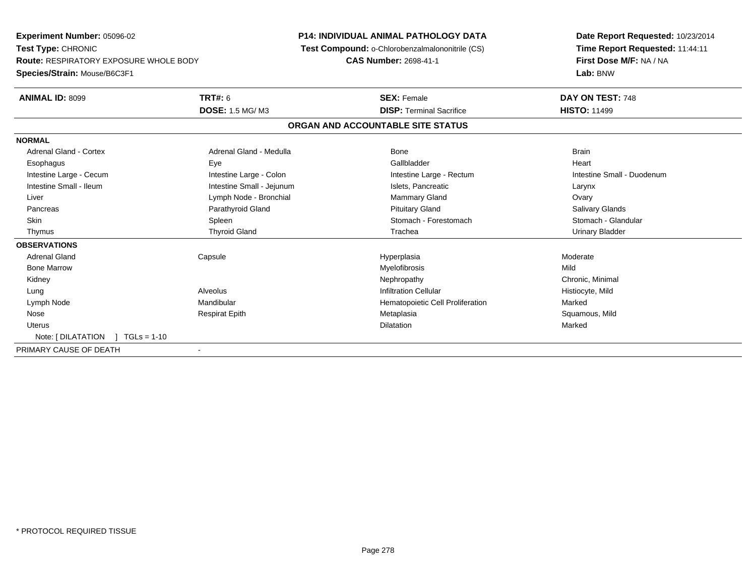**Experiment Number:** 05096-02
**Test Type:** CHRONIC
**Route:** RESPIRATORY EXPOSURE WHOLE BODY
**Species/Strain:** Mouse/B6C3F1

**P14: INDIVIDUAL ANIMAL PATHOLOGY DATA**
**Test Compound:** o-Chlorobenzalmalononitrile (CS)
**CAS Number:** 2698-41-1

**Date Report Requested:** 10/23/2014
**Time Report Requested:** 11:44:11
**First Dose M/F:** NA / NA
**Lab:** BNW

| **ANIMAL ID:** 8099 | **TRT#:** 6 | **SEX:** Female | **DAY ON TEST:** 748 |
|---|---|---|---|
| | **DOSE:** 1.5 MG/ M3 | **DISP:** Terminal Sacrifice | **HISTO:** 11499 |

## ORGAN AND ACCOUNTABLE SITE STATUS

| | | | |
|---|---|---|---|
| **NORMAL** | | | |
| Adrenal Gland - Cortex | Adrenal Gland - Medulla | Bone | Brain |
| Esophagus | Eye | Gallbladder | Heart |
| Intestine Large - Cecum | Intestine Large - Colon | Intestine Large - Rectum | Intestine Small - Duodenum |
| Intestine Small - Ileum | Intestine Small - Jejunum | Islets, Pancreatic | Larynx |
| Liver | Lymph Node - Bronchial | Mammary Gland | Ovary |
| Pancreas | Parathyroid Gland | Pituitary Gland | Salivary Glands |
| Skin | Spleen | Stomach - Forestomach | Stomach - Glandular |
| Thymus | Thyroid Gland | Trachea | Urinary Bladder |
| **OBSERVATIONS** | | | |
| Adrenal Gland | Capsule | Hyperplasia | Moderate |
| Bone Marrow | | Myelofibrosis | Mild |
| Kidney | | Nephropathy | Chronic, Minimal |
| Lung | Alveolus | Infiltration Cellular | Histiocyte, Mild |
| Lymph Node | Mandibular | Hematopoietic Cell Proliferation | Marked |
| Nose | Respirat Epith | Metaplasia | Squamous, Mild |
| Uterus | | Dilatation | Marked |
| Note: [ DILATATION ] TGLs = 1-10 | | | |
| PRIMARY CAUSE OF DEATH | - | | |

* PROTOCOL REQUIRED TISSUE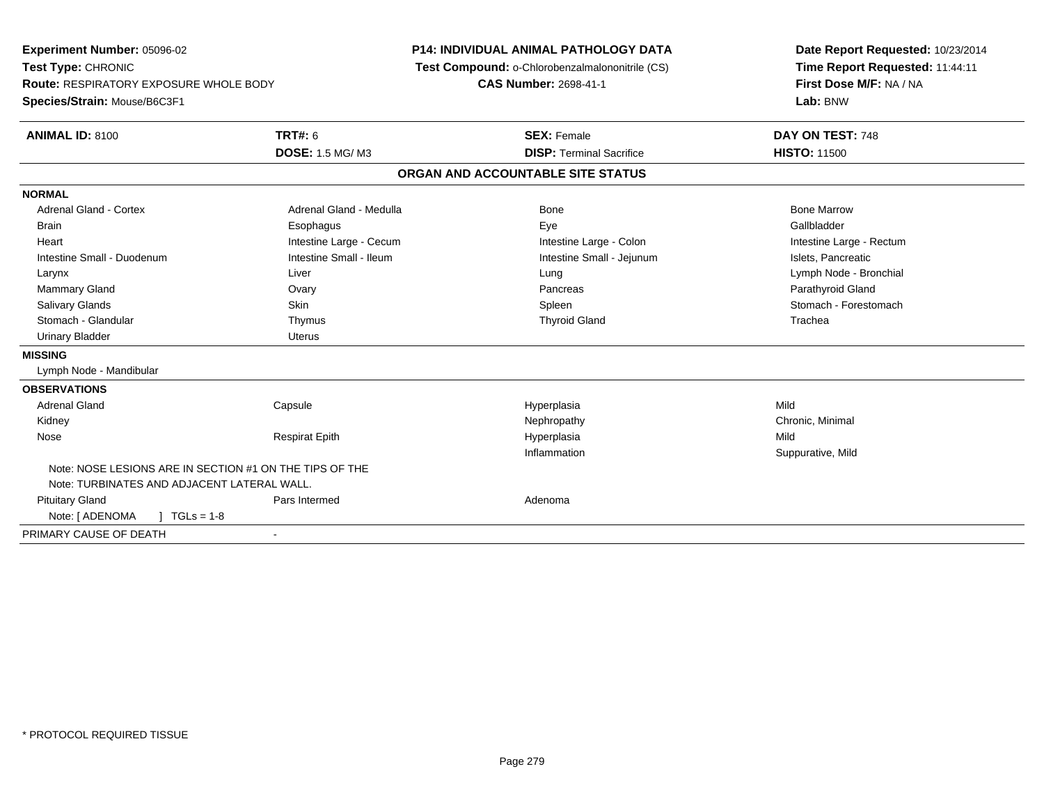**Experiment Number:** 05096-02
**Test Type:** CHRONIC
**Route:** RESPIRATORY EXPOSURE WHOLE BODY
**Species/Strain:** Mouse/B6C3F1

**P14: INDIVIDUAL ANIMAL PATHOLOGY DATA**
**Test Compound:** o-Chlorobenzalmalononitrile (CS)
**CAS Number:** 2698-41-1

**Date Report Requested:** 10/23/2014
**Time Report Requested:** 11:44:11
**First Dose M/F:** NA / NA
**Lab:** BNW

| **ANIMAL ID:** 8100 | **TRT#:** 6 | **SEX:** Female | **DAY ON TEST:** 748 |
|---|---|---|---|
| | **DOSE:** 1.5 MG/ M3 | **DISP:** Terminal Sacrifice | **HISTO:** 11500 |

**ORGAN AND ACCOUNTABLE SITE STATUS**

| | | | |
|---|---|---|---|
| **NORMAL** | | | |
| Adrenal Gland - Cortex | Adrenal Gland - Medulla | Bone | Bone Marrow |
| Brain | Esophagus | Eye | Gallbladder |
| Heart | Intestine Large - Cecum | Intestine Large - Colon | Intestine Large - Rectum |
| Intestine Small - Duodenum | Intestine Small - Ileum | Intestine Small - Jejunum | Islets, Pancreatic |
| Larynx | Liver | Lung | Lymph Node - Bronchial |
| Mammary Gland | Ovary | Pancreas | Parathyroid Gland |
| Salivary Glands | Skin | Spleen | Stomach - Forestomach |
| Stomach - Glandular | Thymus | Thyroid Gland | Trachea |
| Urinary Bladder | Uterus | | |
| **MISSING** | | | |
| Lymph Node - Mandibular | | | |
| **OBSERVATIONS** | | | |
| Adrenal Gland | Capsule | Hyperplasia | Mild |
| Kidney | | Nephropathy | Chronic, Minimal |
| Nose | Respirat Epith | Hyperplasia | Mild |
| | | Inflammation | Suppurative, Mild |
| Note: NOSE LESIONS ARE IN SECTION #1 ON THE TIPS OF THE | | | |
| Note: TURBINATES AND ADJACENT LATERAL WALL. | | | |
| Pituitary Gland | Pars Intermed | Adenoma | |
| Note: [ ADENOMA ] TGLs = 1-8 | | | |
| PRIMARY CAUSE OF DEATH | - | | |

* PROTOCOL REQUIRED TISSUE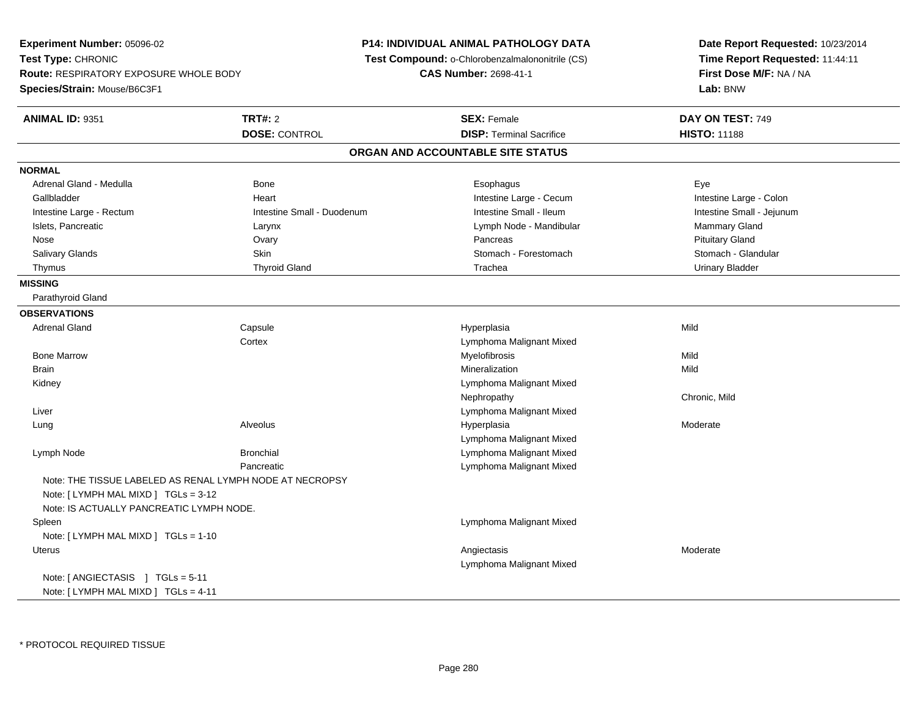**Experiment Number:** 05096-02
**Test Type:** CHRONIC
**Route:** RESPIRATORY EXPOSURE WHOLE BODY
**Species/Strain:** Mouse/B6C3F1

**P14: INDIVIDUAL ANIMAL PATHOLOGY DATA**
**Test Compound:** o-Chlorobenzalmalononitrile (CS)
**CAS Number:** 2698-41-1

**Date Report Requested:** 10/23/2014
**Time Report Requested:** 11:44:11
**First Dose M/F:** NA / NA
**Lab:** BNW

| **ANIMAL ID:** 9351 | **TRT#:** 2 | **SEX:** Female | **DAY ON TEST:** 749 |
|---|---|---|---|
| | **DOSE:** CONTROL | **DISP:** Terminal Sacrifice | **HISTO:** 11188 |

## ORGAN AND ACCOUNTABLE SITE STATUS

**NORMAL**

| | | | |
|---|---|---|---|
| Adrenal Gland - Medulla | Bone | Esophagus | Eye |
| Gallbladder | Heart | Intestine Large - Cecum | Intestine Large - Colon |
| Intestine Large - Rectum | Intestine Small - Duodenum | Intestine Small - Ileum | Intestine Small - Jejunum |
| Islets, Pancreatic | Larynx | Lymph Node - Mandibular | Mammary Gland |
| Nose | Ovary | Pancreas | Pituitary Gland |
| Salivary Glands | Skin | Stomach - Forestomach | Stomach - Glandular |
| Thymus | Thyroid Gland | Trachea | Urinary Bladder |

**MISSING**

Parathyroid Gland

**OBSERVATIONS**

| | | | |
|---|---|---|---|
| Adrenal Gland | Capsule | Hyperplasia | Mild |
| | Cortex | Lymphoma Malignant Mixed | |
| Bone Marrow | | Myelofibrosis | Mild |
| Brain | | Mineralization | Mild |
| Kidney | | Lymphoma Malignant Mixed | |
| | | Nephropathy | Chronic, Mild |
| Liver | | Lymphoma Malignant Mixed | |
| Lung | Alveolus | Hyperplasia | Moderate |
| | | Lymphoma Malignant Mixed | |
| Lymph Node | Bronchial | Lymphoma Malignant Mixed | |
| | Pancreatic | Lymphoma Malignant Mixed | |
| Note: THE TISSUE LABELED AS RENAL LYMPH NODE AT NECROPSY | | | |
| Note: [ LYMPH MAL MIXD ] TGLs = 3-12 | | | |
| Note: IS ACTUALLY PANCREATIC LYMPH NODE. | | | |
| Spleen | | Lymphoma Malignant Mixed | |
| Note: [ LYMPH MAL MIXD ] TGLs = 1-10 | | | |
| Uterus | | Angiectasis | Moderate |
| | | Lymphoma Malignant Mixed | |
| Note: [ ANGIECTASIS ] TGLs = 5-11 | | | |
| Note: [ LYMPH MAL MIXD ] TGLs = 4-11 | | | |

* PROTOCOL REQUIRED TISSUE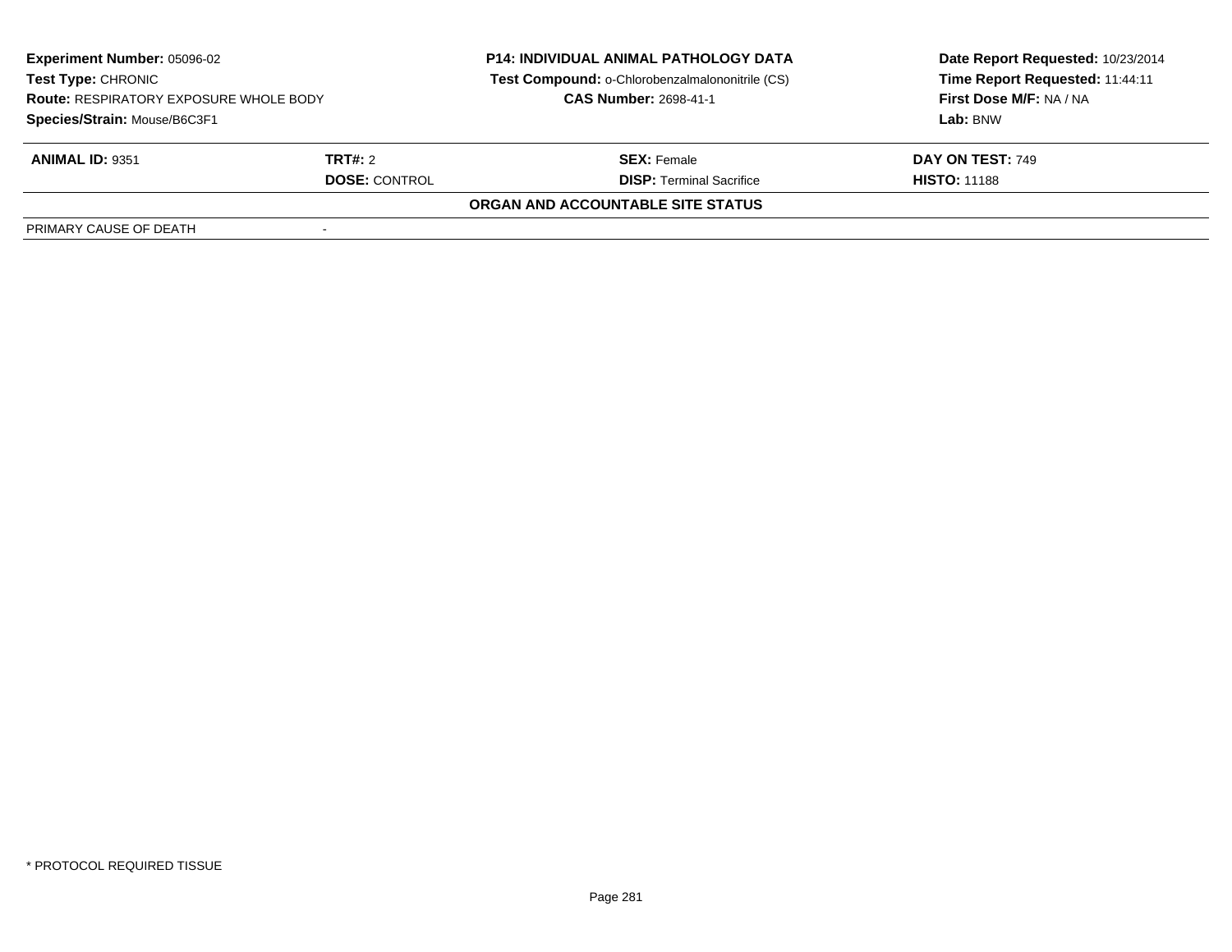**Experiment Number:** 05096-02
**Test Type:** CHRONIC
**Route:** RESPIRATORY EXPOSURE WHOLE BODY
**Species/Strain:** Mouse/B6C3F1

**P14: INDIVIDUAL ANIMAL PATHOLOGY DATA**
**Test Compound:** o-Chlorobenzalmalononitrile (CS)
**CAS Number:** 2698-41-1

**Date Report Requested:** 10/23/2014
**Time Report Requested:** 11:44:11
**First Dose M/F:** NA / NA
**Lab:** BNW

| **ANIMAL ID:** 9351 | **TRT#:** 2 | **SEX:** Female | **DAY ON TEST:** 749 |
|---|---|---|---|
| | **DOSE:** CONTROL | **DISP:** Terminal Sacrifice | **HISTO:** 11188 |

**ORGAN AND ACCOUNTABLE SITE STATUS**

| PRIMARY CAUSE OF DEATH | - |
|---|---|

* PROTOCOL REQUIRED TISSUE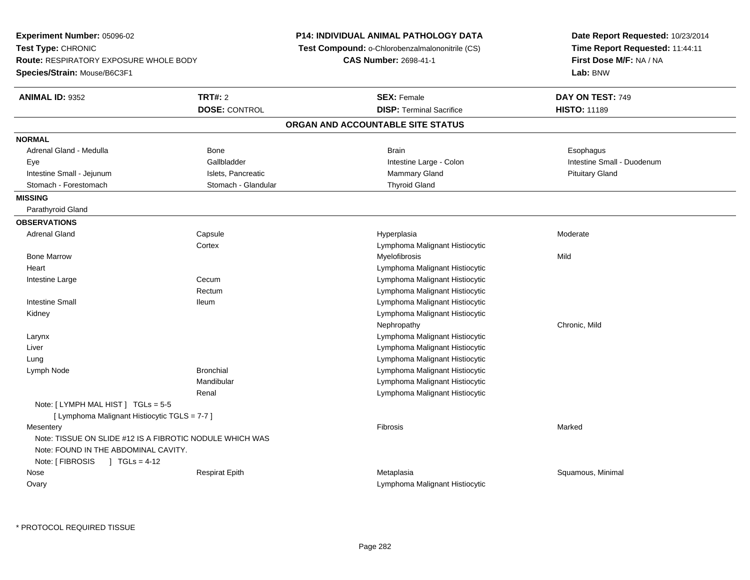**Experiment Number:** 05096-02
**Test Type:** CHRONIC
**Route:** RESPIRATORY EXPOSURE WHOLE BODY
**Species/Strain:** Mouse/B6C3F1

**P14: INDIVIDUAL ANIMAL PATHOLOGY DATA**
**Test Compound:** o-Chlorobenzalmalononitrile (CS)
**CAS Number:** 2698-41-1

**Date Report Requested:** 10/23/2014
**Time Report Requested:** 11:44:11
**First Dose M/F:** NA / NA
**Lab:** BNW

| **ANIMAL ID:** 9352 | **TRT#:** 2 | **SEX:** Female | **DAY ON TEST:** 749 |
|---|---|---|---|
| | **DOSE:** CONTROL | **DISP:** Terminal Sacrifice | **HISTO:** 11189 |

## ORGAN AND ACCOUNTABLE SITE STATUS

**NORMAL**

| | | | |
|---|---|---|---|
| Adrenal Gland - Medulla | Bone | Brain | Esophagus |
| Eye | Gallbladder | Intestine Large - Colon | Intestine Small - Duodenum |
| Intestine Small - Jejunum | Islets, Pancreatic | Mammary Gland | Pituitary Gland |
| Stomach - Forestomach | Stomach - Glandular | Thyroid Gland | |

**MISSING**

Parathyroid Gland

**OBSERVATIONS**

| Organ | Site | Observation | Qualifier |
|---|---|---|---|
| Adrenal Gland | Capsule | Hyperplasia | Moderate |
| | Cortex | Lymphoma Malignant Histiocytic | |
| Bone Marrow | | Myelofibrosis | Mild |
| Heart | | Lymphoma Malignant Histiocytic | |
| Intestine Large | Cecum | Lymphoma Malignant Histiocytic | |
| | Rectum | Lymphoma Malignant Histiocytic | |
| Intestine Small | Ileum | Lymphoma Malignant Histiocytic | |
| Kidney | | Lymphoma Malignant Histiocytic | |
| | | Nephropathy | Chronic, Mild |
| Larynx | | Lymphoma Malignant Histiocytic | |
| Liver | | Lymphoma Malignant Histiocytic | |
| Lung | | Lymphoma Malignant Histiocytic | |
| Lymph Node | Bronchial | Lymphoma Malignant Histiocytic | |
| | Mandibular | Lymphoma Malignant Histiocytic | |
| | Renal | Lymphoma Malignant Histiocytic | |

Note: [ LYMPH MAL HIST ] TGLs = 5-5
[ Lymphoma Malignant Histiocytic TGLS = 7-7 ]

| Organ | Site | Observation | Qualifier |
|---|---|---|---|
| Mesentery | | Fibrosis | Marked |

Note: TISSUE ON SLIDE #12 IS A FIBROTIC NODULE WHICH WAS
Note: FOUND IN THE ABDOMINAL CAVITY.
Note: [ FIBROSIS ] TGLs = 4-12

| Organ | Site | Observation | Qualifier |
|---|---|---|---|
| Nose | Respirat Epith | Metaplasia | Squamous, Minimal |
| Ovary | | Lymphoma Malignant Histiocytic | |

* PROTOCOL REQUIRED TISSUE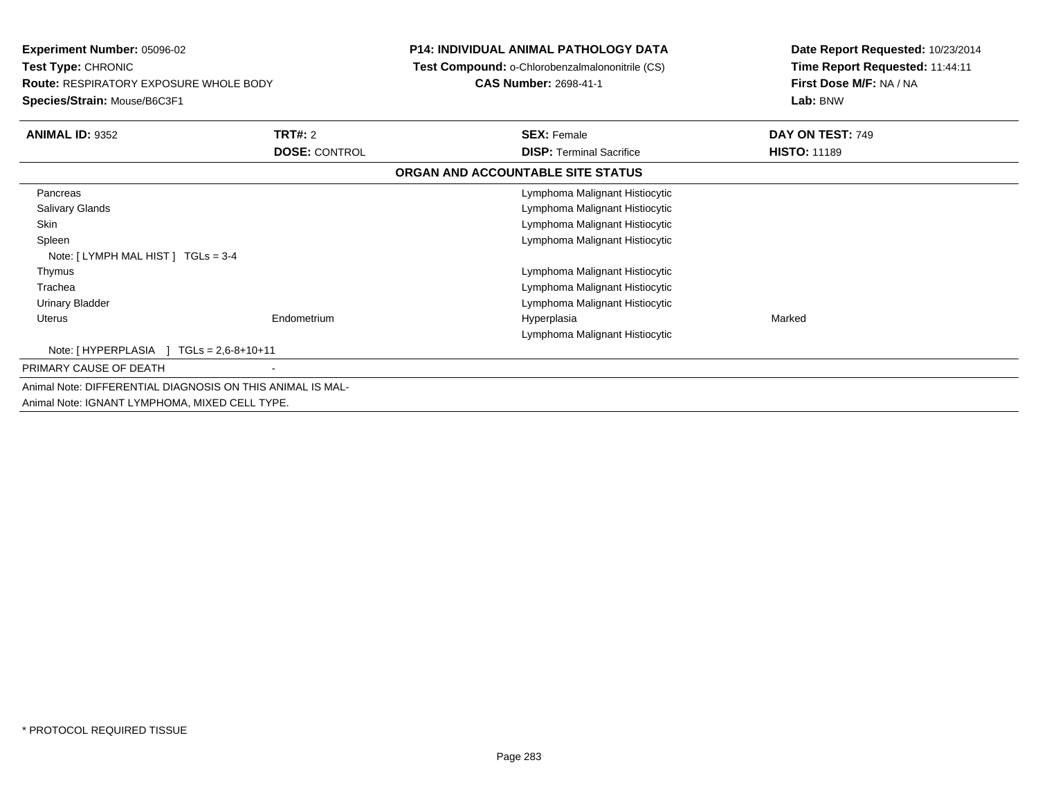**Experiment Number:** 05096-02
**Test Type:** CHRONIC
**Route:** RESPIRATORY EXPOSURE WHOLE BODY
**Species/Strain:** Mouse/B6C3F1

**P14: INDIVIDUAL ANIMAL PATHOLOGY DATA**
**Test Compound:** o-Chlorobenzalmalononitrile (CS)
**CAS Number:** 2698-41-1

**Date Report Requested:** 10/23/2014
**Time Report Requested:** 11:44:11
**First Dose M/F:** NA / NA
**Lab:** BNW

| **ANIMAL ID:** 9352 | **TRT#:** 2 | **SEX:** Female | **DAY ON TEST:** 749 |
|---|---|---|---|
| | **DOSE:** CONTROL | **DISP:** Terminal Sacrifice | **HISTO:** 11189 |

**ORGAN AND ACCOUNTABLE SITE STATUS**

| | | | |
|---|---|---|---|
| Pancreas | | Lymphoma Malignant Histiocytic | |
| Salivary Glands | | Lymphoma Malignant Histiocytic | |
| Skin | | Lymphoma Malignant Histiocytic | |
| Spleen | | Lymphoma Malignant Histiocytic | |
| Note: [ LYMPH MAL HIST ] TGLs = 3-4 | | | |
| Thymus | | Lymphoma Malignant Histiocytic | |
| Trachea | | Lymphoma Malignant Histiocytic | |
| Urinary Bladder | | Lymphoma Malignant Histiocytic | |
| Uterus | Endometrium | Hyperplasia | Marked |
| | | Lymphoma Malignant Histiocytic | |
| Note: [ HYPERPLASIA ] TGLs = 2,6-8+10+11 | | | |
| PRIMARY CAUSE OF DEATH | - | | |

Animal Note: DIFFERENTIAL DIAGNOSIS ON THIS ANIMAL IS MAL-
Animal Note: IGNANT LYMPHOMA, MIXED CELL TYPE.

* PROTOCOL REQUIRED TISSUE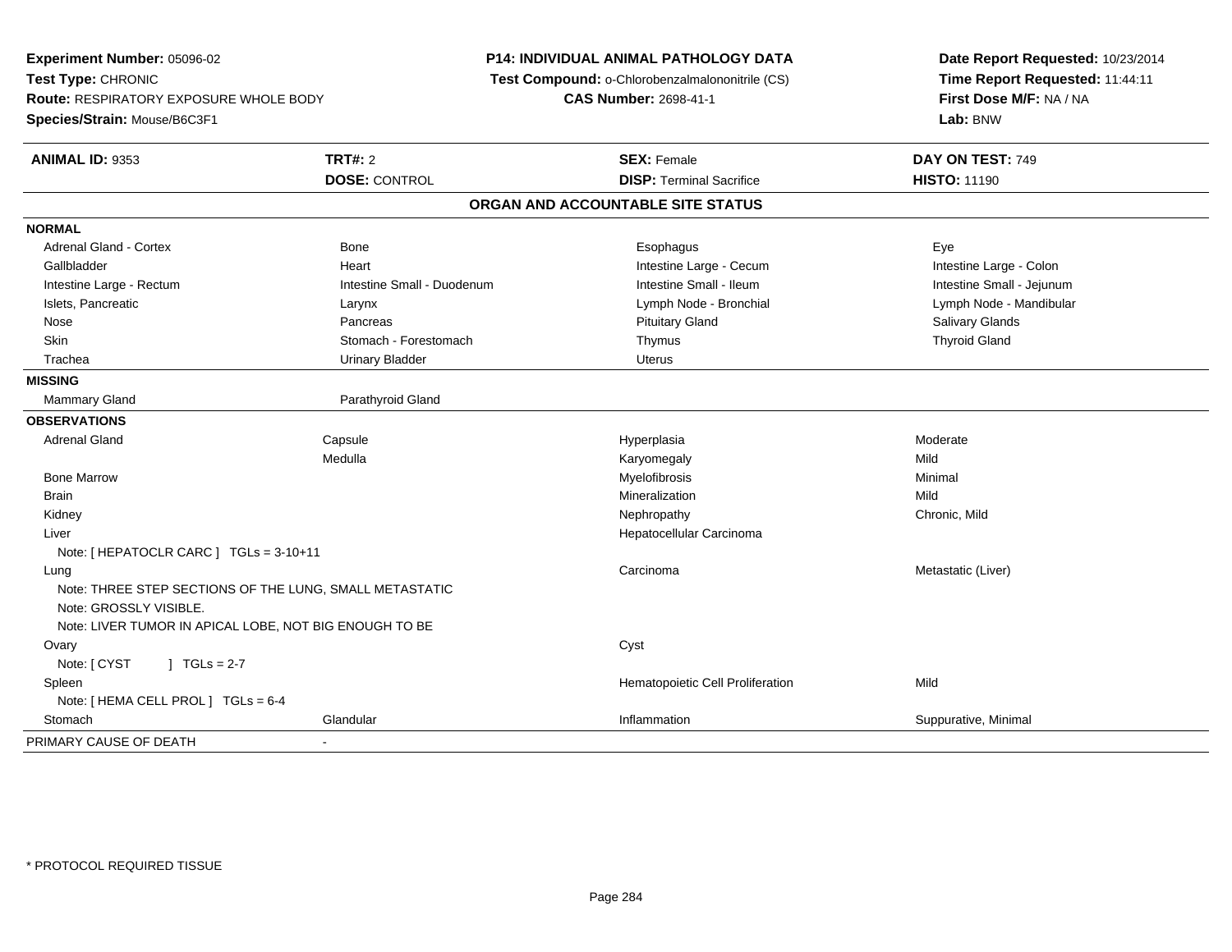**Experiment Number:** 05096-02
**Test Type:** CHRONIC
**Route:** RESPIRATORY EXPOSURE WHOLE BODY
**Species/Strain:** Mouse/B6C3F1

**P14: INDIVIDUAL ANIMAL PATHOLOGY DATA**
**Test Compound:** o-Chlorobenzalmalononitrile (CS)
**CAS Number:** 2698-41-1

**Date Report Requested:** 10/23/2014
**Time Report Requested:** 11:44:11
**First Dose M/F:** NA / NA
**Lab:** BNW

| **ANIMAL ID:** 9353 | **TRT#:** 2 | **SEX:** Female | **DAY ON TEST:** 749 |
|---|---|---|---|
| | **DOSE:** CONTROL | **DISP:** Terminal Sacrifice | **HISTO:** 11190 |

## ORGAN AND ACCOUNTABLE SITE STATUS

**NORMAL**

| | | | |
|---|---|---|---|
| Adrenal Gland - Cortex | Bone | Esophagus | Eye |
| Gallbladder | Heart | Intestine Large - Cecum | Intestine Large - Colon |
| Intestine Large - Rectum | Intestine Small - Duodenum | Intestine Small - Ileum | Intestine Small - Jejunum |
| Islets, Pancreatic | Larynx | Lymph Node - Bronchial | Lymph Node - Mandibular |
| Nose | Pancreas | Pituitary Gland | Salivary Glands |
| Skin | Stomach - Forestomach | Thymus | Thyroid Gland |
| Trachea | Urinary Bladder | Uterus | |

**MISSING**

| | |
|---|---|
| Mammary Gland | Parathyroid Gland |

**OBSERVATIONS**

| | | | |
|---|---|---|---|
| Adrenal Gland | Capsule | Hyperplasia | Moderate |
| | Medulla | Karyomegaly | Mild |
| Bone Marrow | | Myelofibrosis | Minimal |
| Brain | | Mineralization | Mild |
| Kidney | | Nephropathy | Chronic, Mild |
| Liver | | Hepatocellular Carcinoma | |
| Note: [ HEPATOCLR CARC ] TGLs = 3-10+11 | | | |
| Lung | | Carcinoma | Metastatic (Liver) |
| Note: THREE STEP SECTIONS OF THE LUNG, SMALL METASTATIC | | | |
| Note: GROSSLY VISIBLE. | | | |
| Note: LIVER TUMOR IN APICAL LOBE, NOT BIG ENOUGH TO BE | | | |
| Ovary | | Cyst | |
| Note: [ CYST ] TGLs = 2-7 | | | |
| Spleen | | Hematopoietic Cell Proliferation | Mild |
| Note: [ HEMA CELL PROL ] TGLs = 6-4 | | | |
| Stomach | Glandular | Inflammation | Suppurative, Minimal |

PRIMARY CAUSE OF DEATH -

* PROTOCOL REQUIRED TISSUE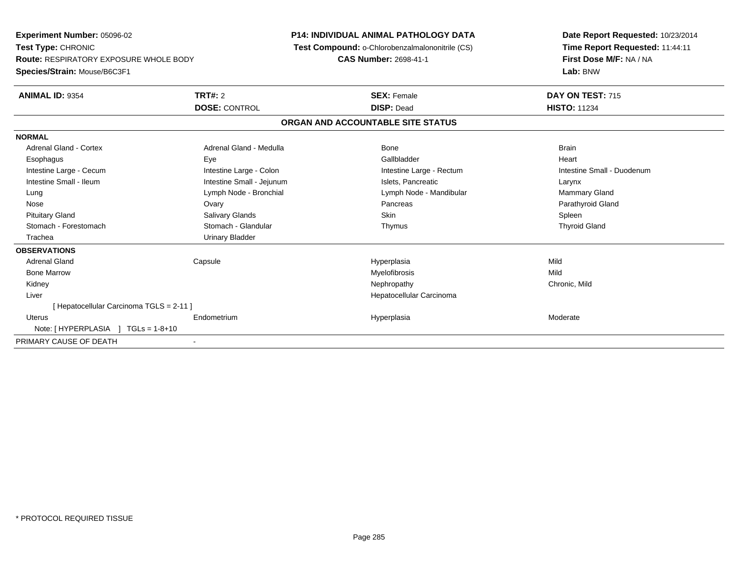**Experiment Number:** 05096-02
**Test Type:** CHRONIC
**Route:** RESPIRATORY EXPOSURE WHOLE BODY
**Species/Strain:** Mouse/B6C3F1

**P14: INDIVIDUAL ANIMAL PATHOLOGY DATA**
**Test Compound:** o-Chlorobenzalmalononitrile (CS)
**CAS Number:** 2698-41-1

**Date Report Requested:** 10/23/2014
**Time Report Requested:** 11:44:11
**First Dose M/F:** NA / NA
**Lab:** BNW

| **ANIMAL ID:** 9354 | **TRT#:** 2 | **SEX:** Female | **DAY ON TEST:** 715 |
|---|---|---|---|
| | **DOSE:** CONTROL | **DISP:** Dead | **HISTO:** 11234 |

**ORGAN AND ACCOUNTABLE SITE STATUS**

**NORMAL**

| | | | |
|---|---|---|---|
| Adrenal Gland - Cortex | Adrenal Gland - Medulla | Bone | Brain |
| Esophagus | Eye | Gallbladder | Heart |
| Intestine Large - Cecum | Intestine Large - Colon | Intestine Large - Rectum | Intestine Small - Duodenum |
| Intestine Small - Ileum | Intestine Small - Jejunum | Islets, Pancreatic | Larynx |
| Lung | Lymph Node - Bronchial | Lymph Node - Mandibular | Mammary Gland |
| Nose | Ovary | Pancreas | Parathyroid Gland |
| Pituitary Gland | Salivary Glands | Skin | Spleen |
| Stomach - Forestomach | Stomach - Glandular | Thymus | Thyroid Gland |
| Trachea | Urinary Bladder | | |

**OBSERVATIONS**

| | | | |
|---|---|---|---|
| Adrenal Gland | Capsule | Hyperplasia | Mild |
| Bone Marrow | | Myelofibrosis | Mild |
| Kidney | | Nephropathy | Chronic, Mild |
| Liver | | Hepatocellular Carcinoma | |
| [ Hepatocellular Carcinoma TGLS = 2-11 ] | | | |
| Uterus | Endometrium | Hyperplasia | Moderate |
| Note: [ HYPERPLASIA ] TGLs = 1-8+10 | | | |

PRIMARY CAUSE OF DEATH -

\* PROTOCOL REQUIRED TISSUE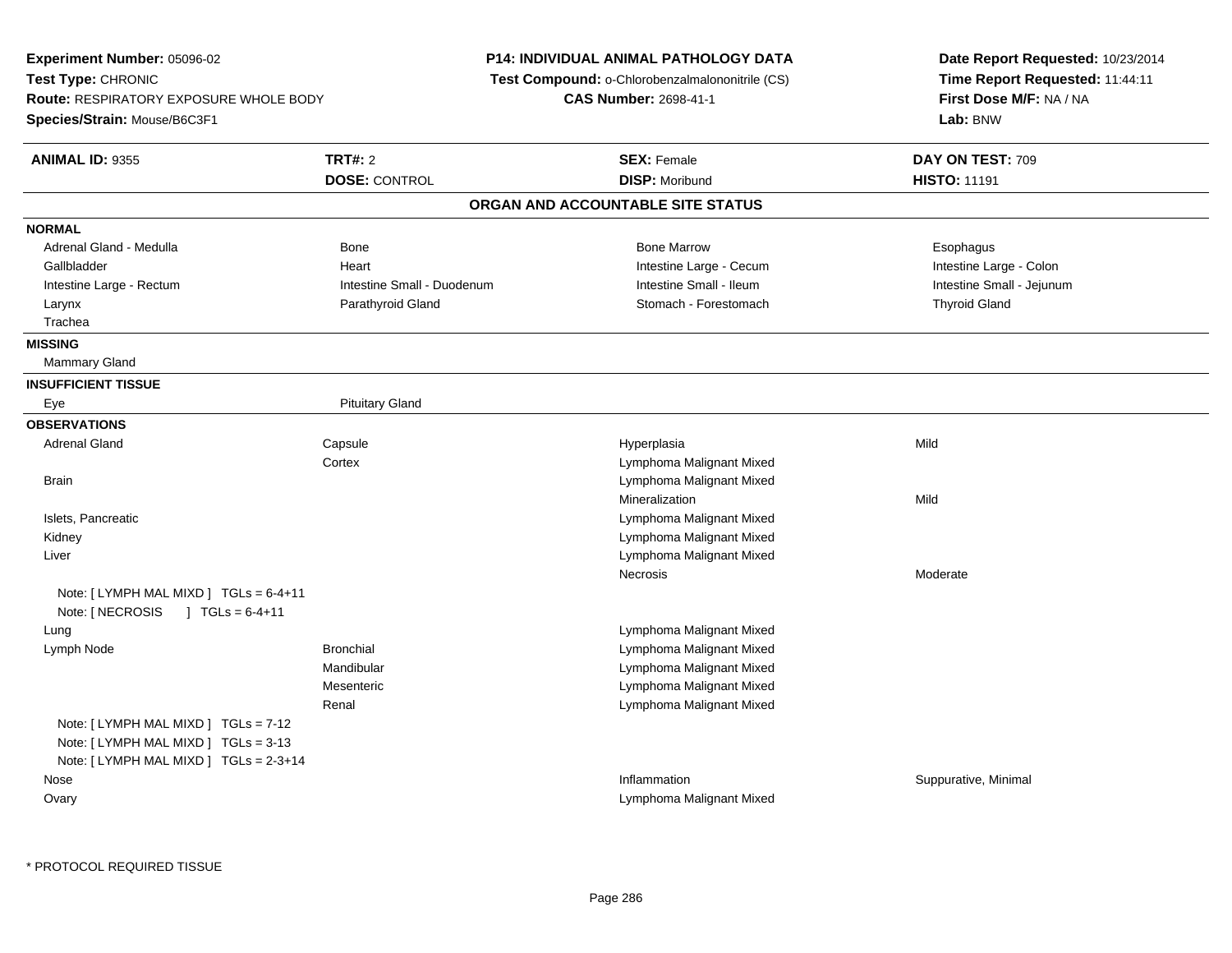**Experiment Number:** 05096-02
**Test Type:** CHRONIC
**Route:** RESPIRATORY EXPOSURE WHOLE BODY
**Species/Strain:** Mouse/B6C3F1

**P14: INDIVIDUAL ANIMAL PATHOLOGY DATA**
**Test Compound:** o-Chlorobenzalmalononitrile (CS)
**CAS Number:** 2698-41-1

**Date Report Requested:** 10/23/2014
**Time Report Requested:** 11:44:11
**First Dose M/F:** NA / NA
**Lab:** BNW

| **ANIMAL ID:** 9355 | **TRT#:** 2 | **SEX:** Female | **DAY ON TEST:** 709 |
|---|---|---|---|
| | **DOSE:** CONTROL | **DISP:** Moribund | **HISTO:** 11191 |

## ORGAN AND ACCOUNTABLE SITE STATUS

**NORMAL**

| | | | |
|---|---|---|---|
| Adrenal Gland - Medulla | Bone | Bone Marrow | Esophagus |
| Gallbladder | Heart | Intestine Large - Cecum | Intestine Large - Colon |
| Intestine Large - Rectum | Intestine Small - Duodenum | Intestine Small - Ileum | Intestine Small - Jejunum |
| Larynx | Parathyroid Gland | Stomach - Forestomach | Thyroid Gland |
| Trachea | | | |

**MISSING**

Mammary Gland

**INSUFFICIENT TISSUE**

| | |
|---|---|
| Eye | Pituitary Gland |

**OBSERVATIONS**

| | | | |
|---|---|---|---|
| Adrenal Gland | Capsule | Hyperplasia | Mild |
| | Cortex | Lymphoma Malignant Mixed | |
| Brain | | Lymphoma Malignant Mixed | |
| | | Mineralization | Mild |
| Islets, Pancreatic | | Lymphoma Malignant Mixed | |
| Kidney | | Lymphoma Malignant Mixed | |
| Liver | | Lymphoma Malignant Mixed | |
| | | Necrosis | Moderate |
| Note: [ LYMPH MAL MIXD ] TGLs = 6-4+11 | | | |
| Note: [ NECROSIS ] TGLs = 6-4+11 | | | |
| Lung | | Lymphoma Malignant Mixed | |
| Lymph Node | Bronchial | Lymphoma Malignant Mixed | |
| | Mandibular | Lymphoma Malignant Mixed | |
| | Mesenteric | Lymphoma Malignant Mixed | |
| | Renal | Lymphoma Malignant Mixed | |
| Note: [ LYMPH MAL MIXD ] TGLs = 7-12 | | | |
| Note: [ LYMPH MAL MIXD ] TGLs = 3-13 | | | |
| Note: [ LYMPH MAL MIXD ] TGLs = 2-3+14 | | | |
| Nose | | Inflammation | Suppurative, Minimal |
| Ovary | | Lymphoma Malignant Mixed | |

* PROTOCOL REQUIRED TISSUE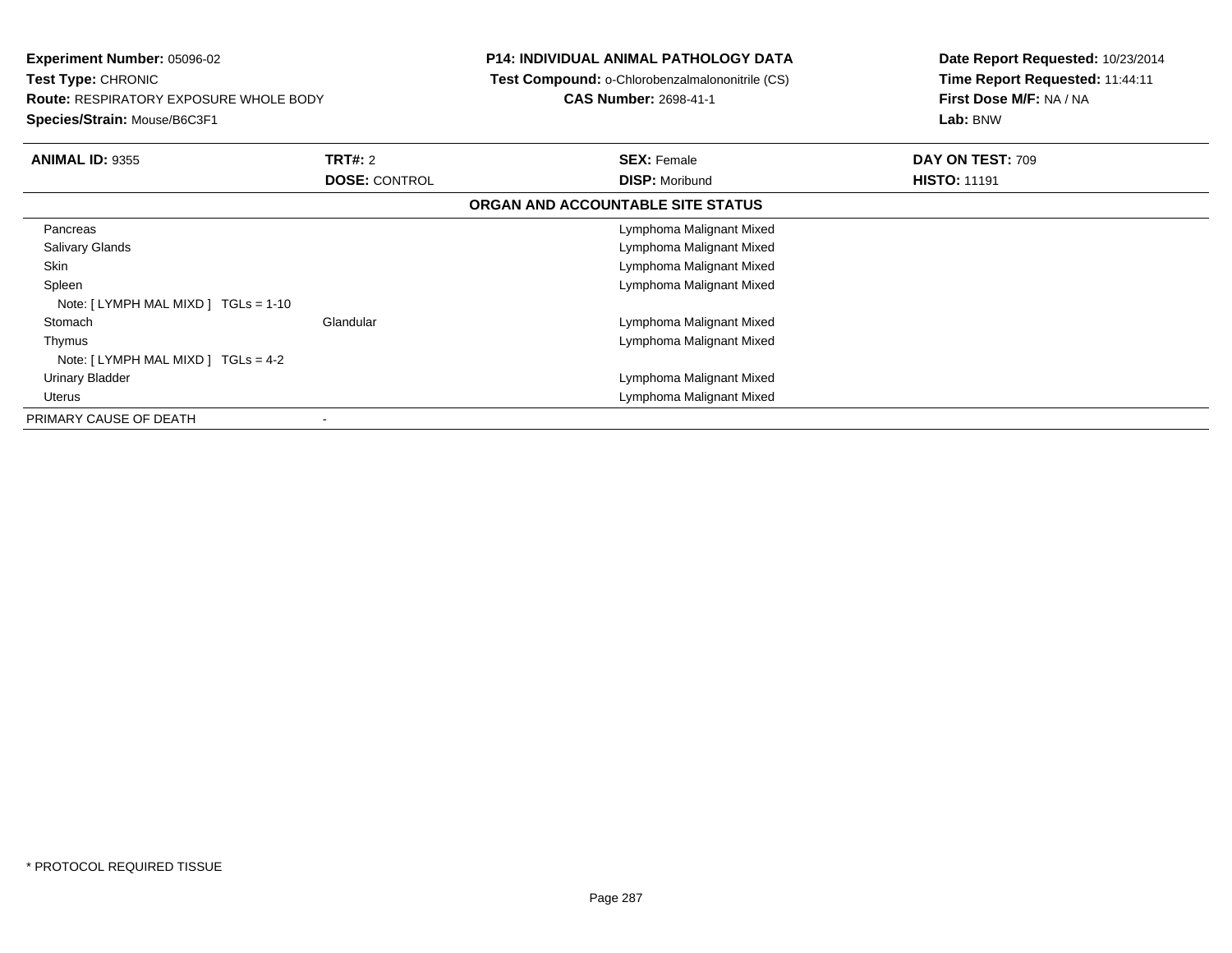**Experiment Number:** 05096-02
**Test Type:** CHRONIC
**Route:** RESPIRATORY EXPOSURE WHOLE BODY
**Species/Strain:** Mouse/B6C3F1

**P14: INDIVIDUAL ANIMAL PATHOLOGY DATA**
**Test Compound:** o-Chlorobenzalmalononitrile (CS)
**CAS Number:** 2698-41-1

**Date Report Requested:** 10/23/2014
**Time Report Requested:** 11:44:11
**First Dose M/F:** NA / NA
**Lab:** BNW

| **ANIMAL ID:** 9355 | **TRT#:** 2 | **SEX:** Female | **DAY ON TEST:** 709 |
|---|---|---|---|
| | **DOSE:** CONTROL | **DISP:** Moribund | **HISTO:** 11191 |

**ORGAN AND ACCOUNTABLE SITE STATUS**

| | | |
|---|---|---|
| Pancreas | | Lymphoma Malignant Mixed |
| Salivary Glands | | Lymphoma Malignant Mixed |
| Skin | | Lymphoma Malignant Mixed |
| Spleen | | Lymphoma Malignant Mixed |
| Note: [ LYMPH MAL MIXD ] TGLs = 1-10 | | |
| Stomach | Glandular | Lymphoma Malignant Mixed |
| Thymus | | Lymphoma Malignant Mixed |
| Note: [ LYMPH MAL MIXD ] TGLs = 4-2 | | |
| Urinary Bladder | | Lymphoma Malignant Mixed |
| Uterus | | Lymphoma Malignant Mixed |
| PRIMARY CAUSE OF DEATH | - | |

* PROTOCOL REQUIRED TISSUE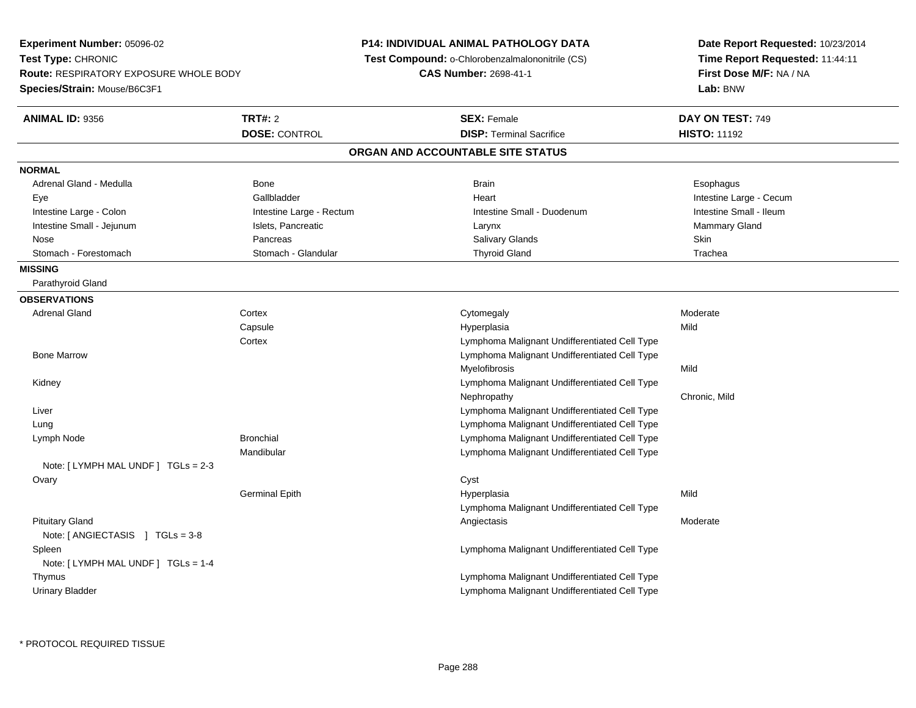**Experiment Number:** 05096-02
**Test Type:** CHRONIC
**Route:** RESPIRATORY EXPOSURE WHOLE BODY
**Species/Strain:** Mouse/B6C3F1

**P14: INDIVIDUAL ANIMAL PATHOLOGY DATA**
**Test Compound:** o-Chlorobenzalmalononitrile (CS)
**CAS Number:** 2698-41-1

**Date Report Requested:** 10/23/2014
**Time Report Requested:** 11:44:11
**First Dose M/F:** NA / NA
**Lab:** BNW

| **ANIMAL ID:** 9356 | **TRT#:** 2 | **SEX:** Female | **DAY ON TEST:** 749 |
|---|---|---|---|
| | **DOSE:** CONTROL | **DISP:** Terminal Sacrifice | **HISTO:** 11192 |

## ORGAN AND ACCOUNTABLE SITE STATUS

**NORMAL**

| | | | |
|---|---|---|---|
| Adrenal Gland - Medulla | Bone | Brain | Esophagus |
| Eye | Gallbladder | Heart | Intestine Large - Cecum |
| Intestine Large - Colon | Intestine Large - Rectum | Intestine Small - Duodenum | Intestine Small - Ileum |
| Intestine Small - Jejunum | Islets, Pancreatic | Larynx | Mammary Gland |
| Nose | Pancreas | Salivary Glands | Skin |
| Stomach - Forestomach | Stomach - Glandular | Thyroid Gland | Trachea |

**MISSING**

Parathyroid Gland

**OBSERVATIONS**

| Organ | Site | Observation | Severity |
|---|---|---|---|
| Adrenal Gland | Cortex | Cytomegaly | Moderate |
| | Capsule | Hyperplasia | Mild |
| | Cortex | Lymphoma Malignant Undifferentiated Cell Type | |
| Bone Marrow | | Lymphoma Malignant Undifferentiated Cell Type | |
| | | Myelofibrosis | Mild |
| Kidney | | Lymphoma Malignant Undifferentiated Cell Type | |
| | | Nephropathy | Chronic, Mild |
| Liver | | Lymphoma Malignant Undifferentiated Cell Type | |
| Lung | | Lymphoma Malignant Undifferentiated Cell Type | |
| Lymph Node | Bronchial | Lymphoma Malignant Undifferentiated Cell Type | |
| | Mandibular | Lymphoma Malignant Undifferentiated Cell Type | |
| Note: [ LYMPH MAL UNDF ] TGLs = 2-3 | | | |
| Ovary | | Cyst | |
| | Germinal Epith | Hyperplasia | Mild |
| | | Lymphoma Malignant Undifferentiated Cell Type | |
| Pituitary Gland | | Angiectasis | Moderate |
| Note: [ ANGIECTASIS ] TGLs = 3-8 | | | |
| Spleen | | Lymphoma Malignant Undifferentiated Cell Type | |
| Note: [ LYMPH MAL UNDF ] TGLs = 1-4 | | | |
| Thymus | | Lymphoma Malignant Undifferentiated Cell Type | |
| Urinary Bladder | | Lymphoma Malignant Undifferentiated Cell Type | |

* PROTOCOL REQUIRED TISSUE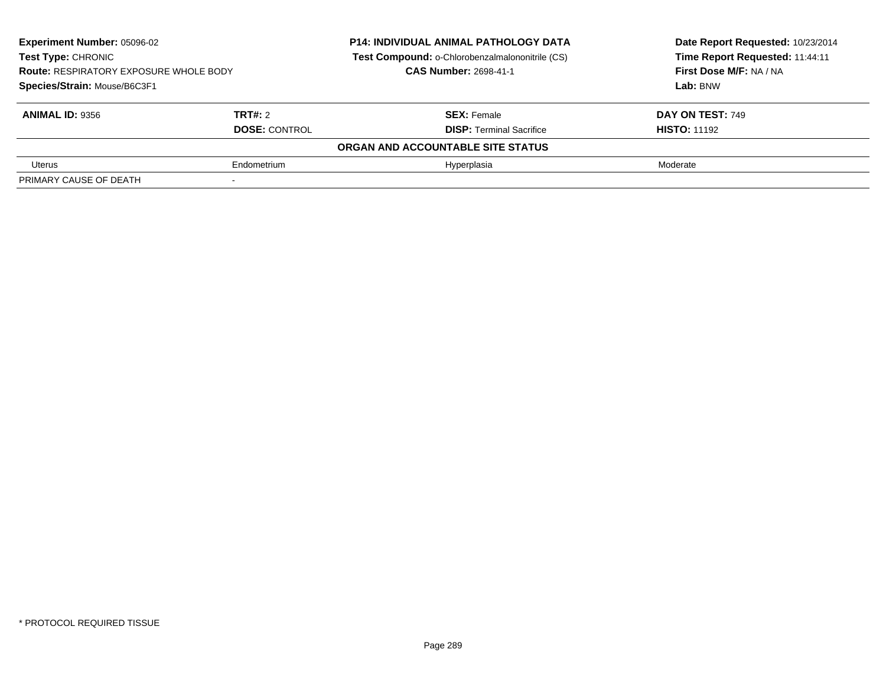**Experiment Number:** 05096-02
**Test Type:** CHRONIC
**Route:** RESPIRATORY EXPOSURE WHOLE BODY
**Species/Strain:** Mouse/B6C3F1

**P14: INDIVIDUAL ANIMAL PATHOLOGY DATA**
**Test Compound:** o-Chlorobenzalmalononitrile (CS)
**CAS Number:** 2698-41-1

**Date Report Requested:** 10/23/2014
**Time Report Requested:** 11:44:11
**First Dose M/F:** NA / NA
**Lab:** BNW

| **ANIMAL ID:** 9356 | **TRT#:** 2 | **SEX:** Female | **DAY ON TEST:** 749 |
|---|---|---|---|
| | **DOSE:** CONTROL | **DISP:** Terminal Sacrifice | **HISTO:** 11192 |
| | | **ORGAN AND ACCOUNTABLE SITE STATUS** | |
| Uterus | Endometrium | Hyperplasia | Moderate |
| PRIMARY CAUSE OF DEATH | - | | |

* PROTOCOL REQUIRED TISSUE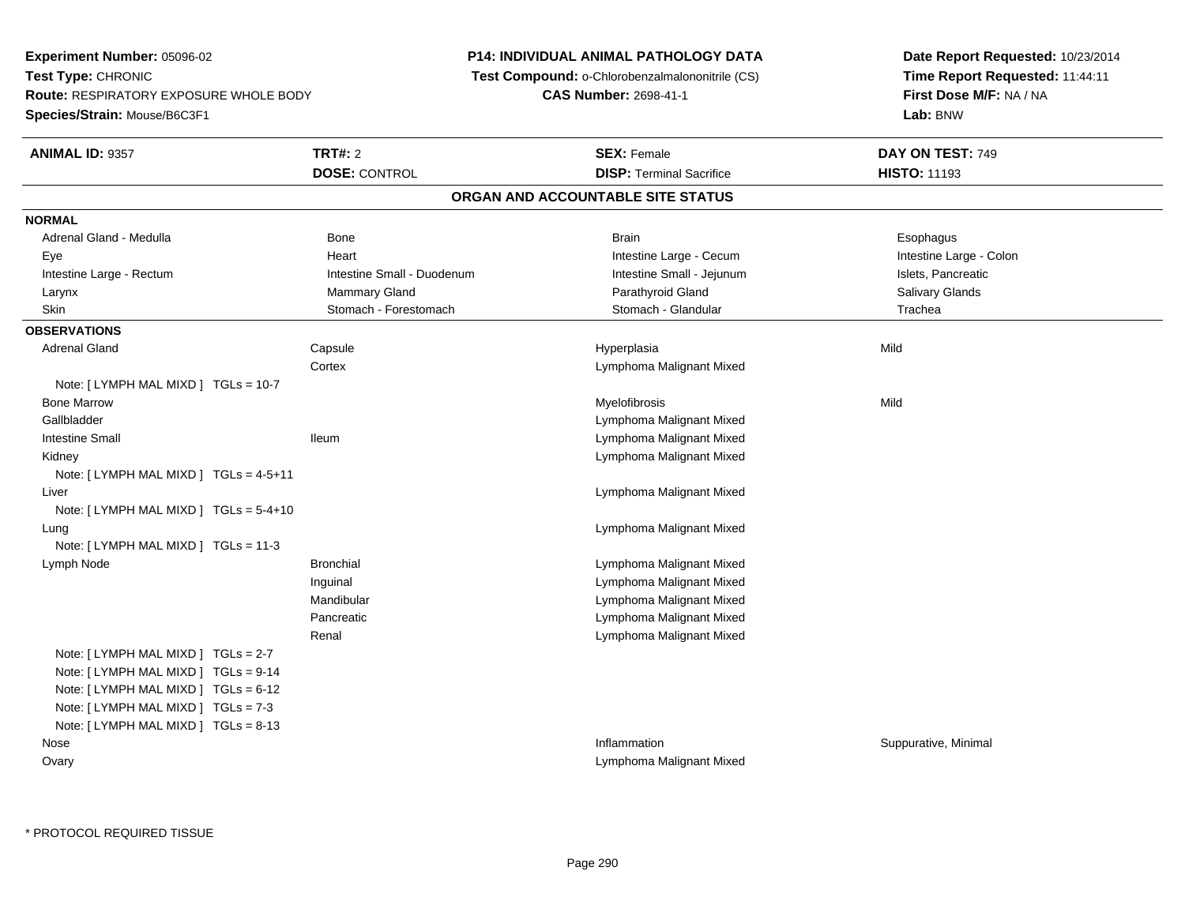**Experiment Number:** 05096-02
**Test Type:** CHRONIC
**Route:** RESPIRATORY EXPOSURE WHOLE BODY
**Species/Strain:** Mouse/B6C3F1

**P14: INDIVIDUAL ANIMAL PATHOLOGY DATA**
**Test Compound:** o-Chlorobenzalmalononitrile (CS)
**CAS Number:** 2698-41-1

**Date Report Requested:** 10/23/2014
**Time Report Requested:** 11:44:11
**First Dose M/F:** NA / NA
**Lab:** BNW

| **ANIMAL ID:** 9357 | **TRT#:** 2 | **SEX:** Female | **DAY ON TEST:** 749 |
|---|---|---|---|
| | **DOSE:** CONTROL | **DISP:** Terminal Sacrifice | **HISTO:** 11193 |

## ORGAN AND ACCOUNTABLE SITE STATUS

**NORMAL**

| | | | |
|---|---|---|---|
| Adrenal Gland - Medulla | Bone | Brain | Esophagus |
| Eye | Heart | Intestine Large - Cecum | Intestine Large - Colon |
| Intestine Large - Rectum | Intestine Small - Duodenum | Intestine Small - Jejunum | Islets, Pancreatic |
| Larynx | Mammary Gland | Parathyroid Gland | Salivary Glands |
| Skin | Stomach - Forestomach | Stomach - Glandular | Trachea |

**OBSERVATIONS**

| | | | |
|---|---|---|---|
| Adrenal Gland | Capsule | Hyperplasia | Mild |
| | Cortex | Lymphoma Malignant Mixed | |
| Note: [ LYMPH MAL MIXD ] TGLs = 10-7 | | | |
| Bone Marrow | | Myelofibrosis | Mild |
| Gallbladder | | Lymphoma Malignant Mixed | |
| Intestine Small | Ileum | Lymphoma Malignant Mixed | |
| Kidney | | Lymphoma Malignant Mixed | |
| Note: [ LYMPH MAL MIXD ] TGLs = 4-5+11 | | | |
| Liver | | Lymphoma Malignant Mixed | |
| Note: [ LYMPH MAL MIXD ] TGLs = 5-4+10 | | | |
| Lung | | Lymphoma Malignant Mixed | |
| Note: [ LYMPH MAL MIXD ] TGLs = 11-3 | | | |
| Lymph Node | Bronchial | Lymphoma Malignant Mixed | |
| | Inguinal | Lymphoma Malignant Mixed | |
| | Mandibular | Lymphoma Malignant Mixed | |
| | Pancreatic | Lymphoma Malignant Mixed | |
| | Renal | Lymphoma Malignant Mixed | |
| Note: [ LYMPH MAL MIXD ] TGLs = 2-7 | | | |
| Note: [ LYMPH MAL MIXD ] TGLs = 9-14 | | | |
| Note: [ LYMPH MAL MIXD ] TGLs = 6-12 | | | |
| Note: [ LYMPH MAL MIXD ] TGLs = 7-3 | | | |
| Note: [ LYMPH MAL MIXD ] TGLs = 8-13 | | | |
| Nose | | Inflammation | Suppurative, Minimal |
| Ovary | | Lymphoma Malignant Mixed | |

* PROTOCOL REQUIRED TISSUE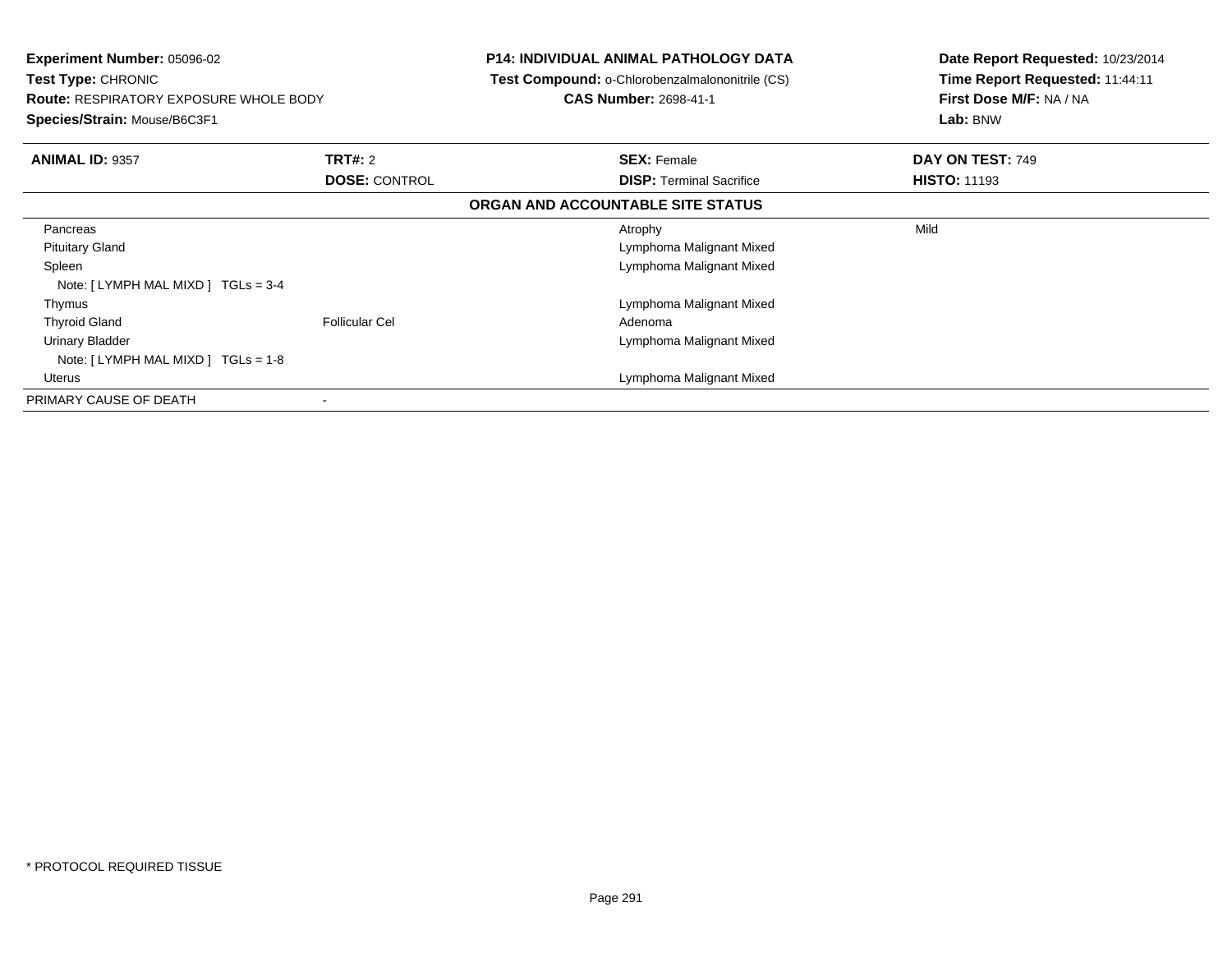**Experiment Number:** 05096-02
**Test Type:** CHRONIC
**Route:** RESPIRATORY EXPOSURE WHOLE BODY
**Species/Strain:** Mouse/B6C3F1

**P14: INDIVIDUAL ANIMAL PATHOLOGY DATA**
**Test Compound:** o-Chlorobenzalmalononitrile (CS)
**CAS Number:** 2698-41-1

**Date Report Requested:** 10/23/2014
**Time Report Requested:** 11:44:11
**First Dose M/F:** NA / NA
**Lab:** BNW

| **ANIMAL ID:** 9357 | **TRT#:** 2 | **SEX:** Female | **DAY ON TEST:** 749 |
|---|---|---|---|
| | **DOSE:** CONTROL | **DISP:** Terminal Sacrifice | **HISTO:** 11193 |

**ORGAN AND ACCOUNTABLE SITE STATUS**

| Organ | Site | Finding | Severity |
|---|---|---|---|
| Pancreas | | Atrophy | Mild |
| Pituitary Gland | | Lymphoma Malignant Mixed | |
| Spleen | | Lymphoma Malignant Mixed | |
| Note: [ LYMPH MAL MIXD ]  TGLs = 3-4 | | | |
| Thymus | | Lymphoma Malignant Mixed | |
| Thyroid Gland | Follicular Cel | Adenoma | |
| Urinary Bladder | | Lymphoma Malignant Mixed | |
| Note: [ LYMPH MAL MIXD ]  TGLs = 1-8 | | | |
| Uterus | | Lymphoma Malignant Mixed | |
| PRIMARY CAUSE OF DEATH | - | | |

* PROTOCOL REQUIRED TISSUE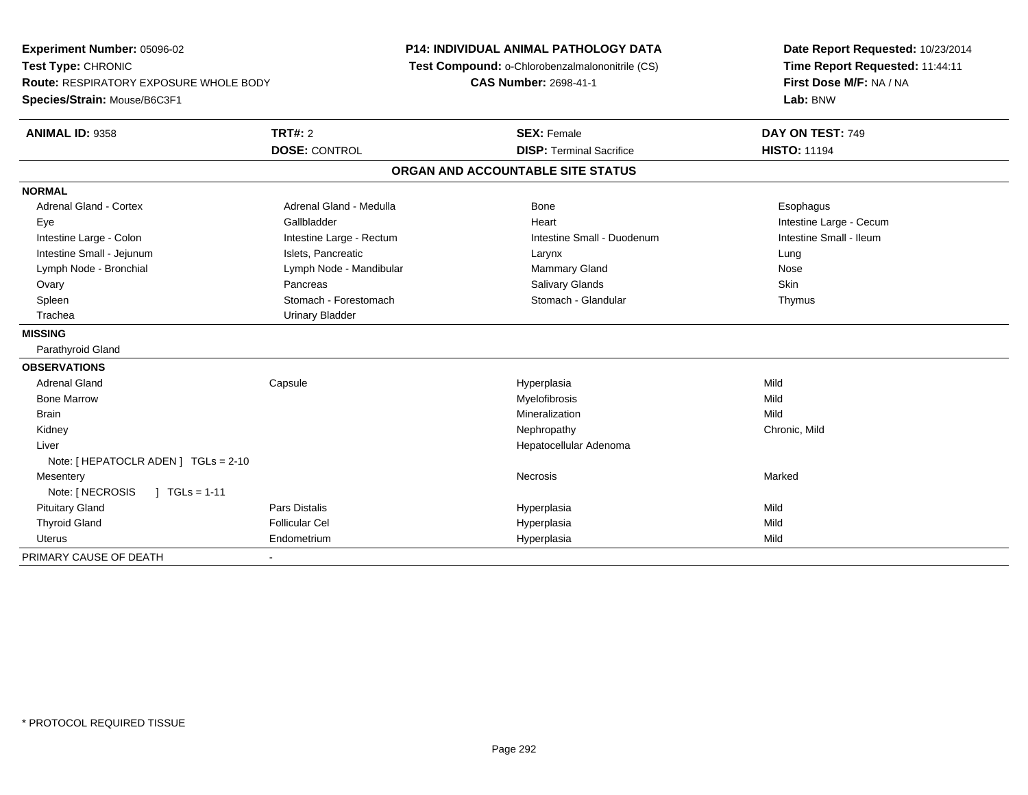**Experiment Number:** 05096-02
**Test Type:** CHRONIC
**Route:** RESPIRATORY EXPOSURE WHOLE BODY
**Species/Strain:** Mouse/B6C3F1

**P14: INDIVIDUAL ANIMAL PATHOLOGY DATA**
**Test Compound:** o-Chlorobenzalmalononitrile (CS)
**CAS Number:** 2698-41-1

**Date Report Requested:** 10/23/2014
**Time Report Requested:** 11:44:11
**First Dose M/F:** NA / NA
**Lab:** BNW

| **ANIMAL ID:** 9358 | **TRT#:** 2 | **SEX:** Female | **DAY ON TEST:** 749 |
|---|---|---|---|
| | **DOSE:** CONTROL | **DISP:** Terminal Sacrifice | **HISTO:** 11194 |

## ORGAN AND ACCOUNTABLE SITE STATUS

**NORMAL**

| | | | |
|---|---|---|---|
| Adrenal Gland - Cortex | Adrenal Gland - Medulla | Bone | Esophagus |
| Eye | Gallbladder | Heart | Intestine Large - Cecum |
| Intestine Large - Colon | Intestine Large - Rectum | Intestine Small - Duodenum | Intestine Small - Ileum |
| Intestine Small - Jejunum | Islets, Pancreatic | Larynx | Lung |
| Lymph Node - Bronchial | Lymph Node - Mandibular | Mammary Gland | Nose |
| Ovary | Pancreas | Salivary Glands | Skin |
| Spleen | Stomach - Forestomach | Stomach - Glandular | Thymus |
| Trachea | Urinary Bladder | | |

**MISSING**

Parathyroid Gland

**OBSERVATIONS**

| | | | |
|---|---|---|---|
| Adrenal Gland | Capsule | Hyperplasia | Mild |
| Bone Marrow | | Myelofibrosis | Mild |
| Brain | | Mineralization | Mild |
| Kidney | | Nephropathy | Chronic, Mild |
| Liver | | Hepatocellular Adenoma | |
| Note: [ HEPATOCLR ADEN ] TGLs = 2-10 | | | |
| Mesentery | | Necrosis | Marked |
| Note: [ NECROSIS ] TGLs = 1-11 | | | |
| Pituitary Gland | Pars Distalis | Hyperplasia | Mild |
| Thyroid Gland | Follicular Cel | Hyperplasia | Mild |
| Uterus | Endometrium | Hyperplasia | Mild |

PRIMARY CAUSE OF DEATH -

* PROTOCOL REQUIRED TISSUE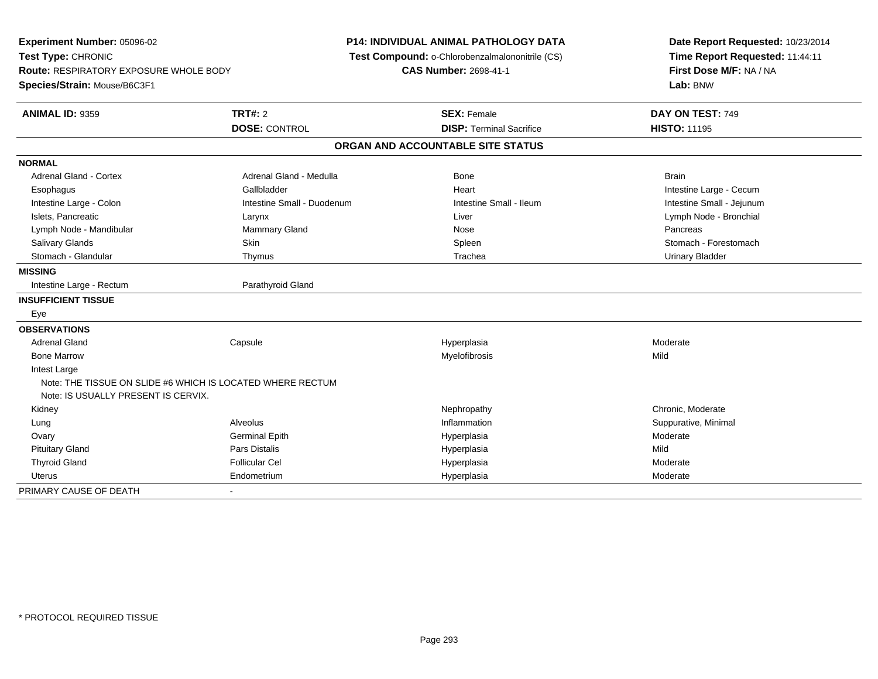**Experiment Number:** 05096-02
**Test Type:** CHRONIC
**Route:** RESPIRATORY EXPOSURE WHOLE BODY
**Species/Strain:** Mouse/B6C3F1

**P14: INDIVIDUAL ANIMAL PATHOLOGY DATA**
**Test Compound:** o-Chlorobenzalmalononitrile (CS)
**CAS Number:** 2698-41-1

**Date Report Requested:** 10/23/2014
**Time Report Requested:** 11:44:11
**First Dose M/F:** NA / NA
**Lab:** BNW

| **ANIMAL ID:** 9359 | **TRT#:** 2 | **SEX:** Female | **DAY ON TEST:** 749 |
|---|---|---|---|
| | **DOSE:** CONTROL | **DISP:** Terminal Sacrifice | **HISTO:** 11195 |

## ORGAN AND ACCOUNTABLE SITE STATUS

| | | | |
|---|---|---|---|
| **NORMAL** | | | |
| Adrenal Gland - Cortex | Adrenal Gland - Medulla | Bone | Brain |
| Esophagus | Gallbladder | Heart | Intestine Large - Cecum |
| Intestine Large - Colon | Intestine Small - Duodenum | Intestine Small - Ileum | Intestine Small - Jejunum |
| Islets, Pancreatic | Larynx | Liver | Lymph Node - Bronchial |
| Lymph Node - Mandibular | Mammary Gland | Nose | Pancreas |
| Salivary Glands | Skin | Spleen | Stomach - Forestomach |
| Stomach - Glandular | Thymus | Trachea | Urinary Bladder |
| **MISSING** | | | |
| Intestine Large - Rectum | Parathyroid Gland | | |
| **INSUFFICIENT TISSUE** | | | |
| Eye | | | |
| **OBSERVATIONS** | | | |
| Adrenal Gland | Capsule | Hyperplasia | Moderate |
| Bone Marrow | | Myelofibrosis | Mild |
| Intest Large | | | |
| Note: THE TISSUE ON SLIDE #6 WHICH IS LOCATED WHERE RECTUM | | | |
| Note: IS USUALLY PRESENT IS CERVIX. | | | |
| Kidney | | Nephropathy | Chronic, Moderate |
| Lung | Alveolus | Inflammation | Suppurative, Minimal |
| Ovary | Germinal Epith | Hyperplasia | Moderate |
| Pituitary Gland | Pars Distalis | Hyperplasia | Mild |
| Thyroid Gland | Follicular Cel | Hyperplasia | Moderate |
| Uterus | Endometrium | Hyperplasia | Moderate |
| PRIMARY CAUSE OF DEATH | - | | |

* PROTOCOL REQUIRED TISSUE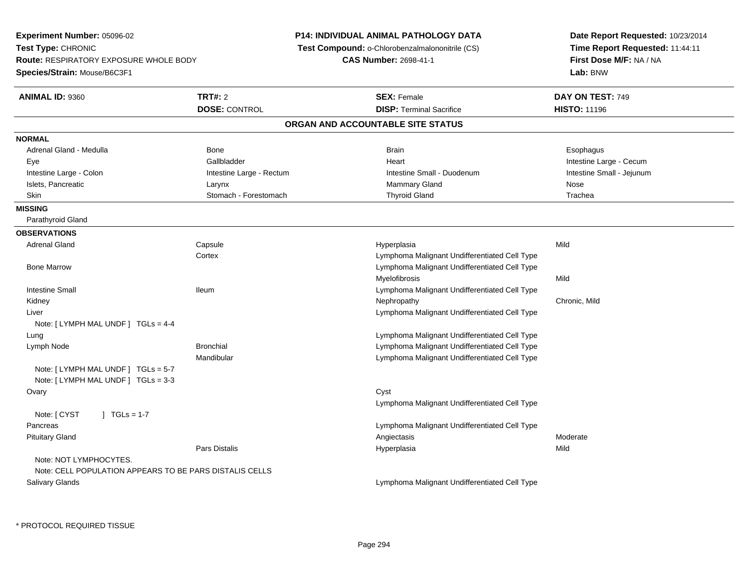**Experiment Number:** 05096-02
**Test Type:** CHRONIC
**Route:** RESPIRATORY EXPOSURE WHOLE BODY
**Species/Strain:** Mouse/B6C3F1

**P14: INDIVIDUAL ANIMAL PATHOLOGY DATA**
**Test Compound:** o-Chlorobenzalmalononitrile (CS)
**CAS Number:** 2698-41-1

**Date Report Requested:** 10/23/2014
**Time Report Requested:** 11:44:11
**First Dose M/F:** NA / NA
**Lab:** BNW

| **ANIMAL ID:** 9360 | **TRT#:** 2 | **SEX:** Female | **DAY ON TEST:** 749 |
|---|---|---|---|
| | **DOSE:** CONTROL | **DISP:** Terminal Sacrifice | **HISTO:** 11196 |

## ORGAN AND ACCOUNTABLE SITE STATUS

**NORMAL**

| | | | |
|---|---|---|---|
| Adrenal Gland - Medulla | Bone | Brain | Esophagus |
| Eye | Gallbladder | Heart | Intestine Large - Cecum |
| Intestine Large - Colon | Intestine Large - Rectum | Intestine Small - Duodenum | Intestine Small - Jejunum |
| Islets, Pancreatic | Larynx | Mammary Gland | Nose |
| Skin | Stomach - Forestomach | Thyroid Gland | Trachea |

**MISSING**

Parathyroid Gland

**OBSERVATIONS**

| | | | |
|---|---|---|---|
| Adrenal Gland | Capsule | Hyperplasia | Mild |
| | Cortex | Lymphoma Malignant Undifferentiated Cell Type | |
| Bone Marrow | | Lymphoma Malignant Undifferentiated Cell Type | |
| | | Myelofibrosis | Mild |
| Intestine Small | Ileum | Lymphoma Malignant Undifferentiated Cell Type | |
| Kidney | | Nephropathy | Chronic, Mild |
| Liver | | Lymphoma Malignant Undifferentiated Cell Type | |
| Note: [ LYMPH MAL UNDF ] TGLs = 4-4 | | | |
| Lung | | Lymphoma Malignant Undifferentiated Cell Type | |
| Lymph Node | Bronchial | Lymphoma Malignant Undifferentiated Cell Type | |
| | Mandibular | Lymphoma Malignant Undifferentiated Cell Type | |
| Note: [ LYMPH MAL UNDF ] TGLs = 5-7 | | | |
| Note: [ LYMPH MAL UNDF ] TGLs = 3-3 | | | |
| Ovary | | Cyst | |
| | | Lymphoma Malignant Undifferentiated Cell Type | |
| Note: [ CYST ] TGLs = 1-7 | | | |
| Pancreas | | Lymphoma Malignant Undifferentiated Cell Type | |
| Pituitary Gland | | Angiectasis | Moderate |
| | Pars Distalis | Hyperplasia | Mild |
| Note: NOT LYMPHOCYTES. | | | |
| Note: CELL POPULATION APPEARS TO BE PARS DISTALIS CELLS | | | |
| Salivary Glands | | Lymphoma Malignant Undifferentiated Cell Type | |

* PROTOCOL REQUIRED TISSUE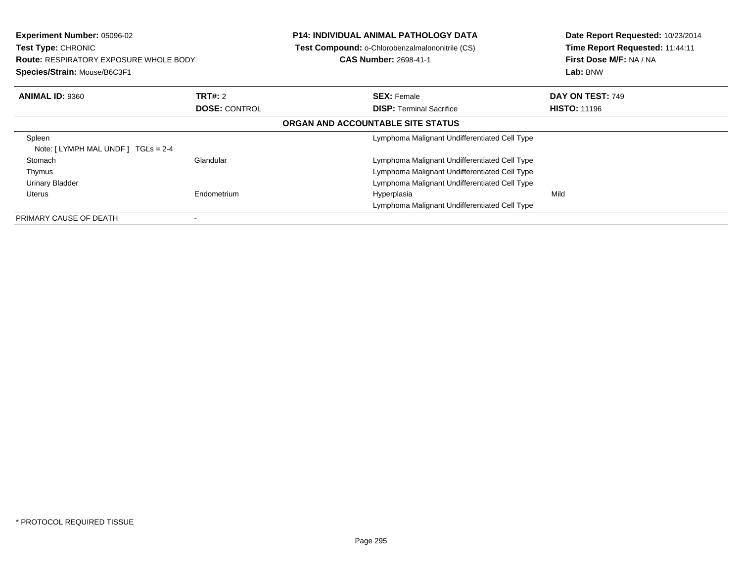**Experiment Number:** 05096-02
**Test Type:** CHRONIC
**Route:** RESPIRATORY EXPOSURE WHOLE BODY
**Species/Strain:** Mouse/B6C3F1

**P14: INDIVIDUAL ANIMAL PATHOLOGY DATA**
**Test Compound:** o-Chlorobenzalmalononitrile (CS)
**CAS Number:** 2698-41-1

**Date Report Requested:** 10/23/2014
**Time Report Requested:** 11:44:11
**First Dose M/F:** NA / NA
**Lab:** BNW

| **ANIMAL ID:** 9360 | **TRT#:** 2 | **SEX:** Female | **DAY ON TEST:** 749 |
|---|---|---|---|
| | **DOSE:** CONTROL | **DISP:** Terminal Sacrifice | **HISTO:** 11196 |

**ORGAN AND ACCOUNTABLE SITE STATUS**

| | | | |
|---|---|---|---|
| Spleen | | Lymphoma Malignant Undifferentiated Cell Type | |
| Note: [ LYMPH MAL UNDF ] TGLs = 2-4 | | | |
| Stomach | Glandular | Lymphoma Malignant Undifferentiated Cell Type | |
| Thymus | | Lymphoma Malignant Undifferentiated Cell Type | |
| Urinary Bladder | | Lymphoma Malignant Undifferentiated Cell Type | |
| Uterus | Endometrium | Hyperplasia | Mild |
| | | Lymphoma Malignant Undifferentiated Cell Type | |
| PRIMARY CAUSE OF DEATH | - | | |

* PROTOCOL REQUIRED TISSUE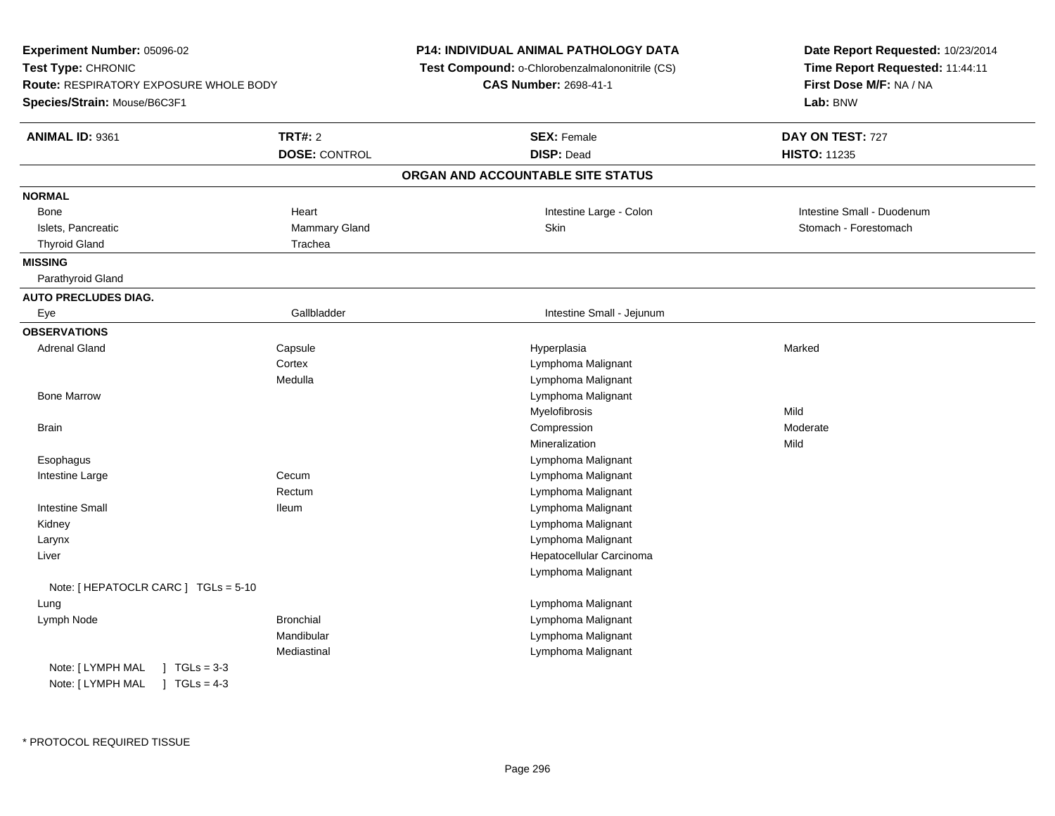**Experiment Number:** 05096-02
**Test Type:** CHRONIC
**Route:** RESPIRATORY EXPOSURE WHOLE BODY
**Species/Strain:** Mouse/B6C3F1

**P14: INDIVIDUAL ANIMAL PATHOLOGY DATA**
**Test Compound:** o-Chlorobenzalmalononitrile (CS)
**CAS Number:** 2698-41-1

**Date Report Requested:** 10/23/2014
**Time Report Requested:** 11:44:11
**First Dose M/F:** NA / NA
**Lab:** BNW

| **ANIMAL ID:** 9361 | **TRT#:** 2 | **SEX:** Female | **DAY ON TEST:** 727 |
|---|---|---|---|
| | **DOSE:** CONTROL | **DISP:** Dead | **HISTO:** 11235 |

## ORGAN AND ACCOUNTABLE SITE STATUS

**NORMAL**

| | | | |
|---|---|---|---|
| Bone | Heart | Intestine Large - Colon | Intestine Small - Duodenum |
| Islets, Pancreatic | Mammary Gland | Skin | Stomach - Forestomach |
| Thyroid Gland | Trachea | | |

**MISSING**

Parathyroid Gland

**AUTO PRECLUDES DIAG.**

| | | |
|---|---|---|
| Eye | Gallbladder | Intestine Small - Jejunum |

**OBSERVATIONS**

| | | | |
|---|---|---|---|
| Adrenal Gland | Capsule | Hyperplasia | Marked |
| | Cortex | Lymphoma Malignant | |
| | Medulla | Lymphoma Malignant | |
| Bone Marrow | | Lymphoma Malignant | |
| | | Myelofibrosis | Mild |
| Brain | | Compression | Moderate |
| | | Mineralization | Mild |
| Esophagus | | Lymphoma Malignant | |
| Intestine Large | Cecum | Lymphoma Malignant | |
| | Rectum | Lymphoma Malignant | |
| Intestine Small | Ileum | Lymphoma Malignant | |
| Kidney | | Lymphoma Malignant | |
| Larynx | | Lymphoma Malignant | |
| Liver | | Hepatocellular Carcinoma | |
| | | Lymphoma Malignant | |
| Note: [ HEPATOCLR CARC ] TGLs = 5-10 | | | |
| Lung | | Lymphoma Malignant | |
| Lymph Node | Bronchial | Lymphoma Malignant | |
| | Mandibular | Lymphoma Malignant | |
| | Mediastinal | Lymphoma Malignant | |
| Note: [ LYMPH MAL ] TGLs = 3-3 | | | |
| Note: [ LYMPH MAL ] TGLs = 4-3 | | | |

* PROTOCOL REQUIRED TISSUE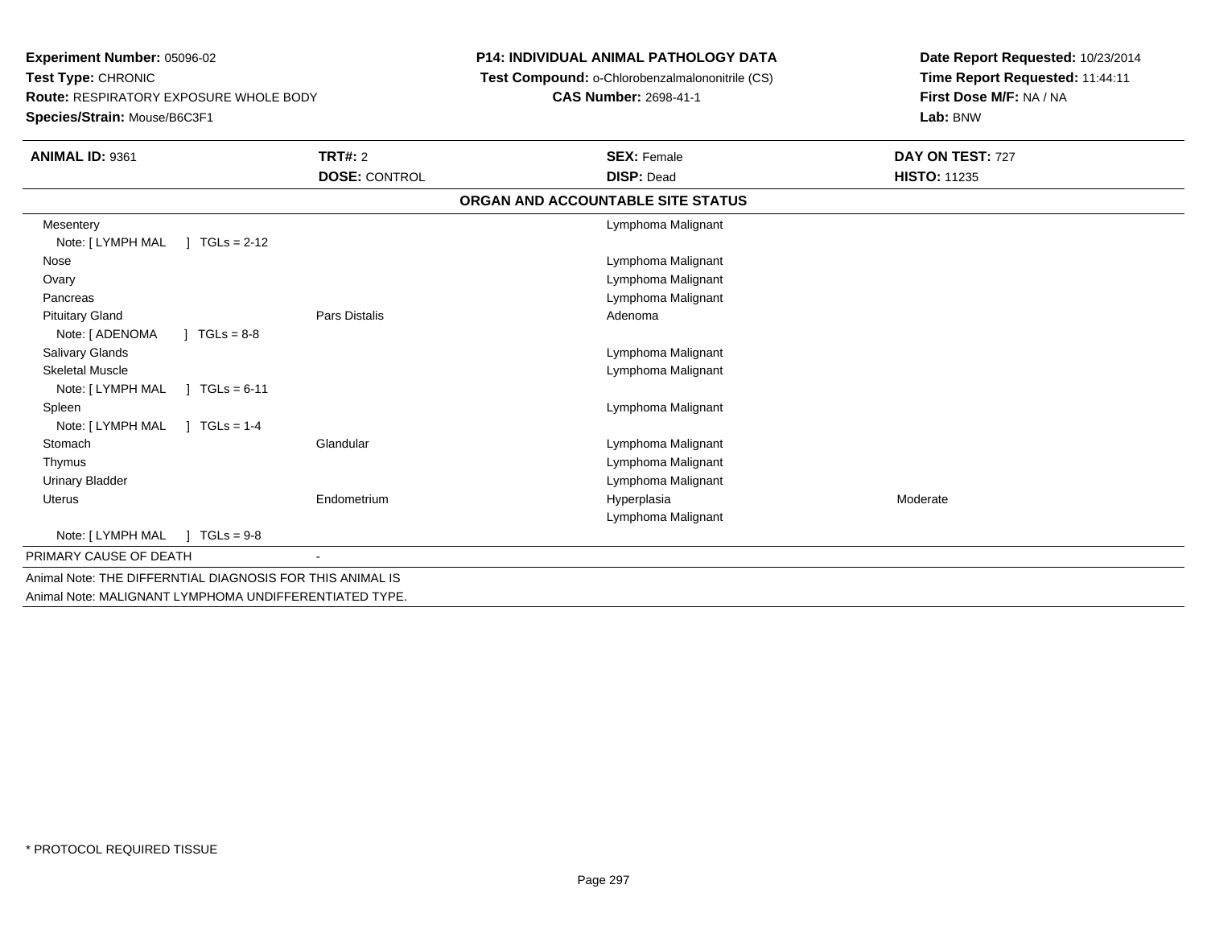**Experiment Number:** 05096-02
**Test Type:** CHRONIC
**Route:** RESPIRATORY EXPOSURE WHOLE BODY
**Species/Strain:** Mouse/B6C3F1

**P14: INDIVIDUAL ANIMAL PATHOLOGY DATA**
**Test Compound:** o-Chlorobenzalmalononitrile (CS)
**CAS Number:** 2698-41-1

**Date Report Requested:** 10/23/2014
**Time Report Requested:** 11:44:11
**First Dose M/F:** NA / NA
**Lab:** BNW

| **ANIMAL ID:** 9361 | **TRT#:** 2 | **SEX:** Female | **DAY ON TEST:** 727 |
|---|---|---|---|
| | **DOSE:** CONTROL | **DISP:** Dead | **HISTO:** 11235 |

**ORGAN AND ACCOUNTABLE SITE STATUS**

| | | | |
|---|---|---|---|
| Mesentery | | Lymphoma Malignant | |
| Note: [ LYMPH MAL ] TGLs = 2-12 | | | |
| Nose | | Lymphoma Malignant | |
| Ovary | | Lymphoma Malignant | |
| Pancreas | | Lymphoma Malignant | |
| Pituitary Gland | Pars Distalis | Adenoma | |
| Note: [ ADENOMA ] TGLs = 8-8 | | | |
| Salivary Glands | | Lymphoma Malignant | |
| Skeletal Muscle | | Lymphoma Malignant | |
| Note: [ LYMPH MAL ] TGLs = 6-11 | | | |
| Spleen | | Lymphoma Malignant | |
| Note: [ LYMPH MAL ] TGLs = 1-4 | | | |
| Stomach | Glandular | Lymphoma Malignant | |
| Thymus | | Lymphoma Malignant | |
| Urinary Bladder | | Lymphoma Malignant | |
| Uterus | Endometrium | Hyperplasia | Moderate |
| | | Lymphoma Malignant | |
| Note: [ LYMPH MAL ] TGLs = 9-8 | | | |

PRIMARY CAUSE OF DEATH -

Animal Note: THE DIFFERNTIAL DIAGNOSIS FOR THIS ANIMAL IS
Animal Note: MALIGNANT LYMPHOMA UNDIFFERENTIATED TYPE.

* PROTOCOL REQUIRED TISSUE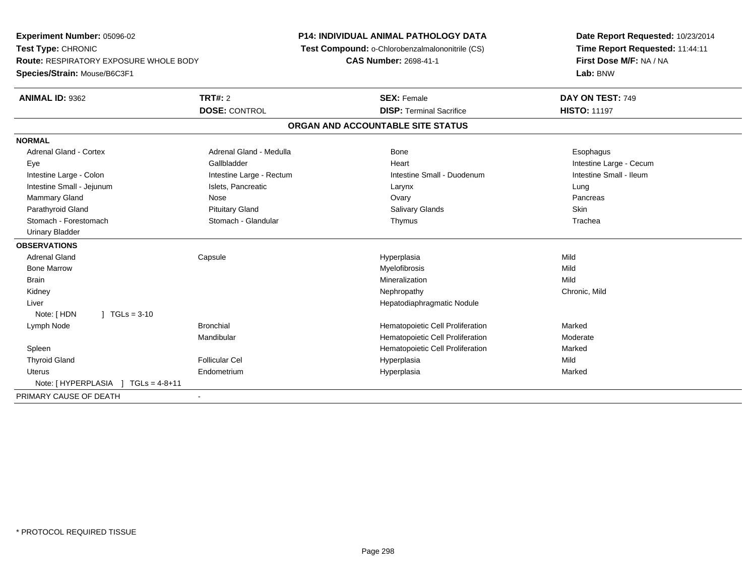**Experiment Number:** 05096-02
**Test Type:** CHRONIC
**Route:** RESPIRATORY EXPOSURE WHOLE BODY
**Species/Strain:** Mouse/B6C3F1

**P14: INDIVIDUAL ANIMAL PATHOLOGY DATA**
**Test Compound:** o-Chlorobenzalmalononitrile (CS)
**CAS Number:** 2698-41-1

**Date Report Requested:** 10/23/2014
**Time Report Requested:** 11:44:11
**First Dose M/F:** NA / NA
**Lab:** BNW

| **ANIMAL ID:** 9362 | **TRT#:** 2 | **SEX:** Female | **DAY ON TEST:** 749 |
|---|---|---|---|
| | **DOSE:** CONTROL | **DISP:** Terminal Sacrifice | **HISTO:** 11197 |

## ORGAN AND ACCOUNTABLE SITE STATUS

| | | | |
|---|---|---|---|
| **NORMAL** | | | |
| Adrenal Gland - Cortex | Adrenal Gland - Medulla | Bone | Esophagus |
| Eye | Gallbladder | Heart | Intestine Large - Cecum |
| Intestine Large - Colon | Intestine Large - Rectum | Intestine Small - Duodenum | Intestine Small - Ileum |
| Intestine Small - Jejunum | Islets, Pancreatic | Larynx | Lung |
| Mammary Gland | Nose | Ovary | Pancreas |
| Parathyroid Gland | Pituitary Gland | Salivary Glands | Skin |
| Stomach - Forestomach | Stomach - Glandular | Thymus | Trachea |
| Urinary Bladder | | | |
| **OBSERVATIONS** | | | |
| Adrenal Gland | Capsule | Hyperplasia | Mild |
| Bone Marrow | | Myelofibrosis | Mild |
| Brain | | Mineralization | Mild |
| Kidney | | Nephropathy | Chronic, Mild |
| Liver | | Hepatodiaphragmatic Nodule | |
| Note: [ HDN ] TGLs = 3-10 | | | |
| Lymph Node | Bronchial | Hematopoietic Cell Proliferation | Marked |
| | Mandibular | Hematopoietic Cell Proliferation | Moderate |
| Spleen | | Hematopoietic Cell Proliferation | Marked |
| Thyroid Gland | Follicular Cel | Hyperplasia | Mild |
| Uterus | Endometrium | Hyperplasia | Marked |
| Note: [ HYPERPLASIA ] TGLs = 4-8+11 | | | |
| PRIMARY CAUSE OF DEATH | - | | |

* PROTOCOL REQUIRED TISSUE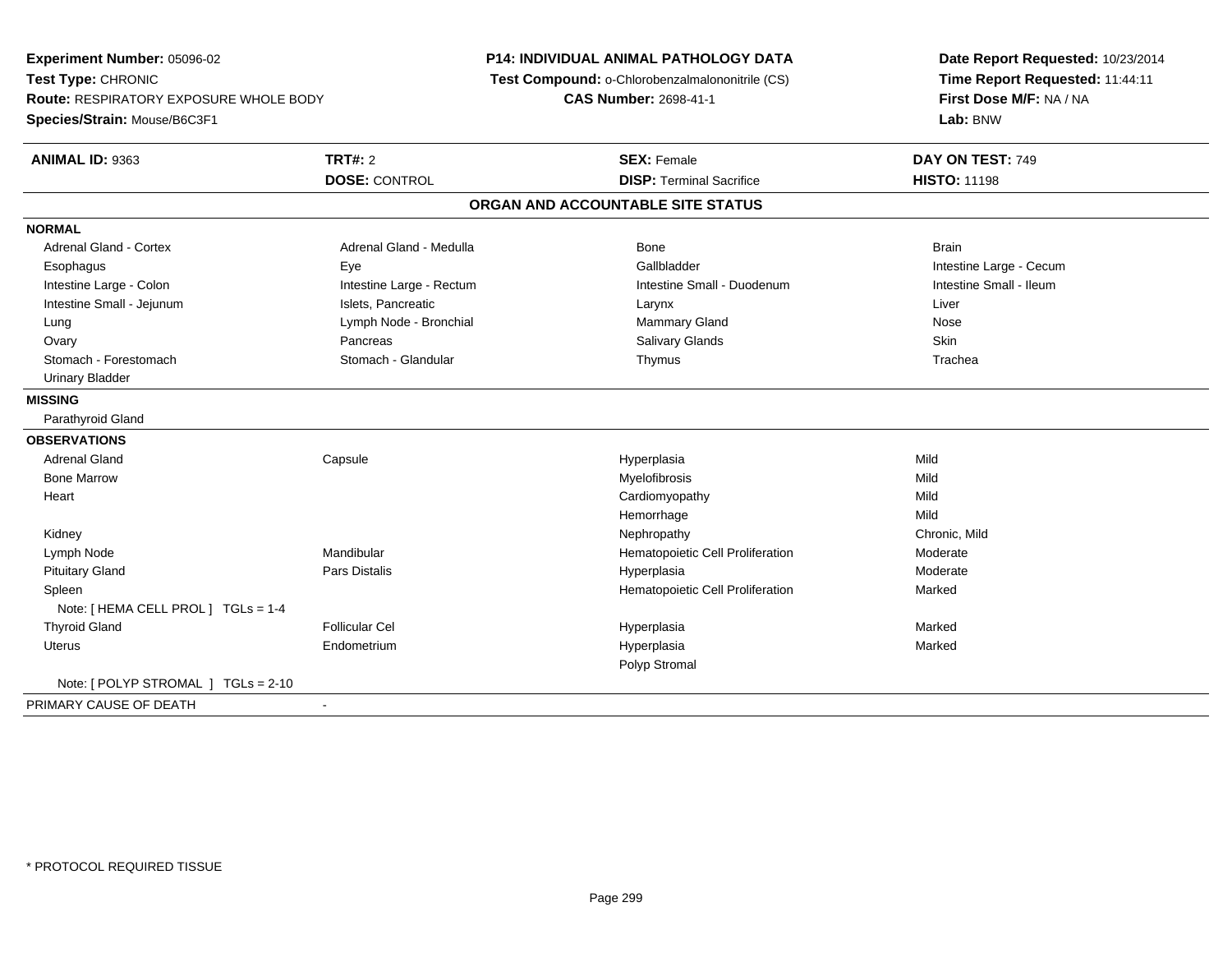**Experiment Number:** 05096-02
**Test Type:** CHRONIC
**Route:** RESPIRATORY EXPOSURE WHOLE BODY
**Species/Strain:** Mouse/B6C3F1

**P14: INDIVIDUAL ANIMAL PATHOLOGY DATA**
**Test Compound:** o-Chlorobenzalmalononitrile (CS)
**CAS Number:** 2698-41-1

**Date Report Requested:** 10/23/2014
**Time Report Requested:** 11:44:11
**First Dose M/F:** NA / NA
**Lab:** BNW

| **ANIMAL ID:** 9363 | **TRT#:** 2 | **SEX:** Female | **DAY ON TEST:** 749 |
|---|---|---|---|
| | **DOSE:** CONTROL | **DISP:** Terminal Sacrifice | **HISTO:** 11198 |

## ORGAN AND ACCOUNTABLE SITE STATUS

**NORMAL**

| | | | |
|---|---|---|---|
| Adrenal Gland - Cortex | Adrenal Gland - Medulla | Bone | Brain |
| Esophagus | Eye | Gallbladder | Intestine Large - Cecum |
| Intestine Large - Colon | Intestine Large - Rectum | Intestine Small - Duodenum | Intestine Small - Ileum |
| Intestine Small - Jejunum | Islets, Pancreatic | Larynx | Liver |
| Lung | Lymph Node - Bronchial | Mammary Gland | Nose |
| Ovary | Pancreas | Salivary Glands | Skin |
| Stomach - Forestomach | Stomach - Glandular | Thymus | Trachea |
| Urinary Bladder | | | |

**MISSING**

Parathyroid Gland

**OBSERVATIONS**

| | | | |
|---|---|---|---|
| Adrenal Gland | Capsule | Hyperplasia | Mild |
| Bone Marrow | | Myelofibrosis | Mild |
| Heart | | Cardiomyopathy | Mild |
| | | Hemorrhage | Mild |
| Kidney | | Nephropathy | Chronic, Mild |
| Lymph Node | Mandibular | Hematopoietic Cell Proliferation | Moderate |
| Pituitary Gland | Pars Distalis | Hyperplasia | Moderate |
| Spleen | | Hematopoietic Cell Proliferation | Marked |
| Note: [ HEMA CELL PROL ] TGLs = 1-4 | | | |
| Thyroid Gland | Follicular Cel | Hyperplasia | Marked |
| Uterus | Endometrium | Hyperplasia | Marked |
| | | Polyp Stromal | |
| Note: [ POLYP STROMAL ] TGLs = 2-10 | | | |

PRIMARY CAUSE OF DEATH -

* PROTOCOL REQUIRED TISSUE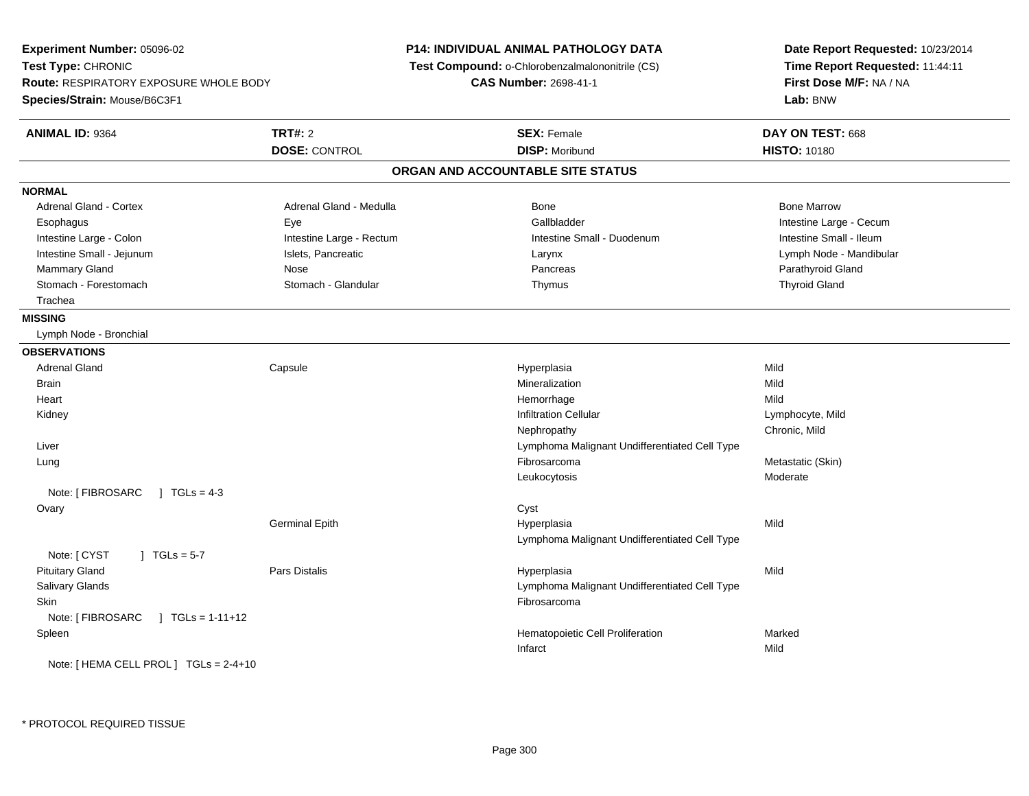**Experiment Number:** 05096-02
**Test Type:** CHRONIC
**Route:** RESPIRATORY EXPOSURE WHOLE BODY
**Species/Strain:** Mouse/B6C3F1

**P14: INDIVIDUAL ANIMAL PATHOLOGY DATA**
**Test Compound:** o-Chlorobenzalmalononitrile (CS)
**CAS Number:** 2698-41-1

**Date Report Requested:** 10/23/2014
**Time Report Requested:** 11:44:11
**First Dose M/F:** NA / NA
**Lab:** BNW

| **ANIMAL ID:** 9364 | **TRT#:** 2 | **SEX:** Female | **DAY ON TEST:** 668 |
|---|---|---|---|
| | **DOSE:** CONTROL | **DISP:** Moribund | **HISTO:** 10180 |

## ORGAN AND ACCOUNTABLE SITE STATUS

**NORMAL**

| | | | |
|---|---|---|---|
| Adrenal Gland - Cortex | Adrenal Gland - Medulla | Bone | Bone Marrow |
| Esophagus | Eye | Gallbladder | Intestine Large - Cecum |
| Intestine Large - Colon | Intestine Large - Rectum | Intestine Small - Duodenum | Intestine Small - Ileum |
| Intestine Small - Jejunum | Islets, Pancreatic | Larynx | Lymph Node - Mandibular |
| Mammary Gland | Nose | Pancreas | Parathyroid Gland |
| Stomach - Forestomach | Stomach - Glandular | Thymus | Thyroid Gland |
| Trachea | | | |

**MISSING**

Lymph Node - Bronchial

**OBSERVATIONS**

| | | | |
|---|---|---|---|
| Adrenal Gland | Capsule | Hyperplasia | Mild |
| Brain | | Mineralization | Mild |
| Heart | | Hemorrhage | Mild |
| Kidney | | Infiltration Cellular | Lymphocyte, Mild |
| | | Nephropathy | Chronic, Mild |
| Liver | | Lymphoma Malignant Undifferentiated Cell Type | |
| Lung | | Fibrosarcoma | Metastatic (Skin) |
| | | Leukocytosis | Moderate |
| Note: [ FIBROSARC ] TGLs = 4-3 | | | |
| Ovary | | Cyst | |
| | Germinal Epith | Hyperplasia | Mild |
| | | Lymphoma Malignant Undifferentiated Cell Type | |
| Note: [ CYST ] TGLs = 5-7 | | | |
| Pituitary Gland | Pars Distalis | Hyperplasia | Mild |
| Salivary Glands | | Lymphoma Malignant Undifferentiated Cell Type | |
| Skin | | Fibrosarcoma | |
| Note: [ FIBROSARC ] TGLs = 1-11+12 | | | |
| Spleen | | Hematopoietic Cell Proliferation | Marked |
| | | Infarct | Mild |
| Note: [ HEMA CELL PROL ] TGLs = 2-4+10 | | | |

* PROTOCOL REQUIRED TISSUE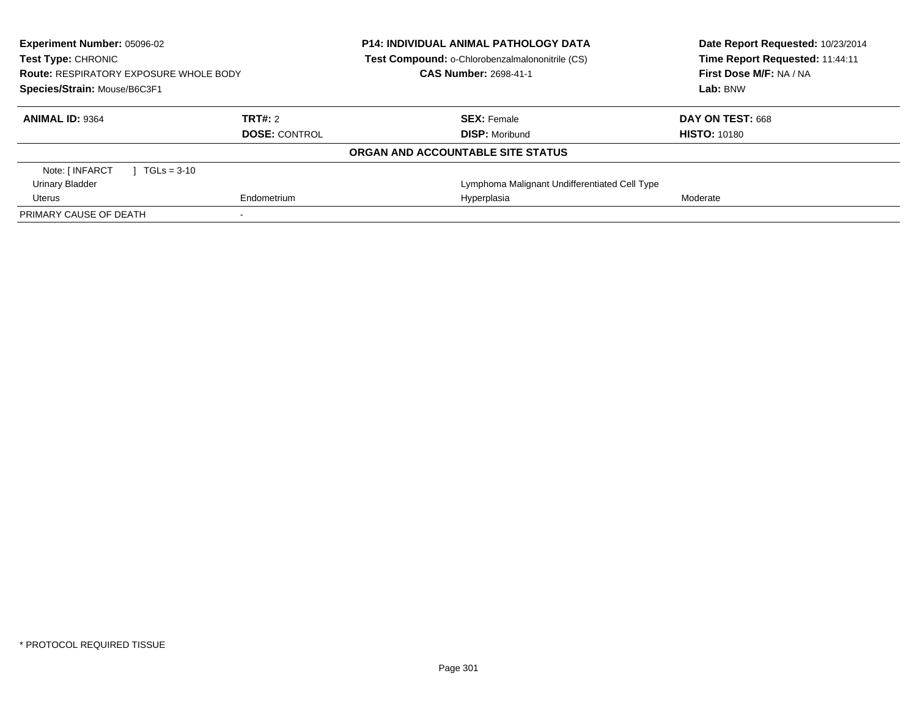**Experiment Number:** 05096-02
**Test Type:** CHRONIC
**Route:** RESPIRATORY EXPOSURE WHOLE BODY
**Species/Strain:** Mouse/B6C3F1

**P14: INDIVIDUAL ANIMAL PATHOLOGY DATA**
**Test Compound:** o-Chlorobenzalmalononitrile (CS)
**CAS Number:** 2698-41-1

**Date Report Requested:** 10/23/2014
**Time Report Requested:** 11:44:11
**First Dose M/F:** NA / NA
**Lab:** BNW

| **ANIMAL ID:** 9364 | **TRT#:** 2 | **SEX:** Female | **DAY ON TEST:** 668 |
|---|---|---|---|
| | **DOSE:** CONTROL | **DISP:** Moribund | **HISTO:** 10180 |

**ORGAN AND ACCOUNTABLE SITE STATUS**

| | | | |
|---|---|---|---|
| Note: [ INFARCT ] TGLs = 3-10 | | | |
| Urinary Bladder | | Lymphoma Malignant Undifferentiated Cell Type | |
| Uterus | Endometrium | Hyperplasia | Moderate |
| PRIMARY CAUSE OF DEATH | - | | |

* PROTOCOL REQUIRED TISSUE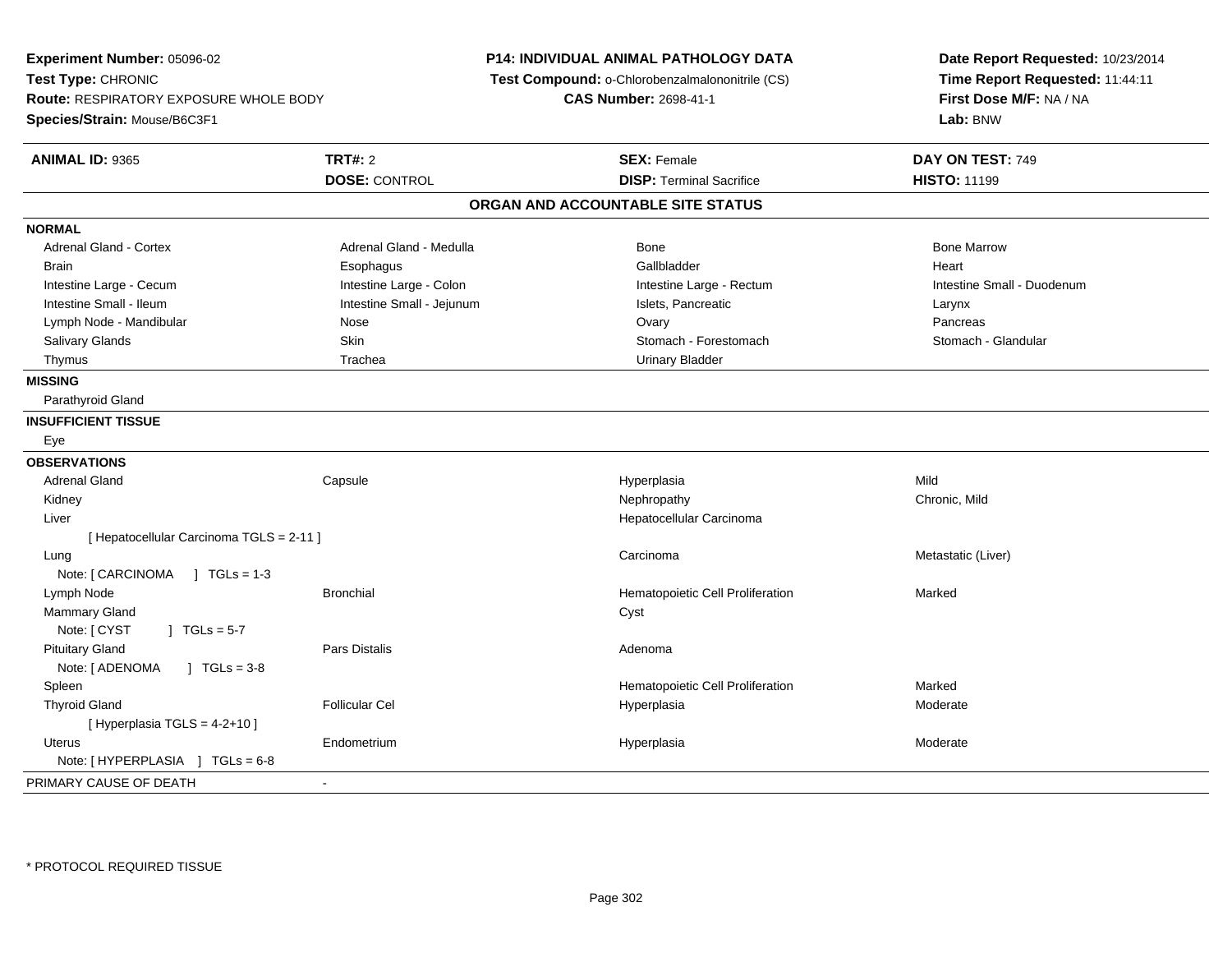**Experiment Number:** 05096-02
**Test Type:** CHRONIC
**Route:** RESPIRATORY EXPOSURE WHOLE BODY
**Species/Strain:** Mouse/B6C3F1

**P14: INDIVIDUAL ANIMAL PATHOLOGY DATA**
**Test Compound:** o-Chlorobenzalmalononitrile (CS)
**CAS Number:** 2698-41-1

**Date Report Requested:** 10/23/2014
**Time Report Requested:** 11:44:11
**First Dose M/F:** NA / NA
**Lab:** BNW

| **ANIMAL ID:** 9365 | **TRT#:** 2 | **SEX:** Female | **DAY ON TEST:** 749 |
|---|---|---|---|
| | **DOSE:** CONTROL | **DISP:** Terminal Sacrifice | **HISTO:** 11199 |

## ORGAN AND ACCOUNTABLE SITE STATUS

**NORMAL**

| | | | |
|---|---|---|---|
| Adrenal Gland - Cortex | Adrenal Gland - Medulla | Bone | Bone Marrow |
| Brain | Esophagus | Gallbladder | Heart |
| Intestine Large - Cecum | Intestine Large - Colon | Intestine Large - Rectum | Intestine Small - Duodenum |
| Intestine Small - Ileum | Intestine Small - Jejunum | Islets, Pancreatic | Larynx |
| Lymph Node - Mandibular | Nose | Ovary | Pancreas |
| Salivary Glands | Skin | Stomach - Forestomach | Stomach - Glandular |
| Thymus | Trachea | Urinary Bladder | |

**MISSING**

Parathyroid Gland

**INSUFFICIENT TISSUE**

Eye

**OBSERVATIONS**

| | | | |
|---|---|---|---|
| Adrenal Gland | Capsule | Hyperplasia | Mild |
| Kidney | | Nephropathy | Chronic, Mild |
| Liver | | Hepatocellular Carcinoma | |
| [ Hepatocellular Carcinoma TGLS = 2-11 ] | | | |
| Lung | | Carcinoma | Metastatic (Liver) |
| Note: [ CARCINOMA ] TGLs = 1-3 | | | |
| Lymph Node | Bronchial | Hematopoietic Cell Proliferation | Marked |
| Mammary Gland | | Cyst | |
| Note: [ CYST ] TGLs = 5-7 | | | |
| Pituitary Gland | Pars Distalis | Adenoma | |
| Note: [ ADENOMA ] TGLs = 3-8 | | | |
| Spleen | | Hematopoietic Cell Proliferation | Marked |
| Thyroid Gland | Follicular Cel | Hyperplasia | Moderate |
| [ Hyperplasia TGLS = 4-2+10 ] | | | |
| Uterus | Endometrium | Hyperplasia | Moderate |
| Note: [ HYPERPLASIA ] TGLs = 6-8 | | | |

PRIMARY CAUSE OF DEATH -

\* PROTOCOL REQUIRED TISSUE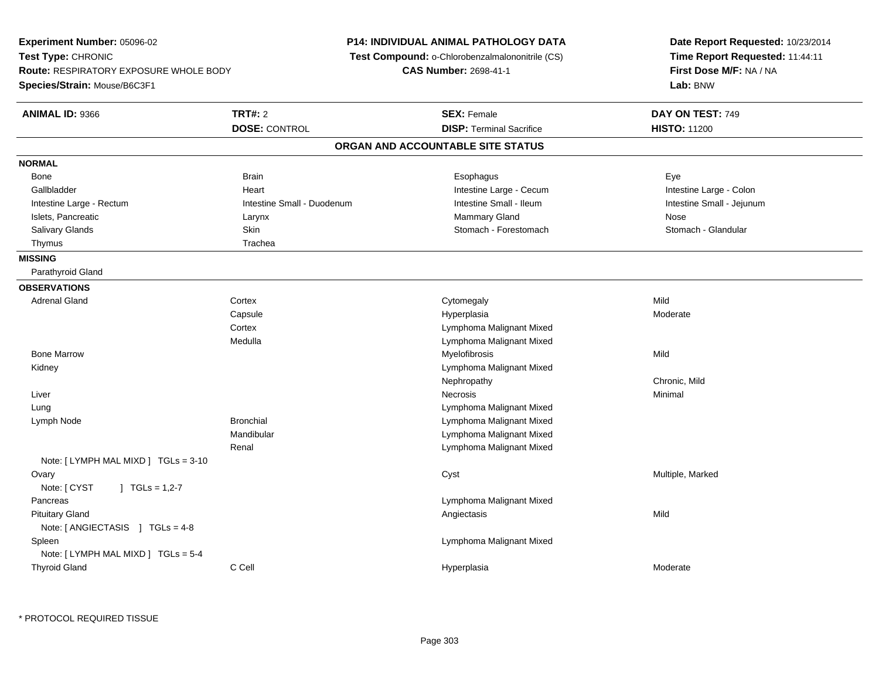**Experiment Number:** 05096-02
**Test Type:** CHRONIC
**Route:** RESPIRATORY EXPOSURE WHOLE BODY
**Species/Strain:** Mouse/B6C3F1

**P14: INDIVIDUAL ANIMAL PATHOLOGY DATA**
**Test Compound:** o-Chlorobenzalmalononitrile (CS)
**CAS Number:** 2698-41-1

**Date Report Requested:** 10/23/2014
**Time Report Requested:** 11:44:11
**First Dose M/F:** NA / NA
**Lab:** BNW

| **ANIMAL ID:** 9366 | **TRT#:** 2 | **SEX:** Female | **DAY ON TEST:** 749 |
|---|---|---|---|
| | **DOSE:** CONTROL | **DISP:** Terminal Sacrifice | **HISTO:** 11200 |

## ORGAN AND ACCOUNTABLE SITE STATUS

**NORMAL**

| | | | |
|---|---|---|---|
| Bone | Brain | Esophagus | Eye |
| Gallbladder | Heart | Intestine Large - Cecum | Intestine Large - Colon |
| Intestine Large - Rectum | Intestine Small - Duodenum | Intestine Small - Ileum | Intestine Small - Jejunum |
| Islets, Pancreatic | Larynx | Mammary Gland | Nose |
| Salivary Glands | Skin | Stomach - Forestomach | Stomach - Glandular |
| Thymus | Trachea | | |

**MISSING**

Parathyroid Gland

**OBSERVATIONS**

| | | | |
|---|---|---|---|
| Adrenal Gland | Cortex | Cytomegaly | Mild |
| | Capsule | Hyperplasia | Moderate |
| | Cortex | Lymphoma Malignant Mixed | |
| | Medulla | Lymphoma Malignant Mixed | |
| Bone Marrow | | Myelofibrosis | Mild |
| Kidney | | Lymphoma Malignant Mixed | |
| | | Nephropathy | Chronic, Mild |
| Liver | | Necrosis | Minimal |
| Lung | | Lymphoma Malignant Mixed | |
| Lymph Node | Bronchial | Lymphoma Malignant Mixed | |
| | Mandibular | Lymphoma Malignant Mixed | |
| | Renal | Lymphoma Malignant Mixed | |
| Note: [ LYMPH MAL MIXD ] TGLs = 3-10 | | | |
| Ovary | | Cyst | Multiple, Marked |
| Note: [ CYST ] TGLs = 1,2-7 | | | |
| Pancreas | | Lymphoma Malignant Mixed | |
| Pituitary Gland | | Angiectasis | Mild |
| Note: [ ANGIECTASIS ] TGLs = 4-8 | | | |
| Spleen | | Lymphoma Malignant Mixed | |
| Note: [ LYMPH MAL MIXD ] TGLs = 5-4 | | | |
| Thyroid Gland | C Cell | Hyperplasia | Moderate |

* PROTOCOL REQUIRED TISSUE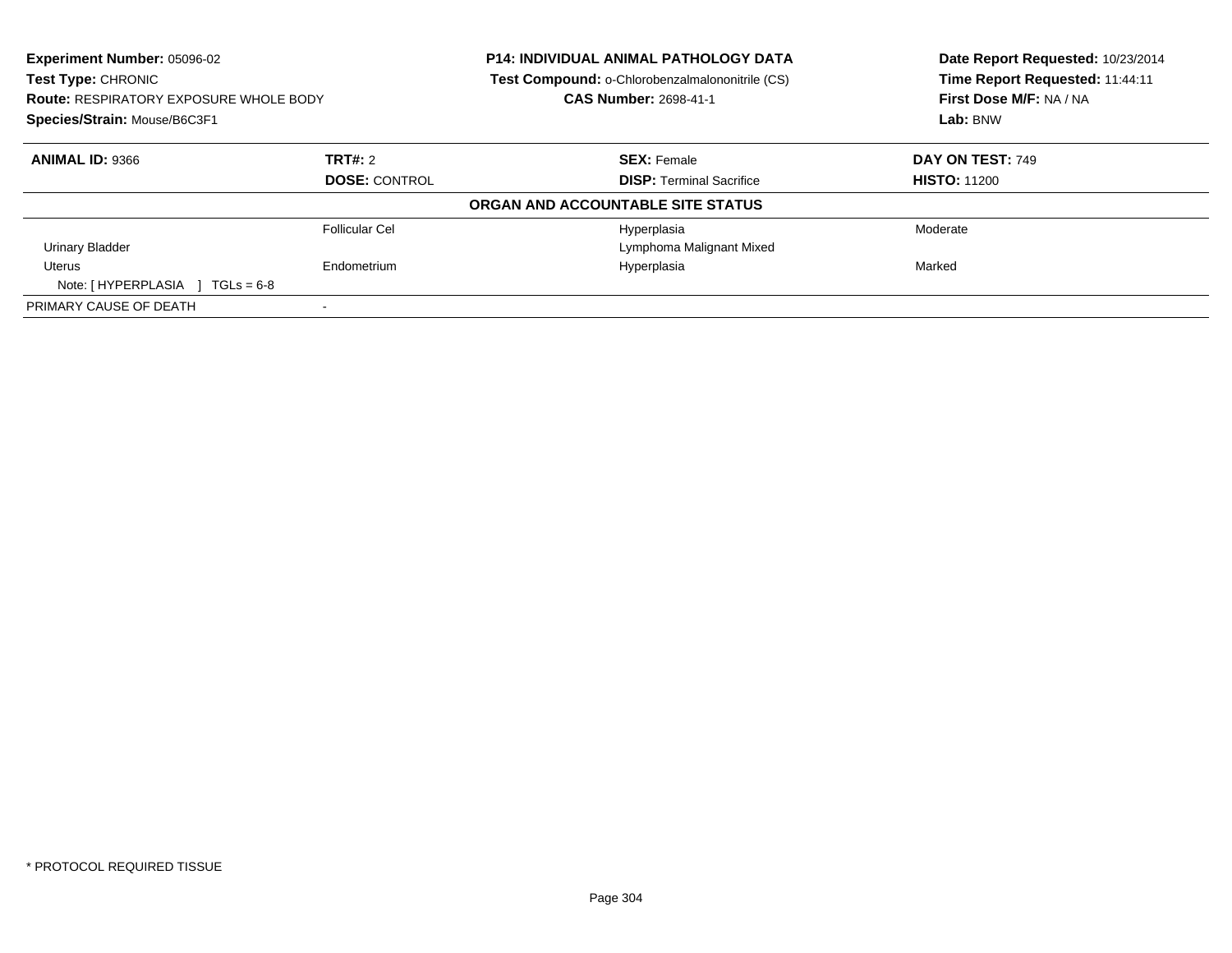**Experiment Number:** 05096-02
**Test Type:** CHRONIC
**Route:** RESPIRATORY EXPOSURE WHOLE BODY
**Species/Strain:** Mouse/B6C3F1

**P14: INDIVIDUAL ANIMAL PATHOLOGY DATA**
**Test Compound:** o-Chlorobenzalmalononitrile (CS)
**CAS Number:** 2698-41-1

**Date Report Requested:** 10/23/2014
**Time Report Requested:** 11:44:11
**First Dose M/F:** NA / NA
**Lab:** BNW

| **ANIMAL ID:** 9366 | **TRT#:** 2 | **SEX:** Female | **DAY ON TEST:** 749 |
|---|---|---|---|
| | **DOSE:** CONTROL | **DISP:** Terminal Sacrifice | **HISTO:** 11200 |

**ORGAN AND ACCOUNTABLE SITE STATUS**

| | | | |
|---|---|---|---|
| | Follicular Cel | Hyperplasia | Moderate |
| Urinary Bladder | | Lymphoma Malignant Mixed | |
| Uterus | Endometrium | Hyperplasia | Marked |
| Note: [ HYPERPLASIA ] TGLs = 6-8 | | | |
| PRIMARY CAUSE OF DEATH | - | | |

* PROTOCOL REQUIRED TISSUE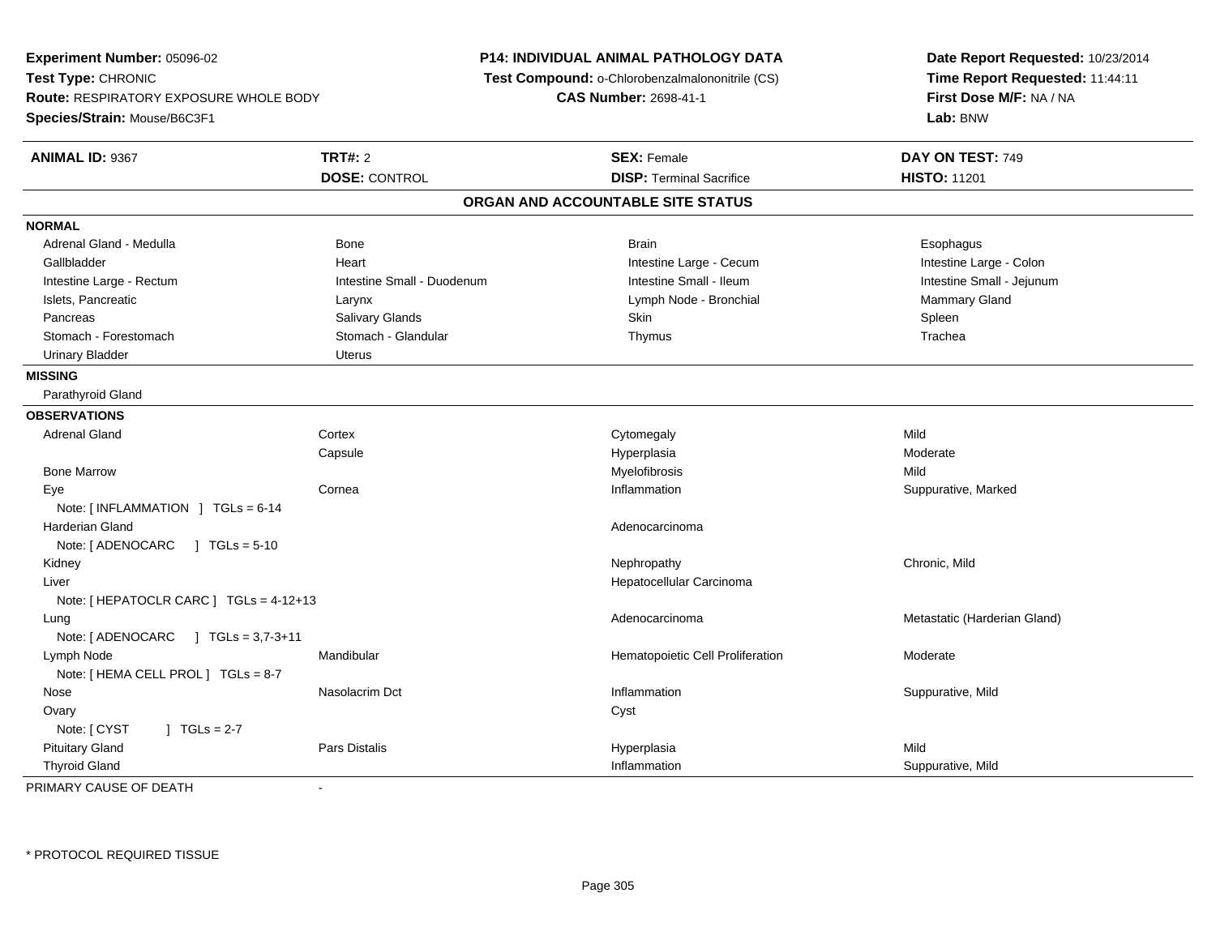**Experiment Number:** 05096-02
**Test Type:** CHRONIC
**Route:** RESPIRATORY EXPOSURE WHOLE BODY
**Species/Strain:** Mouse/B6C3F1

**P14: INDIVIDUAL ANIMAL PATHOLOGY DATA**
**Test Compound:** o-Chlorobenzalmalononitrile (CS)
**CAS Number:** 2698-41-1

**Date Report Requested:** 10/23/2014
**Time Report Requested:** 11:44:11
**First Dose M/F:** NA / NA
**Lab:** BNW

| **ANIMAL ID:** 9367 | **TRT#:** 2 | **SEX:** Female | **DAY ON TEST:** 749 |
|---|---|---|---|
| | **DOSE:** CONTROL | **DISP:** Terminal Sacrifice | **HISTO:** 11201 |

## ORGAN AND ACCOUNTABLE SITE STATUS

**NORMAL**

| | | | |
|---|---|---|---|
| Adrenal Gland - Medulla | Bone | Brain | Esophagus |
| Gallbladder | Heart | Intestine Large - Cecum | Intestine Large - Colon |
| Intestine Large - Rectum | Intestine Small - Duodenum | Intestine Small - Ileum | Intestine Small - Jejunum |
| Islets, Pancreatic | Larynx | Lymph Node - Bronchial | Mammary Gland |
| Pancreas | Salivary Glands | Skin | Spleen |
| Stomach - Forestomach | Stomach - Glandular | Thymus | Trachea |
| Urinary Bladder | Uterus | | |

**MISSING**

Parathyroid Gland

**OBSERVATIONS**

| | | | |
|---|---|---|---|
| Adrenal Gland | Cortex | Cytomegaly | Mild |
| | Capsule | Hyperplasia | Moderate |
| Bone Marrow | | Myelofibrosis | Mild |
| Eye | Cornea | Inflammation | Suppurative, Marked |
| Note: [ INFLAMMATION ] TGLs = 6-14 | | | |
| Harderian Gland | | Adenocarcinoma | |
| Note: [ ADENOCARC ] TGLs = 5-10 | | | |
| Kidney | | Nephropathy | Chronic, Mild |
| Liver | | Hepatocellular Carcinoma | |
| Note: [ HEPATOCLR CARC ] TGLs = 4-12+13 | | | |
| Lung | | Adenocarcinoma | Metastatic (Harderian Gland) |
| Note: [ ADENOCARC ] TGLs = 3,7-3+11 | | | |
| Lymph Node | Mandibular | Hematopoietic Cell Proliferation | Moderate |
| Note: [ HEMA CELL PROL ] TGLs = 8-7 | | | |
| Nose | Nasolacrim Dct | Inflammation | Suppurative, Mild |
| Ovary | | Cyst | |
| Note: [ CYST ] TGLs = 2-7 | | | |
| Pituitary Gland | Pars Distalis | Hyperplasia | Mild |
| Thyroid Gland | | Inflammation | Suppurative, Mild |

PRIMARY CAUSE OF DEATH -

\* PROTOCOL REQUIRED TISSUE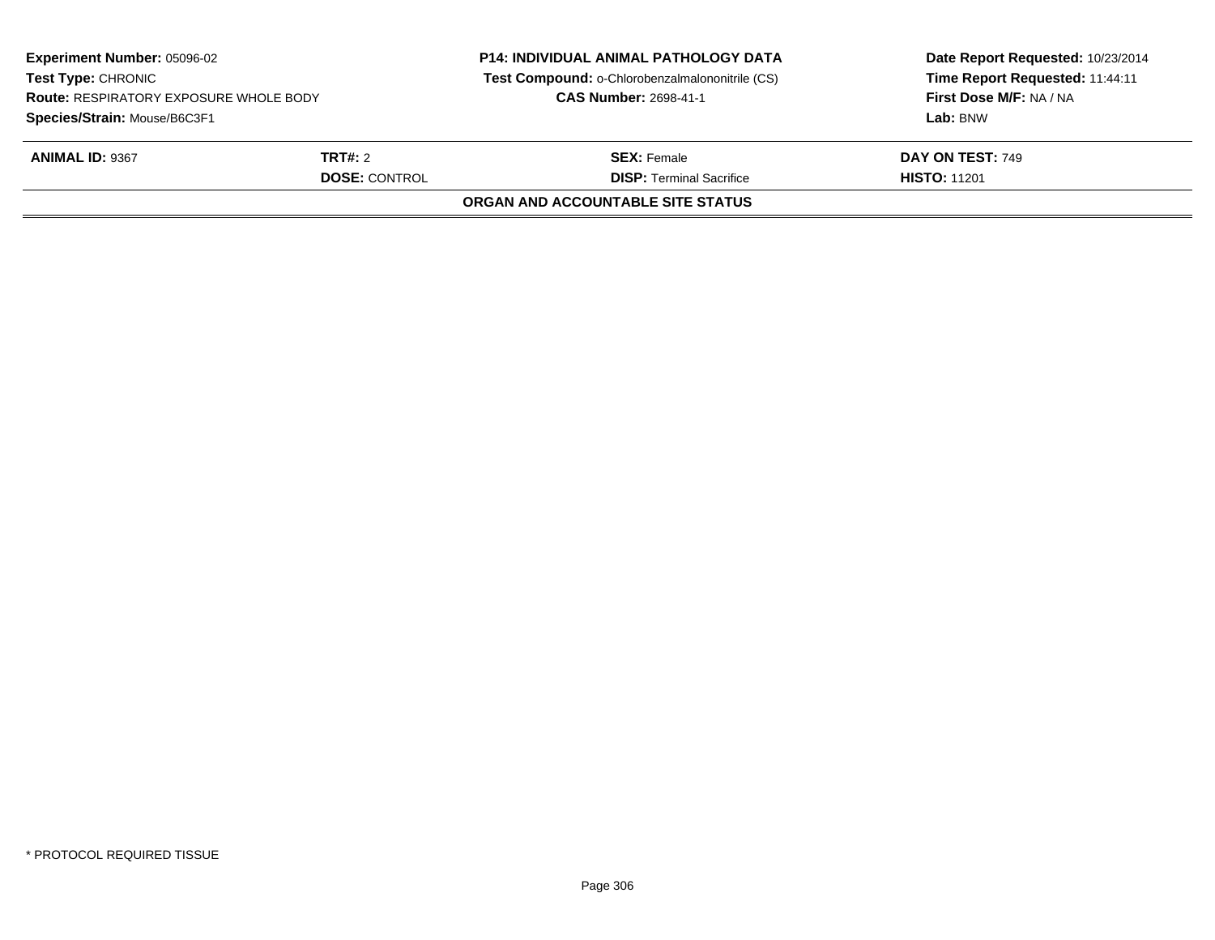**Experiment Number:** 05096-02
**Test Type:** CHRONIC
**Route:** RESPIRATORY EXPOSURE WHOLE BODY
**Species/Strain:** Mouse/B6C3F1

**P14: INDIVIDUAL ANIMAL PATHOLOGY DATA**
**Test Compound:** o-Chlorobenzalmalononitrile (CS)
**CAS Number:** 2698-41-1

**Date Report Requested:** 10/23/2014
**Time Report Requested:** 11:44:11
**First Dose M/F:** NA / NA
**Lab:** BNW

| **ANIMAL ID:** 9367 | **TRT#:** 2 | **SEX:** Female | **DAY ON TEST:** 749 |
|---|---|---|---|
| | **DOSE:** CONTROL | **DISP:** Terminal Sacrifice | **HISTO:** 11201 |

**ORGAN AND ACCOUNTABLE SITE STATUS**

* PROTOCOL REQUIRED TISSUE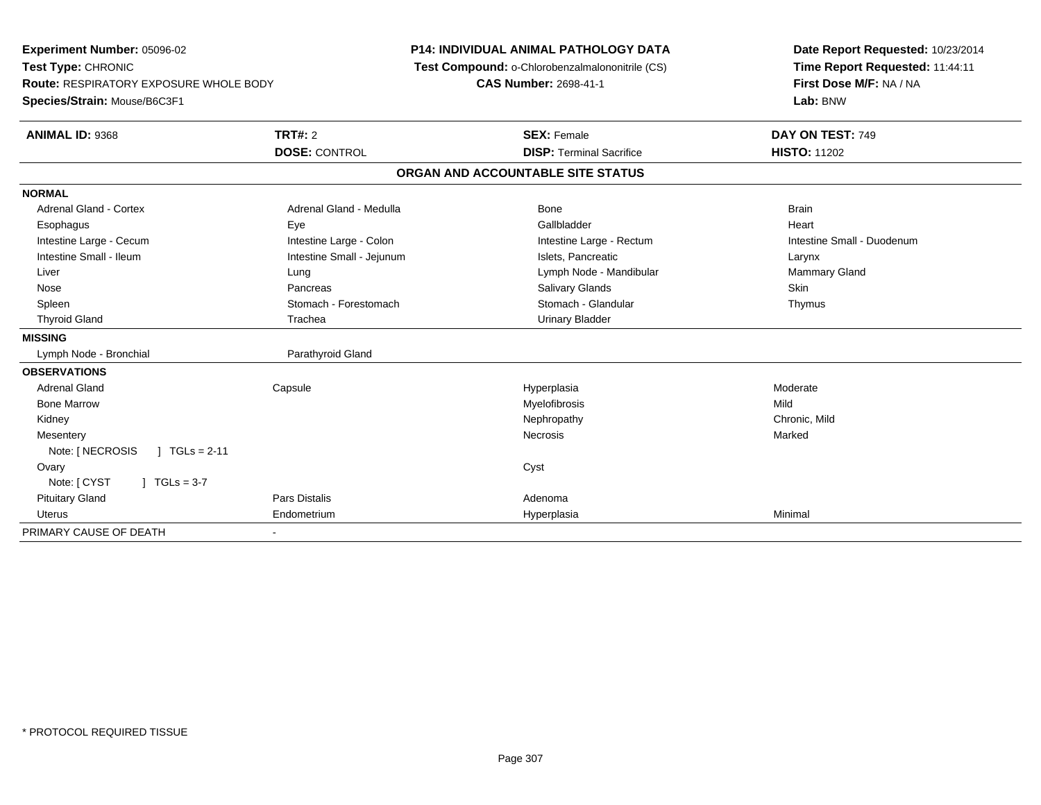**Experiment Number:** 05096-02
**Test Type:** CHRONIC
**Route:** RESPIRATORY EXPOSURE WHOLE BODY
**Species/Strain:** Mouse/B6C3F1

**P14: INDIVIDUAL ANIMAL PATHOLOGY DATA**
**Test Compound:** o-Chlorobenzalmalononitrile (CS)
**CAS Number:** 2698-41-1

**Date Report Requested:** 10/23/2014
**Time Report Requested:** 11:44:11
**First Dose M/F:** NA / NA
**Lab:** BNW

| **ANIMAL ID:** 9368 | **TRT#:** 2 | **SEX:** Female | **DAY ON TEST:** 749 |
|---|---|---|---|
| | **DOSE:** CONTROL | **DISP:** Terminal Sacrifice | **HISTO:** 11202 |

## ORGAN AND ACCOUNTABLE SITE STATUS

| | | | |
|---|---|---|---|
| **NORMAL** | | | |
| Adrenal Gland - Cortex | Adrenal Gland - Medulla | Bone | Brain |
| Esophagus | Eye | Gallbladder | Heart |
| Intestine Large - Cecum | Intestine Large - Colon | Intestine Large - Rectum | Intestine Small - Duodenum |
| Intestine Small - Ileum | Intestine Small - Jejunum | Islets, Pancreatic | Larynx |
| Liver | Lung | Lymph Node - Mandibular | Mammary Gland |
| Nose | Pancreas | Salivary Glands | Skin |
| Spleen | Stomach - Forestomach | Stomach - Glandular | Thymus |
| Thyroid Gland | Trachea | Urinary Bladder | |
| **MISSING** | | | |
| Lymph Node - Bronchial | Parathyroid Gland | | |
| **OBSERVATIONS** | | | |
| Adrenal Gland | Capsule | Hyperplasia | Moderate |
| Bone Marrow | | Myelofibrosis | Mild |
| Kidney | | Nephropathy | Chronic, Mild |
| Mesentery | | Necrosis | Marked |
| Note: [ NECROSIS ] TGLs = 2-11 | | | |
| Ovary | | Cyst | |
| Note: [ CYST ] TGLs = 3-7 | | | |
| Pituitary Gland | Pars Distalis | Adenoma | |
| Uterus | Endometrium | Hyperplasia | Minimal |
| PRIMARY CAUSE OF DEATH | - | | |

* PROTOCOL REQUIRED TISSUE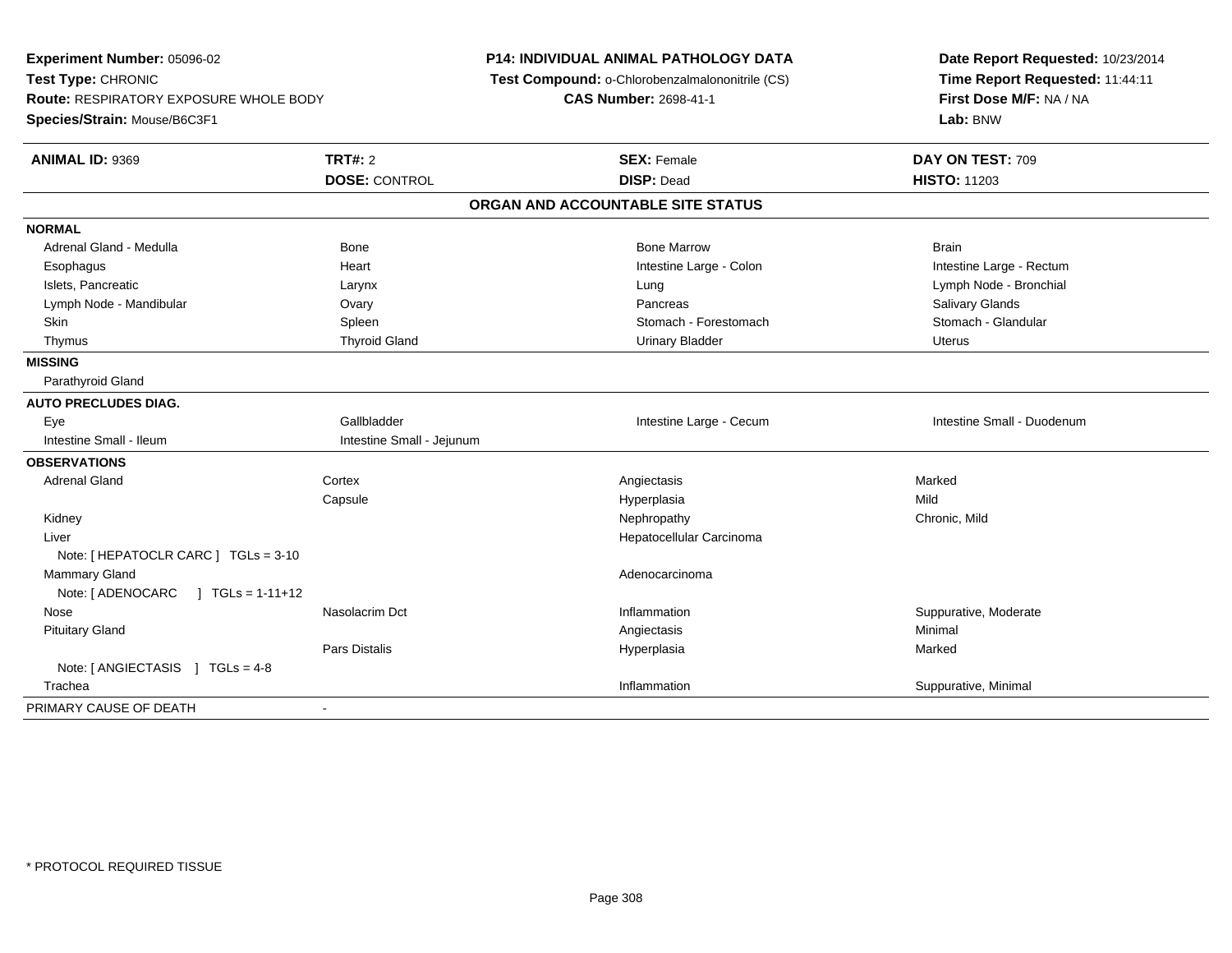**Experiment Number:** 05096-02
**Test Type:** CHRONIC
**Route:** RESPIRATORY EXPOSURE WHOLE BODY
**Species/Strain:** Mouse/B6C3F1

**P14: INDIVIDUAL ANIMAL PATHOLOGY DATA**
**Test Compound:** o-Chlorobenzalmalononitrile (CS)
**CAS Number:** 2698-41-1

**Date Report Requested:** 10/23/2014
**Time Report Requested:** 11:44:11
**First Dose M/F:** NA / NA
**Lab:** BNW

| **ANIMAL ID:** 9369 | **TRT#:** 2 | **SEX:** Female | **DAY ON TEST:** 709 |
|---|---|---|---|
| | **DOSE:** CONTROL | **DISP:** Dead | **HISTO:** 11203 |

**ORGAN AND ACCOUNTABLE SITE STATUS**

| | | | |
|---|---|---|---|
| **NORMAL** | | | |
| Adrenal Gland - Medulla | Bone | Bone Marrow | Brain |
| Esophagus | Heart | Intestine Large - Colon | Intestine Large - Rectum |
| Islets, Pancreatic | Larynx | Lung | Lymph Node - Bronchial |
| Lymph Node - Mandibular | Ovary | Pancreas | Salivary Glands |
| Skin | Spleen | Stomach - Forestomach | Stomach - Glandular |
| Thymus | Thyroid Gland | Urinary Bladder | Uterus |
| **MISSING** | | | |
| Parathyroid Gland | | | |
| **AUTO PRECLUDES DIAG.** | | | |
| Eye | Gallbladder | Intestine Large - Cecum | Intestine Small - Duodenum |
| Intestine Small - Ileum | Intestine Small - Jejunum | | |
| **OBSERVATIONS** | | | |
| Adrenal Gland | Cortex | Angiectasis | Marked |
| | Capsule | Hyperplasia | Mild |
| Kidney | | Nephropathy | Chronic, Mild |
| Liver | | Hepatocellular Carcinoma | |
| Note: [ HEPATOCLR CARC ] TGLs = 3-10 | | | |
| Mammary Gland | | Adenocarcinoma | |
| Note: [ ADENOCARC ] TGLs = 1-11+12 | | | |
| Nose | Nasolacrim Dct | Inflammation | Suppurative, Moderate |
| Pituitary Gland | | Angiectasis | Minimal |
| | Pars Distalis | Hyperplasia | Marked |
| Note: [ ANGIECTASIS ] TGLs = 4-8 | | | |
| Trachea | | Inflammation | Suppurative, Minimal |
| PRIMARY CAUSE OF DEATH | - | | |

* PROTOCOL REQUIRED TISSUE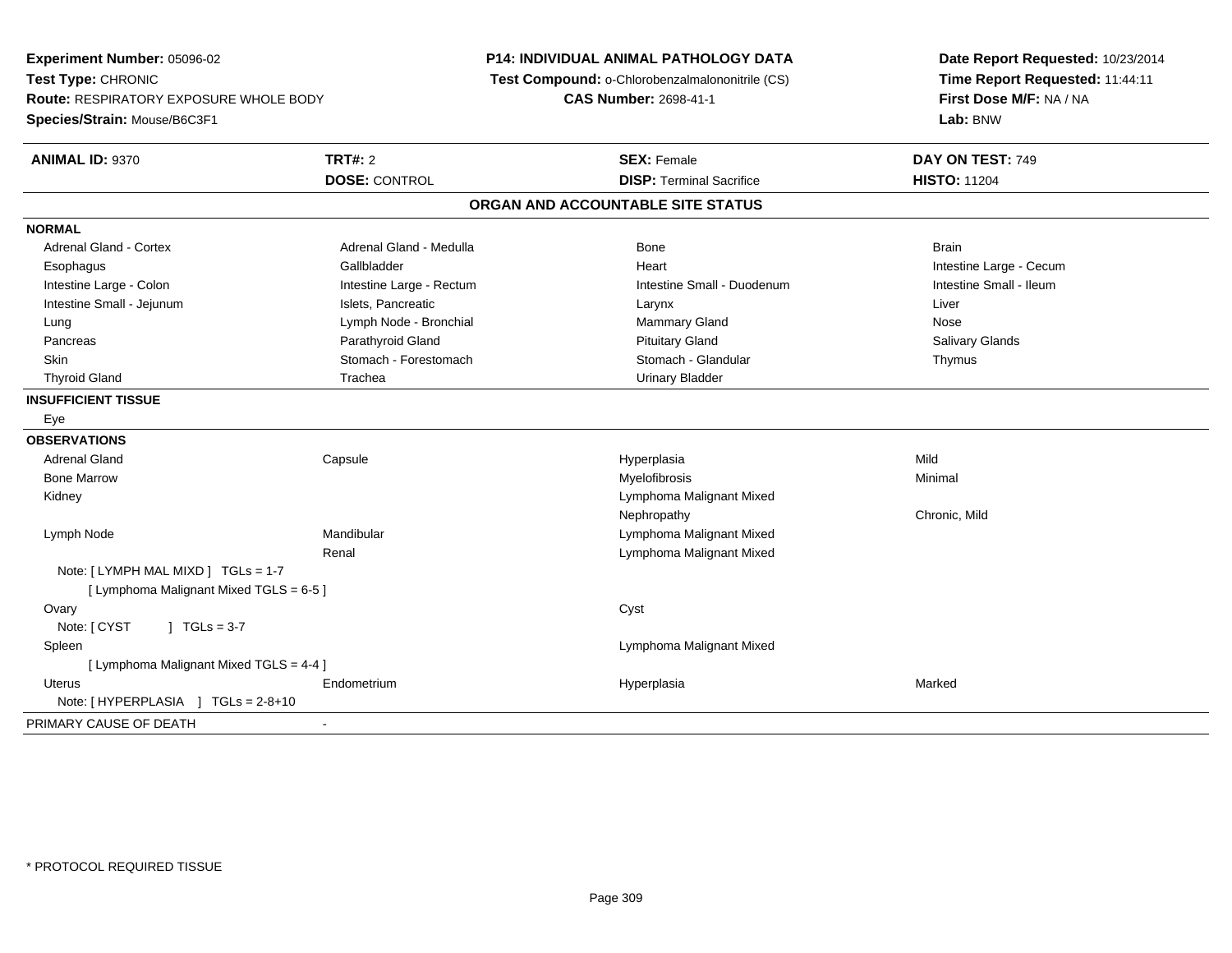**Experiment Number:** 05096-02
**Test Type:** CHRONIC
**Route:** RESPIRATORY EXPOSURE WHOLE BODY
**Species/Strain:** Mouse/B6C3F1

**P14: INDIVIDUAL ANIMAL PATHOLOGY DATA**
**Test Compound:** o-Chlorobenzalmalononitrile (CS)
**CAS Number:** 2698-41-1

**Date Report Requested:** 10/23/2014
**Time Report Requested:** 11:44:11
**First Dose M/F:** NA / NA
**Lab:** BNW

| **ANIMAL ID:** 9370 | **TRT#:** 2 | **SEX:** Female | **DAY ON TEST:** 749 |
|---|---|---|---|
| | **DOSE:** CONTROL | **DISP:** Terminal Sacrifice | **HISTO:** 11204 |

## ORGAN AND ACCOUNTABLE SITE STATUS

**NORMAL**

| | | | |
|---|---|---|---|
| Adrenal Gland - Cortex | Adrenal Gland - Medulla | Bone | Brain |
| Esophagus | Gallbladder | Heart | Intestine Large - Cecum |
| Intestine Large - Colon | Intestine Large - Rectum | Intestine Small - Duodenum | Intestine Small - Ileum |
| Intestine Small - Jejunum | Islets, Pancreatic | Larynx | Liver |
| Lung | Lymph Node - Bronchial | Mammary Gland | Nose |
| Pancreas | Parathyroid Gland | Pituitary Gland | Salivary Glands |
| Skin | Stomach - Forestomach | Stomach - Glandular | Thymus |
| Thyroid Gland | Trachea | Urinary Bladder | |

**INSUFFICIENT TISSUE**

Eye

**OBSERVATIONS**

| | | | |
|---|---|---|---|
| Adrenal Gland | Capsule | Hyperplasia | Mild |
| Bone Marrow | | Myelofibrosis | Minimal |
| Kidney | | Lymphoma Malignant Mixed | |
| | | Nephropathy | Chronic, Mild |
| Lymph Node | Mandibular | Lymphoma Malignant Mixed | |
| | Renal | Lymphoma Malignant Mixed | |
| Note: [ LYMPH MAL MIXD ] TGLs = 1-7 | | | |
| [ Lymphoma Malignant Mixed TGLS = 6-5 ] | | | |
| Ovary | | Cyst | |
| Note: [ CYST ] TGLs = 3-7 | | | |
| Spleen | | Lymphoma Malignant Mixed | |
| [ Lymphoma Malignant Mixed TGLS = 4-4 ] | | | |
| Uterus | Endometrium | Hyperplasia | Marked |
| Note: [ HYPERPLASIA ] TGLs = 2-8+10 | | | |

PRIMARY CAUSE OF DEATH -

* PROTOCOL REQUIRED TISSUE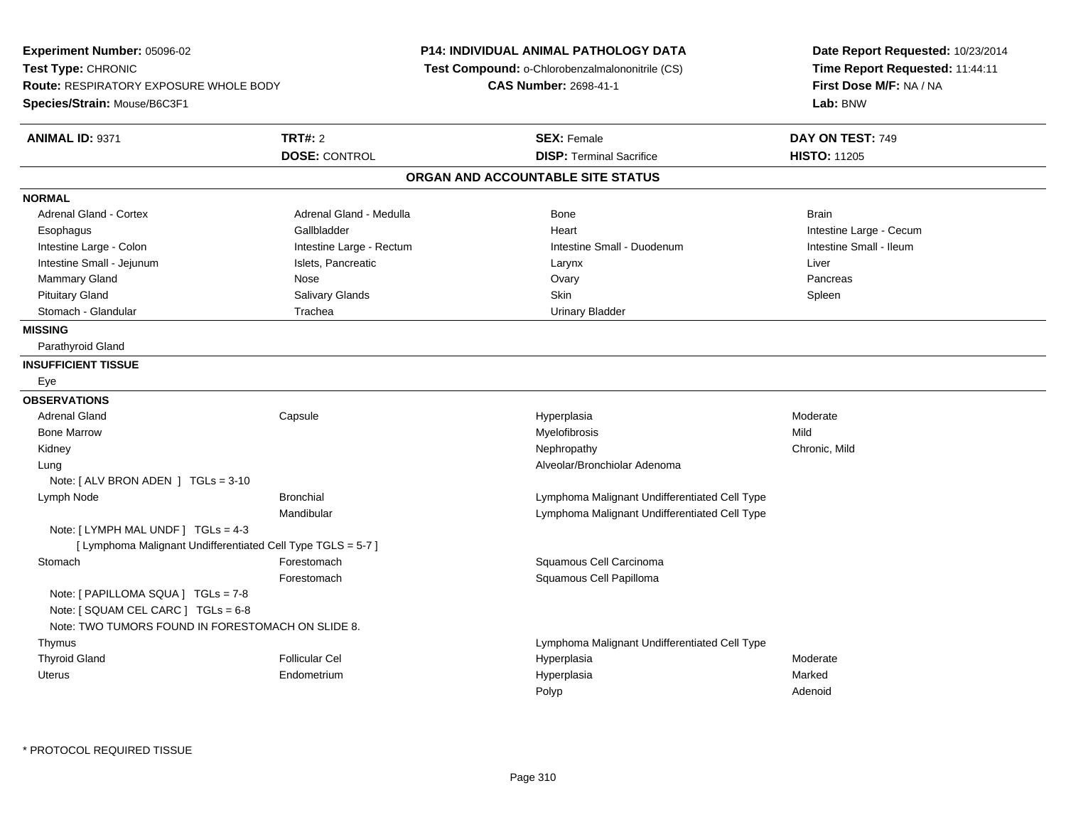**Experiment Number:** 05096-02
**Test Type:** CHRONIC
**Route:** RESPIRATORY EXPOSURE WHOLE BODY
**Species/Strain:** Mouse/B6C3F1

**P14: INDIVIDUAL ANIMAL PATHOLOGY DATA**
**Test Compound:** o-Chlorobenzalmalononitrile (CS)
**CAS Number:** 2698-41-1

**Date Report Requested:** 10/23/2014
**Time Report Requested:** 11:44:11
**First Dose M/F:** NA / NA
**Lab:** BNW

| **ANIMAL ID:** 9371 | **TRT#:** 2 | **SEX:** Female | **DAY ON TEST:** 749 |
|---|---|---|---|
| | **DOSE:** CONTROL | **DISP:** Terminal Sacrifice | **HISTO:** 11205 |

## ORGAN AND ACCOUNTABLE SITE STATUS

**NORMAL**

| | | | |
|---|---|---|---|
| Adrenal Gland - Cortex | Adrenal Gland - Medulla | Bone | Brain |
| Esophagus | Gallbladder | Heart | Intestine Large - Cecum |
| Intestine Large - Colon | Intestine Large - Rectum | Intestine Small - Duodenum | Intestine Small - Ileum |
| Intestine Small - Jejunum | Islets, Pancreatic | Larynx | Liver |
| Mammary Gland | Nose | Ovary | Pancreas |
| Pituitary Gland | Salivary Glands | Skin | Spleen |
| Stomach - Glandular | Trachea | Urinary Bladder | |

**MISSING**

Parathyroid Gland

**INSUFFICIENT TISSUE**

Eye

**OBSERVATIONS**

| | | | |
|---|---|---|---|
| Adrenal Gland | Capsule | Hyperplasia | Moderate |
| Bone Marrow | | Myelofibrosis | Mild |
| Kidney | | Nephropathy | Chronic, Mild |
| Lung | | Alveolar/Bronchiolar Adenoma | |
| Note: [ ALV BRON ADEN ] TGLs = 3-10 | | | |
| Lymph Node | Bronchial | Lymphoma Malignant Undifferentiated Cell Type | |
| | Mandibular | Lymphoma Malignant Undifferentiated Cell Type | |
| Note: [ LYMPH MAL UNDF ] TGLs = 4-3 | | | |
| [ Lymphoma Malignant Undifferentiated Cell Type TGLS = 5-7 ] | | | |
| Stomach | Forestomach | Squamous Cell Carcinoma | |
| | Forestomach | Squamous Cell Papilloma | |
| Note: [ PAPILLOMA SQUA ] TGLs = 7-8 | | | |
| Note: [ SQUAM CEL CARC ] TGLs = 6-8 | | | |
| Note: TWO TUMORS FOUND IN FORESTOMACH ON SLIDE 8. | | | |
| Thymus | | Lymphoma Malignant Undifferentiated Cell Type | |
| Thyroid Gland | Follicular Cel | Hyperplasia | Moderate |
| Uterus | Endometrium | Hyperplasia | Marked |
| | | Polyp | Adenoid |

* PROTOCOL REQUIRED TISSUE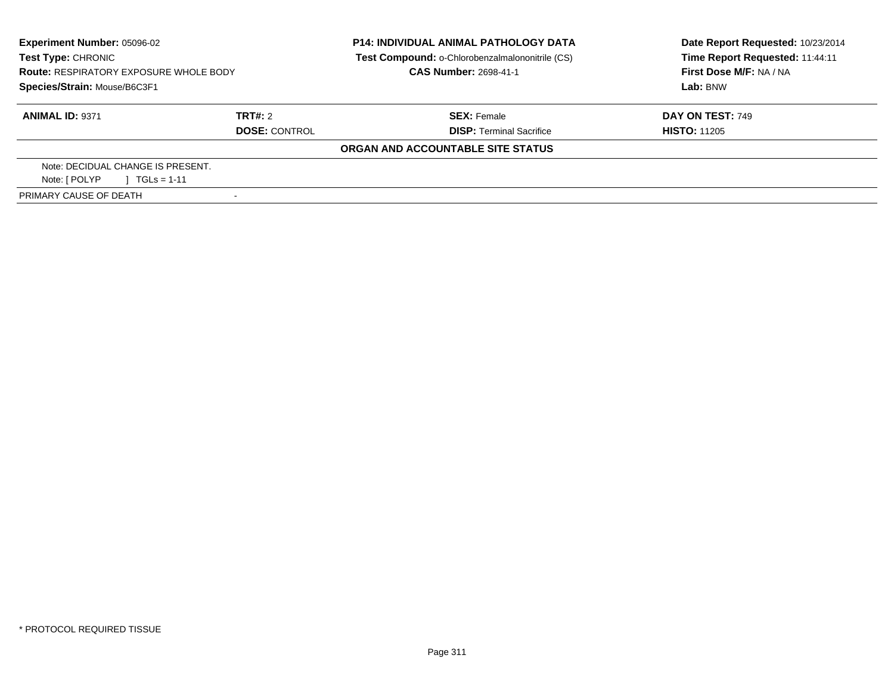**Experiment Number:** 05096-02
**Test Type:** CHRONIC
**Route:** RESPIRATORY EXPOSURE WHOLE BODY
**Species/Strain:** Mouse/B6C3F1

**P14: INDIVIDUAL ANIMAL PATHOLOGY DATA**
**Test Compound:** o-Chlorobenzalmalononitrile (CS)
**CAS Number:** 2698-41-1

**Date Report Requested:** 10/23/2014
**Time Report Requested:** 11:44:11
**First Dose M/F:** NA / NA
**Lab:** BNW

| **ANIMAL ID:** 9371 | **TRT#:** 2 | **SEX:** Female | **DAY ON TEST:** 749 |
|---|---|---|---|
| | **DOSE:** CONTROL | **DISP:** Terminal Sacrifice | **HISTO:** 11205 |

**ORGAN AND ACCOUNTABLE SITE STATUS**

Note: DECIDUAL CHANGE IS PRESENT.
Note: [ POLYP ] TGLs = 1-11

| PRIMARY CAUSE OF DEATH | - |
|---|---|

* PROTOCOL REQUIRED TISSUE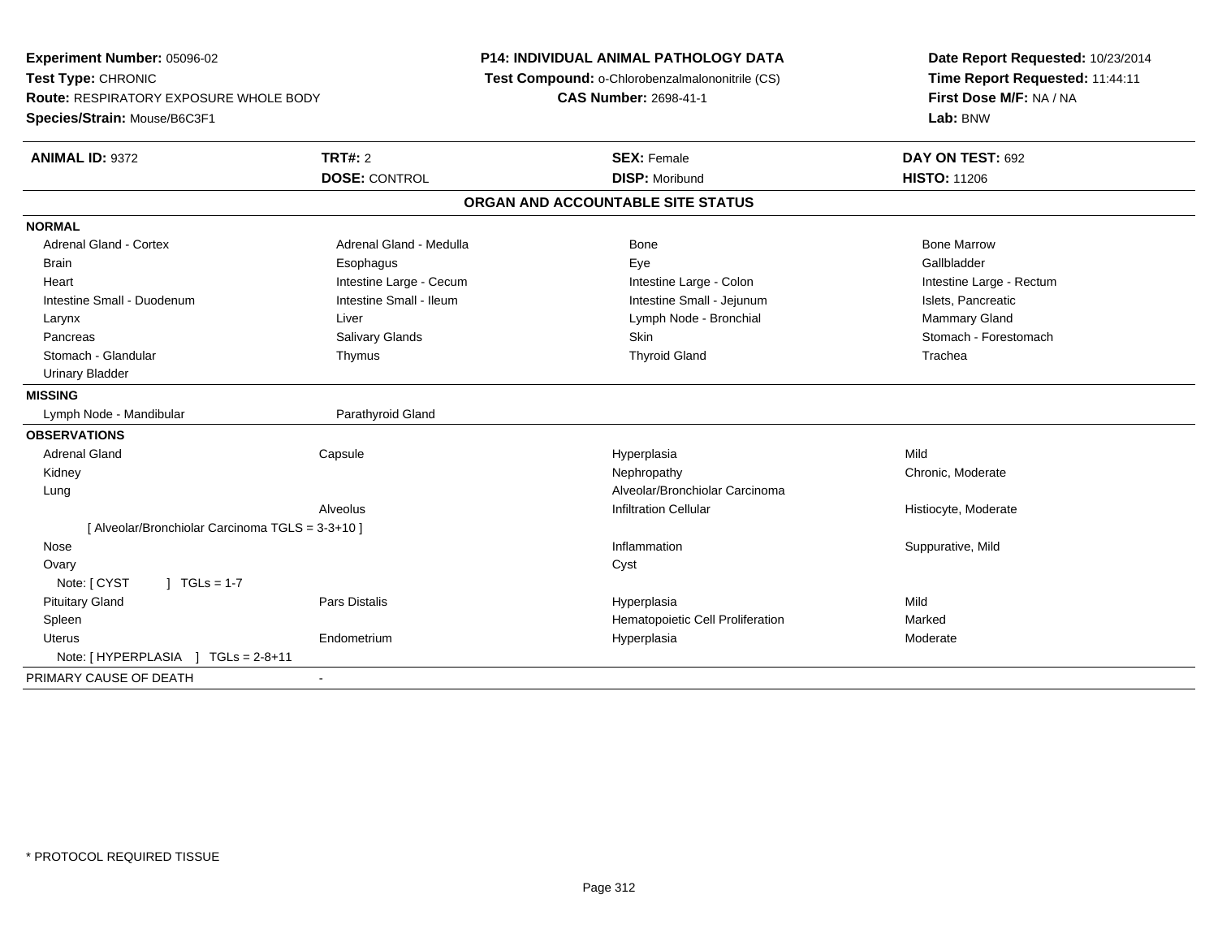**Experiment Number:** 05096-02
**Test Type:** CHRONIC
**Route:** RESPIRATORY EXPOSURE WHOLE BODY
**Species/Strain:** Mouse/B6C3F1

**P14: INDIVIDUAL ANIMAL PATHOLOGY DATA**
**Test Compound:** o-Chlorobenzalmalononitrile (CS)
**CAS Number:** 2698-41-1

**Date Report Requested:** 10/23/2014
**Time Report Requested:** 11:44:11
**First Dose M/F:** NA / NA
**Lab:** BNW

| **ANIMAL ID:** 9372 | **TRT#:** 2 | **SEX:** Female | **DAY ON TEST:** 692 |
|---|---|---|---|
| | **DOSE:** CONTROL | **DISP:** Moribund | **HISTO:** 11206 |

## ORGAN AND ACCOUNTABLE SITE STATUS

**NORMAL**

| | | | |
|---|---|---|---|
| Adrenal Gland - Cortex | Adrenal Gland - Medulla | Bone | Bone Marrow |
| Brain | Esophagus | Eye | Gallbladder |
| Heart | Intestine Large - Cecum | Intestine Large - Colon | Intestine Large - Rectum |
| Intestine Small - Duodenum | Intestine Small - Ileum | Intestine Small - Jejunum | Islets, Pancreatic |
| Larynx | Liver | Lymph Node - Bronchial | Mammary Gland |
| Pancreas | Salivary Glands | Skin | Stomach - Forestomach |
| Stomach - Glandular | Thymus | Thyroid Gland | Trachea |
| Urinary Bladder | | | |

**MISSING**

| | |
|---|---|
| Lymph Node - Mandibular | Parathyroid Gland |

**OBSERVATIONS**

| | | | |
|---|---|---|---|
| Adrenal Gland | Capsule | Hyperplasia | Mild |
| Kidney | | Nephropathy | Chronic, Moderate |
| Lung | | Alveolar/Bronchiolar Carcinoma | |
| | Alveolus | Infiltration Cellular | Histiocyte, Moderate |
| [ Alveolar/Bronchiolar Carcinoma TGLS = 3-3+10 ] | | | |
| Nose | | Inflammation | Suppurative, Mild |
| Ovary | | Cyst | |
| Note: [ CYST ] TGLs = 1-7 | | | |
| Pituitary Gland | Pars Distalis | Hyperplasia | Mild |
| Spleen | | Hematopoietic Cell Proliferation | Marked |
| Uterus | Endometrium | Hyperplasia | Moderate |
| Note: [ HYPERPLASIA ] TGLs = 2-8+11 | | | |

PRIMARY CAUSE OF DEATH -

* PROTOCOL REQUIRED TISSUE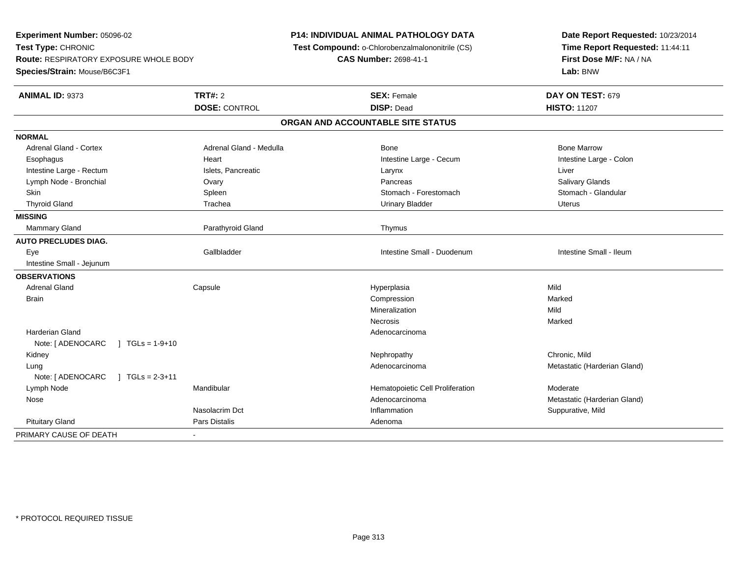**Experiment Number:** 05096-02
**Test Type:** CHRONIC
**Route:** RESPIRATORY EXPOSURE WHOLE BODY
**Species/Strain:** Mouse/B6C3F1

**P14: INDIVIDUAL ANIMAL PATHOLOGY DATA**
**Test Compound:** o-Chlorobenzalmalononitrile (CS)
**CAS Number:** 2698-41-1

**Date Report Requested:** 10/23/2014
**Time Report Requested:** 11:44:11
**First Dose M/F:** NA / NA
**Lab:** BNW

| **ANIMAL ID:** 9373 | **TRT#:** 2 | **SEX:** Female | **DAY ON TEST:** 679 |
|---|---|---|---|
| | **DOSE:** CONTROL | **DISP:** Dead | **HISTO:** 11207 |

**ORGAN AND ACCOUNTABLE SITE STATUS**

| | | | |
|---|---|---|---|
| **NORMAL** | | | |
| Adrenal Gland - Cortex | Adrenal Gland - Medulla | Bone | Bone Marrow |
| Esophagus | Heart | Intestine Large - Cecum | Intestine Large - Colon |
| Intestine Large - Rectum | Islets, Pancreatic | Larynx | Liver |
| Lymph Node - Bronchial | Ovary | Pancreas | Salivary Glands |
| Skin | Spleen | Stomach - Forestomach | Stomach - Glandular |
| Thyroid Gland | Trachea | Urinary Bladder | Uterus |
| **MISSING** | | | |
| Mammary Gland | Parathyroid Gland | Thymus | |
| **AUTO PRECLUDES DIAG.** | | | |
| Eye | Gallbladder | Intestine Small - Duodenum | Intestine Small - Ileum |
| Intestine Small - Jejunum | | | |
| **OBSERVATIONS** | | | |
| Adrenal Gland | Capsule | Hyperplasia | Mild |
| Brain | | Compression | Marked |
| | | Mineralization | Mild |
| | | Necrosis | Marked |
| Harderian Gland | | Adenocarcinoma | |
| Note: [ ADENOCARC ] TGLs = 1-9+10 | | | |
| Kidney | | Nephropathy | Chronic, Mild |
| Lung | | Adenocarcinoma | Metastatic (Harderian Gland) |
| Note: [ ADENOCARC ] TGLs = 2-3+11 | | | |
| Lymph Node | Mandibular | Hematopoietic Cell Proliferation | Moderate |
| Nose | | Adenocarcinoma | Metastatic (Harderian Gland) |
| | Nasolacrim Dct | Inflammation | Suppurative, Mild |
| Pituitary Gland | Pars Distalis | Adenoma | |
| PRIMARY CAUSE OF DEATH | - | | |

* PROTOCOL REQUIRED TISSUE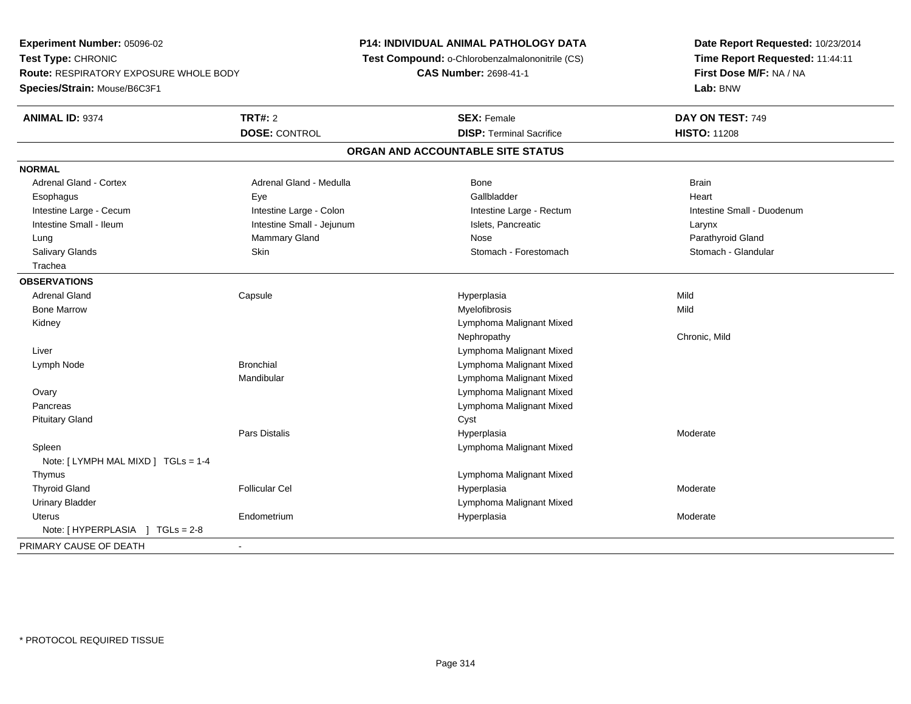**Experiment Number:** 05096-02
**Test Type:** CHRONIC
**Route:** RESPIRATORY EXPOSURE WHOLE BODY
**Species/Strain:** Mouse/B6C3F1

**P14: INDIVIDUAL ANIMAL PATHOLOGY DATA**
**Test Compound:** o-Chlorobenzalmalononitrile (CS)
**CAS Number:** 2698-41-1

**Date Report Requested:** 10/23/2014
**Time Report Requested:** 11:44:11
**First Dose M/F:** NA / NA
**Lab:** BNW

| **ANIMAL ID:** 9374 | **TRT#:** 2 | **SEX:** Female | **DAY ON TEST:** 749 |
|---|---|---|---|
| | **DOSE:** CONTROL | **DISP:** Terminal Sacrifice | **HISTO:** 11208 |

## ORGAN AND ACCOUNTABLE SITE STATUS

**NORMAL**

| | | | |
|---|---|---|---|
| Adrenal Gland - Cortex | Adrenal Gland - Medulla | Bone | Brain |
| Esophagus | Eye | Gallbladder | Heart |
| Intestine Large - Cecum | Intestine Large - Colon | Intestine Large - Rectum | Intestine Small - Duodenum |
| Intestine Small - Ileum | Intestine Small - Jejunum | Islets, Pancreatic | Larynx |
| Lung | Mammary Gland | Nose | Parathyroid Gland |
| Salivary Glands | Skin | Stomach - Forestomach | Stomach - Glandular |
| Trachea | | | |

**OBSERVATIONS**

| | | | |
|---|---|---|---|
| Adrenal Gland | Capsule | Hyperplasia | Mild |
| Bone Marrow | | Myelofibrosis | Mild |
| Kidney | | Lymphoma Malignant Mixed | |
| | | Nephropathy | Chronic, Mild |
| Liver | | Lymphoma Malignant Mixed | |
| Lymph Node | Bronchial | Lymphoma Malignant Mixed | |
| | Mandibular | Lymphoma Malignant Mixed | |
| Ovary | | Lymphoma Malignant Mixed | |
| Pancreas | | Lymphoma Malignant Mixed | |
| Pituitary Gland | | Cyst | |
| | Pars Distalis | Hyperplasia | Moderate |
| Spleen | | Lymphoma Malignant Mixed | |
| Note: [ LYMPH MAL MIXD ] TGLs = 1-4 | | | |
| Thymus | | Lymphoma Malignant Mixed | |
| Thyroid Gland | Follicular Cel | Hyperplasia | Moderate |
| Urinary Bladder | | Lymphoma Malignant Mixed | |
| Uterus | Endometrium | Hyperplasia | Moderate |
| Note: [ HYPERPLASIA ] TGLs = 2-8 | | | |

PRIMARY CAUSE OF DEATH -

\* PROTOCOL REQUIRED TISSUE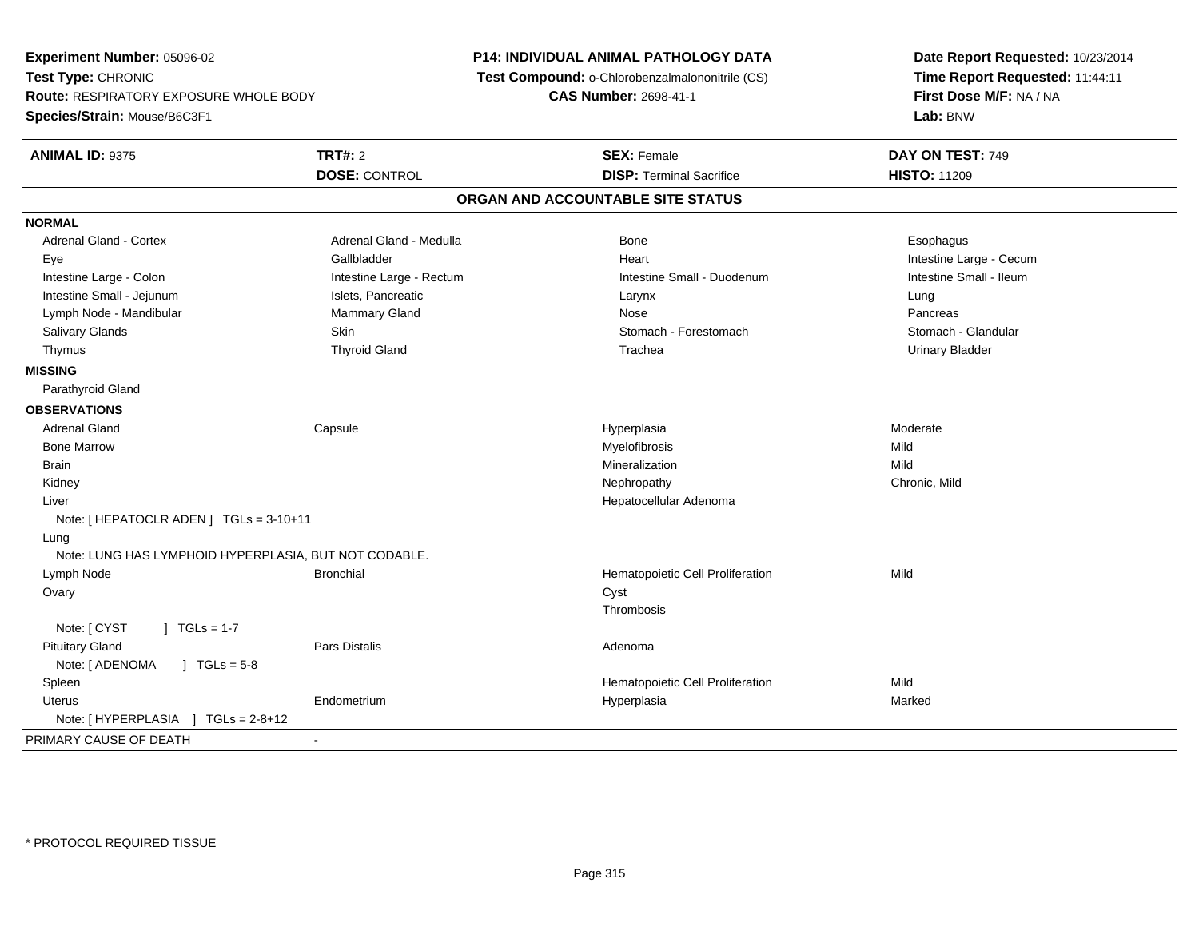**Experiment Number:** 05096-02
**Test Type:** CHRONIC
**Route:** RESPIRATORY EXPOSURE WHOLE BODY
**Species/Strain:** Mouse/B6C3F1

**P14: INDIVIDUAL ANIMAL PATHOLOGY DATA**
**Test Compound:** o-Chlorobenzalmalononitrile (CS)
**CAS Number:** 2698-41-1

**Date Report Requested:** 10/23/2014
**Time Report Requested:** 11:44:11
**First Dose M/F:** NA / NA
**Lab:** BNW

| **ANIMAL ID:** 9375 | **TRT#:** 2 | **SEX:** Female | **DAY ON TEST:** 749 |
|---|---|---|---|
| | **DOSE:** CONTROL | **DISP:** Terminal Sacrifice | **HISTO:** 11209 |

## ORGAN AND ACCOUNTABLE SITE STATUS

**NORMAL**

| | | | |
|---|---|---|---|
| Adrenal Gland - Cortex | Adrenal Gland - Medulla | Bone | Esophagus |
| Eye | Gallbladder | Heart | Intestine Large - Cecum |
| Intestine Large - Colon | Intestine Large - Rectum | Intestine Small - Duodenum | Intestine Small - Ileum |
| Intestine Small - Jejunum | Islets, Pancreatic | Larynx | Lung |
| Lymph Node - Mandibular | Mammary Gland | Nose | Pancreas |
| Salivary Glands | Skin | Stomach - Forestomach | Stomach - Glandular |
| Thymus | Thyroid Gland | Trachea | Urinary Bladder |

**MISSING**

Parathyroid Gland

**OBSERVATIONS**

| | | | |
|---|---|---|---|
| Adrenal Gland | Capsule | Hyperplasia | Moderate |
| Bone Marrow | | Myelofibrosis | Mild |
| Brain | | Mineralization | Mild |
| Kidney | | Nephropathy | Chronic, Mild |
| Liver | | Hepatocellular Adenoma | |
| Note: [ HEPATOCLR ADEN ] TGLs = 3-10+11 | | | |
| Lung | | | |
| Note: LUNG HAS LYMPHOID HYPERPLASIA, BUT NOT CODABLE. | | | |
| Lymph Node | Bronchial | Hematopoietic Cell Proliferation | Mild |
| Ovary | | Cyst | |
| | | Thrombosis | |
| Note: [ CYST ] TGLs = 1-7 | | | |
| Pituitary Gland | Pars Distalis | Adenoma | |
| Note: [ ADENOMA ] TGLs = 5-8 | | | |
| Spleen | | Hematopoietic Cell Proliferation | Mild |
| Uterus | Endometrium | Hyperplasia | Marked |
| Note: [ HYPERPLASIA ] TGLs = 2-8+12 | | | |

PRIMARY CAUSE OF DEATH -

* PROTOCOL REQUIRED TISSUE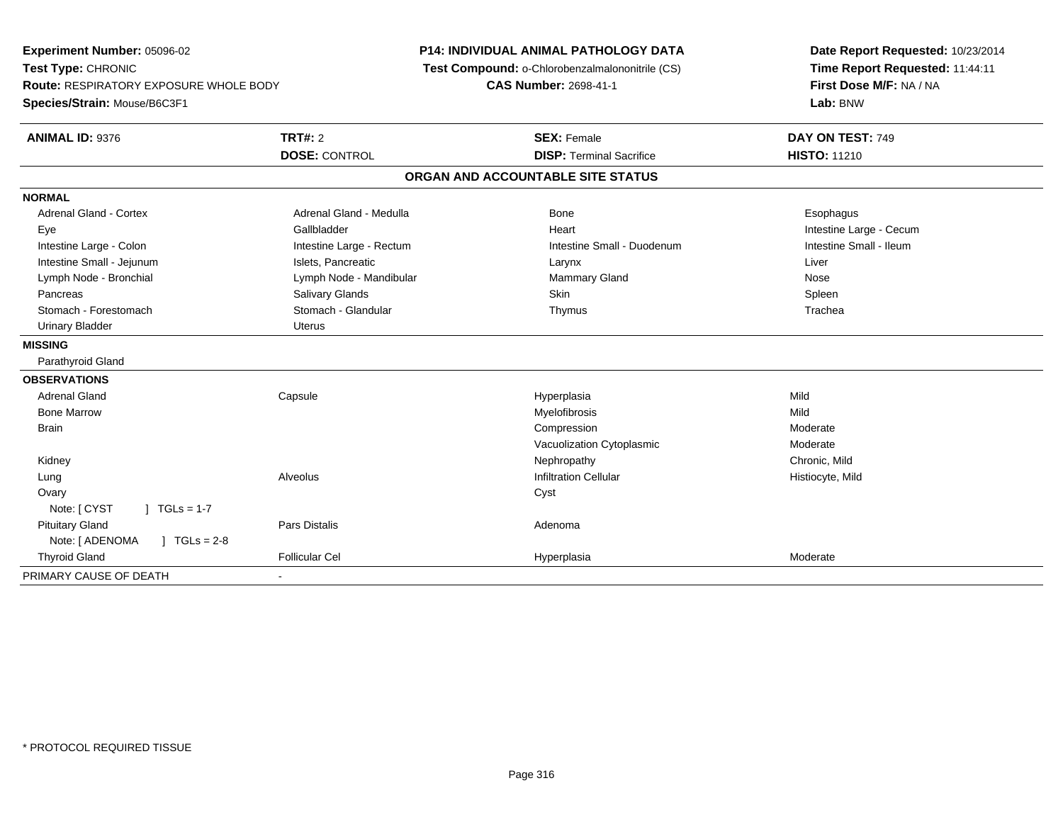**Experiment Number:** 05096-02
**Test Type:** CHRONIC
**Route:** RESPIRATORY EXPOSURE WHOLE BODY
**Species/Strain:** Mouse/B6C3F1

**P14: INDIVIDUAL ANIMAL PATHOLOGY DATA**
**Test Compound:** o-Chlorobenzalmalononitrile (CS)
**CAS Number:** 2698-41-1

**Date Report Requested:** 10/23/2014
**Time Report Requested:** 11:44:11
**First Dose M/F:** NA / NA
**Lab:** BNW

| **ANIMAL ID:** 9376 | **TRT#:** 2 | **SEX:** Female | **DAY ON TEST:** 749 |
|---|---|---|---|
| | **DOSE:** CONTROL | **DISP:** Terminal Sacrifice | **HISTO:** 11210 |

## ORGAN AND ACCOUNTABLE SITE STATUS

| | | | |
|---|---|---|---|
| **NORMAL** | | | |
| Adrenal Gland - Cortex | Adrenal Gland - Medulla | Bone | Esophagus |
| Eye | Gallbladder | Heart | Intestine Large - Cecum |
| Intestine Large - Colon | Intestine Large - Rectum | Intestine Small - Duodenum | Intestine Small - Ileum |
| Intestine Small - Jejunum | Islets, Pancreatic | Larynx | Liver |
| Lymph Node - Bronchial | Lymph Node - Mandibular | Mammary Gland | Nose |
| Pancreas | Salivary Glands | Skin | Spleen |
| Stomach - Forestomach | Stomach - Glandular | Thymus | Trachea |
| Urinary Bladder | Uterus | | |
| **MISSING** | | | |
| Parathyroid Gland | | | |
| **OBSERVATIONS** | | | |
| Adrenal Gland | Capsule | Hyperplasia | Mild |
| Bone Marrow | | Myelofibrosis | Mild |
| Brain | | Compression | Moderate |
| | | Vacuolization Cytoplasmic | Moderate |
| Kidney | | Nephropathy | Chronic, Mild |
| Lung | Alveolus | Infiltration Cellular | Histiocyte, Mild |
| Ovary | | Cyst | |
| Note: [ CYST ] TGLs = 1-7 | | | |
| Pituitary Gland | Pars Distalis | Adenoma | |
| Note: [ ADENOMA ] TGLs = 2-8 | | | |
| Thyroid Gland | Follicular Cel | Hyperplasia | Moderate |
| PRIMARY CAUSE OF DEATH | - | | |

* PROTOCOL REQUIRED TISSUE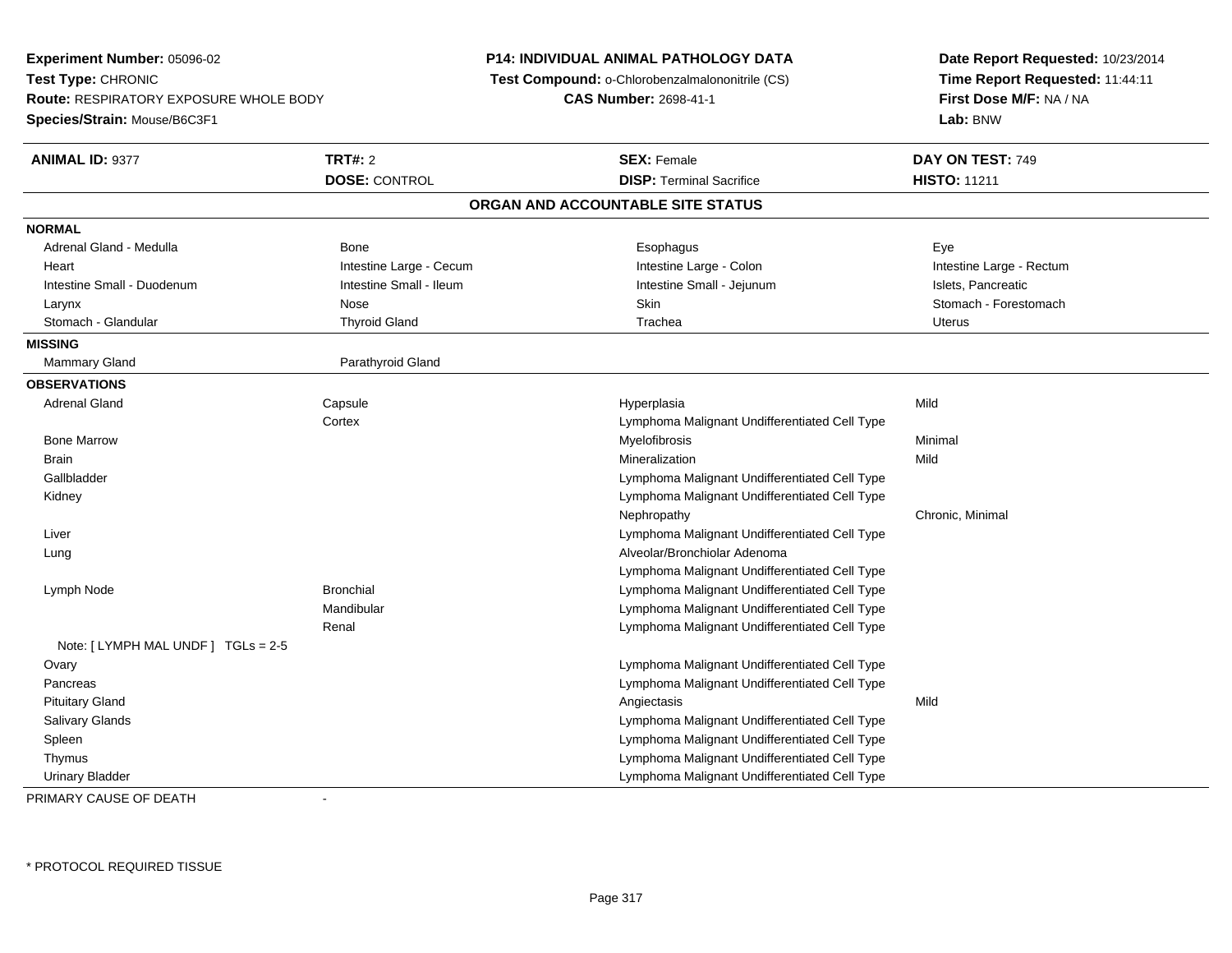**Experiment Number:** 05096-02
**Test Type:** CHRONIC
**Route:** RESPIRATORY EXPOSURE WHOLE BODY
**Species/Strain:** Mouse/B6C3F1

**P14: INDIVIDUAL ANIMAL PATHOLOGY DATA**
**Test Compound:** o-Chlorobenzalmalononitrile (CS)
**CAS Number:** 2698-41-1

**Date Report Requested:** 10/23/2014
**Time Report Requested:** 11:44:11
**First Dose M/F:** NA / NA
**Lab:** BNW

| **ANIMAL ID:** 9377 | **TRT#:** 2 | **SEX:** Female | **DAY ON TEST:** 749 |
|---|---|---|---|
| | **DOSE:** CONTROL | **DISP:** Terminal Sacrifice | **HISTO:** 11211 |

## ORGAN AND ACCOUNTABLE SITE STATUS

**NORMAL**

| | | | |
|---|---|---|---|
| Adrenal Gland - Medulla | Bone | Esophagus | Eye |
| Heart | Intestine Large - Cecum | Intestine Large - Colon | Intestine Large - Rectum |
| Intestine Small - Duodenum | Intestine Small - Ileum | Intestine Small - Jejunum | Islets, Pancreatic |
| Larynx | Nose | Skin | Stomach - Forestomach |
| Stomach - Glandular | Thyroid Gland | Trachea | Uterus |

**MISSING**

| | |
|---|---|
| Mammary Gland | Parathyroid Gland |

**OBSERVATIONS**

| Organ | Site | Observation | Severity |
|---|---|---|---|
| Adrenal Gland | Capsule | Hyperplasia | Mild |
| | Cortex | Lymphoma Malignant Undifferentiated Cell Type | |
| Bone Marrow | | Myelofibrosis | Minimal |
| Brain | | Mineralization | Mild |
| Gallbladder | | Lymphoma Malignant Undifferentiated Cell Type | |
| Kidney | | Lymphoma Malignant Undifferentiated Cell Type | |
| | | Nephropathy | Chronic, Minimal |
| Liver | | Lymphoma Malignant Undifferentiated Cell Type | |
| Lung | | Alveolar/Bronchiolar Adenoma | |
| | | Lymphoma Malignant Undifferentiated Cell Type | |
| Lymph Node | Bronchial | Lymphoma Malignant Undifferentiated Cell Type | |
| | Mandibular | Lymphoma Malignant Undifferentiated Cell Type | |
| | Renal | Lymphoma Malignant Undifferentiated Cell Type | |
| Note: [ LYMPH MAL UNDF ] TGLs = 2-5 | | | |
| Ovary | | Lymphoma Malignant Undifferentiated Cell Type | |
| Pancreas | | Lymphoma Malignant Undifferentiated Cell Type | |
| Pituitary Gland | | Angiectasis | Mild |
| Salivary Glands | | Lymphoma Malignant Undifferentiated Cell Type | |
| Spleen | | Lymphoma Malignant Undifferentiated Cell Type | |
| Thymus | | Lymphoma Malignant Undifferentiated Cell Type | |
| Urinary Bladder | | Lymphoma Malignant Undifferentiated Cell Type | |

PRIMARY CAUSE OF DEATH -

* PROTOCOL REQUIRED TISSUE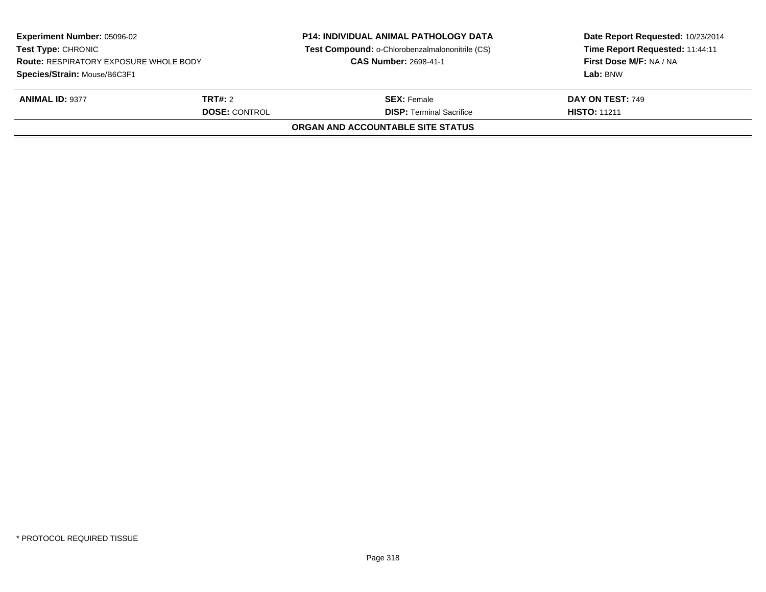**Experiment Number:** 05096-02
**Test Type:** CHRONIC
**Route:** RESPIRATORY EXPOSURE WHOLE BODY
**Species/Strain:** Mouse/B6C3F1

**P14: INDIVIDUAL ANIMAL PATHOLOGY DATA**
**Test Compound:** o-Chlorobenzalmalononitrile (CS)
**CAS Number:** 2698-41-1

**Date Report Requested:** 10/23/2014
**Time Report Requested:** 11:44:11
**First Dose M/F:** NA / NA
**Lab:** BNW

| **ANIMAL ID:** 9377 | **TRT#:** 2 | **SEX:** Female | **DAY ON TEST:** 749 |
|---|---|---|---|
| | **DOSE:** CONTROL | **DISP:** Terminal Sacrifice | **HISTO:** 11211 |

**ORGAN AND ACCOUNTABLE SITE STATUS**

* PROTOCOL REQUIRED TISSUE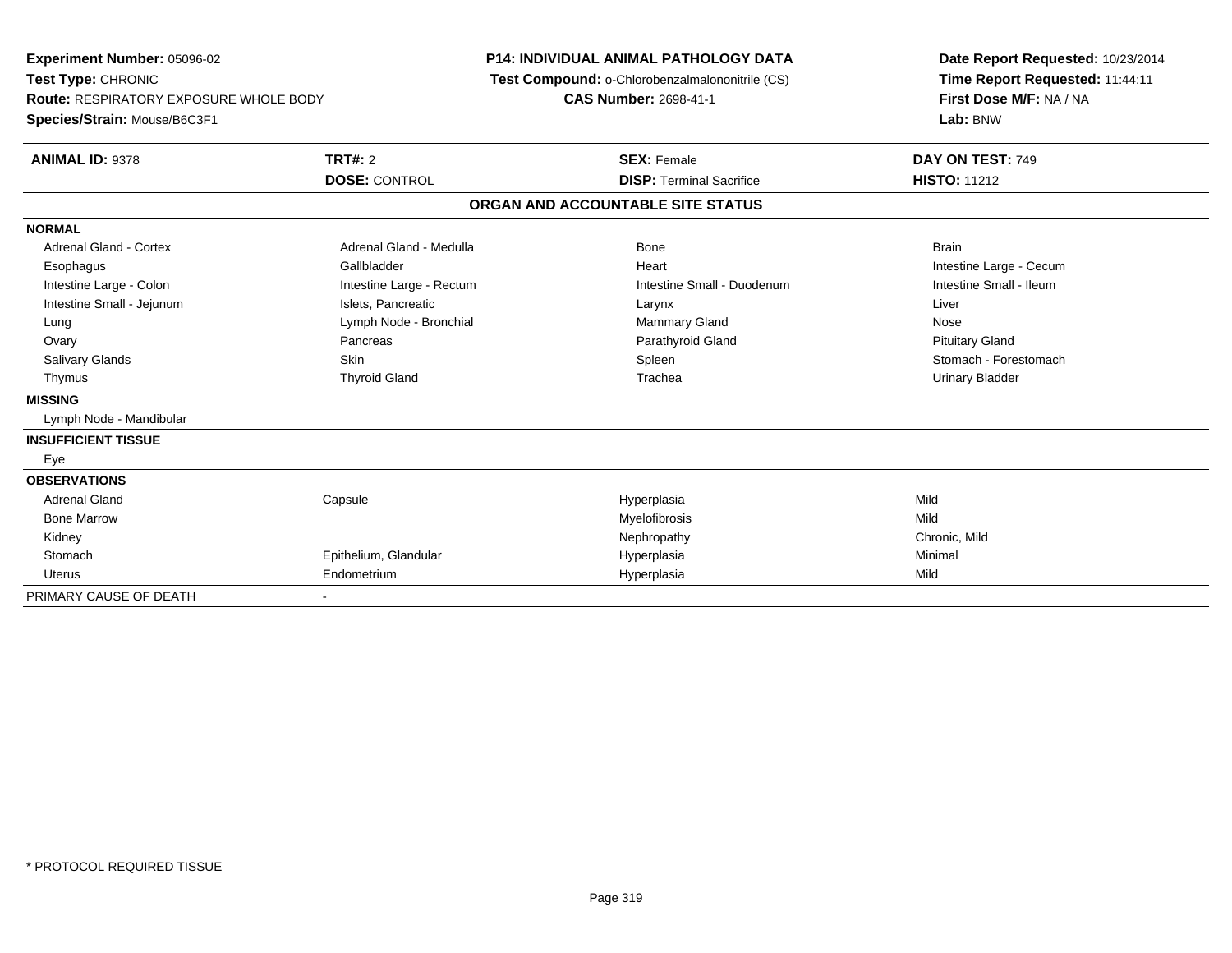**Experiment Number:** 05096-02
**Test Type:** CHRONIC
**Route:** RESPIRATORY EXPOSURE WHOLE BODY
**Species/Strain:** Mouse/B6C3F1

**P14: INDIVIDUAL ANIMAL PATHOLOGY DATA**
**Test Compound:** o-Chlorobenzalmalononitrile (CS)
**CAS Number:** 2698-41-1

**Date Report Requested:** 10/23/2014
**Time Report Requested:** 11:44:11
**First Dose M/F:** NA / NA
**Lab:** BNW

| **ANIMAL ID:** 9378 | **TRT#:** 2 | **SEX:** Female | **DAY ON TEST:** 749 |
|---|---|---|---|
| | **DOSE:** CONTROL | **DISP:** Terminal Sacrifice | **HISTO:** 11212 |

## ORGAN AND ACCOUNTABLE SITE STATUS

| | | | |
|---|---|---|---|
| **NORMAL** | | | |
| Adrenal Gland - Cortex | Adrenal Gland - Medulla | Bone | Brain |
| Esophagus | Gallbladder | Heart | Intestine Large - Cecum |
| Intestine Large - Colon | Intestine Large - Rectum | Intestine Small - Duodenum | Intestine Small - Ileum |
| Intestine Small - Jejunum | Islets, Pancreatic | Larynx | Liver |
| Lung | Lymph Node - Bronchial | Mammary Gland | Nose |
| Ovary | Pancreas | Parathyroid Gland | Pituitary Gland |
| Salivary Glands | Skin | Spleen | Stomach - Forestomach |
| Thymus | Thyroid Gland | Trachea | Urinary Bladder |
| **MISSING** | | | |
| Lymph Node - Mandibular | | | |
| **INSUFFICIENT TISSUE** | | | |
| Eye | | | |
| **OBSERVATIONS** | | | |
| Adrenal Gland | Capsule | Hyperplasia | Mild |
| Bone Marrow | | Myelofibrosis | Mild |
| Kidney | | Nephropathy | Chronic, Mild |
| Stomach | Epithelium, Glandular | Hyperplasia | Minimal |
| Uterus | Endometrium | Hyperplasia | Mild |
| PRIMARY CAUSE OF DEATH | - | | |

* PROTOCOL REQUIRED TISSUE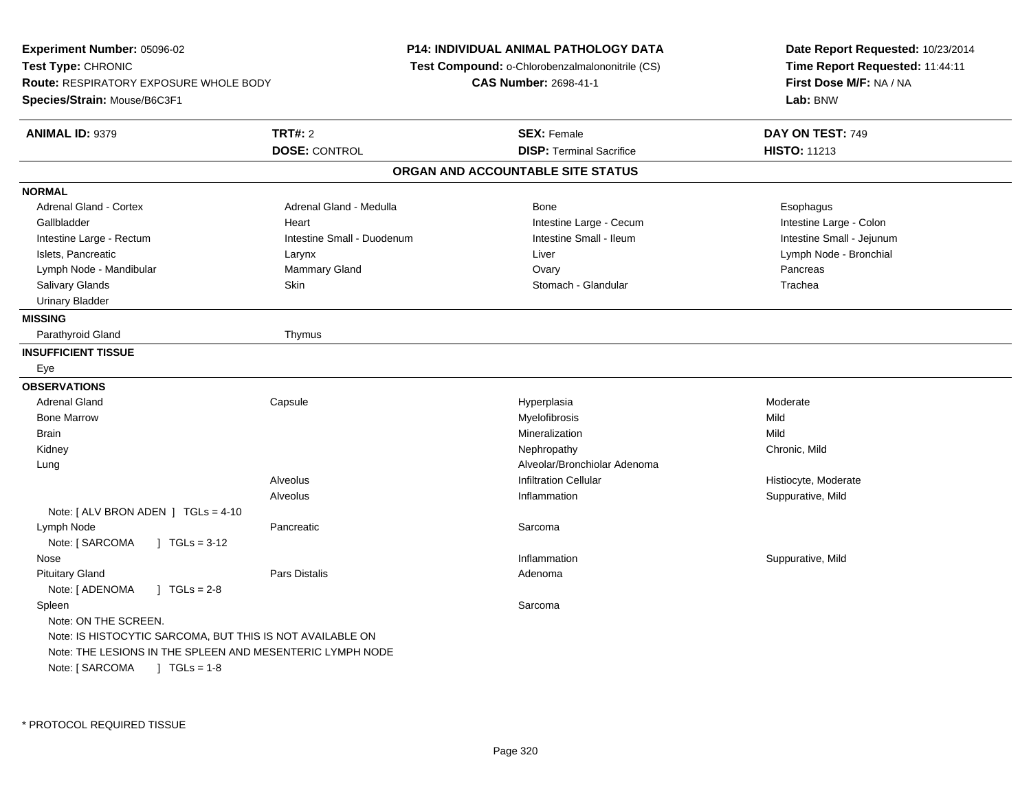**Experiment Number:** 05096-02
**Test Type:** CHRONIC
**Route:** RESPIRATORY EXPOSURE WHOLE BODY
**Species/Strain:** Mouse/B6C3F1

**P14: INDIVIDUAL ANIMAL PATHOLOGY DATA**
**Test Compound:** o-Chlorobenzalmalononitrile (CS)
**CAS Number:** 2698-41-1

**Date Report Requested:** 10/23/2014
**Time Report Requested:** 11:44:11
**First Dose M/F:** NA / NA
**Lab:** BNW

| **ANIMAL ID:** 9379 | **TRT#:** 2 | **SEX:** Female | **DAY ON TEST:** 749 |
|---|---|---|---|
| | **DOSE:** CONTROL | **DISP:** Terminal Sacrifice | **HISTO:** 11213 |

## ORGAN AND ACCOUNTABLE SITE STATUS

**NORMAL**

| | | | |
|---|---|---|---|
| Adrenal Gland - Cortex | Adrenal Gland - Medulla | Bone | Esophagus |
| Gallbladder | Heart | Intestine Large - Cecum | Intestine Large - Colon |
| Intestine Large - Rectum | Intestine Small - Duodenum | Intestine Small - Ileum | Intestine Small - Jejunum |
| Islets, Pancreatic | Larynx | Liver | Lymph Node - Bronchial |
| Lymph Node - Mandibular | Mammary Gland | Ovary | Pancreas |
| Salivary Glands | Skin | Stomach - Glandular | Trachea |
| Urinary Bladder | | | |

**MISSING**

Parathyroid Gland, Thymus

**INSUFFICIENT TISSUE**

Eye

**OBSERVATIONS**

| | | | |
|---|---|---|---|
| Adrenal Gland | Capsule | Hyperplasia | Moderate |
| Bone Marrow | | Myelofibrosis | Mild |
| Brain | | Mineralization | Mild |
| Kidney | | Nephropathy | Chronic, Mild |
| Lung | | Alveolar/Bronchiolar Adenoma | |
| | Alveolus | Infiltration Cellular | Histiocyte, Moderate |
| | Alveolus | Inflammation | Suppurative, Mild |
| Note: [ ALV BRON ADEN ] TGLs = 4-10 | | | |
| Lymph Node | Pancreatic | Sarcoma | |
| Note: [ SARCOMA ] TGLs = 3-12 | | | |
| Nose | | Inflammation | Suppurative, Mild |
| Pituitary Gland | Pars Distalis | Adenoma | |
| Note: [ ADENOMA ] TGLs = 2-8 | | | |
| Spleen | | Sarcoma | |

Note: ON THE SCREEN.
Note: IS HISTOCYTIC SARCOMA, BUT THIS IS NOT AVAILABLE ON
Note: THE LESIONS IN THE SPLEEN AND MESENTERIC LYMPH NODE
Note: [ SARCOMA ] TGLs = 1-8

\* PROTOCOL REQUIRED TISSUE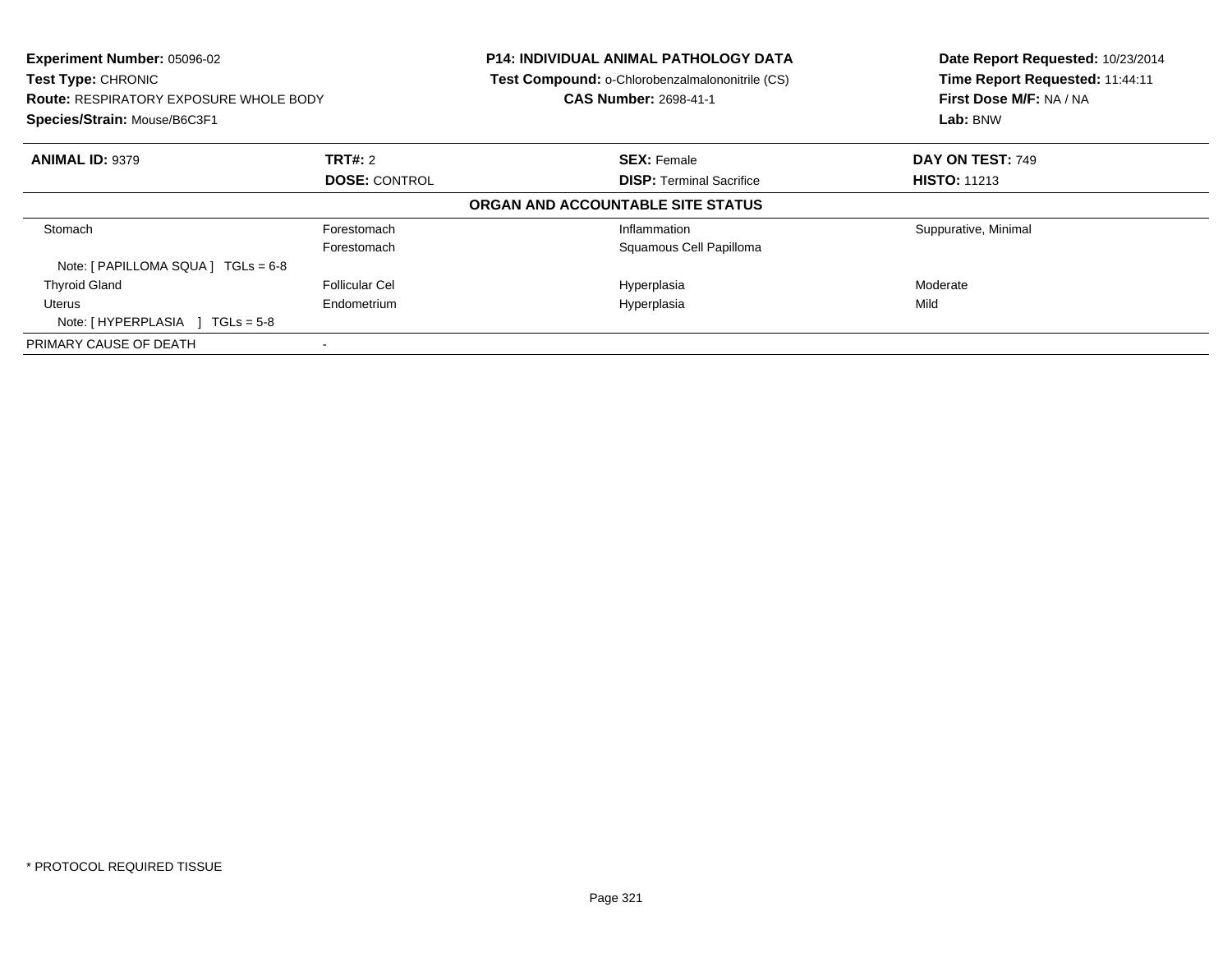**Experiment Number:** 05096-02
**Test Type:** CHRONIC
**Route:** RESPIRATORY EXPOSURE WHOLE BODY
**Species/Strain:** Mouse/B6C3F1

**P14: INDIVIDUAL ANIMAL PATHOLOGY DATA**
**Test Compound:** o-Chlorobenzalmalononitrile (CS)
**CAS Number:** 2698-41-1

**Date Report Requested:** 10/23/2014
**Time Report Requested:** 11:44:11
**First Dose M/F:** NA / NA
**Lab:** BNW

| **ANIMAL ID:** 9379 | **TRT#:** 2 | **SEX:** Female | **DAY ON TEST:** 749 |
|---|---|---|---|
| | **DOSE:** CONTROL | **DISP:** Terminal Sacrifice | **HISTO:** 11213 |

**ORGAN AND ACCOUNTABLE SITE STATUS**

| | | | |
|---|---|---|---|
| Stomach | Forestomach | Inflammation | Suppurative, Minimal |
| | Forestomach | Squamous Cell Papilloma | |
| Note: [ PAPILLOMA SQUA ] TGLs = 6-8 | | | |
| Thyroid Gland | Follicular Cel | Hyperplasia | Moderate |
| Uterus | Endometrium | Hyperplasia | Mild |
| Note: [ HYPERPLASIA ] TGLs = 5-8 | | | |
| PRIMARY CAUSE OF DEATH | - | | |

* PROTOCOL REQUIRED TISSUE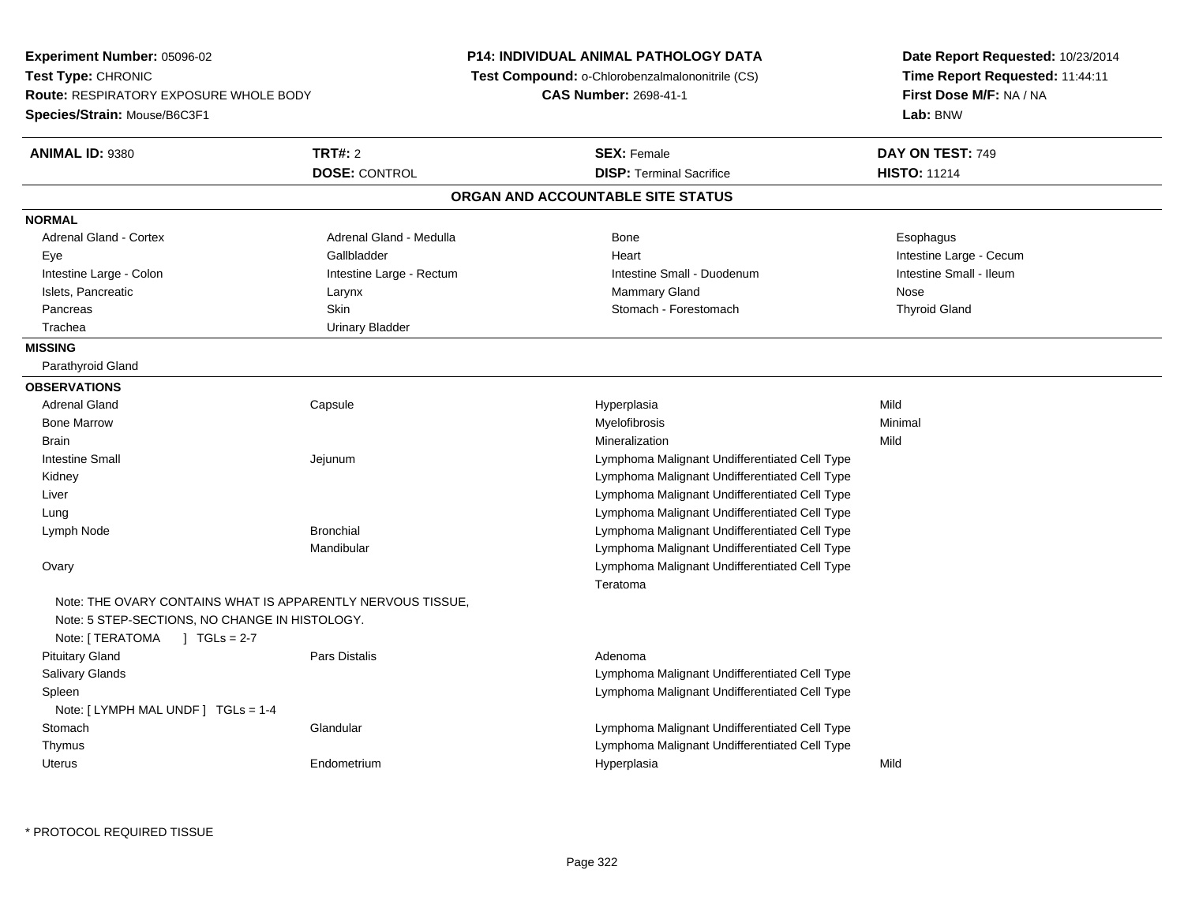**Experiment Number:** 05096-02
**Test Type:** CHRONIC
**Route:** RESPIRATORY EXPOSURE WHOLE BODY
**Species/Strain:** Mouse/B6C3F1

**P14: INDIVIDUAL ANIMAL PATHOLOGY DATA**
**Test Compound:** o-Chlorobenzalmalononitrile (CS)
**CAS Number:** 2698-41-1

**Date Report Requested:** 10/23/2014
**Time Report Requested:** 11:44:11
**First Dose M/F:** NA / NA
**Lab:** BNW

| **ANIMAL ID:** 9380 | **TRT#:** 2 | **SEX:** Female | **DAY ON TEST:** 749 |
|---|---|---|---|
| | **DOSE:** CONTROL | **DISP:** Terminal Sacrifice | **HISTO:** 11214 |

## ORGAN AND ACCOUNTABLE SITE STATUS

**NORMAL**

| | | | |
|---|---|---|---|
| Adrenal Gland - Cortex | Adrenal Gland - Medulla | Bone | Esophagus |
| Eye | Gallbladder | Heart | Intestine Large - Cecum |
| Intestine Large - Colon | Intestine Large - Rectum | Intestine Small - Duodenum | Intestine Small - Ileum |
| Islets, Pancreatic | Larynx | Mammary Gland | Nose |
| Pancreas | Skin | Stomach - Forestomach | Thyroid Gland |
| Trachea | Urinary Bladder | | |

**MISSING**

Parathyroid Gland

**OBSERVATIONS**

| | | | |
|---|---|---|---|
| Adrenal Gland | Capsule | Hyperplasia | Mild |
| Bone Marrow | | Myelofibrosis | Minimal |
| Brain | | Mineralization | Mild |
| Intestine Small | Jejunum | Lymphoma Malignant Undifferentiated Cell Type | |
| Kidney | | Lymphoma Malignant Undifferentiated Cell Type | |
| Liver | | Lymphoma Malignant Undifferentiated Cell Type | |
| Lung | | Lymphoma Malignant Undifferentiated Cell Type | |
| Lymph Node | Bronchial | Lymphoma Malignant Undifferentiated Cell Type | |
| | Mandibular | Lymphoma Malignant Undifferentiated Cell Type | |
| Ovary | | Lymphoma Malignant Undifferentiated Cell Type | |
| | | Teratoma | |

Note: THE OVARY CONTAINS WHAT IS APPARENTLY NERVOUS TISSUE,
Note: 5 STEP-SECTIONS, NO CHANGE IN HISTOLOGY.
Note: [ TERATOMA ] TGLs = 2-7

| | | | |
|---|---|---|---|
| Pituitary Gland | Pars Distalis | Adenoma | |
| Salivary Glands | | Lymphoma Malignant Undifferentiated Cell Type | |
| Spleen | | Lymphoma Malignant Undifferentiated Cell Type | |

Note: [ LYMPH MAL UNDF ] TGLs = 1-4

| | | | |
|---|---|---|---|
| Stomach | Glandular | Lymphoma Malignant Undifferentiated Cell Type | |
| Thymus | | Lymphoma Malignant Undifferentiated Cell Type | |
| Uterus | Endometrium | Hyperplasia | Mild |

* PROTOCOL REQUIRED TISSUE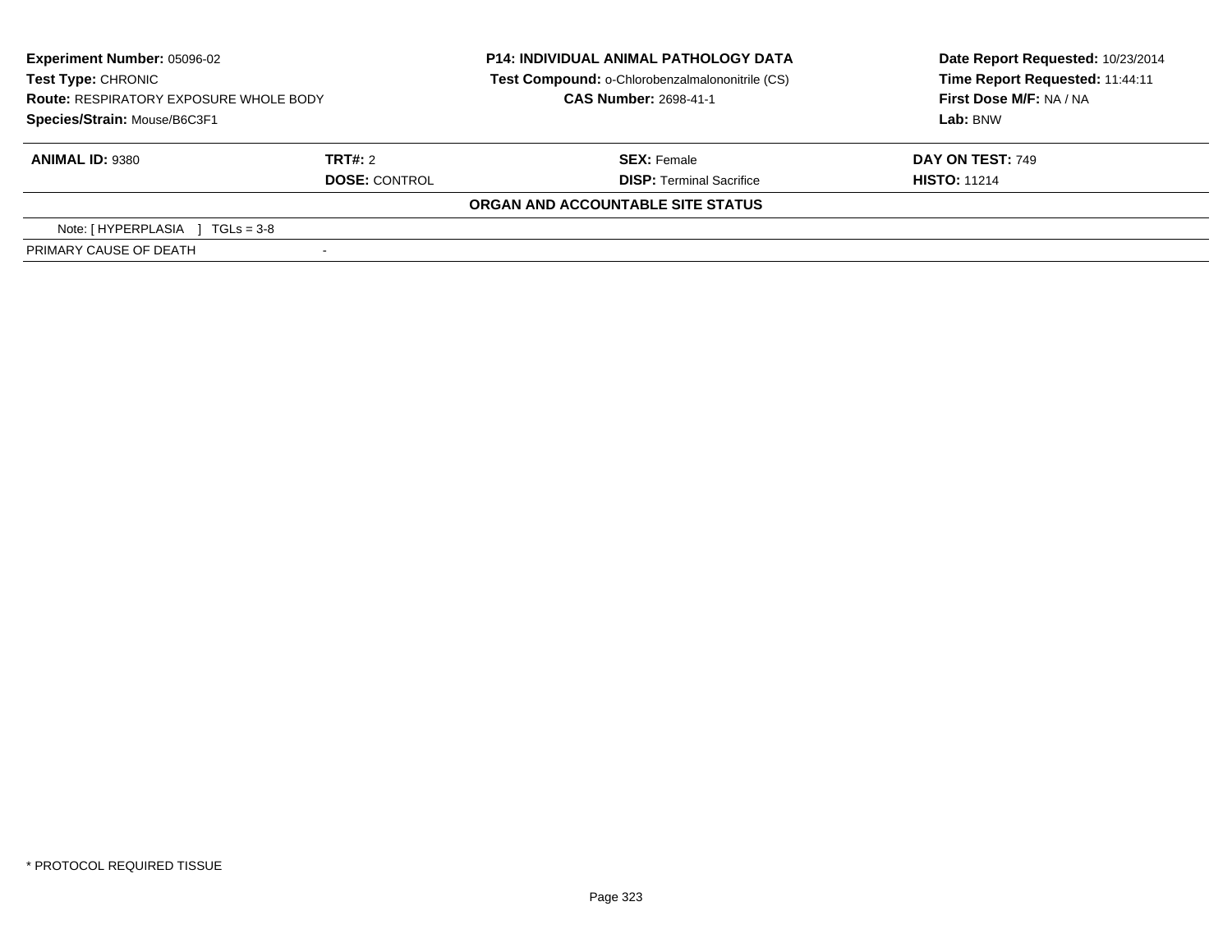**Experiment Number:** 05096-02
**Test Type:** CHRONIC
**Route:** RESPIRATORY EXPOSURE WHOLE BODY
**Species/Strain:** Mouse/B6C3F1

**P14: INDIVIDUAL ANIMAL PATHOLOGY DATA**
**Test Compound:** o-Chlorobenzalmalononitrile (CS)
**CAS Number:** 2698-41-1

**Date Report Requested:** 10/23/2014
**Time Report Requested:** 11:44:11
**First Dose M/F:** NA / NA
**Lab:** BNW

| **ANIMAL ID:** 9380 | **TRT#:** 2 | **SEX:** Female | **DAY ON TEST:** 749 |
|---|---|---|---|
| | **DOSE:** CONTROL | **DISP:** Terminal Sacrifice | **HISTO:** 11214 |

**ORGAN AND ACCOUNTABLE SITE STATUS**

| Note: [ HYPERPLASIA ] TGLs = 3-8 | |
|---|---|
| PRIMARY CAUSE OF DEATH | - |

* PROTOCOL REQUIRED TISSUE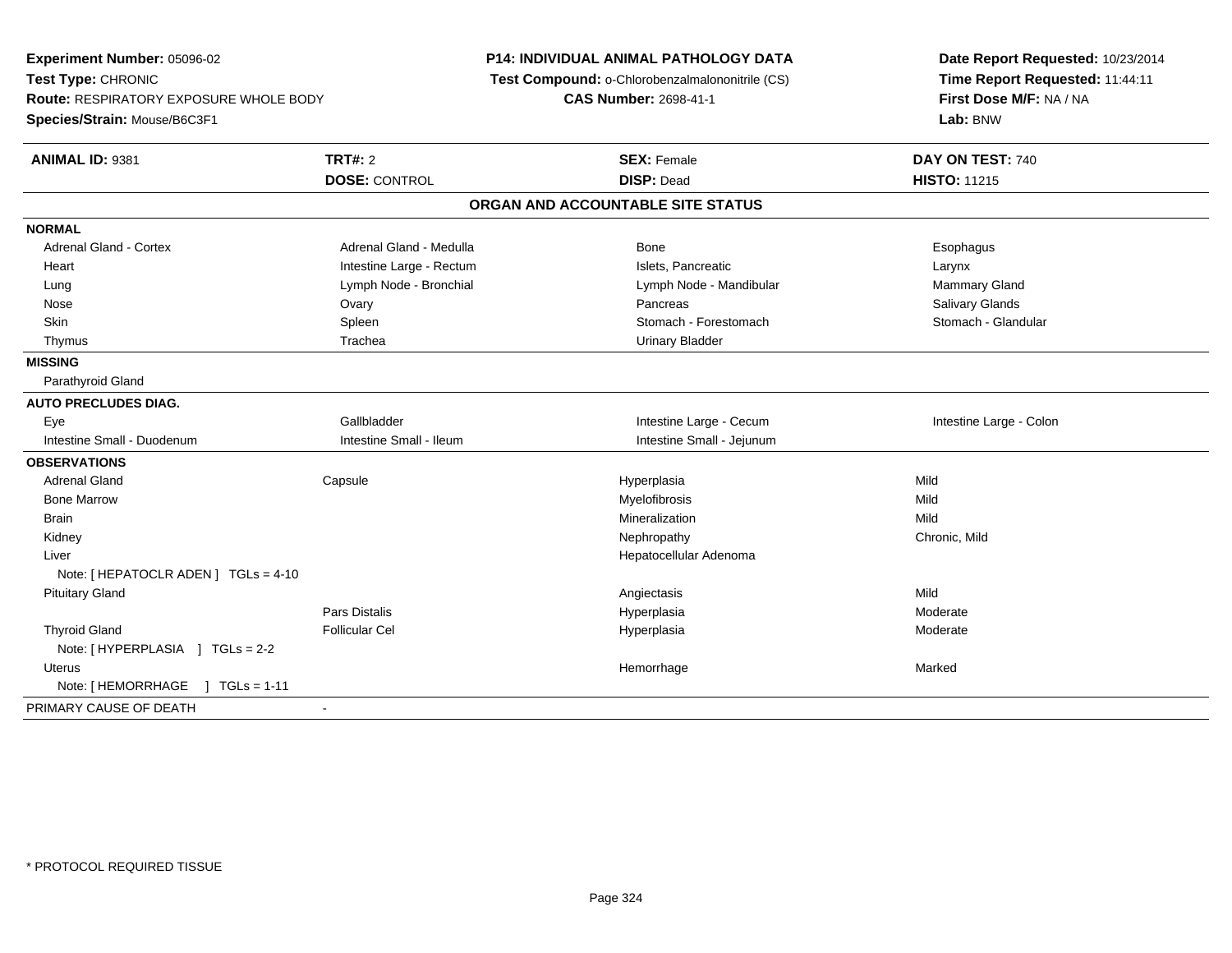**Experiment Number:** 05096-02
**Test Type:** CHRONIC
**Route:** RESPIRATORY EXPOSURE WHOLE BODY
**Species/Strain:** Mouse/B6C3F1

**P14: INDIVIDUAL ANIMAL PATHOLOGY DATA**
**Test Compound:** o-Chlorobenzalmalononitrile (CS)
**CAS Number:** 2698-41-1

**Date Report Requested:** 10/23/2014
**Time Report Requested:** 11:44:11
**First Dose M/F:** NA / NA
**Lab:** BNW

| **ANIMAL ID:** 9381 | **TRT#:** 2 | **SEX:** Female | **DAY ON TEST:** 740 |
|---|---|---|---|
| | **DOSE:** CONTROL | **DISP:** Dead | **HISTO:** 11215 |

**ORGAN AND ACCOUNTABLE SITE STATUS**

| | | | |
|---|---|---|---|
| **NORMAL** | | | |
| Adrenal Gland - Cortex | Adrenal Gland - Medulla | Bone | Esophagus |
| Heart | Intestine Large - Rectum | Islets, Pancreatic | Larynx |
| Lung | Lymph Node - Bronchial | Lymph Node - Mandibular | Mammary Gland |
| Nose | Ovary | Pancreas | Salivary Glands |
| Skin | Spleen | Stomach - Forestomach | Stomach - Glandular |
| Thymus | Trachea | Urinary Bladder | |
| **MISSING** | | | |
| Parathyroid Gland | | | |
| **AUTO PRECLUDES DIAG.** | | | |
| Eye | Gallbladder | Intestine Large - Cecum | Intestine Large - Colon |
| Intestine Small - Duodenum | Intestine Small - Ileum | Intestine Small - Jejunum | |
| **OBSERVATIONS** | | | |
| Adrenal Gland | Capsule | Hyperplasia | Mild |
| Bone Marrow | | Myelofibrosis | Mild |
| Brain | | Mineralization | Mild |
| Kidney | | Nephropathy | Chronic, Mild |
| Liver | | Hepatocellular Adenoma | |
| Note: [ HEPATOCLR ADEN ] TGLs = 4-10 | | | |
| Pituitary Gland | | Angiectasis | Mild |
| | Pars Distalis | Hyperplasia | Moderate |
| Thyroid Gland | Follicular Cel | Hyperplasia | Moderate |
| Note: [ HYPERPLASIA ] TGLs = 2-2 | | | |
| Uterus | | Hemorrhage | Marked |
| Note: [ HEMORRHAGE ] TGLs = 1-11 | | | |
| PRIMARY CAUSE OF DEATH | - | | |

\* PROTOCOL REQUIRED TISSUE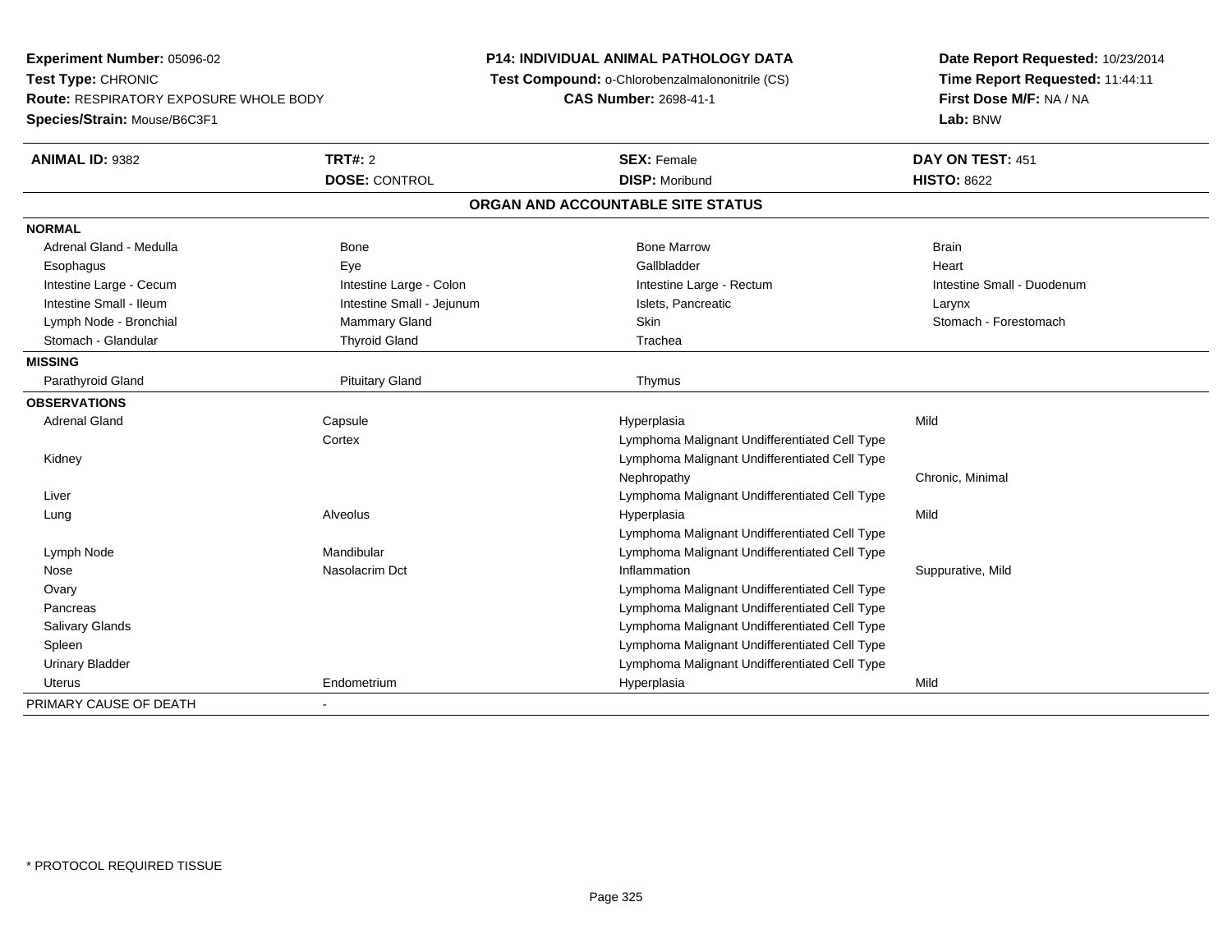**Experiment Number:** 05096-02
**Test Type:** CHRONIC
**Route:** RESPIRATORY EXPOSURE WHOLE BODY
**Species/Strain:** Mouse/B6C3F1

**P14: INDIVIDUAL ANIMAL PATHOLOGY DATA**
**Test Compound:** o-Chlorobenzalmalononitrile (CS)
**CAS Number:** 2698-41-1

**Date Report Requested:** 10/23/2014
**Time Report Requested:** 11:44:11
**First Dose M/F:** NA / NA
**Lab:** BNW

| **ANIMAL ID:** 9382 | **TRT#:** 2 | **SEX:** Female | **DAY ON TEST:** 451 |
|---|---|---|---|
| | **DOSE:** CONTROL | **DISP:** Moribund | **HISTO:** 8622 |

**ORGAN AND ACCOUNTABLE SITE STATUS**

| | | | |
|---|---|---|---|
| **NORMAL** | | | |
| Adrenal Gland - Medulla | Bone | Bone Marrow | Brain |
| Esophagus | Eye | Gallbladder | Heart |
| Intestine Large - Cecum | Intestine Large - Colon | Intestine Large - Rectum | Intestine Small - Duodenum |
| Intestine Small - Ileum | Intestine Small - Jejunum | Islets, Pancreatic | Larynx |
| Lymph Node - Bronchial | Mammary Gland | Skin | Stomach - Forestomach |
| Stomach - Glandular | Thyroid Gland | Trachea | |
| **MISSING** | | | |
| Parathyroid Gland | Pituitary Gland | Thymus | |
| **OBSERVATIONS** | | | |
| Adrenal Gland | Capsule | Hyperplasia | Mild |
| | Cortex | Lymphoma Malignant Undifferentiated Cell Type | |
| Kidney | | Lymphoma Malignant Undifferentiated Cell Type | |
| | | Nephropathy | Chronic, Minimal |
| Liver | | Lymphoma Malignant Undifferentiated Cell Type | |
| Lung | Alveolus | Hyperplasia | Mild |
| | | Lymphoma Malignant Undifferentiated Cell Type | |
| Lymph Node | Mandibular | Lymphoma Malignant Undifferentiated Cell Type | |
| Nose | Nasolacrim Dct | Inflammation | Suppurative, Mild |
| Ovary | | Lymphoma Malignant Undifferentiated Cell Type | |
| Pancreas | | Lymphoma Malignant Undifferentiated Cell Type | |
| Salivary Glands | | Lymphoma Malignant Undifferentiated Cell Type | |
| Spleen | | Lymphoma Malignant Undifferentiated Cell Type | |
| Urinary Bladder | | Lymphoma Malignant Undifferentiated Cell Type | |
| Uterus | Endometrium | Hyperplasia | Mild |
| PRIMARY CAUSE OF DEATH | - | | |

* PROTOCOL REQUIRED TISSUE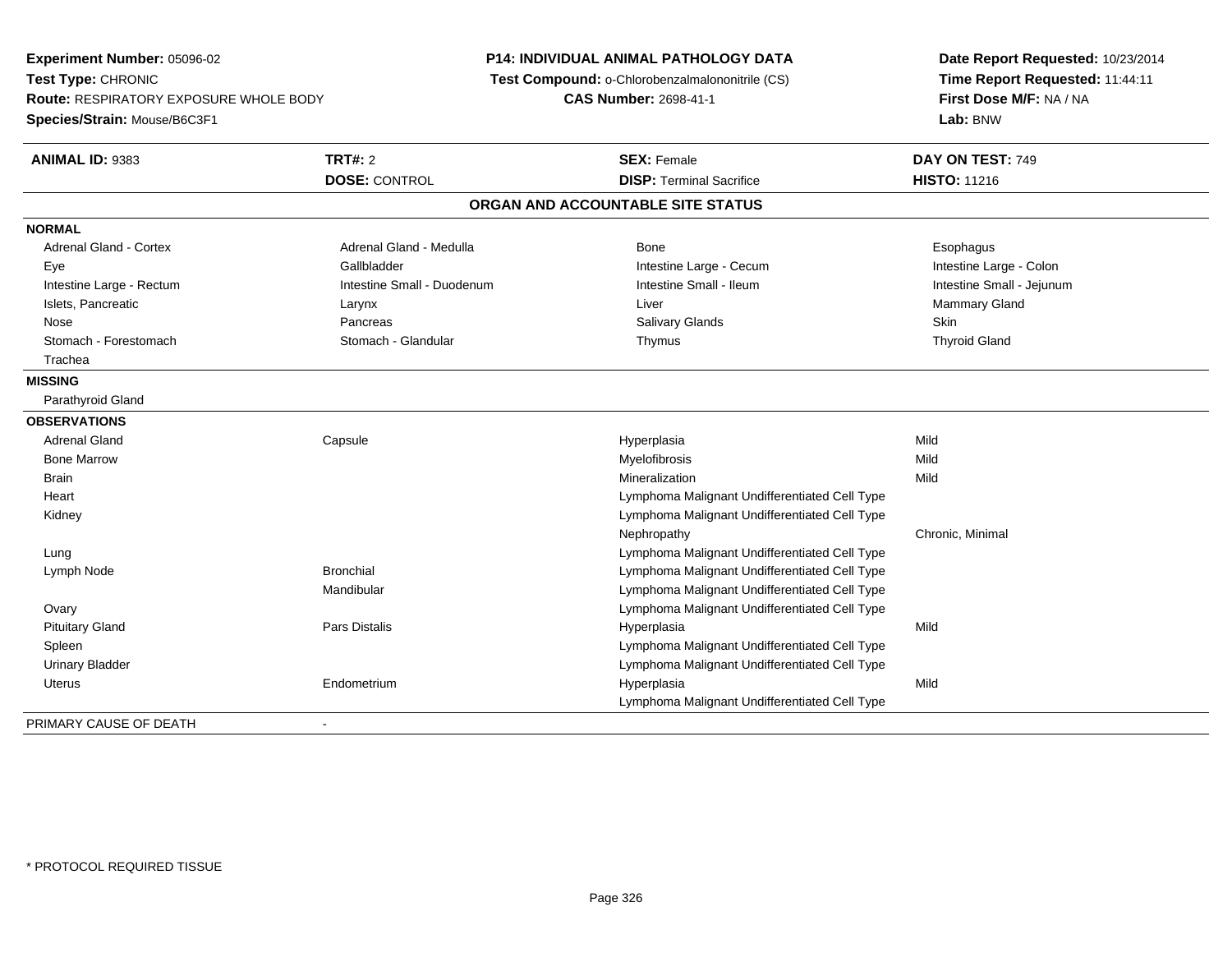**Experiment Number:** 05096-02
**Test Type:** CHRONIC
**Route:** RESPIRATORY EXPOSURE WHOLE BODY
**Species/Strain:** Mouse/B6C3F1

**P14: INDIVIDUAL ANIMAL PATHOLOGY DATA**
**Test Compound:** o-Chlorobenzalmalononitrile (CS)
**CAS Number:** 2698-41-1

**Date Report Requested:** 10/23/2014
**Time Report Requested:** 11:44:11
**First Dose M/F:** NA / NA
**Lab:** BNW

| **ANIMAL ID:** 9383 | **TRT#:** 2 | **SEX:** Female | **DAY ON TEST:** 749 |
|---|---|---|---|
| | **DOSE:** CONTROL | **DISP:** Terminal Sacrifice | **HISTO:** 11216 |

**ORGAN AND ACCOUNTABLE SITE STATUS**

**NORMAL**

| | | | |
|---|---|---|---|
| Adrenal Gland - Cortex | Adrenal Gland - Medulla | Bone | Esophagus |
| Eye | Gallbladder | Intestine Large - Cecum | Intestine Large - Colon |
| Intestine Large - Rectum | Intestine Small - Duodenum | Intestine Small - Ileum | Intestine Small - Jejunum |
| Islets, Pancreatic | Larynx | Liver | Mammary Gland |
| Nose | Pancreas | Salivary Glands | Skin |
| Stomach - Forestomach | Stomach - Glandular | Thymus | Thyroid Gland |
| Trachea | | | |

**MISSING**

Parathyroid Gland

**OBSERVATIONS**

| | | | |
|---|---|---|---|
| Adrenal Gland | Capsule | Hyperplasia | Mild |
| Bone Marrow | | Myelofibrosis | Mild |
| Brain | | Mineralization | Mild |
| Heart | | Lymphoma Malignant Undifferentiated Cell Type | |
| Kidney | | Lymphoma Malignant Undifferentiated Cell Type | |
| | | Nephropathy | Chronic, Minimal |
| Lung | | Lymphoma Malignant Undifferentiated Cell Type | |
| Lymph Node | Bronchial | Lymphoma Malignant Undifferentiated Cell Type | |
| | Mandibular | Lymphoma Malignant Undifferentiated Cell Type | |
| Ovary | | Lymphoma Malignant Undifferentiated Cell Type | |
| Pituitary Gland | Pars Distalis | Hyperplasia | Mild |
| Spleen | | Lymphoma Malignant Undifferentiated Cell Type | |
| Urinary Bladder | | Lymphoma Malignant Undifferentiated Cell Type | |
| Uterus | Endometrium | Hyperplasia | Mild |
| | | Lymphoma Malignant Undifferentiated Cell Type | |

PRIMARY CAUSE OF DEATH -

* PROTOCOL REQUIRED TISSUE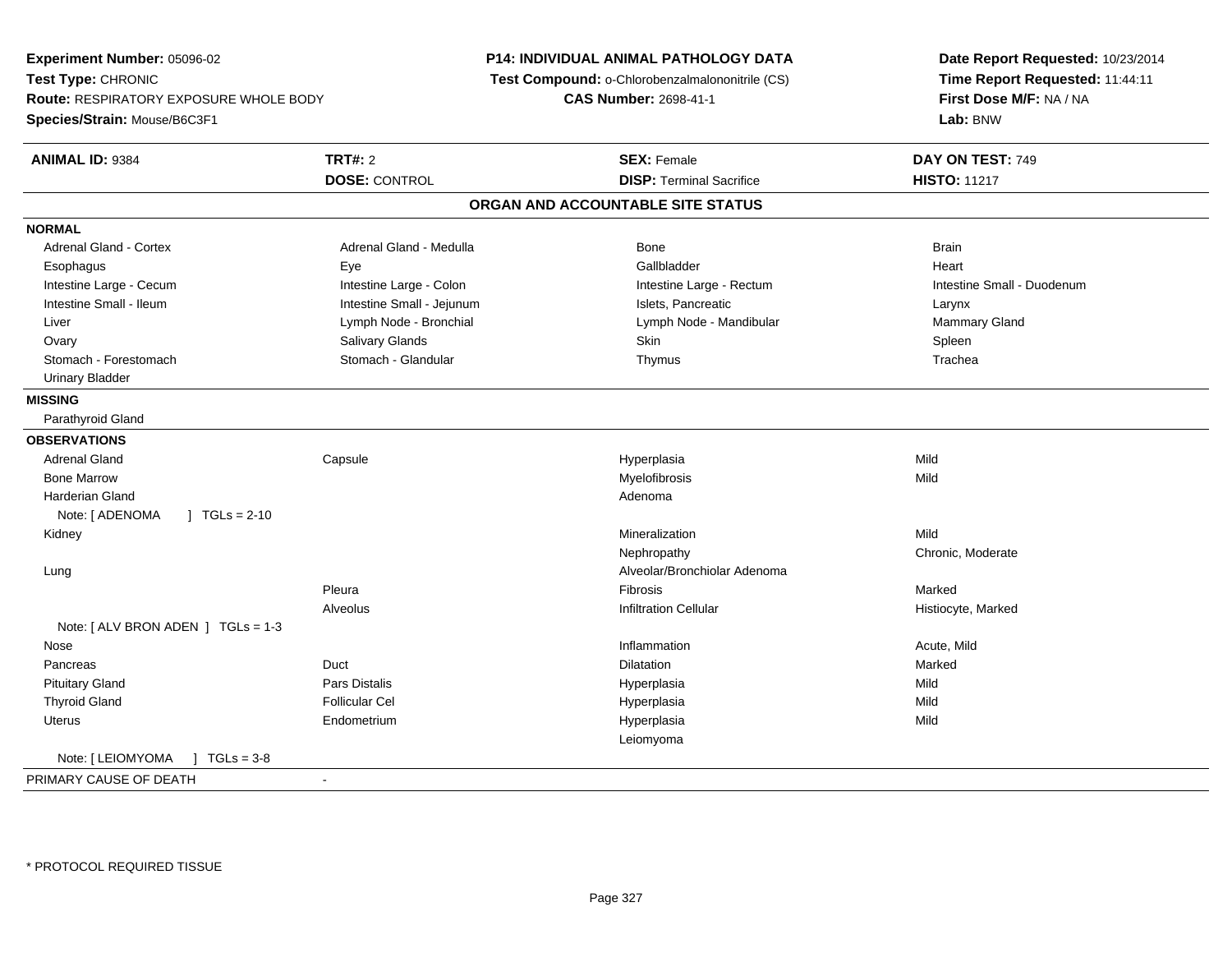**Experiment Number:** 05096-02
**Test Type:** CHRONIC
**Route:** RESPIRATORY EXPOSURE WHOLE BODY
**Species/Strain:** Mouse/B6C3F1

**P14: INDIVIDUAL ANIMAL PATHOLOGY DATA**
**Test Compound:** o-Chlorobenzalmalononitrile (CS)
**CAS Number:** 2698-41-1

**Date Report Requested:** 10/23/2014
**Time Report Requested:** 11:44:11
**First Dose M/F:** NA / NA
**Lab:** BNW

| **ANIMAL ID:** 9384 | **TRT#:** 2 | **SEX:** Female | **DAY ON TEST:** 749 |
|---|---|---|---|
| | **DOSE:** CONTROL | **DISP:** Terminal Sacrifice | **HISTO:** 11217 |

## ORGAN AND ACCOUNTABLE SITE STATUS

**NORMAL**

| | | | |
|---|---|---|---|
| Adrenal Gland - Cortex | Adrenal Gland - Medulla | Bone | Brain |
| Esophagus | Eye | Gallbladder | Heart |
| Intestine Large - Cecum | Intestine Large - Colon | Intestine Large - Rectum | Intestine Small - Duodenum |
| Intestine Small - Ileum | Intestine Small - Jejunum | Islets, Pancreatic | Larynx |
| Liver | Lymph Node - Bronchial | Lymph Node - Mandibular | Mammary Gland |
| Ovary | Salivary Glands | Skin | Spleen |
| Stomach - Forestomach | Stomach - Glandular | Thymus | Trachea |
| Urinary Bladder | | | |

**MISSING**

Parathyroid Gland

**OBSERVATIONS**

| Organ | Site | Observation | Severity |
|---|---|---|---|
| Adrenal Gland | Capsule | Hyperplasia | Mild |
| Bone Marrow | | Myelofibrosis | Mild |
| Harderian Gland | | Adenoma | |
| Note: [ ADENOMA ] TGLs = 2-10 | | | |
| Kidney | | Mineralization | Mild |
| | | Nephropathy | Chronic, Moderate |
| Lung | | Alveolar/Bronchiolar Adenoma | |
| | Pleura | Fibrosis | Marked |
| | Alveolus | Infiltration Cellular | Histiocyte, Marked |
| Note: [ ALV BRON ADEN ] TGLs = 1-3 | | | |
| Nose | | Inflammation | Acute, Mild |
| Pancreas | Duct | Dilatation | Marked |
| Pituitary Gland | Pars Distalis | Hyperplasia | Mild |
| Thyroid Gland | Follicular Cel | Hyperplasia | Mild |
| Uterus | Endometrium | Hyperplasia | Mild |
| | | Leiomyoma | |
| Note: [ LEIOMYOMA ] TGLs = 3-8 | | | |

PRIMARY CAUSE OF DEATH -

\* PROTOCOL REQUIRED TISSUE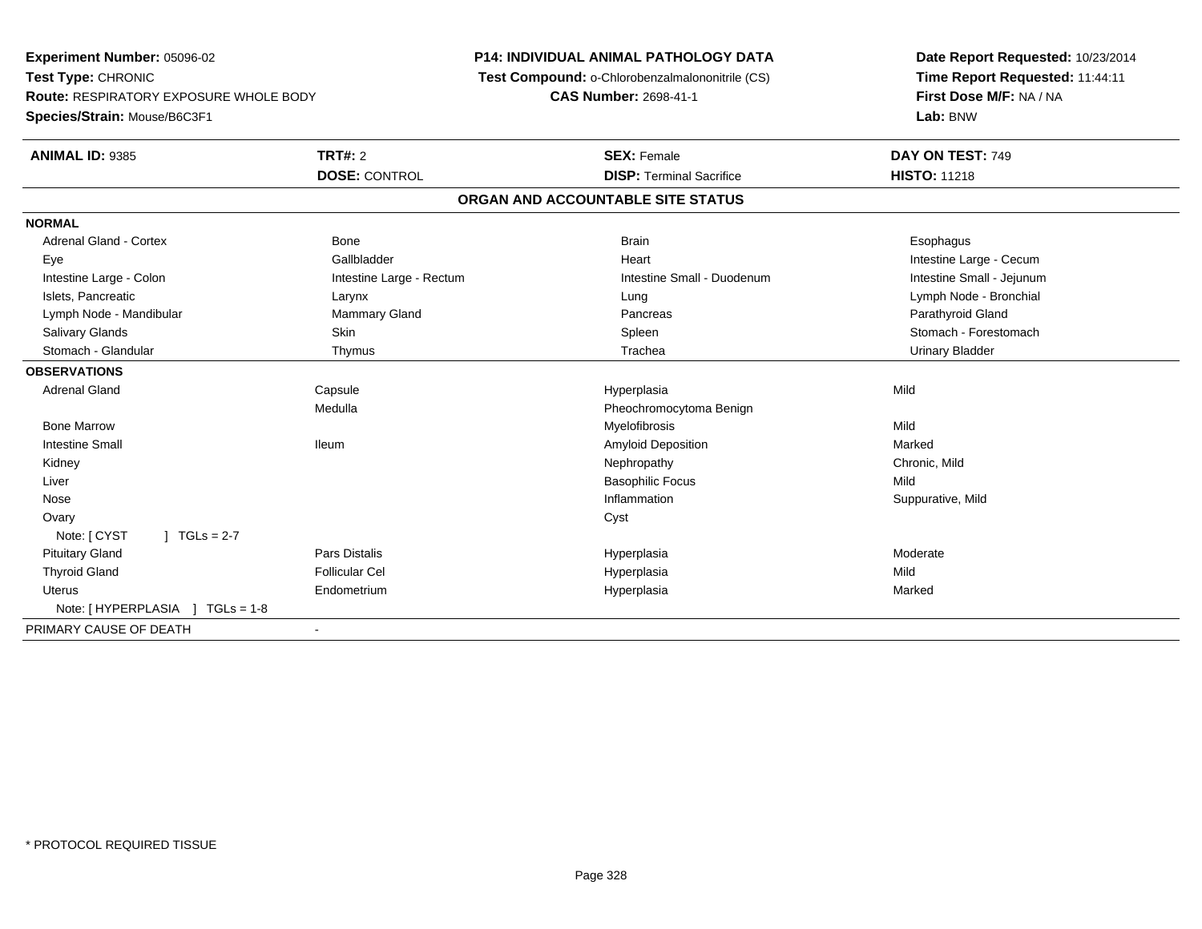**Experiment Number:** 05096-02
**Test Type:** CHRONIC
**Route:** RESPIRATORY EXPOSURE WHOLE BODY
**Species/Strain:** Mouse/B6C3F1

**P14: INDIVIDUAL ANIMAL PATHOLOGY DATA**
**Test Compound:** o-Chlorobenzalmalononitrile (CS)
**CAS Number:** 2698-41-1

**Date Report Requested:** 10/23/2014
**Time Report Requested:** 11:44:11
**First Dose M/F:** NA / NA
**Lab:** BNW

| **ANIMAL ID:** 9385 | **TRT#:** 2 | **SEX:** Female | **DAY ON TEST:** 749 |
|---|---|---|---|
| | **DOSE:** CONTROL | **DISP:** Terminal Sacrifice | **HISTO:** 11218 |

**ORGAN AND ACCOUNTABLE SITE STATUS**

| | | | |
|---|---|---|---|
| **NORMAL** | | | |
| Adrenal Gland - Cortex | Bone | Brain | Esophagus |
| Eye | Gallbladder | Heart | Intestine Large - Cecum |
| Intestine Large - Colon | Intestine Large - Rectum | Intestine Small - Duodenum | Intestine Small - Jejunum |
| Islets, Pancreatic | Larynx | Lung | Lymph Node - Bronchial |
| Lymph Node - Mandibular | Mammary Gland | Pancreas | Parathyroid Gland |
| Salivary Glands | Skin | Spleen | Stomach - Forestomach |
| Stomach - Glandular | Thymus | Trachea | Urinary Bladder |
| **OBSERVATIONS** | | | |
| Adrenal Gland | Capsule | Hyperplasia | Mild |
| | Medulla | Pheochromocytoma Benign | |
| Bone Marrow | | Myelofibrosis | Mild |
| Intestine Small | Ileum | Amyloid Deposition | Marked |
| Kidney | | Nephropathy | Chronic, Mild |
| Liver | | Basophilic Focus | Mild |
| Nose | | Inflammation | Suppurative, Mild |
| Ovary | | Cyst | |
| Note: [ CYST ] TGLs = 2-7 | | | |
| Pituitary Gland | Pars Distalis | Hyperplasia | Moderate |
| Thyroid Gland | Follicular Cel | Hyperplasia | Mild |
| Uterus | Endometrium | Hyperplasia | Marked |
| Note: [ HYPERPLASIA ] TGLs = 1-8 | | | |
| PRIMARY CAUSE OF DEATH | - | | |

* PROTOCOL REQUIRED TISSUE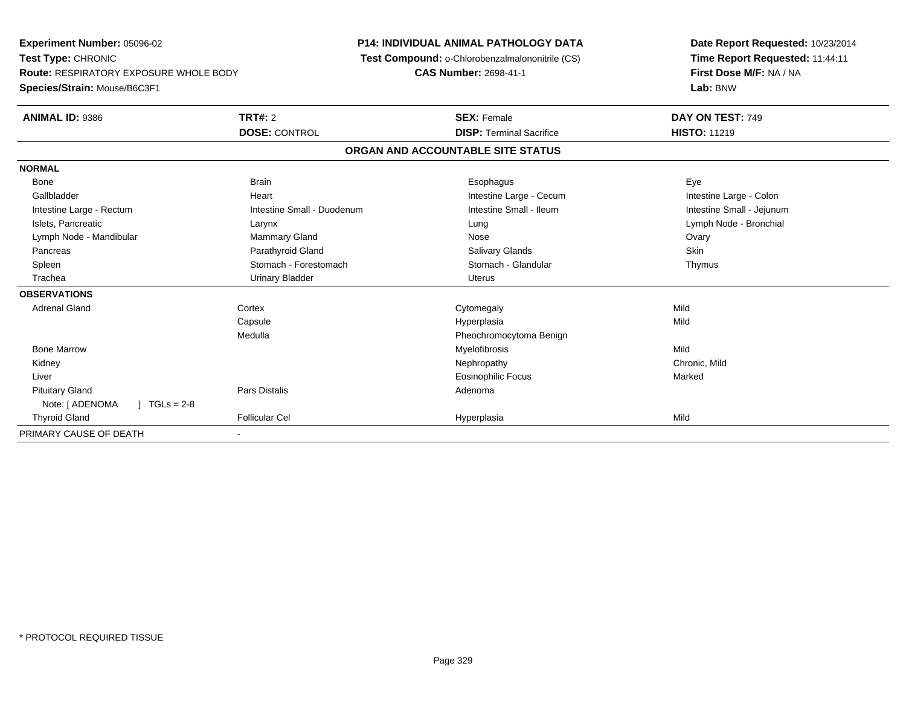**Experiment Number:** 05096-02
**Test Type:** CHRONIC
**Route:** RESPIRATORY EXPOSURE WHOLE BODY
**Species/Strain:** Mouse/B6C3F1

**P14: INDIVIDUAL ANIMAL PATHOLOGY DATA**
**Test Compound:** o-Chlorobenzalmalononitrile (CS)
**CAS Number:** 2698-41-1

**Date Report Requested:** 10/23/2014
**Time Report Requested:** 11:44:11
**First Dose M/F:** NA / NA
**Lab:** BNW

| **ANIMAL ID:** 9386 | **TRT#:** 2 | **SEX:** Female | **DAY ON TEST:** 749 |
|---|---|---|---|
| | **DOSE:** CONTROL | **DISP:** Terminal Sacrifice | **HISTO:** 11219 |

## ORGAN AND ACCOUNTABLE SITE STATUS

| | | | |
|---|---|---|---|
| **NORMAL** | | | |
| Bone | Brain | Esophagus | Eye |
| Gallbladder | Heart | Intestine Large - Cecum | Intestine Large - Colon |
| Intestine Large - Rectum | Intestine Small - Duodenum | Intestine Small - Ileum | Intestine Small - Jejunum |
| Islets, Pancreatic | Larynx | Lung | Lymph Node - Bronchial |
| Lymph Node - Mandibular | Mammary Gland | Nose | Ovary |
| Pancreas | Parathyroid Gland | Salivary Glands | Skin |
| Spleen | Stomach - Forestomach | Stomach - Glandular | Thymus |
| Trachea | Urinary Bladder | Uterus | |
| **OBSERVATIONS** | | | |
| Adrenal Gland | Cortex | Cytomegaly | Mild |
| | Capsule | Hyperplasia | Mild |
| | Medulla | Pheochromocytoma Benign | |
| Bone Marrow | | Myelofibrosis | Mild |
| Kidney | | Nephropathy | Chronic, Mild |
| Liver | | Eosinophilic Focus | Marked |
| Pituitary Gland | Pars Distalis | Adenoma | |
| Note: [ ADENOMA ] TGLs = 2-8 | | | |
| Thyroid Gland | Follicular Cel | Hyperplasia | Mild |
| PRIMARY CAUSE OF DEATH | - | | |

* PROTOCOL REQUIRED TISSUE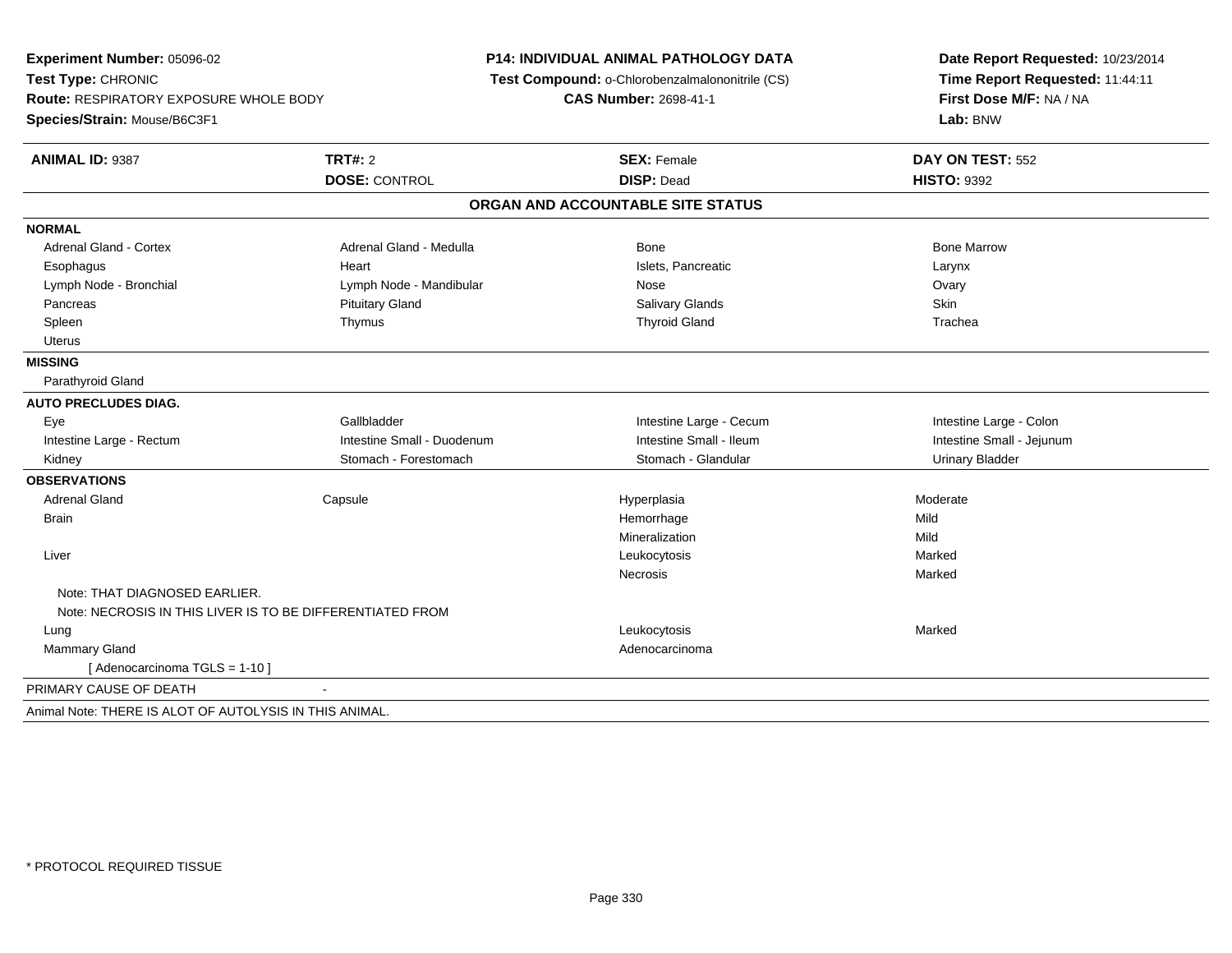**Experiment Number:** 05096-02
**Test Type:** CHRONIC
**Route:** RESPIRATORY EXPOSURE WHOLE BODY
**Species/Strain:** Mouse/B6C3F1

**P14: INDIVIDUAL ANIMAL PATHOLOGY DATA**
**Test Compound:** o-Chlorobenzalmalononitrile (CS)
**CAS Number:** 2698-41-1

**Date Report Requested:** 10/23/2014
**Time Report Requested:** 11:44:11
**First Dose M/F:** NA / NA
**Lab:** BNW

| **ANIMAL ID:** 9387 | **TRT#:** 2 | **SEX:** Female | **DAY ON TEST:** 552 |
|---|---|---|---|
| | **DOSE:** CONTROL | **DISP:** Dead | **HISTO:** 9392 |

## ORGAN AND ACCOUNTABLE SITE STATUS

**NORMAL**

| | | | |
|---|---|---|---|
| Adrenal Gland - Cortex | Adrenal Gland - Medulla | Bone | Bone Marrow |
| Esophagus | Heart | Islets, Pancreatic | Larynx |
| Lymph Node - Bronchial | Lymph Node - Mandibular | Nose | Ovary |
| Pancreas | Pituitary Gland | Salivary Glands | Skin |
| Spleen | Thymus | Thyroid Gland | Trachea |
| Uterus | | | |

**MISSING**

Parathyroid Gland

**AUTO PRECLUDES DIAG.**

| | | | |
|---|---|---|---|
| Eye | Gallbladder | Intestine Large - Cecum | Intestine Large - Colon |
| Intestine Large - Rectum | Intestine Small - Duodenum | Intestine Small - Ileum | Intestine Small - Jejunum |
| Kidney | Stomach - Forestomach | Stomach - Glandular | Urinary Bladder |

**OBSERVATIONS**

| Organ | Site | Observation | Severity |
|---|---|---|---|
| Adrenal Gland | Capsule | Hyperplasia | Moderate |
| Brain | | Hemorrhage | Mild |
| | | Mineralization | Mild |
| Liver | | Leukocytosis | Marked |
| | | Necrosis | Marked |
| Note: THAT DIAGNOSED EARLIER. | | | |
| Note: NECROSIS IN THIS LIVER IS TO BE DIFFERENTIATED FROM | | | |
| Lung | | Leukocytosis | Marked |
| Mammary Gland | | Adenocarcinoma | |
| [ Adenocarcinoma TGLS = 1-10 ] | | | |

PRIMARY CAUSE OF DEATH -

Animal Note: THERE IS ALOT OF AUTOLYSIS IN THIS ANIMAL.

* PROTOCOL REQUIRED TISSUE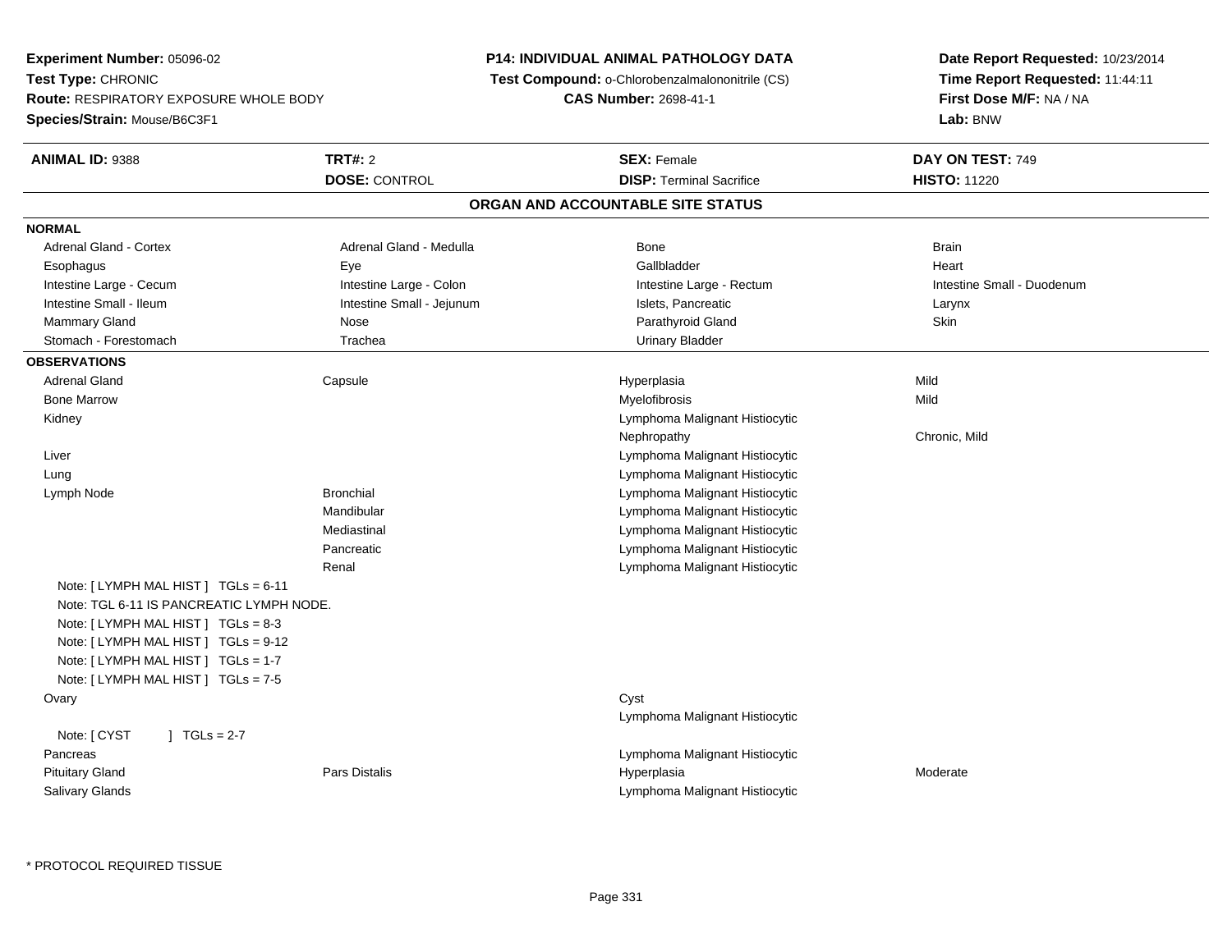**Experiment Number:** 05096-02
**Test Type:** CHRONIC
**Route:** RESPIRATORY EXPOSURE WHOLE BODY
**Species/Strain:** Mouse/B6C3F1

**P14: INDIVIDUAL ANIMAL PATHOLOGY DATA**
**Test Compound:** o-Chlorobenzalmalononitrile (CS)
**CAS Number:** 2698-41-1

**Date Report Requested:** 10/23/2014
**Time Report Requested:** 11:44:11
**First Dose M/F:** NA / NA
**Lab:** BNW

| **ANIMAL ID:** 9388 | **TRT#:** 2 | **SEX:** Female | **DAY ON TEST:** 749 |
|---|---|---|---|
| | **DOSE:** CONTROL | **DISP:** Terminal Sacrifice | **HISTO:** 11220 |

## ORGAN AND ACCOUNTABLE SITE STATUS

**NORMAL**

| | | | |
|---|---|---|---|
| Adrenal Gland - Cortex | Adrenal Gland - Medulla | Bone | Brain |
| Esophagus | Eye | Gallbladder | Heart |
| Intestine Large - Cecum | Intestine Large - Colon | Intestine Large - Rectum | Intestine Small - Duodenum |
| Intestine Small - Ileum | Intestine Small - Jejunum | Islets, Pancreatic | Larynx |
| Mammary Gland | Nose | Parathyroid Gland | Skin |
| Stomach - Forestomach | Trachea | Urinary Bladder | |

**OBSERVATIONS**

| | | | |
|---|---|---|---|
| Adrenal Gland | Capsule | Hyperplasia | Mild |
| Bone Marrow | | Myelofibrosis | Mild |
| Kidney | | Lymphoma Malignant Histiocytic | |
| | | Nephropathy | Chronic, Mild |
| Liver | | Lymphoma Malignant Histiocytic | |
| Lung | | Lymphoma Malignant Histiocytic | |
| Lymph Node | Bronchial | Lymphoma Malignant Histiocytic | |
| | Mandibular | Lymphoma Malignant Histiocytic | |
| | Mediastinal | Lymphoma Malignant Histiocytic | |
| | Pancreatic | Lymphoma Malignant Histiocytic | |
| | Renal | Lymphoma Malignant Histiocytic | |

Note: [ LYMPH MAL HIST ] TGLs = 6-11
Note: TGL 6-11 IS PANCREATIC LYMPH NODE.
Note: [ LYMPH MAL HIST ] TGLs = 8-3
Note: [ LYMPH MAL HIST ] TGLs = 9-12
Note: [ LYMPH MAL HIST ] TGLs = 1-7
Note: [ LYMPH MAL HIST ] TGLs = 7-5

| | | | |
|---|---|---|---|
| Ovary | | Cyst | |
| | | Lymphoma Malignant Histiocytic | |

Note: [ CYST ] TGLs = 2-7

| | | | |
|---|---|---|---|
| Pancreas | | Lymphoma Malignant Histiocytic | |
| Pituitary Gland | Pars Distalis | Hyperplasia | Moderate |
| Salivary Glands | | Lymphoma Malignant Histiocytic | |

* PROTOCOL REQUIRED TISSUE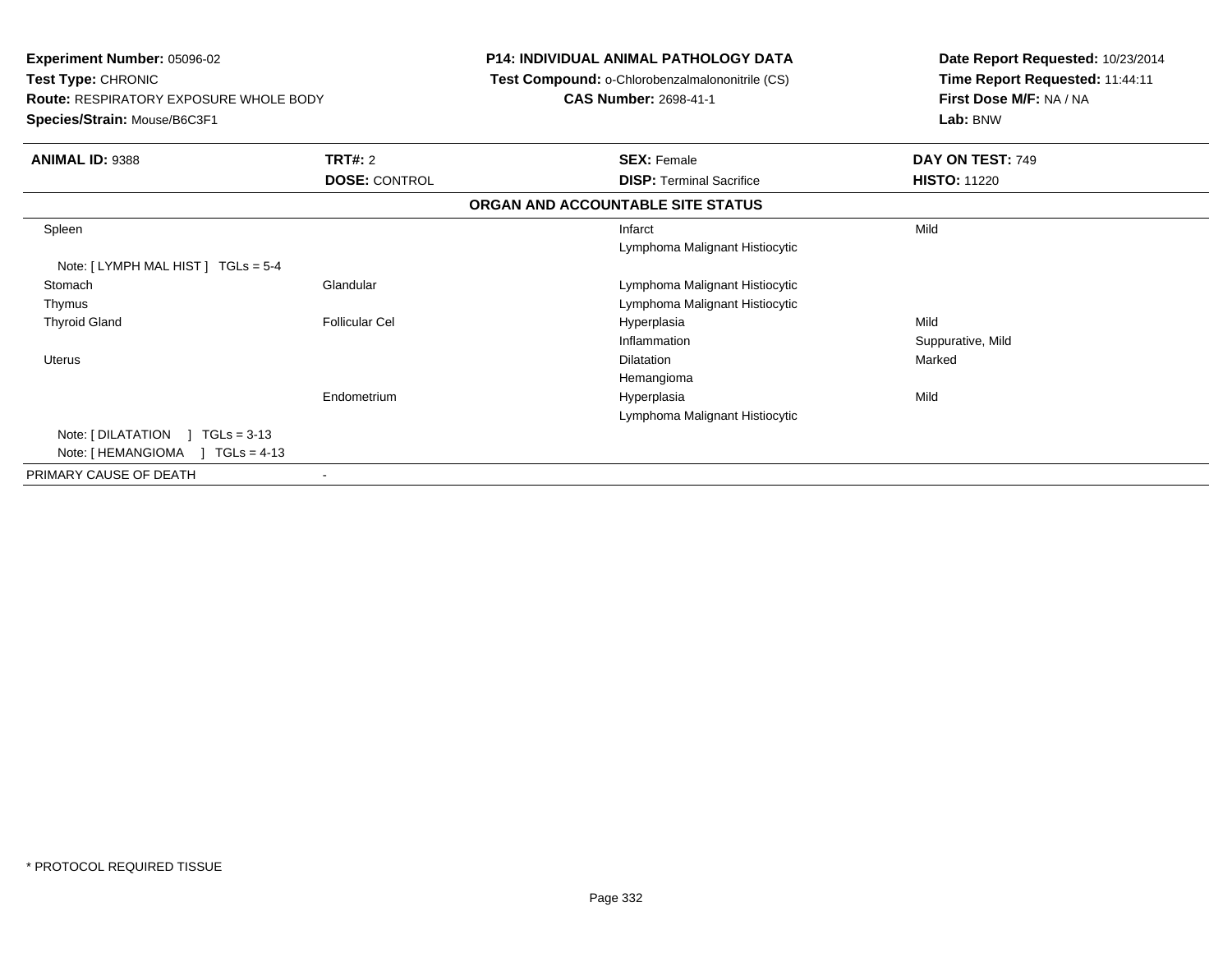**Experiment Number:** 05096-02
**Test Type:** CHRONIC
**Route:** RESPIRATORY EXPOSURE WHOLE BODY
**Species/Strain:** Mouse/B6C3F1

**P14: INDIVIDUAL ANIMAL PATHOLOGY DATA**
**Test Compound:** o-Chlorobenzalmalononitrile (CS)
**CAS Number:** 2698-41-1

**Date Report Requested:** 10/23/2014
**Time Report Requested:** 11:44:11
**First Dose M/F:** NA / NA
**Lab:** BNW

| **ANIMAL ID:** 9388 | **TRT#:** 2 | **SEX:** Female | **DAY ON TEST:** 749 |
|---|---|---|---|
| | **DOSE:** CONTROL | **DISP:** Terminal Sacrifice | **HISTO:** 11220 |

**ORGAN AND ACCOUNTABLE SITE STATUS**

| | | | |
|---|---|---|---|
| Spleen | | Infarct | Mild |
| | | Lymphoma Malignant Histiocytic | |
| Note: [ LYMPH MAL HIST ] TGLs = 5-4 | | | |
| Stomach | Glandular | Lymphoma Malignant Histiocytic | |
| Thymus | | Lymphoma Malignant Histiocytic | |
| Thyroid Gland | Follicular Cel | Hyperplasia | Mild |
| | | Inflammation | Suppurative, Mild |
| Uterus | | Dilatation | Marked |
| | | Hemangioma | |
| | Endometrium | Hyperplasia | Mild |
| | | Lymphoma Malignant Histiocytic | |
| Note: [ DILATATION ] TGLs = 3-13 | | | |
| Note: [ HEMANGIOMA ] TGLs = 4-13 | | | |
| PRIMARY CAUSE OF DEATH | - | | |

* PROTOCOL REQUIRED TISSUE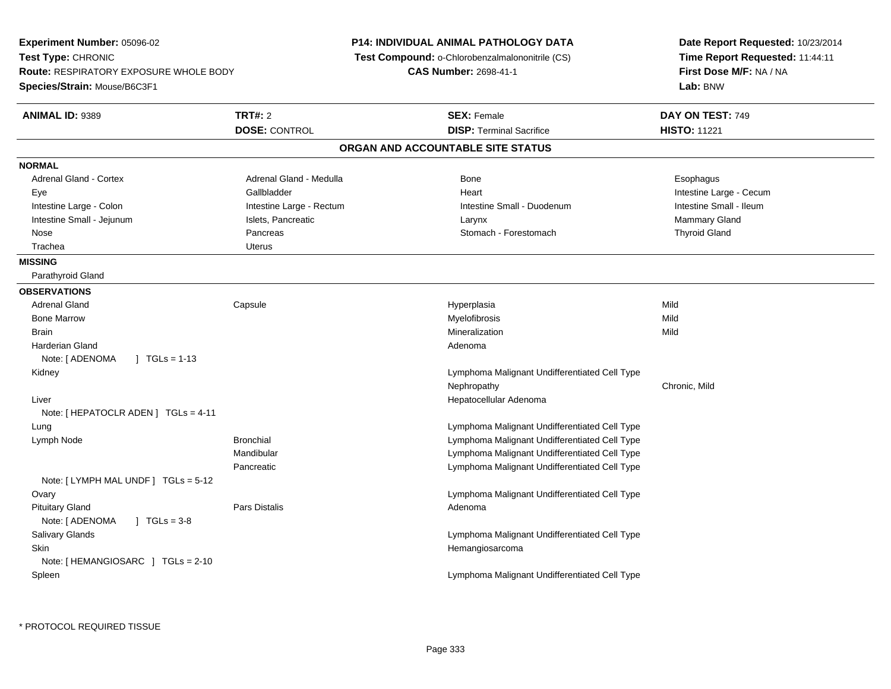**Experiment Number:** 05096-02
**Test Type:** CHRONIC
**Route:** RESPIRATORY EXPOSURE WHOLE BODY
**Species/Strain:** Mouse/B6C3F1

**P14: INDIVIDUAL ANIMAL PATHOLOGY DATA**
**Test Compound:** o-Chlorobenzalmalononitrile (CS)
**CAS Number:** 2698-41-1

**Date Report Requested:** 10/23/2014
**Time Report Requested:** 11:44:11
**First Dose M/F:** NA / NA
**Lab:** BNW

| **ANIMAL ID:** 9389 | **TRT#:** 2 | **SEX:** Female | **DAY ON TEST:** 749 |
|---|---|---|---|
| | **DOSE:** CONTROL | **DISP:** Terminal Sacrifice | **HISTO:** 11221 |

## ORGAN AND ACCOUNTABLE SITE STATUS

**NORMAL**

| | | | |
|---|---|---|---|
| Adrenal Gland - Cortex | Adrenal Gland - Medulla | Bone | Esophagus |
| Eye | Gallbladder | Heart | Intestine Large - Cecum |
| Intestine Large - Colon | Intestine Large - Rectum | Intestine Small - Duodenum | Intestine Small - Ileum |
| Intestine Small - Jejunum | Islets, Pancreatic | Larynx | Mammary Gland |
| Nose | Pancreas | Stomach - Forestomach | Thyroid Gland |
| Trachea | Uterus | | |

**MISSING**

Parathyroid Gland

**OBSERVATIONS**

| | | | |
|---|---|---|---|
| Adrenal Gland | Capsule | Hyperplasia | Mild |
| Bone Marrow | | Myelofibrosis | Mild |
| Brain | | Mineralization | Mild |
| Harderian Gland | | Adenoma | |
| Note: [ ADENOMA ] TGLs = 1-13 | | | |
| Kidney | | Lymphoma Malignant Undifferentiated Cell Type | |
| | | Nephropathy | Chronic, Mild |
| Liver | | Hepatocellular Adenoma | |
| Note: [ HEPATOCLR ADEN ] TGLs = 4-11 | | | |
| Lung | | Lymphoma Malignant Undifferentiated Cell Type | |
| Lymph Node | Bronchial | Lymphoma Malignant Undifferentiated Cell Type | |
| | Mandibular | Lymphoma Malignant Undifferentiated Cell Type | |
| | Pancreatic | Lymphoma Malignant Undifferentiated Cell Type | |
| Note: [ LYMPH MAL UNDF ] TGLs = 5-12 | | | |
| Ovary | | Lymphoma Malignant Undifferentiated Cell Type | |
| Pituitary Gland | Pars Distalis | Adenoma | |
| Note: [ ADENOMA ] TGLs = 3-8 | | | |
| Salivary Glands | | Lymphoma Malignant Undifferentiated Cell Type | |
| Skin | | Hemangiosarcoma | |
| Note: [ HEMANGIOSARC ] TGLs = 2-10 | | | |
| Spleen | | Lymphoma Malignant Undifferentiated Cell Type | |

\* PROTOCOL REQUIRED TISSUE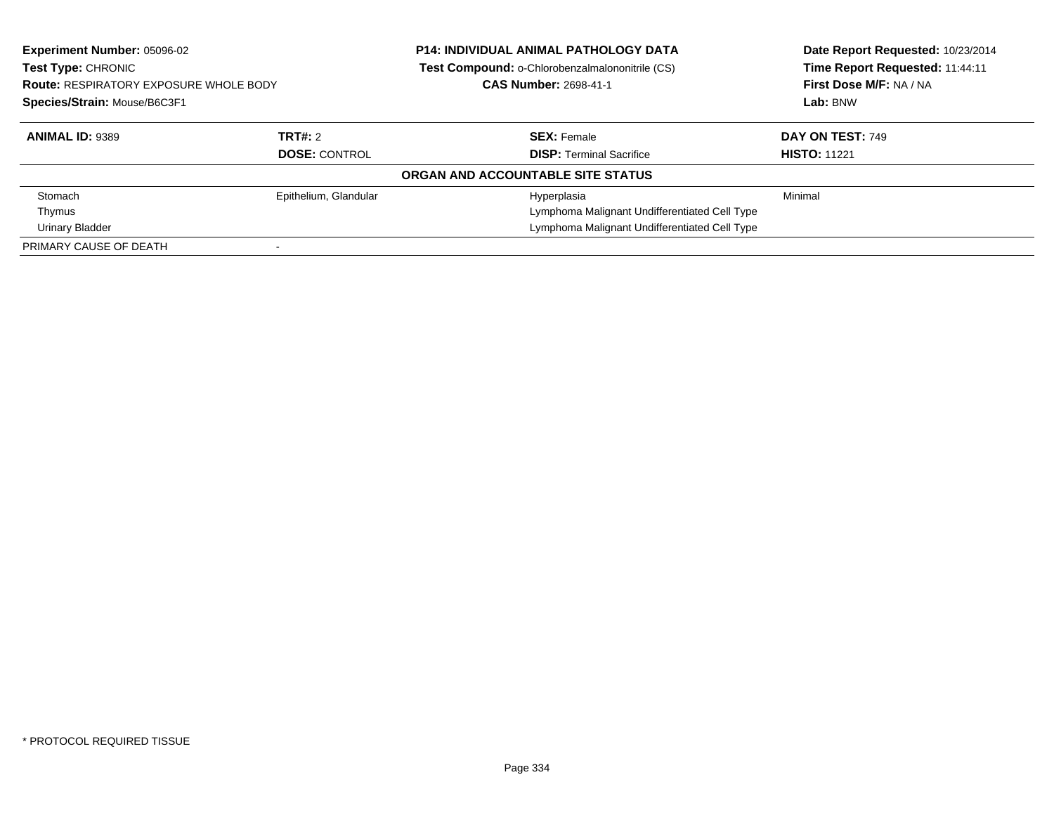**Experiment Number:** 05096-02
**Test Type:** CHRONIC
**Route:** RESPIRATORY EXPOSURE WHOLE BODY
**Species/Strain:** Mouse/B6C3F1

**P14: INDIVIDUAL ANIMAL PATHOLOGY DATA**
**Test Compound:** o-Chlorobenzalmalononitrile (CS)
**CAS Number:** 2698-41-1

**Date Report Requested:** 10/23/2014
**Time Report Requested:** 11:44:11
**First Dose M/F:** NA / NA
**Lab:** BNW

| **ANIMAL ID:** 9389 | **TRT#:** 2 | **SEX:** Female | **DAY ON TEST:** 749 |
|---|---|---|---|
| | **DOSE:** CONTROL | **DISP:** Terminal Sacrifice | **HISTO:** 11221 |

**ORGAN AND ACCOUNTABLE SITE STATUS**

| | | | |
|---|---|---|---|
| Stomach | Epithelium, Glandular | Hyperplasia | Minimal |
| Thymus | | Lymphoma Malignant Undifferentiated Cell Type | |
| Urinary Bladder | | Lymphoma Malignant Undifferentiated Cell Type | |
| PRIMARY CAUSE OF DEATH | - | | |

* PROTOCOL REQUIRED TISSUE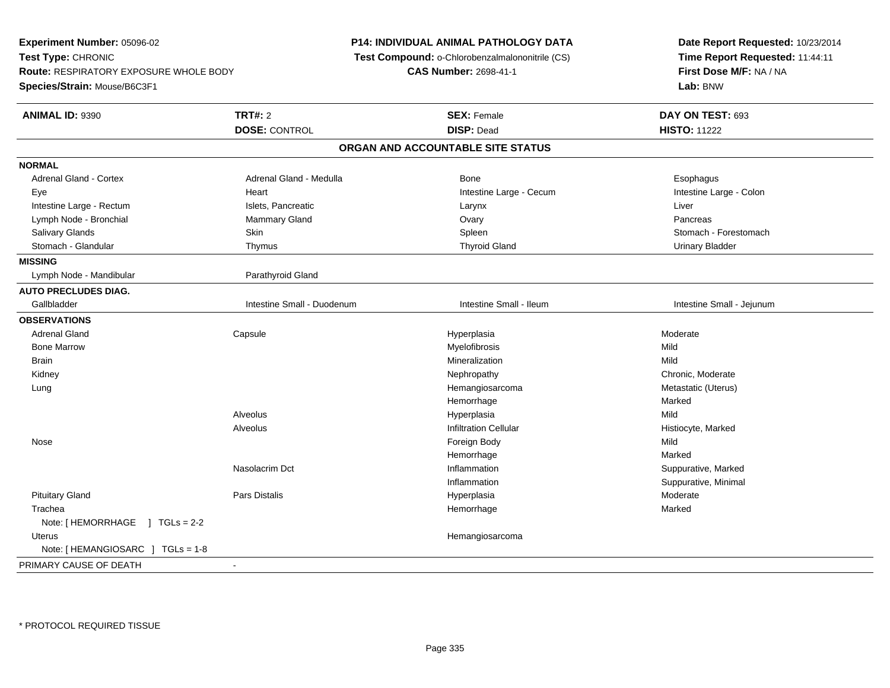**Experiment Number:** 05096-02
**Test Type:** CHRONIC
**Route:** RESPIRATORY EXPOSURE WHOLE BODY
**Species/Strain:** Mouse/B6C3F1

**P14: INDIVIDUAL ANIMAL PATHOLOGY DATA**
**Test Compound:** o-Chlorobenzalmalononitrile (CS)
**CAS Number:** 2698-41-1

**Date Report Requested:** 10/23/2014
**Time Report Requested:** 11:44:11
**First Dose M/F:** NA / NA
**Lab:** BNW

| **ANIMAL ID:** 9390 | **TRT#:** 2 | **SEX:** Female | **DAY ON TEST:** 693 |
|---|---|---|---|
| | **DOSE:** CONTROL | **DISP:** Dead | **HISTO:** 11222 |

**ORGAN AND ACCOUNTABLE SITE STATUS**

| | | | |
|---|---|---|---|
| **NORMAL** | | | |
| Adrenal Gland - Cortex | Adrenal Gland - Medulla | Bone | Esophagus |
| Eye | Heart | Intestine Large - Cecum | Intestine Large - Colon |
| Intestine Large - Rectum | Islets, Pancreatic | Larynx | Liver |
| Lymph Node - Bronchial | Mammary Gland | Ovary | Pancreas |
| Salivary Glands | Skin | Spleen | Stomach - Forestomach |
| Stomach - Glandular | Thymus | Thyroid Gland | Urinary Bladder |
| **MISSING** | | | |
| Lymph Node - Mandibular | Parathyroid Gland | | |
| **AUTO PRECLUDES DIAG.** | | | |
| Gallbladder | Intestine Small - Duodenum | Intestine Small - Ileum | Intestine Small - Jejunum |
| **OBSERVATIONS** | | | |
| Adrenal Gland | Capsule | Hyperplasia | Moderate |
| Bone Marrow | | Myelofibrosis | Mild |
| Brain | | Mineralization | Mild |
| Kidney | | Nephropathy | Chronic, Moderate |
| Lung | | Hemangiosarcoma | Metastatic (Uterus) |
| | | Hemorrhage | Marked |
| | Alveolus | Hyperplasia | Mild |
| | Alveolus | Infiltration Cellular | Histiocyte, Marked |
| Nose | | Foreign Body | Mild |
| | | Hemorrhage | Marked |
| | Nasolacrim Dct | Inflammation | Suppurative, Marked |
| | | Inflammation | Suppurative, Minimal |
| Pituitary Gland | Pars Distalis | Hyperplasia | Moderate |
| Trachea | | Hemorrhage | Marked |
| Note: [ HEMORRHAGE ] TGLs = 2-2 | | | |
| Uterus | | Hemangiosarcoma | |
| Note: [ HEMANGIOSARC ] TGLs = 1-8 | | | |
| PRIMARY CAUSE OF DEATH | - | | |

* PROTOCOL REQUIRED TISSUE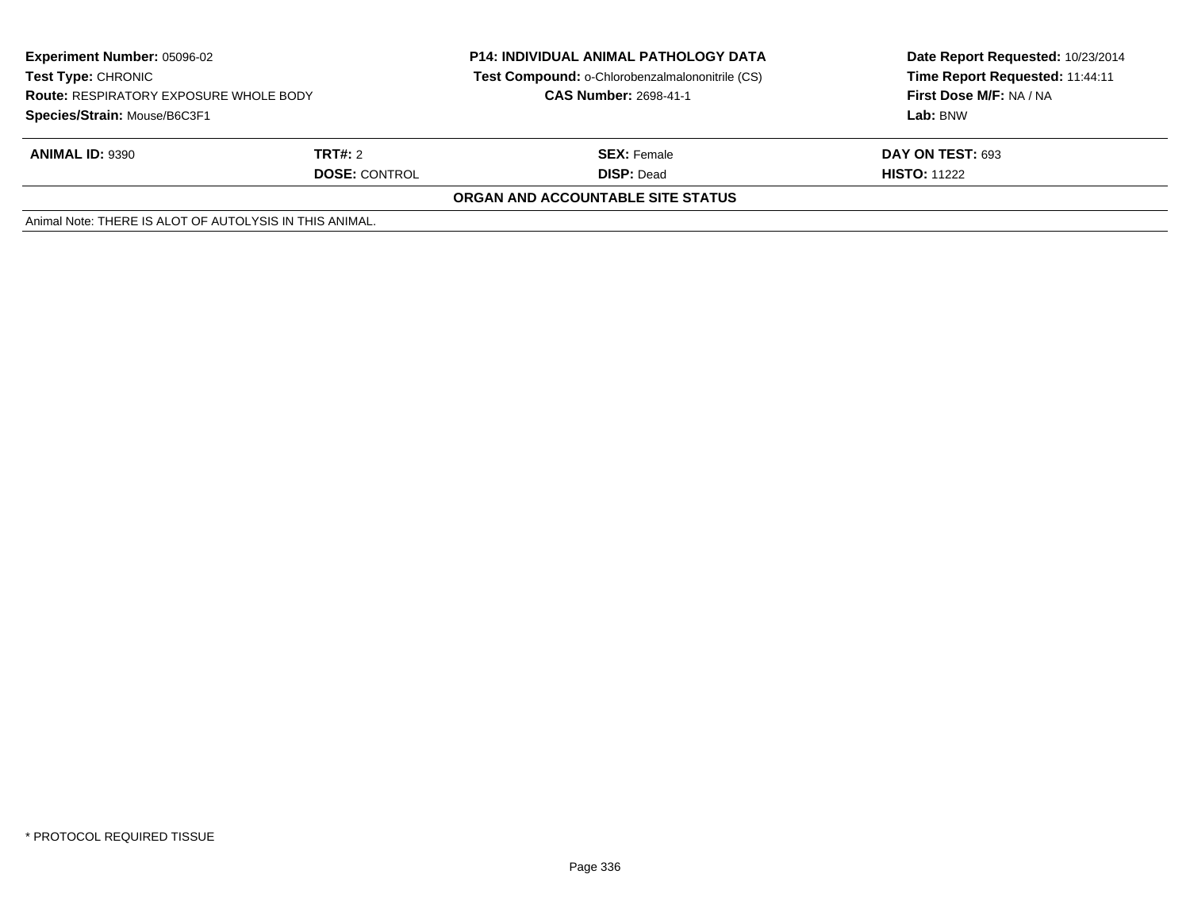**Experiment Number:** 05096-02
**Test Type:** CHRONIC
**Route:** RESPIRATORY EXPOSURE WHOLE BODY
**Species/Strain:** Mouse/B6C3F1

**P14: INDIVIDUAL ANIMAL PATHOLOGY DATA**
**Test Compound:** o-Chlorobenzalmalononitrile (CS)
**CAS Number:** 2698-41-1

**Date Report Requested:** 10/23/2014
**Time Report Requested:** 11:44:11
**First Dose M/F:** NA / NA
**Lab:** BNW

| **ANIMAL ID:** 9390 | **TRT#:** 2 | **SEX:** Female | **DAY ON TEST:** 693 |
|---|---|---|---|
| | **DOSE:** CONTROL | **DISP:** Dead | **HISTO:** 11222 |

**ORGAN AND ACCOUNTABLE SITE STATUS**

Animal Note: THERE IS ALOT OF AUTOLYSIS IN THIS ANIMAL.

* PROTOCOL REQUIRED TISSUE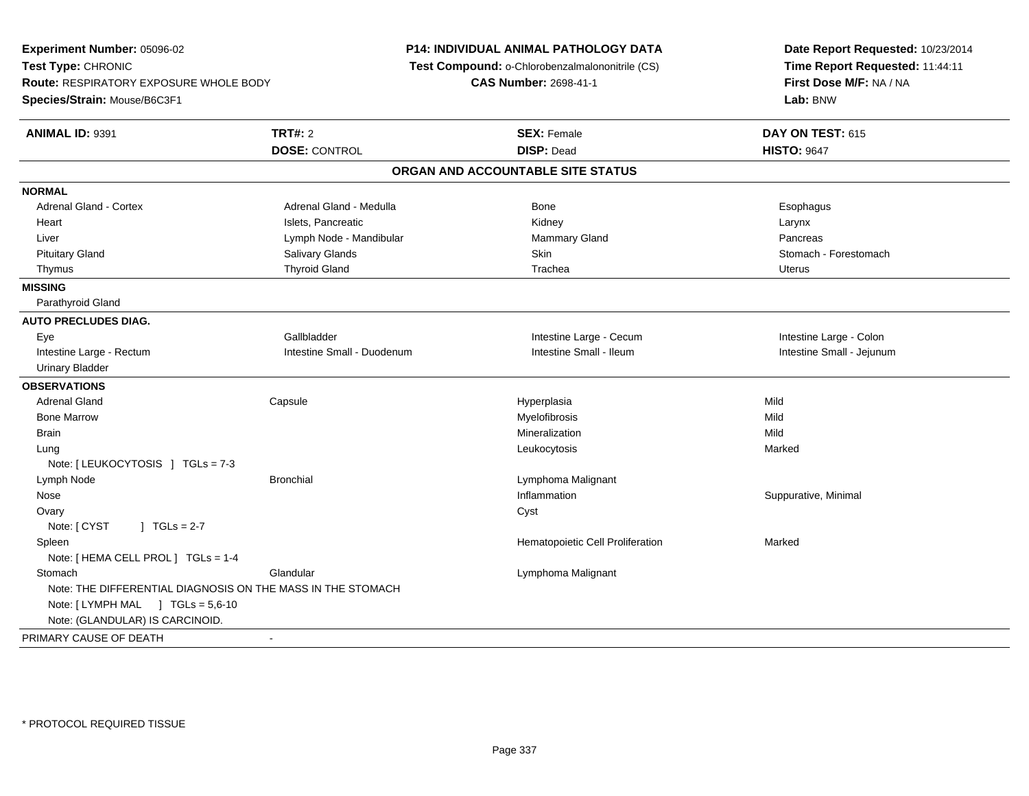**Experiment Number:** 05096-02
**Test Type:** CHRONIC
**Route:** RESPIRATORY EXPOSURE WHOLE BODY
**Species/Strain:** Mouse/B6C3F1

**P14: INDIVIDUAL ANIMAL PATHOLOGY DATA**
**Test Compound:** o-Chlorobenzalmalononitrile (CS)
**CAS Number:** 2698-41-1

**Date Report Requested:** 10/23/2014
**Time Report Requested:** 11:44:11
**First Dose M/F:** NA / NA
**Lab:** BNW

| **ANIMAL ID:** 9391 | **TRT#:** 2 | **SEX:** Female | **DAY ON TEST:** 615 |
|---|---|---|---|
| | **DOSE:** CONTROL | **DISP:** Dead | **HISTO:** 9647 |

## ORGAN AND ACCOUNTABLE SITE STATUS

**NORMAL**

| | | | |
|---|---|---|---|
| Adrenal Gland - Cortex | Adrenal Gland - Medulla | Bone | Esophagus |
| Heart | Islets, Pancreatic | Kidney | Larynx |
| Liver | Lymph Node - Mandibular | Mammary Gland | Pancreas |
| Pituitary Gland | Salivary Glands | Skin | Stomach - Forestomach |
| Thymus | Thyroid Gland | Trachea | Uterus |

**MISSING**

Parathyroid Gland

**AUTO PRECLUDES DIAG.**

| | | | |
|---|---|---|---|
| Eye | Gallbladder | Intestine Large - Cecum | Intestine Large - Colon |
| Intestine Large - Rectum | Intestine Small - Duodenum | Intestine Small - Ileum | Intestine Small - Jejunum |
| Urinary Bladder | | | |

**OBSERVATIONS**

| | | | |
|---|---|---|---|
| Adrenal Gland | Capsule | Hyperplasia | Mild |
| Bone Marrow | | Myelofibrosis | Mild |
| Brain | | Mineralization | Mild |
| Lung | | Leukocytosis | Marked |
| Note: [ LEUKOCYTOSIS ] TGLs = 7-3 | | | |
| Lymph Node | Bronchial | Lymphoma Malignant | |
| Nose | | Inflammation | Suppurative, Minimal |
| Ovary | | Cyst | |
| Note: [ CYST ] TGLs = 2-7 | | | |
| Spleen | | Hematopoietic Cell Proliferation | Marked |
| Note: [ HEMA CELL PROL ] TGLs = 1-4 | | | |
| Stomach | Glandular | Lymphoma Malignant | |
| Note: THE DIFFERENTIAL DIAGNOSIS ON THE MASS IN THE STOMACH | | | |
| Note: [ LYMPH MAL ] TGLs = 5,6-10 | | | |
| Note: (GLANDULAR) IS CARCINOID. | | | |

PRIMARY CAUSE OF DEATH -

\* PROTOCOL REQUIRED TISSUE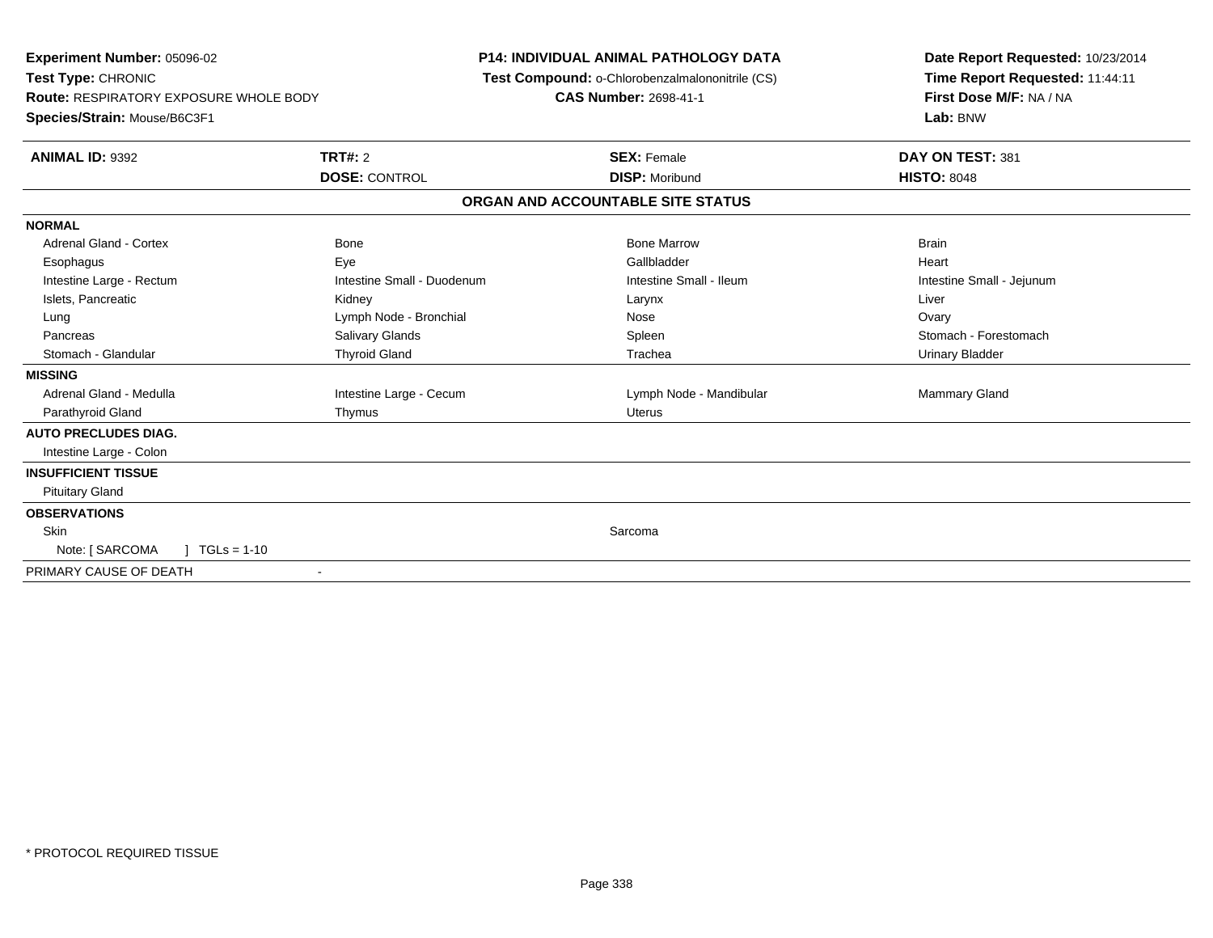**Experiment Number:** 05096-02
**Test Type:** CHRONIC
**Route:** RESPIRATORY EXPOSURE WHOLE BODY
**Species/Strain:** Mouse/B6C3F1

**P14: INDIVIDUAL ANIMAL PATHOLOGY DATA**
**Test Compound:** o-Chlorobenzalmalononitrile (CS)
**CAS Number:** 2698-41-1

**Date Report Requested:** 10/23/2014
**Time Report Requested:** 11:44:11
**First Dose M/F:** NA / NA
**Lab:** BNW

| **ANIMAL ID:** 9392 | **TRT#:** 2 | **SEX:** Female | **DAY ON TEST:** 381 |
|---|---|---|---|
| | **DOSE:** CONTROL | **DISP:** Moribund | **HISTO:** 8048 |

## ORGAN AND ACCOUNTABLE SITE STATUS

| | | | |
|---|---|---|---|
| **NORMAL** | | | |
| Adrenal Gland - Cortex | Bone | Bone Marrow | Brain |
| Esophagus | Eye | Gallbladder | Heart |
| Intestine Large - Rectum | Intestine Small - Duodenum | Intestine Small - Ileum | Intestine Small - Jejunum |
| Islets, Pancreatic | Kidney | Larynx | Liver |
| Lung | Lymph Node - Bronchial | Nose | Ovary |
| Pancreas | Salivary Glands | Spleen | Stomach - Forestomach |
| Stomach - Glandular | Thyroid Gland | Trachea | Urinary Bladder |
| **MISSING** | | | |
| Adrenal Gland - Medulla | Intestine Large - Cecum | Lymph Node - Mandibular | Mammary Gland |
| Parathyroid Gland | Thymus | Uterus | |
| **AUTO PRECLUDES DIAG.** | | | |
| Intestine Large - Colon | | | |
| **INSUFFICIENT TISSUE** | | | |
| Pituitary Gland | | | |
| **OBSERVATIONS** | | | |
| Skin | | Sarcoma | |
| Note: [ SARCOMA ] TGLs = 1-10 | | | |
| PRIMARY CAUSE OF DEATH | - | | |

* PROTOCOL REQUIRED TISSUE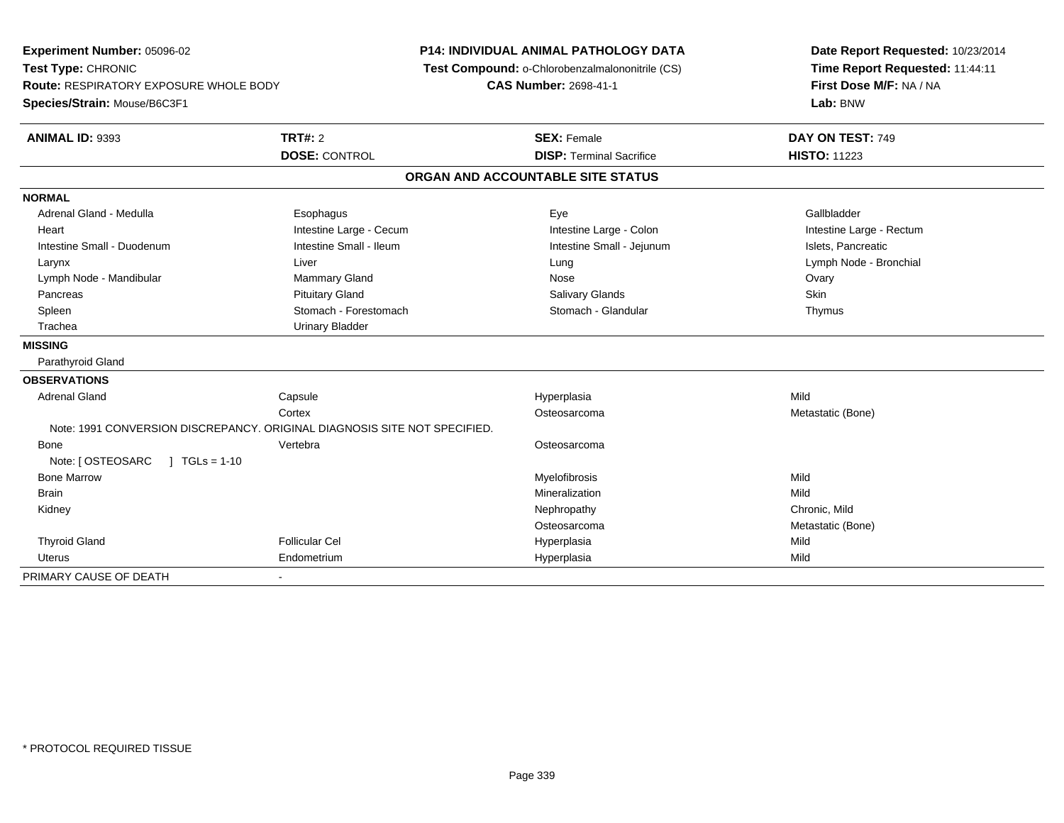**Experiment Number:** 05096-02
**Test Type:** CHRONIC
**Route:** RESPIRATORY EXPOSURE WHOLE BODY
**Species/Strain:** Mouse/B6C3F1

**P14: INDIVIDUAL ANIMAL PATHOLOGY DATA**
**Test Compound:** o-Chlorobenzalmalononitrile (CS)
**CAS Number:** 2698-41-1

**Date Report Requested:** 10/23/2014
**Time Report Requested:** 11:44:11
**First Dose M/F:** NA / NA
**Lab:** BNW

| **ANIMAL ID:** 9393 | **TRT#:** 2 | **SEX:** Female | **DAY ON TEST:** 749 |
|---|---|---|---|
| | **DOSE:** CONTROL | **DISP:** Terminal Sacrifice | **HISTO:** 11223 |

## ORGAN AND ACCOUNTABLE SITE STATUS

**NORMAL**

| | | | |
|---|---|---|---|
| Adrenal Gland - Medulla | Esophagus | Eye | Gallbladder |
| Heart | Intestine Large - Cecum | Intestine Large - Colon | Intestine Large - Rectum |
| Intestine Small - Duodenum | Intestine Small - Ileum | Intestine Small - Jejunum | Islets, Pancreatic |
| Larynx | Liver | Lung | Lymph Node - Bronchial |
| Lymph Node - Mandibular | Mammary Gland | Nose | Ovary |
| Pancreas | Pituitary Gland | Salivary Glands | Skin |
| Spleen | Stomach - Forestomach | Stomach - Glandular | Thymus |
| Trachea | Urinary Bladder | | |

**MISSING**

Parathyroid Gland

**OBSERVATIONS**

| | | | |
|---|---|---|---|
| Adrenal Gland | Capsule | Hyperplasia | Mild |
| | Cortex | Osteosarcoma | Metastatic (Bone) |
| Note: 1991 CONVERSION DISCREPANCY. ORIGINAL DIAGNOSIS SITE NOT SPECIFIED. | | | |
| Bone | Vertebra | Osteosarcoma | |
| Note: [ OSTEOSARC ] TGLs = 1-10 | | | |
| Bone Marrow | | Myelofibrosis | Mild |
| Brain | | Mineralization | Mild |
| Kidney | | Nephropathy | Chronic, Mild |
| | | Osteosarcoma | Metastatic (Bone) |
| Thyroid Gland | Follicular Cel | Hyperplasia | Mild |
| Uterus | Endometrium | Hyperplasia | Mild |

PRIMARY CAUSE OF DEATH -

\* PROTOCOL REQUIRED TISSUE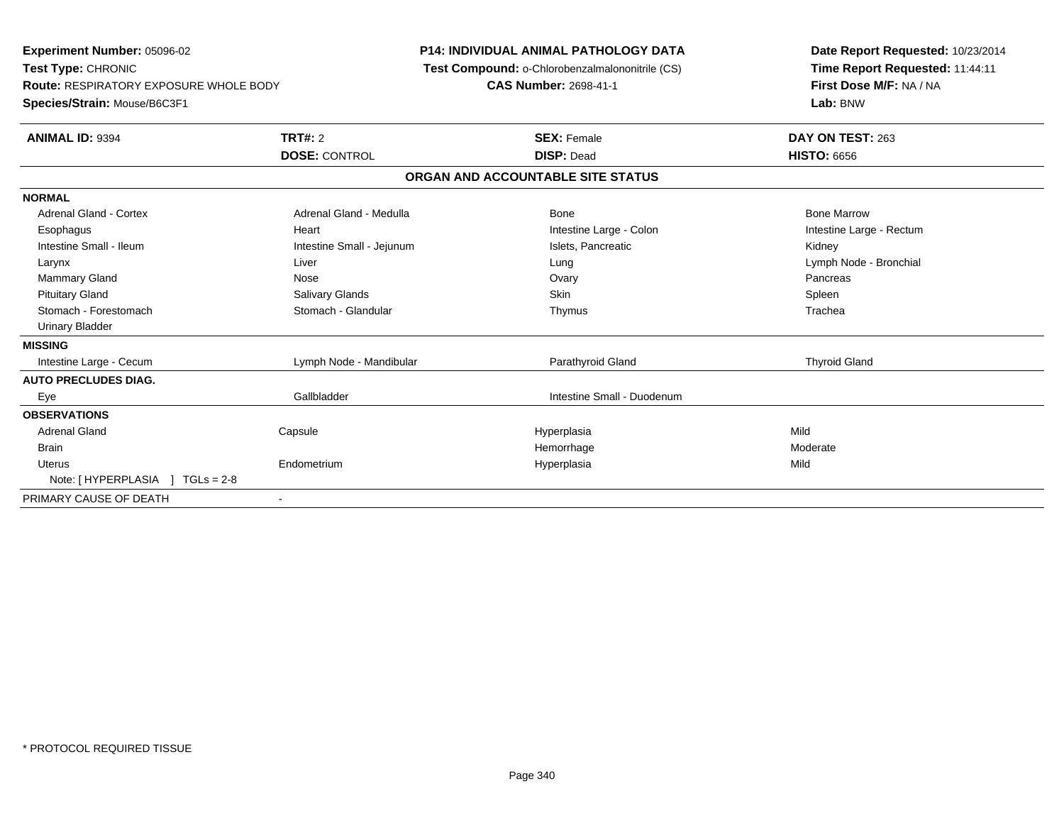**Experiment Number:** 05096-02
**Test Type:** CHRONIC
**Route:** RESPIRATORY EXPOSURE WHOLE BODY
**Species/Strain:** Mouse/B6C3F1

**P14: INDIVIDUAL ANIMAL PATHOLOGY DATA**
**Test Compound:** o-Chlorobenzalmalononitrile (CS)
**CAS Number:** 2698-41-1

**Date Report Requested:** 10/23/2014
**Time Report Requested:** 11:44:11
**First Dose M/F:** NA / NA
**Lab:** BNW

| **ANIMAL ID:** 9394 | **TRT#:** 2 | **SEX:** Female | **DAY ON TEST:** 263 |
|---|---|---|---|
| | **DOSE:** CONTROL | **DISP:** Dead | **HISTO:** 6656 |

**ORGAN AND ACCOUNTABLE SITE STATUS**

| | | | |
|---|---|---|---|
| **NORMAL** | | | |
| Adrenal Gland - Cortex | Adrenal Gland - Medulla | Bone | Bone Marrow |
| Esophagus | Heart | Intestine Large - Colon | Intestine Large - Rectum |
| Intestine Small - Ileum | Intestine Small - Jejunum | Islets, Pancreatic | Kidney |
| Larynx | Liver | Lung | Lymph Node - Bronchial |
| Mammary Gland | Nose | Ovary | Pancreas |
| Pituitary Gland | Salivary Glands | Skin | Spleen |
| Stomach - Forestomach | Stomach - Glandular | Thymus | Trachea |
| Urinary Bladder | | | |
| **MISSING** | | | |
| Intestine Large - Cecum | Lymph Node - Mandibular | Parathyroid Gland | Thyroid Gland |
| **AUTO PRECLUDES DIAG.** | | | |
| Eye | Gallbladder | Intestine Small - Duodenum | |
| **OBSERVATIONS** | | | |
| Adrenal Gland | Capsule | Hyperplasia | Mild |
| Brain | | Hemorrhage | Moderate |
| Uterus | Endometrium | Hyperplasia | Mild |
| Note: [ HYPERPLASIA ] TGLs = 2-8 | | | |
| PRIMARY CAUSE OF DEATH | - | | |

* PROTOCOL REQUIRED TISSUE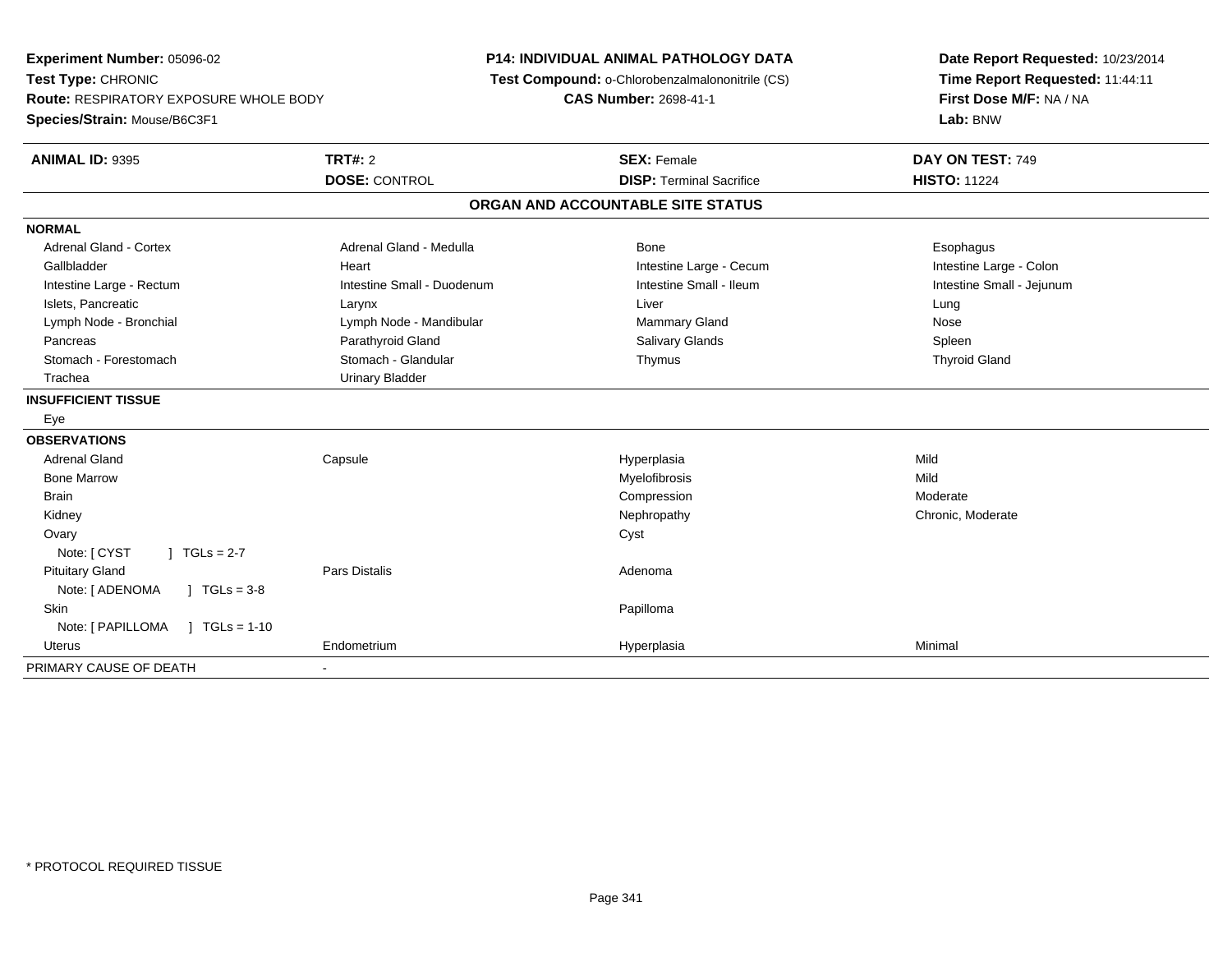**Experiment Number:** 05096-02
**Test Type:** CHRONIC
**Route:** RESPIRATORY EXPOSURE WHOLE BODY
**Species/Strain:** Mouse/B6C3F1

**P14: INDIVIDUAL ANIMAL PATHOLOGY DATA**
**Test Compound:** o-Chlorobenzalmalononitrile (CS)
**CAS Number:** 2698-41-1

**Date Report Requested:** 10/23/2014
**Time Report Requested:** 11:44:11
**First Dose M/F:** NA / NA
**Lab:** BNW

| **ANIMAL ID:** 9395 | **TRT#:** 2 | **SEX:** Female | **DAY ON TEST:** 749 |
|---|---|---|---|
| | **DOSE:** CONTROL | **DISP:** Terminal Sacrifice | **HISTO:** 11224 |

## ORGAN AND ACCOUNTABLE SITE STATUS

**NORMAL**

| | | | |
|---|---|---|---|
| Adrenal Gland - Cortex | Adrenal Gland - Medulla | Bone | Esophagus |
| Gallbladder | Heart | Intestine Large - Cecum | Intestine Large - Colon |
| Intestine Large - Rectum | Intestine Small - Duodenum | Intestine Small - Ileum | Intestine Small - Jejunum |
| Islets, Pancreatic | Larynx | Liver | Lung |
| Lymph Node - Bronchial | Lymph Node - Mandibular | Mammary Gland | Nose |
| Pancreas | Parathyroid Gland | Salivary Glands | Spleen |
| Stomach - Forestomach | Stomach - Glandular | Thymus | Thyroid Gland |
| Trachea | Urinary Bladder | | |

**INSUFFICIENT TISSUE**

Eye

**OBSERVATIONS**

| | | | |
|---|---|---|---|
| Adrenal Gland | Capsule | Hyperplasia | Mild |
| Bone Marrow | | Myelofibrosis | Mild |
| Brain | | Compression | Moderate |
| Kidney | | Nephropathy | Chronic, Moderate |
| Ovary | | Cyst | |
| Note: [ CYST ] TGLs = 2-7 | | | |
| Pituitary Gland | Pars Distalis | Adenoma | |
| Note: [ ADENOMA ] TGLs = 3-8 | | | |
| Skin | | Papilloma | |
| Note: [ PAPILLOMA ] TGLs = 1-10 | | | |
| Uterus | Endometrium | Hyperplasia | Minimal |

PRIMARY CAUSE OF DEATH -

* PROTOCOL REQUIRED TISSUE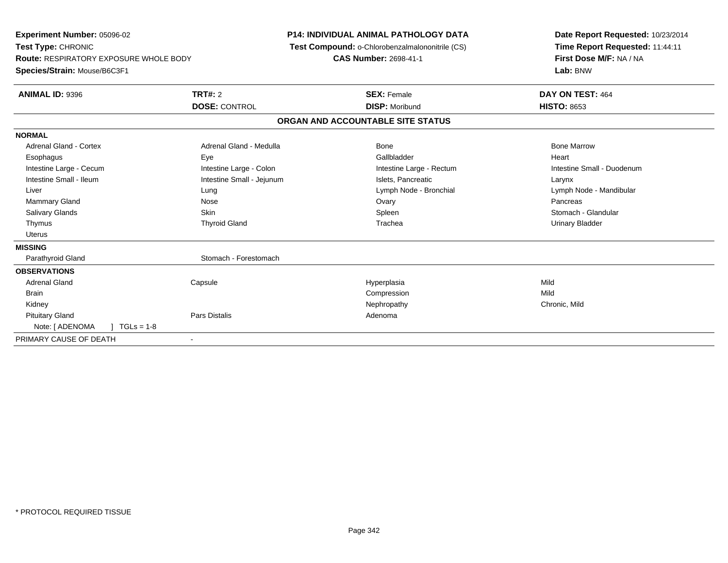**Experiment Number:** 05096-02
**Test Type:** CHRONIC
**Route:** RESPIRATORY EXPOSURE WHOLE BODY
**Species/Strain:** Mouse/B6C3F1

**P14: INDIVIDUAL ANIMAL PATHOLOGY DATA**
**Test Compound:** o-Chlorobenzalmalononitrile (CS)
**CAS Number:** 2698-41-1

**Date Report Requested:** 10/23/2014
**Time Report Requested:** 11:44:11
**First Dose M/F:** NA / NA
**Lab:** BNW

| **ANIMAL ID:** 9396 | **TRT#:** 2 | **SEX:** Female | **DAY ON TEST:** 464 |
|---|---|---|---|
| | **DOSE:** CONTROL | **DISP:** Moribund | **HISTO:** 8653 |

## ORGAN AND ACCOUNTABLE SITE STATUS

| | | | |
|---|---|---|---|
| **NORMAL** | | | |
| Adrenal Gland - Cortex | Adrenal Gland - Medulla | Bone | Bone Marrow |
| Esophagus | Eye | Gallbladder | Heart |
| Intestine Large - Cecum | Intestine Large - Colon | Intestine Large - Rectum | Intestine Small - Duodenum |
| Intestine Small - Ileum | Intestine Small - Jejunum | Islets, Pancreatic | Larynx |
| Liver | Lung | Lymph Node - Bronchial | Lymph Node - Mandibular |
| Mammary Gland | Nose | Ovary | Pancreas |
| Salivary Glands | Skin | Spleen | Stomach - Glandular |
| Thymus | Thyroid Gland | Trachea | Urinary Bladder |
| Uterus | | | |
| **MISSING** | | | |
| Parathyroid Gland | Stomach - Forestomach | | |
| **OBSERVATIONS** | | | |
| Adrenal Gland | Capsule | Hyperplasia | Mild |
| Brain | | Compression | Mild |
| Kidney | | Nephropathy | Chronic, Mild |
| Pituitary Gland | Pars Distalis | Adenoma | |
| Note: [ ADENOMA ] TGLs = 1-8 | | | |
| PRIMARY CAUSE OF DEATH | - | | |

* PROTOCOL REQUIRED TISSUE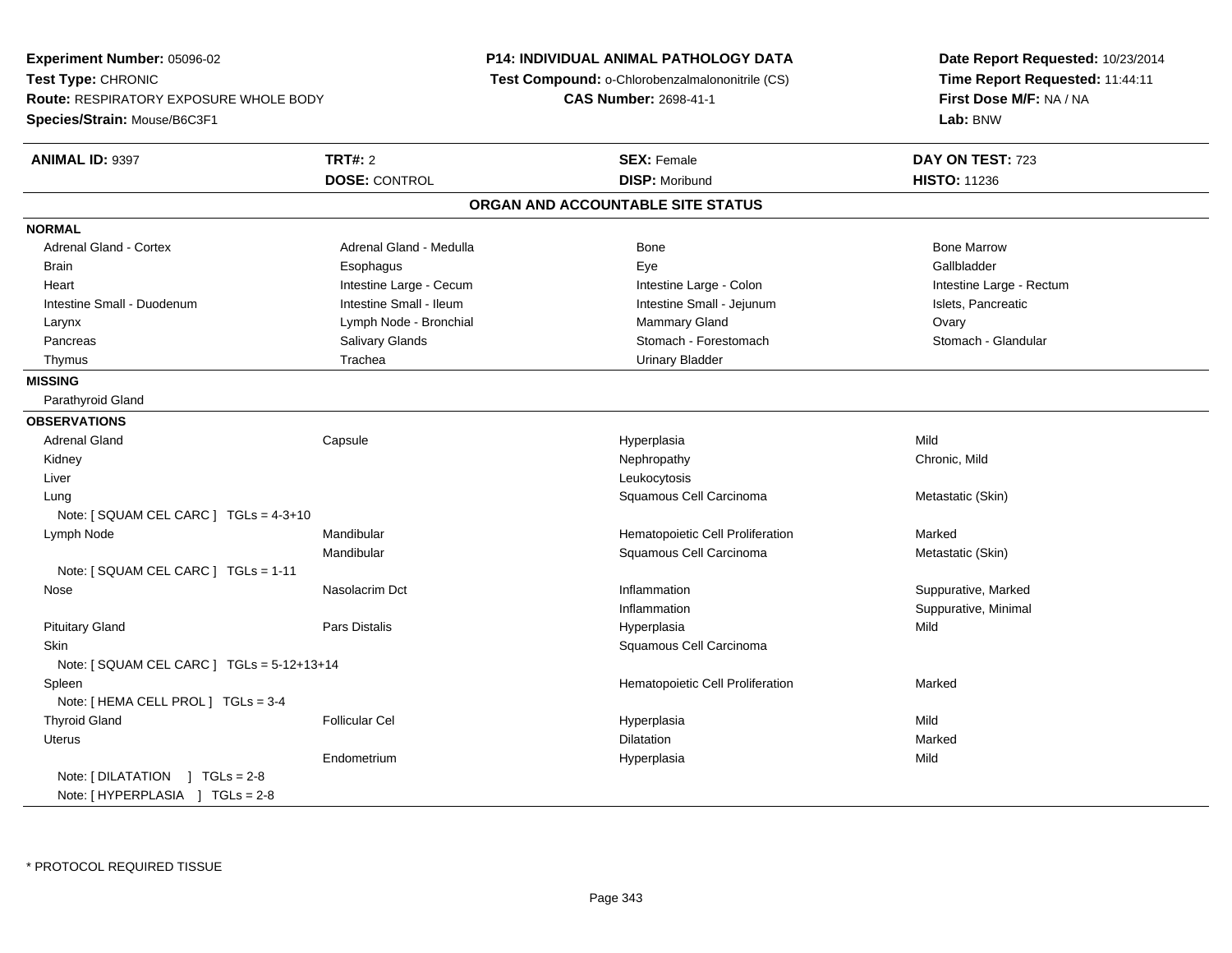**Experiment Number:** 05096-02
**Test Type:** CHRONIC
**Route:** RESPIRATORY EXPOSURE WHOLE BODY
**Species/Strain:** Mouse/B6C3F1

**P14: INDIVIDUAL ANIMAL PATHOLOGY DATA**
**Test Compound:** o-Chlorobenzalmalononitrile (CS)
**CAS Number:** 2698-41-1

**Date Report Requested:** 10/23/2014
**Time Report Requested:** 11:44:11
**First Dose M/F:** NA / NA
**Lab:** BNW

| **ANIMAL ID:** 9397 | **TRT#:** 2 | **SEX:** Female | **DAY ON TEST:** 723 |
|---|---|---|---|
| | **DOSE:** CONTROL | **DISP:** Moribund | **HISTO:** 11236 |

## ORGAN AND ACCOUNTABLE SITE STATUS

**NORMAL**

| | | | |
|---|---|---|---|
| Adrenal Gland - Cortex | Adrenal Gland - Medulla | Bone | Bone Marrow |
| Brain | Esophagus | Eye | Gallbladder |
| Heart | Intestine Large - Cecum | Intestine Large - Colon | Intestine Large - Rectum |
| Intestine Small - Duodenum | Intestine Small - Ileum | Intestine Small - Jejunum | Islets, Pancreatic |
| Larynx | Lymph Node - Bronchial | Mammary Gland | Ovary |
| Pancreas | Salivary Glands | Stomach - Forestomach | Stomach - Glandular |
| Thymus | Trachea | Urinary Bladder | |

**MISSING**

Parathyroid Gland

**OBSERVATIONS**

| Organ | Site | Finding | Qualifier |
|---|---|---|---|
| Adrenal Gland | Capsule | Hyperplasia | Mild |
| Kidney | | Nephropathy | Chronic, Mild |
| Liver | | Leukocytosis | |
| Lung | | Squamous Cell Carcinoma | Metastatic (Skin) |
| Note: [ SQUAM CEL CARC ] TGLs = 4-3+10 | | | |
| Lymph Node | Mandibular | Hematopoietic Cell Proliferation | Marked |
| | Mandibular | Squamous Cell Carcinoma | Metastatic (Skin) |
| Note: [ SQUAM CEL CARC ] TGLs = 1-11 | | | |
| Nose | Nasolacrim Dct | Inflammation | Suppurative, Marked |
| | | Inflammation | Suppurative, Minimal |
| Pituitary Gland | Pars Distalis | Hyperplasia | Mild |
| Skin | | Squamous Cell Carcinoma | |
| Note: [ SQUAM CEL CARC ] TGLs = 5-12+13+14 | | | |
| Spleen | | Hematopoietic Cell Proliferation | Marked |
| Note: [ HEMA CELL PROL ] TGLs = 3-4 | | | |
| Thyroid Gland | Follicular Cel | Hyperplasia | Mild |
| Uterus | | Dilatation | Marked |
| | Endometrium | Hyperplasia | Mild |
| Note: [ DILATATION ] TGLs = 2-8 | | | |
| Note: [ HYPERPLASIA ] TGLs = 2-8 | | | |

* PROTOCOL REQUIRED TISSUE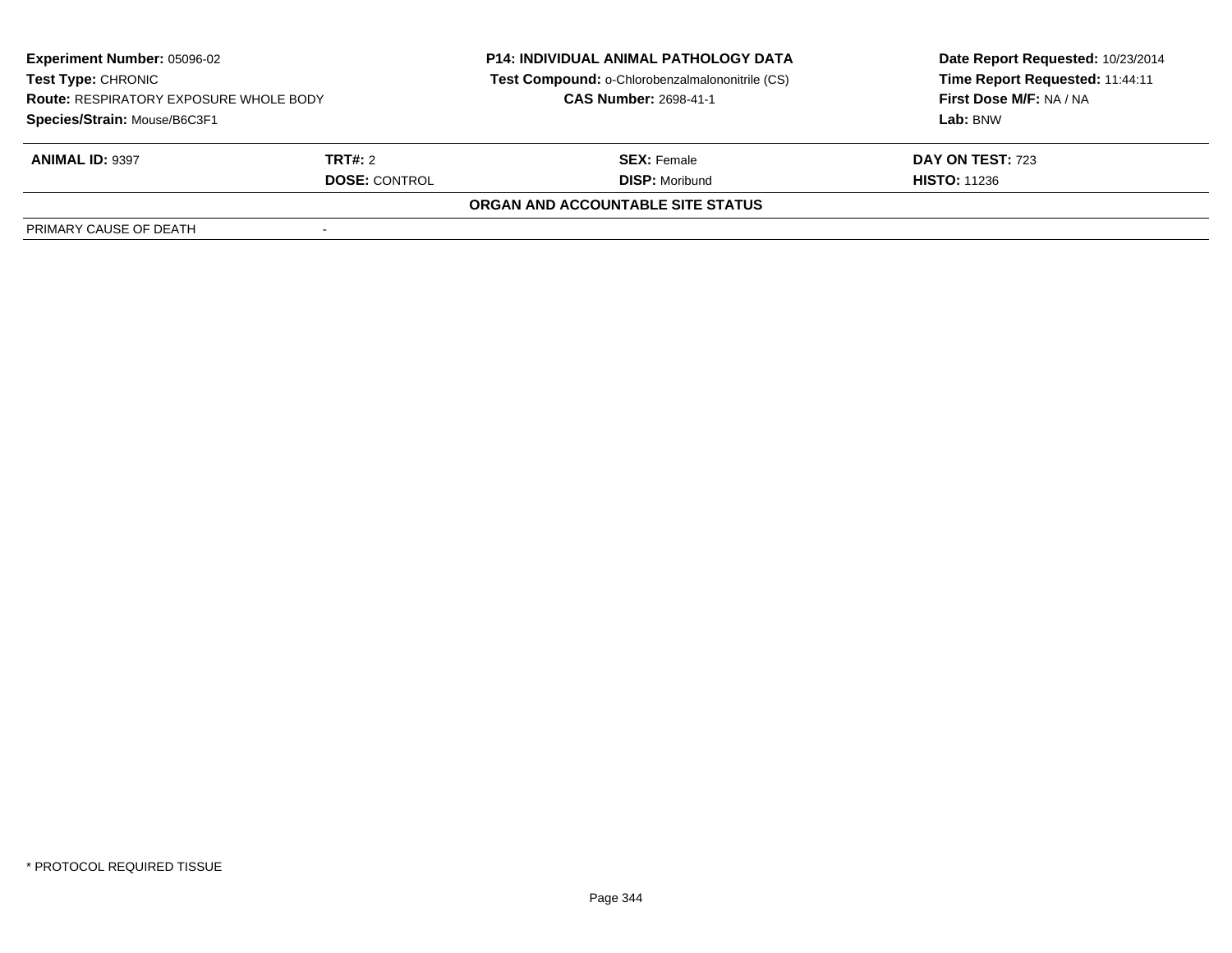**Experiment Number:** 05096-02
**Test Type:** CHRONIC
**Route:** RESPIRATORY EXPOSURE WHOLE BODY
**Species/Strain:** Mouse/B6C3F1

**P14: INDIVIDUAL ANIMAL PATHOLOGY DATA**
**Test Compound:** o-Chlorobenzalmalononitrile (CS)
**CAS Number:** 2698-41-1

**Date Report Requested:** 10/23/2014
**Time Report Requested:** 11:44:11
**First Dose M/F:** NA / NA
**Lab:** BNW

| **ANIMAL ID:** 9397 | **TRT#:** 2 | **SEX:** Female | **DAY ON TEST:** 723 |
|---|---|---|---|
| | **DOSE:** CONTROL | **DISP:** Moribund | **HISTO:** 11236 |

**ORGAN AND ACCOUNTABLE SITE STATUS**

| PRIMARY CAUSE OF DEATH | - |
|---|---|

* PROTOCOL REQUIRED TISSUE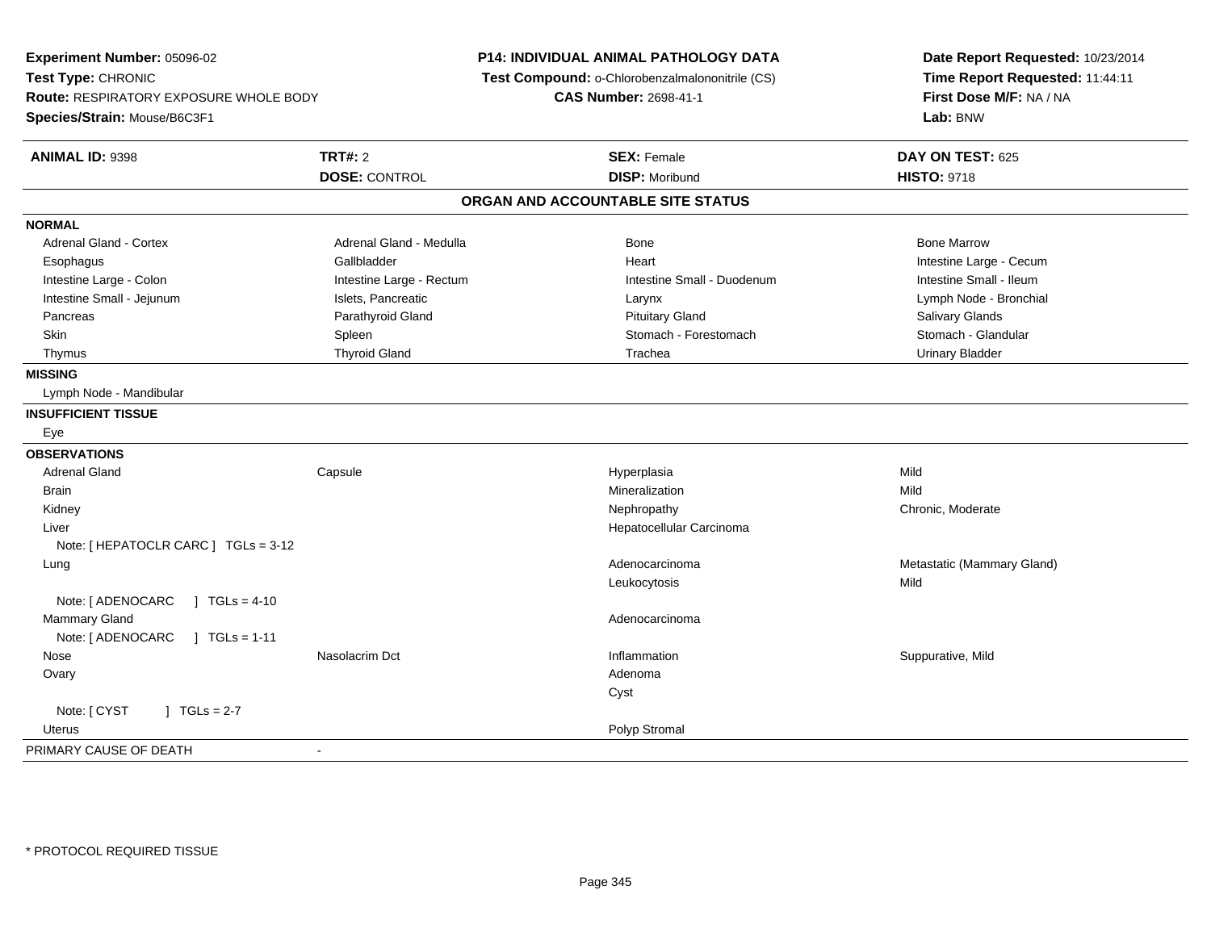**Experiment Number:** 05096-02
**Test Type:** CHRONIC
**Route:** RESPIRATORY EXPOSURE WHOLE BODY
**Species/Strain:** Mouse/B6C3F1

**P14: INDIVIDUAL ANIMAL PATHOLOGY DATA**
**Test Compound:** o-Chlorobenzalmalononitrile (CS)
**CAS Number:** 2698-41-1

**Date Report Requested:** 10/23/2014
**Time Report Requested:** 11:44:11
**First Dose M/F:** NA / NA
**Lab:** BNW

| **ANIMAL ID:** 9398 | **TRT#:** 2 | **SEX:** Female | **DAY ON TEST:** 625 |
|---|---|---|---|
| | **DOSE:** CONTROL | **DISP:** Moribund | **HISTO:** 9718 |

## ORGAN AND ACCOUNTABLE SITE STATUS

**NORMAL**

| | | | |
|---|---|---|---|
| Adrenal Gland - Cortex | Adrenal Gland - Medulla | Bone | Bone Marrow |
| Esophagus | Gallbladder | Heart | Intestine Large - Cecum |
| Intestine Large - Colon | Intestine Large - Rectum | Intestine Small - Duodenum | Intestine Small - Ileum |
| Intestine Small - Jejunum | Islets, Pancreatic | Larynx | Lymph Node - Bronchial |
| Pancreas | Parathyroid Gland | Pituitary Gland | Salivary Glands |
| Skin | Spleen | Stomach - Forestomach | Stomach - Glandular |
| Thymus | Thyroid Gland | Trachea | Urinary Bladder |

**MISSING**

Lymph Node - Mandibular

**INSUFFICIENT TISSUE**

Eye

**OBSERVATIONS**

| | | | |
|---|---|---|---|
| Adrenal Gland | Capsule | Hyperplasia | Mild |
| Brain | | Mineralization | Mild |
| Kidney | | Nephropathy | Chronic, Moderate |
| Liver | | Hepatocellular Carcinoma | |
| Note: [ HEPATOCLR CARC ] TGLs = 3-12 | | | |
| Lung | | Adenocarcinoma | Metastatic (Mammary Gland) |
| | | Leukocytosis | Mild |
| Note: [ ADENOCARC ] TGLs = 4-10 | | | |
| Mammary Gland | | Adenocarcinoma | |
| Note: [ ADENOCARC ] TGLs = 1-11 | | | |
| Nose | Nasolacrim Dct | Inflammation | Suppurative, Mild |
| Ovary | | Adenoma | |
| | | Cyst | |
| Note: [ CYST ] TGLs = 2-7 | | | |
| Uterus | | Polyp Stromal | |

PRIMARY CAUSE OF DEATH -

* PROTOCOL REQUIRED TISSUE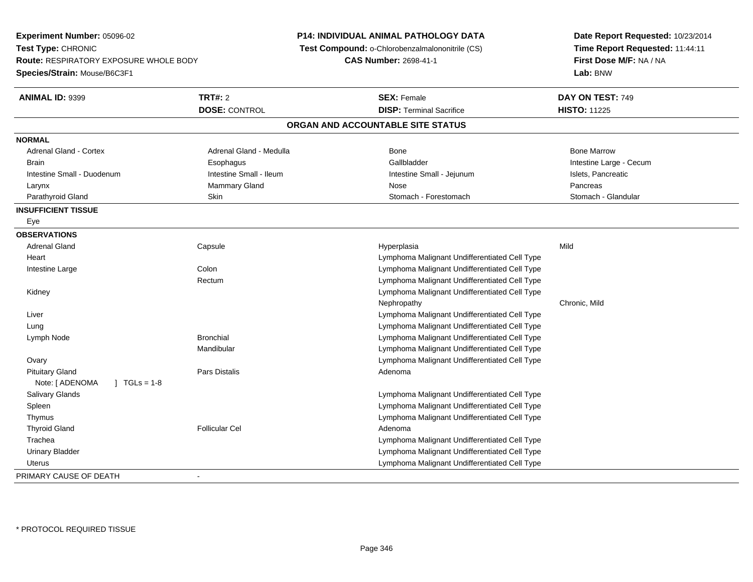**Experiment Number:** 05096-02
**Test Type:** CHRONIC
**Route:** RESPIRATORY EXPOSURE WHOLE BODY
**Species/Strain:** Mouse/B6C3F1

**P14: INDIVIDUAL ANIMAL PATHOLOGY DATA**
**Test Compound:** o-Chlorobenzalmalononitrile (CS)
**CAS Number:** 2698-41-1

**Date Report Requested:** 10/23/2014
**Time Report Requested:** 11:44:11
**First Dose M/F:** NA / NA
**Lab:** BNW

| **ANIMAL ID:** 9399 | **TRT#:** 2 | **SEX:** Female | **DAY ON TEST:** 749 |
|---|---|---|---|
| | **DOSE:** CONTROL | **DISP:** Terminal Sacrifice | **HISTO:** 11225 |

## ORGAN AND ACCOUNTABLE SITE STATUS

| | | | |
|---|---|---|---|
| **NORMAL** | | | |
| Adrenal Gland - Cortex | Adrenal Gland - Medulla | Bone | Bone Marrow |
| Brain | Esophagus | Gallbladder | Intestine Large - Cecum |
| Intestine Small - Duodenum | Intestine Small - Ileum | Intestine Small - Jejunum | Islets, Pancreatic |
| Larynx | Mammary Gland | Nose | Pancreas |
| Parathyroid Gland | Skin | Stomach - Forestomach | Stomach - Glandular |
| **INSUFFICIENT TISSUE** | | | |
| Eye | | | |
| **OBSERVATIONS** | | | |
| Adrenal Gland | Capsule | Hyperplasia | Mild |
| Heart | | Lymphoma Malignant Undifferentiated Cell Type | |
| Intestine Large | Colon | Lymphoma Malignant Undifferentiated Cell Type | |
| | Rectum | Lymphoma Malignant Undifferentiated Cell Type | |
| Kidney | | Lymphoma Malignant Undifferentiated Cell Type | |
| | | Nephropathy | Chronic, Mild |
| Liver | | Lymphoma Malignant Undifferentiated Cell Type | |
| Lung | | Lymphoma Malignant Undifferentiated Cell Type | |
| Lymph Node | Bronchial | Lymphoma Malignant Undifferentiated Cell Type | |
| | Mandibular | Lymphoma Malignant Undifferentiated Cell Type | |
| Ovary | | Lymphoma Malignant Undifferentiated Cell Type | |
| Pituitary Gland | Pars Distalis | Adenoma | |
| Note: [ ADENOMA ] TGLs = 1-8 | | | |
| Salivary Glands | | Lymphoma Malignant Undifferentiated Cell Type | |
| Spleen | | Lymphoma Malignant Undifferentiated Cell Type | |
| Thymus | | Lymphoma Malignant Undifferentiated Cell Type | |
| Thyroid Gland | Follicular Cel | Adenoma | |
| Trachea | | Lymphoma Malignant Undifferentiated Cell Type | |
| Urinary Bladder | | Lymphoma Malignant Undifferentiated Cell Type | |
| Uterus | | Lymphoma Malignant Undifferentiated Cell Type | |
| PRIMARY CAUSE OF DEATH | - | | |

* PROTOCOL REQUIRED TISSUE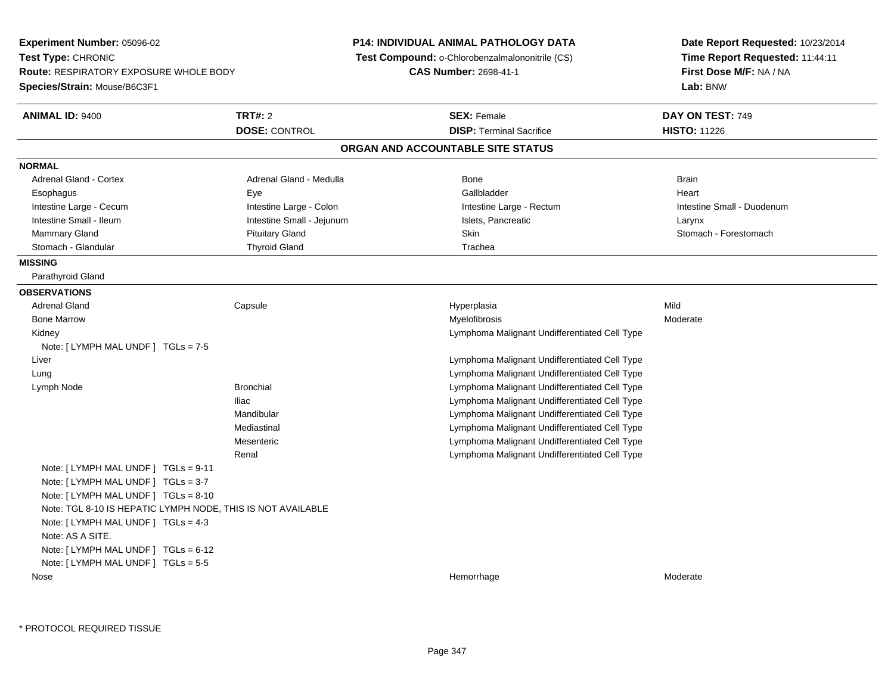**Experiment Number:** 05096-02
**Test Type:** CHRONIC
**Route:** RESPIRATORY EXPOSURE WHOLE BODY
**Species/Strain:** Mouse/B6C3F1

**P14: INDIVIDUAL ANIMAL PATHOLOGY DATA**
**Test Compound:** o-Chlorobenzalmalononitrile (CS)
**CAS Number:** 2698-41-1

**Date Report Requested:** 10/23/2014
**Time Report Requested:** 11:44:11
**First Dose M/F:** NA / NA
**Lab:** BNW

| **ANIMAL ID:** 9400 | **TRT#:** 2 | **SEX:** Female | **DAY ON TEST:** 749 |
|---|---|---|---|
| | **DOSE:** CONTROL | **DISP:** Terminal Sacrifice | **HISTO:** 11226 |

## ORGAN AND ACCOUNTABLE SITE STATUS

**NORMAL**

| | | | |
|---|---|---|---|
| Adrenal Gland - Cortex | Adrenal Gland - Medulla | Bone | Brain |
| Esophagus | Eye | Gallbladder | Heart |
| Intestine Large - Cecum | Intestine Large - Colon | Intestine Large - Rectum | Intestine Small - Duodenum |
| Intestine Small - Ileum | Intestine Small - Jejunum | Islets, Pancreatic | Larynx |
| Mammary Gland | Pituitary Gland | Skin | Stomach - Forestomach |
| Stomach - Glandular | Thyroid Gland | Trachea | |

**MISSING**

Parathyroid Gland

**OBSERVATIONS**

| Organ | Site | Observation | Severity |
|---|---|---|---|
| Adrenal Gland | Capsule | Hyperplasia | Mild |
| Bone Marrow | | Myelofibrosis | Moderate |
| Kidney | | Lymphoma Malignant Undifferentiated Cell Type | |
| Note: [ LYMPH MAL UNDF ] TGLs = 7-5 | | | |
| Liver | | Lymphoma Malignant Undifferentiated Cell Type | |
| Lung | | Lymphoma Malignant Undifferentiated Cell Type | |
| Lymph Node | Bronchial | Lymphoma Malignant Undifferentiated Cell Type | |
| | Iliac | Lymphoma Malignant Undifferentiated Cell Type | |
| | Mandibular | Lymphoma Malignant Undifferentiated Cell Type | |
| | Mediastinal | Lymphoma Malignant Undifferentiated Cell Type | |
| | Mesenteric | Lymphoma Malignant Undifferentiated Cell Type | |
| | Renal | Lymphoma Malignant Undifferentiated Cell Type | |
| Note: [ LYMPH MAL UNDF ] TGLs = 9-11 | | | |
| Note: [ LYMPH MAL UNDF ] TGLs = 3-7 | | | |
| Note: [ LYMPH MAL UNDF ] TGLs = 8-10 | | | |
| Note: TGL 8-10 IS HEPATIC LYMPH NODE, THIS IS NOT AVAILABLE | | | |
| Note: [ LYMPH MAL UNDF ] TGLs = 4-3 | | | |
| Note: AS A SITE. | | | |
| Note: [ LYMPH MAL UNDF ] TGLs = 6-12 | | | |
| Note: [ LYMPH MAL UNDF ] TGLs = 5-5 | | | |
| Nose | | Hemorrhage | Moderate |

* PROTOCOL REQUIRED TISSUE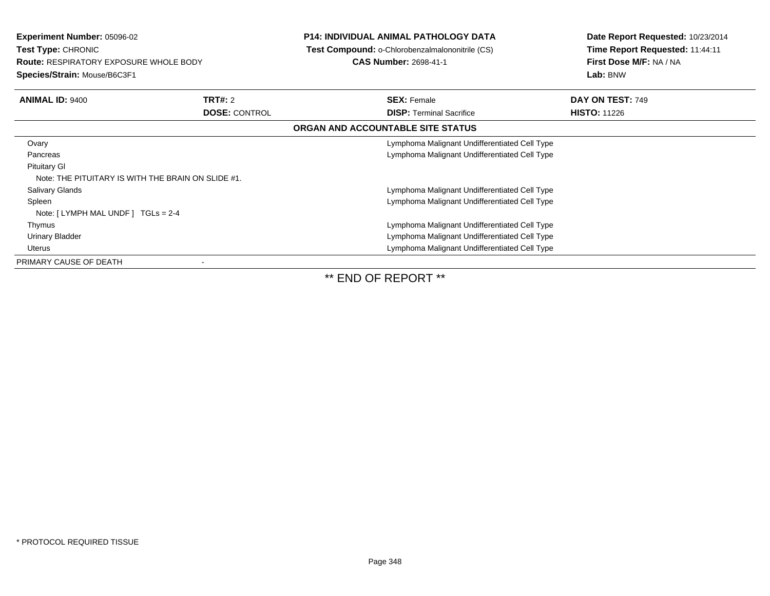**Experiment Number:** 05096-02
**Test Type:** CHRONIC
**Route:** RESPIRATORY EXPOSURE WHOLE BODY
**Species/Strain:** Mouse/B6C3F1

**P14: INDIVIDUAL ANIMAL PATHOLOGY DATA**
**Test Compound:** o-Chlorobenzalmalononitrile (CS)
**CAS Number:** 2698-41-1

**Date Report Requested:** 10/23/2014
**Time Report Requested:** 11:44:11
**First Dose M/F:** NA / NA
**Lab:** BNW

| **ANIMAL ID:** 9400 | **TRT#:** 2 | **SEX:** Female | **DAY ON TEST:** 749 |
|---|---|---|---|
| | **DOSE:** CONTROL | **DISP:** Terminal Sacrifice | **HISTO:** 11226 |

**ORGAN AND ACCOUNTABLE SITE STATUS**

| | |
|---|---|
| Ovary | Lymphoma Malignant Undifferentiated Cell Type |
| Pancreas | Lymphoma Malignant Undifferentiated Cell Type |
| Pituitary Gl | |
| Note: THE PITUITARY IS WITH THE BRAIN ON SLIDE #1. | |
| Salivary Glands | Lymphoma Malignant Undifferentiated Cell Type |
| Spleen | Lymphoma Malignant Undifferentiated Cell Type |
| Note: [ LYMPH MAL UNDF ] TGLs = 2-4 | |
| Thymus | Lymphoma Malignant Undifferentiated Cell Type |
| Urinary Bladder | Lymphoma Malignant Undifferentiated Cell Type |
| Uterus | Lymphoma Malignant Undifferentiated Cell Type |
| PRIMARY CAUSE OF DEATH | - |

** END OF REPORT **

* PROTOCOL REQUIRED TISSUE